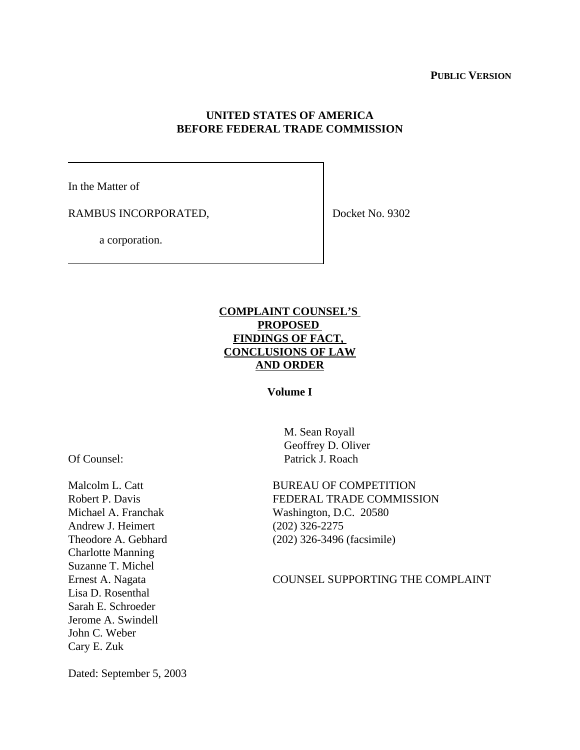**PUBLIC VERSION**

**UNITED STATES OF AMERICA**
**BEFORE FEDERAL TRADE COMMISSION**

| | |
|---|---|
| In the Matter of<br><br>RAMBUS INCORPORATED,<br><br>a corporation. | Docket No. 9302 |

# COMPLAINT COUNSEL'S PROPOSED FINDINGS OF FACT, CONCLUSIONS OF LAW AND ORDER

**Volume I**

M. Sean Royall
Geoffrey D. Oliver
Patrick J. Roach

BUREAU OF COMPETITION
FEDERAL TRADE COMMISSION
Washington, D.C. 20580
(202) 326-2275
(202) 326-3496 (facsimile)

COUNSEL SUPPORTING THE COMPLAINT

Of Counsel:

Malcolm L. Catt
Robert P. Davis
Michael A. Franchak
Andrew J. Heimert
Theodore A. Gebhard
Charlotte Manning
Suzanne T. Michel
Ernest A. Nagata
Lisa D. Rosenthal
Sarah E. Schroeder
Jerome A. Swindell
John C. Weber
Cary E. Zuk

Dated: September 5, 2003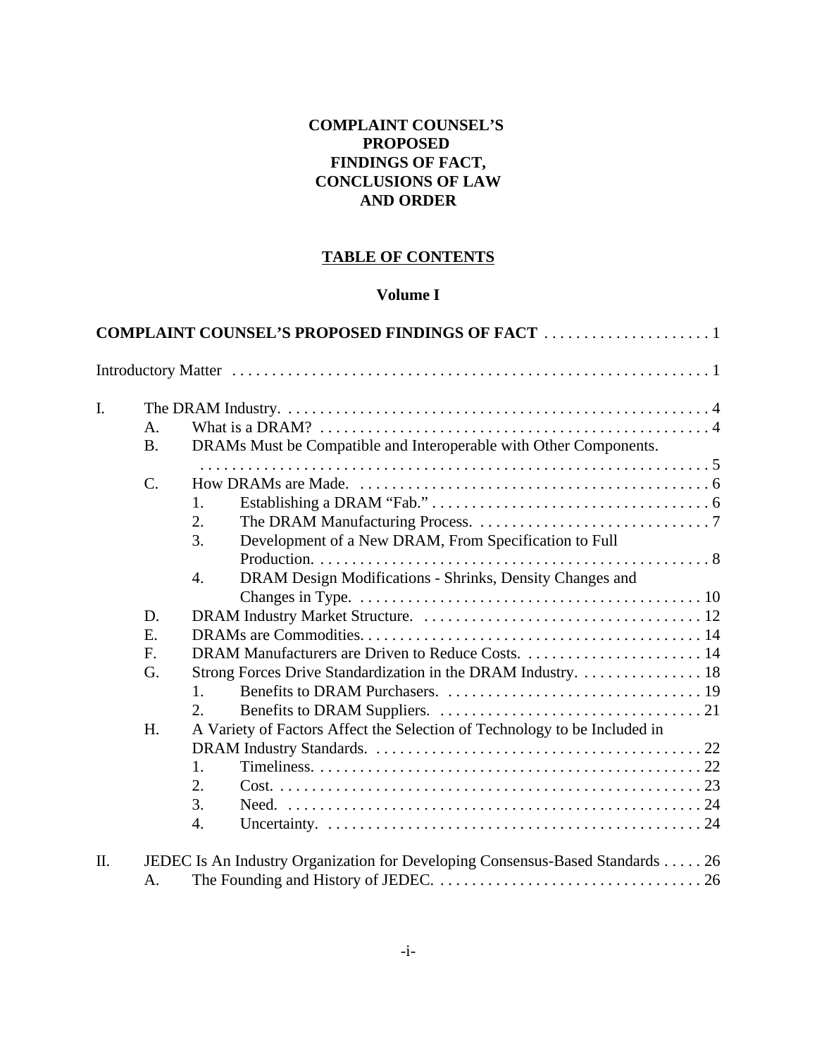**COMPLAINT COUNSEL'S PROPOSED FINDINGS OF FACT, CONCLUSIONS OF LAW AND ORDER**

**TABLE OF CONTENTS**

**Volume I**

**COMPLAINT COUNSEL'S PROPOSED FINDINGS OF FACT** . . . . . . . . . . . . . . . . . . . . . 1

Introductory Matter . . . . . . . . . . . . . . . . . . . . . . . . . . . . . . . . . . . . . . . . . . . . . . . . . . . . . . . . . . . . 1

I. The DRAM Industry. . . . . . . . . . . . . . . . . . . . . . . . . . . . . . . . . . . . . . . . . . . . . . . . . . . . . 4
   - A. What is a DRAM? . . . . . . . . . . . . . . . . . . . . . . . . . . . . . . . . . . . . . . . . . . . . . . . . . . 4
   - B. DRAMs Must be Compatible and Interoperable with Other Components. . . . . . . . . . . . . . . . . . . . . . . . . . . . . . . . . . . . . . . . . . . . . . . . . . . . . . . . . . . . . . . . . . . . 5
   - C. How DRAMs are Made. . . . . . . . . . . . . . . . . . . . . . . . . . . . . . . . . . . . . . . . . . . . . 6
     1. Establishing a DRAM "Fab." . . . . . . . . . . . . . . . . . . . . . . . . . . . . . . . . . . . . . 6
     2. The DRAM Manufacturing Process. . . . . . . . . . . . . . . . . . . . . . . . . . . . . . . 7
     3. Development of a New DRAM, From Specification to Full Production. . . . . . . . . . . . . . . . . . . . . . . . . . . . . . . . . . . . . . . . . . . . . . . . . . 8
     4. DRAM Design Modifications - Shrinks, Density Changes and Changes in Type. . . . . . . . . . . . . . . . . . . . . . . . . . . . . . . . . . . . . . . . . . . 10
   - D. DRAM Industry Market Structure. . . . . . . . . . . . . . . . . . . . . . . . . . . . . . . . . . . . 12
   - E. DRAMs are Commodities. . . . . . . . . . . . . . . . . . . . . . . . . . . . . . . . . . . . . . . . . . . 14
   - F. DRAM Manufacturers are Driven to Reduce Costs. . . . . . . . . . . . . . . . . . . . . . . 14
   - G. Strong Forces Drive Standardization in the DRAM Industry. . . . . . . . . . . . . . . . 18
     1. Benefits to DRAM Purchasers. . . . . . . . . . . . . . . . . . . . . . . . . . . . . . . . . 19
     2. Benefits to DRAM Suppliers. . . . . . . . . . . . . . . . . . . . . . . . . . . . . . . . . . 21
   - H. A Variety of Factors Affect the Selection of Technology to be Included in DRAM Industry Standards. . . . . . . . . . . . . . . . . . . . . . . . . . . . . . . . . . . . . . . . . . 22
     1. Timeliness. . . . . . . . . . . . . . . . . . . . . . . . . . . . . . . . . . . . . . . . . . . . . . . . . . 22
     2. Cost. . . . . . . . . . . . . . . . . . . . . . . . . . . . . . . . . . . . . . . . . . . . . . . . . . . . . . 23
     3. Need. . . . . . . . . . . . . . . . . . . . . . . . . . . . . . . . . . . . . . . . . . . . . . . . . . . . . 24
     4. Uncertainty. . . . . . . . . . . . . . . . . . . . . . . . . . . . . . . . . . . . . . . . . . . . . . . . . 24

II. JEDEC Is An Industry Organization for Developing Consensus-Based Standards . . . . . 26
   - A. The Founding and History of JEDEC. . . . . . . . . . . . . . . . . . . . . . . . . . . . . . . . . . 26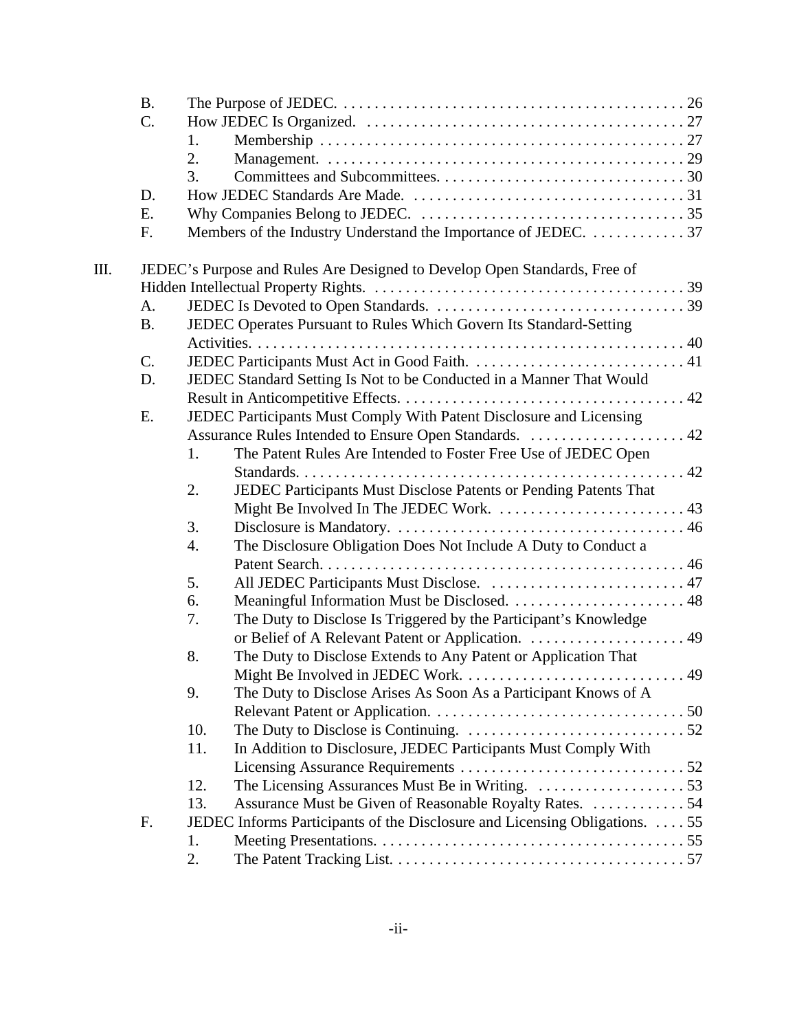B. The Purpose of JEDEC. . . . . . . . . . . . . . . . . . . . . . . . . . . . . . . . . . . . . . . . . . . . . 26

C. How JEDEC Is Organized. . . . . . . . . . . . . . . . . . . . . . . . . . . . . . . . . . . . . . . . . . 27

1. Membership . . . . . . . . . . . . . . . . . . . . . . . . . . . . . . . . . . . . . . . . . . . . . . . 27
2. Management. . . . . . . . . . . . . . . . . . . . . . . . . . . . . . . . . . . . . . . . . . . . . . . 29
3. Committees and Subcommittees. . . . . . . . . . . . . . . . . . . . . . . . . . . . . . . . 30

D. How JEDEC Standards Are Made. . . . . . . . . . . . . . . . . . . . . . . . . . . . . . . . . . . . 31

E. Why Companies Belong to JEDEC. . . . . . . . . . . . . . . . . . . . . . . . . . . . . . . . . . . 35

F. Members of the Industry Understand the Importance of JEDEC. . . . . . . . . . . . . 37

III. JEDEC's Purpose and Rules Are Designed to Develop Open Standards, Free of Hidden Intellectual Property Rights. . . . . . . . . . . . . . . . . . . . . . . . . . . . . . . . . . . . . . . . . 39

A. JEDEC Is Devoted to Open Standards. . . . . . . . . . . . . . . . . . . . . . . . . . . . . . . . . 39

B. JEDEC Operates Pursuant to Rules Which Govern Its Standard-Setting Activities. . . . . . . . . . . . . . . . . . . . . . . . . . . . . . . . . . . . . . . . . . . . . . . . . . . . . . . . 40

C. JEDEC Participants Must Act in Good Faith. . . . . . . . . . . . . . . . . . . . . . . . . . . . 41

D. JEDEC Standard Setting Is Not to be Conducted in a Manner That Would Result in Anticompetitive Effects. . . . . . . . . . . . . . . . . . . . . . . . . . . . . . . . . . . . . 42

E. JEDEC Participants Must Comply With Patent Disclosure and Licensing Assurance Rules Intended to Ensure Open Standards. . . . . . . . . . . . . . . . . . . . . 42

1. The Patent Rules Are Intended to Foster Free Use of JEDEC Open Standards. . . . . . . . . . . . . . . . . . . . . . . . . . . . . . . . . . . . . . . . . . . . . . . . . . . 42
2. JEDEC Participants Must Disclose Patents or Pending Patents That Might Be Involved In The JEDEC Work. . . . . . . . . . . . . . . . . . . . . . . . . 43
3. Disclosure is Mandatory. . . . . . . . . . . . . . . . . . . . . . . . . . . . . . . . . . . . . . 46
4. The Disclosure Obligation Does Not Include A Duty to Conduct a Patent Search. . . . . . . . . . . . . . . . . . . . . . . . . . . . . . . . . . . . . . . . . . . . . . . 46
5. All JEDEC Participants Must Disclose. . . . . . . . . . . . . . . . . . . . . . . . . . . 47
6. Meaningful Information Must be Disclosed. . . . . . . . . . . . . . . . . . . . . . . 48
7. The Duty to Disclose Is Triggered by the Participant's Knowledge or Belief of A Relevant Patent or Application. . . . . . . . . . . . . . . . . . . . . 49
8. The Duty to Disclose Extends to Any Patent or Application That Might Be Involved in JEDEC Work. . . . . . . . . . . . . . . . . . . . . . . . . . . . . 49
9. The Duty to Disclose Arises As Soon As a Participant Knows of A Relevant Patent or Application. . . . . . . . . . . . . . . . . . . . . . . . . . . . . . . . . 50
10. The Duty to Disclose is Continuing. . . . . . . . . . . . . . . . . . . . . . . . . . . . . 52
11. In Addition to Disclosure, JEDEC Participants Must Comply With Licensing Assurance Requirements . . . . . . . . . . . . . . . . . . . . . . . . . . . . . 52
12. The Licensing Assurances Must Be in Writing. . . . . . . . . . . . . . . . . . . . 53
13. Assurance Must be Given of Reasonable Royalty Rates. . . . . . . . . . . . . 54

F. JEDEC Informs Participants of the Disclosure and Licensing Obligations. . . . . 55

1. Meeting Presentations. . . . . . . . . . . . . . . . . . . . . . . . . . . . . . . . . . . . . . . . 55
2. The Patent Tracking List. . . . . . . . . . . . . . . . . . . . . . . . . . . . . . . . . . . . . . 57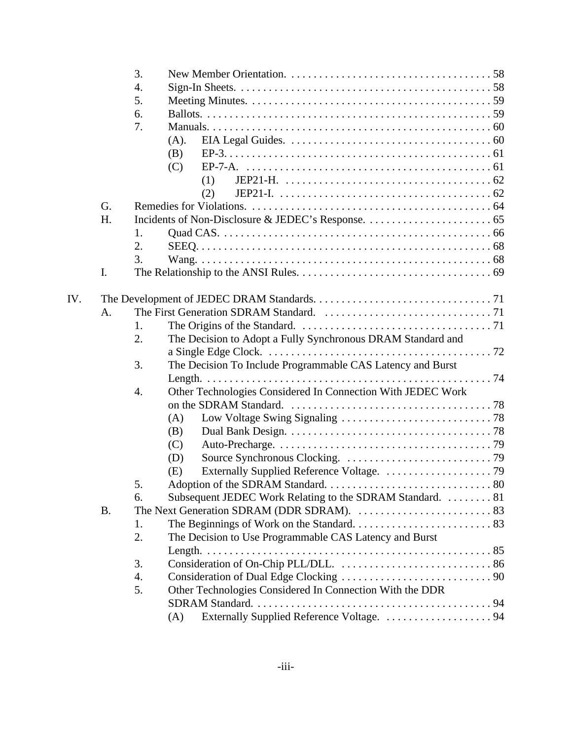3. New Member Orientation. . . . . . . . . . . . . . . . . . . . . . . . . . . . . . . . . . . . . 58
4. Sign-In Sheets. . . . . . . . . . . . . . . . . . . . . . . . . . . . . . . . . . . . . . . . . . . . . 58
5. Meeting Minutes. . . . . . . . . . . . . . . . . . . . . . . . . . . . . . . . . . . . . . . . . . . 59
6. Ballots. . . . . . . . . . . . . . . . . . . . . . . . . . . . . . . . . . . . . . . . . . . . . . . . . . . 59
7. Manuals. . . . . . . . . . . . . . . . . . . . . . . . . . . . . . . . . . . . . . . . . . . . . . . . . . 60
   (A). EIA Legal Guides. . . . . . . . . . . . . . . . . . . . . . . . . . . . . . . . . . . . . 60
   (B) EP-3. . . . . . . . . . . . . . . . . . . . . . . . . . . . . . . . . . . . . . . . . . . . . . . . 61
   (C) EP-7-A. . . . . . . . . . . . . . . . . . . . . . . . . . . . . . . . . . . . . . . . . . . . . 61
      (1) JEP21-H. . . . . . . . . . . . . . . . . . . . . . . . . . . . . . . . . . . . . . 62
      (2) JEP21-I. . . . . . . . . . . . . . . . . . . . . . . . . . . . . . . . . . . . . . . 62

G. Remedies for Violations. . . . . . . . . . . . . . . . . . . . . . . . . . . . . . . . . . . . . . . . . . . 64
H. Incidents of Non-Disclosure & JEDEC's Response. . . . . . . . . . . . . . . . . . . . . . . 65
   1. Quad CAS. . . . . . . . . . . . . . . . . . . . . . . . . . . . . . . . . . . . . . . . . . . . . . . . . 66
   2. SEEQ. . . . . . . . . . . . . . . . . . . . . . . . . . . . . . . . . . . . . . . . . . . . . . . . . . . . 68
   3. Wang. . . . . . . . . . . . . . . . . . . . . . . . . . . . . . . . . . . . . . . . . . . . . . . . . . . . 68
I. The Relationship to the ANSI Rules. . . . . . . . . . . . . . . . . . . . . . . . . . . . . . . . . . . 69

IV. The Development of JEDEC DRAM Standards. . . . . . . . . . . . . . . . . . . . . . . . . . . . . . . . 71

A. The First Generation SDRAM Standard. . . . . . . . . . . . . . . . . . . . . . . . . . . . . . . 71
   1. The Origins of the Standard. . . . . . . . . . . . . . . . . . . . . . . . . . . . . . . . . . . 71
   2. The Decision to Adopt a Fully Synchronous DRAM Standard and a Single Edge Clock. . . . . . . . . . . . . . . . . . . . . . . . . . . . . . . . . . . . . . . . . 72
   3. The Decision To Include Programmable CAS Latency and Burst Length. . . . . . . . . . . . . . . . . . . . . . . . . . . . . . . . . . . . . . . . . . . . . . . . . . . 74
   4. Other Technologies Considered In Connection With JEDEC Work on the SDRAM Standard. . . . . . . . . . . . . . . . . . . . . . . . . . . . . . . . . . . . . 78
      (A) Low Voltage Swing Signaling . . . . . . . . . . . . . . . . . . . . . . . . . . . 78
      (B) Dual Bank Design. . . . . . . . . . . . . . . . . . . . . . . . . . . . . . . . . . . . . 78
      (C) Auto-Precharge. . . . . . . . . . . . . . . . . . . . . . . . . . . . . . . . . . . . . . 79
      (D) Source Synchronous Clocking. . . . . . . . . . . . . . . . . . . . . . . . . . . 79
      (E) Externally Supplied Reference Voltage. . . . . . . . . . . . . . . . . . . . 79
   5. Adoption of the SDRAM Standard. . . . . . . . . . . . . . . . . . . . . . . . . . . . . . 80
   6. Subsequent JEDEC Work Relating to the SDRAM Standard. . . . . . . . . 81

B. The Next Generation SDRAM (DDR SDRAM). . . . . . . . . . . . . . . . . . . . . . . . . 83
   1. The Beginnings of Work on the Standard. . . . . . . . . . . . . . . . . . . . . . . . . 83
   2. The Decision to Use Programmable CAS Latency and Burst Length. . . . . . . . . . . . . . . . . . . . . . . . . . . . . . . . . . . . . . . . . . . . . . . . . . . 85
   3. Consideration of On-Chip PLL/DLL. . . . . . . . . . . . . . . . . . . . . . . . . . . . 86
   4. Consideration of Dual Edge Clocking . . . . . . . . . . . . . . . . . . . . . . . . . . . 90
   5. Other Technologies Considered In Connection With the DDR SDRAM Standard. . . . . . . . . . . . . . . . . . . . . . . . . . . . . . . . . . . . . . . . . . 94
      (A) Externally Supplied Reference Voltage. . . . . . . . . . . . . . . . . . . . 94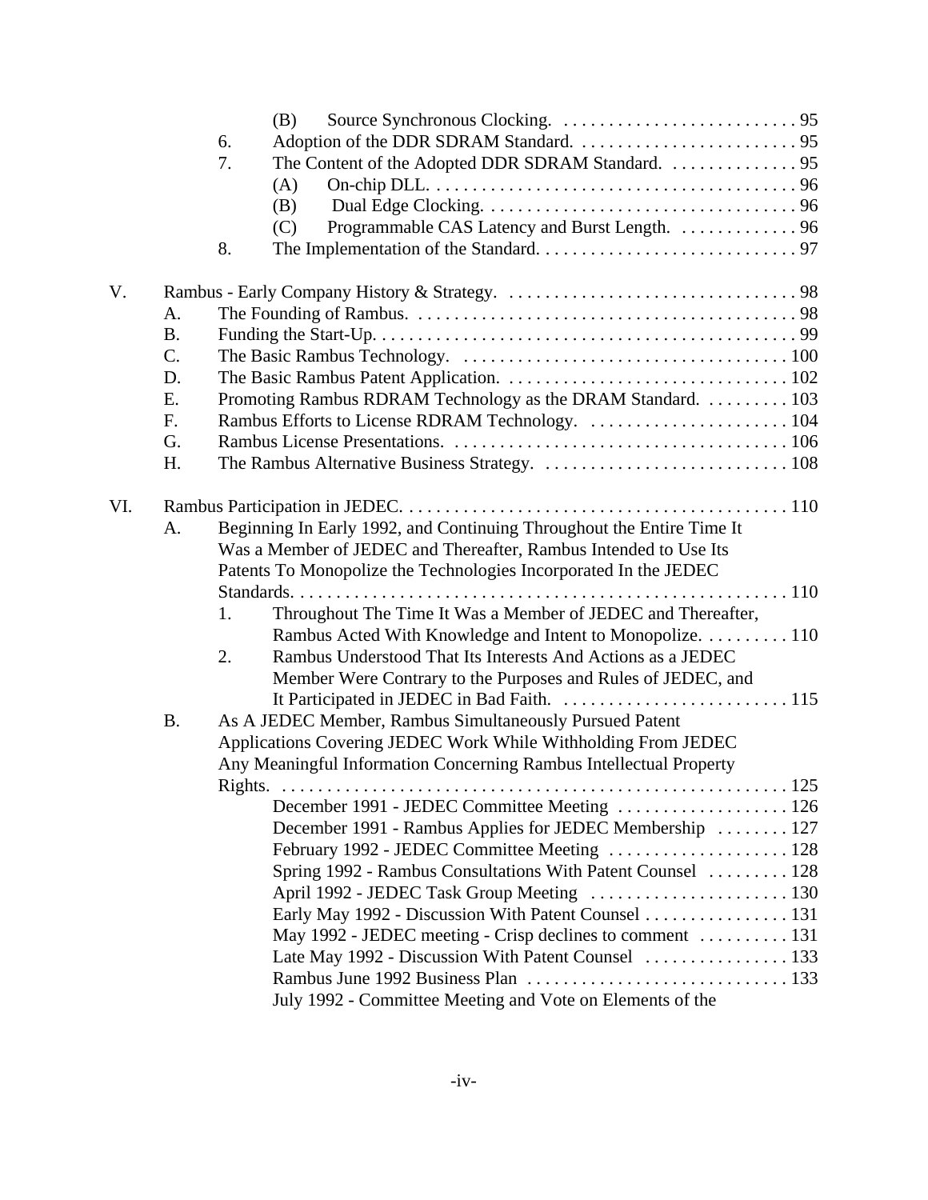(B) Source Synchronous Clocking. . . . . . . . . . . . . . . . . . . . . . . . . . . 95

6. Adoption of the DDR SDRAM Standard. . . . . . . . . . . . . . . . . . . . . . . . . 95

7. The Content of the Adopted DDR SDRAM Standard. . . . . . . . . . . . . . . 95

(A) On-chip DLL. . . . . . . . . . . . . . . . . . . . . . . . . . . . . . . . . . . . . . . . . 96

(B) Dual Edge Clocking. . . . . . . . . . . . . . . . . . . . . . . . . . . . . . . . . . 96

(C) Programmable CAS Latency and Burst Length. . . . . . . . . . . . . . 96

8. The Implementation of the Standard. . . . . . . . . . . . . . . . . . . . . . . . . . . . 97

V. Rambus - Early Company History & Strategy. . . . . . . . . . . . . . . . . . . . . . . . . . . . . . . . 98

A. The Founding of Rambus. . . . . . . . . . . . . . . . . . . . . . . . . . . . . . . . . . . . . . . . . . . 98

B. Funding the Start-Up. . . . . . . . . . . . . . . . . . . . . . . . . . . . . . . . . . . . . . . . . . . . . . 99

C. The Basic Rambus Technology. . . . . . . . . . . . . . . . . . . . . . . . . . . . . . . . . . . . . 100

D. The Basic Rambus Patent Application. . . . . . . . . . . . . . . . . . . . . . . . . . . . . . . 102

E. Promoting Rambus RDRAM Technology as the DRAM Standard. . . . . . . . . . 103

F. Rambus Efforts to License RDRAM Technology. . . . . . . . . . . . . . . . . . . . . . . 104

G. Rambus License Presentations. . . . . . . . . . . . . . . . . . . . . . . . . . . . . . . . . . . . . 106

H. The Rambus Alternative Business Strategy. . . . . . . . . . . . . . . . . . . . . . . . . . . . 108

VI. Rambus Participation in JEDEC. . . . . . . . . . . . . . . . . . . . . . . . . . . . . . . . . . . . . . . . . . 110

A. Beginning In Early 1992, and Continuing Throughout the Entire Time It Was a Member of JEDEC and Thereafter, Rambus Intended to Use Its Patents To Monopolize the Technologies Incorporated In the JEDEC Standards. . . . . . . . . . . . . . . . . . . . . . . . . . . . . . . . . . . . . . . . . . . . . . . . . . . . . . . 110

1. Throughout The Time It Was a Member of JEDEC and Thereafter, Rambus Acted With Knowledge and Intent to Monopolize. . . . . . . . . . 110

2. Rambus Understood That Its Interests And Actions as a JEDEC Member Were Contrary to the Purposes and Rules of JEDEC, and It Participated in JEDEC in Bad Faith. . . . . . . . . . . . . . . . . . . . . . . . . 115

B. As A JEDEC Member, Rambus Simultaneously Pursued Patent Applications Covering JEDEC Work While Withholding From JEDEC Any Meaningful Information Concerning Rambus Intellectual Property Rights. . . . . . . . . . . . . . . . . . . . . . . . . . . . . . . . . . . . . . . . . . . . . . . . . . . . . . . . 125

December 1991 - JEDEC Committee Meeting . . . . . . . . . . . . . . . . . . . 126

December 1991 - Rambus Applies for JEDEC Membership . . . . . . . . 127

February 1992 - JEDEC Committee Meeting . . . . . . . . . . . . . . . . . . . . 128

Spring 1992 - Rambus Consultations With Patent Counsel . . . . . . . . . 128

April 1992 - JEDEC Task Group Meeting . . . . . . . . . . . . . . . . . . . . . . 130

Early May 1992 - Discussion With Patent Counsel . . . . . . . . . . . . . . . . 131

May 1992 - JEDEC meeting - Crisp declines to comment . . . . . . . . . . 131

Late May 1992 - Discussion With Patent Counsel . . . . . . . . . . . . . . . . 133

Rambus June 1992 Business Plan . . . . . . . . . . . . . . . . . . . . . . . . . . . . . 133

July 1992 - Committee Meeting and Vote on Elements of the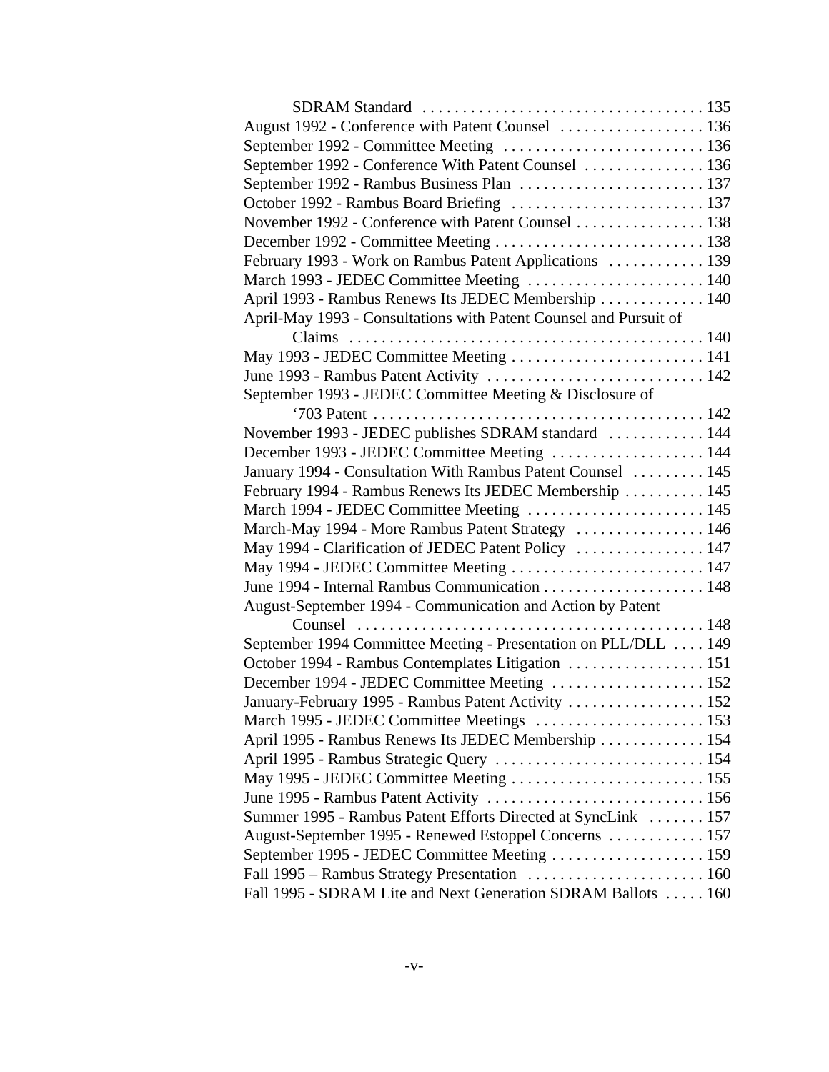SDRAM Standard . . . . . . . . . . . . . . . . . . . . . . . . . . . . . . . . . . . 135
August 1992 - Conference with Patent Counsel . . . . . . . . . . . . . . . . . . 136
September 1992 - Committee Meeting . . . . . . . . . . . . . . . . . . . . . . . . . 136
September 1992 - Conference With Patent Counsel . . . . . . . . . . . . . . . 136
September 1992 - Rambus Business Plan . . . . . . . . . . . . . . . . . . . . . . . 137
October 1992 - Rambus Board Briefing . . . . . . . . . . . . . . . . . . . . . . . . 137
November 1992 - Conference with Patent Counsel . . . . . . . . . . . . . . . . 138
December 1992 - Committee Meeting . . . . . . . . . . . . . . . . . . . . . . . . . . 138
February 1993 - Work on Rambus Patent Applications . . . . . . . . . . . . 139
March 1993 - JEDEC Committee Meeting . . . . . . . . . . . . . . . . . . . . . . 140
April 1993 - Rambus Renews Its JEDEC Membership . . . . . . . . . . . . . 140
April-May 1993 - Consultations with Patent Counsel and Pursuit of Claims . . . . . . . . . . . . . . . . . . . . . . . . . . . . . . . . . . . . . . . . . . . 140
May 1993 - JEDEC Committee Meeting . . . . . . . . . . . . . . . . . . . . . . . . . 141
June 1993 - Rambus Patent Activity . . . . . . . . . . . . . . . . . . . . . . . . . . . 142
September 1993 - JEDEC Committee Meeting & Disclosure of '703 Patent . . . . . . . . . . . . . . . . . . . . . . . . . . . . . . . . . . . . . . . . . 142
November 1993 - JEDEC publishes SDRAM standard . . . . . . . . . . . . 144
December 1993 - JEDEC Committee Meeting . . . . . . . . . . . . . . . . . . . 144
January 1994 - Consultation With Rambus Patent Counsel . . . . . . . . . 145
February 1994 - Rambus Renews Its JEDEC Membership . . . . . . . . . . 145
March 1994 - JEDEC Committee Meeting . . . . . . . . . . . . . . . . . . . . . . 145
March-May 1994 - More Rambus Patent Strategy . . . . . . . . . . . . . . . . 146
May 1994 - Clarification of JEDEC Patent Policy . . . . . . . . . . . . . . . . 147
May 1994 - JEDEC Committee Meeting . . . . . . . . . . . . . . . . . . . . . . . . 147
June 1994 - Internal Rambus Communication . . . . . . . . . . . . . . . . . . . . 148
August-September 1994 - Communication and Action by Patent Counsel . . . . . . . . . . . . . . . . . . . . . . . . . . . . . . . . . . . . . . . . . . 148
September 1994 Committee Meeting - Presentation on PLL/DLL . . . . 149
October 1994 - Rambus Contemplates Litigation . . . . . . . . . . . . . . . . . 151
December 1994 - JEDEC Committee Meeting . . . . . . . . . . . . . . . . . . . 152
January-February 1995 - Rambus Patent Activity . . . . . . . . . . . . . . . . . 152
March 1995 - JEDEC Committee Meetings . . . . . . . . . . . . . . . . . . . . . 153
April 1995 - Rambus Renews Its JEDEC Membership . . . . . . . . . . . . . 154
April 1995 - Rambus Strategic Query . . . . . . . . . . . . . . . . . . . . . . . . . . 154
May 1995 - JEDEC Committee Meeting . . . . . . . . . . . . . . . . . . . . . . . . 155
June 1995 - Rambus Patent Activity . . . . . . . . . . . . . . . . . . . . . . . . . . . 156
Summer 1995 - Rambus Patent Efforts Directed at SyncLink . . . . . . . 157
August-September 1995 - Renewed Estoppel Concerns . . . . . . . . . . . . 157
September 1995 - JEDEC Committee Meeting . . . . . . . . . . . . . . . . . . . 159
Fall 1995 – Rambus Strategy Presentation . . . . . . . . . . . . . . . . . . . . . . 160
Fall 1995 - SDRAM Lite and Next Generation SDRAM Ballots . . . . . 160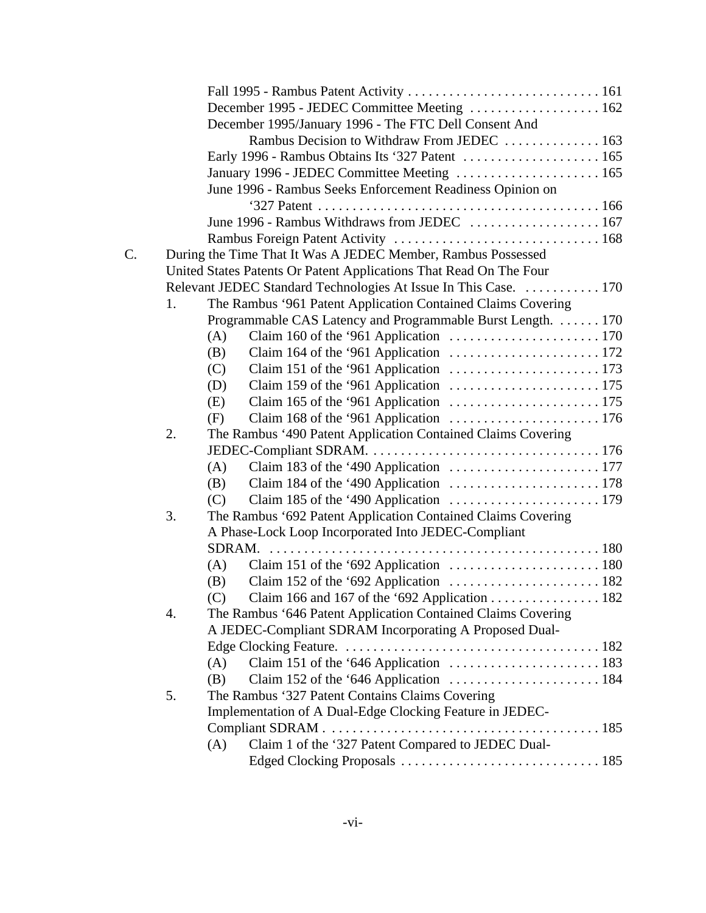Fall 1995 - Rambus Patent Activity . . . . . . . . . . . . . . . . . . . . . . . . . . . . 161
December 1995 - JEDEC Committee Meeting . . . . . . . . . . . . . . . . . . . 162
December 1995/January 1996 - The FTC Dell Consent And Rambus Decision to Withdraw From JEDEC . . . . . . . . . . . . . . 163
Early 1996 - Rambus Obtains Its '327 Patent . . . . . . . . . . . . . . . . . . . . 165
January 1996 - JEDEC Committee Meeting . . . . . . . . . . . . . . . . . . . . . 165
June 1996 - Rambus Seeks Enforcement Readiness Opinion on '327 Patent . . . . . . . . . . . . . . . . . . . . . . . . . . . . . . . . . . . . . . . . 166
June 1996 - Rambus Withdraws from JEDEC . . . . . . . . . . . . . . . . . . . 167
Rambus Foreign Patent Activity . . . . . . . . . . . . . . . . . . . . . . . . . . . . . . 168

C. During the Time That It Was A JEDEC Member, Rambus Possessed United States Patents Or Patent Applications That Read On The Four Relevant JEDEC Standard Technologies At Issue In This Case. . . . . . . . . . . 170

1. The Rambus '961 Patent Application Contained Claims Covering Programmable CAS Latency and Programmable Burst Length. . . . . . . 170
   - (A) Claim 160 of the '961 Application . . . . . . . . . . . . . . . . . . . . . . 170
   - (B) Claim 164 of the '961 Application . . . . . . . . . . . . . . . . . . . . . . 172
   - (C) Claim 151 of the '961 Application . . . . . . . . . . . . . . . . . . . . . . 173
   - (D) Claim 159 of the '961 Application . . . . . . . . . . . . . . . . . . . . . . 175
   - (E) Claim 165 of the '961 Application . . . . . . . . . . . . . . . . . . . . . . 175
   - (F) Claim 168 of the '961 Application . . . . . . . . . . . . . . . . . . . . . . 176
2. The Rambus '490 Patent Application Contained Claims Covering JEDEC-Compliant SDRAM. . . . . . . . . . . . . . . . . . . . . . . . . . . . . . . . . . 176
   - (A) Claim 183 of the '490 Application . . . . . . . . . . . . . . . . . . . . . . 177
   - (B) Claim 184 of the '490 Application . . . . . . . . . . . . . . . . . . . . . . 178
   - (C) Claim 185 of the '490 Application . . . . . . . . . . . . . . . . . . . . . . 179
3. The Rambus '692 Patent Application Contained Claims Covering A Phase-Lock Loop Incorporated Into JEDEC-Compliant SDRAM. . . . . . . . . . . . . . . . . . . . . . . . . . . . . . . . . . . . . . . . . . . . . . . . . 180
   - (A) Claim 151 of the '692 Application . . . . . . . . . . . . . . . . . . . . . . 180
   - (B) Claim 152 of the '692 Application . . . . . . . . . . . . . . . . . . . . . . 182
   - (C) Claim 166 and 167 of the '692 Application . . . . . . . . . . . . . . . . 182
4. The Rambus '646 Patent Application Contained Claims Covering A JEDEC-Compliant SDRAM Incorporating A Proposed Dual-Edge Clocking Feature. . . . . . . . . . . . . . . . . . . . . . . . . . . . . . . . . . . . . . 182
   - (A) Claim 151 of the '646 Application . . . . . . . . . . . . . . . . . . . . . . 183
   - (B) Claim 152 of the '646 Application . . . . . . . . . . . . . . . . . . . . . . 184
5. The Rambus '327 Patent Contains Claims Covering Implementation of A Dual-Edge Clocking Feature in JEDEC-Compliant SDRAM . . . . . . . . . . . . . . . . . . . . . . . . . . . . . . . . . . . . . . . 185
   - (A) Claim 1 of the '327 Patent Compared to JEDEC Dual-Edged Clocking Proposals . . . . . . . . . . . . . . . . . . . . . . . . . . . . . 185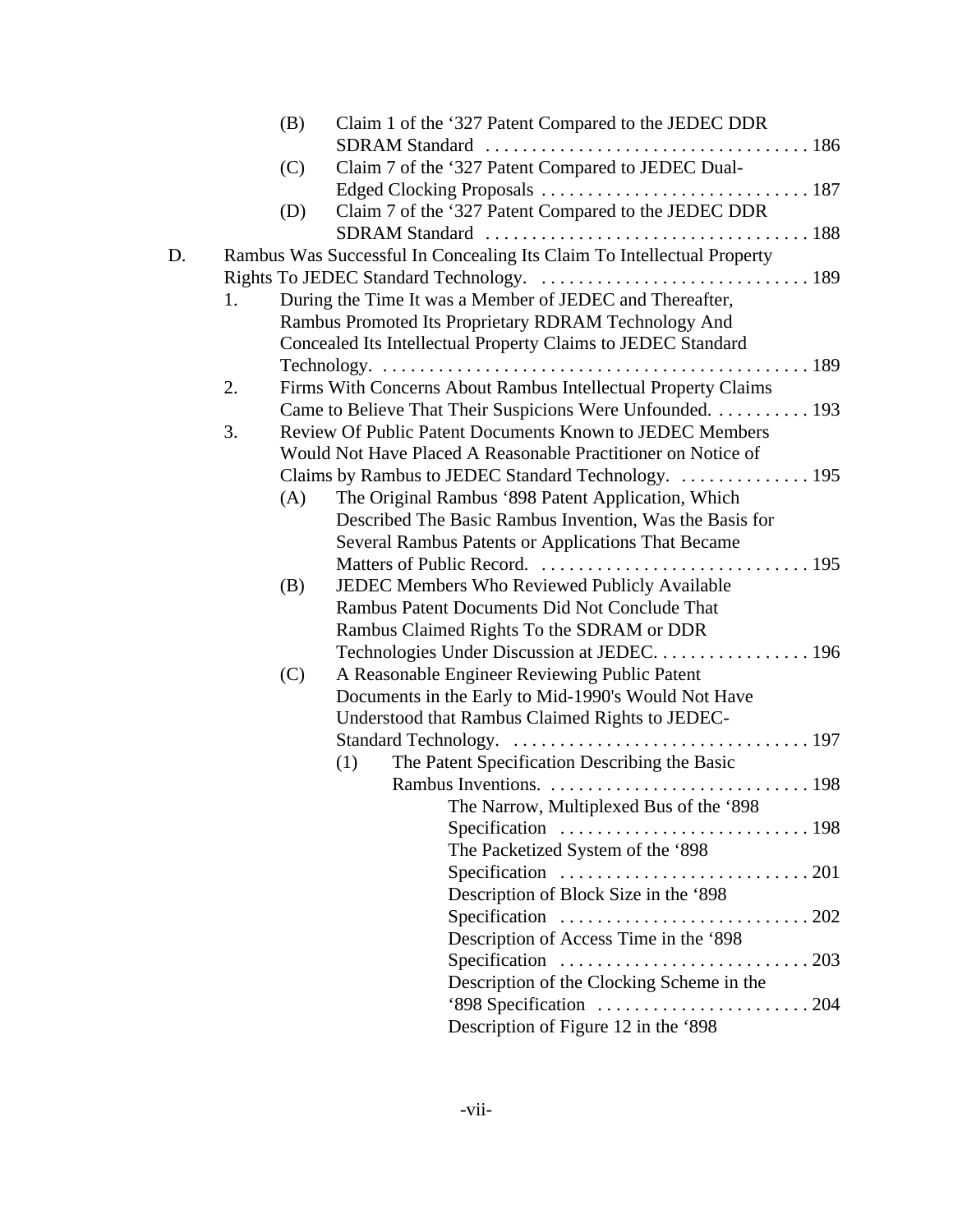- (B) Claim 1 of the '327 Patent Compared to the JEDEC DDR SDRAM Standard . . . . . . . . . . . . . . . . . . . . . . . . . . . . . . . . . . . 186
- (C) Claim 7 of the '327 Patent Compared to JEDEC Dual-Edged Clocking Proposals . . . . . . . . . . . . . . . . . . . . . . . . . . . . . 187
- (D) Claim 7 of the '327 Patent Compared to the JEDEC DDR SDRAM Standard . . . . . . . . . . . . . . . . . . . . . . . . . . . . . . . . . . . 188

D. Rambus Was Successful In Concealing Its Claim To Intellectual Property Rights To JEDEC Standard Technology. . . . . . . . . . . . . . . . . . . . . . . . . . . . . 189

1. During the Time It was a Member of JEDEC and Thereafter, Rambus Promoted Its Proprietary RDRAM Technology And Concealed Its Intellectual Property Claims to JEDEC Standard Technology. . . . . . . . . . . . . . . . . . . . . . . . . . . . . . . . . . . . . . . . . . . . . . . 189
2. Firms With Concerns About Rambus Intellectual Property Claims Came to Believe That Their Suspicions Were Unfounded. . . . . . . . . . . 193
3. Review Of Public Patent Documents Known to JEDEC Members Would Not Have Placed A Reasonable Practitioner on Notice of Claims by Rambus to JEDEC Standard Technology. . . . . . . . . . . . . . . 195
   - (A) The Original Rambus '898 Patent Application, Which Described The Basic Rambus Invention, Was the Basis for Several Rambus Patents or Applications That Became Matters of Public Record. . . . . . . . . . . . . . . . . . . . . . . . . . . . . 195
   - (B) JEDEC Members Who Reviewed Publicly Available Rambus Patent Documents Did Not Conclude That Rambus Claimed Rights To the SDRAM or DDR Technologies Under Discussion at JEDEC. . . . . . . . . . . . . . . . . 196
   - (C) A Reasonable Engineer Reviewing Public Patent Documents in the Early to Mid-1990's Would Not Have Understood that Rambus Claimed Rights to JEDEC-Standard Technology. . . . . . . . . . . . . . . . . . . . . . . . . . . . . . . . 197
     - (1) The Patent Specification Describing the Basic Rambus Inventions. . . . . . . . . . . . . . . . . . . . . . . . . . . . . 198
       - The Narrow, Multiplexed Bus of the '898 Specification . . . . . . . . . . . . . . . . . . . . . . . . . . . 198
       - The Packetized System of the '898 Specification . . . . . . . . . . . . . . . . . . . . . . . . . . . 201
       - Description of Block Size in the '898 Specification . . . . . . . . . . . . . . . . . . . . . . . . . . . 202
       - Description of Access Time in the '898 Specification . . . . . . . . . . . . . . . . . . . . . . . . . . . 203
       - Description of the Clocking Scheme in the '898 Specification . . . . . . . . . . . . . . . . . . . . . . . 204
       - Description of Figure 12 in the '898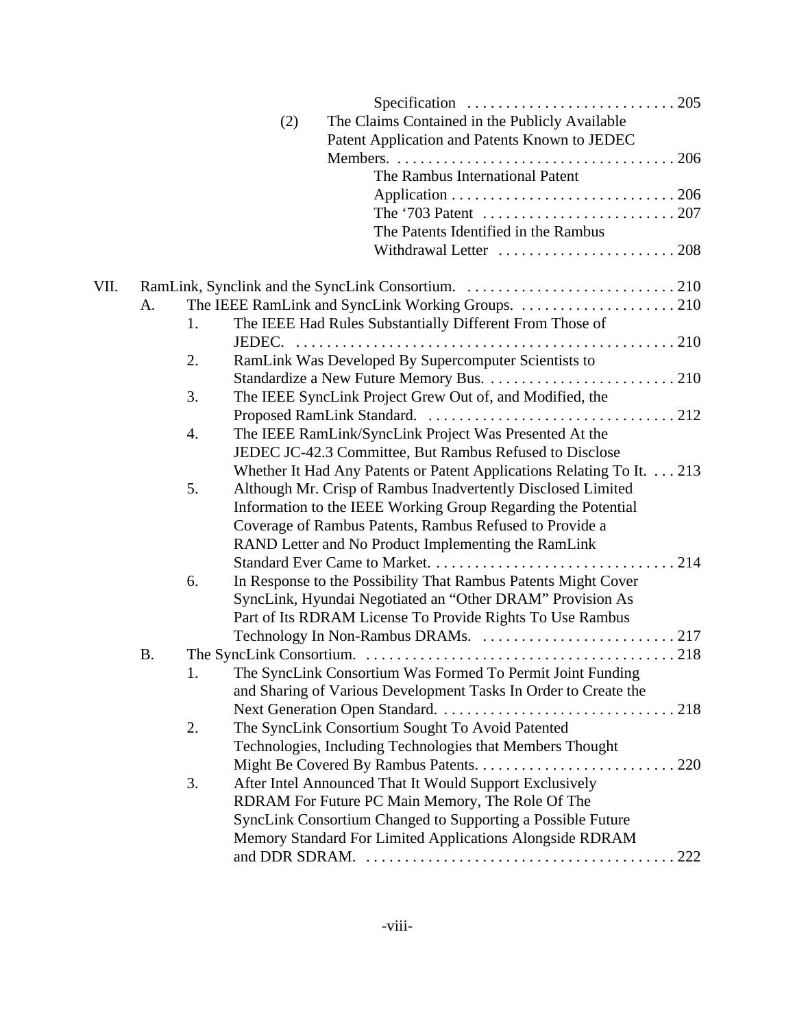Specification . . . . . . . . . . . . . . . . . . . . . . . . . . . 205

(2) The Claims Contained in the Publicly Available Patent Application and Patents Known to JEDEC Members. . . . . . . . . . . . . . . . . . . . . . . . . . . . . . . . . . . . . 206

The Rambus International Patent Application . . . . . . . . . . . . . . . . . . . . . . . . . . . . 206

The ‘703 Patent . . . . . . . . . . . . . . . . . . . . . . . . . 207

The Patents Identified in the Rambus Withdrawal Letter . . . . . . . . . . . . . . . . . . . . . . . 208

VII. RamLink, Synclink and the SyncLink Consortium. . . . . . . . . . . . . . . . . . . . . . . . . . . . 210

A. The IEEE RamLink and SyncLink Working Groups. . . . . . . . . . . . . . . . . . . . . 210

1. The IEEE Had Rules Substantially Different From Those of JEDEC. . . . . . . . . . . . . . . . . . . . . . . . . . . . . . . . . . . . . . . . . . . . . . . . . . 210

2. RamLink Was Developed By Supercomputer Scientists to Standardize a New Future Memory Bus. . . . . . . . . . . . . . . . . . . . . . . . . 210

3. The IEEE SyncLink Project Grew Out of, and Modified, the Proposed RamLink Standard. . . . . . . . . . . . . . . . . . . . . . . . . . . . . . . . 212

4. The IEEE RamLink/SyncLink Project Was Presented At the JEDEC JC-42.3 Committee, But Rambus Refused to Disclose Whether It Had Any Patents or Patent Applications Relating To It. . . . 213

5. Although Mr. Crisp of Rambus Inadvertently Disclosed Limited Information to the IEEE Working Group Regarding the Potential Coverage of Rambus Patents, Rambus Refused to Provide a RAND Letter and No Product Implementing the RamLink Standard Ever Came to Market. . . . . . . . . . . . . . . . . . . . . . . . . . . . . . . . 214

6. In Response to the Possibility That Rambus Patents Might Cover SyncLink, Hyundai Negotiated an “Other DRAM” Provision As Part of Its RDRAM License To Provide Rights To Use Rambus Technology In Non-Rambus DRAMs. . . . . . . . . . . . . . . . . . . . . . . . . 217

B. The SyncLink Consortium. . . . . . . . . . . . . . . . . . . . . . . . . . . . . . . . . . . . . . . . 218

1. The SyncLink Consortium Was Formed To Permit Joint Funding and Sharing of Various Development Tasks In Order to Create the Next Generation Open Standard. . . . . . . . . . . . . . . . . . . . . . . . . . . . . . 218

2. The SyncLink Consortium Sought To Avoid Patented Technologies, Including Technologies that Members Thought Might Be Covered By Rambus Patents. . . . . . . . . . . . . . . . . . . . . . . . . . 220

3. After Intel Announced That It Would Support Exclusively RDRAM For Future PC Main Memory, The Role Of The SyncLink Consortium Changed to Supporting a Possible Future Memory Standard For Limited Applications Alongside RDRAM and DDR SDRAM. . . . . . . . . . . . . . . . . . . . . . . . . . . . . . . . . . . . . . . . 222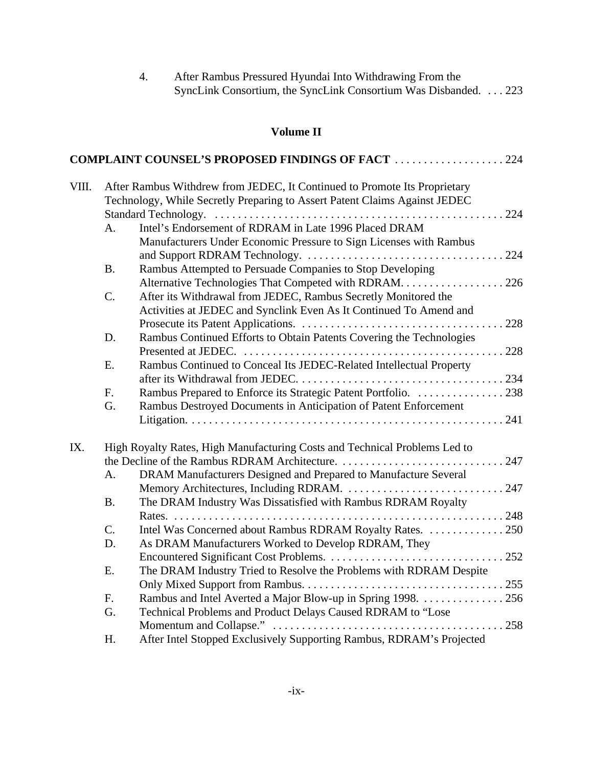4. After Rambus Pressured Hyundai Into Withdrawing From the SyncLink Consortium, the SyncLink Consortium Was Disbanded. . . . 223

## Volume II

**COMPLAINT COUNSEL'S PROPOSED FINDINGS OF FACT** . . . . . . . . . . . . . . . . . . . 224

VIII. After Rambus Withdrew from JEDEC, It Continued to Promote Its Proprietary Technology, While Secretly Preparing to Assert Patent Claims Against JEDEC Standard Technology. . . . . . . . . . . . . . . . . . . . . . . . . . . . . . . . . . . . . . . . . . . . . . . . 224

- A. Intel's Endorsement of RDRAM in Late 1996 Placed DRAM Manufacturers Under Economic Pressure to Sign Licenses with Rambus and Support RDRAM Technology. . . . . . . . . . . . . . . . . . . . . . . . . . . . . . . . . . . 224
- B. Rambus Attempted to Persuade Companies to Stop Developing Alternative Technologies That Competed with RDRAM. . . . . . . . . . . . . . . . . . 226
- C. After its Withdrawal from JEDEC, Rambus Secretly Monitored the Activities at JEDEC and Synclink Even As It Continued To Amend and Prosecute its Patent Applications. . . . . . . . . . . . . . . . . . . . . . . . . . . . . . . . . . . 228
- D. Rambus Continued Efforts to Obtain Patents Covering the Technologies Presented at JEDEC. . . . . . . . . . . . . . . . . . . . . . . . . . . . . . . . . . . . . . . . . . . . . 228
- E. Rambus Continued to Conceal Its JEDEC-Related Intellectual Property after its Withdrawal from JEDEC. . . . . . . . . . . . . . . . . . . . . . . . . . . . . . . . . . . 234
- F. Rambus Prepared to Enforce its Strategic Patent Portfolio. . . . . . . . . . . . . . . . 238
- G. Rambus Destroyed Documents in Anticipation of Patent Enforcement Litigation. . . . . . . . . . . . . . . . . . . . . . . . . . . . . . . . . . . . . . . . . . . . . . . . . . . . . . 241

IX. High Royalty Rates, High Manufacturing Costs and Technical Problems Led to the Decline of the Rambus RDRAM Architecture. . . . . . . . . . . . . . . . . . . . . . . . . . . . . 247

- A. DRAM Manufacturers Designed and Prepared to Manufacture Several Memory Architectures, Including RDRAM. . . . . . . . . . . . . . . . . . . . . . . . . . . . 247
- B. The DRAM Industry Was Dissatisfied with Rambus RDRAM Royalty Rates. . . . . . . . . . . . . . . . . . . . . . . . . . . . . . . . . . . . . . . . . . . . . . . . . . . . . . . . . . 248
- C. Intel Was Concerned about Rambus RDRAM Royalty Rates. . . . . . . . . . . . . . 250
- D. As DRAM Manufacturers Worked to Develop RDRAM, They Encountered Significant Cost Problems. . . . . . . . . . . . . . . . . . . . . . . . . . . . . . . 252
- E. The DRAM Industry Tried to Resolve the Problems with RDRAM Despite Only Mixed Support from Rambus. . . . . . . . . . . . . . . . . . . . . . . . . . . . . . . . . . . 255
- F. Rambus and Intel Averted a Major Blow-up in Spring 1998. . . . . . . . . . . . . . . 256
- G. Technical Problems and Product Delays Caused RDRAM to "Lose Momentum and Collapse." . . . . . . . . . . . . . . . . . . . . . . . . . . . . . . . . . . . . . . . . 258
- H. After Intel Stopped Exclusively Supporting Rambus, RDRAM's Projected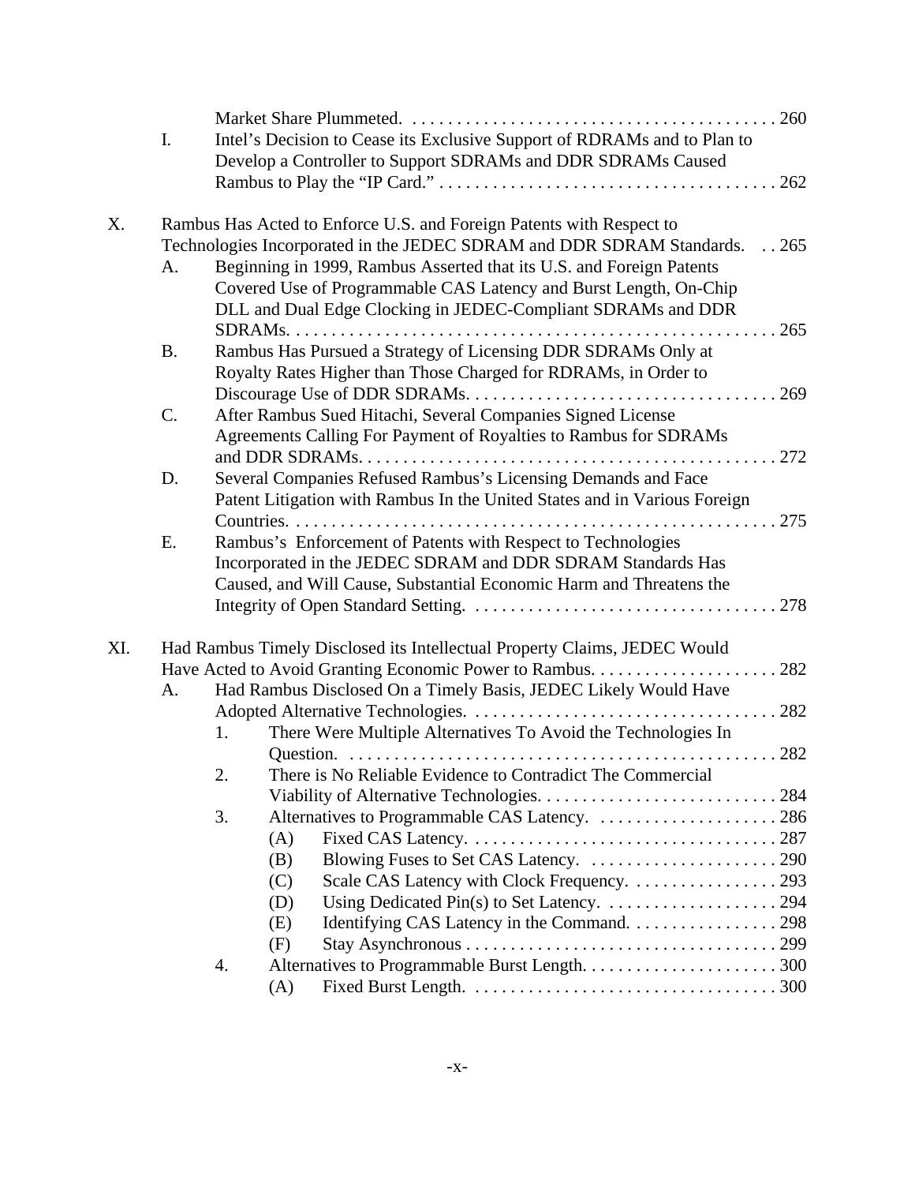Market Share Plummeted. . . . . . . . . . . . . . . . . . . . . . . . . . . . . . . . . . . . . . . . . 260

I. Intel's Decision to Cease its Exclusive Support of RDRAMs and to Plan to Develop a Controller to Support SDRAMs and DDR SDRAMs Caused Rambus to Play the "IP Card." . . . . . . . . . . . . . . . . . . . . . . . . . . . . . . . . . . . . . . 262

X. Rambus Has Acted to Enforce U.S. and Foreign Patents with Respect to Technologies Incorporated in the JEDEC SDRAM and DDR SDRAM Standards. . . 265

A. Beginning in 1999, Rambus Asserted that its U.S. and Foreign Patents Covered Use of Programmable CAS Latency and Burst Length, On-Chip DLL and Dual Edge Clocking in JEDEC-Compliant SDRAMs and DDR SDRAMs. . . . . . . . . . . . . . . . . . . . . . . . . . . . . . . . . . . . . . . . . . . . . . . . . . . . . 265

B. Rambus Has Pursued a Strategy of Licensing DDR SDRAMs Only at Royalty Rates Higher than Those Charged for RDRAMs, in Order to Discourage Use of DDR SDRAMs. . . . . . . . . . . . . . . . . . . . . . . . . . . . . . . . . . . 269

C. After Rambus Sued Hitachi, Several Companies Signed License Agreements Calling For Payment of Royalties to Rambus for SDRAMs and DDR SDRAMs. . . . . . . . . . . . . . . . . . . . . . . . . . . . . . . . . . . . . . . . . . . . . . 272

D. Several Companies Refused Rambus's Licensing Demands and Face Patent Litigation with Rambus In the United States and in Various Foreign Countries. . . . . . . . . . . . . . . . . . . . . . . . . . . . . . . . . . . . . . . . . . . . . . . . . . . . . . 275

E. Rambus's Enforcement of Patents with Respect to Technologies Incorporated in the JEDEC SDRAM and DDR SDRAM Standards Has Caused, and Will Cause, Substantial Economic Harm and Threatens the Integrity of Open Standard Setting. . . . . . . . . . . . . . . . . . . . . . . . . . . . . . . . . . 278

XI. Had Rambus Timely Disclosed its Intellectual Property Claims, JEDEC Would Have Acted to Avoid Granting Economic Power to Rambus. . . . . . . . . . . . . . . . . . . . . 282

A. Had Rambus Disclosed On a Timely Basis, JEDEC Likely Would Have Adopted Alternative Technologies. . . . . . . . . . . . . . . . . . . . . . . . . . . . . . . . . . 282

1. There Were Multiple Alternatives To Avoid the Technologies In Question. . . . . . . . . . . . . . . . . . . . . . . . . . . . . . . . . . . . . . . . . . . . . . . . . 282

2. There is No Reliable Evidence to Contradict The Commercial Viability of Alternative Technologies. . . . . . . . . . . . . . . . . . . . . . . . . . . 284

3. Alternatives to Programmable CAS Latency. . . . . . . . . . . . . . . . . . . . . 286

(A) Fixed CAS Latency. . . . . . . . . . . . . . . . . . . . . . . . . . . . . . . . . . . 287

(B) Blowing Fuses to Set CAS Latency. . . . . . . . . . . . . . . . . . . . . . 290

(C) Scale CAS Latency with Clock Frequency. . . . . . . . . . . . . . . . . 293

(D) Using Dedicated Pin(s) to Set Latency. . . . . . . . . . . . . . . . . . . . 294

(E) Identifying CAS Latency in the Command. . . . . . . . . . . . . . . . . 298

(F) Stay Asynchronous . . . . . . . . . . . . . . . . . . . . . . . . . . . . . . . . . . . 299

4. Alternatives to Programmable Burst Length. . . . . . . . . . . . . . . . . . . . . . 300

(A) Fixed Burst Length. . . . . . . . . . . . . . . . . . . . . . . . . . . . . . . . . . . 300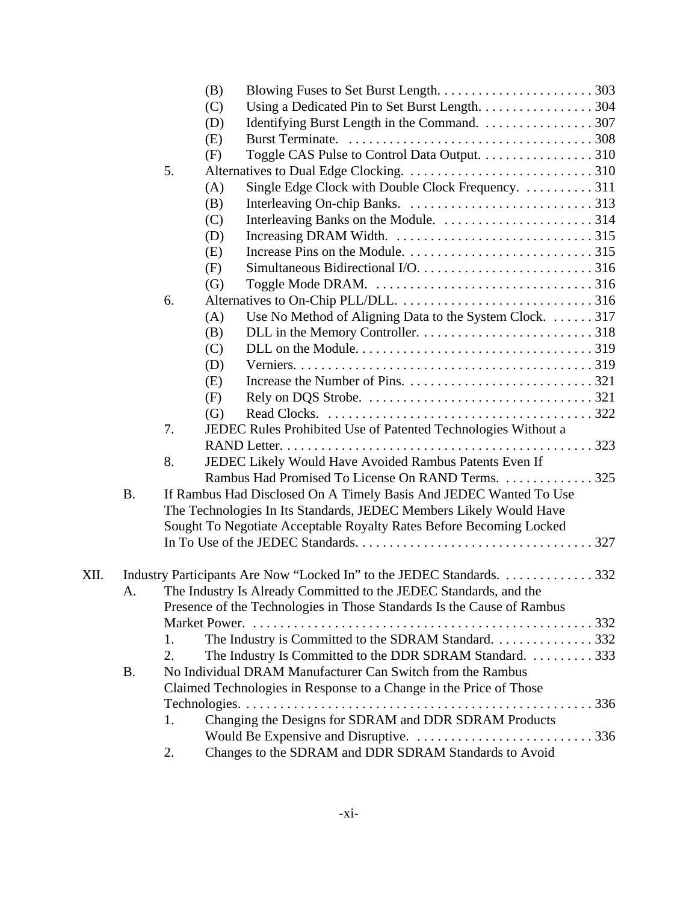(B) Blowing Fuses to Set Burst Length. . . . . . . . . . . . . . . . . . . . . . . 303
(C) Using a Dedicated Pin to Set Burst Length. . . . . . . . . . . . . . . . . 304
(D) Identifying Burst Length in the Command. . . . . . . . . . . . . . . . . 307
(E) Burst Terminate. . . . . . . . . . . . . . . . . . . . . . . . . . . . . . . . . . . . 308
(F) Toggle CAS Pulse to Control Data Output. . . . . . . . . . . . . . . . . 310

5. Alternatives to Dual Edge Clocking. . . . . . . . . . . . . . . . . . . . . . . . . . . 310
(A) Single Edge Clock with Double Clock Frequency. . . . . . . . . . . 311
(B) Interleaving On-chip Banks. . . . . . . . . . . . . . . . . . . . . . . . . . . 313
(C) Interleaving Banks on the Module. . . . . . . . . . . . . . . . . . . . . . 314
(D) Increasing DRAM Width. . . . . . . . . . . . . . . . . . . . . . . . . . . . . 315
(E) Increase Pins on the Module. . . . . . . . . . . . . . . . . . . . . . . . . . . 315
(F) Simultaneous Bidirectional I/O. . . . . . . . . . . . . . . . . . . . . . . . . 316
(G) Toggle Mode DRAM. . . . . . . . . . . . . . . . . . . . . . . . . . . . . . . . 316

6. Alternatives to On-Chip PLL/DLL. . . . . . . . . . . . . . . . . . . . . . . . . . . . 316
(A) Use No Method of Aligning Data to the System Clock. . . . . . . 317
(B) DLL in the Memory Controller. . . . . . . . . . . . . . . . . . . . . . . . . 318
(C) DLL on the Module. . . . . . . . . . . . . . . . . . . . . . . . . . . . . . . . . . 319
(D) Verniers. . . . . . . . . . . . . . . . . . . . . . . . . . . . . . . . . . . . . . . . . . . 319
(E) Increase the Number of Pins. . . . . . . . . . . . . . . . . . . . . . . . . . . 321
(F) Rely on DQS Strobe. . . . . . . . . . . . . . . . . . . . . . . . . . . . . . . . . 321
(G) Read Clocks. . . . . . . . . . . . . . . . . . . . . . . . . . . . . . . . . . . . . . . 322

7. JEDEC Rules Prohibited Use of Patented Technologies Without a RAND Letter. . . . . . . . . . . . . . . . . . . . . . . . . . . . . . . . . . . . . . . . . . . . . 323

8. JEDEC Likely Would Have Avoided Rambus Patents Even If Rambus Had Promised To License On RAND Terms. . . . . . . . . . . . . 325

B. If Rambus Had Disclosed On A Timely Basis And JEDEC Wanted To Use The Technologies In Its Standards, JEDEC Members Likely Would Have Sought To Negotiate Acceptable Royalty Rates Before Becoming Locked In To Use of the JEDEC Standards. . . . . . . . . . . . . . . . . . . . . . . . . . . . . . . . . . 327

XII. Industry Participants Are Now "Locked In" to the JEDEC Standards. . . . . . . . . . . . . 332

A. The Industry Is Already Committed to the JEDEC Standards, and the Presence of the Technologies in Those Standards Is the Cause of Rambus Market Power. . . . . . . . . . . . . . . . . . . . . . . . . . . . . . . . . . . . . . . . . . . . . . . . . 332

1. The Industry is Committed to the SDRAM Standard. . . . . . . . . . . . . . . 332
2. The Industry Is Committed to the DDR SDRAM Standard. . . . . . . . . . 333

B. No Individual DRAM Manufacturer Can Switch from the Rambus Claimed Technologies in Response to a Change in the Price of Those Technologies. . . . . . . . . . . . . . . . . . . . . . . . . . . . . . . . . . . . . . . . . . . . . . . . . . . 336

1. Changing the Designs for SDRAM and DDR SDRAM Products Would Be Expensive and Disruptive. . . . . . . . . . . . . . . . . . . . . . . . . . . 336
2. Changes to the SDRAM and DDR SDRAM Standards to Avoid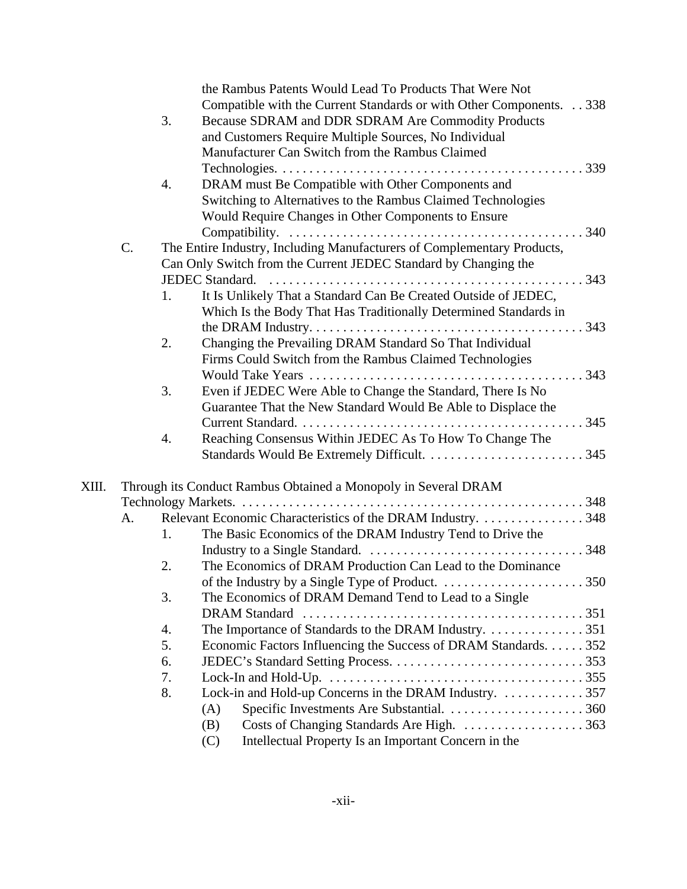the Rambus Patents Would Lead To Products That Were Not Compatible with the Current Standards or with Other Components. . . 338

3. Because SDRAM and DDR SDRAM Are Commodity Products and Customers Require Multiple Sources, No Individual Manufacturer Can Switch from the Rambus Claimed Technologies. . . . . . . . . . . . . . . . . . . . . . . . . . . . . . . . . . . . . . . . . . . . . . 339

4. DRAM must Be Compatible with Other Components and Switching to Alternatives to the Rambus Claimed Technologies Would Require Changes in Other Components to Ensure Compatibility. . . . . . . . . . . . . . . . . . . . . . . . . . . . . . . . . . . . . . . . . . . . 340

C. The Entire Industry, Including Manufacturers of Complementary Products, Can Only Switch from the Current JEDEC Standard by Changing the JEDEC Standard. . . . . . . . . . . . . . . . . . . . . . . . . . . . . . . . . . . . . . . . . . . . . . . 343

1. It Is Unlikely That a Standard Can Be Created Outside of JEDEC, Which Is the Body That Has Traditionally Determined Standards in the DRAM Industry. . . . . . . . . . . . . . . . . . . . . . . . . . . . . . . . . . . . . . . . . 343

2. Changing the Prevailing DRAM Standard So That Individual Firms Could Switch from the Rambus Claimed Technologies Would Take Years . . . . . . . . . . . . . . . . . . . . . . . . . . . . . . . . . . . . . . . . . 343

3. Even if JEDEC Were Able to Change the Standard, There Is No Guarantee That the New Standard Would Be Able to Displace the Current Standard. . . . . . . . . . . . . . . . . . . . . . . . . . . . . . . . . . . . . . . . . . . 345

4. Reaching Consensus Within JEDEC As To How To Change The Standards Would Be Extremely Difficult. . . . . . . . . . . . . . . . . . . . . . . . 345

XIII. Through its Conduct Rambus Obtained a Monopoly in Several DRAM Technology Markets. . . . . . . . . . . . . . . . . . . . . . . . . . . . . . . . . . . . . . . . . . . . . . . . . . . 348

A. Relevant Economic Characteristics of the DRAM Industry. . . . . . . . . . . . . . . . 348

1. The Basic Economics of the DRAM Industry Tend to Drive the Industry to a Single Standard. . . . . . . . . . . . . . . . . . . . . . . . . . . . . . . . . 348

2. The Economics of DRAM Production Can Lead to the Dominance of the Industry by a Single Type of Product. . . . . . . . . . . . . . . . . . . . . . 350

3. The Economics of DRAM Demand Tend to Lead to a Single DRAM Standard . . . . . . . . . . . . . . . . . . . . . . . . . . . . . . . . . . . . . . . . . . 351

4. The Importance of Standards to the DRAM Industry. . . . . . . . . . . . . . . 351

5. Economic Factors Influencing the Success of DRAM Standards. . . . . . 352

6. JEDEC's Standard Setting Process. . . . . . . . . . . . . . . . . . . . . . . . . . . . . 353

7. Lock-In and Hold-Up. . . . . . . . . . . . . . . . . . . . . . . . . . . . . . . . . . . . . . . 355

8. Lock-in and Hold-up Concerns in the DRAM Industry. . . . . . . . . . . . . 357

(A) Specific Investments Are Substantial. . . . . . . . . . . . . . . . . . . . . 360

(B) Costs of Changing Standards Are High. . . . . . . . . . . . . . . . . . . 363

(C) Intellectual Property Is an Important Concern in the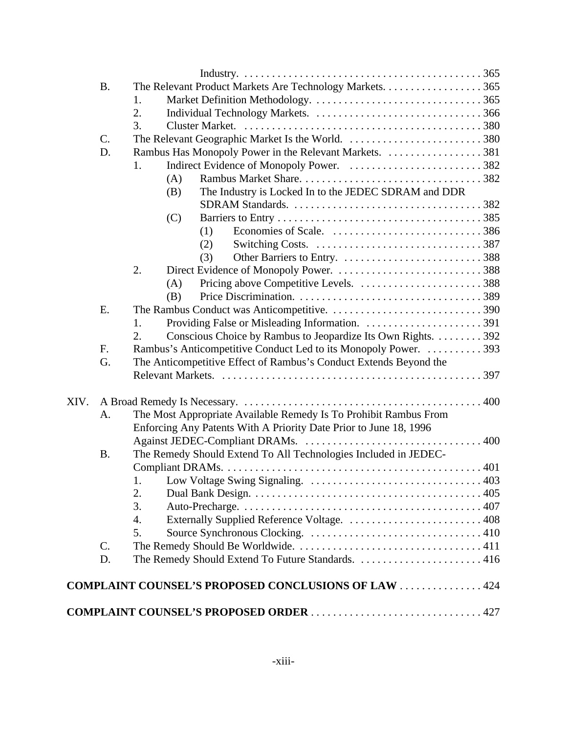Industry. . . . . . . . . . . . . . . . . . . . . . . . . . . . . . . . . . . . . . . . . . . 365

B. The Relevant Product Markets Are Technology Markets. . . . . . . . . . . . . . . . . . 365
   1. Market Definition Methodology. . . . . . . . . . . . . . . . . . . . . . . . . . . . . . . 365
   2. Individual Technology Markets. . . . . . . . . . . . . . . . . . . . . . . . . . . . . . . 366
   3. Cluster Market. . . . . . . . . . . . . . . . . . . . . . . . . . . . . . . . . . . . . . . . . . . 380

C. The Relevant Geographic Market Is the World. . . . . . . . . . . . . . . . . . . . . . . . 380

D. Rambus Has Monopoly Power in the Relevant Markets. . . . . . . . . . . . . . . . . . 381
   1. Indirect Evidence of Monopoly Power. . . . . . . . . . . . . . . . . . . . . . . . . 382
      (A) Rambus Market Share. . . . . . . . . . . . . . . . . . . . . . . . . . . . . . . . . 382
      (B) The Industry is Locked In to the JEDEC SDRAM and DDR SDRAM Standards. . . . . . . . . . . . . . . . . . . . . . . . . . . . . . . . . . . 382
      (C) Barriers to Entry . . . . . . . . . . . . . . . . . . . . . . . . . . . . . . . . . . . . . 385
         (1) Economies of Scale. . . . . . . . . . . . . . . . . . . . . . . . . . . 386
         (2) Switching Costs. . . . . . . . . . . . . . . . . . . . . . . . . . . . . . 387
         (3) Other Barriers to Entry. . . . . . . . . . . . . . . . . . . . . . . . . . 388
   2. Direct Evidence of Monopoly Power. . . . . . . . . . . . . . . . . . . . . . . . . . . 388
      (A) Pricing above Competitive Levels. . . . . . . . . . . . . . . . . . . . . . . 388
      (B) Price Discrimination. . . . . . . . . . . . . . . . . . . . . . . . . . . . . . . . . 389

E. The Rambus Conduct was Anticompetitive. . . . . . . . . . . . . . . . . . . . . . . . . . . 390
   1. Providing False or Misleading Information. . . . . . . . . . . . . . . . . . . . . 391
   2. Conscious Choice by Rambus to Jeopardize Its Own Rights. . . . . . . . . 392

F. Rambus's Anticompetitive Conduct Led to its Monopoly Power. . . . . . . . . . . 393

G. The Anticompetitive Effect of Rambus's Conduct Extends Beyond the Relevant Markets. . . . . . . . . . . . . . . . . . . . . . . . . . . . . . . . . . . . . . . . . . . . . . 397

XIV. A Broad Remedy Is Necessary. . . . . . . . . . . . . . . . . . . . . . . . . . . . . . . . . . . . . . . . . . . 400

A. The Most Appropriate Available Remedy Is To Prohibit Rambus From Enforcing Any Patents With A Priority Date Prior to June 18, 1996 Against JEDEC-Compliant DRAMs. . . . . . . . . . . . . . . . . . . . . . . . . . . . . . . . 400

B. The Remedy Should Extend To All Technologies Included in JEDEC-Compliant DRAMs. . . . . . . . . . . . . . . . . . . . . . . . . . . . . . . . . . . . . . . . . . . . . . 401
   1. Low Voltage Swing Signaling. . . . . . . . . . . . . . . . . . . . . . . . . . . . . . . 403
   2. Dual Bank Design. . . . . . . . . . . . . . . . . . . . . . . . . . . . . . . . . . . . . . . . . 405
   3. Auto-Precharge. . . . . . . . . . . . . . . . . . . . . . . . . . . . . . . . . . . . . . . . . . . 407
   4. Externally Supplied Reference Voltage. . . . . . . . . . . . . . . . . . . . . . . . . 408
   5. Source Synchronous Clocking. . . . . . . . . . . . . . . . . . . . . . . . . . . . . . . 410

C. The Remedy Should Be Worldwide. . . . . . . . . . . . . . . . . . . . . . . . . . . . . . . . . 411

D. The Remedy Should Extend To Future Standards. . . . . . . . . . . . . . . . . . . . . . . 416

**COMPLAINT COUNSEL'S PROPOSED CONCLUSIONS OF LAW** . . . . . . . . . . . . . . . 424

**COMPLAINT COUNSEL'S PROPOSED ORDER** . . . . . . . . . . . . . . . . . . . . . . . . . . . . . . . 427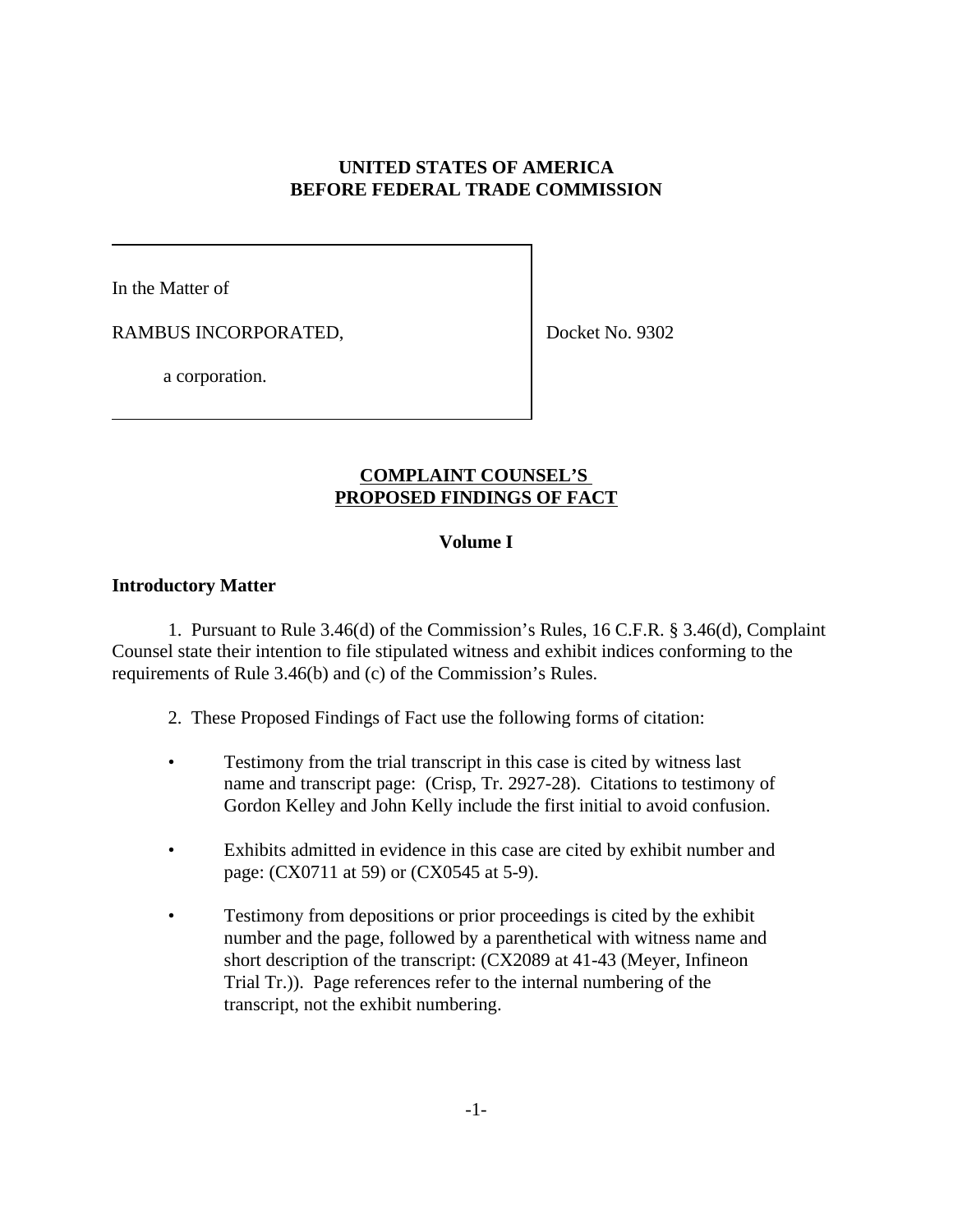**UNITED STATES OF AMERICA**
**BEFORE FEDERAL TRADE COMMISSION**

| | |
|---|---|
| In the Matter of<br><br>RAMBUS INCORPORATED,<br><br>a corporation. | Docket No. 9302 |

**COMPLAINT COUNSEL'S PROPOSED FINDINGS OF FACT**

**Volume I**

**Introductory Matter**

1. Pursuant to Rule 3.46(d) of the Commission's Rules, 16 C.F.R. § 3.46(d), Complaint Counsel state their intention to file stipulated witness and exhibit indices conforming to the requirements of Rule 3.46(b) and (c) of the Commission's Rules.

2. These Proposed Findings of Fact use the following forms of citation:

- Testimony from the trial transcript in this case is cited by witness last name and transcript page: (Crisp, Tr. 2927-28). Citations to testimony of Gordon Kelley and John Kelly include the first initial to avoid confusion.
- Exhibits admitted in evidence in this case are cited by exhibit number and page: (CX0711 at 59) or (CX0545 at 5-9).
- Testimony from depositions or prior proceedings is cited by the exhibit number and the page, followed by a parenthetical with witness name and short description of the transcript: (CX2089 at 41-43 (Meyer, Infineon Trial Tr.)). Page references refer to the internal numbering of the transcript, not the exhibit numbering.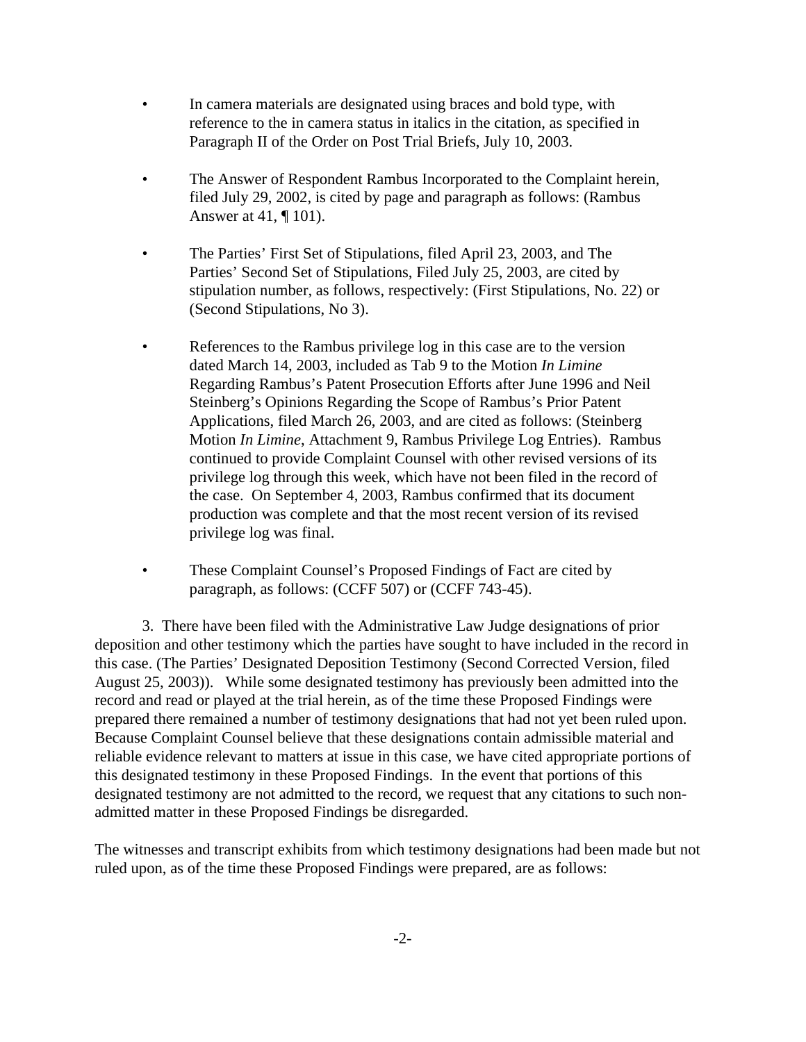- In camera materials are designated using braces and bold type, with reference to the in camera status in italics in the citation, as specified in Paragraph II of the Order on Post Trial Briefs, July 10, 2003.

- The Answer of Respondent Rambus Incorporated to the Complaint herein, filed July 29, 2002, is cited by page and paragraph as follows: (Rambus Answer at 41, ¶ 101).

- The Parties' First Set of Stipulations, filed April 23, 2003, and The Parties' Second Set of Stipulations, Filed July 25, 2003, are cited by stipulation number, as follows, respectively: (First Stipulations, No. 22) or (Second Stipulations, No 3).

- References to the Rambus privilege log in this case are to the version dated March 14, 2003, included as Tab 9 to the Motion *In Limine* Regarding Rambus's Patent Prosecution Efforts after June 1996 and Neil Steinberg's Opinions Regarding the Scope of Rambus's Prior Patent Applications, filed March 26, 2003, and are cited as follows: (Steinberg Motion *In Limine*, Attachment 9, Rambus Privilege Log Entries). Rambus continued to provide Complaint Counsel with other revised versions of its privilege log through this week, which have not been filed in the record of the case. On September 4, 2003, Rambus confirmed that its document production was complete and that the most recent version of its revised privilege log was final.

- These Complaint Counsel's Proposed Findings of Fact are cited by paragraph, as follows: (CCFF 507) or (CCFF 743-45).

3. There have been filed with the Administrative Law Judge designations of prior deposition and other testimony which the parties have sought to have included in the record in this case. (The Parties' Designated Deposition Testimony (Second Corrected Version, filed August 25, 2003)). While some designated testimony has previously been admitted into the record and read or played at the trial herein, as of the time these Proposed Findings were prepared there remained a number of testimony designations that had not yet been ruled upon. Because Complaint Counsel believe that these designations contain admissible material and reliable evidence relevant to matters at issue in this case, we have cited appropriate portions of this designated testimony in these Proposed Findings. In the event that portions of this designated testimony are not admitted to the record, we request that any citations to such non-admitted matter in these Proposed Findings be disregarded.

The witnesses and transcript exhibits from which testimony designations had been made but not ruled upon, as of the time these Proposed Findings were prepared, are as follows: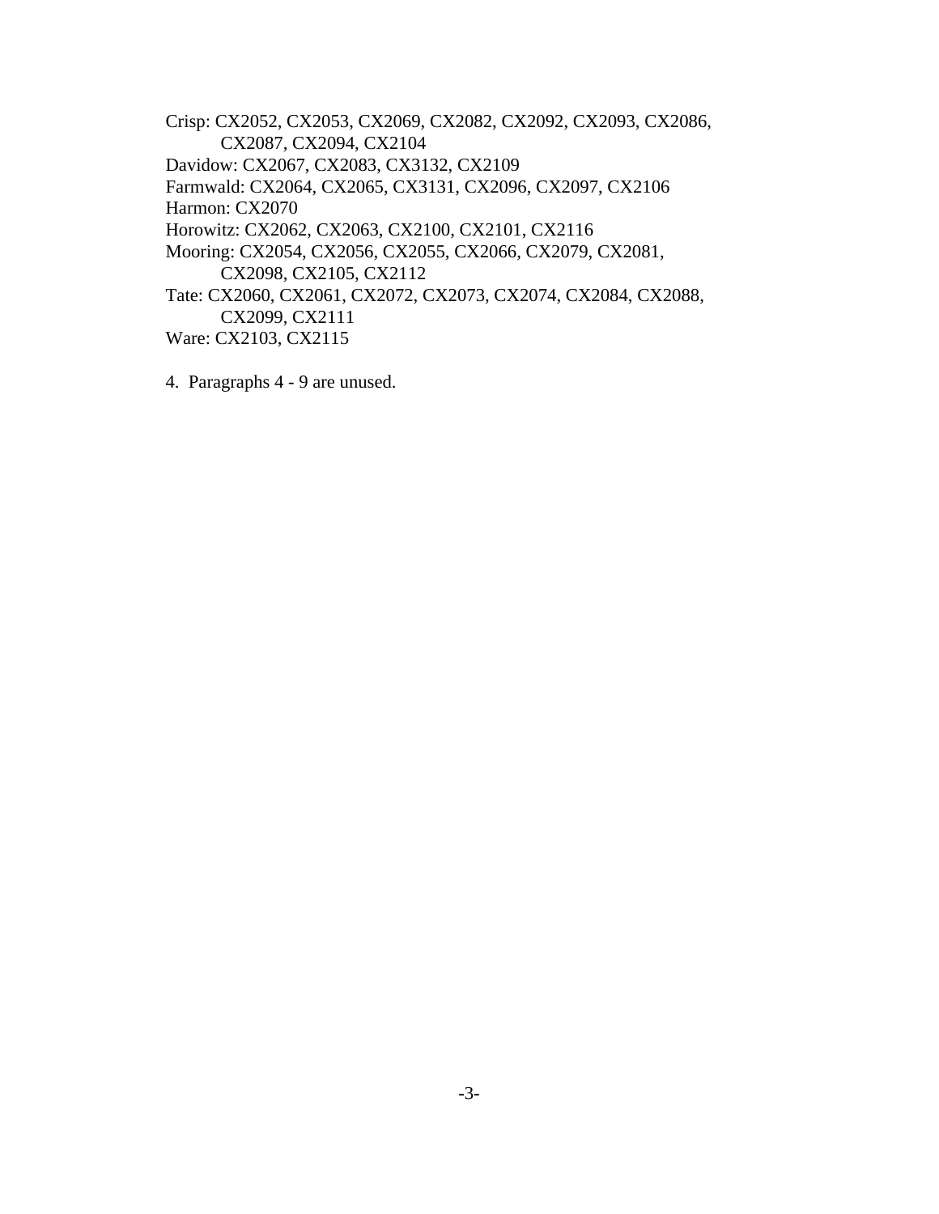Crisp: CX2052, CX2053, CX2069, CX2082, CX2092, CX2093, CX2086, CX2087, CX2094, CX2104

Davidow: CX2067, CX2083, CX3132, CX2109

Farmwald: CX2064, CX2065, CX3131, CX2096, CX2097, CX2106

Harmon: CX2070

Horowitz: CX2062, CX2063, CX2100, CX2101, CX2116

Mooring: CX2054, CX2056, CX2055, CX2066, CX2079, CX2081, CX2098, CX2105, CX2112

Tate: CX2060, CX2061, CX2072, CX2073, CX2074, CX2084, CX2088, CX2099, CX2111

Ware: CX2103, CX2115

4. Paragraphs 4 - 9 are unused.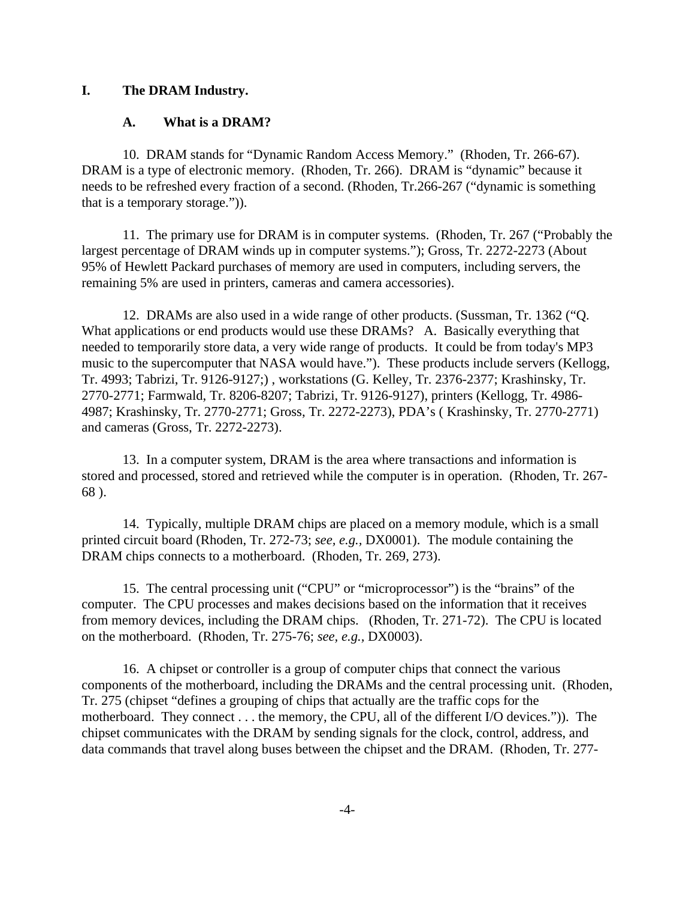## I. The DRAM Industry.

### A. What is a DRAM?

10. DRAM stands for "Dynamic Random Access Memory." (Rhoden, Tr. 266-67). DRAM is a type of electronic memory. (Rhoden, Tr. 266). DRAM is "dynamic" because it needs to be refreshed every fraction of a second. (Rhoden, Tr.266-267 ("dynamic is something that is a temporary storage.")).

11. The primary use for DRAM is in computer systems. (Rhoden, Tr. 267 ("Probably the largest percentage of DRAM winds up in computer systems."); Gross, Tr. 2272-2273 (About 95% of Hewlett Packard purchases of memory are used in computers, including servers, the remaining 5% are used in printers, cameras and camera accessories).

12. DRAMs are also used in a wide range of other products. (Sussman, Tr. 1362 ("Q. What applications or end products would use these DRAMs? A. Basically everything that needed to temporarily store data, a very wide range of products. It could be from today's MP3 music to the supercomputer that NASA would have."). These products include servers (Kellogg, Tr. 4993; Tabrizi, Tr. 9126-9127;) , workstations (G. Kelley, Tr. 2376-2377; Krashinsky, Tr. 2770-2771; Farmwald, Tr. 8206-8207; Tabrizi, Tr. 9126-9127), printers (Kellogg, Tr. 4986-4987; Krashinsky, Tr. 2770-2771; Gross, Tr. 2272-2273), PDA's ( Krashinsky, Tr. 2770-2771) and cameras (Gross, Tr. 2272-2273).

13. In a computer system, DRAM is the area where transactions and information is stored and processed, stored and retrieved while the computer is in operation. (Rhoden, Tr. 267-68 ).

14. Typically, multiple DRAM chips are placed on a memory module, which is a small printed circuit board (Rhoden, Tr. 272-73; *see, e.g.,* DX0001). The module containing the DRAM chips connects to a motherboard. (Rhoden, Tr. 269, 273).

15. The central processing unit ("CPU" or "microprocessor") is the "brains" of the computer. The CPU processes and makes decisions based on the information that it receives from memory devices, including the DRAM chips. (Rhoden, Tr. 271-72). The CPU is located on the motherboard. (Rhoden, Tr. 275-76; *see, e.g.,* DX0003).

16. A chipset or controller is a group of computer chips that connect the various components of the motherboard, including the DRAMs and the central processing unit. (Rhoden, Tr. 275 (chipset "defines a grouping of chips that actually are the traffic cops for the motherboard. They connect . . . the memory, the CPU, all of the different I/O devices.")). The chipset communicates with the DRAM by sending signals for the clock, control, address, and data commands that travel along buses between the chipset and the DRAM. (Rhoden, Tr. 277-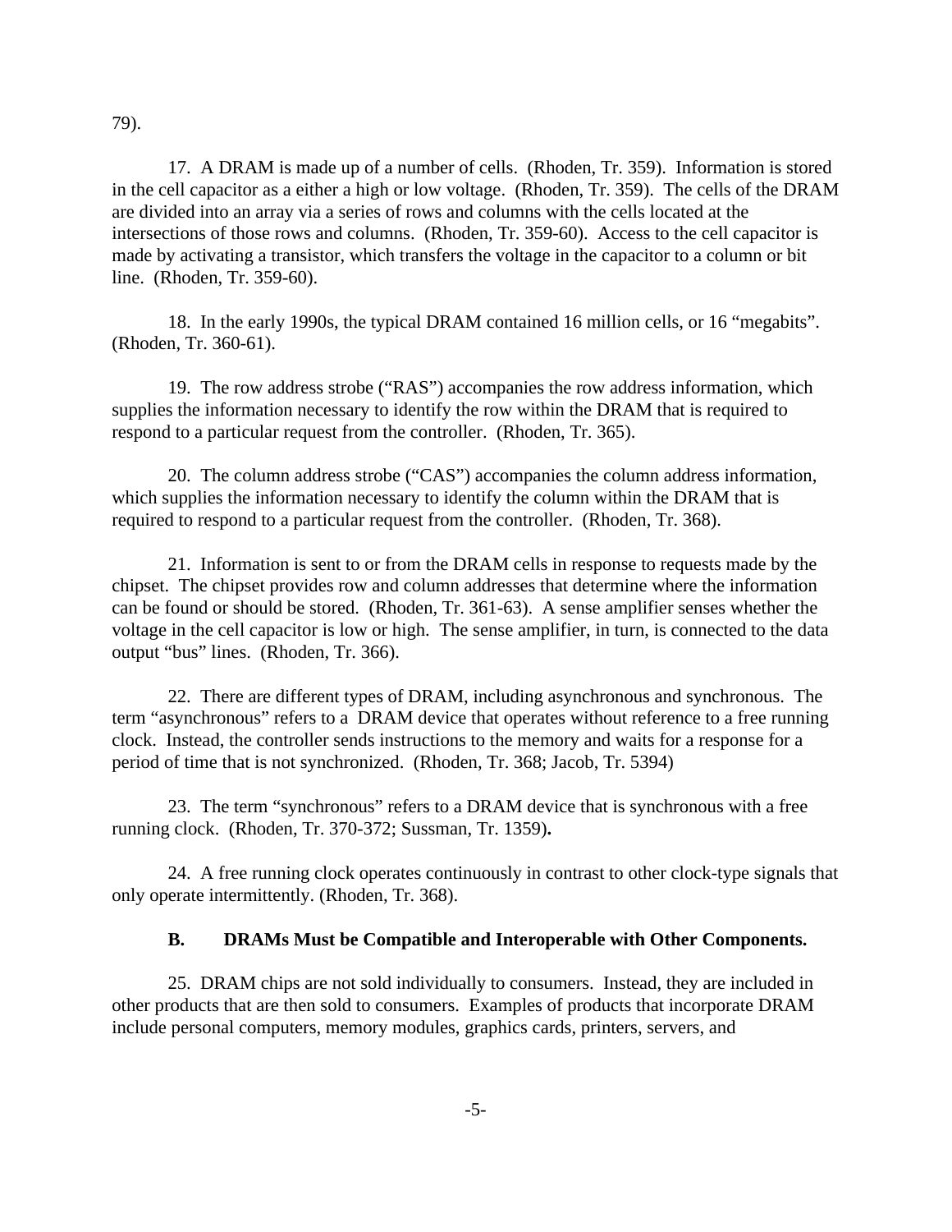79).

17. A DRAM is made up of a number of cells. (Rhoden, Tr. 359). Information is stored in the cell capacitor as a either a high or low voltage. (Rhoden, Tr. 359). The cells of the DRAM are divided into an array via a series of rows and columns with the cells located at the intersections of those rows and columns. (Rhoden, Tr. 359-60). Access to the cell capacitor is made by activating a transistor, which transfers the voltage in the capacitor to a column or bit line. (Rhoden, Tr. 359-60).

18. In the early 1990s, the typical DRAM contained 16 million cells, or 16 "megabits". (Rhoden, Tr. 360-61).

19. The row address strobe ("RAS") accompanies the row address information, which supplies the information necessary to identify the row within the DRAM that is required to respond to a particular request from the controller. (Rhoden, Tr. 365).

20. The column address strobe ("CAS") accompanies the column address information, which supplies the information necessary to identify the column within the DRAM that is required to respond to a particular request from the controller. (Rhoden, Tr. 368).

21. Information is sent to or from the DRAM cells in response to requests made by the chipset. The chipset provides row and column addresses that determine where the information can be found or should be stored. (Rhoden, Tr. 361-63). A sense amplifier senses whether the voltage in the cell capacitor is low or high. The sense amplifier, in turn, is connected to the data output "bus" lines. (Rhoden, Tr. 366).

22. There are different types of DRAM, including asynchronous and synchronous. The term "asynchronous" refers to a DRAM device that operates without reference to a free running clock. Instead, the controller sends instructions to the memory and waits for a response for a period of time that is not synchronized. (Rhoden, Tr. 368; Jacob, Tr. 5394)

23. The term "synchronous" refers to a DRAM device that is synchronous with a free running clock. (Rhoden, Tr. 370-372; Sussman, Tr. 1359).

24. A free running clock operates continuously in contrast to other clock-type signals that only operate intermittently. (Rhoden, Tr. 368).

### B. DRAMs Must be Compatible and Interoperable with Other Components.

25. DRAM chips are not sold individually to consumers. Instead, they are included in other products that are then sold to consumers. Examples of products that incorporate DRAM include personal computers, memory modules, graphics cards, printers, servers, and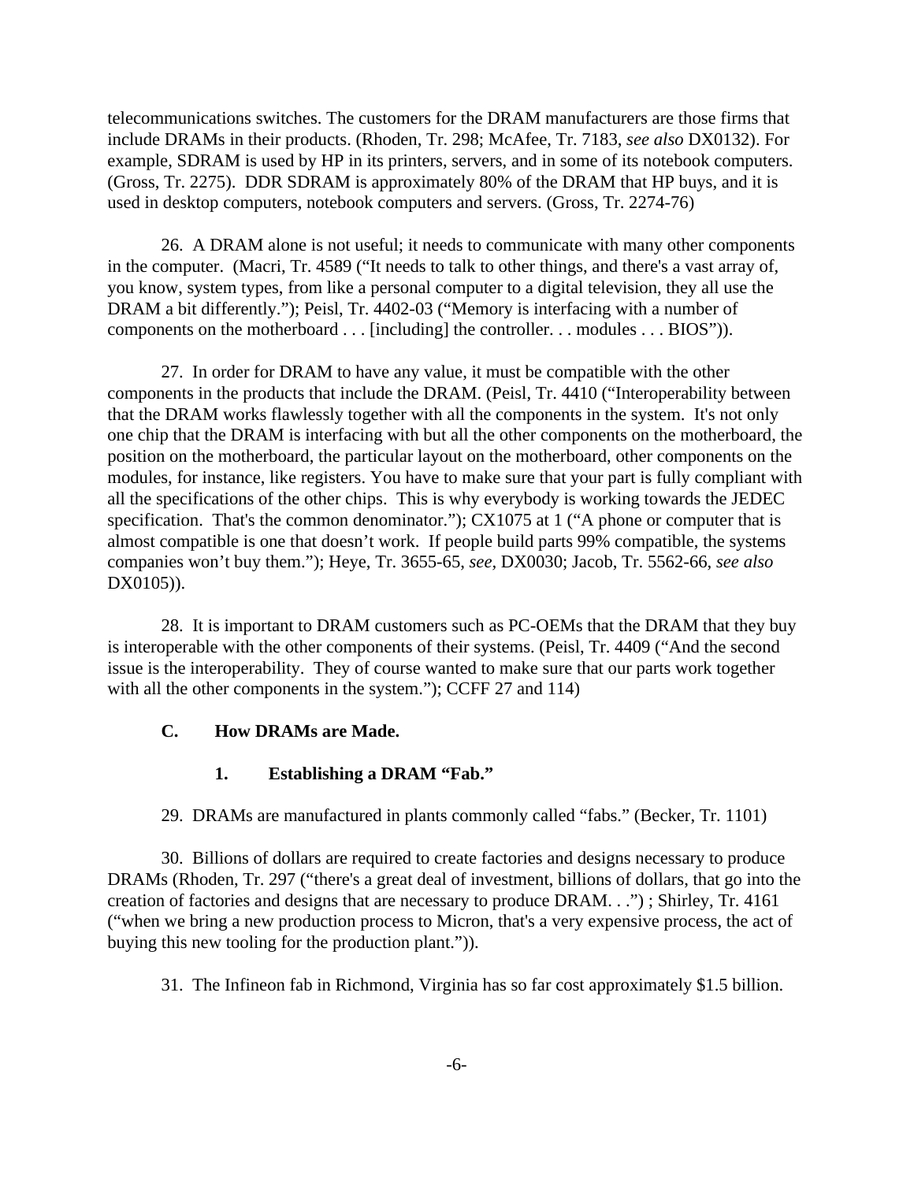telecommunications switches. The customers for the DRAM manufacturers are those firms that include DRAMs in their products. (Rhoden, Tr. 298; McAfee, Tr. 7183, *see also* DX0132). For example, SDRAM is used by HP in its printers, servers, and in some of its notebook computers. (Gross, Tr. 2275). DDR SDRAM is approximately 80% of the DRAM that HP buys, and it is used in desktop computers, notebook computers and servers. (Gross, Tr. 2274-76)

26. A DRAM alone is not useful; it needs to communicate with many other components in the computer. (Macri, Tr. 4589 ("It needs to talk to other things, and there's a vast array of, you know, system types, from like a personal computer to a digital television, they all use the DRAM a bit differently."); Peisl, Tr. 4402-03 ("Memory is interfacing with a number of components on the motherboard . . . [including] the controller. . . modules . . . BIOS")).

27. In order for DRAM to have any value, it must be compatible with the other components in the products that include the DRAM. (Peisl, Tr. 4410 ("Interoperability between that the DRAM works flawlessly together with all the components in the system. It's not only one chip that the DRAM is interfacing with but all the other components on the motherboard, the position on the motherboard, the particular layout on the motherboard, other components on the modules, for instance, like registers. You have to make sure that your part is fully compliant with all the specifications of the other chips. This is why everybody is working towards the JEDEC specification. That's the common denominator."); CX1075 at 1 ("A phone or computer that is almost compatible is one that doesn't work. If people build parts 99% compatible, the systems companies won't buy them."); Heye, Tr. 3655-65, *see*, DX0030; Jacob, Tr. 5562-66, *see also* DX0105)).

28. It is important to DRAM customers such as PC-OEMs that the DRAM that they buy is interoperable with the other components of their systems. (Peisl, Tr. 4409 ("And the second issue is the interoperability. They of course wanted to make sure that our parts work together with all the other components in the system."); CCFF 27 and 114)

### C. How DRAMs are Made.

#### 1. Establishing a DRAM "Fab."

29. DRAMs are manufactured in plants commonly called "fabs." (Becker, Tr. 1101)

30. Billions of dollars are required to create factories and designs necessary to produce DRAMs (Rhoden, Tr. 297 ("there's a great deal of investment, billions of dollars, that go into the creation of factories and designs that are necessary to produce DRAM. . .") ; Shirley, Tr. 4161 ("when we bring a new production process to Micron, that's a very expensive process, the act of buying this new tooling for the production plant.")).

31. The Infineon fab in Richmond, Virginia has so far cost approximately $1.5 billion.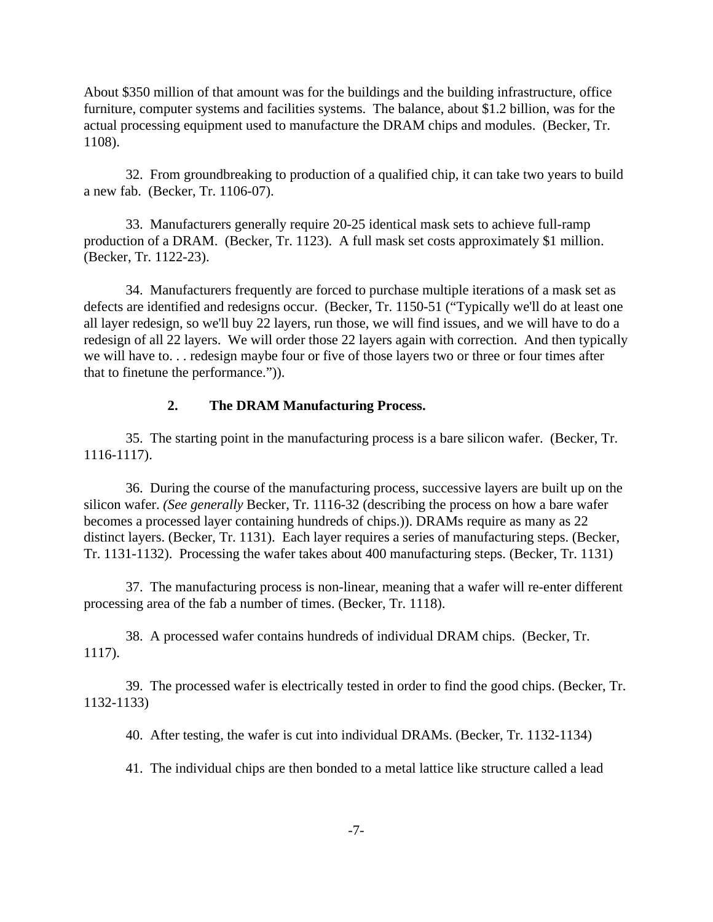About $350 million of that amount was for the buildings and the building infrastructure, office furniture, computer systems and facilities systems. The balance, about $1.2 billion, was for the actual processing equipment used to manufacture the DRAM chips and modules. (Becker, Tr. 1108).

32. From groundbreaking to production of a qualified chip, it can take two years to build a new fab. (Becker, Tr. 1106-07).

33. Manufacturers generally require 20-25 identical mask sets to achieve full-ramp production of a DRAM. (Becker, Tr. 1123). A full mask set costs approximately $1 million. (Becker, Tr. 1122-23).

34. Manufacturers frequently are forced to purchase multiple iterations of a mask set as defects are identified and redesigns occur. (Becker, Tr. 1150-51 ("Typically we'll do at least one all layer redesign, so we'll buy 22 layers, run those, we will find issues, and we will have to do a redesign of all 22 layers. We will order those 22 layers again with correction. And then typically we will have to. . . redesign maybe four or five of those layers two or three or four times after that to finetune the performance.")).

### 2. The DRAM Manufacturing Process.

35. The starting point in the manufacturing process is a bare silicon wafer. (Becker, Tr. 1116-1117).

36. During the course of the manufacturing process, successive layers are built up on the silicon wafer. *(See generally* Becker, Tr. 1116-32 (describing the process on how a bare wafer becomes a processed layer containing hundreds of chips.)). DRAMs require as many as 22 distinct layers. (Becker, Tr. 1131). Each layer requires a series of manufacturing steps. (Becker, Tr. 1131-1132). Processing the wafer takes about 400 manufacturing steps. (Becker, Tr. 1131)

37. The manufacturing process is non-linear, meaning that a wafer will re-enter different processing area of the fab a number of times. (Becker, Tr. 1118).

38. A processed wafer contains hundreds of individual DRAM chips. (Becker, Tr. 1117).

39. The processed wafer is electrically tested in order to find the good chips. (Becker, Tr. 1132-1133)

40. After testing, the wafer is cut into individual DRAMs. (Becker, Tr. 1132-1134)

41. The individual chips are then bonded to a metal lattice like structure called a lead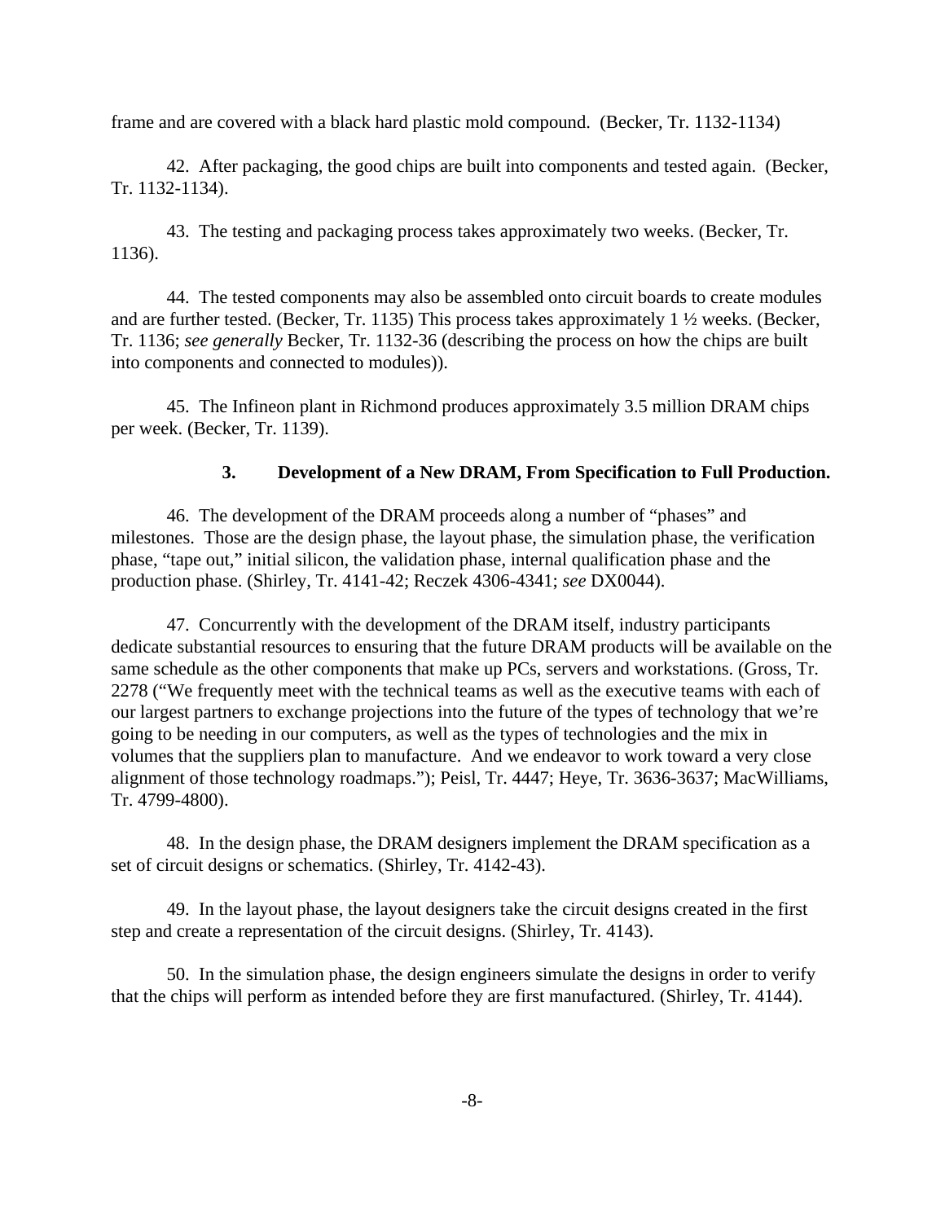frame and are covered with a black hard plastic mold compound. (Becker, Tr. 1132-1134)

42. After packaging, the good chips are built into components and tested again. (Becker, Tr. 1132-1134).

43. The testing and packaging process takes approximately two weeks. (Becker, Tr. 1136).

44. The tested components may also be assembled onto circuit boards to create modules and are further tested. (Becker, Tr. 1135) This process takes approximately 1 ½ weeks. (Becker, Tr. 1136; *see generally* Becker, Tr. 1132-36 (describing the process on how the chips are built into components and connected to modules)).

45. The Infineon plant in Richmond produces approximately 3.5 million DRAM chips per week. (Becker, Tr. 1139).

### 3. Development of a New DRAM, From Specification to Full Production.

46. The development of the DRAM proceeds along a number of "phases" and milestones. Those are the design phase, the layout phase, the simulation phase, the verification phase, "tape out," initial silicon, the validation phase, internal qualification phase and the production phase. (Shirley, Tr. 4141-42; Reczek 4306-4341; *see* DX0044).

47. Concurrently with the development of the DRAM itself, industry participants dedicate substantial resources to ensuring that the future DRAM products will be available on the same schedule as the other components that make up PCs, servers and workstations. (Gross, Tr. 2278 ("We frequently meet with the technical teams as well as the executive teams with each of our largest partners to exchange projections into the future of the types of technology that we're going to be needing in our computers, as well as the types of technologies and the mix in volumes that the suppliers plan to manufacture. And we endeavor to work toward a very close alignment of those technology roadmaps."); Peisl, Tr. 4447; Heye, Tr. 3636-3637; MacWilliams, Tr. 4799-4800).

48. In the design phase, the DRAM designers implement the DRAM specification as a set of circuit designs or schematics. (Shirley, Tr. 4142-43).

49. In the layout phase, the layout designers take the circuit designs created in the first step and create a representation of the circuit designs. (Shirley, Tr. 4143).

50. In the simulation phase, the design engineers simulate the designs in order to verify that the chips will perform as intended before they are first manufactured. (Shirley, Tr. 4144).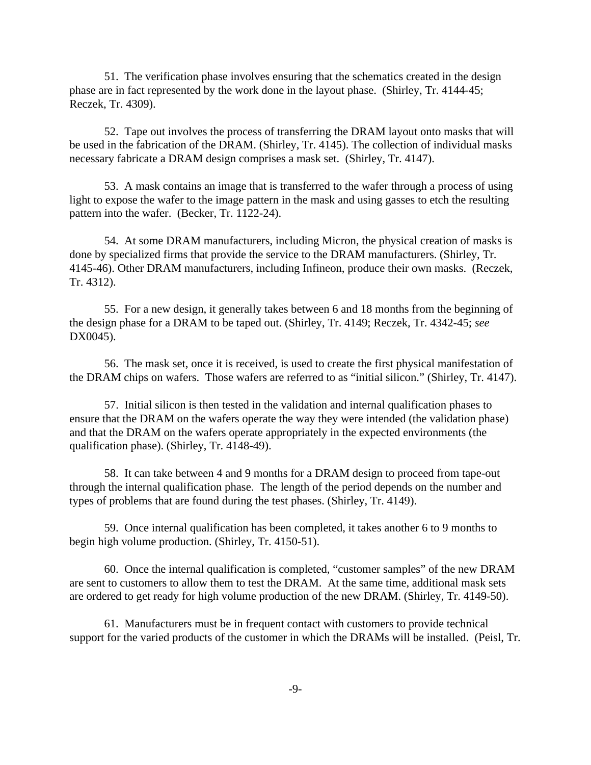51. The verification phase involves ensuring that the schematics created in the design phase are in fact represented by the work done in the layout phase. (Shirley, Tr. 4144-45; Reczek, Tr. 4309).

52. Tape out involves the process of transferring the DRAM layout onto masks that will be used in the fabrication of the DRAM. (Shirley, Tr. 4145). The collection of individual masks necessary fabricate a DRAM design comprises a mask set. (Shirley, Tr. 4147).

53. A mask contains an image that is transferred to the wafer through a process of using light to expose the wafer to the image pattern in the mask and using gasses to etch the resulting pattern into the wafer. (Becker, Tr. 1122-24).

54. At some DRAM manufacturers, including Micron, the physical creation of masks is done by specialized firms that provide the service to the DRAM manufacturers. (Shirley, Tr. 4145-46). Other DRAM manufacturers, including Infineon, produce their own masks. (Reczek, Tr. 4312).

55. For a new design, it generally takes between 6 and 18 months from the beginning of the design phase for a DRAM to be taped out. (Shirley, Tr. 4149; Reczek, Tr. 4342-45; *see* DX0045).

56. The mask set, once it is received, is used to create the first physical manifestation of the DRAM chips on wafers. Those wafers are referred to as "initial silicon." (Shirley, Tr. 4147).

57. Initial silicon is then tested in the validation and internal qualification phases to ensure that the DRAM on the wafers operate the way they were intended (the validation phase) and that the DRAM on the wafers operate appropriately in the expected environments (the qualification phase). (Shirley, Tr. 4148-49).

58. It can take between 4 and 9 months for a DRAM design to proceed from tape-out through the internal qualification phase. The length of the period depends on the number and types of problems that are found during the test phases. (Shirley, Tr. 4149).

59. Once internal qualification has been completed, it takes another 6 to 9 months to begin high volume production. (Shirley, Tr. 4150-51).

60. Once the internal qualification is completed, "customer samples" of the new DRAM are sent to customers to allow them to test the DRAM. At the same time, additional mask sets are ordered to get ready for high volume production of the new DRAM. (Shirley, Tr. 4149-50).

61. Manufacturers must be in frequent contact with customers to provide technical support for the varied products of the customer in which the DRAMs will be installed. (Peisl, Tr.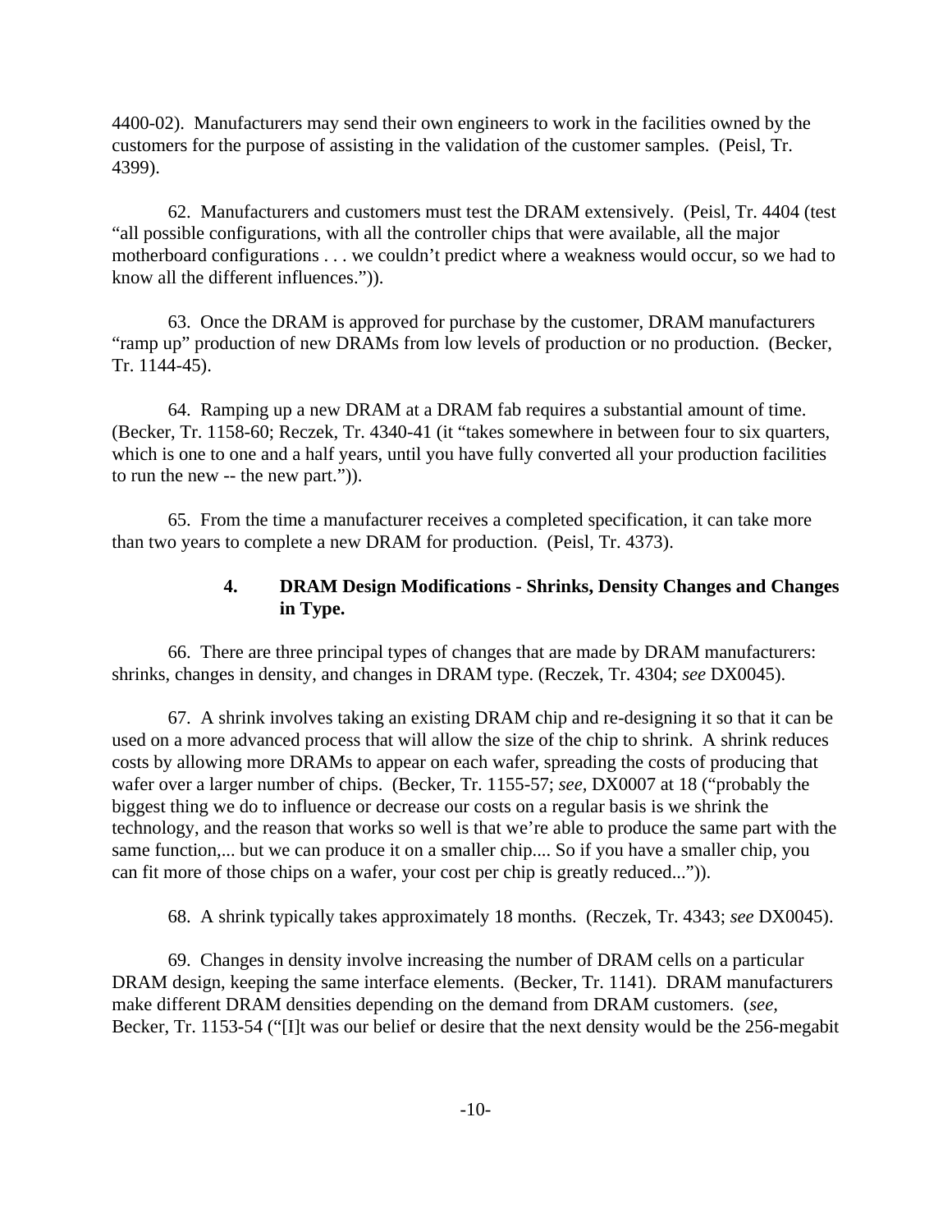4400-02). Manufacturers may send their own engineers to work in the facilities owned by the customers for the purpose of assisting in the validation of the customer samples. (Peisl, Tr. 4399).

62. Manufacturers and customers must test the DRAM extensively. (Peisl, Tr. 4404 (test "all possible configurations, with all the controller chips that were available, all the major motherboard configurations . . . we couldn't predict where a weakness would occur, so we had to know all the different influences.")).

63. Once the DRAM is approved for purchase by the customer, DRAM manufacturers "ramp up" production of new DRAMs from low levels of production or no production. (Becker, Tr. 1144-45).

64. Ramping up a new DRAM at a DRAM fab requires a substantial amount of time. (Becker, Tr. 1158-60; Reczek, Tr. 4340-41 (it "takes somewhere in between four to six quarters, which is one to one and a half years, until you have fully converted all your production facilities to run the new -- the new part.")).

65. From the time a manufacturer receives a completed specification, it can take more than two years to complete a new DRAM for production. (Peisl, Tr. 4373).

#### 4. DRAM Design Modifications - Shrinks, Density Changes and Changes in Type.

66. There are three principal types of changes that are made by DRAM manufacturers: shrinks, changes in density, and changes in DRAM type. (Reczek, Tr. 4304; *see* DX0045).

67. A shrink involves taking an existing DRAM chip and re-designing it so that it can be used on a more advanced process that will allow the size of the chip to shrink. A shrink reduces costs by allowing more DRAMs to appear on each wafer, spreading the costs of producing that wafer over a larger number of chips. (Becker, Tr. 1155-57; *see*, DX0007 at 18 ("probably the biggest thing we do to influence or decrease our costs on a regular basis is we shrink the technology, and the reason that works so well is that we're able to produce the same part with the same function,... but we can produce it on a smaller chip.... So if you have a smaller chip, you can fit more of those chips on a wafer, your cost per chip is greatly reduced...")).

68. A shrink typically takes approximately 18 months. (Reczek, Tr. 4343; *see* DX0045).

69. Changes in density involve increasing the number of DRAM cells on a particular DRAM design, keeping the same interface elements. (Becker, Tr. 1141). DRAM manufacturers make different DRAM densities depending on the demand from DRAM customers. (*see*, Becker, Tr. 1153-54 ("[I]t was our belief or desire that the next density would be the 256-megabit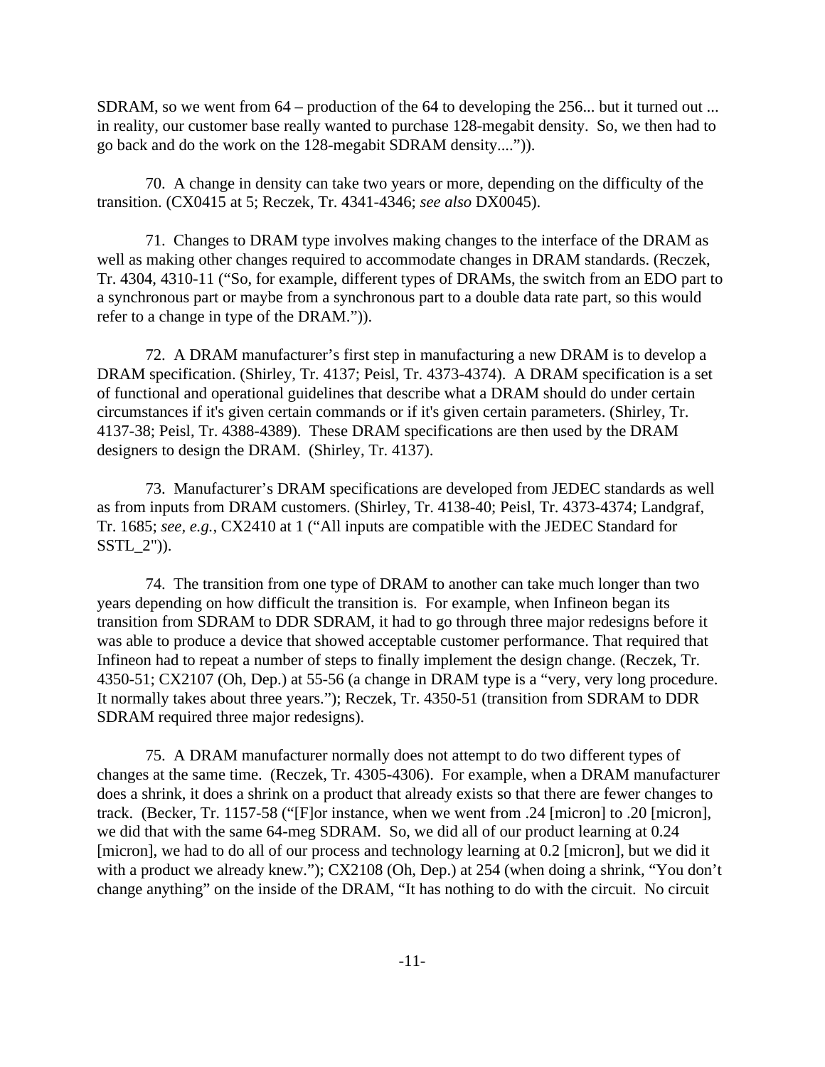SDRAM, so we went from 64 – production of the 64 to developing the 256... but it turned out ... in reality, our customer base really wanted to purchase 128-megabit density. So, we then had to go back and do the work on the 128-megabit SDRAM density....")).

70. A change in density can take two years or more, depending on the difficulty of the transition. (CX0415 at 5; Reczek, Tr. 4341-4346; *see also* DX0045).

71. Changes to DRAM type involves making changes to the interface of the DRAM as well as making other changes required to accommodate changes in DRAM standards. (Reczek, Tr. 4304, 4310-11 ("So, for example, different types of DRAMs, the switch from an EDO part to a synchronous part or maybe from a synchronous part to a double data rate part, so this would refer to a change in type of the DRAM.")).

72. A DRAM manufacturer's first step in manufacturing a new DRAM is to develop a DRAM specification. (Shirley, Tr. 4137; Peisl, Tr. 4373-4374). A DRAM specification is a set of functional and operational guidelines that describe what a DRAM should do under certain circumstances if it's given certain commands or if it's given certain parameters. (Shirley, Tr. 4137-38; Peisl, Tr. 4388-4389). These DRAM specifications are then used by the DRAM designers to design the DRAM. (Shirley, Tr. 4137).

73. Manufacturer's DRAM specifications are developed from JEDEC standards as well as from inputs from DRAM customers. (Shirley, Tr. 4138-40; Peisl, Tr. 4373-4374; Landgraf, Tr. 1685; *see, e.g.*, CX2410 at 1 ("All inputs are compatible with the JEDEC Standard for SSTL_2")).

74. The transition from one type of DRAM to another can take much longer than two years depending on how difficult the transition is. For example, when Infineon began its transition from SDRAM to DDR SDRAM, it had to go through three major redesigns before it was able to produce a device that showed acceptable customer performance. That required that Infineon had to repeat a number of steps to finally implement the design change. (Reczek, Tr. 4350-51; CX2107 (Oh, Dep.) at 55-56 (a change in DRAM type is a "very, very long procedure. It normally takes about three years."); Reczek, Tr. 4350-51 (transition from SDRAM to DDR SDRAM required three major redesigns).

75. A DRAM manufacturer normally does not attempt to do two different types of changes at the same time. (Reczek, Tr. 4305-4306). For example, when a DRAM manufacturer does a shrink, it does a shrink on a product that already exists so that there are fewer changes to track. (Becker, Tr. 1157-58 ("[F]or instance, when we went from .24 [micron] to .20 [micron], we did that with the same 64-meg SDRAM. So, we did all of our product learning at 0.24 [micron], we had to do all of our process and technology learning at 0.2 [micron], but we did it with a product we already knew."); CX2108 (Oh, Dep.) at 254 (when doing a shrink, "You don't change anything" on the inside of the DRAM, "It has nothing to do with the circuit. No circuit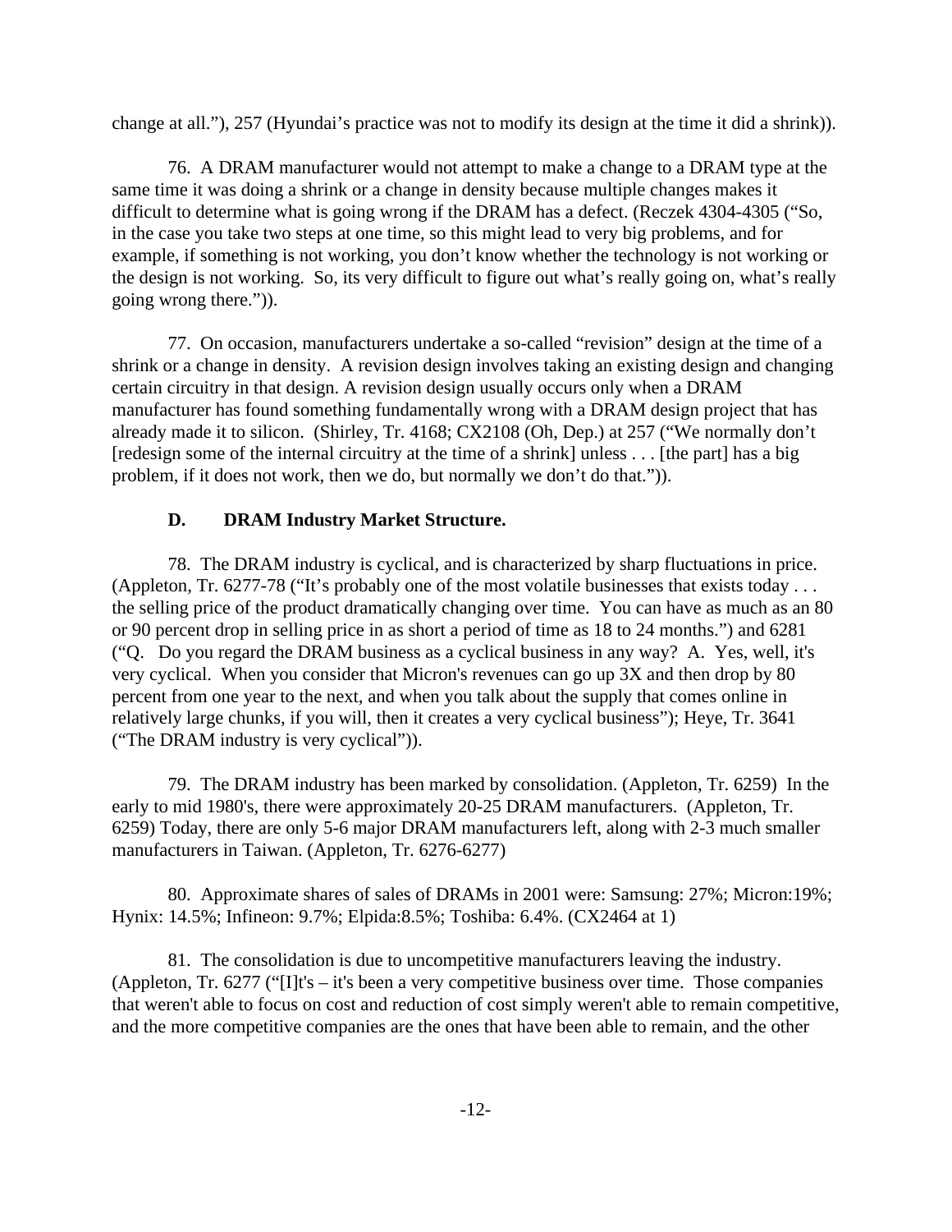change at all."), 257 (Hyundai's practice was not to modify its design at the time it did a shrink)).

76. A DRAM manufacturer would not attempt to make a change to a DRAM type at the same time it was doing a shrink or a change in density because multiple changes makes it difficult to determine what is going wrong if the DRAM has a defect. (Reczek 4304-4305 ("So, in the case you take two steps at one time, so this might lead to very big problems, and for example, if something is not working, you don't know whether the technology is not working or the design is not working. So, its very difficult to figure out what's really going on, what's really going wrong there.")).

77. On occasion, manufacturers undertake a so-called "revision" design at the time of a shrink or a change in density. A revision design involves taking an existing design and changing certain circuitry in that design. A revision design usually occurs only when a DRAM manufacturer has found something fundamentally wrong with a DRAM design project that has already made it to silicon. (Shirley, Tr. 4168; CX2108 (Oh, Dep.) at 257 ("We normally don't [redesign some of the internal circuitry at the time of a shrink] unless . . . [the part] has a big problem, if it does not work, then we do, but normally we don't do that.")).

### D. DRAM Industry Market Structure.

78. The DRAM industry is cyclical, and is characterized by sharp fluctuations in price. (Appleton, Tr. 6277-78 ("It's probably one of the most volatile businesses that exists today . . . the selling price of the product dramatically changing over time. You can have as much as an 80 or 90 percent drop in selling price in as short a period of time as 18 to 24 months.") and 6281 ("Q. Do you regard the DRAM business as a cyclical business in any way? A. Yes, well, it's very cyclical. When you consider that Micron's revenues can go up 3X and then drop by 80 percent from one year to the next, and when you talk about the supply that comes online in relatively large chunks, if you will, then it creates a very cyclical business"); Heye, Tr. 3641 ("The DRAM industry is very cyclical")).

79. The DRAM industry has been marked by consolidation. (Appleton, Tr. 6259) In the early to mid 1980's, there were approximately 20-25 DRAM manufacturers. (Appleton, Tr. 6259) Today, there are only 5-6 major DRAM manufacturers left, along with 2-3 much smaller manufacturers in Taiwan. (Appleton, Tr. 6276-6277)

80. Approximate shares of sales of DRAMs in 2001 were: Samsung: 27%; Micron:19%; Hynix: 14.5%; Infineon: 9.7%; Elpida:8.5%; Toshiba: 6.4%. (CX2464 at 1)

81. The consolidation is due to uncompetitive manufacturers leaving the industry. (Appleton, Tr. 6277 ("[I]t's – it's been a very competitive business over time. Those companies that weren't able to focus on cost and reduction of cost simply weren't able to remain competitive, and the more competitive companies are the ones that have been able to remain, and the other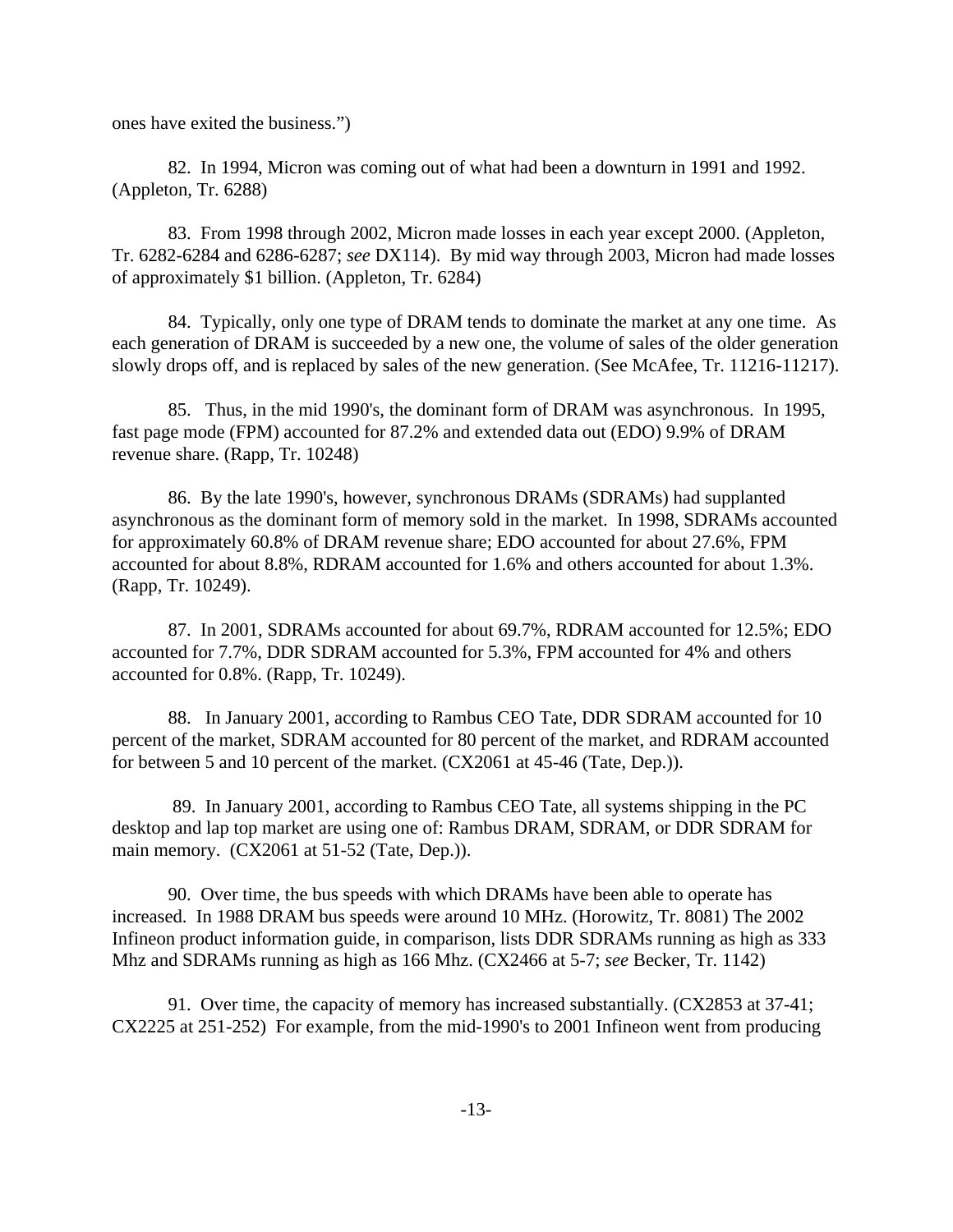ones have exited the business.")

82. In 1994, Micron was coming out of what had been a downturn in 1991 and 1992. (Appleton, Tr. 6288)

83. From 1998 through 2002, Micron made losses in each year except 2000. (Appleton, Tr. 6282-6284 and 6286-6287; *see* DX114). By mid way through 2003, Micron had made losses of approximately $1 billion. (Appleton, Tr. 6284)

84. Typically, only one type of DRAM tends to dominate the market at any one time. As each generation of DRAM is succeeded by a new one, the volume of sales of the older generation slowly drops off, and is replaced by sales of the new generation. (See McAfee, Tr. 11216-11217).

85. Thus, in the mid 1990's, the dominant form of DRAM was asynchronous. In 1995, fast page mode (FPM) accounted for 87.2% and extended data out (EDO) 9.9% of DRAM revenue share. (Rapp, Tr. 10248)

86. By the late 1990's, however, synchronous DRAMs (SDRAMs) had supplanted asynchronous as the dominant form of memory sold in the market. In 1998, SDRAMs accounted for approximately 60.8% of DRAM revenue share; EDO accounted for about 27.6%, FPM accounted for about 8.8%, RDRAM accounted for 1.6% and others accounted for about 1.3%. (Rapp, Tr. 10249).

87. In 2001, SDRAMs accounted for about 69.7%, RDRAM accounted for 12.5%; EDO accounted for 7.7%, DDR SDRAM accounted for 5.3%, FPM accounted for 4% and others accounted for 0.8%. (Rapp, Tr. 10249).

88. In January 2001, according to Rambus CEO Tate, DDR SDRAM accounted for 10 percent of the market, SDRAM accounted for 80 percent of the market, and RDRAM accounted for between 5 and 10 percent of the market. (CX2061 at 45-46 (Tate, Dep.)).

89. In January 2001, according to Rambus CEO Tate, all systems shipping in the PC desktop and lap top market are using one of: Rambus DRAM, SDRAM, or DDR SDRAM for main memory. (CX2061 at 51-52 (Tate, Dep.)).

90. Over time, the bus speeds with which DRAMs have been able to operate has increased. In 1988 DRAM bus speeds were around 10 MHz. (Horowitz, Tr. 8081) The 2002 Infineon product information guide, in comparison, lists DDR SDRAMs running as high as 333 Mhz and SDRAMs running as high as 166 Mhz. (CX2466 at 5-7; *see* Becker, Tr. 1142)

91. Over time, the capacity of memory has increased substantially. (CX2853 at 37-41; CX2225 at 251-252) For example, from the mid-1990's to 2001 Infineon went from producing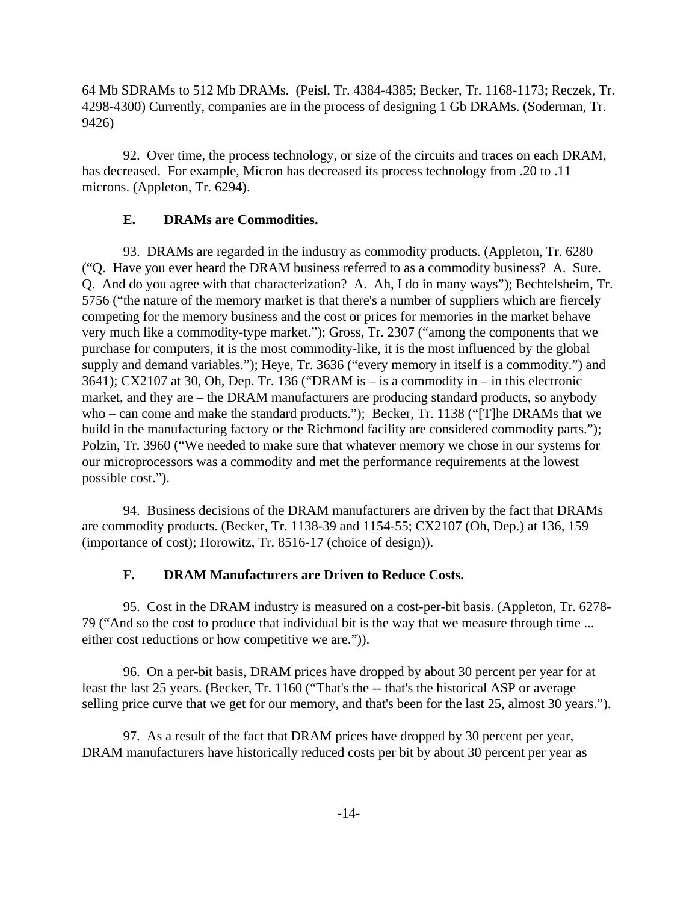64 Mb SDRAMs to 512 Mb DRAMs. (Peisl, Tr. 4384-4385; Becker, Tr. 1168-1173; Reczek, Tr. 4298-4300) Currently, companies are in the process of designing 1 Gb DRAMs. (Soderman, Tr. 9426)

92. Over time, the process technology, or size of the circuits and traces on each DRAM, has decreased. For example, Micron has decreased its process technology from .20 to .11 microns. (Appleton, Tr. 6294).

### E. DRAMs are Commodities.

93. DRAMs are regarded in the industry as commodity products. (Appleton, Tr. 6280 ("Q. Have you ever heard the DRAM business referred to as a commodity business? A. Sure. Q. And do you agree with that characterization? A. Ah, I do in many ways"); Bechtelsheim, Tr. 5756 ("the nature of the memory market is that there's a number of suppliers which are fiercely competing for the memory business and the cost or prices for memories in the market behave very much like a commodity-type market."); Gross, Tr. 2307 ("among the components that we purchase for computers, it is the most commodity-like, it is the most influenced by the global supply and demand variables."); Heye, Tr. 3636 ("every memory in itself is a commodity.") and 3641); CX2107 at 30, Oh, Dep. Tr. 136 ("DRAM is – is a commodity in – in this electronic market, and they are – the DRAM manufacturers are producing standard products, so anybody who – can come and make the standard products."); Becker, Tr. 1138 ("[T]he DRAMs that we build in the manufacturing factory or the Richmond facility are considered commodity parts."); Polzin, Tr. 3960 ("We needed to make sure that whatever memory we chose in our systems for our microprocessors was a commodity and met the performance requirements at the lowest possible cost.").

94. Business decisions of the DRAM manufacturers are driven by the fact that DRAMs are commodity products. (Becker, Tr. 1138-39 and 1154-55; CX2107 (Oh, Dep.) at 136, 159 (importance of cost); Horowitz, Tr. 8516-17 (choice of design)).

### F. DRAM Manufacturers are Driven to Reduce Costs.

95. Cost in the DRAM industry is measured on a cost-per-bit basis. (Appleton, Tr. 6278-79 ("And so the cost to produce that individual bit is the way that we measure through time ... either cost reductions or how competitive we are.")).

96. On a per-bit basis, DRAM prices have dropped by about 30 percent per year for at least the last 25 years. (Becker, Tr. 1160 ("That's the -- that's the historical ASP or average selling price curve that we get for our memory, and that's been for the last 25, almost 30 years.").

97. As a result of the fact that DRAM prices have dropped by 30 percent per year, DRAM manufacturers have historically reduced costs per bit by about 30 percent per year as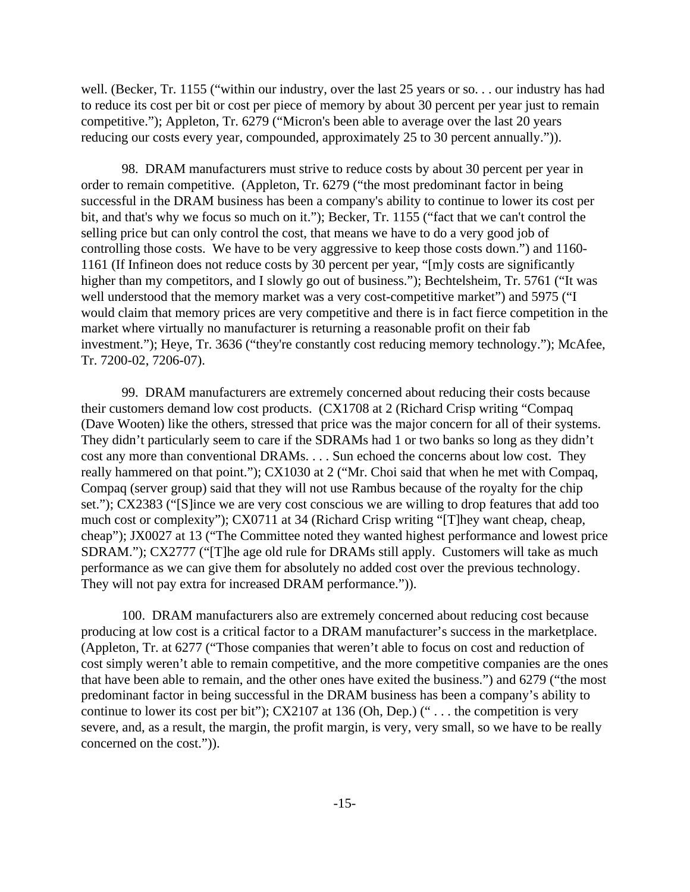well. (Becker, Tr. 1155 ("within our industry, over the last 25 years or so. . . our industry has had to reduce its cost per bit or cost per piece of memory by about 30 percent per year just to remain competitive."); Appleton, Tr. 6279 ("Micron's been able to average over the last 20 years reducing our costs every year, compounded, approximately 25 to 30 percent annually.")).

98. DRAM manufacturers must strive to reduce costs by about 30 percent per year in order to remain competitive. (Appleton, Tr. 6279 ("the most predominant factor in being successful in the DRAM business has been a company's ability to continue to lower its cost per bit, and that's why we focus so much on it."); Becker, Tr. 1155 ("fact that we can't control the selling price but can only control the cost, that means we have to do a very good job of controlling those costs. We have to be very aggressive to keep those costs down.") and 1160-1161 (If Infineon does not reduce costs by 30 percent per year, "[m]y costs are significantly higher than my competitors, and I slowly go out of business."); Bechtelsheim, Tr. 5761 ("It was well understood that the memory market was a very cost-competitive market") and 5975 ("I would claim that memory prices are very competitive and there is in fact fierce competition in the market where virtually no manufacturer is returning a reasonable profit on their fab investment."); Heye, Tr. 3636 ("they're constantly cost reducing memory technology."); McAfee, Tr. 7200-02, 7206-07).

99. DRAM manufacturers are extremely concerned about reducing their costs because their customers demand low cost products. (CX1708 at 2 (Richard Crisp writing "Compaq (Dave Wooten) like the others, stressed that price was the major concern for all of their systems. They didn't particularly seem to care if the SDRAMs had 1 or two banks so long as they didn't cost any more than conventional DRAMs. . . . Sun echoed the concerns about low cost. They really hammered on that point."); CX1030 at 2 ("Mr. Choi said that when he met with Compaq, Compaq (server group) said that they will not use Rambus because of the royalty for the chip set."); CX2383 ("[S]ince we are very cost conscious we are willing to drop features that add too much cost or complexity"); CX0711 at 34 (Richard Crisp writing "[T]hey want cheap, cheap, cheap"); JX0027 at 13 ("The Committee noted they wanted highest performance and lowest price SDRAM."); CX2777 ("[T]he age old rule for DRAMs still apply. Customers will take as much performance as we can give them for absolutely no added cost over the previous technology. They will not pay extra for increased DRAM performance.")).

100. DRAM manufacturers also are extremely concerned about reducing cost because producing at low cost is a critical factor to a DRAM manufacturer's success in the marketplace. (Appleton, Tr. at 6277 ("Those companies that weren't able to focus on cost and reduction of cost simply weren't able to remain competitive, and the more competitive companies are the ones that have been able to remain, and the other ones have exited the business.") and 6279 ("the most predominant factor in being successful in the DRAM business has been a company's ability to continue to lower its cost per bit"); CX2107 at 136 (Oh, Dep.) (" . . . the competition is very severe, and, as a result, the margin, the profit margin, is very, very small, so we have to be really concerned on the cost.")).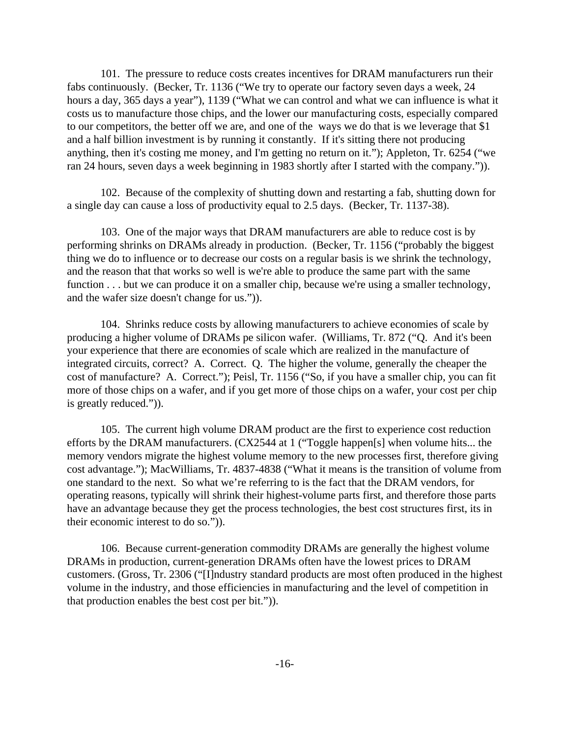101. The pressure to reduce costs creates incentives for DRAM manufacturers run their fabs continuously. (Becker, Tr. 1136 ("We try to operate our factory seven days a week, 24 hours a day, 365 days a year"), 1139 ("What we can control and what we can influence is what it costs us to manufacture those chips, and the lower our manufacturing costs, especially compared to our competitors, the better off we are, and one of the ways we do that is we leverage that $1 and a half billion investment is by running it constantly. If it's sitting there not producing anything, then it's costing me money, and I'm getting no return on it."); Appleton, Tr. 6254 ("we ran 24 hours, seven days a week beginning in 1983 shortly after I started with the company.")).

102. Because of the complexity of shutting down and restarting a fab, shutting down for a single day can cause a loss of productivity equal to 2.5 days. (Becker, Tr. 1137-38).

103. One of the major ways that DRAM manufacturers are able to reduce cost is by performing shrinks on DRAMs already in production. (Becker, Tr. 1156 ("probably the biggest thing we do to influence or to decrease our costs on a regular basis is we shrink the technology, and the reason that that works so well is we're able to produce the same part with the same function . . . but we can produce it on a smaller chip, because we're using a smaller technology, and the wafer size doesn't change for us.")).

104. Shrinks reduce costs by allowing manufacturers to achieve economies of scale by producing a higher volume of DRAMs pe silicon wafer. (Williams, Tr. 872 ("Q. And it's been your experience that there are economies of scale which are realized in the manufacture of integrated circuits, correct? A. Correct. Q. The higher the volume, generally the cheaper the cost of manufacture? A. Correct."); Peisl, Tr. 1156 ("So, if you have a smaller chip, you can fit more of those chips on a wafer, and if you get more of those chips on a wafer, your cost per chip is greatly reduced.")).

105. The current high volume DRAM product are the first to experience cost reduction efforts by the DRAM manufacturers. (CX2544 at 1 ("Toggle happen[s] when volume hits... the memory vendors migrate the highest volume memory to the new processes first, therefore giving cost advantage."); MacWilliams, Tr. 4837-4838 ("What it means is the transition of volume from one standard to the next. So what we're referring to is the fact that the DRAM vendors, for operating reasons, typically will shrink their highest-volume parts first, and therefore those parts have an advantage because they get the process technologies, the best cost structures first, its in their economic interest to do so.")).

106. Because current-generation commodity DRAMs are generally the highest volume DRAMs in production, current-generation DRAMs often have the lowest prices to DRAM customers. (Gross, Tr. 2306 ("[I]ndustry standard products are most often produced in the highest volume in the industry, and those efficiencies in manufacturing and the level of competition in that production enables the best cost per bit.")).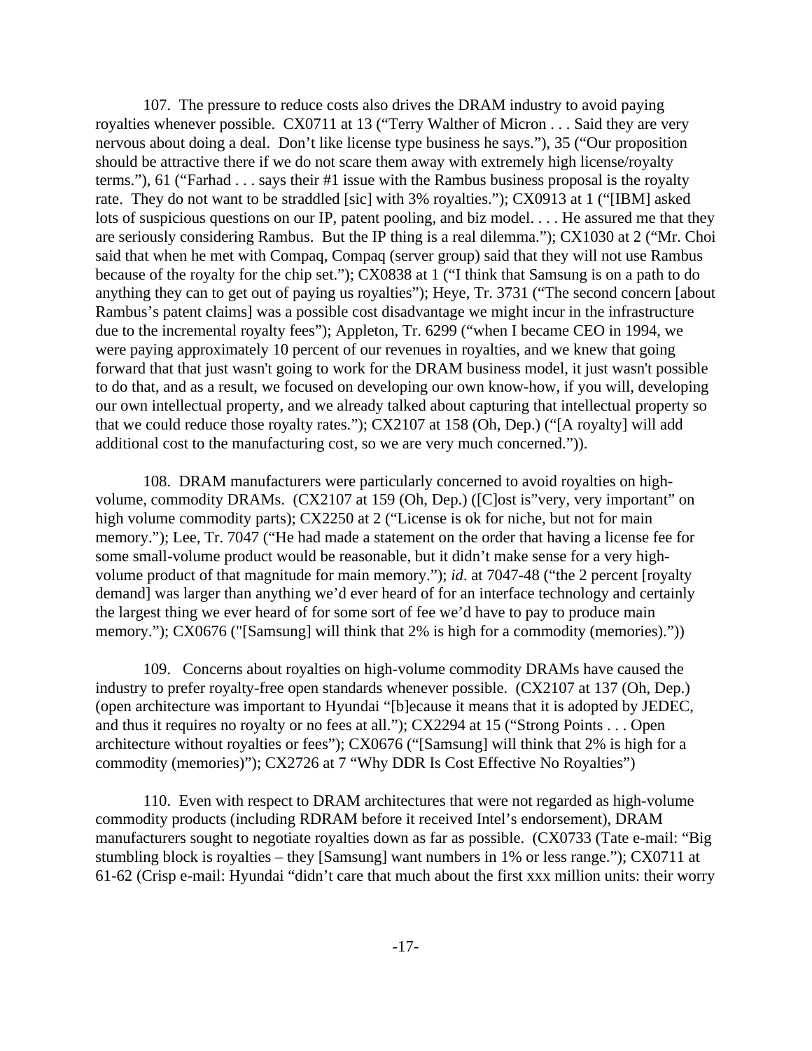107. The pressure to reduce costs also drives the DRAM industry to avoid paying royalties whenever possible. CX0711 at 13 ("Terry Walther of Micron . . . Said they are very nervous about doing a deal. Don't like license type business he says."), 35 ("Our proposition should be attractive there if we do not scare them away with extremely high license/royalty terms."), 61 ("Farhad . . . says their #1 issue with the Rambus business proposal is the royalty rate. They do not want to be straddled [sic] with 3% royalties."); CX0913 at 1 ("[IBM] asked lots of suspicious questions on our IP, patent pooling, and biz model. . . . He assured me that they are seriously considering Rambus. But the IP thing is a real dilemma."); CX1030 at 2 ("Mr. Choi said that when he met with Compaq, Compaq (server group) said that they will not use Rambus because of the royalty for the chip set."); CX0838 at 1 ("I think that Samsung is on a path to do anything they can to get out of paying us royalties"); Heye, Tr. 3731 ("The second concern [about Rambus's patent claims] was a possible cost disadvantage we might incur in the infrastructure due to the incremental royalty fees"); Appleton, Tr. 6299 ("when I became CEO in 1994, we were paying approximately 10 percent of our revenues in royalties, and we knew that going forward that that just wasn't going to work for the DRAM business model, it just wasn't possible to do that, and as a result, we focused on developing our own know-how, if you will, developing our own intellectual property, and we already talked about capturing that intellectual property so that we could reduce those royalty rates."); CX2107 at 158 (Oh, Dep.) ("[A royalty] will add additional cost to the manufacturing cost, so we are very much concerned.")).

108. DRAM manufacturers were particularly concerned to avoid royalties on high-volume, commodity DRAMs. (CX2107 at 159 (Oh, Dep.) ([C]ost is"very, very important" on high volume commodity parts); CX2250 at 2 ("License is ok for niche, but not for main memory."); Lee, Tr. 7047 ("He had made a statement on the order that having a license fee for some small-volume product would be reasonable, but it didn't make sense for a very high-volume product of that magnitude for main memory."); *id*. at 7047-48 ("the 2 percent [royalty demand] was larger than anything we'd ever heard of for an interface technology and certainly the largest thing we ever heard of for some sort of fee we'd have to pay to produce main memory."); CX0676 ("[Samsung] will think that 2% is high for a commodity (memories)."))

109. Concerns about royalties on high-volume commodity DRAMs have caused the industry to prefer royalty-free open standards whenever possible. (CX2107 at 137 (Oh, Dep.) (open architecture was important to Hyundai "[b]ecause it means that it is adopted by JEDEC, and thus it requires no royalty or no fees at all."); CX2294 at 15 ("Strong Points . . . Open architecture without royalties or fees"); CX0676 ("[Samsung] will think that 2% is high for a commodity (memories)"); CX2726 at 7 "Why DDR Is Cost Effective No Royalties")

110. Even with respect to DRAM architectures that were not regarded as high-volume commodity products (including RDRAM before it received Intel's endorsement), DRAM manufacturers sought to negotiate royalties down as far as possible. (CX0733 (Tate e-mail: "Big stumbling block is royalties – they [Samsung] want numbers in 1% or less range."); CX0711 at 61-62 (Crisp e-mail: Hyundai "didn't care that much about the first xxx million units: their worry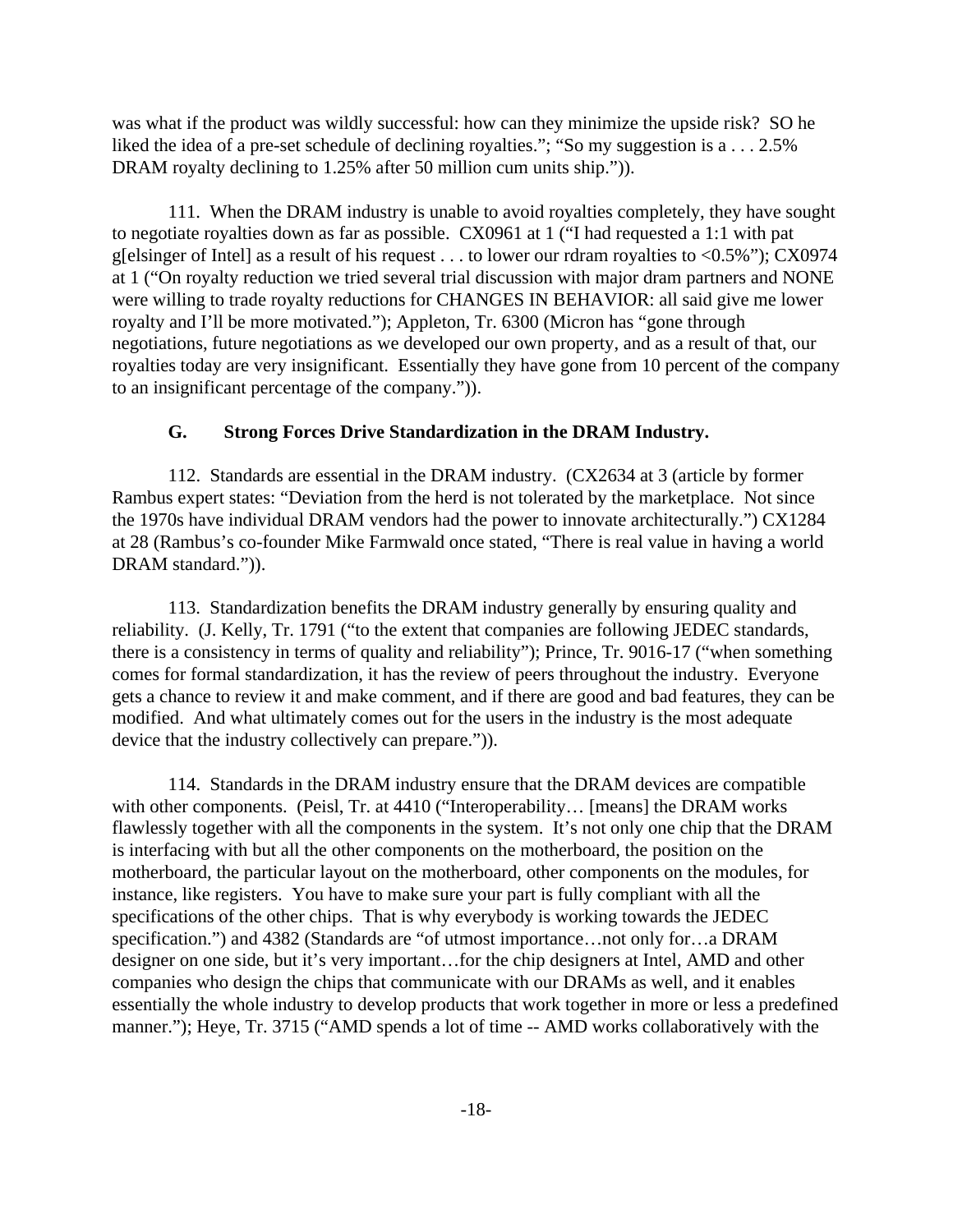was what if the product was wildly successful: how can they minimize the upside risk? SO he liked the idea of a pre-set schedule of declining royalties."; "So my suggestion is a . . . 2.5% DRAM royalty declining to 1.25% after 50 million cum units ship.")).

111. When the DRAM industry is unable to avoid royalties completely, they have sought to negotiate royalties down as far as possible. CX0961 at 1 ("I had requested a 1:1 with pat g[elsinger of Intel] as a result of his request . . . to lower our rdram royalties to <0.5%"); CX0974 at 1 ("On royalty reduction we tried several trial discussion with major dram partners and NONE were willing to trade royalty reductions for CHANGES IN BEHAVIOR: all said give me lower royalty and I'll be more motivated."); Appleton, Tr. 6300 (Micron has "gone through negotiations, future negotiations as we developed our own property, and as a result of that, our royalties today are very insignificant. Essentially they have gone from 10 percent of the company to an insignificant percentage of the company.")).

### G. Strong Forces Drive Standardization in the DRAM Industry.

112. Standards are essential in the DRAM industry. (CX2634 at 3 (article by former Rambus expert states: "Deviation from the herd is not tolerated by the marketplace. Not since the 1970s have individual DRAM vendors had the power to innovate architecturally.") CX1284 at 28 (Rambus's co-founder Mike Farmwald once stated, "There is real value in having a world DRAM standard.")).

113. Standardization benefits the DRAM industry generally by ensuring quality and reliability. (J. Kelly, Tr. 1791 ("to the extent that companies are following JEDEC standards, there is a consistency in terms of quality and reliability"); Prince, Tr. 9016-17 ("when something comes for formal standardization, it has the review of peers throughout the industry. Everyone gets a chance to review it and make comment, and if there are good and bad features, they can be modified. And what ultimately comes out for the users in the industry is the most adequate device that the industry collectively can prepare.")).

114. Standards in the DRAM industry ensure that the DRAM devices are compatible with other components. (Peisl, Tr. at 4410 ("Interoperability… [means] the DRAM works flawlessly together with all the components in the system. It's not only one chip that the DRAM is interfacing with but all the other components on the motherboard, the position on the motherboard, the particular layout on the motherboard, other components on the modules, for instance, like registers. You have to make sure your part is fully compliant with all the specifications of the other chips. That is why everybody is working towards the JEDEC specification.") and 4382 (Standards are "of utmost importance…not only for…a DRAM designer on one side, but it's very important…for the chip designers at Intel, AMD and other companies who design the chips that communicate with our DRAMs as well, and it enables essentially the whole industry to develop products that work together in more or less a predefined manner."); Heye, Tr. 3715 ("AMD spends a lot of time -- AMD works collaboratively with the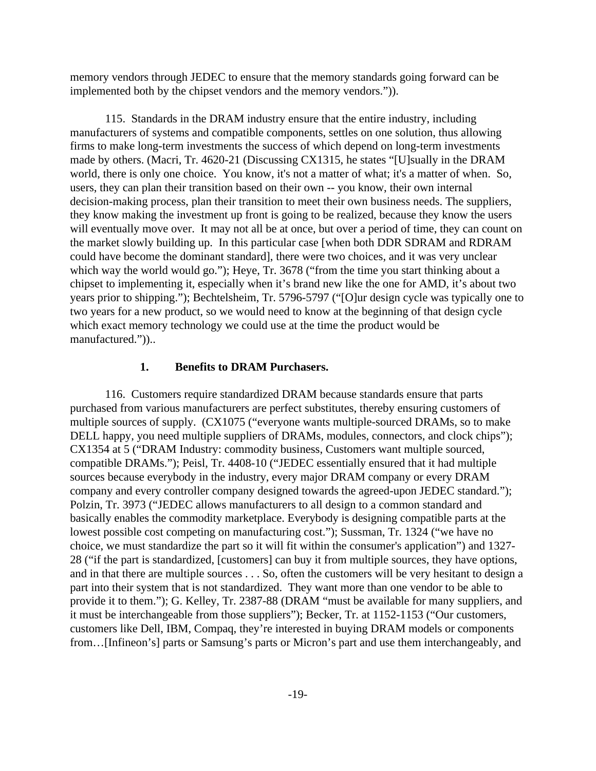memory vendors through JEDEC to ensure that the memory standards going forward can be implemented both by the chipset vendors and the memory vendors.")).

115. Standards in the DRAM industry ensure that the entire industry, including manufacturers of systems and compatible components, settles on one solution, thus allowing firms to make long-term investments the success of which depend on long-term investments made by others. (Macri, Tr. 4620-21 (Discussing CX1315, he states "[U]sually in the DRAM world, there is only one choice. You know, it's not a matter of what; it's a matter of when. So, users, they can plan their transition based on their own -- you know, their own internal decision-making process, plan their transition to meet their own business needs. The suppliers, they know making the investment up front is going to be realized, because they know the users will eventually move over. It may not all be at once, but over a period of time, they can count on the market slowly building up. In this particular case [when both DDR SDRAM and RDRAM could have become the dominant standard], there were two choices, and it was very unclear which way the world would go."); Heye, Tr. 3678 ("from the time you start thinking about a chipset to implementing it, especially when it's brand new like the one for AMD, it's about two years prior to shipping."); Bechtelsheim, Tr. 5796-5797 ("[O]ur design cycle was typically one to two years for a new product, so we would need to know at the beginning of that design cycle which exact memory technology we could use at the time the product would be manufactured."))..

### 1. Benefits to DRAM Purchasers.

116. Customers require standardized DRAM because standards ensure that parts purchased from various manufacturers are perfect substitutes, thereby ensuring customers of multiple sources of supply. (CX1075 ("everyone wants multiple-sourced DRAMs, so to make DELL happy, you need multiple suppliers of DRAMs, modules, connectors, and clock chips"); CX1354 at 5 ("DRAM Industry: commodity business, Customers want multiple sourced, compatible DRAMs."); Peisl, Tr. 4408-10 ("JEDEC essentially ensured that it had multiple sources because everybody in the industry, every major DRAM company or every DRAM company and every controller company designed towards the agreed-upon JEDEC standard."); Polzin, Tr. 3973 ("JEDEC allows manufacturers to all design to a common standard and basically enables the commodity marketplace. Everybody is designing compatible parts at the lowest possible cost competing on manufacturing cost."); Sussman, Tr. 1324 ("we have no choice, we must standardize the part so it will fit within the consumer's application") and 1327-28 ("if the part is standardized, [customers] can buy it from multiple sources, they have options, and in that there are multiple sources . . . So, often the customers will be very hesitant to design a part into their system that is not standardized. They want more than one vendor to be able to provide it to them."); G. Kelley, Tr. 2387-88 (DRAM "must be available for many suppliers, and it must be interchangeable from those suppliers"); Becker, Tr. at 1152-1153 ("Our customers, customers like Dell, IBM, Compaq, they're interested in buying DRAM models or components from…[Infineon's] parts or Samsung's parts or Micron's part and use them interchangeably, and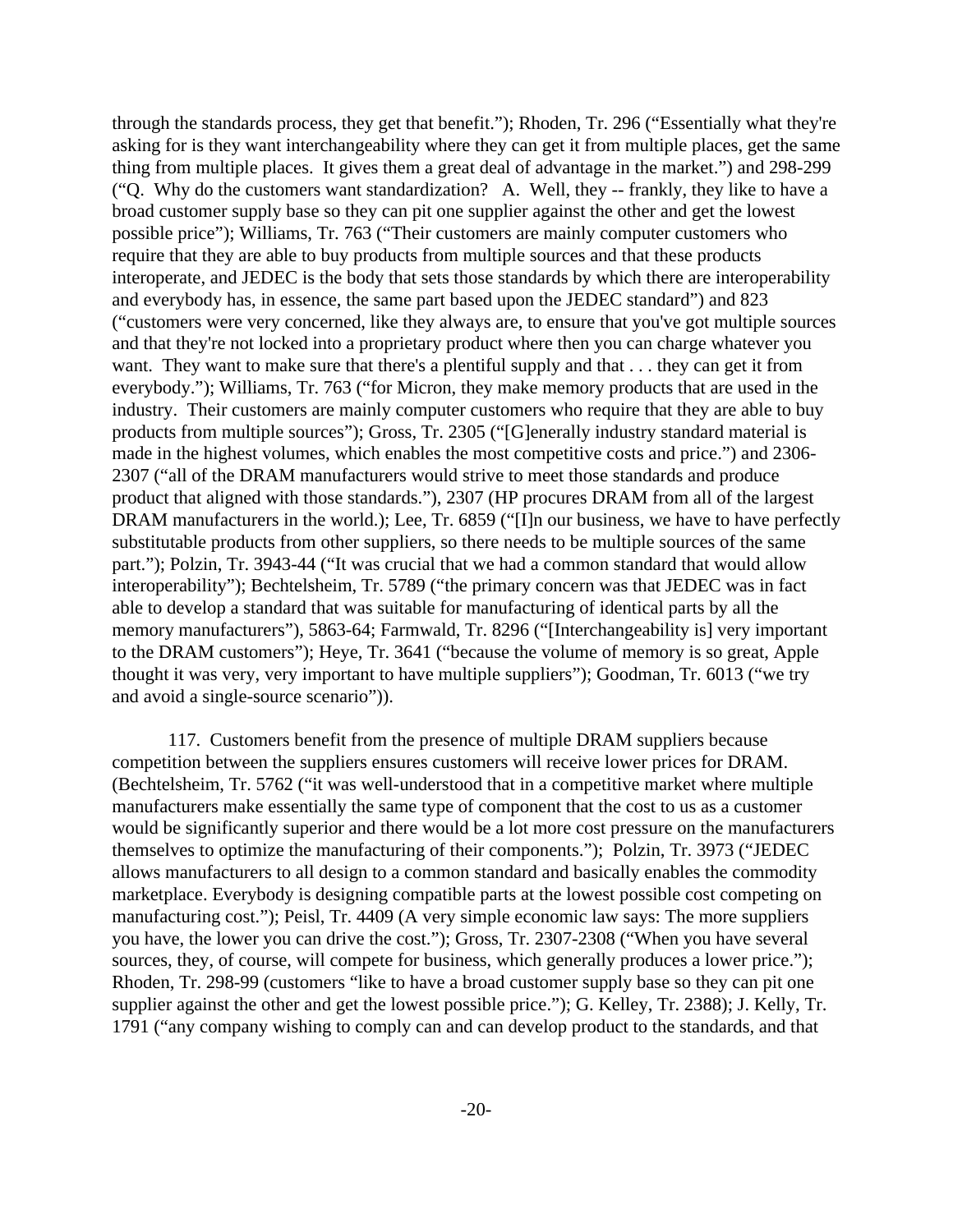through the standards process, they get that benefit."); Rhoden, Tr. 296 ("Essentially what they're asking for is they want interchangeability where they can get it from multiple places, get the same thing from multiple places. It gives them a great deal of advantage in the market.") and 298-299 ("Q. Why do the customers want standardization? A. Well, they -- frankly, they like to have a broad customer supply base so they can pit one supplier against the other and get the lowest possible price"); Williams, Tr. 763 ("Their customers are mainly computer customers who require that they are able to buy products from multiple sources and that these products interoperate, and JEDEC is the body that sets those standards by which there are interoperability and everybody has, in essence, the same part based upon the JEDEC standard") and 823 ("customers were very concerned, like they always are, to ensure that you've got multiple sources and that they're not locked into a proprietary product where then you can charge whatever you want. They want to make sure that there's a plentiful supply and that . . . they can get it from everybody."); Williams, Tr. 763 ("for Micron, they make memory products that are used in the industry. Their customers are mainly computer customers who require that they are able to buy products from multiple sources"); Gross, Tr. 2305 ("[G]enerally industry standard material is made in the highest volumes, which enables the most competitive costs and price.") and 2306-2307 ("all of the DRAM manufacturers would strive to meet those standards and produce product that aligned with those standards."), 2307 (HP procures DRAM from all of the largest DRAM manufacturers in the world.); Lee, Tr. 6859 ("[I]n our business, we have to have perfectly substitutable products from other suppliers, so there needs to be multiple sources of the same part."); Polzin, Tr. 3943-44 ("It was crucial that we had a common standard that would allow interoperability"); Bechtelsheim, Tr. 5789 ("the primary concern was that JEDEC was in fact able to develop a standard that was suitable for manufacturing of identical parts by all the memory manufacturers"), 5863-64; Farmwald, Tr. 8296 ("[Interchangeability is] very important to the DRAM customers"); Heye, Tr. 3641 ("because the volume of memory is so great, Apple thought it was very, very important to have multiple suppliers"); Goodman, Tr. 6013 ("we try and avoid a single-source scenario")).

117. Customers benefit from the presence of multiple DRAM suppliers because competition between the suppliers ensures customers will receive lower prices for DRAM. (Bechtelsheim, Tr. 5762 ("it was well-understood that in a competitive market where multiple manufacturers make essentially the same type of component that the cost to us as a customer would be significantly superior and there would be a lot more cost pressure on the manufacturers themselves to optimize the manufacturing of their components."); Polzin, Tr. 3973 ("JEDEC allows manufacturers to all design to a common standard and basically enables the commodity marketplace. Everybody is designing compatible parts at the lowest possible cost competing on manufacturing cost."); Peisl, Tr. 4409 (A very simple economic law says: The more suppliers you have, the lower you can drive the cost."); Gross, Tr. 2307-2308 ("When you have several sources, they, of course, will compete for business, which generally produces a lower price."); Rhoden, Tr. 298-99 (customers "like to have a broad customer supply base so they can pit one supplier against the other and get the lowest possible price."); G. Kelley, Tr. 2388); J. Kelly, Tr. 1791 ("any company wishing to comply can and can develop product to the standards, and that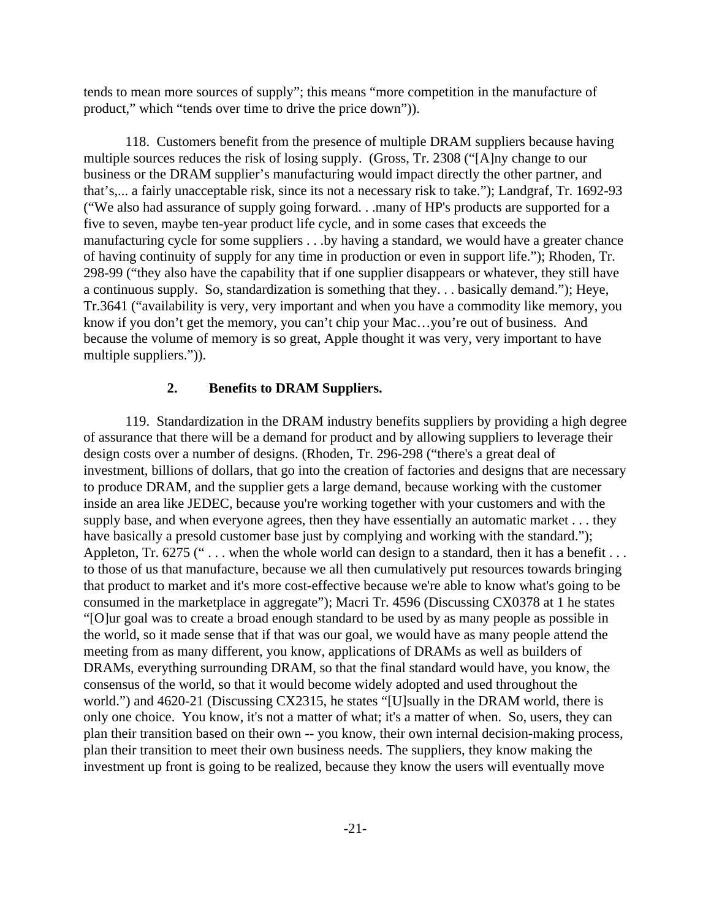tends to mean more sources of supply"; this means "more competition in the manufacture of product," which "tends over time to drive the price down")).

118. Customers benefit from the presence of multiple DRAM suppliers because having multiple sources reduces the risk of losing supply. (Gross, Tr. 2308 ("[A]ny change to our business or the DRAM supplier's manufacturing would impact directly the other partner, and that's,... a fairly unacceptable risk, since its not a necessary risk to take."); Landgraf, Tr. 1692-93 ("We also had assurance of supply going forward. . .many of HP's products are supported for a five to seven, maybe ten-year product life cycle, and in some cases that exceeds the manufacturing cycle for some suppliers . . .by having a standard, we would have a greater chance of having continuity of supply for any time in production or even in support life."); Rhoden, Tr. 298-99 ("they also have the capability that if one supplier disappears or whatever, they still have a continuous supply. So, standardization is something that they. . . basically demand."); Heye, Tr.3641 ("availability is very, very important and when you have a commodity like memory, you know if you don't get the memory, you can't chip your Mac…you're out of business. And because the volume of memory is so great, Apple thought it was very, very important to have multiple suppliers.")).

### 2. Benefits to DRAM Suppliers.

119. Standardization in the DRAM industry benefits suppliers by providing a high degree of assurance that there will be a demand for product and by allowing suppliers to leverage their design costs over a number of designs. (Rhoden, Tr. 296-298 ("there's a great deal of investment, billions of dollars, that go into the creation of factories and designs that are necessary to produce DRAM, and the supplier gets a large demand, because working with the customer inside an area like JEDEC, because you're working together with your customers and with the supply base, and when everyone agrees, then they have essentially an automatic market . . . they have basically a presold customer base just by complying and working with the standard."); Appleton, Tr. 6275 (" . . . when the whole world can design to a standard, then it has a benefit . . . to those of us that manufacture, because we all then cumulatively put resources towards bringing that product to market and it's more cost-effective because we're able to know what's going to be consumed in the marketplace in aggregate"); Macri Tr. 4596 (Discussing CX0378 at 1 he states "[O]ur goal was to create a broad enough standard to be used by as many people as possible in the world, so it made sense that if that was our goal, we would have as many people attend the meeting from as many different, you know, applications of DRAMs as well as builders of DRAMs, everything surrounding DRAM, so that the final standard would have, you know, the consensus of the world, so that it would become widely adopted and used throughout the world.") and 4620-21 (Discussing CX2315, he states "[U]sually in the DRAM world, there is only one choice. You know, it's not a matter of what; it's a matter of when. So, users, they can plan their transition based on their own -- you know, their own internal decision-making process, plan their transition to meet their own business needs. The suppliers, they know making the investment up front is going to be realized, because they know the users will eventually move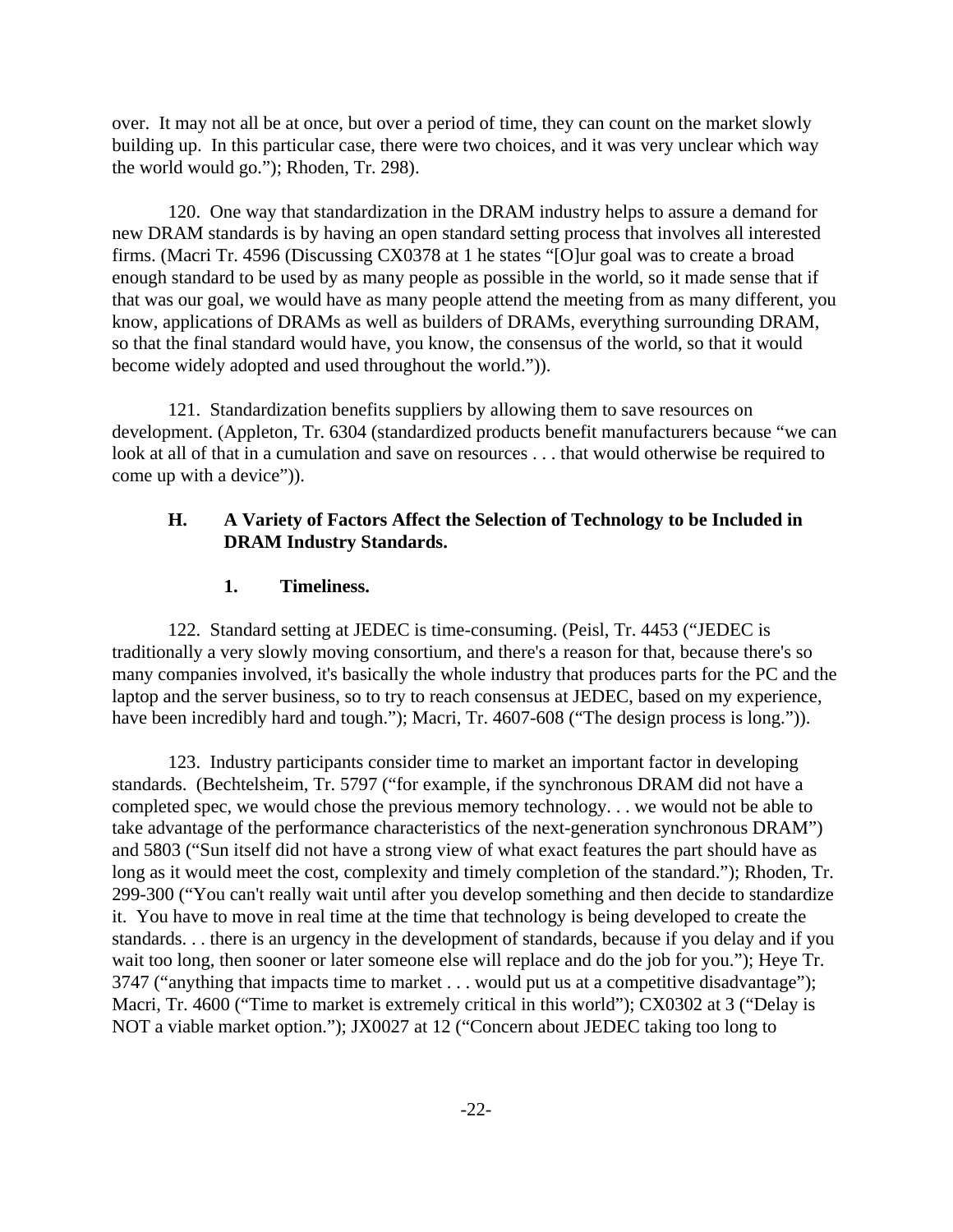over. It may not all be at once, but over a period of time, they can count on the market slowly building up. In this particular case, there were two choices, and it was very unclear which way the world would go."); Rhoden, Tr. 298).

120. One way that standardization in the DRAM industry helps to assure a demand for new DRAM standards is by having an open standard setting process that involves all interested firms. (Macri Tr. 4596 (Discussing CX0378 at 1 he states "[O]ur goal was to create a broad enough standard to be used by as many people as possible in the world, so it made sense that if that was our goal, we would have as many people attend the meeting from as many different, you know, applications of DRAMs as well as builders of DRAMs, everything surrounding DRAM, so that the final standard would have, you know, the consensus of the world, so that it would become widely adopted and used throughout the world.")).

121. Standardization benefits suppliers by allowing them to save resources on development. (Appleton, Tr. 6304 (standardized products benefit manufacturers because "we can look at all of that in a cumulation and save on resources . . . that would otherwise be required to come up with a device")).

### H. A Variety of Factors Affect the Selection of Technology to be Included in DRAM Industry Standards.

#### 1. Timeliness.

122. Standard setting at JEDEC is time-consuming. (Peisl, Tr. 4453 ("JEDEC is traditionally a very slowly moving consortium, and there's a reason for that, because there's so many companies involved, it's basically the whole industry that produces parts for the PC and the laptop and the server business, so to try to reach consensus at JEDEC, based on my experience, have been incredibly hard and tough."); Macri, Tr. 4607-608 ("The design process is long.")).

123. Industry participants consider time to market an important factor in developing standards. (Bechtelsheim, Tr. 5797 ("for example, if the synchronous DRAM did not have a completed spec, we would chose the previous memory technology. . . we would not be able to take advantage of the performance characteristics of the next-generation synchronous DRAM") and 5803 ("Sun itself did not have a strong view of what exact features the part should have as long as it would meet the cost, complexity and timely completion of the standard."); Rhoden, Tr. 299-300 ("You can't really wait until after you develop something and then decide to standardize it. You have to move in real time at the time that technology is being developed to create the standards. . . there is an urgency in the development of standards, because if you delay and if you wait too long, then sooner or later someone else will replace and do the job for you."); Heye Tr. 3747 ("anything that impacts time to market . . . would put us at a competitive disadvantage"); Macri, Tr. 4600 ("Time to market is extremely critical in this world"); CX0302 at 3 ("Delay is NOT a viable market option."); JX0027 at 12 ("Concern about JEDEC taking too long to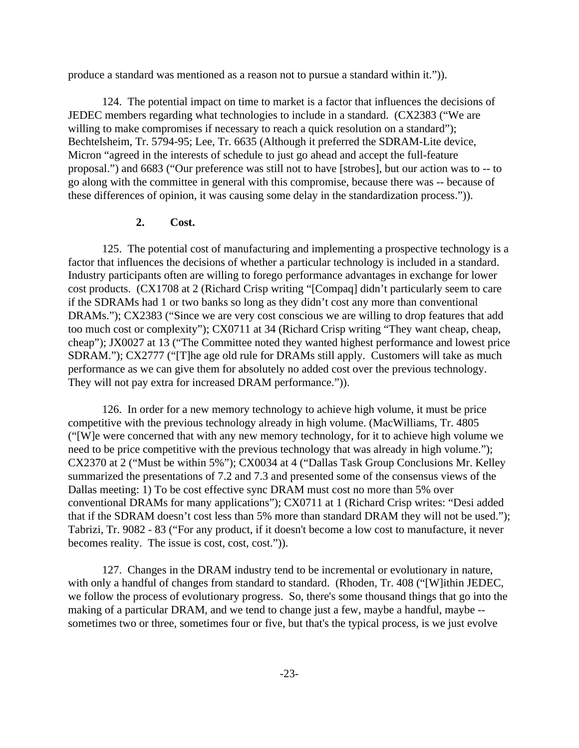produce a standard was mentioned as a reason not to pursue a standard within it.")).

124. The potential impact on time to market is a factor that influences the decisions of JEDEC members regarding what technologies to include in a standard. (CX2383 ("We are willing to make compromises if necessary to reach a quick resolution on a standard"); Bechtelsheim, Tr. 5794-95; Lee, Tr. 6635 (Although it preferred the SDRAM-Lite device, Micron "agreed in the interests of schedule to just go ahead and accept the full-feature proposal.") and 6683 ("Our preference was still not to have [strobes], but our action was to -- to go along with the committee in general with this compromise, because there was -- because of these differences of opinion, it was causing some delay in the standardization process.")).

### 2. Cost.

125. The potential cost of manufacturing and implementing a prospective technology is a factor that influences the decisions of whether a particular technology is included in a standard. Industry participants often are willing to forego performance advantages in exchange for lower cost products. (CX1708 at 2 (Richard Crisp writing "[Compaq] didn't particularly seem to care if the SDRAMs had 1 or two banks so long as they didn't cost any more than conventional DRAMs."); CX2383 ("Since we are very cost conscious we are willing to drop features that add too much cost or complexity"); CX0711 at 34 (Richard Crisp writing "They want cheap, cheap, cheap"); JX0027 at 13 ("The Committee noted they wanted highest performance and lowest price SDRAM."); CX2777 ("[T]he age old rule for DRAMs still apply. Customers will take as much performance as we can give them for absolutely no added cost over the previous technology. They will not pay extra for increased DRAM performance.")).

126. In order for a new memory technology to achieve high volume, it must be price competitive with the previous technology already in high volume. (MacWilliams, Tr. 4805 ("[W]e were concerned that with any new memory technology, for it to achieve high volume we need to be price competitive with the previous technology that was already in high volume."); CX2370 at 2 ("Must be within 5%"); CX0034 at 4 ("Dallas Task Group Conclusions Mr. Kelley summarized the presentations of 7.2 and 7.3 and presented some of the consensus views of the Dallas meeting: 1) To be cost effective sync DRAM must cost no more than 5% over conventional DRAMs for many applications"); CX0711 at 1 (Richard Crisp writes: "Desi added that if the SDRAM doesn't cost less than 5% more than standard DRAM they will not be used."); Tabrizi, Tr. 9082 - 83 ("For any product, if it doesn't become a low cost to manufacture, it never becomes reality. The issue is cost, cost, cost.")).

127. Changes in the DRAM industry tend to be incremental or evolutionary in nature, with only a handful of changes from standard to standard. (Rhoden, Tr. 408 ("[W]ithin JEDEC, we follow the process of evolutionary progress. So, there's some thousand things that go into the making of a particular DRAM, and we tend to change just a few, maybe a handful, maybe -- sometimes two or three, sometimes four or five, but that's the typical process, is we just evolve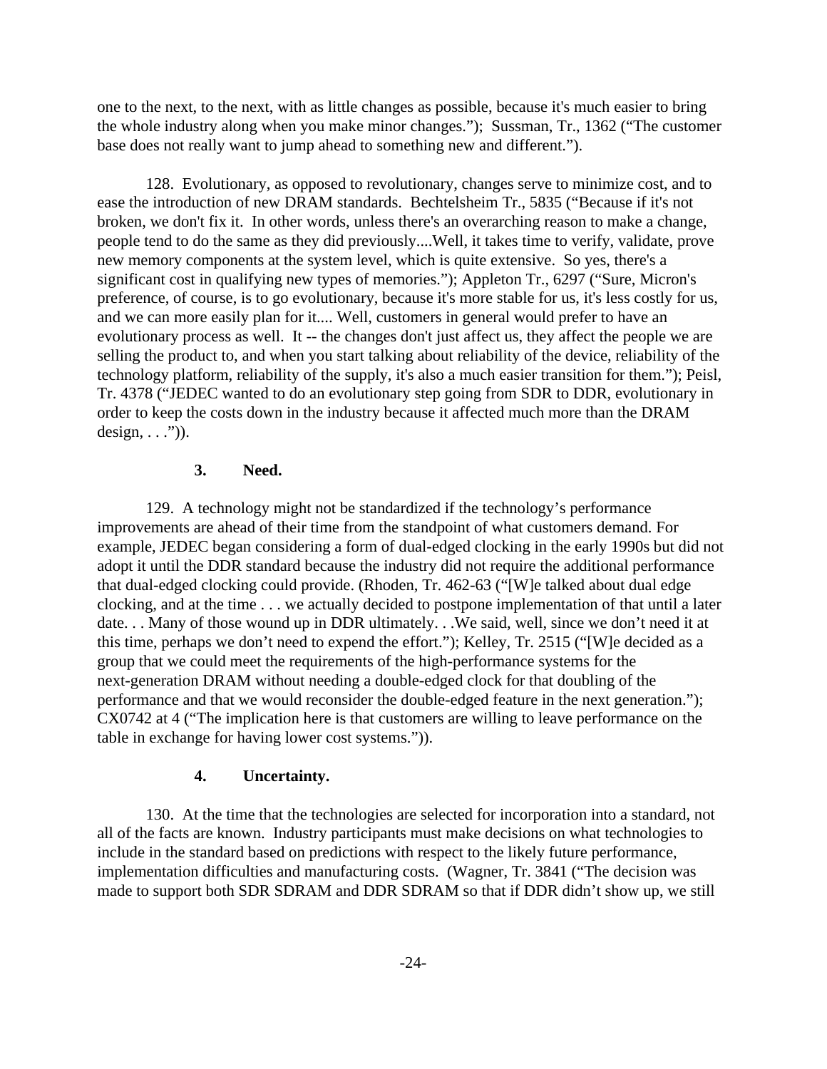one to the next, to the next, with as little changes as possible, because it's much easier to bring the whole industry along when you make minor changes."); Sussman, Tr., 1362 ("The customer base does not really want to jump ahead to something new and different.").

128. Evolutionary, as opposed to revolutionary, changes serve to minimize cost, and to ease the introduction of new DRAM standards. Bechtelsheim Tr., 5835 ("Because if it's not broken, we don't fix it. In other words, unless there's an overarching reason to make a change, people tend to do the same as they did previously....Well, it takes time to verify, validate, prove new memory components at the system level, which is quite extensive. So yes, there's a significant cost in qualifying new types of memories."); Appleton Tr., 6297 ("Sure, Micron's preference, of course, is to go evolutionary, because it's more stable for us, it's less costly for us, and we can more easily plan for it.... Well, customers in general would prefer to have an evolutionary process as well. It -- the changes don't just affect us, they affect the people we are selling the product to, and when you start talking about reliability of the device, reliability of the technology platform, reliability of the supply, it's also a much easier transition for them."); Peisl, Tr. 4378 ("JEDEC wanted to do an evolutionary step going from SDR to DDR, evolutionary in order to keep the costs down in the industry because it affected much more than the DRAM design, . . .")).

### 3. Need.

129. A technology might not be standardized if the technology's performance improvements are ahead of their time from the standpoint of what customers demand. For example, JEDEC began considering a form of dual-edged clocking in the early 1990s but did not adopt it until the DDR standard because the industry did not require the additional performance that dual-edged clocking could provide. (Rhoden, Tr. 462-63 ("[W]e talked about dual edge clocking, and at the time . . . we actually decided to postpone implementation of that until a later date. . . Many of those wound up in DDR ultimately. . .We said, well, since we don't need it at this time, perhaps we don't need to expend the effort."); Kelley, Tr. 2515 ("[W]e decided as a group that we could meet the requirements of the high-performance systems for the next-generation DRAM without needing a double-edged clock for that doubling of the performance and that we would reconsider the double-edged feature in the next generation."); CX0742 at 4 ("The implication here is that customers are willing to leave performance on the table in exchange for having lower cost systems.")).

### 4. Uncertainty.

130. At the time that the technologies are selected for incorporation into a standard, not all of the facts are known. Industry participants must make decisions on what technologies to include in the standard based on predictions with respect to the likely future performance, implementation difficulties and manufacturing costs. (Wagner, Tr. 3841 ("The decision was made to support both SDR SDRAM and DDR SDRAM so that if DDR didn't show up, we still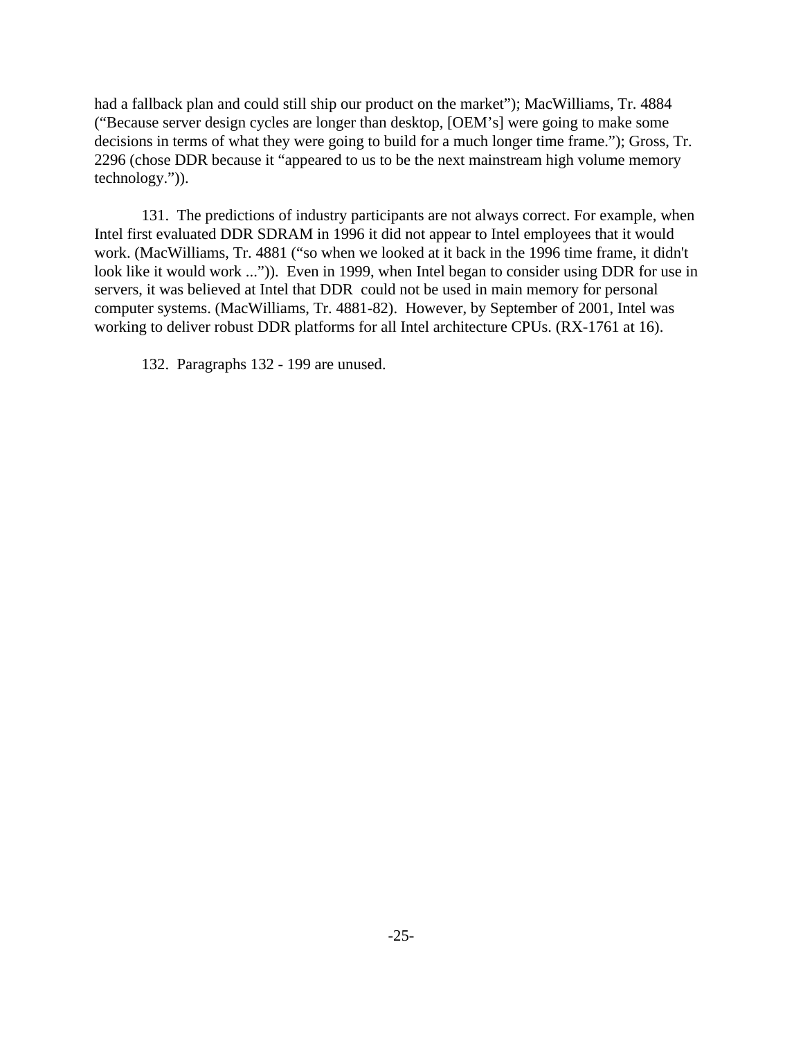had a fallback plan and could still ship our product on the market"); MacWilliams, Tr. 4884 ("Because server design cycles are longer than desktop, [OEM's] were going to make some decisions in terms of what they were going to build for a much longer time frame."); Gross, Tr. 2296 (chose DDR because it "appeared to us to be the next mainstream high volume memory technology.")).

131. The predictions of industry participants are not always correct. For example, when Intel first evaluated DDR SDRAM in 1996 it did not appear to Intel employees that it would work. (MacWilliams, Tr. 4881 ("so when we looked at it back in the 1996 time frame, it didn't look like it would work ...")). Even in 1999, when Intel began to consider using DDR for use in servers, it was believed at Intel that DDR could not be used in main memory for personal computer systems. (MacWilliams, Tr. 4881-82). However, by September of 2001, Intel was working to deliver robust DDR platforms for all Intel architecture CPUs. (RX-1761 at 16).

132. Paragraphs 132 - 199 are unused.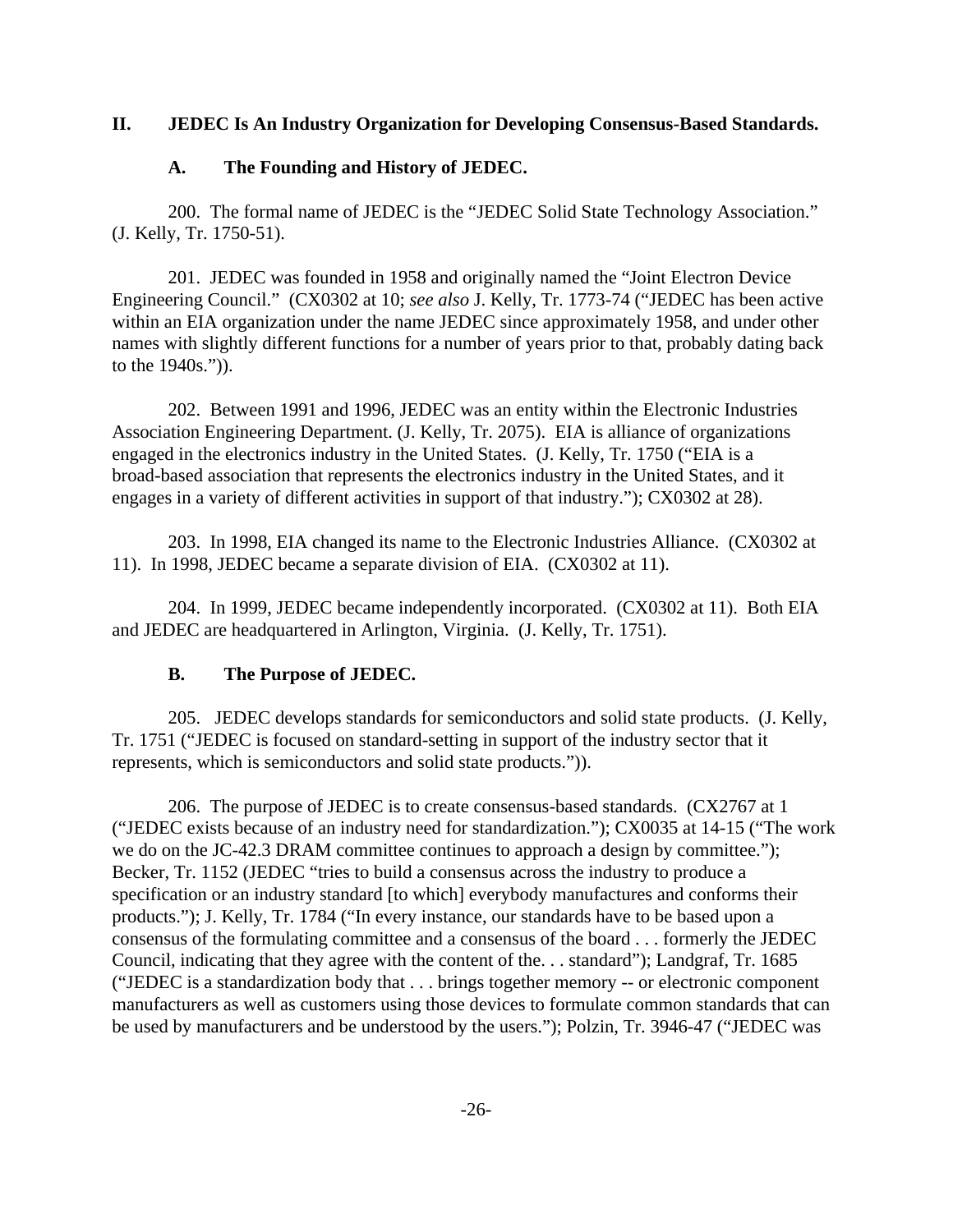## II. JEDEC Is An Industry Organization for Developing Consensus-Based Standards.

### A. The Founding and History of JEDEC.

200. The formal name of JEDEC is the "JEDEC Solid State Technology Association." (J. Kelly, Tr. 1750-51).

201. JEDEC was founded in 1958 and originally named the "Joint Electron Device Engineering Council." (CX0302 at 10; *see also* J. Kelly, Tr. 1773-74 ("JEDEC has been active within an EIA organization under the name JEDEC since approximately 1958, and under other names with slightly different functions for a number of years prior to that, probably dating back to the 1940s.")).

202. Between 1991 and 1996, JEDEC was an entity within the Electronic Industries Association Engineering Department. (J. Kelly, Tr. 2075). EIA is alliance of organizations engaged in the electronics industry in the United States. (J. Kelly, Tr. 1750 ("EIA is a broad-based association that represents the electronics industry in the United States, and it engages in a variety of different activities in support of that industry."); CX0302 at 28).

203. In 1998, EIA changed its name to the Electronic Industries Alliance. (CX0302 at 11). In 1998, JEDEC became a separate division of EIA. (CX0302 at 11).

204. In 1999, JEDEC became independently incorporated. (CX0302 at 11). Both EIA and JEDEC are headquartered in Arlington, Virginia. (J. Kelly, Tr. 1751).

### B. The Purpose of JEDEC.

205. JEDEC develops standards for semiconductors and solid state products. (J. Kelly, Tr. 1751 ("JEDEC is focused on standard-setting in support of the industry sector that it represents, which is semiconductors and solid state products.")).

206. The purpose of JEDEC is to create consensus-based standards. (CX2767 at 1 ("JEDEC exists because of an industry need for standardization."); CX0035 at 14-15 ("The work we do on the JC-42.3 DRAM committee continues to approach a design by committee."); Becker, Tr. 1152 (JEDEC "tries to build a consensus across the industry to produce a specification or an industry standard [to which] everybody manufactures and conforms their products."); J. Kelly, Tr. 1784 ("In every instance, our standards have to be based upon a consensus of the formulating committee and a consensus of the board . . . formerly the JEDEC Council, indicating that they agree with the content of the. . . standard"); Landgraf, Tr. 1685 ("JEDEC is a standardization body that . . . brings together memory -- or electronic component manufacturers as well as customers using those devices to formulate common standards that can be used by manufacturers and be understood by the users."); Polzin, Tr. 3946-47 ("JEDEC was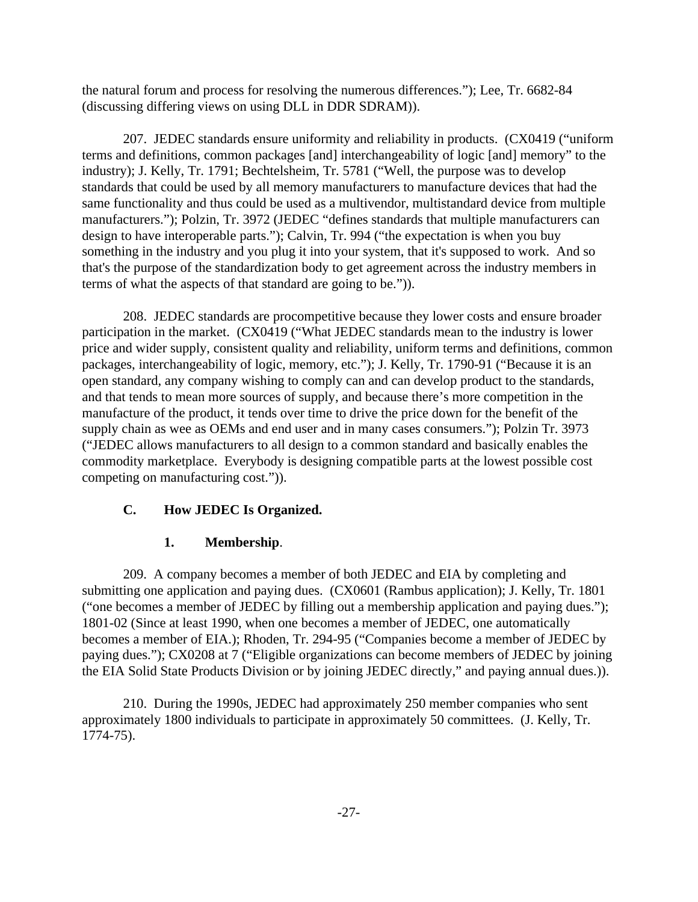the natural forum and process for resolving the numerous differences."); Lee, Tr. 6682-84 (discussing differing views on using DLL in DDR SDRAM)).

207. JEDEC standards ensure uniformity and reliability in products. (CX0419 ("uniform terms and definitions, common packages [and] interchangeability of logic [and] memory" to the industry); J. Kelly, Tr. 1791; Bechtelsheim, Tr. 5781 ("Well, the purpose was to develop standards that could be used by all memory manufacturers to manufacture devices that had the same functionality and thus could be used as a multivendor, multistandard device from multiple manufacturers."); Polzin, Tr. 3972 (JEDEC "defines standards that multiple manufacturers can design to have interoperable parts."); Calvin, Tr. 994 ("the expectation is when you buy something in the industry and you plug it into your system, that it's supposed to work. And so that's the purpose of the standardization body to get agreement across the industry members in terms of what the aspects of that standard are going to be.")).

208. JEDEC standards are procompetitive because they lower costs and ensure broader participation in the market. (CX0419 ("What JEDEC standards mean to the industry is lower price and wider supply, consistent quality and reliability, uniform terms and definitions, common packages, interchangeability of logic, memory, etc."); J. Kelly, Tr. 1790-91 ("Because it is an open standard, any company wishing to comply can and can develop product to the standards, and that tends to mean more sources of supply, and because there's more competition in the manufacture of the product, it tends over time to drive the price down for the benefit of the supply chain as wee as OEMs and end user and in many cases consumers."); Polzin Tr. 3973 ("JEDEC allows manufacturers to all design to a common standard and basically enables the commodity marketplace. Everybody is designing compatible parts at the lowest possible cost competing on manufacturing cost.")).

### C. How JEDEC Is Organized.

#### 1. Membership.

209. A company becomes a member of both JEDEC and EIA by completing and submitting one application and paying dues. (CX0601 (Rambus application); J. Kelly, Tr. 1801 ("one becomes a member of JEDEC by filling out a membership application and paying dues."); 1801-02 (Since at least 1990, when one becomes a member of JEDEC, one automatically becomes a member of EIA.); Rhoden, Tr. 294-95 ("Companies become a member of JEDEC by paying dues."); CX0208 at 7 ("Eligible organizations can become members of JEDEC by joining the EIA Solid State Products Division or by joining JEDEC directly," and paying annual dues.)).

210. During the 1990s, JEDEC had approximately 250 member companies who sent approximately 1800 individuals to participate in approximately 50 committees. (J. Kelly, Tr. 1774-75).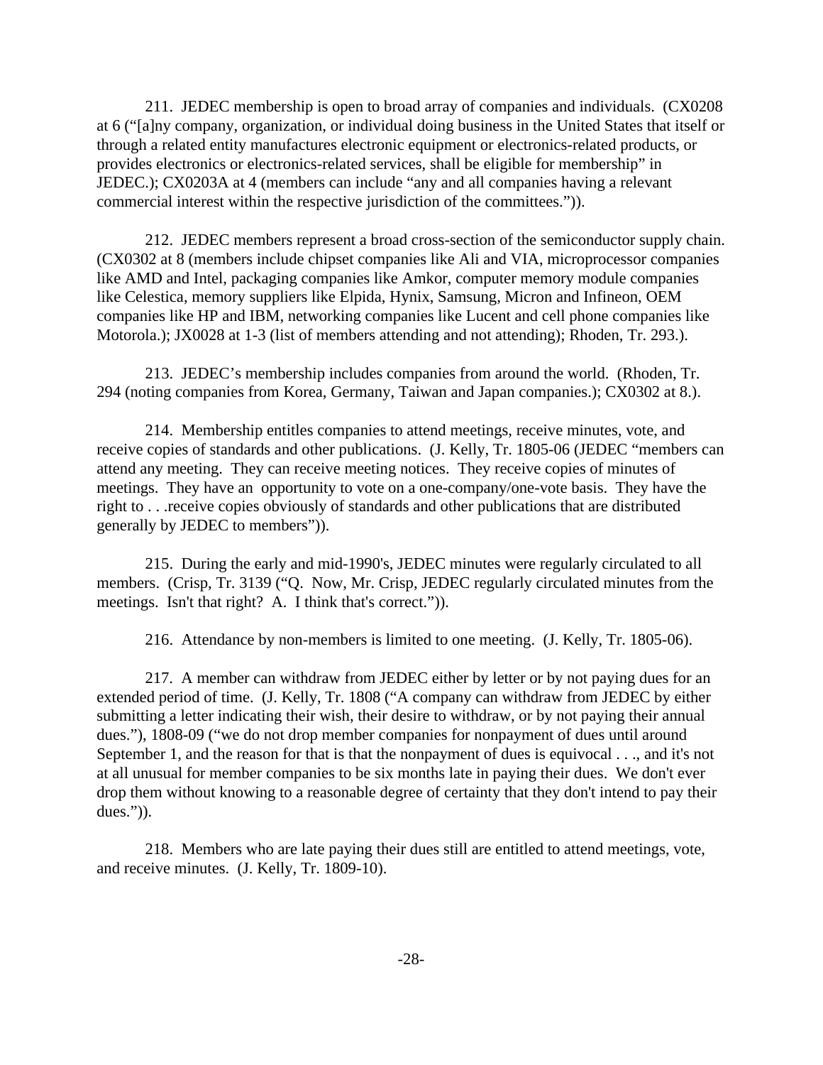211. JEDEC membership is open to broad array of companies and individuals. (CX0208 at 6 ("[a]ny company, organization, or individual doing business in the United States that itself or through a related entity manufactures electronic equipment or electronics-related products, or provides electronics or electronics-related services, shall be eligible for membership" in JEDEC.); CX0203A at 4 (members can include "any and all companies having a relevant commercial interest within the respective jurisdiction of the committees.")).

212. JEDEC members represent a broad cross-section of the semiconductor supply chain. (CX0302 at 8 (members include chipset companies like Ali and VIA, microprocessor companies like AMD and Intel, packaging companies like Amkor, computer memory module companies like Celestica, memory suppliers like Elpida, Hynix, Samsung, Micron and Infineon, OEM companies like HP and IBM, networking companies like Lucent and cell phone companies like Motorola.); JX0028 at 1-3 (list of members attending and not attending); Rhoden, Tr. 293.).

213. JEDEC's membership includes companies from around the world. (Rhoden, Tr. 294 (noting companies from Korea, Germany, Taiwan and Japan companies.); CX0302 at 8.).

214. Membership entitles companies to attend meetings, receive minutes, vote, and receive copies of standards and other publications. (J. Kelly, Tr. 1805-06 (JEDEC "members can attend any meeting. They can receive meeting notices. They receive copies of minutes of meetings. They have an opportunity to vote on a one-company/one-vote basis. They have the right to . . .receive copies obviously of standards and other publications that are distributed generally by JEDEC to members")).

215. During the early and mid-1990's, JEDEC minutes were regularly circulated to all members. (Crisp, Tr. 3139 ("Q. Now, Mr. Crisp, JEDEC regularly circulated minutes from the meetings. Isn't that right? A. I think that's correct.")).

216. Attendance by non-members is limited to one meeting. (J. Kelly, Tr. 1805-06).

217. A member can withdraw from JEDEC either by letter or by not paying dues for an extended period of time. (J. Kelly, Tr. 1808 ("A company can withdraw from JEDEC by either submitting a letter indicating their wish, their desire to withdraw, or by not paying their annual dues."), 1808-09 ("we do not drop member companies for nonpayment of dues until around September 1, and the reason for that is that the nonpayment of dues is equivocal . . ., and it's not at all unusual for member companies to be six months late in paying their dues. We don't ever drop them without knowing to a reasonable degree of certainty that they don't intend to pay their dues.")).

218. Members who are late paying their dues still are entitled to attend meetings, vote, and receive minutes. (J. Kelly, Tr. 1809-10).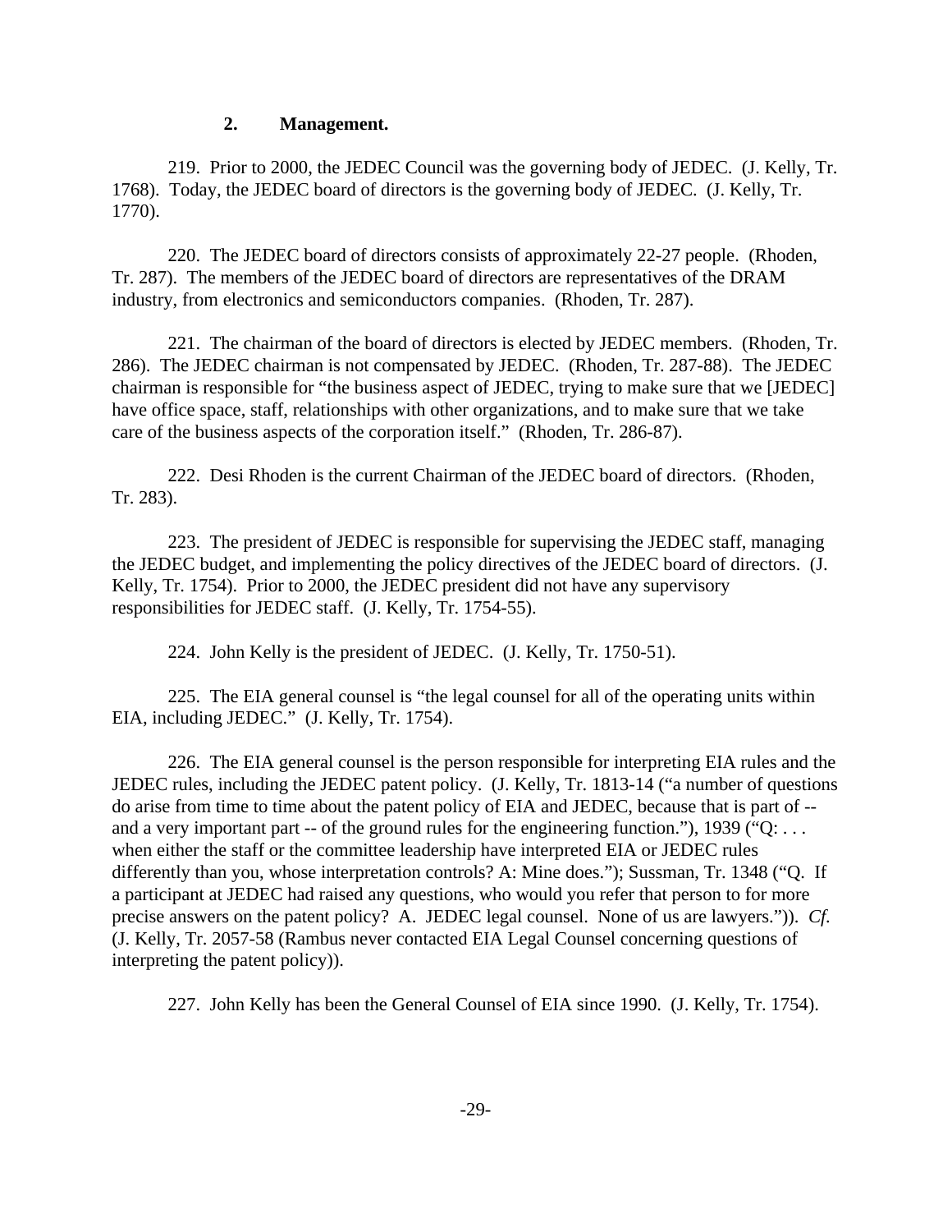### 2. Management.

219. Prior to 2000, the JEDEC Council was the governing body of JEDEC. (J. Kelly, Tr. 1768). Today, the JEDEC board of directors is the governing body of JEDEC. (J. Kelly, Tr. 1770).

220. The JEDEC board of directors consists of approximately 22-27 people. (Rhoden, Tr. 287). The members of the JEDEC board of directors are representatives of the DRAM industry, from electronics and semiconductors companies. (Rhoden, Tr. 287).

221. The chairman of the board of directors is elected by JEDEC members. (Rhoden, Tr. 286). The JEDEC chairman is not compensated by JEDEC. (Rhoden, Tr. 287-88). The JEDEC chairman is responsible for "the business aspect of JEDEC, trying to make sure that we [JEDEC] have office space, staff, relationships with other organizations, and to make sure that we take care of the business aspects of the corporation itself." (Rhoden, Tr. 286-87).

222. Desi Rhoden is the current Chairman of the JEDEC board of directors. (Rhoden, Tr. 283).

223. The president of JEDEC is responsible for supervising the JEDEC staff, managing the JEDEC budget, and implementing the policy directives of the JEDEC board of directors. (J. Kelly, Tr. 1754). Prior to 2000, the JEDEC president did not have any supervisory responsibilities for JEDEC staff. (J. Kelly, Tr. 1754-55).

224. John Kelly is the president of JEDEC. (J. Kelly, Tr. 1750-51).

225. The EIA general counsel is "the legal counsel for all of the operating units within EIA, including JEDEC." (J. Kelly, Tr. 1754).

226. The EIA general counsel is the person responsible for interpreting EIA rules and the JEDEC rules, including the JEDEC patent policy. (J. Kelly, Tr. 1813-14 ("a number of questions do arise from time to time about the patent policy of EIA and JEDEC, because that is part of -- and a very important part -- of the ground rules for the engineering function."), 1939 ("Q: . . . when either the staff or the committee leadership have interpreted EIA or JEDEC rules differently than you, whose interpretation controls? A: Mine does."); Sussman, Tr. 1348 ("Q. If a participant at JEDEC had raised any questions, who would you refer that person to for more precise answers on the patent policy? A. JEDEC legal counsel. None of us are lawyers.")). *Cf.* (J. Kelly, Tr. 2057-58 (Rambus never contacted EIA Legal Counsel concerning questions of interpreting the patent policy)).

227. John Kelly has been the General Counsel of EIA since 1990. (J. Kelly, Tr. 1754).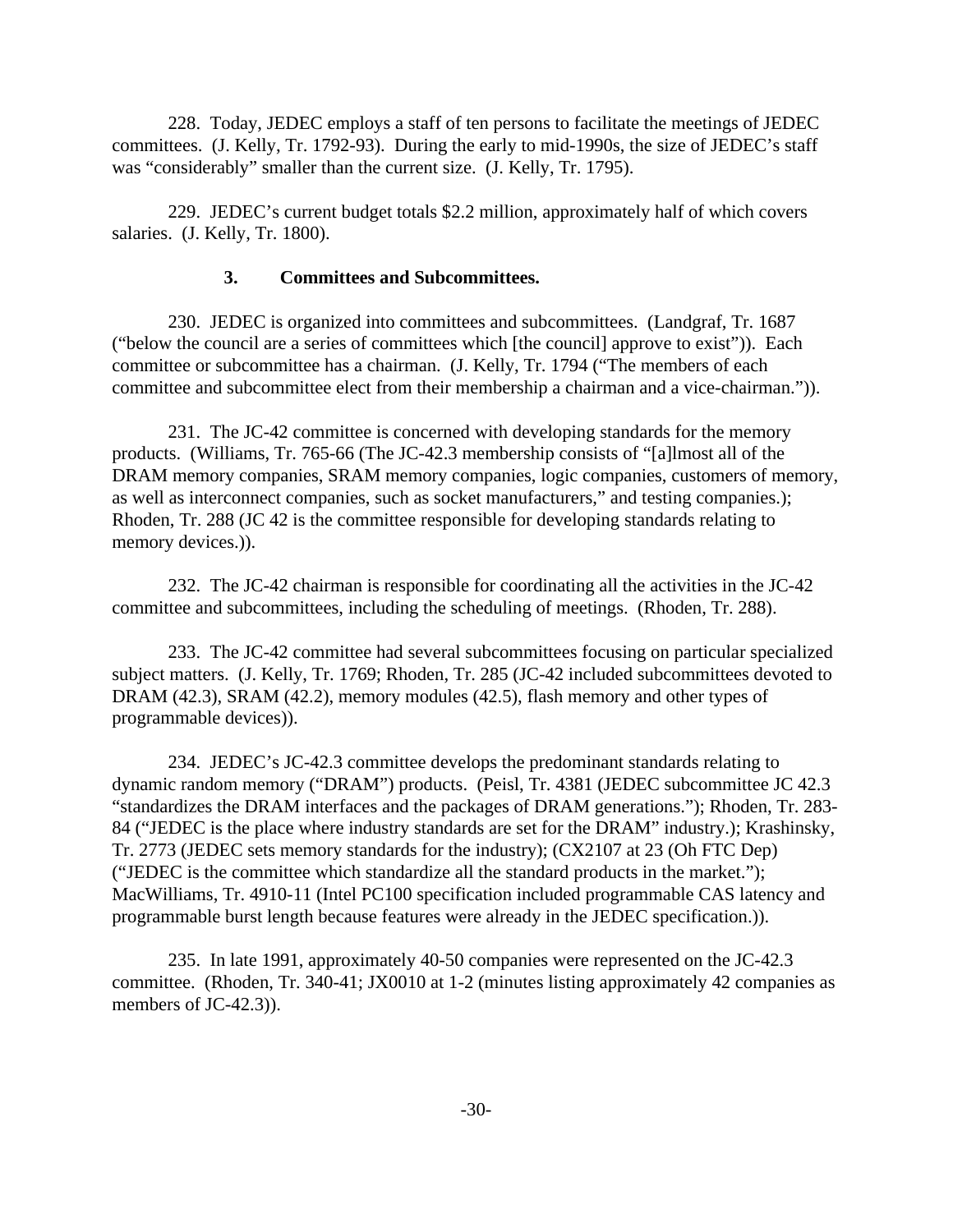228. Today, JEDEC employs a staff of ten persons to facilitate the meetings of JEDEC committees. (J. Kelly, Tr. 1792-93). During the early to mid-1990s, the size of JEDEC's staff was "considerably" smaller than the current size. (J. Kelly, Tr. 1795).

229. JEDEC's current budget totals $2.2 million, approximately half of which covers salaries. (J. Kelly, Tr. 1800).

### 3. Committees and Subcommittees.

230. JEDEC is organized into committees and subcommittees. (Landgraf, Tr. 1687 ("below the council are a series of committees which [the council] approve to exist")). Each committee or subcommittee has a chairman. (J. Kelly, Tr. 1794 ("The members of each committee and subcommittee elect from their membership a chairman and a vice-chairman.")).

231. The JC-42 committee is concerned with developing standards for the memory products. (Williams, Tr. 765-66 (The JC-42.3 membership consists of "[a]lmost all of the DRAM memory companies, SRAM memory companies, logic companies, customers of memory, as well as interconnect companies, such as socket manufacturers," and testing companies.); Rhoden, Tr. 288 (JC 42 is the committee responsible for developing standards relating to memory devices.)).

232. The JC-42 chairman is responsible for coordinating all the activities in the JC-42 committee and subcommittees, including the scheduling of meetings. (Rhoden, Tr. 288).

233. The JC-42 committee had several subcommittees focusing on particular specialized subject matters. (J. Kelly, Tr. 1769; Rhoden, Tr. 285 (JC-42 included subcommittees devoted to DRAM (42.3), SRAM (42.2), memory modules (42.5), flash memory and other types of programmable devices)).

234. JEDEC's JC-42.3 committee develops the predominant standards relating to dynamic random memory ("DRAM") products. (Peisl, Tr. 4381 (JEDEC subcommittee JC 42.3 "standardizes the DRAM interfaces and the packages of DRAM generations."); Rhoden, Tr. 283-84 ("JEDEC is the place where industry standards are set for the DRAM" industry.); Krashinsky, Tr. 2773 (JEDEC sets memory standards for the industry); (CX2107 at 23 (Oh FTC Dep) ("JEDEC is the committee which standardize all the standard products in the market."); MacWilliams, Tr. 4910-11 (Intel PC100 specification included programmable CAS latency and programmable burst length because features were already in the JEDEC specification.)).

235. In late 1991, approximately 40-50 companies were represented on the JC-42.3 committee. (Rhoden, Tr. 340-41; JX0010 at 1-2 (minutes listing approximately 42 companies as members of JC-42.3)).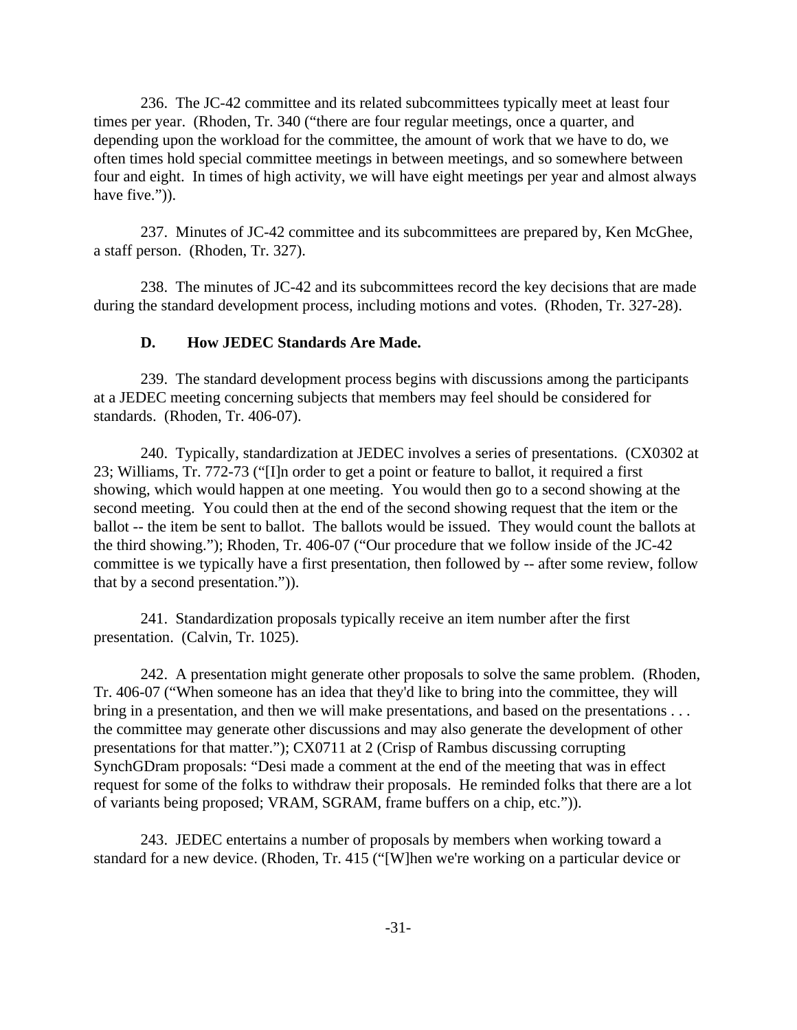236. The JC-42 committee and its related subcommittees typically meet at least four times per year. (Rhoden, Tr. 340 ("there are four regular meetings, once a quarter, and depending upon the workload for the committee, the amount of work that we have to do, we often times hold special committee meetings in between meetings, and so somewhere between four and eight. In times of high activity, we will have eight meetings per year and almost always have five.")).

237. Minutes of JC-42 committee and its subcommittees are prepared by, Ken McGhee, a staff person. (Rhoden, Tr. 327).

238. The minutes of JC-42 and its subcommittees record the key decisions that are made during the standard development process, including motions and votes. (Rhoden, Tr. 327-28).

### D. How JEDEC Standards Are Made.

239. The standard development process begins with discussions among the participants at a JEDEC meeting concerning subjects that members may feel should be considered for standards. (Rhoden, Tr. 406-07).

240. Typically, standardization at JEDEC involves a series of presentations. (CX0302 at 23; Williams, Tr. 772-73 ("[I]n order to get a point or feature to ballot, it required a first showing, which would happen at one meeting. You would then go to a second showing at the second meeting. You could then at the end of the second showing request that the item or the ballot -- the item be sent to ballot. The ballots would be issued. They would count the ballots at the third showing."); Rhoden, Tr. 406-07 ("Our procedure that we follow inside of the JC-42 committee is we typically have a first presentation, then followed by -- after some review, follow that by a second presentation.")).

241. Standardization proposals typically receive an item number after the first presentation. (Calvin, Tr. 1025).

242. A presentation might generate other proposals to solve the same problem. (Rhoden, Tr. 406-07 ("When someone has an idea that they'd like to bring into the committee, they will bring in a presentation, and then we will make presentations, and based on the presentations . . . the committee may generate other discussions and may also generate the development of other presentations for that matter."); CX0711 at 2 (Crisp of Rambus discussing corrupting SynchGDram proposals: "Desi made a comment at the end of the meeting that was in effect request for some of the folks to withdraw their proposals. He reminded folks that there are a lot of variants being proposed; VRAM, SGRAM, frame buffers on a chip, etc.")).

243. JEDEC entertains a number of proposals by members when working toward a standard for a new device. (Rhoden, Tr. 415 ("[W]hen we're working on a particular device or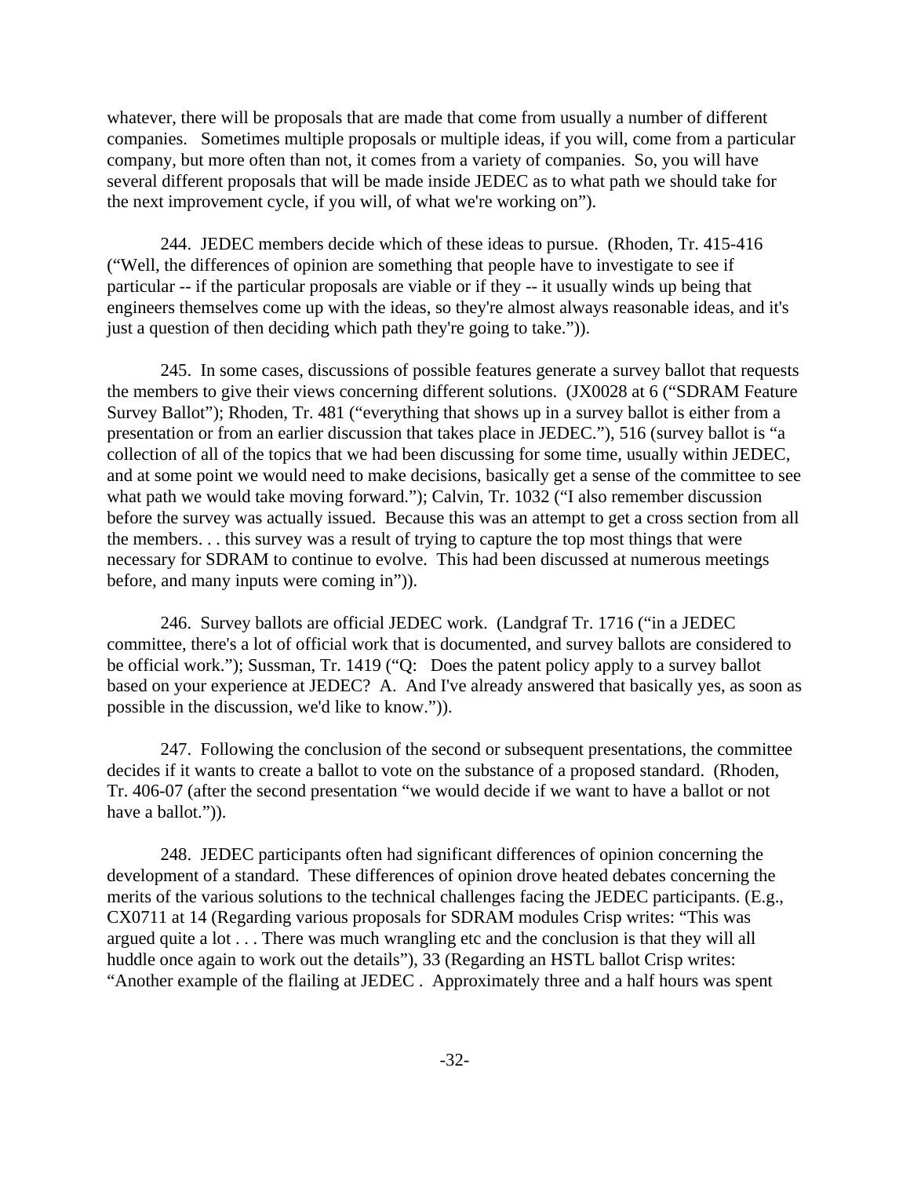whatever, there will be proposals that are made that come from usually a number of different companies. Sometimes multiple proposals or multiple ideas, if you will, come from a particular company, but more often than not, it comes from a variety of companies. So, you will have several different proposals that will be made inside JEDEC as to what path we should take for the next improvement cycle, if you will, of what we're working on").

244. JEDEC members decide which of these ideas to pursue. (Rhoden, Tr. 415-416 ("Well, the differences of opinion are something that people have to investigate to see if particular -- if the particular proposals are viable or if they -- it usually winds up being that engineers themselves come up with the ideas, so they're almost always reasonable ideas, and it's just a question of then deciding which path they're going to take.")).

245. In some cases, discussions of possible features generate a survey ballot that requests the members to give their views concerning different solutions. (JX0028 at 6 ("SDRAM Feature Survey Ballot"); Rhoden, Tr. 481 ("everything that shows up in a survey ballot is either from a presentation or from an earlier discussion that takes place in JEDEC."), 516 (survey ballot is "a collection of all of the topics that we had been discussing for some time, usually within JEDEC, and at some point we would need to make decisions, basically get a sense of the committee to see what path we would take moving forward."); Calvin, Tr. 1032 ("I also remember discussion before the survey was actually issued. Because this was an attempt to get a cross section from all the members. . . this survey was a result of trying to capture the top most things that were necessary for SDRAM to continue to evolve. This had been discussed at numerous meetings before, and many inputs were coming in")).

246. Survey ballots are official JEDEC work. (Landgraf Tr. 1716 ("in a JEDEC committee, there's a lot of official work that is documented, and survey ballots are considered to be official work."); Sussman, Tr. 1419 ("Q: Does the patent policy apply to a survey ballot based on your experience at JEDEC? A. And I've already answered that basically yes, as soon as possible in the discussion, we'd like to know.")).

247. Following the conclusion of the second or subsequent presentations, the committee decides if it wants to create a ballot to vote on the substance of a proposed standard. (Rhoden, Tr. 406-07 (after the second presentation "we would decide if we want to have a ballot or not have a ballot.")).

248. JEDEC participants often had significant differences of opinion concerning the development of a standard. These differences of opinion drove heated debates concerning the merits of the various solutions to the technical challenges facing the JEDEC participants. (E.g., CX0711 at 14 (Regarding various proposals for SDRAM modules Crisp writes: "This was argued quite a lot . . . There was much wrangling etc and the conclusion is that they will all huddle once again to work out the details"), 33 (Regarding an HSTL ballot Crisp writes: "Another example of the flailing at JEDEC . Approximately three and a half hours was spent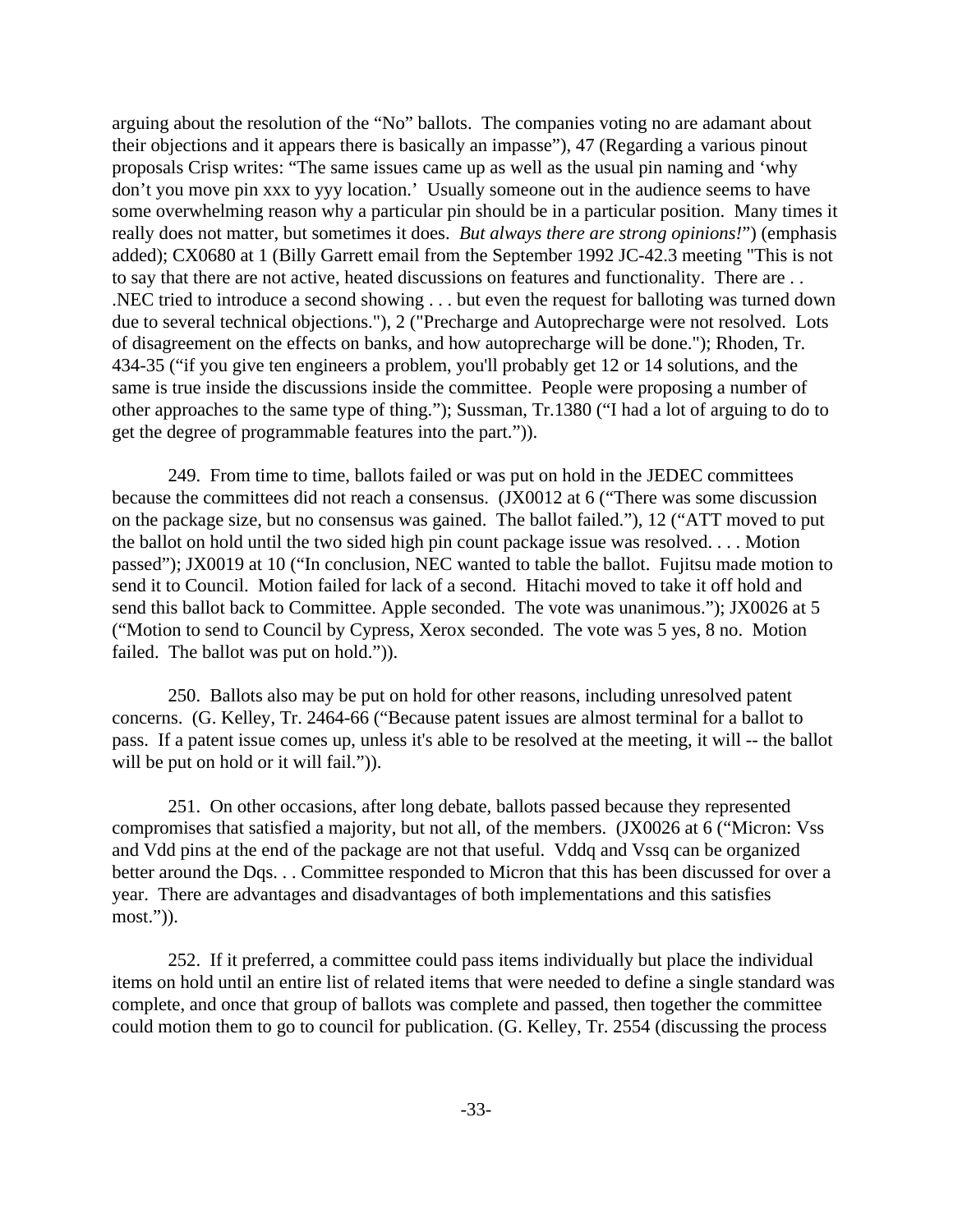arguing about the resolution of the "No" ballots. The companies voting no are adamant about their objections and it appears there is basically an impasse"), 47 (Regarding a various pinout proposals Crisp writes: "The same issues came up as well as the usual pin naming and 'why don't you move pin xxx to yyy location.' Usually someone out in the audience seems to have some overwhelming reason why a particular pin should be in a particular position. Many times it really does not matter, but sometimes it does. *But always there are strong opinions!*") (emphasis added); CX0680 at 1 (Billy Garrett email from the September 1992 JC-42.3 meeting "This is not to say that there are not active, heated discussions on features and functionality. There are . . .NEC tried to introduce a second showing . . . but even the request for balloting was turned down due to several technical objections."), 2 ("Precharge and Autoprecharge were not resolved. Lots of disagreement on the effects on banks, and how autoprecharge will be done."); Rhoden, Tr. 434-35 ("if you give ten engineers a problem, you'll probably get 12 or 14 solutions, and the same is true inside the discussions inside the committee. People were proposing a number of other approaches to the same type of thing."); Sussman, Tr.1380 ("I had a lot of arguing to do to get the degree of programmable features into the part.")).

249. From time to time, ballots failed or was put on hold in the JEDEC committees because the committees did not reach a consensus. (JX0012 at 6 ("There was some discussion on the package size, but no consensus was gained. The ballot failed."), 12 ("ATT moved to put the ballot on hold until the two sided high pin count package issue was resolved. . . . Motion passed"); JX0019 at 10 ("In conclusion, NEC wanted to table the ballot. Fujitsu made motion to send it to Council. Motion failed for lack of a second. Hitachi moved to take it off hold and send this ballot back to Committee. Apple seconded. The vote was unanimous."); JX0026 at 5 ("Motion to send to Council by Cypress, Xerox seconded. The vote was 5 yes, 8 no. Motion failed. The ballot was put on hold.")).

250. Ballots also may be put on hold for other reasons, including unresolved patent concerns. (G. Kelley, Tr. 2464-66 ("Because patent issues are almost terminal for a ballot to pass. If a patent issue comes up, unless it's able to be resolved at the meeting, it will -- the ballot will be put on hold or it will fail.")).

251. On other occasions, after long debate, ballots passed because they represented compromises that satisfied a majority, but not all, of the members. (JX0026 at 6 ("Micron: Vss and Vdd pins at the end of the package are not that useful. Vddq and Vssq can be organized better around the Dqs. . . Committee responded to Micron that this has been discussed for over a year. There are advantages and disadvantages of both implementations and this satisfies most.")).

252. If it preferred, a committee could pass items individually but place the individual items on hold until an entire list of related items that were needed to define a single standard was complete, and once that group of ballots was complete and passed, then together the committee could motion them to go to council for publication. (G. Kelley, Tr. 2554 (discussing the process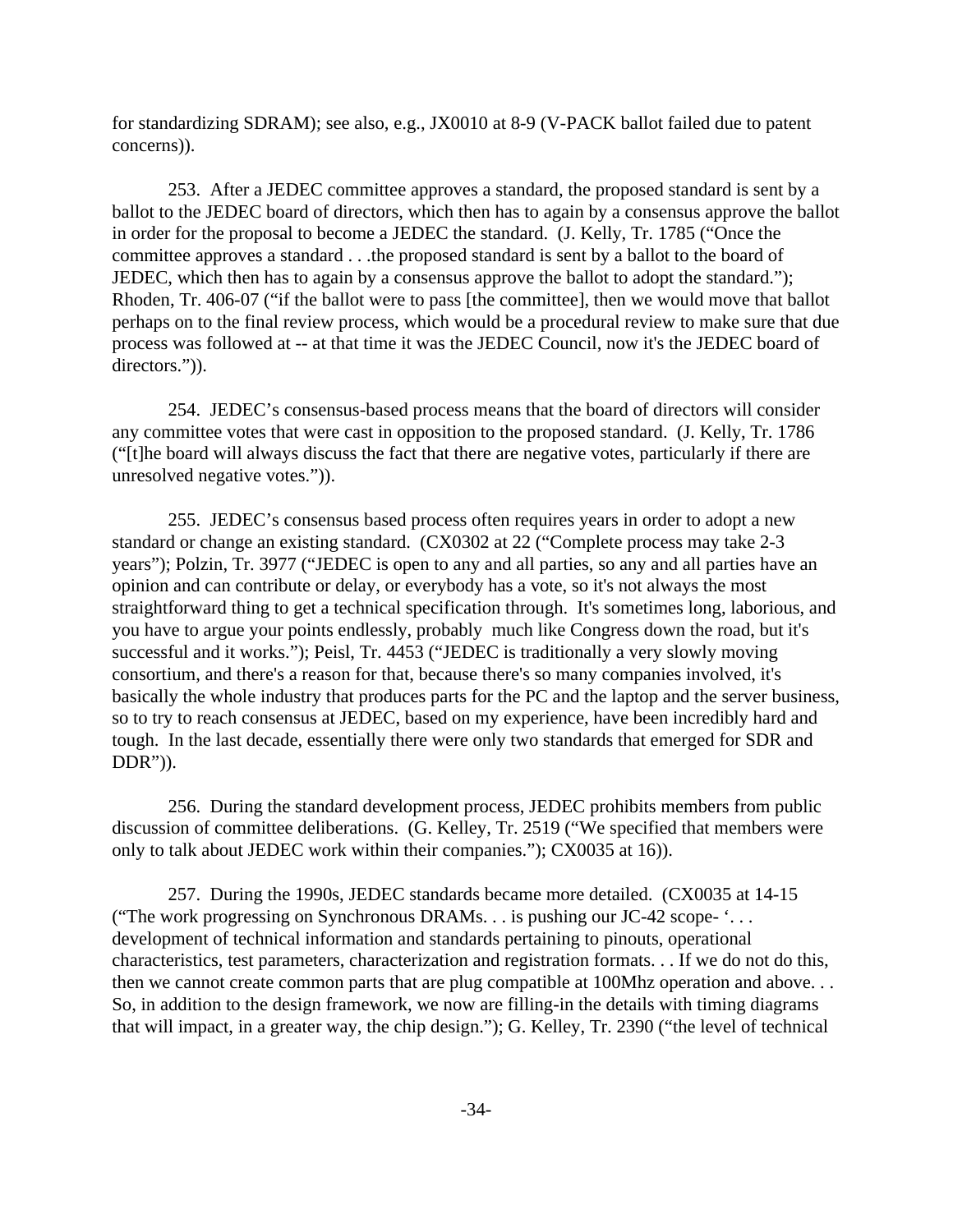for standardizing SDRAM); see also, e.g., JX0010 at 8-9 (V-PACK ballot failed due to patent concerns)).

253. After a JEDEC committee approves a standard, the proposed standard is sent by a ballot to the JEDEC board of directors, which then has to again by a consensus approve the ballot in order for the proposal to become a JEDEC the standard. (J. Kelly, Tr. 1785 ("Once the committee approves a standard . . .the proposed standard is sent by a ballot to the board of JEDEC, which then has to again by a consensus approve the ballot to adopt the standard."); Rhoden, Tr. 406-07 ("if the ballot were to pass [the committee], then we would move that ballot perhaps on to the final review process, which would be a procedural review to make sure that due process was followed at -- at that time it was the JEDEC Council, now it's the JEDEC board of directors.")).

254. JEDEC's consensus-based process means that the board of directors will consider any committee votes that were cast in opposition to the proposed standard. (J. Kelly, Tr. 1786 ("[t]he board will always discuss the fact that there are negative votes, particularly if there are unresolved negative votes.")).

255. JEDEC's consensus based process often requires years in order to adopt a new standard or change an existing standard. (CX0302 at 22 ("Complete process may take 2-3 years"); Polzin, Tr. 3977 ("JEDEC is open to any and all parties, so any and all parties have an opinion and can contribute or delay, or everybody has a vote, so it's not always the most straightforward thing to get a technical specification through. It's sometimes long, laborious, and you have to argue your points endlessly, probably much like Congress down the road, but it's successful and it works."); Peisl, Tr. 4453 ("JEDEC is traditionally a very slowly moving consortium, and there's a reason for that, because there's so many companies involved, it's basically the whole industry that produces parts for the PC and the laptop and the server business, so to try to reach consensus at JEDEC, based on my experience, have been incredibly hard and tough. In the last decade, essentially there were only two standards that emerged for SDR and DDR")).

256. During the standard development process, JEDEC prohibits members from public discussion of committee deliberations. (G. Kelley, Tr. 2519 ("We specified that members were only to talk about JEDEC work within their companies."); CX0035 at 16)).

257. During the 1990s, JEDEC standards became more detailed. (CX0035 at 14-15 ("The work progressing on Synchronous DRAMs. . . is pushing our JC-42 scope- '. . . development of technical information and standards pertaining to pinouts, operational characteristics, test parameters, characterization and registration formats. . . If we do not do this, then we cannot create common parts that are plug compatible at 100Mhz operation and above. . . So, in addition to the design framework, we now are filling-in the details with timing diagrams that will impact, in a greater way, the chip design."); G. Kelley, Tr. 2390 ("the level of technical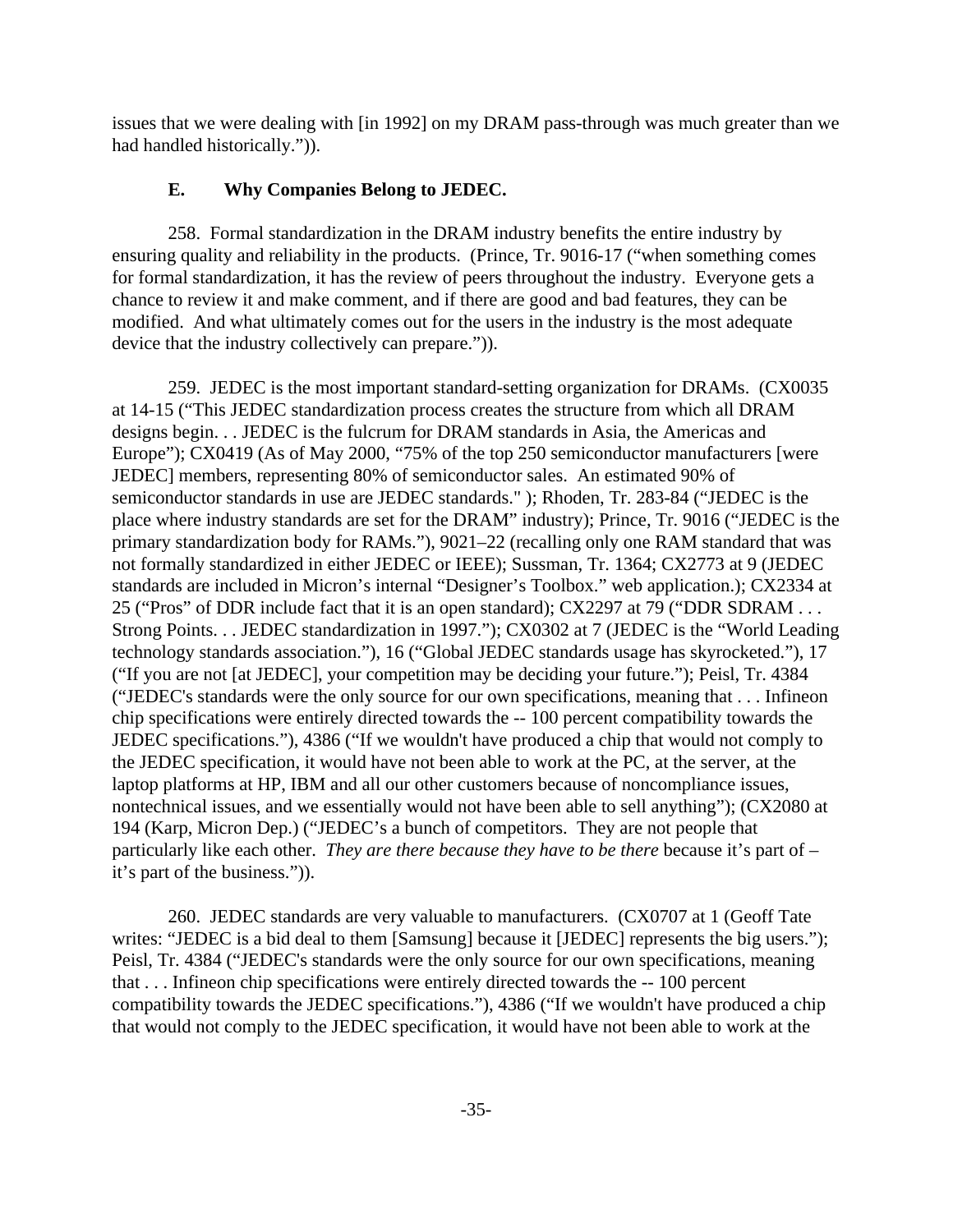issues that we were dealing with [in 1992] on my DRAM pass-through was much greater than we had handled historically.")).

### E. Why Companies Belong to JEDEC.

258. Formal standardization in the DRAM industry benefits the entire industry by ensuring quality and reliability in the products. (Prince, Tr. 9016-17 ("when something comes for formal standardization, it has the review of peers throughout the industry. Everyone gets a chance to review it and make comment, and if there are good and bad features, they can be modified. And what ultimately comes out for the users in the industry is the most adequate device that the industry collectively can prepare.")).

259. JEDEC is the most important standard-setting organization for DRAMs. (CX0035 at 14-15 ("This JEDEC standardization process creates the structure from which all DRAM designs begin. . . JEDEC is the fulcrum for DRAM standards in Asia, the Americas and Europe"); CX0419 (As of May 2000, "75% of the top 250 semiconductor manufacturers [were JEDEC] members, representing 80% of semiconductor sales. An estimated 90% of semiconductor standards in use are JEDEC standards." ); Rhoden, Tr. 283-84 ("JEDEC is the place where industry standards are set for the DRAM" industry); Prince, Tr. 9016 ("JEDEC is the primary standardization body for RAMs."), 9021–22 (recalling only one RAM standard that was not formally standardized in either JEDEC or IEEE); Sussman, Tr. 1364; CX2773 at 9 (JEDEC standards are included in Micron's internal "Designer's Toolbox." web application.); CX2334 at 25 ("Pros" of DDR include fact that it is an open standard); CX2297 at 79 ("DDR SDRAM . . . Strong Points. . . JEDEC standardization in 1997."); CX0302 at 7 (JEDEC is the "World Leading technology standards association."), 16 ("Global JEDEC standards usage has skyrocketed."), 17 ("If you are not [at JEDEC], your competition may be deciding your future."); Peisl, Tr. 4384 ("JEDEC's standards were the only source for our own specifications, meaning that . . . Infineon chip specifications were entirely directed towards the -- 100 percent compatibility towards the JEDEC specifications."), 4386 ("If we wouldn't have produced a chip that would not comply to the JEDEC specification, it would have not been able to work at the PC, at the server, at the laptop platforms at HP, IBM and all our other customers because of noncompliance issues, nontechnical issues, and we essentially would not have been able to sell anything"); (CX2080 at 194 (Karp, Micron Dep.) ("JEDEC's a bunch of competitors. They are not people that particularly like each other. *They are there because they have to be there* because it's part of – it's part of the business.")).

260. JEDEC standards are very valuable to manufacturers. (CX0707 at 1 (Geoff Tate writes: "JEDEC is a bid deal to them [Samsung] because it [JEDEC] represents the big users."); Peisl, Tr. 4384 ("JEDEC's standards were the only source for our own specifications, meaning that . . . Infineon chip specifications were entirely directed towards the -- 100 percent compatibility towards the JEDEC specifications."), 4386 ("If we wouldn't have produced a chip that would not comply to the JEDEC specification, it would have not been able to work at the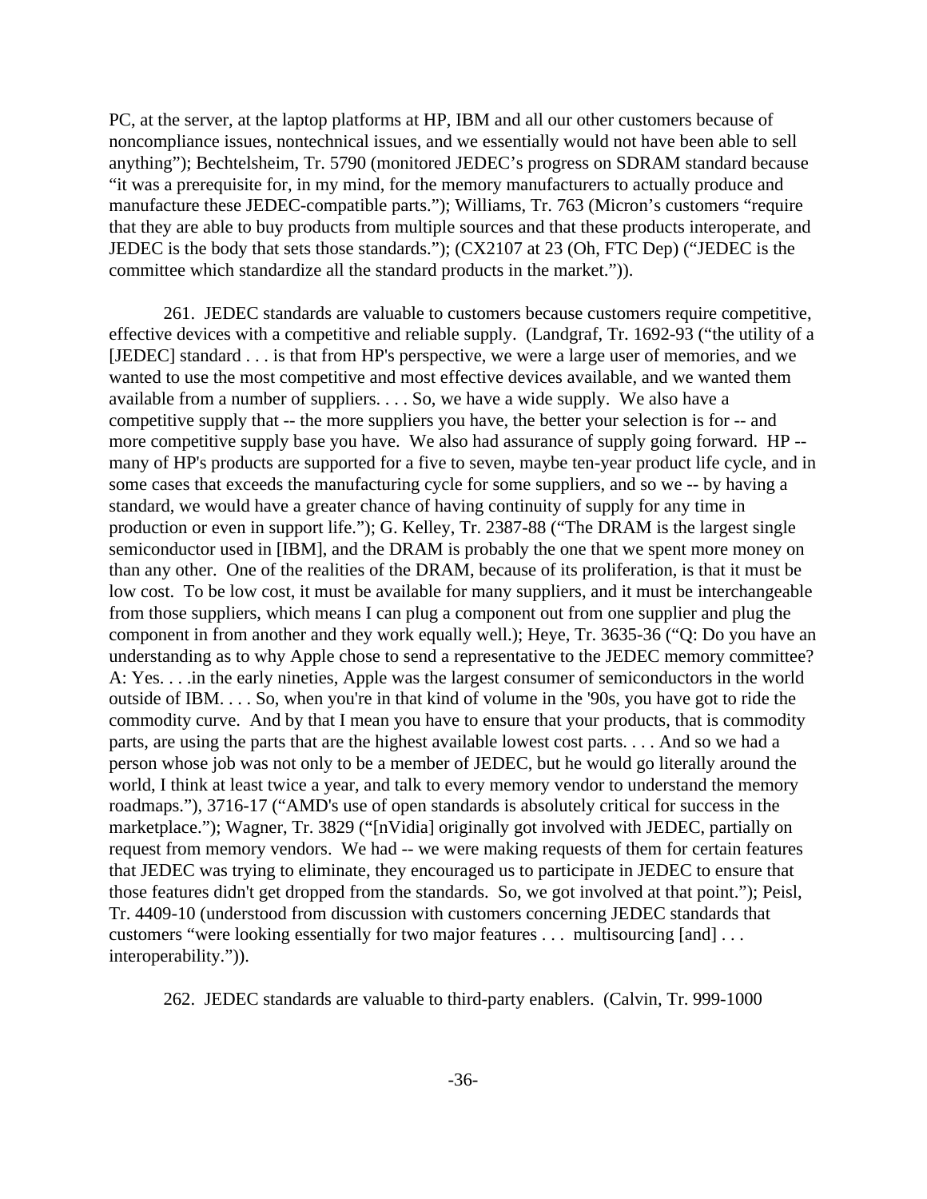PC, at the server, at the laptop platforms at HP, IBM and all our other customers because of noncompliance issues, nontechnical issues, and we essentially would not have been able to sell anything"); Bechtelsheim, Tr. 5790 (monitored JEDEC's progress on SDRAM standard because "it was a prerequisite for, in my mind, for the memory manufacturers to actually produce and manufacture these JEDEC-compatible parts."); Williams, Tr. 763 (Micron's customers "require that they are able to buy products from multiple sources and that these products interoperate, and JEDEC is the body that sets those standards."); (CX2107 at 23 (Oh, FTC Dep) ("JEDEC is the committee which standardize all the standard products in the market.")).

261. JEDEC standards are valuable to customers because customers require competitive, effective devices with a competitive and reliable supply. (Landgraf, Tr. 1692-93 ("the utility of a [JEDEC] standard . . . is that from HP's perspective, we were a large user of memories, and we wanted to use the most competitive and most effective devices available, and we wanted them available from a number of suppliers. . . . So, we have a wide supply. We also have a competitive supply that -- the more suppliers you have, the better your selection is for -- and more competitive supply base you have. We also had assurance of supply going forward. HP -- many of HP's products are supported for a five to seven, maybe ten-year product life cycle, and in some cases that exceeds the manufacturing cycle for some suppliers, and so we -- by having a standard, we would have a greater chance of having continuity of supply for any time in production or even in support life."); G. Kelley, Tr. 2387-88 ("The DRAM is the largest single semiconductor used in [IBM], and the DRAM is probably the one that we spent more money on than any other. One of the realities of the DRAM, because of its proliferation, is that it must be low cost. To be low cost, it must be available for many suppliers, and it must be interchangeable from those suppliers, which means I can plug a component out from one supplier and plug the component in from another and they work equally well.); Heye, Tr. 3635-36 ("Q: Do you have an understanding as to why Apple chose to send a representative to the JEDEC memory committee? A: Yes. . . .in the early nineties, Apple was the largest consumer of semiconductors in the world outside of IBM. . . . So, when you're in that kind of volume in the '90s, you have got to ride the commodity curve. And by that I mean you have to ensure that your products, that is commodity parts, are using the parts that are the highest available lowest cost parts. . . . And so we had a person whose job was not only to be a member of JEDEC, but he would go literally around the world, I think at least twice a year, and talk to every memory vendor to understand the memory roadmaps."), 3716-17 ("AMD's use of open standards is absolutely critical for success in the marketplace."); Wagner, Tr. 3829 ("[nVidia] originally got involved with JEDEC, partially on request from memory vendors. We had -- we were making requests of them for certain features that JEDEC was trying to eliminate, they encouraged us to participate in JEDEC to ensure that those features didn't get dropped from the standards. So, we got involved at that point."); Peisl, Tr. 4409-10 (understood from discussion with customers concerning JEDEC standards that customers "were looking essentially for two major features . . . multisourcing [and] . . . interoperability.")).

262. JEDEC standards are valuable to third-party enablers. (Calvin, Tr. 999-1000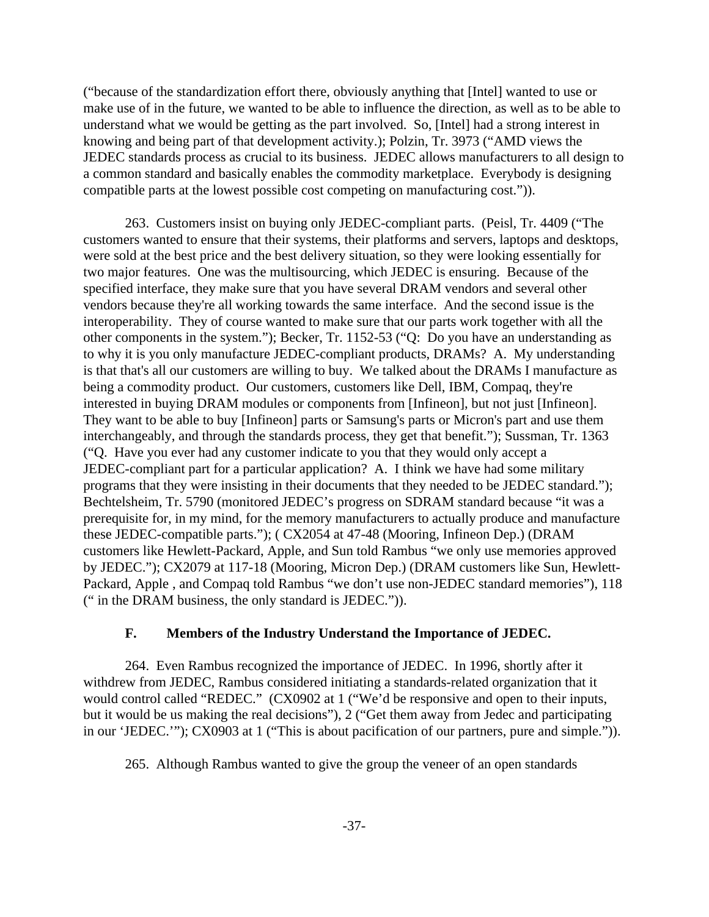("because of the standardization effort there, obviously anything that [Intel] wanted to use or make use of in the future, we wanted to be able to influence the direction, as well as to be able to understand what we would be getting as the part involved. So, [Intel] had a strong interest in knowing and being part of that development activity.); Polzin, Tr. 3973 ("AMD views the JEDEC standards process as crucial to its business. JEDEC allows manufacturers to all design to a common standard and basically enables the commodity marketplace. Everybody is designing compatible parts at the lowest possible cost competing on manufacturing cost.")).

263. Customers insist on buying only JEDEC-compliant parts. (Peisl, Tr. 4409 ("The customers wanted to ensure that their systems, their platforms and servers, laptops and desktops, were sold at the best price and the best delivery situation, so they were looking essentially for two major features. One was the multisourcing, which JEDEC is ensuring. Because of the specified interface, they make sure that you have several DRAM vendors and several other vendors because they're all working towards the same interface. And the second issue is the interoperability. They of course wanted to make sure that our parts work together with all the other components in the system."); Becker, Tr. 1152-53 ("Q: Do you have an understanding as to why it is you only manufacture JEDEC-compliant products, DRAMs? A. My understanding is that that's all our customers are willing to buy. We talked about the DRAMs I manufacture as being a commodity product. Our customers, customers like Dell, IBM, Compaq, they're interested in buying DRAM modules or components from [Infineon], but not just [Infineon]. They want to be able to buy [Infineon] parts or Samsung's parts or Micron's part and use them interchangeably, and through the standards process, they get that benefit."); Sussman, Tr. 1363 ("Q. Have you ever had any customer indicate to you that they would only accept a JEDEC-compliant part for a particular application? A. I think we have had some military programs that they were insisting in their documents that they needed to be JEDEC standard."); Bechtelsheim, Tr. 5790 (monitored JEDEC's progress on SDRAM standard because "it was a prerequisite for, in my mind, for the memory manufacturers to actually produce and manufacture these JEDEC-compatible parts."); ( CX2054 at 47-48 (Mooring, Infineon Dep.) (DRAM customers like Hewlett-Packard, Apple, and Sun told Rambus "we only use memories approved by JEDEC."); CX2079 at 117-18 (Mooring, Micron Dep.) (DRAM customers like Sun, Hewlett-Packard, Apple , and Compaq told Rambus "we don't use non-JEDEC standard memories"), 118 (" in the DRAM business, the only standard is JEDEC.")).

### F. Members of the Industry Understand the Importance of JEDEC.

264. Even Rambus recognized the importance of JEDEC. In 1996, shortly after it withdrew from JEDEC, Rambus considered initiating a standards-related organization that it would control called "REDEC." (CX0902 at 1 ("We'd be responsive and open to their inputs, but it would be us making the real decisions"), 2 ("Get them away from Jedec and participating in our 'JEDEC.'"); CX0903 at 1 ("This is about pacification of our partners, pure and simple.")).

265. Although Rambus wanted to give the group the veneer of an open standards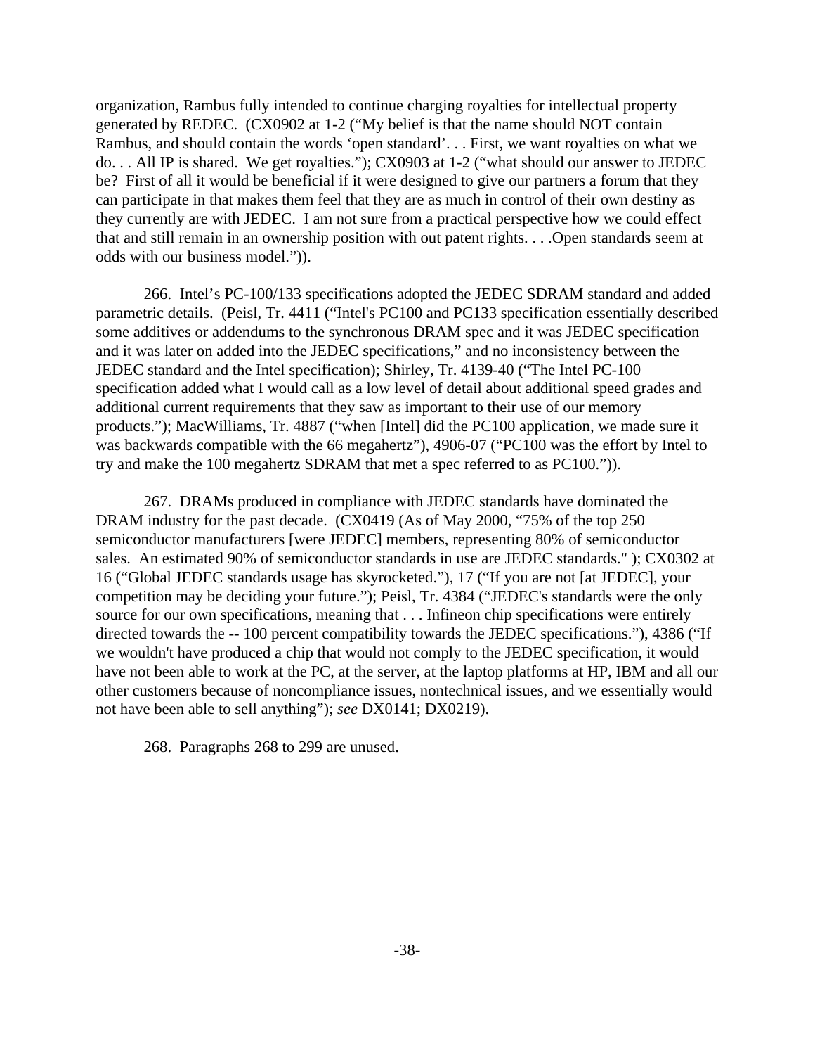organization, Rambus fully intended to continue charging royalties for intellectual property generated by REDEC. (CX0902 at 1-2 ("My belief is that the name should NOT contain Rambus, and should contain the words 'open standard'. . . First, we want royalties on what we do. . . All IP is shared. We get royalties."); CX0903 at 1-2 ("what should our answer to JEDEC be? First of all it would be beneficial if it were designed to give our partners a forum that they can participate in that makes them feel that they are as much in control of their own destiny as they currently are with JEDEC. I am not sure from a practical perspective how we could effect that and still remain in an ownership position with out patent rights. . . .Open standards seem at odds with our business model.")).

266. Intel's PC-100/133 specifications adopted the JEDEC SDRAM standard and added parametric details. (Peisl, Tr. 4411 ("Intel's PC100 and PC133 specification essentially described some additives or addendums to the synchronous DRAM spec and it was JEDEC specification and it was later on added into the JEDEC specifications," and no inconsistency between the JEDEC standard and the Intel specification); Shirley, Tr. 4139-40 ("The Intel PC-100 specification added what I would call as a low level of detail about additional speed grades and additional current requirements that they saw as important to their use of our memory products."); MacWilliams, Tr. 4887 ("when [Intel] did the PC100 application, we made sure it was backwards compatible with the 66 megahertz"), 4906-07 ("PC100 was the effort by Intel to try and make the 100 megahertz SDRAM that met a spec referred to as PC100.")).

267. DRAMs produced in compliance with JEDEC standards have dominated the DRAM industry for the past decade. (CX0419 (As of May 2000, "75% of the top 250 semiconductor manufacturers [were JEDEC] members, representing 80% of semiconductor sales. An estimated 90% of semiconductor standards in use are JEDEC standards." ); CX0302 at 16 ("Global JEDEC standards usage has skyrocketed."), 17 ("If you are not [at JEDEC], your competition may be deciding your future."); Peisl, Tr. 4384 ("JEDEC's standards were the only source for our own specifications, meaning that . . . Infineon chip specifications were entirely directed towards the -- 100 percent compatibility towards the JEDEC specifications."), 4386 ("If we wouldn't have produced a chip that would not comply to the JEDEC specification, it would have not been able to work at the PC, at the server, at the laptop platforms at HP, IBM and all our other customers because of noncompliance issues, nontechnical issues, and we essentially would not have been able to sell anything"); *see* DX0141; DX0219).

268. Paragraphs 268 to 299 are unused.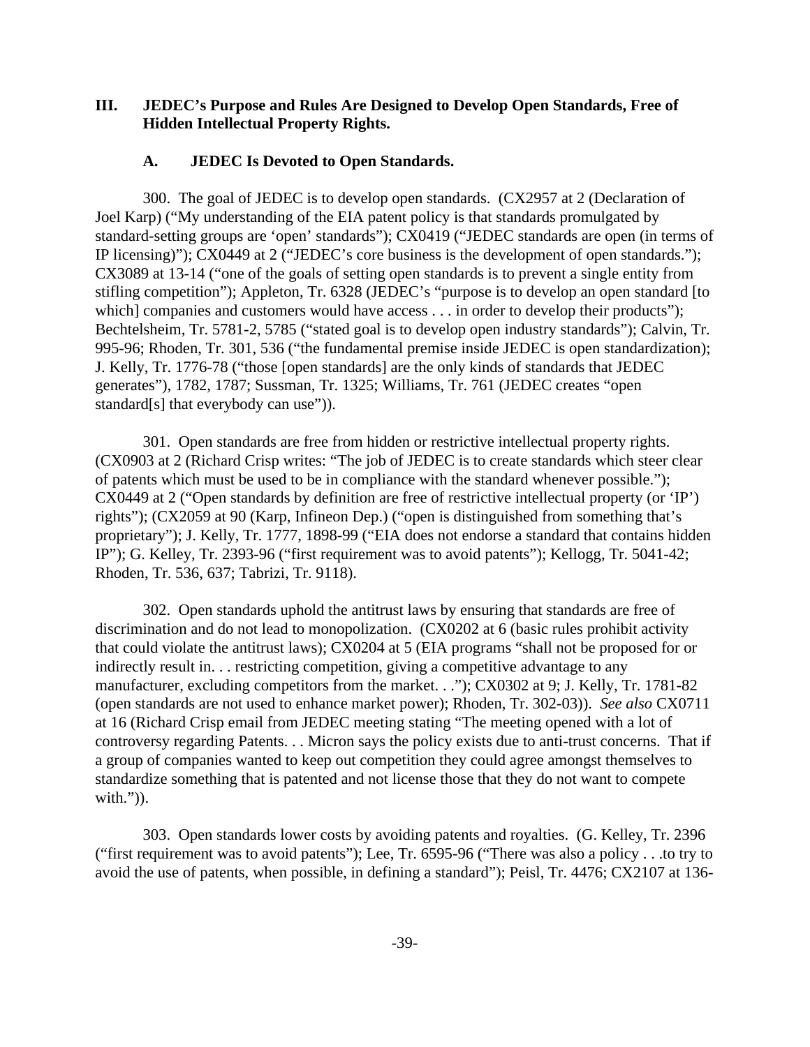## III. JEDEC's Purpose and Rules Are Designed to Develop Open Standards, Free of Hidden Intellectual Property Rights.

### A. JEDEC Is Devoted to Open Standards.

300. The goal of JEDEC is to develop open standards. (CX2957 at 2 (Declaration of Joel Karp) ("My understanding of the EIA patent policy is that standards promulgated by standard-setting groups are 'open' standards"); CX0419 ("JEDEC standards are open (in terms of IP licensing)"); CX0449 at 2 ("JEDEC's core business is the development of open standards."); CX3089 at 13-14 ("one of the goals of setting open standards is to prevent a single entity from stifling competition"); Appleton, Tr. 6328 (JEDEC's "purpose is to develop an open standard [to which] companies and customers would have access . . . in order to develop their products"); Bechtelsheim, Tr. 5781-2, 5785 ("stated goal is to develop open industry standards"); Calvin, Tr. 995-96; Rhoden, Tr. 301, 536 ("the fundamental premise inside JEDEC is open standardization); J. Kelly, Tr. 1776-78 ("those [open standards] are the only kinds of standards that JEDEC generates"), 1782, 1787; Sussman, Tr. 1325; Williams, Tr. 761 (JEDEC creates "open standard[s] that everybody can use")).

301. Open standards are free from hidden or restrictive intellectual property rights. (CX0903 at 2 (Richard Crisp writes: "The job of JEDEC is to create standards which steer clear of patents which must be used to be in compliance with the standard whenever possible."); CX0449 at 2 ("Open standards by definition are free of restrictive intellectual property (or 'IP') rights"); (CX2059 at 90 (Karp, Infineon Dep.) ("open is distinguished from something that's proprietary"); J. Kelly, Tr. 1777, 1898-99 ("EIA does not endorse a standard that contains hidden IP"); G. Kelley, Tr. 2393-96 ("first requirement was to avoid patents"); Kellogg, Tr. 5041-42; Rhoden, Tr. 536, 637; Tabrizi, Tr. 9118).

302. Open standards uphold the antitrust laws by ensuring that standards are free of discrimination and do not lead to monopolization. (CX0202 at 6 (basic rules prohibit activity that could violate the antitrust laws); CX0204 at 5 (EIA programs "shall not be proposed for or indirectly result in. . . restricting competition, giving a competitive advantage to any manufacturer, excluding competitors from the market. . ."); CX0302 at 9; J. Kelly, Tr. 1781-82 (open standards are not used to enhance market power); Rhoden, Tr. 302-03)). *See also* CX0711 at 16 (Richard Crisp email from JEDEC meeting stating "The meeting opened with a lot of controversy regarding Patents. . . Micron says the policy exists due to anti-trust concerns. That if a group of companies wanted to keep out competition they could agree amongst themselves to standardize something that is patented and not license those that they do not want to compete with.")).

303. Open standards lower costs by avoiding patents and royalties. (G. Kelley, Tr. 2396 ("first requirement was to avoid patents"); Lee, Tr. 6595-96 ("There was also a policy . . .to try to avoid the use of patents, when possible, in defining a standard"); Peisl, Tr. 4476; CX2107 at 136-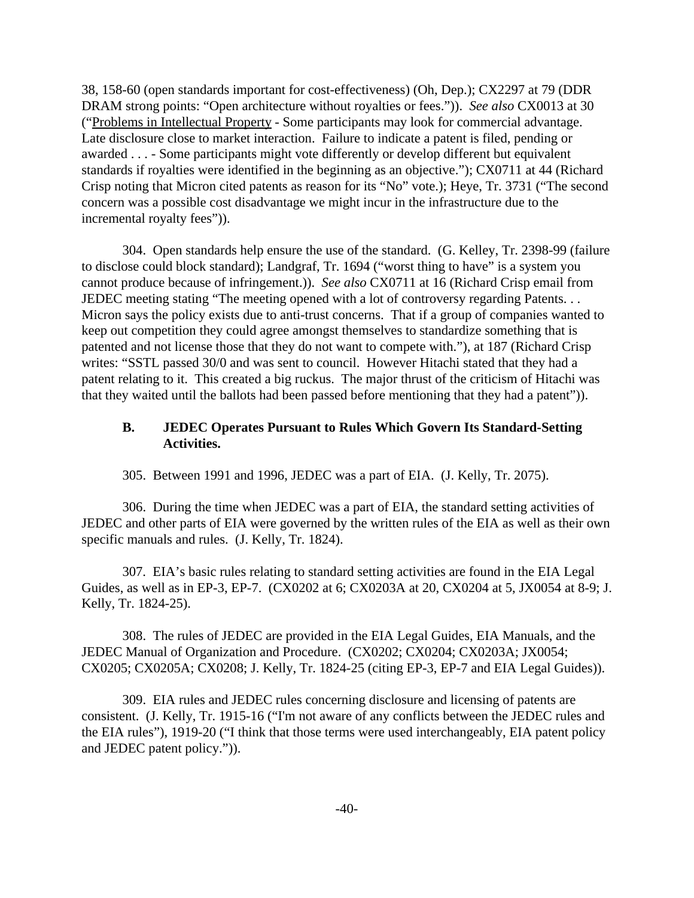38, 158-60 (open standards important for cost-effectiveness) (Oh, Dep.); CX2297 at 79 (DDR DRAM strong points: "Open architecture without royalties or fees.")). *See also* CX0013 at 30 ("Problems in Intellectual Property - Some participants may look for commercial advantage. Late disclosure close to market interaction. Failure to indicate a patent is filed, pending or awarded . . . - Some participants might vote differently or develop different but equivalent standards if royalties were identified in the beginning as an objective."); CX0711 at 44 (Richard Crisp noting that Micron cited patents as reason for its "No" vote.); Heye, Tr. 3731 ("The second concern was a possible cost disadvantage we might incur in the infrastructure due to the incremental royalty fees")).

304. Open standards help ensure the use of the standard. (G. Kelley, Tr. 2398-99 (failure to disclose could block standard); Landgraf, Tr. 1694 ("worst thing to have" is a system you cannot produce because of infringement.)). *See also* CX0711 at 16 (Richard Crisp email from JEDEC meeting stating "The meeting opened with a lot of controversy regarding Patents. . . Micron says the policy exists due to anti-trust concerns. That if a group of companies wanted to keep out competition they could agree amongst themselves to standardize something that is patented and not license those that they do not want to compete with."), at 187 (Richard Crisp writes: "SSTL passed 30/0 and was sent to council. However Hitachi stated that they had a patent relating to it. This created a big ruckus. The major thrust of the criticism of Hitachi was that they waited until the ballots had been passed before mentioning that they had a patent")).

### B. JEDEC Operates Pursuant to Rules Which Govern Its Standard-Setting Activities.

305. Between 1991 and 1996, JEDEC was a part of EIA. (J. Kelly, Tr. 2075).

306. During the time when JEDEC was a part of EIA, the standard setting activities of JEDEC and other parts of EIA were governed by the written rules of the EIA as well as their own specific manuals and rules. (J. Kelly, Tr. 1824).

307. EIA's basic rules relating to standard setting activities are found in the EIA Legal Guides, as well as in EP-3, EP-7. (CX0202 at 6; CX0203A at 20, CX0204 at 5, JX0054 at 8-9; J. Kelly, Tr. 1824-25).

308. The rules of JEDEC are provided in the EIA Legal Guides, EIA Manuals, and the JEDEC Manual of Organization and Procedure. (CX0202; CX0204; CX0203A; JX0054; CX0205; CX0205A; CX0208; J. Kelly, Tr. 1824-25 (citing EP-3, EP-7 and EIA Legal Guides)).

309. EIA rules and JEDEC rules concerning disclosure and licensing of patents are consistent. (J. Kelly, Tr. 1915-16 ("I'm not aware of any conflicts between the JEDEC rules and the EIA rules"), 1919-20 ("I think that those terms were used interchangeably, EIA patent policy and JEDEC patent policy.")).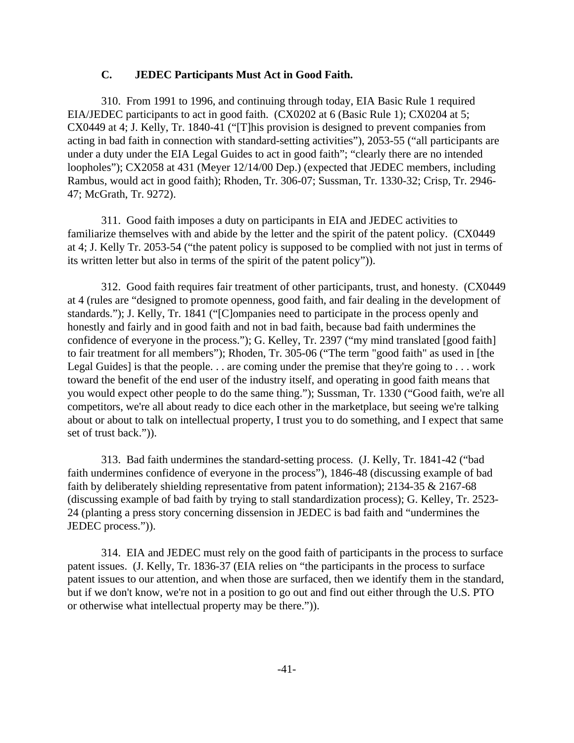### C. JEDEC Participants Must Act in Good Faith.

310. From 1991 to 1996, and continuing through today, EIA Basic Rule 1 required EIA/JEDEC participants to act in good faith. (CX0202 at 6 (Basic Rule 1); CX0204 at 5; CX0449 at 4; J. Kelly, Tr. 1840-41 ("[T]his provision is designed to prevent companies from acting in bad faith in connection with standard-setting activities"), 2053-55 ("all participants are under a duty under the EIA Legal Guides to act in good faith"; "clearly there are no intended loopholes"); CX2058 at 431 (Meyer 12/14/00 Dep.) (expected that JEDEC members, including Rambus, would act in good faith); Rhoden, Tr. 306-07; Sussman, Tr. 1330-32; Crisp, Tr. 2946-47; McGrath, Tr. 9272).

311. Good faith imposes a duty on participants in EIA and JEDEC activities to familiarize themselves with and abide by the letter and the spirit of the patent policy. (CX0449 at 4; J. Kelly Tr. 2053-54 ("the patent policy is supposed to be complied with not just in terms of its written letter but also in terms of the spirit of the patent policy")).

312. Good faith requires fair treatment of other participants, trust, and honesty. (CX0449 at 4 (rules are "designed to promote openness, good faith, and fair dealing in the development of standards."); J. Kelly, Tr. 1841 ("[C]ompanies need to participate in the process openly and honestly and fairly and in good faith and not in bad faith, because bad faith undermines the confidence of everyone in the process."); G. Kelley, Tr. 2397 ("my mind translated [good faith] to fair treatment for all members"); Rhoden, Tr. 305-06 ("The term "good faith" as used in [the Legal Guides] is that the people. . . are coming under the premise that they're going to . . . work toward the benefit of the end user of the industry itself, and operating in good faith means that you would expect other people to do the same thing."); Sussman, Tr. 1330 ("Good faith, we're all competitors, we're all about ready to dice each other in the marketplace, but seeing we're talking about or about to talk on intellectual property, I trust you to do something, and I expect that same set of trust back.")).

313. Bad faith undermines the standard-setting process. (J. Kelly, Tr. 1841-42 ("bad faith undermines confidence of everyone in the process"), 1846-48 (discussing example of bad faith by deliberately shielding representative from patent information); 2134-35 & 2167-68 (discussing example of bad faith by trying to stall standardization process); G. Kelley, Tr. 2523-24 (planting a press story concerning dissension in JEDEC is bad faith and "undermines the JEDEC process.")).

314. EIA and JEDEC must rely on the good faith of participants in the process to surface patent issues. (J. Kelly, Tr. 1836-37 (EIA relies on "the participants in the process to surface patent issues to our attention, and when those are surfaced, then we identify them in the standard, but if we don't know, we're not in a position to go out and find out either through the U.S. PTO or otherwise what intellectual property may be there.")).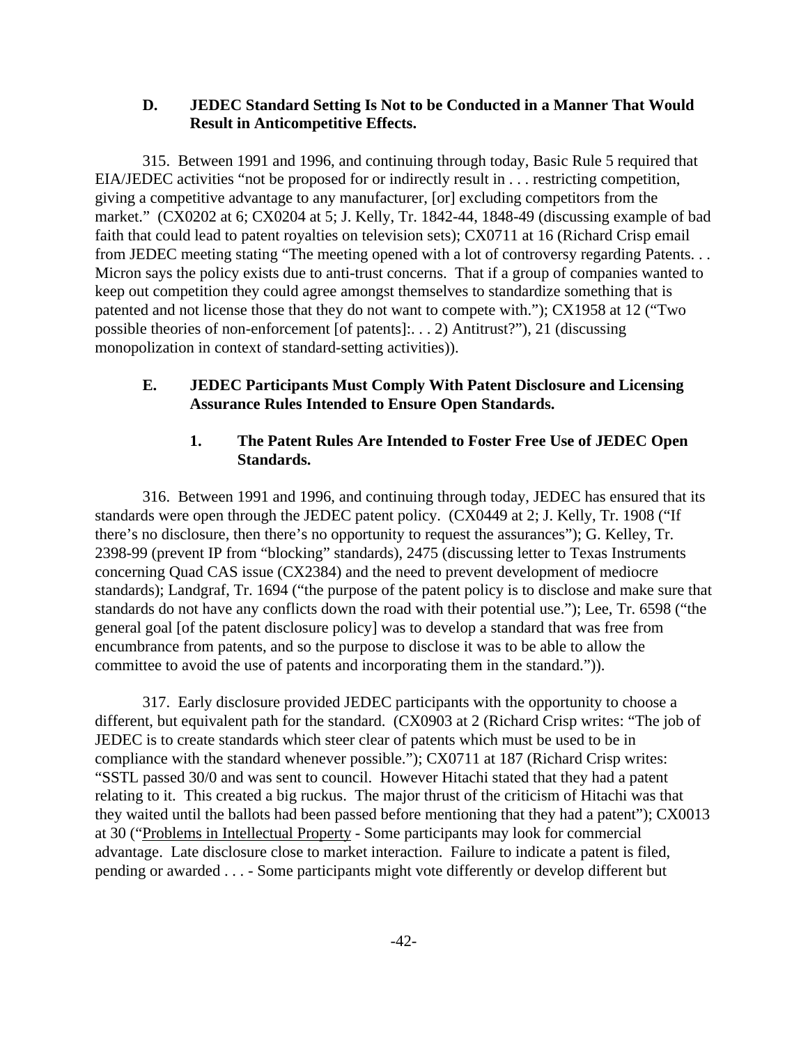### D. JEDEC Standard Setting Is Not to be Conducted in a Manner That Would Result in Anticompetitive Effects.

315. Between 1991 and 1996, and continuing through today, Basic Rule 5 required that EIA/JEDEC activities "not be proposed for or indirectly result in . . . restricting competition, giving a competitive advantage to any manufacturer, [or] excluding competitors from the market." (CX0202 at 6; CX0204 at 5; J. Kelly, Tr. 1842-44, 1848-49 (discussing example of bad faith that could lead to patent royalties on television sets); CX0711 at 16 (Richard Crisp email from JEDEC meeting stating "The meeting opened with a lot of controversy regarding Patents. . . Micron says the policy exists due to anti-trust concerns. That if a group of companies wanted to keep out competition they could agree amongst themselves to standardize something that is patented and not license those that they do not want to compete with."); CX1958 at 12 ("Two possible theories of non-enforcement [of patents]:. . . 2) Antitrust?"), 21 (discussing monopolization in context of standard-setting activities)).

### E. JEDEC Participants Must Comply With Patent Disclosure and Licensing Assurance Rules Intended to Ensure Open Standards.

#### 1. The Patent Rules Are Intended to Foster Free Use of JEDEC Open Standards.

316. Between 1991 and 1996, and continuing through today, JEDEC has ensured that its standards were open through the JEDEC patent policy. (CX0449 at 2; J. Kelly, Tr. 1908 ("If there's no disclosure, then there's no opportunity to request the assurances"); G. Kelley, Tr. 2398-99 (prevent IP from "blocking" standards), 2475 (discussing letter to Texas Instruments concerning Quad CAS issue (CX2384) and the need to prevent development of mediocre standards); Landgraf, Tr. 1694 ("the purpose of the patent policy is to disclose and make sure that standards do not have any conflicts down the road with their potential use."); Lee, Tr. 6598 ("the general goal [of the patent disclosure policy] was to develop a standard that was free from encumbrance from patents, and so the purpose to disclose it was to be able to allow the committee to avoid the use of patents and incorporating them in the standard.")).

317. Early disclosure provided JEDEC participants with the opportunity to choose a different, but equivalent path for the standard. (CX0903 at 2 (Richard Crisp writes: "The job of JEDEC is to create standards which steer clear of patents which must be used to be in compliance with the standard whenever possible."); CX0711 at 187 (Richard Crisp writes: "SSTL passed 30/0 and was sent to council. However Hitachi stated that they had a patent relating to it. This created a big ruckus. The major thrust of the criticism of Hitachi was that they waited until the ballots had been passed before mentioning that they had a patent"); CX0013 at 30 ("Problems in Intellectual Property - Some participants may look for commercial advantage. Late disclosure close to market interaction. Failure to indicate a patent is filed, pending or awarded . . . - Some participants might vote differently or develop different but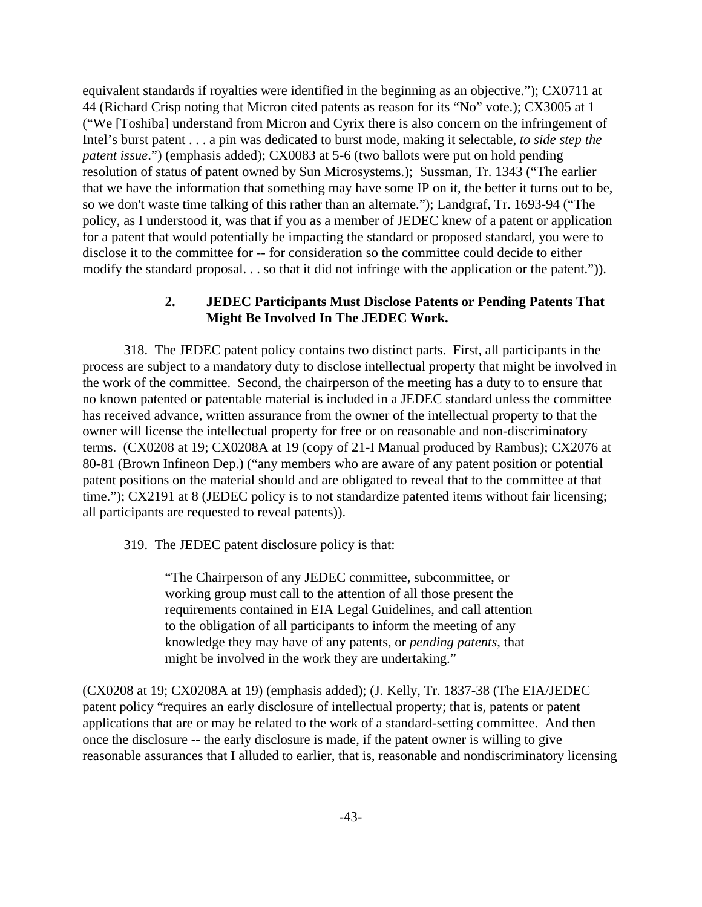equivalent standards if royalties were identified in the beginning as an objective."); CX0711 at 44 (Richard Crisp noting that Micron cited patents as reason for its "No" vote.); CX3005 at 1 ("We [Toshiba] understand from Micron and Cyrix there is also concern on the infringement of Intel's burst patent . . . a pin was dedicated to burst mode, making it selectable, *to side step the patent issue*.") (emphasis added); CX0083 at 5-6 (two ballots were put on hold pending resolution of status of patent owned by Sun Microsystems.); Sussman, Tr. 1343 ("The earlier that we have the information that something may have some IP on it, the better it turns out to be, so we don't waste time talking of this rather than an alternate."); Landgraf, Tr. 1693-94 ("The policy, as I understood it, was that if you as a member of JEDEC knew of a patent or application for a patent that would potentially be impacting the standard or proposed standard, you were to disclose it to the committee for -- for consideration so the committee could decide to either modify the standard proposal. . . so that it did not infringe with the application or the patent.")).

### 2. JEDEC Participants Must Disclose Patents or Pending Patents That Might Be Involved In The JEDEC Work.

318. The JEDEC patent policy contains two distinct parts. First, all participants in the process are subject to a mandatory duty to disclose intellectual property that might be involved in the work of the committee. Second, the chairperson of the meeting has a duty to to ensure that no known patented or patentable material is included in a JEDEC standard unless the committee has received advance, written assurance from the owner of the intellectual property to that the owner will license the intellectual property for free or on reasonable and non-discriminatory terms. (CX0208 at 19; CX0208A at 19 (copy of 21-I Manual produced by Rambus); CX2076 at 80-81 (Brown Infineon Dep.) ("any members who are aware of any patent position or potential patent positions on the material should and are obligated to reveal that to the committee at that time."); CX2191 at 8 (JEDEC policy is to not standardize patented items without fair licensing; all participants are requested to reveal patents)).

319. The JEDEC patent disclosure policy is that:

> "The Chairperson of any JEDEC committee, subcommittee, or working group must call to the attention of all those present the requirements contained in EIA Legal Guidelines, and call attention to the obligation of all participants to inform the meeting of any knowledge they may have of any patents, or *pending patents*, that might be involved in the work they are undertaking."

(CX0208 at 19; CX0208A at 19) (emphasis added); (J. Kelly, Tr. 1837-38 (The EIA/JEDEC patent policy "requires an early disclosure of intellectual property; that is, patents or patent applications that are or may be related to the work of a standard-setting committee. And then once the disclosure -- the early disclosure is made, if the patent owner is willing to give reasonable assurances that I alluded to earlier, that is, reasonable and nondiscriminatory licensing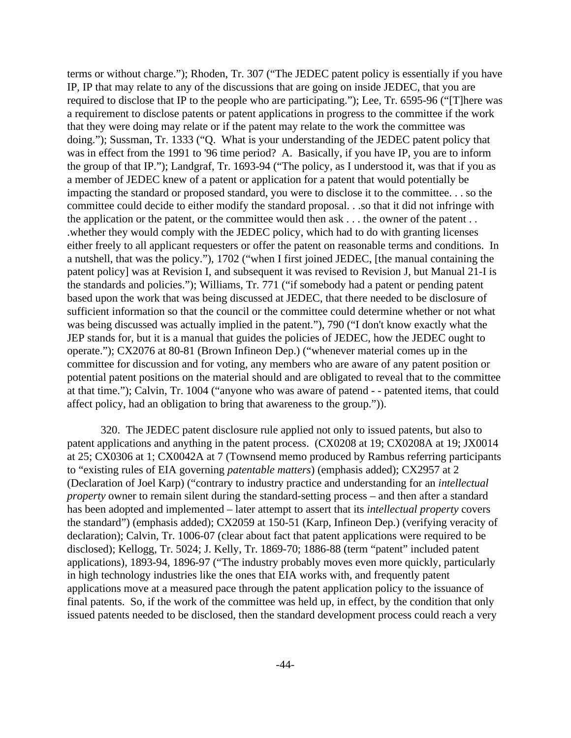terms or without charge."); Rhoden, Tr. 307 ("The JEDEC patent policy is essentially if you have IP, IP that may relate to any of the discussions that are going on inside JEDEC, that you are required to disclose that IP to the people who are participating."); Lee, Tr. 6595-96 ("[T]here was a requirement to disclose patents or patent applications in progress to the committee if the work that they were doing may relate or if the patent may relate to the work the committee was doing."); Sussman, Tr. 1333 ("Q. What is your understanding of the JEDEC patent policy that was in effect from the 1991 to '96 time period? A. Basically, if you have IP, you are to inform the group of that IP."); Landgraf, Tr. 1693-94 ("The policy, as I understood it, was that if you as a member of JEDEC knew of a patent or application for a patent that would potentially be impacting the standard or proposed standard, you were to disclose it to the committee. . . so the committee could decide to either modify the standard proposal. . .so that it did not infringe with the application or the patent, or the committee would then ask . . . the owner of the patent . . .whether they would comply with the JEDEC policy, which had to do with granting licenses either freely to all applicant requesters or offer the patent on reasonable terms and conditions. In a nutshell, that was the policy."), 1702 ("when I first joined JEDEC, [the manual containing the patent policy] was at Revision I, and subsequent it was revised to Revision J, but Manual 21-I is the standards and policies."); Williams, Tr. 771 ("if somebody had a patent or pending patent based upon the work that was being discussed at JEDEC, that there needed to be disclosure of sufficient information so that the council or the committee could determine whether or not what was being discussed was actually implied in the patent."), 790 ("I don't know exactly what the JEP stands for, but it is a manual that guides the policies of JEDEC, how the JEDEC ought to operate."); CX2076 at 80-81 (Brown Infineon Dep.) ("whenever material comes up in the committee for discussion and for voting, any members who are aware of any patent position or potential patent positions on the material should and are obligated to reveal that to the committee at that time."); Calvin, Tr. 1004 ("anyone who was aware of patend - - patented items, that could affect policy, had an obligation to bring that awareness to the group.")).

320. The JEDEC patent disclosure rule applied not only to issued patents, but also to patent applications and anything in the patent process. (CX0208 at 19; CX0208A at 19; JX0014 at 25; CX0306 at 1; CX0042A at 7 (Townsend memo produced by Rambus referring participants to "existing rules of EIA governing *patentable matters*) (emphasis added); CX2957 at 2 (Declaration of Joel Karp) ("contrary to industry practice and understanding for an *intellectual property* owner to remain silent during the standard-setting process – and then after a standard has been adopted and implemented – later attempt to assert that its *intellectual property* covers the standard") (emphasis added); CX2059 at 150-51 (Karp, Infineon Dep.) (verifying veracity of declaration); Calvin, Tr. 1006-07 (clear about fact that patent applications were required to be disclosed); Kellogg, Tr. 5024; J. Kelly, Tr. 1869-70; 1886-88 (term "patent" included patent applications), 1893-94, 1896-97 ("The industry probably moves even more quickly, particularly in high technology industries like the ones that EIA works with, and frequently patent applications move at a measured pace through the patent application policy to the issuance of final patents. So, if the work of the committee was held up, in effect, by the condition that only issued patents needed to be disclosed, then the standard development process could reach a very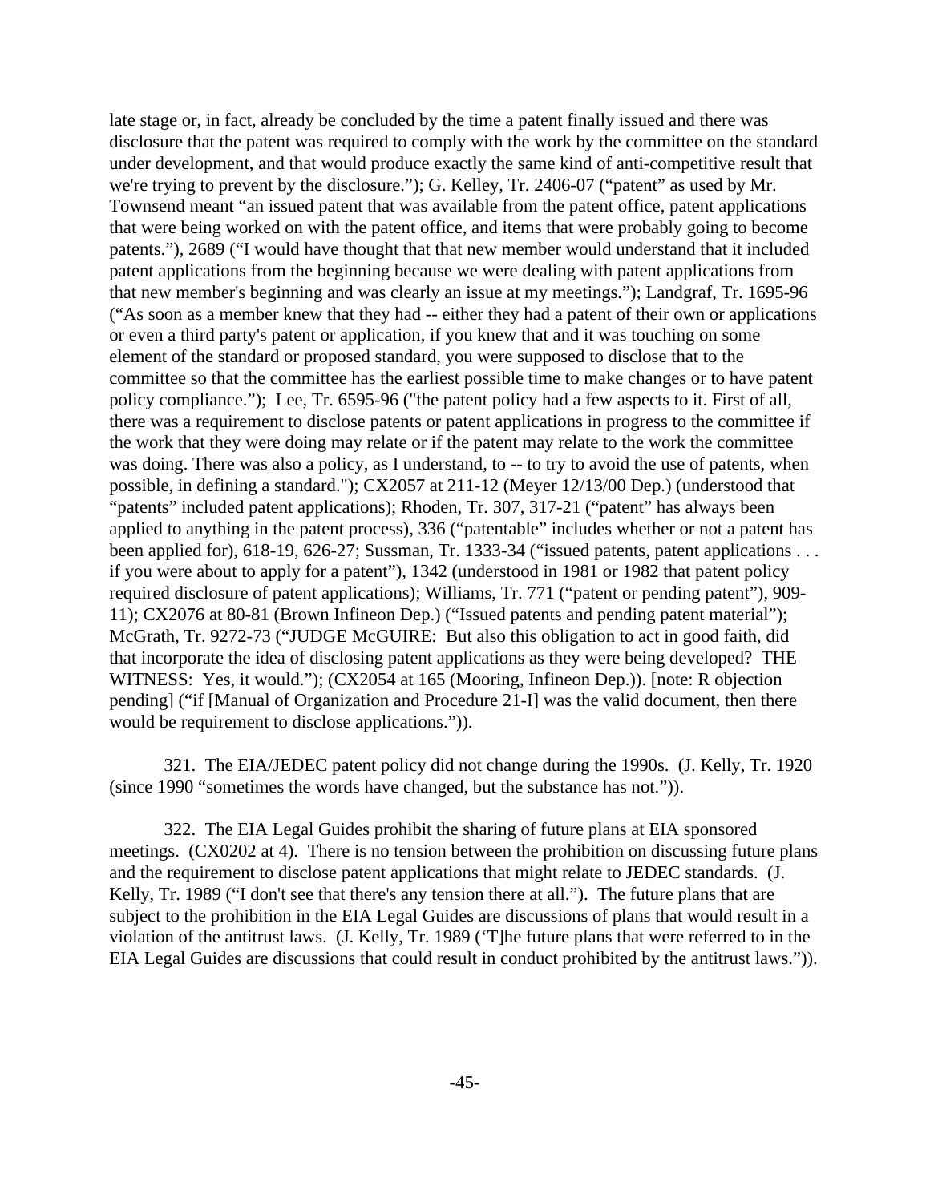late stage or, in fact, already be concluded by the time a patent finally issued and there was disclosure that the patent was required to comply with the work by the committee on the standard under development, and that would produce exactly the same kind of anti-competitive result that we're trying to prevent by the disclosure."); G. Kelley, Tr. 2406-07 ("patent" as used by Mr. Townsend meant "an issued patent that was available from the patent office, patent applications that were being worked on with the patent office, and items that were probably going to become patents."), 2689 ("I would have thought that that new member would understand that it included patent applications from the beginning because we were dealing with patent applications from that new member's beginning and was clearly an issue at my meetings."); Landgraf, Tr. 1695-96 ("As soon as a member knew that they had -- either they had a patent of their own or applications or even a third party's patent or application, if you knew that and it was touching on some element of the standard or proposed standard, you were supposed to disclose that to the committee so that the committee has the earliest possible time to make changes or to have patent policy compliance."); Lee, Tr. 6595-96 ("the patent policy had a few aspects to it. First of all, there was a requirement to disclose patents or patent applications in progress to the committee if the work that they were doing may relate or if the patent may relate to the work the committee was doing. There was also a policy, as I understand, to -- to try to avoid the use of patents, when possible, in defining a standard."); CX2057 at 211-12 (Meyer 12/13/00 Dep.) (understood that "patents" included patent applications); Rhoden, Tr. 307, 317-21 ("patent" has always been applied to anything in the patent process), 336 ("patentable" includes whether or not a patent has been applied for), 618-19, 626-27; Sussman, Tr. 1333-34 ("issued patents, patent applications . . . if you were about to apply for a patent"), 1342 (understood in 1981 or 1982 that patent policy required disclosure of patent applications); Williams, Tr. 771 ("patent or pending patent"), 909-11); CX2076 at 80-81 (Brown Infineon Dep.) ("Issued patents and pending patent material"); McGrath, Tr. 9272-73 ("JUDGE McGUIRE: But also this obligation to act in good faith, did that incorporate the idea of disclosing patent applications as they were being developed? THE WITNESS: Yes, it would."); (CX2054 at 165 (Mooring, Infineon Dep.)). [note: R objection pending] ("if [Manual of Organization and Procedure 21-I] was the valid document, then there would be requirement to disclose applications.")).

321. The EIA/JEDEC patent policy did not change during the 1990s. (J. Kelly, Tr. 1920 (since 1990 "sometimes the words have changed, but the substance has not.")).

322. The EIA Legal Guides prohibit the sharing of future plans at EIA sponsored meetings. (CX0202 at 4). There is no tension between the prohibition on discussing future plans and the requirement to disclose patent applications that might relate to JEDEC standards. (J. Kelly, Tr. 1989 ("I don't see that there's any tension there at all."). The future plans that are subject to the prohibition in the EIA Legal Guides are discussions of plans that would result in a violation of the antitrust laws. (J. Kelly, Tr. 1989 ('T]he future plans that were referred to in the EIA Legal Guides are discussions that could result in conduct prohibited by the antitrust laws.")).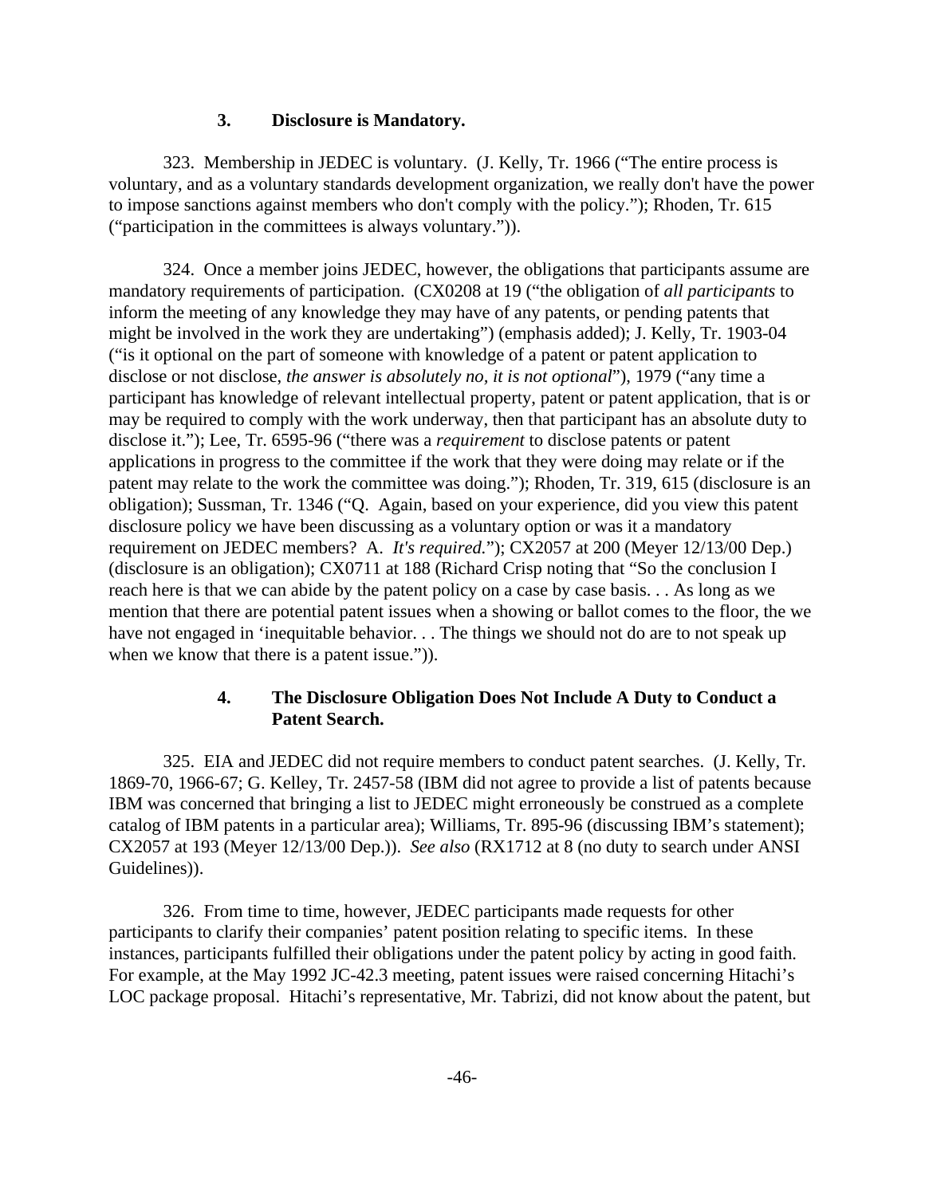### 3. Disclosure is Mandatory.

323. Membership in JEDEC is voluntary. (J. Kelly, Tr. 1966 ("The entire process is voluntary, and as a voluntary standards development organization, we really don't have the power to impose sanctions against members who don't comply with the policy."); Rhoden, Tr. 615 ("participation in the committees is always voluntary.")).

324. Once a member joins JEDEC, however, the obligations that participants assume are mandatory requirements of participation. (CX0208 at 19 ("the obligation of *all participants* to inform the meeting of any knowledge they may have of any patents, or pending patents that might be involved in the work they are undertaking") (emphasis added); J. Kelly, Tr. 1903-04 ("is it optional on the part of someone with knowledge of a patent or patent application to disclose or not disclose, *the answer is absolutely no, it is not optional*"), 1979 ("any time a participant has knowledge of relevant intellectual property, patent or patent application, that is or may be required to comply with the work underway, then that participant has an absolute duty to disclose it."); Lee, Tr. 6595-96 ("there was a *requirement* to disclose patents or patent applications in progress to the committee if the work that they were doing may relate or if the patent may relate to the work the committee was doing."); Rhoden, Tr. 319, 615 (disclosure is an obligation); Sussman, Tr. 1346 ("Q. Again, based on your experience, did you view this patent disclosure policy we have been discussing as a voluntary option or was it a mandatory requirement on JEDEC members? A. *It's required.*"); CX2057 at 200 (Meyer 12/13/00 Dep.) (disclosure is an obligation); CX0711 at 188 (Richard Crisp noting that "So the conclusion I reach here is that we can abide by the patent policy on a case by case basis. . . As long as we mention that there are potential patent issues when a showing or ballot comes to the floor, the we have not engaged in 'inequitable behavior. . . The things we should not do are to not speak up when we know that there is a patent issue.")).

### 4. The Disclosure Obligation Does Not Include A Duty to Conduct a Patent Search.

325. EIA and JEDEC did not require members to conduct patent searches. (J. Kelly, Tr. 1869-70, 1966-67; G. Kelley, Tr. 2457-58 (IBM did not agree to provide a list of patents because IBM was concerned that bringing a list to JEDEC might erroneously be construed as a complete catalog of IBM patents in a particular area); Williams, Tr. 895-96 (discussing IBM's statement); CX2057 at 193 (Meyer 12/13/00 Dep.)). *See also* (RX1712 at 8 (no duty to search under ANSI Guidelines)).

326. From time to time, however, JEDEC participants made requests for other participants to clarify their companies' patent position relating to specific items. In these instances, participants fulfilled their obligations under the patent policy by acting in good faith. For example, at the May 1992 JC-42.3 meeting, patent issues were raised concerning Hitachi's LOC package proposal. Hitachi's representative, Mr. Tabrizi, did not know about the patent, but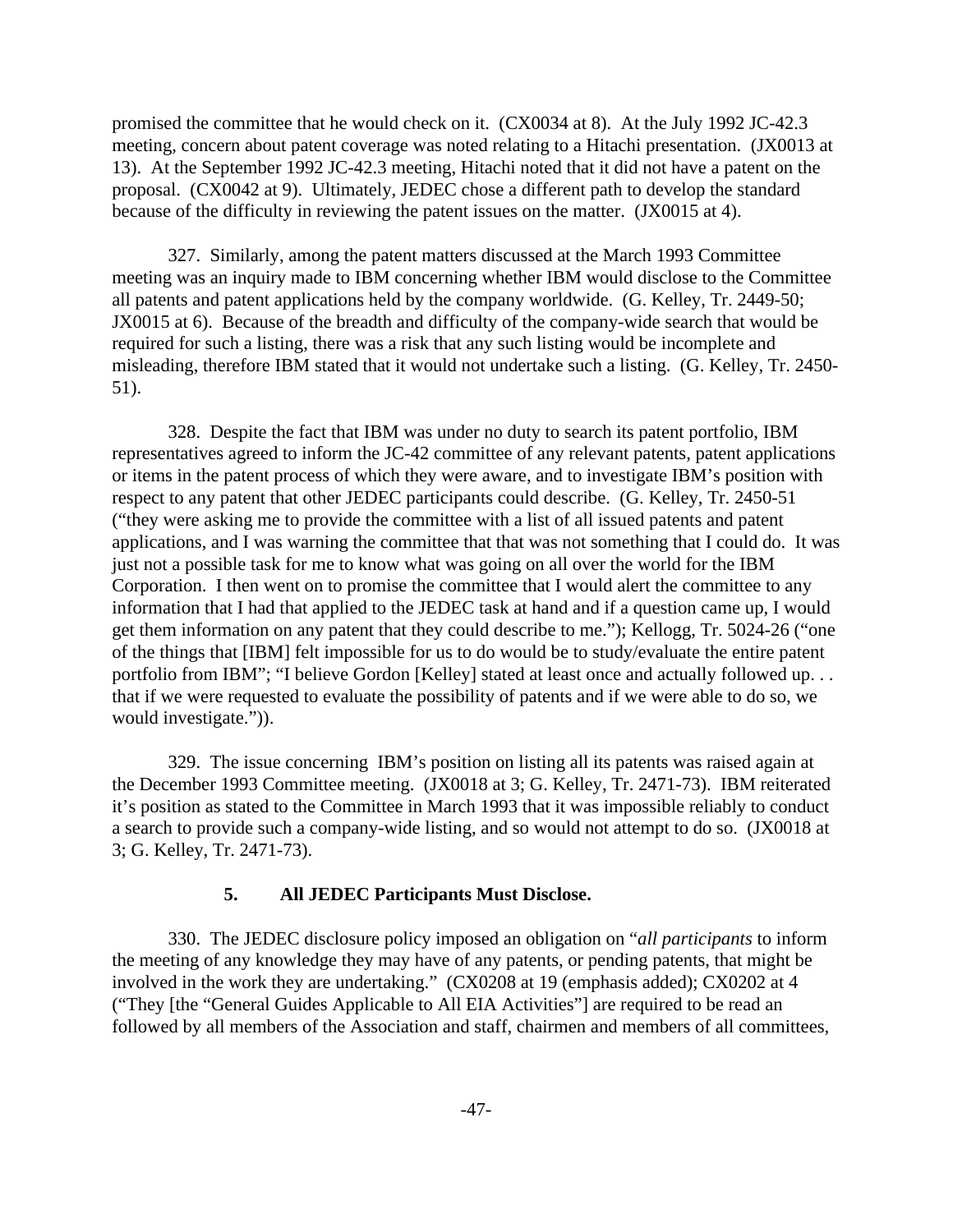promised the committee that he would check on it. (CX0034 at 8). At the July 1992 JC-42.3 meeting, concern about patent coverage was noted relating to a Hitachi presentation. (JX0013 at 13). At the September 1992 JC-42.3 meeting, Hitachi noted that it did not have a patent on the proposal. (CX0042 at 9). Ultimately, JEDEC chose a different path to develop the standard because of the difficulty in reviewing the patent issues on the matter. (JX0015 at 4).

327. Similarly, among the patent matters discussed at the March 1993 Committee meeting was an inquiry made to IBM concerning whether IBM would disclose to the Committee all patents and patent applications held by the company worldwide. (G. Kelley, Tr. 2449-50; JX0015 at 6). Because of the breadth and difficulty of the company-wide search that would be required for such a listing, there was a risk that any such listing would be incomplete and misleading, therefore IBM stated that it would not undertake such a listing. (G. Kelley, Tr. 2450-51).

328. Despite the fact that IBM was under no duty to search its patent portfolio, IBM representatives agreed to inform the JC-42 committee of any relevant patents, patent applications or items in the patent process of which they were aware, and to investigate IBM's position with respect to any patent that other JEDEC participants could describe. (G. Kelley, Tr. 2450-51 ("they were asking me to provide the committee with a list of all issued patents and patent applications, and I was warning the committee that that was not something that I could do. It was just not a possible task for me to know what was going on all over the world for the IBM Corporation. I then went on to promise the committee that I would alert the committee to any information that I had that applied to the JEDEC task at hand and if a question came up, I would get them information on any patent that they could describe to me."); Kellogg, Tr. 5024-26 ("one of the things that [IBM] felt impossible for us to do would be to study/evaluate the entire patent portfolio from IBM"; "I believe Gordon [Kelley] stated at least once and actually followed up. . . that if we were requested to evaluate the possibility of patents and if we were able to do so, we would investigate.")).

329. The issue concerning IBM's position on listing all its patents was raised again at the December 1993 Committee meeting. (JX0018 at 3; G. Kelley, Tr. 2471-73). IBM reiterated it's position as stated to the Committee in March 1993 that it was impossible reliably to conduct a search to provide such a company-wide listing, and so would not attempt to do so. (JX0018 at 3; G. Kelley, Tr. 2471-73).

### 5. All JEDEC Participants Must Disclose.

330. The JEDEC disclosure policy imposed an obligation on "*all participants* to inform the meeting of any knowledge they may have of any patents, or pending patents, that might be involved in the work they are undertaking." (CX0208 at 19 (emphasis added); CX0202 at 4 ("They [the "General Guides Applicable to All EIA Activities"] are required to be read an followed by all members of the Association and staff, chairmen and members of all committees,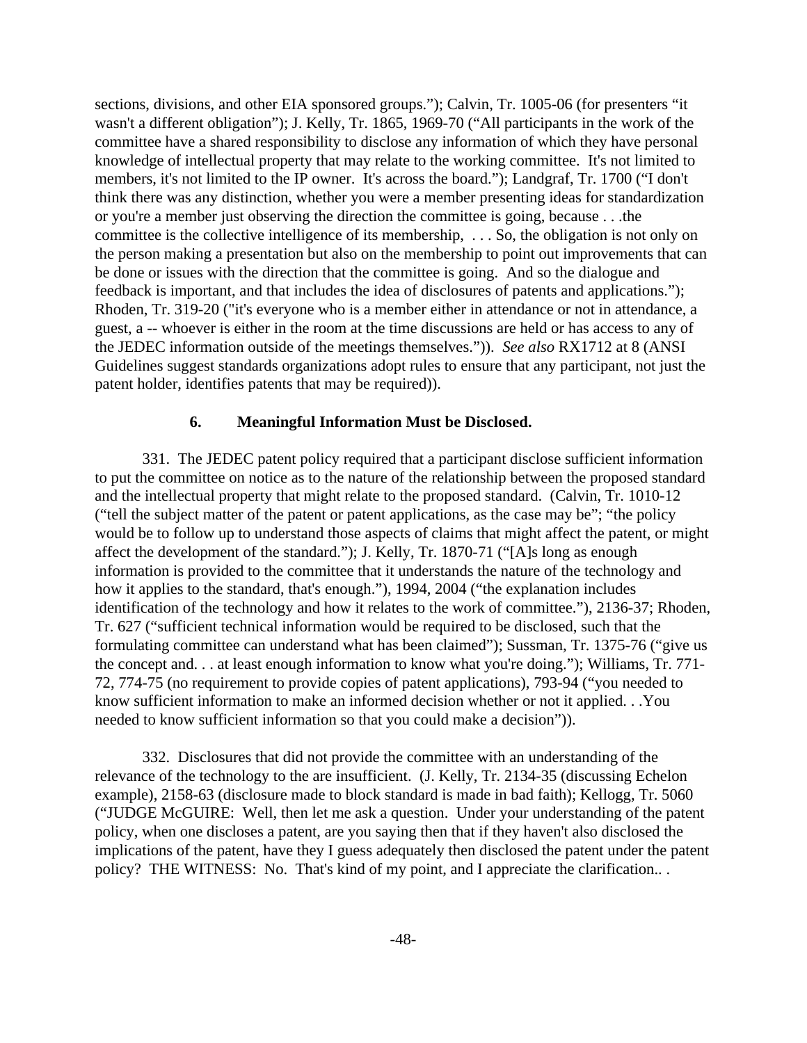sections, divisions, and other EIA sponsored groups."); Calvin, Tr. 1005-06 (for presenters "it wasn't a different obligation"); J. Kelly, Tr. 1865, 1969-70 ("All participants in the work of the committee have a shared responsibility to disclose any information of which they have personal knowledge of intellectual property that may relate to the working committee. It's not limited to members, it's not limited to the IP owner. It's across the board."); Landgraf, Tr. 1700 ("I don't think there was any distinction, whether you were a member presenting ideas for standardization or you're a member just observing the direction the committee is going, because . . .the committee is the collective intelligence of its membership, . . . So, the obligation is not only on the person making a presentation but also on the membership to point out improvements that can be done or issues with the direction that the committee is going. And so the dialogue and feedback is important, and that includes the idea of disclosures of patents and applications."); Rhoden, Tr. 319-20 ("it's everyone who is a member either in attendance or not in attendance, a guest, a -- whoever is either in the room at the time discussions are held or has access to any of the JEDEC information outside of the meetings themselves.")). *See also* RX1712 at 8 (ANSI Guidelines suggest standards organizations adopt rules to ensure that any participant, not just the patent holder, identifies patents that may be required)).

### 6. Meaningful Information Must be Disclosed.

331. The JEDEC patent policy required that a participant disclose sufficient information to put the committee on notice as to the nature of the relationship between the proposed standard and the intellectual property that might relate to the proposed standard. (Calvin, Tr. 1010-12 ("tell the subject matter of the patent or patent applications, as the case may be"; "the policy would be to follow up to understand those aspects of claims that might affect the patent, or might affect the development of the standard."); J. Kelly, Tr. 1870-71 ("[A]s long as enough information is provided to the committee that it understands the nature of the technology and how it applies to the standard, that's enough."), 1994, 2004 ("the explanation includes identification of the technology and how it relates to the work of committee."), 2136-37; Rhoden, Tr. 627 ("sufficient technical information would be required to be disclosed, such that the formulating committee can understand what has been claimed"); Sussman, Tr. 1375-76 ("give us the concept and. . . at least enough information to know what you're doing."); Williams, Tr. 771-72, 774-75 (no requirement to provide copies of patent applications), 793-94 ("you needed to know sufficient information to make an informed decision whether or not it applied. . .You needed to know sufficient information so that you could make a decision")).

332. Disclosures that did not provide the committee with an understanding of the relevance of the technology to the are insufficient. (J. Kelly, Tr. 2134-35 (discussing Echelon example), 2158-63 (disclosure made to block standard is made in bad faith); Kellogg, Tr. 5060 ("JUDGE McGUIRE: Well, then let me ask a question. Under your understanding of the patent policy, when one discloses a patent, are you saying then that if they haven't also disclosed the implications of the patent, have they I guess adequately then disclosed the patent under the patent policy? THE WITNESS: No. That's kind of my point, and I appreciate the clarification.. .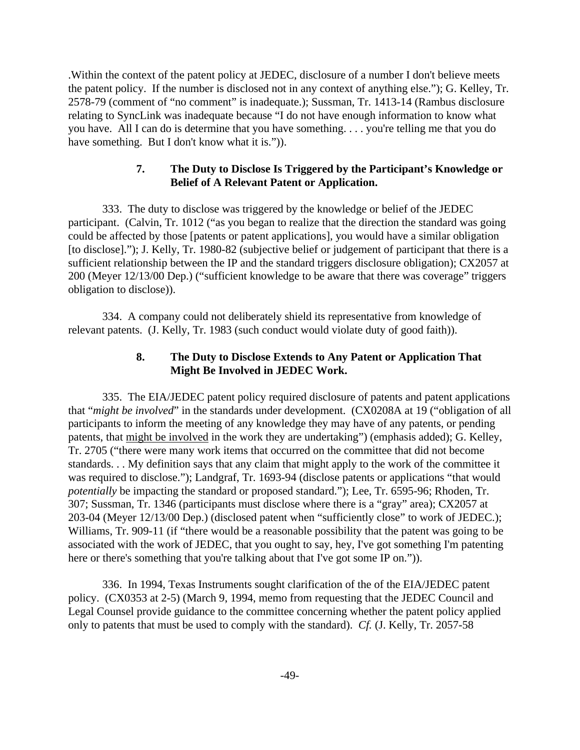.Within the context of the patent policy at JEDEC, disclosure of a number I don't believe meets the patent policy. If the number is disclosed not in any context of anything else."); G. Kelley, Tr. 2578-79 (comment of "no comment" is inadequate.); Sussman, Tr. 1413-14 (Rambus disclosure relating to SyncLink was inadequate because "I do not have enough information to know what you have. All I can do is determine that you have something. . . . you're telling me that you do have something. But I don't know what it is.")).

### 7. The Duty to Disclose Is Triggered by the Participant's Knowledge or Belief of A Relevant Patent or Application.

333. The duty to disclose was triggered by the knowledge or belief of the JEDEC participant. (Calvin, Tr. 1012 ("as you began to realize that the direction the standard was going could be affected by those [patents or patent applications], you would have a similar obligation [to disclose]."); J. Kelly, Tr. 1980-82 (subjective belief or judgement of participant that there is a sufficient relationship between the IP and the standard triggers disclosure obligation); CX2057 at 200 (Meyer 12/13/00 Dep.) ("sufficient knowledge to be aware that there was coverage" triggers obligation to disclose)).

334. A company could not deliberately shield its representative from knowledge of relevant patents. (J. Kelly, Tr. 1983 (such conduct would violate duty of good faith)).

### 8. The Duty to Disclose Extends to Any Patent or Application That Might Be Involved in JEDEC Work.

335. The EIA/JEDEC patent policy required disclosure of patents and patent applications that "*might be involved*" in the standards under development. (CX0208A at 19 ("obligation of all participants to inform the meeting of any knowledge they may have of any patents, or pending patents, that <u>might be involved</u> in the work they are undertaking") (emphasis added); G. Kelley, Tr. 2705 ("there were many work items that occurred on the committee that did not become standards. . . My definition says that any claim that might apply to the work of the committee it was required to disclose."); Landgraf, Tr. 1693-94 (disclose patents or applications "that would *potentially* be impacting the standard or proposed standard."); Lee, Tr. 6595-96; Rhoden, Tr. 307; Sussman, Tr. 1346 (participants must disclose where there is a "gray" area); CX2057 at 203-04 (Meyer 12/13/00 Dep.) (disclosed patent when "sufficiently close" to work of JEDEC.); Williams, Tr. 909-11 (if "there would be a reasonable possibility that the patent was going to be associated with the work of JEDEC, that you ought to say, hey, I've got something I'm patenting here or there's something that you're talking about that I've got some IP on.")).

336. In 1994, Texas Instruments sought clarification of the of the EIA/JEDEC patent policy. (CX0353 at 2-5) (March 9, 1994, memo from requesting that the JEDEC Council and Legal Counsel provide guidance to the committee concerning whether the patent policy applied only to patents that must be used to comply with the standard). *Cf.* (J. Kelly, Tr. 2057-58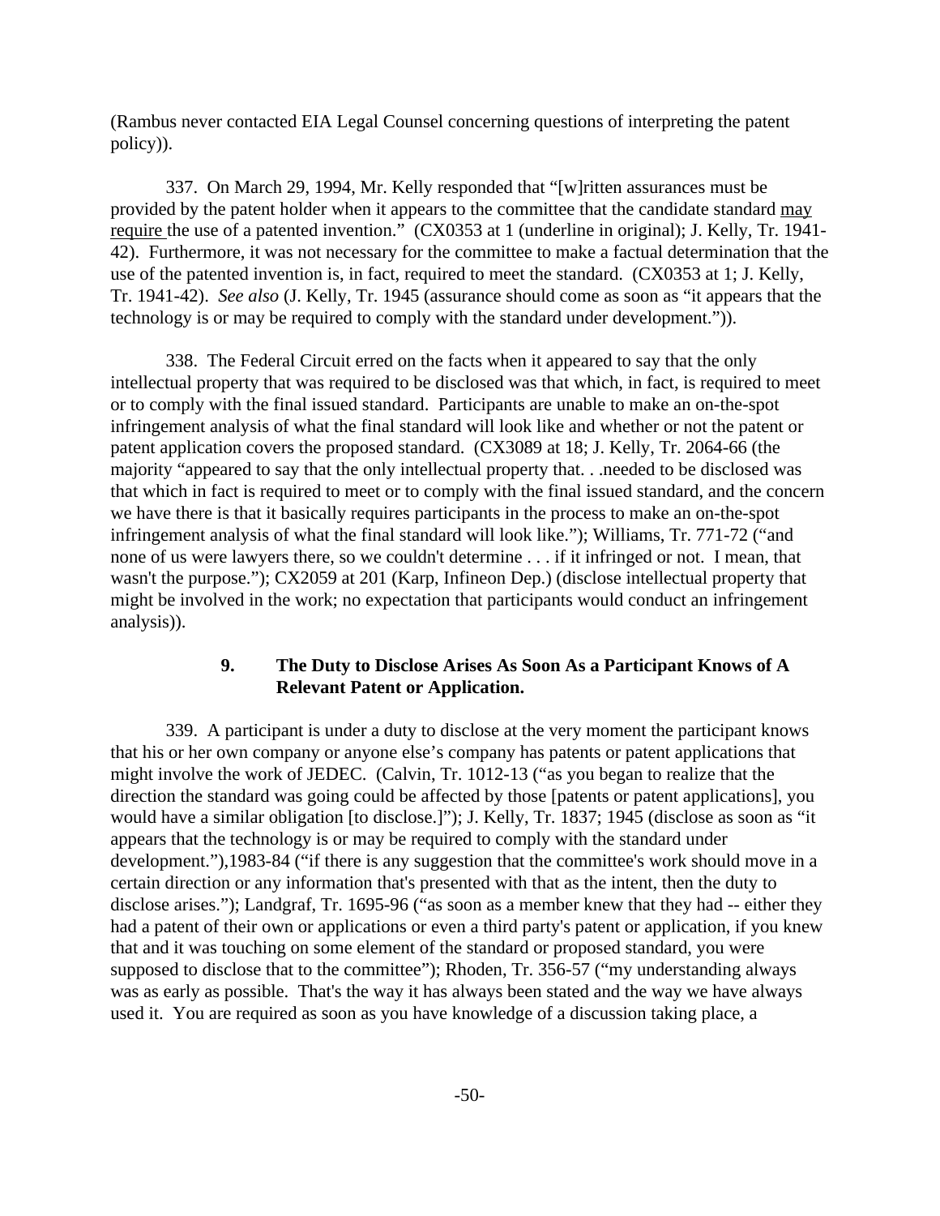(Rambus never contacted EIA Legal Counsel concerning questions of interpreting the patent policy)).

337. On March 29, 1994, Mr. Kelly responded that "[w]ritten assurances must be provided by the patent holder when it appears to the committee that the candidate standard <u>may require</u> the use of a patented invention." (CX0353 at 1 (underline in original); J. Kelly, Tr. 1941-42). Furthermore, it was not necessary for the committee to make a factual determination that the use of the patented invention is, in fact, required to meet the standard. (CX0353 at 1; J. Kelly, Tr. 1941-42). *See also* (J. Kelly, Tr. 1945 (assurance should come as soon as "it appears that the technology is or may be required to comply with the standard under development.")).

338. The Federal Circuit erred on the facts when it appeared to say that the only intellectual property that was required to be disclosed was that which, in fact, is required to meet or to comply with the final issued standard. Participants are unable to make an on-the-spot infringement analysis of what the final standard will look like and whether or not the patent or patent application covers the proposed standard. (CX3089 at 18; J. Kelly, Tr. 2064-66 (the majority "appeared to say that the only intellectual property that. . .needed to be disclosed was that which in fact is required to meet or to comply with the final issued standard, and the concern we have there is that it basically requires participants in the process to make an on-the-spot infringement analysis of what the final standard will look like."); Williams, Tr. 771-72 ("and none of us were lawyers there, so we couldn't determine . . . if it infringed or not. I mean, that wasn't the purpose."); CX2059 at 201 (Karp, Infineon Dep.) (disclose intellectual property that might be involved in the work; no expectation that participants would conduct an infringement analysis)).

### 9. The Duty to Disclose Arises As Soon As a Participant Knows of A Relevant Patent or Application.

339. A participant is under a duty to disclose at the very moment the participant knows that his or her own company or anyone else's company has patents or patent applications that might involve the work of JEDEC. (Calvin, Tr. 1012-13 ("as you began to realize that the direction the standard was going could be affected by those [patents or patent applications], you would have a similar obligation [to disclose.]"); J. Kelly, Tr. 1837; 1945 (disclose as soon as "it appears that the technology is or may be required to comply with the standard under development."),1983-84 ("if there is any suggestion that the committee's work should move in a certain direction or any information that's presented with that as the intent, then the duty to disclose arises."); Landgraf, Tr. 1695-96 ("as soon as a member knew that they had -- either they had a patent of their own or applications or even a third party's patent or application, if you knew that and it was touching on some element of the standard or proposed standard, you were supposed to disclose that to the committee"); Rhoden, Tr. 356-57 ("my understanding always was as early as possible. That's the way it has always been stated and the way we have always used it. You are required as soon as you have knowledge of a discussion taking place, a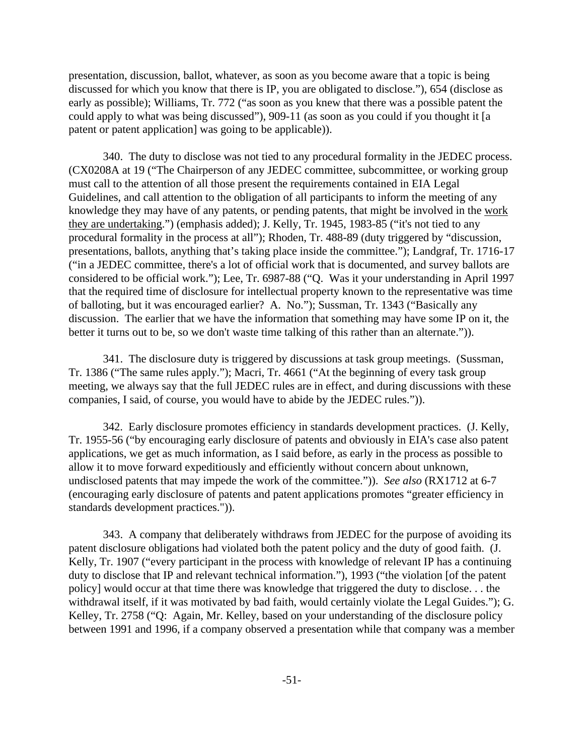presentation, discussion, ballot, whatever, as soon as you become aware that a topic is being discussed for which you know that there is IP, you are obligated to disclose."), 654 (disclose as early as possible); Williams, Tr. 772 ("as soon as you knew that there was a possible patent the could apply to what was being discussed"), 909-11 (as soon as you could if you thought it [a patent or patent application] was going to be applicable)).

340. The duty to disclose was not tied to any procedural formality in the JEDEC process. (CX0208A at 19 ("The Chairperson of any JEDEC committee, subcommittee, or working group must call to the attention of all those present the requirements contained in EIA Legal Guidelines, and call attention to the obligation of all participants to inform the meeting of any knowledge they may have of any patents, or pending patents, that might be involved in the work they are undertaking.") (emphasis added); J. Kelly, Tr. 1945, 1983-85 ("it's not tied to any procedural formality in the process at all"); Rhoden, Tr. 488-89 (duty triggered by "discussion, presentations, ballots, anything that's taking place inside the committee."); Landgraf, Tr. 1716-17 ("in a JEDEC committee, there's a lot of official work that is documented, and survey ballots are considered to be official work."); Lee, Tr. 6987-88 ("Q. Was it your understanding in April 1997 that the required time of disclosure for intellectual property known to the representative was time of balloting, but it was encouraged earlier? A. No."); Sussman, Tr. 1343 ("Basically any discussion. The earlier that we have the information that something may have some IP on it, the better it turns out to be, so we don't waste time talking of this rather than an alternate.")).

341. The disclosure duty is triggered by discussions at task group meetings. (Sussman, Tr. 1386 ("The same rules apply."); Macri, Tr. 4661 ("At the beginning of every task group meeting, we always say that the full JEDEC rules are in effect, and during discussions with these companies, I said, of course, you would have to abide by the JEDEC rules.")).

342. Early disclosure promotes efficiency in standards development practices. (J. Kelly, Tr. 1955-56 ("by encouraging early disclosure of patents and obviously in EIA's case also patent applications, we get as much information, as I said before, as early in the process as possible to allow it to move forward expeditiously and efficiently without concern about unknown, undisclosed patents that may impede the work of the committee.")). *See also* (RX1712 at 6-7 (encouraging early disclosure of patents and patent applications promotes "greater efficiency in standards development practices.")).

343. A company that deliberately withdraws from JEDEC for the purpose of avoiding its patent disclosure obligations had violated both the patent policy and the duty of good faith. (J. Kelly, Tr. 1907 ("every participant in the process with knowledge of relevant IP has a continuing duty to disclose that IP and relevant technical information."), 1993 ("the violation [of the patent policy] would occur at that time there was knowledge that triggered the duty to disclose. . . the withdrawal itself, if it was motivated by bad faith, would certainly violate the Legal Guides."); G. Kelley, Tr. 2758 ("Q: Again, Mr. Kelley, based on your understanding of the disclosure policy between 1991 and 1996, if a company observed a presentation while that company was a member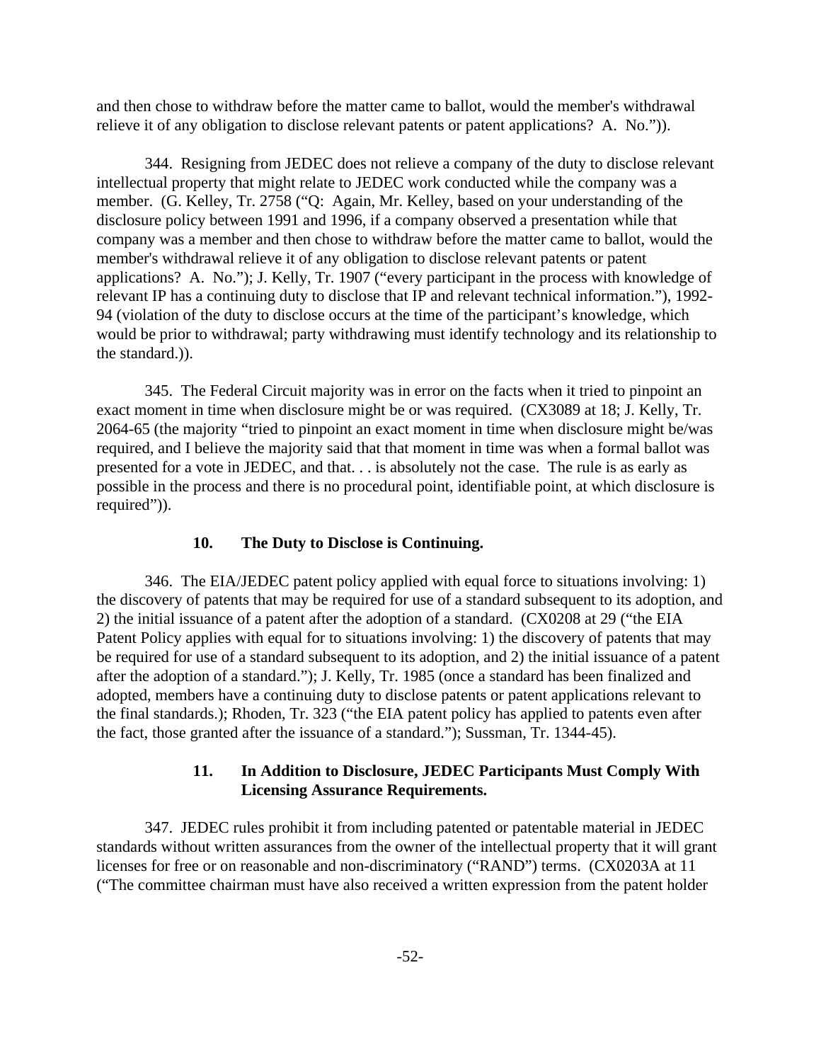and then chose to withdraw before the matter came to ballot, would the member's withdrawal relieve it of any obligation to disclose relevant patents or patent applications? A. No.")).

344. Resigning from JEDEC does not relieve a company of the duty to disclose relevant intellectual property that might relate to JEDEC work conducted while the company was a member. (G. Kelley, Tr. 2758 ("Q: Again, Mr. Kelley, based on your understanding of the disclosure policy between 1991 and 1996, if a company observed a presentation while that company was a member and then chose to withdraw before the matter came to ballot, would the member's withdrawal relieve it of any obligation to disclose relevant patents or patent applications? A. No."); J. Kelly, Tr. 1907 ("every participant in the process with knowledge of relevant IP has a continuing duty to disclose that IP and relevant technical information."), 1992-94 (violation of the duty to disclose occurs at the time of the participant's knowledge, which would be prior to withdrawal; party withdrawing must identify technology and its relationship to the standard.)).

345. The Federal Circuit majority was in error on the facts when it tried to pinpoint an exact moment in time when disclosure might be or was required. (CX3089 at 18; J. Kelly, Tr. 2064-65 (the majority "tried to pinpoint an exact moment in time when disclosure might be/was required, and I believe the majority said that that moment in time was when a formal ballot was presented for a vote in JEDEC, and that. . . is absolutely not the case. The rule is as early as possible in the process and there is no procedural point, identifiable point, at which disclosure is required")).

#### 10. The Duty to Disclose is Continuing.

346. The EIA/JEDEC patent policy applied with equal force to situations involving: 1) the discovery of patents that may be required for use of a standard subsequent to its adoption, and 2) the initial issuance of a patent after the adoption of a standard. (CX0208 at 29 ("the EIA Patent Policy applies with equal for to situations involving: 1) the discovery of patents that may be required for use of a standard subsequent to its adoption, and 2) the initial issuance of a patent after the adoption of a standard."); J. Kelly, Tr. 1985 (once a standard has been finalized and adopted, members have a continuing duty to disclose patents or patent applications relevant to the final standards.); Rhoden, Tr. 323 ("the EIA patent policy has applied to patents even after the fact, those granted after the issuance of a standard."); Sussman, Tr. 1344-45).

#### 11. In Addition to Disclosure, JEDEC Participants Must Comply With Licensing Assurance Requirements.

347. JEDEC rules prohibit it from including patented or patentable material in JEDEC standards without written assurances from the owner of the intellectual property that it will grant licenses for free or on reasonable and non-discriminatory ("RAND") terms. (CX0203A at 11 ("The committee chairman must have also received a written expression from the patent holder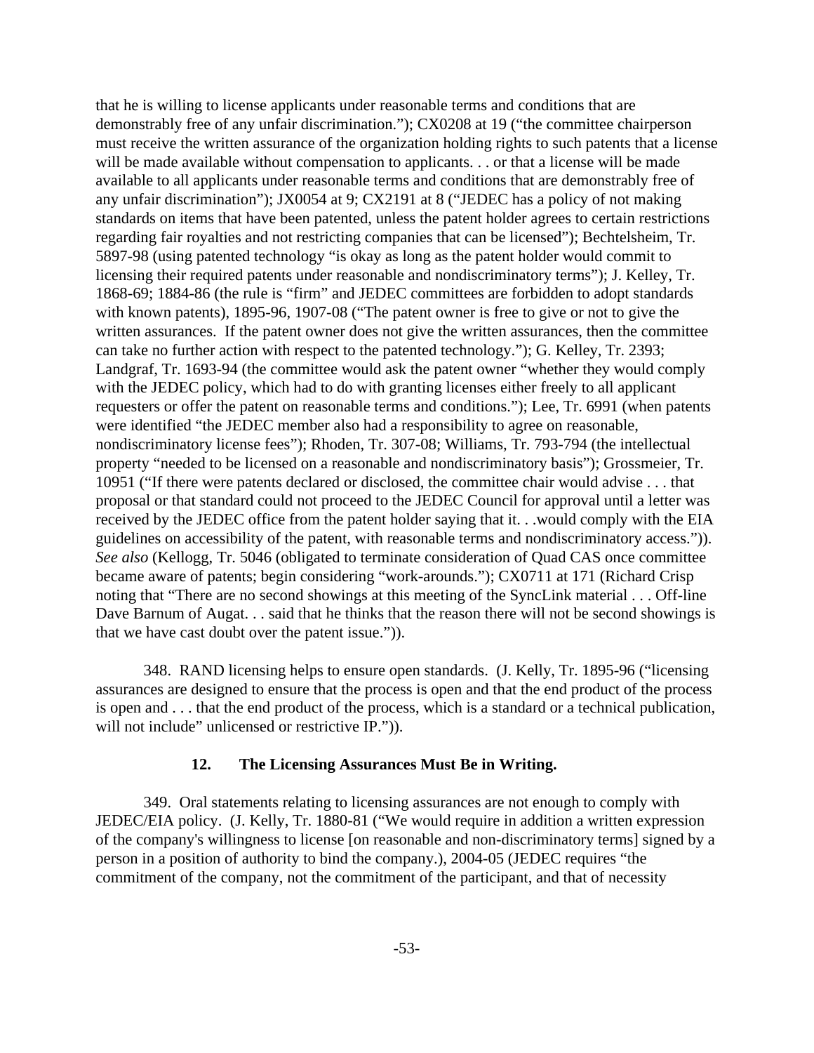that he is willing to license applicants under reasonable terms and conditions that are demonstrably free of any unfair discrimination."); CX0208 at 19 ("the committee chairperson must receive the written assurance of the organization holding rights to such patents that a license will be made available without compensation to applicants. . . or that a license will be made available to all applicants under reasonable terms and conditions that are demonstrably free of any unfair discrimination"); JX0054 at 9; CX2191 at 8 ("JEDEC has a policy of not making standards on items that have been patented, unless the patent holder agrees to certain restrictions regarding fair royalties and not restricting companies that can be licensed"); Bechtelsheim, Tr. 5897-98 (using patented technology "is okay as long as the patent holder would commit to licensing their required patents under reasonable and nondiscriminatory terms"); J. Kelley, Tr. 1868-69; 1884-86 (the rule is "firm" and JEDEC committees are forbidden to adopt standards with known patents), 1895-96, 1907-08 ("The patent owner is free to give or not to give the written assurances. If the patent owner does not give the written assurances, then the committee can take no further action with respect to the patented technology."); G. Kelley, Tr. 2393; Landgraf, Tr. 1693-94 (the committee would ask the patent owner "whether they would comply with the JEDEC policy, which had to do with granting licenses either freely to all applicant requesters or offer the patent on reasonable terms and conditions."); Lee, Tr. 6991 (when patents were identified "the JEDEC member also had a responsibility to agree on reasonable, nondiscriminatory license fees"); Rhoden, Tr. 307-08; Williams, Tr. 793-794 (the intellectual property "needed to be licensed on a reasonable and nondiscriminatory basis"); Grossmeier, Tr. 10951 ("If there were patents declared or disclosed, the committee chair would advise . . . that proposal or that standard could not proceed to the JEDEC Council for approval until a letter was received by the JEDEC office from the patent holder saying that it. . .would comply with the EIA guidelines on accessibility of the patent, with reasonable terms and nondiscriminatory access.")). *See also* (Kellogg, Tr. 5046 (obligated to terminate consideration of Quad CAS once committee became aware of patents; begin considering "work-arounds."); CX0711 at 171 (Richard Crisp noting that "There are no second showings at this meeting of the SyncLink material . . . Off-line Dave Barnum of Augat. . . said that he thinks that the reason there will not be second showings is that we have cast doubt over the patent issue.")).

348. RAND licensing helps to ensure open standards. (J. Kelly, Tr. 1895-96 ("licensing assurances are designed to ensure that the process is open and that the end product of the process is open and . . . that the end product of the process, which is a standard or a technical publication, will not include" unlicensed or restrictive IP.")).

### 12. The Licensing Assurances Must Be in Writing.

349. Oral statements relating to licensing assurances are not enough to comply with JEDEC/EIA policy. (J. Kelly, Tr. 1880-81 ("We would require in addition a written expression of the company's willingness to license [on reasonable and non-discriminatory terms] signed by a person in a position of authority to bind the company.), 2004-05 (JEDEC requires "the commitment of the company, not the commitment of the participant, and that of necessity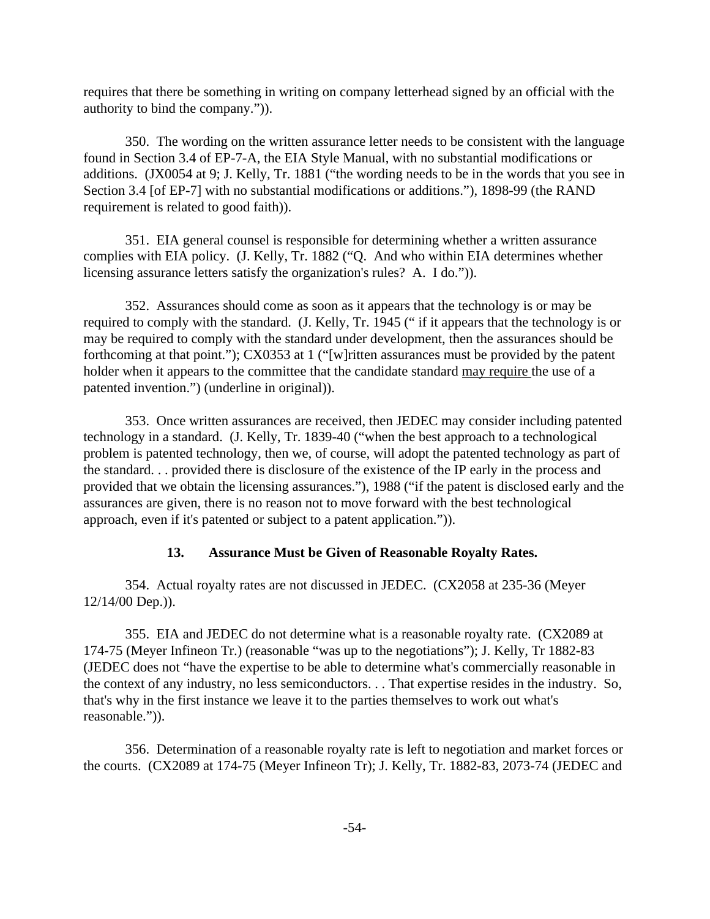requires that there be something in writing on company letterhead signed by an official with the authority to bind the company.")).

350. The wording on the written assurance letter needs to be consistent with the language found in Section 3.4 of EP-7-A, the EIA Style Manual, with no substantial modifications or additions. (JX0054 at 9; J. Kelly, Tr. 1881 ("the wording needs to be in the words that you see in Section 3.4 [of EP-7] with no substantial modifications or additions."), 1898-99 (the RAND requirement is related to good faith)).

351. EIA general counsel is responsible for determining whether a written assurance complies with EIA policy. (J. Kelly, Tr. 1882 ("Q. And who within EIA determines whether licensing assurance letters satisfy the organization's rules? A. I do.")).

352. Assurances should come as soon as it appears that the technology is or may be required to comply with the standard. (J. Kelly, Tr. 1945 (" if it appears that the technology is or may be required to comply with the standard under development, then the assurances should be forthcoming at that point."); CX0353 at 1 ("[w]ritten assurances must be provided by the patent holder when it appears to the committee that the candidate standard <u>may require</u> the use of a patented invention.") (underline in original)).

353. Once written assurances are received, then JEDEC may consider including patented technology in a standard. (J. Kelly, Tr. 1839-40 ("when the best approach to a technological problem is patented technology, then we, of course, will adopt the patented technology as part of the standard. . . provided there is disclosure of the existence of the IP early in the process and provided that we obtain the licensing assurances."), 1988 ("if the patent is disclosed early and the assurances are given, there is no reason not to move forward with the best technological approach, even if it's patented or subject to a patent application.")).

### 13. Assurance Must be Given of Reasonable Royalty Rates.

354. Actual royalty rates are not discussed in JEDEC. (CX2058 at 235-36 (Meyer 12/14/00 Dep.)).

355. EIA and JEDEC do not determine what is a reasonable royalty rate. (CX2089 at 174-75 (Meyer Infineon Tr.) (reasonable "was up to the negotiations"); J. Kelly, Tr 1882-83 (JEDEC does not "have the expertise to be able to determine what's commercially reasonable in the context of any industry, no less semiconductors. . . That expertise resides in the industry. So, that's why in the first instance we leave it to the parties themselves to work out what's reasonable.")).

356. Determination of a reasonable royalty rate is left to negotiation and market forces or the courts. (CX2089 at 174-75 (Meyer Infineon Tr); J. Kelly, Tr. 1882-83, 2073-74 (JEDEC and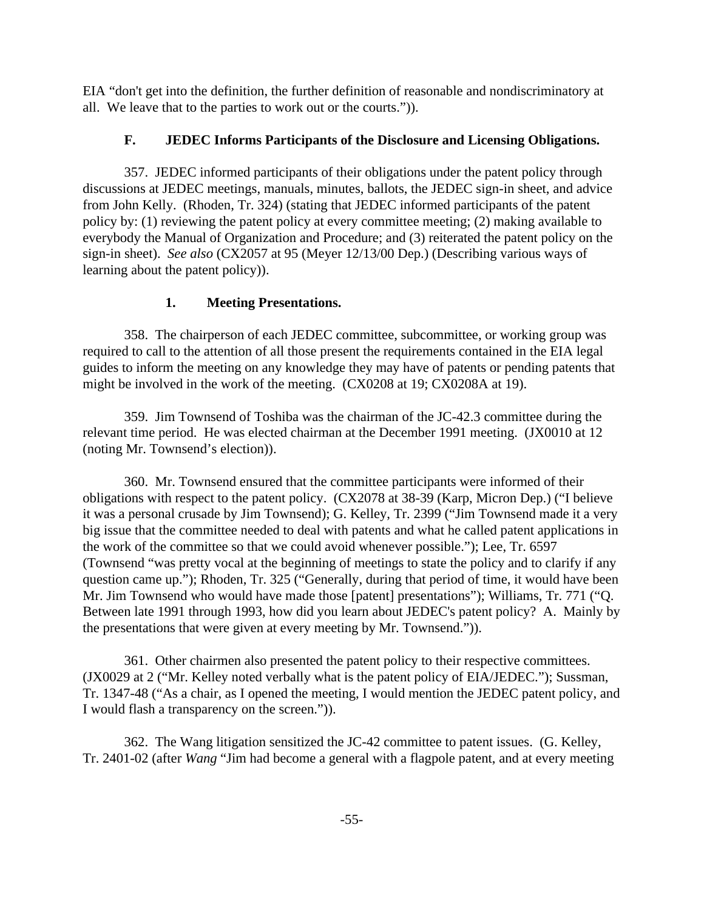EIA "don't get into the definition, the further definition of reasonable and nondiscriminatory at all. We leave that to the parties to work out or the courts.")).

### F. JEDEC Informs Participants of the Disclosure and Licensing Obligations.

357. JEDEC informed participants of their obligations under the patent policy through discussions at JEDEC meetings, manuals, minutes, ballots, the JEDEC sign-in sheet, and advice from John Kelly. (Rhoden, Tr. 324) (stating that JEDEC informed participants of the patent policy by: (1) reviewing the patent policy at every committee meeting; (2) making available to everybody the Manual of Organization and Procedure; and (3) reiterated the patent policy on the sign-in sheet). *See also* (CX2057 at 95 (Meyer 12/13/00 Dep.) (Describing various ways of learning about the patent policy)).

#### 1. Meeting Presentations.

358. The chairperson of each JEDEC committee, subcommittee, or working group was required to call to the attention of all those present the requirements contained in the EIA legal guides to inform the meeting on any knowledge they may have of patents or pending patents that might be involved in the work of the meeting. (CX0208 at 19; CX0208A at 19).

359. Jim Townsend of Toshiba was the chairman of the JC-42.3 committee during the relevant time period. He was elected chairman at the December 1991 meeting. (JX0010 at 12 (noting Mr. Townsend's election)).

360. Mr. Townsend ensured that the committee participants were informed of their obligations with respect to the patent policy. (CX2078 at 38-39 (Karp, Micron Dep.) ("I believe it was a personal crusade by Jim Townsend); G. Kelley, Tr. 2399 ("Jim Townsend made it a very big issue that the committee needed to deal with patents and what he called patent applications in the work of the committee so that we could avoid whenever possible."); Lee, Tr. 6597 (Townsend "was pretty vocal at the beginning of meetings to state the policy and to clarify if any question came up."); Rhoden, Tr. 325 ("Generally, during that period of time, it would have been Mr. Jim Townsend who would have made those [patent] presentations"); Williams, Tr. 771 ("Q. Between late 1991 through 1993, how did you learn about JEDEC's patent policy? A. Mainly by the presentations that were given at every meeting by Mr. Townsend.")).

361. Other chairmen also presented the patent policy to their respective committees. (JX0029 at 2 ("Mr. Kelley noted verbally what is the patent policy of EIA/JEDEC."); Sussman, Tr. 1347-48 ("As a chair, as I opened the meeting, I would mention the JEDEC patent policy, and I would flash a transparency on the screen.")).

362. The Wang litigation sensitized the JC-42 committee to patent issues. (G. Kelley, Tr. 2401-02 (after *Wang* "Jim had become a general with a flagpole patent, and at every meeting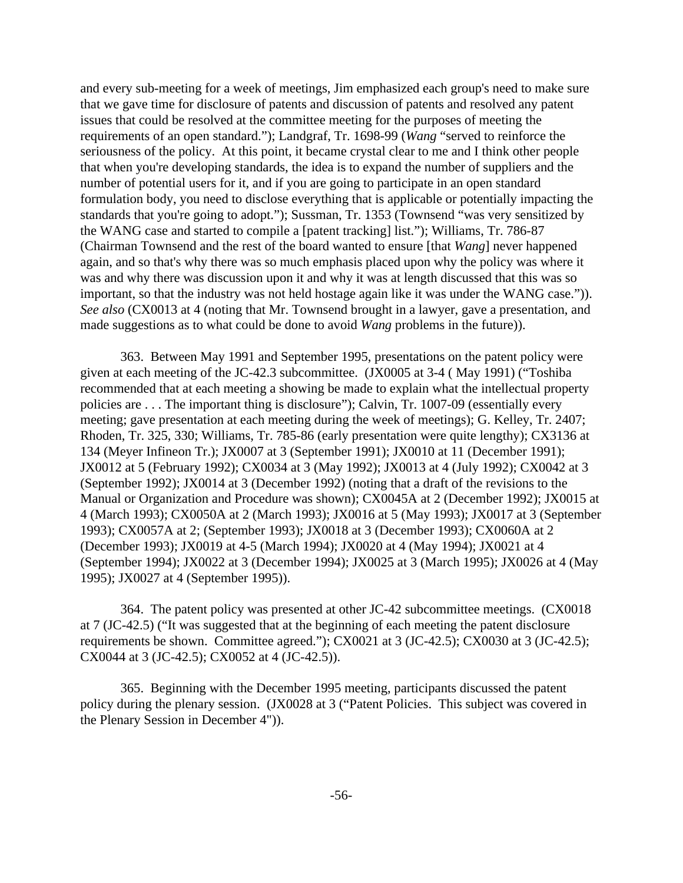and every sub-meeting for a week of meetings, Jim emphasized each group's need to make sure that we gave time for disclosure of patents and discussion of patents and resolved any patent issues that could be resolved at the committee meeting for the purposes of meeting the requirements of an open standard."); Landgraf, Tr. 1698-99 (*Wang* "served to reinforce the seriousness of the policy. At this point, it became crystal clear to me and I think other people that when you're developing standards, the idea is to expand the number of suppliers and the number of potential users for it, and if you are going to participate in an open standard formulation body, you need to disclose everything that is applicable or potentially impacting the standards that you're going to adopt."); Sussman, Tr. 1353 (Townsend "was very sensitized by the WANG case and started to compile a [patent tracking] list."); Williams, Tr. 786-87 (Chairman Townsend and the rest of the board wanted to ensure [that *Wang*] never happened again, and so that's why there was so much emphasis placed upon why the policy was where it was and why there was discussion upon it and why it was at length discussed that this was so important, so that the industry was not held hostage again like it was under the WANG case.")). *See also* (CX0013 at 4 (noting that Mr. Townsend brought in a lawyer, gave a presentation, and made suggestions as to what could be done to avoid *Wang* problems in the future)).

363. Between May 1991 and September 1995, presentations on the patent policy were given at each meeting of the JC-42.3 subcommittee. (JX0005 at 3-4 ( May 1991) ("Toshiba recommended that at each meeting a showing be made to explain what the intellectual property policies are . . . The important thing is disclosure"); Calvin, Tr. 1007-09 (essentially every meeting; gave presentation at each meeting during the week of meetings); G. Kelley, Tr. 2407; Rhoden, Tr. 325, 330; Williams, Tr. 785-86 (early presentation were quite lengthy); CX3136 at 134 (Meyer Infineon Tr.); JX0007 at 3 (September 1991); JX0010 at 11 (December 1991); JX0012 at 5 (February 1992); CX0034 at 3 (May 1992); JX0013 at 4 (July 1992); CX0042 at 3 (September 1992); JX0014 at 3 (December 1992) (noting that a draft of the revisions to the Manual or Organization and Procedure was shown); CX0045A at 2 (December 1992); JX0015 at 4 (March 1993); CX0050A at 2 (March 1993); JX0016 at 5 (May 1993); JX0017 at 3 (September 1993); CX0057A at 2; (September 1993); JX0018 at 3 (December 1993); CX0060A at 2 (December 1993); JX0019 at 4-5 (March 1994); JX0020 at 4 (May 1994); JX0021 at 4 (September 1994); JX0022 at 3 (December 1994); JX0025 at 3 (March 1995); JX0026 at 4 (May 1995); JX0027 at 4 (September 1995)).

364. The patent policy was presented at other JC-42 subcommittee meetings. (CX0018 at 7 (JC-42.5) ("It was suggested that at the beginning of each meeting the patent disclosure requirements be shown. Committee agreed."); CX0021 at 3 (JC-42.5); CX0030 at 3 (JC-42.5); CX0044 at 3 (JC-42.5); CX0052 at 4 (JC-42.5)).

365. Beginning with the December 1995 meeting, participants discussed the patent policy during the plenary session. (JX0028 at 3 ("Patent Policies. This subject was covered in the Plenary Session in December 4")).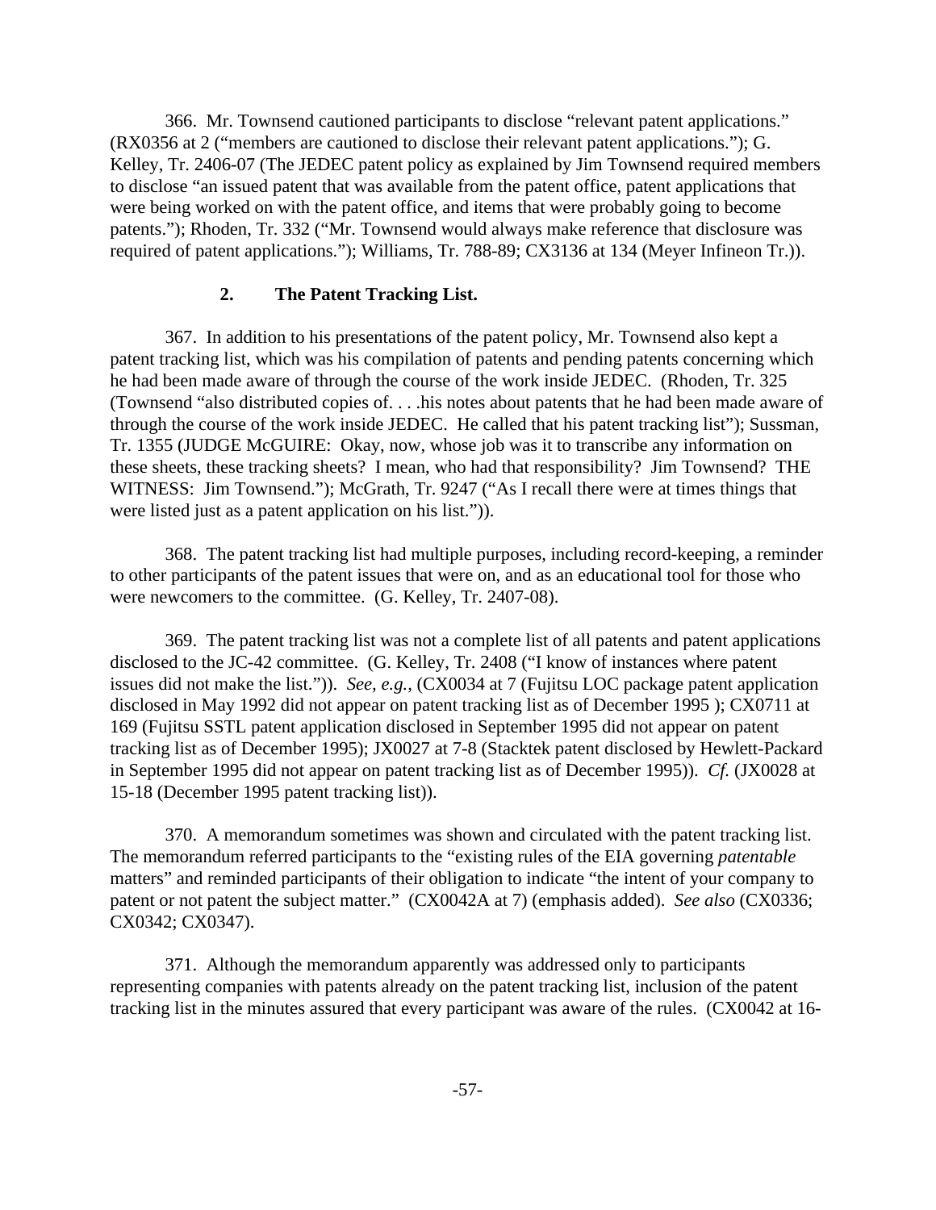366. Mr. Townsend cautioned participants to disclose "relevant patent applications." (RX0356 at 2 ("members are cautioned to disclose their relevant patent applications."); G. Kelley, Tr. 2406-07 (The JEDEC patent policy as explained by Jim Townsend required members to disclose "an issued patent that was available from the patent office, patent applications that were being worked on with the patent office, and items that were probably going to become patents."); Rhoden, Tr. 332 ("Mr. Townsend would always make reference that disclosure was required of patent applications."); Williams, Tr. 788-89; CX3136 at 134 (Meyer Infineon Tr.)).

### 2. The Patent Tracking List.

367. In addition to his presentations of the patent policy, Mr. Townsend also kept a patent tracking list, which was his compilation of patents and pending patents concerning which he had been made aware of through the course of the work inside JEDEC. (Rhoden, Tr. 325 (Townsend "also distributed copies of. . . .his notes about patents that he had been made aware of through the course of the work inside JEDEC. He called that his patent tracking list"); Sussman, Tr. 1355 (JUDGE McGUIRE: Okay, now, whose job was it to transcribe any information on these sheets, these tracking sheets? I mean, who had that responsibility? Jim Townsend? THE WITNESS: Jim Townsend."); McGrath, Tr. 9247 ("As I recall there were at times things that were listed just as a patent application on his list.")).

368. The patent tracking list had multiple purposes, including record-keeping, a reminder to other participants of the patent issues that were on, and as an educational tool for those who were newcomers to the committee. (G. Kelley, Tr. 2407-08).

369. The patent tracking list was not a complete list of all patents and patent applications disclosed to the JC-42 committee. (G. Kelley, Tr. 2408 ("I know of instances where patent issues did not make the list.")). *See, e.g.,* (CX0034 at 7 (Fujitsu LOC package patent application disclosed in May 1992 did not appear on patent tracking list as of December 1995 ); CX0711 at 169 (Fujitsu SSTL patent application disclosed in September 1995 did not appear on patent tracking list as of December 1995); JX0027 at 7-8 (Stacktek patent disclosed by Hewlett-Packard in September 1995 did not appear on patent tracking list as of December 1995)). *Cf.* (JX0028 at 15-18 (December 1995 patent tracking list)).

370. A memorandum sometimes was shown and circulated with the patent tracking list. The memorandum referred participants to the "existing rules of the EIA governing *patentable* matters" and reminded participants of their obligation to indicate "the intent of your company to patent or not patent the subject matter." (CX0042A at 7) (emphasis added). *See also* (CX0336; CX0342; CX0347).

371. Although the memorandum apparently was addressed only to participants representing companies with patents already on the patent tracking list, inclusion of the patent tracking list in the minutes assured that every participant was aware of the rules. (CX0042 at 16-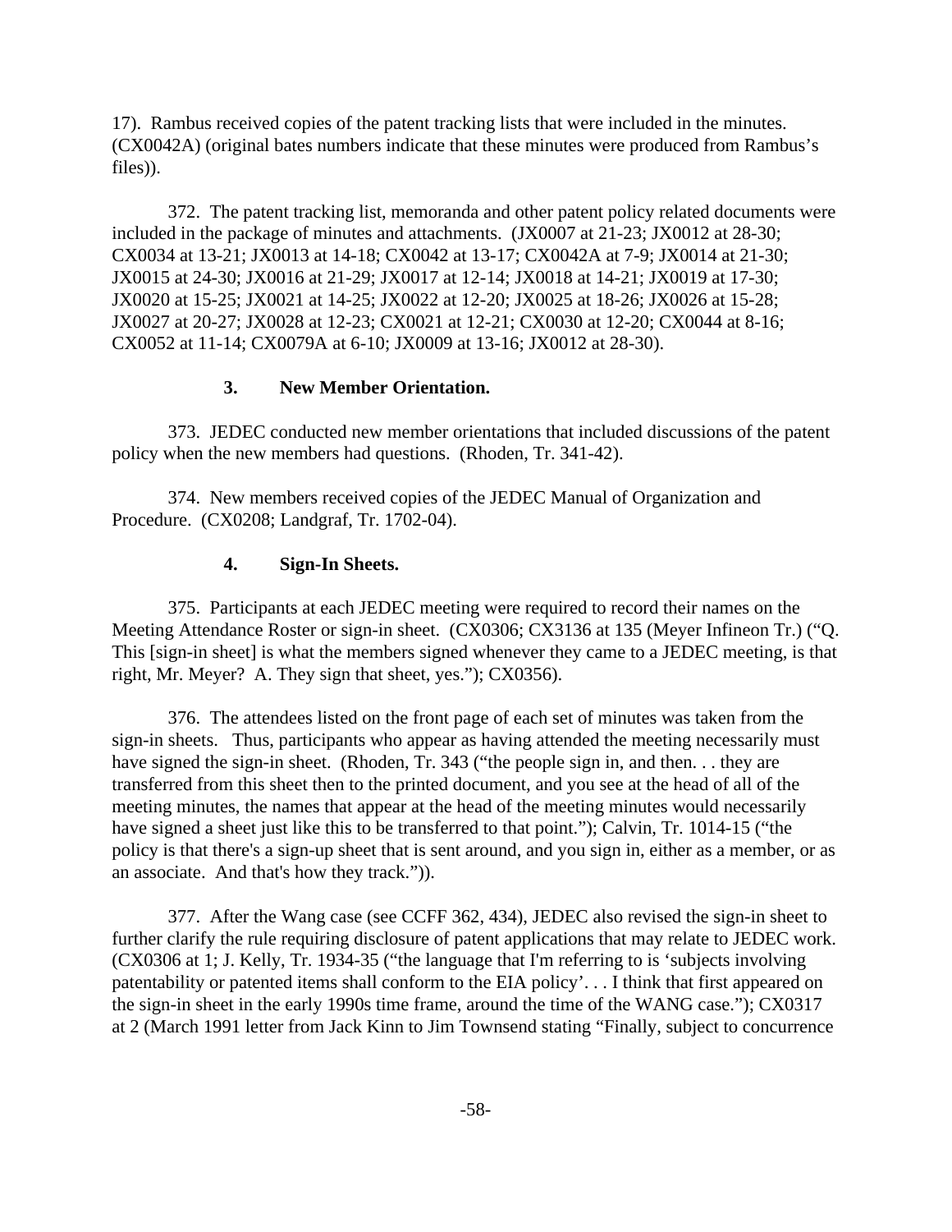17). Rambus received copies of the patent tracking lists that were included in the minutes. (CX0042A) (original bates numbers indicate that these minutes were produced from Rambus's files)).

372. The patent tracking list, memoranda and other patent policy related documents were included in the package of minutes and attachments. (JX0007 at 21-23; JX0012 at 28-30; CX0034 at 13-21; JX0013 at 14-18; CX0042 at 13-17; CX0042A at 7-9; JX0014 at 21-30; JX0015 at 24-30; JX0016 at 21-29; JX0017 at 12-14; JX0018 at 14-21; JX0019 at 17-30; JX0020 at 15-25; JX0021 at 14-25; JX0022 at 12-20; JX0025 at 18-26; JX0026 at 15-28; JX0027 at 20-27; JX0028 at 12-23; CX0021 at 12-21; CX0030 at 12-20; CX0044 at 8-16; CX0052 at 11-14; CX0079A at 6-10; JX0009 at 13-16; JX0012 at 28-30).

### 3. New Member Orientation.

373. JEDEC conducted new member orientations that included discussions of the patent policy when the new members had questions. (Rhoden, Tr. 341-42).

374. New members received copies of the JEDEC Manual of Organization and Procedure. (CX0208; Landgraf, Tr. 1702-04).

### 4. Sign-In Sheets.

375. Participants at each JEDEC meeting were required to record their names on the Meeting Attendance Roster or sign-in sheet. (CX0306; CX3136 at 135 (Meyer Infineon Tr.) ("Q. This [sign-in sheet] is what the members signed whenever they came to a JEDEC meeting, is that right, Mr. Meyer? A. They sign that sheet, yes."); CX0356).

376. The attendees listed on the front page of each set of minutes was taken from the sign-in sheets. Thus, participants who appear as having attended the meeting necessarily must have signed the sign-in sheet. (Rhoden, Tr. 343 ("the people sign in, and then. . . they are transferred from this sheet then to the printed document, and you see at the head of all of the meeting minutes, the names that appear at the head of the meeting minutes would necessarily have signed a sheet just like this to be transferred to that point."); Calvin, Tr. 1014-15 ("the policy is that there's a sign-up sheet that is sent around, and you sign in, either as a member, or as an associate. And that's how they track.")).

377. After the Wang case (see CCFF 362, 434), JEDEC also revised the sign-in sheet to further clarify the rule requiring disclosure of patent applications that may relate to JEDEC work. (CX0306 at 1; J. Kelly, Tr. 1934-35 ("the language that I'm referring to is 'subjects involving patentability or patented items shall conform to the EIA policy'. . . I think that first appeared on the sign-in sheet in the early 1990s time frame, around the time of the WANG case."); CX0317 at 2 (March 1991 letter from Jack Kinn to Jim Townsend stating "Finally, subject to concurrence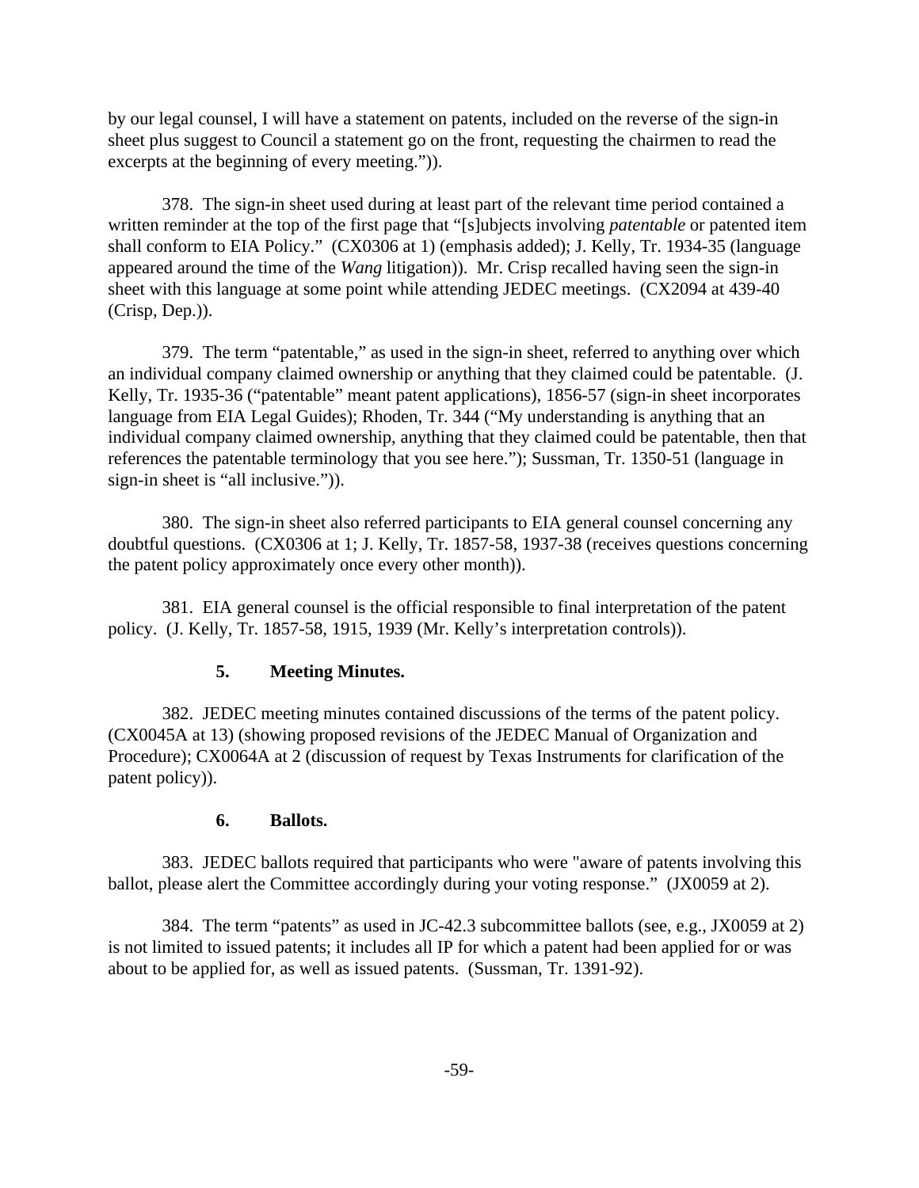by our legal counsel, I will have a statement on patents, included on the reverse of the sign-in sheet plus suggest to Council a statement go on the front, requesting the chairmen to read the excerpts at the beginning of every meeting.")).

378. The sign-in sheet used during at least part of the relevant time period contained a written reminder at the top of the first page that "[s]ubjects involving *patentable* or patented item shall conform to EIA Policy." (CX0306 at 1) (emphasis added); J. Kelly, Tr. 1934-35 (language appeared around the time of the *Wang* litigation)). Mr. Crisp recalled having seen the sign-in sheet with this language at some point while attending JEDEC meetings. (CX2094 at 439-40 (Crisp, Dep.)).

379. The term "patentable," as used in the sign-in sheet, referred to anything over which an individual company claimed ownership or anything that they claimed could be patentable. (J. Kelly, Tr. 1935-36 ("patentable" meant patent applications), 1856-57 (sign-in sheet incorporates language from EIA Legal Guides); Rhoden, Tr. 344 ("My understanding is anything that an individual company claimed ownership, anything that they claimed could be patentable, then that references the patentable terminology that you see here."); Sussman, Tr. 1350-51 (language in sign-in sheet is "all inclusive.")).

380. The sign-in sheet also referred participants to EIA general counsel concerning any doubtful questions. (CX0306 at 1; J. Kelly, Tr. 1857-58, 1937-38 (receives questions concerning the patent policy approximately once every other month)).

381. EIA general counsel is the official responsible to final interpretation of the patent policy. (J. Kelly, Tr. 1857-58, 1915, 1939 (Mr. Kelly's interpretation controls)).

### 5. Meeting Minutes.

382. JEDEC meeting minutes contained discussions of the terms of the patent policy. (CX0045A at 13) (showing proposed revisions of the JEDEC Manual of Organization and Procedure); CX0064A at 2 (discussion of request by Texas Instruments for clarification of the patent policy)).

### 6. Ballots.

383. JEDEC ballots required that participants who were "aware of patents involving this ballot, please alert the Committee accordingly during your voting response." (JX0059 at 2).

384. The term "patents" as used in JC-42.3 subcommittee ballots (see, e.g., JX0059 at 2) is not limited to issued patents; it includes all IP for which a patent had been applied for or was about to be applied for, as well as issued patents. (Sussman, Tr. 1391-92).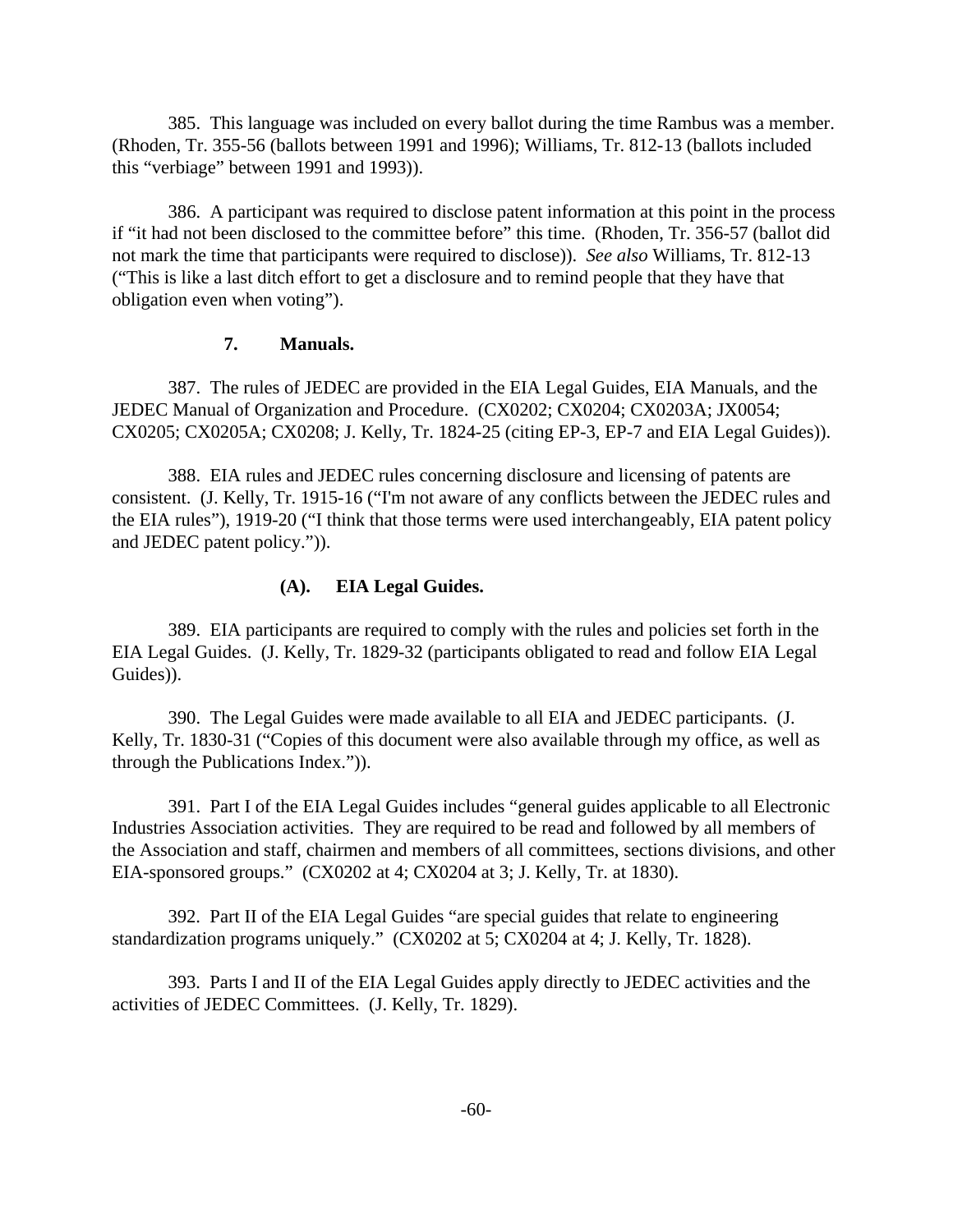385. This language was included on every ballot during the time Rambus was a member. (Rhoden, Tr. 355-56 (ballots between 1991 and 1996); Williams, Tr. 812-13 (ballots included this "verbiage" between 1991 and 1993)).

386. A participant was required to disclose patent information at this point in the process if "it had not been disclosed to the committee before" this time. (Rhoden, Tr. 356-57 (ballot did not mark the time that participants were required to disclose)). *See also* Williams, Tr. 812-13 ("This is like a last ditch effort to get a disclosure and to remind people that they have that obligation even when voting").

### 7. Manuals.

387. The rules of JEDEC are provided in the EIA Legal Guides, EIA Manuals, and the JEDEC Manual of Organization and Procedure. (CX0202; CX0204; CX0203A; JX0054; CX0205; CX0205A; CX0208; J. Kelly, Tr. 1824-25 (citing EP-3, EP-7 and EIA Legal Guides)).

388. EIA rules and JEDEC rules concerning disclosure and licensing of patents are consistent. (J. Kelly, Tr. 1915-16 ("I'm not aware of any conflicts between the JEDEC rules and the EIA rules"), 1919-20 ("I think that those terms were used interchangeably, EIA patent policy and JEDEC patent policy.")).

#### (A). EIA Legal Guides.

389. EIA participants are required to comply with the rules and policies set forth in the EIA Legal Guides. (J. Kelly, Tr. 1829-32 (participants obligated to read and follow EIA Legal Guides)).

390. The Legal Guides were made available to all EIA and JEDEC participants. (J. Kelly, Tr. 1830-31 ("Copies of this document were also available through my office, as well as through the Publications Index.")).

391. Part I of the EIA Legal Guides includes "general guides applicable to all Electronic Industries Association activities. They are required to be read and followed by all members of the Association and staff, chairmen and members of all committees, sections divisions, and other EIA-sponsored groups." (CX0202 at 4; CX0204 at 3; J. Kelly, Tr. at 1830).

392. Part II of the EIA Legal Guides "are special guides that relate to engineering standardization programs uniquely." (CX0202 at 5; CX0204 at 4; J. Kelly, Tr. 1828).

393. Parts I and II of the EIA Legal Guides apply directly to JEDEC activities and the activities of JEDEC Committees. (J. Kelly, Tr. 1829).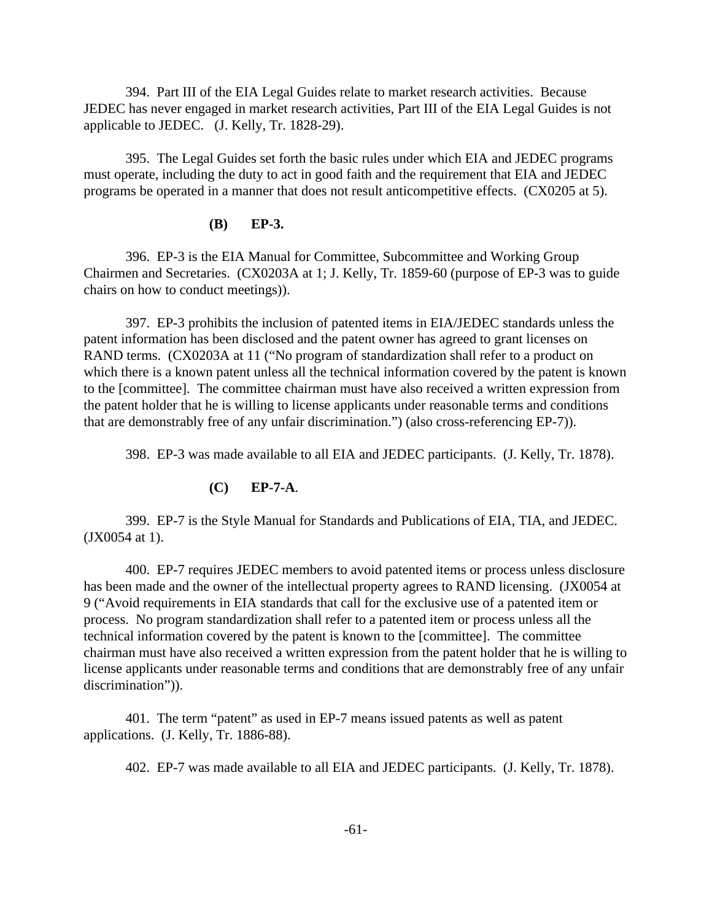394. Part III of the EIA Legal Guides relate to market research activities. Because JEDEC has never engaged in market research activities, Part III of the EIA Legal Guides is not applicable to JEDEC. (J. Kelly, Tr. 1828-29).

395. The Legal Guides set forth the basic rules under which EIA and JEDEC programs must operate, including the duty to act in good faith and the requirement that EIA and JEDEC programs be operated in a manner that does not result anticompetitive effects. (CX0205 at 5).

**(B) EP-3.**

396. EP-3 is the EIA Manual for Committee, Subcommittee and Working Group Chairmen and Secretaries. (CX0203A at 1; J. Kelly, Tr. 1859-60 (purpose of EP-3 was to guide chairs on how to conduct meetings)).

397. EP-3 prohibits the inclusion of patented items in EIA/JEDEC standards unless the patent information has been disclosed and the patent owner has agreed to grant licenses on RAND terms. (CX0203A at 11 ("No program of standardization shall refer to a product on which there is a known patent unless all the technical information covered by the patent is known to the [committee]. The committee chairman must have also received a written expression from the patent holder that he is willing to license applicants under reasonable terms and conditions that are demonstrably free of any unfair discrimination.") (also cross-referencing EP-7)).

398. EP-3 was made available to all EIA and JEDEC participants. (J. Kelly, Tr. 1878).

**(C) EP-7-A.**

399. EP-7 is the Style Manual for Standards and Publications of EIA, TIA, and JEDEC. (JX0054 at 1).

400. EP-7 requires JEDEC members to avoid patented items or process unless disclosure has been made and the owner of the intellectual property agrees to RAND licensing. (JX0054 at 9 ("Avoid requirements in EIA standards that call for the exclusive use of a patented item or process. No program standardization shall refer to a patented item or process unless all the technical information covered by the patent is known to the [committee]. The committee chairman must have also received a written expression from the patent holder that he is willing to license applicants under reasonable terms and conditions that are demonstrably free of any unfair discrimination")).

401. The term "patent" as used in EP-7 means issued patents as well as patent applications. (J. Kelly, Tr. 1886-88).

402. EP-7 was made available to all EIA and JEDEC participants. (J. Kelly, Tr. 1878).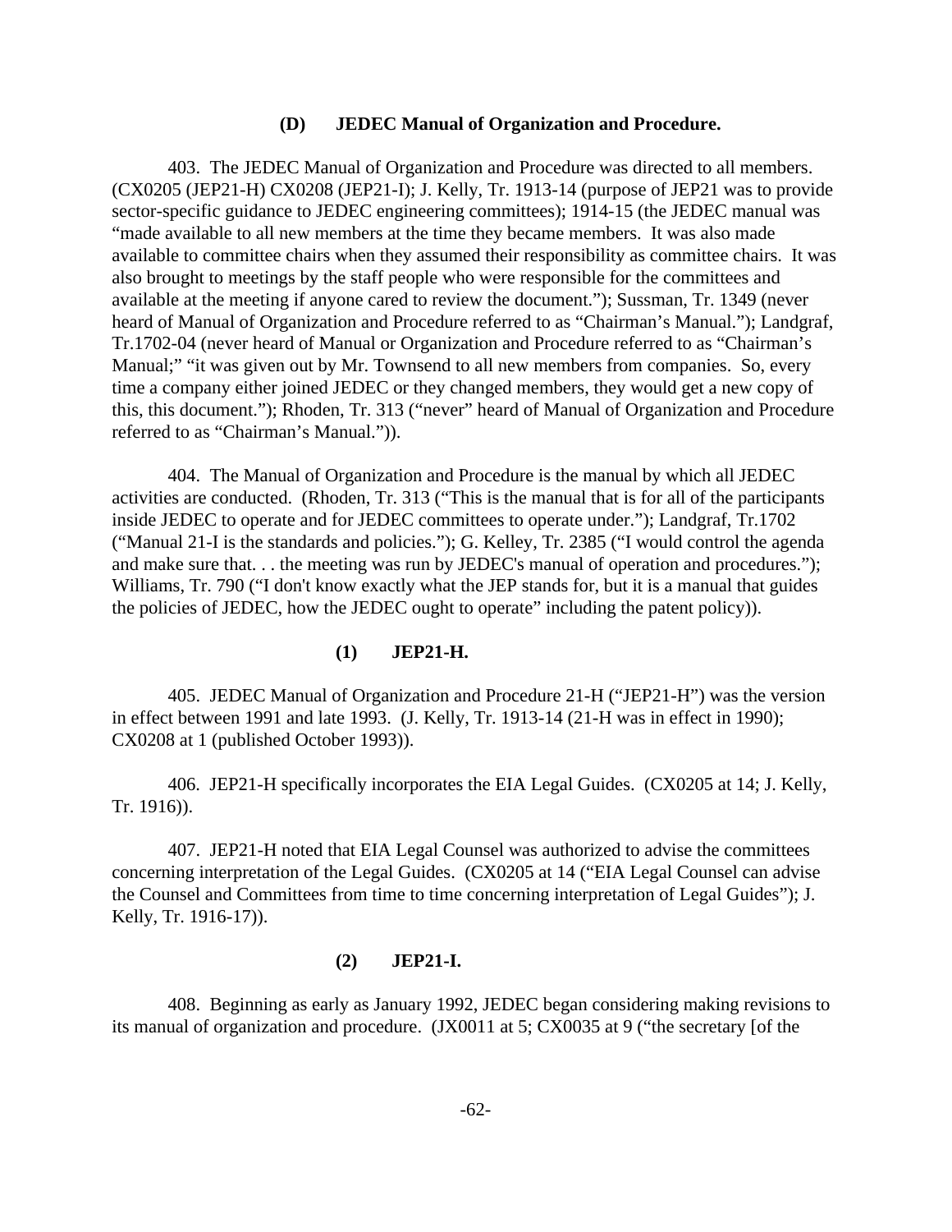### (D) JEDEC Manual of Organization and Procedure.

403. The JEDEC Manual of Organization and Procedure was directed to all members. (CX0205 (JEP21-H) CX0208 (JEP21-I); J. Kelly, Tr. 1913-14 (purpose of JEP21 was to provide sector-specific guidance to JEDEC engineering committees); 1914-15 (the JEDEC manual was "made available to all new members at the time they became members. It was also made available to committee chairs when they assumed their responsibility as committee chairs. It was also brought to meetings by the staff people who were responsible for the committees and available at the meeting if anyone cared to review the document."); Sussman, Tr. 1349 (never heard of Manual of Organization and Procedure referred to as "Chairman's Manual."); Landgraf, Tr.1702-04 (never heard of Manual or Organization and Procedure referred to as "Chairman's Manual;" "it was given out by Mr. Townsend to all new members from companies. So, every time a company either joined JEDEC or they changed members, they would get a new copy of this, this document."); Rhoden, Tr. 313 ("never" heard of Manual of Organization and Procedure referred to as "Chairman's Manual.")).

404. The Manual of Organization and Procedure is the manual by which all JEDEC activities are conducted. (Rhoden, Tr. 313 ("This is the manual that is for all of the participants inside JEDEC to operate and for JEDEC committees to operate under."); Landgraf, Tr.1702 ("Manual 21-I is the standards and policies."); G. Kelley, Tr. 2385 ("I would control the agenda and make sure that. . . the meeting was run by JEDEC's manual of operation and procedures."); Williams, Tr. 790 ("I don't know exactly what the JEP stands for, but it is a manual that guides the policies of JEDEC, how the JEDEC ought to operate" including the patent policy)).

#### (1) JEP21-H.

405. JEDEC Manual of Organization and Procedure 21-H ("JEP21-H") was the version in effect between 1991 and late 1993. (J. Kelly, Tr. 1913-14 (21-H was in effect in 1990); CX0208 at 1 (published October 1993)).

406. JEP21-H specifically incorporates the EIA Legal Guides. (CX0205 at 14; J. Kelly, Tr. 1916)).

407. JEP21-H noted that EIA Legal Counsel was authorized to advise the committees concerning interpretation of the Legal Guides. (CX0205 at 14 ("EIA Legal Counsel can advise the Counsel and Committees from time to time concerning interpretation of Legal Guides"); J. Kelly, Tr. 1916-17)).

#### (2) JEP21-I.

408. Beginning as early as January 1992, JEDEC began considering making revisions to its manual of organization and procedure. (JX0011 at 5; CX0035 at 9 ("the secretary [of the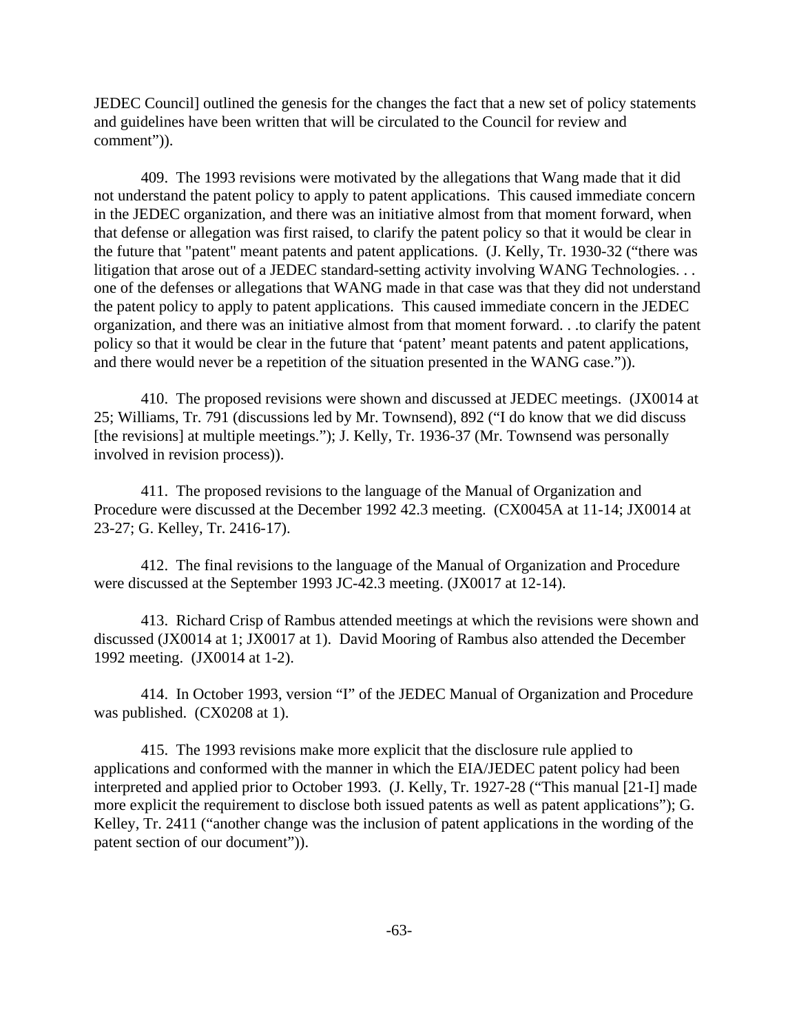JEDEC Council] outlined the genesis for the changes the fact that a new set of policy statements and guidelines have been written that will be circulated to the Council for review and comment")).

409. The 1993 revisions were motivated by the allegations that Wang made that it did not understand the patent policy to apply to patent applications. This caused immediate concern in the JEDEC organization, and there was an initiative almost from that moment forward, when that defense or allegation was first raised, to clarify the patent policy so that it would be clear in the future that "patent" meant patents and patent applications. (J. Kelly, Tr. 1930-32 ("there was litigation that arose out of a JEDEC standard-setting activity involving WANG Technologies. . . one of the defenses or allegations that WANG made in that case was that they did not understand the patent policy to apply to patent applications. This caused immediate concern in the JEDEC organization, and there was an initiative almost from that moment forward. . .to clarify the patent policy so that it would be clear in the future that 'patent' meant patents and patent applications, and there would never be a repetition of the situation presented in the WANG case.")).

410. The proposed revisions were shown and discussed at JEDEC meetings. (JX0014 at 25; Williams, Tr. 791 (discussions led by Mr. Townsend), 892 ("I do know that we did discuss [the revisions] at multiple meetings."); J. Kelly, Tr. 1936-37 (Mr. Townsend was personally involved in revision process)).

411. The proposed revisions to the language of the Manual of Organization and Procedure were discussed at the December 1992 42.3 meeting. (CX0045A at 11-14; JX0014 at 23-27; G. Kelley, Tr. 2416-17).

412. The final revisions to the language of the Manual of Organization and Procedure were discussed at the September 1993 JC-42.3 meeting. (JX0017 at 12-14).

413. Richard Crisp of Rambus attended meetings at which the revisions were shown and discussed (JX0014 at 1; JX0017 at 1). David Mooring of Rambus also attended the December 1992 meeting. (JX0014 at 1-2).

414. In October 1993, version "I" of the JEDEC Manual of Organization and Procedure was published. (CX0208 at 1).

415. The 1993 revisions make more explicit that the disclosure rule applied to applications and conformed with the manner in which the EIA/JEDEC patent policy had been interpreted and applied prior to October 1993. (J. Kelly, Tr. 1927-28 ("This manual [21-I] made more explicit the requirement to disclose both issued patents as well as patent applications"); G. Kelley, Tr. 2411 ("another change was the inclusion of patent applications in the wording of the patent section of our document")).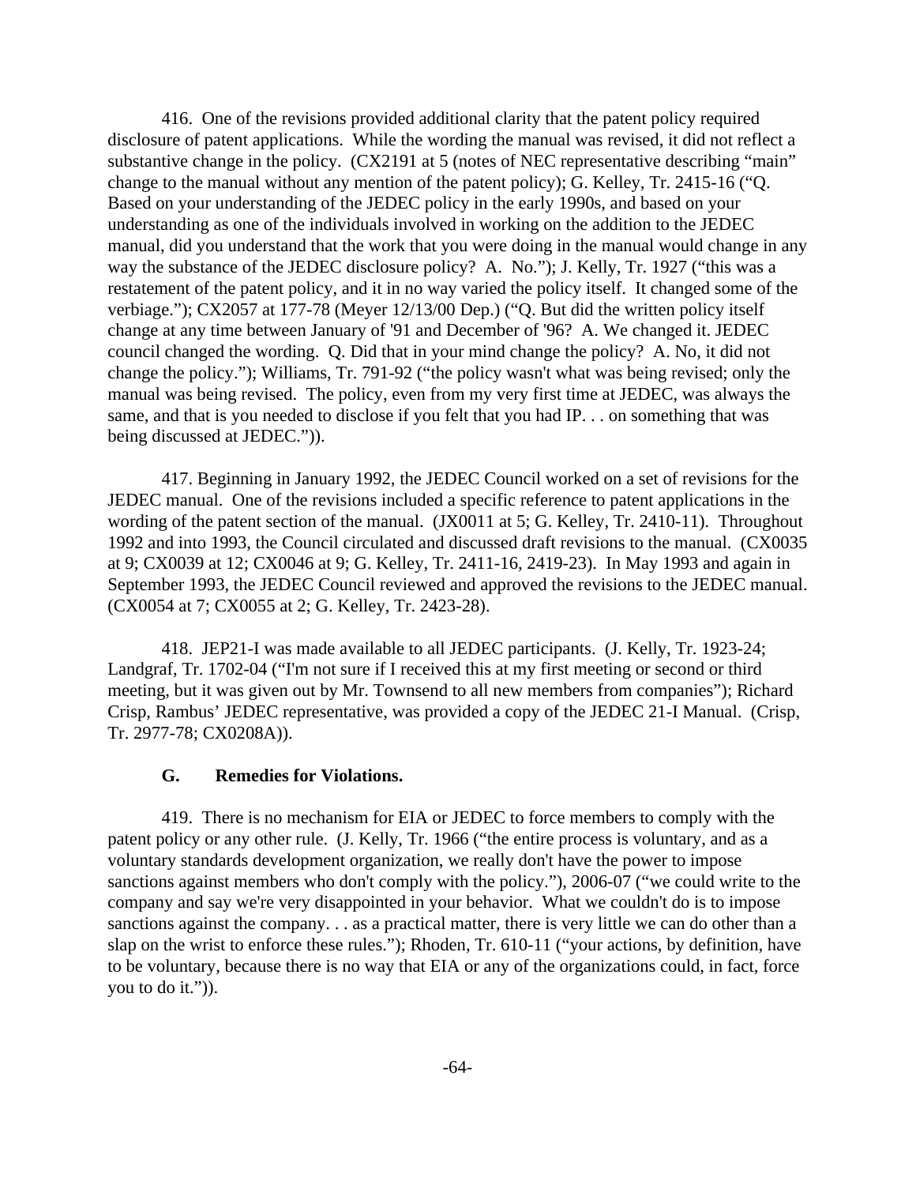416. One of the revisions provided additional clarity that the patent policy required disclosure of patent applications. While the wording the manual was revised, it did not reflect a substantive change in the policy. (CX2191 at 5 (notes of NEC representative describing "main" change to the manual without any mention of the patent policy); G. Kelley, Tr. 2415-16 ("Q. Based on your understanding of the JEDEC policy in the early 1990s, and based on your understanding as one of the individuals involved in working on the addition to the JEDEC manual, did you understand that the work that you were doing in the manual would change in any way the substance of the JEDEC disclosure policy? A. No."); J. Kelly, Tr. 1927 ("this was a restatement of the patent policy, and it in no way varied the policy itself. It changed some of the verbiage."); CX2057 at 177-78 (Meyer 12/13/00 Dep.) ("Q. But did the written policy itself change at any time between January of '91 and December of '96? A. We changed it. JEDEC council changed the wording. Q. Did that in your mind change the policy? A. No, it did not change the policy."); Williams, Tr. 791-92 ("the policy wasn't what was being revised; only the manual was being revised. The policy, even from my very first time at JEDEC, was always the same, and that is you needed to disclose if you felt that you had IP. . . on something that was being discussed at JEDEC.")).

417. Beginning in January 1992, the JEDEC Council worked on a set of revisions for the JEDEC manual. One of the revisions included a specific reference to patent applications in the wording of the patent section of the manual. (JX0011 at 5; G. Kelley, Tr. 2410-11). Throughout 1992 and into 1993, the Council circulated and discussed draft revisions to the manual. (CX0035 at 9; CX0039 at 12; CX0046 at 9; G. Kelley, Tr. 2411-16, 2419-23). In May 1993 and again in September 1993, the JEDEC Council reviewed and approved the revisions to the JEDEC manual. (CX0054 at 7; CX0055 at 2; G. Kelley, Tr. 2423-28).

418. JEP21-I was made available to all JEDEC participants. (J. Kelly, Tr. 1923-24; Landgraf, Tr. 1702-04 ("I'm not sure if I received this at my first meeting or second or third meeting, but it was given out by Mr. Townsend to all new members from companies"); Richard Crisp, Rambus' JEDEC representative, was provided a copy of the JEDEC 21-I Manual. (Crisp, Tr. 2977-78; CX0208A)).

### G. Remedies for Violations.

419. There is no mechanism for EIA or JEDEC to force members to comply with the patent policy or any other rule. (J. Kelly, Tr. 1966 ("the entire process is voluntary, and as a voluntary standards development organization, we really don't have the power to impose sanctions against members who don't comply with the policy."), 2006-07 ("we could write to the company and say we're very disappointed in your behavior. What we couldn't do is to impose sanctions against the company. . . as a practical matter, there is very little we can do other than a slap on the wrist to enforce these rules."); Rhoden, Tr. 610-11 ("your actions, by definition, have to be voluntary, because there is no way that EIA or any of the organizations could, in fact, force you to do it.")).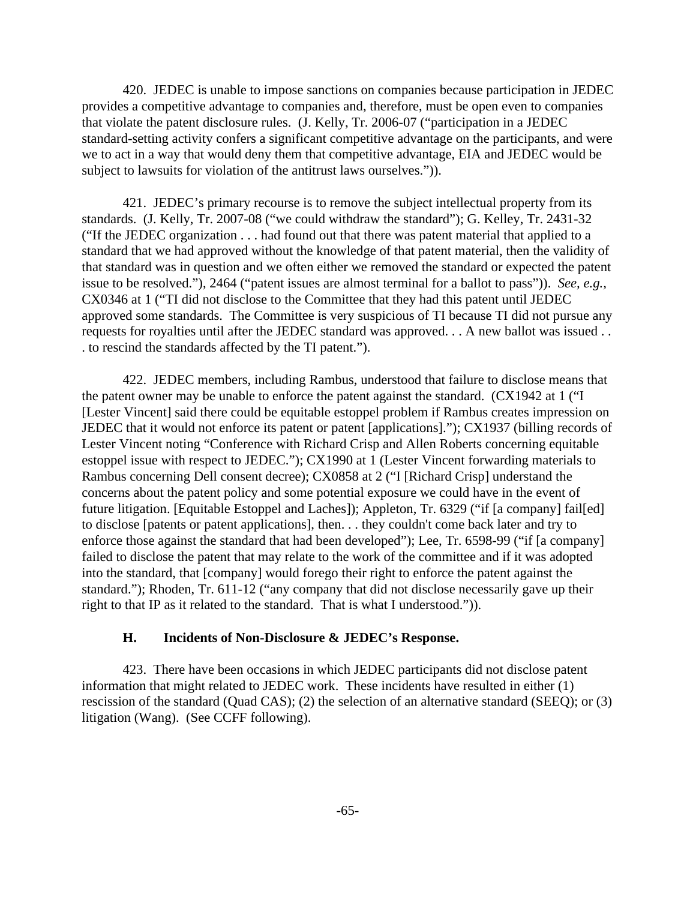420. JEDEC is unable to impose sanctions on companies because participation in JEDEC provides a competitive advantage to companies and, therefore, must be open even to companies that violate the patent disclosure rules. (J. Kelly, Tr. 2006-07 ("participation in a JEDEC standard-setting activity confers a significant competitive advantage on the participants, and were we to act in a way that would deny them that competitive advantage, EIA and JEDEC would be subject to lawsuits for violation of the antitrust laws ourselves.")).

421. JEDEC's primary recourse is to remove the subject intellectual property from its standards. (J. Kelly, Tr. 2007-08 ("we could withdraw the standard"); G. Kelley, Tr. 2431-32 ("If the JEDEC organization . . . had found out that there was patent material that applied to a standard that we had approved without the knowledge of that patent material, then the validity of that standard was in question and we often either we removed the standard or expected the patent issue to be resolved."), 2464 ("patent issues are almost terminal for a ballot to pass")). *See, e.g.,* CX0346 at 1 ("TI did not disclose to the Committee that they had this patent until JEDEC approved some standards. The Committee is very suspicious of TI because TI did not pursue any requests for royalties until after the JEDEC standard was approved. . . A new ballot was issued . . . to rescind the standards affected by the TI patent.").

422. JEDEC members, including Rambus, understood that failure to disclose means that the patent owner may be unable to enforce the patent against the standard. (CX1942 at 1 ("I [Lester Vincent] said there could be equitable estoppel problem if Rambus creates impression on JEDEC that it would not enforce its patent or patent [applications]."); CX1937 (billing records of Lester Vincent noting "Conference with Richard Crisp and Allen Roberts concerning equitable estoppel issue with respect to JEDEC."); CX1990 at 1 (Lester Vincent forwarding materials to Rambus concerning Dell consent decree); CX0858 at 2 ("I [Richard Crisp] understand the concerns about the patent policy and some potential exposure we could have in the event of future litigation. [Equitable Estoppel and Laches]); Appleton, Tr. 6329 ("if [a company] fail[ed] to disclose [patents or patent applications], then. . . they couldn't come back later and try to enforce those against the standard that had been developed"); Lee, Tr. 6598-99 ("if [a company] failed to disclose the patent that may relate to the work of the committee and if it was adopted into the standard, that [company] would forego their right to enforce the patent against the standard."); Rhoden, Tr. 611-12 ("any company that did not disclose necessarily gave up their right to that IP as it related to the standard. That is what I understood.")).

### H. Incidents of Non-Disclosure & JEDEC's Response.

423. There have been occasions in which JEDEC participants did not disclose patent information that might related to JEDEC work. These incidents have resulted in either (1) rescission of the standard (Quad CAS); (2) the selection of an alternative standard (SEEQ); or (3) litigation (Wang). (See CCFF following).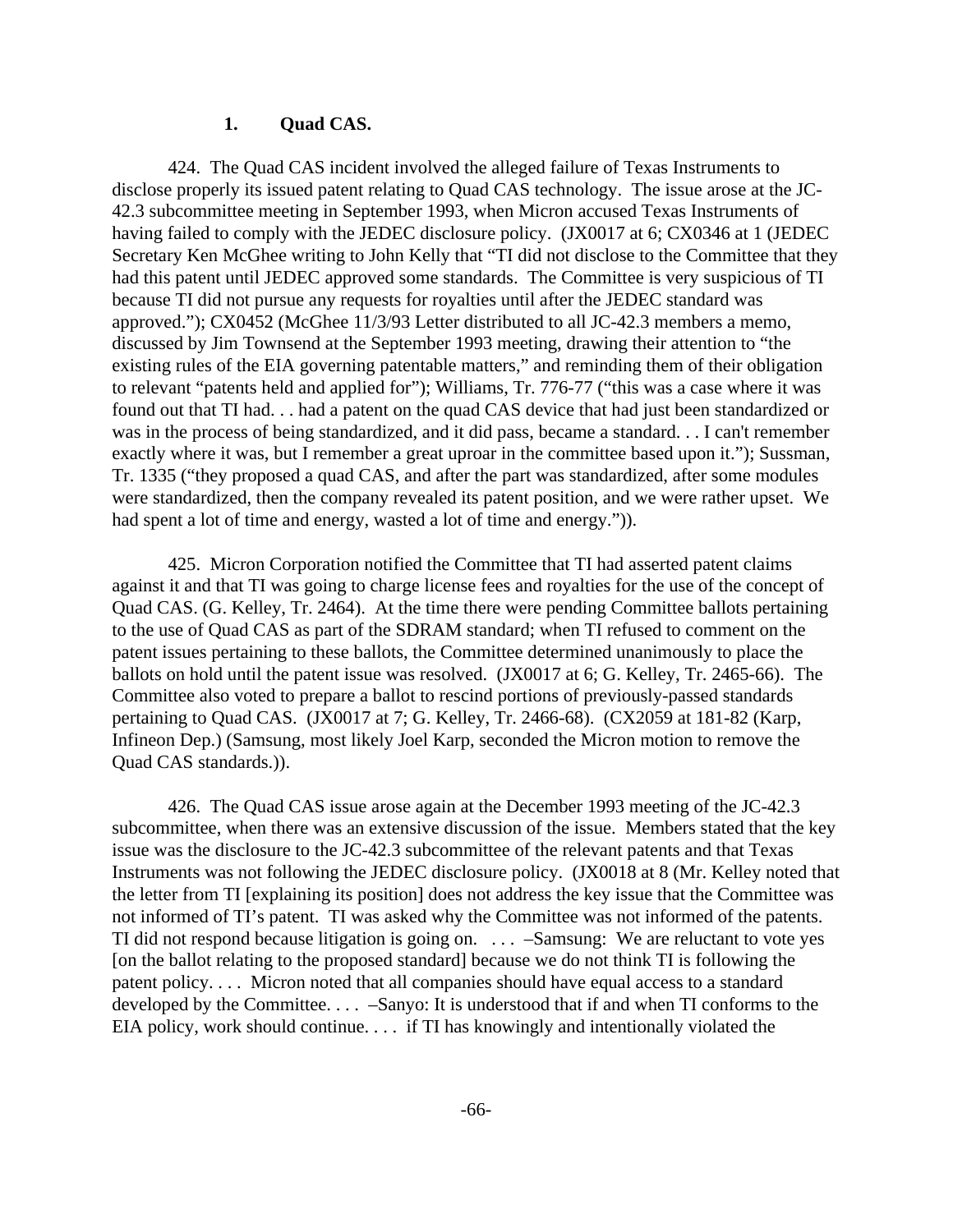### 1. Quad CAS.

424. The Quad CAS incident involved the alleged failure of Texas Instruments to disclose properly its issued patent relating to Quad CAS technology. The issue arose at the JC-42.3 subcommittee meeting in September 1993, when Micron accused Texas Instruments of having failed to comply with the JEDEC disclosure policy. (JX0017 at 6; CX0346 at 1 (JEDEC Secretary Ken McGhee writing to John Kelly that "TI did not disclose to the Committee that they had this patent until JEDEC approved some standards. The Committee is very suspicious of TI because TI did not pursue any requests for royalties until after the JEDEC standard was approved."); CX0452 (McGhee 11/3/93 Letter distributed to all JC-42.3 members a memo, discussed by Jim Townsend at the September 1993 meeting, drawing their attention to "the existing rules of the EIA governing patentable matters," and reminding them of their obligation to relevant "patents held and applied for"); Williams, Tr. 776-77 ("this was a case where it was found out that TI had. . . had a patent on the quad CAS device that had just been standardized or was in the process of being standardized, and it did pass, became a standard. . . I can't remember exactly where it was, but I remember a great uproar in the committee based upon it."); Sussman, Tr. 1335 ("they proposed a quad CAS, and after the part was standardized, after some modules were standardized, then the company revealed its patent position, and we were rather upset. We had spent a lot of time and energy, wasted a lot of time and energy.")).

425. Micron Corporation notified the Committee that TI had asserted patent claims against it and that TI was going to charge license fees and royalties for the use of the concept of Quad CAS. (G. Kelley, Tr. 2464). At the time there were pending Committee ballots pertaining to the use of Quad CAS as part of the SDRAM standard; when TI refused to comment on the patent issues pertaining to these ballots, the Committee determined unanimously to place the ballots on hold until the patent issue was resolved. (JX0017 at 6; G. Kelley, Tr. 2465-66). The Committee also voted to prepare a ballot to rescind portions of previously-passed standards pertaining to Quad CAS. (JX0017 at 7; G. Kelley, Tr. 2466-68). (CX2059 at 181-82 (Karp, Infineon Dep.) (Samsung, most likely Joel Karp, seconded the Micron motion to remove the Quad CAS standards.)).

426. The Quad CAS issue arose again at the December 1993 meeting of the JC-42.3 subcommittee, when there was an extensive discussion of the issue. Members stated that the key issue was the disclosure to the JC-42.3 subcommittee of the relevant patents and that Texas Instruments was not following the JEDEC disclosure policy. (JX0018 at 8 (Mr. Kelley noted that the letter from TI [explaining its position] does not address the key issue that the Committee was not informed of TI's patent. TI was asked why the Committee was not informed of the patents. TI did not respond because litigation is going on. . . . –Samsung: We are reluctant to vote yes [on the ballot relating to the proposed standard] because we do not think TI is following the patent policy. . . . Micron noted that all companies should have equal access to a standard developed by the Committee. . . . –Sanyo: It is understood that if and when TI conforms to the EIA policy, work should continue. . . . if TI has knowingly and intentionally violated the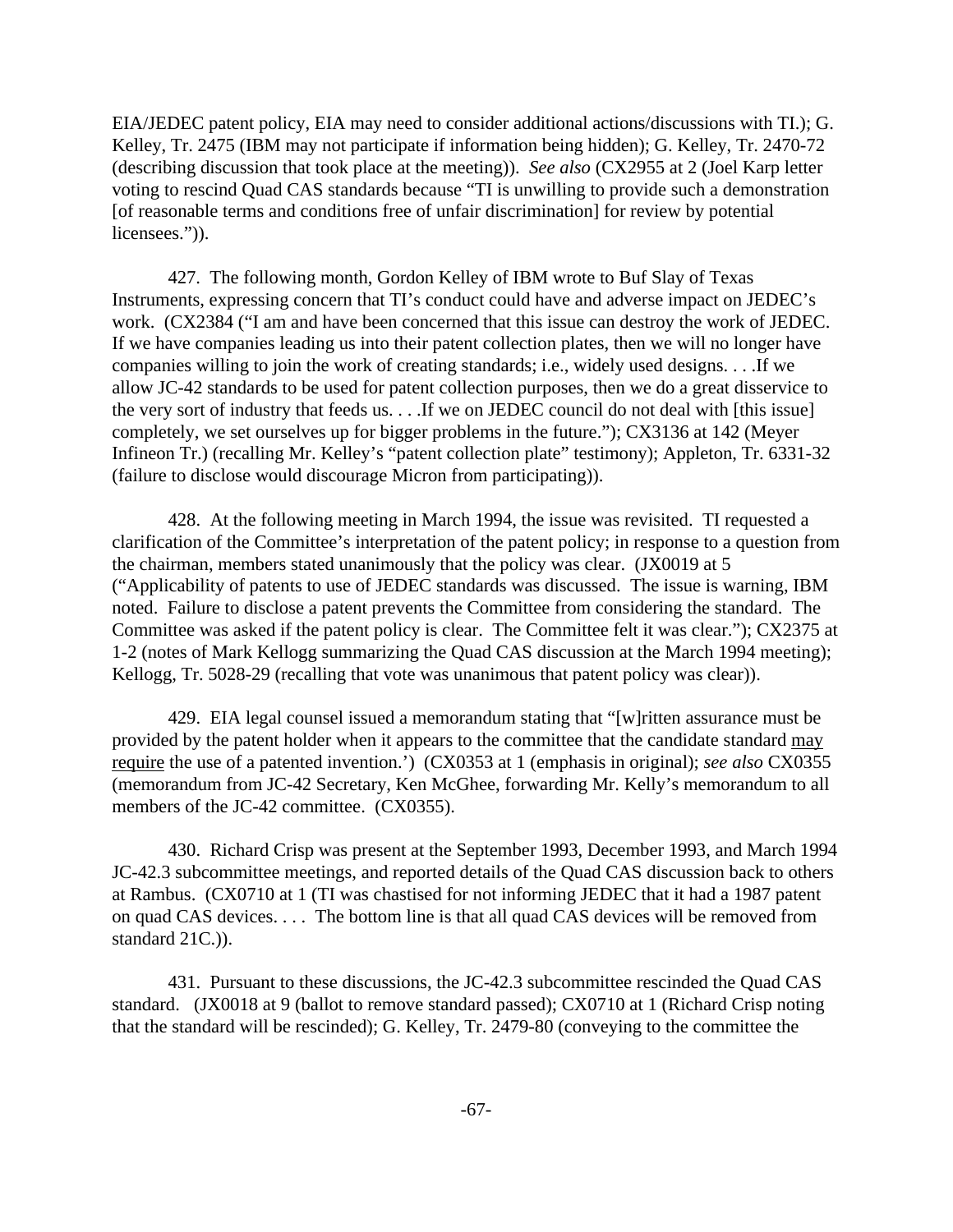EIA/JEDEC patent policy, EIA may need to consider additional actions/discussions with TI.); G. Kelley, Tr. 2475 (IBM may not participate if information being hidden); G. Kelley, Tr. 2470-72 (describing discussion that took place at the meeting)). *See also* (CX2955 at 2 (Joel Karp letter voting to rescind Quad CAS standards because "TI is unwilling to provide such a demonstration [of reasonable terms and conditions free of unfair discrimination] for review by potential licensees.")).

427. The following month, Gordon Kelley of IBM wrote to Buf Slay of Texas Instruments, expressing concern that TI's conduct could have and adverse impact on JEDEC's work. (CX2384 ("I am and have been concerned that this issue can destroy the work of JEDEC. If we have companies leading us into their patent collection plates, then we will no longer have companies willing to join the work of creating standards; i.e., widely used designs. . . .If we allow JC-42 standards to be used for patent collection purposes, then we do a great disservice to the very sort of industry that feeds us. . . .If we on JEDEC council do not deal with [this issue] completely, we set ourselves up for bigger problems in the future."); CX3136 at 142 (Meyer Infineon Tr.) (recalling Mr. Kelley's "patent collection plate" testimony); Appleton, Tr. 6331-32 (failure to disclose would discourage Micron from participating)).

428. At the following meeting in March 1994, the issue was revisited. TI requested a clarification of the Committee's interpretation of the patent policy; in response to a question from the chairman, members stated unanimously that the policy was clear. (JX0019 at 5 ("Applicability of patents to use of JEDEC standards was discussed. The issue is warning, IBM noted. Failure to disclose a patent prevents the Committee from considering the standard. The Committee was asked if the patent policy is clear. The Committee felt it was clear."); CX2375 at 1-2 (notes of Mark Kellogg summarizing the Quad CAS discussion at the March 1994 meeting); Kellogg, Tr. 5028-29 (recalling that vote was unanimous that patent policy was clear)).

429. EIA legal counsel issued a memorandum stating that "[w]ritten assurance must be provided by the patent holder when it appears to the committee that the candidate standard <u>may require</u> the use of a patented invention.') (CX0353 at 1 (emphasis in original); *see also* CX0355 (memorandum from JC-42 Secretary, Ken McGhee, forwarding Mr. Kelly's memorandum to all members of the JC-42 committee. (CX0355).

430. Richard Crisp was present at the September 1993, December 1993, and March 1994 JC-42.3 subcommittee meetings, and reported details of the Quad CAS discussion back to others at Rambus. (CX0710 at 1 (TI was chastised for not informing JEDEC that it had a 1987 patent on quad CAS devices. . . . The bottom line is that all quad CAS devices will be removed from standard 21C.)).

431. Pursuant to these discussions, the JC-42.3 subcommittee rescinded the Quad CAS standard. (JX0018 at 9 (ballot to remove standard passed); CX0710 at 1 (Richard Crisp noting that the standard will be rescinded); G. Kelley, Tr. 2479-80 (conveying to the committee the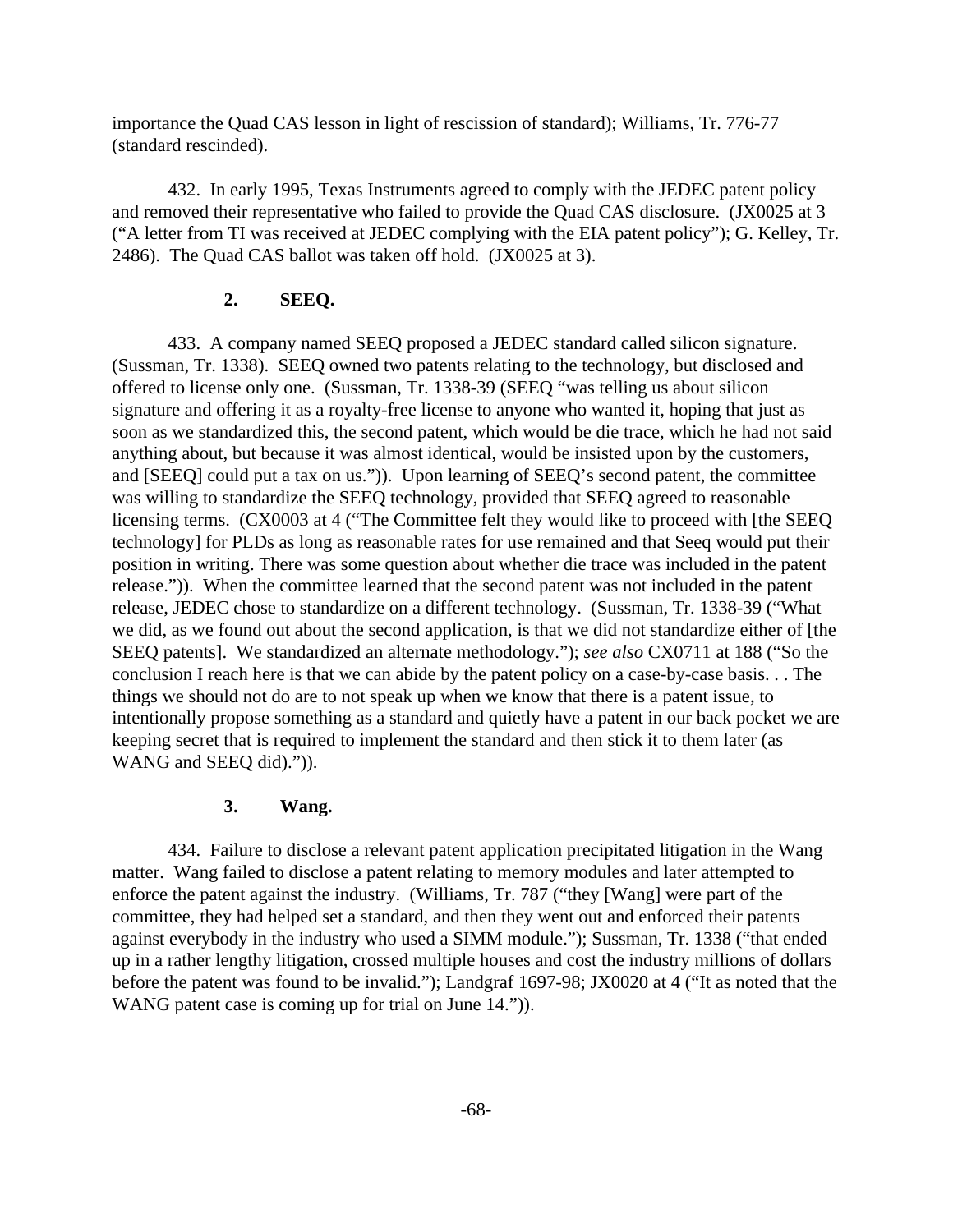importance the Quad CAS lesson in light of rescission of standard); Williams, Tr. 776-77 (standard rescinded).

432. In early 1995, Texas Instruments agreed to comply with the JEDEC patent policy and removed their representative who failed to provide the Quad CAS disclosure. (JX0025 at 3 ("A letter from TI was received at JEDEC complying with the EIA patent policy"); G. Kelley, Tr. 2486). The Quad CAS ballot was taken off hold. (JX0025 at 3).

### 2. SEEQ.

433. A company named SEEQ proposed a JEDEC standard called silicon signature. (Sussman, Tr. 1338). SEEQ owned two patents relating to the technology, but disclosed and offered to license only one. (Sussman, Tr. 1338-39 (SEEQ "was telling us about silicon signature and offering it as a royalty-free license to anyone who wanted it, hoping that just as soon as we standardized this, the second patent, which would be die trace, which he had not said anything about, but because it was almost identical, would be insisted upon by the customers, and [SEEQ] could put a tax on us.")). Upon learning of SEEQ's second patent, the committee was willing to standardize the SEEQ technology, provided that SEEQ agreed to reasonable licensing terms. (CX0003 at 4 ("The Committee felt they would like to proceed with [the SEEQ technology] for PLDs as long as reasonable rates for use remained and that Seeq would put their position in writing. There was some question about whether die trace was included in the patent release.")). When the committee learned that the second patent was not included in the patent release, JEDEC chose to standardize on a different technology. (Sussman, Tr. 1338-39 ("What we did, as we found out about the second application, is that we did not standardize either of [the SEEQ patents]. We standardized an alternate methodology."); *see also* CX0711 at 188 ("So the conclusion I reach here is that we can abide by the patent policy on a case-by-case basis. . . The things we should not do are to not speak up when we know that there is a patent issue, to intentionally propose something as a standard and quietly have a patent in our back pocket we are keeping secret that is required to implement the standard and then stick it to them later (as WANG and SEEQ did).")).

### 3. Wang.

434. Failure to disclose a relevant patent application precipitated litigation in the Wang matter. Wang failed to disclose a patent relating to memory modules and later attempted to enforce the patent against the industry. (Williams, Tr. 787 ("they [Wang] were part of the committee, they had helped set a standard, and then they went out and enforced their patents against everybody in the industry who used a SIMM module."); Sussman, Tr. 1338 ("that ended up in a rather lengthy litigation, crossed multiple houses and cost the industry millions of dollars before the patent was found to be invalid."); Landgraf 1697-98; JX0020 at 4 ("It as noted that the WANG patent case is coming up for trial on June 14.")).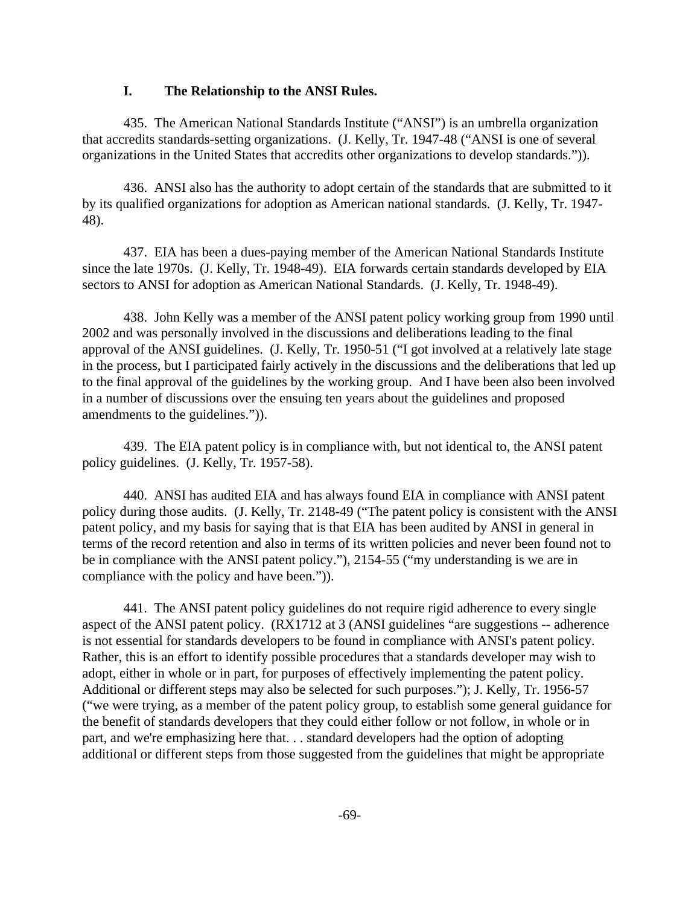### I. The Relationship to the ANSI Rules.

435. The American National Standards Institute ("ANSI") is an umbrella organization that accredits standards-setting organizations. (J. Kelly, Tr. 1947-48 ("ANSI is one of several organizations in the United States that accredits other organizations to develop standards.")).

436. ANSI also has the authority to adopt certain of the standards that are submitted to it by its qualified organizations for adoption as American national standards. (J. Kelly, Tr. 1947-48).

437. EIA has been a dues-paying member of the American National Standards Institute since the late 1970s. (J. Kelly, Tr. 1948-49). EIA forwards certain standards developed by EIA sectors to ANSI for adoption as American National Standards. (J. Kelly, Tr. 1948-49).

438. John Kelly was a member of the ANSI patent policy working group from 1990 until 2002 and was personally involved in the discussions and deliberations leading to the final approval of the ANSI guidelines. (J. Kelly, Tr. 1950-51 ("I got involved at a relatively late stage in the process, but I participated fairly actively in the discussions and the deliberations that led up to the final approval of the guidelines by the working group. And I have been also been involved in a number of discussions over the ensuing ten years about the guidelines and proposed amendments to the guidelines.")).

439. The EIA patent policy is in compliance with, but not identical to, the ANSI patent policy guidelines. (J. Kelly, Tr. 1957-58).

440. ANSI has audited EIA and has always found EIA in compliance with ANSI patent policy during those audits. (J. Kelly, Tr. 2148-49 ("The patent policy is consistent with the ANSI patent policy, and my basis for saying that is that EIA has been audited by ANSI in general in terms of the record retention and also in terms of its written policies and never been found not to be in compliance with the ANSI patent policy."), 2154-55 ("my understanding is we are in compliance with the policy and have been.")).

441. The ANSI patent policy guidelines do not require rigid adherence to every single aspect of the ANSI patent policy. (RX1712 at 3 (ANSI guidelines "are suggestions -- adherence is not essential for standards developers to be found in compliance with ANSI's patent policy. Rather, this is an effort to identify possible procedures that a standards developer may wish to adopt, either in whole or in part, for purposes of effectively implementing the patent policy. Additional or different steps may also be selected for such purposes."); J. Kelly, Tr. 1956-57 ("we were trying, as a member of the patent policy group, to establish some general guidance for the benefit of standards developers that they could either follow or not follow, in whole or in part, and we're emphasizing here that. . . standard developers had the option of adopting additional or different steps from those suggested from the guidelines that might be appropriate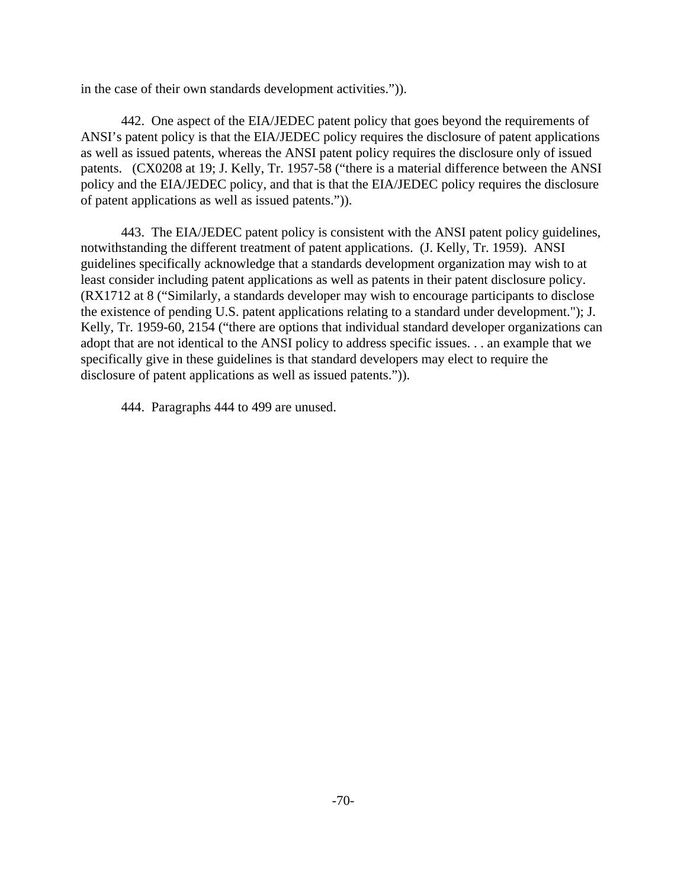in the case of their own standards development activities.")).

442. One aspect of the EIA/JEDEC patent policy that goes beyond the requirements of ANSI's patent policy is that the EIA/JEDEC policy requires the disclosure of patent applications as well as issued patents, whereas the ANSI patent policy requires the disclosure only of issued patents. (CX0208 at 19; J. Kelly, Tr. 1957-58 ("there is a material difference between the ANSI policy and the EIA/JEDEC policy, and that is that the EIA/JEDEC policy requires the disclosure of patent applications as well as issued patents.")).

443. The EIA/JEDEC patent policy is consistent with the ANSI patent policy guidelines, notwithstanding the different treatment of patent applications. (J. Kelly, Tr. 1959). ANSI guidelines specifically acknowledge that a standards development organization may wish to at least consider including patent applications as well as patents in their patent disclosure policy. (RX1712 at 8 ("Similarly, a standards developer may wish to encourage participants to disclose the existence of pending U.S. patent applications relating to a standard under development."); J. Kelly, Tr. 1959-60, 2154 ("there are options that individual standard developer organizations can adopt that are not identical to the ANSI policy to address specific issues. . . an example that we specifically give in these guidelines is that standard developers may elect to require the disclosure of patent applications as well as issued patents.")).

444. Paragraphs 444 to 499 are unused.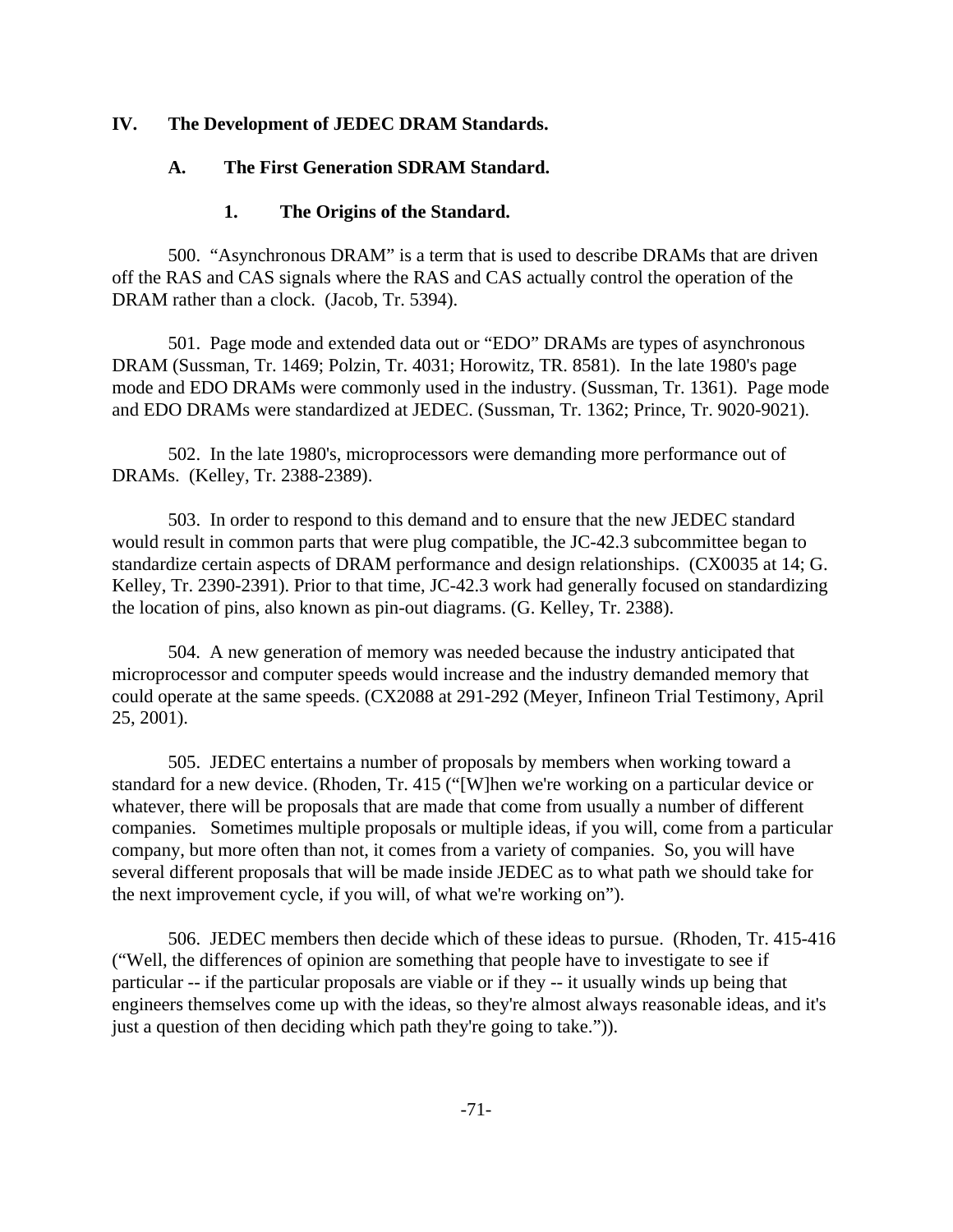# IV. The Development of JEDEC DRAM Standards.

## A. The First Generation SDRAM Standard.

### 1. The Origins of the Standard.

500. "Asynchronous DRAM" is a term that is used to describe DRAMs that are driven off the RAS and CAS signals where the RAS and CAS actually control the operation of the DRAM rather than a clock. (Jacob, Tr. 5394).

501. Page mode and extended data out or "EDO" DRAMs are types of asynchronous DRAM (Sussman, Tr. 1469; Polzin, Tr. 4031; Horowitz, TR. 8581). In the late 1980's page mode and EDO DRAMs were commonly used in the industry. (Sussman, Tr. 1361). Page mode and EDO DRAMs were standardized at JEDEC. (Sussman, Tr. 1362; Prince, Tr. 9020-9021).

502. In the late 1980's, microprocessors were demanding more performance out of DRAMs. (Kelley, Tr. 2388-2389).

503. In order to respond to this demand and to ensure that the new JEDEC standard would result in common parts that were plug compatible, the JC-42.3 subcommittee began to standardize certain aspects of DRAM performance and design relationships. (CX0035 at 14; G. Kelley, Tr. 2390-2391). Prior to that time, JC-42.3 work had generally focused on standardizing the location of pins, also known as pin-out diagrams. (G. Kelley, Tr. 2388).

504. A new generation of memory was needed because the industry anticipated that microprocessor and computer speeds would increase and the industry demanded memory that could operate at the same speeds. (CX2088 at 291-292 (Meyer, Infineon Trial Testimony, April 25, 2001).

505. JEDEC entertains a number of proposals by members when working toward a standard for a new device. (Rhoden, Tr. 415 ("[W]hen we're working on a particular device or whatever, there will be proposals that are made that come from usually a number of different companies. Sometimes multiple proposals or multiple ideas, if you will, come from a particular company, but more often than not, it comes from a variety of companies. So, you will have several different proposals that will be made inside JEDEC as to what path we should take for the next improvement cycle, if you will, of what we're working on").

506. JEDEC members then decide which of these ideas to pursue. (Rhoden, Tr. 415-416 ("Well, the differences of opinion are something that people have to investigate to see if particular -- if the particular proposals are viable or if they -- it usually winds up being that engineers themselves come up with the ideas, so they're almost always reasonable ideas, and it's just a question of then deciding which path they're going to take.")).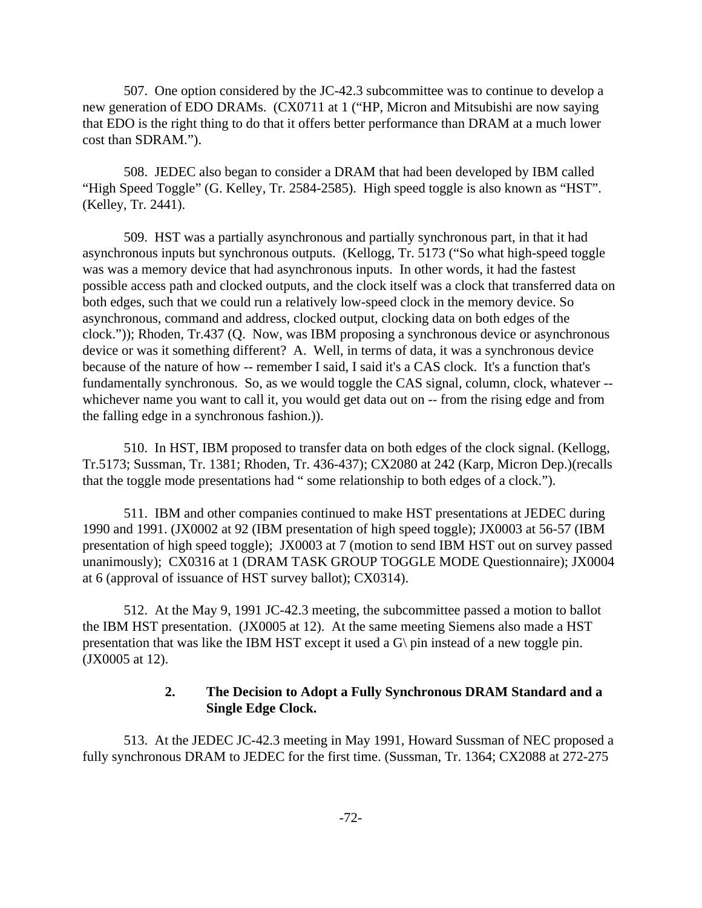507. One option considered by the JC-42.3 subcommittee was to continue to develop a new generation of EDO DRAMs. (CX0711 at 1 ("HP, Micron and Mitsubishi are now saying that EDO is the right thing to do that it offers better performance than DRAM at a much lower cost than SDRAM.").

508. JEDEC also began to consider a DRAM that had been developed by IBM called "High Speed Toggle" (G. Kelley, Tr. 2584-2585). High speed toggle is also known as "HST". (Kelley, Tr. 2441).

509. HST was a partially asynchronous and partially synchronous part, in that it had asynchronous inputs but synchronous outputs. (Kellogg, Tr. 5173 ("So what high-speed toggle was was a memory device that had asynchronous inputs. In other words, it had the fastest possible access path and clocked outputs, and the clock itself was a clock that transferred data on both edges, such that we could run a relatively low-speed clock in the memory device. So asynchronous, command and address, clocked output, clocking data on both edges of the clock.")); Rhoden, Tr.437 (Q. Now, was IBM proposing a synchronous device or asynchronous device or was it something different? A. Well, in terms of data, it was a synchronous device because of the nature of how -- remember I said, I said it's a CAS clock. It's a function that's fundamentally synchronous. So, as we would toggle the CAS signal, column, clock, whatever -- whichever name you want to call it, you would get data out on -- from the rising edge and from the falling edge in a synchronous fashion.)).

510. In HST, IBM proposed to transfer data on both edges of the clock signal. (Kellogg, Tr.5173; Sussman, Tr. 1381; Rhoden, Tr. 436-437); CX2080 at 242 (Karp, Micron Dep.)(recalls that the toggle mode presentations had " some relationship to both edges of a clock.").

511. IBM and other companies continued to make HST presentations at JEDEC during 1990 and 1991. (JX0002 at 92 (IBM presentation of high speed toggle); JX0003 at 56-57 (IBM presentation of high speed toggle); JX0003 at 7 (motion to send IBM HST out on survey passed unanimously); CX0316 at 1 (DRAM TASK GROUP TOGGLE MODE Questionnaire); JX0004 at 6 (approval of issuance of HST survey ballot); CX0314).

512. At the May 9, 1991 JC-42.3 meeting, the subcommittee passed a motion to ballot the IBM HST presentation. (JX0005 at 12). At the same meeting Siemens also made a HST presentation that was like the IBM HST except it used a G\ pin instead of a new toggle pin. (JX0005 at 12).

### 2. The Decision to Adopt a Fully Synchronous DRAM Standard and a Single Edge Clock.

513. At the JEDEC JC-42.3 meeting in May 1991, Howard Sussman of NEC proposed a fully synchronous DRAM to JEDEC for the first time. (Sussman, Tr. 1364; CX2088 at 272-275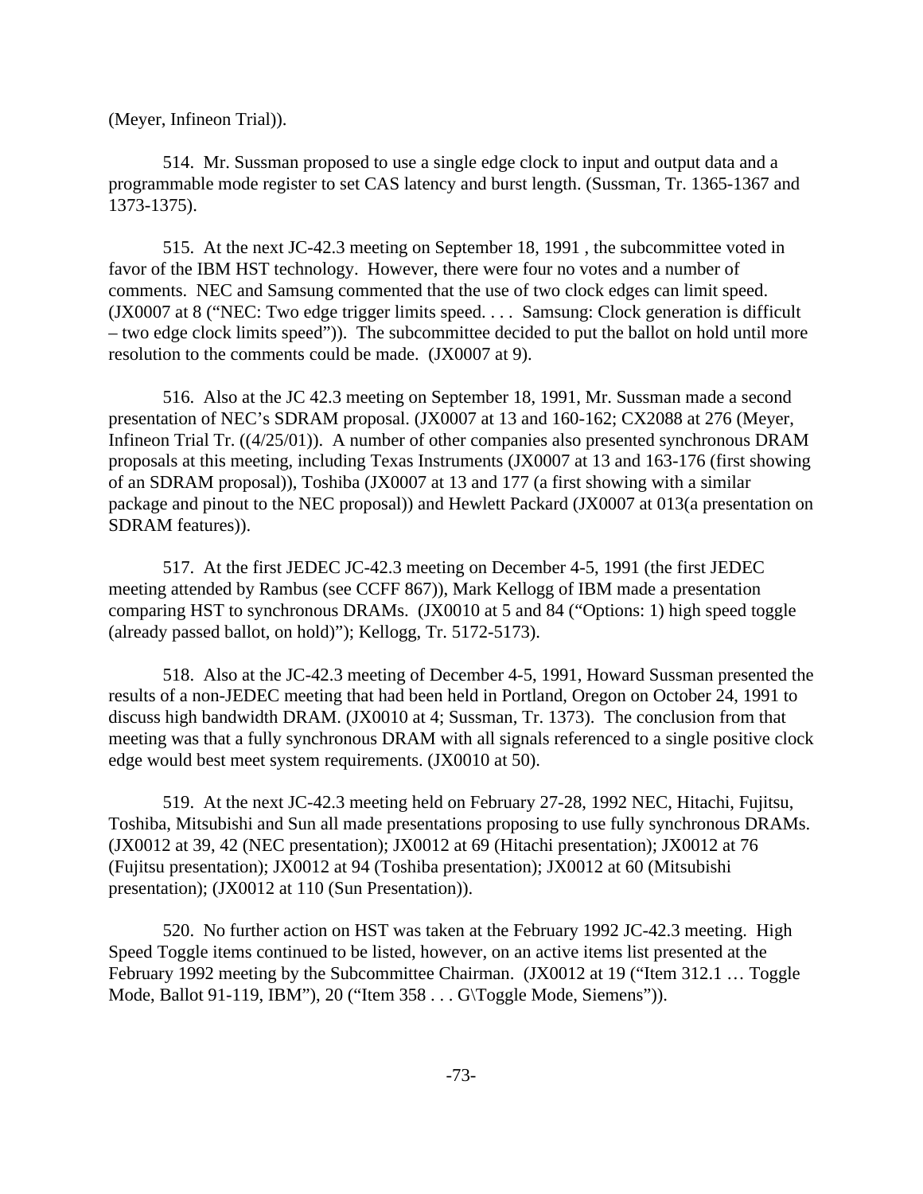(Meyer, Infineon Trial)).

514. Mr. Sussman proposed to use a single edge clock to input and output data and a programmable mode register to set CAS latency and burst length. (Sussman, Tr. 1365-1367 and 1373-1375).

515. At the next JC-42.3 meeting on September 18, 1991 , the subcommittee voted in favor of the IBM HST technology. However, there were four no votes and a number of comments. NEC and Samsung commented that the use of two clock edges can limit speed. (JX0007 at 8 ("NEC: Two edge trigger limits speed. . . . Samsung: Clock generation is difficult – two edge clock limits speed")). The subcommittee decided to put the ballot on hold until more resolution to the comments could be made. (JX0007 at 9).

516. Also at the JC 42.3 meeting on September 18, 1991, Mr. Sussman made a second presentation of NEC's SDRAM proposal. (JX0007 at 13 and 160-162; CX2088 at 276 (Meyer, Infineon Trial Tr. ((4/25/01)). A number of other companies also presented synchronous DRAM proposals at this meeting, including Texas Instruments (JX0007 at 13 and 163-176 (first showing of an SDRAM proposal)), Toshiba (JX0007 at 13 and 177 (a first showing with a similar package and pinout to the NEC proposal)) and Hewlett Packard (JX0007 at 013(a presentation on SDRAM features)).

517. At the first JEDEC JC-42.3 meeting on December 4-5, 1991 (the first JEDEC meeting attended by Rambus (see CCFF 867)), Mark Kellogg of IBM made a presentation comparing HST to synchronous DRAMs. (JX0010 at 5 and 84 ("Options: 1) high speed toggle (already passed ballot, on hold)"); Kellogg, Tr. 5172-5173).

518. Also at the JC-42.3 meeting of December 4-5, 1991, Howard Sussman presented the results of a non-JEDEC meeting that had been held in Portland, Oregon on October 24, 1991 to discuss high bandwidth DRAM. (JX0010 at 4; Sussman, Tr. 1373). The conclusion from that meeting was that a fully synchronous DRAM with all signals referenced to a single positive clock edge would best meet system requirements. (JX0010 at 50).

519. At the next JC-42.3 meeting held on February 27-28, 1992 NEC, Hitachi, Fujitsu, Toshiba, Mitsubishi and Sun all made presentations proposing to use fully synchronous DRAMs. (JX0012 at 39, 42 (NEC presentation); JX0012 at 69 (Hitachi presentation); JX0012 at 76 (Fujitsu presentation); JX0012 at 94 (Toshiba presentation); JX0012 at 60 (Mitsubishi presentation); (JX0012 at 110 (Sun Presentation)).

520. No further action on HST was taken at the February 1992 JC-42.3 meeting. High Speed Toggle items continued to be listed, however, on an active items list presented at the February 1992 meeting by the Subcommittee Chairman. (JX0012 at 19 ("Item 312.1 … Toggle Mode, Ballot 91-119, IBM"), 20 ("Item 358 . . . G\Toggle Mode, Siemens")).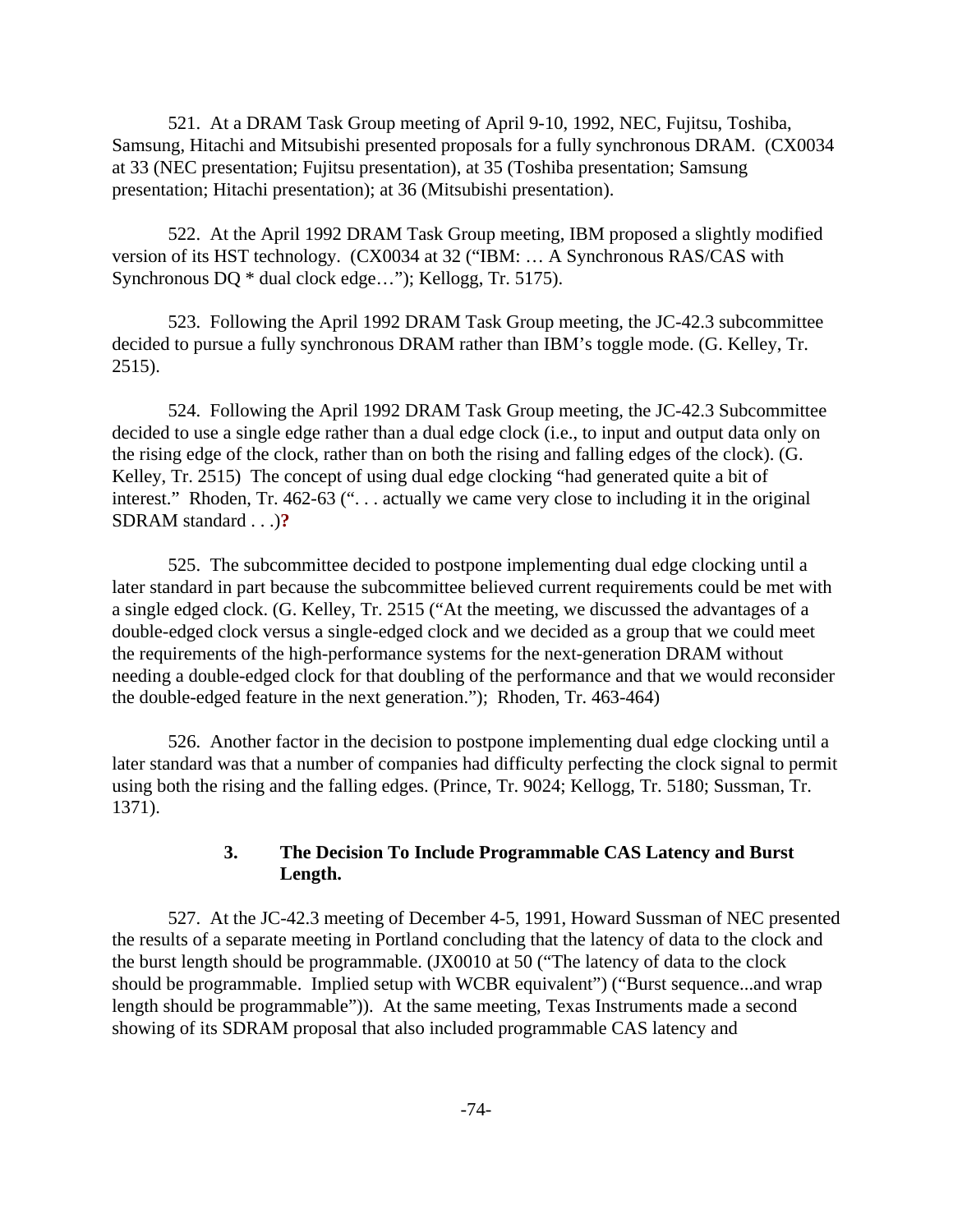521. At a DRAM Task Group meeting of April 9-10, 1992, NEC, Fujitsu, Toshiba, Samsung, Hitachi and Mitsubishi presented proposals for a fully synchronous DRAM. (CX0034 at 33 (NEC presentation; Fujitsu presentation), at 35 (Toshiba presentation; Samsung presentation; Hitachi presentation); at 36 (Mitsubishi presentation).

522. At the April 1992 DRAM Task Group meeting, IBM proposed a slightly modified version of its HST technology. (CX0034 at 32 ("IBM: … A Synchronous RAS/CAS with Synchronous DQ * dual clock edge…"); Kellogg, Tr. 5175).

523. Following the April 1992 DRAM Task Group meeting, the JC-42.3 subcommittee decided to pursue a fully synchronous DRAM rather than IBM's toggle mode. (G. Kelley, Tr. 2515).

524. Following the April 1992 DRAM Task Group meeting, the JC-42.3 Subcommittee decided to use a single edge rather than a dual edge clock (i.e., to input and output data only on the rising edge of the clock, rather than on both the rising and falling edges of the clock). (G. Kelley, Tr. 2515) The concept of using dual edge clocking "had generated quite a bit of interest." Rhoden, Tr. 462-63 (". . . actually we came very close to including it in the original SDRAM standard . . .)**?**

525. The subcommittee decided to postpone implementing dual edge clocking until a later standard in part because the subcommittee believed current requirements could be met with a single edged clock. (G. Kelley, Tr. 2515 ("At the meeting, we discussed the advantages of a double-edged clock versus a single-edged clock and we decided as a group that we could meet the requirements of the high-performance systems for the next-generation DRAM without needing a double-edged clock for that doubling of the performance and that we would reconsider the double-edged feature in the next generation."); Rhoden, Tr. 463-464)

526. Another factor in the decision to postpone implementing dual edge clocking until a later standard was that a number of companies had difficulty perfecting the clock signal to permit using both the rising and the falling edges. (Prince, Tr. 9024; Kellogg, Tr. 5180; Sussman, Tr. 1371).

### 3. The Decision To Include Programmable CAS Latency and Burst Length.

527. At the JC-42.3 meeting of December 4-5, 1991, Howard Sussman of NEC presented the results of a separate meeting in Portland concluding that the latency of data to the clock and the burst length should be programmable. (JX0010 at 50 ("The latency of data to the clock should be programmable. Implied setup with WCBR equivalent") ("Burst sequence...and wrap length should be programmable")). At the same meeting, Texas Instruments made a second showing of its SDRAM proposal that also included programmable CAS latency and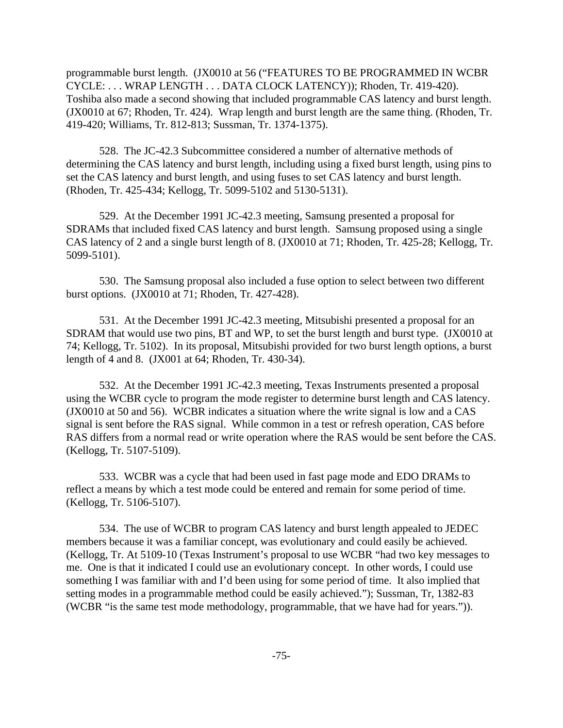programmable burst length. (JX0010 at 56 ("FEATURES TO BE PROGRAMMED IN WCBR CYCLE: . . . WRAP LENGTH . . . DATA CLOCK LATENCY)); Rhoden, Tr. 419-420). Toshiba also made a second showing that included programmable CAS latency and burst length. (JX0010 at 67; Rhoden, Tr. 424). Wrap length and burst length are the same thing. (Rhoden, Tr. 419-420; Williams, Tr. 812-813; Sussman, Tr. 1374-1375).

528. The JC-42.3 Subcommittee considered a number of alternative methods of determining the CAS latency and burst length, including using a fixed burst length, using pins to set the CAS latency and burst length, and using fuses to set CAS latency and burst length. (Rhoden, Tr. 425-434; Kellogg, Tr. 5099-5102 and 5130-5131).

529. At the December 1991 JC-42.3 meeting, Samsung presented a proposal for SDRAMs that included fixed CAS latency and burst length. Samsung proposed using a single CAS latency of 2 and a single burst length of 8. (JX0010 at 71; Rhoden, Tr. 425-28; Kellogg, Tr. 5099-5101).

530. The Samsung proposal also included a fuse option to select between two different burst options. (JX0010 at 71; Rhoden, Tr. 427-428).

531. At the December 1991 JC-42.3 meeting, Mitsubishi presented a proposal for an SDRAM that would use two pins, BT and WP, to set the burst length and burst type. (JX0010 at 74; Kellogg, Tr. 5102). In its proposal, Mitsubishi provided for two burst length options, a burst length of 4 and 8. (JX001 at 64; Rhoden, Tr. 430-34).

532. At the December 1991 JC-42.3 meeting, Texas Instruments presented a proposal using the WCBR cycle to program the mode register to determine burst length and CAS latency. (JX0010 at 50 and 56). WCBR indicates a situation where the write signal is low and a CAS signal is sent before the RAS signal. While common in a test or refresh operation, CAS before RAS differs from a normal read or write operation where the RAS would be sent before the CAS. (Kellogg, Tr. 5107-5109).

533. WCBR was a cycle that had been used in fast page mode and EDO DRAMs to reflect a means by which a test mode could be entered and remain for some period of time. (Kellogg, Tr. 5106-5107).

534. The use of WCBR to program CAS latency and burst length appealed to JEDEC members because it was a familiar concept, was evolutionary and could easily be achieved. (Kellogg, Tr. At 5109-10 (Texas Instrument's proposal to use WCBR "had two key messages to me. One is that it indicated I could use an evolutionary concept. In other words, I could use something I was familiar with and I'd been using for some period of time. It also implied that setting modes in a programmable method could be easily achieved."); Sussman, Tr, 1382-83 (WCBR "is the same test mode methodology, programmable, that we have had for years.")).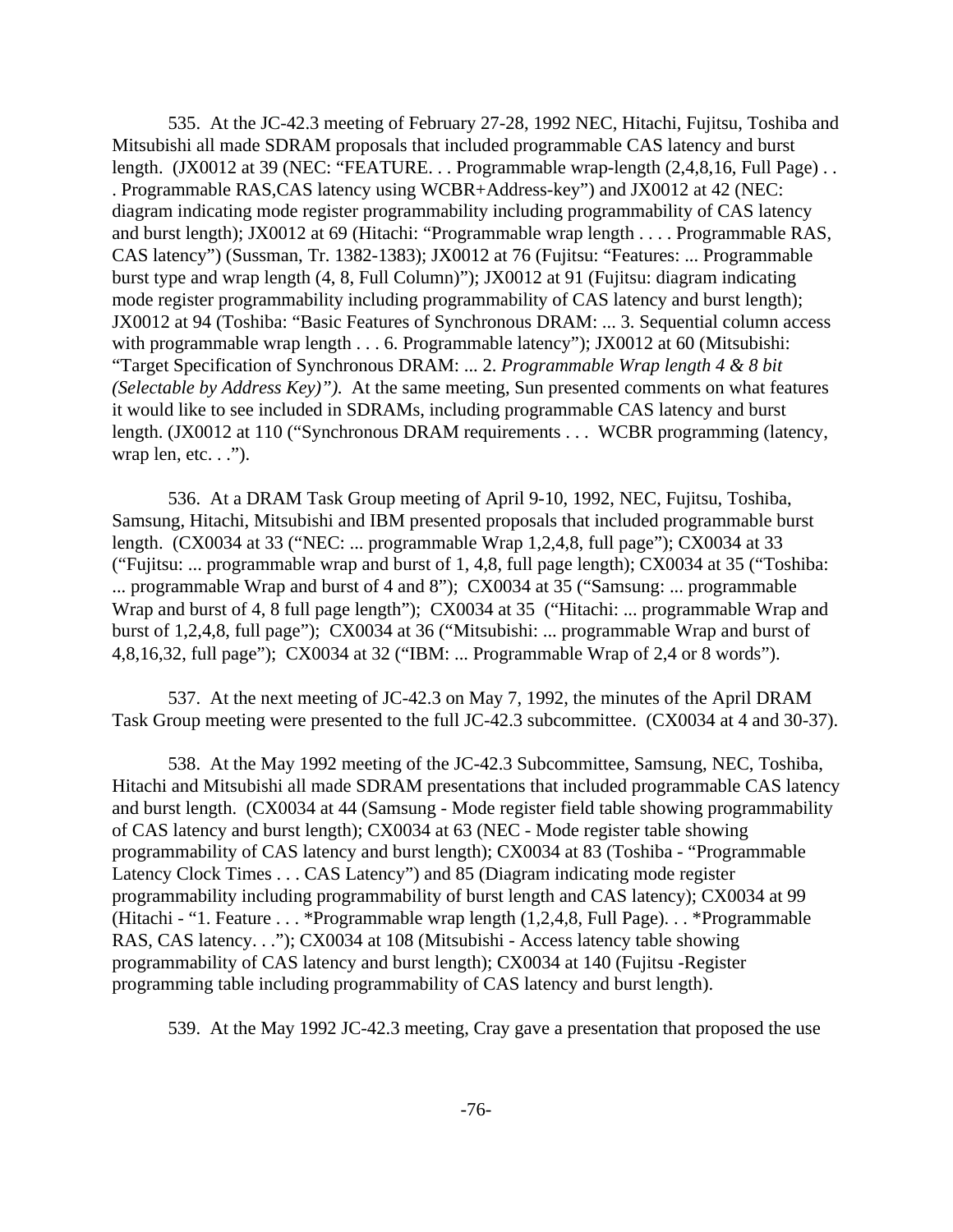535. At the JC-42.3 meeting of February 27-28, 1992 NEC, Hitachi, Fujitsu, Toshiba and Mitsubishi all made SDRAM proposals that included programmable CAS latency and burst length. (JX0012 at 39 (NEC: "FEATURE. . . Programmable wrap-length (2,4,8,16, Full Page) . . . Programmable RAS,CAS latency using WCBR+Address-key") and JX0012 at 42 (NEC: diagram indicating mode register programmability including programmability of CAS latency and burst length); JX0012 at 69 (Hitachi: "Programmable wrap length . . . . Programmable RAS, CAS latency") (Sussman, Tr. 1382-1383); JX0012 at 76 (Fujitsu: "Features: ... Programmable burst type and wrap length (4, 8, Full Column)"); JX0012 at 91 (Fujitsu: diagram indicating mode register programmability including programmability of CAS latency and burst length); JX0012 at 94 (Toshiba: "Basic Features of Synchronous DRAM: ... 3. Sequential column access with programmable wrap length . . . 6. Programmable latency"); JX0012 at 60 (Mitsubishi: "Target Specification of Synchronous DRAM: ... 2. *Programmable Wrap length 4 & 8 bit (Selectable by Address Key)").* At the same meeting, Sun presented comments on what features it would like to see included in SDRAMs, including programmable CAS latency and burst length. (JX0012 at 110 ("Synchronous DRAM requirements . . . WCBR programming (latency, wrap len, etc. . .").

536. At a DRAM Task Group meeting of April 9-10, 1992, NEC, Fujitsu, Toshiba, Samsung, Hitachi, Mitsubishi and IBM presented proposals that included programmable burst length. (CX0034 at 33 ("NEC: ... programmable Wrap 1,2,4,8, full page"); CX0034 at 33 ("Fujitsu: ... programmable wrap and burst of 1, 4,8, full page length); CX0034 at 35 ("Toshiba: ... programmable Wrap and burst of 4 and 8"); CX0034 at 35 ("Samsung: ... programmable Wrap and burst of 4, 8 full page length"); CX0034 at 35 ("Hitachi: ... programmable Wrap and burst of 1,2,4,8, full page"); CX0034 at 36 ("Mitsubishi: ... programmable Wrap and burst of 4,8,16,32, full page"); CX0034 at 32 ("IBM: ... Programmable Wrap of 2,4 or 8 words").

537. At the next meeting of JC-42.3 on May 7, 1992, the minutes of the April DRAM Task Group meeting were presented to the full JC-42.3 subcommittee. (CX0034 at 4 and 30-37).

538. At the May 1992 meeting of the JC-42.3 Subcommittee, Samsung, NEC, Toshiba, Hitachi and Mitsubishi all made SDRAM presentations that included programmable CAS latency and burst length. (CX0034 at 44 (Samsung - Mode register field table showing programmability of CAS latency and burst length); CX0034 at 63 (NEC - Mode register table showing programmability of CAS latency and burst length); CX0034 at 83 (Toshiba - "Programmable Latency Clock Times . . . CAS Latency") and 85 (Diagram indicating mode register programmability including programmability of burst length and CAS latency); CX0034 at 99 (Hitachi - "1. Feature . . . *Programmable wrap length (1,2,4,8, Full Page). . . *Programmable RAS, CAS latency. . ."); CX0034 at 108 (Mitsubishi - Access latency table showing programmability of CAS latency and burst length); CX0034 at 140 (Fujitsu -Register programming table including programmability of CAS latency and burst length).

539. At the May 1992 JC-42.3 meeting, Cray gave a presentation that proposed the use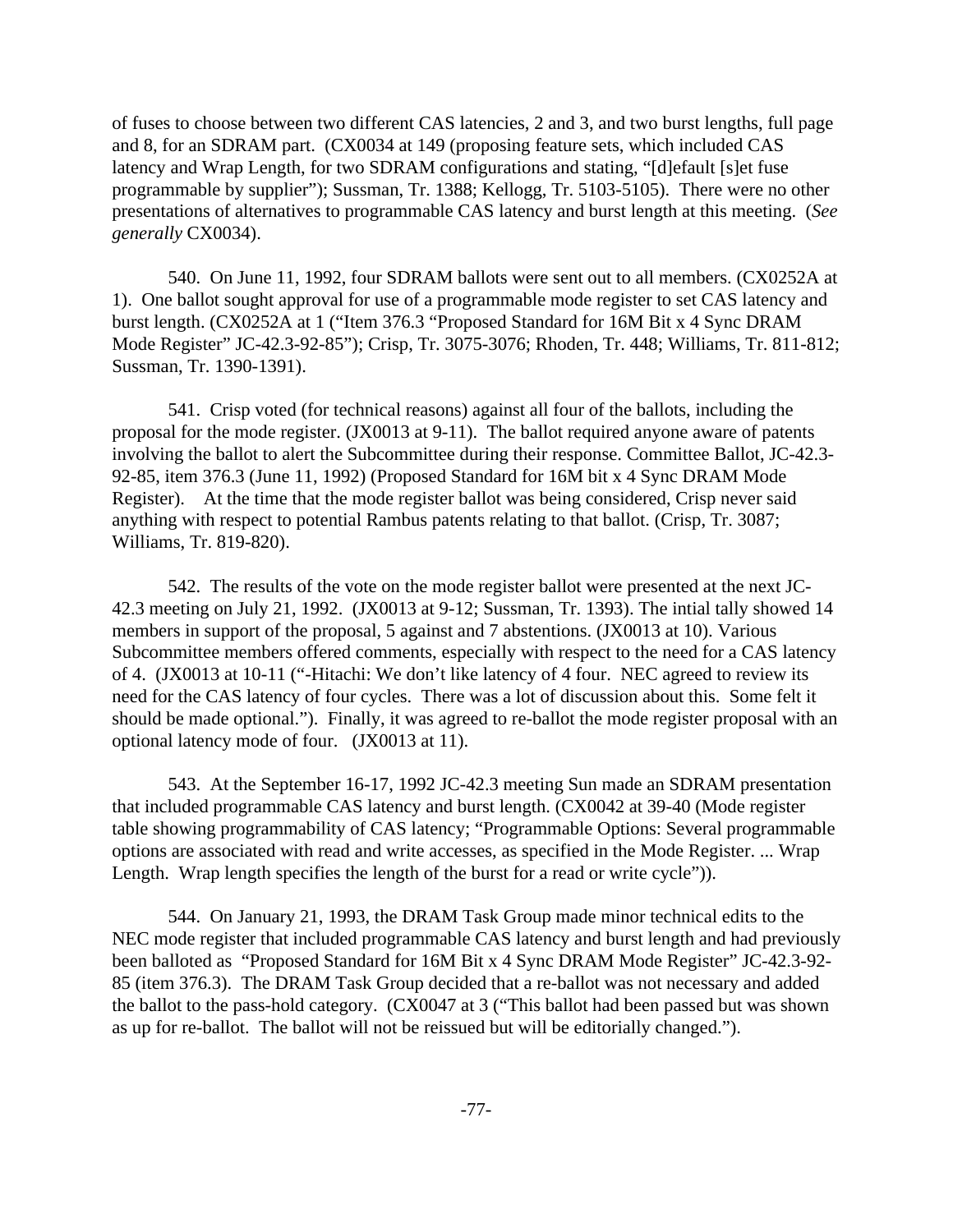of fuses to choose between two different CAS latencies, 2 and 3, and two burst lengths, full page and 8, for an SDRAM part. (CX0034 at 149 (proposing feature sets, which included CAS latency and Wrap Length, for two SDRAM configurations and stating, "[d]efault [s]et fuse programmable by supplier"); Sussman, Tr. 1388; Kellogg, Tr. 5103-5105). There were no other presentations of alternatives to programmable CAS latency and burst length at this meeting. (*See generally* CX0034).

540. On June 11, 1992, four SDRAM ballots were sent out to all members. (CX0252A at 1). One ballot sought approval for use of a programmable mode register to set CAS latency and burst length. (CX0252A at 1 ("Item 376.3 "Proposed Standard for 16M Bit x 4 Sync DRAM Mode Register" JC-42.3-92-85"); Crisp, Tr. 3075-3076; Rhoden, Tr. 448; Williams, Tr. 811-812; Sussman, Tr. 1390-1391).

541. Crisp voted (for technical reasons) against all four of the ballots, including the proposal for the mode register. (JX0013 at 9-11). The ballot required anyone aware of patents involving the ballot to alert the Subcommittee during their response. Committee Ballot, JC-42.3-92-85, item 376.3 (June 11, 1992) (Proposed Standard for 16M bit x 4 Sync DRAM Mode Register). At the time that the mode register ballot was being considered, Crisp never said anything with respect to potential Rambus patents relating to that ballot. (Crisp, Tr. 3087; Williams, Tr. 819-820).

542. The results of the vote on the mode register ballot were presented at the next JC-42.3 meeting on July 21, 1992. (JX0013 at 9-12; Sussman, Tr. 1393). The intial tally showed 14 members in support of the proposal, 5 against and 7 abstentions. (JX0013 at 10). Various Subcommittee members offered comments, especially with respect to the need for a CAS latency of 4. (JX0013 at 10-11 ("-Hitachi: We don't like latency of 4 four. NEC agreed to review its need for the CAS latency of four cycles. There was a lot of discussion about this. Some felt it should be made optional."). Finally, it was agreed to re-ballot the mode register proposal with an optional latency mode of four. (JX0013 at 11).

543. At the September 16-17, 1992 JC-42.3 meeting Sun made an SDRAM presentation that included programmable CAS latency and burst length. (CX0042 at 39-40 (Mode register table showing programmability of CAS latency; "Programmable Options: Several programmable options are associated with read and write accesses, as specified in the Mode Register. ... Wrap Length. Wrap length specifies the length of the burst for a read or write cycle")).

544. On January 21, 1993, the DRAM Task Group made minor technical edits to the NEC mode register that included programmable CAS latency and burst length and had previously been balloted as "Proposed Standard for 16M Bit x 4 Sync DRAM Mode Register" JC-42.3-92-85 (item 376.3). The DRAM Task Group decided that a re-ballot was not necessary and added the ballot to the pass-hold category. (CX0047 at 3 ("This ballot had been passed but was shown as up for re-ballot. The ballot will not be reissued but will be editorially changed.").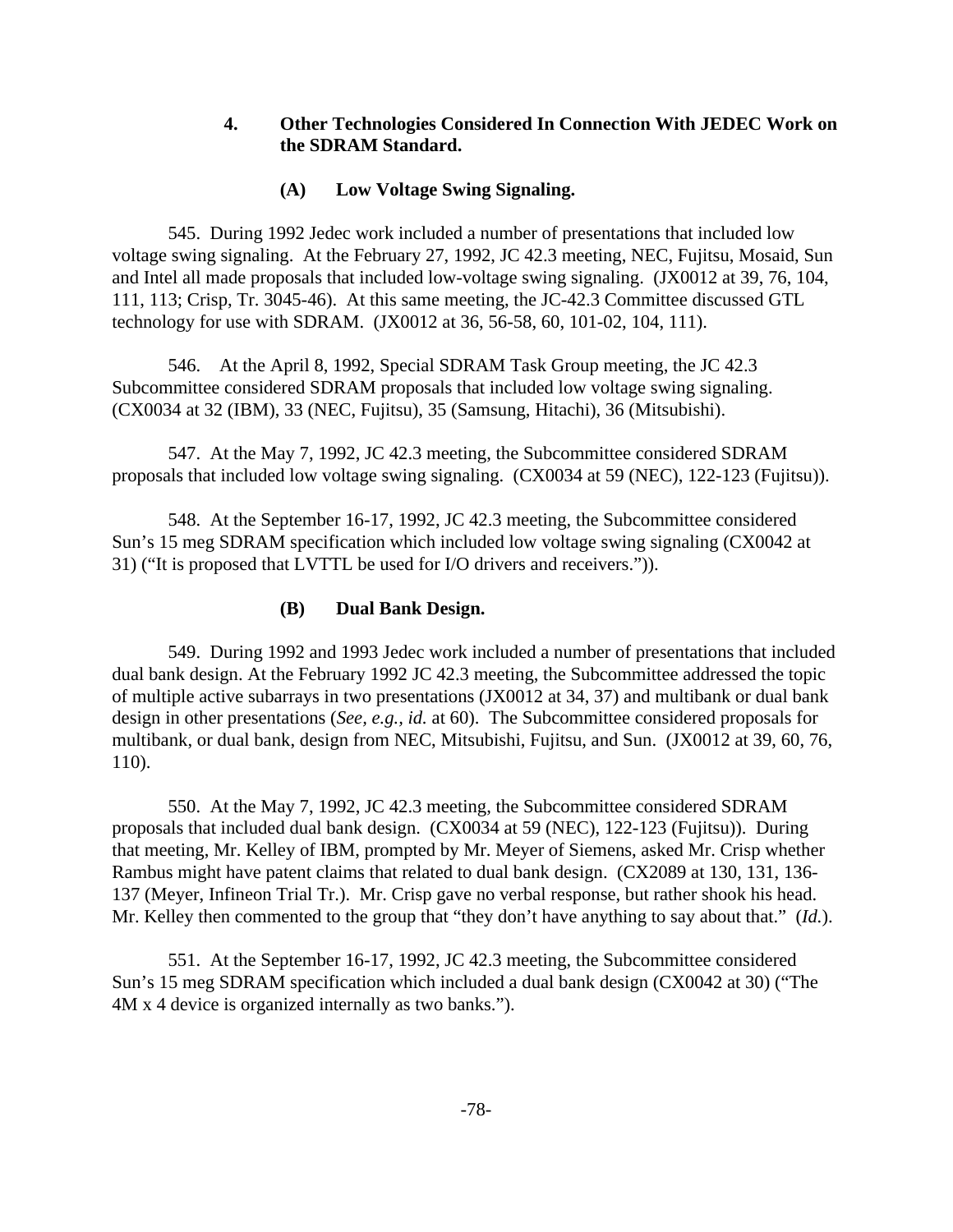### 4. Other Technologies Considered In Connection With JEDEC Work on the SDRAM Standard.

#### (A) Low Voltage Swing Signaling.

545. During 1992 Jedec work included a number of presentations that included low voltage swing signaling. At the February 27, 1992, JC 42.3 meeting, NEC, Fujitsu, Mosaid, Sun and Intel all made proposals that included low-voltage swing signaling. (JX0012 at 39, 76, 104, 111, 113; Crisp, Tr. 3045-46). At this same meeting, the JC-42.3 Committee discussed GTL technology for use with SDRAM. (JX0012 at 36, 56-58, 60, 101-02, 104, 111).

546. At the April 8, 1992, Special SDRAM Task Group meeting, the JC 42.3 Subcommittee considered SDRAM proposals that included low voltage swing signaling. (CX0034 at 32 (IBM), 33 (NEC, Fujitsu), 35 (Samsung, Hitachi), 36 (Mitsubishi).

547. At the May 7, 1992, JC 42.3 meeting, the Subcommittee considered SDRAM proposals that included low voltage swing signaling. (CX0034 at 59 (NEC), 122-123 (Fujitsu)).

548. At the September 16-17, 1992, JC 42.3 meeting, the Subcommittee considered Sun's 15 meg SDRAM specification which included low voltage swing signaling (CX0042 at 31) ("It is proposed that LVTTL be used for I/O drivers and receivers.")).

#### (B) Dual Bank Design.

549. During 1992 and 1993 Jedec work included a number of presentations that included dual bank design. At the February 1992 JC 42.3 meeting, the Subcommittee addressed the topic of multiple active subarrays in two presentations (JX0012 at 34, 37) and multibank or dual bank design in other presentations (*See, e.g., id.* at 60). The Subcommittee considered proposals for multibank, or dual bank, design from NEC, Mitsubishi, Fujitsu, and Sun. (JX0012 at 39, 60, 76, 110).

550. At the May 7, 1992, JC 42.3 meeting, the Subcommittee considered SDRAM proposals that included dual bank design. (CX0034 at 59 (NEC), 122-123 (Fujitsu)). During that meeting, Mr. Kelley of IBM, prompted by Mr. Meyer of Siemens, asked Mr. Crisp whether Rambus might have patent claims that related to dual bank design. (CX2089 at 130, 131, 136-137 (Meyer, Infineon Trial Tr.). Mr. Crisp gave no verbal response, but rather shook his head. Mr. Kelley then commented to the group that "they don't have anything to say about that." (*Id.*).

551. At the September 16-17, 1992, JC 42.3 meeting, the Subcommittee considered Sun's 15 meg SDRAM specification which included a dual bank design (CX0042 at 30) ("The 4M x 4 device is organized internally as two banks.").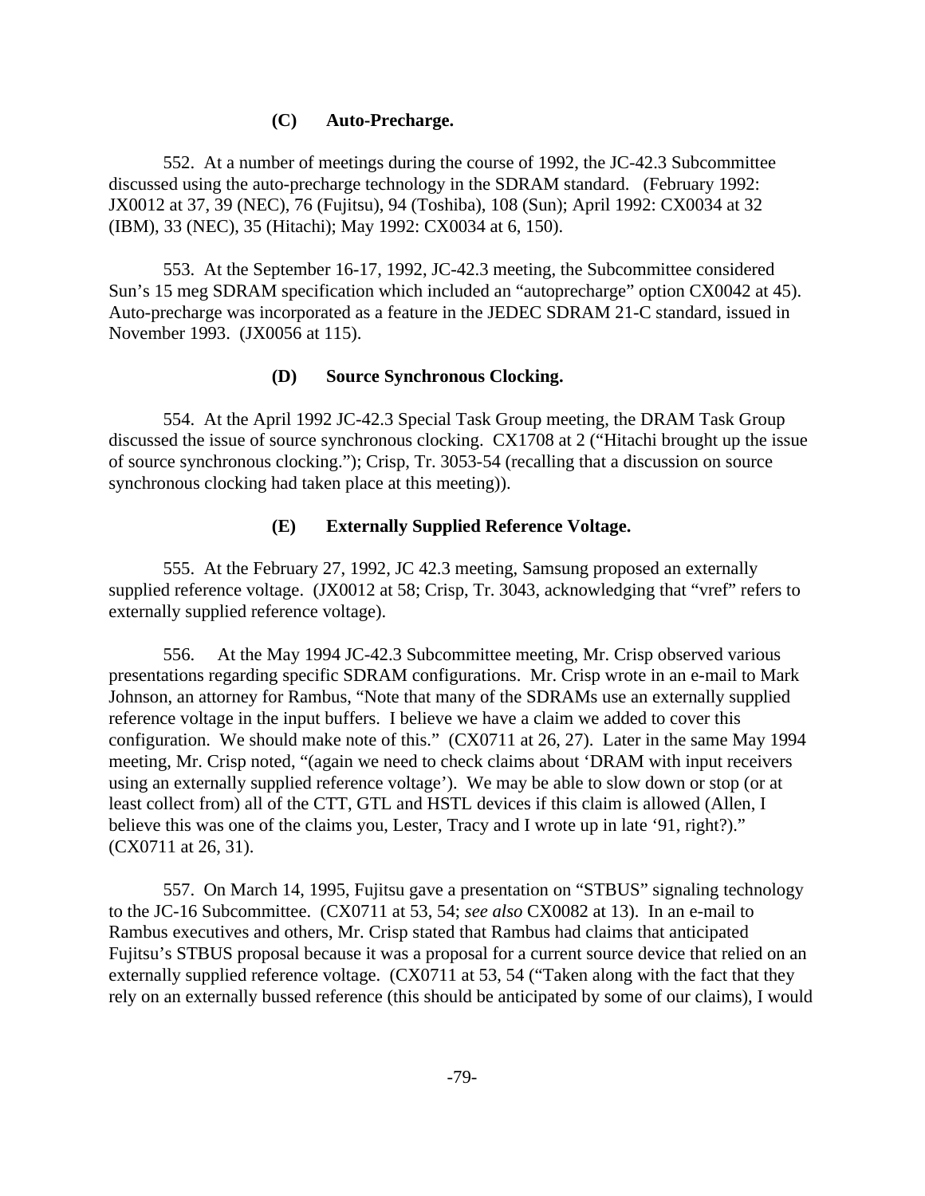#### (C) Auto-Precharge.

552. At a number of meetings during the course of 1992, the JC-42.3 Subcommittee discussed using the auto-precharge technology in the SDRAM standard. (February 1992: JX0012 at 37, 39 (NEC), 76 (Fujitsu), 94 (Toshiba), 108 (Sun); April 1992: CX0034 at 32 (IBM), 33 (NEC), 35 (Hitachi); May 1992: CX0034 at 6, 150).

553. At the September 16-17, 1992, JC-42.3 meeting, the Subcommittee considered Sun's 15 meg SDRAM specification which included an "autoprecharge" option CX0042 at 45). Auto-precharge was incorporated as a feature in the JEDEC SDRAM 21-C standard, issued in November 1993. (JX0056 at 115).

#### (D) Source Synchronous Clocking.

554. At the April 1992 JC-42.3 Special Task Group meeting, the DRAM Task Group discussed the issue of source synchronous clocking. CX1708 at 2 ("Hitachi brought up the issue of source synchronous clocking."); Crisp, Tr. 3053-54 (recalling that a discussion on source synchronous clocking had taken place at this meeting)).

#### (E) Externally Supplied Reference Voltage.

555. At the February 27, 1992, JC 42.3 meeting, Samsung proposed an externally supplied reference voltage. (JX0012 at 58; Crisp, Tr. 3043, acknowledging that "vref" refers to externally supplied reference voltage).

556. At the May 1994 JC-42.3 Subcommittee meeting, Mr. Crisp observed various presentations regarding specific SDRAM configurations. Mr. Crisp wrote in an e-mail to Mark Johnson, an attorney for Rambus, "Note that many of the SDRAMs use an externally supplied reference voltage in the input buffers. I believe we have a claim we added to cover this configuration. We should make note of this." (CX0711 at 26, 27). Later in the same May 1994 meeting, Mr. Crisp noted, "(again we need to check claims about 'DRAM with input receivers using an externally supplied reference voltage'). We may be able to slow down or stop (or at least collect from) all of the CTT, GTL and HSTL devices if this claim is allowed (Allen, I believe this was one of the claims you, Lester, Tracy and I wrote up in late '91, right?)." (CX0711 at 26, 31).

557. On March 14, 1995, Fujitsu gave a presentation on "STBUS" signaling technology to the JC-16 Subcommittee. (CX0711 at 53, 54; *see also* CX0082 at 13). In an e-mail to Rambus executives and others, Mr. Crisp stated that Rambus had claims that anticipated Fujitsu's STBUS proposal because it was a proposal for a current source device that relied on an externally supplied reference voltage. (CX0711 at 53, 54 ("Taken along with the fact that they rely on an externally bussed reference (this should be anticipated by some of our claims), I would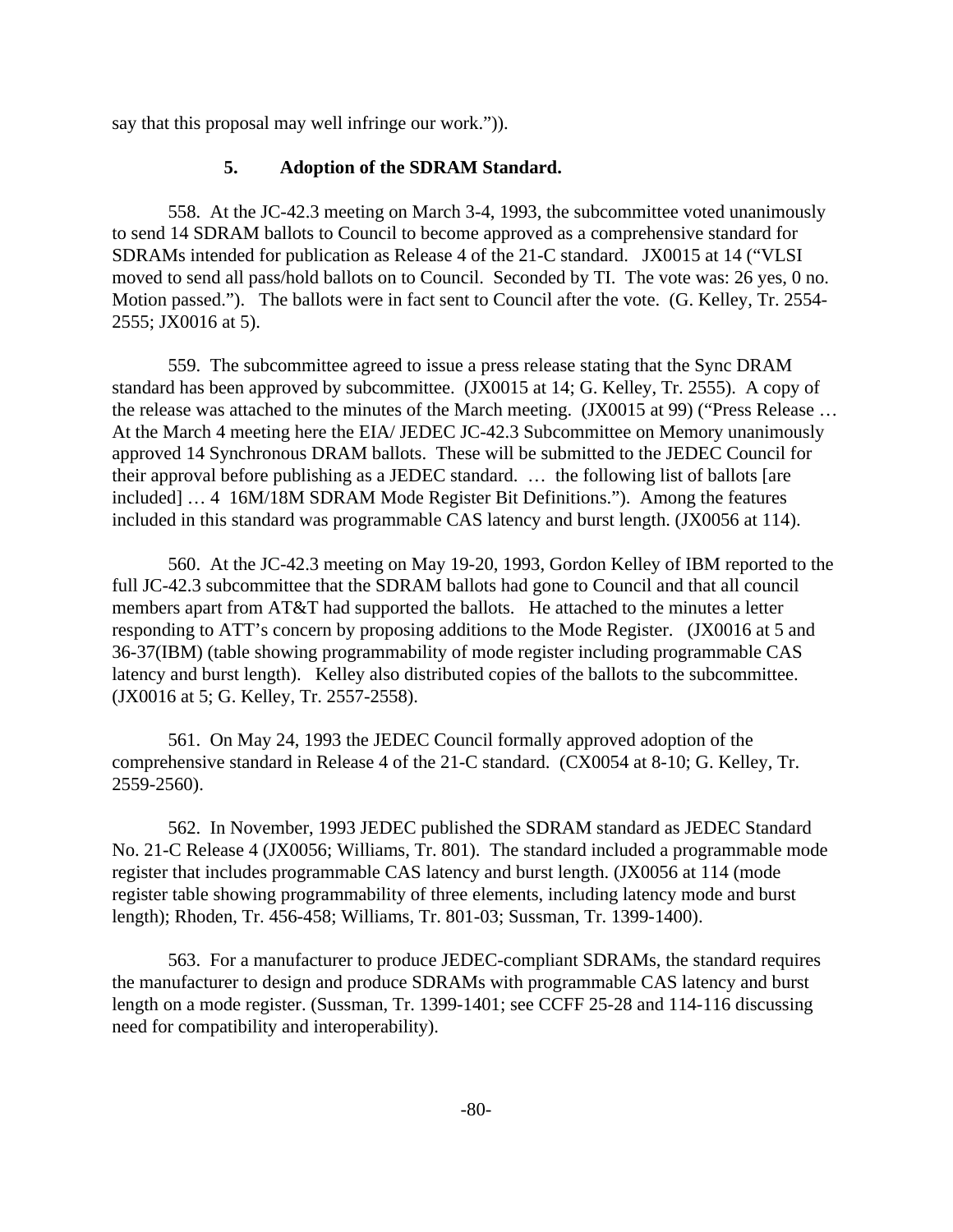say that this proposal may well infringe our work.")).

### 5. Adoption of the SDRAM Standard.

558. At the JC-42.3 meeting on March 3-4, 1993, the subcommittee voted unanimously to send 14 SDRAM ballots to Council to become approved as a comprehensive standard for SDRAMs intended for publication as Release 4 of the 21-C standard. JX0015 at 14 ("VLSI moved to send all pass/hold ballots on to Council. Seconded by TI. The vote was: 26 yes, 0 no. Motion passed."). The ballots were in fact sent to Council after the vote. (G. Kelley, Tr. 2554-2555; JX0016 at 5).

559. The subcommittee agreed to issue a press release stating that the Sync DRAM standard has been approved by subcommittee. (JX0015 at 14; G. Kelley, Tr. 2555). A copy of the release was attached to the minutes of the March meeting. (JX0015 at 99) ("Press Release … At the March 4 meeting here the EIA/ JEDEC JC-42.3 Subcommittee on Memory unanimously approved 14 Synchronous DRAM ballots. These will be submitted to the JEDEC Council for their approval before publishing as a JEDEC standard. … the following list of ballots [are included] … 4 16M/18M SDRAM Mode Register Bit Definitions."). Among the features included in this standard was programmable CAS latency and burst length. (JX0056 at 114).

560. At the JC-42.3 meeting on May 19-20, 1993, Gordon Kelley of IBM reported to the full JC-42.3 subcommittee that the SDRAM ballots had gone to Council and that all council members apart from AT&T had supported the ballots. He attached to the minutes a letter responding to ATT's concern by proposing additions to the Mode Register. (JX0016 at 5 and 36-37(IBM) (table showing programmability of mode register including programmable CAS latency and burst length). Kelley also distributed copies of the ballots to the subcommittee. (JX0016 at 5; G. Kelley, Tr. 2557-2558).

561. On May 24, 1993 the JEDEC Council formally approved adoption of the comprehensive standard in Release 4 of the 21-C standard. (CX0054 at 8-10; G. Kelley, Tr. 2559-2560).

562. In November, 1993 JEDEC published the SDRAM standard as JEDEC Standard No. 21-C Release 4 (JX0056; Williams, Tr. 801). The standard included a programmable mode register that includes programmable CAS latency and burst length. (JX0056 at 114 (mode register table showing programmability of three elements, including latency mode and burst length); Rhoden, Tr. 456-458; Williams, Tr. 801-03; Sussman, Tr. 1399-1400).

563. For a manufacturer to produce JEDEC-compliant SDRAMs, the standard requires the manufacturer to design and produce SDRAMs with programmable CAS latency and burst length on a mode register. (Sussman, Tr. 1399-1401; see CCFF 25-28 and 114-116 discussing need for compatibility and interoperability).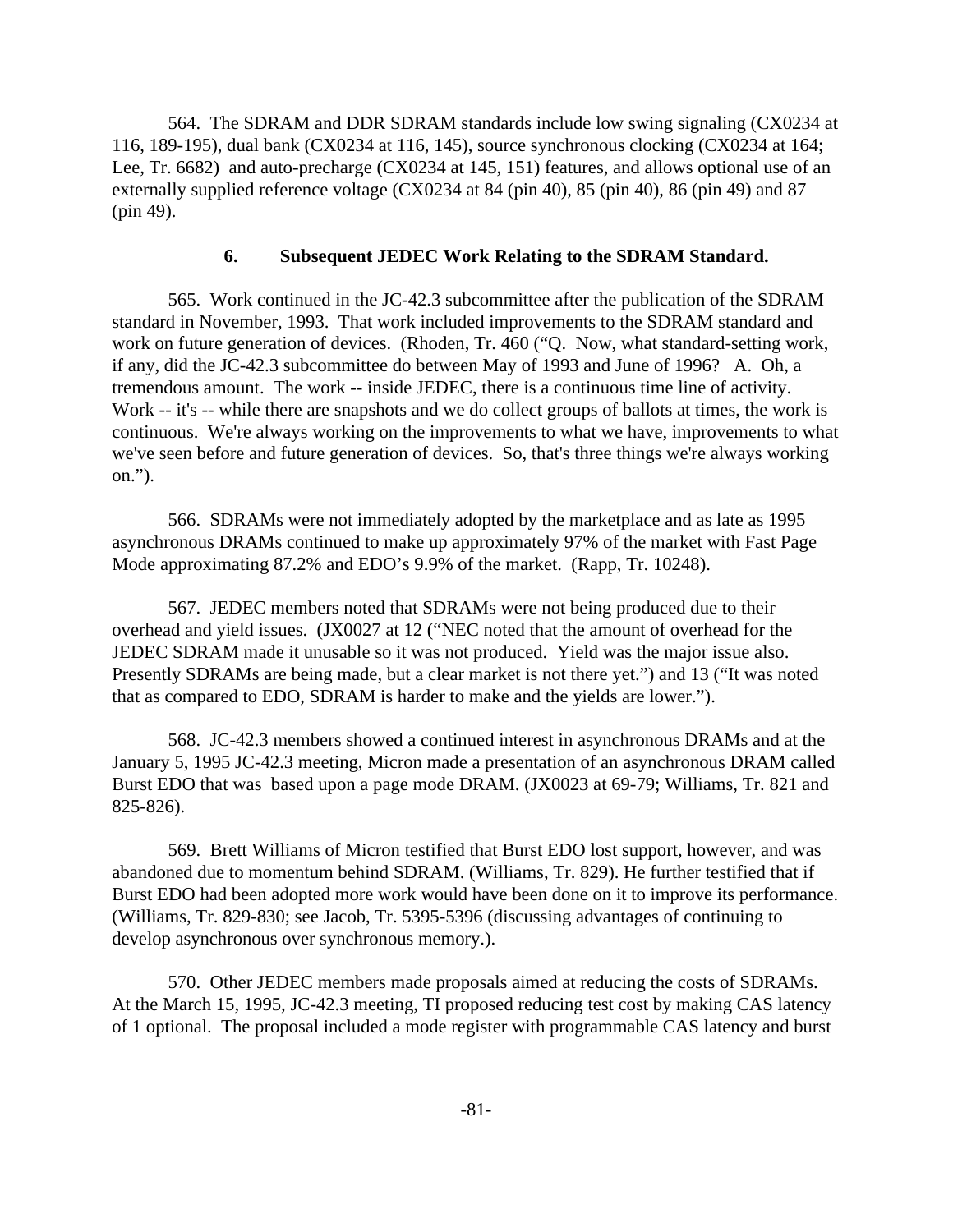564. The SDRAM and DDR SDRAM standards include low swing signaling (CX0234 at 116, 189-195), dual bank (CX0234 at 116, 145), source synchronous clocking (CX0234 at 164; Lee, Tr. 6682) and auto-precharge (CX0234 at 145, 151) features, and allows optional use of an externally supplied reference voltage (CX0234 at 84 (pin 40), 85 (pin 40), 86 (pin 49) and 87 (pin 49).

### 6. Subsequent JEDEC Work Relating to the SDRAM Standard.

565. Work continued in the JC-42.3 subcommittee after the publication of the SDRAM standard in November, 1993. That work included improvements to the SDRAM standard and work on future generation of devices. (Rhoden, Tr. 460 ("Q. Now, what standard-setting work, if any, did the JC-42.3 subcommittee do between May of 1993 and June of 1996? A. Oh, a tremendous amount. The work -- inside JEDEC, there is a continuous time line of activity. Work -- it's -- while there are snapshots and we do collect groups of ballots at times, the work is continuous. We're always working on the improvements to what we have, improvements to what we've seen before and future generation of devices. So, that's three things we're always working on.").

566. SDRAMs were not immediately adopted by the marketplace and as late as 1995 asynchronous DRAMs continued to make up approximately 97% of the market with Fast Page Mode approximating 87.2% and EDO's 9.9% of the market. (Rapp, Tr. 10248).

567. JEDEC members noted that SDRAMs were not being produced due to their overhead and yield issues. (JX0027 at 12 ("NEC noted that the amount of overhead for the JEDEC SDRAM made it unusable so it was not produced. Yield was the major issue also. Presently SDRAMs are being made, but a clear market is not there yet.") and 13 ("It was noted that as compared to EDO, SDRAM is harder to make and the yields are lower.").

568. JC-42.3 members showed a continued interest in asynchronous DRAMs and at the January 5, 1995 JC-42.3 meeting, Micron made a presentation of an asynchronous DRAM called Burst EDO that was based upon a page mode DRAM. (JX0023 at 69-79; Williams, Tr. 821 and 825-826).

569. Brett Williams of Micron testified that Burst EDO lost support, however, and was abandoned due to momentum behind SDRAM. (Williams, Tr. 829). He further testified that if Burst EDO had been adopted more work would have been done on it to improve its performance. (Williams, Tr. 829-830; see Jacob, Tr. 5395-5396 (discussing advantages of continuing to develop asynchronous over synchronous memory.).

570. Other JEDEC members made proposals aimed at reducing the costs of SDRAMs. At the March 15, 1995, JC-42.3 meeting, TI proposed reducing test cost by making CAS latency of 1 optional. The proposal included a mode register with programmable CAS latency and burst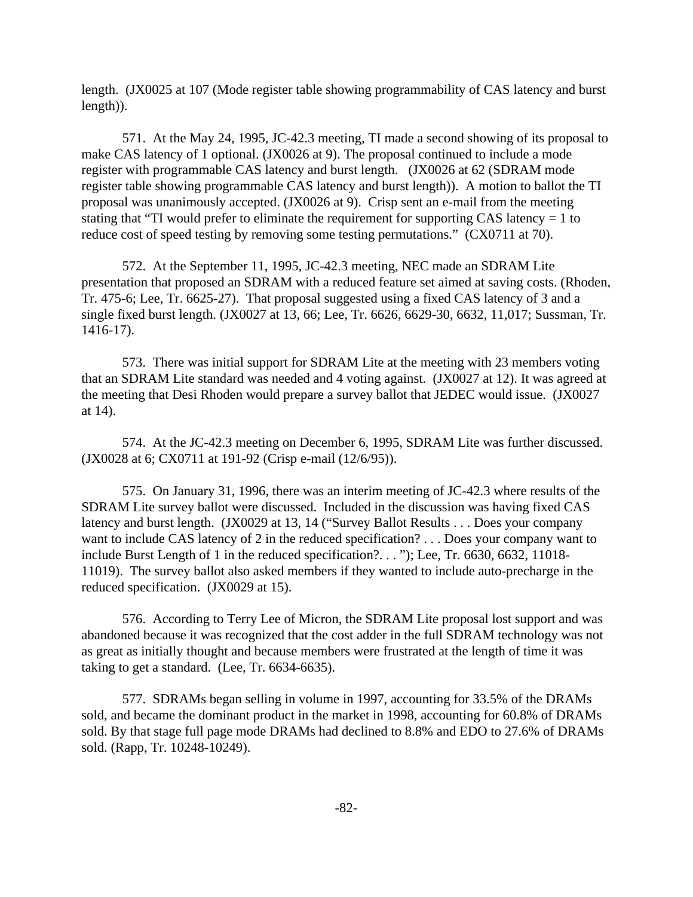length. (JX0025 at 107 (Mode register table showing programmability of CAS latency and burst length)).

571. At the May 24, 1995, JC-42.3 meeting, TI made a second showing of its proposal to make CAS latency of 1 optional. (JX0026 at 9). The proposal continued to include a mode register with programmable CAS latency and burst length. (JX0026 at 62 (SDRAM mode register table showing programmable CAS latency and burst length)). A motion to ballot the TI proposal was unanimously accepted. (JX0026 at 9). Crisp sent an e-mail from the meeting stating that "TI would prefer to eliminate the requirement for supporting CAS latency = 1 to reduce cost of speed testing by removing some testing permutations." (CX0711 at 70).

572. At the September 11, 1995, JC-42.3 meeting, NEC made an SDRAM Lite presentation that proposed an SDRAM with a reduced feature set aimed at saving costs. (Rhoden, Tr. 475-6; Lee, Tr. 6625-27). That proposal suggested using a fixed CAS latency of 3 and a single fixed burst length. (JX0027 at 13, 66; Lee, Tr. 6626, 6629-30, 6632, 11,017; Sussman, Tr. 1416-17).

573. There was initial support for SDRAM Lite at the meeting with 23 members voting that an SDRAM Lite standard was needed and 4 voting against. (JX0027 at 12). It was agreed at the meeting that Desi Rhoden would prepare a survey ballot that JEDEC would issue. (JX0027 at 14).

574. At the JC-42.3 meeting on December 6, 1995, SDRAM Lite was further discussed. (JX0028 at 6; CX0711 at 191-92 (Crisp e-mail (12/6/95)).

575. On January 31, 1996, there was an interim meeting of JC-42.3 where results of the SDRAM Lite survey ballot were discussed. Included in the discussion was having fixed CAS latency and burst length. (JX0029 at 13, 14 ("Survey Ballot Results . . . Does your company want to include CAS latency of 2 in the reduced specification? . . . Does your company want to include Burst Length of 1 in the reduced specification?. . . "); Lee, Tr. 6630, 6632, 11018-11019). The survey ballot also asked members if they wanted to include auto-precharge in the reduced specification. (JX0029 at 15).

576. According to Terry Lee of Micron, the SDRAM Lite proposal lost support and was abandoned because it was recognized that the cost adder in the full SDRAM technology was not as great as initially thought and because members were frustrated at the length of time it was taking to get a standard. (Lee, Tr. 6634-6635).

577. SDRAMs began selling in volume in 1997, accounting for 33.5% of the DRAMs sold, and became the dominant product in the market in 1998, accounting for 60.8% of DRAMs sold. By that stage full page mode DRAMs had declined to 8.8% and EDO to 27.6% of DRAMs sold. (Rapp, Tr. 10248-10249).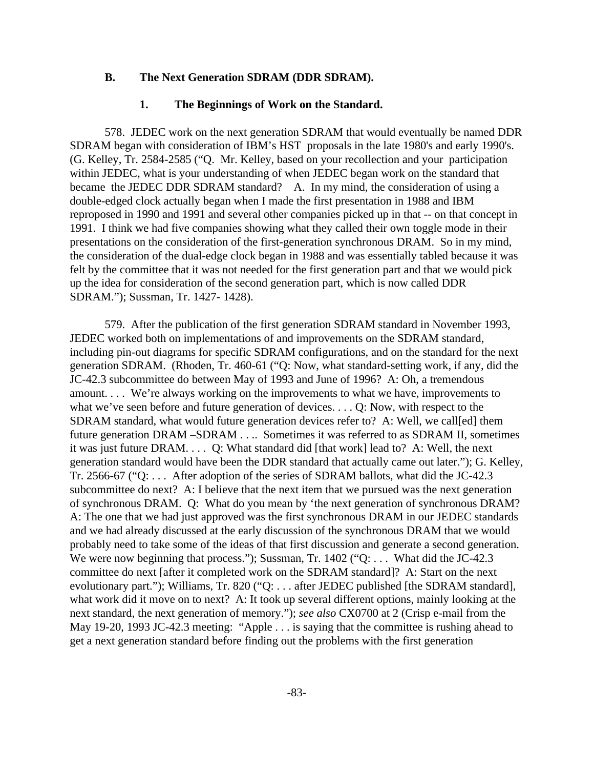### B. The Next Generation SDRAM (DDR SDRAM).

#### 1. The Beginnings of Work on the Standard.

578. JEDEC work on the next generation SDRAM that would eventually be named DDR SDRAM began with consideration of IBM's HST proposals in the late 1980's and early 1990's. (G. Kelley, Tr. 2584-2585 ("Q. Mr. Kelley, based on your recollection and your participation within JEDEC, what is your understanding of when JEDEC began work on the standard that became the JEDEC DDR SDRAM standard? A. In my mind, the consideration of using a double-edged clock actually began when I made the first presentation in 1988 and IBM reproposed in 1990 and 1991 and several other companies picked up in that -- on that concept in 1991. I think we had five companies showing what they called their own toggle mode in their presentations on the consideration of the first-generation synchronous DRAM. So in my mind, the consideration of the dual-edge clock began in 1988 and was essentially tabled because it was felt by the committee that it was not needed for the first generation part and that we would pick up the idea for consideration of the second generation part, which is now called DDR SDRAM."); Sussman, Tr. 1427- 1428).

579. After the publication of the first generation SDRAM standard in November 1993, JEDEC worked both on implementations of and improvements on the SDRAM standard, including pin-out diagrams for specific SDRAM configurations, and on the standard for the next generation SDRAM. (Rhoden, Tr. 460-61 ("Q: Now, what standard-setting work, if any, did the JC-42.3 subcommittee do between May of 1993 and June of 1996? A: Oh, a tremendous amount. . . . We're always working on the improvements to what we have, improvements to what we've seen before and future generation of devices. . . . Q: Now, with respect to the SDRAM standard, what would future generation devices refer to? A: Well, we call[ed] them future generation DRAM –SDRAM . . .. Sometimes it was referred to as SDRAM II, sometimes it was just future DRAM. . . . Q: What standard did [that work] lead to? A: Well, the next generation standard would have been the DDR standard that actually came out later."); G. Kelley, Tr. 2566-67 ("Q: . . . After adoption of the series of SDRAM ballots, what did the JC-42.3 subcommittee do next? A: I believe that the next item that we pursued was the next generation of synchronous DRAM. Q: What do you mean by 'the next generation of synchronous DRAM? A: The one that we had just approved was the first synchronous DRAM in our JEDEC standards and we had already discussed at the early discussion of the synchronous DRAM that we would probably need to take some of the ideas of that first discussion and generate a second generation. We were now beginning that process."); Sussman, Tr. 1402 ("Q: . . . What did the JC-42.3 committee do next [after it completed work on the SDRAM standard]? A: Start on the next evolutionary part."); Williams, Tr. 820 ("Q: . . . after JEDEC published [the SDRAM standard], what work did it move on to next? A: It took up several different options, mainly looking at the next standard, the next generation of memory."); *see also* CX0700 at 2 (Crisp e-mail from the May 19-20, 1993 JC-42.3 meeting: "Apple . . . is saying that the committee is rushing ahead to get a next generation standard before finding out the problems with the first generation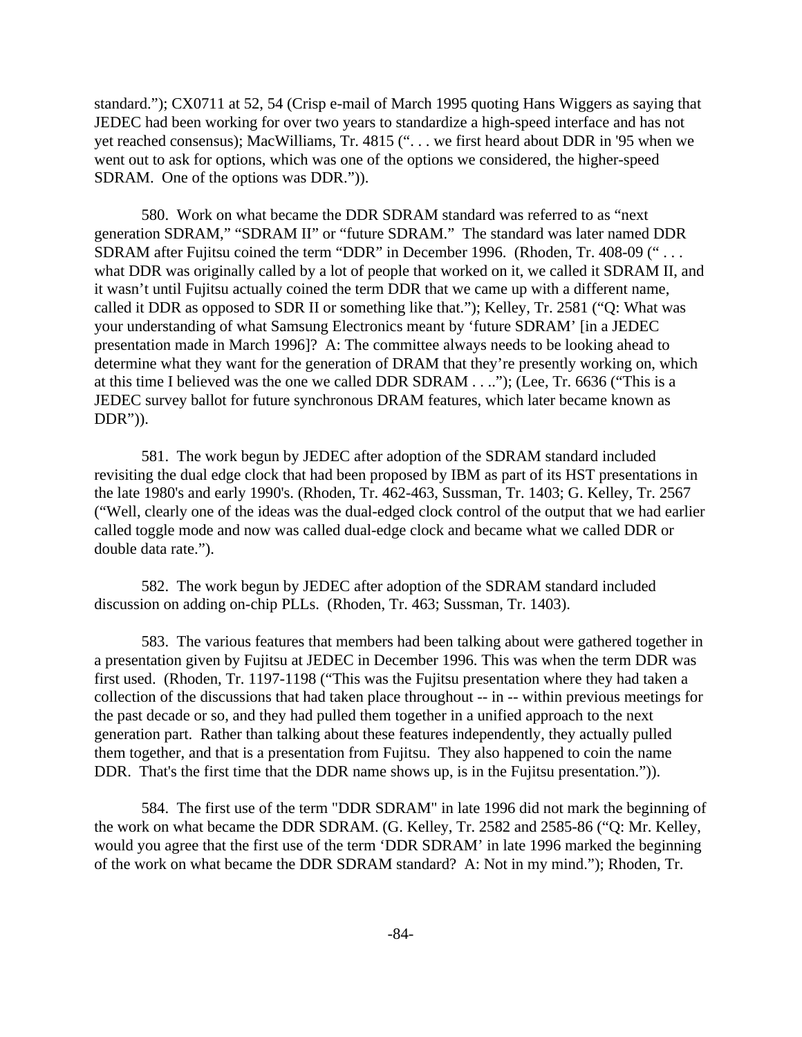standard."); CX0711 at 52, 54 (Crisp e-mail of March 1995 quoting Hans Wiggers as saying that JEDEC had been working for over two years to standardize a high-speed interface and has not yet reached consensus); MacWilliams, Tr. 4815 (". . . we first heard about DDR in '95 when we went out to ask for options, which was one of the options we considered, the higher-speed SDRAM. One of the options was DDR.")).

580. Work on what became the DDR SDRAM standard was referred to as "next generation SDRAM," "SDRAM II" or "future SDRAM." The standard was later named DDR SDRAM after Fujitsu coined the term "DDR" in December 1996. (Rhoden, Tr. 408-09 (" . . . what DDR was originally called by a lot of people that worked on it, we called it SDRAM II, and it wasn't until Fujitsu actually coined the term DDR that we came up with a different name, called it DDR as opposed to SDR II or something like that."); Kelley, Tr. 2581 ("Q: What was your understanding of what Samsung Electronics meant by 'future SDRAM' [in a JEDEC presentation made in March 1996]? A: The committee always needs to be looking ahead to determine what they want for the generation of DRAM that they're presently working on, which at this time I believed was the one we called DDR SDRAM . . .."); (Lee, Tr. 6636 ("This is a JEDEC survey ballot for future synchronous DRAM features, which later became known as DDR")).

581. The work begun by JEDEC after adoption of the SDRAM standard included revisiting the dual edge clock that had been proposed by IBM as part of its HST presentations in the late 1980's and early 1990's. (Rhoden, Tr. 462-463, Sussman, Tr. 1403; G. Kelley, Tr. 2567 ("Well, clearly one of the ideas was the dual-edged clock control of the output that we had earlier called toggle mode and now was called dual-edge clock and became what we called DDR or double data rate.").

582. The work begun by JEDEC after adoption of the SDRAM standard included discussion on adding on-chip PLLs. (Rhoden, Tr. 463; Sussman, Tr. 1403).

583. The various features that members had been talking about were gathered together in a presentation given by Fujitsu at JEDEC in December 1996. This was when the term DDR was first used. (Rhoden, Tr. 1197-1198 ("This was the Fujitsu presentation where they had taken a collection of the discussions that had taken place throughout -- in -- within previous meetings for the past decade or so, and they had pulled them together in a unified approach to the next generation part. Rather than talking about these features independently, they actually pulled them together, and that is a presentation from Fujitsu. They also happened to coin the name DDR. That's the first time that the DDR name shows up, is in the Fujitsu presentation.")).

584. The first use of the term "DDR SDRAM" in late 1996 did not mark the beginning of the work on what became the DDR SDRAM. (G. Kelley, Tr. 2582 and 2585-86 ("Q: Mr. Kelley, would you agree that the first use of the term 'DDR SDRAM' in late 1996 marked the beginning of the work on what became the DDR SDRAM standard? A: Not in my mind."); Rhoden, Tr.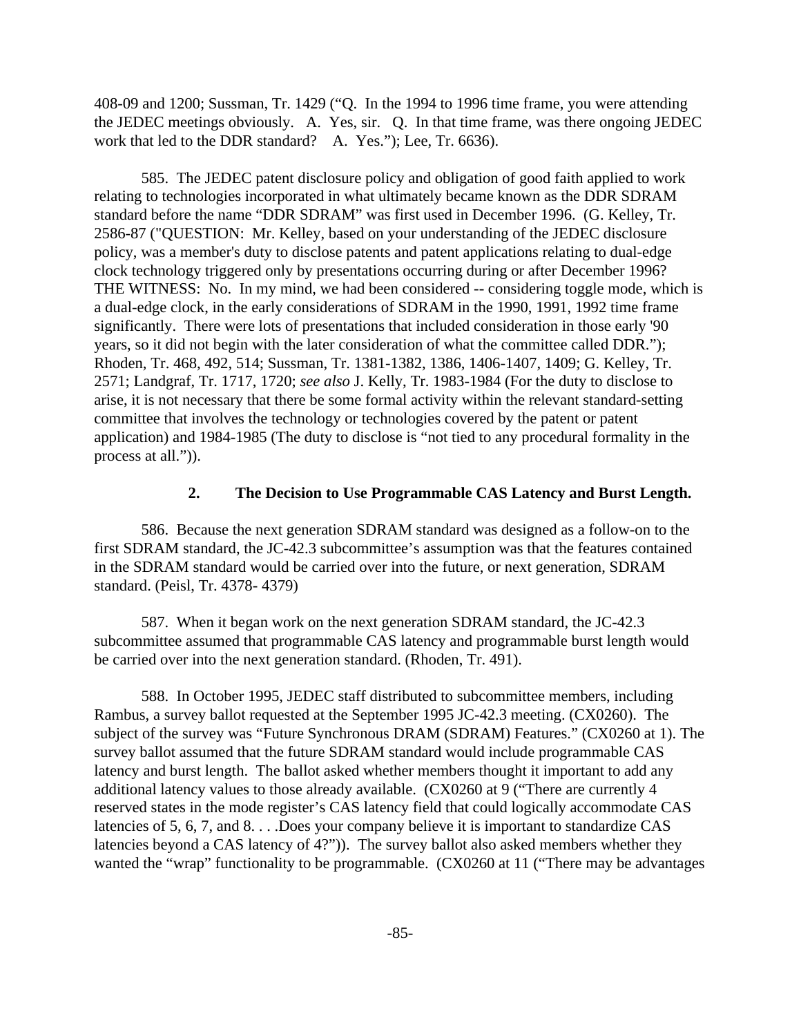408-09 and 1200; Sussman, Tr. 1429 ("Q. In the 1994 to 1996 time frame, you were attending the JEDEC meetings obviously. A. Yes, sir. Q. In that time frame, was there ongoing JEDEC work that led to the DDR standard? A. Yes."); Lee, Tr. 6636).

585. The JEDEC patent disclosure policy and obligation of good faith applied to work relating to technologies incorporated in what ultimately became known as the DDR SDRAM standard before the name "DDR SDRAM" was first used in December 1996. (G. Kelley, Tr. 2586-87 ("QUESTION: Mr. Kelley, based on your understanding of the JEDEC disclosure policy, was a member's duty to disclose patents and patent applications relating to dual-edge clock technology triggered only by presentations occurring during or after December 1996? THE WITNESS: No. In my mind, we had been considered -- considering toggle mode, which is a dual-edge clock, in the early considerations of SDRAM in the 1990, 1991, 1992 time frame significantly. There were lots of presentations that included consideration in those early '90 years, so it did not begin with the later consideration of what the committee called DDR."); Rhoden, Tr. 468, 492, 514; Sussman, Tr. 1381-1382, 1386, 1406-1407, 1409; G. Kelley, Tr. 2571; Landgraf, Tr. 1717, 1720; *see also* J. Kelly, Tr. 1983-1984 (For the duty to disclose to arise, it is not necessary that there be some formal activity within the relevant standard-setting committee that involves the technology or technologies covered by the patent or patent application) and 1984-1985 (The duty to disclose is "not tied to any procedural formality in the process at all.")).

### 2. The Decision to Use Programmable CAS Latency and Burst Length.

586. Because the next generation SDRAM standard was designed as a follow-on to the first SDRAM standard, the JC-42.3 subcommittee's assumption was that the features contained in the SDRAM standard would be carried over into the future, or next generation, SDRAM standard. (Peisl, Tr. 4378- 4379)

587. When it began work on the next generation SDRAM standard, the JC-42.3 subcommittee assumed that programmable CAS latency and programmable burst length would be carried over into the next generation standard. (Rhoden, Tr. 491).

588. In October 1995, JEDEC staff distributed to subcommittee members, including Rambus, a survey ballot requested at the September 1995 JC-42.3 meeting. (CX0260). The subject of the survey was "Future Synchronous DRAM (SDRAM) Features." (CX0260 at 1). The survey ballot assumed that the future SDRAM standard would include programmable CAS latency and burst length. The ballot asked whether members thought it important to add any additional latency values to those already available. (CX0260 at 9 ("There are currently 4 reserved states in the mode register's CAS latency field that could logically accommodate CAS latencies of 5, 6, 7, and 8. . . .Does your company believe it is important to standardize CAS latencies beyond a CAS latency of 4?")). The survey ballot also asked members whether they wanted the "wrap" functionality to be programmable. (CX0260 at 11 ("There may be advantages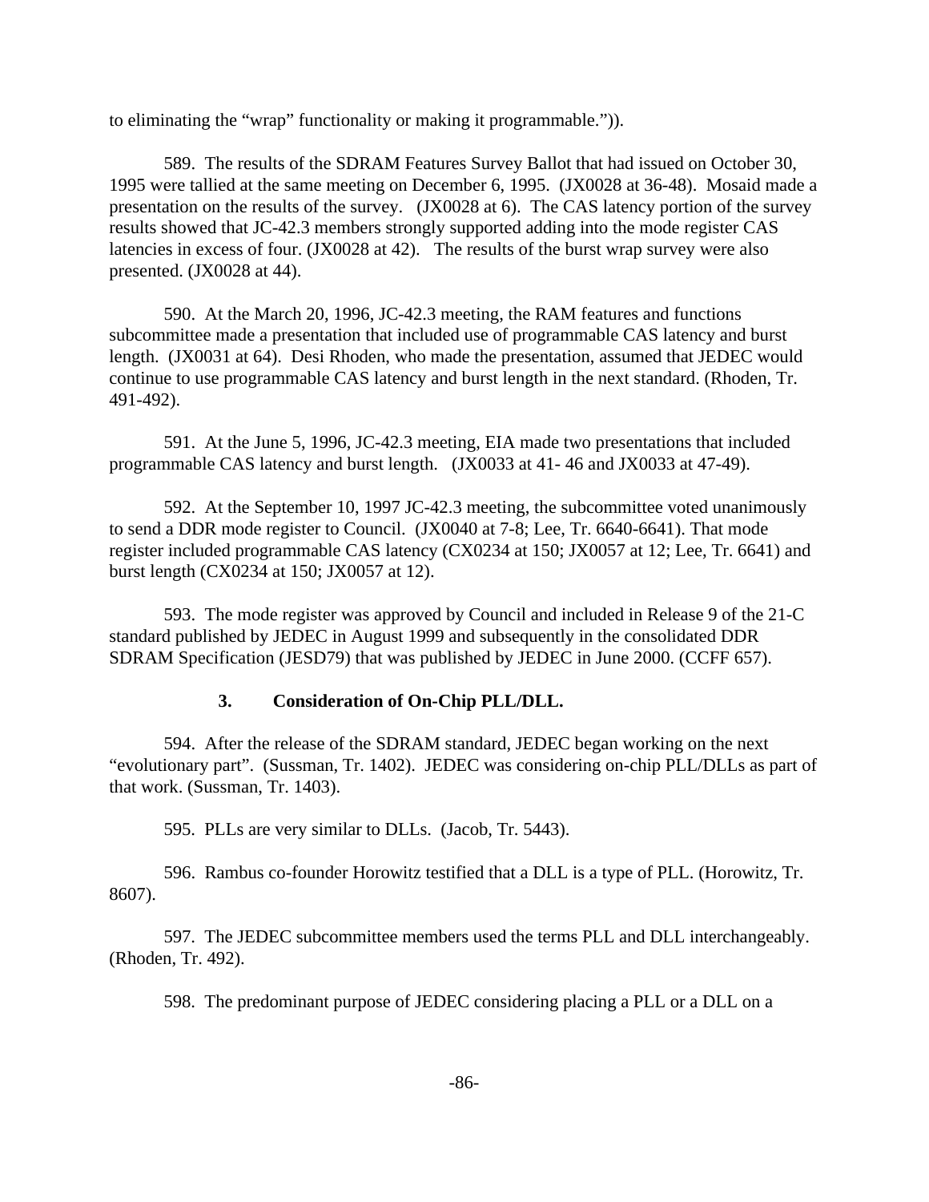to eliminating the "wrap" functionality or making it programmable.")).

589. The results of the SDRAM Features Survey Ballot that had issued on October 30, 1995 were tallied at the same meeting on December 6, 1995. (JX0028 at 36-48). Mosaid made a presentation on the results of the survey. (JX0028 at 6). The CAS latency portion of the survey results showed that JC-42.3 members strongly supported adding into the mode register CAS latencies in excess of four. (JX0028 at 42). The results of the burst wrap survey were also presented. (JX0028 at 44).

590. At the March 20, 1996, JC-42.3 meeting, the RAM features and functions subcommittee made a presentation that included use of programmable CAS latency and burst length. (JX0031 at 64). Desi Rhoden, who made the presentation, assumed that JEDEC would continue to use programmable CAS latency and burst length in the next standard. (Rhoden, Tr. 491-492).

591. At the June 5, 1996, JC-42.3 meeting, EIA made two presentations that included programmable CAS latency and burst length. (JX0033 at 41- 46 and JX0033 at 47-49).

592. At the September 10, 1997 JC-42.3 meeting, the subcommittee voted unanimously to send a DDR mode register to Council. (JX0040 at 7-8; Lee, Tr. 6640-6641). That mode register included programmable CAS latency (CX0234 at 150; JX0057 at 12; Lee, Tr. 6641) and burst length (CX0234 at 150; JX0057 at 12).

593. The mode register was approved by Council and included in Release 9 of the 21-C standard published by JEDEC in August 1999 and subsequently in the consolidated DDR SDRAM Specification (JESD79) that was published by JEDEC in June 2000. (CCFF 657).

### 3. Consideration of On-Chip PLL/DLL.

594. After the release of the SDRAM standard, JEDEC began working on the next "evolutionary part". (Sussman, Tr. 1402). JEDEC was considering on-chip PLL/DLLs as part of that work. (Sussman, Tr. 1403).

595. PLLs are very similar to DLLs. (Jacob, Tr. 5443).

596. Rambus co-founder Horowitz testified that a DLL is a type of PLL. (Horowitz, Tr. 8607).

597. The JEDEC subcommittee members used the terms PLL and DLL interchangeably. (Rhoden, Tr. 492).

598. The predominant purpose of JEDEC considering placing a PLL or a DLL on a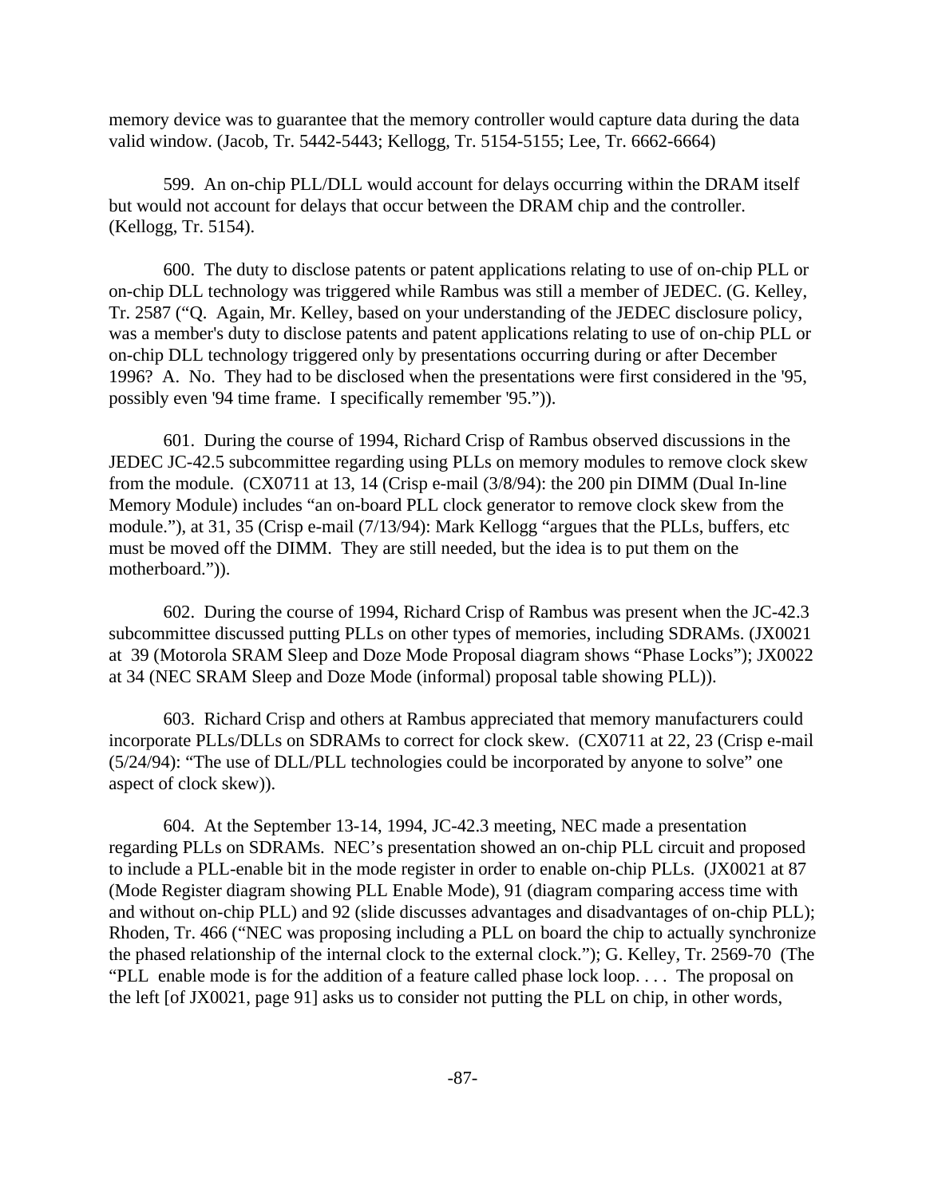memory device was to guarantee that the memory controller would capture data during the data valid window. (Jacob, Tr. 5442-5443; Kellogg, Tr. 5154-5155; Lee, Tr. 6662-6664)

599. An on-chip PLL/DLL would account for delays occurring within the DRAM itself but would not account for delays that occur between the DRAM chip and the controller. (Kellogg, Tr. 5154).

600. The duty to disclose patents or patent applications relating to use of on-chip PLL or on-chip DLL technology was triggered while Rambus was still a member of JEDEC. (G. Kelley, Tr. 2587 ("Q. Again, Mr. Kelley, based on your understanding of the JEDEC disclosure policy, was a member's duty to disclose patents and patent applications relating to use of on-chip PLL or on-chip DLL technology triggered only by presentations occurring during or after December 1996? A. No. They had to be disclosed when the presentations were first considered in the '95, possibly even '94 time frame. I specifically remember '95.")).

601. During the course of 1994, Richard Crisp of Rambus observed discussions in the JEDEC JC-42.5 subcommittee regarding using PLLs on memory modules to remove clock skew from the module. (CX0711 at 13, 14 (Crisp e-mail (3/8/94): the 200 pin DIMM (Dual In-line Memory Module) includes "an on-board PLL clock generator to remove clock skew from the module."), at 31, 35 (Crisp e-mail (7/13/94): Mark Kellogg "argues that the PLLs, buffers, etc must be moved off the DIMM. They are still needed, but the idea is to put them on the motherboard.")).

602. During the course of 1994, Richard Crisp of Rambus was present when the JC-42.3 subcommittee discussed putting PLLs on other types of memories, including SDRAMs. (JX0021 at 39 (Motorola SRAM Sleep and Doze Mode Proposal diagram shows "Phase Locks"); JX0022 at 34 (NEC SRAM Sleep and Doze Mode (informal) proposal table showing PLL)).

603. Richard Crisp and others at Rambus appreciated that memory manufacturers could incorporate PLLs/DLLs on SDRAMs to correct for clock skew. (CX0711 at 22, 23 (Crisp e-mail (5/24/94): "The use of DLL/PLL technologies could be incorporated by anyone to solve" one aspect of clock skew)).

604. At the September 13-14, 1994, JC-42.3 meeting, NEC made a presentation regarding PLLs on SDRAMs. NEC's presentation showed an on-chip PLL circuit and proposed to include a PLL-enable bit in the mode register in order to enable on-chip PLLs. (JX0021 at 87 (Mode Register diagram showing PLL Enable Mode), 91 (diagram comparing access time with and without on-chip PLL) and 92 (slide discusses advantages and disadvantages of on-chip PLL); Rhoden, Tr. 466 ("NEC was proposing including a PLL on board the chip to actually synchronize the phased relationship of the internal clock to the external clock."); G. Kelley, Tr. 2569-70 (The "PLL enable mode is for the addition of a feature called phase lock loop. . . . The proposal on the left [of JX0021, page 91] asks us to consider not putting the PLL on chip, in other words,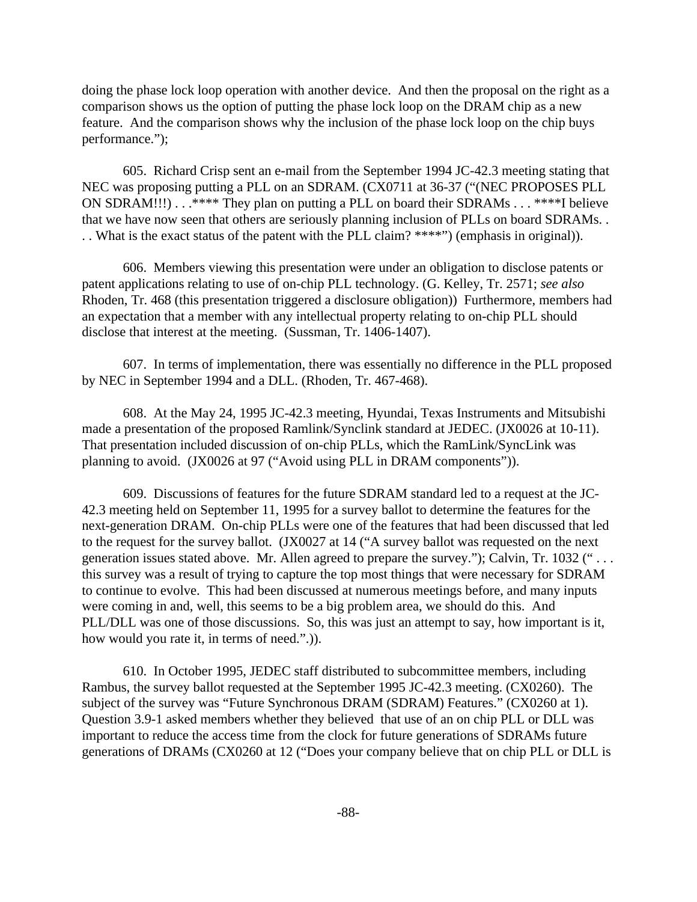doing the phase lock loop operation with another device. And then the proposal on the right as a comparison shows us the option of putting the phase lock loop on the DRAM chip as a new feature. And the comparison shows why the inclusion of the phase lock loop on the chip buys performance.");

605. Richard Crisp sent an e-mail from the September 1994 JC-42.3 meeting stating that NEC was proposing putting a PLL on an SDRAM. (CX0711 at 36-37 ("(NEC PROPOSES PLL ON SDRAM!!!) . . .**** They plan on putting a PLL on board their SDRAMs . . . ****I believe that we have now seen that others are seriously planning inclusion of PLLs on board SDRAMs. . . . What is the exact status of the patent with the PLL claim? ****") (emphasis in original)).

606. Members viewing this presentation were under an obligation to disclose patents or patent applications relating to use of on-chip PLL technology. (G. Kelley, Tr. 2571; *see also* Rhoden, Tr. 468 (this presentation triggered a disclosure obligation)) Furthermore, members had an expectation that a member with any intellectual property relating to on-chip PLL should disclose that interest at the meeting. (Sussman, Tr. 1406-1407).

607. In terms of implementation, there was essentially no difference in the PLL proposed by NEC in September 1994 and a DLL. (Rhoden, Tr. 467-468).

608. At the May 24, 1995 JC-42.3 meeting, Hyundai, Texas Instruments and Mitsubishi made a presentation of the proposed Ramlink/Synclink standard at JEDEC. (JX0026 at 10-11). That presentation included discussion of on-chip PLLs, which the RamLink/SyncLink was planning to avoid. (JX0026 at 97 ("Avoid using PLL in DRAM components")).

609. Discussions of features for the future SDRAM standard led to a request at the JC-42.3 meeting held on September 11, 1995 for a survey ballot to determine the features for the next-generation DRAM. On-chip PLLs were one of the features that had been discussed that led to the request for the survey ballot. (JX0027 at 14 ("A survey ballot was requested on the next generation issues stated above. Mr. Allen agreed to prepare the survey."); Calvin, Tr. 1032 (" . . . this survey was a result of trying to capture the top most things that were necessary for SDRAM to continue to evolve. This had been discussed at numerous meetings before, and many inputs were coming in and, well, this seems to be a big problem area, we should do this. And PLL/DLL was one of those discussions. So, this was just an attempt to say, how important is it, how would you rate it, in terms of need.".)).

610. In October 1995, JEDEC staff distributed to subcommittee members, including Rambus, the survey ballot requested at the September 1995 JC-42.3 meeting. (CX0260). The subject of the survey was "Future Synchronous DRAM (SDRAM) Features." (CX0260 at 1). Question 3.9-1 asked members whether they believed that use of an on chip PLL or DLL was important to reduce the access time from the clock for future generations of SDRAMs future generations of DRAMs (CX0260 at 12 ("Does your company believe that on chip PLL or DLL is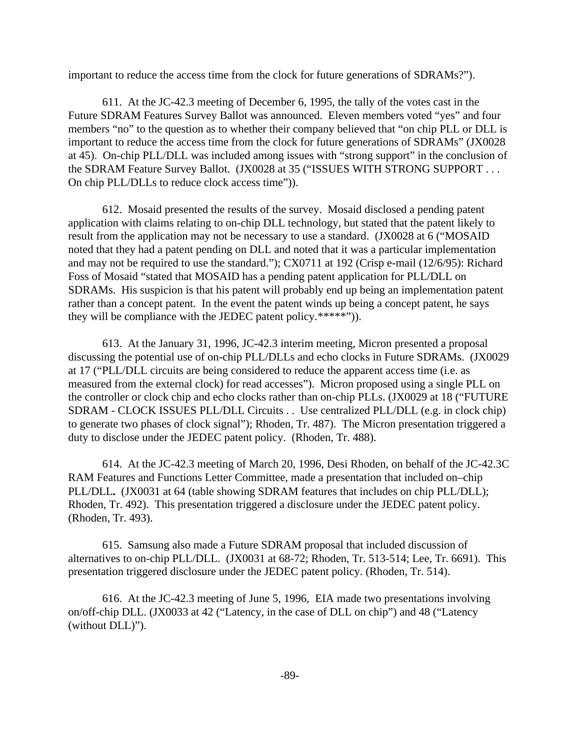important to reduce the access time from the clock for future generations of SDRAMs?").

611. At the JC-42.3 meeting of December 6, 1995, the tally of the votes cast in the Future SDRAM Features Survey Ballot was announced. Eleven members voted "yes" and four members "no" to the question as to whether their company believed that "on chip PLL or DLL is important to reduce the access time from the clock for future generations of SDRAMs" (JX0028 at 45). On-chip PLL/DLL was included among issues with "strong support" in the conclusion of the SDRAM Feature Survey Ballot. (JX0028 at 35 ("ISSUES WITH STRONG SUPPORT . . . On chip PLL/DLLs to reduce clock access time")).

612. Mosaid presented the results of the survey. Mosaid disclosed a pending patent application with claims relating to on-chip DLL technology, but stated that the patent likely to result from the application may not be necessary to use a standard. (JX0028 at 6 ("MOSAID noted that they had a patent pending on DLL and noted that it was a particular implementation and may not be required to use the standard."); CX0711 at 192 (Crisp e-mail (12/6/95): Richard Foss of Mosaid "stated that MOSAID has a pending patent application for PLL/DLL on SDRAMs. His suspicion is that his patent will probably end up being an implementation patent rather than a concept patent. In the event the patent winds up being a concept patent, he says they will be compliance with the JEDEC patent policy.*****")).

613. At the January 31, 1996, JC-42.3 interim meeting, Micron presented a proposal discussing the potential use of on-chip PLL/DLLs and echo clocks in Future SDRAMs. (JX0029 at 17 ("PLL/DLL circuits are being considered to reduce the apparent access time (i.e. as measured from the external clock) for read accesses"). Micron proposed using a single PLL on the controller or clock chip and echo clocks rather than on-chip PLLs. (JX0029 at 18 ("FUTURE SDRAM - CLOCK ISSUES PLL/DLL Circuits . . Use centralized PLL/DLL (e.g. in clock chip) to generate two phases of clock signal"); Rhoden, Tr. 487). The Micron presentation triggered a duty to disclose under the JEDEC patent policy. (Rhoden, Tr. 488).

614. At the JC-42.3 meeting of March 20, 1996, Desi Rhoden, on behalf of the JC-42.3C RAM Features and Functions Letter Committee, made a presentation that included on–chip PLL/DLL**.** (JX0031 at 64 (table showing SDRAM features that includes on chip PLL/DLL); Rhoden, Tr. 492). This presentation triggered a disclosure under the JEDEC patent policy. (Rhoden, Tr. 493).

615. Samsung also made a Future SDRAM proposal that included discussion of alternatives to on-chip PLL/DLL. (JX0031 at 68-72; Rhoden, Tr. 513-514; Lee, Tr. 6691). This presentation triggered disclosure under the JEDEC patent policy. (Rhoden, Tr. 514).

616. At the JC-42.3 meeting of June 5, 1996, EIA made two presentations involving on/off-chip DLL. (JX0033 at 42 ("Latency, in the case of DLL on chip") and 48 ("Latency (without DLL)").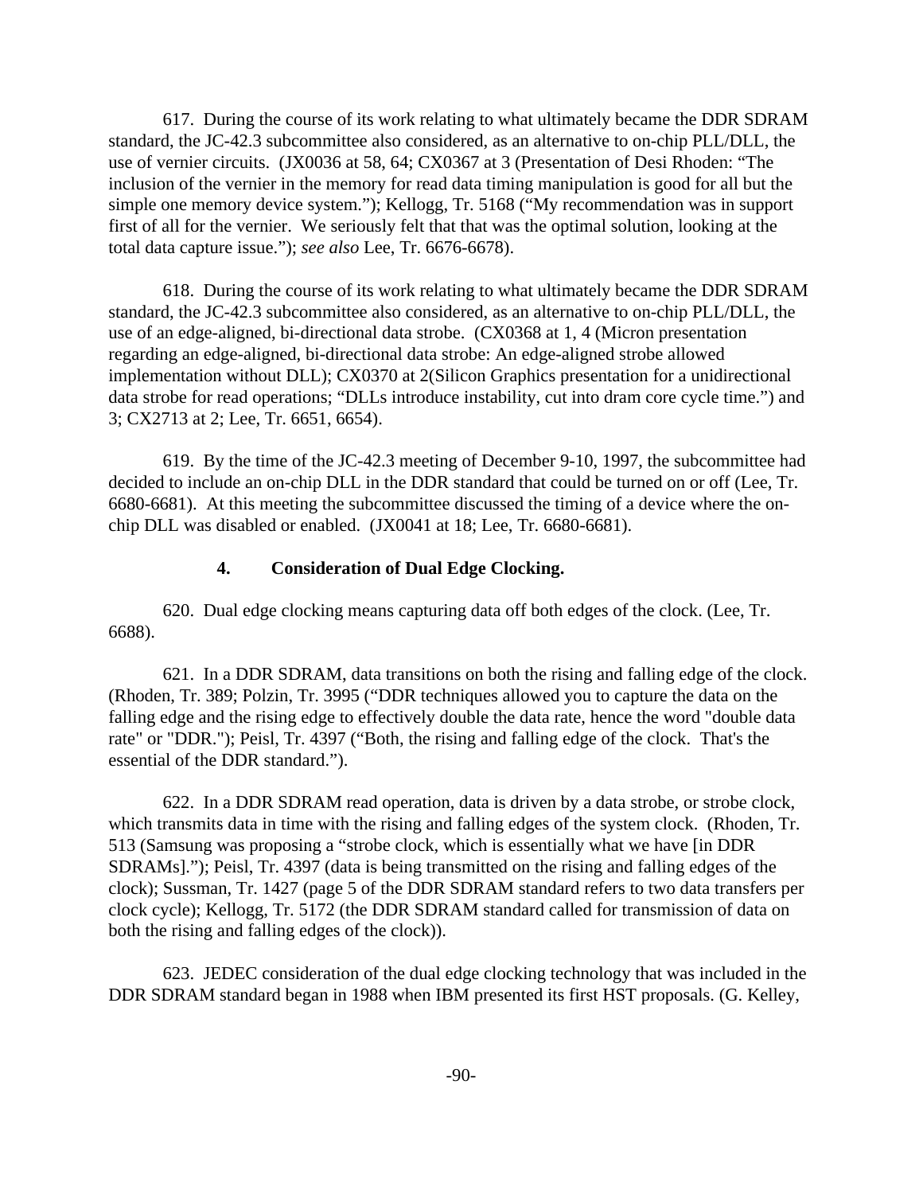617. During the course of its work relating to what ultimately became the DDR SDRAM standard, the JC-42.3 subcommittee also considered, as an alternative to on-chip PLL/DLL, the use of vernier circuits. (JX0036 at 58, 64; CX0367 at 3 (Presentation of Desi Rhoden: "The inclusion of the vernier in the memory for read data timing manipulation is good for all but the simple one memory device system."); Kellogg, Tr. 5168 ("My recommendation was in support first of all for the vernier. We seriously felt that that was the optimal solution, looking at the total data capture issue."); *see also* Lee, Tr. 6676-6678).

618. During the course of its work relating to what ultimately became the DDR SDRAM standard, the JC-42.3 subcommittee also considered, as an alternative to on-chip PLL/DLL, the use of an edge-aligned, bi-directional data strobe. (CX0368 at 1, 4 (Micron presentation regarding an edge-aligned, bi-directional data strobe: An edge-aligned strobe allowed implementation without DLL); CX0370 at 2(Silicon Graphics presentation for a unidirectional data strobe for read operations; "DLLs introduce instability, cut into dram core cycle time.") and 3; CX2713 at 2; Lee, Tr. 6651, 6654).

619. By the time of the JC-42.3 meeting of December 9-10, 1997, the subcommittee had decided to include an on-chip DLL in the DDR standard that could be turned on or off (Lee, Tr. 6680-6681). At this meeting the subcommittee discussed the timing of a device where the on-chip DLL was disabled or enabled. (JX0041 at 18; Lee, Tr. 6680-6681).

### 4. Consideration of Dual Edge Clocking.

620. Dual edge clocking means capturing data off both edges of the clock. (Lee, Tr. 6688).

621. In a DDR SDRAM, data transitions on both the rising and falling edge of the clock. (Rhoden, Tr. 389; Polzin, Tr. 3995 ("DDR techniques allowed you to capture the data on the falling edge and the rising edge to effectively double the data rate, hence the word "double data rate" or "DDR."); Peisl, Tr. 4397 ("Both, the rising and falling edge of the clock. That's the essential of the DDR standard.").

622. In a DDR SDRAM read operation, data is driven by a data strobe, or strobe clock, which transmits data in time with the rising and falling edges of the system clock. (Rhoden, Tr. 513 (Samsung was proposing a "strobe clock, which is essentially what we have [in DDR SDRAMs]."); Peisl, Tr. 4397 (data is being transmitted on the rising and falling edges of the clock); Sussman, Tr. 1427 (page 5 of the DDR SDRAM standard refers to two data transfers per clock cycle); Kellogg, Tr. 5172 (the DDR SDRAM standard called for transmission of data on both the rising and falling edges of the clock)).

623. JEDEC consideration of the dual edge clocking technology that was included in the DDR SDRAM standard began in 1988 when IBM presented its first HST proposals. (G. Kelley,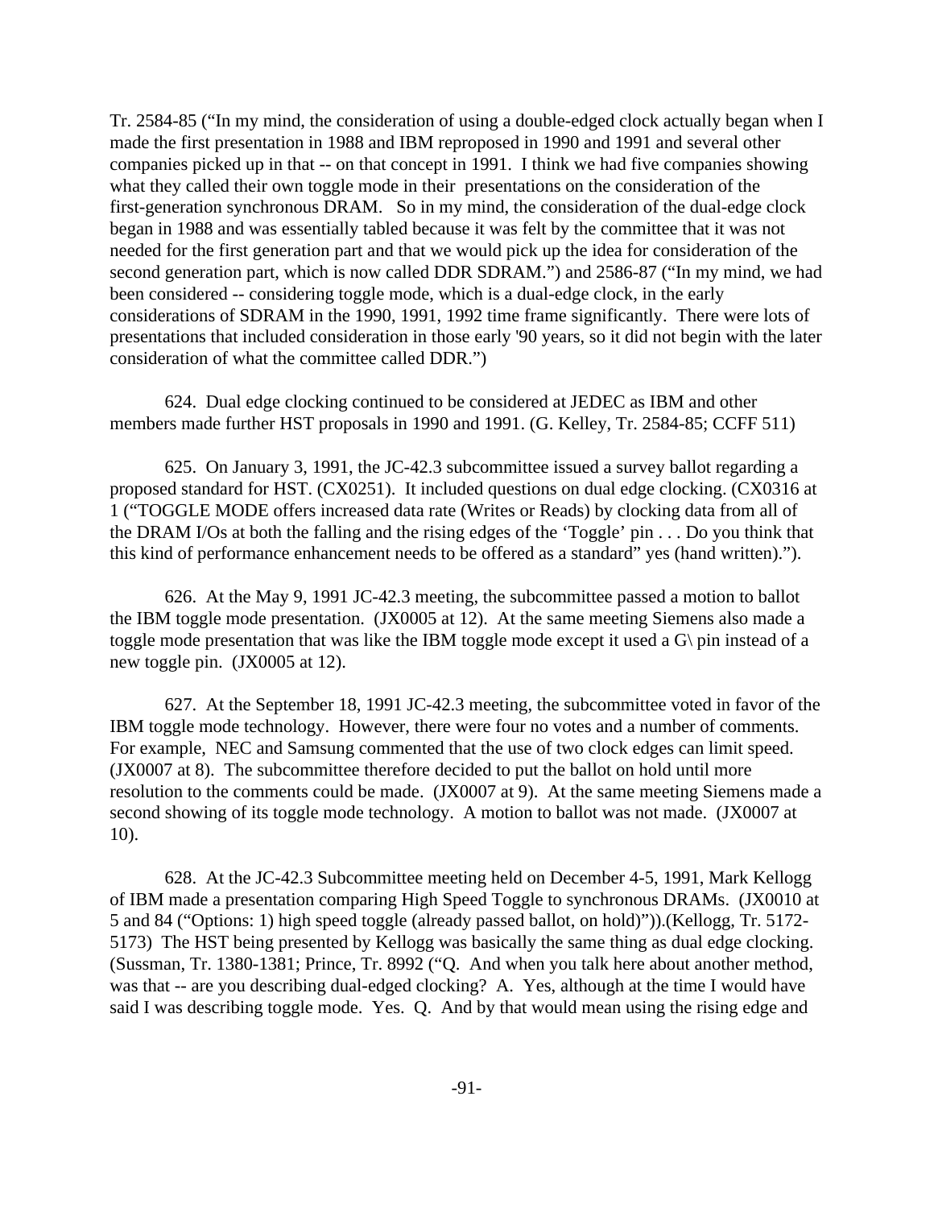Tr. 2584-85 ("In my mind, the consideration of using a double-edged clock actually began when I made the first presentation in 1988 and IBM reproposed in 1990 and 1991 and several other companies picked up in that -- on that concept in 1991. I think we had five companies showing what they called their own toggle mode in their presentations on the consideration of the first-generation synchronous DRAM. So in my mind, the consideration of the dual-edge clock began in 1988 and was essentially tabled because it was felt by the committee that it was not needed for the first generation part and that we would pick up the idea for consideration of the second generation part, which is now called DDR SDRAM.") and 2586-87 ("In my mind, we had been considered -- considering toggle mode, which is a dual-edge clock, in the early considerations of SDRAM in the 1990, 1991, 1992 time frame significantly. There were lots of presentations that included consideration in those early '90 years, so it did not begin with the later consideration of what the committee called DDR.")

624. Dual edge clocking continued to be considered at JEDEC as IBM and other members made further HST proposals in 1990 and 1991. (G. Kelley, Tr. 2584-85; CCFF 511)

625. On January 3, 1991, the JC-42.3 subcommittee issued a survey ballot regarding a proposed standard for HST. (CX0251). It included questions on dual edge clocking. (CX0316 at 1 ("TOGGLE MODE offers increased data rate (Writes or Reads) by clocking data from all of the DRAM I/Os at both the falling and the rising edges of the 'Toggle' pin . . . Do you think that this kind of performance enhancement needs to be offered as a standard" yes (hand written).").

626. At the May 9, 1991 JC-42.3 meeting, the subcommittee passed a motion to ballot the IBM toggle mode presentation. (JX0005 at 12). At the same meeting Siemens also made a toggle mode presentation that was like the IBM toggle mode except it used a G\ pin instead of a new toggle pin. (JX0005 at 12).

627. At the September 18, 1991 JC-42.3 meeting, the subcommittee voted in favor of the IBM toggle mode technology. However, there were four no votes and a number of comments. For example, NEC and Samsung commented that the use of two clock edges can limit speed. (JX0007 at 8). The subcommittee therefore decided to put the ballot on hold until more resolution to the comments could be made. (JX0007 at 9). At the same meeting Siemens made a second showing of its toggle mode technology. A motion to ballot was not made. (JX0007 at 10).

628. At the JC-42.3 Subcommittee meeting held on December 4-5, 1991, Mark Kellogg of IBM made a presentation comparing High Speed Toggle to synchronous DRAMs. (JX0010 at 5 and 84 ("Options: 1) high speed toggle (already passed ballot, on hold)")).(Kellogg, Tr. 5172-5173) The HST being presented by Kellogg was basically the same thing as dual edge clocking. (Sussman, Tr. 1380-1381; Prince, Tr. 8992 ("Q. And when you talk here about another method, was that -- are you describing dual-edged clocking? A. Yes, although at the time I would have said I was describing toggle mode. Yes. Q. And by that would mean using the rising edge and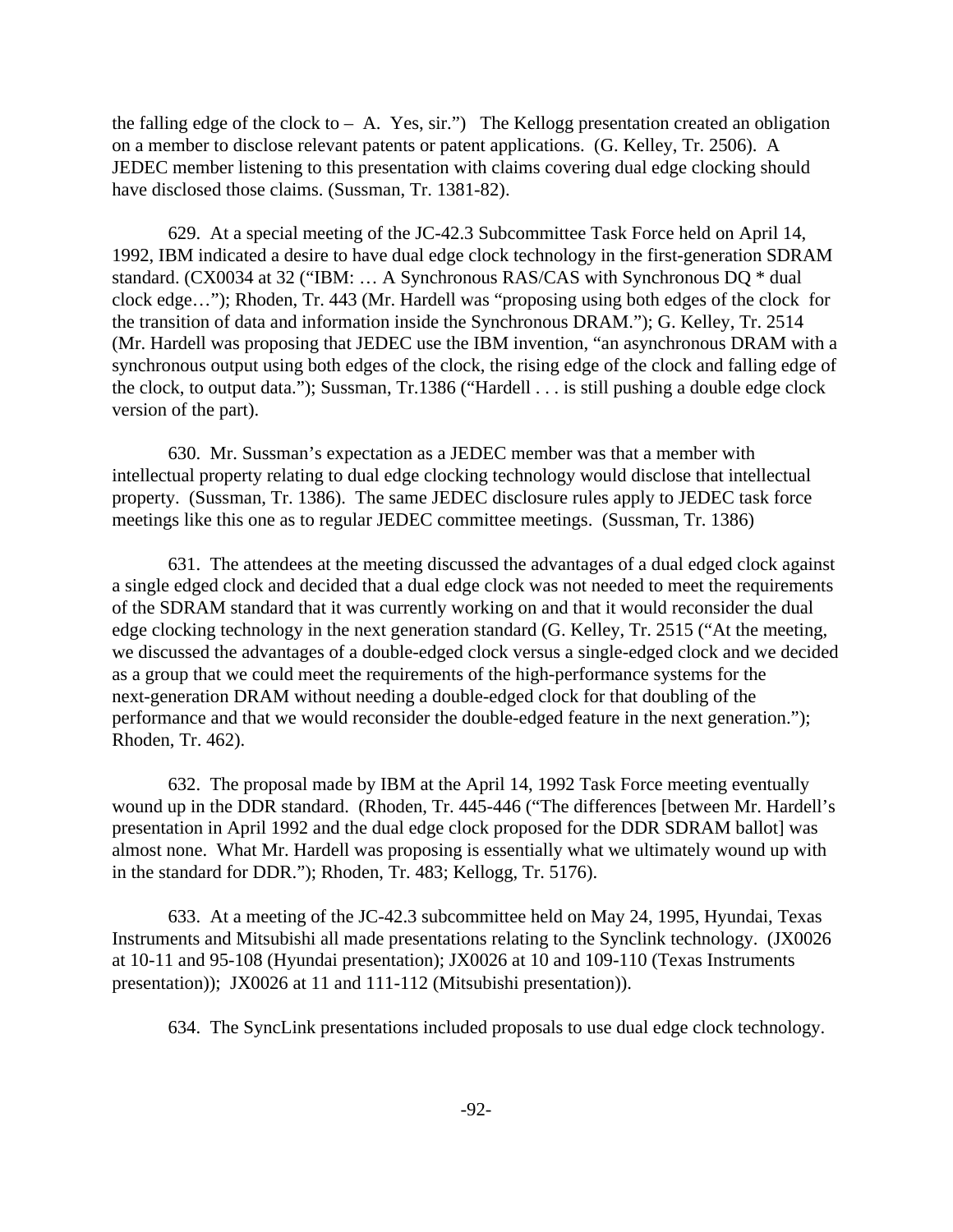the falling edge of the clock to – A. Yes, sir.") The Kellogg presentation created an obligation on a member to disclose relevant patents or patent applications. (G. Kelley, Tr. 2506). A JEDEC member listening to this presentation with claims covering dual edge clocking should have disclosed those claims. (Sussman, Tr. 1381-82).

629. At a special meeting of the JC-42.3 Subcommittee Task Force held on April 14, 1992, IBM indicated a desire to have dual edge clock technology in the first-generation SDRAM standard. (CX0034 at 32 ("IBM: … A Synchronous RAS/CAS with Synchronous DQ * dual clock edge…"); Rhoden, Tr. 443 (Mr. Hardell was "proposing using both edges of the clock for the transition of data and information inside the Synchronous DRAM."); G. Kelley, Tr. 2514 (Mr. Hardell was proposing that JEDEC use the IBM invention, "an asynchronous DRAM with a synchronous output using both edges of the clock, the rising edge of the clock and falling edge of the clock, to output data."); Sussman, Tr.1386 ("Hardell . . . is still pushing a double edge clock version of the part).

630. Mr. Sussman's expectation as a JEDEC member was that a member with intellectual property relating to dual edge clocking technology would disclose that intellectual property. (Sussman, Tr. 1386). The same JEDEC disclosure rules apply to JEDEC task force meetings like this one as to regular JEDEC committee meetings. (Sussman, Tr. 1386)

631. The attendees at the meeting discussed the advantages of a dual edged clock against a single edged clock and decided that a dual edge clock was not needed to meet the requirements of the SDRAM standard that it was currently working on and that it would reconsider the dual edge clocking technology in the next generation standard (G. Kelley, Tr. 2515 ("At the meeting, we discussed the advantages of a double-edged clock versus a single-edged clock and we decided as a group that we could meet the requirements of the high-performance systems for the next-generation DRAM without needing a double-edged clock for that doubling of the performance and that we would reconsider the double-edged feature in the next generation."); Rhoden, Tr. 462).

632. The proposal made by IBM at the April 14, 1992 Task Force meeting eventually wound up in the DDR standard. (Rhoden, Tr. 445-446 ("The differences [between Mr. Hardell's presentation in April 1992 and the dual edge clock proposed for the DDR SDRAM ballot] was almost none. What Mr. Hardell was proposing is essentially what we ultimately wound up with in the standard for DDR."); Rhoden, Tr. 483; Kellogg, Tr. 5176).

633. At a meeting of the JC-42.3 subcommittee held on May 24, 1995, Hyundai, Texas Instruments and Mitsubishi all made presentations relating to the Synclink technology. (JX0026 at 10-11 and 95-108 (Hyundai presentation); JX0026 at 10 and 109-110 (Texas Instruments presentation)); JX0026 at 11 and 111-112 (Mitsubishi presentation)).

634. The SyncLink presentations included proposals to use dual edge clock technology.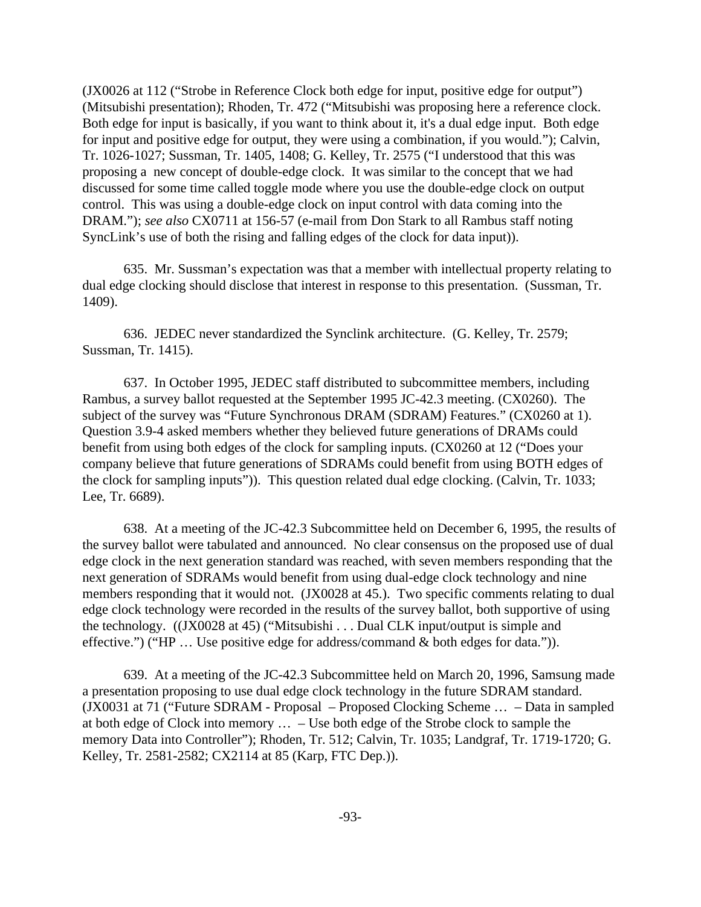(JX0026 at 112 ("Strobe in Reference Clock both edge for input, positive edge for output") (Mitsubishi presentation); Rhoden, Tr. 472 ("Mitsubishi was proposing here a reference clock. Both edge for input is basically, if you want to think about it, it's a dual edge input. Both edge for input and positive edge for output, they were using a combination, if you would."); Calvin, Tr. 1026-1027; Sussman, Tr. 1405, 1408; G. Kelley, Tr. 2575 ("I understood that this was proposing a new concept of double-edge clock. It was similar to the concept that we had discussed for some time called toggle mode where you use the double-edge clock on output control. This was using a double-edge clock on input control with data coming into the DRAM."); *see also* CX0711 at 156-57 (e-mail from Don Stark to all Rambus staff noting SyncLink's use of both the rising and falling edges of the clock for data input)).

635. Mr. Sussman's expectation was that a member with intellectual property relating to dual edge clocking should disclose that interest in response to this presentation. (Sussman, Tr. 1409).

636. JEDEC never standardized the Synclink architecture. (G. Kelley, Tr. 2579; Sussman, Tr. 1415).

637. In October 1995, JEDEC staff distributed to subcommittee members, including Rambus, a survey ballot requested at the September 1995 JC-42.3 meeting. (CX0260). The subject of the survey was "Future Synchronous DRAM (SDRAM) Features." (CX0260 at 1). Question 3.9-4 asked members whether they believed future generations of DRAMs could benefit from using both edges of the clock for sampling inputs. (CX0260 at 12 ("Does your company believe that future generations of SDRAMs could benefit from using BOTH edges of the clock for sampling inputs")). This question related dual edge clocking. (Calvin, Tr. 1033; Lee, Tr. 6689).

638. At a meeting of the JC-42.3 Subcommittee held on December 6, 1995, the results of the survey ballot were tabulated and announced. No clear consensus on the proposed use of dual edge clock in the next generation standard was reached, with seven members responding that the next generation of SDRAMs would benefit from using dual-edge clock technology and nine members responding that it would not. (JX0028 at 45.). Two specific comments relating to dual edge clock technology were recorded in the results of the survey ballot, both supportive of using the technology. ((JX0028 at 45) ("Mitsubishi . . . Dual CLK input/output is simple and effective.") ("HP … Use positive edge for address/command & both edges for data.")).

639. At a meeting of the JC-42.3 Subcommittee held on March 20, 1996, Samsung made a presentation proposing to use dual edge clock technology in the future SDRAM standard. (JX0031 at 71 ("Future SDRAM - Proposal – Proposed Clocking Scheme … – Data in sampled at both edge of Clock into memory … – Use both edge of the Strobe clock to sample the memory Data into Controller"); Rhoden, Tr. 512; Calvin, Tr. 1035; Landgraf, Tr. 1719-1720; G. Kelley, Tr. 2581-2582; CX2114 at 85 (Karp, FTC Dep.)).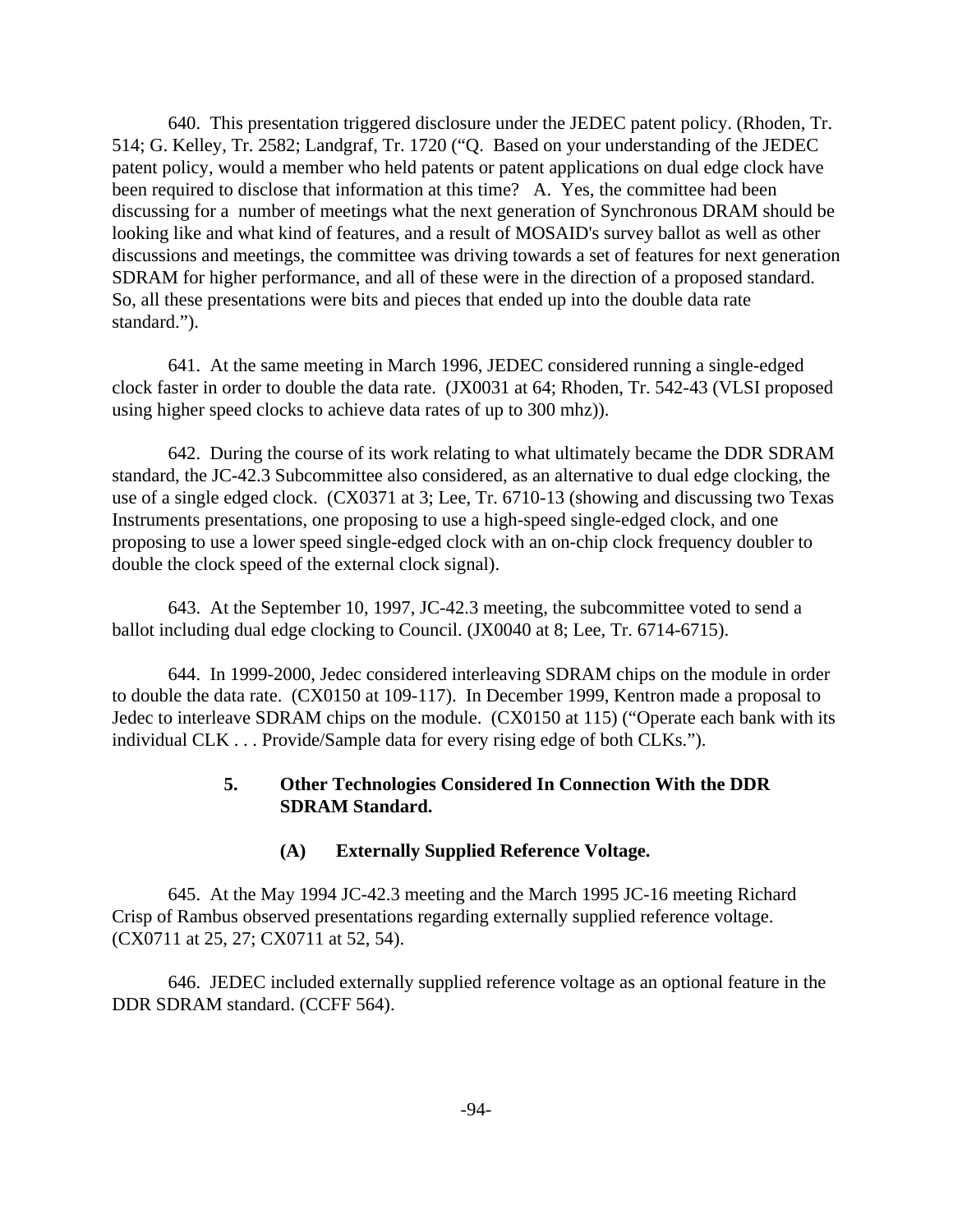640. This presentation triggered disclosure under the JEDEC patent policy. (Rhoden, Tr. 514; G. Kelley, Tr. 2582; Landgraf, Tr. 1720 ("Q. Based on your understanding of the JEDEC patent policy, would a member who held patents or patent applications on dual edge clock have been required to disclose that information at this time? A. Yes, the committee had been discussing for a number of meetings what the next generation of Synchronous DRAM should be looking like and what kind of features, and a result of MOSAID's survey ballot as well as other discussions and meetings, the committee was driving towards a set of features for next generation SDRAM for higher performance, and all of these were in the direction of a proposed standard. So, all these presentations were bits and pieces that ended up into the double data rate standard.").

641. At the same meeting in March 1996, JEDEC considered running a single-edged clock faster in order to double the data rate. (JX0031 at 64; Rhoden, Tr. 542-43 (VLSI proposed using higher speed clocks to achieve data rates of up to 300 mhz)).

642. During the course of its work relating to what ultimately became the DDR SDRAM standard, the JC-42.3 Subcommittee also considered, as an alternative to dual edge clocking, the use of a single edged clock. (CX0371 at 3; Lee, Tr. 6710-13 (showing and discussing two Texas Instruments presentations, one proposing to use a high-speed single-edged clock, and one proposing to use a lower speed single-edged clock with an on-chip clock frequency doubler to double the clock speed of the external clock signal).

643. At the September 10, 1997, JC-42.3 meeting, the subcommittee voted to send a ballot including dual edge clocking to Council. (JX0040 at 8; Lee, Tr. 6714-6715).

644. In 1999-2000, Jedec considered interleaving SDRAM chips on the module in order to double the data rate. (CX0150 at 109-117). In December 1999, Kentron made a proposal to Jedec to interleave SDRAM chips on the module. (CX0150 at 115) ("Operate each bank with its individual CLK . . . Provide/Sample data for every rising edge of both CLKs.").

### 5. Other Technologies Considered In Connection With the DDR SDRAM Standard.

#### (A) Externally Supplied Reference Voltage.

645. At the May 1994 JC-42.3 meeting and the March 1995 JC-16 meeting Richard Crisp of Rambus observed presentations regarding externally supplied reference voltage. (CX0711 at 25, 27; CX0711 at 52, 54).

646. JEDEC included externally supplied reference voltage as an optional feature in the DDR SDRAM standard. (CCFF 564).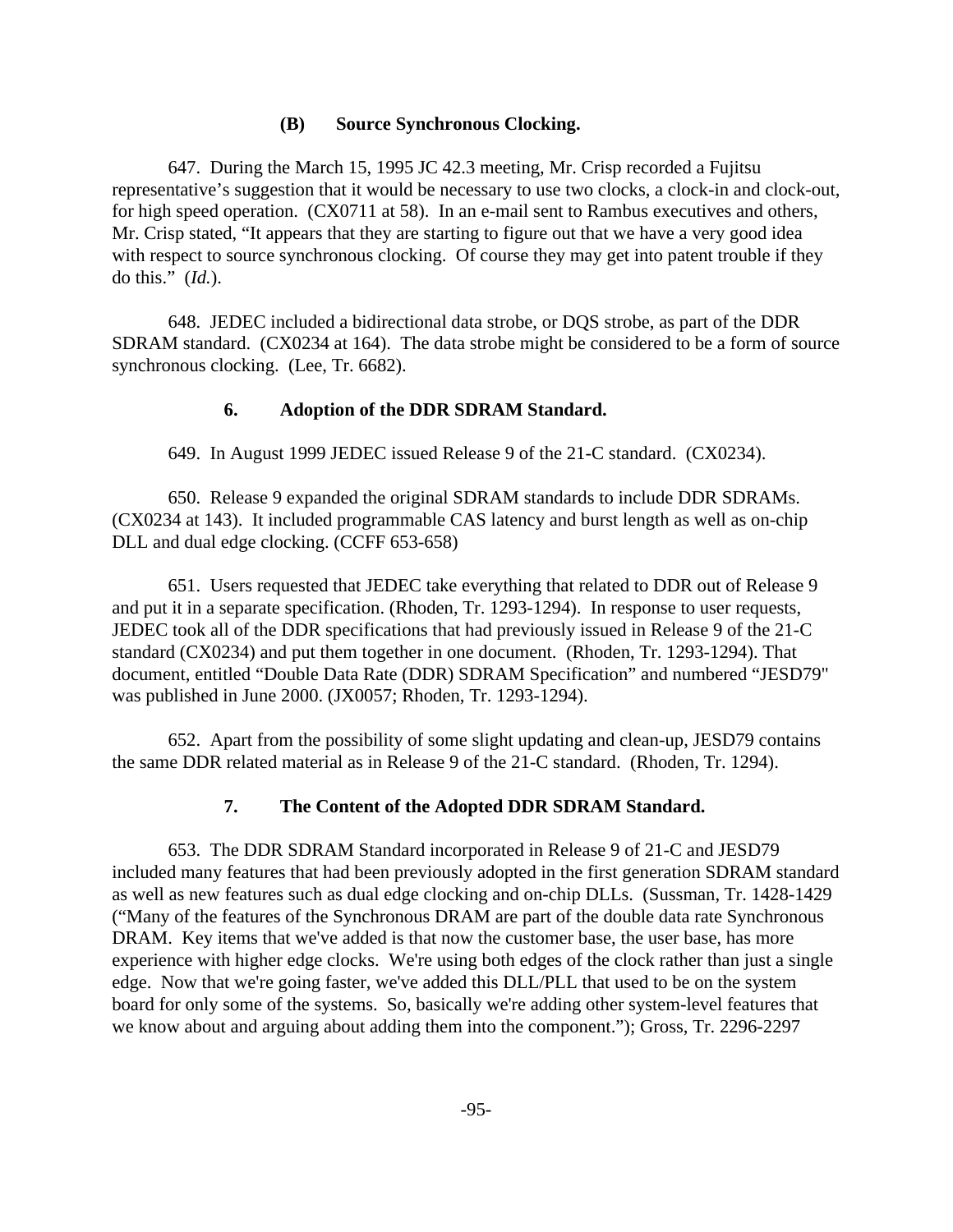### (B) Source Synchronous Clocking.

647. During the March 15, 1995 JC 42.3 meeting, Mr. Crisp recorded a Fujitsu representative's suggestion that it would be necessary to use two clocks, a clock-in and clock-out, for high speed operation. (CX0711 at 58). In an e-mail sent to Rambus executives and others, Mr. Crisp stated, "It appears that they are starting to figure out that we have a very good idea with respect to source synchronous clocking. Of course they may get into patent trouble if they do this." (*Id.*).

648. JEDEC included a bidirectional data strobe, or DQS strobe, as part of the DDR SDRAM standard. (CX0234 at 164). The data strobe might be considered to be a form of source synchronous clocking. (Lee, Tr. 6682).

### 6. Adoption of the DDR SDRAM Standard.

649. In August 1999 JEDEC issued Release 9 of the 21-C standard. (CX0234).

650. Release 9 expanded the original SDRAM standards to include DDR SDRAMs. (CX0234 at 143). It included programmable CAS latency and burst length as well as on-chip DLL and dual edge clocking. (CCFF 653-658)

651. Users requested that JEDEC take everything that related to DDR out of Release 9 and put it in a separate specification. (Rhoden, Tr. 1293-1294). In response to user requests, JEDEC took all of the DDR specifications that had previously issued in Release 9 of the 21-C standard (CX0234) and put them together in one document. (Rhoden, Tr. 1293-1294). That document, entitled "Double Data Rate (DDR) SDRAM Specification" and numbered "JESD79" was published in June 2000. (JX0057; Rhoden, Tr. 1293-1294).

652. Apart from the possibility of some slight updating and clean-up, JESD79 contains the same DDR related material as in Release 9 of the 21-C standard. (Rhoden, Tr. 1294).

### 7. The Content of the Adopted DDR SDRAM Standard.

653. The DDR SDRAM Standard incorporated in Release 9 of 21-C and JESD79 included many features that had been previously adopted in the first generation SDRAM standard as well as new features such as dual edge clocking and on-chip DLLs. (Sussman, Tr. 1428-1429 ("Many of the features of the Synchronous DRAM are part of the double data rate Synchronous DRAM. Key items that we've added is that now the customer base, the user base, has more experience with higher edge clocks. We're using both edges of the clock rather than just a single edge. Now that we're going faster, we've added this DLL/PLL that used to be on the system board for only some of the systems. So, basically we're adding other system-level features that we know about and arguing about adding them into the component."); Gross, Tr. 2296-2297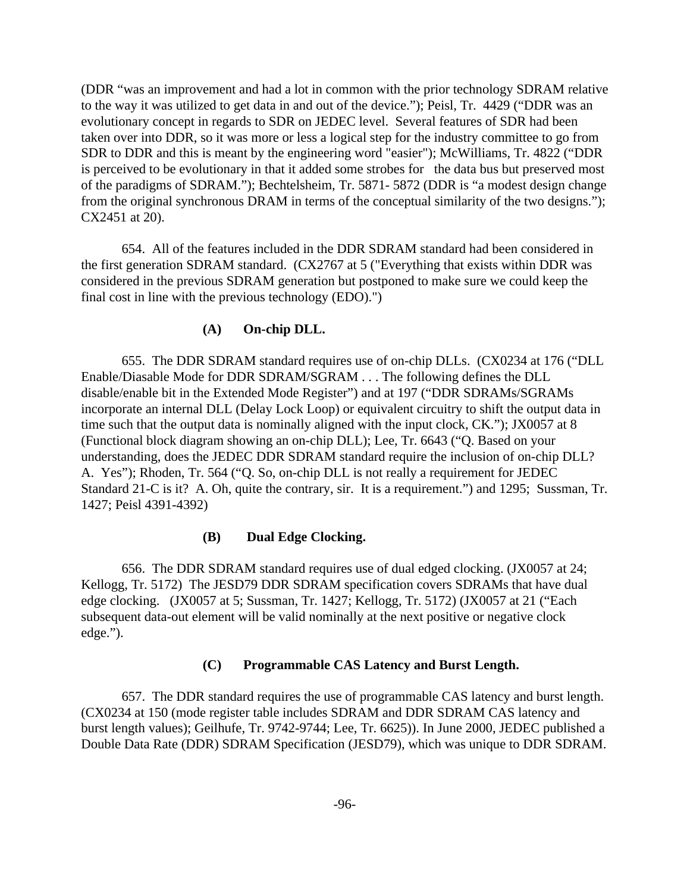(DDR "was an improvement and had a lot in common with the prior technology SDRAM relative to the way it was utilized to get data in and out of the device."); Peisl, Tr. 4429 ("DDR was an evolutionary concept in regards to SDR on JEDEC level. Several features of SDR had been taken over into DDR, so it was more or less a logical step for the industry committee to go from SDR to DDR and this is meant by the engineering word "easier"); McWilliams, Tr. 4822 ("DDR is perceived to be evolutionary in that it added some strobes for the data bus but preserved most of the paradigms of SDRAM."); Bechtelsheim, Tr. 5871- 5872 (DDR is "a modest design change from the original synchronous DRAM in terms of the conceptual similarity of the two designs."); CX2451 at 20).

654. All of the features included in the DDR SDRAM standard had been considered in the first generation SDRAM standard. (CX2767 at 5 ("Everything that exists within DDR was considered in the previous SDRAM generation but postponed to make sure we could keep the final cost in line with the previous technology (EDO).")

#### (A) On-chip DLL.

655. The DDR SDRAM standard requires use of on-chip DLLs. (CX0234 at 176 ("DLL Enable/Diasable Mode for DDR SDRAM/SGRAM . . . The following defines the DLL disable/enable bit in the Extended Mode Register") and at 197 ("DDR SDRAMs/SGRAMs incorporate an internal DLL (Delay Lock Loop) or equivalent circuitry to shift the output data in time such that the output data is nominally aligned with the input clock, CK."); JX0057 at 8 (Functional block diagram showing an on-chip DLL); Lee, Tr. 6643 ("Q. Based on your understanding, does the JEDEC DDR SDRAM standard require the inclusion of on-chip DLL? A. Yes"); Rhoden, Tr. 564 ("Q. So, on-chip DLL is not really a requirement for JEDEC Standard 21-C is it? A. Oh, quite the contrary, sir. It is a requirement.") and 1295; Sussman, Tr. 1427; Peisl 4391-4392)

#### (B) Dual Edge Clocking.

656. The DDR SDRAM standard requires use of dual edged clocking. (JX0057 at 24; Kellogg, Tr. 5172) The JESD79 DDR SDRAM specification covers SDRAMs that have dual edge clocking. (JX0057 at 5; Sussman, Tr. 1427; Kellogg, Tr. 5172) (JX0057 at 21 ("Each subsequent data-out element will be valid nominally at the next positive or negative clock edge.").

#### (C) Programmable CAS Latency and Burst Length.

657. The DDR standard requires the use of programmable CAS latency and burst length. (CX0234 at 150 (mode register table includes SDRAM and DDR SDRAM CAS latency and burst length values); Geilhufe, Tr. 9742-9744; Lee, Tr. 6625)). In June 2000, JEDEC published a Double Data Rate (DDR) SDRAM Specification (JESD79), which was unique to DDR SDRAM.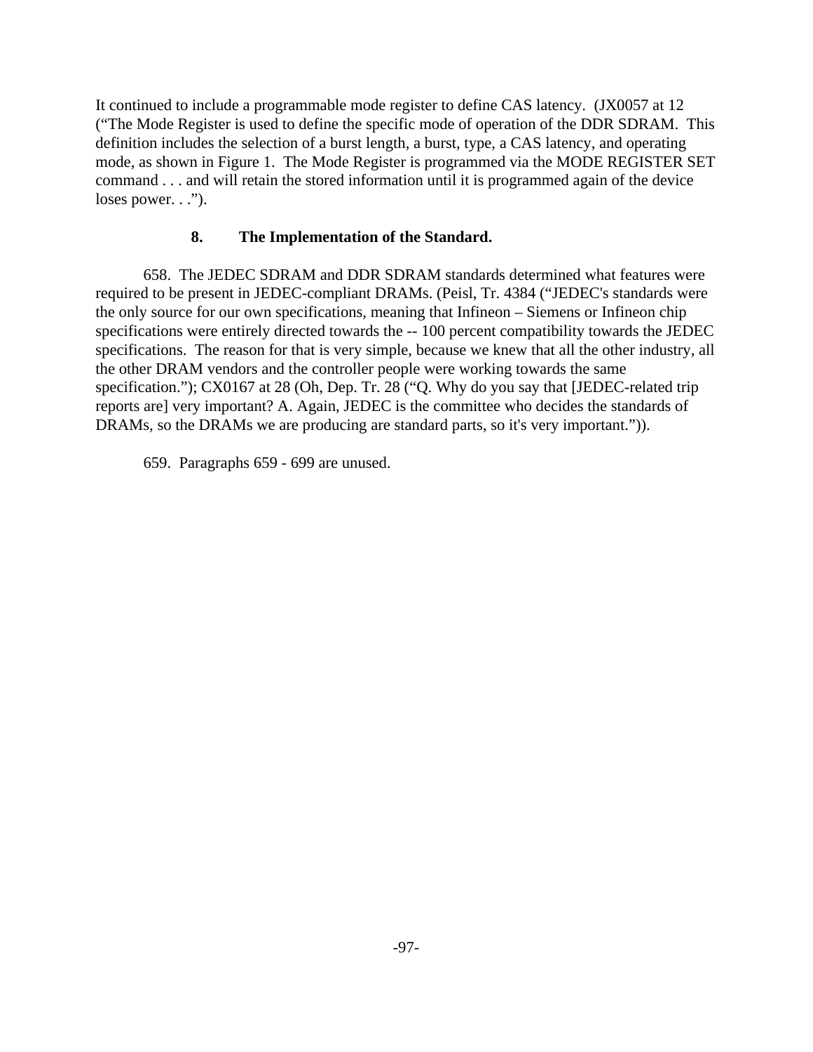It continued to include a programmable mode register to define CAS latency. (JX0057 at 12 ("The Mode Register is used to define the specific mode of operation of the DDR SDRAM. This definition includes the selection of a burst length, a burst, type, a CAS latency, and operating mode, as shown in Figure 1. The Mode Register is programmed via the MODE REGISTER SET command . . . and will retain the stored information until it is programmed again of the device loses power. . .").

### 8. The Implementation of the Standard.

658. The JEDEC SDRAM and DDR SDRAM standards determined what features were required to be present in JEDEC-compliant DRAMs. (Peisl, Tr. 4384 ("JEDEC's standards were the only source for our own specifications, meaning that Infineon – Siemens or Infineon chip specifications were entirely directed towards the -- 100 percent compatibility towards the JEDEC specifications. The reason for that is very simple, because we knew that all the other industry, all the other DRAM vendors and the controller people were working towards the same specification."); CX0167 at 28 (Oh, Dep. Tr. 28 ("Q. Why do you say that [JEDEC-related trip reports are] very important? A. Again, JEDEC is the committee who decides the standards of DRAMs, so the DRAMs we are producing are standard parts, so it's very important.")).

659. Paragraphs 659 - 699 are unused.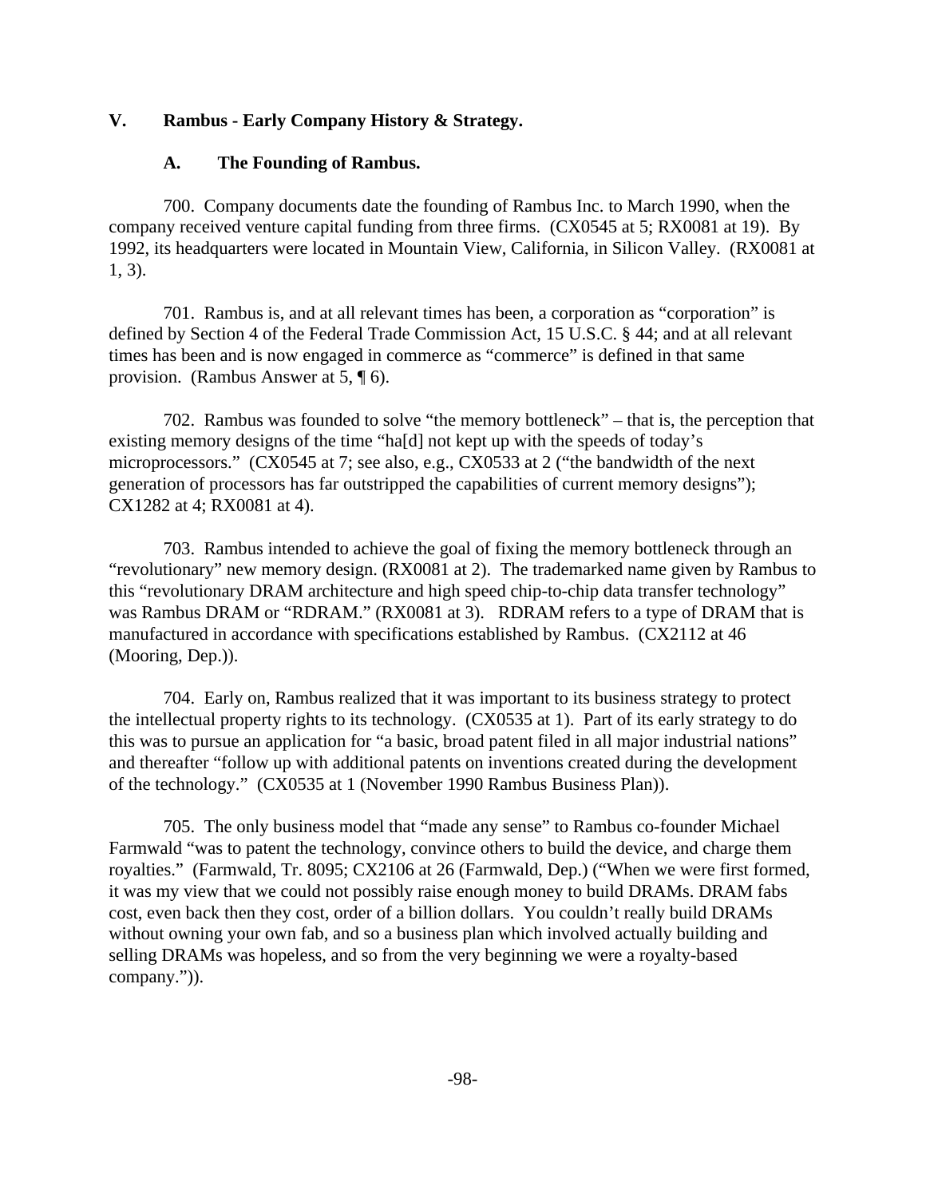## V. Rambus - Early Company History & Strategy.

### A. The Founding of Rambus.

700. Company documents date the founding of Rambus Inc. to March 1990, when the company received venture capital funding from three firms. (CX0545 at 5; RX0081 at 19). By 1992, its headquarters were located in Mountain View, California, in Silicon Valley. (RX0081 at 1, 3).

701. Rambus is, and at all relevant times has been, a corporation as "corporation" is defined by Section 4 of the Federal Trade Commission Act, 15 U.S.C. § 44; and at all relevant times has been and is now engaged in commerce as "commerce" is defined in that same provision. (Rambus Answer at 5, ¶ 6).

702. Rambus was founded to solve "the memory bottleneck" – that is, the perception that existing memory designs of the time "ha[d] not kept up with the speeds of today's microprocessors." (CX0545 at 7; see also, e.g., CX0533 at 2 ("the bandwidth of the next generation of processors has far outstripped the capabilities of current memory designs"); CX1282 at 4; RX0081 at 4).

703. Rambus intended to achieve the goal of fixing the memory bottleneck through an "revolutionary" new memory design. (RX0081 at 2). The trademarked name given by Rambus to this "revolutionary DRAM architecture and high speed chip-to-chip data transfer technology" was Rambus DRAM or "RDRAM." (RX0081 at 3). RDRAM refers to a type of DRAM that is manufactured in accordance with specifications established by Rambus. (CX2112 at 46 (Mooring, Dep.)).

704. Early on, Rambus realized that it was important to its business strategy to protect the intellectual property rights to its technology. (CX0535 at 1). Part of its early strategy to do this was to pursue an application for "a basic, broad patent filed in all major industrial nations" and thereafter "follow up with additional patents on inventions created during the development of the technology." (CX0535 at 1 (November 1990 Rambus Business Plan)).

705. The only business model that "made any sense" to Rambus co-founder Michael Farmwald "was to patent the technology, convince others to build the device, and charge them royalties." (Farmwald, Tr. 8095; CX2106 at 26 (Farmwald, Dep.) ("When we were first formed, it was my view that we could not possibly raise enough money to build DRAMs. DRAM fabs cost, even back then they cost, order of a billion dollars. You couldn't really build DRAMs without owning your own fab, and so a business plan which involved actually building and selling DRAMs was hopeless, and so from the very beginning we were a royalty-based company.")).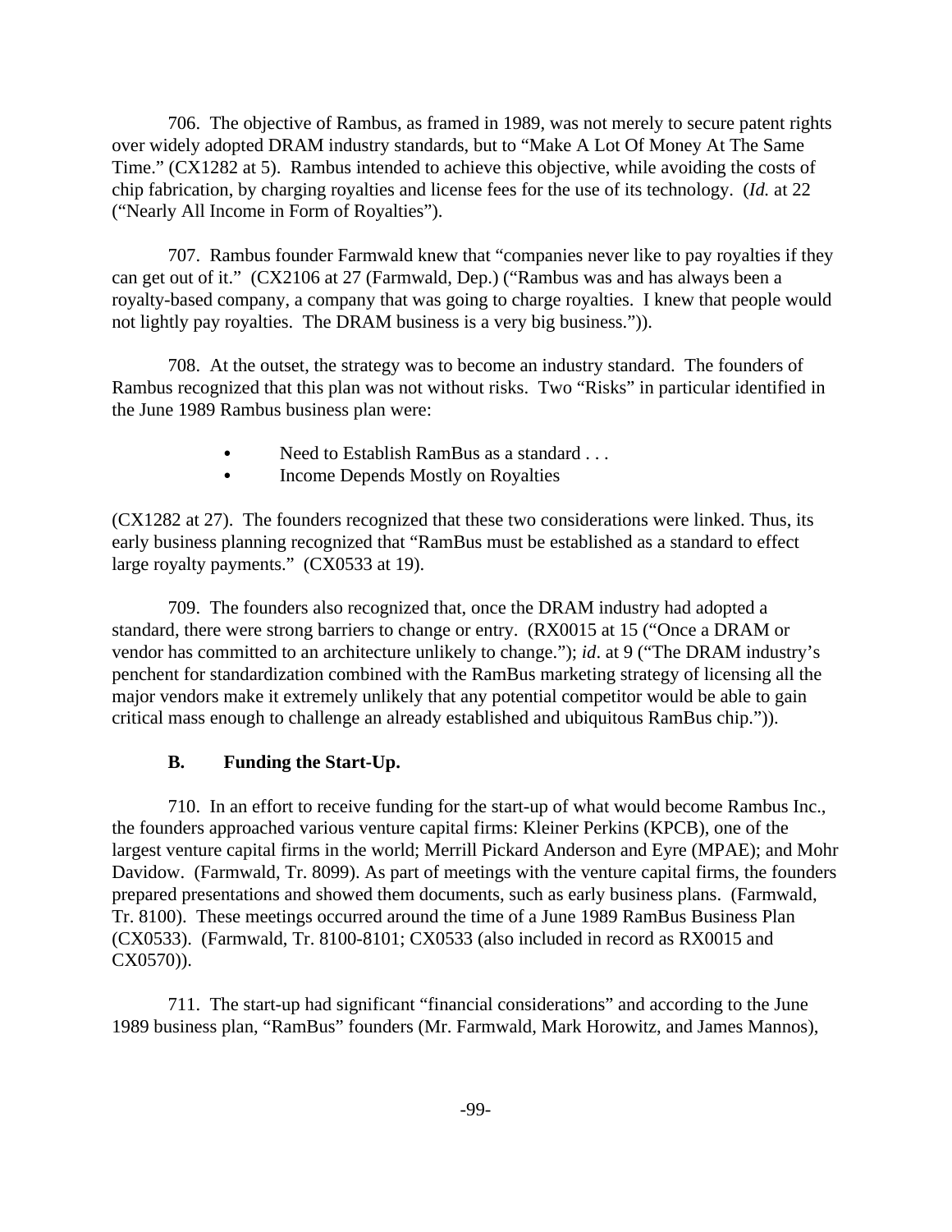706. The objective of Rambus, as framed in 1989, was not merely to secure patent rights over widely adopted DRAM industry standards, but to "Make A Lot Of Money At The Same Time." (CX1282 at 5). Rambus intended to achieve this objective, while avoiding the costs of chip fabrication, by charging royalties and license fees for the use of its technology. (*Id.* at 22 ("Nearly All Income in Form of Royalties").

707. Rambus founder Farmwald knew that "companies never like to pay royalties if they can get out of it." (CX2106 at 27 (Farmwald, Dep.) ("Rambus was and has always been a royalty-based company, a company that was going to charge royalties. I knew that people would not lightly pay royalties. The DRAM business is a very big business.")).

708. At the outset, the strategy was to become an industry standard. The founders of Rambus recognized that this plan was not without risks. Two "Risks" in particular identified in the June 1989 Rambus business plan were:

- Need to Establish RamBus as a standard . . .
- Income Depends Mostly on Royalties

(CX1282 at 27). The founders recognized that these two considerations were linked. Thus, its early business planning recognized that "RamBus must be established as a standard to effect large royalty payments." (CX0533 at 19).

709. The founders also recognized that, once the DRAM industry had adopted a standard, there were strong barriers to change or entry. (RX0015 at 15 ("Once a DRAM or vendor has committed to an architecture unlikely to change."); *id*. at 9 ("The DRAM industry's penchant for standardization combined with the RamBus marketing strategy of licensing all the major vendors make it extremely unlikely that any potential competitor would be able to gain critical mass enough to challenge an already established and ubiquitous RamBus chip.")).

### B. Funding the Start-Up.

710. In an effort to receive funding for the start-up of what would become Rambus Inc., the founders approached various venture capital firms: Kleiner Perkins (KPCB), one of the largest venture capital firms in the world; Merrill Pickard Anderson and Eyre (MPAE); and Mohr Davidow. (Farmwald, Tr. 8099). As part of meetings with the venture capital firms, the founders prepared presentations and showed them documents, such as early business plans. (Farmwald, Tr. 8100). These meetings occurred around the time of a June 1989 RamBus Business Plan (CX0533). (Farmwald, Tr. 8100-8101; CX0533 (also included in record as RX0015 and CX0570)).

711. The start-up had significant "financial considerations" and according to the June 1989 business plan, "RamBus" founders (Mr. Farmwald, Mark Horowitz, and James Mannos),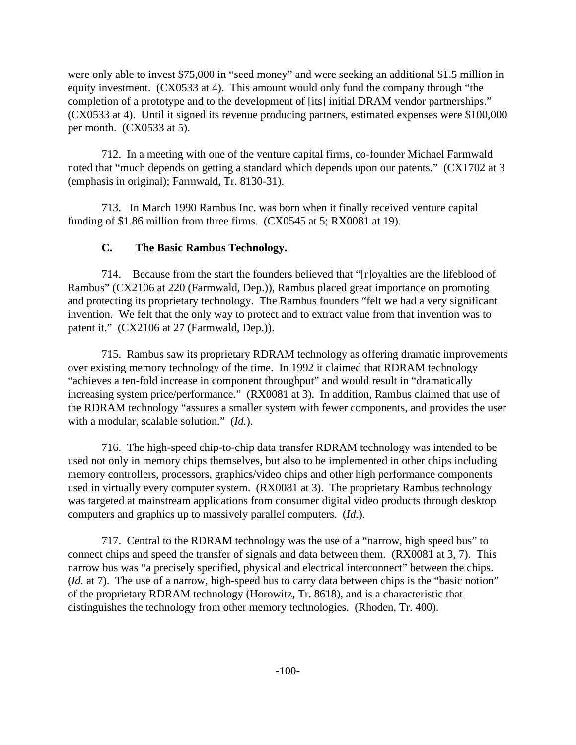were only able to invest $75,000 in "seed money" and were seeking an additional $1.5 million in equity investment. (CX0533 at 4). This amount would only fund the company through "the completion of a prototype and to the development of [its] initial DRAM vendor partnerships." (CX0533 at 4). Until it signed its revenue producing partners, estimated expenses were $100,000 per month. (CX0533 at 5).

712. In a meeting with one of the venture capital firms, co-founder Michael Farmwald noted that "much depends on getting a <u>standard</u> which depends upon our patents." (CX1702 at 3 (emphasis in original); Farmwald, Tr. 8130-31).

713. In March 1990 Rambus Inc. was born when it finally received venture capital funding of $1.86 million from three firms. (CX0545 at 5; RX0081 at 19).

### C. The Basic Rambus Technology.

714. Because from the start the founders believed that "[r]oyalties are the lifeblood of Rambus" (CX2106 at 220 (Farmwald, Dep.)), Rambus placed great importance on promoting and protecting its proprietary technology. The Rambus founders "felt we had a very significant invention. We felt that the only way to protect and to extract value from that invention was to patent it." (CX2106 at 27 (Farmwald, Dep.)).

715. Rambus saw its proprietary RDRAM technology as offering dramatic improvements over existing memory technology of the time. In 1992 it claimed that RDRAM technology "achieves a ten-fold increase in component throughput" and would result in "dramatically increasing system price/performance." (RX0081 at 3). In addition, Rambus claimed that use of the RDRAM technology "assures a smaller system with fewer components, and provides the user with a modular, scalable solution." (*Id.*).

716. The high-speed chip-to-chip data transfer RDRAM technology was intended to be used not only in memory chips themselves, but also to be implemented in other chips including memory controllers, processors, graphics/video chips and other high performance components used in virtually every computer system. (RX0081 at 3). The proprietary Rambus technology was targeted at mainstream applications from consumer digital video products through desktop computers and graphics up to massively parallel computers. (*Id.*).

717. Central to the RDRAM technology was the use of a "narrow, high speed bus" to connect chips and speed the transfer of signals and data between them. (RX0081 at 3, 7). This narrow bus was "a precisely specified, physical and electrical interconnect" between the chips. (*Id.* at 7). The use of a narrow, high-speed bus to carry data between chips is the "basic notion" of the proprietary RDRAM technology (Horowitz, Tr. 8618), and is a characteristic that distinguishes the technology from other memory technologies. (Rhoden, Tr. 400).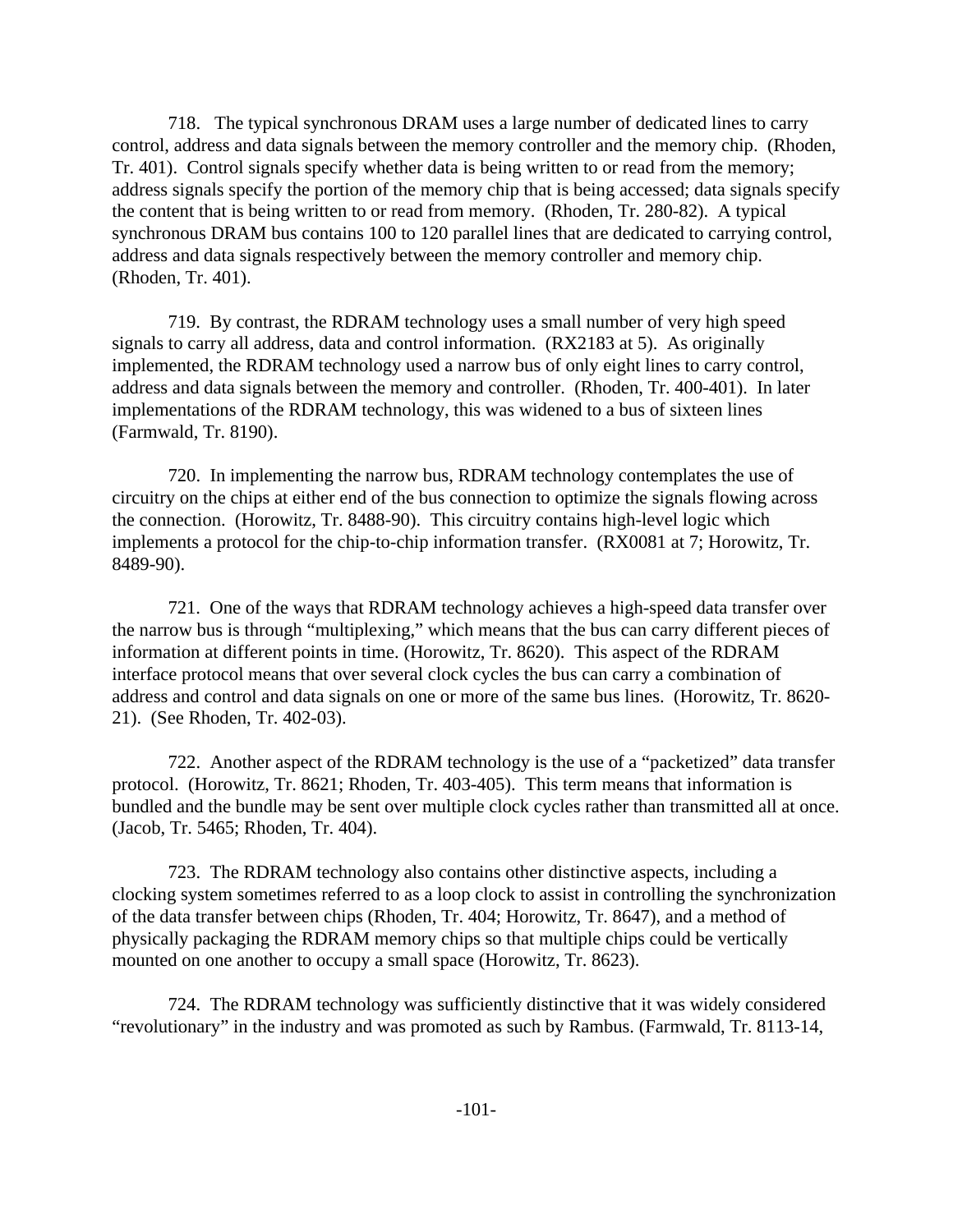718. The typical synchronous DRAM uses a large number of dedicated lines to carry control, address and data signals between the memory controller and the memory chip. (Rhoden, Tr. 401). Control signals specify whether data is being written to or read from the memory; address signals specify the portion of the memory chip that is being accessed; data signals specify the content that is being written to or read from memory. (Rhoden, Tr. 280-82). A typical synchronous DRAM bus contains 100 to 120 parallel lines that are dedicated to carrying control, address and data signals respectively between the memory controller and memory chip. (Rhoden, Tr. 401).

719. By contrast, the RDRAM technology uses a small number of very high speed signals to carry all address, data and control information. (RX2183 at 5). As originally implemented, the RDRAM technology used a narrow bus of only eight lines to carry control, address and data signals between the memory and controller. (Rhoden, Tr. 400-401). In later implementations of the RDRAM technology, this was widened to a bus of sixteen lines (Farmwald, Tr. 8190).

720. In implementing the narrow bus, RDRAM technology contemplates the use of circuitry on the chips at either end of the bus connection to optimize the signals flowing across the connection. (Horowitz, Tr. 8488-90). This circuitry contains high-level logic which implements a protocol for the chip-to-chip information transfer. (RX0081 at 7; Horowitz, Tr. 8489-90).

721. One of the ways that RDRAM technology achieves a high-speed data transfer over the narrow bus is through "multiplexing," which means that the bus can carry different pieces of information at different points in time. (Horowitz, Tr. 8620). This aspect of the RDRAM interface protocol means that over several clock cycles the bus can carry a combination of address and control and data signals on one or more of the same bus lines. (Horowitz, Tr. 8620-21). (See Rhoden, Tr. 402-03).

722. Another aspect of the RDRAM technology is the use of a "packetized" data transfer protocol. (Horowitz, Tr. 8621; Rhoden, Tr. 403-405). This term means that information is bundled and the bundle may be sent over multiple clock cycles rather than transmitted all at once. (Jacob, Tr. 5465; Rhoden, Tr. 404).

723. The RDRAM technology also contains other distinctive aspects, including a clocking system sometimes referred to as a loop clock to assist in controlling the synchronization of the data transfer between chips (Rhoden, Tr. 404; Horowitz, Tr. 8647), and a method of physically packaging the RDRAM memory chips so that multiple chips could be vertically mounted on one another to occupy a small space (Horowitz, Tr. 8623).

724. The RDRAM technology was sufficiently distinctive that it was widely considered "revolutionary" in the industry and was promoted as such by Rambus. (Farmwald, Tr. 8113-14,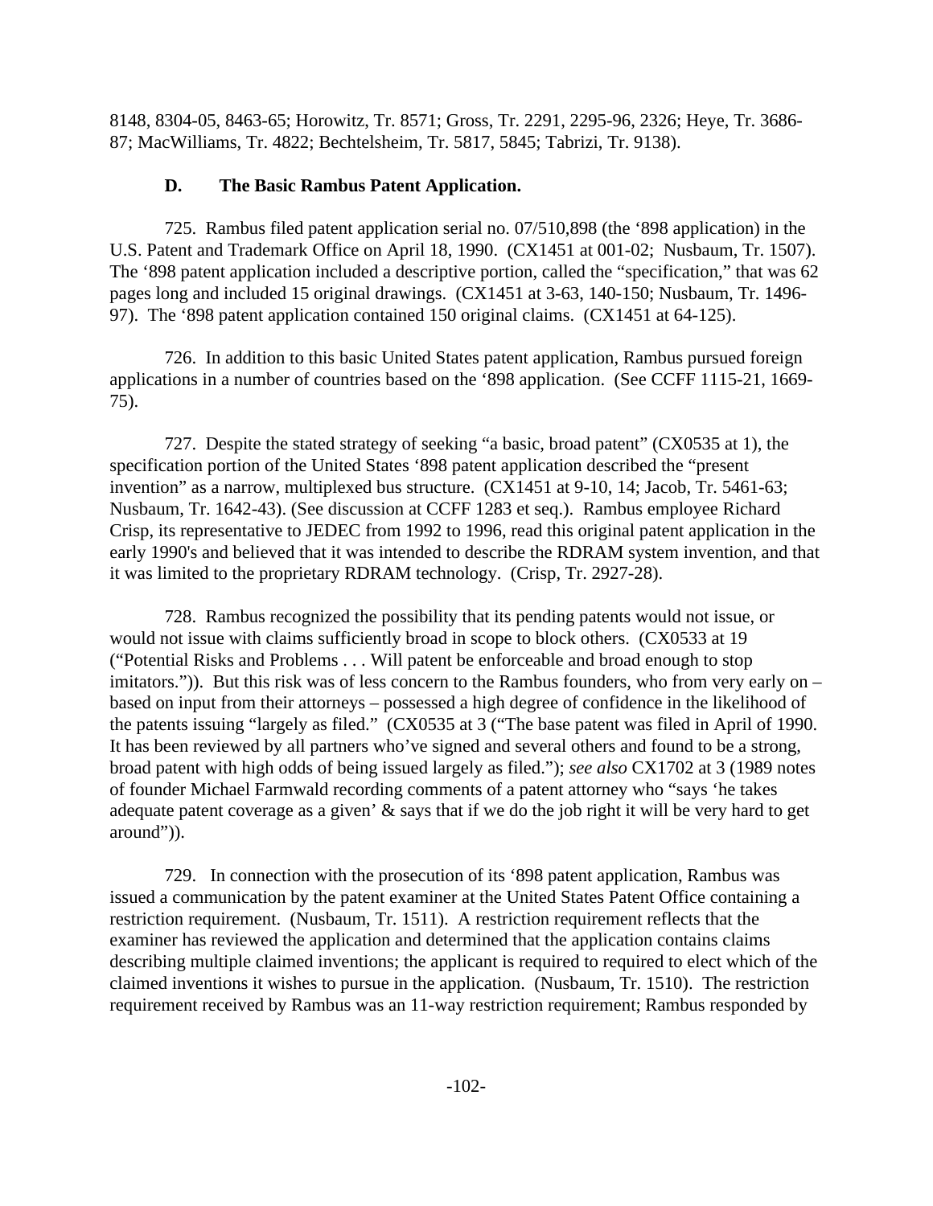8148, 8304-05, 8463-65; Horowitz, Tr. 8571; Gross, Tr. 2291, 2295-96, 2326; Heye, Tr. 3686-87; MacWilliams, Tr. 4822; Bechtelsheim, Tr. 5817, 5845; Tabrizi, Tr. 9138).

### D. The Basic Rambus Patent Application.

725. Rambus filed patent application serial no. 07/510,898 (the '898 application) in the U.S. Patent and Trademark Office on April 18, 1990. (CX1451 at 001-02; Nusbaum, Tr. 1507). The '898 patent application included a descriptive portion, called the "specification," that was 62 pages long and included 15 original drawings. (CX1451 at 3-63, 140-150; Nusbaum, Tr. 1496-97). The '898 patent application contained 150 original claims. (CX1451 at 64-125).

726. In addition to this basic United States patent application, Rambus pursued foreign applications in a number of countries based on the '898 application. (See CCFF 1115-21, 1669-75).

727. Despite the stated strategy of seeking "a basic, broad patent" (CX0535 at 1), the specification portion of the United States '898 patent application described the "present invention" as a narrow, multiplexed bus structure. (CX1451 at 9-10, 14; Jacob, Tr. 5461-63; Nusbaum, Tr. 1642-43). (See discussion at CCFF 1283 et seq.). Rambus employee Richard Crisp, its representative to JEDEC from 1992 to 1996, read this original patent application in the early 1990's and believed that it was intended to describe the RDRAM system invention, and that it was limited to the proprietary RDRAM technology. (Crisp, Tr. 2927-28).

728. Rambus recognized the possibility that its pending patents would not issue, or would not issue with claims sufficiently broad in scope to block others. (CX0533 at 19 ("Potential Risks and Problems . . . Will patent be enforceable and broad enough to stop imitators.")). But this risk was of less concern to the Rambus founders, who from very early on – based on input from their attorneys – possessed a high degree of confidence in the likelihood of the patents issuing "largely as filed." (CX0535 at 3 ("The base patent was filed in April of 1990. It has been reviewed by all partners who've signed and several others and found to be a strong, broad patent with high odds of being issued largely as filed."); *see also* CX1702 at 3 (1989 notes of founder Michael Farmwald recording comments of a patent attorney who "says 'he takes adequate patent coverage as a given' & says that if we do the job right it will be very hard to get around")).

729. In connection with the prosecution of its '898 patent application, Rambus was issued a communication by the patent examiner at the United States Patent Office containing a restriction requirement. (Nusbaum, Tr. 1511). A restriction requirement reflects that the examiner has reviewed the application and determined that the application contains claims describing multiple claimed inventions; the applicant is required to required to elect which of the claimed inventions it wishes to pursue in the application. (Nusbaum, Tr. 1510). The restriction requirement received by Rambus was an 11-way restriction requirement; Rambus responded by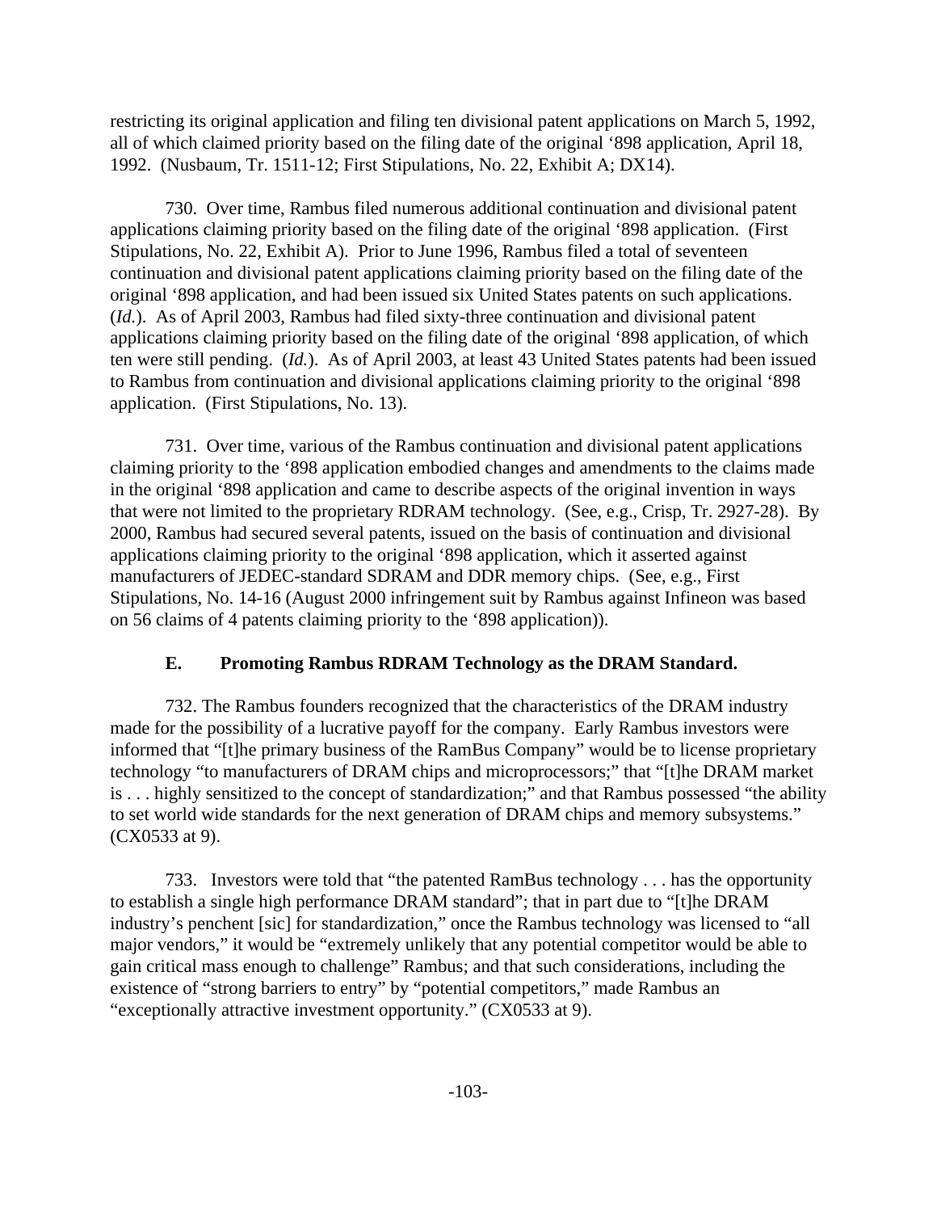restricting its original application and filing ten divisional patent applications on March 5, 1992, all of which claimed priority based on the filing date of the original '898 application, April 18, 1992. (Nusbaum, Tr. 1511-12; First Stipulations, No. 22, Exhibit A; DX14).

730. Over time, Rambus filed numerous additional continuation and divisional patent applications claiming priority based on the filing date of the original '898 application. (First Stipulations, No. 22, Exhibit A). Prior to June 1996, Rambus filed a total of seventeen continuation and divisional patent applications claiming priority based on the filing date of the original '898 application, and had been issued six United States patents on such applications. (*Id.*). As of April 2003, Rambus had filed sixty-three continuation and divisional patent applications claiming priority based on the filing date of the original '898 application, of which ten were still pending. (*Id.*). As of April 2003, at least 43 United States patents had been issued to Rambus from continuation and divisional applications claiming priority to the original '898 application. (First Stipulations, No. 13).

731. Over time, various of the Rambus continuation and divisional patent applications claiming priority to the '898 application embodied changes and amendments to the claims made in the original '898 application and came to describe aspects of the original invention in ways that were not limited to the proprietary RDRAM technology. (See, e.g., Crisp, Tr. 2927-28). By 2000, Rambus had secured several patents, issued on the basis of continuation and divisional applications claiming priority to the original '898 application, which it asserted against manufacturers of JEDEC-standard SDRAM and DDR memory chips. (See, e.g., First Stipulations, No. 14-16 (August 2000 infringement suit by Rambus against Infineon was based on 56 claims of 4 patents claiming priority to the '898 application)).

### E. Promoting Rambus RDRAM Technology as the DRAM Standard.

732. The Rambus founders recognized that the characteristics of the DRAM industry made for the possibility of a lucrative payoff for the company. Early Rambus investors were informed that "[t]he primary business of the RamBus Company" would be to license proprietary technology "to manufacturers of DRAM chips and microprocessors;" that "[t]he DRAM market is . . . highly sensitized to the concept of standardization;" and that Rambus possessed "the ability to set world wide standards for the next generation of DRAM chips and memory subsystems." (CX0533 at 9).

733. Investors were told that "the patented RamBus technology . . . has the opportunity to establish a single high performance DRAM standard"; that in part due to "[t]he DRAM industry's penchent [sic] for standardization," once the Rambus technology was licensed to "all major vendors," it would be "extremely unlikely that any potential competitor would be able to gain critical mass enough to challenge" Rambus; and that such considerations, including the existence of "strong barriers to entry" by "potential competitors," made Rambus an "exceptionally attractive investment opportunity." (CX0533 at 9).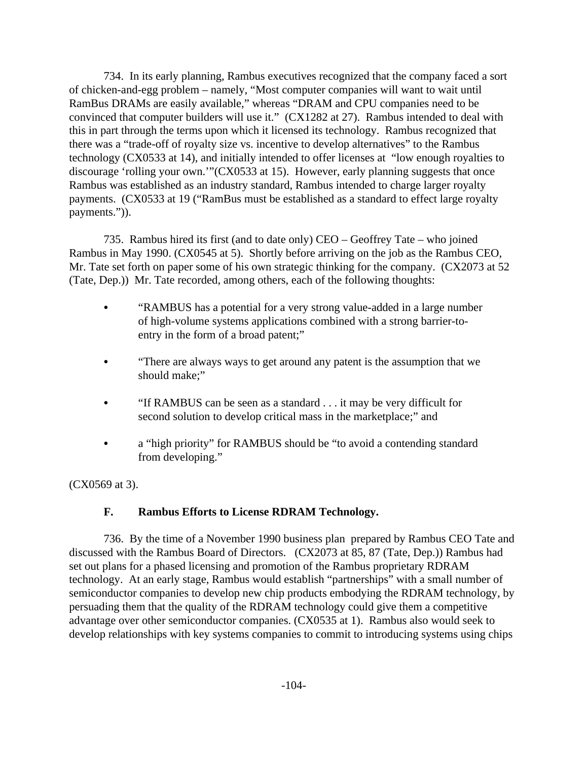734. In its early planning, Rambus executives recognized that the company faced a sort of chicken-and-egg problem – namely, "Most computer companies will want to wait until RamBus DRAMs are easily available," whereas "DRAM and CPU companies need to be convinced that computer builders will use it." (CX1282 at 27). Rambus intended to deal with this in part through the terms upon which it licensed its technology. Rambus recognized that there was a "trade-off of royalty size vs. incentive to develop alternatives" to the Rambus technology (CX0533 at 14), and initially intended to offer licenses at "low enough royalties to discourage 'rolling your own.'"(CX0533 at 15). However, early planning suggests that once Rambus was established as an industry standard, Rambus intended to charge larger royalty payments. (CX0533 at 19 ("RamBus must be established as a standard to effect large royalty payments.")).

735. Rambus hired its first (and to date only) CEO – Geoffrey Tate – who joined Rambus in May 1990. (CX0545 at 5). Shortly before arriving on the job as the Rambus CEO, Mr. Tate set forth on paper some of his own strategic thinking for the company. (CX2073 at 52 (Tate, Dep.)) Mr. Tate recorded, among others, each of the following thoughts:

- "RAMBUS has a potential for a very strong value-added in a large number of high-volume systems applications combined with a strong barrier-to-entry in the form of a broad patent;"
- "There are always ways to get around any patent is the assumption that we should make;"
- "If RAMBUS can be seen as a standard . . . it may be very difficult for second solution to develop critical mass in the marketplace;" and
- a "high priority" for RAMBUS should be "to avoid a contending standard from developing."

(CX0569 at 3).

### F. Rambus Efforts to License RDRAM Technology.

736. By the time of a November 1990 business plan prepared by Rambus CEO Tate and discussed with the Rambus Board of Directors. (CX2073 at 85, 87 (Tate, Dep.)) Rambus had set out plans for a phased licensing and promotion of the Rambus proprietary RDRAM technology. At an early stage, Rambus would establish "partnerships" with a small number of semiconductor companies to develop new chip products embodying the RDRAM technology, by persuading them that the quality of the RDRAM technology could give them a competitive advantage over other semiconductor companies. (CX0535 at 1). Rambus also would seek to develop relationships with key systems companies to commit to introducing systems using chips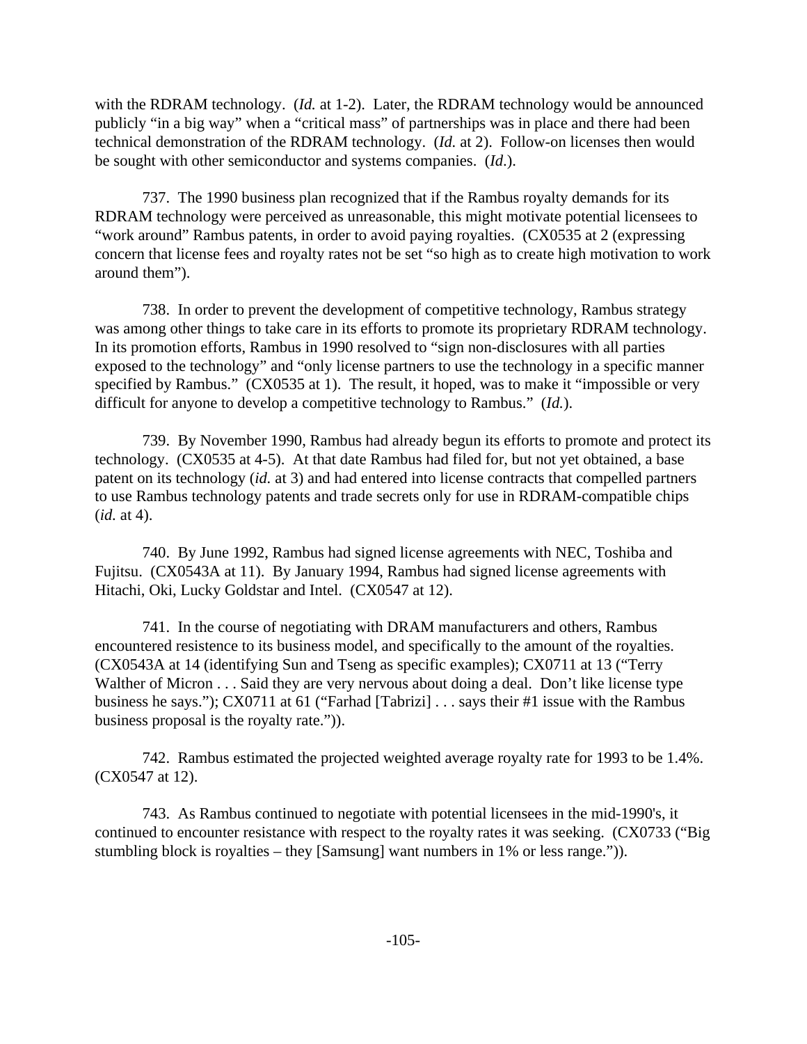with the RDRAM technology. (*Id.* at 1-2). Later, the RDRAM technology would be announced publicly "in a big way" when a "critical mass" of partnerships was in place and there had been technical demonstration of the RDRAM technology. (*Id.* at 2). Follow-on licenses then would be sought with other semiconductor and systems companies. (*Id*.).

737. The 1990 business plan recognized that if the Rambus royalty demands for its RDRAM technology were perceived as unreasonable, this might motivate potential licensees to "work around" Rambus patents, in order to avoid paying royalties. (CX0535 at 2 (expressing concern that license fees and royalty rates not be set "so high as to create high motivation to work around them").

738. In order to prevent the development of competitive technology, Rambus strategy was among other things to take care in its efforts to promote its proprietary RDRAM technology. In its promotion efforts, Rambus in 1990 resolved to "sign non-disclosures with all parties exposed to the technology" and "only license partners to use the technology in a specific manner specified by Rambus." (CX0535 at 1). The result, it hoped, was to make it "impossible or very difficult for anyone to develop a competitive technology to Rambus." (*Id.*).

739. By November 1990, Rambus had already begun its efforts to promote and protect its technology. (CX0535 at 4-5). At that date Rambus had filed for, but not yet obtained, a base patent on its technology (*id.* at 3) and had entered into license contracts that compelled partners to use Rambus technology patents and trade secrets only for use in RDRAM-compatible chips (*id.* at 4).

740. By June 1992, Rambus had signed license agreements with NEC, Toshiba and Fujitsu. (CX0543A at 11). By January 1994, Rambus had signed license agreements with Hitachi, Oki, Lucky Goldstar and Intel. (CX0547 at 12).

741. In the course of negotiating with DRAM manufacturers and others, Rambus encountered resistence to its business model, and specifically to the amount of the royalties. (CX0543A at 14 (identifying Sun and Tseng as specific examples); CX0711 at 13 ("Terry Walther of Micron . . . Said they are very nervous about doing a deal. Don't like license type business he says."); CX0711 at 61 ("Farhad [Tabrizi] . . . says their #1 issue with the Rambus business proposal is the royalty rate.")).

742. Rambus estimated the projected weighted average royalty rate for 1993 to be 1.4%. (CX0547 at 12).

743. As Rambus continued to negotiate with potential licensees in the mid-1990's, it continued to encounter resistance with respect to the royalty rates it was seeking. (CX0733 ("Big stumbling block is royalties – they [Samsung] want numbers in 1% or less range.")).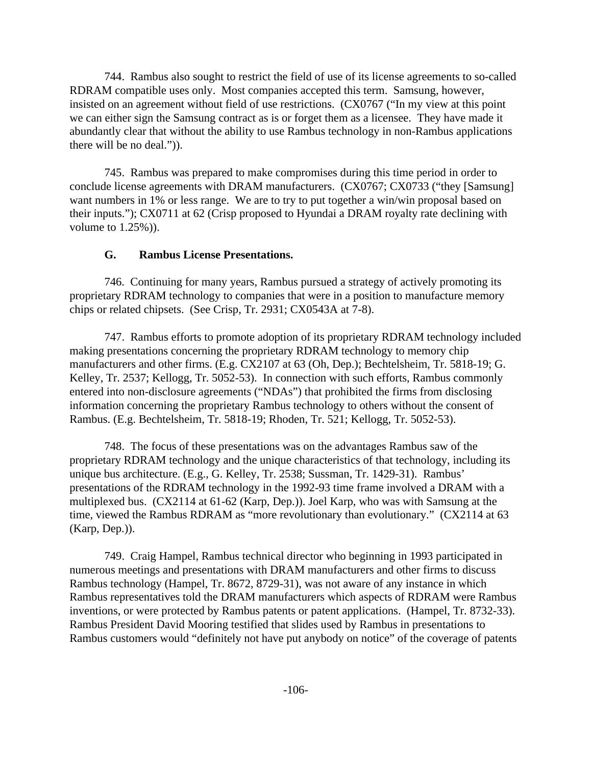744. Rambus also sought to restrict the field of use of its license agreements to so-called RDRAM compatible uses only. Most companies accepted this term. Samsung, however, insisted on an agreement without field of use restrictions. (CX0767 ("In my view at this point we can either sign the Samsung contract as is or forget them as a licensee. They have made it abundantly clear that without the ability to use Rambus technology in non-Rambus applications there will be no deal.")).

745. Rambus was prepared to make compromises during this time period in order to conclude license agreements with DRAM manufacturers. (CX0767; CX0733 ("they [Samsung] want numbers in 1% or less range. We are to try to put together a win/win proposal based on their inputs."); CX0711 at 62 (Crisp proposed to Hyundai a DRAM royalty rate declining with volume to 1.25%)).

### G. Rambus License Presentations.

746. Continuing for many years, Rambus pursued a strategy of actively promoting its proprietary RDRAM technology to companies that were in a position to manufacture memory chips or related chipsets. (See Crisp, Tr. 2931; CX0543A at 7-8).

747. Rambus efforts to promote adoption of its proprietary RDRAM technology included making presentations concerning the proprietary RDRAM technology to memory chip manufacturers and other firms. (E.g. CX2107 at 63 (Oh, Dep.); Bechtelsheim, Tr. 5818-19; G. Kelley, Tr. 2537; Kellogg, Tr. 5052-53). In connection with such efforts, Rambus commonly entered into non-disclosure agreements ("NDAs") that prohibited the firms from disclosing information concerning the proprietary Rambus technology to others without the consent of Rambus. (E.g. Bechtelsheim, Tr. 5818-19; Rhoden, Tr. 521; Kellogg, Tr. 5052-53).

748. The focus of these presentations was on the advantages Rambus saw of the proprietary RDRAM technology and the unique characteristics of that technology, including its unique bus architecture. (E.g., G. Kelley, Tr. 2538; Sussman, Tr. 1429-31). Rambus' presentations of the RDRAM technology in the 1992-93 time frame involved a DRAM with a multiplexed bus. (CX2114 at 61-62 (Karp, Dep.)). Joel Karp, who was with Samsung at the time, viewed the Rambus RDRAM as "more revolutionary than evolutionary." (CX2114 at 63 (Karp, Dep.)).

749. Craig Hampel, Rambus technical director who beginning in 1993 participated in numerous meetings and presentations with DRAM manufacturers and other firms to discuss Rambus technology (Hampel, Tr. 8672, 8729-31), was not aware of any instance in which Rambus representatives told the DRAM manufacturers which aspects of RDRAM were Rambus inventions, or were protected by Rambus patents or patent applications. (Hampel, Tr. 8732-33). Rambus President David Mooring testified that slides used by Rambus in presentations to Rambus customers would "definitely not have put anybody on notice" of the coverage of patents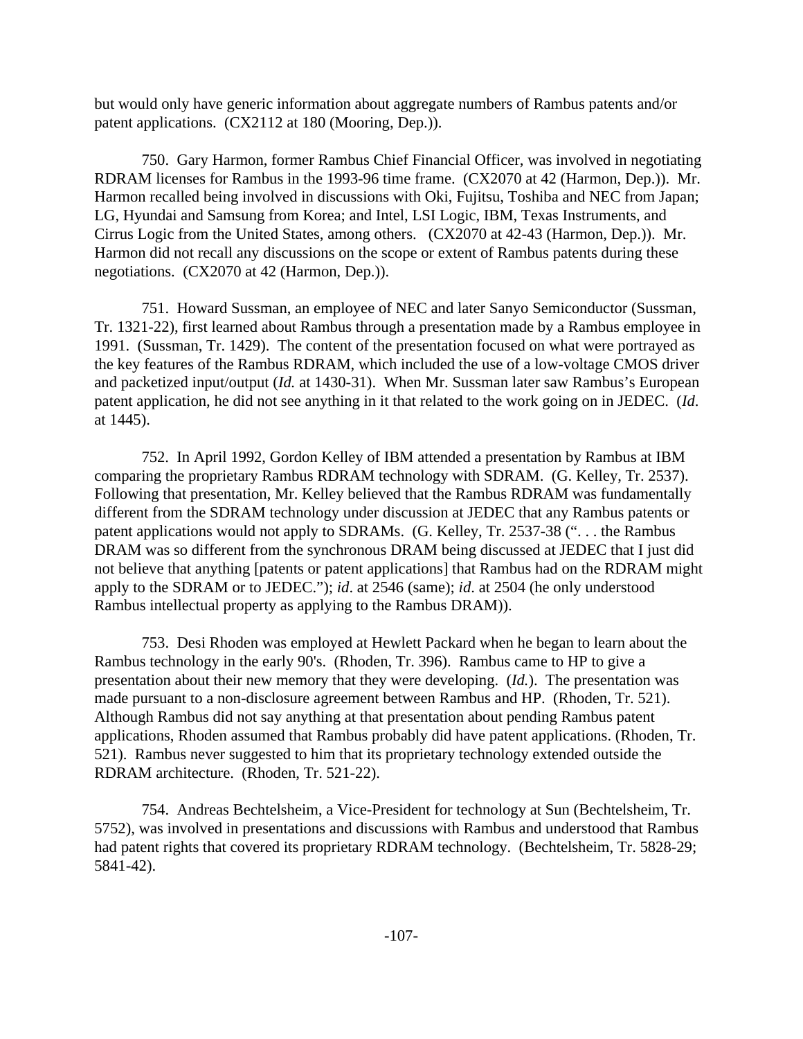but would only have generic information about aggregate numbers of Rambus patents and/or patent applications. (CX2112 at 180 (Mooring, Dep.)).

750. Gary Harmon, former Rambus Chief Financial Officer, was involved in negotiating RDRAM licenses for Rambus in the 1993-96 time frame. (CX2070 at 42 (Harmon, Dep.)). Mr. Harmon recalled being involved in discussions with Oki, Fujitsu, Toshiba and NEC from Japan; LG, Hyundai and Samsung from Korea; and Intel, LSI Logic, IBM, Texas Instruments, and Cirrus Logic from the United States, among others. (CX2070 at 42-43 (Harmon, Dep.)). Mr. Harmon did not recall any discussions on the scope or extent of Rambus patents during these negotiations. (CX2070 at 42 (Harmon, Dep.)).

751. Howard Sussman, an employee of NEC and later Sanyo Semiconductor (Sussman, Tr. 1321-22), first learned about Rambus through a presentation made by a Rambus employee in 1991. (Sussman, Tr. 1429). The content of the presentation focused on what were portrayed as the key features of the Rambus RDRAM, which included the use of a low-voltage CMOS driver and packetized input/output (*Id.* at 1430-31). When Mr. Sussman later saw Rambus's European patent application, he did not see anything in it that related to the work going on in JEDEC. (*Id.* at 1445).

752. In April 1992, Gordon Kelley of IBM attended a presentation by Rambus at IBM comparing the proprietary Rambus RDRAM technology with SDRAM. (G. Kelley, Tr. 2537). Following that presentation, Mr. Kelley believed that the Rambus RDRAM was fundamentally different from the SDRAM technology under discussion at JEDEC that any Rambus patents or patent applications would not apply to SDRAMs. (G. Kelley, Tr. 2537-38 (". . . the Rambus DRAM was so different from the synchronous DRAM being discussed at JEDEC that I just did not believe that anything [patents or patent applications] that Rambus had on the RDRAM might apply to the SDRAM or to JEDEC."); *id*. at 2546 (same); *id*. at 2504 (he only understood Rambus intellectual property as applying to the Rambus DRAM)).

753. Desi Rhoden was employed at Hewlett Packard when he began to learn about the Rambus technology in the early 90's. (Rhoden, Tr. 396). Rambus came to HP to give a presentation about their new memory that they were developing. (*Id.*). The presentation was made pursuant to a non-disclosure agreement between Rambus and HP. (Rhoden, Tr. 521). Although Rambus did not say anything at that presentation about pending Rambus patent applications, Rhoden assumed that Rambus probably did have patent applications. (Rhoden, Tr. 521). Rambus never suggested to him that its proprietary technology extended outside the RDRAM architecture. (Rhoden, Tr. 521-22).

754. Andreas Bechtelsheim, a Vice-President for technology at Sun (Bechtelsheim, Tr. 5752), was involved in presentations and discussions with Rambus and understood that Rambus had patent rights that covered its proprietary RDRAM technology. (Bechtelsheim, Tr. 5828-29; 5841-42).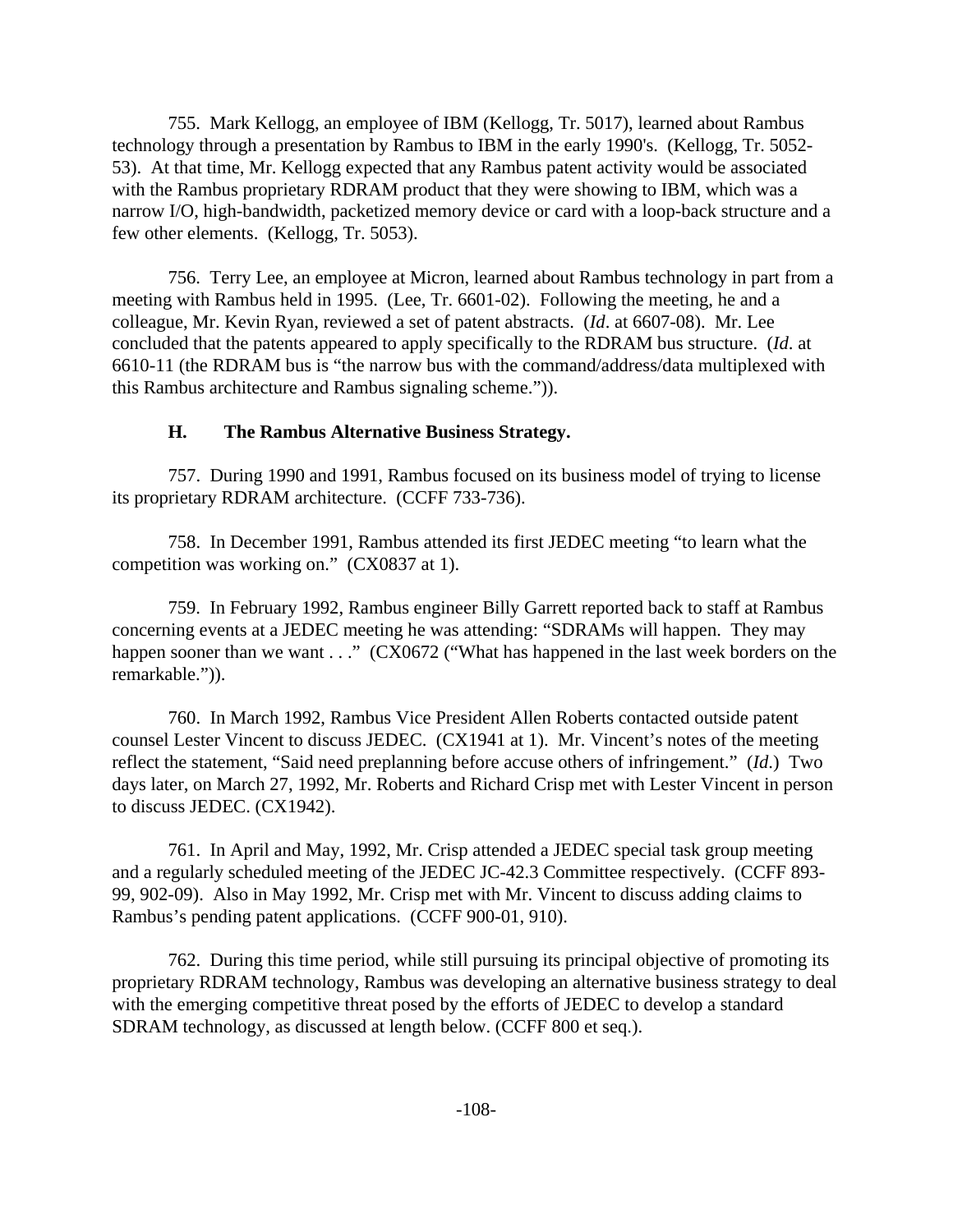755. Mark Kellogg, an employee of IBM (Kellogg, Tr. 5017), learned about Rambus technology through a presentation by Rambus to IBM in the early 1990's. (Kellogg, Tr. 5052-53). At that time, Mr. Kellogg expected that any Rambus patent activity would be associated with the Rambus proprietary RDRAM product that they were showing to IBM, which was a narrow I/O, high-bandwidth, packetized memory device or card with a loop-back structure and a few other elements. (Kellogg, Tr. 5053).

756. Terry Lee, an employee at Micron, learned about Rambus technology in part from a meeting with Rambus held in 1995. (Lee, Tr. 6601-02). Following the meeting, he and a colleague, Mr. Kevin Ryan, reviewed a set of patent abstracts. (*Id*. at 6607-08). Mr. Lee concluded that the patents appeared to apply specifically to the RDRAM bus structure. (*Id*. at 6610-11 (the RDRAM bus is "the narrow bus with the command/address/data multiplexed with this Rambus architecture and Rambus signaling scheme.")).

### H. The Rambus Alternative Business Strategy.

757. During 1990 and 1991, Rambus focused on its business model of trying to license its proprietary RDRAM architecture. (CCFF 733-736).

758. In December 1991, Rambus attended its first JEDEC meeting "to learn what the competition was working on." (CX0837 at 1).

759. In February 1992, Rambus engineer Billy Garrett reported back to staff at Rambus concerning events at a JEDEC meeting he was attending: "SDRAMs will happen. They may happen sooner than we want . . ." (CX0672 ("What has happened in the last week borders on the remarkable.")).

760. In March 1992, Rambus Vice President Allen Roberts contacted outside patent counsel Lester Vincent to discuss JEDEC. (CX1941 at 1). Mr. Vincent's notes of the meeting reflect the statement, "Said need preplanning before accuse others of infringement." (*Id.*) Two days later, on March 27, 1992, Mr. Roberts and Richard Crisp met with Lester Vincent in person to discuss JEDEC. (CX1942).

761. In April and May, 1992, Mr. Crisp attended a JEDEC special task group meeting and a regularly scheduled meeting of the JEDEC JC-42.3 Committee respectively. (CCFF 893-99, 902-09). Also in May 1992, Mr. Crisp met with Mr. Vincent to discuss adding claims to Rambus's pending patent applications. (CCFF 900-01, 910).

762. During this time period, while still pursuing its principal objective of promoting its proprietary RDRAM technology, Rambus was developing an alternative business strategy to deal with the emerging competitive threat posed by the efforts of JEDEC to develop a standard SDRAM technology, as discussed at length below. (CCFF 800 et seq.).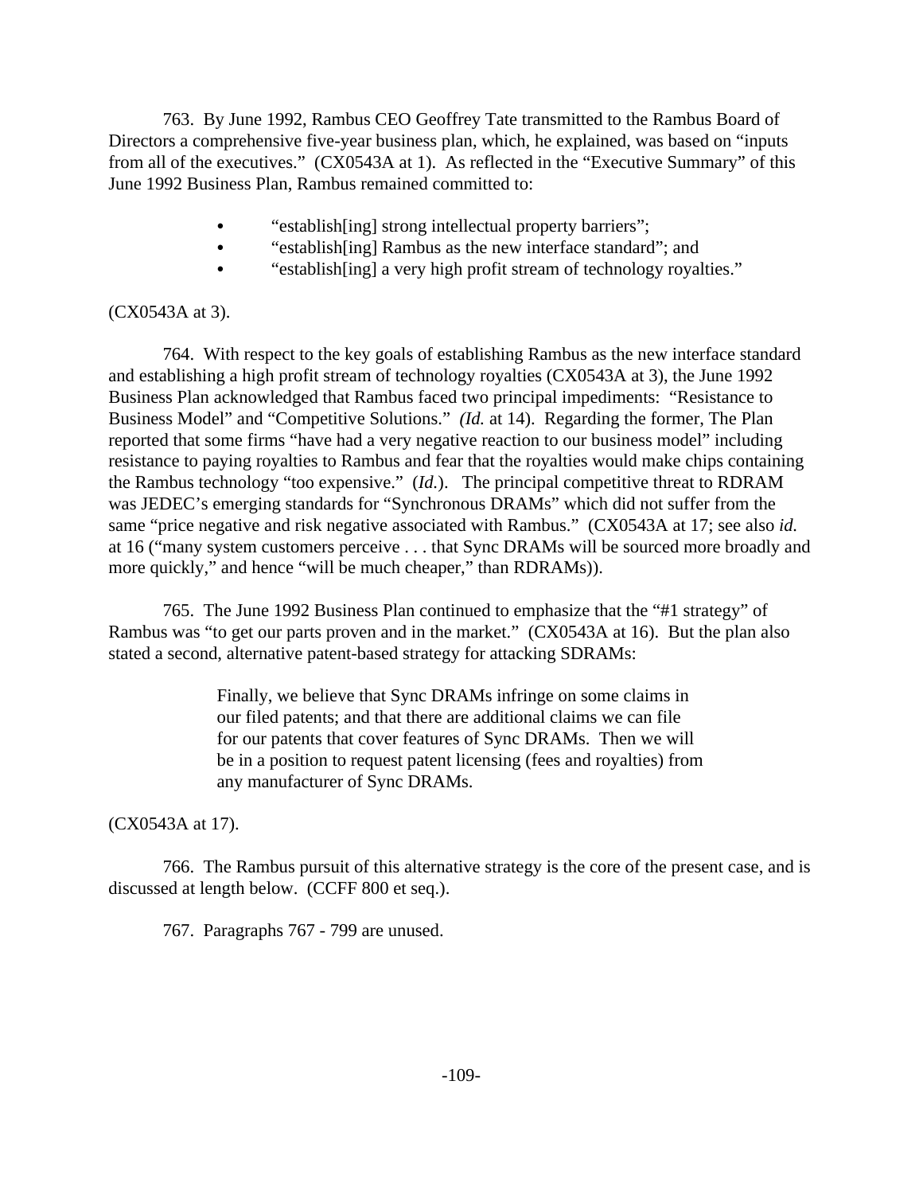763. By June 1992, Rambus CEO Geoffrey Tate transmitted to the Rambus Board of Directors a comprehensive five-year business plan, which, he explained, was based on "inputs from all of the executives." (CX0543A at 1). As reflected in the "Executive Summary" of this June 1992 Business Plan, Rambus remained committed to:

- "establish[ing] strong intellectual property barriers";
- "establish[ing] Rambus as the new interface standard"; and
- "establish[ing] a very high profit stream of technology royalties."

(CX0543A at 3).

764. With respect to the key goals of establishing Rambus as the new interface standard and establishing a high profit stream of technology royalties (CX0543A at 3), the June 1992 Business Plan acknowledged that Rambus faced two principal impediments: "Resistance to Business Model" and "Competitive Solutions." *(Id.* at 14). Regarding the former, The Plan reported that some firms "have had a very negative reaction to our business model" including resistance to paying royalties to Rambus and fear that the royalties would make chips containing the Rambus technology "too expensive." (*Id.*). The principal competitive threat to RDRAM was JEDEC's emerging standards for "Synchronous DRAMs" which did not suffer from the same "price negative and risk negative associated with Rambus." (CX0543A at 17; see also *id.* at 16 ("many system customers perceive . . . that Sync DRAMs will be sourced more broadly and more quickly," and hence "will be much cheaper," than RDRAMs)).

765. The June 1992 Business Plan continued to emphasize that the "#1 strategy" of Rambus was "to get our parts proven and in the market." (CX0543A at 16). But the plan also stated a second, alternative patent-based strategy for attacking SDRAMs:

> Finally, we believe that Sync DRAMs infringe on some claims in our filed patents; and that there are additional claims we can file for our patents that cover features of Sync DRAMs. Then we will be in a position to request patent licensing (fees and royalties) from any manufacturer of Sync DRAMs.

(CX0543A at 17).

766. The Rambus pursuit of this alternative strategy is the core of the present case, and is discussed at length below. (CCFF 800 et seq.).

767. Paragraphs 767 - 799 are unused.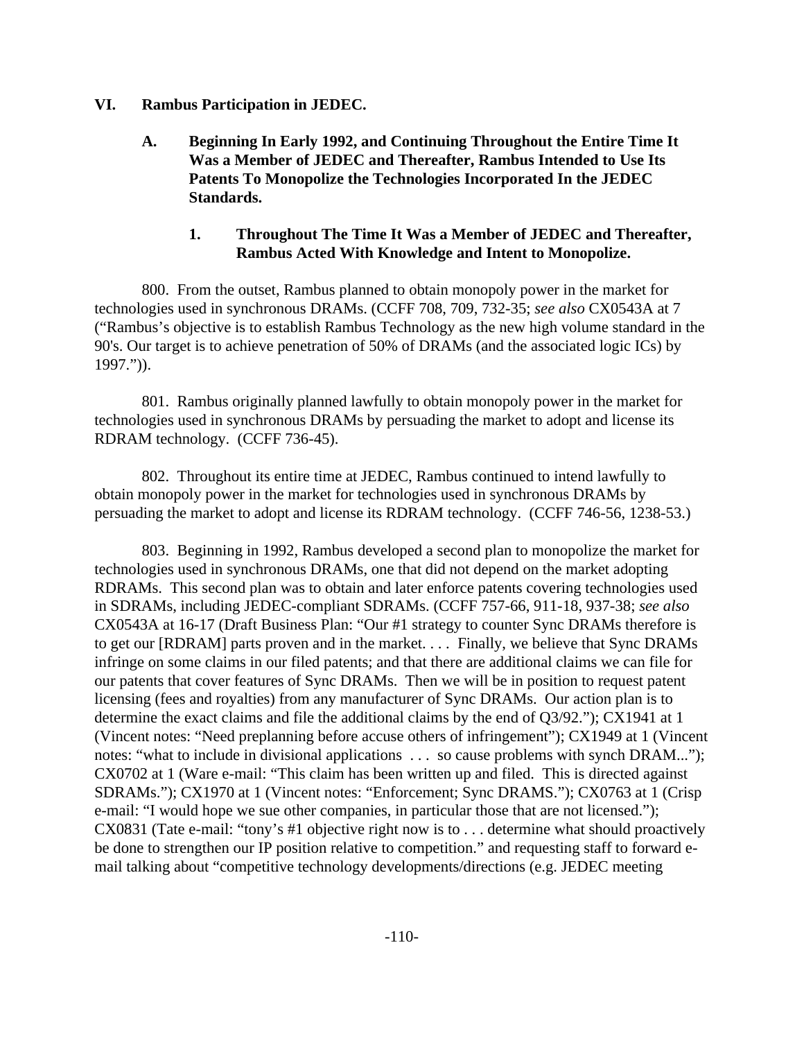## VI. Rambus Participation in JEDEC.

### A. Beginning In Early 1992, and Continuing Throughout the Entire Time It Was a Member of JEDEC and Thereafter, Rambus Intended to Use Its Patents To Monopolize the Technologies Incorporated In the JEDEC Standards.

#### 1. Throughout The Time It Was a Member of JEDEC and Thereafter, Rambus Acted With Knowledge and Intent to Monopolize.

800. From the outset, Rambus planned to obtain monopoly power in the market for technologies used in synchronous DRAMs. (CCFF 708, 709, 732-35; *see also* CX0543A at 7 ("Rambus's objective is to establish Rambus Technology as the new high volume standard in the 90's. Our target is to achieve penetration of 50% of DRAMs (and the associated logic ICs) by 1997.")).

801. Rambus originally planned lawfully to obtain monopoly power in the market for technologies used in synchronous DRAMs by persuading the market to adopt and license its RDRAM technology. (CCFF 736-45).

802. Throughout its entire time at JEDEC, Rambus continued to intend lawfully to obtain monopoly power in the market for technologies used in synchronous DRAMs by persuading the market to adopt and license its RDRAM technology. (CCFF 746-56, 1238-53.)

803. Beginning in 1992, Rambus developed a second plan to monopolize the market for technologies used in synchronous DRAMs, one that did not depend on the market adopting RDRAMs. This second plan was to obtain and later enforce patents covering technologies used in SDRAMs, including JEDEC-compliant SDRAMs. (CCFF 757-66, 911-18, 937-38; *see also* CX0543A at 16-17 (Draft Business Plan: "Our #1 strategy to counter Sync DRAMs therefore is to get our [RDRAM] parts proven and in the market. . . . Finally, we believe that Sync DRAMs infringe on some claims in our filed patents; and that there are additional claims we can file for our patents that cover features of Sync DRAMs. Then we will be in position to request patent licensing (fees and royalties) from any manufacturer of Sync DRAMs. Our action plan is to determine the exact claims and file the additional claims by the end of Q3/92."); CX1941 at 1 (Vincent notes: "Need preplanning before accuse others of infringement"); CX1949 at 1 (Vincent notes: "what to include in divisional applications . . . so cause problems with synch DRAM..."); CX0702 at 1 (Ware e-mail: "This claim has been written up and filed. This is directed against SDRAMs."); CX1970 at 1 (Vincent notes: "Enforcement; Sync DRAMS."); CX0763 at 1 (Crisp e-mail: "I would hope we sue other companies, in particular those that are not licensed."); CX0831 (Tate e-mail: "tony's #1 objective right now is to . . . determine what should proactively be done to strengthen our IP position relative to competition." and requesting staff to forward e-mail talking about "competitive technology developments/directions (e.g. JEDEC meeting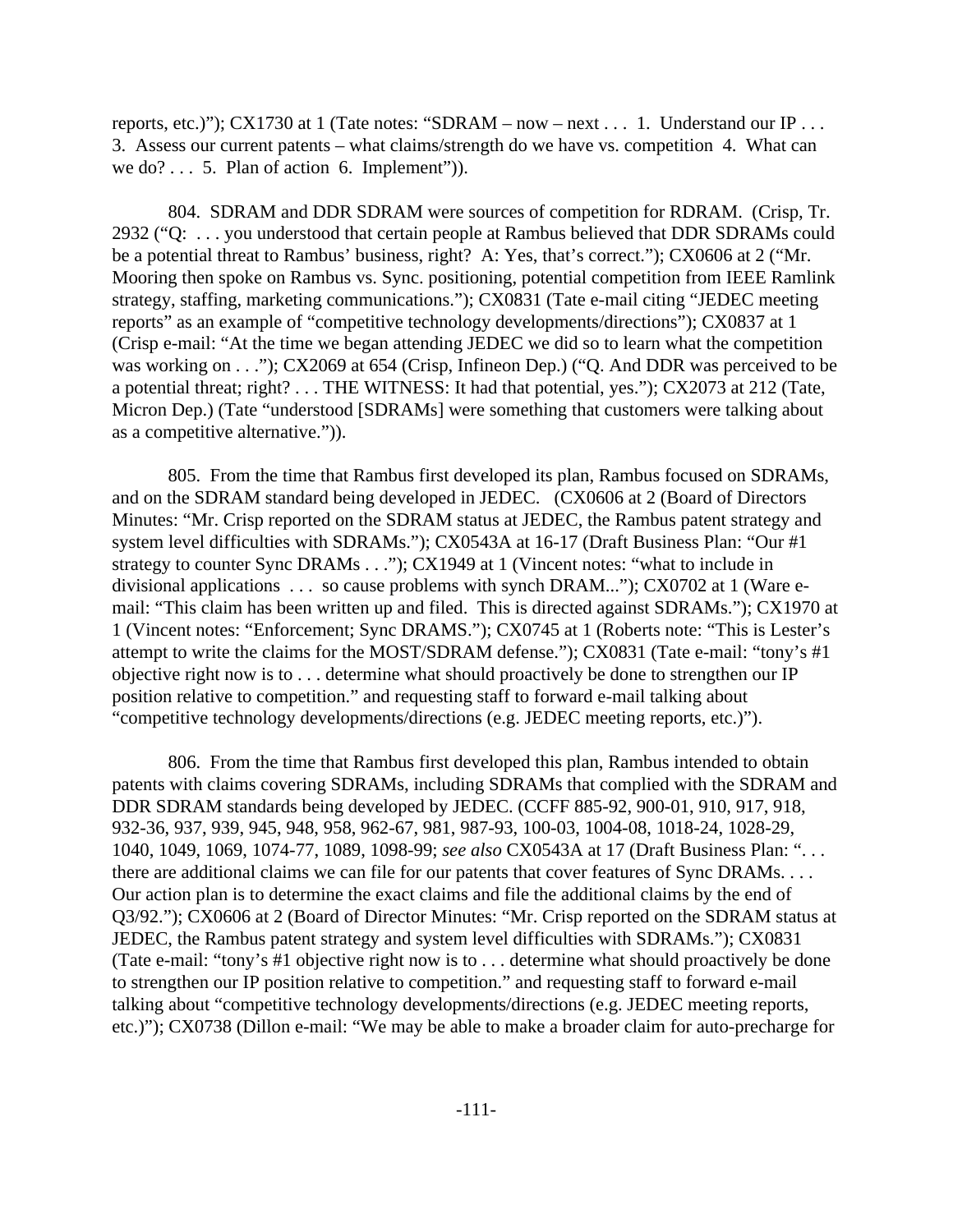reports, etc.)"); CX1730 at 1 (Tate notes: "SDRAM – now – next . . . 1. Understand our IP . . . 3. Assess our current patents – what claims/strength do we have vs. competition 4. What can we do? . . . 5. Plan of action 6. Implement")).

804. SDRAM and DDR SDRAM were sources of competition for RDRAM. (Crisp, Tr. 2932 ("Q: . . . you understood that certain people at Rambus believed that DDR SDRAMs could be a potential threat to Rambus' business, right? A: Yes, that's correct."); CX0606 at 2 ("Mr. Mooring then spoke on Rambus vs. Sync. positioning, potential competition from IEEE Ramlink strategy, staffing, marketing communications."); CX0831 (Tate e-mail citing "JEDEC meeting reports" as an example of "competitive technology developments/directions"); CX0837 at 1 (Crisp e-mail: "At the time we began attending JEDEC we did so to learn what the competition was working on . . ."); CX2069 at 654 (Crisp, Infineon Dep.) ("Q. And DDR was perceived to be a potential threat; right? . . . THE WITNESS: It had that potential, yes."); CX2073 at 212 (Tate, Micron Dep.) (Tate "understood [SDRAMs] were something that customers were talking about as a competitive alternative.")).

805. From the time that Rambus first developed its plan, Rambus focused on SDRAMs, and on the SDRAM standard being developed in JEDEC. (CX0606 at 2 (Board of Directors Minutes: "Mr. Crisp reported on the SDRAM status at JEDEC, the Rambus patent strategy and system level difficulties with SDRAMs."); CX0543A at 16-17 (Draft Business Plan: "Our #1 strategy to counter Sync DRAMs . . ."); CX1949 at 1 (Vincent notes: "what to include in divisional applications . . . so cause problems with synch DRAM..."); CX0702 at 1 (Ware e-mail: "This claim has been written up and filed. This is directed against SDRAMs."); CX1970 at 1 (Vincent notes: "Enforcement; Sync DRAMS."); CX0745 at 1 (Roberts note: "This is Lester's attempt to write the claims for the MOST/SDRAM defense."); CX0831 (Tate e-mail: "tony's #1 objective right now is to . . . determine what should proactively be done to strengthen our IP position relative to competition." and requesting staff to forward e-mail talking about "competitive technology developments/directions (e.g. JEDEC meeting reports, etc.)").

806. From the time that Rambus first developed this plan, Rambus intended to obtain patents with claims covering SDRAMs, including SDRAMs that complied with the SDRAM and DDR SDRAM standards being developed by JEDEC. (CCFF 885-92, 900-01, 910, 917, 918, 932-36, 937, 939, 945, 948, 958, 962-67, 981, 987-93, 100-03, 1004-08, 1018-24, 1028-29, 1040, 1049, 1069, 1074-77, 1089, 1098-99; *see also* CX0543A at 17 (Draft Business Plan: ". . . there are additional claims we can file for our patents that cover features of Sync DRAMs. . . . Our action plan is to determine the exact claims and file the additional claims by the end of Q3/92."); CX0606 at 2 (Board of Director Minutes: "Mr. Crisp reported on the SDRAM status at JEDEC, the Rambus patent strategy and system level difficulties with SDRAMs."); CX0831 (Tate e-mail: "tony's #1 objective right now is to . . . determine what should proactively be done to strengthen our IP position relative to competition." and requesting staff to forward e-mail talking about "competitive technology developments/directions (e.g. JEDEC meeting reports, etc.)"); CX0738 (Dillon e-mail: "We may be able to make a broader claim for auto-precharge for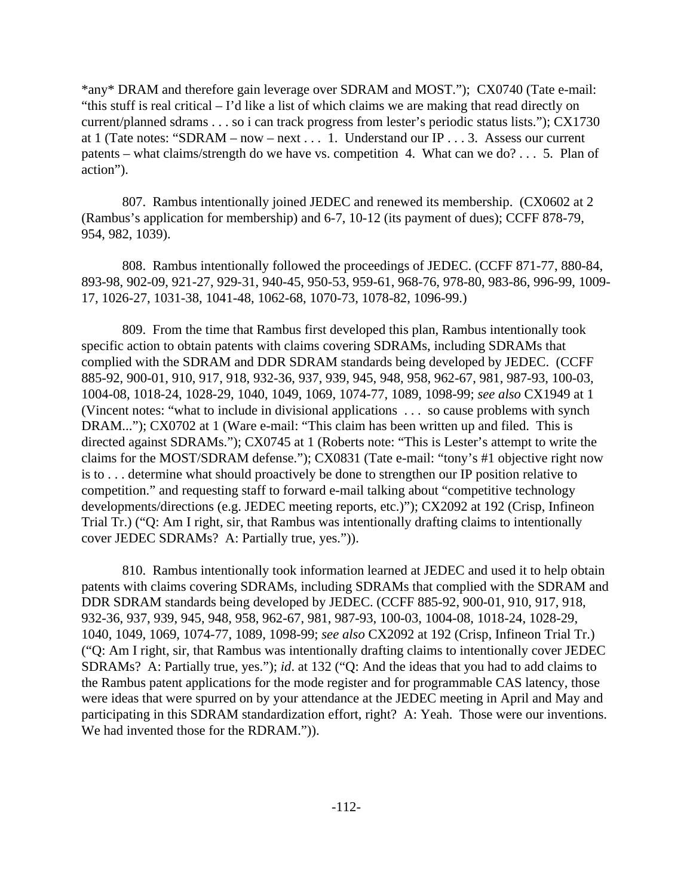*any* DRAM and therefore gain leverage over SDRAM and MOST."); CX0740 (Tate e-mail: "this stuff is real critical – I'd like a list of which claims we are making that read directly on current/planned sdrams . . . so i can track progress from lester's periodic status lists."); CX1730 at 1 (Tate notes: "SDRAM – now – next . . . 1. Understand our IP . . . 3. Assess our current patents – what claims/strength do we have vs. competition 4. What can we do? . . . 5. Plan of action").

807. Rambus intentionally joined JEDEC and renewed its membership. (CX0602 at 2 (Rambus's application for membership) and 6-7, 10-12 (its payment of dues); CCFF 878-79, 954, 982, 1039).

808. Rambus intentionally followed the proceedings of JEDEC. (CCFF 871-77, 880-84, 893-98, 902-09, 921-27, 929-31, 940-45, 950-53, 959-61, 968-76, 978-80, 983-86, 996-99, 1009-17, 1026-27, 1031-38, 1041-48, 1062-68, 1070-73, 1078-82, 1096-99.)

809. From the time that Rambus first developed this plan, Rambus intentionally took specific action to obtain patents with claims covering SDRAMs, including SDRAMs that complied with the SDRAM and DDR SDRAM standards being developed by JEDEC. (CCFF 885-92, 900-01, 910, 917, 918, 932-36, 937, 939, 945, 948, 958, 962-67, 981, 987-93, 100-03, 1004-08, 1018-24, 1028-29, 1040, 1049, 1069, 1074-77, 1089, 1098-99; *see also* CX1949 at 1 (Vincent notes: "what to include in divisional applications . . . so cause problems with synch DRAM..."); CX0702 at 1 (Ware e-mail: "This claim has been written up and filed. This is directed against SDRAMs."); CX0745 at 1 (Roberts note: "This is Lester's attempt to write the claims for the MOST/SDRAM defense."); CX0831 (Tate e-mail: "tony's #1 objective right now is to . . . determine what should proactively be done to strengthen our IP position relative to competition." and requesting staff to forward e-mail talking about "competitive technology developments/directions (e.g. JEDEC meeting reports, etc.)"); CX2092 at 192 (Crisp, Infineon Trial Tr.) ("Q: Am I right, sir, that Rambus was intentionally drafting claims to intentionally cover JEDEC SDRAMs? A: Partially true, yes.")).

810. Rambus intentionally took information learned at JEDEC and used it to help obtain patents with claims covering SDRAMs, including SDRAMs that complied with the SDRAM and DDR SDRAM standards being developed by JEDEC. (CCFF 885-92, 900-01, 910, 917, 918, 932-36, 937, 939, 945, 948, 958, 962-67, 981, 987-93, 100-03, 1004-08, 1018-24, 1028-29, 1040, 1049, 1069, 1074-77, 1089, 1098-99; *see also* CX2092 at 192 (Crisp, Infineon Trial Tr.) ("Q: Am I right, sir, that Rambus was intentionally drafting claims to intentionally cover JEDEC SDRAMs? A: Partially true, yes."); *id*. at 132 ("Q: And the ideas that you had to add claims to the Rambus patent applications for the mode register and for programmable CAS latency, those were ideas that were spurred on by your attendance at the JEDEC meeting in April and May and participating in this SDRAM standardization effort, right? A: Yeah. Those were our inventions. We had invented those for the RDRAM.")).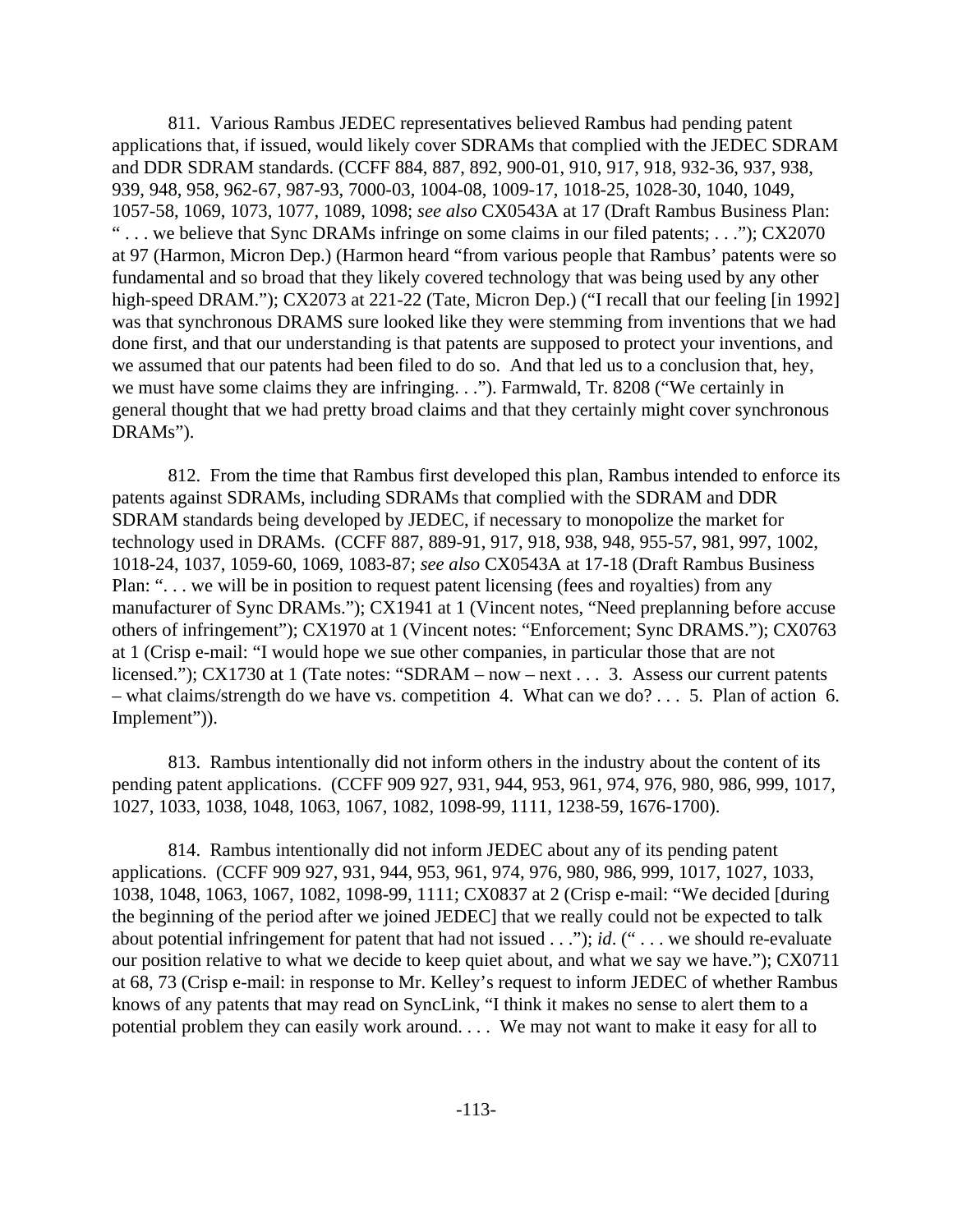811. Various Rambus JEDEC representatives believed Rambus had pending patent applications that, if issued, would likely cover SDRAMs that complied with the JEDEC SDRAM and DDR SDRAM standards. (CCFF 884, 887, 892, 900-01, 910, 917, 918, 932-36, 937, 938, 939, 948, 958, 962-67, 987-93, 7000-03, 1004-08, 1009-17, 1018-25, 1028-30, 1040, 1049, 1057-58, 1069, 1073, 1077, 1089, 1098; *see also* CX0543A at 17 (Draft Rambus Business Plan: " . . . we believe that Sync DRAMs infringe on some claims in our filed patents; . . ."); CX2070 at 97 (Harmon, Micron Dep.) (Harmon heard "from various people that Rambus' patents were so fundamental and so broad that they likely covered technology that was being used by any other high-speed DRAM."); CX2073 at 221-22 (Tate, Micron Dep.) ("I recall that our feeling [in 1992] was that synchronous DRAMS sure looked like they were stemming from inventions that we had done first, and that our understanding is that patents are supposed to protect your inventions, and we assumed that our patents had been filed to do so. And that led us to a conclusion that, hey, we must have some claims they are infringing. . ."). Farmwald, Tr. 8208 ("We certainly in general thought that we had pretty broad claims and that they certainly might cover synchronous DRAMs").

812. From the time that Rambus first developed this plan, Rambus intended to enforce its patents against SDRAMs, including SDRAMs that complied with the SDRAM and DDR SDRAM standards being developed by JEDEC, if necessary to monopolize the market for technology used in DRAMs. (CCFF 887, 889-91, 917, 918, 938, 948, 955-57, 981, 997, 1002, 1018-24, 1037, 1059-60, 1069, 1083-87; *see also* CX0543A at 17-18 (Draft Rambus Business Plan: ". . . we will be in position to request patent licensing (fees and royalties) from any manufacturer of Sync DRAMs."); CX1941 at 1 (Vincent notes, "Need preplanning before accuse others of infringement"); CX1970 at 1 (Vincent notes: "Enforcement; Sync DRAMS."); CX0763 at 1 (Crisp e-mail: "I would hope we sue other companies, in particular those that are not licensed."); CX1730 at 1 (Tate notes: "SDRAM – now – next . . . 3. Assess our current patents – what claims/strength do we have vs. competition 4. What can we do? . . . 5. Plan of action 6. Implement")).

813. Rambus intentionally did not inform others in the industry about the content of its pending patent applications. (CCFF 909 927, 931, 944, 953, 961, 974, 976, 980, 986, 999, 1017, 1027, 1033, 1038, 1048, 1063, 1067, 1082, 1098-99, 1111, 1238-59, 1676-1700).

814. Rambus intentionally did not inform JEDEC about any of its pending patent applications. (CCFF 909 927, 931, 944, 953, 961, 974, 976, 980, 986, 999, 1017, 1027, 1033, 1038, 1048, 1063, 1067, 1082, 1098-99, 1111; CX0837 at 2 (Crisp e-mail: "We decided [during the beginning of the period after we joined JEDEC] that we really could not be expected to talk about potential infringement for patent that had not issued . . ."); *id*. (" . . . we should re-evaluate our position relative to what we decide to keep quiet about, and what we say we have."); CX0711 at 68, 73 (Crisp e-mail: in response to Mr. Kelley's request to inform JEDEC of whether Rambus knows of any patents that may read on SyncLink, "I think it makes no sense to alert them to a potential problem they can easily work around. . . . We may not want to make it easy for all to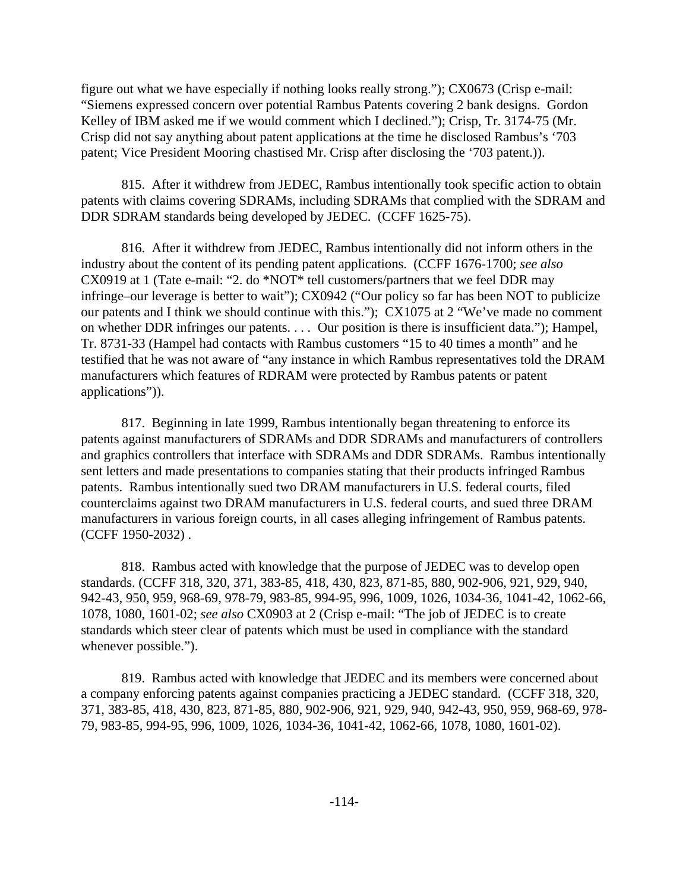figure out what we have especially if nothing looks really strong."); CX0673 (Crisp e-mail: "Siemens expressed concern over potential Rambus Patents covering 2 bank designs. Gordon Kelley of IBM asked me if we would comment which I declined."); Crisp, Tr. 3174-75 (Mr. Crisp did not say anything about patent applications at the time he disclosed Rambus's '703 patent; Vice President Mooring chastised Mr. Crisp after disclosing the '703 patent.)).

815. After it withdrew from JEDEC, Rambus intentionally took specific action to obtain patents with claims covering SDRAMs, including SDRAMs that complied with the SDRAM and DDR SDRAM standards being developed by JEDEC. (CCFF 1625-75).

816. After it withdrew from JEDEC, Rambus intentionally did not inform others in the industry about the content of its pending patent applications. (CCFF 1676-1700; *see also* CX0919 at 1 (Tate e-mail: "2. do *NOT* tell customers/partners that we feel DDR may infringe–our leverage is better to wait"); CX0942 ("Our policy so far has been NOT to publicize our patents and I think we should continue with this."); CX1075 at 2 "We've made no comment on whether DDR infringes our patents. . . . Our position is there is insufficient data."); Hampel, Tr. 8731-33 (Hampel had contacts with Rambus customers "15 to 40 times a month" and he testified that he was not aware of "any instance in which Rambus representatives told the DRAM manufacturers which features of RDRAM were protected by Rambus patents or patent applications")).

817. Beginning in late 1999, Rambus intentionally began threatening to enforce its patents against manufacturers of SDRAMs and DDR SDRAMs and manufacturers of controllers and graphics controllers that interface with SDRAMs and DDR SDRAMs. Rambus intentionally sent letters and made presentations to companies stating that their products infringed Rambus patents. Rambus intentionally sued two DRAM manufacturers in U.S. federal courts, filed counterclaims against two DRAM manufacturers in U.S. federal courts, and sued three DRAM manufacturers in various foreign courts, in all cases alleging infringement of Rambus patents. (CCFF 1950-2032) .

818. Rambus acted with knowledge that the purpose of JEDEC was to develop open standards. (CCFF 318, 320, 371, 383-85, 418, 430, 823, 871-85, 880, 902-906, 921, 929, 940, 942-43, 950, 959, 968-69, 978-79, 983-85, 994-95, 996, 1009, 1026, 1034-36, 1041-42, 1062-66, 1078, 1080, 1601-02; *see also* CX0903 at 2 (Crisp e-mail: "The job of JEDEC is to create standards which steer clear of patents which must be used in compliance with the standard whenever possible.").

819. Rambus acted with knowledge that JEDEC and its members were concerned about a company enforcing patents against companies practicing a JEDEC standard. (CCFF 318, 320, 371, 383-85, 418, 430, 823, 871-85, 880, 902-906, 921, 929, 940, 942-43, 950, 959, 968-69, 978-79, 983-85, 994-95, 996, 1009, 1026, 1034-36, 1041-42, 1062-66, 1078, 1080, 1601-02).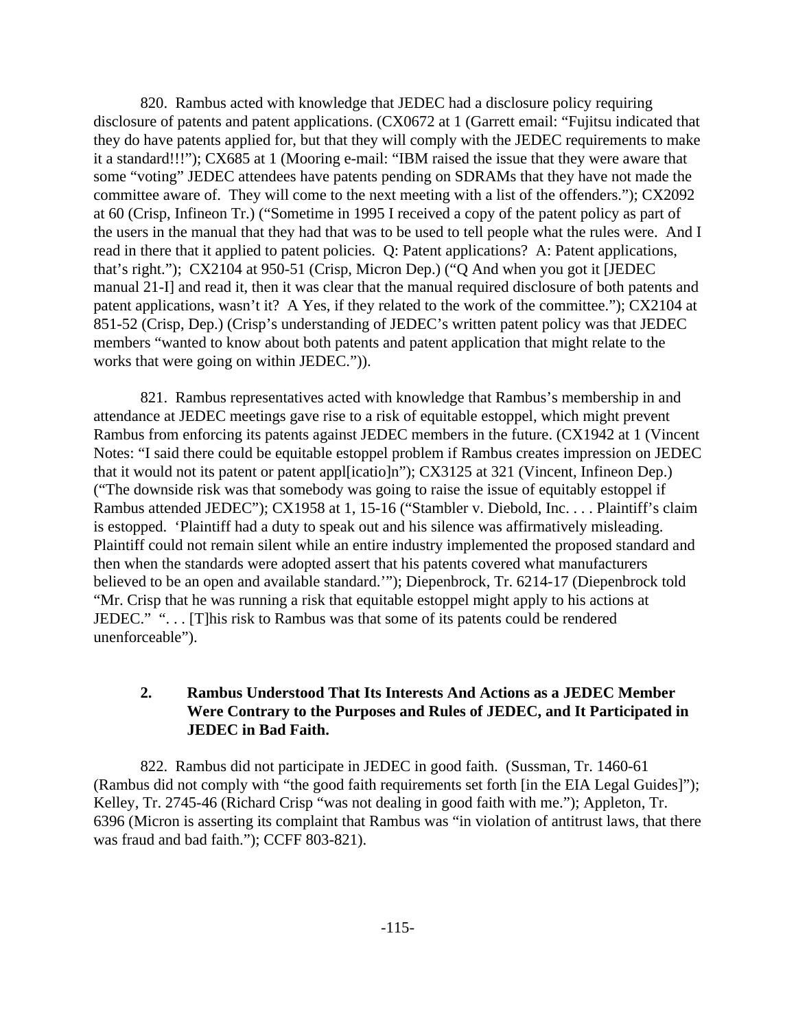820. Rambus acted with knowledge that JEDEC had a disclosure policy requiring disclosure of patents and patent applications. (CX0672 at 1 (Garrett email: "Fujitsu indicated that they do have patents applied for, but that they will comply with the JEDEC requirements to make it a standard!!!"); CX685 at 1 (Mooring e-mail: "IBM raised the issue that they were aware that some "voting" JEDEC attendees have patents pending on SDRAMs that they have not made the committee aware of. They will come to the next meeting with a list of the offenders."); CX2092 at 60 (Crisp, Infineon Tr.) ("Sometime in 1995 I received a copy of the patent policy as part of the users in the manual that they had that was to be used to tell people what the rules were. And I read in there that it applied to patent policies. Q: Patent applications? A: Patent applications, that's right."); CX2104 at 950-51 (Crisp, Micron Dep.) ("Q And when you got it [JEDEC manual 21-I] and read it, then it was clear that the manual required disclosure of both patents and patent applications, wasn't it? A Yes, if they related to the work of the committee."); CX2104 at 851-52 (Crisp, Dep.) (Crisp's understanding of JEDEC's written patent policy was that JEDEC members "wanted to know about both patents and patent application that might relate to the works that were going on within JEDEC.")).

821. Rambus representatives acted with knowledge that Rambus's membership in and attendance at JEDEC meetings gave rise to a risk of equitable estoppel, which might prevent Rambus from enforcing its patents against JEDEC members in the future. (CX1942 at 1 (Vincent Notes: "I said there could be equitable estoppel problem if Rambus creates impression on JEDEC that it would not its patent or patent appl[icatio]n"); CX3125 at 321 (Vincent, Infineon Dep.) ("The downside risk was that somebody was going to raise the issue of equitably estoppel if Rambus attended JEDEC"); CX1958 at 1, 15-16 ("Stambler v. Diebold, Inc. . . . Plaintiff's claim is estopped. 'Plaintiff had a duty to speak out and his silence was affirmatively misleading. Plaintiff could not remain silent while an entire industry implemented the proposed standard and then when the standards were adopted assert that his patents covered what manufacturers believed to be an open and available standard.'"); Diepenbrock, Tr. 6214-17 (Diepenbrock told "Mr. Crisp that he was running a risk that equitable estoppel might apply to his actions at JEDEC." ". . . [T]his risk to Rambus was that some of its patents could be rendered unenforceable").

### 2. Rambus Understood That Its Interests And Actions as a JEDEC Member Were Contrary to the Purposes and Rules of JEDEC, and It Participated in JEDEC in Bad Faith.

822. Rambus did not participate in JEDEC in good faith. (Sussman, Tr. 1460-61 (Rambus did not comply with "the good faith requirements set forth [in the EIA Legal Guides]"); Kelley, Tr. 2745-46 (Richard Crisp "was not dealing in good faith with me."); Appleton, Tr. 6396 (Micron is asserting its complaint that Rambus was "in violation of antitrust laws, that there was fraud and bad faith."); CCFF 803-821).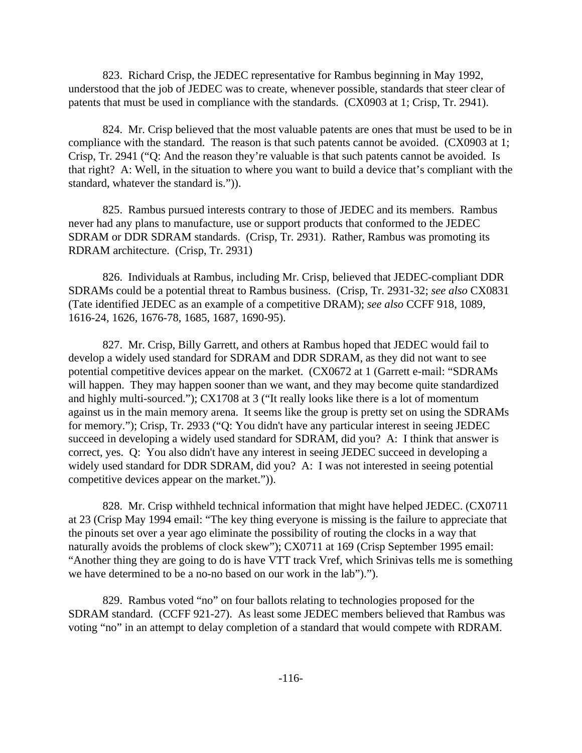823. Richard Crisp, the JEDEC representative for Rambus beginning in May 1992, understood that the job of JEDEC was to create, whenever possible, standards that steer clear of patents that must be used in compliance with the standards. (CX0903 at 1; Crisp, Tr. 2941).

824. Mr. Crisp believed that the most valuable patents are ones that must be used to be in compliance with the standard. The reason is that such patents cannot be avoided. (CX0903 at 1; Crisp, Tr. 2941 ("Q: And the reason they're valuable is that such patents cannot be avoided. Is that right? A: Well, in the situation to where you want to build a device that's compliant with the standard, whatever the standard is.")).

825. Rambus pursued interests contrary to those of JEDEC and its members. Rambus never had any plans to manufacture, use or support products that conformed to the JEDEC SDRAM or DDR SDRAM standards. (Crisp, Tr. 2931). Rather, Rambus was promoting its RDRAM architecture. (Crisp, Tr. 2931)

826. Individuals at Rambus, including Mr. Crisp, believed that JEDEC-compliant DDR SDRAMs could be a potential threat to Rambus business. (Crisp, Tr. 2931-32; *see also* CX0831 (Tate identified JEDEC as an example of a competitive DRAM); *see also* CCFF 918, 1089, 1616-24, 1626, 1676-78, 1685, 1687, 1690-95).

827. Mr. Crisp, Billy Garrett, and others at Rambus hoped that JEDEC would fail to develop a widely used standard for SDRAM and DDR SDRAM, as they did not want to see potential competitive devices appear on the market. (CX0672 at 1 (Garrett e-mail: "SDRAMs will happen. They may happen sooner than we want, and they may become quite standardized and highly multi-sourced."); CX1708 at 3 ("It really looks like there is a lot of momentum against us in the main memory arena. It seems like the group is pretty set on using the SDRAMs for memory."); Crisp, Tr. 2933 ("Q: You didn't have any particular interest in seeing JEDEC succeed in developing a widely used standard for SDRAM, did you? A: I think that answer is correct, yes. Q: You also didn't have any interest in seeing JEDEC succeed in developing a widely used standard for DDR SDRAM, did you? A: I was not interested in seeing potential competitive devices appear on the market.")).

828. Mr. Crisp withheld technical information that might have helped JEDEC. (CX0711 at 23 (Crisp May 1994 email: "The key thing everyone is missing is the failure to appreciate that the pinouts set over a year ago eliminate the possibility of routing the clocks in a way that naturally avoids the problems of clock skew"); CX0711 at 169 (Crisp September 1995 email: "Another thing they are going to do is have VTT track Vref, which Srinivas tells me is something we have determined to be a no-no based on our work in the lab").").

829. Rambus voted "no" on four ballots relating to technologies proposed for the SDRAM standard. (CCFF 921-27). As least some JEDEC members believed that Rambus was voting "no" in an attempt to delay completion of a standard that would compete with RDRAM.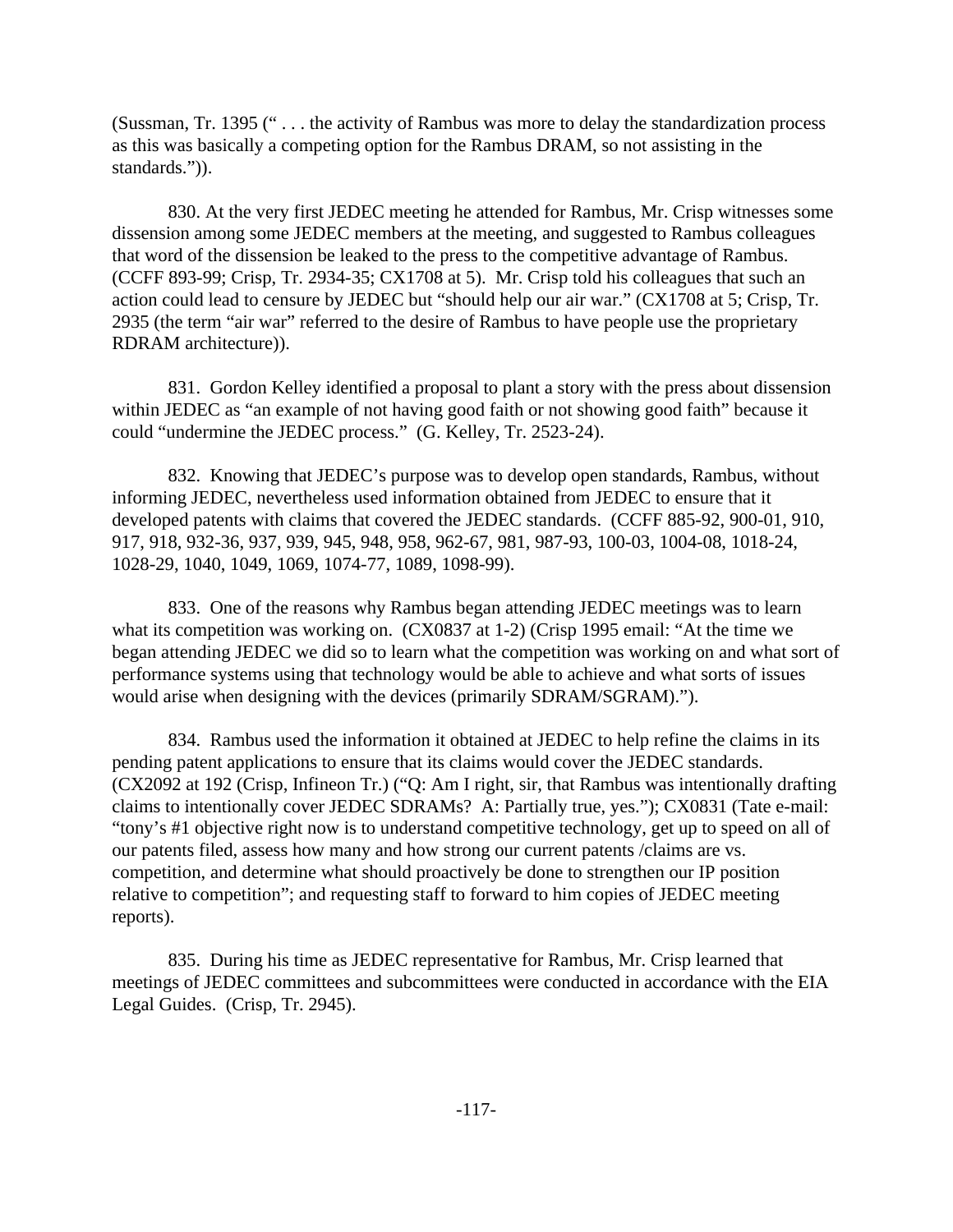(Sussman, Tr. 1395 (" . . . the activity of Rambus was more to delay the standardization process as this was basically a competing option for the Rambus DRAM, so not assisting in the standards.")).

830. At the very first JEDEC meeting he attended for Rambus, Mr. Crisp witnesses some dissension among some JEDEC members at the meeting, and suggested to Rambus colleagues that word of the dissension be leaked to the press to the competitive advantage of Rambus. (CCFF 893-99; Crisp, Tr. 2934-35; CX1708 at 5). Mr. Crisp told his colleagues that such an action could lead to censure by JEDEC but "should help our air war." (CX1708 at 5; Crisp, Tr. 2935 (the term "air war" referred to the desire of Rambus to have people use the proprietary RDRAM architecture)).

831. Gordon Kelley identified a proposal to plant a story with the press about dissension within JEDEC as "an example of not having good faith or not showing good faith" because it could "undermine the JEDEC process." (G. Kelley, Tr. 2523-24).

832. Knowing that JEDEC's purpose was to develop open standards, Rambus, without informing JEDEC, nevertheless used information obtained from JEDEC to ensure that it developed patents with claims that covered the JEDEC standards. (CCFF 885-92, 900-01, 910, 917, 918, 932-36, 937, 939, 945, 948, 958, 962-67, 981, 987-93, 100-03, 1004-08, 1018-24, 1028-29, 1040, 1049, 1069, 1074-77, 1089, 1098-99).

833. One of the reasons why Rambus began attending JEDEC meetings was to learn what its competition was working on. (CX0837 at 1-2) (Crisp 1995 email: "At the time we began attending JEDEC we did so to learn what the competition was working on and what sort of performance systems using that technology would be able to achieve and what sorts of issues would arise when designing with the devices (primarily SDRAM/SGRAM).").

834. Rambus used the information it obtained at JEDEC to help refine the claims in its pending patent applications to ensure that its claims would cover the JEDEC standards. (CX2092 at 192 (Crisp, Infineon Tr.) ("Q: Am I right, sir, that Rambus was intentionally drafting claims to intentionally cover JEDEC SDRAMs? A: Partially true, yes."); CX0831 (Tate e-mail: "tony's #1 objective right now is to understand competitive technology, get up to speed on all of our patents filed, assess how many and how strong our current patents /claims are vs. competition, and determine what should proactively be done to strengthen our IP position relative to competition"; and requesting staff to forward to him copies of JEDEC meeting reports).

835. During his time as JEDEC representative for Rambus, Mr. Crisp learned that meetings of JEDEC committees and subcommittees were conducted in accordance with the EIA Legal Guides. (Crisp, Tr. 2945).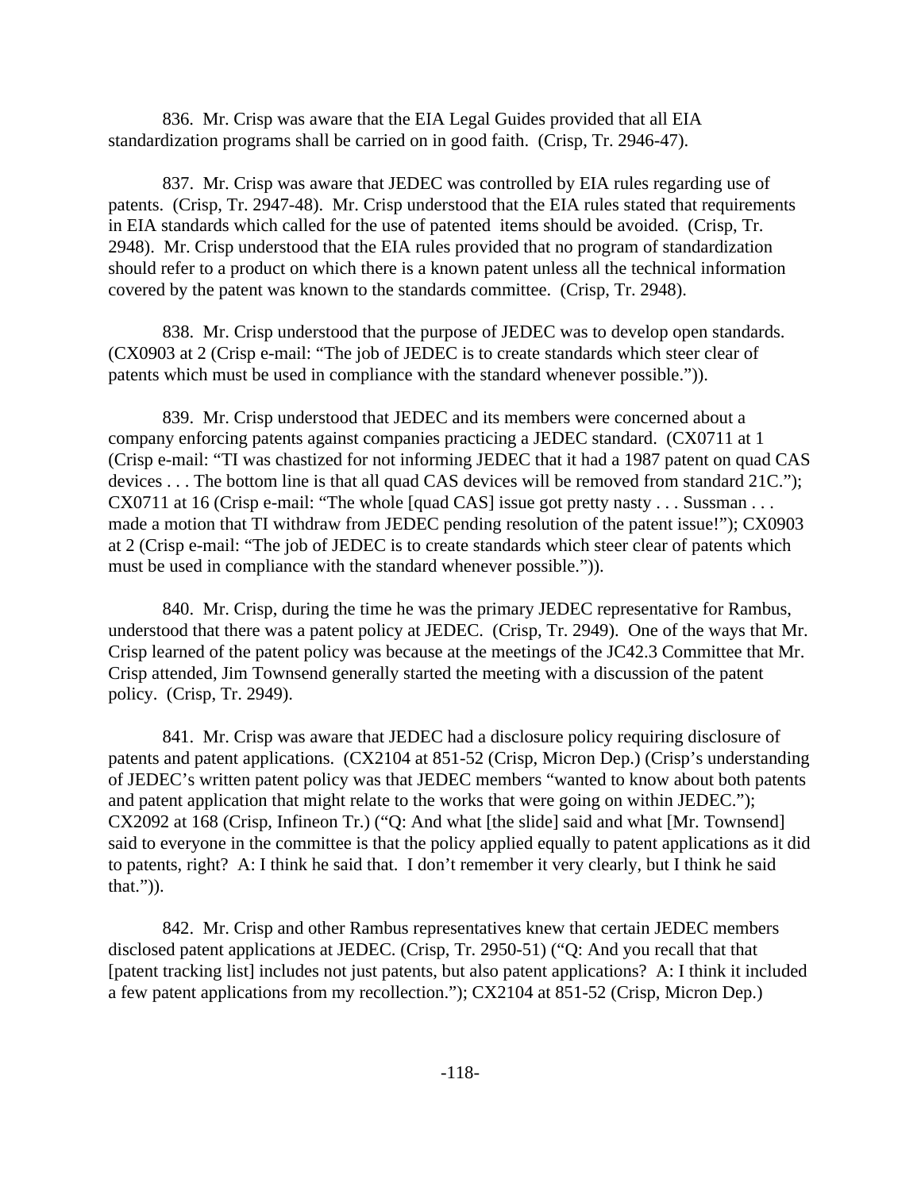836. Mr. Crisp was aware that the EIA Legal Guides provided that all EIA standardization programs shall be carried on in good faith. (Crisp, Tr. 2946-47).

837. Mr. Crisp was aware that JEDEC was controlled by EIA rules regarding use of patents. (Crisp, Tr. 2947-48). Mr. Crisp understood that the EIA rules stated that requirements in EIA standards which called for the use of patented items should be avoided. (Crisp, Tr. 2948). Mr. Crisp understood that the EIA rules provided that no program of standardization should refer to a product on which there is a known patent unless all the technical information covered by the patent was known to the standards committee. (Crisp, Tr. 2948).

838. Mr. Crisp understood that the purpose of JEDEC was to develop open standards. (CX0903 at 2 (Crisp e-mail: "The job of JEDEC is to create standards which steer clear of patents which must be used in compliance with the standard whenever possible.")).

839. Mr. Crisp understood that JEDEC and its members were concerned about a company enforcing patents against companies practicing a JEDEC standard. (CX0711 at 1 (Crisp e-mail: "TI was chastized for not informing JEDEC that it had a 1987 patent on quad CAS devices . . . The bottom line is that all quad CAS devices will be removed from standard 21C."); CX0711 at 16 (Crisp e-mail: "The whole [quad CAS] issue got pretty nasty . . . Sussman . . . made a motion that TI withdraw from JEDEC pending resolution of the patent issue!"); CX0903 at 2 (Crisp e-mail: "The job of JEDEC is to create standards which steer clear of patents which must be used in compliance with the standard whenever possible.")).

840. Mr. Crisp, during the time he was the primary JEDEC representative for Rambus, understood that there was a patent policy at JEDEC. (Crisp, Tr. 2949). One of the ways that Mr. Crisp learned of the patent policy was because at the meetings of the JC42.3 Committee that Mr. Crisp attended, Jim Townsend generally started the meeting with a discussion of the patent policy. (Crisp, Tr. 2949).

841. Mr. Crisp was aware that JEDEC had a disclosure policy requiring disclosure of patents and patent applications. (CX2104 at 851-52 (Crisp, Micron Dep.) (Crisp's understanding of JEDEC's written patent policy was that JEDEC members "wanted to know about both patents and patent application that might relate to the works that were going on within JEDEC."); CX2092 at 168 (Crisp, Infineon Tr.) ("Q: And what [the slide] said and what [Mr. Townsend] said to everyone in the committee is that the policy applied equally to patent applications as it did to patents, right? A: I think he said that. I don't remember it very clearly, but I think he said that.")).

842. Mr. Crisp and other Rambus representatives knew that certain JEDEC members disclosed patent applications at JEDEC. (Crisp, Tr. 2950-51) ("Q: And you recall that that [patent tracking list] includes not just patents, but also patent applications? A: I think it included a few patent applications from my recollection."); CX2104 at 851-52 (Crisp, Micron Dep.)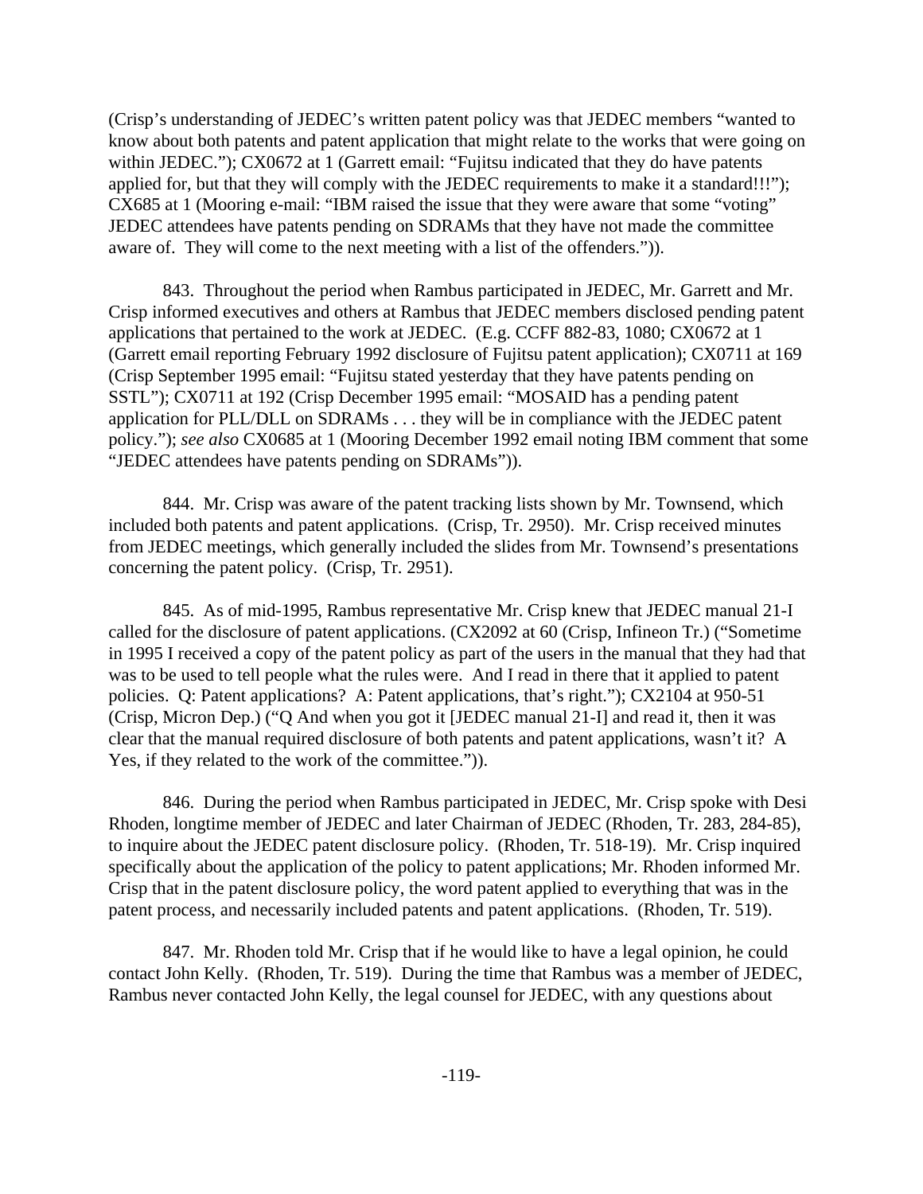(Crisp's understanding of JEDEC's written patent policy was that JEDEC members "wanted to know about both patents and patent application that might relate to the works that were going on within JEDEC."); CX0672 at 1 (Garrett email: "Fujitsu indicated that they do have patents applied for, but that they will comply with the JEDEC requirements to make it a standard!!!"); CX685 at 1 (Mooring e-mail: "IBM raised the issue that they were aware that some "voting" JEDEC attendees have patents pending on SDRAMs that they have not made the committee aware of. They will come to the next meeting with a list of the offenders.")).

843. Throughout the period when Rambus participated in JEDEC, Mr. Garrett and Mr. Crisp informed executives and others at Rambus that JEDEC members disclosed pending patent applications that pertained to the work at JEDEC. (E.g. CCFF 882-83, 1080; CX0672 at 1 (Garrett email reporting February 1992 disclosure of Fujitsu patent application); CX0711 at 169 (Crisp September 1995 email: "Fujitsu stated yesterday that they have patents pending on SSTL"); CX0711 at 192 (Crisp December 1995 email: "MOSAID has a pending patent application for PLL/DLL on SDRAMs . . . they will be in compliance with the JEDEC patent policy."); *see also* CX0685 at 1 (Mooring December 1992 email noting IBM comment that some "JEDEC attendees have patents pending on SDRAMs")).

844. Mr. Crisp was aware of the patent tracking lists shown by Mr. Townsend, which included both patents and patent applications. (Crisp, Tr. 2950). Mr. Crisp received minutes from JEDEC meetings, which generally included the slides from Mr. Townsend's presentations concerning the patent policy. (Crisp, Tr. 2951).

845. As of mid-1995, Rambus representative Mr. Crisp knew that JEDEC manual 21-I called for the disclosure of patent applications. (CX2092 at 60 (Crisp, Infineon Tr.) ("Sometime in 1995 I received a copy of the patent policy as part of the users in the manual that they had that was to be used to tell people what the rules were. And I read in there that it applied to patent policies. Q: Patent applications? A: Patent applications, that's right."); CX2104 at 950-51 (Crisp, Micron Dep.) ("Q And when you got it [JEDEC manual 21-I] and read it, then it was clear that the manual required disclosure of both patents and patent applications, wasn't it? A Yes, if they related to the work of the committee.")).

846. During the period when Rambus participated in JEDEC, Mr. Crisp spoke with Desi Rhoden, longtime member of JEDEC and later Chairman of JEDEC (Rhoden, Tr. 283, 284-85), to inquire about the JEDEC patent disclosure policy. (Rhoden, Tr. 518-19). Mr. Crisp inquired specifically about the application of the policy to patent applications; Mr. Rhoden informed Mr. Crisp that in the patent disclosure policy, the word patent applied to everything that was in the patent process, and necessarily included patents and patent applications. (Rhoden, Tr. 519).

847. Mr. Rhoden told Mr. Crisp that if he would like to have a legal opinion, he could contact John Kelly. (Rhoden, Tr. 519). During the time that Rambus was a member of JEDEC, Rambus never contacted John Kelly, the legal counsel for JEDEC, with any questions about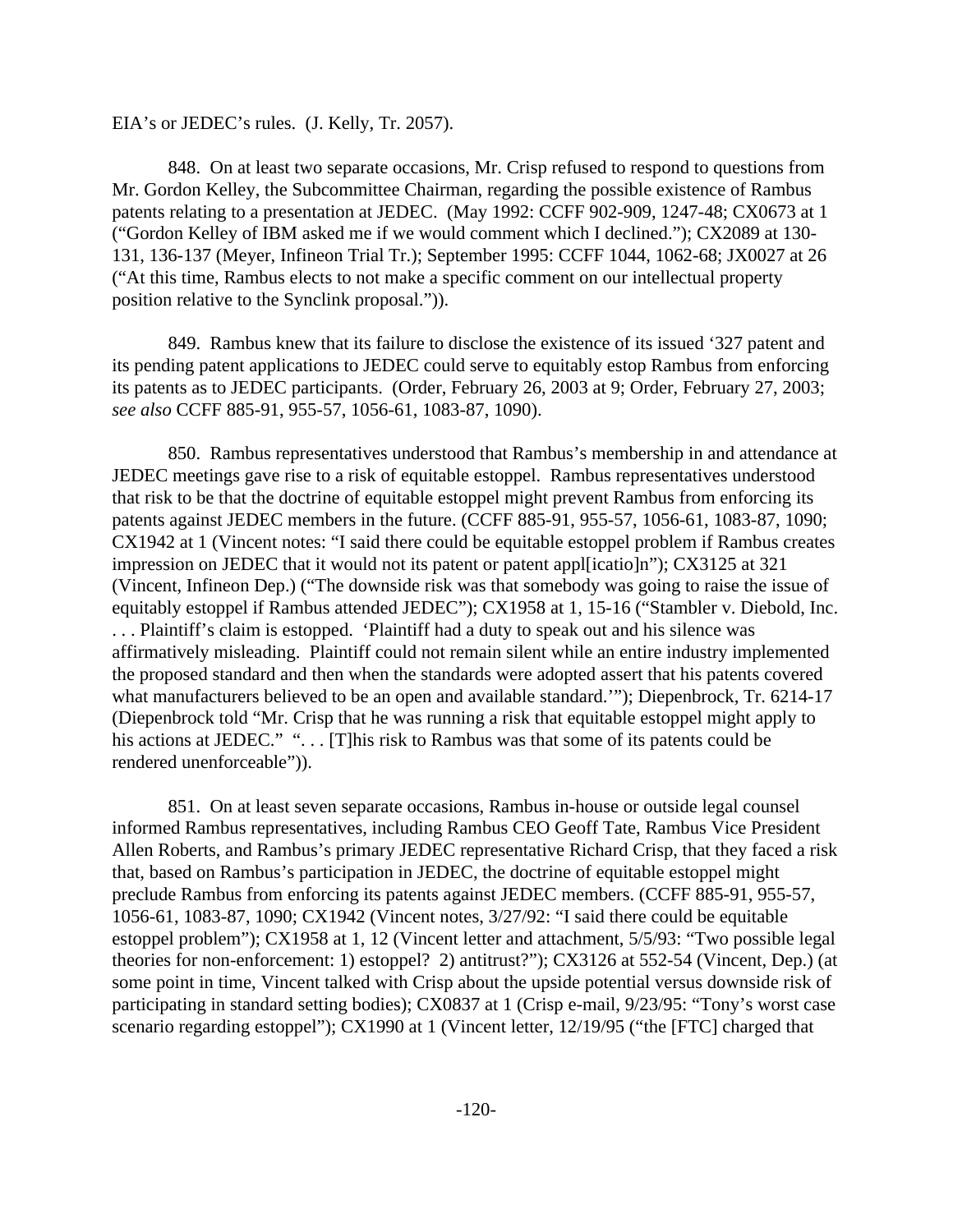EIA's or JEDEC's rules. (J. Kelly, Tr. 2057).

848. On at least two separate occasions, Mr. Crisp refused to respond to questions from Mr. Gordon Kelley, the Subcommittee Chairman, regarding the possible existence of Rambus patents relating to a presentation at JEDEC. (May 1992: CCFF 902-909, 1247-48; CX0673 at 1 ("Gordon Kelley of IBM asked me if we would comment which I declined."); CX2089 at 130-131, 136-137 (Meyer, Infineon Trial Tr.); September 1995: CCFF 1044, 1062-68; JX0027 at 26 ("At this time, Rambus elects to not make a specific comment on our intellectual property position relative to the Synclink proposal.")).

849. Rambus knew that its failure to disclose the existence of its issued '327 patent and its pending patent applications to JEDEC could serve to equitably estop Rambus from enforcing its patents as to JEDEC participants. (Order, February 26, 2003 at 9; Order, February 27, 2003; *see also* CCFF 885-91, 955-57, 1056-61, 1083-87, 1090).

850. Rambus representatives understood that Rambus's membership in and attendance at JEDEC meetings gave rise to a risk of equitable estoppel. Rambus representatives understood that risk to be that the doctrine of equitable estoppel might prevent Rambus from enforcing its patents against JEDEC members in the future. (CCFF 885-91, 955-57, 1056-61, 1083-87, 1090; CX1942 at 1 (Vincent notes: "I said there could be equitable estoppel problem if Rambus creates impression on JEDEC that it would not its patent or patent appl[icatio]n"); CX3125 at 321 (Vincent, Infineon Dep.) ("The downside risk was that somebody was going to raise the issue of equitably estoppel if Rambus attended JEDEC"); CX1958 at 1, 15-16 ("Stambler v. Diebold, Inc. . . . Plaintiff's claim is estopped. 'Plaintiff had a duty to speak out and his silence was affirmatively misleading. Plaintiff could not remain silent while an entire industry implemented the proposed standard and then when the standards were adopted assert that his patents covered what manufacturers believed to be an open and available standard.'"); Diepenbrock, Tr. 6214-17 (Diepenbrock told "Mr. Crisp that he was running a risk that equitable estoppel might apply to his actions at JEDEC." ". . . [T]his risk to Rambus was that some of its patents could be rendered unenforceable")).

851. On at least seven separate occasions, Rambus in-house or outside legal counsel informed Rambus representatives, including Rambus CEO Geoff Tate, Rambus Vice President Allen Roberts, and Rambus's primary JEDEC representative Richard Crisp, that they faced a risk that, based on Rambus's participation in JEDEC, the doctrine of equitable estoppel might preclude Rambus from enforcing its patents against JEDEC members. (CCFF 885-91, 955-57, 1056-61, 1083-87, 1090; CX1942 (Vincent notes, 3/27/92: "I said there could be equitable estoppel problem"); CX1958 at 1, 12 (Vincent letter and attachment, 5/5/93: "Two possible legal theories for non-enforcement: 1) estoppel? 2) antitrust?"); CX3126 at 552-54 (Vincent, Dep.) (at some point in time, Vincent talked with Crisp about the upside potential versus downside risk of participating in standard setting bodies); CX0837 at 1 (Crisp e-mail, 9/23/95: "Tony's worst case scenario regarding estoppel"); CX1990 at 1 (Vincent letter, 12/19/95 ("the [FTC] charged that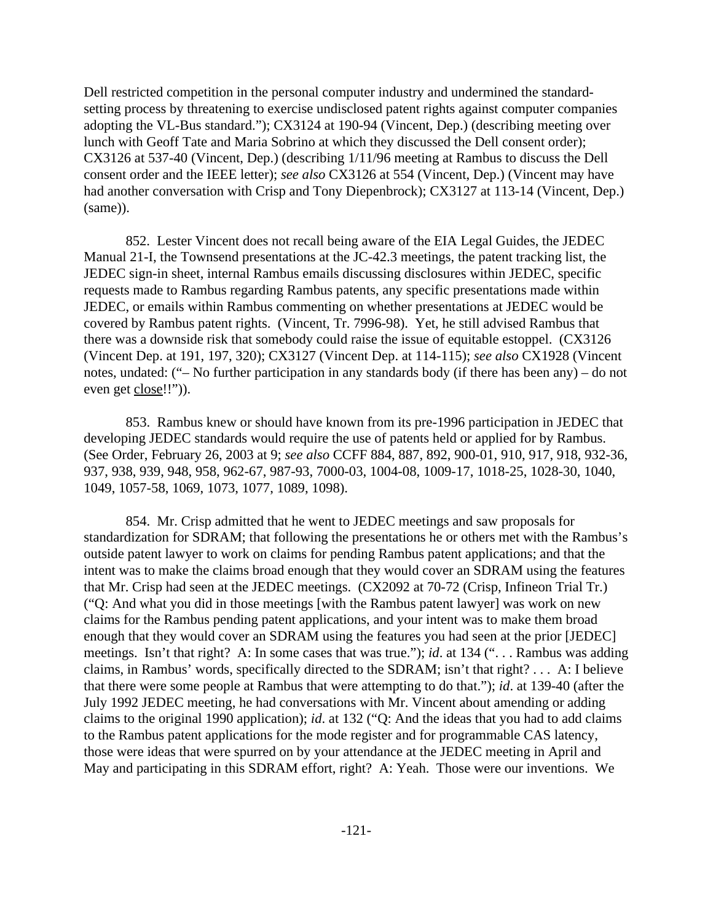Dell restricted competition in the personal computer industry and undermined the standard-setting process by threatening to exercise undisclosed patent rights against computer companies adopting the VL-Bus standard."); CX3124 at 190-94 (Vincent, Dep.) (describing meeting over lunch with Geoff Tate and Maria Sobrino at which they discussed the Dell consent order); CX3126 at 537-40 (Vincent, Dep.) (describing 1/11/96 meeting at Rambus to discuss the Dell consent order and the IEEE letter); *see also* CX3126 at 554 (Vincent, Dep.) (Vincent may have had another conversation with Crisp and Tony Diepenbrock); CX3127 at 113-14 (Vincent, Dep.) (same)).

852. Lester Vincent does not recall being aware of the EIA Legal Guides, the JEDEC Manual 21-I, the Townsend presentations at the JC-42.3 meetings, the patent tracking list, the JEDEC sign-in sheet, internal Rambus emails discussing disclosures within JEDEC, specific requests made to Rambus regarding Rambus patents, any specific presentations made within JEDEC, or emails within Rambus commenting on whether presentations at JEDEC would be covered by Rambus patent rights. (Vincent, Tr. 7996-98). Yet, he still advised Rambus that there was a downside risk that somebody could raise the issue of equitable estoppel. (CX3126 (Vincent Dep. at 191, 197, 320); CX3127 (Vincent Dep. at 114-115); *see also* CX1928 (Vincent notes, undated: ("– No further participation in any standards body (if there has been any) – do not even get <u>close</u>!!")).

853. Rambus knew or should have known from its pre-1996 participation in JEDEC that developing JEDEC standards would require the use of patents held or applied for by Rambus. (See Order, February 26, 2003 at 9; *see also* CCFF 884, 887, 892, 900-01, 910, 917, 918, 932-36, 937, 938, 939, 948, 958, 962-67, 987-93, 7000-03, 1004-08, 1009-17, 1018-25, 1028-30, 1040, 1049, 1057-58, 1069, 1073, 1077, 1089, 1098).

854. Mr. Crisp admitted that he went to JEDEC meetings and saw proposals for standardization for SDRAM; that following the presentations he or others met with the Rambus's outside patent lawyer to work on claims for pending Rambus patent applications; and that the intent was to make the claims broad enough that they would cover an SDRAM using the features that Mr. Crisp had seen at the JEDEC meetings. (CX2092 at 70-72 (Crisp, Infineon Trial Tr.) ("Q: And what you did in those meetings [with the Rambus patent lawyer] was work on new claims for the Rambus pending patent applications, and your intent was to make them broad enough that they would cover an SDRAM using the features you had seen at the prior [JEDEC] meetings. Isn't that right? A: In some cases that was true."); *id*. at 134 (". . . Rambus was adding claims, in Rambus' words, specifically directed to the SDRAM; isn't that right? . . . A: I believe that there were some people at Rambus that were attempting to do that."); *id*. at 139-40 (after the July 1992 JEDEC meeting, he had conversations with Mr. Vincent about amending or adding claims to the original 1990 application); *id*. at 132 ("Q: And the ideas that you had to add claims to the Rambus patent applications for the mode register and for programmable CAS latency, those were ideas that were spurred on by your attendance at the JEDEC meeting in April and May and participating in this SDRAM effort, right? A: Yeah. Those were our inventions. We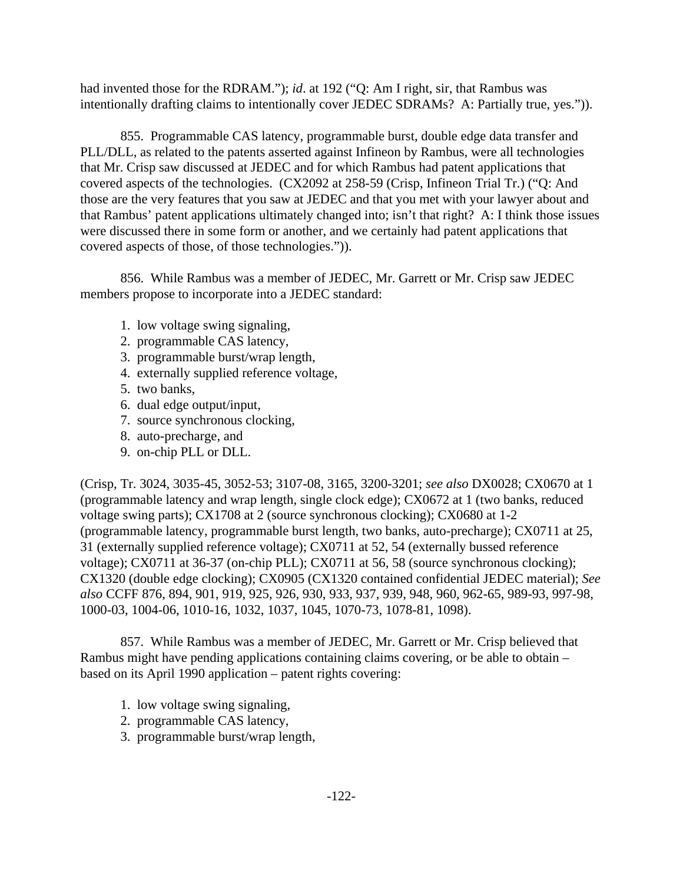had invented those for the RDRAM."); *id*. at 192 ("Q: Am I right, sir, that Rambus was intentionally drafting claims to intentionally cover JEDEC SDRAMs? A: Partially true, yes.")).

855. Programmable CAS latency, programmable burst, double edge data transfer and PLL/DLL, as related to the patents asserted against Infineon by Rambus, were all technologies that Mr. Crisp saw discussed at JEDEC and for which Rambus had patent applications that covered aspects of the technologies. (CX2092 at 258-59 (Crisp, Infineon Trial Tr.) ("Q: And those are the very features that you saw at JEDEC and that you met with your lawyer about and that Rambus' patent applications ultimately changed into; isn't that right? A: I think those issues were discussed there in some form or another, and we certainly had patent applications that covered aspects of those, of those technologies.")).

856. While Rambus was a member of JEDEC, Mr. Garrett or Mr. Crisp saw JEDEC members propose to incorporate into a JEDEC standard:

1. low voltage swing signaling,
2. programmable CAS latency,
3. programmable burst/wrap length,
4. externally supplied reference voltage,
5. two banks,
6. dual edge output/input,
7. source synchronous clocking,
8. auto-precharge, and
9. on-chip PLL or DLL.

(Crisp, Tr. 3024, 3035-45, 3052-53; 3107-08, 3165, 3200-3201; *see also* DX0028; CX0670 at 1 (programmable latency and wrap length, single clock edge); CX0672 at 1 (two banks, reduced voltage swing parts); CX1708 at 2 (source synchronous clocking); CX0680 at 1-2 (programmable latency, programmable burst length, two banks, auto-precharge); CX0711 at 25, 31 (externally supplied reference voltage); CX0711 at 52, 54 (externally bussed reference voltage); CX0711 at 36-37 (on-chip PLL); CX0711 at 56, 58 (source synchronous clocking); CX1320 (double edge clocking); CX0905 (CX1320 contained confidential JEDEC material); *See also* CCFF 876, 894, 901, 919, 925, 926, 930, 933, 937, 939, 948, 960, 962-65, 989-93, 997-98, 1000-03, 1004-06, 1010-16, 1032, 1037, 1045, 1070-73, 1078-81, 1098).

857. While Rambus was a member of JEDEC, Mr. Garrett or Mr. Crisp believed that Rambus might have pending applications containing claims covering, or be able to obtain – based on its April 1990 application – patent rights covering:

1. low voltage swing signaling,
2. programmable CAS latency,
3. programmable burst/wrap length,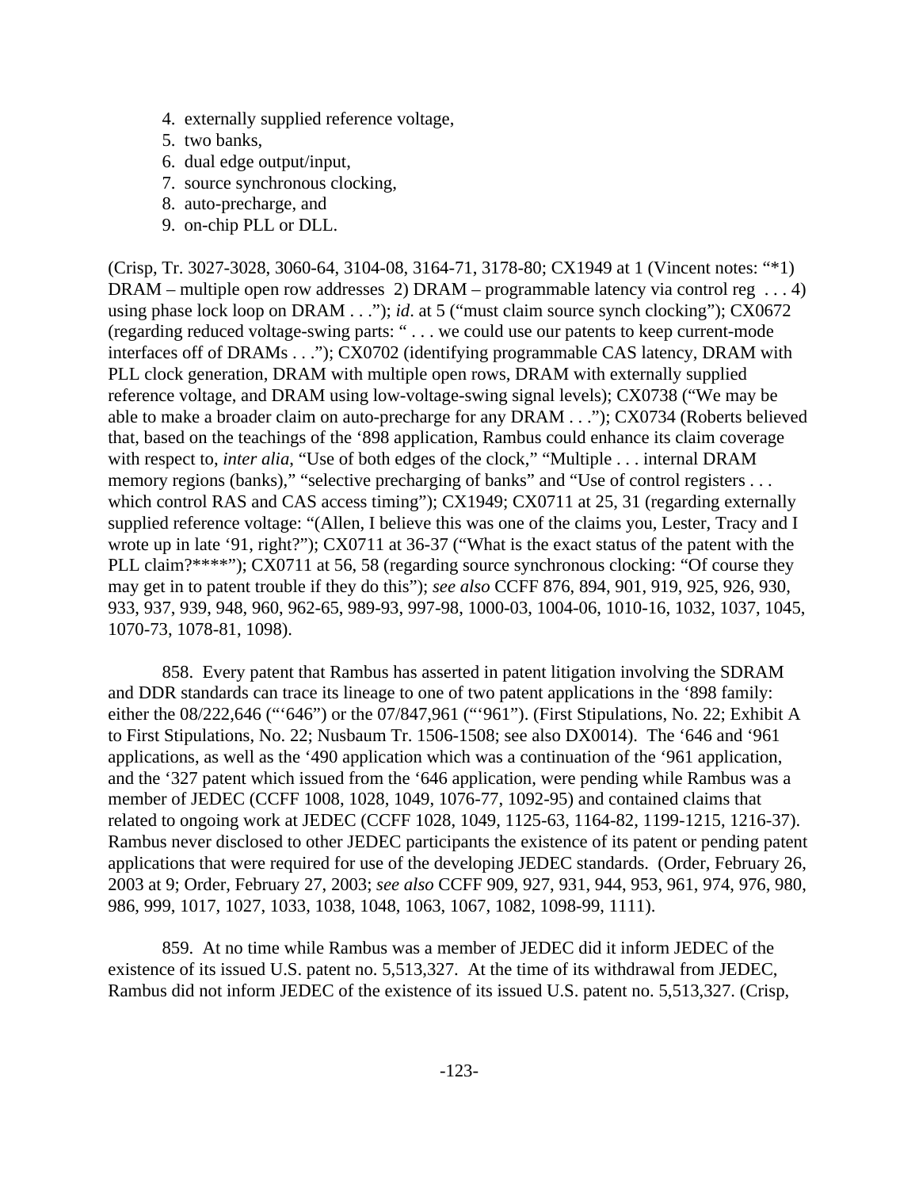4. externally supplied reference voltage,
5. two banks,
6. dual edge output/input,
7. source synchronous clocking,
8. auto-precharge, and
9. on-chip PLL or DLL.

(Crisp, Tr. 3027-3028, 3060-64, 3104-08, 3164-71, 3178-80; CX1949 at 1 (Vincent notes: "*1) DRAM – multiple open row addresses 2) DRAM – programmable latency via control reg . . . 4) using phase lock loop on DRAM . . ."); *id*. at 5 ("must claim source synch clocking"); CX0672 (regarding reduced voltage-swing parts: " . . . we could use our patents to keep current-mode interfaces off of DRAMs . . ."); CX0702 (identifying programmable CAS latency, DRAM with PLL clock generation, DRAM with multiple open rows, DRAM with externally supplied reference voltage, and DRAM using low-voltage-swing signal levels); CX0738 ("We may be able to make a broader claim on auto-precharge for any DRAM . . ."); CX0734 (Roberts believed that, based on the teachings of the '898 application, Rambus could enhance its claim coverage with respect to, *inter alia*, "Use of both edges of the clock," "Multiple . . . internal DRAM memory regions (banks)," "selective precharging of banks" and "Use of control registers . . . which control RAS and CAS access timing"); CX1949; CX0711 at 25, 31 (regarding externally supplied reference voltage: "(Allen, I believe this was one of the claims you, Lester, Tracy and I wrote up in late '91, right?"); CX0711 at 36-37 ("What is the exact status of the patent with the PLL claim?****"); CX0711 at 56, 58 (regarding source synchronous clocking: "Of course they may get in to patent trouble if they do this"); *see also* CCFF 876, 894, 901, 919, 925, 926, 930, 933, 937, 939, 948, 960, 962-65, 989-93, 997-98, 1000-03, 1004-06, 1010-16, 1032, 1037, 1045, 1070-73, 1078-81, 1098).

858. Every patent that Rambus has asserted in patent litigation involving the SDRAM and DDR standards can trace its lineage to one of two patent applications in the '898 family: either the 08/222,646 ("'646") or the 07/847,961 ("'961"). (First Stipulations, No. 22; Exhibit A to First Stipulations, No. 22; Nusbaum Tr. 1506-1508; see also DX0014). The '646 and '961 applications, as well as the '490 application which was a continuation of the '961 application, and the '327 patent which issued from the '646 application, were pending while Rambus was a member of JEDEC (CCFF 1008, 1028, 1049, 1076-77, 1092-95) and contained claims that related to ongoing work at JEDEC (CCFF 1028, 1049, 1125-63, 1164-82, 1199-1215, 1216-37). Rambus never disclosed to other JEDEC participants the existence of its patent or pending patent applications that were required for use of the developing JEDEC standards. (Order, February 26, 2003 at 9; Order, February 27, 2003; *see also* CCFF 909, 927, 931, 944, 953, 961, 974, 976, 980, 986, 999, 1017, 1027, 1033, 1038, 1048, 1063, 1067, 1082, 1098-99, 1111).

859. At no time while Rambus was a member of JEDEC did it inform JEDEC of the existence of its issued U.S. patent no. 5,513,327. At the time of its withdrawal from JEDEC, Rambus did not inform JEDEC of the existence of its issued U.S. patent no. 5,513,327. (Crisp,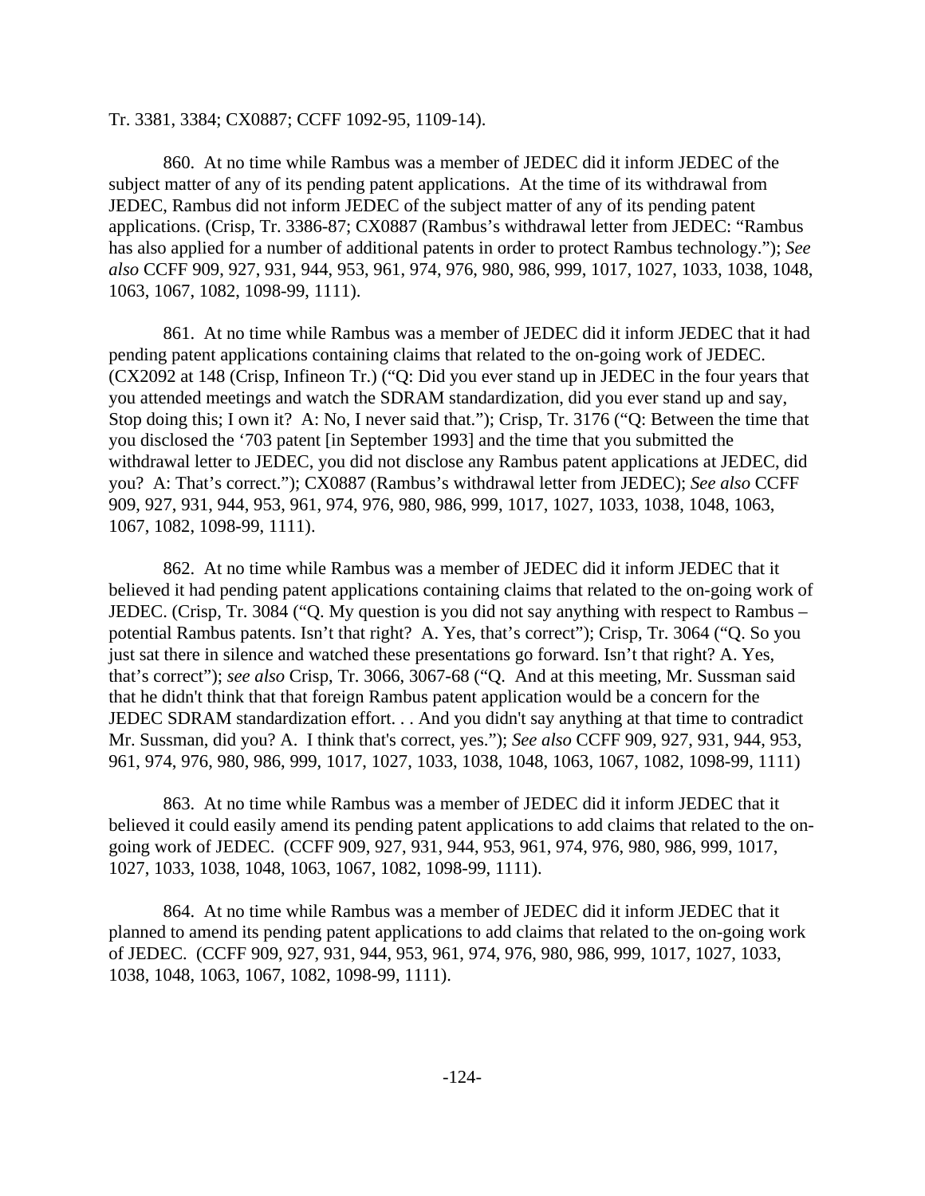Tr. 3381, 3384; CX0887; CCFF 1092-95, 1109-14).

860. At no time while Rambus was a member of JEDEC did it inform JEDEC of the subject matter of any of its pending patent applications. At the time of its withdrawal from JEDEC, Rambus did not inform JEDEC of the subject matter of any of its pending patent applications. (Crisp, Tr. 3386-87; CX0887 (Rambus's withdrawal letter from JEDEC: "Rambus has also applied for a number of additional patents in order to protect Rambus technology."); *See also* CCFF 909, 927, 931, 944, 953, 961, 974, 976, 980, 986, 999, 1017, 1027, 1033, 1038, 1048, 1063, 1067, 1082, 1098-99, 1111).

861. At no time while Rambus was a member of JEDEC did it inform JEDEC that it had pending patent applications containing claims that related to the on-going work of JEDEC. (CX2092 at 148 (Crisp, Infineon Tr.) ("Q: Did you ever stand up in JEDEC in the four years that you attended meetings and watch the SDRAM standardization, did you ever stand up and say, Stop doing this; I own it? A: No, I never said that."); Crisp, Tr. 3176 ("Q: Between the time that you disclosed the '703 patent [in September 1993] and the time that you submitted the withdrawal letter to JEDEC, you did not disclose any Rambus patent applications at JEDEC, did you? A: That's correct."); CX0887 (Rambus's withdrawal letter from JEDEC); *See also* CCFF 909, 927, 931, 944, 953, 961, 974, 976, 980, 986, 999, 1017, 1027, 1033, 1038, 1048, 1063, 1067, 1082, 1098-99, 1111).

862. At no time while Rambus was a member of JEDEC did it inform JEDEC that it believed it had pending patent applications containing claims that related to the on-going work of JEDEC. (Crisp, Tr. 3084 ("Q. My question is you did not say anything with respect to Rambus – potential Rambus patents. Isn't that right? A. Yes, that's correct"); Crisp, Tr. 3064 ("Q. So you just sat there in silence and watched these presentations go forward. Isn't that right? A. Yes, that's correct"); *see also* Crisp, Tr. 3066, 3067-68 ("Q. And at this meeting, Mr. Sussman said that he didn't think that that foreign Rambus patent application would be a concern for the JEDEC SDRAM standardization effort. . . And you didn't say anything at that time to contradict Mr. Sussman, did you? A. I think that's correct, yes."); *See also* CCFF 909, 927, 931, 944, 953, 961, 974, 976, 980, 986, 999, 1017, 1027, 1033, 1038, 1048, 1063, 1067, 1082, 1098-99, 1111)

863. At no time while Rambus was a member of JEDEC did it inform JEDEC that it believed it could easily amend its pending patent applications to add claims that related to the on-going work of JEDEC. (CCFF 909, 927, 931, 944, 953, 961, 974, 976, 980, 986, 999, 1017, 1027, 1033, 1038, 1048, 1063, 1067, 1082, 1098-99, 1111).

864. At no time while Rambus was a member of JEDEC did it inform JEDEC that it planned to amend its pending patent applications to add claims that related to the on-going work of JEDEC. (CCFF 909, 927, 931, 944, 953, 961, 974, 976, 980, 986, 999, 1017, 1027, 1033, 1038, 1048, 1063, 1067, 1082, 1098-99, 1111).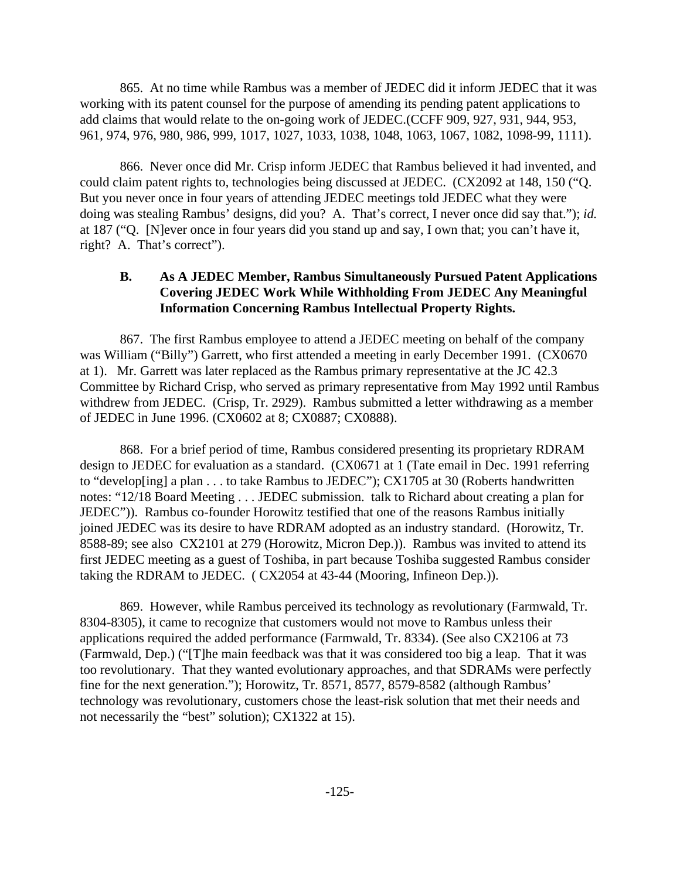865. At no time while Rambus was a member of JEDEC did it inform JEDEC that it was working with its patent counsel for the purpose of amending its pending patent applications to add claims that would relate to the on-going work of JEDEC.(CCFF 909, 927, 931, 944, 953, 961, 974, 976, 980, 986, 999, 1017, 1027, 1033, 1038, 1048, 1063, 1067, 1082, 1098-99, 1111).

866. Never once did Mr. Crisp inform JEDEC that Rambus believed it had invented, and could claim patent rights to, technologies being discussed at JEDEC. (CX2092 at 148, 150 ("Q. But you never once in four years of attending JEDEC meetings told JEDEC what they were doing was stealing Rambus' designs, did you? A. That's correct, I never once did say that."); *id.* at 187 ("Q. [N]ever once in four years did you stand up and say, I own that; you can't have it, right? A. That's correct").

### B. As A JEDEC Member, Rambus Simultaneously Pursued Patent Applications Covering JEDEC Work While Withholding From JEDEC Any Meaningful Information Concerning Rambus Intellectual Property Rights.

867. The first Rambus employee to attend a JEDEC meeting on behalf of the company was William ("Billy") Garrett, who first attended a meeting in early December 1991. (CX0670 at 1). Mr. Garrett was later replaced as the Rambus primary representative at the JC 42.3 Committee by Richard Crisp, who served as primary representative from May 1992 until Rambus withdrew from JEDEC. (Crisp, Tr. 2929). Rambus submitted a letter withdrawing as a member of JEDEC in June 1996. (CX0602 at 8; CX0887; CX0888).

868. For a brief period of time, Rambus considered presenting its proprietary RDRAM design to JEDEC for evaluation as a standard. (CX0671 at 1 (Tate email in Dec. 1991 referring to "develop[ing] a plan . . . to take Rambus to JEDEC"); CX1705 at 30 (Roberts handwritten notes: "12/18 Board Meeting . . . JEDEC submission. talk to Richard about creating a plan for JEDEC")). Rambus co-founder Horowitz testified that one of the reasons Rambus initially joined JEDEC was its desire to have RDRAM adopted as an industry standard. (Horowitz, Tr. 8588-89; see also CX2101 at 279 (Horowitz, Micron Dep.)). Rambus was invited to attend its first JEDEC meeting as a guest of Toshiba, in part because Toshiba suggested Rambus consider taking the RDRAM to JEDEC. ( CX2054 at 43-44 (Mooring, Infineon Dep.)).

869. However, while Rambus perceived its technology as revolutionary (Farmwald, Tr. 8304-8305), it came to recognize that customers would not move to Rambus unless their applications required the added performance (Farmwald, Tr. 8334). (See also CX2106 at 73 (Farmwald, Dep.) ("[T]he main feedback was that it was considered too big a leap. That it was too revolutionary. That they wanted evolutionary approaches, and that SDRAMs were perfectly fine for the next generation."); Horowitz, Tr. 8571, 8577, 8579-8582 (although Rambus' technology was revolutionary, customers chose the least-risk solution that met their needs and not necessarily the "best" solution); CX1322 at 15).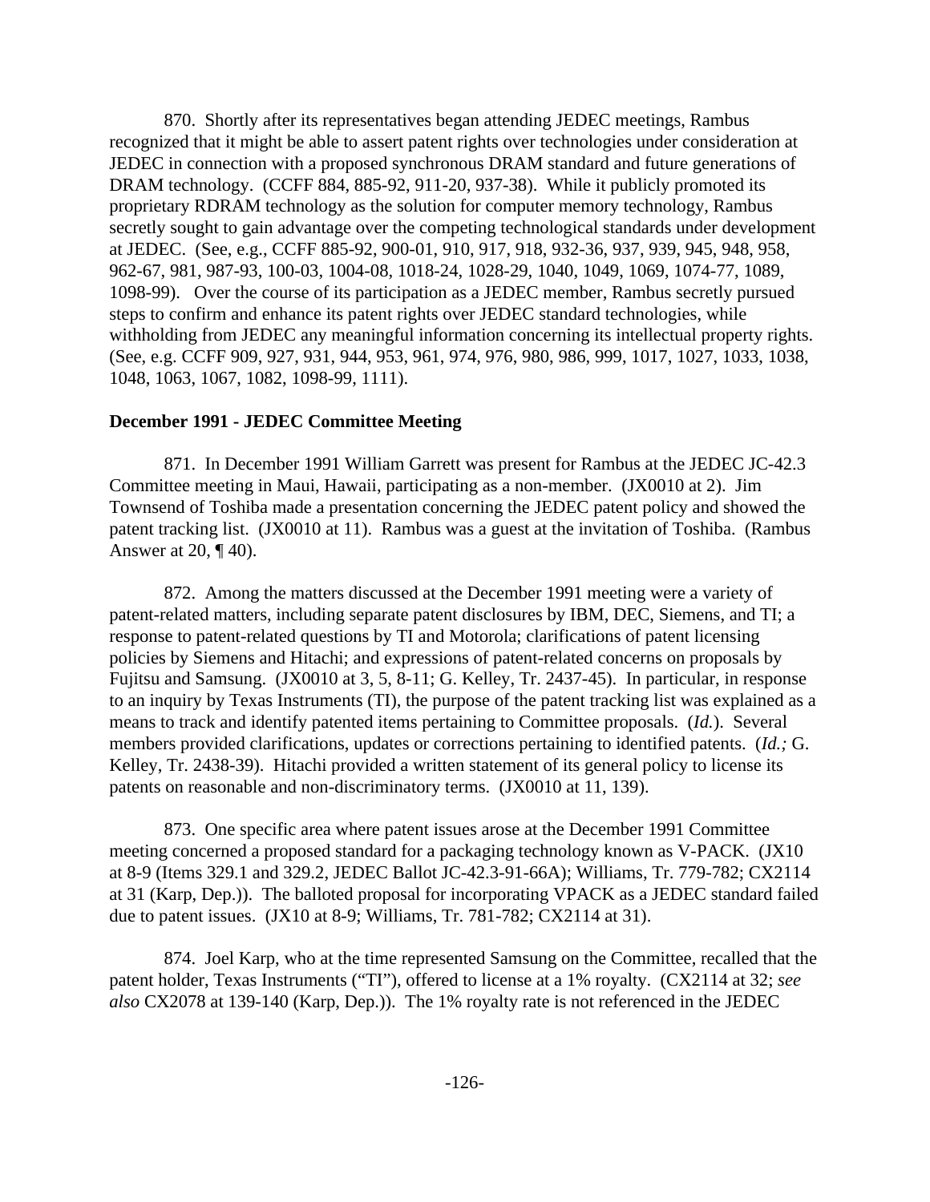870. Shortly after its representatives began attending JEDEC meetings, Rambus recognized that it might be able to assert patent rights over technologies under consideration at JEDEC in connection with a proposed synchronous DRAM standard and future generations of DRAM technology. (CCFF 884, 885-92, 911-20, 937-38). While it publicly promoted its proprietary RDRAM technology as the solution for computer memory technology, Rambus secretly sought to gain advantage over the competing technological standards under development at JEDEC. (See, e.g., CCFF 885-92, 900-01, 910, 917, 918, 932-36, 937, 939, 945, 948, 958, 962-67, 981, 987-93, 100-03, 1004-08, 1018-24, 1028-29, 1040, 1049, 1069, 1074-77, 1089, 1098-99). Over the course of its participation as a JEDEC member, Rambus secretly pursued steps to confirm and enhance its patent rights over JEDEC standard technologies, while withholding from JEDEC any meaningful information concerning its intellectual property rights. (See, e.g. CCFF 909, 927, 931, 944, 953, 961, 974, 976, 980, 986, 999, 1017, 1027, 1033, 1038, 1048, 1063, 1067, 1082, 1098-99, 1111).

**December 1991 - JEDEC Committee Meeting**

871. In December 1991 William Garrett was present for Rambus at the JEDEC JC-42.3 Committee meeting in Maui, Hawaii, participating as a non-member. (JX0010 at 2). Jim Townsend of Toshiba made a presentation concerning the JEDEC patent policy and showed the patent tracking list. (JX0010 at 11). Rambus was a guest at the invitation of Toshiba. (Rambus Answer at 20, ¶ 40).

872. Among the matters discussed at the December 1991 meeting were a variety of patent-related matters, including separate patent disclosures by IBM, DEC, Siemens, and TI; a response to patent-related questions by TI and Motorola; clarifications of patent licensing policies by Siemens and Hitachi; and expressions of patent-related concerns on proposals by Fujitsu and Samsung. (JX0010 at 3, 5, 8-11; G. Kelley, Tr. 2437-45). In particular, in response to an inquiry by Texas Instruments (TI), the purpose of the patent tracking list was explained as a means to track and identify patented items pertaining to Committee proposals. (*Id.*). Several members provided clarifications, updates or corrections pertaining to identified patents. (*Id.;* G. Kelley, Tr. 2438-39). Hitachi provided a written statement of its general policy to license its patents on reasonable and non-discriminatory terms. (JX0010 at 11, 139).

873. One specific area where patent issues arose at the December 1991 Committee meeting concerned a proposed standard for a packaging technology known as V-PACK. (JX10 at 8-9 (Items 329.1 and 329.2, JEDEC Ballot JC-42.3-91-66A); Williams, Tr. 779-782; CX2114 at 31 (Karp, Dep.)). The balloted proposal for incorporating VPACK as a JEDEC standard failed due to patent issues. (JX10 at 8-9; Williams, Tr. 781-782; CX2114 at 31).

874. Joel Karp, who at the time represented Samsung on the Committee, recalled that the patent holder, Texas Instruments ("TI"), offered to license at a 1% royalty. (CX2114 at 32; *see also* CX2078 at 139-140 (Karp, Dep.)). The 1% royalty rate is not referenced in the JEDEC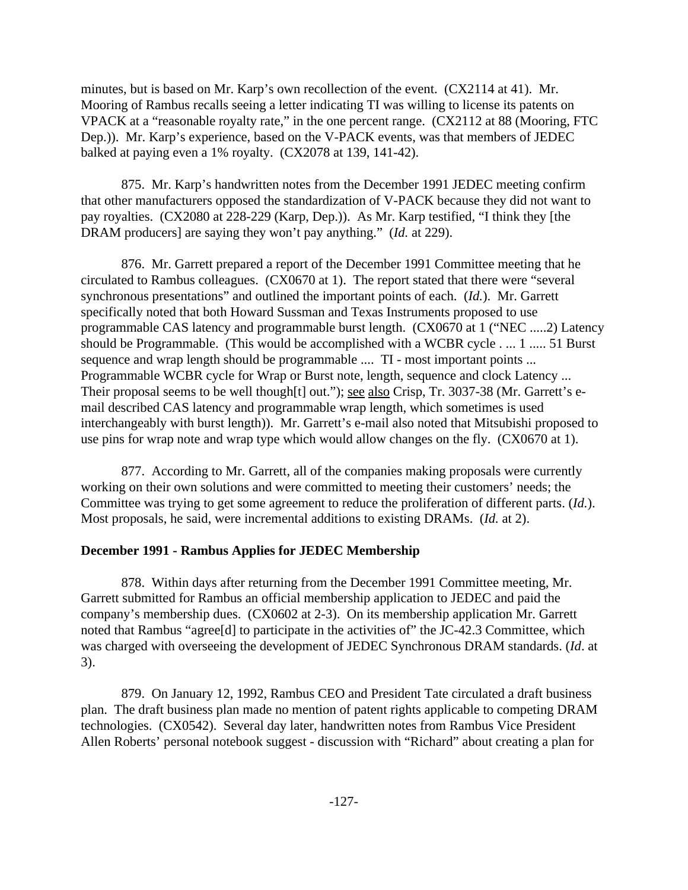minutes, but is based on Mr. Karp's own recollection of the event. (CX2114 at 41). Mr. Mooring of Rambus recalls seeing a letter indicating TI was willing to license its patents on VPACK at a "reasonable royalty rate," in the one percent range. (CX2112 at 88 (Mooring, FTC Dep.)). Mr. Karp's experience, based on the V-PACK events, was that members of JEDEC balked at paying even a 1% royalty. (CX2078 at 139, 141-42).

875. Mr. Karp's handwritten notes from the December 1991 JEDEC meeting confirm that other manufacturers opposed the standardization of V-PACK because they did not want to pay royalties. (CX2080 at 228-229 (Karp, Dep.)). As Mr. Karp testified, "I think they [the DRAM producers] are saying they won't pay anything." (*Id.* at 229).

876. Mr. Garrett prepared a report of the December 1991 Committee meeting that he circulated to Rambus colleagues. (CX0670 at 1). The report stated that there were "several synchronous presentations" and outlined the important points of each. (*Id.*). Mr. Garrett specifically noted that both Howard Sussman and Texas Instruments proposed to use programmable CAS latency and programmable burst length. (CX0670 at 1 ("NEC .....2) Latency should be Programmable. (This would be accomplished with a WCBR cycle . ... 1 ..... 51 Burst sequence and wrap length should be programmable .... TI - most important points ... Programmable WCBR cycle for Wrap or Burst note, length, sequence and clock Latency ... Their proposal seems to be well though[t] out."); see also Crisp, Tr. 3037-38 (Mr. Garrett's e-mail described CAS latency and programmable wrap length, which sometimes is used interchangeably with burst length)). Mr. Garrett's e-mail also noted that Mitsubishi proposed to use pins for wrap note and wrap type which would allow changes on the fly. (CX0670 at 1).

877. According to Mr. Garrett, all of the companies making proposals were currently working on their own solutions and were committed to meeting their customers' needs; the Committee was trying to get some agreement to reduce the proliferation of different parts. (*Id.*). Most proposals, he said, were incremental additions to existing DRAMs. (*Id.* at 2).

**December 1991 - Rambus Applies for JEDEC Membership**

878. Within days after returning from the December 1991 Committee meeting, Mr. Garrett submitted for Rambus an official membership application to JEDEC and paid the company's membership dues. (CX0602 at 2-3). On its membership application Mr. Garrett noted that Rambus "agree[d] to participate in the activities of" the JC-42.3 Committee, which was charged with overseeing the development of JEDEC Synchronous DRAM standards. (*Id*. at 3).

879. On January 12, 1992, Rambus CEO and President Tate circulated a draft business plan. The draft business plan made no mention of patent rights applicable to competing DRAM technologies. (CX0542). Several day later, handwritten notes from Rambus Vice President Allen Roberts' personal notebook suggest - discussion with "Richard" about creating a plan for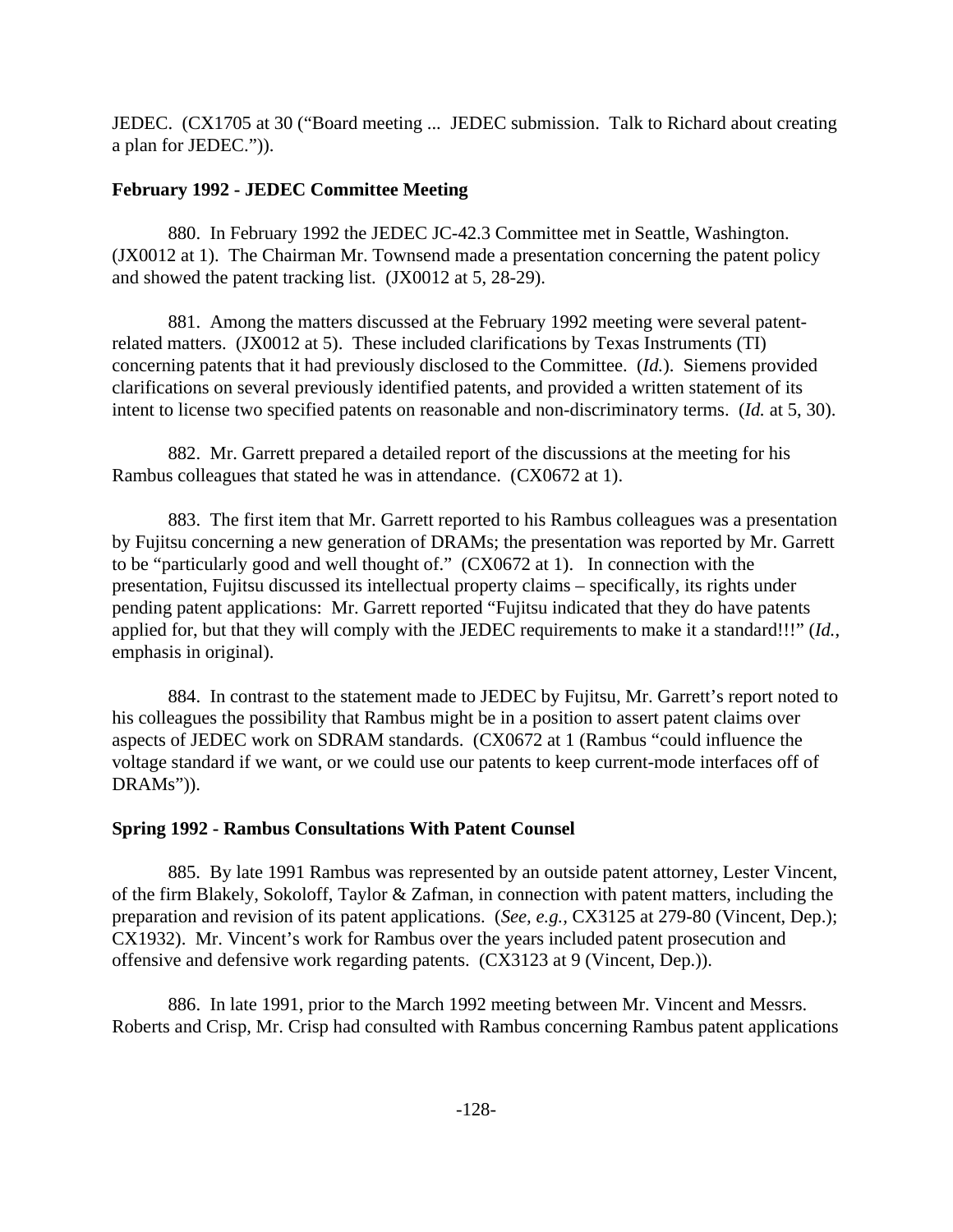JEDEC. (CX1705 at 30 ("Board meeting ... JEDEC submission. Talk to Richard about creating a plan for JEDEC.")).

**February 1992 - JEDEC Committee Meeting**

880. In February 1992 the JEDEC JC-42.3 Committee met in Seattle, Washington. (JX0012 at 1). The Chairman Mr. Townsend made a presentation concerning the patent policy and showed the patent tracking list. (JX0012 at 5, 28-29).

881. Among the matters discussed at the February 1992 meeting were several patent-related matters. (JX0012 at 5). These included clarifications by Texas Instruments (TI) concerning patents that it had previously disclosed to the Committee. (*Id.*). Siemens provided clarifications on several previously identified patents, and provided a written statement of its intent to license two specified patents on reasonable and non-discriminatory terms. (*Id.* at 5, 30).

882. Mr. Garrett prepared a detailed report of the discussions at the meeting for his Rambus colleagues that stated he was in attendance. (CX0672 at 1).

883. The first item that Mr. Garrett reported to his Rambus colleagues was a presentation by Fujitsu concerning a new generation of DRAMs; the presentation was reported by Mr. Garrett to be "particularly good and well thought of." (CX0672 at 1). In connection with the presentation, Fujitsu discussed its intellectual property claims – specifically, its rights under pending patent applications: Mr. Garrett reported "Fujitsu indicated that they do have patents applied for, but that they will comply with the JEDEC requirements to make it a standard!!!" (*Id.*, emphasis in original).

884. In contrast to the statement made to JEDEC by Fujitsu, Mr. Garrett's report noted to his colleagues the possibility that Rambus might be in a position to assert patent claims over aspects of JEDEC work on SDRAM standards. (CX0672 at 1 (Rambus "could influence the voltage standard if we want, or we could use our patents to keep current-mode interfaces off of DRAMs")).

**Spring 1992 - Rambus Consultations With Patent Counsel**

885. By late 1991 Rambus was represented by an outside patent attorney, Lester Vincent, of the firm Blakely, Sokoloff, Taylor & Zafman, in connection with patent matters, including the preparation and revision of its patent applications. (*See, e.g.,* CX3125 at 279-80 (Vincent, Dep.); CX1932). Mr. Vincent's work for Rambus over the years included patent prosecution and offensive and defensive work regarding patents. (CX3123 at 9 (Vincent, Dep.)).

886. In late 1991, prior to the March 1992 meeting between Mr. Vincent and Messrs. Roberts and Crisp, Mr. Crisp had consulted with Rambus concerning Rambus patent applications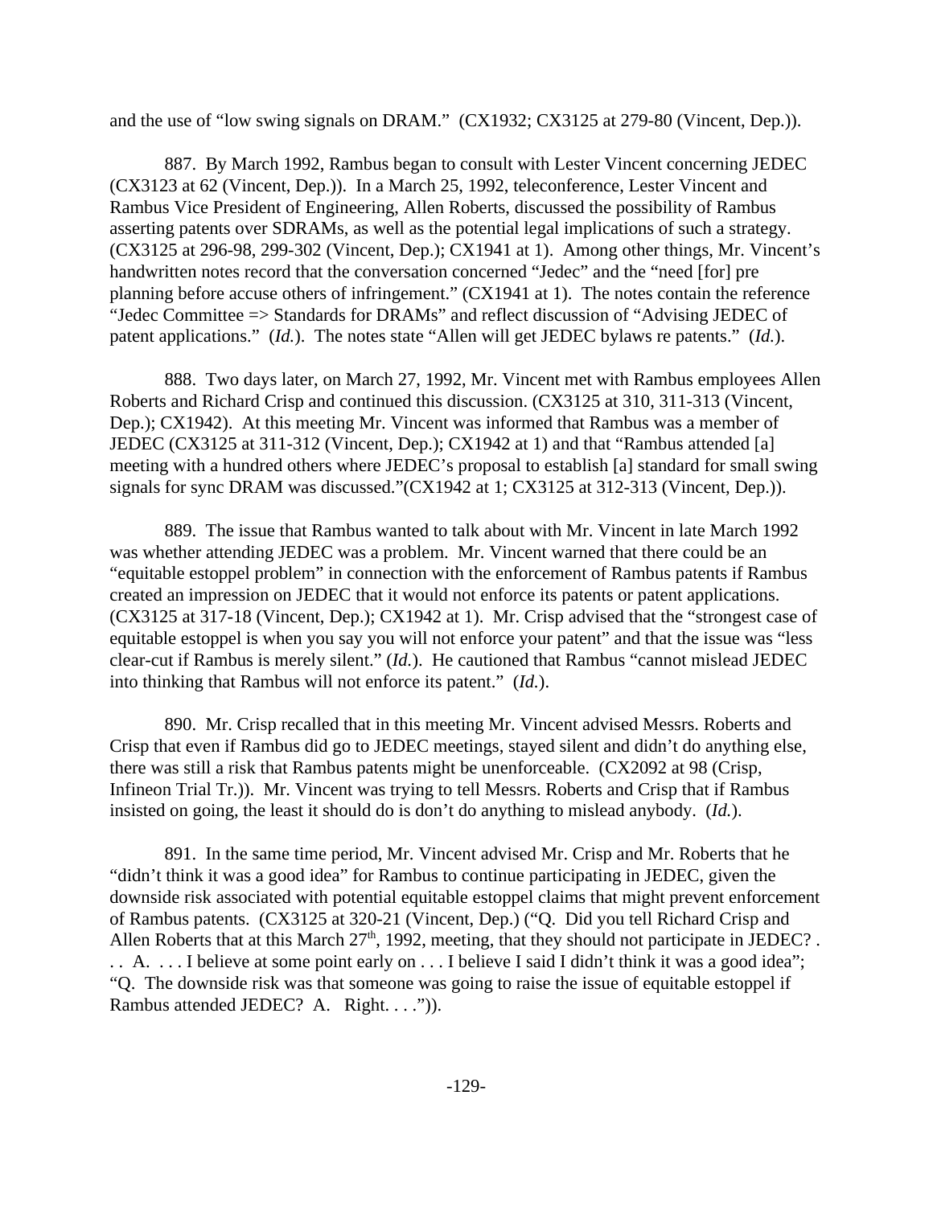and the use of "low swing signals on DRAM." (CX1932; CX3125 at 279-80 (Vincent, Dep.)).

887. By March 1992, Rambus began to consult with Lester Vincent concerning JEDEC (CX3123 at 62 (Vincent, Dep.)). In a March 25, 1992, teleconference, Lester Vincent and Rambus Vice President of Engineering, Allen Roberts, discussed the possibility of Rambus asserting patents over SDRAMs, as well as the potential legal implications of such a strategy. (CX3125 at 296-98, 299-302 (Vincent, Dep.); CX1941 at 1). Among other things, Mr. Vincent's handwritten notes record that the conversation concerned "Jedec" and the "need [for] pre planning before accuse others of infringement." (CX1941 at 1). The notes contain the reference "Jedec Committee => Standards for DRAMs" and reflect discussion of "Advising JEDEC of patent applications." (*Id.*). The notes state "Allen will get JEDEC bylaws re patents." (*Id.*).

888. Two days later, on March 27, 1992, Mr. Vincent met with Rambus employees Allen Roberts and Richard Crisp and continued this discussion. (CX3125 at 310, 311-313 (Vincent, Dep.); CX1942). At this meeting Mr. Vincent was informed that Rambus was a member of JEDEC (CX3125 at 311-312 (Vincent, Dep.); CX1942 at 1) and that "Rambus attended [a] meeting with a hundred others where JEDEC's proposal to establish [a] standard for small swing signals for sync DRAM was discussed."(CX1942 at 1; CX3125 at 312-313 (Vincent, Dep.)).

889. The issue that Rambus wanted to talk about with Mr. Vincent in late March 1992 was whether attending JEDEC was a problem. Mr. Vincent warned that there could be an "equitable estoppel problem" in connection with the enforcement of Rambus patents if Rambus created an impression on JEDEC that it would not enforce its patents or patent applications. (CX3125 at 317-18 (Vincent, Dep.); CX1942 at 1). Mr. Crisp advised that the "strongest case of equitable estoppel is when you say you will not enforce your patent" and that the issue was "less clear-cut if Rambus is merely silent." (*Id.*). He cautioned that Rambus "cannot mislead JEDEC into thinking that Rambus will not enforce its patent." (*Id.*).

890. Mr. Crisp recalled that in this meeting Mr. Vincent advised Messrs. Roberts and Crisp that even if Rambus did go to JEDEC meetings, stayed silent and didn't do anything else, there was still a risk that Rambus patents might be unenforceable. (CX2092 at 98 (Crisp, Infineon Trial Tr.)). Mr. Vincent was trying to tell Messrs. Roberts and Crisp that if Rambus insisted on going, the least it should do is don't do anything to mislead anybody. (*Id.*).

891. In the same time period, Mr. Vincent advised Mr. Crisp and Mr. Roberts that he "didn't think it was a good idea" for Rambus to continue participating in JEDEC, given the downside risk associated with potential equitable estoppel claims that might prevent enforcement of Rambus patents. (CX3125 at 320-21 (Vincent, Dep.) ("Q. Did you tell Richard Crisp and Allen Roberts that at this March 27th, 1992, meeting, that they should not participate in JEDEC? . . . A. . . . I believe at some point early on . . . I believe I said I didn't think it was a good idea"; "Q. The downside risk was that someone was going to raise the issue of equitable estoppel if Rambus attended JEDEC? A. Right. . . .")).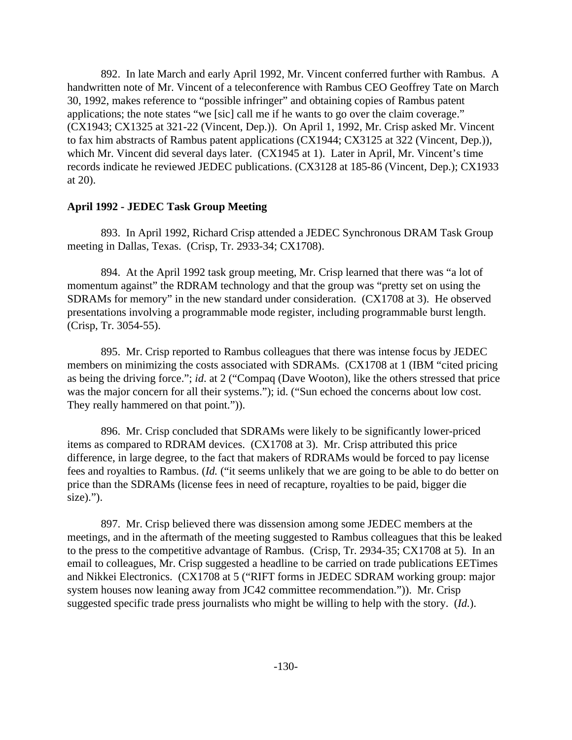892. In late March and early April 1992, Mr. Vincent conferred further with Rambus. A handwritten note of Mr. Vincent of a teleconference with Rambus CEO Geoffrey Tate on March 30, 1992, makes reference to "possible infringer" and obtaining copies of Rambus patent applications; the note states "we [sic] call me if he wants to go over the claim coverage." (CX1943; CX1325 at 321-22 (Vincent, Dep.)). On April 1, 1992, Mr. Crisp asked Mr. Vincent to fax him abstracts of Rambus patent applications (CX1944; CX3125 at 322 (Vincent, Dep.)), which Mr. Vincent did several days later. (CX1945 at 1). Later in April, Mr. Vincent's time records indicate he reviewed JEDEC publications. (CX3128 at 185-86 (Vincent, Dep.); CX1933 at 20).

**April 1992 - JEDEC Task Group Meeting**

893. In April 1992, Richard Crisp attended a JEDEC Synchronous DRAM Task Group meeting in Dallas, Texas. (Crisp, Tr. 2933-34; CX1708).

894. At the April 1992 task group meeting, Mr. Crisp learned that there was "a lot of momentum against" the RDRAM technology and that the group was "pretty set on using the SDRAMs for memory" in the new standard under consideration. (CX1708 at 3). He observed presentations involving a programmable mode register, including programmable burst length. (Crisp, Tr. 3054-55).

895. Mr. Crisp reported to Rambus colleagues that there was intense focus by JEDEC members on minimizing the costs associated with SDRAMs. (CX1708 at 1 (IBM "cited pricing as being the driving force."; *id*. at 2 ("Compaq (Dave Wooton), like the others stressed that price was the major concern for all their systems."); id. ("Sun echoed the concerns about low cost. They really hammered on that point.")).

896. Mr. Crisp concluded that SDRAMs were likely to be significantly lower-priced items as compared to RDRAM devices. (CX1708 at 3). Mr. Crisp attributed this price difference, in large degree, to the fact that makers of RDRAMs would be forced to pay license fees and royalties to Rambus. (*Id.* ("it seems unlikely that we are going to be able to do better on price than the SDRAMs (license fees in need of recapture, royalties to be paid, bigger die size).").

897. Mr. Crisp believed there was dissension among some JEDEC members at the meetings, and in the aftermath of the meeting suggested to Rambus colleagues that this be leaked to the press to the competitive advantage of Rambus. (Crisp, Tr. 2934-35; CX1708 at 5). In an email to colleagues, Mr. Crisp suggested a headline to be carried on trade publications EETimes and Nikkei Electronics. (CX1708 at 5 ("RIFT forms in JEDEC SDRAM working group: major system houses now leaning away from JC42 committee recommendation.")). Mr. Crisp suggested specific trade press journalists who might be willing to help with the story. (*Id.*).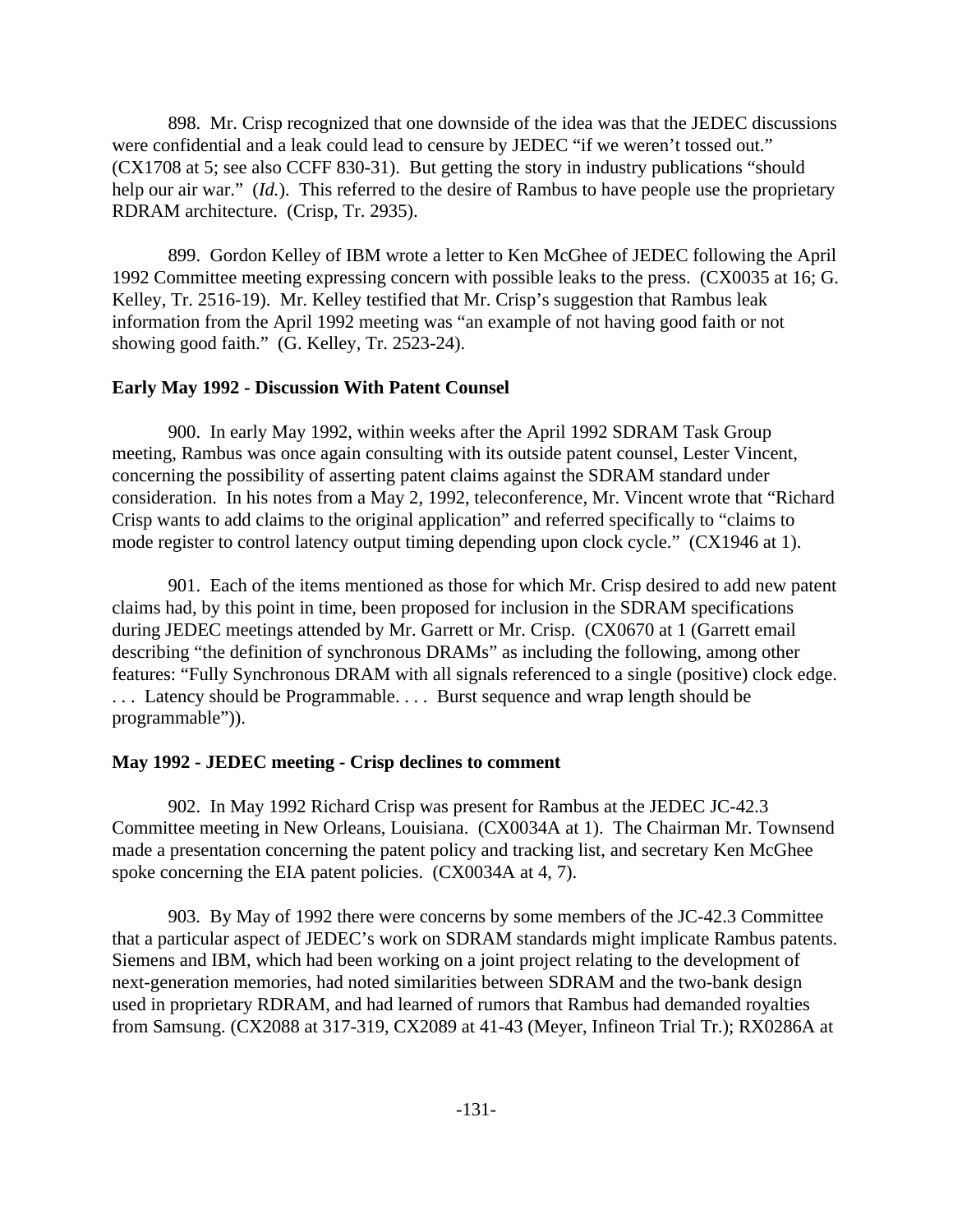898. Mr. Crisp recognized that one downside of the idea was that the JEDEC discussions were confidential and a leak could lead to censure by JEDEC "if we weren't tossed out." (CX1708 at 5; see also CCFF 830-31). But getting the story in industry publications "should help our air war." (*Id.*). This referred to the desire of Rambus to have people use the proprietary RDRAM architecture. (Crisp, Tr. 2935).

899. Gordon Kelley of IBM wrote a letter to Ken McGhee of JEDEC following the April 1992 Committee meeting expressing concern with possible leaks to the press. (CX0035 at 16; G. Kelley, Tr. 2516-19). Mr. Kelley testified that Mr. Crisp's suggestion that Rambus leak information from the April 1992 meeting was "an example of not having good faith or not showing good faith." (G. Kelley, Tr. 2523-24).

**Early May 1992 - Discussion With Patent Counsel**

900. In early May 1992, within weeks after the April 1992 SDRAM Task Group meeting, Rambus was once again consulting with its outside patent counsel, Lester Vincent, concerning the possibility of asserting patent claims against the SDRAM standard under consideration. In his notes from a May 2, 1992, teleconference, Mr. Vincent wrote that "Richard Crisp wants to add claims to the original application" and referred specifically to "claims to mode register to control latency output timing depending upon clock cycle." (CX1946 at 1).

901. Each of the items mentioned as those for which Mr. Crisp desired to add new patent claims had, by this point in time, been proposed for inclusion in the SDRAM specifications during JEDEC meetings attended by Mr. Garrett or Mr. Crisp. (CX0670 at 1 (Garrett email describing "the definition of synchronous DRAMs" as including the following, among other features: "Fully Synchronous DRAM with all signals referenced to a single (positive) clock edge. . . . Latency should be Programmable. . . . Burst sequence and wrap length should be programmable")).

**May 1992 - JEDEC meeting - Crisp declines to comment**

902. In May 1992 Richard Crisp was present for Rambus at the JEDEC JC-42.3 Committee meeting in New Orleans, Louisiana. (CX0034A at 1). The Chairman Mr. Townsend made a presentation concerning the patent policy and tracking list, and secretary Ken McGhee spoke concerning the EIA patent policies. (CX0034A at 4, 7).

903. By May of 1992 there were concerns by some members of the JC-42.3 Committee that a particular aspect of JEDEC's work on SDRAM standards might implicate Rambus patents. Siemens and IBM, which had been working on a joint project relating to the development of next-generation memories, had noted similarities between SDRAM and the two-bank design used in proprietary RDRAM, and had learned of rumors that Rambus had demanded royalties from Samsung. (CX2088 at 317-319, CX2089 at 41-43 (Meyer, Infineon Trial Tr.); RX0286A at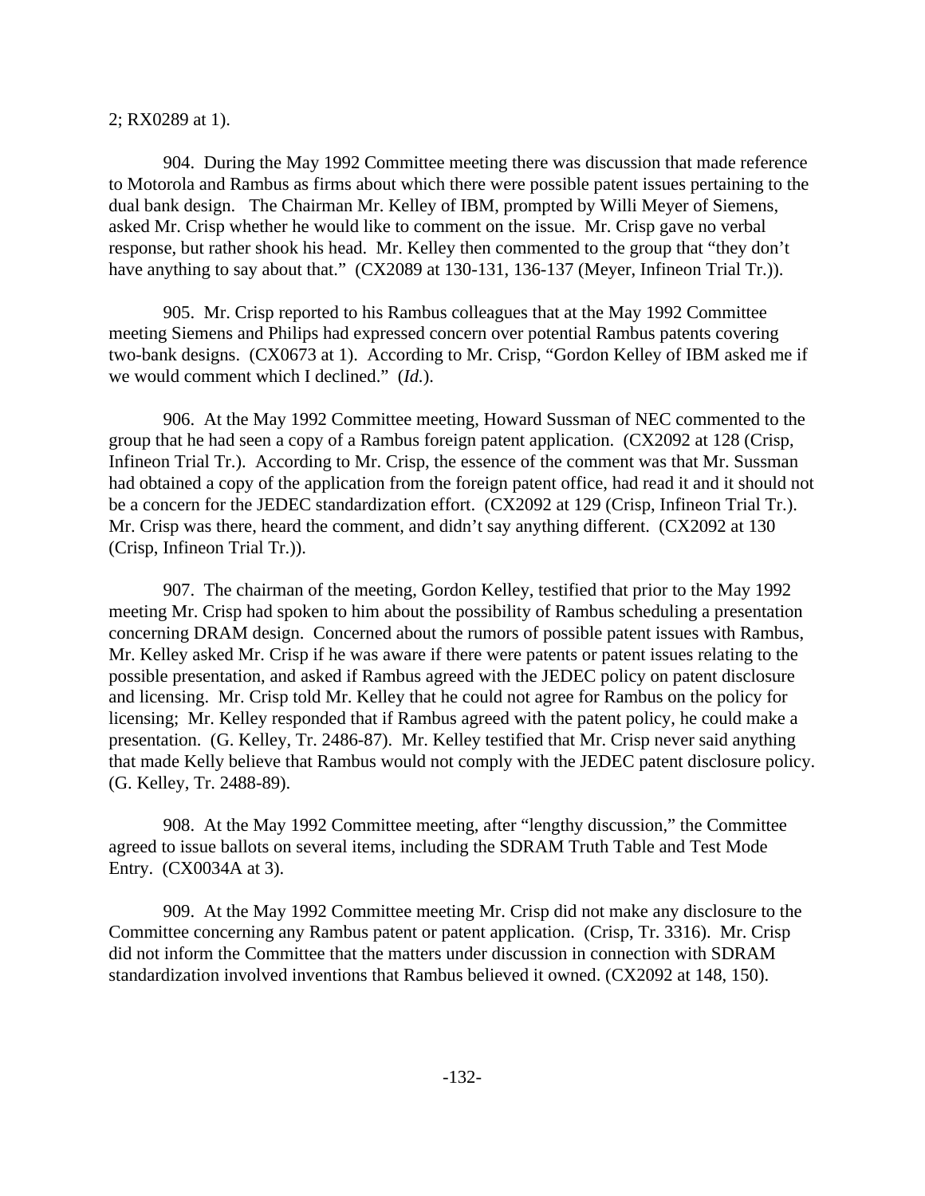2; RX0289 at 1).

904. During the May 1992 Committee meeting there was discussion that made reference to Motorola and Rambus as firms about which there were possible patent issues pertaining to the dual bank design. The Chairman Mr. Kelley of IBM, prompted by Willi Meyer of Siemens, asked Mr. Crisp whether he would like to comment on the issue. Mr. Crisp gave no verbal response, but rather shook his head. Mr. Kelley then commented to the group that "they don't have anything to say about that." (CX2089 at 130-131, 136-137 (Meyer, Infineon Trial Tr.)).

905. Mr. Crisp reported to his Rambus colleagues that at the May 1992 Committee meeting Siemens and Philips had expressed concern over potential Rambus patents covering two-bank designs. (CX0673 at 1). According to Mr. Crisp, "Gordon Kelley of IBM asked me if we would comment which I declined." (*Id.*).

906. At the May 1992 Committee meeting, Howard Sussman of NEC commented to the group that he had seen a copy of a Rambus foreign patent application. (CX2092 at 128 (Crisp, Infineon Trial Tr.). According to Mr. Crisp, the essence of the comment was that Mr. Sussman had obtained a copy of the application from the foreign patent office, had read it and it should not be a concern for the JEDEC standardization effort. (CX2092 at 129 (Crisp, Infineon Trial Tr.). Mr. Crisp was there, heard the comment, and didn't say anything different. (CX2092 at 130 (Crisp, Infineon Trial Tr.)).

907. The chairman of the meeting, Gordon Kelley, testified that prior to the May 1992 meeting Mr. Crisp had spoken to him about the possibility of Rambus scheduling a presentation concerning DRAM design. Concerned about the rumors of possible patent issues with Rambus, Mr. Kelley asked Mr. Crisp if he was aware if there were patents or patent issues relating to the possible presentation, and asked if Rambus agreed with the JEDEC policy on patent disclosure and licensing. Mr. Crisp told Mr. Kelley that he could not agree for Rambus on the policy for licensing; Mr. Kelley responded that if Rambus agreed with the patent policy, he could make a presentation. (G. Kelley, Tr. 2486-87). Mr. Kelley testified that Mr. Crisp never said anything that made Kelly believe that Rambus would not comply with the JEDEC patent disclosure policy. (G. Kelley, Tr. 2488-89).

908. At the May 1992 Committee meeting, after "lengthy discussion," the Committee agreed to issue ballots on several items, including the SDRAM Truth Table and Test Mode Entry. (CX0034A at 3).

909. At the May 1992 Committee meeting Mr. Crisp did not make any disclosure to the Committee concerning any Rambus patent or patent application. (Crisp, Tr. 3316). Mr. Crisp did not inform the Committee that the matters under discussion in connection with SDRAM standardization involved inventions that Rambus believed it owned. (CX2092 at 148, 150).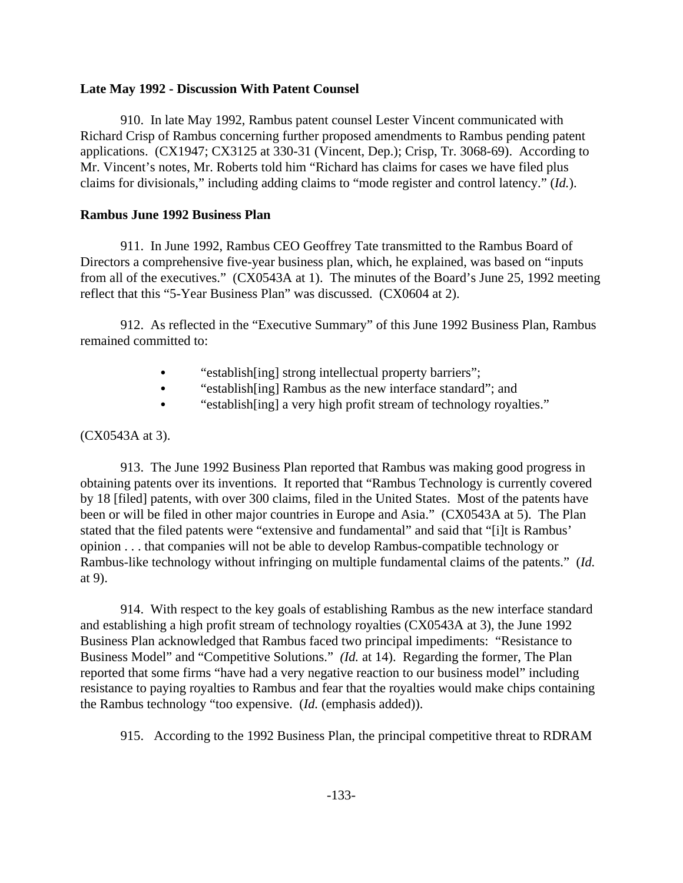**Late May 1992 - Discussion With Patent Counsel**

910. In late May 1992, Rambus patent counsel Lester Vincent communicated with Richard Crisp of Rambus concerning further proposed amendments to Rambus pending patent applications. (CX1947; CX3125 at 330-31 (Vincent, Dep.); Crisp, Tr. 3068-69). According to Mr. Vincent's notes, Mr. Roberts told him "Richard has claims for cases we have filed plus claims for divisionals," including adding claims to "mode register and control latency." (*Id.*).

**Rambus June 1992 Business Plan**

911. In June 1992, Rambus CEO Geoffrey Tate transmitted to the Rambus Board of Directors a comprehensive five-year business plan, which, he explained, was based on "inputs from all of the executives." (CX0543A at 1). The minutes of the Board's June 25, 1992 meeting reflect that this "5-Year Business Plan" was discussed. (CX0604 at 2).

912. As reflected in the "Executive Summary" of this June 1992 Business Plan, Rambus remained committed to:

- "establish[ing] strong intellectual property barriers";
- "establish[ing] Rambus as the new interface standard"; and
- "establish[ing] a very high profit stream of technology royalties."

(CX0543A at 3).

913. The June 1992 Business Plan reported that Rambus was making good progress in obtaining patents over its inventions. It reported that "Rambus Technology is currently covered by 18 [filed] patents, with over 300 claims, filed in the United States. Most of the patents have been or will be filed in other major countries in Europe and Asia." (CX0543A at 5). The Plan stated that the filed patents were "extensive and fundamental" and said that "[i]t is Rambus' opinion . . . that companies will not be able to develop Rambus-compatible technology or Rambus-like technology without infringing on multiple fundamental claims of the patents." (*Id.* at 9).

914. With respect to the key goals of establishing Rambus as the new interface standard and establishing a high profit stream of technology royalties (CX0543A at 3), the June 1992 Business Plan acknowledged that Rambus faced two principal impediments: "Resistance to Business Model" and "Competitive Solutions." *(Id.* at 14). Regarding the former, The Plan reported that some firms "have had a very negative reaction to our business model" including resistance to paying royalties to Rambus and fear that the royalties would make chips containing the Rambus technology "too expensive. (*Id.* (emphasis added)).

915. According to the 1992 Business Plan, the principal competitive threat to RDRAM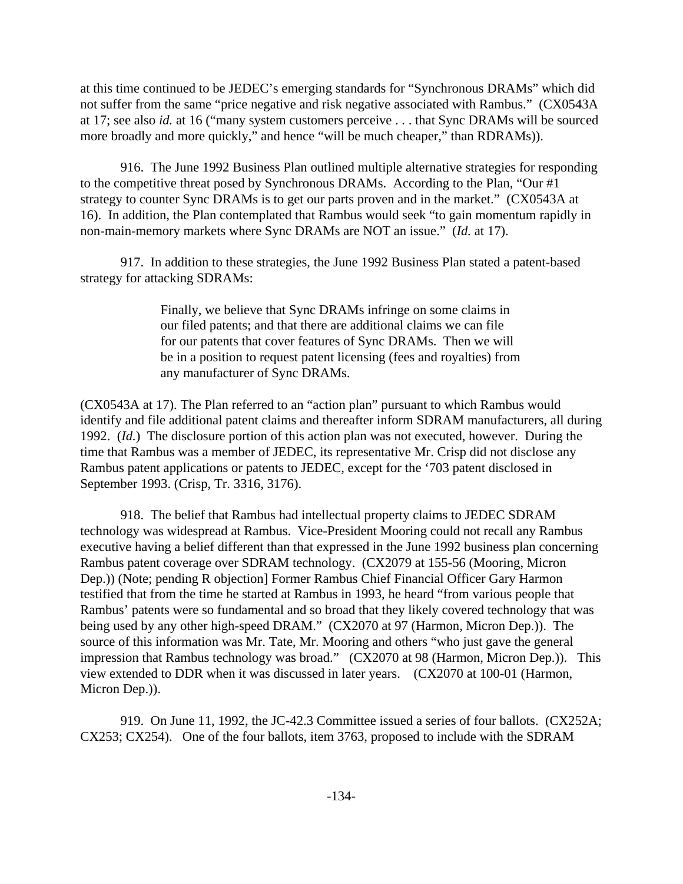at this time continued to be JEDEC's emerging standards for "Synchronous DRAMs" which did not suffer from the same "price negative and risk negative associated with Rambus." (CX0543A at 17; see also *id.* at 16 ("many system customers perceive . . . that Sync DRAMs will be sourced more broadly and more quickly," and hence "will be much cheaper," than RDRAMs)).

916. The June 1992 Business Plan outlined multiple alternative strategies for responding to the competitive threat posed by Synchronous DRAMs. According to the Plan, "Our #1 strategy to counter Sync DRAMs is to get our parts proven and in the market." (CX0543A at 16). In addition, the Plan contemplated that Rambus would seek "to gain momentum rapidly in non-main-memory markets where Sync DRAMs are NOT an issue." (*Id.* at 17).

917. In addition to these strategies, the June 1992 Business Plan stated a patent-based strategy for attacking SDRAMs:

> Finally, we believe that Sync DRAMs infringe on some claims in our filed patents; and that there are additional claims we can file for our patents that cover features of Sync DRAMs. Then we will be in a position to request patent licensing (fees and royalties) from any manufacturer of Sync DRAMs.

(CX0543A at 17). The Plan referred to an "action plan" pursuant to which Rambus would identify and file additional patent claims and thereafter inform SDRAM manufacturers, all during 1992. (*Id.*) The disclosure portion of this action plan was not executed, however. During the time that Rambus was a member of JEDEC, its representative Mr. Crisp did not disclose any Rambus patent applications or patents to JEDEC, except for the '703 patent disclosed in September 1993. (Crisp, Tr. 3316, 3176).

918. The belief that Rambus had intellectual property claims to JEDEC SDRAM technology was widespread at Rambus. Vice-President Mooring could not recall any Rambus executive having a belief different than that expressed in the June 1992 business plan concerning Rambus patent coverage over SDRAM technology. (CX2079 at 155-56 (Mooring, Micron Dep.)) (Note; pending R objection] Former Rambus Chief Financial Officer Gary Harmon testified that from the time he started at Rambus in 1993, he heard "from various people that Rambus' patents were so fundamental and so broad that they likely covered technology that was being used by any other high-speed DRAM." (CX2070 at 97 (Harmon, Micron Dep.)). The source of this information was Mr. Tate, Mr. Mooring and others "who just gave the general impression that Rambus technology was broad." (CX2070 at 98 (Harmon, Micron Dep.)). This view extended to DDR when it was discussed in later years. (CX2070 at 100-01 (Harmon, Micron Dep.)).

919. On June 11, 1992, the JC-42.3 Committee issued a series of four ballots. (CX252A; CX253; CX254). One of the four ballots, item 3763, proposed to include with the SDRAM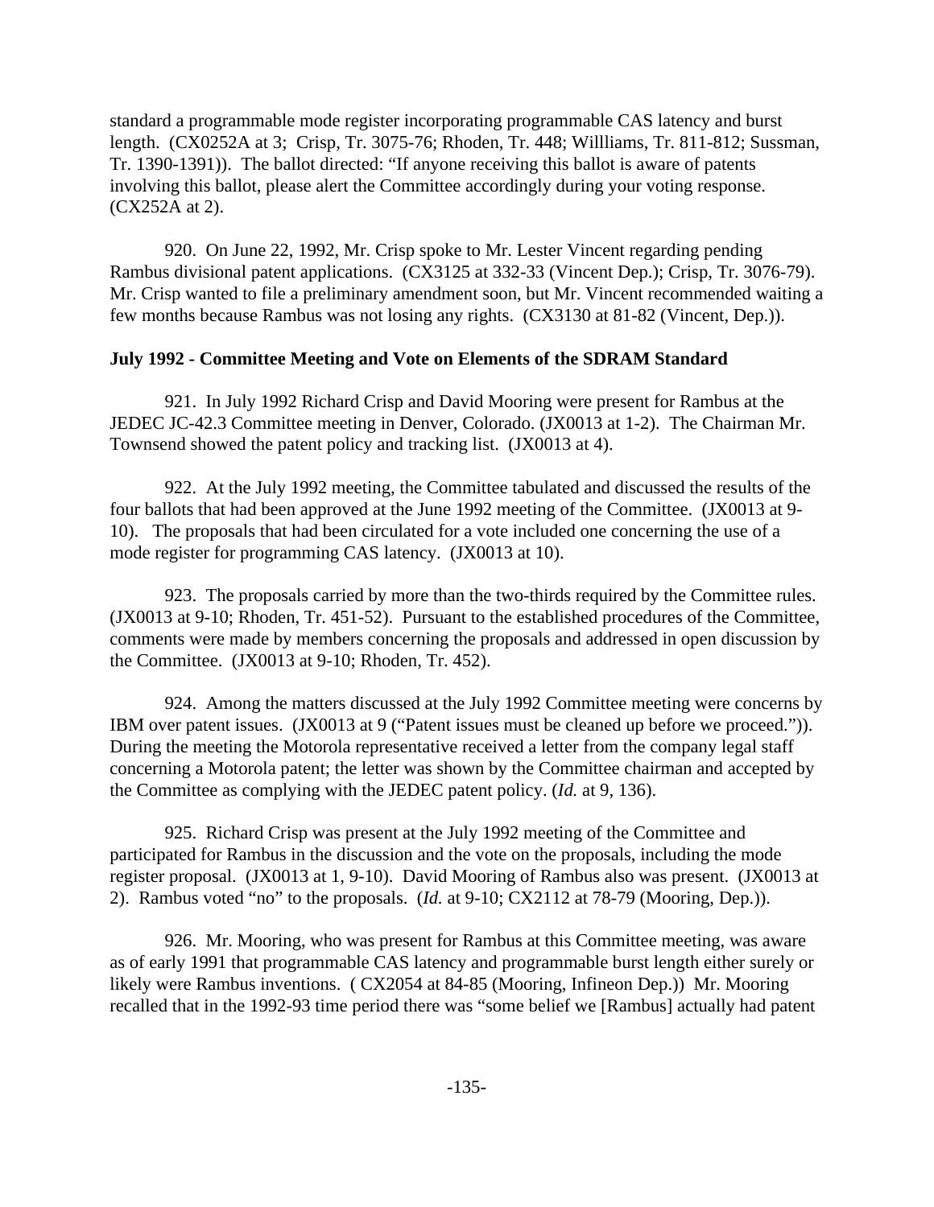standard a programmable mode register incorporating programmable CAS latency and burst length. (CX0252A at 3; Crisp, Tr. 3075-76; Rhoden, Tr. 448; Willliams, Tr. 811-812; Sussman, Tr. 1390-1391)). The ballot directed: "If anyone receiving this ballot is aware of patents involving this ballot, please alert the Committee accordingly during your voting response. (CX252A at 2).

920. On June 22, 1992, Mr. Crisp spoke to Mr. Lester Vincent regarding pending Rambus divisional patent applications. (CX3125 at 332-33 (Vincent Dep.); Crisp, Tr. 3076-79). Mr. Crisp wanted to file a preliminary amendment soon, but Mr. Vincent recommended waiting a few months because Rambus was not losing any rights. (CX3130 at 81-82 (Vincent, Dep.)).

**July 1992 - Committee Meeting and Vote on Elements of the SDRAM Standard**

921. In July 1992 Richard Crisp and David Mooring were present for Rambus at the JEDEC JC-42.3 Committee meeting in Denver, Colorado. (JX0013 at 1-2). The Chairman Mr. Townsend showed the patent policy and tracking list. (JX0013 at 4).

922. At the July 1992 meeting, the Committee tabulated and discussed the results of the four ballots that had been approved at the June 1992 meeting of the Committee. (JX0013 at 9-10). The proposals that had been circulated for a vote included one concerning the use of a mode register for programming CAS latency. (JX0013 at 10).

923. The proposals carried by more than the two-thirds required by the Committee rules. (JX0013 at 9-10; Rhoden, Tr. 451-52). Pursuant to the established procedures of the Committee, comments were made by members concerning the proposals and addressed in open discussion by the Committee. (JX0013 at 9-10; Rhoden, Tr. 452).

924. Among the matters discussed at the July 1992 Committee meeting were concerns by IBM over patent issues. (JX0013 at 9 ("Patent issues must be cleaned up before we proceed.")). During the meeting the Motorola representative received a letter from the company legal staff concerning a Motorola patent; the letter was shown by the Committee chairman and accepted by the Committee as complying with the JEDEC patent policy. (*Id.* at 9, 136).

925. Richard Crisp was present at the July 1992 meeting of the Committee and participated for Rambus in the discussion and the vote on the proposals, including the mode register proposal. (JX0013 at 1, 9-10). David Mooring of Rambus also was present. (JX0013 at 2). Rambus voted "no" to the proposals. (*Id.* at 9-10; CX2112 at 78-79 (Mooring, Dep.)).

926. Mr. Mooring, who was present for Rambus at this Committee meeting, was aware as of early 1991 that programmable CAS latency and programmable burst length either surely or likely were Rambus inventions. ( CX2054 at 84-85 (Mooring, Infineon Dep.)) Mr. Mooring recalled that in the 1992-93 time period there was "some belief we [Rambus] actually had patent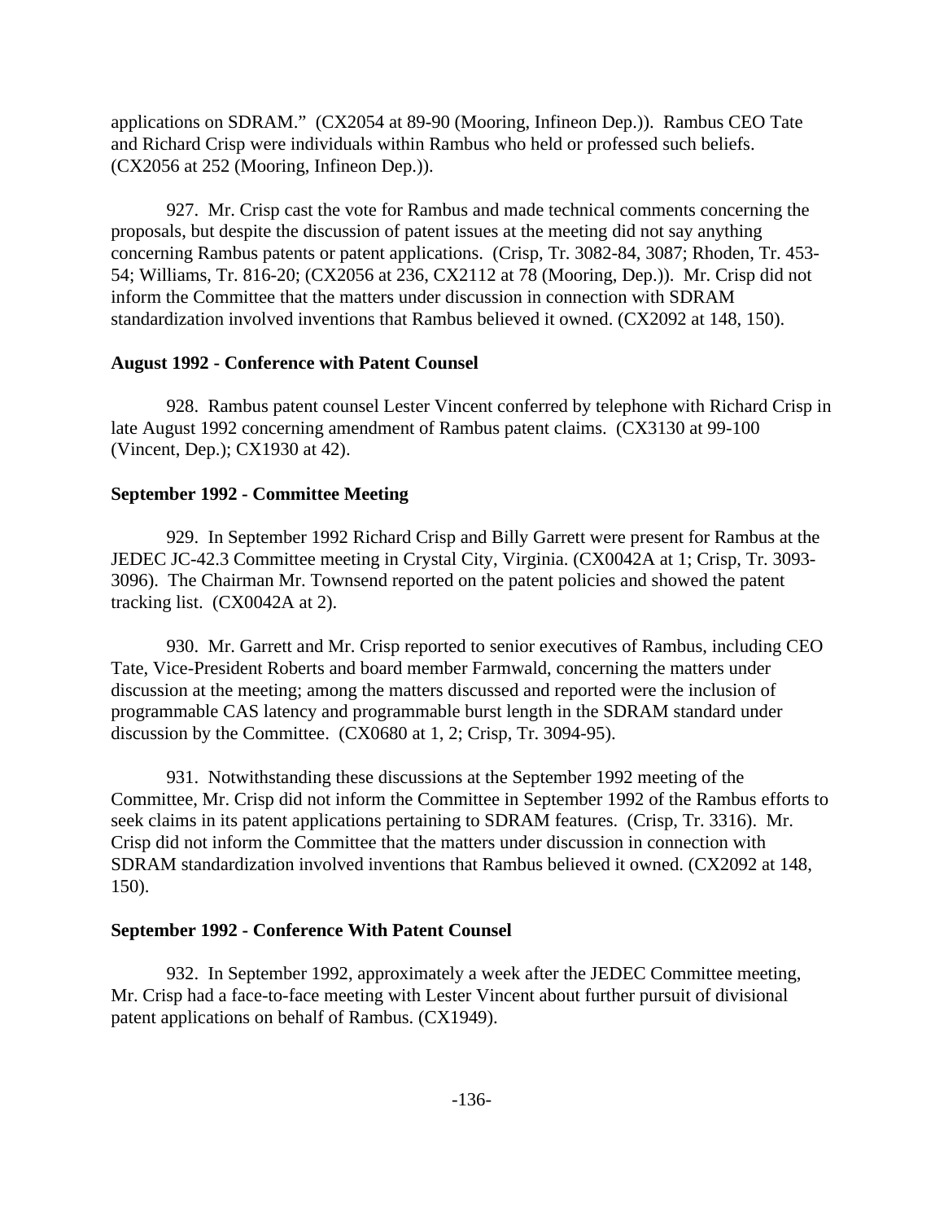applications on SDRAM." (CX2054 at 89-90 (Mooring, Infineon Dep.)). Rambus CEO Tate and Richard Crisp were individuals within Rambus who held or professed such beliefs. (CX2056 at 252 (Mooring, Infineon Dep.)).

927. Mr. Crisp cast the vote for Rambus and made technical comments concerning the proposals, but despite the discussion of patent issues at the meeting did not say anything concerning Rambus patents or patent applications. (Crisp, Tr. 3082-84, 3087; Rhoden, Tr. 453-54; Williams, Tr. 816-20; (CX2056 at 236, CX2112 at 78 (Mooring, Dep.)). Mr. Crisp did not inform the Committee that the matters under discussion in connection with SDRAM standardization involved inventions that Rambus believed it owned. (CX2092 at 148, 150).

**August 1992 - Conference with Patent Counsel**

928. Rambus patent counsel Lester Vincent conferred by telephone with Richard Crisp in late August 1992 concerning amendment of Rambus patent claims. (CX3130 at 99-100 (Vincent, Dep.); CX1930 at 42).

**September 1992 - Committee Meeting**

929. In September 1992 Richard Crisp and Billy Garrett were present for Rambus at the JEDEC JC-42.3 Committee meeting in Crystal City, Virginia. (CX0042A at 1; Crisp, Tr. 3093-3096). The Chairman Mr. Townsend reported on the patent policies and showed the patent tracking list. (CX0042A at 2).

930. Mr. Garrett and Mr. Crisp reported to senior executives of Rambus, including CEO Tate, Vice-President Roberts and board member Farmwald, concerning the matters under discussion at the meeting; among the matters discussed and reported were the inclusion of programmable CAS latency and programmable burst length in the SDRAM standard under discussion by the Committee. (CX0680 at 1, 2; Crisp, Tr. 3094-95).

931. Notwithstanding these discussions at the September 1992 meeting of the Committee, Mr. Crisp did not inform the Committee in September 1992 of the Rambus efforts to seek claims in its patent applications pertaining to SDRAM features. (Crisp, Tr. 3316). Mr. Crisp did not inform the Committee that the matters under discussion in connection with SDRAM standardization involved inventions that Rambus believed it owned. (CX2092 at 148, 150).

**September 1992 - Conference With Patent Counsel**

932. In September 1992, approximately a week after the JEDEC Committee meeting, Mr. Crisp had a face-to-face meeting with Lester Vincent about further pursuit of divisional patent applications on behalf of Rambus. (CX1949).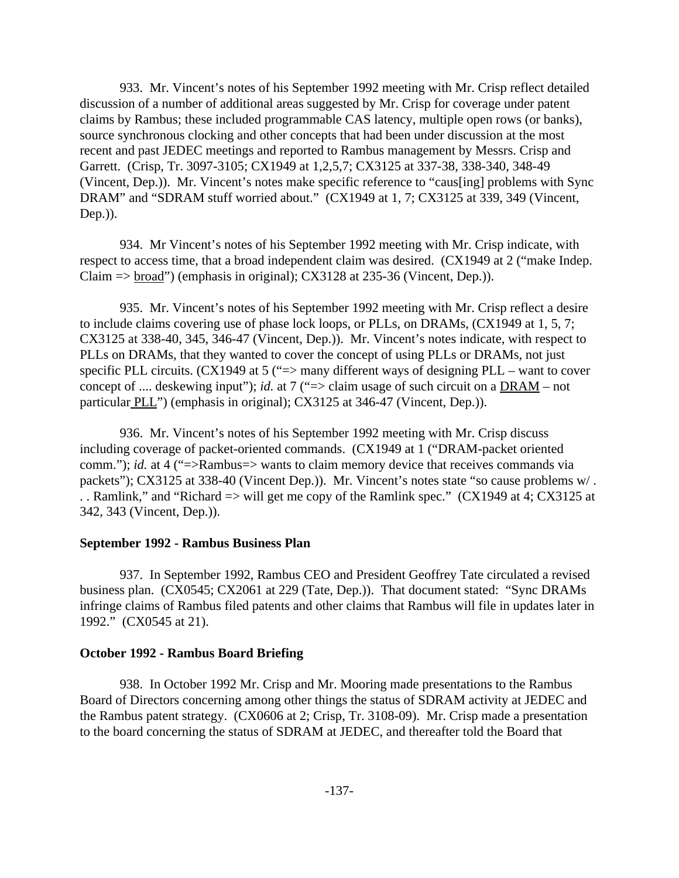933. Mr. Vincent's notes of his September 1992 meeting with Mr. Crisp reflect detailed discussion of a number of additional areas suggested by Mr. Crisp for coverage under patent claims by Rambus; these included programmable CAS latency, multiple open rows (or banks), source synchronous clocking and other concepts that had been under discussion at the most recent and past JEDEC meetings and reported to Rambus management by Messrs. Crisp and Garrett. (Crisp, Tr. 3097-3105; CX1949 at 1,2,5,7; CX3125 at 337-38, 338-340, 348-49 (Vincent, Dep.)). Mr. Vincent's notes make specific reference to "caus[ing] problems with Sync DRAM" and "SDRAM stuff worried about." (CX1949 at 1, 7; CX3125 at 339, 349 (Vincent, Dep.)).

934. Mr Vincent's notes of his September 1992 meeting with Mr. Crisp indicate, with respect to access time, that a broad independent claim was desired. (CX1949 at 2 ("make Indep. Claim => <u>broad</u>") (emphasis in original); CX3128 at 235-36 (Vincent, Dep.)).

935. Mr. Vincent's notes of his September 1992 meeting with Mr. Crisp reflect a desire to include claims covering use of phase lock loops, or PLLs, on DRAMs, (CX1949 at 1, 5, 7; CX3125 at 338-40, 345, 346-47 (Vincent, Dep.)). Mr. Vincent's notes indicate, with respect to PLLs on DRAMs, that they wanted to cover the concept of using PLLs or DRAMs, not just specific PLL circuits. (CX1949 at 5 ("=> many different ways of designing PLL – want to cover concept of .... deskewing input"); *id.* at 7 ("=> claim usage of such circuit on a <u>DRAM</u> – not particular <u>PLL</u>") (emphasis in original); CX3125 at 346-47 (Vincent, Dep.)).

936. Mr. Vincent's notes of his September 1992 meeting with Mr. Crisp discuss including coverage of packet-oriented commands. (CX1949 at 1 ("DRAM-packet oriented comm."); *id.* at 4 ("=>Rambus=> wants to claim memory device that receives commands via packets"); CX3125 at 338-40 (Vincent Dep.)). Mr. Vincent's notes state "so cause problems w/ . . . Ramlink," and "Richard => will get me copy of the Ramlink spec." (CX1949 at 4; CX3125 at 342, 343 (Vincent, Dep.)).

**September 1992 - Rambus Business Plan**

937. In September 1992, Rambus CEO and President Geoffrey Tate circulated a revised business plan. (CX0545; CX2061 at 229 (Tate, Dep.)). That document stated: "Sync DRAMs infringe claims of Rambus filed patents and other claims that Rambus will file in updates later in 1992." (CX0545 at 21).

**October 1992 - Rambus Board Briefing**

938. In October 1992 Mr. Crisp and Mr. Mooring made presentations to the Rambus Board of Directors concerning among other things the status of SDRAM activity at JEDEC and the Rambus patent strategy. (CX0606 at 2; Crisp, Tr. 3108-09). Mr. Crisp made a presentation to the board concerning the status of SDRAM at JEDEC, and thereafter told the Board that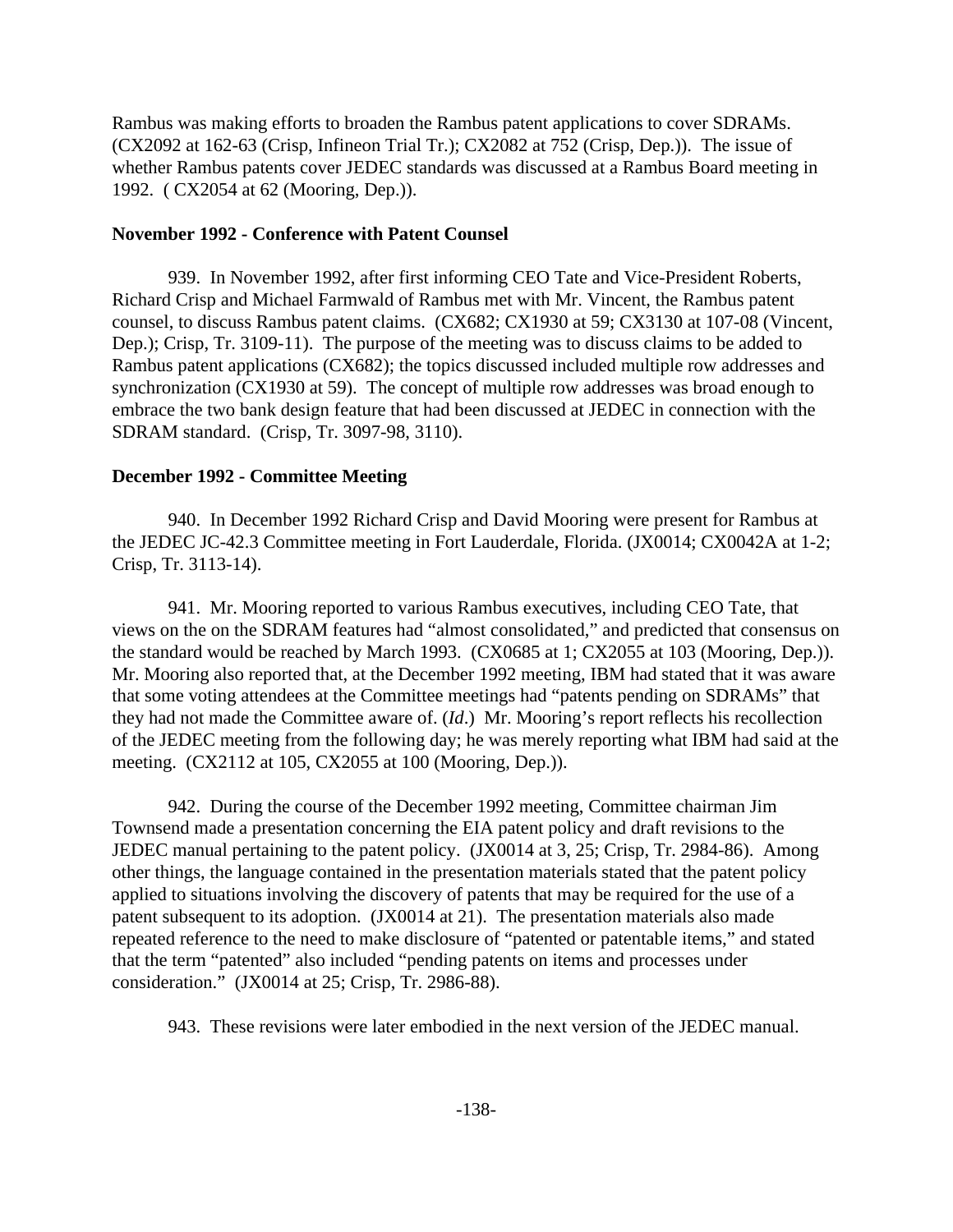Rambus was making efforts to broaden the Rambus patent applications to cover SDRAMs. (CX2092 at 162-63 (Crisp, Infineon Trial Tr.); CX2082 at 752 (Crisp, Dep.)). The issue of whether Rambus patents cover JEDEC standards was discussed at a Rambus Board meeting in 1992. ( CX2054 at 62 (Mooring, Dep.)).

**November 1992 - Conference with Patent Counsel**

939. In November 1992, after first informing CEO Tate and Vice-President Roberts, Richard Crisp and Michael Farmwald of Rambus met with Mr. Vincent, the Rambus patent counsel, to discuss Rambus patent claims. (CX682; CX1930 at 59; CX3130 at 107-08 (Vincent, Dep.); Crisp, Tr. 3109-11). The purpose of the meeting was to discuss claims to be added to Rambus patent applications (CX682); the topics discussed included multiple row addresses and synchronization (CX1930 at 59). The concept of multiple row addresses was broad enough to embrace the two bank design feature that had been discussed at JEDEC in connection with the SDRAM standard. (Crisp, Tr. 3097-98, 3110).

**December 1992 - Committee Meeting**

940. In December 1992 Richard Crisp and David Mooring were present for Rambus at the JEDEC JC-42.3 Committee meeting in Fort Lauderdale, Florida. (JX0014; CX0042A at 1-2; Crisp, Tr. 3113-14).

941. Mr. Mooring reported to various Rambus executives, including CEO Tate, that views on the on the SDRAM features had "almost consolidated," and predicted that consensus on the standard would be reached by March 1993. (CX0685 at 1; CX2055 at 103 (Mooring, Dep.)). Mr. Mooring also reported that, at the December 1992 meeting, IBM had stated that it was aware that some voting attendees at the Committee meetings had "patents pending on SDRAMs" that they had not made the Committee aware of. (*Id*.) Mr. Mooring's report reflects his recollection of the JEDEC meeting from the following day; he was merely reporting what IBM had said at the meeting. (CX2112 at 105, CX2055 at 100 (Mooring, Dep.)).

942. During the course of the December 1992 meeting, Committee chairman Jim Townsend made a presentation concerning the EIA patent policy and draft revisions to the JEDEC manual pertaining to the patent policy. (JX0014 at 3, 25; Crisp, Tr. 2984-86). Among other things, the language contained in the presentation materials stated that the patent policy applied to situations involving the discovery of patents that may be required for the use of a patent subsequent to its adoption. (JX0014 at 21). The presentation materials also made repeated reference to the need to make disclosure of "patented or patentable items," and stated that the term "patented" also included "pending patents on items and processes under consideration." (JX0014 at 25; Crisp, Tr. 2986-88).

943. These revisions were later embodied in the next version of the JEDEC manual.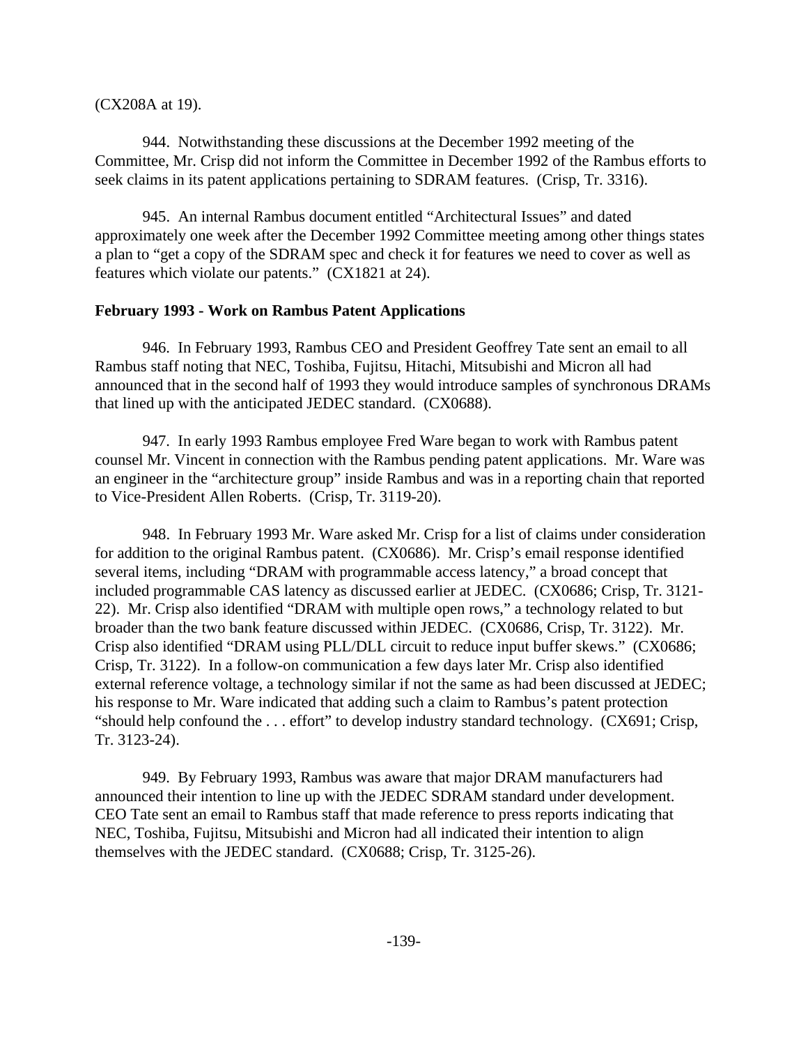(CX208A at 19).

944. Notwithstanding these discussions at the December 1992 meeting of the Committee, Mr. Crisp did not inform the Committee in December 1992 of the Rambus efforts to seek claims in its patent applications pertaining to SDRAM features. (Crisp, Tr. 3316).

945. An internal Rambus document entitled "Architectural Issues" and dated approximately one week after the December 1992 Committee meeting among other things states a plan to "get a copy of the SDRAM spec and check it for features we need to cover as well as features which violate our patents." (CX1821 at 24).

**February 1993 - Work on Rambus Patent Applications**

946. In February 1993, Rambus CEO and President Geoffrey Tate sent an email to all Rambus staff noting that NEC, Toshiba, Fujitsu, Hitachi, Mitsubishi and Micron all had announced that in the second half of 1993 they would introduce samples of synchronous DRAMs that lined up with the anticipated JEDEC standard. (CX0688).

947. In early 1993 Rambus employee Fred Ware began to work with Rambus patent counsel Mr. Vincent in connection with the Rambus pending patent applications. Mr. Ware was an engineer in the "architecture group" inside Rambus and was in a reporting chain that reported to Vice-President Allen Roberts. (Crisp, Tr. 3119-20).

948. In February 1993 Mr. Ware asked Mr. Crisp for a list of claims under consideration for addition to the original Rambus patent. (CX0686). Mr. Crisp's email response identified several items, including "DRAM with programmable access latency," a broad concept that included programmable CAS latency as discussed earlier at JEDEC. (CX0686; Crisp, Tr. 3121-22). Mr. Crisp also identified "DRAM with multiple open rows," a technology related to but broader than the two bank feature discussed within JEDEC. (CX0686, Crisp, Tr. 3122). Mr. Crisp also identified "DRAM using PLL/DLL circuit to reduce input buffer skews." (CX0686; Crisp, Tr. 3122). In a follow-on communication a few days later Mr. Crisp also identified external reference voltage, a technology similar if not the same as had been discussed at JEDEC; his response to Mr. Ware indicated that adding such a claim to Rambus's patent protection "should help confound the . . . effort" to develop industry standard technology. (CX691; Crisp, Tr. 3123-24).

949. By February 1993, Rambus was aware that major DRAM manufacturers had announced their intention to line up with the JEDEC SDRAM standard under development. CEO Tate sent an email to Rambus staff that made reference to press reports indicating that NEC, Toshiba, Fujitsu, Mitsubishi and Micron had all indicated their intention to align themselves with the JEDEC standard. (CX0688; Crisp, Tr. 3125-26).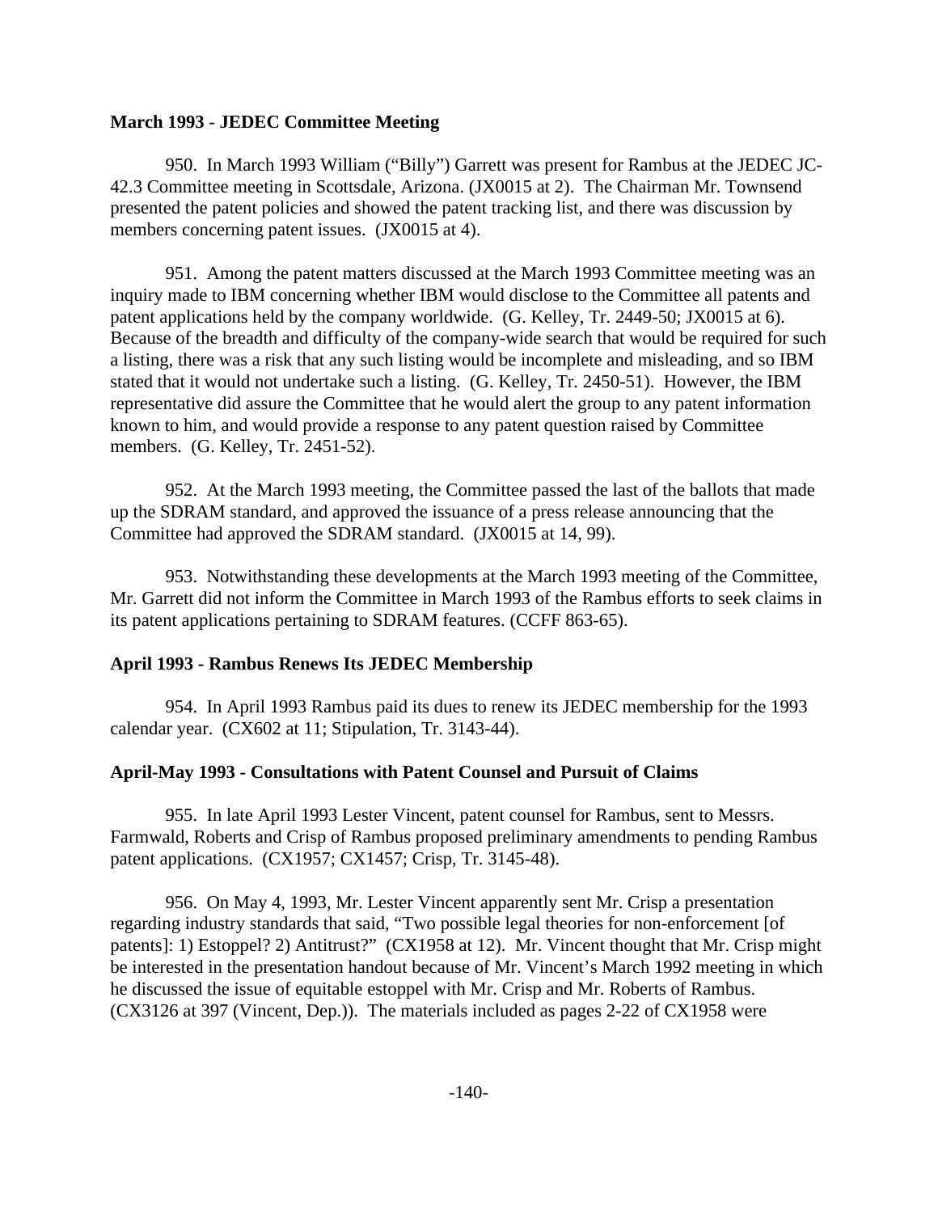**March 1993 - JEDEC Committee Meeting**

950. In March 1993 William ("Billy") Garrett was present for Rambus at the JEDEC JC-42.3 Committee meeting in Scottsdale, Arizona. (JX0015 at 2). The Chairman Mr. Townsend presented the patent policies and showed the patent tracking list, and there was discussion by members concerning patent issues. (JX0015 at 4).

951. Among the patent matters discussed at the March 1993 Committee meeting was an inquiry made to IBM concerning whether IBM would disclose to the Committee all patents and patent applications held by the company worldwide. (G. Kelley, Tr. 2449-50; JX0015 at 6). Because of the breadth and difficulty of the company-wide search that would be required for such a listing, there was a risk that any such listing would be incomplete and misleading, and so IBM stated that it would not undertake such a listing. (G. Kelley, Tr. 2450-51). However, the IBM representative did assure the Committee that he would alert the group to any patent information known to him, and would provide a response to any patent question raised by Committee members. (G. Kelley, Tr. 2451-52).

952. At the March 1993 meeting, the Committee passed the last of the ballots that made up the SDRAM standard, and approved the issuance of a press release announcing that the Committee had approved the SDRAM standard. (JX0015 at 14, 99).

953. Notwithstanding these developments at the March 1993 meeting of the Committee, Mr. Garrett did not inform the Committee in March 1993 of the Rambus efforts to seek claims in its patent applications pertaining to SDRAM features. (CCFF 863-65).

**April 1993 - Rambus Renews Its JEDEC Membership**

954. In April 1993 Rambus paid its dues to renew its JEDEC membership for the 1993 calendar year. (CX602 at 11; Stipulation, Tr. 3143-44).

**April-May 1993 - Consultations with Patent Counsel and Pursuit of Claims**

955. In late April 1993 Lester Vincent, patent counsel for Rambus, sent to Messrs. Farmwald, Roberts and Crisp of Rambus proposed preliminary amendments to pending Rambus patent applications. (CX1957; CX1457; Crisp, Tr. 3145-48).

956. On May 4, 1993, Mr. Lester Vincent apparently sent Mr. Crisp a presentation regarding industry standards that said, "Two possible legal theories for non-enforcement [of patents]: 1) Estoppel? 2) Antitrust?" (CX1958 at 12). Mr. Vincent thought that Mr. Crisp might be interested in the presentation handout because of Mr. Vincent's March 1992 meeting in which he discussed the issue of equitable estoppel with Mr. Crisp and Mr. Roberts of Rambus. (CX3126 at 397 (Vincent, Dep.)). The materials included as pages 2-22 of CX1958 were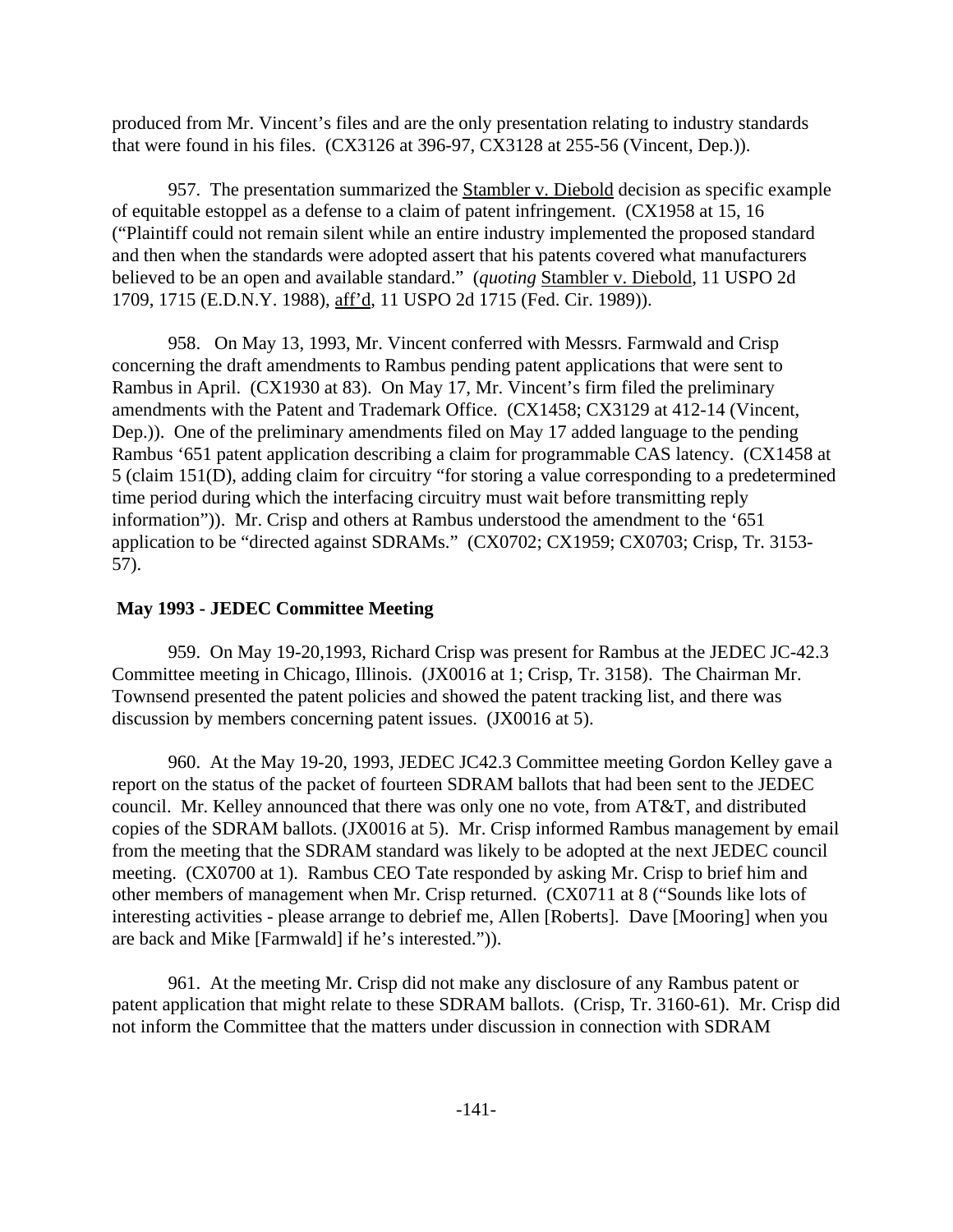produced from Mr. Vincent's files and are the only presentation relating to industry standards that were found in his files. (CX3126 at 396-97, CX3128 at 255-56 (Vincent, Dep.)).

957. The presentation summarized the Stambler v. Diebold decision as specific example of equitable estoppel as a defense to a claim of patent infringement. (CX1958 at 15, 16 ("Plaintiff could not remain silent while an entire industry implemented the proposed standard and then when the standards were adopted assert that his patents covered what manufacturers believed to be an open and available standard." (*quoting* Stambler v. Diebold, 11 USPO 2d 1709, 1715 (E.D.N.Y. 1988), aff'd, 11 USPO 2d 1715 (Fed. Cir. 1989)).

958. On May 13, 1993, Mr. Vincent conferred with Messrs. Farmwald and Crisp concerning the draft amendments to Rambus pending patent applications that were sent to Rambus in April. (CX1930 at 83). On May 17, Mr. Vincent's firm filed the preliminary amendments with the Patent and Trademark Office. (CX1458; CX3129 at 412-14 (Vincent, Dep.)). One of the preliminary amendments filed on May 17 added language to the pending Rambus '651 patent application describing a claim for programmable CAS latency. (CX1458 at 5 (claim 151(D), adding claim for circuitry "for storing a value corresponding to a predetermined time period during which the interfacing circuitry must wait before transmitting reply information")). Mr. Crisp and others at Rambus understood the amendment to the '651 application to be "directed against SDRAMs." (CX0702; CX1959; CX0703; Crisp, Tr. 3153-57).

**May 1993 - JEDEC Committee Meeting**

959. On May 19-20,1993, Richard Crisp was present for Rambus at the JEDEC JC-42.3 Committee meeting in Chicago, Illinois. (JX0016 at 1; Crisp, Tr. 3158). The Chairman Mr. Townsend presented the patent policies and showed the patent tracking list, and there was discussion by members concerning patent issues. (JX0016 at 5).

960. At the May 19-20, 1993, JEDEC JC42.3 Committee meeting Gordon Kelley gave a report on the status of the packet of fourteen SDRAM ballots that had been sent to the JEDEC council. Mr. Kelley announced that there was only one no vote, from AT&T, and distributed copies of the SDRAM ballots. (JX0016 at 5). Mr. Crisp informed Rambus management by email from the meeting that the SDRAM standard was likely to be adopted at the next JEDEC council meeting. (CX0700 at 1). Rambus CEO Tate responded by asking Mr. Crisp to brief him and other members of management when Mr. Crisp returned. (CX0711 at 8 ("Sounds like lots of interesting activities - please arrange to debrief me, Allen [Roberts]. Dave [Mooring] when you are back and Mike [Farmwald] if he's interested.")).

961. At the meeting Mr. Crisp did not make any disclosure of any Rambus patent or patent application that might relate to these SDRAM ballots. (Crisp, Tr. 3160-61). Mr. Crisp did not inform the Committee that the matters under discussion in connection with SDRAM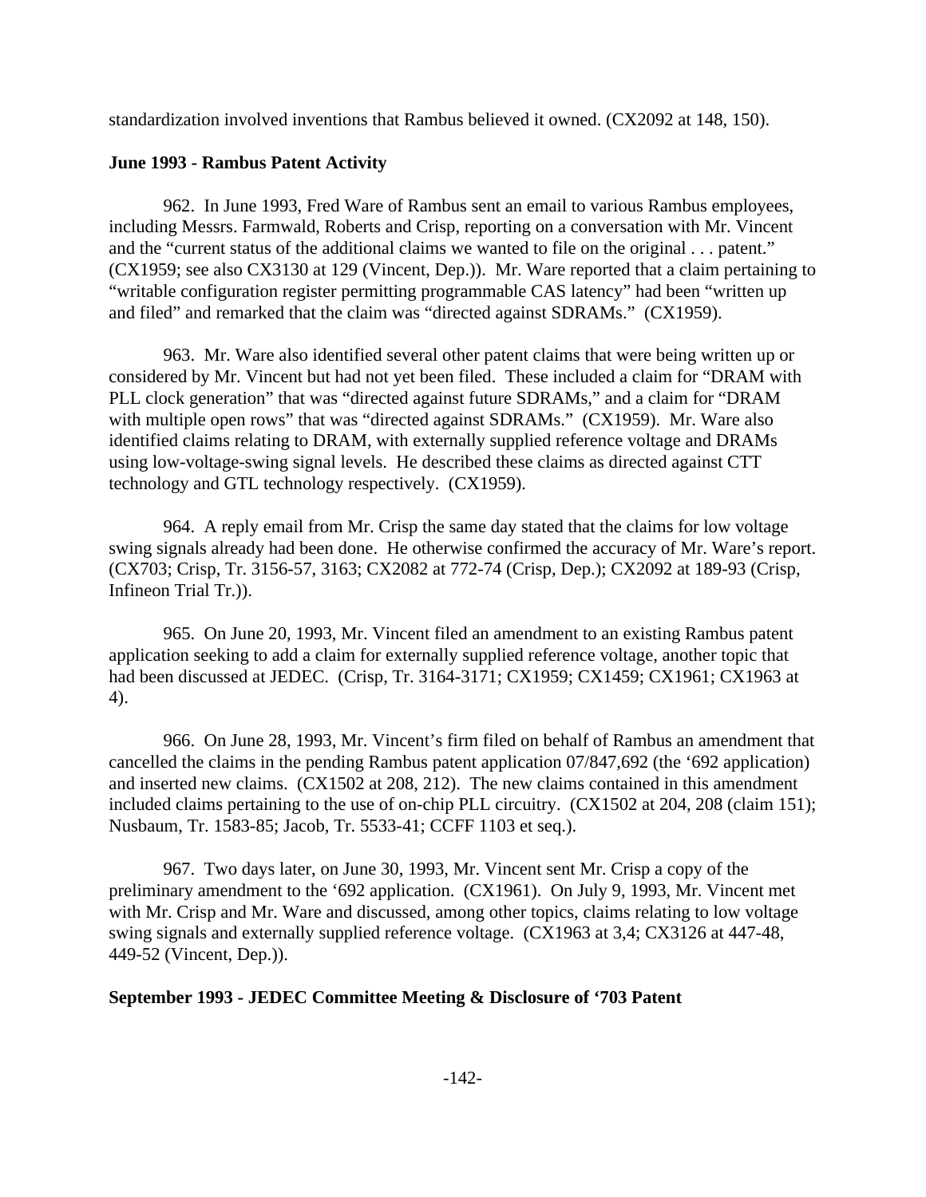standardization involved inventions that Rambus believed it owned. (CX2092 at 148, 150).

**June 1993 - Rambus Patent Activity**

962. In June 1993, Fred Ware of Rambus sent an email to various Rambus employees, including Messrs. Farmwald, Roberts and Crisp, reporting on a conversation with Mr. Vincent and the "current status of the additional claims we wanted to file on the original . . . patent." (CX1959; see also CX3130 at 129 (Vincent, Dep.)). Mr. Ware reported that a claim pertaining to "writable configuration register permitting programmable CAS latency" had been "written up and filed" and remarked that the claim was "directed against SDRAMs." (CX1959).

963. Mr. Ware also identified several other patent claims that were being written up or considered by Mr. Vincent but had not yet been filed. These included a claim for "DRAM with PLL clock generation" that was "directed against future SDRAMs," and a claim for "DRAM with multiple open rows" that was "directed against SDRAMs." (CX1959). Mr. Ware also identified claims relating to DRAM, with externally supplied reference voltage and DRAMs using low-voltage-swing signal levels. He described these claims as directed against CTT technology and GTL technology respectively. (CX1959).

964. A reply email from Mr. Crisp the same day stated that the claims for low voltage swing signals already had been done. He otherwise confirmed the accuracy of Mr. Ware's report. (CX703; Crisp, Tr. 3156-57, 3163; CX2082 at 772-74 (Crisp, Dep.); CX2092 at 189-93 (Crisp, Infineon Trial Tr.)).

965. On June 20, 1993, Mr. Vincent filed an amendment to an existing Rambus patent application seeking to add a claim for externally supplied reference voltage, another topic that had been discussed at JEDEC. (Crisp, Tr. 3164-3171; CX1959; CX1459; CX1961; CX1963 at 4).

966. On June 28, 1993, Mr. Vincent's firm filed on behalf of Rambus an amendment that cancelled the claims in the pending Rambus patent application 07/847,692 (the '692 application) and inserted new claims. (CX1502 at 208, 212). The new claims contained in this amendment included claims pertaining to the use of on-chip PLL circuitry. (CX1502 at 204, 208 (claim 151); Nusbaum, Tr. 1583-85; Jacob, Tr. 5533-41; CCFF 1103 et seq.).

967. Two days later, on June 30, 1993, Mr. Vincent sent Mr. Crisp a copy of the preliminary amendment to the '692 application. (CX1961). On July 9, 1993, Mr. Vincent met with Mr. Crisp and Mr. Ware and discussed, among other topics, claims relating to low voltage swing signals and externally supplied reference voltage. (CX1963 at 3,4; CX3126 at 447-48, 449-52 (Vincent, Dep.)).

**September 1993 - JEDEC Committee Meeting & Disclosure of '703 Patent**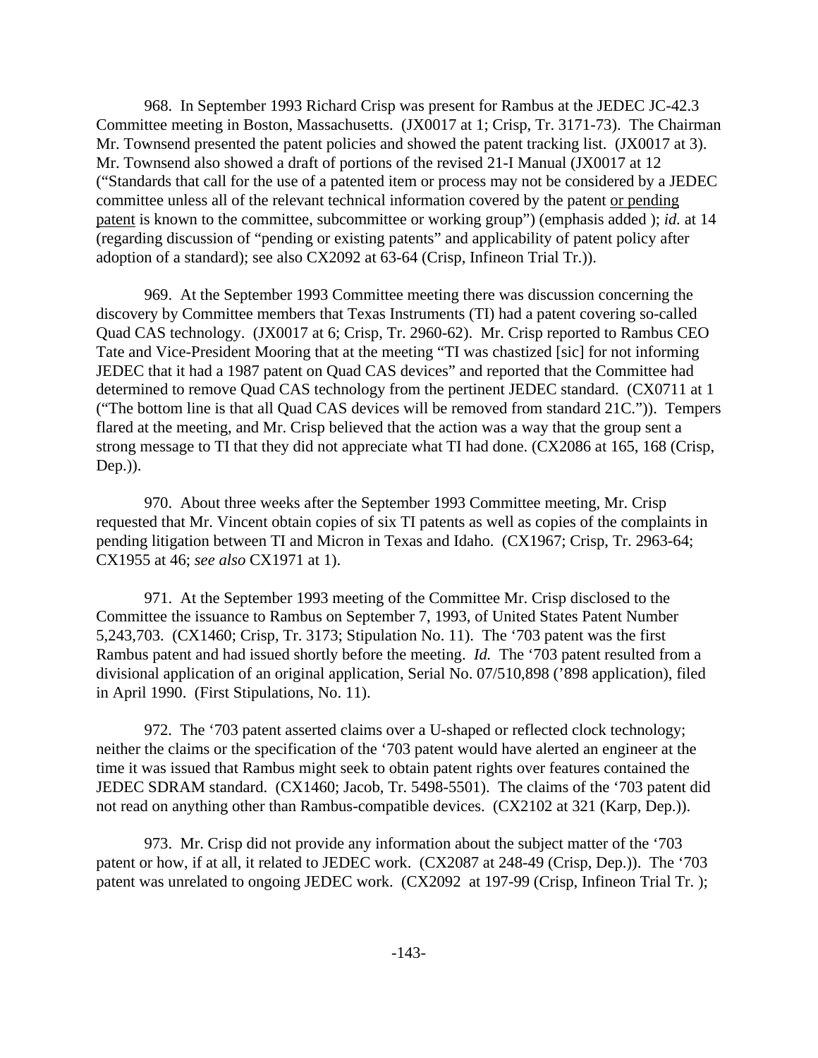968. In September 1993 Richard Crisp was present for Rambus at the JEDEC JC-42.3 Committee meeting in Boston, Massachusetts. (JX0017 at 1; Crisp, Tr. 3171-73). The Chairman Mr. Townsend presented the patent policies and showed the patent tracking list. (JX0017 at 3). Mr. Townsend also showed a draft of portions of the revised 21-I Manual (JX0017 at 12 ("Standards that call for the use of a patented item or process may not be considered by a JEDEC committee unless all of the relevant technical information covered by the patent <u>or pending patent</u> is known to the committee, subcommittee or working group") (emphasis added ); *id.* at 14 (regarding discussion of "pending or existing patents" and applicability of patent policy after adoption of a standard); see also CX2092 at 63-64 (Crisp, Infineon Trial Tr.)).

969. At the September 1993 Committee meeting there was discussion concerning the discovery by Committee members that Texas Instruments (TI) had a patent covering so-called Quad CAS technology. (JX0017 at 6; Crisp, Tr. 2960-62). Mr. Crisp reported to Rambus CEO Tate and Vice-President Mooring that at the meeting "TI was chastized [sic] for not informing JEDEC that it had a 1987 patent on Quad CAS devices" and reported that the Committee had determined to remove Quad CAS technology from the pertinent JEDEC standard. (CX0711 at 1 ("The bottom line is that all Quad CAS devices will be removed from standard 21C.")). Tempers flared at the meeting, and Mr. Crisp believed that the action was a way that the group sent a strong message to TI that they did not appreciate what TI had done. (CX2086 at 165, 168 (Crisp, Dep.)).

970. About three weeks after the September 1993 Committee meeting, Mr. Crisp requested that Mr. Vincent obtain copies of six TI patents as well as copies of the complaints in pending litigation between TI and Micron in Texas and Idaho. (CX1967; Crisp, Tr. 2963-64; CX1955 at 46; *see also* CX1971 at 1).

971. At the September 1993 meeting of the Committee Mr. Crisp disclosed to the Committee the issuance to Rambus on September 7, 1993, of United States Patent Number 5,243,703. (CX1460; Crisp, Tr. 3173; Stipulation No. 11). The '703 patent was the first Rambus patent and had issued shortly before the meeting. *Id.* The '703 patent resulted from a divisional application of an original application, Serial No. 07/510,898 ('898 application), filed in April 1990. (First Stipulations, No. 11).

972. The '703 patent asserted claims over a U-shaped or reflected clock technology; neither the claims or the specification of the '703 patent would have alerted an engineer at the time it was issued that Rambus might seek to obtain patent rights over features contained the JEDEC SDRAM standard. (CX1460; Jacob, Tr. 5498-5501). The claims of the '703 patent did not read on anything other than Rambus-compatible devices. (CX2102 at 321 (Karp, Dep.)).

973. Mr. Crisp did not provide any information about the subject matter of the '703 patent or how, if at all, it related to JEDEC work. (CX2087 at 248-49 (Crisp, Dep.)). The '703 patent was unrelated to ongoing JEDEC work. (CX2092 at 197-99 (Crisp, Infineon Trial Tr. );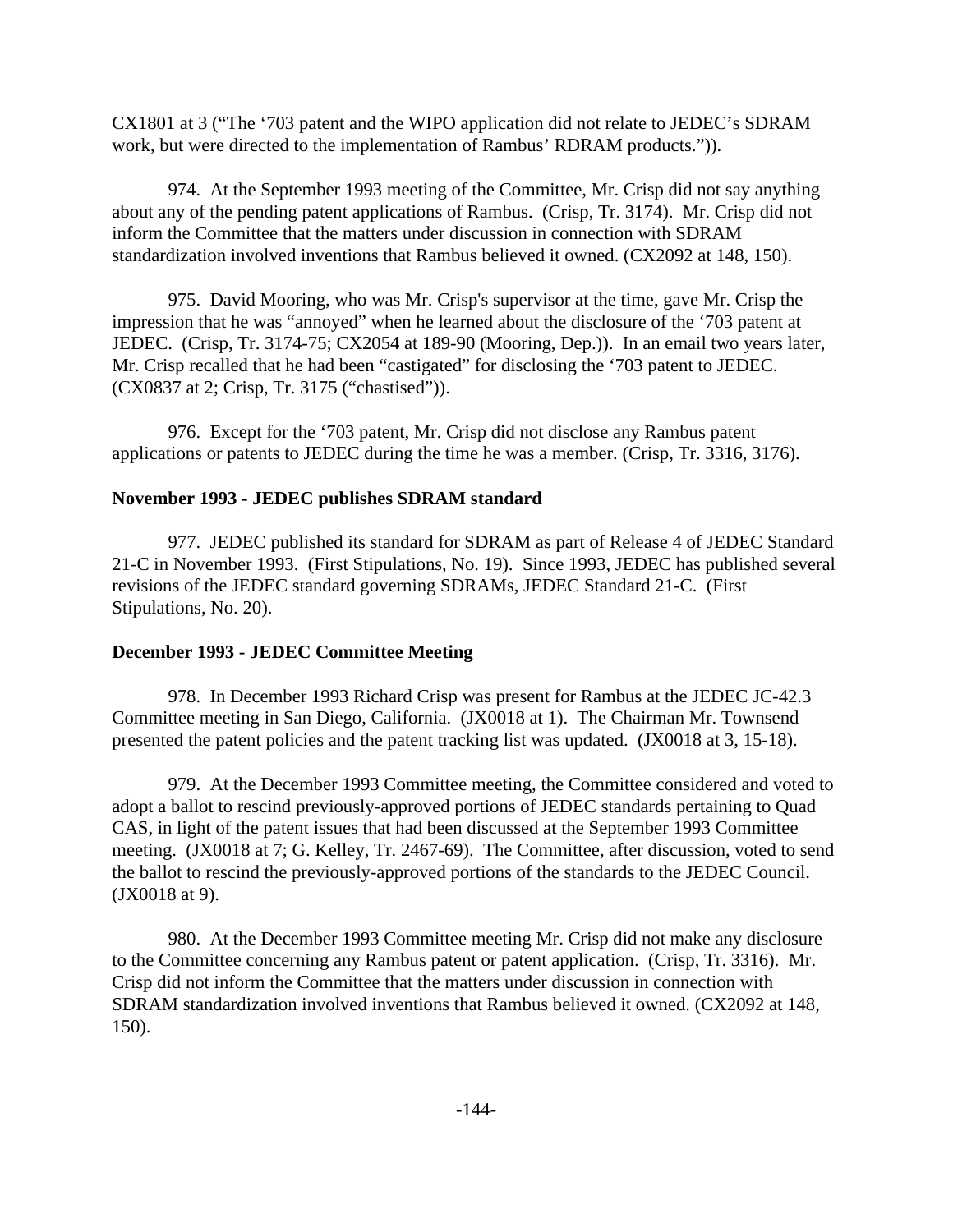CX1801 at 3 ("The '703 patent and the WIPO application did not relate to JEDEC's SDRAM work, but were directed to the implementation of Rambus' RDRAM products.")).

974. At the September 1993 meeting of the Committee, Mr. Crisp did not say anything about any of the pending patent applications of Rambus. (Crisp, Tr. 3174). Mr. Crisp did not inform the Committee that the matters under discussion in connection with SDRAM standardization involved inventions that Rambus believed it owned. (CX2092 at 148, 150).

975. David Mooring, who was Mr. Crisp's supervisor at the time, gave Mr. Crisp the impression that he was "annoyed" when he learned about the disclosure of the '703 patent at JEDEC. (Crisp, Tr. 3174-75; CX2054 at 189-90 (Mooring, Dep.)). In an email two years later, Mr. Crisp recalled that he had been "castigated" for disclosing the '703 patent to JEDEC. (CX0837 at 2; Crisp, Tr. 3175 ("chastised")).

976. Except for the '703 patent, Mr. Crisp did not disclose any Rambus patent applications or patents to JEDEC during the time he was a member. (Crisp, Tr. 3316, 3176).

**November 1993 - JEDEC publishes SDRAM standard**

977. JEDEC published its standard for SDRAM as part of Release 4 of JEDEC Standard 21-C in November 1993. (First Stipulations, No. 19). Since 1993, JEDEC has published several revisions of the JEDEC standard governing SDRAMs, JEDEC Standard 21-C. (First Stipulations, No. 20).

**December 1993 - JEDEC Committee Meeting**

978. In December 1993 Richard Crisp was present for Rambus at the JEDEC JC-42.3 Committee meeting in San Diego, California. (JX0018 at 1). The Chairman Mr. Townsend presented the patent policies and the patent tracking list was updated. (JX0018 at 3, 15-18).

979. At the December 1993 Committee meeting, the Committee considered and voted to adopt a ballot to rescind previously-approved portions of JEDEC standards pertaining to Quad CAS, in light of the patent issues that had been discussed at the September 1993 Committee meeting. (JX0018 at 7; G. Kelley, Tr. 2467-69). The Committee, after discussion, voted to send the ballot to rescind the previously-approved portions of the standards to the JEDEC Council. (JX0018 at 9).

980. At the December 1993 Committee meeting Mr. Crisp did not make any disclosure to the Committee concerning any Rambus patent or patent application. (Crisp, Tr. 3316). Mr. Crisp did not inform the Committee that the matters under discussion in connection with SDRAM standardization involved inventions that Rambus believed it owned. (CX2092 at 148, 150).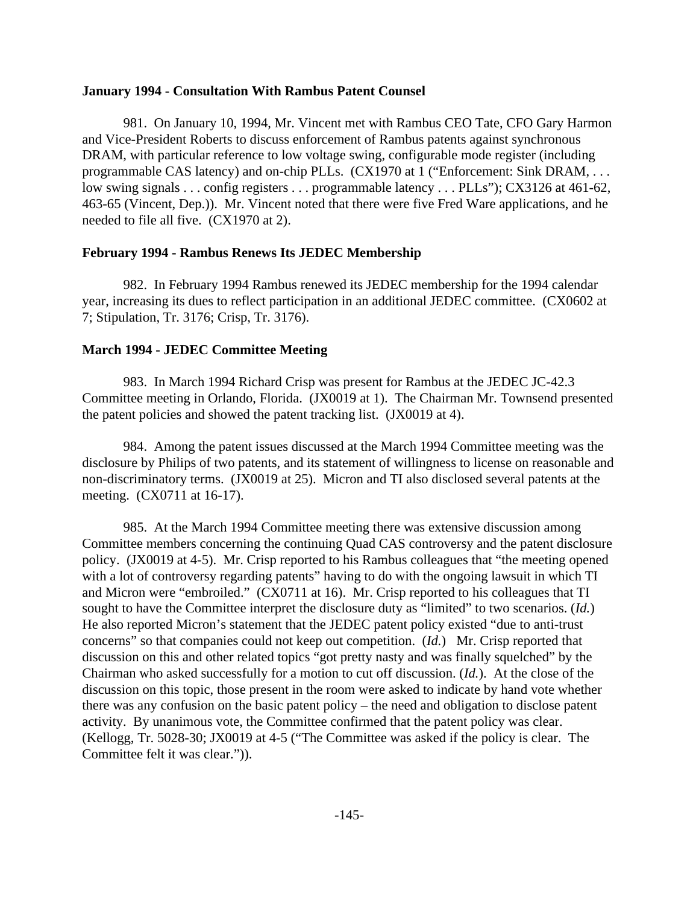**January 1994 - Consultation With Rambus Patent Counsel**

981. On January 10, 1994, Mr. Vincent met with Rambus CEO Tate, CFO Gary Harmon and Vice-President Roberts to discuss enforcement of Rambus patents against synchronous DRAM, with particular reference to low voltage swing, configurable mode register (including programmable CAS latency) and on-chip PLLs. (CX1970 at 1 ("Enforcement: Sink DRAM, . . . low swing signals . . . config registers . . . programmable latency . . . PLLs"); CX3126 at 461-62, 463-65 (Vincent, Dep.)). Mr. Vincent noted that there were five Fred Ware applications, and he needed to file all five. (CX1970 at 2).

**February 1994 - Rambus Renews Its JEDEC Membership**

982. In February 1994 Rambus renewed its JEDEC membership for the 1994 calendar year, increasing its dues to reflect participation in an additional JEDEC committee. (CX0602 at 7; Stipulation, Tr. 3176; Crisp, Tr. 3176).

**March 1994 - JEDEC Committee Meeting**

983. In March 1994 Richard Crisp was present for Rambus at the JEDEC JC-42.3 Committee meeting in Orlando, Florida. (JX0019 at 1). The Chairman Mr. Townsend presented the patent policies and showed the patent tracking list. (JX0019 at 4).

984. Among the patent issues discussed at the March 1994 Committee meeting was the disclosure by Philips of two patents, and its statement of willingness to license on reasonable and non-discriminatory terms. (JX0019 at 25). Micron and TI also disclosed several patents at the meeting. (CX0711 at 16-17).

985. At the March 1994 Committee meeting there was extensive discussion among Committee members concerning the continuing Quad CAS controversy and the patent disclosure policy. (JX0019 at 4-5). Mr. Crisp reported to his Rambus colleagues that "the meeting opened with a lot of controversy regarding patents" having to do with the ongoing lawsuit in which TI and Micron were "embroiled." (CX0711 at 16). Mr. Crisp reported to his colleagues that TI sought to have the Committee interpret the disclosure duty as "limited" to two scenarios. (*Id.*) He also reported Micron's statement that the JEDEC patent policy existed "due to anti-trust concerns" so that companies could not keep out competition. (*Id.*) Mr. Crisp reported that discussion on this and other related topics "got pretty nasty and was finally squelched" by the Chairman who asked successfully for a motion to cut off discussion. (*Id.*). At the close of the discussion on this topic, those present in the room were asked to indicate by hand vote whether there was any confusion on the basic patent policy – the need and obligation to disclose patent activity. By unanimous vote, the Committee confirmed that the patent policy was clear. (Kellogg, Tr. 5028-30; JX0019 at 4-5 ("The Committee was asked if the policy is clear. The Committee felt it was clear.")).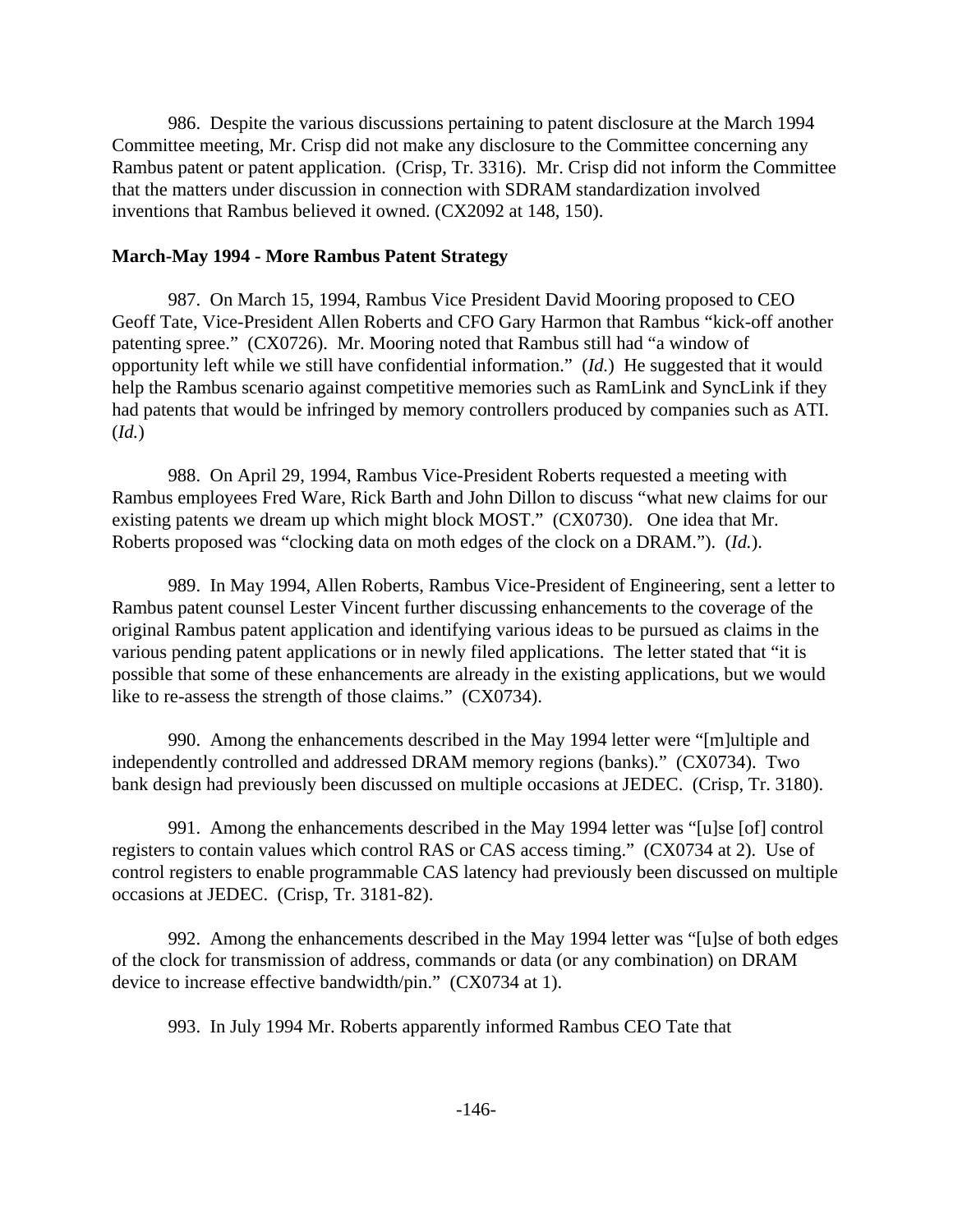986. Despite the various discussions pertaining to patent disclosure at the March 1994 Committee meeting, Mr. Crisp did not make any disclosure to the Committee concerning any Rambus patent or patent application. (Crisp, Tr. 3316). Mr. Crisp did not inform the Committee that the matters under discussion in connection with SDRAM standardization involved inventions that Rambus believed it owned. (CX2092 at 148, 150).

**March-May 1994 - More Rambus Patent Strategy**

987. On March 15, 1994, Rambus Vice President David Mooring proposed to CEO Geoff Tate, Vice-President Allen Roberts and CFO Gary Harmon that Rambus "kick-off another patenting spree." (CX0726). Mr. Mooring noted that Rambus still had "a window of opportunity left while we still have confidential information." (*Id.*) He suggested that it would help the Rambus scenario against competitive memories such as RamLink and SyncLink if they had patents that would be infringed by memory controllers produced by companies such as ATI. (*Id.*)

988. On April 29, 1994, Rambus Vice-President Roberts requested a meeting with Rambus employees Fred Ware, Rick Barth and John Dillon to discuss "what new claims for our existing patents we dream up which might block MOST." (CX0730). One idea that Mr. Roberts proposed was "clocking data on moth edges of the clock on a DRAM."). (*Id.*).

989. In May 1994, Allen Roberts, Rambus Vice-President of Engineering, sent a letter to Rambus patent counsel Lester Vincent further discussing enhancements to the coverage of the original Rambus patent application and identifying various ideas to be pursued as claims in the various pending patent applications or in newly filed applications. The letter stated that "it is possible that some of these enhancements are already in the existing applications, but we would like to re-assess the strength of those claims." (CX0734).

990. Among the enhancements described in the May 1994 letter were "[m]ultiple and independently controlled and addressed DRAM memory regions (banks)." (CX0734). Two bank design had previously been discussed on multiple occasions at JEDEC. (Crisp, Tr. 3180).

991. Among the enhancements described in the May 1994 letter was "[u]se [of] control registers to contain values which control RAS or CAS access timing." (CX0734 at 2). Use of control registers to enable programmable CAS latency had previously been discussed on multiple occasions at JEDEC. (Crisp, Tr. 3181-82).

992. Among the enhancements described in the May 1994 letter was "[u]se of both edges of the clock for transmission of address, commands or data (or any combination) on DRAM device to increase effective bandwidth/pin." (CX0734 at 1).

993. In July 1994 Mr. Roberts apparently informed Rambus CEO Tate that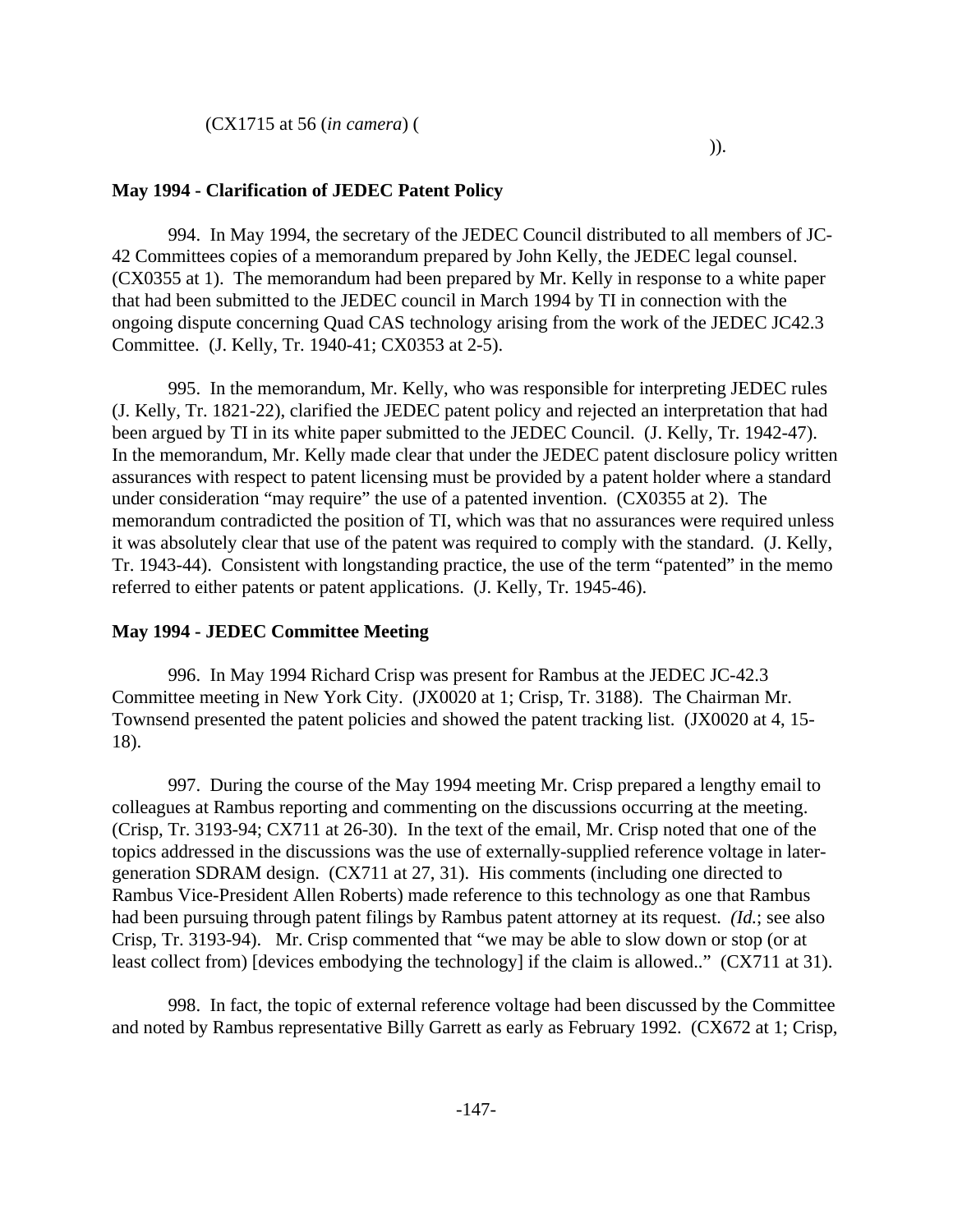(CX1715 at 56 (*in camera*) (

)).

**May 1994 - Clarification of JEDEC Patent Policy**

994. In May 1994, the secretary of the JEDEC Council distributed to all members of JC-42 Committees copies of a memorandum prepared by John Kelly, the JEDEC legal counsel. (CX0355 at 1). The memorandum had been prepared by Mr. Kelly in response to a white paper that had been submitted to the JEDEC council in March 1994 by TI in connection with the ongoing dispute concerning Quad CAS technology arising from the work of the JEDEC JC42.3 Committee. (J. Kelly, Tr. 1940-41; CX0353 at 2-5).

995. In the memorandum, Mr. Kelly, who was responsible for interpreting JEDEC rules (J. Kelly, Tr. 1821-22), clarified the JEDEC patent policy and rejected an interpretation that had been argued by TI in its white paper submitted to the JEDEC Council. (J. Kelly, Tr. 1942-47). In the memorandum, Mr. Kelly made clear that under the JEDEC patent disclosure policy written assurances with respect to patent licensing must be provided by a patent holder where a standard under consideration "may require" the use of a patented invention. (CX0355 at 2). The memorandum contradicted the position of TI, which was that no assurances were required unless it was absolutely clear that use of the patent was required to comply with the standard. (J. Kelly, Tr. 1943-44). Consistent with longstanding practice, the use of the term "patented" in the memo referred to either patents or patent applications. (J. Kelly, Tr. 1945-46).

**May 1994 - JEDEC Committee Meeting**

996. In May 1994 Richard Crisp was present for Rambus at the JEDEC JC-42.3 Committee meeting in New York City. (JX0020 at 1; Crisp, Tr. 3188). The Chairman Mr. Townsend presented the patent policies and showed the patent tracking list. (JX0020 at 4, 15-18).

997. During the course of the May 1994 meeting Mr. Crisp prepared a lengthy email to colleagues at Rambus reporting and commenting on the discussions occurring at the meeting. (Crisp, Tr. 3193-94; CX711 at 26-30). In the text of the email, Mr. Crisp noted that one of the topics addressed in the discussions was the use of externally-supplied reference voltage in later-generation SDRAM design. (CX711 at 27, 31). His comments (including one directed to Rambus Vice-President Allen Roberts) made reference to this technology as one that Rambus had been pursuing through patent filings by Rambus patent attorney at its request. *(Id.*; see also Crisp, Tr. 3193-94). Mr. Crisp commented that "we may be able to slow down or stop (or at least collect from) [devices embodying the technology] if the claim is allowed.." (CX711 at 31).

998. In fact, the topic of external reference voltage had been discussed by the Committee and noted by Rambus representative Billy Garrett as early as February 1992. (CX672 at 1; Crisp,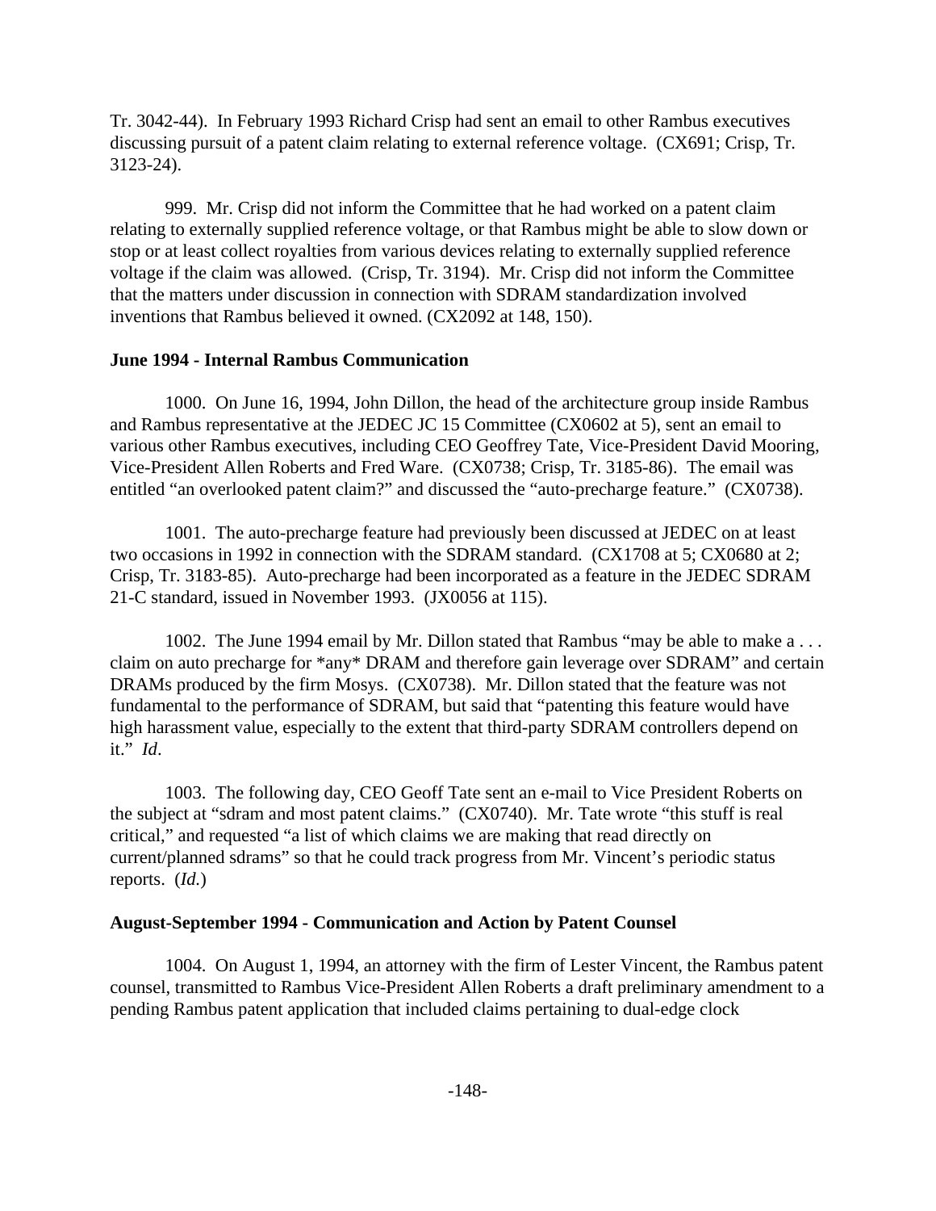Tr. 3042-44). In February 1993 Richard Crisp had sent an email to other Rambus executives discussing pursuit of a patent claim relating to external reference voltage. (CX691; Crisp, Tr. 3123-24).

999. Mr. Crisp did not inform the Committee that he had worked on a patent claim relating to externally supplied reference voltage, or that Rambus might be able to slow down or stop or at least collect royalties from various devices relating to externally supplied reference voltage if the claim was allowed. (Crisp, Tr. 3194). Mr. Crisp did not inform the Committee that the matters under discussion in connection with SDRAM standardization involved inventions that Rambus believed it owned. (CX2092 at 148, 150).

**June 1994 - Internal Rambus Communication**

1000. On June 16, 1994, John Dillon, the head of the architecture group inside Rambus and Rambus representative at the JEDEC JC 15 Committee (CX0602 at 5), sent an email to various other Rambus executives, including CEO Geoffrey Tate, Vice-President David Mooring, Vice-President Allen Roberts and Fred Ware. (CX0738; Crisp, Tr. 3185-86). The email was entitled "an overlooked patent claim?" and discussed the "auto-precharge feature." (CX0738).

1001. The auto-precharge feature had previously been discussed at JEDEC on at least two occasions in 1992 in connection with the SDRAM standard. (CX1708 at 5; CX0680 at 2; Crisp, Tr. 3183-85). Auto-precharge had been incorporated as a feature in the JEDEC SDRAM 21-C standard, issued in November 1993. (JX0056 at 115).

1002. The June 1994 email by Mr. Dillon stated that Rambus "may be able to make a . . . claim on auto precharge for *any* DRAM and therefore gain leverage over SDRAM" and certain DRAMs produced by the firm Mosys. (CX0738). Mr. Dillon stated that the feature was not fundamental to the performance of SDRAM, but said that "patenting this feature would have high harassment value, especially to the extent that third-party SDRAM controllers depend on it." *Id*.

1003. The following day, CEO Geoff Tate sent an e-mail to Vice President Roberts on the subject at "sdram and most patent claims." (CX0740). Mr. Tate wrote "this stuff is real critical," and requested "a list of which claims we are making that read directly on current/planned sdrams" so that he could track progress from Mr. Vincent's periodic status reports. (*Id.*)

**August-September 1994 - Communication and Action by Patent Counsel**

1004. On August 1, 1994, an attorney with the firm of Lester Vincent, the Rambus patent counsel, transmitted to Rambus Vice-President Allen Roberts a draft preliminary amendment to a pending Rambus patent application that included claims pertaining to dual-edge clock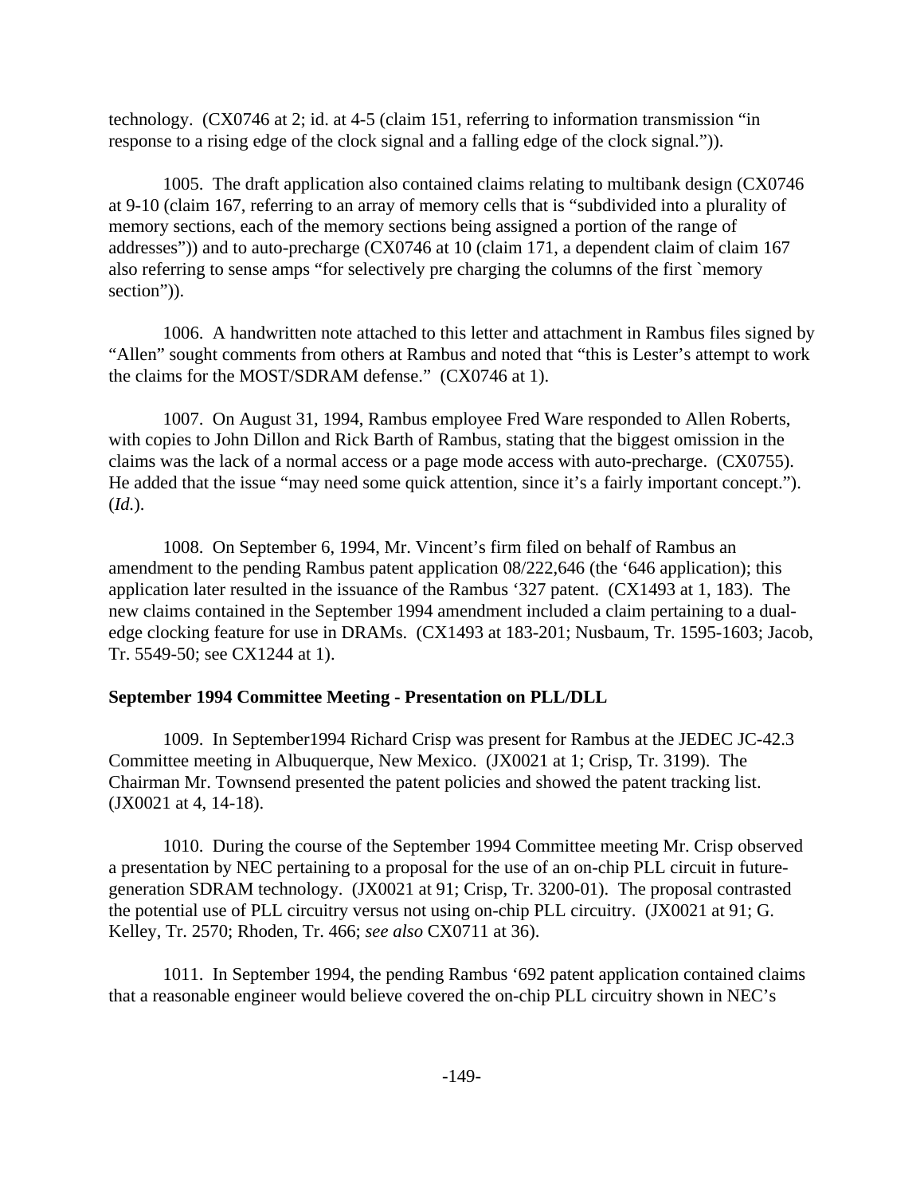technology. (CX0746 at 2; id. at 4-5 (claim 151, referring to information transmission "in response to a rising edge of the clock signal and a falling edge of the clock signal.")).

1005. The draft application also contained claims relating to multibank design (CX0746 at 9-10 (claim 167, referring to an array of memory cells that is "subdivided into a plurality of memory sections, each of the memory sections being assigned a portion of the range of addresses")) and to auto-precharge (CX0746 at 10 (claim 171, a dependent claim of claim 167 also referring to sense amps "for selectively pre charging the columns of the first `memory section")).

1006. A handwritten note attached to this letter and attachment in Rambus files signed by "Allen" sought comments from others at Rambus and noted that "this is Lester's attempt to work the claims for the MOST/SDRAM defense." (CX0746 at 1).

1007. On August 31, 1994, Rambus employee Fred Ware responded to Allen Roberts, with copies to John Dillon and Rick Barth of Rambus, stating that the biggest omission in the claims was the lack of a normal access or a page mode access with auto-precharge. (CX0755). He added that the issue "may need some quick attention, since it's a fairly important concept."). (*Id.*).

1008. On September 6, 1994, Mr. Vincent's firm filed on behalf of Rambus an amendment to the pending Rambus patent application 08/222,646 (the '646 application); this application later resulted in the issuance of the Rambus '327 patent. (CX1493 at 1, 183). The new claims contained in the September 1994 amendment included a claim pertaining to a dual-edge clocking feature for use in DRAMs. (CX1493 at 183-201; Nusbaum, Tr. 1595-1603; Jacob, Tr. 5549-50; see CX1244 at 1).

**September 1994 Committee Meeting - Presentation on PLL/DLL**

1009. In September1994 Richard Crisp was present for Rambus at the JEDEC JC-42.3 Committee meeting in Albuquerque, New Mexico. (JX0021 at 1; Crisp, Tr. 3199). The Chairman Mr. Townsend presented the patent policies and showed the patent tracking list. (JX0021 at 4, 14-18).

1010. During the course of the September 1994 Committee meeting Mr. Crisp observed a presentation by NEC pertaining to a proposal for the use of an on-chip PLL circuit in future-generation SDRAM technology. (JX0021 at 91; Crisp, Tr. 3200-01). The proposal contrasted the potential use of PLL circuitry versus not using on-chip PLL circuitry. (JX0021 at 91; G. Kelley, Tr. 2570; Rhoden, Tr. 466; *see also* CX0711 at 36).

1011. In September 1994, the pending Rambus '692 patent application contained claims that a reasonable engineer would believe covered the on-chip PLL circuitry shown in NEC's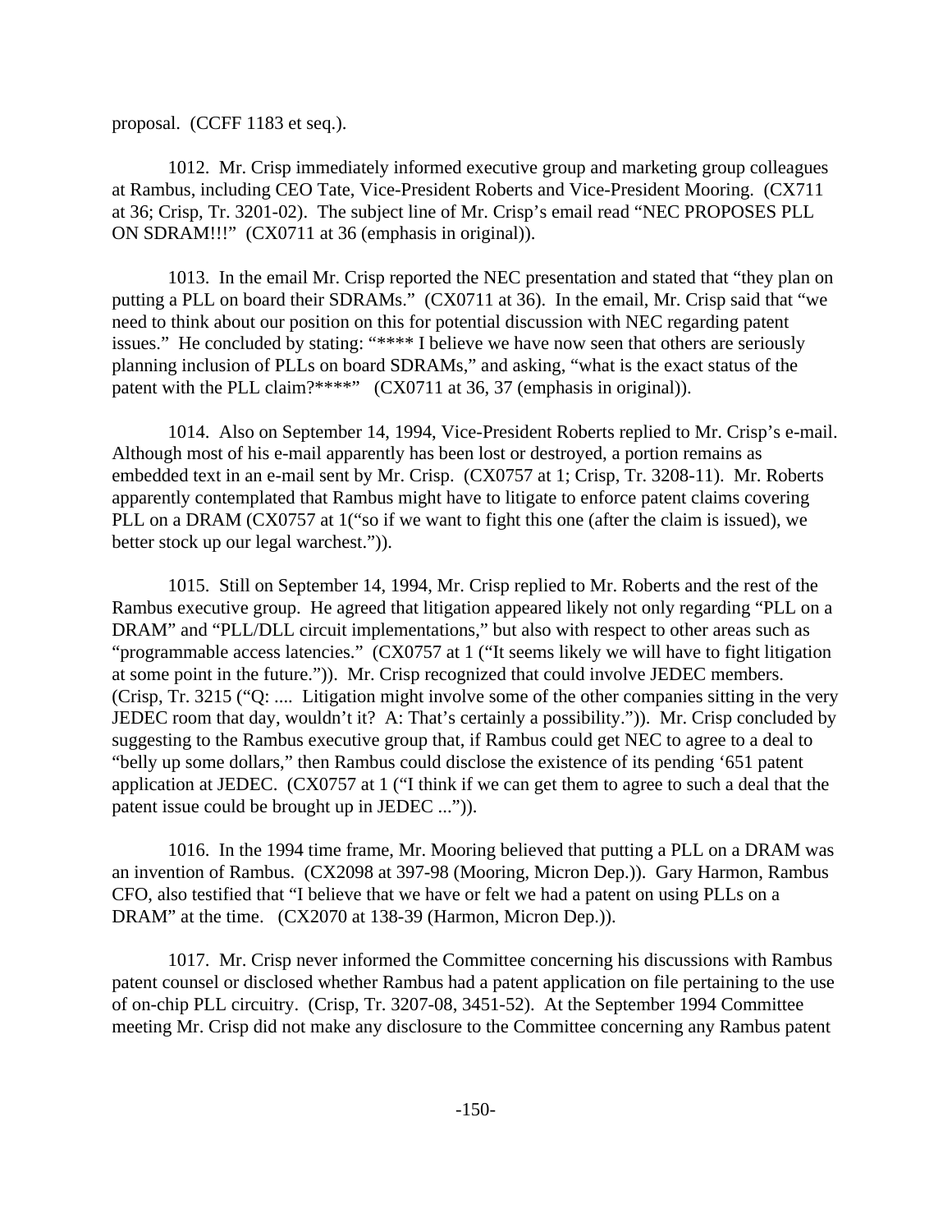proposal. (CCFF 1183 et seq.).

1012. Mr. Crisp immediately informed executive group and marketing group colleagues at Rambus, including CEO Tate, Vice-President Roberts and Vice-President Mooring. (CX711 at 36; Crisp, Tr. 3201-02). The subject line of Mr. Crisp's email read "NEC PROPOSES PLL ON SDRAM!!!" (CX0711 at 36 (emphasis in original)).

1013. In the email Mr. Crisp reported the NEC presentation and stated that "they plan on putting a PLL on board their SDRAMs." (CX0711 at 36). In the email, Mr. Crisp said that "we need to think about our position on this for potential discussion with NEC regarding patent issues." He concluded by stating: "**** I believe we have now seen that others are seriously planning inclusion of PLLs on board SDRAMs," and asking, "what is the exact status of the patent with the PLL claim?****" (CX0711 at 36, 37 (emphasis in original)).

1014. Also on September 14, 1994, Vice-President Roberts replied to Mr. Crisp's e-mail. Although most of his e-mail apparently has been lost or destroyed, a portion remains as embedded text in an e-mail sent by Mr. Crisp. (CX0757 at 1; Crisp, Tr. 3208-11). Mr. Roberts apparently contemplated that Rambus might have to litigate to enforce patent claims covering PLL on a DRAM (CX0757 at 1("so if we want to fight this one (after the claim is issued), we better stock up our legal warchest.")).

1015. Still on September 14, 1994, Mr. Crisp replied to Mr. Roberts and the rest of the Rambus executive group. He agreed that litigation appeared likely not only regarding "PLL on a DRAM" and "PLL/DLL circuit implementations," but also with respect to other areas such as "programmable access latencies." (CX0757 at 1 ("It seems likely we will have to fight litigation at some point in the future.")). Mr. Crisp recognized that could involve JEDEC members. (Crisp, Tr. 3215 ("Q: .... Litigation might involve some of the other companies sitting in the very JEDEC room that day, wouldn't it? A: That's certainly a possibility.")). Mr. Crisp concluded by suggesting to the Rambus executive group that, if Rambus could get NEC to agree to a deal to "belly up some dollars," then Rambus could disclose the existence of its pending '651 patent application at JEDEC. (CX0757 at 1 ("I think if we can get them to agree to such a deal that the patent issue could be brought up in JEDEC ...")).

1016. In the 1994 time frame, Mr. Mooring believed that putting a PLL on a DRAM was an invention of Rambus. (CX2098 at 397-98 (Mooring, Micron Dep.)). Gary Harmon, Rambus CFO, also testified that "I believe that we have or felt we had a patent on using PLLs on a DRAM" at the time. (CX2070 at 138-39 (Harmon, Micron Dep.)).

1017. Mr. Crisp never informed the Committee concerning his discussions with Rambus patent counsel or disclosed whether Rambus had a patent application on file pertaining to the use of on-chip PLL circuitry. (Crisp, Tr. 3207-08, 3451-52). At the September 1994 Committee meeting Mr. Crisp did not make any disclosure to the Committee concerning any Rambus patent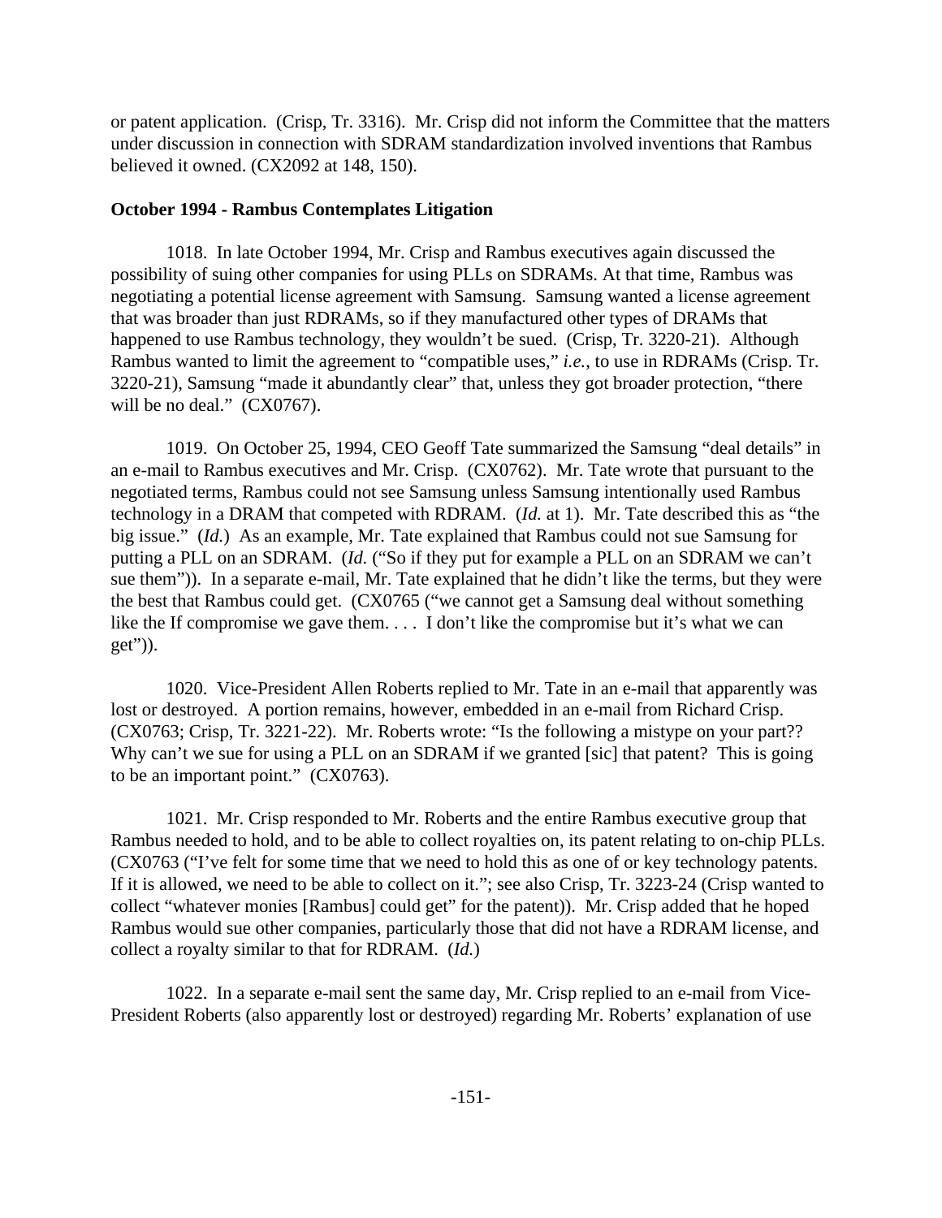or patent application. (Crisp, Tr. 3316). Mr. Crisp did not inform the Committee that the matters under discussion in connection with SDRAM standardization involved inventions that Rambus believed it owned. (CX2092 at 148, 150).

**October 1994 - Rambus Contemplates Litigation**

1018. In late October 1994, Mr. Crisp and Rambus executives again discussed the possibility of suing other companies for using PLLs on SDRAMs. At that time, Rambus was negotiating a potential license agreement with Samsung. Samsung wanted a license agreement that was broader than just RDRAMs, so if they manufactured other types of DRAMs that happened to use Rambus technology, they wouldn't be sued. (Crisp, Tr. 3220-21). Although Rambus wanted to limit the agreement to "compatible uses," *i.e.*, to use in RDRAMs (Crisp. Tr. 3220-21), Samsung "made it abundantly clear" that, unless they got broader protection, "there will be no deal." (CX0767).

1019. On October 25, 1994, CEO Geoff Tate summarized the Samsung "deal details" in an e-mail to Rambus executives and Mr. Crisp. (CX0762). Mr. Tate wrote that pursuant to the negotiated terms, Rambus could not see Samsung unless Samsung intentionally used Rambus technology in a DRAM that competed with RDRAM. (*Id.* at 1). Mr. Tate described this as "the big issue." (*Id.*) As an example, Mr. Tate explained that Rambus could not sue Samsung for putting a PLL on an SDRAM. (*Id.* ("So if they put for example a PLL on an SDRAM we can't sue them")). In a separate e-mail, Mr. Tate explained that he didn't like the terms, but they were the best that Rambus could get. (CX0765 ("we cannot get a Samsung deal without something like the If compromise we gave them. . . . I don't like the compromise but it's what we can get")).

1020. Vice-President Allen Roberts replied to Mr. Tate in an e-mail that apparently was lost or destroyed. A portion remains, however, embedded in an e-mail from Richard Crisp. (CX0763; Crisp, Tr. 3221-22). Mr. Roberts wrote: "Is the following a mistype on your part?? Why can't we sue for using a PLL on an SDRAM if we granted [sic] that patent? This is going to be an important point." (CX0763).

1021. Mr. Crisp responded to Mr. Roberts and the entire Rambus executive group that Rambus needed to hold, and to be able to collect royalties on, its patent relating to on-chip PLLs. (CX0763 ("I've felt for some time that we need to hold this as one of or key technology patents. If it is allowed, we need to be able to collect on it."; see also Crisp, Tr. 3223-24 (Crisp wanted to collect "whatever monies [Rambus] could get" for the patent)). Mr. Crisp added that he hoped Rambus would sue other companies, particularly those that did not have a RDRAM license, and collect a royalty similar to that for RDRAM. (*Id.*)

1022. In a separate e-mail sent the same day, Mr. Crisp replied to an e-mail from Vice-President Roberts (also apparently lost or destroyed) regarding Mr. Roberts' explanation of use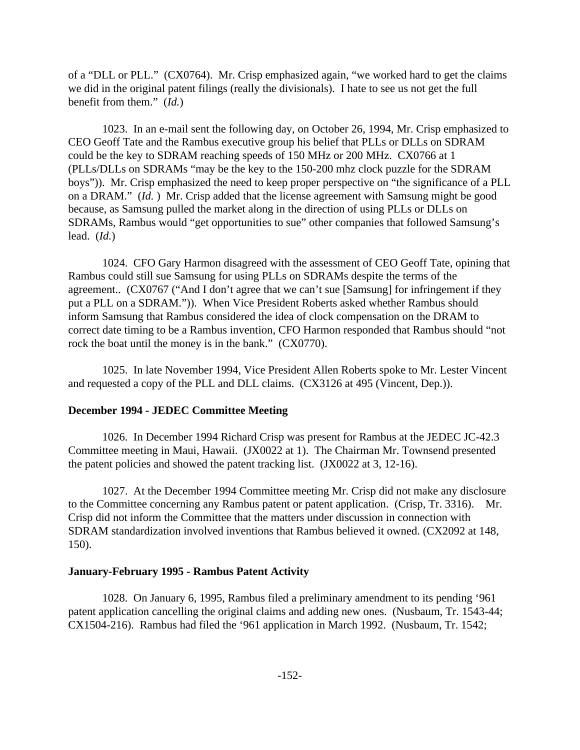of a "DLL or PLL." (CX0764). Mr. Crisp emphasized again, "we worked hard to get the claims we did in the original patent filings (really the divisionals). I hate to see us not get the full benefit from them." (*Id.*)

1023. In an e-mail sent the following day, on October 26, 1994, Mr. Crisp emphasized to CEO Geoff Tate and the Rambus executive group his belief that PLLs or DLLs on SDRAM could be the key to SDRAM reaching speeds of 150 MHz or 200 MHz. CX0766 at 1 (PLLs/DLLs on SDRAMs "may be the key to the 150-200 mhz clock puzzle for the SDRAM boys")). Mr. Crisp emphasized the need to keep proper perspective on "the significance of a PLL on a DRAM." (*Id.* ) Mr. Crisp added that the license agreement with Samsung might be good because, as Samsung pulled the market along in the direction of using PLLs or DLLs on SDRAMs, Rambus would "get opportunities to sue" other companies that followed Samsung's lead. (*Id.*)

1024. CFO Gary Harmon disagreed with the assessment of CEO Geoff Tate, opining that Rambus could still sue Samsung for using PLLs on SDRAMs despite the terms of the agreement.. (CX0767 ("And I don't agree that we can't sue [Samsung] for infringement if they put a PLL on a SDRAM.")). When Vice President Roberts asked whether Rambus should inform Samsung that Rambus considered the idea of clock compensation on the DRAM to correct date timing to be a Rambus invention, CFO Harmon responded that Rambus should "not rock the boat until the money is in the bank." (CX0770).

1025. In late November 1994, Vice President Allen Roberts spoke to Mr. Lester Vincent and requested a copy of the PLL and DLL claims. (CX3126 at 495 (Vincent, Dep.)).

**December 1994 - JEDEC Committee Meeting**

1026. In December 1994 Richard Crisp was present for Rambus at the JEDEC JC-42.3 Committee meeting in Maui, Hawaii. (JX0022 at 1). The Chairman Mr. Townsend presented the patent policies and showed the patent tracking list. (JX0022 at 3, 12-16).

1027. At the December 1994 Committee meeting Mr. Crisp did not make any disclosure to the Committee concerning any Rambus patent or patent application. (Crisp, Tr. 3316). Mr. Crisp did not inform the Committee that the matters under discussion in connection with SDRAM standardization involved inventions that Rambus believed it owned. (CX2092 at 148, 150).

**January-February 1995 - Rambus Patent Activity**

1028. On January 6, 1995, Rambus filed a preliminary amendment to its pending '961 patent application cancelling the original claims and adding new ones. (Nusbaum, Tr. 1543-44; CX1504-216). Rambus had filed the '961 application in March 1992. (Nusbaum, Tr. 1542;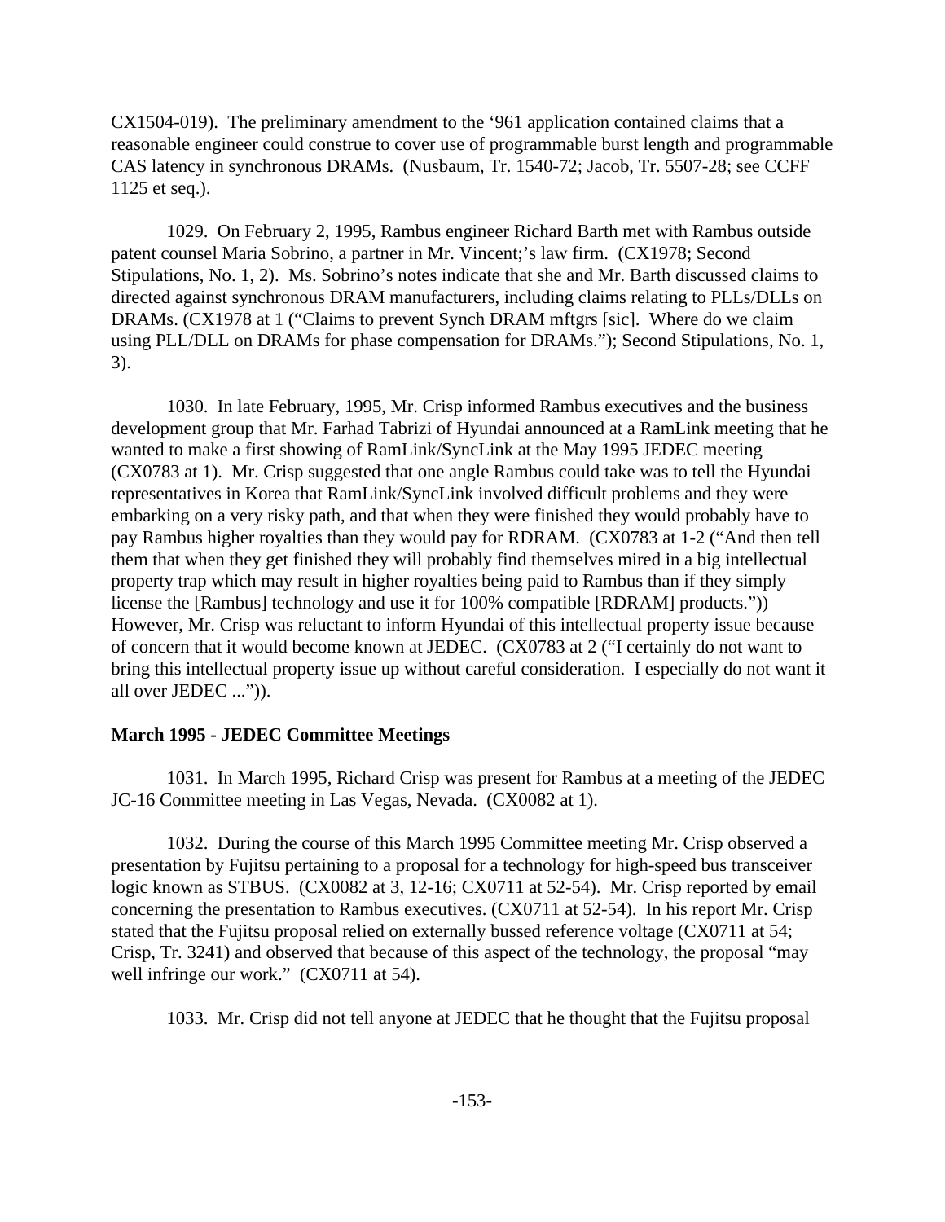CX1504-019). The preliminary amendment to the '961 application contained claims that a reasonable engineer could construe to cover use of programmable burst length and programmable CAS latency in synchronous DRAMs. (Nusbaum, Tr. 1540-72; Jacob, Tr. 5507-28; see CCFF 1125 et seq.).

1029. On February 2, 1995, Rambus engineer Richard Barth met with Rambus outside patent counsel Maria Sobrino, a partner in Mr. Vincent;'s law firm. (CX1978; Second Stipulations, No. 1, 2). Ms. Sobrino's notes indicate that she and Mr. Barth discussed claims to directed against synchronous DRAM manufacturers, including claims relating to PLLs/DLLs on DRAMs. (CX1978 at 1 ("Claims to prevent Synch DRAM mftgrs [sic]. Where do we claim using PLL/DLL on DRAMs for phase compensation for DRAMs."); Second Stipulations, No. 1, 3).

1030. In late February, 1995, Mr. Crisp informed Rambus executives and the business development group that Mr. Farhad Tabrizi of Hyundai announced at a RamLink meeting that he wanted to make a first showing of RamLink/SyncLink at the May 1995 JEDEC meeting (CX0783 at 1). Mr. Crisp suggested that one angle Rambus could take was to tell the Hyundai representatives in Korea that RamLink/SyncLink involved difficult problems and they were embarking on a very risky path, and that when they were finished they would probably have to pay Rambus higher royalties than they would pay for RDRAM. (CX0783 at 1-2 ("And then tell them that when they get finished they will probably find themselves mired in a big intellectual property trap which may result in higher royalties being paid to Rambus than if they simply license the [Rambus] technology and use it for 100% compatible [RDRAM] products.")) However, Mr. Crisp was reluctant to inform Hyundai of this intellectual property issue because of concern that it would become known at JEDEC. (CX0783 at 2 ("I certainly do not want to bring this intellectual property issue up without careful consideration. I especially do not want it all over JEDEC ...")).

**March 1995 - JEDEC Committee Meetings**

1031. In March 1995, Richard Crisp was present for Rambus at a meeting of the JEDEC JC-16 Committee meeting in Las Vegas, Nevada. (CX0082 at 1).

1032. During the course of this March 1995 Committee meeting Mr. Crisp observed a presentation by Fujitsu pertaining to a proposal for a technology for high-speed bus transceiver logic known as STBUS. (CX0082 at 3, 12-16; CX0711 at 52-54). Mr. Crisp reported by email concerning the presentation to Rambus executives. (CX0711 at 52-54). In his report Mr. Crisp stated that the Fujitsu proposal relied on externally bussed reference voltage (CX0711 at 54; Crisp, Tr. 3241) and observed that because of this aspect of the technology, the proposal "may well infringe our work." (CX0711 at 54).

1033. Mr. Crisp did not tell anyone at JEDEC that he thought that the Fujitsu proposal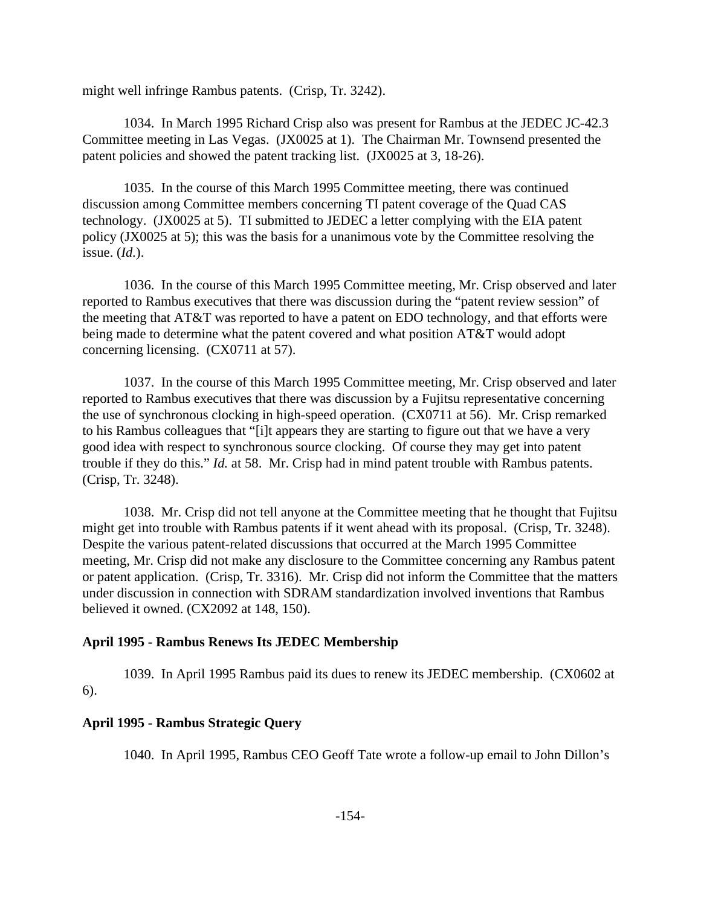might well infringe Rambus patents. (Crisp, Tr. 3242).

1034. In March 1995 Richard Crisp also was present for Rambus at the JEDEC JC-42.3 Committee meeting in Las Vegas. (JX0025 at 1). The Chairman Mr. Townsend presented the patent policies and showed the patent tracking list. (JX0025 at 3, 18-26).

1035. In the course of this March 1995 Committee meeting, there was continued discussion among Committee members concerning TI patent coverage of the Quad CAS technology. (JX0025 at 5). TI submitted to JEDEC a letter complying with the EIA patent policy (JX0025 at 5); this was the basis for a unanimous vote by the Committee resolving the issue. (*Id.*).

1036. In the course of this March 1995 Committee meeting, Mr. Crisp observed and later reported to Rambus executives that there was discussion during the "patent review session" of the meeting that AT&T was reported to have a patent on EDO technology, and that efforts were being made to determine what the patent covered and what position AT&T would adopt concerning licensing. (CX0711 at 57).

1037. In the course of this March 1995 Committee meeting, Mr. Crisp observed and later reported to Rambus executives that there was discussion by a Fujitsu representative concerning the use of synchronous clocking in high-speed operation. (CX0711 at 56). Mr. Crisp remarked to his Rambus colleagues that "[i]t appears they are starting to figure out that we have a very good idea with respect to synchronous source clocking. Of course they may get into patent trouble if they do this." *Id.* at 58. Mr. Crisp had in mind patent trouble with Rambus patents. (Crisp, Tr. 3248).

1038. Mr. Crisp did not tell anyone at the Committee meeting that he thought that Fujitsu might get into trouble with Rambus patents if it went ahead with its proposal. (Crisp, Tr. 3248). Despite the various patent-related discussions that occurred at the March 1995 Committee meeting, Mr. Crisp did not make any disclosure to the Committee concerning any Rambus patent or patent application. (Crisp, Tr. 3316). Mr. Crisp did not inform the Committee that the matters under discussion in connection with SDRAM standardization involved inventions that Rambus believed it owned. (CX2092 at 148, 150).

**April 1995 - Rambus Renews Its JEDEC Membership**

1039. In April 1995 Rambus paid its dues to renew its JEDEC membership. (CX0602 at 6).

**April 1995 - Rambus Strategic Query**

1040. In April 1995, Rambus CEO Geoff Tate wrote a follow-up email to John Dillon's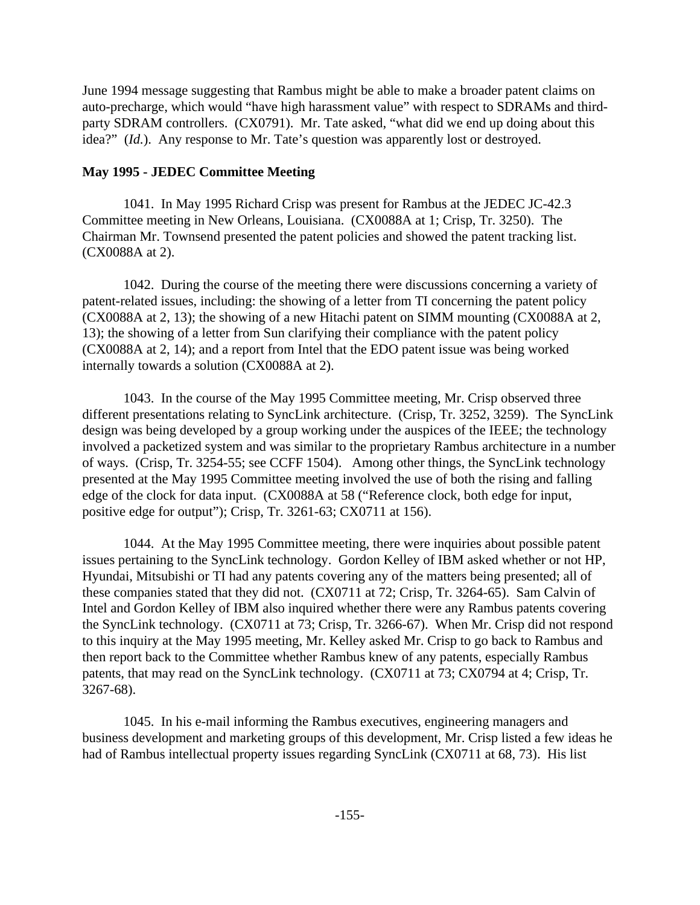June 1994 message suggesting that Rambus might be able to make a broader patent claims on auto-precharge, which would "have high harassment value" with respect to SDRAMs and third-party SDRAM controllers. (CX0791). Mr. Tate asked, "what did we end up doing about this idea?" (*Id*.). Any response to Mr. Tate's question was apparently lost or destroyed.

**May 1995 - JEDEC Committee Meeting**

1041. In May 1995 Richard Crisp was present for Rambus at the JEDEC JC-42.3 Committee meeting in New Orleans, Louisiana. (CX0088A at 1; Crisp, Tr. 3250). The Chairman Mr. Townsend presented the patent policies and showed the patent tracking list. (CX0088A at 2).

1042. During the course of the meeting there were discussions concerning a variety of patent-related issues, including: the showing of a letter from TI concerning the patent policy (CX0088A at 2, 13); the showing of a new Hitachi patent on SIMM mounting (CX0088A at 2, 13); the showing of a letter from Sun clarifying their compliance with the patent policy (CX0088A at 2, 14); and a report from Intel that the EDO patent issue was being worked internally towards a solution (CX0088A at 2).

1043. In the course of the May 1995 Committee meeting, Mr. Crisp observed three different presentations relating to SyncLink architecture. (Crisp, Tr. 3252, 3259). The SyncLink design was being developed by a group working under the auspices of the IEEE; the technology involved a packetized system and was similar to the proprietary Rambus architecture in a number of ways. (Crisp, Tr. 3254-55; see CCFF 1504). Among other things, the SyncLink technology presented at the May 1995 Committee meeting involved the use of both the rising and falling edge of the clock for data input. (CX0088A at 58 ("Reference clock, both edge for input, positive edge for output"); Crisp, Tr. 3261-63; CX0711 at 156).

1044. At the May 1995 Committee meeting, there were inquiries about possible patent issues pertaining to the SyncLink technology. Gordon Kelley of IBM asked whether or not HP, Hyundai, Mitsubishi or TI had any patents covering any of the matters being presented; all of these companies stated that they did not. (CX0711 at 72; Crisp, Tr. 3264-65). Sam Calvin of Intel and Gordon Kelley of IBM also inquired whether there were any Rambus patents covering the SyncLink technology. (CX0711 at 73; Crisp, Tr. 3266-67). When Mr. Crisp did not respond to this inquiry at the May 1995 meeting, Mr. Kelley asked Mr. Crisp to go back to Rambus and then report back to the Committee whether Rambus knew of any patents, especially Rambus patents, that may read on the SyncLink technology. (CX0711 at 73; CX0794 at 4; Crisp, Tr. 3267-68).

1045. In his e-mail informing the Rambus executives, engineering managers and business development and marketing groups of this development, Mr. Crisp listed a few ideas he had of Rambus intellectual property issues regarding SyncLink (CX0711 at 68, 73). His list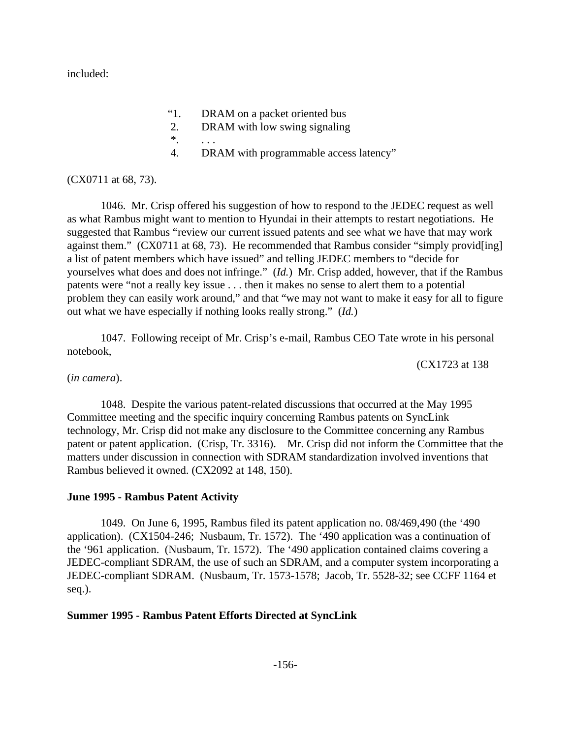included:

> "1. DRAM on a packet oriented bus
> 2. DRAM with low swing signaling
> *. . . .
> 4. DRAM with programmable access latency"

(CX0711 at 68, 73).

1046. Mr. Crisp offered his suggestion of how to respond to the JEDEC request as well as what Rambus might want to mention to Hyundai in their attempts to restart negotiations. He suggested that Rambus "review our current issued patents and see what we have that may work against them." (CX0711 at 68, 73). He recommended that Rambus consider "simply provid[ing] a list of patent members which have issued" and telling JEDEC members to "decide for yourselves what does and does not infringe." (*Id.*) Mr. Crisp added, however, that if the Rambus patents were "not a really key issue . . . then it makes no sense to alert them to a potential problem they can easily work around," and that "we may not want to make it easy for all to figure out what we have especially if nothing looks really strong." (*Id.*)

1047. Following receipt of Mr. Crisp's e-mail, Rambus CEO Tate wrote in his personal notebook,

(CX1723 at 138 (*in camera*).

1048. Despite the various patent-related discussions that occurred at the May 1995 Committee meeting and the specific inquiry concerning Rambus patents on SyncLink technology, Mr. Crisp did not make any disclosure to the Committee concerning any Rambus patent or patent application. (Crisp, Tr. 3316). Mr. Crisp did not inform the Committee that the matters under discussion in connection with SDRAM standardization involved inventions that Rambus believed it owned. (CX2092 at 148, 150).

**June 1995 - Rambus Patent Activity**

1049. On June 6, 1995, Rambus filed its patent application no. 08/469,490 (the '490 application). (CX1504-246; Nusbaum, Tr. 1572). The '490 application was a continuation of the '961 application. (Nusbaum, Tr. 1572). The '490 application contained claims covering a JEDEC-compliant SDRAM, the use of such an SDRAM, and a computer system incorporating a JEDEC-compliant SDRAM. (Nusbaum, Tr. 1573-1578; Jacob, Tr. 5528-32; see CCFF 1164 et seq.).

**Summer 1995 - Rambus Patent Efforts Directed at SyncLink**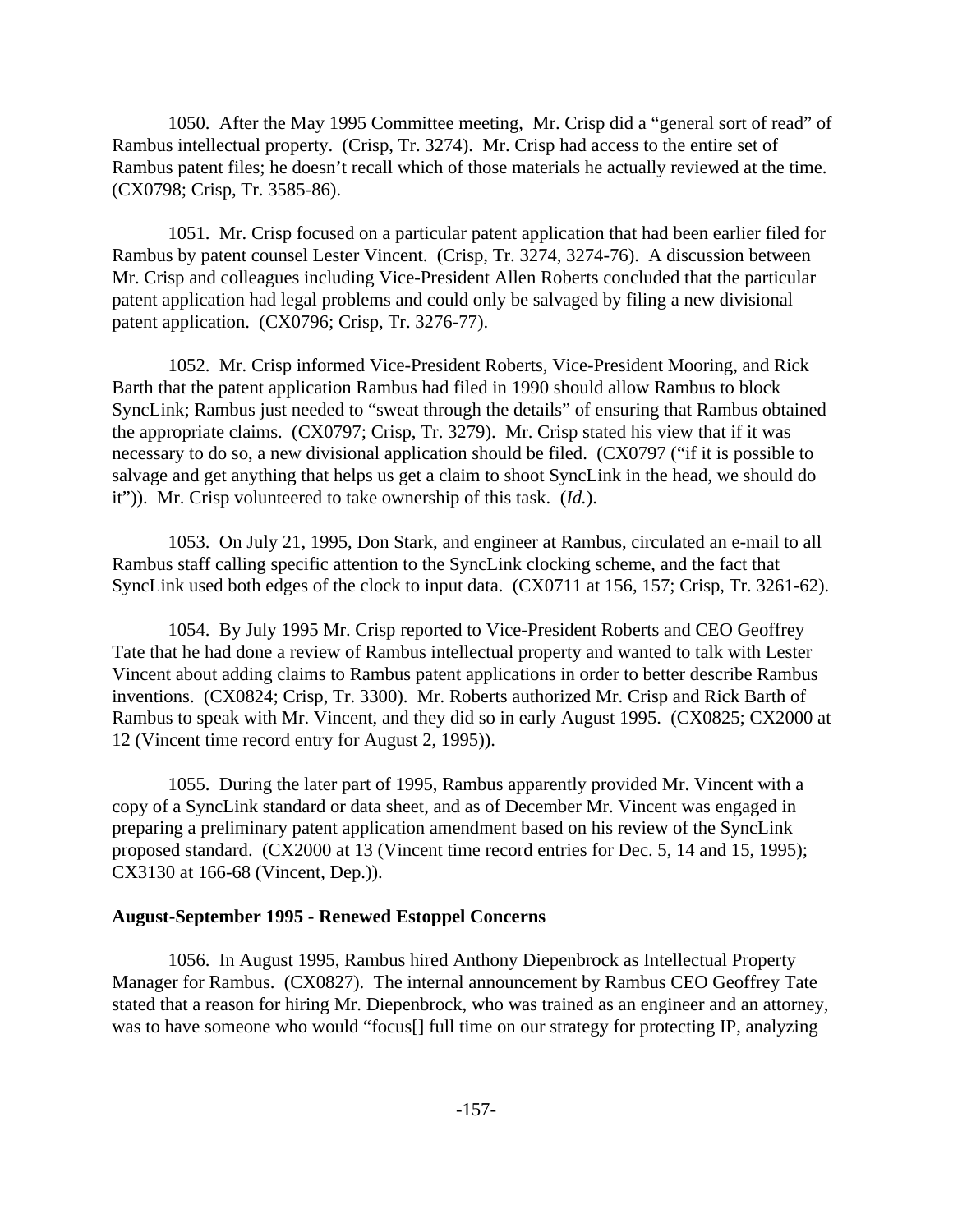1050. After the May 1995 Committee meeting, Mr. Crisp did a "general sort of read" of Rambus intellectual property. (Crisp, Tr. 3274). Mr. Crisp had access to the entire set of Rambus patent files; he doesn't recall which of those materials he actually reviewed at the time. (CX0798; Crisp, Tr. 3585-86).

1051. Mr. Crisp focused on a particular patent application that had been earlier filed for Rambus by patent counsel Lester Vincent. (Crisp, Tr. 3274, 3274-76). A discussion between Mr. Crisp and colleagues including Vice-President Allen Roberts concluded that the particular patent application had legal problems and could only be salvaged by filing a new divisional patent application. (CX0796; Crisp, Tr. 3276-77).

1052. Mr. Crisp informed Vice-President Roberts, Vice-President Mooring, and Rick Barth that the patent application Rambus had filed in 1990 should allow Rambus to block SyncLink; Rambus just needed to "sweat through the details" of ensuring that Rambus obtained the appropriate claims. (CX0797; Crisp, Tr. 3279). Mr. Crisp stated his view that if it was necessary to do so, a new divisional application should be filed. (CX0797 ("if it is possible to salvage and get anything that helps us get a claim to shoot SyncLink in the head, we should do it")). Mr. Crisp volunteered to take ownership of this task. (*Id.*).

1053. On July 21, 1995, Don Stark, and engineer at Rambus, circulated an e-mail to all Rambus staff calling specific attention to the SyncLink clocking scheme, and the fact that SyncLink used both edges of the clock to input data. (CX0711 at 156, 157; Crisp, Tr. 3261-62).

1054. By July 1995 Mr. Crisp reported to Vice-President Roberts and CEO Geoffrey Tate that he had done a review of Rambus intellectual property and wanted to talk with Lester Vincent about adding claims to Rambus patent applications in order to better describe Rambus inventions. (CX0824; Crisp, Tr. 3300). Mr. Roberts authorized Mr. Crisp and Rick Barth of Rambus to speak with Mr. Vincent, and they did so in early August 1995. (CX0825; CX2000 at 12 (Vincent time record entry for August 2, 1995)).

1055. During the later part of 1995, Rambus apparently provided Mr. Vincent with a copy of a SyncLink standard or data sheet, and as of December Mr. Vincent was engaged in preparing a preliminary patent application amendment based on his review of the SyncLink proposed standard. (CX2000 at 13 (Vincent time record entries for Dec. 5, 14 and 15, 1995); CX3130 at 166-68 (Vincent, Dep.)).

**August-September 1995 - Renewed Estoppel Concerns**

1056. In August 1995, Rambus hired Anthony Diepenbrock as Intellectual Property Manager for Rambus. (CX0827). The internal announcement by Rambus CEO Geoffrey Tate stated that a reason for hiring Mr. Diepenbrock, who was trained as an engineer and an attorney, was to have someone who would "focus[] full time on our strategy for protecting IP, analyzing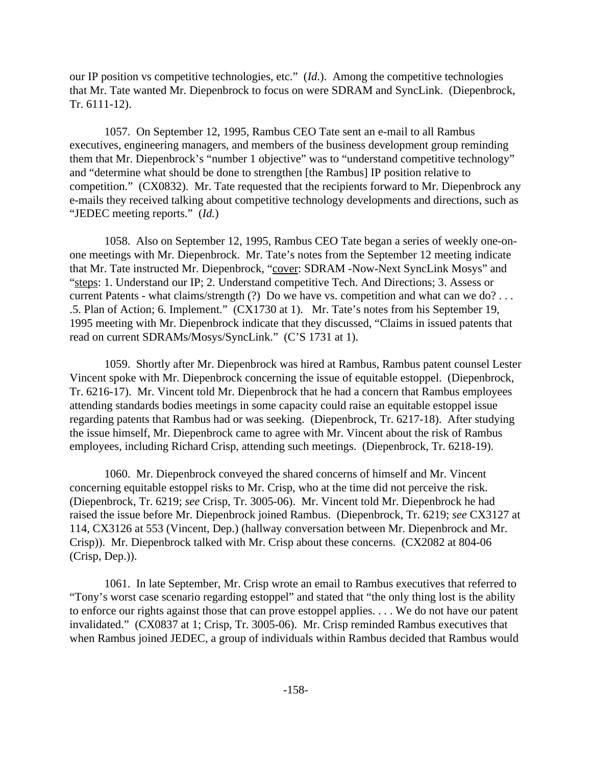our IP position vs competitive technologies, etc." (*Id.*). Among the competitive technologies that Mr. Tate wanted Mr. Diepenbrock to focus on were SDRAM and SyncLink. (Diepenbrock, Tr. 6111-12).

1057. On September 12, 1995, Rambus CEO Tate sent an e-mail to all Rambus executives, engineering managers, and members of the business development group reminding them that Mr. Diepenbrock's "number 1 objective" was to "understand competitive technology" and "determine what should be done to strengthen [the Rambus] IP position relative to competition." (CX0832). Mr. Tate requested that the recipients forward to Mr. Diepenbrock any e-mails they received talking about competitive technology developments and directions, such as "JEDEC meeting reports." (*Id.*)

1058. Also on September 12, 1995, Rambus CEO Tate began a series of weekly one-on-one meetings with Mr. Diepenbrock. Mr. Tate's notes from the September 12 meeting indicate that Mr. Tate instructed Mr. Diepenbrock, "<u>cover</u>: SDRAM -Now-Next SyncLink Mosys" and "<u>steps</u>: 1. Understand our IP; 2. Understand competitive Tech. And Directions; 3. Assess or current Patents - what claims/strength (?) Do we have vs. competition and what can we do? . . . .5. Plan of Action; 6. Implement." (CX1730 at 1). Mr. Tate's notes from his September 19, 1995 meeting with Mr. Diepenbrock indicate that they discussed, "Claims in issued patents that read on current SDRAMs/Mosys/SyncLink." (C'S 1731 at 1).

1059. Shortly after Mr. Diepenbrock was hired at Rambus, Rambus patent counsel Lester Vincent spoke with Mr. Diepenbrock concerning the issue of equitable estoppel. (Diepenbrock, Tr. 6216-17). Mr. Vincent told Mr. Diepenbrock that he had a concern that Rambus employees attending standards bodies meetings in some capacity could raise an equitable estoppel issue regarding patents that Rambus had or was seeking. (Diepenbrock, Tr. 6217-18). After studying the issue himself, Mr. Diepenbrock came to agree with Mr. Vincent about the risk of Rambus employees, including Richard Crisp, attending such meetings. (Diepenbrock, Tr. 6218-19).

1060. Mr. Diepenbrock conveyed the shared concerns of himself and Mr. Vincent concerning equitable estoppel risks to Mr. Crisp, who at the time did not perceive the risk. (Diepenbrock, Tr. 6219; *see* Crisp, Tr. 3005-06). Mr. Vincent told Mr. Diepenbrock he had raised the issue before Mr. Diepenbrock joined Rambus. (Diepenbrock, Tr. 6219; *see* CX3127 at 114, CX3126 at 553 (Vincent, Dep.) (hallway conversation between Mr. Diepenbrock and Mr. Crisp)). Mr. Diepenbrock talked with Mr. Crisp about these concerns. (CX2082 at 804-06 (Crisp, Dep.)).

1061. In late September, Mr. Crisp wrote an email to Rambus executives that referred to "Tony's worst case scenario regarding estoppel" and stated that "the only thing lost is the ability to enforce our rights against those that can prove estoppel applies. . . . We do not have our patent invalidated." (CX0837 at 1; Crisp, Tr. 3005-06). Mr. Crisp reminded Rambus executives that when Rambus joined JEDEC, a group of individuals within Rambus decided that Rambus would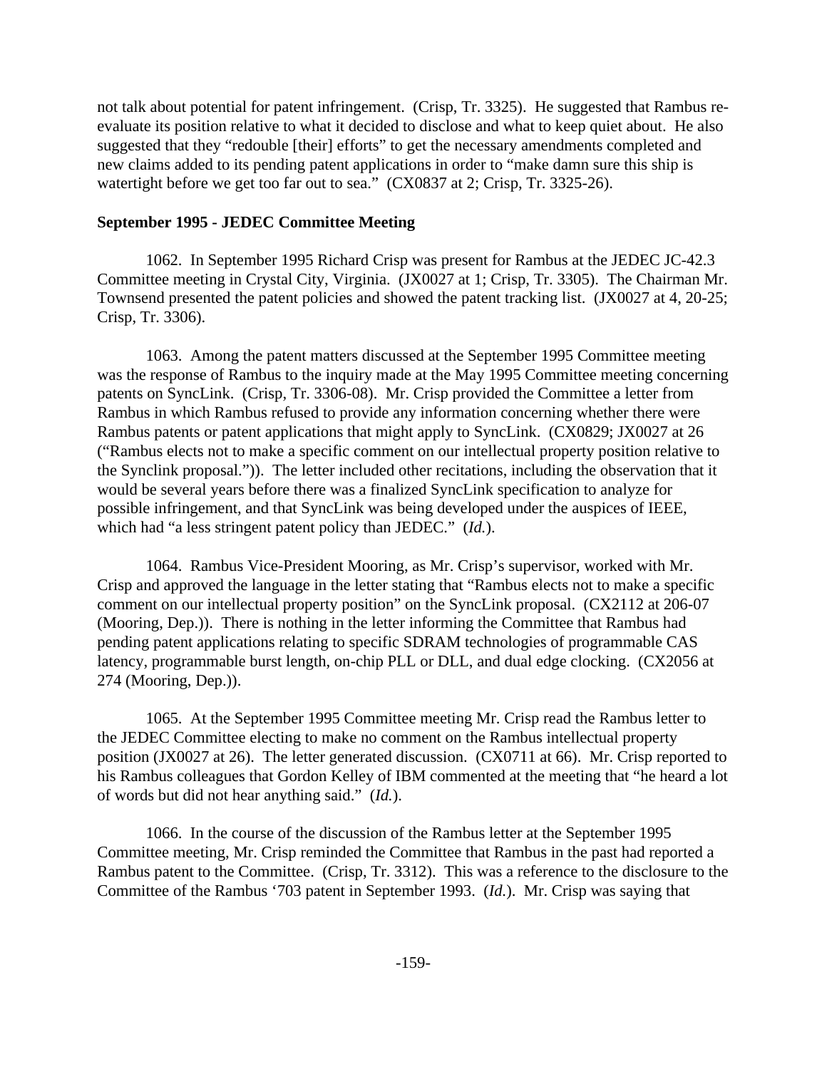not talk about potential for patent infringement. (Crisp, Tr. 3325). He suggested that Rambus re-evaluate its position relative to what it decided to disclose and what to keep quiet about. He also suggested that they "redouble [their] efforts" to get the necessary amendments completed and new claims added to its pending patent applications in order to "make damn sure this ship is watertight before we get too far out to sea." (CX0837 at 2; Crisp, Tr. 3325-26).

**September 1995 - JEDEC Committee Meeting**

1062. In September 1995 Richard Crisp was present for Rambus at the JEDEC JC-42.3 Committee meeting in Crystal City, Virginia. (JX0027 at 1; Crisp, Tr. 3305). The Chairman Mr. Townsend presented the patent policies and showed the patent tracking list. (JX0027 at 4, 20-25; Crisp, Tr. 3306).

1063. Among the patent matters discussed at the September 1995 Committee meeting was the response of Rambus to the inquiry made at the May 1995 Committee meeting concerning patents on SyncLink. (Crisp, Tr. 3306-08). Mr. Crisp provided the Committee a letter from Rambus in which Rambus refused to provide any information concerning whether there were Rambus patents or patent applications that might apply to SyncLink. (CX0829; JX0027 at 26 ("Rambus elects not to make a specific comment on our intellectual property position relative to the Synclink proposal.")). The letter included other recitations, including the observation that it would be several years before there was a finalized SyncLink specification to analyze for possible infringement, and that SyncLink was being developed under the auspices of IEEE, which had "a less stringent patent policy than JEDEC." (*Id.*).

1064. Rambus Vice-President Mooring, as Mr. Crisp's supervisor, worked with Mr. Crisp and approved the language in the letter stating that "Rambus elects not to make a specific comment on our intellectual property position" on the SyncLink proposal. (CX2112 at 206-07 (Mooring, Dep.)). There is nothing in the letter informing the Committee that Rambus had pending patent applications relating to specific SDRAM technologies of programmable CAS latency, programmable burst length, on-chip PLL or DLL, and dual edge clocking. (CX2056 at 274 (Mooring, Dep.)).

1065. At the September 1995 Committee meeting Mr. Crisp read the Rambus letter to the JEDEC Committee electing to make no comment on the Rambus intellectual property position (JX0027 at 26). The letter generated discussion. (CX0711 at 66). Mr. Crisp reported to his Rambus colleagues that Gordon Kelley of IBM commented at the meeting that "he heard a lot of words but did not hear anything said." (*Id.*).

1066. In the course of the discussion of the Rambus letter at the September 1995 Committee meeting, Mr. Crisp reminded the Committee that Rambus in the past had reported a Rambus patent to the Committee. (Crisp, Tr. 3312). This was a reference to the disclosure to the Committee of the Rambus '703 patent in September 1993. (*Id.*). Mr. Crisp was saying that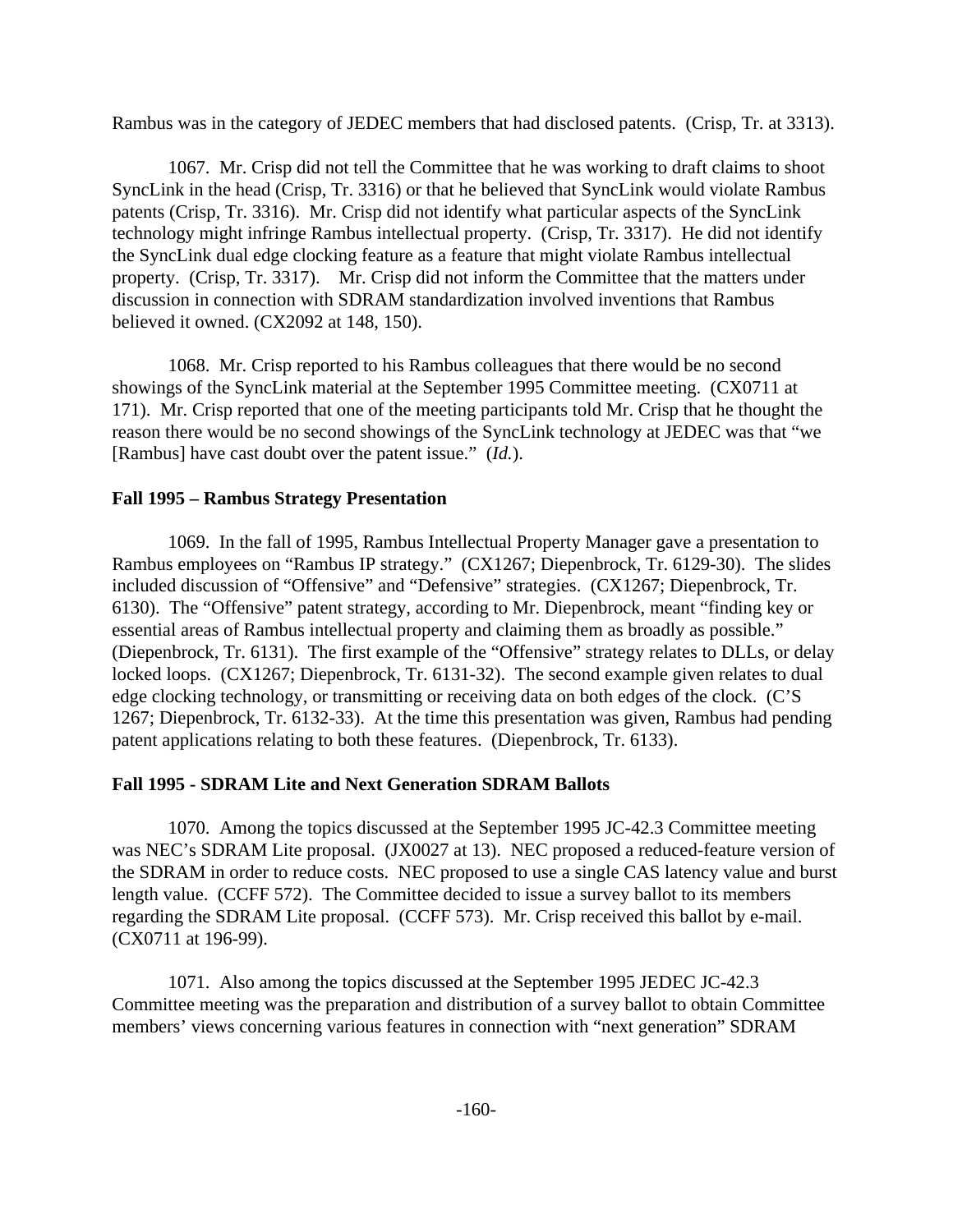Rambus was in the category of JEDEC members that had disclosed patents. (Crisp, Tr. at 3313).

1067. Mr. Crisp did not tell the Committee that he was working to draft claims to shoot SyncLink in the head (Crisp, Tr. 3316) or that he believed that SyncLink would violate Rambus patents (Crisp, Tr. 3316). Mr. Crisp did not identify what particular aspects of the SyncLink technology might infringe Rambus intellectual property. (Crisp, Tr. 3317). He did not identify the SyncLink dual edge clocking feature as a feature that might violate Rambus intellectual property. (Crisp, Tr. 3317). Mr. Crisp did not inform the Committee that the matters under discussion in connection with SDRAM standardization involved inventions that Rambus believed it owned. (CX2092 at 148, 150).

1068. Mr. Crisp reported to his Rambus colleagues that there would be no second showings of the SyncLink material at the September 1995 Committee meeting. (CX0711 at 171). Mr. Crisp reported that one of the meeting participants told Mr. Crisp that he thought the reason there would be no second showings of the SyncLink technology at JEDEC was that "we [Rambus] have cast doubt over the patent issue." (*Id.*).

**Fall 1995 – Rambus Strategy Presentation**

1069. In the fall of 1995, Rambus Intellectual Property Manager gave a presentation to Rambus employees on "Rambus IP strategy." (CX1267; Diepenbrock, Tr. 6129-30). The slides included discussion of "Offensive" and "Defensive" strategies. (CX1267; Diepenbrock, Tr. 6130). The "Offensive" patent strategy, according to Mr. Diepenbrock, meant "finding key or essential areas of Rambus intellectual property and claiming them as broadly as possible." (Diepenbrock, Tr. 6131). The first example of the "Offensive" strategy relates to DLLs, or delay locked loops. (CX1267; Diepenbrock, Tr. 6131-32). The second example given relates to dual edge clocking technology, or transmitting or receiving data on both edges of the clock. (C'S 1267; Diepenbrock, Tr. 6132-33). At the time this presentation was given, Rambus had pending patent applications relating to both these features. (Diepenbrock, Tr. 6133).

**Fall 1995 - SDRAM Lite and Next Generation SDRAM Ballots**

1070. Among the topics discussed at the September 1995 JC-42.3 Committee meeting was NEC's SDRAM Lite proposal. (JX0027 at 13). NEC proposed a reduced-feature version of the SDRAM in order to reduce costs. NEC proposed to use a single CAS latency value and burst length value. (CCFF 572). The Committee decided to issue a survey ballot to its members regarding the SDRAM Lite proposal. (CCFF 573). Mr. Crisp received this ballot by e-mail. (CX0711 at 196-99).

1071. Also among the topics discussed at the September 1995 JEDEC JC-42.3 Committee meeting was the preparation and distribution of a survey ballot to obtain Committee members' views concerning various features in connection with "next generation" SDRAM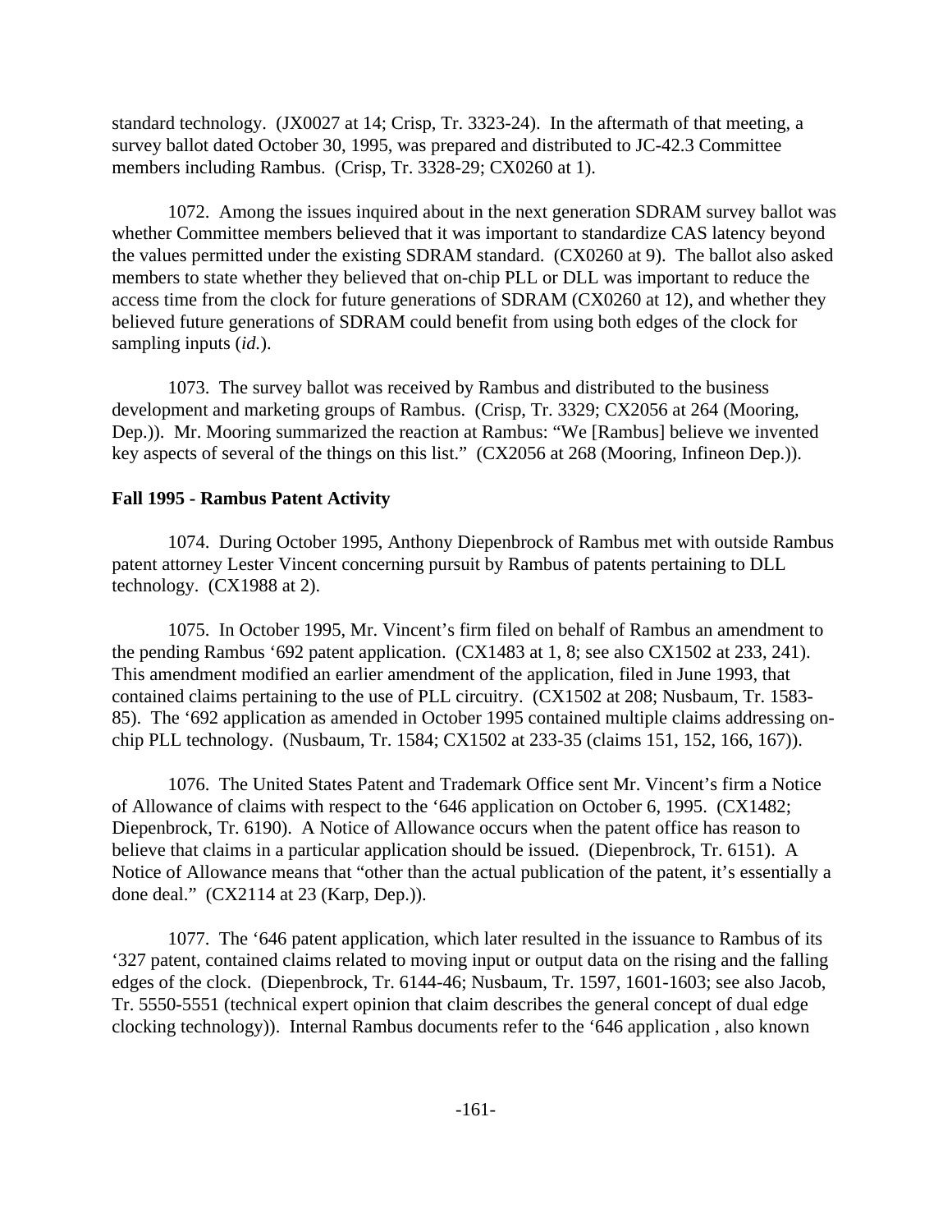standard technology. (JX0027 at 14; Crisp, Tr. 3323-24). In the aftermath of that meeting, a survey ballot dated October 30, 1995, was prepared and distributed to JC-42.3 Committee members including Rambus. (Crisp, Tr. 3328-29; CX0260 at 1).

1072. Among the issues inquired about in the next generation SDRAM survey ballot was whether Committee members believed that it was important to standardize CAS latency beyond the values permitted under the existing SDRAM standard. (CX0260 at 9). The ballot also asked members to state whether they believed that on-chip PLL or DLL was important to reduce the access time from the clock for future generations of SDRAM (CX0260 at 12), and whether they believed future generations of SDRAM could benefit from using both edges of the clock for sampling inputs (*id.*).

1073. The survey ballot was received by Rambus and distributed to the business development and marketing groups of Rambus. (Crisp, Tr. 3329; CX2056 at 264 (Mooring, Dep.)). Mr. Mooring summarized the reaction at Rambus: "We [Rambus] believe we invented key aspects of several of the things on this list." (CX2056 at 268 (Mooring, Infineon Dep.)).

**Fall 1995 - Rambus Patent Activity**

1074. During October 1995, Anthony Diepenbrock of Rambus met with outside Rambus patent attorney Lester Vincent concerning pursuit by Rambus of patents pertaining to DLL technology. (CX1988 at 2).

1075. In October 1995, Mr. Vincent's firm filed on behalf of Rambus an amendment to the pending Rambus '692 patent application. (CX1483 at 1, 8; see also CX1502 at 233, 241). This amendment modified an earlier amendment of the application, filed in June 1993, that contained claims pertaining to the use of PLL circuitry. (CX1502 at 208; Nusbaum, Tr. 1583-85). The '692 application as amended in October 1995 contained multiple claims addressing on-chip PLL technology. (Nusbaum, Tr. 1584; CX1502 at 233-35 (claims 151, 152, 166, 167)).

1076. The United States Patent and Trademark Office sent Mr. Vincent's firm a Notice of Allowance of claims with respect to the '646 application on October 6, 1995. (CX1482; Diepenbrock, Tr. 6190). A Notice of Allowance occurs when the patent office has reason to believe that claims in a particular application should be issued. (Diepenbrock, Tr. 6151). A Notice of Allowance means that "other than the actual publication of the patent, it's essentially a done deal." (CX2114 at 23 (Karp, Dep.)).

1077. The '646 patent application, which later resulted in the issuance to Rambus of its '327 patent, contained claims related to moving input or output data on the rising and the falling edges of the clock. (Diepenbrock, Tr. 6144-46; Nusbaum, Tr. 1597, 1601-1603; see also Jacob, Tr. 5550-5551 (technical expert opinion that claim describes the general concept of dual edge clocking technology)). Internal Rambus documents refer to the '646 application , also known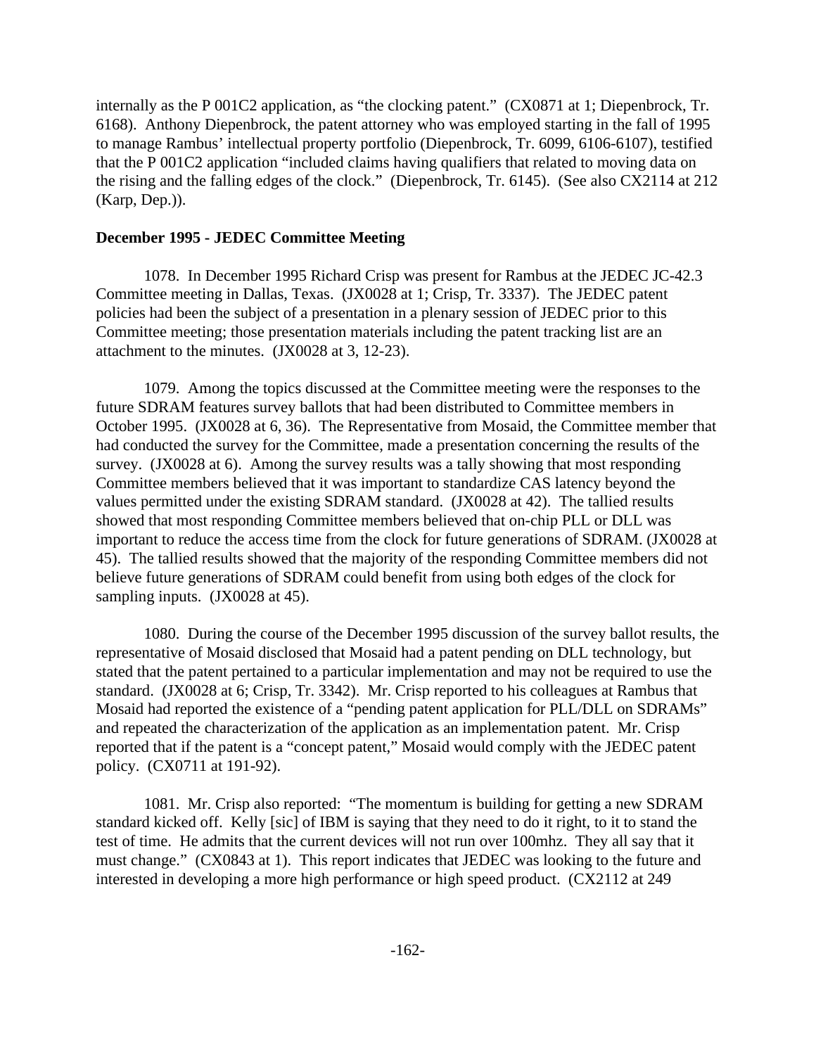internally as the P 001C2 application, as "the clocking patent." (CX0871 at 1; Diepenbrock, Tr. 6168). Anthony Diepenbrock, the patent attorney who was employed starting in the fall of 1995 to manage Rambus' intellectual property portfolio (Diepenbrock, Tr. 6099, 6106-6107), testified that the P 001C2 application "included claims having qualifiers that related to moving data on the rising and the falling edges of the clock." (Diepenbrock, Tr. 6145). (See also CX2114 at 212 (Karp, Dep.)).

**December 1995 - JEDEC Committee Meeting**

1078. In December 1995 Richard Crisp was present for Rambus at the JEDEC JC-42.3 Committee meeting in Dallas, Texas. (JX0028 at 1; Crisp, Tr. 3337). The JEDEC patent policies had been the subject of a presentation in a plenary session of JEDEC prior to this Committee meeting; those presentation materials including the patent tracking list are an attachment to the minutes. (JX0028 at 3, 12-23).

1079. Among the topics discussed at the Committee meeting were the responses to the future SDRAM features survey ballots that had been distributed to Committee members in October 1995. (JX0028 at 6, 36). The Representative from Mosaid, the Committee member that had conducted the survey for the Committee, made a presentation concerning the results of the survey. (JX0028 at 6). Among the survey results was a tally showing that most responding Committee members believed that it was important to standardize CAS latency beyond the values permitted under the existing SDRAM standard. (JX0028 at 42). The tallied results showed that most responding Committee members believed that on-chip PLL or DLL was important to reduce the access time from the clock for future generations of SDRAM. (JX0028 at 45). The tallied results showed that the majority of the responding Committee members did not believe future generations of SDRAM could benefit from using both edges of the clock for sampling inputs. (JX0028 at 45).

1080. During the course of the December 1995 discussion of the survey ballot results, the representative of Mosaid disclosed that Mosaid had a patent pending on DLL technology, but stated that the patent pertained to a particular implementation and may not be required to use the standard. (JX0028 at 6; Crisp, Tr. 3342). Mr. Crisp reported to his colleagues at Rambus that Mosaid had reported the existence of a "pending patent application for PLL/DLL on SDRAMs" and repeated the characterization of the application as an implementation patent. Mr. Crisp reported that if the patent is a "concept patent," Mosaid would comply with the JEDEC patent policy. (CX0711 at 191-92).

1081. Mr. Crisp also reported: "The momentum is building for getting a new SDRAM standard kicked off. Kelly [sic] of IBM is saying that they need to do it right, to it to stand the test of time. He admits that the current devices will not run over 100mhz. They all say that it must change." (CX0843 at 1). This report indicates that JEDEC was looking to the future and interested in developing a more high performance or high speed product. (CX2112 at 249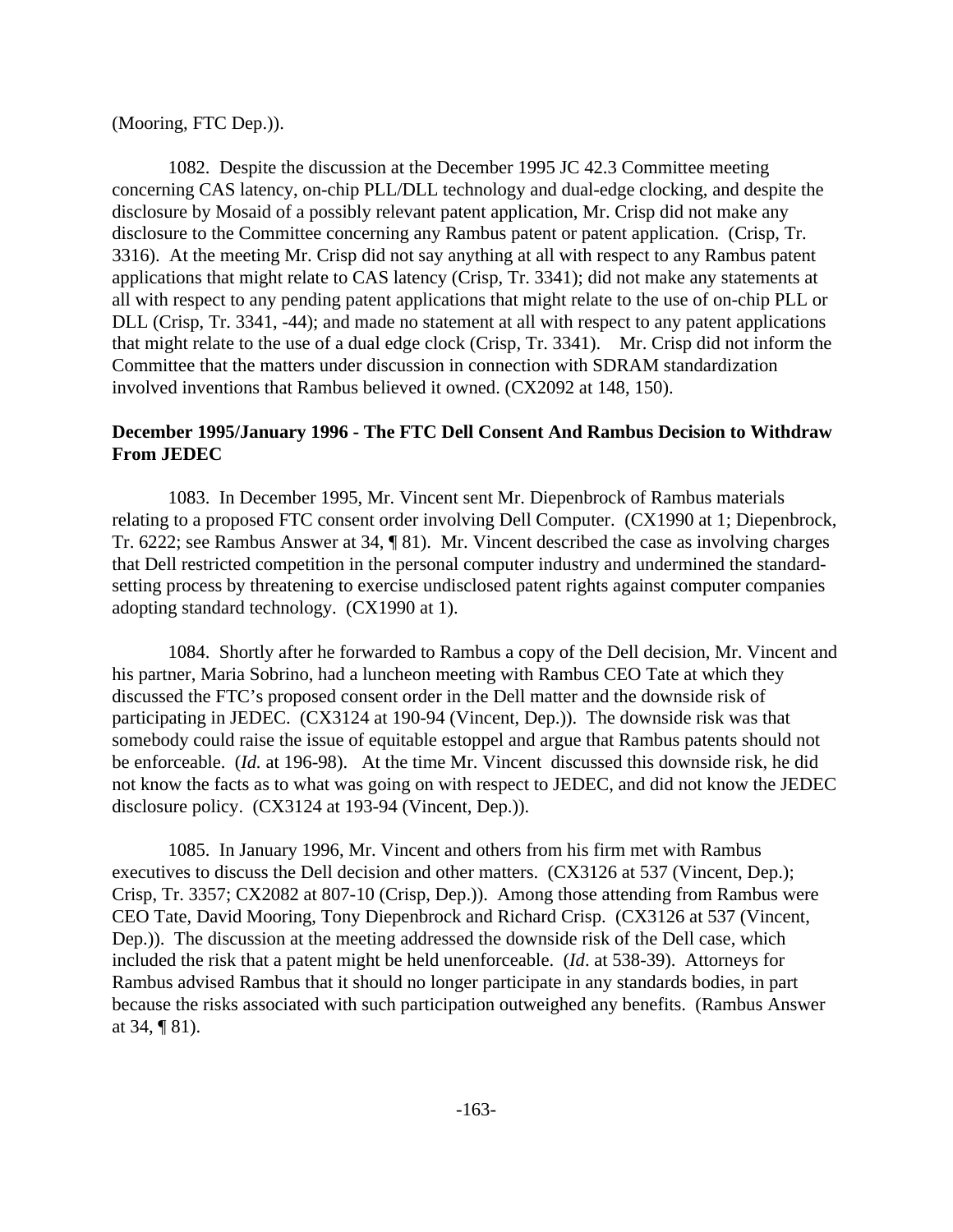(Mooring, FTC Dep.)).

1082. Despite the discussion at the December 1995 JC 42.3 Committee meeting concerning CAS latency, on-chip PLL/DLL technology and dual-edge clocking, and despite the disclosure by Mosaid of a possibly relevant patent application, Mr. Crisp did not make any disclosure to the Committee concerning any Rambus patent or patent application. (Crisp, Tr. 3316). At the meeting Mr. Crisp did not say anything at all with respect to any Rambus patent applications that might relate to CAS latency (Crisp, Tr. 3341); did not make any statements at all with respect to any pending patent applications that might relate to the use of on-chip PLL or DLL (Crisp, Tr. 3341, -44); and made no statement at all with respect to any patent applications that might relate to the use of a dual edge clock (Crisp, Tr. 3341). Mr. Crisp did not inform the Committee that the matters under discussion in connection with SDRAM standardization involved inventions that Rambus believed it owned. (CX2092 at 148, 150).

**December 1995/January 1996 - The FTC Dell Consent And Rambus Decision to Withdraw From JEDEC**

1083. In December 1995, Mr. Vincent sent Mr. Diepenbrock of Rambus materials relating to a proposed FTC consent order involving Dell Computer. (CX1990 at 1; Diepenbrock, Tr. 6222; see Rambus Answer at 34, ¶ 81). Mr. Vincent described the case as involving charges that Dell restricted competition in the personal computer industry and undermined the standard-setting process by threatening to exercise undisclosed patent rights against computer companies adopting standard technology. (CX1990 at 1).

1084. Shortly after he forwarded to Rambus a copy of the Dell decision, Mr. Vincent and his partner, Maria Sobrino, had a luncheon meeting with Rambus CEO Tate at which they discussed the FTC's proposed consent order in the Dell matter and the downside risk of participating in JEDEC. (CX3124 at 190-94 (Vincent, Dep.)). The downside risk was that somebody could raise the issue of equitable estoppel and argue that Rambus patents should not be enforceable. (*Id.* at 196-98). At the time Mr. Vincent discussed this downside risk, he did not know the facts as to what was going on with respect to JEDEC, and did not know the JEDEC disclosure policy. (CX3124 at 193-94 (Vincent, Dep.)).

1085. In January 1996, Mr. Vincent and others from his firm met with Rambus executives to discuss the Dell decision and other matters. (CX3126 at 537 (Vincent, Dep.); Crisp, Tr. 3357; CX2082 at 807-10 (Crisp, Dep.)). Among those attending from Rambus were CEO Tate, David Mooring, Tony Diepenbrock and Richard Crisp. (CX3126 at 537 (Vincent, Dep.)). The discussion at the meeting addressed the downside risk of the Dell case, which included the risk that a patent might be held unenforceable. (*Id*. at 538-39). Attorneys for Rambus advised Rambus that it should no longer participate in any standards bodies, in part because the risks associated with such participation outweighed any benefits. (Rambus Answer at 34, ¶ 81).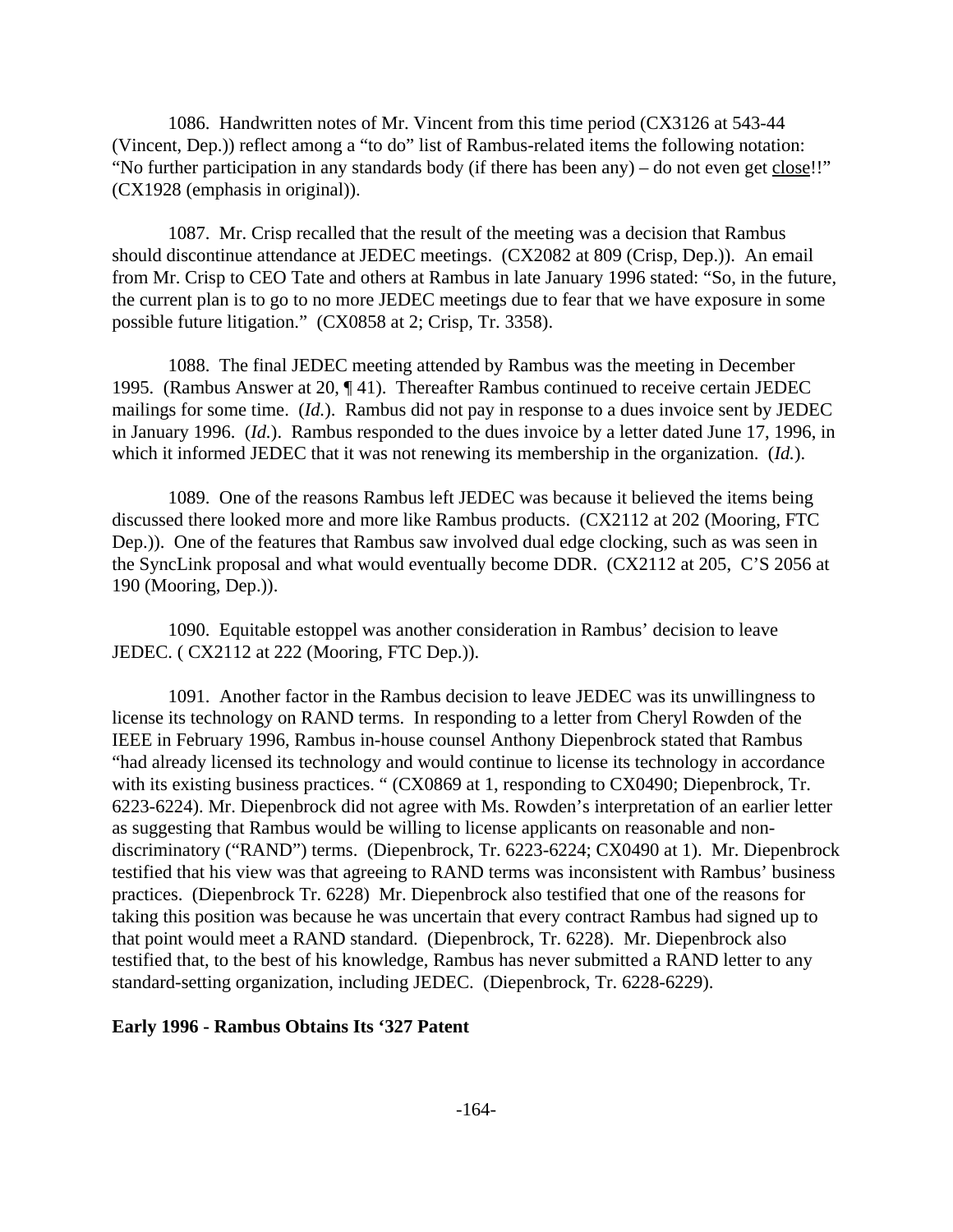1086. Handwritten notes of Mr. Vincent from this time period (CX3126 at 543-44 (Vincent, Dep.)) reflect among a "to do" list of Rambus-related items the following notation: "No further participation in any standards body (if there has been any) – do not even get close!!" (CX1928 (emphasis in original)).

1087. Mr. Crisp recalled that the result of the meeting was a decision that Rambus should discontinue attendance at JEDEC meetings. (CX2082 at 809 (Crisp, Dep.)). An email from Mr. Crisp to CEO Tate and others at Rambus in late January 1996 stated: "So, in the future, the current plan is to go to no more JEDEC meetings due to fear that we have exposure in some possible future litigation." (CX0858 at 2; Crisp, Tr. 3358).

1088. The final JEDEC meeting attended by Rambus was the meeting in December 1995. (Rambus Answer at 20, ¶ 41). Thereafter Rambus continued to receive certain JEDEC mailings for some time. (*Id.*). Rambus did not pay in response to a dues invoice sent by JEDEC in January 1996. (*Id.*). Rambus responded to the dues invoice by a letter dated June 17, 1996, in which it informed JEDEC that it was not renewing its membership in the organization. (*Id.*).

1089. One of the reasons Rambus left JEDEC was because it believed the items being discussed there looked more and more like Rambus products. (CX2112 at 202 (Mooring, FTC Dep.)). One of the features that Rambus saw involved dual edge clocking, such as was seen in the SyncLink proposal and what would eventually become DDR. (CX2112 at 205, C'S 2056 at 190 (Mooring, Dep.)).

1090. Equitable estoppel was another consideration in Rambus' decision to leave JEDEC. ( CX2112 at 222 (Mooring, FTC Dep.)).

1091. Another factor in the Rambus decision to leave JEDEC was its unwillingness to license its technology on RAND terms. In responding to a letter from Cheryl Rowden of the IEEE in February 1996, Rambus in-house counsel Anthony Diepenbrock stated that Rambus "had already licensed its technology and would continue to license its technology in accordance with its existing business practices. " (CX0869 at 1, responding to CX0490; Diepenbrock, Tr. 6223-6224). Mr. Diepenbrock did not agree with Ms. Rowden's interpretation of an earlier letter as suggesting that Rambus would be willing to license applicants on reasonable and non-discriminatory ("RAND") terms. (Diepenbrock, Tr. 6223-6224; CX0490 at 1). Mr. Diepenbrock testified that his view was that agreeing to RAND terms was inconsistent with Rambus' business practices. (Diepenbrock Tr. 6228) Mr. Diepenbrock also testified that one of the reasons for taking this position was because he was uncertain that every contract Rambus had signed up to that point would meet a RAND standard. (Diepenbrock, Tr. 6228). Mr. Diepenbrock also testified that, to the best of his knowledge, Rambus has never submitted a RAND letter to any standard-setting organization, including JEDEC. (Diepenbrock, Tr. 6228-6229).

**Early 1996 - Rambus Obtains Its '327 Patent**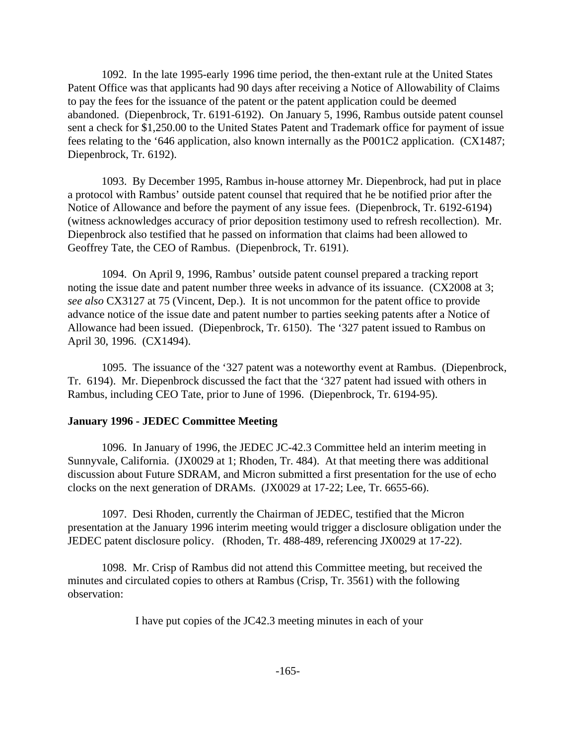1092. In the late 1995-early 1996 time period, the then-extant rule at the United States Patent Office was that applicants had 90 days after receiving a Notice of Allowability of Claims to pay the fees for the issuance of the patent or the patent application could be deemed abandoned. (Diepenbrock, Tr. 6191-6192). On January 5, 1996, Rambus outside patent counsel sent a check for $1,250.00 to the United States Patent and Trademark office for payment of issue fees relating to the '646 application, also known internally as the P001C2 application. (CX1487; Diepenbrock, Tr. 6192).

1093. By December 1995, Rambus in-house attorney Mr. Diepenbrock, had put in place a protocol with Rambus' outside patent counsel that required that he be notified prior after the Notice of Allowance and before the payment of any issue fees. (Diepenbrock, Tr. 6192-6194) (witness acknowledges accuracy of prior deposition testimony used to refresh recollection). Mr. Diepenbrock also testified that he passed on information that claims had been allowed to Geoffrey Tate, the CEO of Rambus. (Diepenbrock, Tr. 6191).

1094. On April 9, 1996, Rambus' outside patent counsel prepared a tracking report noting the issue date and patent number three weeks in advance of its issuance. (CX2008 at 3; *see also* CX3127 at 75 (Vincent, Dep.). It is not uncommon for the patent office to provide advance notice of the issue date and patent number to parties seeking patents after a Notice of Allowance had been issued. (Diepenbrock, Tr. 6150). The '327 patent issued to Rambus on April 30, 1996. (CX1494).

1095. The issuance of the '327 patent was a noteworthy event at Rambus. (Diepenbrock, Tr. 6194). Mr. Diepenbrock discussed the fact that the '327 patent had issued with others in Rambus, including CEO Tate, prior to June of 1996. (Diepenbrock, Tr. 6194-95).

**January 1996 - JEDEC Committee Meeting**

1096. In January of 1996, the JEDEC JC-42.3 Committee held an interim meeting in Sunnyvale, California. (JX0029 at 1; Rhoden, Tr. 484). At that meeting there was additional discussion about Future SDRAM, and Micron submitted a first presentation for the use of echo clocks on the next generation of DRAMs. (JX0029 at 17-22; Lee, Tr. 6655-66).

1097. Desi Rhoden, currently the Chairman of JEDEC, testified that the Micron presentation at the January 1996 interim meeting would trigger a disclosure obligation under the JEDEC patent disclosure policy. (Rhoden, Tr. 488-489, referencing JX0029 at 17-22).

1098. Mr. Crisp of Rambus did not attend this Committee meeting, but received the minutes and circulated copies to others at Rambus (Crisp, Tr. 3561) with the following observation:

> I have put copies of the JC42.3 meeting minutes in each of your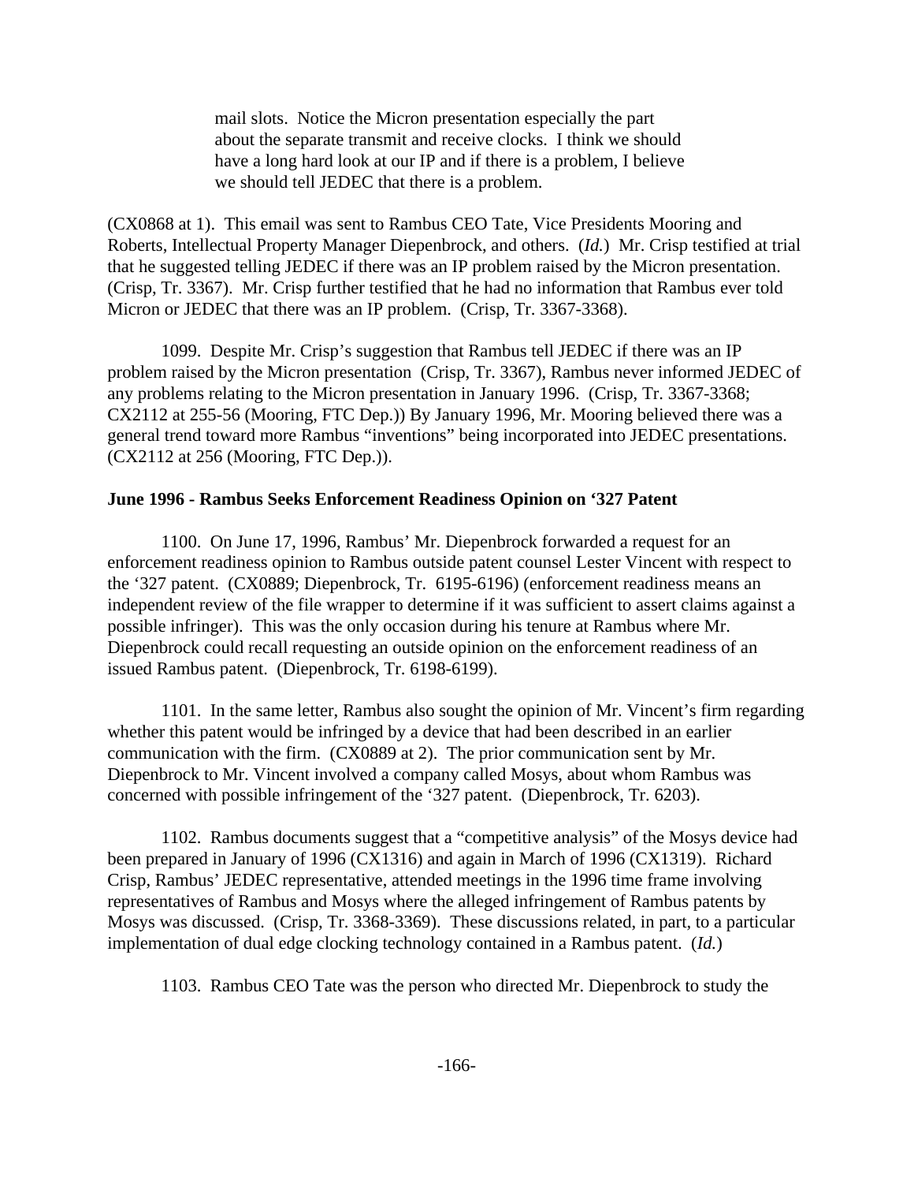> mail slots. Notice the Micron presentation especially the part about the separate transmit and receive clocks. I think we should have a long hard look at our IP and if there is a problem, I believe we should tell JEDEC that there is a problem.

(CX0868 at 1). This email was sent to Rambus CEO Tate, Vice Presidents Mooring and Roberts, Intellectual Property Manager Diepenbrock, and others. (*Id.*) Mr. Crisp testified at trial that he suggested telling JEDEC if there was an IP problem raised by the Micron presentation. (Crisp, Tr. 3367). Mr. Crisp further testified that he had no information that Rambus ever told Micron or JEDEC that there was an IP problem. (Crisp, Tr. 3367-3368).

1099. Despite Mr. Crisp's suggestion that Rambus tell JEDEC if there was an IP problem raised by the Micron presentation (Crisp, Tr. 3367), Rambus never informed JEDEC of any problems relating to the Micron presentation in January 1996. (Crisp, Tr. 3367-3368; CX2112 at 255-56 (Mooring, FTC Dep.)) By January 1996, Mr. Mooring believed there was a general trend toward more Rambus "inventions" being incorporated into JEDEC presentations. (CX2112 at 256 (Mooring, FTC Dep.)).

**June 1996 - Rambus Seeks Enforcement Readiness Opinion on '327 Patent**

1100. On June 17, 1996, Rambus' Mr. Diepenbrock forwarded a request for an enforcement readiness opinion to Rambus outside patent counsel Lester Vincent with respect to the '327 patent. (CX0889; Diepenbrock, Tr. 6195-6196) (enforcement readiness means an independent review of the file wrapper to determine if it was sufficient to assert claims against a possible infringer). This was the only occasion during his tenure at Rambus where Mr. Diepenbrock could recall requesting an outside opinion on the enforcement readiness of an issued Rambus patent. (Diepenbrock, Tr. 6198-6199).

1101. In the same letter, Rambus also sought the opinion of Mr. Vincent's firm regarding whether this patent would be infringed by a device that had been described in an earlier communication with the firm. (CX0889 at 2). The prior communication sent by Mr. Diepenbrock to Mr. Vincent involved a company called Mosys, about whom Rambus was concerned with possible infringement of the '327 patent. (Diepenbrock, Tr. 6203).

1102. Rambus documents suggest that a "competitive analysis" of the Mosys device had been prepared in January of 1996 (CX1316) and again in March of 1996 (CX1319). Richard Crisp, Rambus' JEDEC representative, attended meetings in the 1996 time frame involving representatives of Rambus and Mosys where the alleged infringement of Rambus patents by Mosys was discussed. (Crisp, Tr. 3368-3369). These discussions related, in part, to a particular implementation of dual edge clocking technology contained in a Rambus patent. (*Id.*)

1103. Rambus CEO Tate was the person who directed Mr. Diepenbrock to study the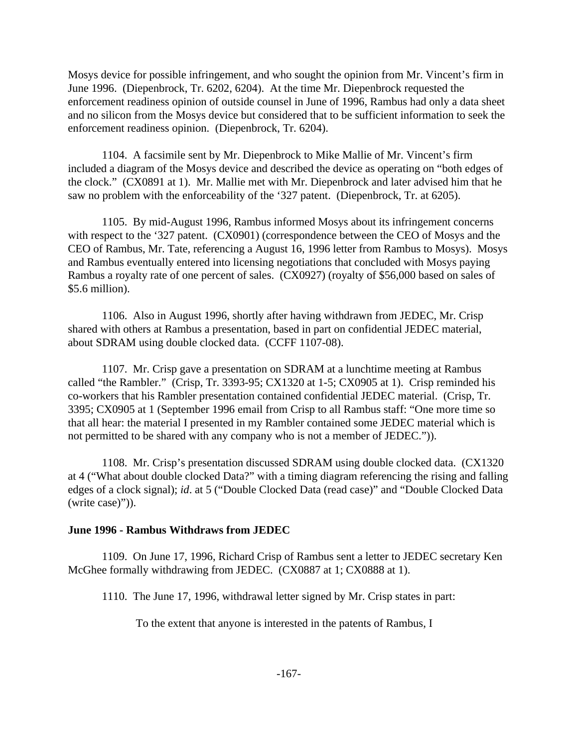Mosys device for possible infringement, and who sought the opinion from Mr. Vincent's firm in June 1996. (Diepenbrock, Tr. 6202, 6204). At the time Mr. Diepenbrock requested the enforcement readiness opinion of outside counsel in June of 1996, Rambus had only a data sheet and no silicon from the Mosys device but considered that to be sufficient information to seek the enforcement readiness opinion. (Diepenbrock, Tr. 6204).

1104. A facsimile sent by Mr. Diepenbrock to Mike Mallie of Mr. Vincent's firm included a diagram of the Mosys device and described the device as operating on "both edges of the clock." (CX0891 at 1). Mr. Mallie met with Mr. Diepenbrock and later advised him that he saw no problem with the enforceability of the '327 patent. (Diepenbrock, Tr. at 6205).

1105. By mid-August 1996, Rambus informed Mosys about its infringement concerns with respect to the '327 patent. (CX0901) (correspondence between the CEO of Mosys and the CEO of Rambus, Mr. Tate, referencing a August 16, 1996 letter from Rambus to Mosys). Mosys and Rambus eventually entered into licensing negotiations that concluded with Mosys paying Rambus a royalty rate of one percent of sales. (CX0927) (royalty of $56,000 based on sales of $5.6 million).

1106. Also in August 1996, shortly after having withdrawn from JEDEC, Mr. Crisp shared with others at Rambus a presentation, based in part on confidential JEDEC material, about SDRAM using double clocked data. (CCFF 1107-08).

1107. Mr. Crisp gave a presentation on SDRAM at a lunchtime meeting at Rambus called "the Rambler." (Crisp, Tr. 3393-95; CX1320 at 1-5; CX0905 at 1). Crisp reminded his co-workers that his Rambler presentation contained confidential JEDEC material. (Crisp, Tr. 3395; CX0905 at 1 (September 1996 email from Crisp to all Rambus staff: "One more time so that all hear: the material I presented in my Rambler contained some JEDEC material which is not permitted to be shared with any company who is not a member of JEDEC.")).

1108. Mr. Crisp's presentation discussed SDRAM using double clocked data. (CX1320 at 4 ("What about double clocked Data?" with a timing diagram referencing the rising and falling edges of a clock signal); *id*. at 5 ("Double Clocked Data (read case)" and "Double Clocked Data (write case)")).

**June 1996 - Rambus Withdraws from JEDEC**

1109. On June 17, 1996, Richard Crisp of Rambus sent a letter to JEDEC secretary Ken McGhee formally withdrawing from JEDEC. (CX0887 at 1; CX0888 at 1).

1110. The June 17, 1996, withdrawal letter signed by Mr. Crisp states in part:

> To the extent that anyone is interested in the patents of Rambus, I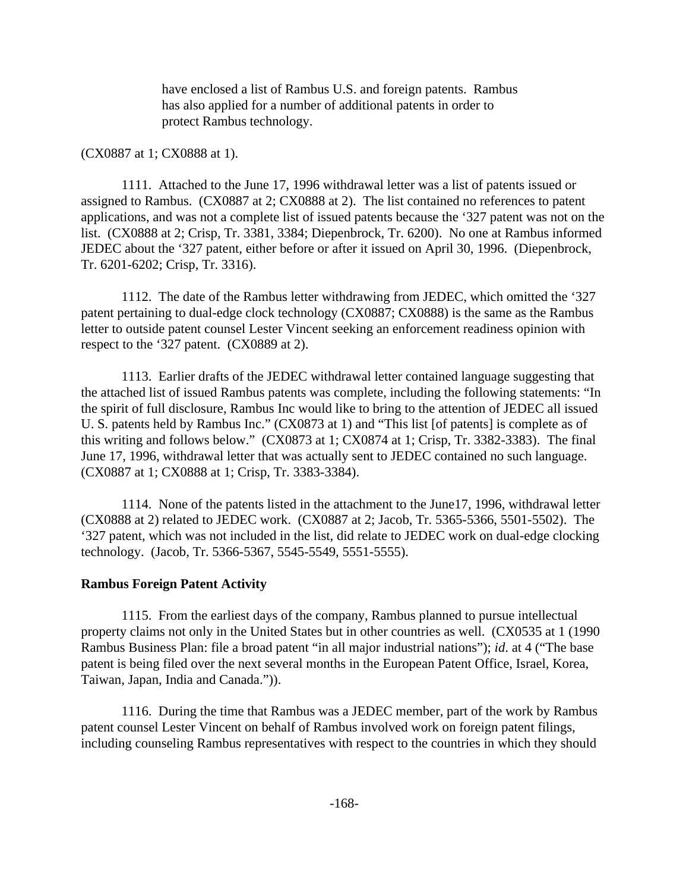> have enclosed a list of Rambus U.S. and foreign patents. Rambus has also applied for a number of additional patents in order to protect Rambus technology.

(CX0887 at 1; CX0888 at 1).

1111. Attached to the June 17, 1996 withdrawal letter was a list of patents issued or assigned to Rambus. (CX0887 at 2; CX0888 at 2). The list contained no references to patent applications, and was not a complete list of issued patents because the '327 patent was not on the list. (CX0888 at 2; Crisp, Tr. 3381, 3384; Diepenbrock, Tr. 6200). No one at Rambus informed JEDEC about the '327 patent, either before or after it issued on April 30, 1996. (Diepenbrock, Tr. 6201-6202; Crisp, Tr. 3316).

1112. The date of the Rambus letter withdrawing from JEDEC, which omitted the '327 patent pertaining to dual-edge clock technology (CX0887; CX0888) is the same as the Rambus letter to outside patent counsel Lester Vincent seeking an enforcement readiness opinion with respect to the '327 patent. (CX0889 at 2).

1113. Earlier drafts of the JEDEC withdrawal letter contained language suggesting that the attached list of issued Rambus patents was complete, including the following statements: "In the spirit of full disclosure, Rambus Inc would like to bring to the attention of JEDEC all issued U. S. patents held by Rambus Inc." (CX0873 at 1) and "This list [of patents] is complete as of this writing and follows below." (CX0873 at 1; CX0874 at 1; Crisp, Tr. 3382-3383). The final June 17, 1996, withdrawal letter that was actually sent to JEDEC contained no such language. (CX0887 at 1; CX0888 at 1; Crisp, Tr. 3383-3384).

1114. None of the patents listed in the attachment to the June17, 1996, withdrawal letter (CX0888 at 2) related to JEDEC work. (CX0887 at 2; Jacob, Tr. 5365-5366, 5501-5502). The '327 patent, which was not included in the list, did relate to JEDEC work on dual-edge clocking technology. (Jacob, Tr. 5366-5367, 5545-5549, 5551-5555).

**Rambus Foreign Patent Activity**

1115. From the earliest days of the company, Rambus planned to pursue intellectual property claims not only in the United States but in other countries as well. (CX0535 at 1 (1990 Rambus Business Plan: file a broad patent "in all major industrial nations"); *id*. at 4 ("The base patent is being filed over the next several months in the European Patent Office, Israel, Korea, Taiwan, Japan, India and Canada.")).

1116. During the time that Rambus was a JEDEC member, part of the work by Rambus patent counsel Lester Vincent on behalf of Rambus involved work on foreign patent filings, including counseling Rambus representatives with respect to the countries in which they should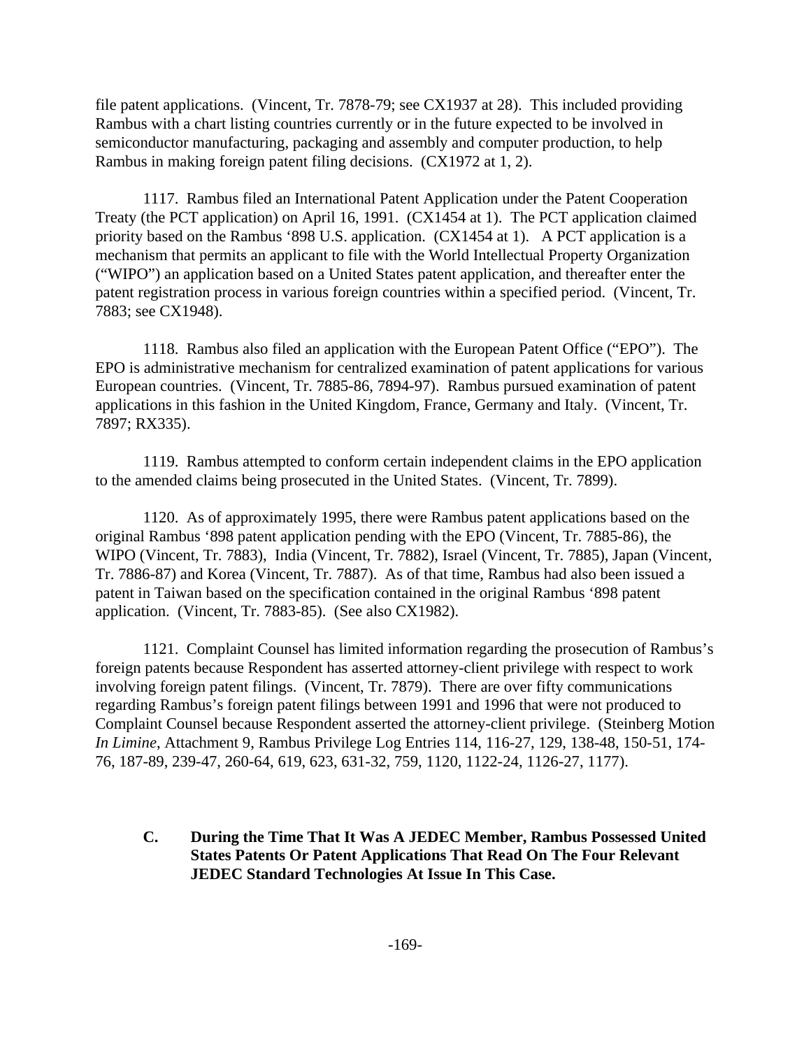file patent applications. (Vincent, Tr. 7878-79; see CX1937 at 28). This included providing Rambus with a chart listing countries currently or in the future expected to be involved in semiconductor manufacturing, packaging and assembly and computer production, to help Rambus in making foreign patent filing decisions. (CX1972 at 1, 2).

1117. Rambus filed an International Patent Application under the Patent Cooperation Treaty (the PCT application) on April 16, 1991. (CX1454 at 1). The PCT application claimed priority based on the Rambus '898 U.S. application. (CX1454 at 1). A PCT application is a mechanism that permits an applicant to file with the World Intellectual Property Organization ("WIPO") an application based on a United States patent application, and thereafter enter the patent registration process in various foreign countries within a specified period. (Vincent, Tr. 7883; see CX1948).

1118. Rambus also filed an application with the European Patent Office ("EPO"). The EPO is administrative mechanism for centralized examination of patent applications for various European countries. (Vincent, Tr. 7885-86, 7894-97). Rambus pursued examination of patent applications in this fashion in the United Kingdom, France, Germany and Italy. (Vincent, Tr. 7897; RX335).

1119. Rambus attempted to conform certain independent claims in the EPO application to the amended claims being prosecuted in the United States. (Vincent, Tr. 7899).

1120. As of approximately 1995, there were Rambus patent applications based on the original Rambus '898 patent application pending with the EPO (Vincent, Tr. 7885-86), the WIPO (Vincent, Tr. 7883), India (Vincent, Tr. 7882), Israel (Vincent, Tr. 7885), Japan (Vincent, Tr. 7886-87) and Korea (Vincent, Tr. 7887). As of that time, Rambus had also been issued a patent in Taiwan based on the specification contained in the original Rambus '898 patent application. (Vincent, Tr. 7883-85). (See also CX1982).

1121. Complaint Counsel has limited information regarding the prosecution of Rambus's foreign patents because Respondent has asserted attorney-client privilege with respect to work involving foreign patent filings. (Vincent, Tr. 7879). There are over fifty communications regarding Rambus's foreign patent filings between 1991 and 1996 that were not produced to Complaint Counsel because Respondent asserted the attorney-client privilege. (Steinberg Motion *In Limine*, Attachment 9, Rambus Privilege Log Entries 114, 116-27, 129, 138-48, 150-51, 174-76, 187-89, 239-47, 260-64, 619, 623, 631-32, 759, 1120, 1122-24, 1126-27, 1177).

### C. During the Time That It Was A JEDEC Member, Rambus Possessed United States Patents Or Patent Applications That Read On The Four Relevant JEDEC Standard Technologies At Issue In This Case.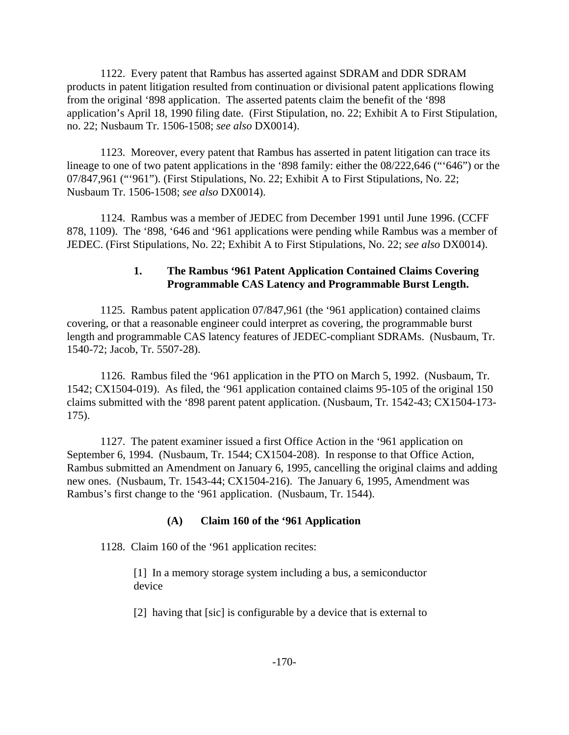1122. Every patent that Rambus has asserted against SDRAM and DDR SDRAM products in patent litigation resulted from continuation or divisional patent applications flowing from the original '898 application. The asserted patents claim the benefit of the '898 application's April 18, 1990 filing date. (First Stipulation, no. 22; Exhibit A to First Stipulation, no. 22; Nusbaum Tr. 1506-1508; *see also* DX0014).

1123. Moreover, every patent that Rambus has asserted in patent litigation can trace its lineage to one of two patent applications in the '898 family: either the 08/222,646 ("'646") or the 07/847,961 ("'961"). (First Stipulations, No. 22; Exhibit A to First Stipulations, No. 22; Nusbaum Tr. 1506-1508; *see also* DX0014).

1124. Rambus was a member of JEDEC from December 1991 until June 1996. (CCFF 878, 1109). The '898, '646 and '961 applications were pending while Rambus was a member of JEDEC. (First Stipulations, No. 22; Exhibit A to First Stipulations, No. 22; *see also* DX0014).

### 1. The Rambus '961 Patent Application Contained Claims Covering Programmable CAS Latency and Programmable Burst Length.

1125. Rambus patent application 07/847,961 (the '961 application) contained claims covering, or that a reasonable engineer could interpret as covering, the programmable burst length and programmable CAS latency features of JEDEC-compliant SDRAMs. (Nusbaum, Tr. 1540-72; Jacob, Tr. 5507-28).

1126. Rambus filed the '961 application in the PTO on March 5, 1992. (Nusbaum, Tr. 1542; CX1504-019). As filed, the '961 application contained claims 95-105 of the original 150 claims submitted with the '898 parent patent application. (Nusbaum, Tr. 1542-43; CX1504-173-175).

1127. The patent examiner issued a first Office Action in the '961 application on September 6, 1994. (Nusbaum, Tr. 1544; CX1504-208). In response to that Office Action, Rambus submitted an Amendment on January 6, 1995, cancelling the original claims and adding new ones. (Nusbaum, Tr. 1543-44; CX1504-216). The January 6, 1995, Amendment was Rambus's first change to the '961 application. (Nusbaum, Tr. 1544).

#### (A) Claim 160 of the '961 Application

1128. Claim 160 of the '961 application recites:

> [1] In a memory storage system including a bus, a semiconductor device
>
> [2] having that [sic] is configurable by a device that is external to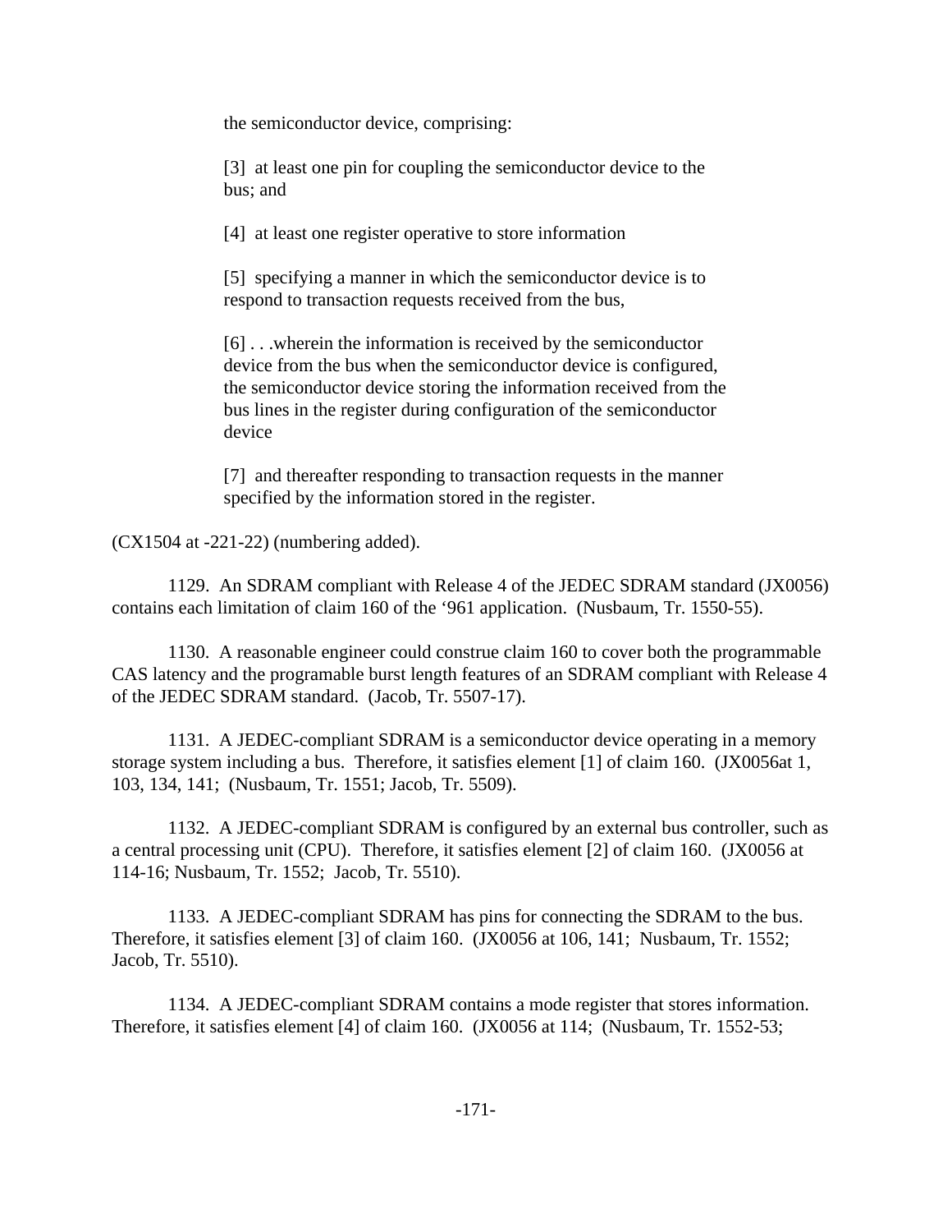> the semiconductor device, comprising:
>
> [3] at least one pin for coupling the semiconductor device to the bus; and
>
> [4] at least one register operative to store information
>
> [5] specifying a manner in which the semiconductor device is to respond to transaction requests received from the bus,
>
> [6] . . .wherein the information is received by the semiconductor device from the bus when the semiconductor device is configured, the semiconductor device storing the information received from the bus lines in the register during configuration of the semiconductor device
>
> [7] and thereafter responding to transaction requests in the manner specified by the information stored in the register.

(CX1504 at -221-22) (numbering added).

1129. An SDRAM compliant with Release 4 of the JEDEC SDRAM standard (JX0056) contains each limitation of claim 160 of the '961 application. (Nusbaum, Tr. 1550-55).

1130. A reasonable engineer could construe claim 160 to cover both the programmable CAS latency and the programable burst length features of an SDRAM compliant with Release 4 of the JEDEC SDRAM standard. (Jacob, Tr. 5507-17).

1131. A JEDEC-compliant SDRAM is a semiconductor device operating in a memory storage system including a bus. Therefore, it satisfies element [1] of claim 160. (JX0056at 1, 103, 134, 141; (Nusbaum, Tr. 1551; Jacob, Tr. 5509).

1132. A JEDEC-compliant SDRAM is configured by an external bus controller, such as a central processing unit (CPU). Therefore, it satisfies element [2] of claim 160. (JX0056 at 114-16; Nusbaum, Tr. 1552; Jacob, Tr. 5510).

1133. A JEDEC-compliant SDRAM has pins for connecting the SDRAM to the bus. Therefore, it satisfies element [3] of claim 160. (JX0056 at 106, 141; Nusbaum, Tr. 1552; Jacob, Tr. 5510).

1134. A JEDEC-compliant SDRAM contains a mode register that stores information. Therefore, it satisfies element [4] of claim 160. (JX0056 at 114; (Nusbaum, Tr. 1552-53;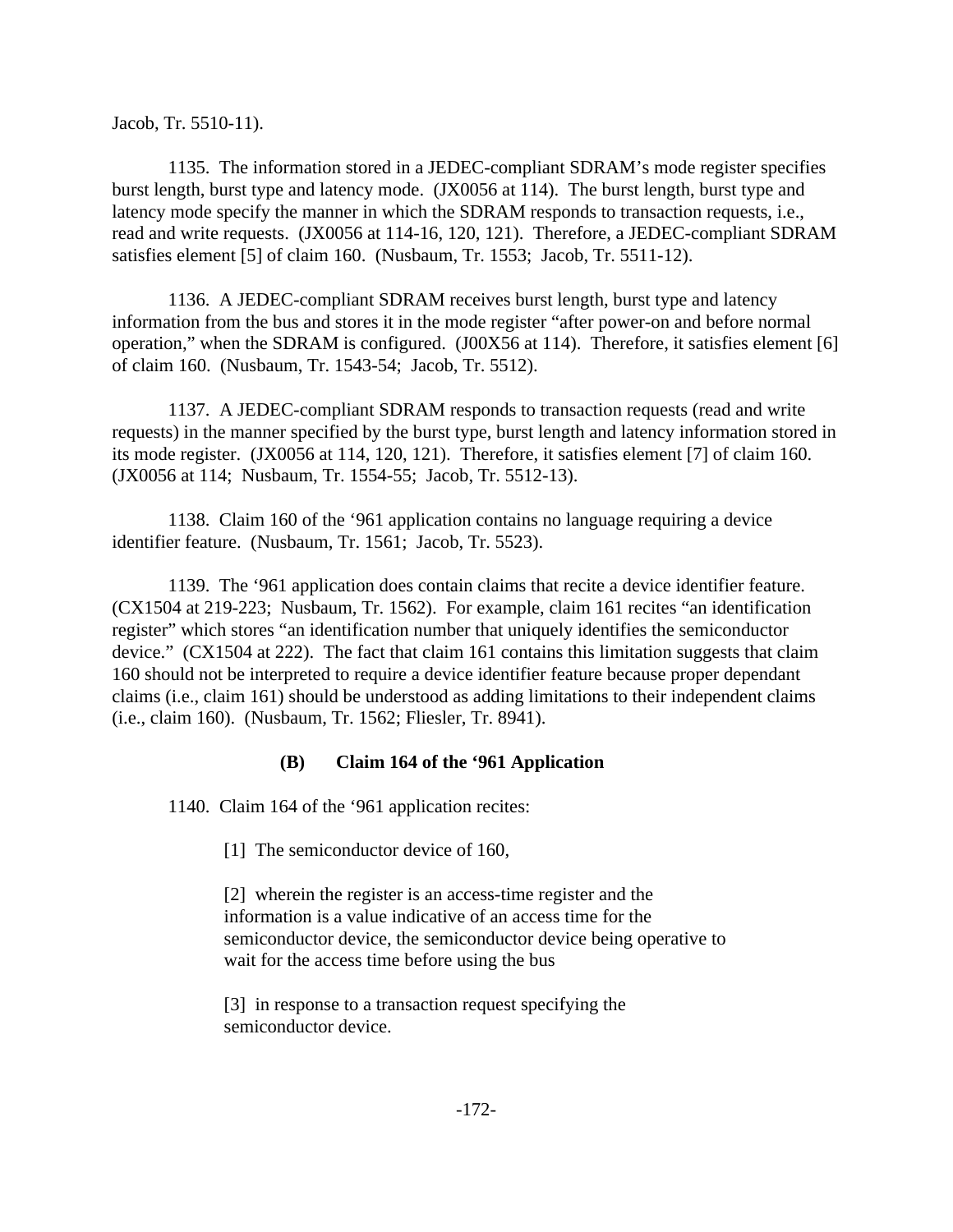Jacob, Tr. 5510-11).

1135. The information stored in a JEDEC-compliant SDRAM's mode register specifies burst length, burst type and latency mode. (JX0056 at 114). The burst length, burst type and latency mode specify the manner in which the SDRAM responds to transaction requests, i.e., read and write requests. (JX0056 at 114-16, 120, 121). Therefore, a JEDEC-compliant SDRAM satisfies element [5] of claim 160. (Nusbaum, Tr. 1553; Jacob, Tr. 5511-12).

1136. A JEDEC-compliant SDRAM receives burst length, burst type and latency information from the bus and stores it in the mode register "after power-on and before normal operation," when the SDRAM is configured. (J00X56 at 114). Therefore, it satisfies element [6] of claim 160. (Nusbaum, Tr. 1543-54; Jacob, Tr. 5512).

1137. A JEDEC-compliant SDRAM responds to transaction requests (read and write requests) in the manner specified by the burst type, burst length and latency information stored in its mode register. (JX0056 at 114, 120, 121). Therefore, it satisfies element [7] of claim 160. (JX0056 at 114; Nusbaum, Tr. 1554-55; Jacob, Tr. 5512-13).

1138. Claim 160 of the '961 application contains no language requiring a device identifier feature. (Nusbaum, Tr. 1561; Jacob, Tr. 5523).

1139. The '961 application does contain claims that recite a device identifier feature. (CX1504 at 219-223; Nusbaum, Tr. 1562). For example, claim 161 recites "an identification register" which stores "an identification number that uniquely identifies the semiconductor device." (CX1504 at 222). The fact that claim 161 contains this limitation suggests that claim 160 should not be interpreted to require a device identifier feature because proper dependant claims (i.e., claim 161) should be understood as adding limitations to their independent claims (i.e., claim 160). (Nusbaum, Tr. 1562; Fliesler, Tr. 8941).

**(B) Claim 164 of the '961 Application**

1140. Claim 164 of the '961 application recites:

> [1] The semiconductor device of 160,
>
> [2] wherein the register is an access-time register and the information is a value indicative of an access time for the semiconductor device, the semiconductor device being operative to wait for the access time before using the bus
>
> [3] in response to a transaction request specifying the semiconductor device.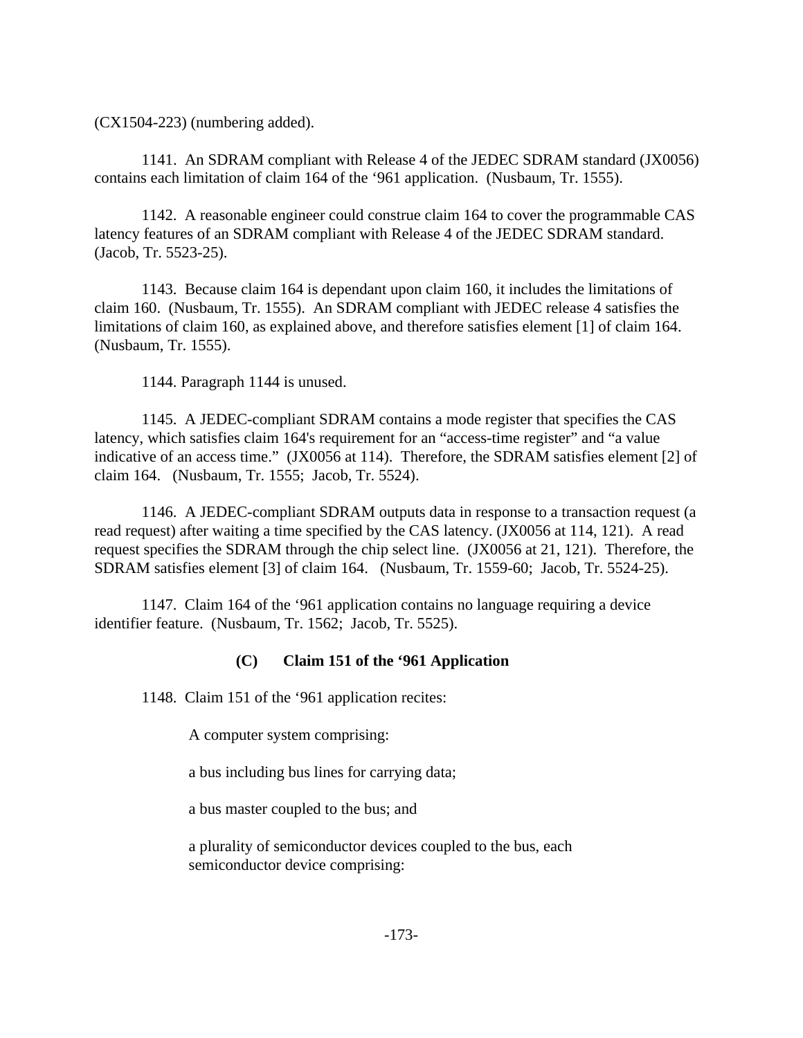(CX1504-223) (numbering added).

1141. An SDRAM compliant with Release 4 of the JEDEC SDRAM standard (JX0056) contains each limitation of claim 164 of the '961 application. (Nusbaum, Tr. 1555).

1142. A reasonable engineer could construe claim 164 to cover the programmable CAS latency features of an SDRAM compliant with Release 4 of the JEDEC SDRAM standard. (Jacob, Tr. 5523-25).

1143. Because claim 164 is dependant upon claim 160, it includes the limitations of claim 160. (Nusbaum, Tr. 1555). An SDRAM compliant with JEDEC release 4 satisfies the limitations of claim 160, as explained above, and therefore satisfies element [1] of claim 164. (Nusbaum, Tr. 1555).

1144. Paragraph 1144 is unused.

1145. A JEDEC-compliant SDRAM contains a mode register that specifies the CAS latency, which satisfies claim 164's requirement for an "access-time register" and "a value indicative of an access time." (JX0056 at 114). Therefore, the SDRAM satisfies element [2] of claim 164. (Nusbaum, Tr. 1555; Jacob, Tr. 5524).

1146. A JEDEC-compliant SDRAM outputs data in response to a transaction request (a read request) after waiting a time specified by the CAS latency. (JX0056 at 114, 121). A read request specifies the SDRAM through the chip select line. (JX0056 at 21, 121). Therefore, the SDRAM satisfies element [3] of claim 164. (Nusbaum, Tr. 1559-60; Jacob, Tr. 5524-25).

1147. Claim 164 of the '961 application contains no language requiring a device identifier feature. (Nusbaum, Tr. 1562; Jacob, Tr. 5525).

### (C) Claim 151 of the '961 Application

1148. Claim 151 of the '961 application recites:

> A computer system comprising:
>
> a bus including bus lines for carrying data;
>
> a bus master coupled to the bus; and
>
> a plurality of semiconductor devices coupled to the bus, each semiconductor device comprising: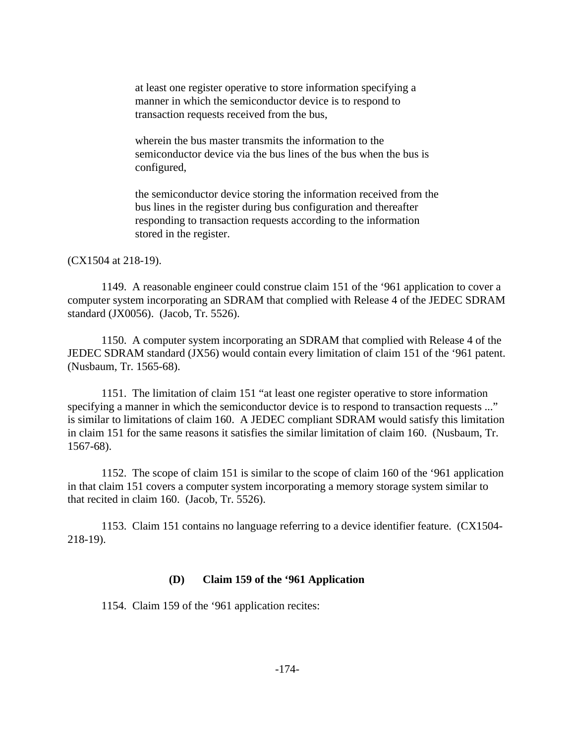> at least one register operative to store information specifying a manner in which the semiconductor device is to respond to transaction requests received from the bus,
>
> wherein the bus master transmits the information to the semiconductor device via the bus lines of the bus when the bus is configured,
>
> the semiconductor device storing the information received from the bus lines in the register during bus configuration and thereafter responding to transaction requests according to the information stored in the register.

(CX1504 at 218-19).

1149. A reasonable engineer could construe claim 151 of the '961 application to cover a computer system incorporating an SDRAM that complied with Release 4 of the JEDEC SDRAM standard (JX0056). (Jacob, Tr. 5526).

1150. A computer system incorporating an SDRAM that complied with Release 4 of the JEDEC SDRAM standard (JX56) would contain every limitation of claim 151 of the '961 patent. (Nusbaum, Tr. 1565-68).

1151. The limitation of claim 151 "at least one register operative to store information specifying a manner in which the semiconductor device is to respond to transaction requests ..." is similar to limitations of claim 160. A JEDEC compliant SDRAM would satisfy this limitation in claim 151 for the same reasons it satisfies the similar limitation of claim 160. (Nusbaum, Tr. 1567-68).

1152. The scope of claim 151 is similar to the scope of claim 160 of the '961 application in that claim 151 covers a computer system incorporating a memory storage system similar to that recited in claim 160. (Jacob, Tr. 5526).

1153. Claim 151 contains no language referring to a device identifier feature. (CX1504-218-19).

#### (D) Claim 159 of the '961 Application

1154. Claim 159 of the '961 application recites: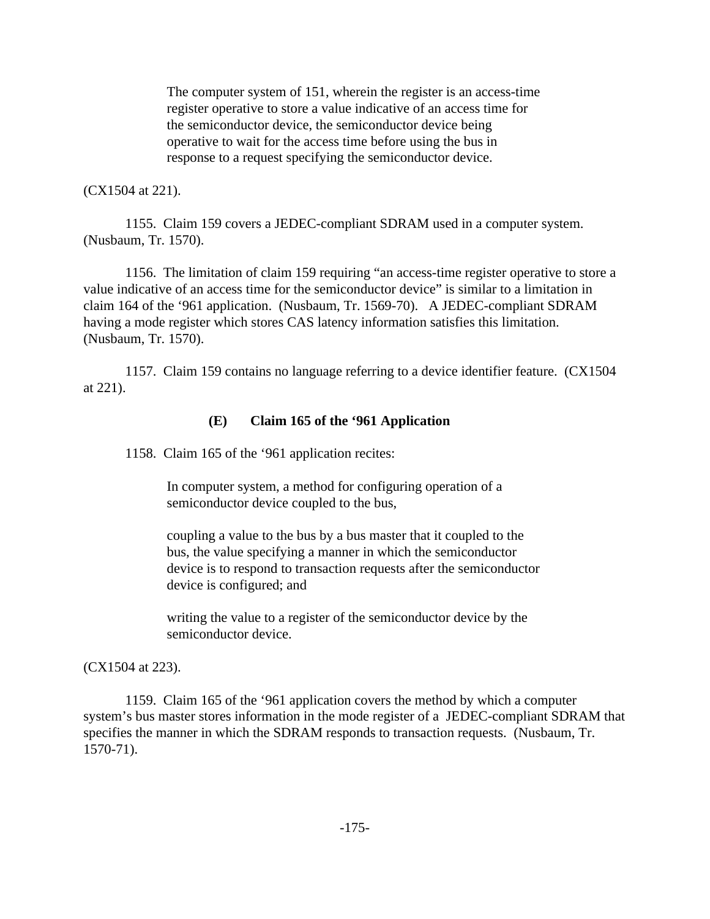> The computer system of 151, wherein the register is an access-time register operative to store a value indicative of an access time for the semiconductor device, the semiconductor device being operative to wait for the access time before using the bus in response to a request specifying the semiconductor device.

(CX1504 at 221).

1155. Claim 159 covers a JEDEC-compliant SDRAM used in a computer system. (Nusbaum, Tr. 1570).

1156. The limitation of claim 159 requiring "an access-time register operative to store a value indicative of an access time for the semiconductor device" is similar to a limitation in claim 164 of the '961 application. (Nusbaum, Tr. 1569-70). A JEDEC-compliant SDRAM having a mode register which stores CAS latency information satisfies this limitation. (Nusbaum, Tr. 1570).

1157. Claim 159 contains no language referring to a device identifier feature. (CX1504 at 221).

### (E) Claim 165 of the '961 Application

1158. Claim 165 of the '961 application recites:

> In computer system, a method for configuring operation of a semiconductor device coupled to the bus,
>
> coupling a value to the bus by a bus master that it coupled to the bus, the value specifying a manner in which the semiconductor device is to respond to transaction requests after the semiconductor device is configured; and
>
> writing the value to a register of the semiconductor device by the semiconductor device.

(CX1504 at 223).

1159. Claim 165 of the '961 application covers the method by which a computer system's bus master stores information in the mode register of a JEDEC-compliant SDRAM that specifies the manner in which the SDRAM responds to transaction requests. (Nusbaum, Tr. 1570-71).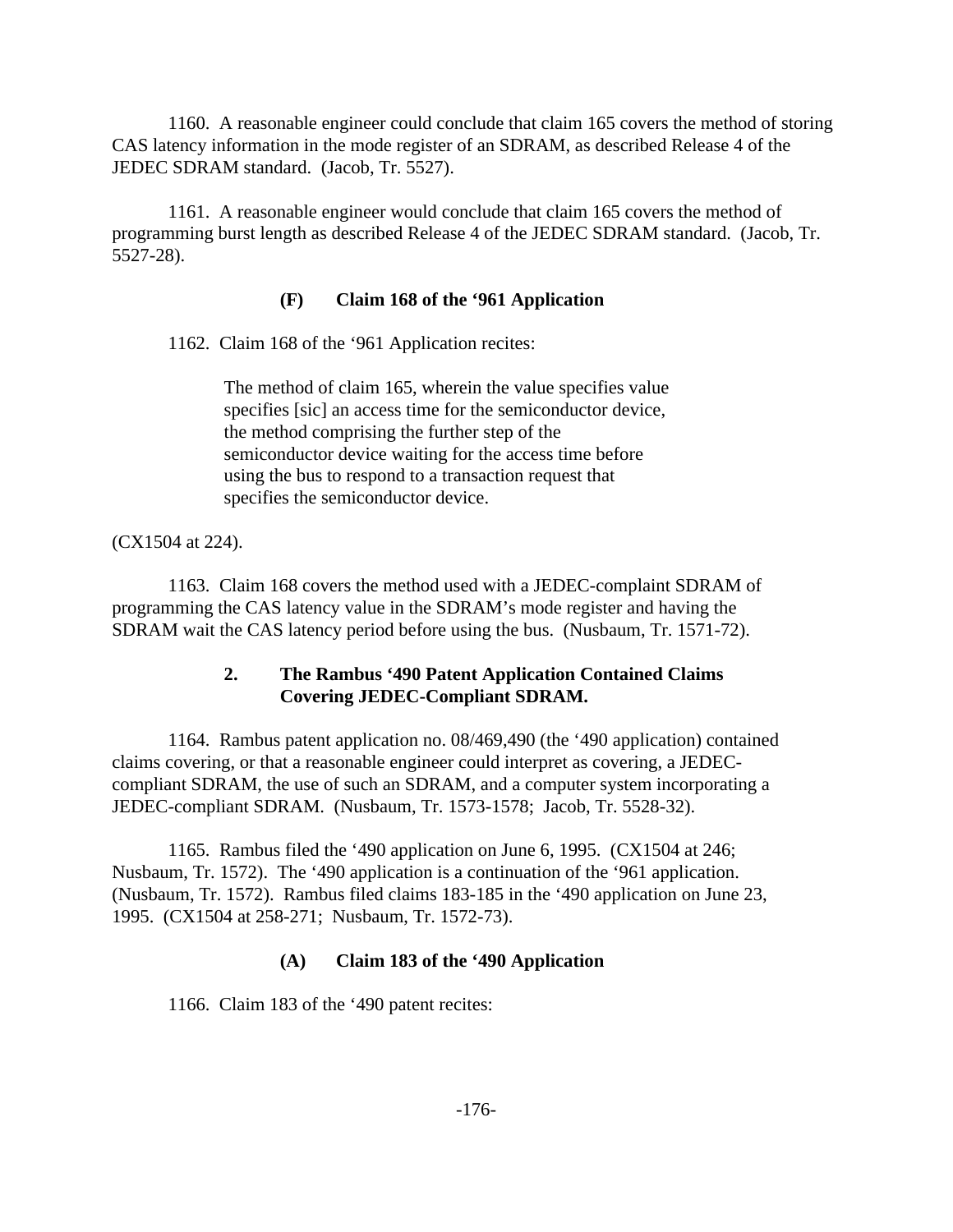1160. A reasonable engineer could conclude that claim 165 covers the method of storing CAS latency information in the mode register of an SDRAM, as described Release 4 of the JEDEC SDRAM standard. (Jacob, Tr. 5527).

1161. A reasonable engineer would conclude that claim 165 covers the method of programming burst length as described Release 4 of the JEDEC SDRAM standard. (Jacob, Tr. 5527-28).

#### (F) Claim 168 of the '961 Application

1162. Claim 168 of the '961 Application recites:

> The method of claim 165, wherein the value specifies value specifies [sic] an access time for the semiconductor device, the method comprising the further step of the semiconductor device waiting for the access time before using the bus to respond to a transaction request that specifies the semiconductor device.

(CX1504 at 224).

1163. Claim 168 covers the method used with a JEDEC-complaint SDRAM of programming the CAS latency value in the SDRAM's mode register and having the SDRAM wait the CAS latency period before using the bus. (Nusbaum, Tr. 1571-72).

### 2. The Rambus '490 Patent Application Contained Claims Covering JEDEC-Compliant SDRAM.

1164. Rambus patent application no. 08/469,490 (the '490 application) contained claims covering, or that a reasonable engineer could interpret as covering, a JEDEC-compliant SDRAM, the use of such an SDRAM, and a computer system incorporating a JEDEC-compliant SDRAM. (Nusbaum, Tr. 1573-1578; Jacob, Tr. 5528-32).

1165. Rambus filed the '490 application on June 6, 1995. (CX1504 at 246; Nusbaum, Tr. 1572). The '490 application is a continuation of the '961 application. (Nusbaum, Tr. 1572). Rambus filed claims 183-185 in the '490 application on June 23, 1995. (CX1504 at 258-271; Nusbaum, Tr. 1572-73).

#### (A) Claim 183 of the '490 Application

1166. Claim 183 of the '490 patent recites: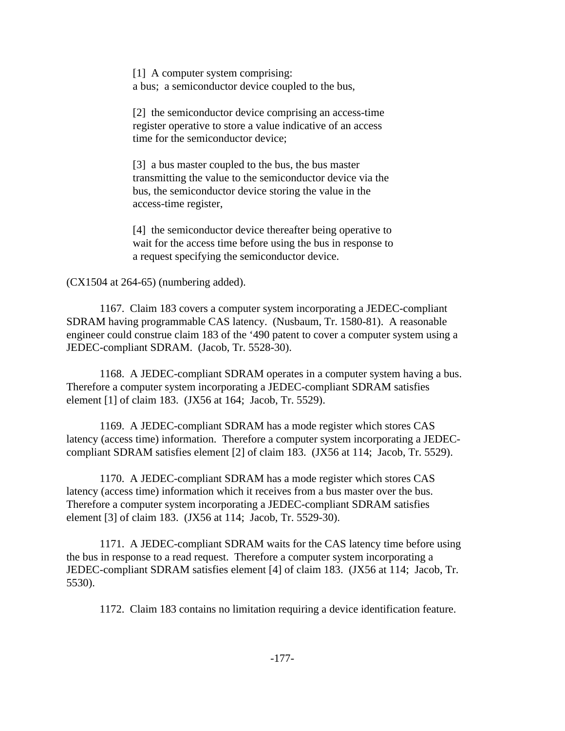> [1] A computer system comprising:
> a bus; a semiconductor device coupled to the bus,
>
> [2] the semiconductor device comprising an access-time register operative to store a value indicative of an access time for the semiconductor device;
>
> [3] a bus master coupled to the bus, the bus master transmitting the value to the semiconductor device via the bus, the semiconductor device storing the value in the access-time register,
>
> [4] the semiconductor device thereafter being operative to wait for the access time before using the bus in response to a request specifying the semiconductor device.

(CX1504 at 264-65) (numbering added).

1167. Claim 183 covers a computer system incorporating a JEDEC-compliant SDRAM having programmable CAS latency. (Nusbaum, Tr. 1580-81). A reasonable engineer could construe claim 183 of the '490 patent to cover a computer system using a JEDEC-compliant SDRAM. (Jacob, Tr. 5528-30).

1168. A JEDEC-compliant SDRAM operates in a computer system having a bus. Therefore a computer system incorporating a JEDEC-compliant SDRAM satisfies element [1] of claim 183. (JX56 at 164; Jacob, Tr. 5529).

1169. A JEDEC-compliant SDRAM has a mode register which stores CAS latency (access time) information. Therefore a computer system incorporating a JEDEC-compliant SDRAM satisfies element [2] of claim 183. (JX56 at 114; Jacob, Tr. 5529).

1170. A JEDEC-compliant SDRAM has a mode register which stores CAS latency (access time) information which it receives from a bus master over the bus. Therefore a computer system incorporating a JEDEC-compliant SDRAM satisfies element [3] of claim 183. (JX56 at 114; Jacob, Tr. 5529-30).

1171. A JEDEC-compliant SDRAM waits for the CAS latency time before using the bus in response to a read request. Therefore a computer system incorporating a JEDEC-compliant SDRAM satisfies element [4] of claim 183. (JX56 at 114; Jacob, Tr. 5530).

1172. Claim 183 contains no limitation requiring a device identification feature.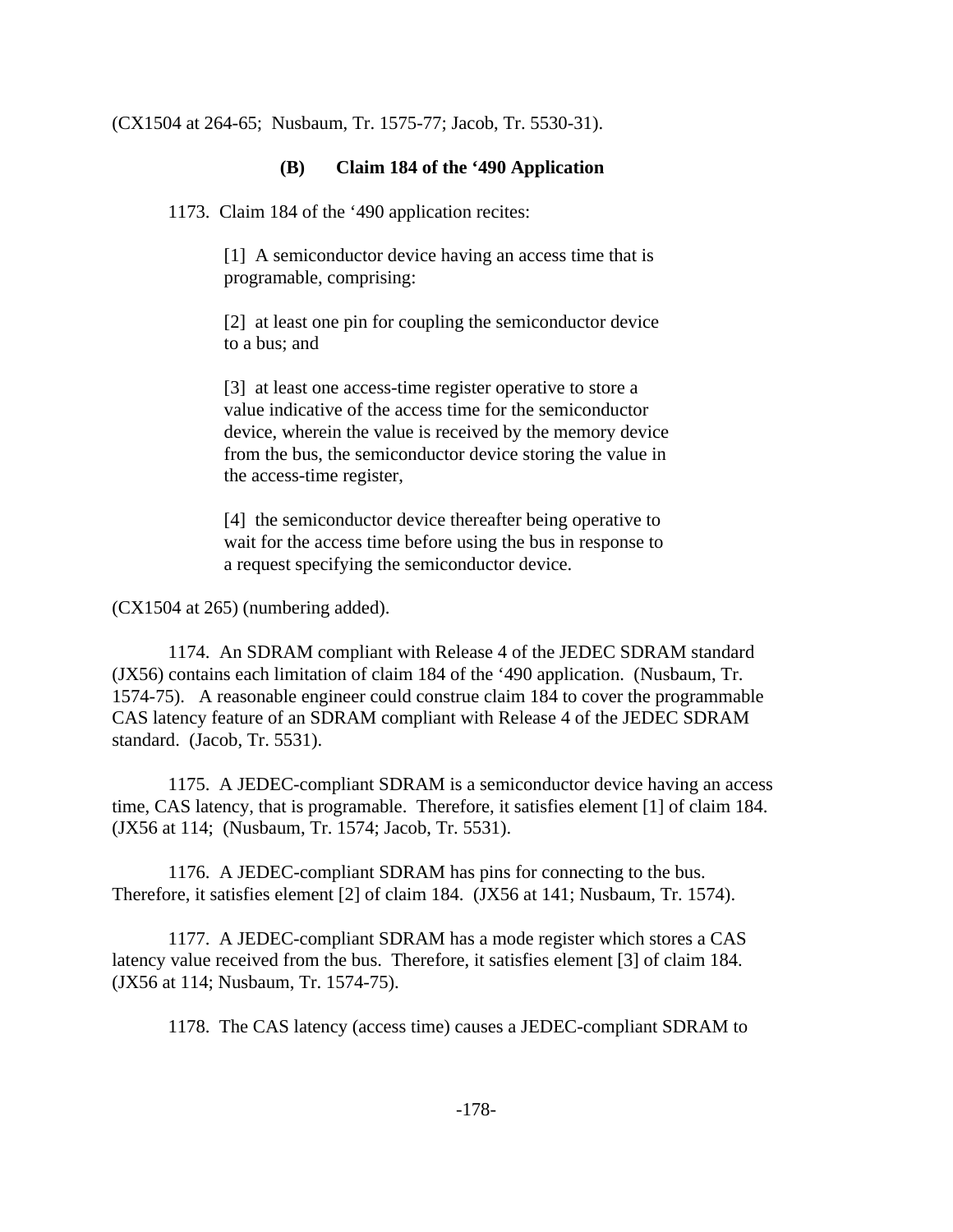(CX1504 at 264-65;  Nusbaum, Tr. 1575-77; Jacob, Tr. 5530-31).

### (B) Claim 184 of the '490 Application

1173. Claim 184 of the '490 application recites:

> [1] A semiconductor device having an access time that is programable, comprising:
>
> [2] at least one pin for coupling the semiconductor device to a bus; and
>
> [3] at least one access-time register operative to store a value indicative of the access time for the semiconductor device, wherein the value is received by the memory device from the bus, the semiconductor device storing the value in the access-time register,
>
> [4] the semiconductor device thereafter being operative to wait for the access time before using the bus in response to a request specifying the semiconductor device.

(CX1504 at 265) (numbering added).

1174. An SDRAM compliant with Release 4 of the JEDEC SDRAM standard (JX56) contains each limitation of claim 184 of the '490 application. (Nusbaum, Tr. 1574-75). A reasonable engineer could construe claim 184 to cover the programmable CAS latency feature of an SDRAM compliant with Release 4 of the JEDEC SDRAM standard. (Jacob, Tr. 5531).

1175. A JEDEC-compliant SDRAM is a semiconductor device having an access time, CAS latency, that is programable. Therefore, it satisfies element [1] of claim 184. (JX56 at 114; (Nusbaum, Tr. 1574; Jacob, Tr. 5531).

1176. A JEDEC-compliant SDRAM has pins for connecting to the bus. Therefore, it satisfies element [2] of claim 184. (JX56 at 141; Nusbaum, Tr. 1574).

1177. A JEDEC-compliant SDRAM has a mode register which stores a CAS latency value received from the bus. Therefore, it satisfies element [3] of claim 184. (JX56 at 114; Nusbaum, Tr. 1574-75).

1178. The CAS latency (access time) causes a JEDEC-compliant SDRAM to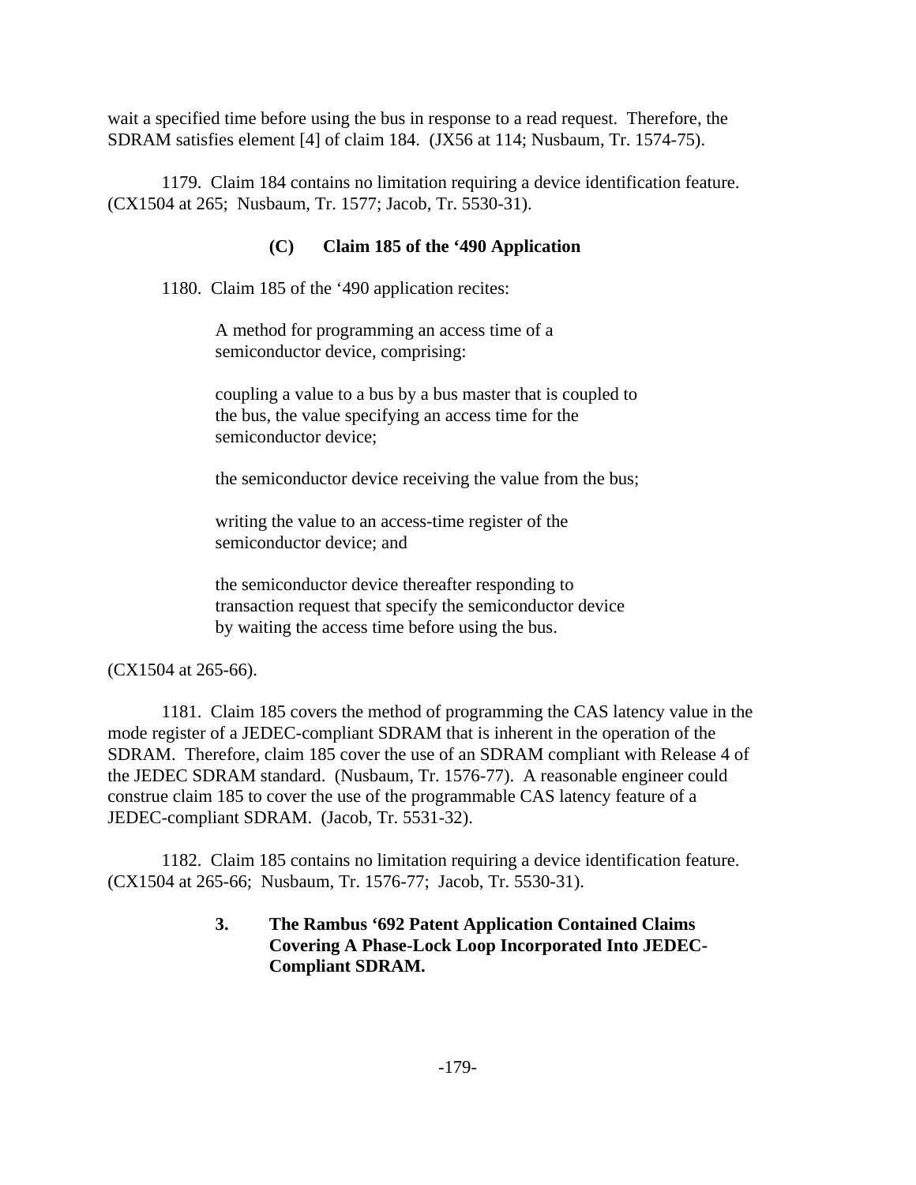wait a specified time before using the bus in response to a read request. Therefore, the SDRAM satisfies element [4] of claim 184. (JX56 at 114; Nusbaum, Tr. 1574-75).

1179. Claim 184 contains no limitation requiring a device identification feature. (CX1504 at 265; Nusbaum, Tr. 1577; Jacob, Tr. 5530-31).

### (C) Claim 185 of the '490 Application

1180. Claim 185 of the '490 application recites:

> A method for programming an access time of a semiconductor device, comprising:
>
> coupling a value to a bus by a bus master that is coupled to the bus, the value specifying an access time for the semiconductor device;
>
> the semiconductor device receiving the value from the bus;
>
> writing the value to an access-time register of the semiconductor device; and
>
> the semiconductor device thereafter responding to transaction request that specify the semiconductor device by waiting the access time before using the bus.

(CX1504 at 265-66).

1181. Claim 185 covers the method of programming the CAS latency value in the mode register of a JEDEC-compliant SDRAM that is inherent in the operation of the SDRAM. Therefore, claim 185 cover the use of an SDRAM compliant with Release 4 of the JEDEC SDRAM standard. (Nusbaum, Tr. 1576-77). A reasonable engineer could construe claim 185 to cover the use of the programmable CAS latency feature of a JEDEC-compliant SDRAM. (Jacob, Tr. 5531-32).

1182. Claim 185 contains no limitation requiring a device identification feature. (CX1504 at 265-66; Nusbaum, Tr. 1576-77; Jacob, Tr. 5530-31).

### 3. The Rambus '692 Patent Application Contained Claims Covering A Phase-Lock Loop Incorporated Into JEDEC-Compliant SDRAM.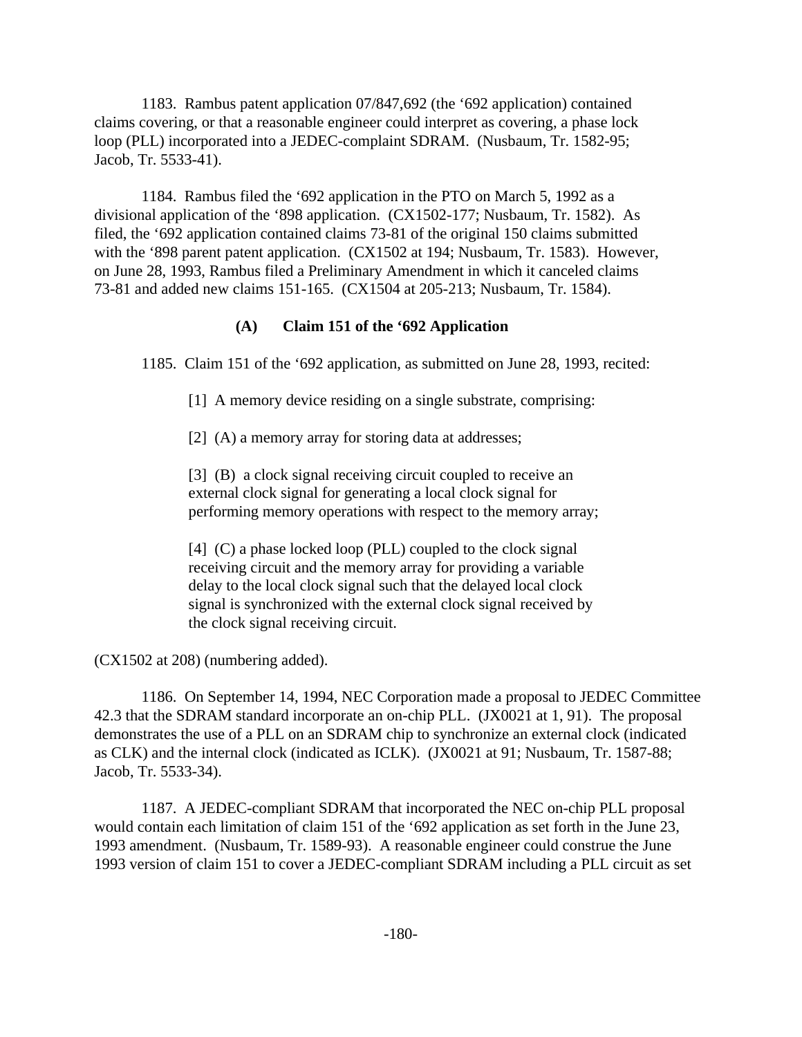1183. Rambus patent application 07/847,692 (the '692 application) contained claims covering, or that a reasonable engineer could interpret as covering, a phase lock loop (PLL) incorporated into a JEDEC-complaint SDRAM. (Nusbaum, Tr. 1582-95; Jacob, Tr. 5533-41).

1184. Rambus filed the '692 application in the PTO on March 5, 1992 as a divisional application of the '898 application. (CX1502-177; Nusbaum, Tr. 1582). As filed, the '692 application contained claims 73-81 of the original 150 claims submitted with the '898 parent patent application. (CX1502 at 194; Nusbaum, Tr. 1583). However, on June 28, 1993, Rambus filed a Preliminary Amendment in which it canceled claims 73-81 and added new claims 151-165. (CX1504 at 205-213; Nusbaum, Tr. 1584).

### (A) Claim 151 of the '692 Application

1185. Claim 151 of the '692 application, as submitted on June 28, 1993, recited:

> [1] A memory device residing on a single substrate, comprising:
>
> [2] (A) a memory array for storing data at addresses;
>
> [3] (B) a clock signal receiving circuit coupled to receive an external clock signal for generating a local clock signal for performing memory operations with respect to the memory array;
>
> [4] (C) a phase locked loop (PLL) coupled to the clock signal receiving circuit and the memory array for providing a variable delay to the local clock signal such that the delayed local clock signal is synchronized with the external clock signal received by the clock signal receiving circuit.

(CX1502 at 208) (numbering added).

1186. On September 14, 1994, NEC Corporation made a proposal to JEDEC Committee 42.3 that the SDRAM standard incorporate an on-chip PLL. (JX0021 at 1, 91). The proposal demonstrates the use of a PLL on an SDRAM chip to synchronize an external clock (indicated as CLK) and the internal clock (indicated as ICLK). (JX0021 at 91; Nusbaum, Tr. 1587-88; Jacob, Tr. 5533-34).

1187. A JEDEC-compliant SDRAM that incorporated the NEC on-chip PLL proposal would contain each limitation of claim 151 of the '692 application as set forth in the June 23, 1993 amendment. (Nusbaum, Tr. 1589-93). A reasonable engineer could construe the June 1993 version of claim 151 to cover a JEDEC-compliant SDRAM including a PLL circuit as set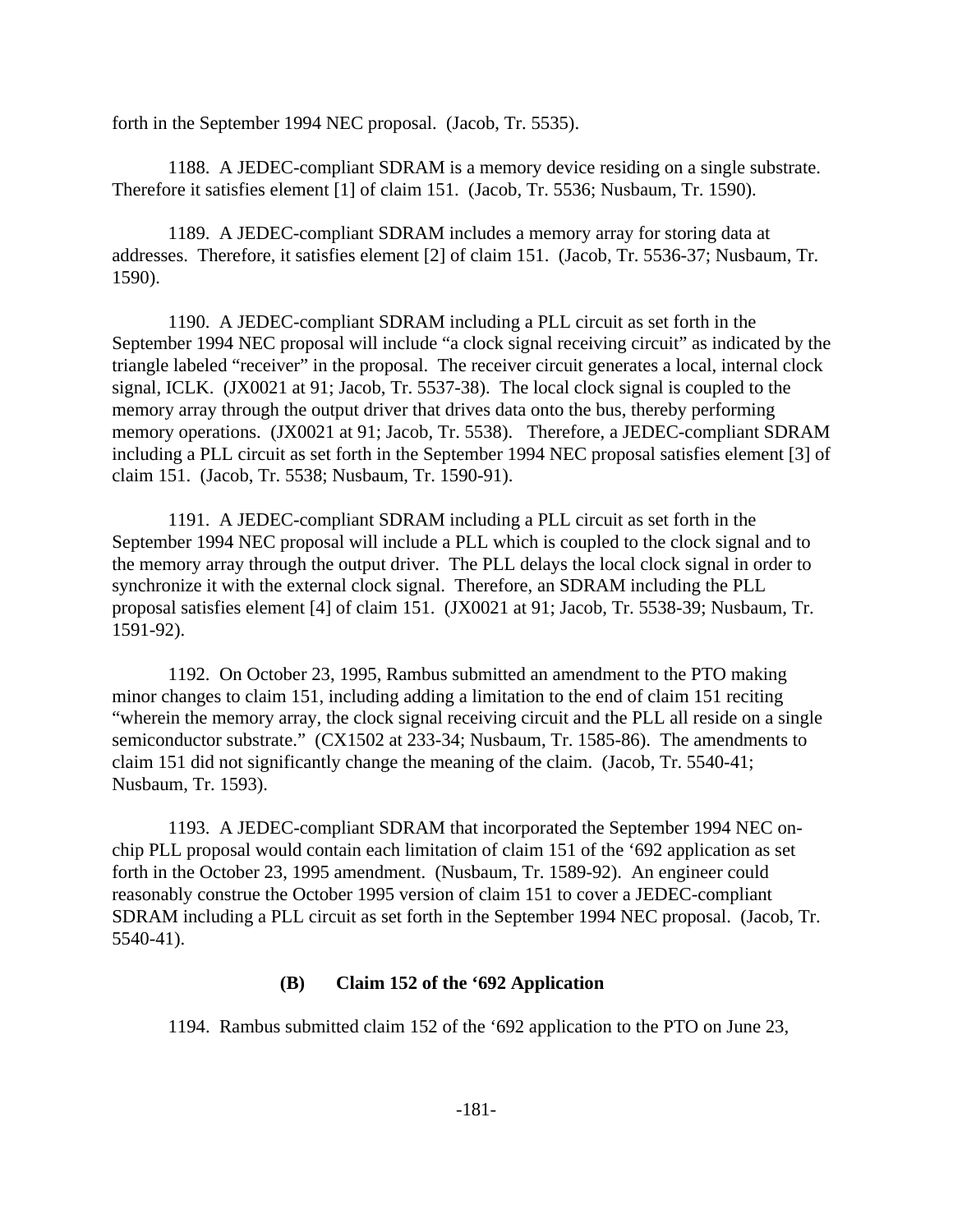forth in the September 1994 NEC proposal. (Jacob, Tr. 5535).

1188. A JEDEC-compliant SDRAM is a memory device residing on a single substrate. Therefore it satisfies element [1] of claim 151. (Jacob, Tr. 5536; Nusbaum, Tr. 1590).

1189. A JEDEC-compliant SDRAM includes a memory array for storing data at addresses. Therefore, it satisfies element [2] of claim 151. (Jacob, Tr. 5536-37; Nusbaum, Tr. 1590).

1190. A JEDEC-compliant SDRAM including a PLL circuit as set forth in the September 1994 NEC proposal will include "a clock signal receiving circuit" as indicated by the triangle labeled "receiver" in the proposal. The receiver circuit generates a local, internal clock signal, ICLK. (JX0021 at 91; Jacob, Tr. 5537-38). The local clock signal is coupled to the memory array through the output driver that drives data onto the bus, thereby performing memory operations. (JX0021 at 91; Jacob, Tr. 5538). Therefore, a JEDEC-compliant SDRAM including a PLL circuit as set forth in the September 1994 NEC proposal satisfies element [3] of claim 151. (Jacob, Tr. 5538; Nusbaum, Tr. 1590-91).

1191. A JEDEC-compliant SDRAM including a PLL circuit as set forth in the September 1994 NEC proposal will include a PLL which is coupled to the clock signal and to the memory array through the output driver. The PLL delays the local clock signal in order to synchronize it with the external clock signal. Therefore, an SDRAM including the PLL proposal satisfies element [4] of claim 151. (JX0021 at 91; Jacob, Tr. 5538-39; Nusbaum, Tr. 1591-92).

1192. On October 23, 1995, Rambus submitted an amendment to the PTO making minor changes to claim 151, including adding a limitation to the end of claim 151 reciting "wherein the memory array, the clock signal receiving circuit and the PLL all reside on a single semiconductor substrate." (CX1502 at 233-34; Nusbaum, Tr. 1585-86). The amendments to claim 151 did not significantly change the meaning of the claim. (Jacob, Tr. 5540-41; Nusbaum, Tr. 1593).

1193. A JEDEC-compliant SDRAM that incorporated the September 1994 NEC on-chip PLL proposal would contain each limitation of claim 151 of the '692 application as set forth in the October 23, 1995 amendment. (Nusbaum, Tr. 1589-92). An engineer could reasonably construe the October 1995 version of claim 151 to cover a JEDEC-compliant SDRAM including a PLL circuit as set forth in the September 1994 NEC proposal. (Jacob, Tr. 5540-41).

### (B) Claim 152 of the '692 Application

1194. Rambus submitted claim 152 of the '692 application to the PTO on June 23,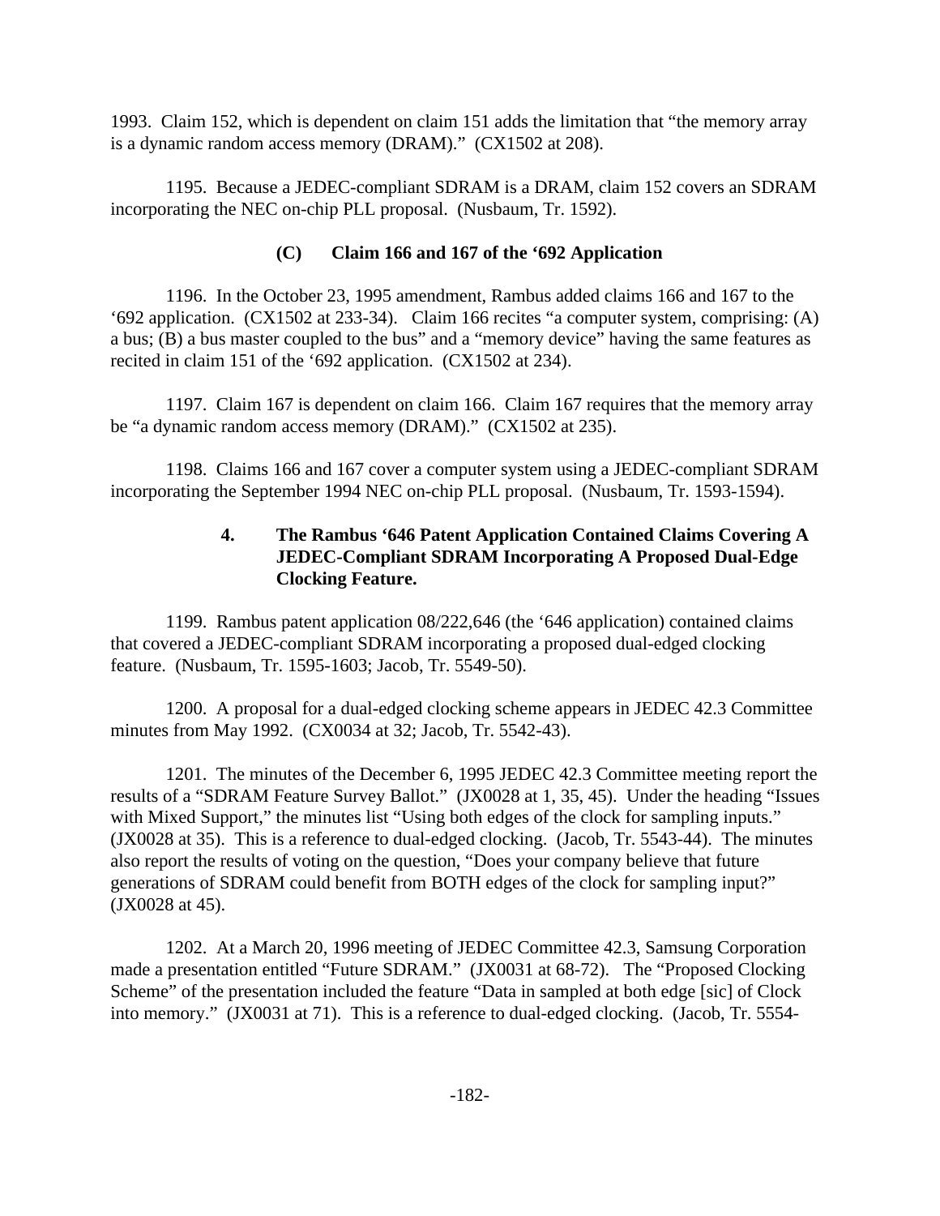1993. Claim 152, which is dependent on claim 151 adds the limitation that "the memory array is a dynamic random access memory (DRAM)." (CX1502 at 208).

1195. Because a JEDEC-compliant SDRAM is a DRAM, claim 152 covers an SDRAM incorporating the NEC on-chip PLL proposal. (Nusbaum, Tr. 1592).

### (C) Claim 166 and 167 of the '692 Application

1196. In the October 23, 1995 amendment, Rambus added claims 166 and 167 to the '692 application. (CX1502 at 233-34). Claim 166 recites "a computer system, comprising: (A) a bus; (B) a bus master coupled to the bus" and a "memory device" having the same features as recited in claim 151 of the '692 application. (CX1502 at 234).

1197. Claim 167 is dependent on claim 166. Claim 167 requires that the memory array be "a dynamic random access memory (DRAM)." (CX1502 at 235).

1198. Claims 166 and 167 cover a computer system using a JEDEC-compliant SDRAM incorporating the September 1994 NEC on-chip PLL proposal. (Nusbaum, Tr. 1593-1594).

### 4. The Rambus '646 Patent Application Contained Claims Covering A JEDEC-Compliant SDRAM Incorporating A Proposed Dual-Edge Clocking Feature.

1199. Rambus patent application 08/222,646 (the '646 application) contained claims that covered a JEDEC-compliant SDRAM incorporating a proposed dual-edged clocking feature. (Nusbaum, Tr. 1595-1603; Jacob, Tr. 5549-50).

1200. A proposal for a dual-edged clocking scheme appears in JEDEC 42.3 Committee minutes from May 1992. (CX0034 at 32; Jacob, Tr. 5542-43).

1201. The minutes of the December 6, 1995 JEDEC 42.3 Committee meeting report the results of a "SDRAM Feature Survey Ballot." (JX0028 at 1, 35, 45). Under the heading "Issues with Mixed Support," the minutes list "Using both edges of the clock for sampling inputs." (JX0028 at 35). This is a reference to dual-edged clocking. (Jacob, Tr. 5543-44). The minutes also report the results of voting on the question, "Does your company believe that future generations of SDRAM could benefit from BOTH edges of the clock for sampling input?" (JX0028 at 45).

1202. At a March 20, 1996 meeting of JEDEC Committee 42.3, Samsung Corporation made a presentation entitled "Future SDRAM." (JX0031 at 68-72). The "Proposed Clocking Scheme" of the presentation included the feature "Data in sampled at both edge [sic] of Clock into memory." (JX0031 at 71). This is a reference to dual-edged clocking. (Jacob, Tr. 5554-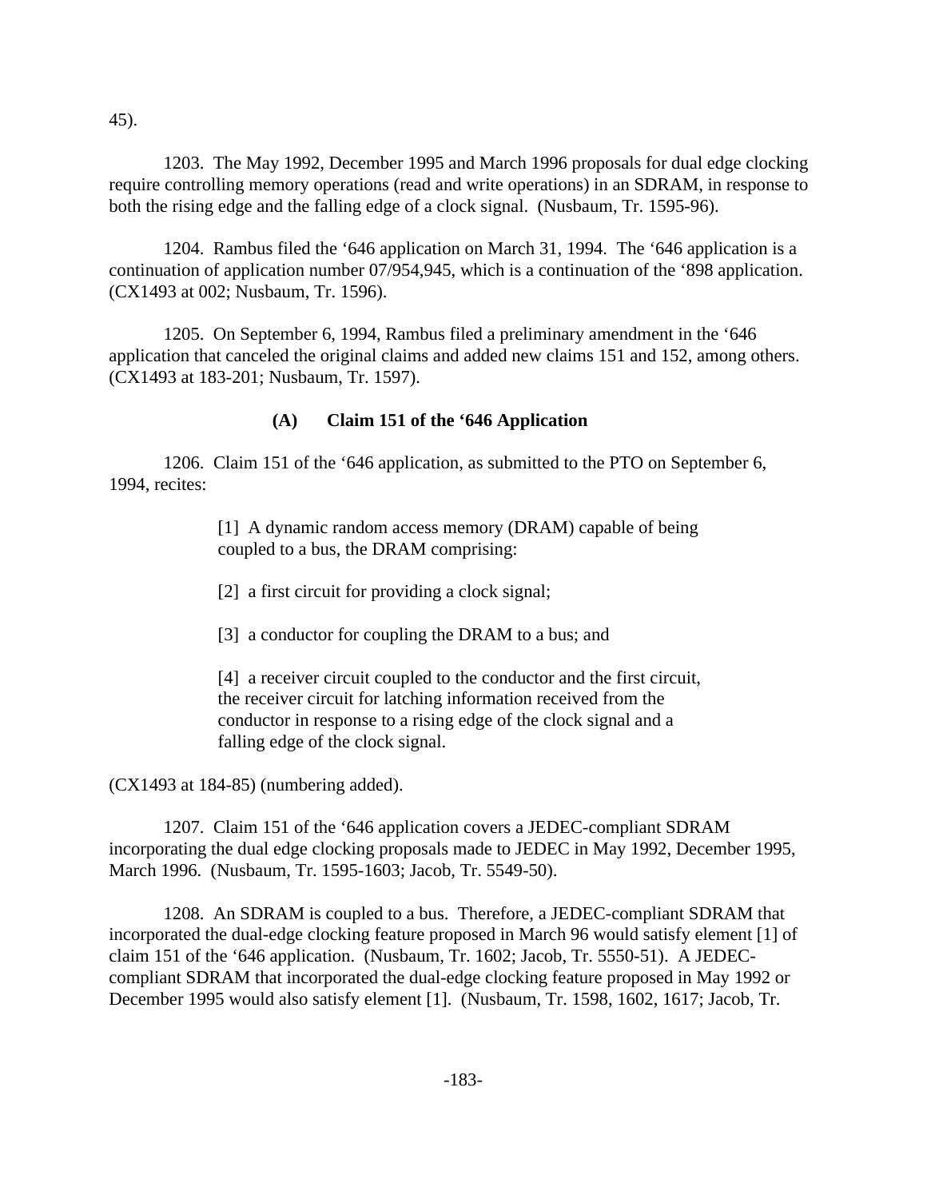45).

1203. The May 1992, December 1995 and March 1996 proposals for dual edge clocking require controlling memory operations (read and write operations) in an SDRAM, in response to both the rising edge and the falling edge of a clock signal. (Nusbaum, Tr. 1595-96).

1204. Rambus filed the '646 application on March 31, 1994. The '646 application is a continuation of application number 07/954,945, which is a continuation of the '898 application. (CX1493 at 002; Nusbaum, Tr. 1596).

1205. On September 6, 1994, Rambus filed a preliminary amendment in the '646 application that canceled the original claims and added new claims 151 and 152, among others. (CX1493 at 183-201; Nusbaum, Tr. 1597).

### (A) Claim 151 of the '646 Application

1206. Claim 151 of the '646 application, as submitted to the PTO on September 6, 1994, recites:

> [1] A dynamic random access memory (DRAM) capable of being coupled to a bus, the DRAM comprising:
>
> [2] a first circuit for providing a clock signal;
>
> [3] a conductor for coupling the DRAM to a bus; and
>
> [4] a receiver circuit coupled to the conductor and the first circuit, the receiver circuit for latching information received from the conductor in response to a rising edge of the clock signal and a falling edge of the clock signal.

(CX1493 at 184-85) (numbering added).

1207. Claim 151 of the '646 application covers a JEDEC-compliant SDRAM incorporating the dual edge clocking proposals made to JEDEC in May 1992, December 1995, March 1996. (Nusbaum, Tr. 1595-1603; Jacob, Tr. 5549-50).

1208. An SDRAM is coupled to a bus. Therefore, a JEDEC-compliant SDRAM that incorporated the dual-edge clocking feature proposed in March 96 would satisfy element [1] of claim 151 of the '646 application. (Nusbaum, Tr. 1602; Jacob, Tr. 5550-51). A JEDEC-compliant SDRAM that incorporated the dual-edge clocking feature proposed in May 1992 or December 1995 would also satisfy element [1]. (Nusbaum, Tr. 1598, 1602, 1617; Jacob, Tr.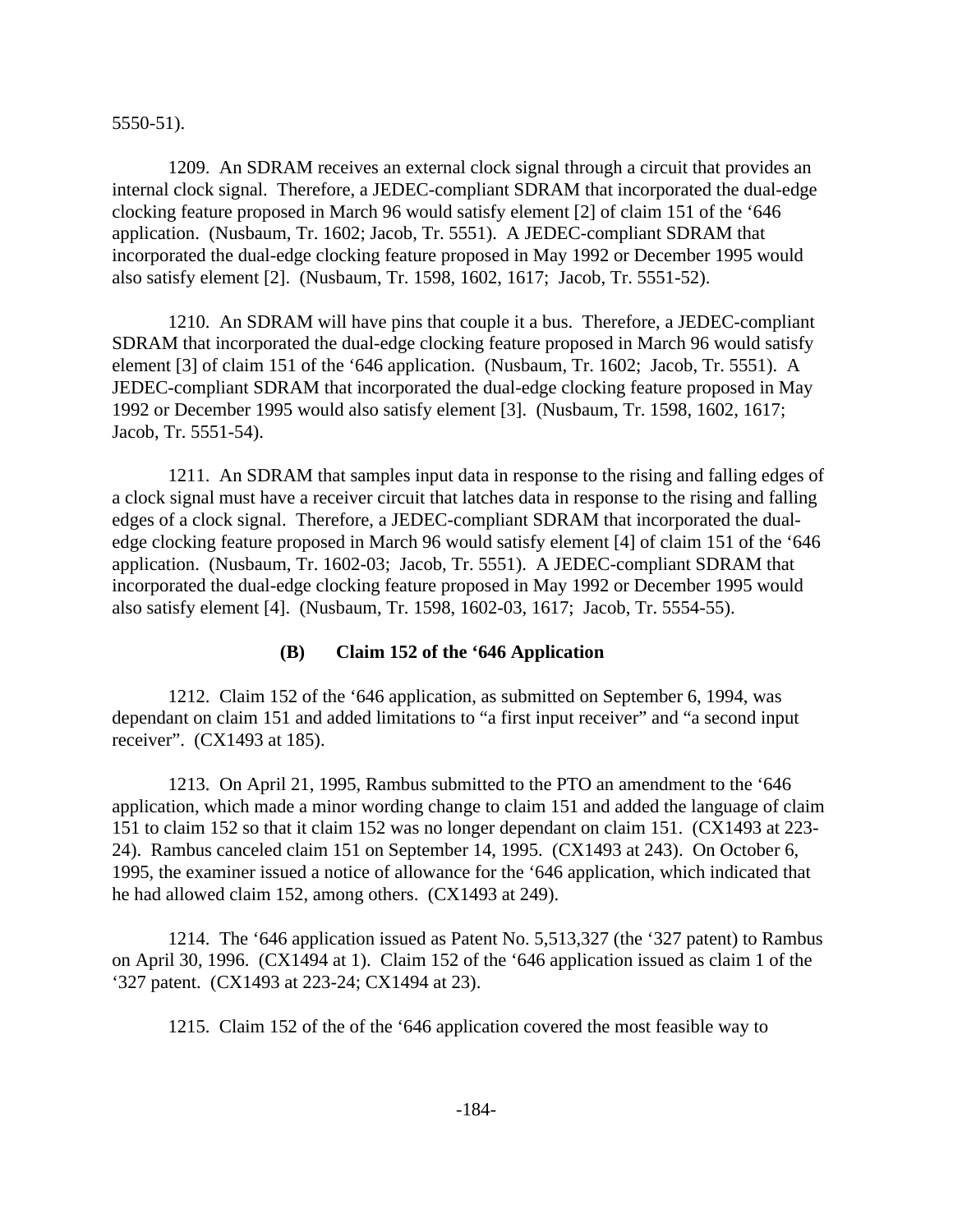5550-51).

1209. An SDRAM receives an external clock signal through a circuit that provides an internal clock signal. Therefore, a JEDEC-compliant SDRAM that incorporated the dual-edge clocking feature proposed in March 96 would satisfy element [2] of claim 151 of the ‘646 application. (Nusbaum, Tr. 1602; Jacob, Tr. 5551). A JEDEC-compliant SDRAM that incorporated the dual-edge clocking feature proposed in May 1992 or December 1995 would also satisfy element [2]. (Nusbaum, Tr. 1598, 1602, 1617; Jacob, Tr. 5551-52).

1210. An SDRAM will have pins that couple it a bus. Therefore, a JEDEC-compliant SDRAM that incorporated the dual-edge clocking feature proposed in March 96 would satisfy element [3] of claim 151 of the ‘646 application. (Nusbaum, Tr. 1602; Jacob, Tr. 5551). A JEDEC-compliant SDRAM that incorporated the dual-edge clocking feature proposed in May 1992 or December 1995 would also satisfy element [3]. (Nusbaum, Tr. 1598, 1602, 1617; Jacob, Tr. 5551-54).

1211. An SDRAM that samples input data in response to the rising and falling edges of a clock signal must have a receiver circuit that latches data in response to the rising and falling edges of a clock signal. Therefore, a JEDEC-compliant SDRAM that incorporated the dual-edge clocking feature proposed in March 96 would satisfy element [4] of claim 151 of the ‘646 application. (Nusbaum, Tr. 1602-03; Jacob, Tr. 5551). A JEDEC-compliant SDRAM that incorporated the dual-edge clocking feature proposed in May 1992 or December 1995 would also satisfy element [4]. (Nusbaum, Tr. 1598, 1602-03, 1617; Jacob, Tr. 5554-55).

**(B) Claim 152 of the ‘646 Application**

1212. Claim 152 of the ‘646 application, as submitted on September 6, 1994, was dependant on claim 151 and added limitations to “a first input receiver” and “a second input receiver”. (CX1493 at 185).

1213. On April 21, 1995, Rambus submitted to the PTO an amendment to the ‘646 application, which made a minor wording change to claim 151 and added the language of claim 151 to claim 152 so that it claim 152 was no longer dependant on claim 151. (CX1493 at 223-24). Rambus canceled claim 151 on September 14, 1995. (CX1493 at 243). On October 6, 1995, the examiner issued a notice of allowance for the ‘646 application, which indicated that he had allowed claim 152, among others. (CX1493 at 249).

1214. The ‘646 application issued as Patent No. 5,513,327 (the ‘327 patent) to Rambus on April 30, 1996. (CX1494 at 1). Claim 152 of the ‘646 application issued as claim 1 of the ‘327 patent. (CX1493 at 223-24; CX1494 at 23).

1215. Claim 152 of the of the ‘646 application covered the most feasible way to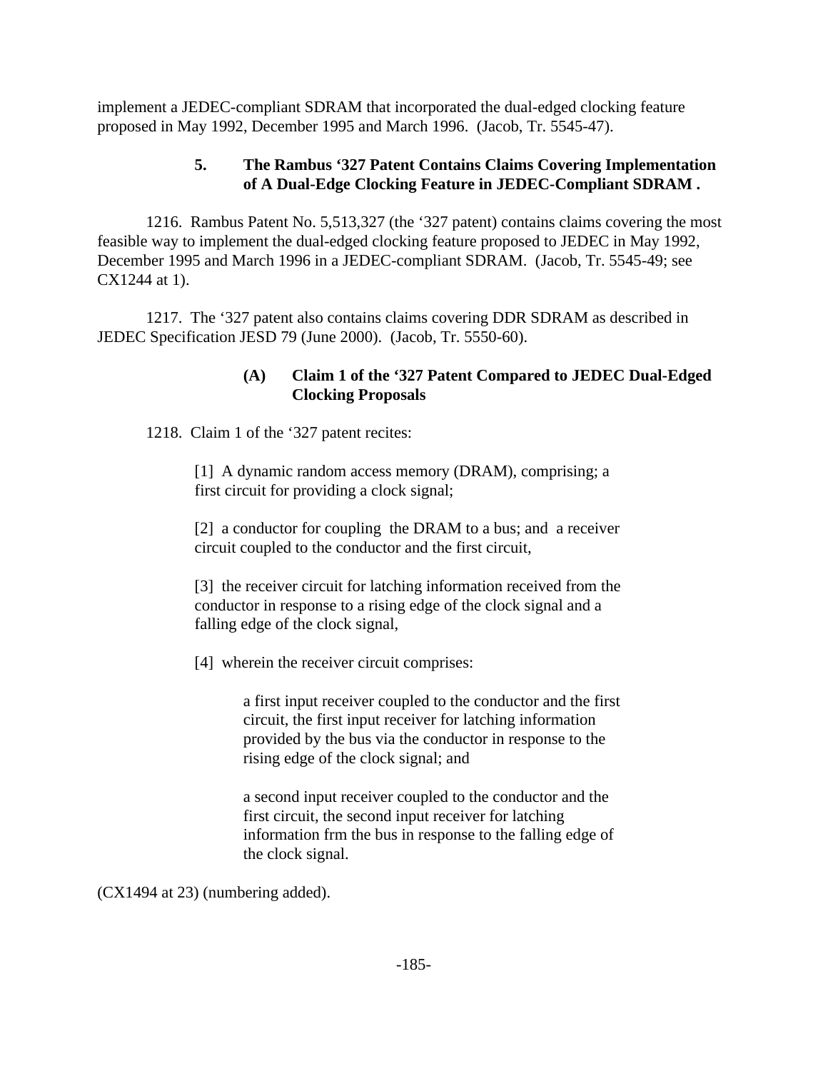implement a JEDEC-compliant SDRAM that incorporated the dual-edged clocking feature proposed in May 1992, December 1995 and March 1996. (Jacob, Tr. 5545-47).

### 5. The Rambus '327 Patent Contains Claims Covering Implementation of A Dual-Edge Clocking Feature in JEDEC-Compliant SDRAM .

1216. Rambus Patent No. 5,513,327 (the '327 patent) contains claims covering the most feasible way to implement the dual-edged clocking feature proposed to JEDEC in May 1992, December 1995 and March 1996 in a JEDEC-compliant SDRAM. (Jacob, Tr. 5545-49; see CX1244 at 1).

1217. The '327 patent also contains claims covering DDR SDRAM as described in JEDEC Specification JESD 79 (June 2000). (Jacob, Tr. 5550-60).

#### (A) Claim 1 of the '327 Patent Compared to JEDEC Dual-Edged Clocking Proposals

1218. Claim 1 of the '327 patent recites:

> [1] A dynamic random access memory (DRAM), comprising; a first circuit for providing a clock signal;
>
> [2] a conductor for coupling the DRAM to a bus; and a receiver circuit coupled to the conductor and the first circuit,
>
> [3] the receiver circuit for latching information received from the conductor in response to a rising edge of the clock signal and a falling edge of the clock signal,
>
> [4] wherein the receiver circuit comprises:
>
>> a first input receiver coupled to the conductor and the first circuit, the first input receiver for latching information provided by the bus via the conductor in response to the rising edge of the clock signal; and
>>
>> a second input receiver coupled to the conductor and the first circuit, the second input receiver for latching information frm the bus in response to the falling edge of the clock signal.

(CX1494 at 23) (numbering added).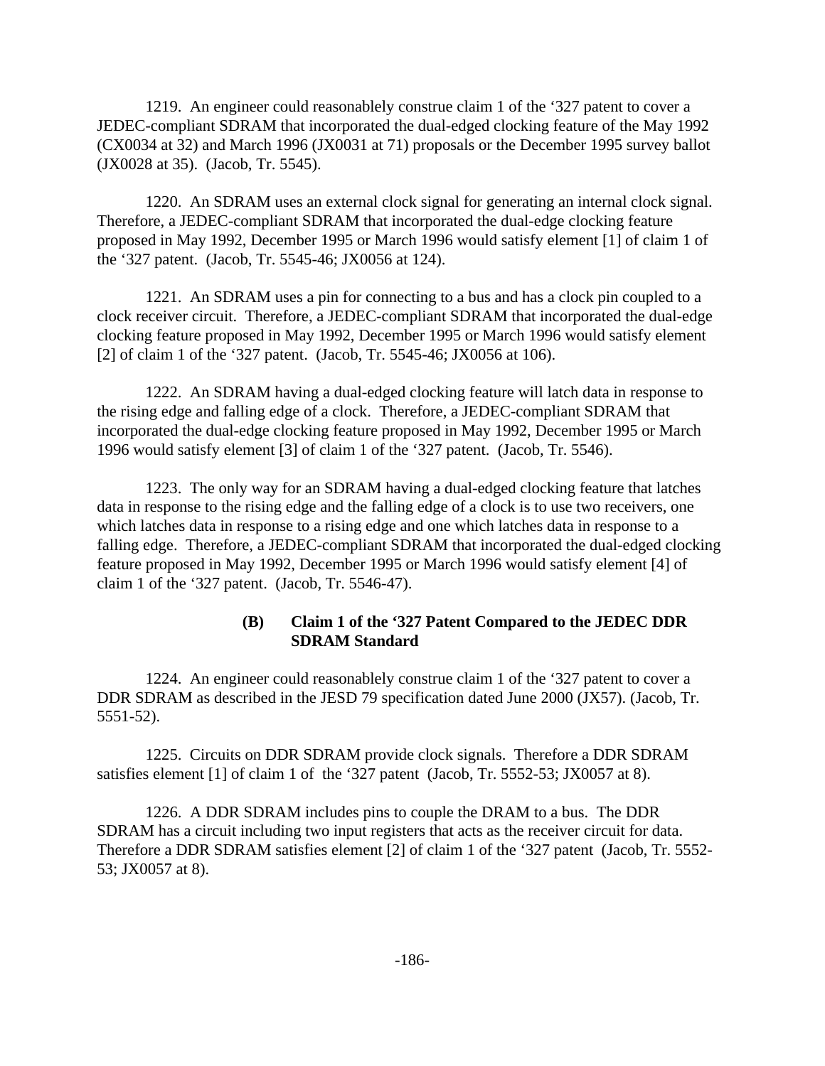1219. An engineer could reasonablely construe claim 1 of the '327 patent to cover a JEDEC-compliant SDRAM that incorporated the dual-edged clocking feature of the May 1992 (CX0034 at 32) and March 1996 (JX0031 at 71) proposals or the December 1995 survey ballot (JX0028 at 35). (Jacob, Tr. 5545).

1220. An SDRAM uses an external clock signal for generating an internal clock signal. Therefore, a JEDEC-compliant SDRAM that incorporated the dual-edge clocking feature proposed in May 1992, December 1995 or March 1996 would satisfy element [1] of claim 1 of the '327 patent. (Jacob, Tr. 5545-46; JX0056 at 124).

1221. An SDRAM uses a pin for connecting to a bus and has a clock pin coupled to a clock receiver circuit. Therefore, a JEDEC-compliant SDRAM that incorporated the dual-edge clocking feature proposed in May 1992, December 1995 or March 1996 would satisfy element [2] of claim 1 of the '327 patent. (Jacob, Tr. 5545-46; JX0056 at 106).

1222. An SDRAM having a dual-edged clocking feature will latch data in response to the rising edge and falling edge of a clock. Therefore, a JEDEC-compliant SDRAM that incorporated the dual-edge clocking feature proposed in May 1992, December 1995 or March 1996 would satisfy element [3] of claim 1 of the '327 patent. (Jacob, Tr. 5546).

1223. The only way for an SDRAM having a dual-edged clocking feature that latches data in response to the rising edge and the falling edge of a clock is to use two receivers, one which latches data in response to a rising edge and one which latches data in response to a falling edge. Therefore, a JEDEC-compliant SDRAM that incorporated the dual-edged clocking feature proposed in May 1992, December 1995 or March 1996 would satisfy element [4] of claim 1 of the '327 patent. (Jacob, Tr. 5546-47).

### (B) Claim 1 of the '327 Patent Compared to the JEDEC DDR SDRAM Standard

1224. An engineer could reasonablely construe claim 1 of the '327 patent to cover a DDR SDRAM as described in the JESD 79 specification dated June 2000 (JX57). (Jacob, Tr. 5551-52).

1225. Circuits on DDR SDRAM provide clock signals. Therefore a DDR SDRAM satisfies element [1] of claim 1 of the '327 patent (Jacob, Tr. 5552-53; JX0057 at 8).

1226. A DDR SDRAM includes pins to couple the DRAM to a bus. The DDR SDRAM has a circuit including two input registers that acts as the receiver circuit for data. Therefore a DDR SDRAM satisfies element [2] of claim 1 of the '327 patent (Jacob, Tr. 5552-53; JX0057 at 8).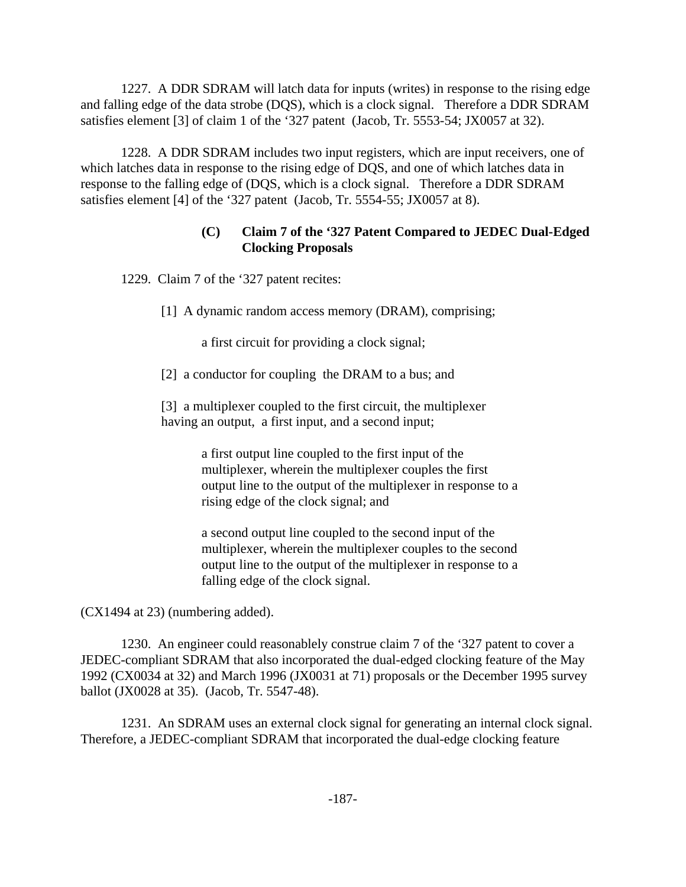1227. A DDR SDRAM will latch data for inputs (writes) in response to the rising edge and falling edge of the data strobe (DQS), which is a clock signal. Therefore a DDR SDRAM satisfies element [3] of claim 1 of the '327 patent (Jacob, Tr. 5553-54; JX0057 at 32).

1228. A DDR SDRAM includes two input registers, which are input receivers, one of which latches data in response to the rising edge of DQS, and one of which latches data in response to the falling edge of (DQS, which is a clock signal. Therefore a DDR SDRAM satisfies element [4] of the '327 patent (Jacob, Tr. 5554-55; JX0057 at 8).

### (C) Claim 7 of the '327 Patent Compared to JEDEC Dual-Edged Clocking Proposals

1229. Claim 7 of the '327 patent recites:

> [1] A dynamic random access memory (DRAM), comprising;
>
> > a first circuit for providing a clock signal;
>
> [2] a conductor for coupling the DRAM to a bus; and
>
> [3] a multiplexer coupled to the first circuit, the multiplexer having an output, a first input, and a second input;
>
> > a first output line coupled to the first input of the multiplexer, wherein the multiplexer couples the first output line to the output of the multiplexer in response to a rising edge of the clock signal; and
> >
> > a second output line coupled to the second input of the multiplexer, wherein the multiplexer couples to the second output line to the output of the multiplexer in response to a falling edge of the clock signal.

(CX1494 at 23) (numbering added).

1230. An engineer could reasonablely construe claim 7 of the '327 patent to cover a JEDEC-compliant SDRAM that also incorporated the dual-edged clocking feature of the May 1992 (CX0034 at 32) and March 1996 (JX0031 at 71) proposals or the December 1995 survey ballot (JX0028 at 35). (Jacob, Tr. 5547-48).

1231. An SDRAM uses an external clock signal for generating an internal clock signal. Therefore, a JEDEC-compliant SDRAM that incorporated the dual-edge clocking feature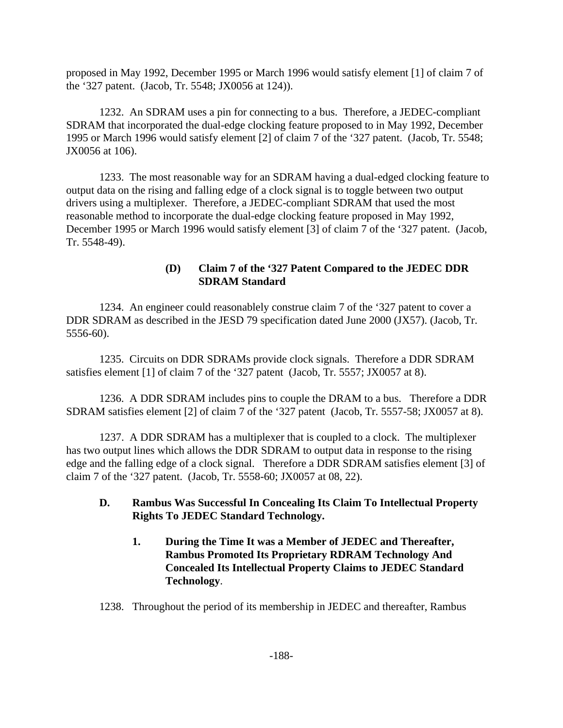proposed in May 1992, December 1995 or March 1996 would satisfy element [1] of claim 7 of the '327 patent. (Jacob, Tr. 5548; JX0056 at 124)).

1232. An SDRAM uses a pin for connecting to a bus. Therefore, a JEDEC-compliant SDRAM that incorporated the dual-edge clocking feature proposed to in May 1992, December 1995 or March 1996 would satisfy element [2] of claim 7 of the '327 patent. (Jacob, Tr. 5548; JX0056 at 106).

1233. The most reasonable way for an SDRAM having a dual-edged clocking feature to output data on the rising and falling edge of a clock signal is to toggle between two output drivers using a multiplexer. Therefore, a JEDEC-compliant SDRAM that used the most reasonable method to incorporate the dual-edge clocking feature proposed in May 1992, December 1995 or March 1996 would satisfy element [3] of claim 7 of the '327 patent. (Jacob, Tr. 5548-49).

#### (D) Claim 7 of the '327 Patent Compared to the JEDEC DDR SDRAM Standard

1234. An engineer could reasonablely construe claim 7 of the '327 patent to cover a DDR SDRAM as described in the JESD 79 specification dated June 2000 (JX57). (Jacob, Tr. 5556-60).

1235. Circuits on DDR SDRAMs provide clock signals. Therefore a DDR SDRAM satisfies element [1] of claim 7 of the '327 patent (Jacob, Tr. 5557; JX0057 at 8).

1236. A DDR SDRAM includes pins to couple the DRAM to a bus. Therefore a DDR SDRAM satisfies element [2] of claim 7 of the '327 patent (Jacob, Tr. 5557-58; JX0057 at 8).

1237. A DDR SDRAM has a multiplexer that is coupled to a clock. The multiplexer has two output lines which allows the DDR SDRAM to output data in response to the rising edge and the falling edge of a clock signal. Therefore a DDR SDRAM satisfies element [3] of claim 7 of the '327 patent. (Jacob, Tr. 5558-60; JX0057 at 08, 22).

## D. Rambus Was Successful In Concealing Its Claim To Intellectual Property Rights To JEDEC Standard Technology.

### 1. During the Time It was a Member of JEDEC and Thereafter, Rambus Promoted Its Proprietary RDRAM Technology And Concealed Its Intellectual Property Claims to JEDEC Standard Technology.

1238. Throughout the period of its membership in JEDEC and thereafter, Rambus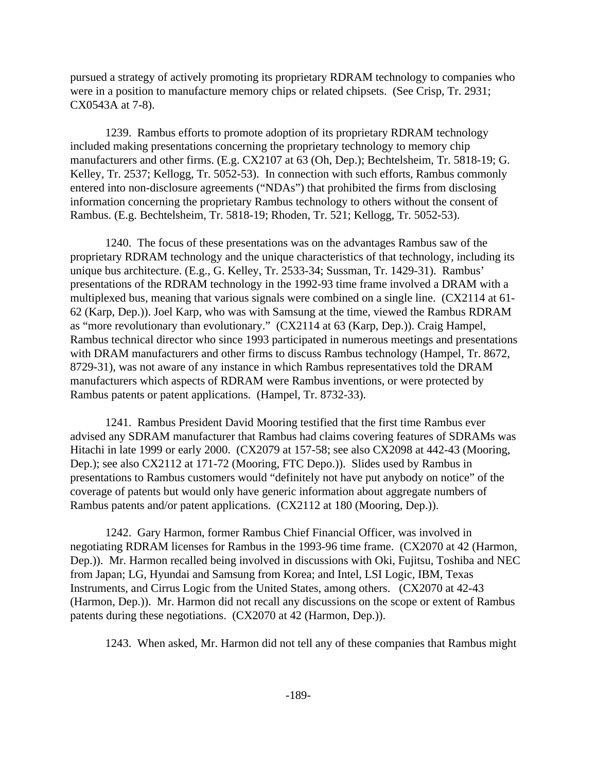pursued a strategy of actively promoting its proprietary RDRAM technology to companies who were in a position to manufacture memory chips or related chipsets. (See Crisp, Tr. 2931; CX0543A at 7-8).

1239. Rambus efforts to promote adoption of its proprietary RDRAM technology included making presentations concerning the proprietary technology to memory chip manufacturers and other firms. (E.g. CX2107 at 63 (Oh, Dep.); Bechtelsheim, Tr. 5818-19; G. Kelley, Tr. 2537; Kellogg, Tr. 5052-53). In connection with such efforts, Rambus commonly entered into non-disclosure agreements ("NDAs") that prohibited the firms from disclosing information concerning the proprietary Rambus technology to others without the consent of Rambus. (E.g. Bechtelsheim, Tr. 5818-19; Rhoden, Tr. 521; Kellogg, Tr. 5052-53).

1240. The focus of these presentations was on the advantages Rambus saw of the proprietary RDRAM technology and the unique characteristics of that technology, including its unique bus architecture. (E.g., G. Kelley, Tr. 2533-34; Sussman, Tr. 1429-31). Rambus' presentations of the RDRAM technology in the 1992-93 time frame involved a DRAM with a multiplexed bus, meaning that various signals were combined on a single line. (CX2114 at 61-62 (Karp, Dep.)). Joel Karp, who was with Samsung at the time, viewed the Rambus RDRAM as "more revolutionary than evolutionary." (CX2114 at 63 (Karp, Dep.)). Craig Hampel, Rambus technical director who since 1993 participated in numerous meetings and presentations with DRAM manufacturers and other firms to discuss Rambus technology (Hampel, Tr. 8672, 8729-31), was not aware of any instance in which Rambus representatives told the DRAM manufacturers which aspects of RDRAM were Rambus inventions, or were protected by Rambus patents or patent applications. (Hampel, Tr. 8732-33).

1241. Rambus President David Mooring testified that the first time Rambus ever advised any SDRAM manufacturer that Rambus had claims covering features of SDRAMs was Hitachi in late 1999 or early 2000. (CX2079 at 157-58; see also CX2098 at 442-43 (Mooring, Dep.); see also CX2112 at 171-72 (Mooring, FTC Depo.)). Slides used by Rambus in presentations to Rambus customers would "definitely not have put anybody on notice" of the coverage of patents but would only have generic information about aggregate numbers of Rambus patents and/or patent applications. (CX2112 at 180 (Mooring, Dep.)).

1242. Gary Harmon, former Rambus Chief Financial Officer, was involved in negotiating RDRAM licenses for Rambus in the 1993-96 time frame. (CX2070 at 42 (Harmon, Dep.)). Mr. Harmon recalled being involved in discussions with Oki, Fujitsu, Toshiba and NEC from Japan; LG, Hyundai and Samsung from Korea; and Intel, LSI Logic, IBM, Texas Instruments, and Cirrus Logic from the United States, among others. (CX2070 at 42-43 (Harmon, Dep.)). Mr. Harmon did not recall any discussions on the scope or extent of Rambus patents during these negotiations. (CX2070 at 42 (Harmon, Dep.)).

1243. When asked, Mr. Harmon did not tell any of these companies that Rambus might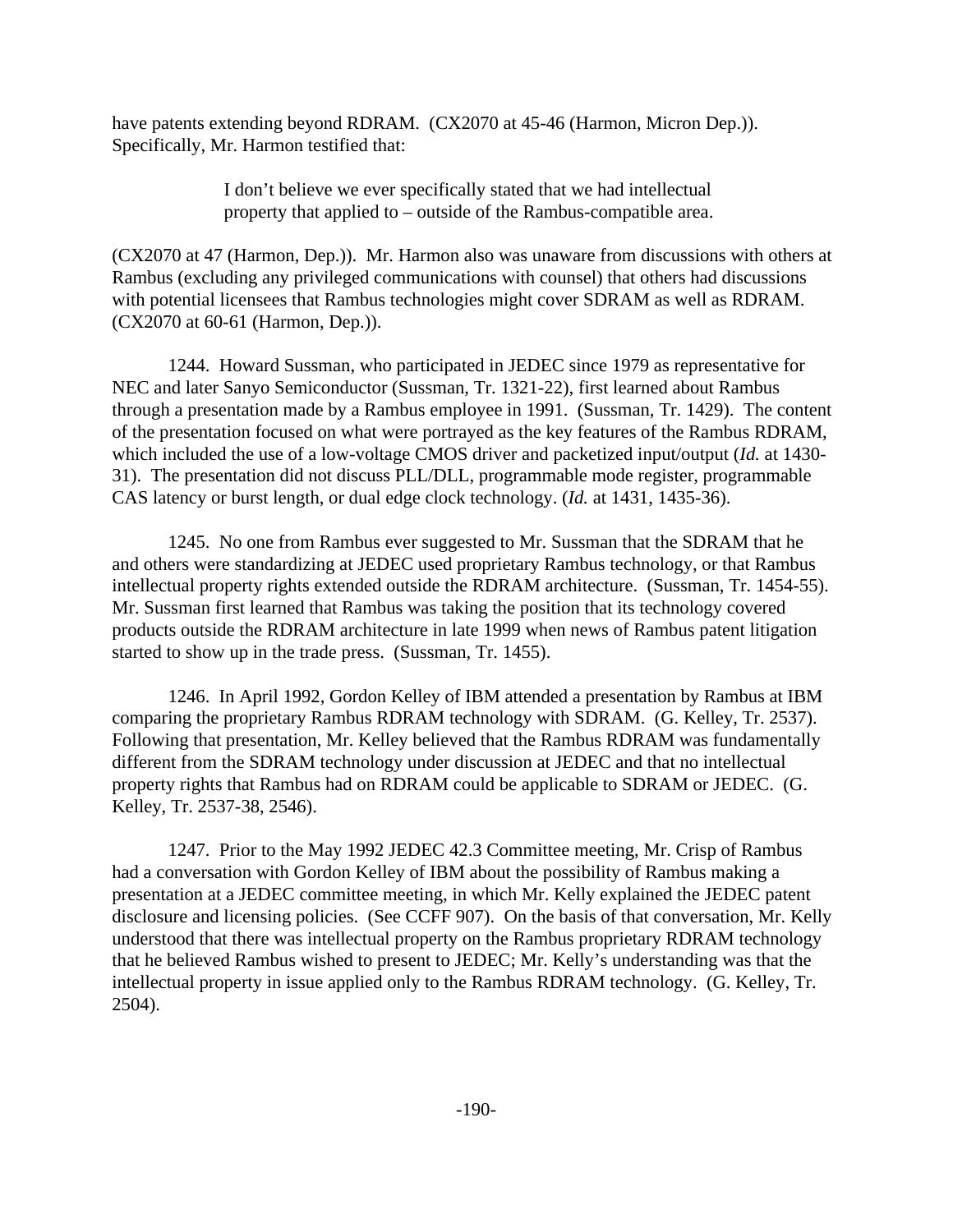have patents extending beyond RDRAM. (CX2070 at 45-46 (Harmon, Micron Dep.)). Specifically, Mr. Harmon testified that:

> I don't believe we ever specifically stated that we had intellectual property that applied to – outside of the Rambus-compatible area.

(CX2070 at 47 (Harmon, Dep.)). Mr. Harmon also was unaware from discussions with others at Rambus (excluding any privileged communications with counsel) that others had discussions with potential licensees that Rambus technologies might cover SDRAM as well as RDRAM. (CX2070 at 60-61 (Harmon, Dep.)).

1244. Howard Sussman, who participated in JEDEC since 1979 as representative for NEC and later Sanyo Semiconductor (Sussman, Tr. 1321-22), first learned about Rambus through a presentation made by a Rambus employee in 1991. (Sussman, Tr. 1429). The content of the presentation focused on what were portrayed as the key features of the Rambus RDRAM, which included the use of a low-voltage CMOS driver and packetized input/output (*Id.* at 1430-31). The presentation did not discuss PLL/DLL, programmable mode register, programmable CAS latency or burst length, or dual edge clock technology. (*Id.* at 1431, 1435-36).

1245. No one from Rambus ever suggested to Mr. Sussman that the SDRAM that he and others were standardizing at JEDEC used proprietary Rambus technology, or that Rambus intellectual property rights extended outside the RDRAM architecture. (Sussman, Tr. 1454-55). Mr. Sussman first learned that Rambus was taking the position that its technology covered products outside the RDRAM architecture in late 1999 when news of Rambus patent litigation started to show up in the trade press. (Sussman, Tr. 1455).

1246. In April 1992, Gordon Kelley of IBM attended a presentation by Rambus at IBM comparing the proprietary Rambus RDRAM technology with SDRAM. (G. Kelley, Tr. 2537). Following that presentation, Mr. Kelley believed that the Rambus RDRAM was fundamentally different from the SDRAM technology under discussion at JEDEC and that no intellectual property rights that Rambus had on RDRAM could be applicable to SDRAM or JEDEC. (G. Kelley, Tr. 2537-38, 2546).

1247. Prior to the May 1992 JEDEC 42.3 Committee meeting, Mr. Crisp of Rambus had a conversation with Gordon Kelley of IBM about the possibility of Rambus making a presentation at a JEDEC committee meeting, in which Mr. Kelly explained the JEDEC patent disclosure and licensing policies. (See CCFF 907). On the basis of that conversation, Mr. Kelly understood that there was intellectual property on the Rambus proprietary RDRAM technology that he believed Rambus wished to present to JEDEC; Mr. Kelly's understanding was that the intellectual property in issue applied only to the Rambus RDRAM technology. (G. Kelley, Tr. 2504).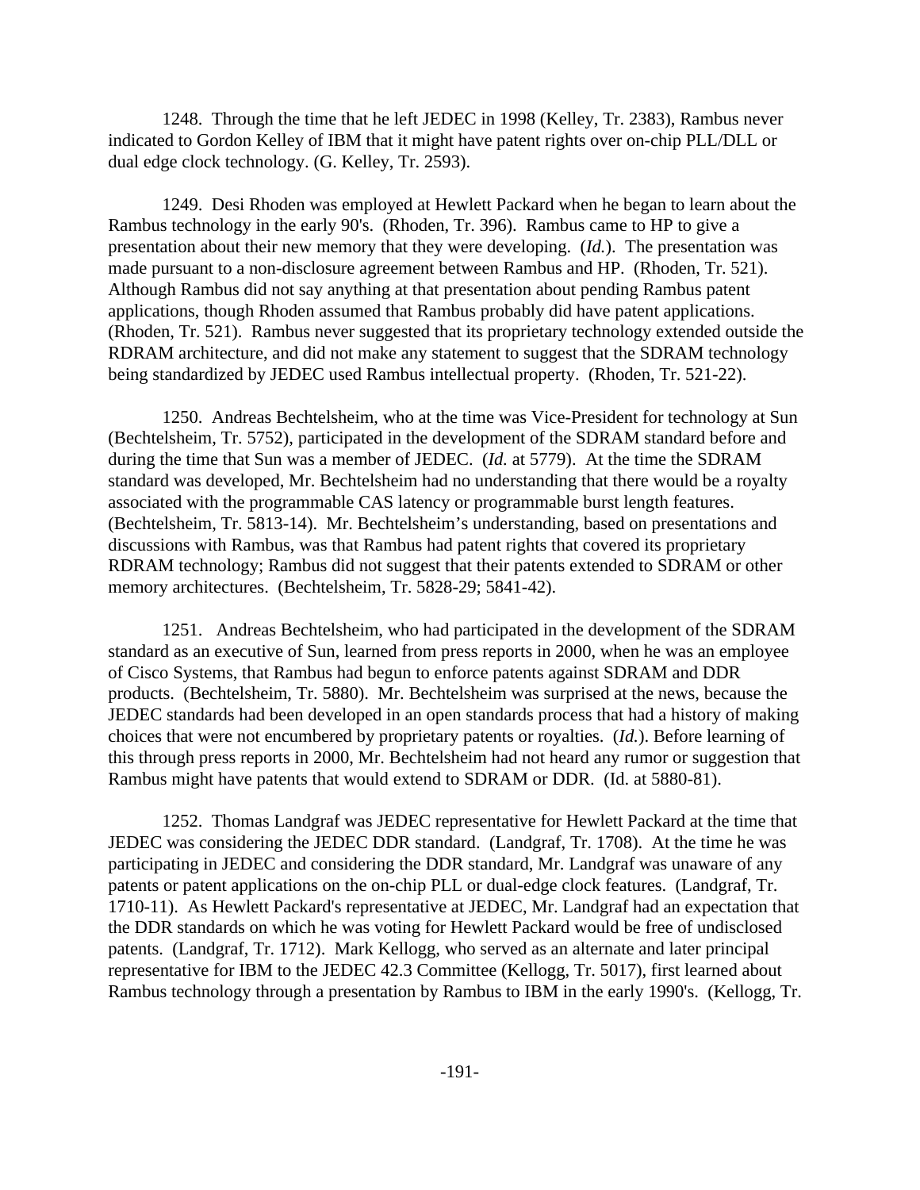1248. Through the time that he left JEDEC in 1998 (Kelley, Tr. 2383), Rambus never indicated to Gordon Kelley of IBM that it might have patent rights over on-chip PLL/DLL or dual edge clock technology. (G. Kelley, Tr. 2593).

1249. Desi Rhoden was employed at Hewlett Packard when he began to learn about the Rambus technology in the early 90's. (Rhoden, Tr. 396). Rambus came to HP to give a presentation about their new memory that they were developing. (*Id.*). The presentation was made pursuant to a non-disclosure agreement between Rambus and HP. (Rhoden, Tr. 521). Although Rambus did not say anything at that presentation about pending Rambus patent applications, though Rhoden assumed that Rambus probably did have patent applications. (Rhoden, Tr. 521). Rambus never suggested that its proprietary technology extended outside the RDRAM architecture, and did not make any statement to suggest that the SDRAM technology being standardized by JEDEC used Rambus intellectual property. (Rhoden, Tr. 521-22).

1250. Andreas Bechtelsheim, who at the time was Vice-President for technology at Sun (Bechtelsheim, Tr. 5752), participated in the development of the SDRAM standard before and during the time that Sun was a member of JEDEC. (*Id.* at 5779). At the time the SDRAM standard was developed, Mr. Bechtelsheim had no understanding that there would be a royalty associated with the programmable CAS latency or programmable burst length features. (Bechtelsheim, Tr. 5813-14). Mr. Bechtelsheim's understanding, based on presentations and discussions with Rambus, was that Rambus had patent rights that covered its proprietary RDRAM technology; Rambus did not suggest that their patents extended to SDRAM or other memory architectures. (Bechtelsheim, Tr. 5828-29; 5841-42).

1251. Andreas Bechtelsheim, who had participated in the development of the SDRAM standard as an executive of Sun, learned from press reports in 2000, when he was an employee of Cisco Systems, that Rambus had begun to enforce patents against SDRAM and DDR products. (Bechtelsheim, Tr. 5880). Mr. Bechtelsheim was surprised at the news, because the JEDEC standards had been developed in an open standards process that had a history of making choices that were not encumbered by proprietary patents or royalties. (*Id.*). Before learning of this through press reports in 2000, Mr. Bechtelsheim had not heard any rumor or suggestion that Rambus might have patents that would extend to SDRAM or DDR. (Id. at 5880-81).

1252. Thomas Landgraf was JEDEC representative for Hewlett Packard at the time that JEDEC was considering the JEDEC DDR standard. (Landgraf, Tr. 1708). At the time he was participating in JEDEC and considering the DDR standard, Mr. Landgraf was unaware of any patents or patent applications on the on-chip PLL or dual-edge clock features. (Landgraf, Tr. 1710-11). As Hewlett Packard's representative at JEDEC, Mr. Landgraf had an expectation that the DDR standards on which he was voting for Hewlett Packard would be free of undisclosed patents. (Landgraf, Tr. 1712). Mark Kellogg, who served as an alternate and later principal representative for IBM to the JEDEC 42.3 Committee (Kellogg, Tr. 5017), first learned about Rambus technology through a presentation by Rambus to IBM in the early 1990's. (Kellogg, Tr.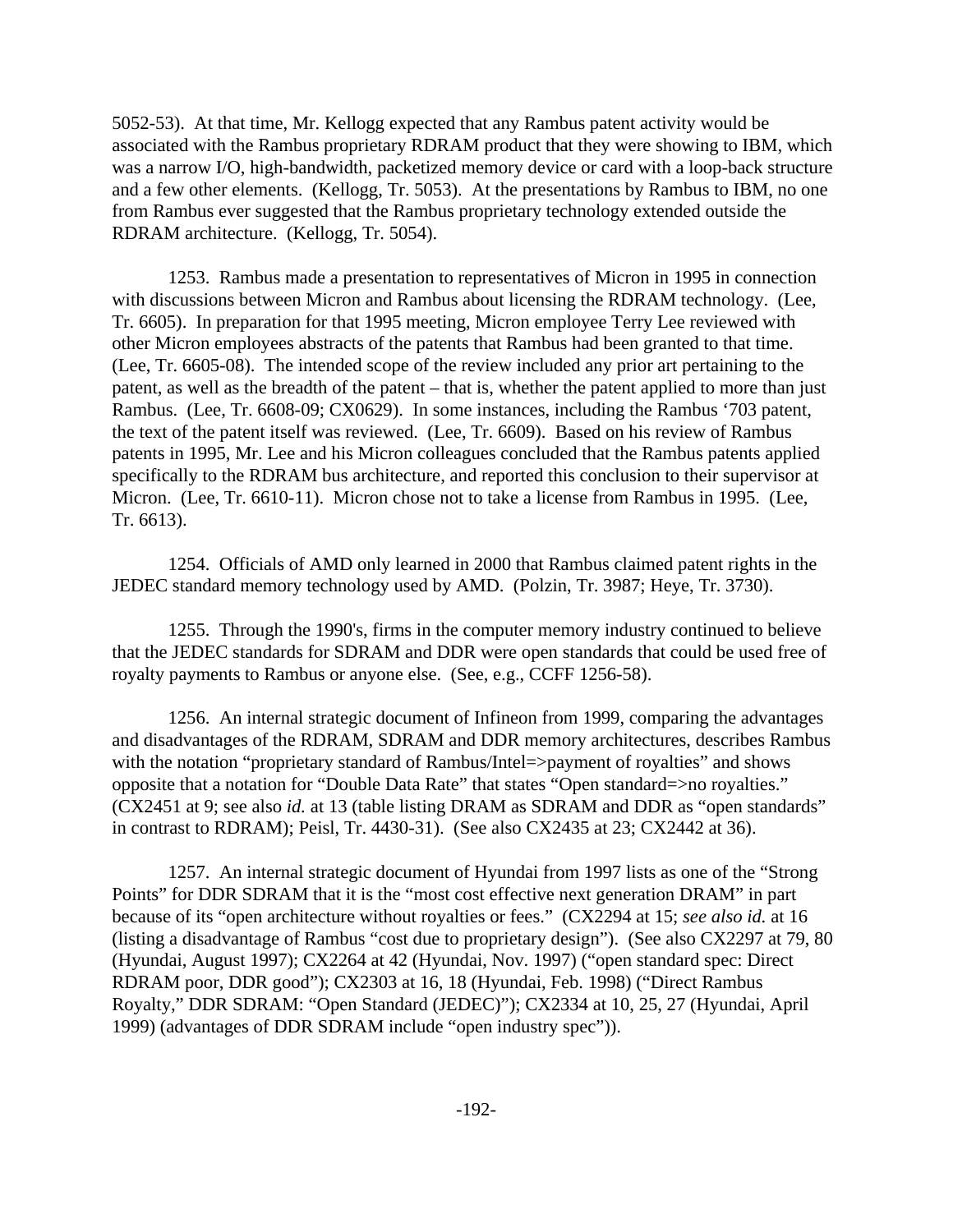5052-53). At that time, Mr. Kellogg expected that any Rambus patent activity would be associated with the Rambus proprietary RDRAM product that they were showing to IBM, which was a narrow I/O, high-bandwidth, packetized memory device or card with a loop-back structure and a few other elements. (Kellogg, Tr. 5053). At the presentations by Rambus to IBM, no one from Rambus ever suggested that the Rambus proprietary technology extended outside the RDRAM architecture. (Kellogg, Tr. 5054).

1253. Rambus made a presentation to representatives of Micron in 1995 in connection with discussions between Micron and Rambus about licensing the RDRAM technology. (Lee, Tr. 6605). In preparation for that 1995 meeting, Micron employee Terry Lee reviewed with other Micron employees abstracts of the patents that Rambus had been granted to that time. (Lee, Tr. 6605-08). The intended scope of the review included any prior art pertaining to the patent, as well as the breadth of the patent – that is, whether the patent applied to more than just Rambus. (Lee, Tr. 6608-09; CX0629). In some instances, including the Rambus '703 patent, the text of the patent itself was reviewed. (Lee, Tr. 6609). Based on his review of Rambus patents in 1995, Mr. Lee and his Micron colleagues concluded that the Rambus patents applied specifically to the RDRAM bus architecture, and reported this conclusion to their supervisor at Micron. (Lee, Tr. 6610-11). Micron chose not to take a license from Rambus in 1995. (Lee, Tr. 6613).

1254. Officials of AMD only learned in 2000 that Rambus claimed patent rights in the JEDEC standard memory technology used by AMD. (Polzin, Tr. 3987; Heye, Tr. 3730).

1255. Through the 1990's, firms in the computer memory industry continued to believe that the JEDEC standards for SDRAM and DDR were open standards that could be used free of royalty payments to Rambus or anyone else. (See, e.g., CCFF 1256-58).

1256. An internal strategic document of Infineon from 1999, comparing the advantages and disadvantages of the RDRAM, SDRAM and DDR memory architectures, describes Rambus with the notation "proprietary standard of Rambus/Intel=>payment of royalties" and shows opposite that a notation for "Double Data Rate" that states "Open standard=>no royalties." (CX2451 at 9; see also *id.* at 13 (table listing DRAM as SDRAM and DDR as "open standards" in contrast to RDRAM); Peisl, Tr. 4430-31). (See also CX2435 at 23; CX2442 at 36).

1257. An internal strategic document of Hyundai from 1997 lists as one of the "Strong Points" for DDR SDRAM that it is the "most cost effective next generation DRAM" in part because of its "open architecture without royalties or fees." (CX2294 at 15; *see also id.* at 16 (listing a disadvantage of Rambus "cost due to proprietary design"). (See also CX2297 at 79, 80 (Hyundai, August 1997); CX2264 at 42 (Hyundai, Nov. 1997) ("open standard spec: Direct RDRAM poor, DDR good"); CX2303 at 16, 18 (Hyundai, Feb. 1998) ("Direct Rambus Royalty," DDR SDRAM: "Open Standard (JEDEC)"); CX2334 at 10, 25, 27 (Hyundai, April 1999) (advantages of DDR SDRAM include "open industry spec")).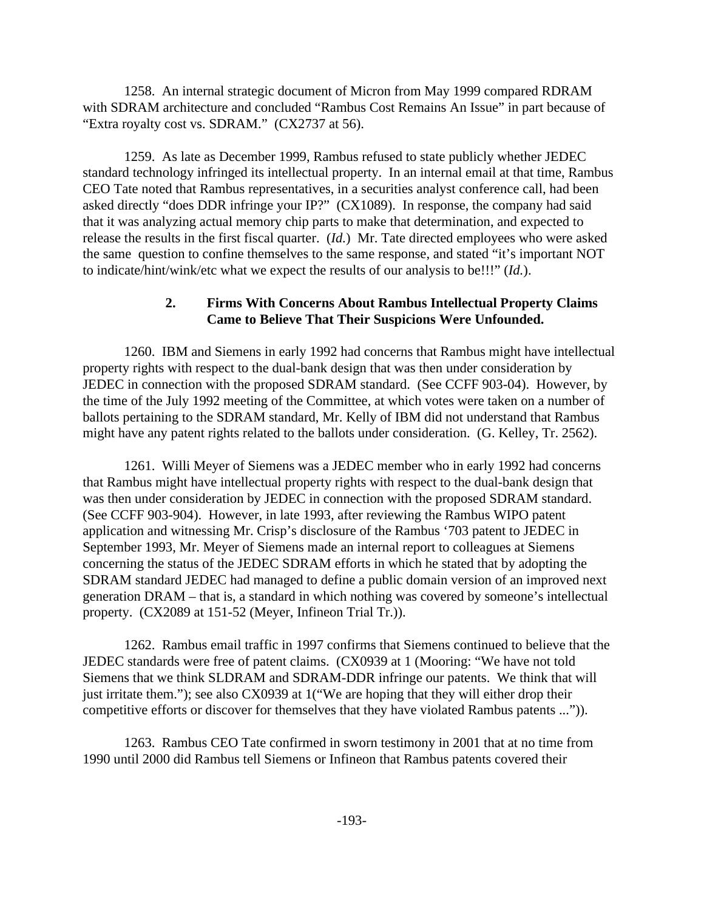1258. An internal strategic document of Micron from May 1999 compared RDRAM with SDRAM architecture and concluded "Rambus Cost Remains An Issue" in part because of "Extra royalty cost vs. SDRAM." (CX2737 at 56).

1259. As late as December 1999, Rambus refused to state publicly whether JEDEC standard technology infringed its intellectual property. In an internal email at that time, Rambus CEO Tate noted that Rambus representatives, in a securities analyst conference call, had been asked directly "does DDR infringe your IP?" (CX1089). In response, the company had said that it was analyzing actual memory chip parts to make that determination, and expected to release the results in the first fiscal quarter. (*Id.*) Mr. Tate directed employees who were asked the same question to confine themselves to the same response, and stated "it's important NOT to indicate/hint/wink/etc what we expect the results of our analysis to be!!!" (*Id.*).

### 2. Firms With Concerns About Rambus Intellectual Property Claims Came to Believe That Their Suspicions Were Unfounded.

1260. IBM and Siemens in early 1992 had concerns that Rambus might have intellectual property rights with respect to the dual-bank design that was then under consideration by JEDEC in connection with the proposed SDRAM standard. (See CCFF 903-04). However, by the time of the July 1992 meeting of the Committee, at which votes were taken on a number of ballots pertaining to the SDRAM standard, Mr. Kelly of IBM did not understand that Rambus might have any patent rights related to the ballots under consideration. (G. Kelley, Tr. 2562).

1261. Willi Meyer of Siemens was a JEDEC member who in early 1992 had concerns that Rambus might have intellectual property rights with respect to the dual-bank design that was then under consideration by JEDEC in connection with the proposed SDRAM standard. (See CCFF 903-904). However, in late 1993, after reviewing the Rambus WIPO patent application and witnessing Mr. Crisp's disclosure of the Rambus '703 patent to JEDEC in September 1993, Mr. Meyer of Siemens made an internal report to colleagues at Siemens concerning the status of the JEDEC SDRAM efforts in which he stated that by adopting the SDRAM standard JEDEC had managed to define a public domain version of an improved next generation DRAM – that is, a standard in which nothing was covered by someone's intellectual property. (CX2089 at 151-52 (Meyer, Infineon Trial Tr.)).

1262. Rambus email traffic in 1997 confirms that Siemens continued to believe that the JEDEC standards were free of patent claims. (CX0939 at 1 (Mooring: "We have not told Siemens that we think SLDRAM and SDRAM-DDR infringe our patents. We think that will just irritate them."); see also CX0939 at 1("We are hoping that they will either drop their competitive efforts or discover for themselves that they have violated Rambus patents ...")).

1263. Rambus CEO Tate confirmed in sworn testimony in 2001 that at no time from 1990 until 2000 did Rambus tell Siemens or Infineon that Rambus patents covered their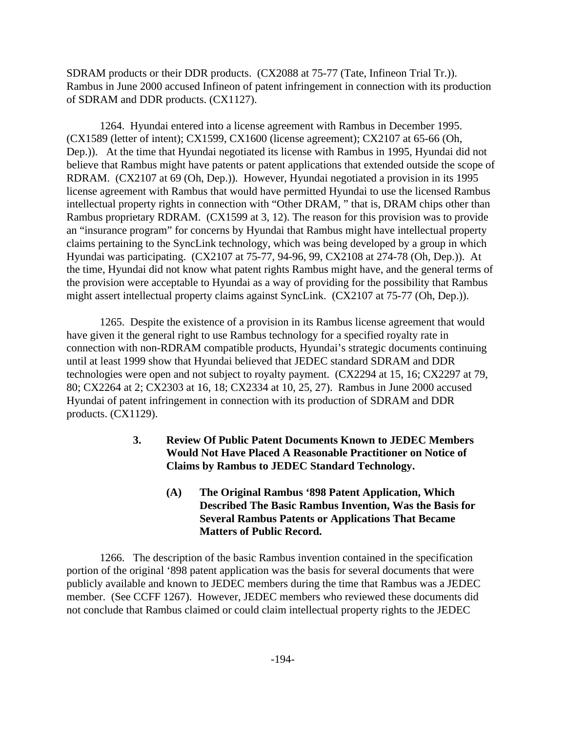SDRAM products or their DDR products. (CX2088 at 75-77 (Tate, Infineon Trial Tr.)). Rambus in June 2000 accused Infineon of patent infringement in connection with its production of SDRAM and DDR products. (CX1127).

1264. Hyundai entered into a license agreement with Rambus in December 1995. (CX1589 (letter of intent); CX1599, CX1600 (license agreement); CX2107 at 65-66 (Oh, Dep.)). At the time that Hyundai negotiated its license with Rambus in 1995, Hyundai did not believe that Rambus might have patents or patent applications that extended outside the scope of RDRAM. (CX2107 at 69 (Oh, Dep.)). However, Hyundai negotiated a provision in its 1995 license agreement with Rambus that would have permitted Hyundai to use the licensed Rambus intellectual property rights in connection with "Other DRAM, " that is, DRAM chips other than Rambus proprietary RDRAM. (CX1599 at 3, 12). The reason for this provision was to provide an "insurance program" for concerns by Hyundai that Rambus might have intellectual property claims pertaining to the SyncLink technology, which was being developed by a group in which Hyundai was participating. (CX2107 at 75-77, 94-96, 99, CX2108 at 274-78 (Oh, Dep.)). At the time, Hyundai did not know what patent rights Rambus might have, and the general terms of the provision were acceptable to Hyundai as a way of providing for the possibility that Rambus might assert intellectual property claims against SyncLink. (CX2107 at 75-77 (Oh, Dep.)).

1265. Despite the existence of a provision in its Rambus license agreement that would have given it the general right to use Rambus technology for a specified royalty rate in connection with non-RDRAM compatible products, Hyundai's strategic documents continuing until at least 1999 show that Hyundai believed that JEDEC standard SDRAM and DDR technologies were open and not subject to royalty payment. (CX2294 at 15, 16; CX2297 at 79, 80; CX2264 at 2; CX2303 at 16, 18; CX2334 at 10, 25, 27). Rambus in June 2000 accused Hyundai of patent infringement in connection with its production of SDRAM and DDR products. (CX1129).

### 3. Review Of Public Patent Documents Known to JEDEC Members Would Not Have Placed A Reasonable Practitioner on Notice of Claims by Rambus to JEDEC Standard Technology.

#### (A) The Original Rambus '898 Patent Application, Which Described The Basic Rambus Invention, Was the Basis for Several Rambus Patents or Applications That Became Matters of Public Record.

1266. The description of the basic Rambus invention contained in the specification portion of the original '898 patent application was the basis for several documents that were publicly available and known to JEDEC members during the time that Rambus was a JEDEC member. (See CCFF 1267). However, JEDEC members who reviewed these documents did not conclude that Rambus claimed or could claim intellectual property rights to the JEDEC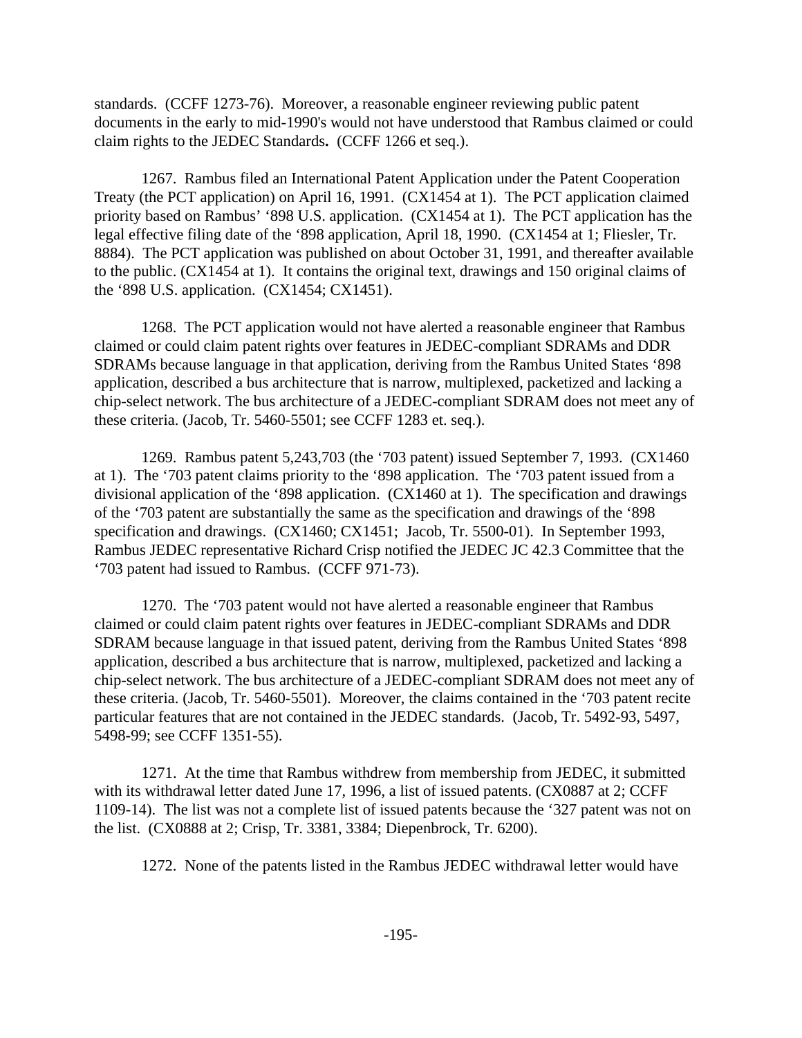standards. (CCFF 1273-76). Moreover, a reasonable engineer reviewing public patent documents in the early to mid-1990's would not have understood that Rambus claimed or could claim rights to the JEDEC Standards**.** (CCFF 1266 et seq.).

1267. Rambus filed an International Patent Application under the Patent Cooperation Treaty (the PCT application) on April 16, 1991. (CX1454 at 1). The PCT application claimed priority based on Rambus' '898 U.S. application. (CX1454 at 1). The PCT application has the legal effective filing date of the '898 application, April 18, 1990. (CX1454 at 1; Fliesler, Tr. 8884). The PCT application was published on about October 31, 1991, and thereafter available to the public. (CX1454 at 1). It contains the original text, drawings and 150 original claims of the '898 U.S. application. (CX1454; CX1451).

1268. The PCT application would not have alerted a reasonable engineer that Rambus claimed or could claim patent rights over features in JEDEC-compliant SDRAMs and DDR SDRAMs because language in that application, deriving from the Rambus United States '898 application, described a bus architecture that is narrow, multiplexed, packetized and lacking a chip-select network. The bus architecture of a JEDEC-compliant SDRAM does not meet any of these criteria. (Jacob, Tr. 5460-5501; see CCFF 1283 et. seq.).

1269. Rambus patent 5,243,703 (the '703 patent) issued September 7, 1993. (CX1460 at 1). The '703 patent claims priority to the '898 application. The '703 patent issued from a divisional application of the '898 application. (CX1460 at 1). The specification and drawings of the '703 patent are substantially the same as the specification and drawings of the '898 specification and drawings. (CX1460; CX1451; Jacob, Tr. 5500-01). In September 1993, Rambus JEDEC representative Richard Crisp notified the JEDEC JC 42.3 Committee that the '703 patent had issued to Rambus. (CCFF 971-73).

1270. The '703 patent would not have alerted a reasonable engineer that Rambus claimed or could claim patent rights over features in JEDEC-compliant SDRAMs and DDR SDRAM because language in that issued patent, deriving from the Rambus United States '898 application, described a bus architecture that is narrow, multiplexed, packetized and lacking a chip-select network. The bus architecture of a JEDEC-compliant SDRAM does not meet any of these criteria. (Jacob, Tr. 5460-5501). Moreover, the claims contained in the '703 patent recite particular features that are not contained in the JEDEC standards. (Jacob, Tr. 5492-93, 5497, 5498-99; see CCFF 1351-55).

1271. At the time that Rambus withdrew from membership from JEDEC, it submitted with its withdrawal letter dated June 17, 1996, a list of issued patents. (CX0887 at 2; CCFF 1109-14). The list was not a complete list of issued patents because the '327 patent was not on the list. (CX0888 at 2; Crisp, Tr. 3381, 3384; Diepenbrock, Tr. 6200).

1272. None of the patents listed in the Rambus JEDEC withdrawal letter would have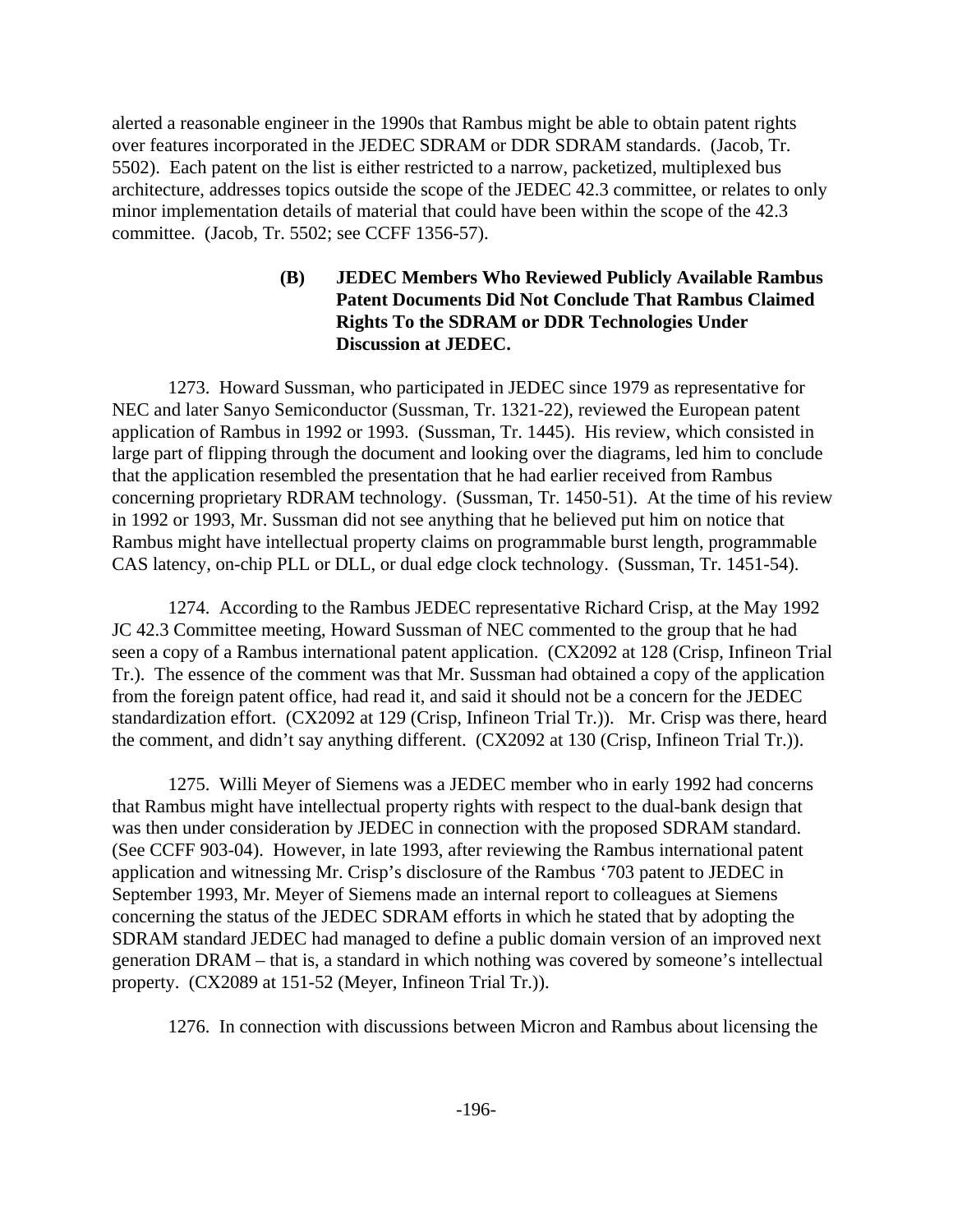alerted a reasonable engineer in the 1990s that Rambus might be able to obtain patent rights over features incorporated in the JEDEC SDRAM or DDR SDRAM standards. (Jacob, Tr. 5502). Each patent on the list is either restricted to a narrow, packetized, multiplexed bus architecture, addresses topics outside the scope of the JEDEC 42.3 committee, or relates to only minor implementation details of material that could have been within the scope of the 42.3 committee. (Jacob, Tr. 5502; see CCFF 1356-57).

**(B) JEDEC Members Who Reviewed Publicly Available Rambus Patent Documents Did Not Conclude That Rambus Claimed Rights To the SDRAM or DDR Technologies Under Discussion at JEDEC.**

1273. Howard Sussman, who participated in JEDEC since 1979 as representative for NEC and later Sanyo Semiconductor (Sussman, Tr. 1321-22), reviewed the European patent application of Rambus in 1992 or 1993. (Sussman, Tr. 1445). His review, which consisted in large part of flipping through the document and looking over the diagrams, led him to conclude that the application resembled the presentation that he had earlier received from Rambus concerning proprietary RDRAM technology. (Sussman, Tr. 1450-51). At the time of his review in 1992 or 1993, Mr. Sussman did not see anything that he believed put him on notice that Rambus might have intellectual property claims on programmable burst length, programmable CAS latency, on-chip PLL or DLL, or dual edge clock technology. (Sussman, Tr. 1451-54).

1274. According to the Rambus JEDEC representative Richard Crisp, at the May 1992 JC 42.3 Committee meeting, Howard Sussman of NEC commented to the group that he had seen a copy of a Rambus international patent application. (CX2092 at 128 (Crisp, Infineon Trial Tr.). The essence of the comment was that Mr. Sussman had obtained a copy of the application from the foreign patent office, had read it, and said it should not be a concern for the JEDEC standardization effort. (CX2092 at 129 (Crisp, Infineon Trial Tr.)). Mr. Crisp was there, heard the comment, and didn't say anything different. (CX2092 at 130 (Crisp, Infineon Trial Tr.)).

1275. Willi Meyer of Siemens was a JEDEC member who in early 1992 had concerns that Rambus might have intellectual property rights with respect to the dual-bank design that was then under consideration by JEDEC in connection with the proposed SDRAM standard. (See CCFF 903-04). However, in late 1993, after reviewing the Rambus international patent application and witnessing Mr. Crisp's disclosure of the Rambus '703 patent to JEDEC in September 1993, Mr. Meyer of Siemens made an internal report to colleagues at Siemens concerning the status of the JEDEC SDRAM efforts in which he stated that by adopting the SDRAM standard JEDEC had managed to define a public domain version of an improved next generation DRAM – that is, a standard in which nothing was covered by someone's intellectual property. (CX2089 at 151-52 (Meyer, Infineon Trial Tr.)).

1276. In connection with discussions between Micron and Rambus about licensing the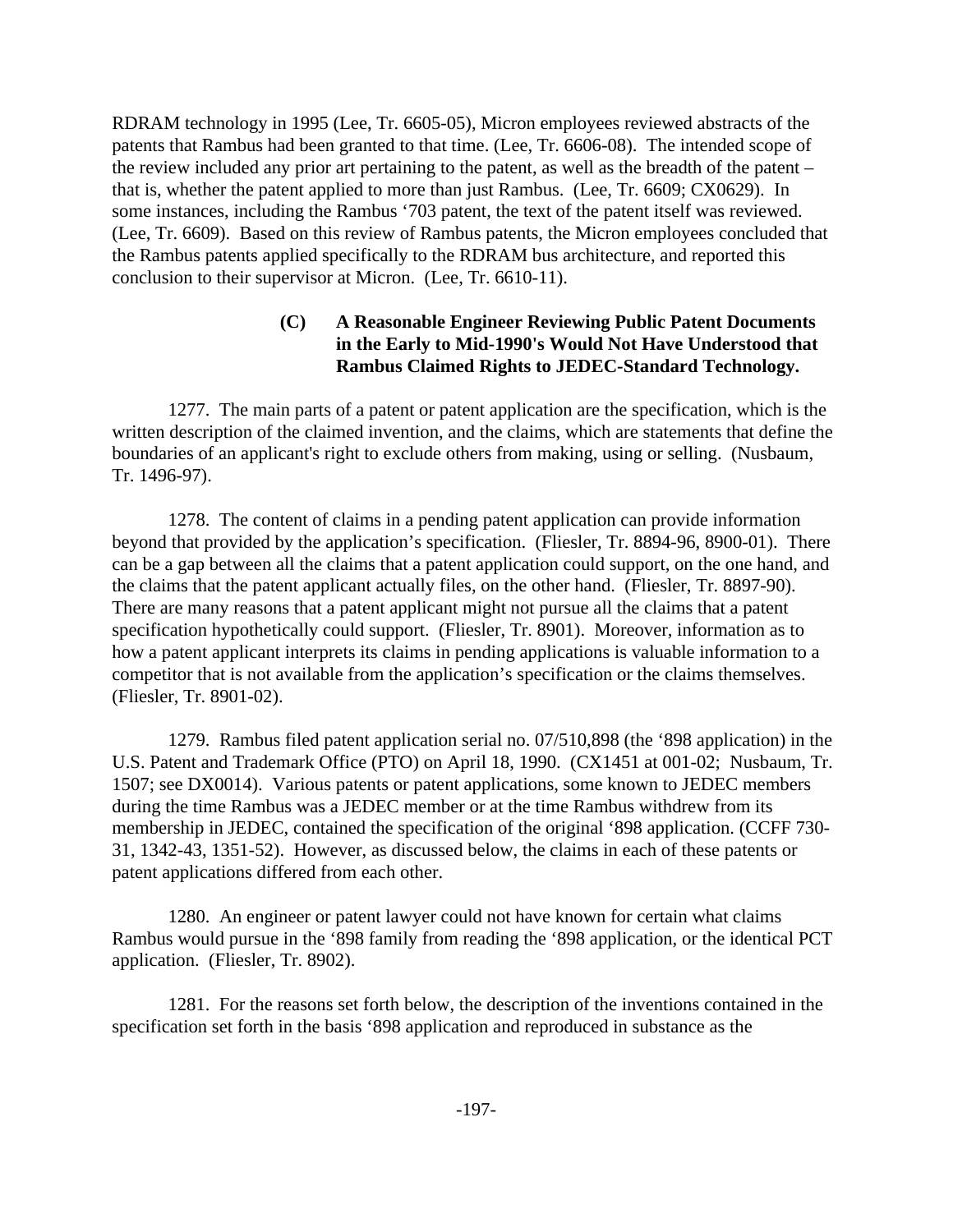RDRAM technology in 1995 (Lee, Tr. 6605-05), Micron employees reviewed abstracts of the patents that Rambus had been granted to that time. (Lee, Tr. 6606-08). The intended scope of the review included any prior art pertaining to the patent, as well as the breadth of the patent – that is, whether the patent applied to more than just Rambus. (Lee, Tr. 6609; CX0629). In some instances, including the Rambus '703 patent, the text of the patent itself was reviewed. (Lee, Tr. 6609). Based on this review of Rambus patents, the Micron employees concluded that the Rambus patents applied specifically to the RDRAM bus architecture, and reported this conclusion to their supervisor at Micron. (Lee, Tr. 6610-11).

#### (C) A Reasonable Engineer Reviewing Public Patent Documents in the Early to Mid-1990's Would Not Have Understood that Rambus Claimed Rights to JEDEC-Standard Technology.

1277. The main parts of a patent or patent application are the specification, which is the written description of the claimed invention, and the claims, which are statements that define the boundaries of an applicant's right to exclude others from making, using or selling. (Nusbaum, Tr. 1496-97).

1278. The content of claims in a pending patent application can provide information beyond that provided by the application's specification. (Fliesler, Tr. 8894-96, 8900-01). There can be a gap between all the claims that a patent application could support, on the one hand, and the claims that the patent applicant actually files, on the other hand. (Fliesler, Tr. 8897-90). There are many reasons that a patent applicant might not pursue all the claims that a patent specification hypothetically could support. (Fliesler, Tr. 8901). Moreover, information as to how a patent applicant interprets its claims in pending applications is valuable information to a competitor that is not available from the application's specification or the claims themselves. (Fliesler, Tr. 8901-02).

1279. Rambus filed patent application serial no. 07/510,898 (the '898 application) in the U.S. Patent and Trademark Office (PTO) on April 18, 1990. (CX1451 at 001-02; Nusbaum, Tr. 1507; see DX0014). Various patents or patent applications, some known to JEDEC members during the time Rambus was a JEDEC member or at the time Rambus withdrew from its membership in JEDEC, contained the specification of the original '898 application. (CCFF 730-31, 1342-43, 1351-52). However, as discussed below, the claims in each of these patents or patent applications differed from each other.

1280. An engineer or patent lawyer could not have known for certain what claims Rambus would pursue in the '898 family from reading the '898 application, or the identical PCT application. (Fliesler, Tr. 8902).

1281. For the reasons set forth below, the description of the inventions contained in the specification set forth in the basis '898 application and reproduced in substance as the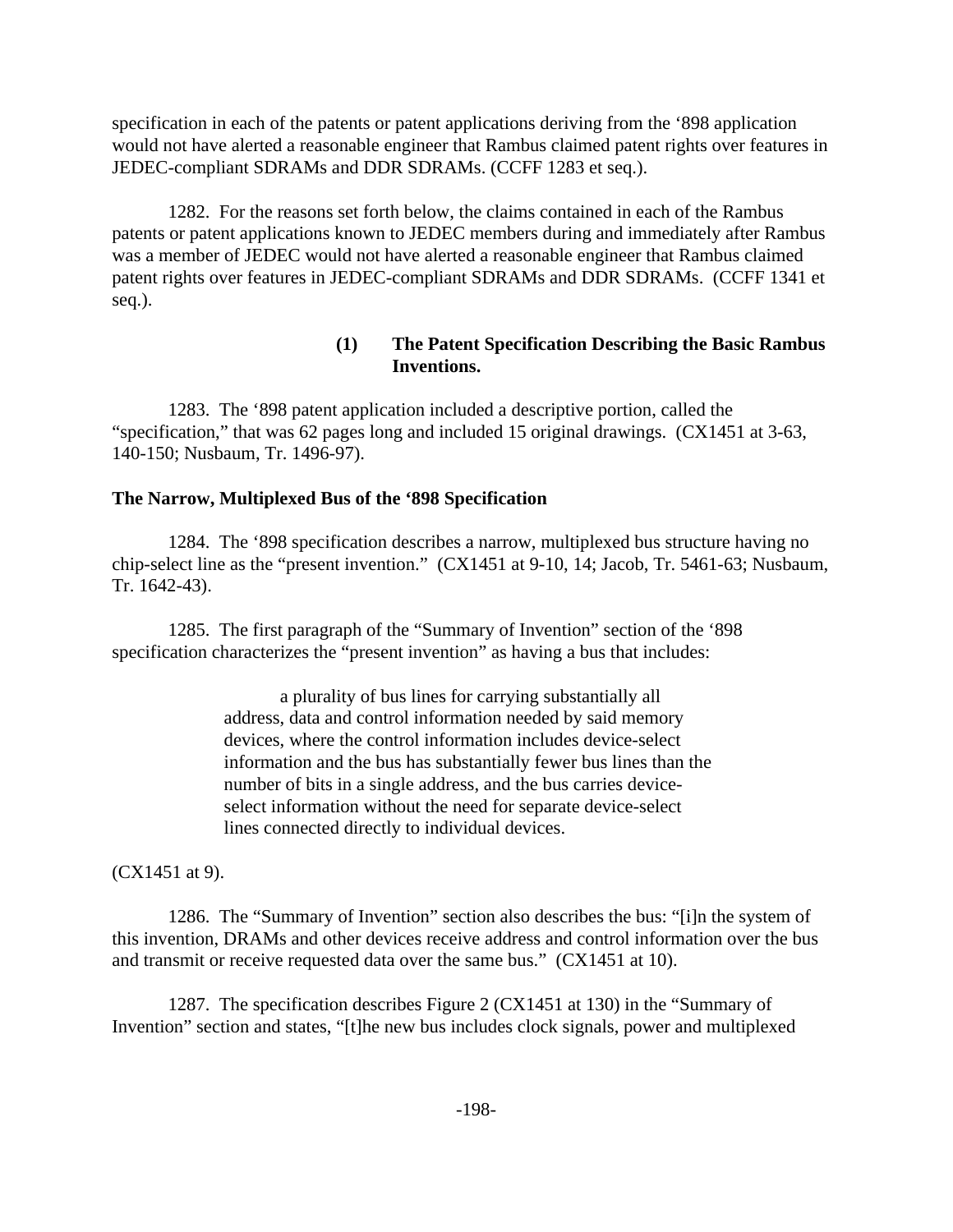specification in each of the patents or patent applications deriving from the '898 application would not have alerted a reasonable engineer that Rambus claimed patent rights over features in JEDEC-compliant SDRAMs and DDR SDRAMs. (CCFF 1283 et seq.).

1282. For the reasons set forth below, the claims contained in each of the Rambus patents or patent applications known to JEDEC members during and immediately after Rambus was a member of JEDEC would not have alerted a reasonable engineer that Rambus claimed patent rights over features in JEDEC-compliant SDRAMs and DDR SDRAMs. (CCFF 1341 et seq.).

#### (1) The Patent Specification Describing the Basic Rambus Inventions.

1283. The '898 patent application included a descriptive portion, called the "specification," that was 62 pages long and included 15 original drawings. (CX1451 at 3-63, 140-150; Nusbaum, Tr. 1496-97).

**The Narrow, Multiplexed Bus of the '898 Specification**

1284. The '898 specification describes a narrow, multiplexed bus structure having no chip-select line as the "present invention." (CX1451 at 9-10, 14; Jacob, Tr. 5461-63; Nusbaum, Tr. 1642-43).

1285. The first paragraph of the "Summary of Invention" section of the '898 specification characterizes the "present invention" as having a bus that includes:

> a plurality of bus lines for carrying substantially all address, data and control information needed by said memory devices, where the control information includes device-select information and the bus has substantially fewer bus lines than the number of bits in a single address, and the bus carries device-select information without the need for separate device-select lines connected directly to individual devices.

(CX1451 at 9).

1286. The "Summary of Invention" section also describes the bus: "[i]n the system of this invention, DRAMs and other devices receive address and control information over the bus and transmit or receive requested data over the same bus." (CX1451 at 10).

1287. The specification describes Figure 2 (CX1451 at 130) in the "Summary of Invention" section and states, "[t]he new bus includes clock signals, power and multiplexed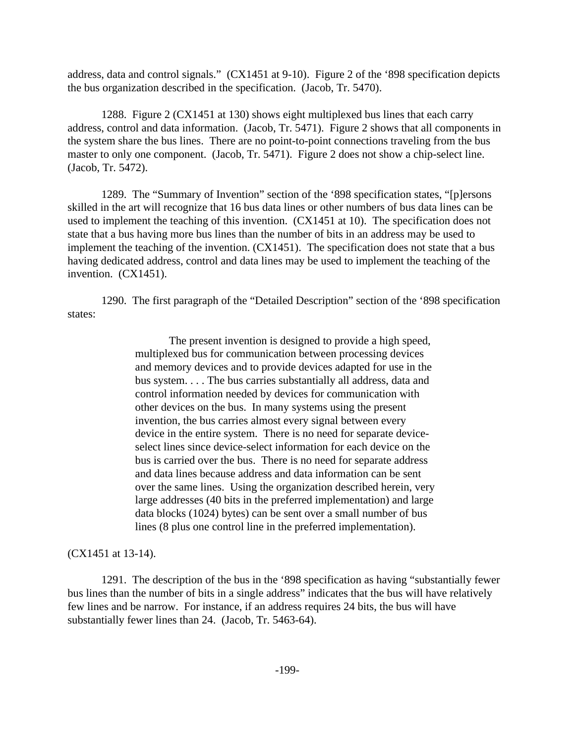address, data and control signals." (CX1451 at 9-10). Figure 2 of the '898 specification depicts the bus organization described in the specification. (Jacob, Tr. 5470).

1288. Figure 2 (CX1451 at 130) shows eight multiplexed bus lines that each carry address, control and data information. (Jacob, Tr. 5471). Figure 2 shows that all components in the system share the bus lines. There are no point-to-point connections traveling from the bus master to only one component. (Jacob, Tr. 5471). Figure 2 does not show a chip-select line. (Jacob, Tr. 5472).

1289. The "Summary of Invention" section of the '898 specification states, "[p]ersons skilled in the art will recognize that 16 bus data lines or other numbers of bus data lines can be used to implement the teaching of this invention. (CX1451 at 10). The specification does not state that a bus having more bus lines than the number of bits in an address may be used to implement the teaching of the invention. (CX1451). The specification does not state that a bus having dedicated address, control and data lines may be used to implement the teaching of the invention. (CX1451).

1290. The first paragraph of the "Detailed Description" section of the '898 specification states:

> The present invention is designed to provide a high speed, multiplexed bus for communication between processing devices and memory devices and to provide devices adapted for use in the bus system. . . . The bus carries substantially all address, data and control information needed by devices for communication with other devices on the bus. In many systems using the present invention, the bus carries almost every signal between every device in the entire system. There is no need for separate device-select lines since device-select information for each device on the bus is carried over the bus. There is no need for separate address and data lines because address and data information can be sent over the same lines. Using the organization described herein, very large addresses (40 bits in the preferred implementation) and large data blocks (1024) bytes) can be sent over a small number of bus lines (8 plus one control line in the preferred implementation).

(CX1451 at 13-14).

1291. The description of the bus in the '898 specification as having "substantially fewer bus lines than the number of bits in a single address" indicates that the bus will have relatively few lines and be narrow. For instance, if an address requires 24 bits, the bus will have substantially fewer lines than 24. (Jacob, Tr. 5463-64).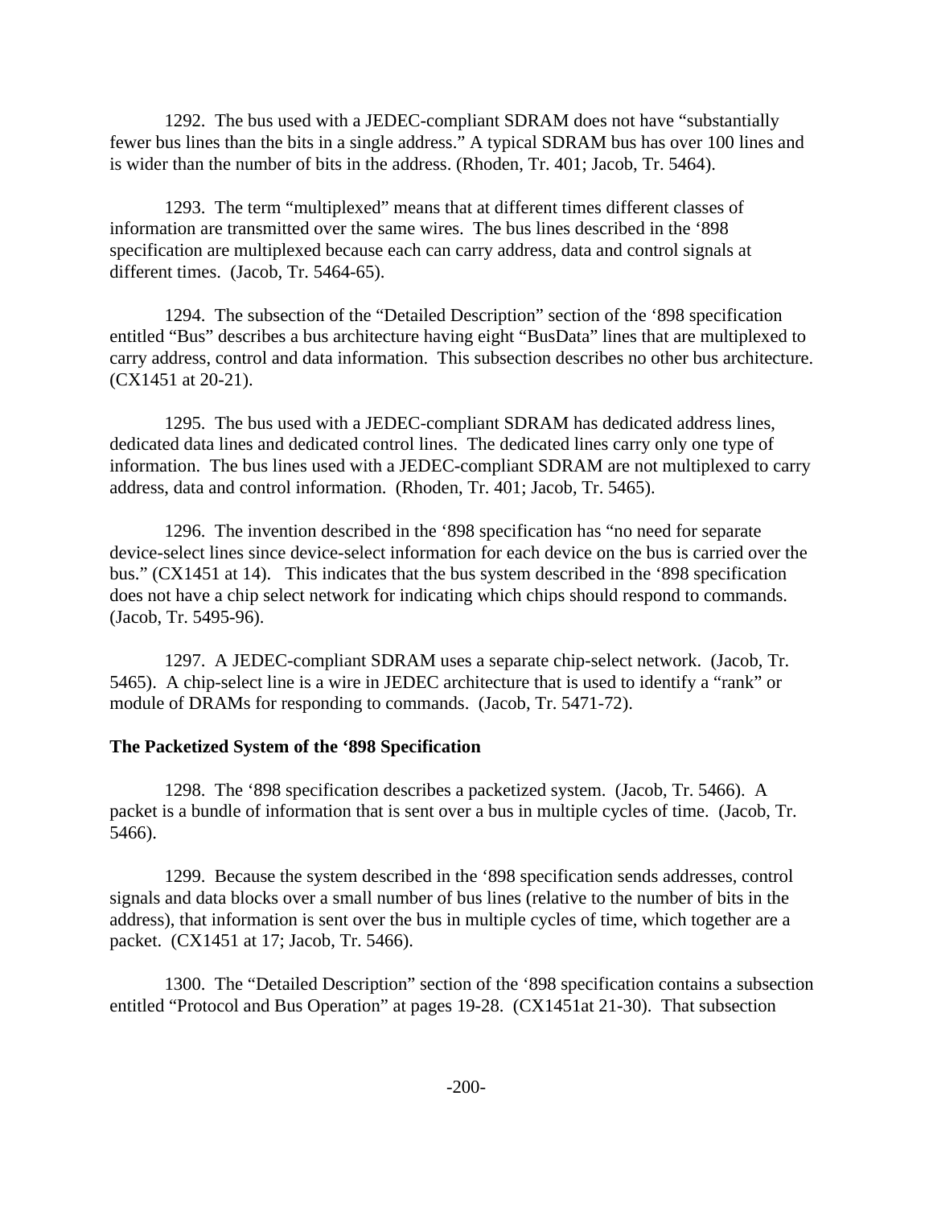1292. The bus used with a JEDEC-compliant SDRAM does not have "substantially fewer bus lines than the bits in a single address." A typical SDRAM bus has over 100 lines and is wider than the number of bits in the address. (Rhoden, Tr. 401; Jacob, Tr. 5464).

1293. The term "multiplexed" means that at different times different classes of information are transmitted over the same wires. The bus lines described in the '898 specification are multiplexed because each can carry address, data and control signals at different times. (Jacob, Tr. 5464-65).

1294. The subsection of the "Detailed Description" section of the '898 specification entitled "Bus" describes a bus architecture having eight "BusData" lines that are multiplexed to carry address, control and data information. This subsection describes no other bus architecture. (CX1451 at 20-21).

1295. The bus used with a JEDEC-compliant SDRAM has dedicated address lines, dedicated data lines and dedicated control lines. The dedicated lines carry only one type of information. The bus lines used with a JEDEC-compliant SDRAM are not multiplexed to carry address, data and control information. (Rhoden, Tr. 401; Jacob, Tr. 5465).

1296. The invention described in the '898 specification has "no need for separate device-select lines since device-select information for each device on the bus is carried over the bus." (CX1451 at 14). This indicates that the bus system described in the '898 specification does not have a chip select network for indicating which chips should respond to commands. (Jacob, Tr. 5495-96).

1297. A JEDEC-compliant SDRAM uses a separate chip-select network. (Jacob, Tr. 5465). A chip-select line is a wire in JEDEC architecture that is used to identify a "rank" or module of DRAMs for responding to commands. (Jacob, Tr. 5471-72).

**The Packetized System of the '898 Specification**

1298. The '898 specification describes a packetized system. (Jacob, Tr. 5466). A packet is a bundle of information that is sent over a bus in multiple cycles of time. (Jacob, Tr. 5466).

1299. Because the system described in the '898 specification sends addresses, control signals and data blocks over a small number of bus lines (relative to the number of bits in the address), that information is sent over the bus in multiple cycles of time, which together are a packet. (CX1451 at 17; Jacob, Tr. 5466).

1300. The "Detailed Description" section of the '898 specification contains a subsection entitled "Protocol and Bus Operation" at pages 19-28. (CX1451at 21-30). That subsection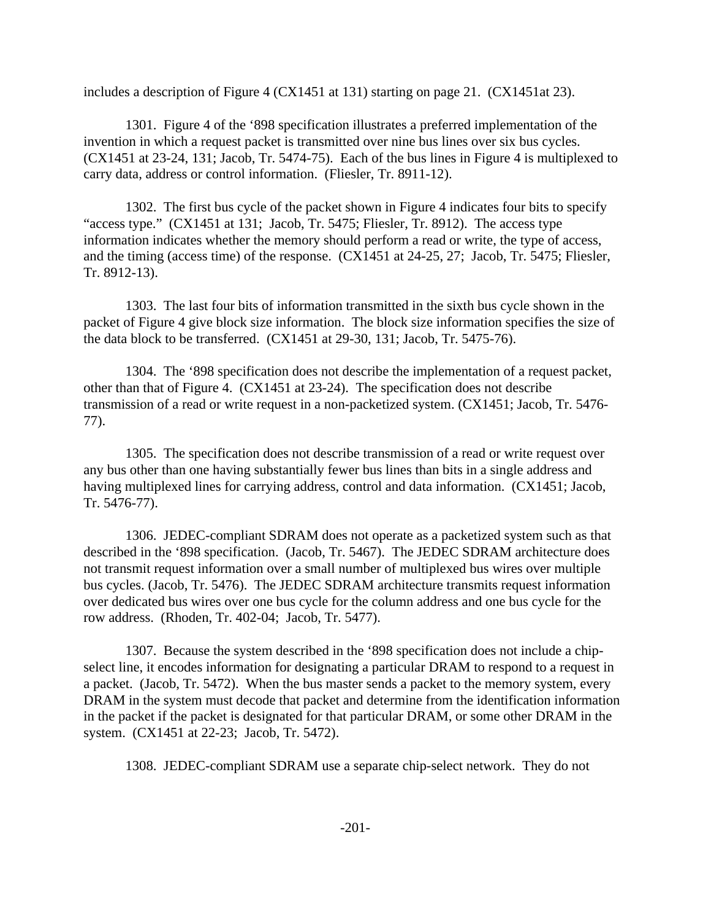includes a description of Figure 4 (CX1451 at 131) starting on page 21. (CX1451at 23).

1301. Figure 4 of the ‘898 specification illustrates a preferred implementation of the invention in which a request packet is transmitted over nine bus lines over six bus cycles. (CX1451 at 23-24, 131; Jacob, Tr. 5474-75). Each of the bus lines in Figure 4 is multiplexed to carry data, address or control information. (Fliesler, Tr. 8911-12).

1302. The first bus cycle of the packet shown in Figure 4 indicates four bits to specify “access type.” (CX1451 at 131; Jacob, Tr. 5475; Fliesler, Tr. 8912). The access type information indicates whether the memory should perform a read or write, the type of access, and the timing (access time) of the response. (CX1451 at 24-25, 27; Jacob, Tr. 5475; Fliesler, Tr. 8912-13).

1303. The last four bits of information transmitted in the sixth bus cycle shown in the packet of Figure 4 give block size information. The block size information specifies the size of the data block to be transferred. (CX1451 at 29-30, 131; Jacob, Tr. 5475-76).

1304. The ‘898 specification does not describe the implementation of a request packet, other than that of Figure 4. (CX1451 at 23-24). The specification does not describe transmission of a read or write request in a non-packetized system. (CX1451; Jacob, Tr. 5476-77).

1305. The specification does not describe transmission of a read or write request over any bus other than one having substantially fewer bus lines than bits in a single address and having multiplexed lines for carrying address, control and data information. (CX1451; Jacob, Tr. 5476-77).

1306. JEDEC-compliant SDRAM does not operate as a packetized system such as that described in the ‘898 specification. (Jacob, Tr. 5467). The JEDEC SDRAM architecture does not transmit request information over a small number of multiplexed bus wires over multiple bus cycles. (Jacob, Tr. 5476). The JEDEC SDRAM architecture transmits request information over dedicated bus wires over one bus cycle for the column address and one bus cycle for the row address. (Rhoden, Tr. 402-04; Jacob, Tr. 5477).

1307. Because the system described in the ‘898 specification does not include a chip-select line, it encodes information for designating a particular DRAM to respond to a request in a packet. (Jacob, Tr. 5472). When the bus master sends a packet to the memory system, every DRAM in the system must decode that packet and determine from the identification information in the packet if the packet is designated for that particular DRAM, or some other DRAM in the system. (CX1451 at 22-23; Jacob, Tr. 5472).

1308. JEDEC-compliant SDRAM use a separate chip-select network. They do not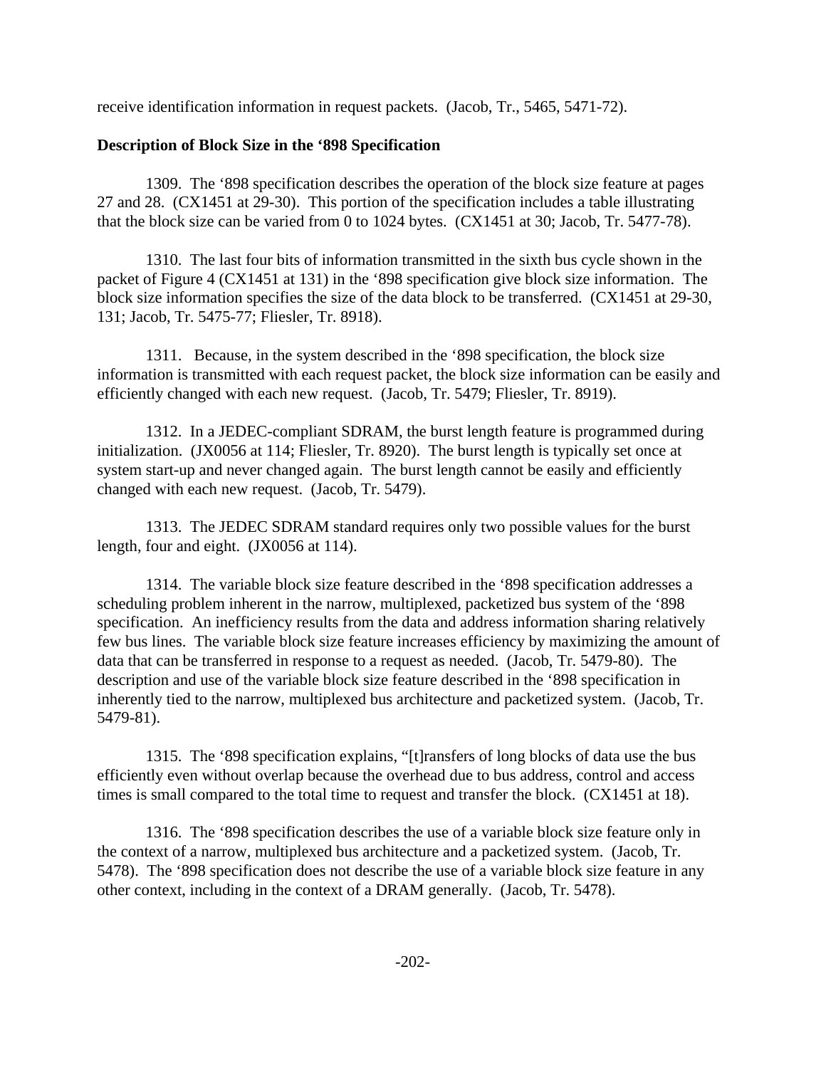receive identification information in request packets. (Jacob, Tr., 5465, 5471-72).

**Description of Block Size in the '898 Specification**

1309. The '898 specification describes the operation of the block size feature at pages 27 and 28. (CX1451 at 29-30). This portion of the specification includes a table illustrating that the block size can be varied from 0 to 1024 bytes. (CX1451 at 30; Jacob, Tr. 5477-78).

1310. The last four bits of information transmitted in the sixth bus cycle shown in the packet of Figure 4 (CX1451 at 131) in the '898 specification give block size information. The block size information specifies the size of the data block to be transferred. (CX1451 at 29-30, 131; Jacob, Tr. 5475-77; Fliesler, Tr. 8918).

1311. Because, in the system described in the '898 specification, the block size information is transmitted with each request packet, the block size information can be easily and efficiently changed with each new request. (Jacob, Tr. 5479; Fliesler, Tr. 8919).

1312. In a JEDEC-compliant SDRAM, the burst length feature is programmed during initialization. (JX0056 at 114; Fliesler, Tr. 8920). The burst length is typically set once at system start-up and never changed again. The burst length cannot be easily and efficiently changed with each new request. (Jacob, Tr. 5479).

1313. The JEDEC SDRAM standard requires only two possible values for the burst length, four and eight. (JX0056 at 114).

1314. The variable block size feature described in the '898 specification addresses a scheduling problem inherent in the narrow, multiplexed, packetized bus system of the '898 specification. An inefficiency results from the data and address information sharing relatively few bus lines. The variable block size feature increases efficiency by maximizing the amount of data that can be transferred in response to a request as needed. (Jacob, Tr. 5479-80). The description and use of the variable block size feature described in the '898 specification in inherently tied to the narrow, multiplexed bus architecture and packetized system. (Jacob, Tr. 5479-81).

1315. The '898 specification explains, "[t]ransfers of long blocks of data use the bus efficiently even without overlap because the overhead due to bus address, control and access times is small compared to the total time to request and transfer the block. (CX1451 at 18).

1316. The '898 specification describes the use of a variable block size feature only in the context of a narrow, multiplexed bus architecture and a packetized system. (Jacob, Tr. 5478). The '898 specification does not describe the use of a variable block size feature in any other context, including in the context of a DRAM generally. (Jacob, Tr. 5478).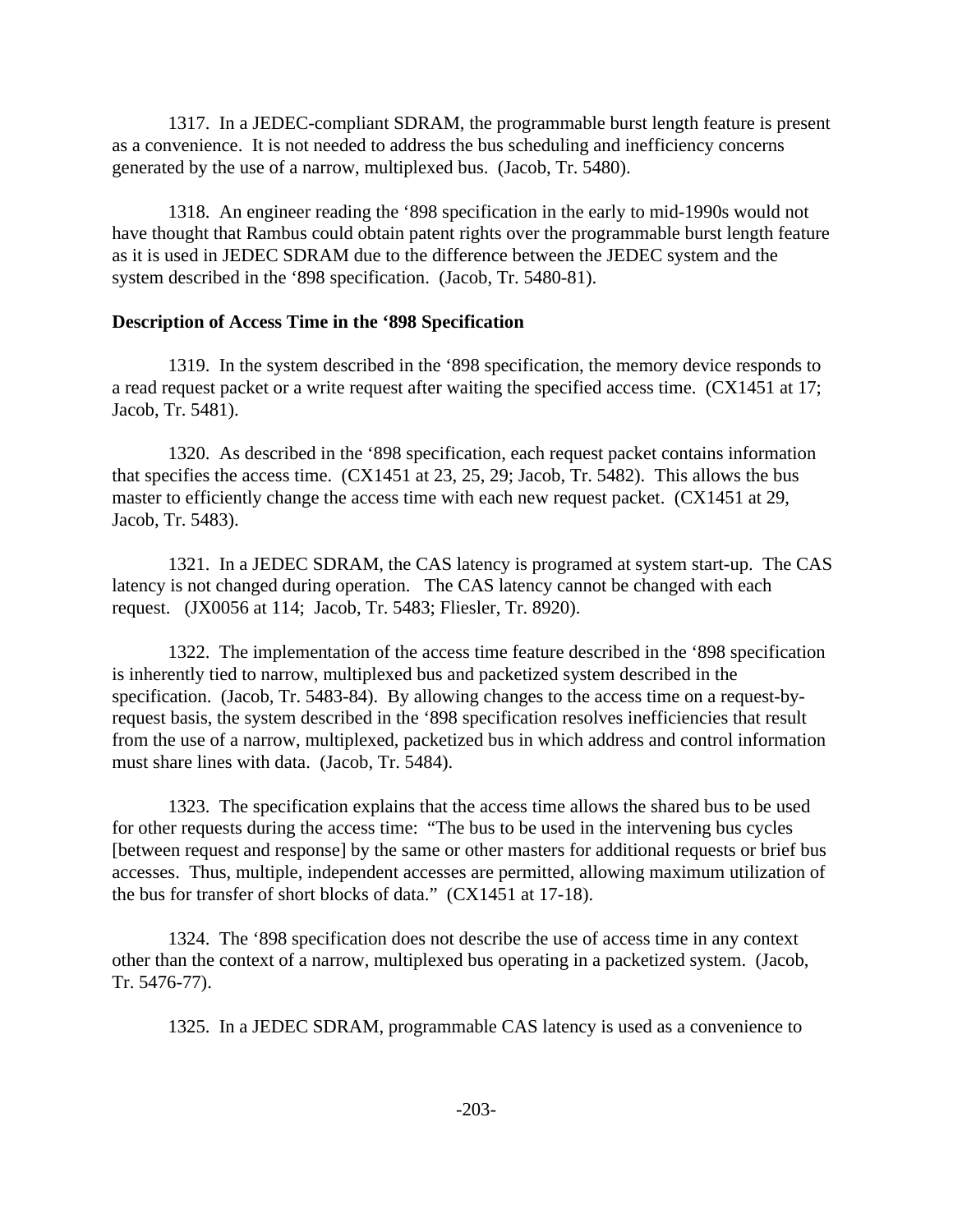1317. In a JEDEC-compliant SDRAM, the programmable burst length feature is present as a convenience. It is not needed to address the bus scheduling and inefficiency concerns generated by the use of a narrow, multiplexed bus. (Jacob, Tr. 5480).

1318. An engineer reading the '898 specification in the early to mid-1990s would not have thought that Rambus could obtain patent rights over the programmable burst length feature as it is used in JEDEC SDRAM due to the difference between the JEDEC system and the system described in the '898 specification. (Jacob, Tr. 5480-81).

**Description of Access Time in the '898 Specification**

1319. In the system described in the '898 specification, the memory device responds to a read request packet or a write request after waiting the specified access time. (CX1451 at 17; Jacob, Tr. 5481).

1320. As described in the '898 specification, each request packet contains information that specifies the access time. (CX1451 at 23, 25, 29; Jacob, Tr. 5482). This allows the bus master to efficiently change the access time with each new request packet. (CX1451 at 29, Jacob, Tr. 5483).

1321. In a JEDEC SDRAM, the CAS latency is programed at system start-up. The CAS latency is not changed during operation. The CAS latency cannot be changed with each request. (JX0056 at 114; Jacob, Tr. 5483; Fliesler, Tr. 8920).

1322. The implementation of the access time feature described in the '898 specification is inherently tied to narrow, multiplexed bus and packetized system described in the specification. (Jacob, Tr. 5483-84). By allowing changes to the access time on a request-by-request basis, the system described in the '898 specification resolves inefficiencies that result from the use of a narrow, multiplexed, packetized bus in which address and control information must share lines with data. (Jacob, Tr. 5484).

1323. The specification explains that the access time allows the shared bus to be used for other requests during the access time: "The bus to be used in the intervening bus cycles [between request and response] by the same or other masters for additional requests or brief bus accesses. Thus, multiple, independent accesses are permitted, allowing maximum utilization of the bus for transfer of short blocks of data." (CX1451 at 17-18).

1324. The '898 specification does not describe the use of access time in any context other than the context of a narrow, multiplexed bus operating in a packetized system. (Jacob, Tr. 5476-77).

1325. In a JEDEC SDRAM, programmable CAS latency is used as a convenience to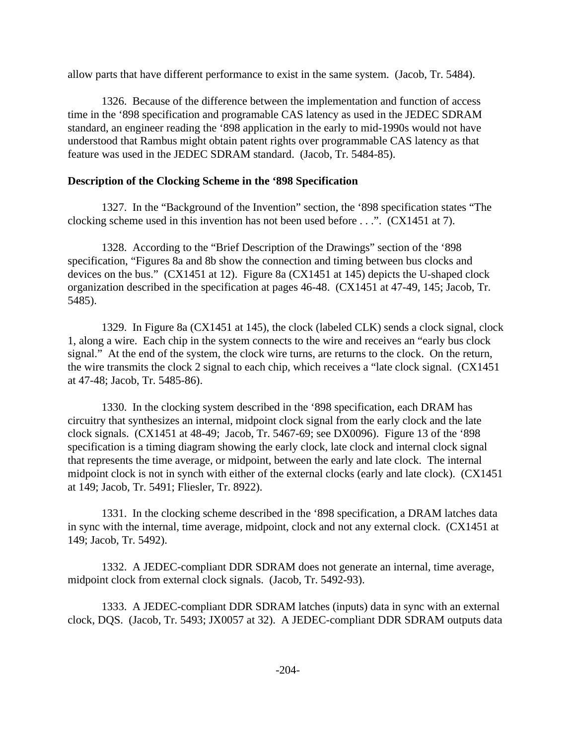allow parts that have different performance to exist in the same system. (Jacob, Tr. 5484).

1326. Because of the difference between the implementation and function of access time in the ‘898 specification and programable CAS latency as used in the JEDEC SDRAM standard, an engineer reading the ‘898 application in the early to mid-1990s would not have understood that Rambus might obtain patent rights over programmable CAS latency as that feature was used in the JEDEC SDRAM standard. (Jacob, Tr. 5484-85).

**Description of the Clocking Scheme in the ‘898 Specification**

1327. In the “Background of the Invention” section, the ‘898 specification states “The clocking scheme used in this invention has not been used before . . .”. (CX1451 at 7).

1328. According to the “Brief Description of the Drawings” section of the ‘898 specification, “Figures 8a and 8b show the connection and timing between bus clocks and devices on the bus.” (CX1451 at 12). Figure 8a (CX1451 at 145) depicts the U-shaped clock organization described in the specification at pages 46-48. (CX1451 at 47-49, 145; Jacob, Tr. 5485).

1329. In Figure 8a (CX1451 at 145), the clock (labeled CLK) sends a clock signal, clock 1, along a wire. Each chip in the system connects to the wire and receives an “early bus clock signal.” At the end of the system, the clock wire turns, are returns to the clock. On the return, the wire transmits the clock 2 signal to each chip, which receives a “late clock signal. (CX1451 at 47-48; Jacob, Tr. 5485-86).

1330. In the clocking system described in the ‘898 specification, each DRAM has circuitry that synthesizes an internal, midpoint clock signal from the early clock and the late clock signals. (CX1451 at 48-49; Jacob, Tr. 5467-69; see DX0096). Figure 13 of the ‘898 specification is a timing diagram showing the early clock, late clock and internal clock signal that represents the time average, or midpoint, between the early and late clock. The internal midpoint clock is not in synch with either of the external clocks (early and late clock). (CX1451 at 149; Jacob, Tr. 5491; Fliesler, Tr. 8922).

1331. In the clocking scheme described in the ‘898 specification, a DRAM latches data in sync with the internal, time average, midpoint, clock and not any external clock. (CX1451 at 149; Jacob, Tr. 5492).

1332. A JEDEC-compliant DDR SDRAM does not generate an internal, time average, midpoint clock from external clock signals. (Jacob, Tr. 5492-93).

1333. A JEDEC-compliant DDR SDRAM latches (inputs) data in sync with an external clock, DQS. (Jacob, Tr. 5493; JX0057 at 32). A JEDEC-compliant DDR SDRAM outputs data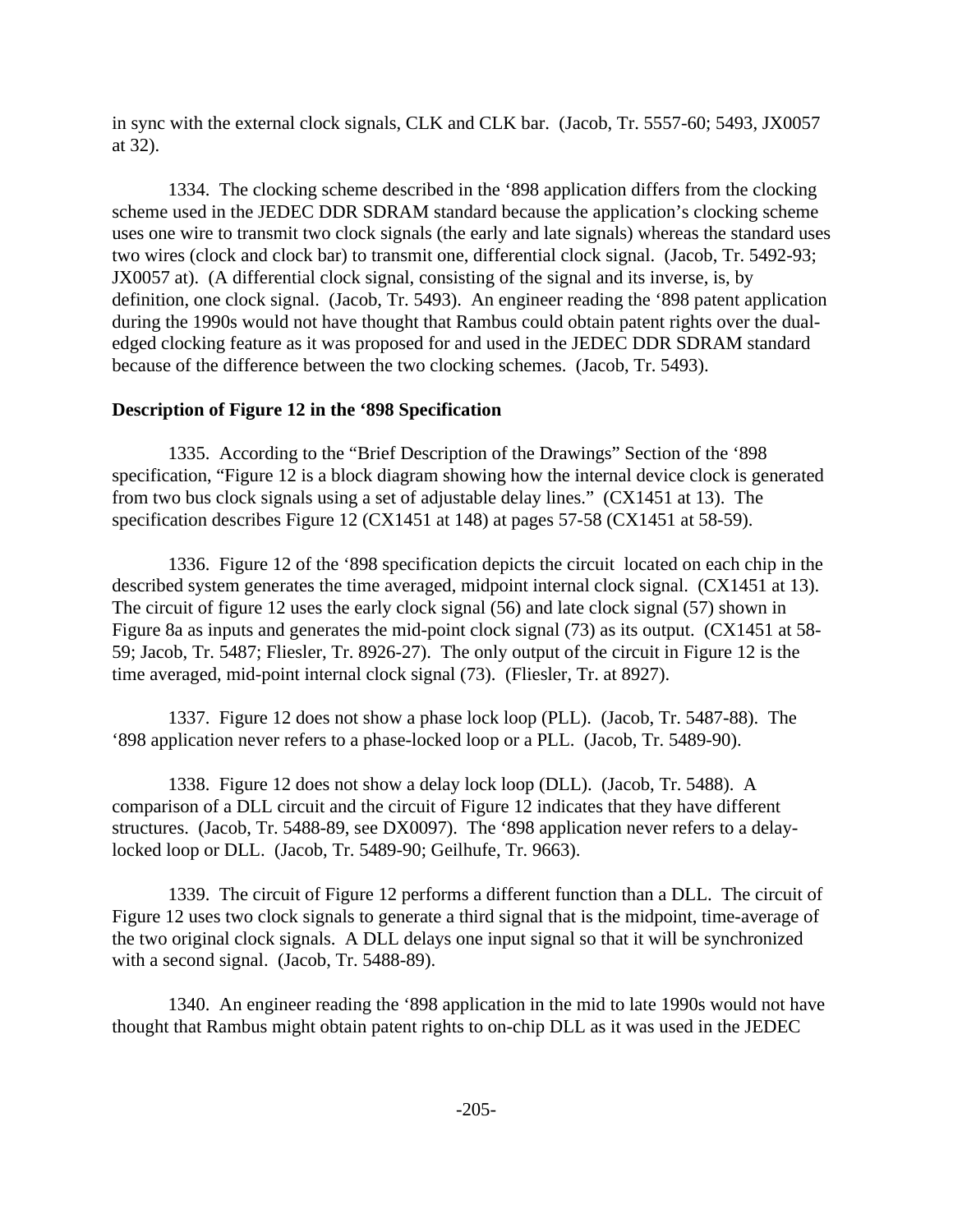in sync with the external clock signals, CLK and CLK bar. (Jacob, Tr. 5557-60; 5493, JX0057 at 32).

1334. The clocking scheme described in the '898 application differs from the clocking scheme used in the JEDEC DDR SDRAM standard because the application's clocking scheme uses one wire to transmit two clock signals (the early and late signals) whereas the standard uses two wires (clock and clock bar) to transmit one, differential clock signal. (Jacob, Tr. 5492-93; JX0057 at). (A differential clock signal, consisting of the signal and its inverse, is, by definition, one clock signal. (Jacob, Tr. 5493). An engineer reading the '898 patent application during the 1990s would not have thought that Rambus could obtain patent rights over the dual-edged clocking feature as it was proposed for and used in the JEDEC DDR SDRAM standard because of the difference between the two clocking schemes. (Jacob, Tr. 5493).

**Description of Figure 12 in the '898 Specification**

1335. According to the "Brief Description of the Drawings" Section of the '898 specification, "Figure 12 is a block diagram showing how the internal device clock is generated from two bus clock signals using a set of adjustable delay lines." (CX1451 at 13). The specification describes Figure 12 (CX1451 at 148) at pages 57-58 (CX1451 at 58-59).

1336. Figure 12 of the '898 specification depicts the circuit located on each chip in the described system generates the time averaged, midpoint internal clock signal. (CX1451 at 13). The circuit of figure 12 uses the early clock signal (56) and late clock signal (57) shown in Figure 8a as inputs and generates the mid-point clock signal (73) as its output. (CX1451 at 58-59; Jacob, Tr. 5487; Fliesler, Tr. 8926-27). The only output of the circuit in Figure 12 is the time averaged, mid-point internal clock signal (73). (Fliesler, Tr. at 8927).

1337. Figure 12 does not show a phase lock loop (PLL). (Jacob, Tr. 5487-88). The '898 application never refers to a phase-locked loop or a PLL. (Jacob, Tr. 5489-90).

1338. Figure 12 does not show a delay lock loop (DLL). (Jacob, Tr. 5488). A comparison of a DLL circuit and the circuit of Figure 12 indicates that they have different structures. (Jacob, Tr. 5488-89, see DX0097). The '898 application never refers to a delay-locked loop or DLL. (Jacob, Tr. 5489-90; Geilhufe, Tr. 9663).

1339. The circuit of Figure 12 performs a different function than a DLL. The circuit of Figure 12 uses two clock signals to generate a third signal that is the midpoint, time-average of the two original clock signals. A DLL delays one input signal so that it will be synchronized with a second signal. (Jacob, Tr. 5488-89).

1340. An engineer reading the '898 application in the mid to late 1990s would not have thought that Rambus might obtain patent rights to on-chip DLL as it was used in the JEDEC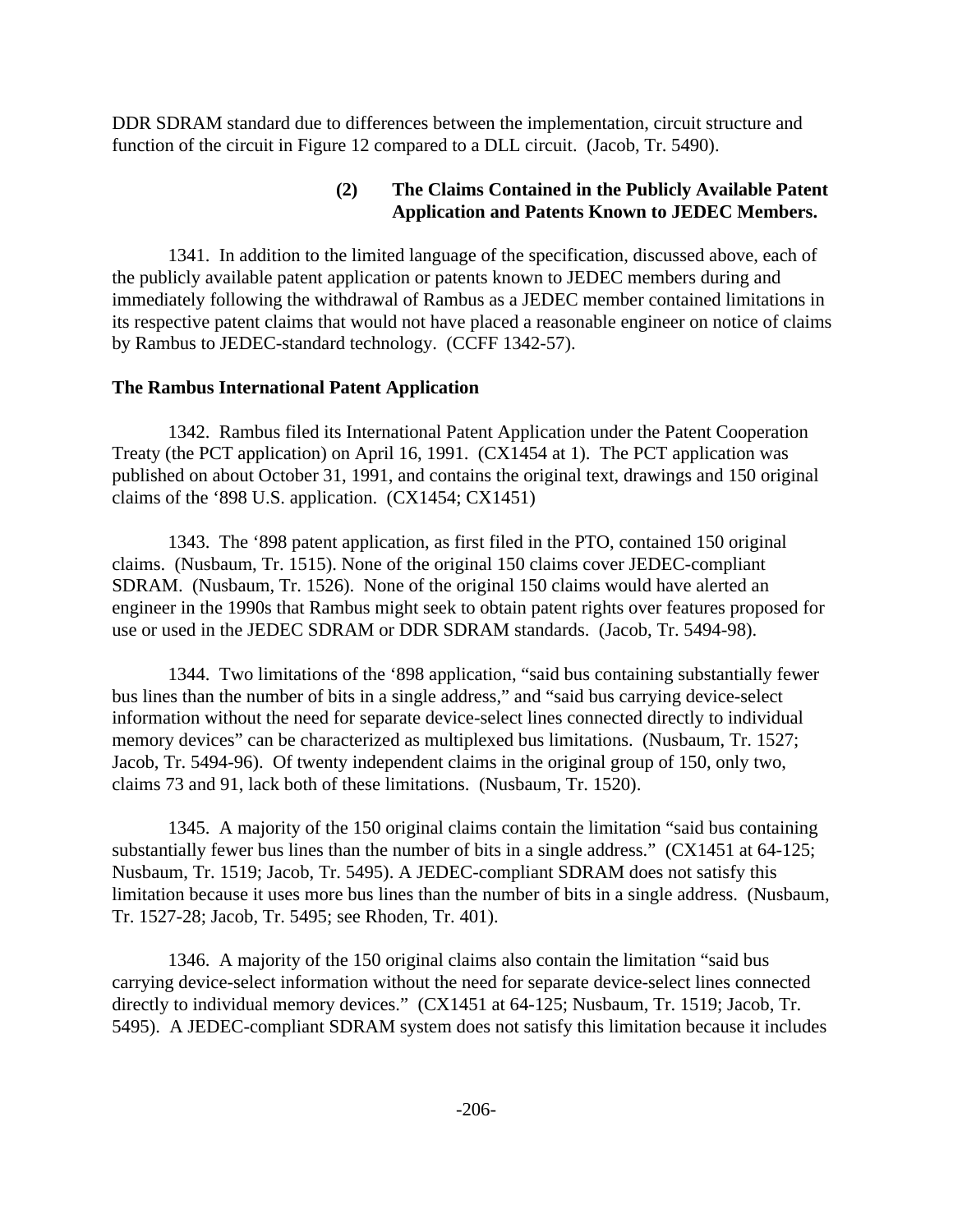DDR SDRAM standard due to differences between the implementation, circuit structure and function of the circuit in Figure 12 compared to a DLL circuit. (Jacob, Tr. 5490).

**(2) The Claims Contained in the Publicly Available Patent Application and Patents Known to JEDEC Members.**

1341. In addition to the limited language of the specification, discussed above, each of the publicly available patent application or patents known to JEDEC members during and immediately following the withdrawal of Rambus as a JEDEC member contained limitations in its respective patent claims that would not have placed a reasonable engineer on notice of claims by Rambus to JEDEC-standard technology. (CCFF 1342-57).

**The Rambus International Patent Application**

1342. Rambus filed its International Patent Application under the Patent Cooperation Treaty (the PCT application) on April 16, 1991. (CX1454 at 1). The PCT application was published on about October 31, 1991, and contains the original text, drawings and 150 original claims of the '898 U.S. application. (CX1454; CX1451)

1343. The '898 patent application, as first filed in the PTO, contained 150 original claims. (Nusbaum, Tr. 1515). None of the original 150 claims cover JEDEC-compliant SDRAM. (Nusbaum, Tr. 1526). None of the original 150 claims would have alerted an engineer in the 1990s that Rambus might seek to obtain patent rights over features proposed for use or used in the JEDEC SDRAM or DDR SDRAM standards. (Jacob, Tr. 5494-98).

1344. Two limitations of the '898 application, "said bus containing substantially fewer bus lines than the number of bits in a single address," and "said bus carrying device-select information without the need for separate device-select lines connected directly to individual memory devices" can be characterized as multiplexed bus limitations. (Nusbaum, Tr. 1527; Jacob, Tr. 5494-96). Of twenty independent claims in the original group of 150, only two, claims 73 and 91, lack both of these limitations. (Nusbaum, Tr. 1520).

1345. A majority of the 150 original claims contain the limitation "said bus containing substantially fewer bus lines than the number of bits in a single address." (CX1451 at 64-125; Nusbaum, Tr. 1519; Jacob, Tr. 5495). A JEDEC-compliant SDRAM does not satisfy this limitation because it uses more bus lines than the number of bits in a single address. (Nusbaum, Tr. 1527-28; Jacob, Tr. 5495; see Rhoden, Tr. 401).

1346. A majority of the 150 original claims also contain the limitation "said bus carrying device-select information without the need for separate device-select lines connected directly to individual memory devices." (CX1451 at 64-125; Nusbaum, Tr. 1519; Jacob, Tr. 5495). A JEDEC-compliant SDRAM system does not satisfy this limitation because it includes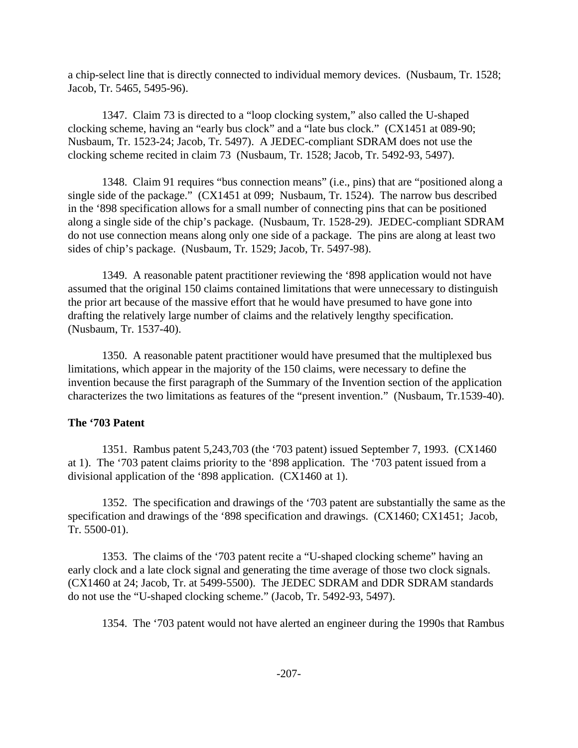a chip-select line that is directly connected to individual memory devices. (Nusbaum, Tr. 1528; Jacob, Tr. 5465, 5495-96).

1347. Claim 73 is directed to a "loop clocking system," also called the U-shaped clocking scheme, having an "early bus clock" and a "late bus clock." (CX1451 at 089-90; Nusbaum, Tr. 1523-24; Jacob, Tr. 5497). A JEDEC-compliant SDRAM does not use the clocking scheme recited in claim 73 (Nusbaum, Tr. 1528; Jacob, Tr. 5492-93, 5497).

1348. Claim 91 requires "bus connection means" (i.e., pins) that are "positioned along a single side of the package." (CX1451 at 099; Nusbaum, Tr. 1524). The narrow bus described in the '898 specification allows for a small number of connecting pins that can be positioned along a single side of the chip's package. (Nusbaum, Tr. 1528-29). JEDEC-compliant SDRAM do not use connection means along only one side of a package. The pins are along at least two sides of chip's package. (Nusbaum, Tr. 1529; Jacob, Tr. 5497-98).

1349. A reasonable patent practitioner reviewing the '898 application would not have assumed that the original 150 claims contained limitations that were unnecessary to distinguish the prior art because of the massive effort that he would have presumed to have gone into drafting the relatively large number of claims and the relatively lengthy specification. (Nusbaum, Tr. 1537-40).

1350. A reasonable patent practitioner would have presumed that the multiplexed bus limitations, which appear in the majority of the 150 claims, were necessary to define the invention because the first paragraph of the Summary of the Invention section of the application characterizes the two limitations as features of the "present invention." (Nusbaum, Tr.1539-40).

**The '703 Patent**

1351. Rambus patent 5,243,703 (the '703 patent) issued September 7, 1993. (CX1460 at 1). The '703 patent claims priority to the '898 application. The '703 patent issued from a divisional application of the '898 application. (CX1460 at 1).

1352. The specification and drawings of the '703 patent are substantially the same as the specification and drawings of the '898 specification and drawings. (CX1460; CX1451; Jacob, Tr. 5500-01).

1353. The claims of the '703 patent recite a "U-shaped clocking scheme" having an early clock and a late clock signal and generating the time average of those two clock signals. (CX1460 at 24; Jacob, Tr. at 5499-5500). The JEDEC SDRAM and DDR SDRAM standards do not use the "U-shaped clocking scheme." (Jacob, Tr. 5492-93, 5497).

1354. The '703 patent would not have alerted an engineer during the 1990s that Rambus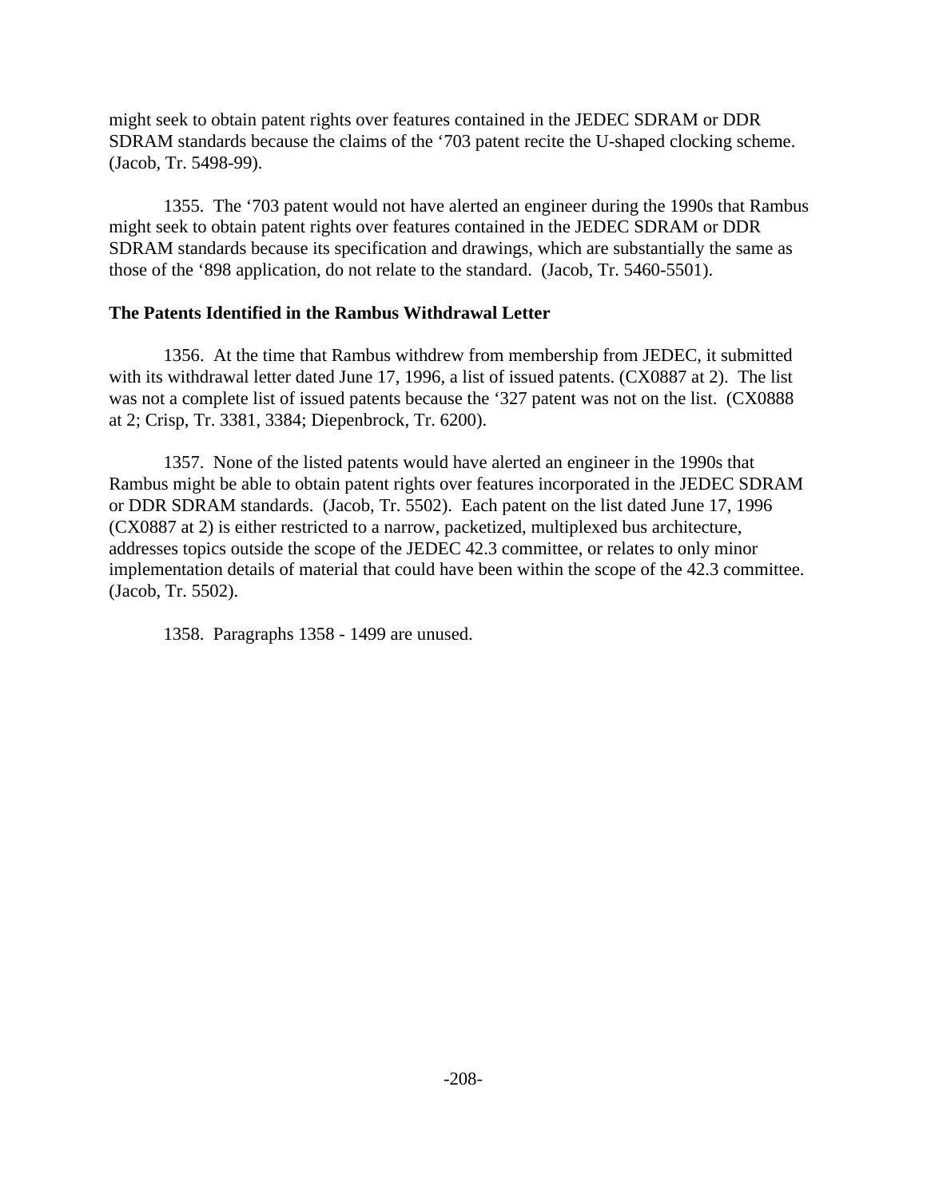might seek to obtain patent rights over features contained in the JEDEC SDRAM or DDR SDRAM standards because the claims of the '703 patent recite the U-shaped clocking scheme. (Jacob, Tr. 5498-99).

1355. The '703 patent would not have alerted an engineer during the 1990s that Rambus might seek to obtain patent rights over features contained in the JEDEC SDRAM or DDR SDRAM standards because its specification and drawings, which are substantially the same as those of the '898 application, do not relate to the standard. (Jacob, Tr. 5460-5501).

**The Patents Identified in the Rambus Withdrawal Letter**

1356. At the time that Rambus withdrew from membership from JEDEC, it submitted with its withdrawal letter dated June 17, 1996, a list of issued patents. (CX0887 at 2). The list was not a complete list of issued patents because the '327 patent was not on the list. (CX0888 at 2; Crisp, Tr. 3381, 3384; Diepenbrock, Tr. 6200).

1357. None of the listed patents would have alerted an engineer in the 1990s that Rambus might be able to obtain patent rights over features incorporated in the JEDEC SDRAM or DDR SDRAM standards. (Jacob, Tr. 5502). Each patent on the list dated June 17, 1996 (CX0887 at 2) is either restricted to a narrow, packetized, multiplexed bus architecture, addresses topics outside the scope of the JEDEC 42.3 committee, or relates to only minor implementation details of material that could have been within the scope of the 42.3 committee. (Jacob, Tr. 5502).

1358. Paragraphs 1358 - 1499 are unused.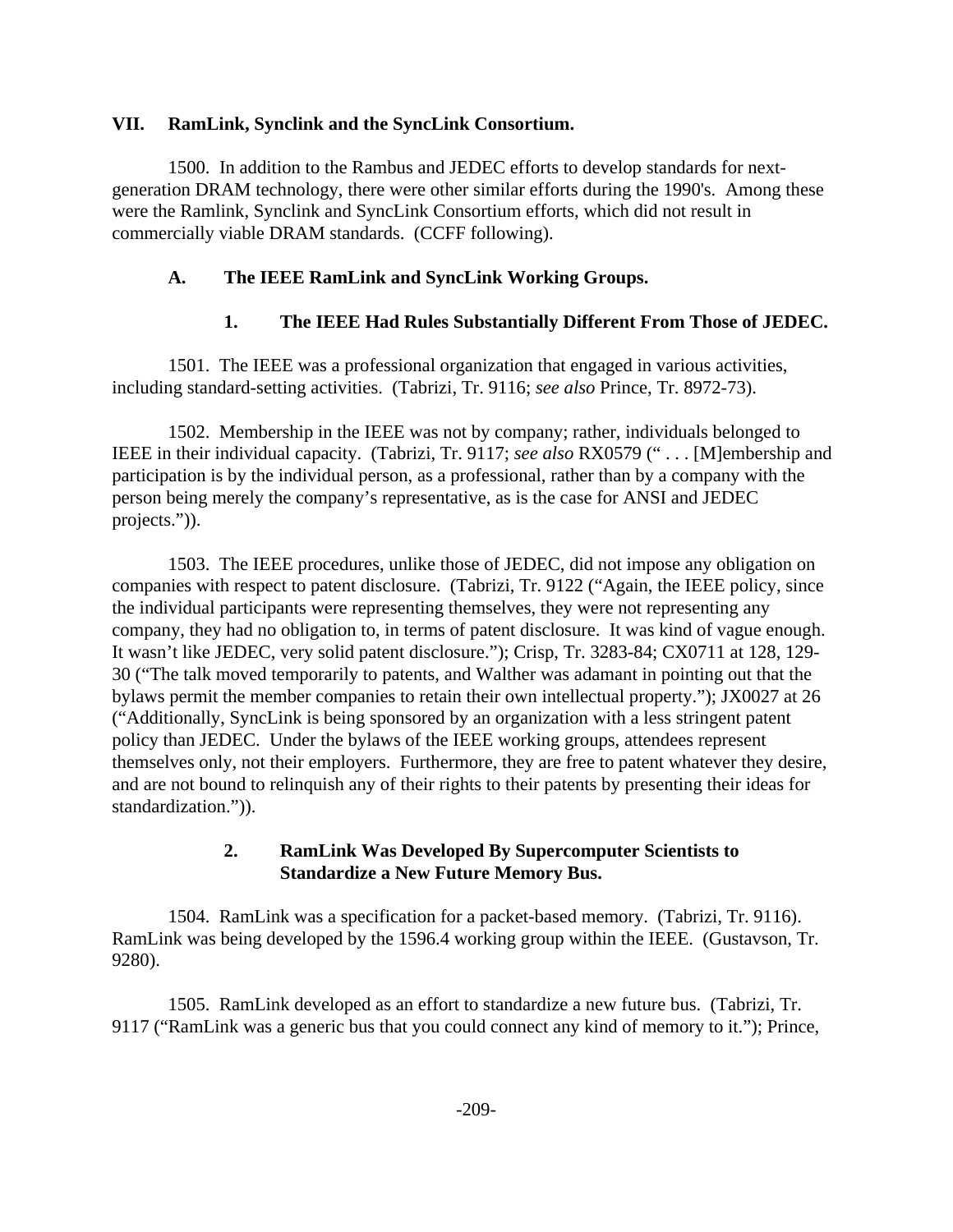## VII. RamLink, Synclink and the SyncLink Consortium.

1500. In addition to the Rambus and JEDEC efforts to develop standards for next-generation DRAM technology, there were other similar efforts during the 1990's. Among these were the Ramlink, Synclink and SyncLink Consortium efforts, which did not result in commercially viable DRAM standards. (CCFF following).

### A. The IEEE RamLink and SyncLink Working Groups.

#### 1. The IEEE Had Rules Substantially Different From Those of JEDEC.

1501. The IEEE was a professional organization that engaged in various activities, including standard-setting activities. (Tabrizi, Tr. 9116; *see also* Prince, Tr. 8972-73).

1502. Membership in the IEEE was not by company; rather, individuals belonged to IEEE in their individual capacity. (Tabrizi, Tr. 9117; *see also* RX0579 (" . . . [M]embership and participation is by the individual person, as a professional, rather than by a company with the person being merely the company's representative, as is the case for ANSI and JEDEC projects.")).

1503. The IEEE procedures, unlike those of JEDEC, did not impose any obligation on companies with respect to patent disclosure. (Tabrizi, Tr. 9122 ("Again, the IEEE policy, since the individual participants were representing themselves, they were not representing any company, they had no obligation to, in terms of patent disclosure. It was kind of vague enough. It wasn't like JEDEC, very solid patent disclosure."); Crisp, Tr. 3283-84; CX0711 at 128, 129-30 ("The talk moved temporarily to patents, and Walther was adamant in pointing out that the bylaws permit the member companies to retain their own intellectual property."); JX0027 at 26 ("Additionally, SyncLink is being sponsored by an organization with a less stringent patent policy than JEDEC. Under the bylaws of the IEEE working groups, attendees represent themselves only, not their employers. Furthermore, they are free to patent whatever they desire, and are not bound to relinquish any of their rights to their patents by presenting their ideas for standardization.")).

#### 2. RamLink Was Developed By Supercomputer Scientists to Standardize a New Future Memory Bus.

1504. RamLink was a specification for a packet-based memory. (Tabrizi, Tr. 9116). RamLink was being developed by the 1596.4 working group within the IEEE. (Gustavson, Tr. 9280).

1505. RamLink developed as an effort to standardize a new future bus. (Tabrizi, Tr. 9117 ("RamLink was a generic bus that you could connect any kind of memory to it."); Prince,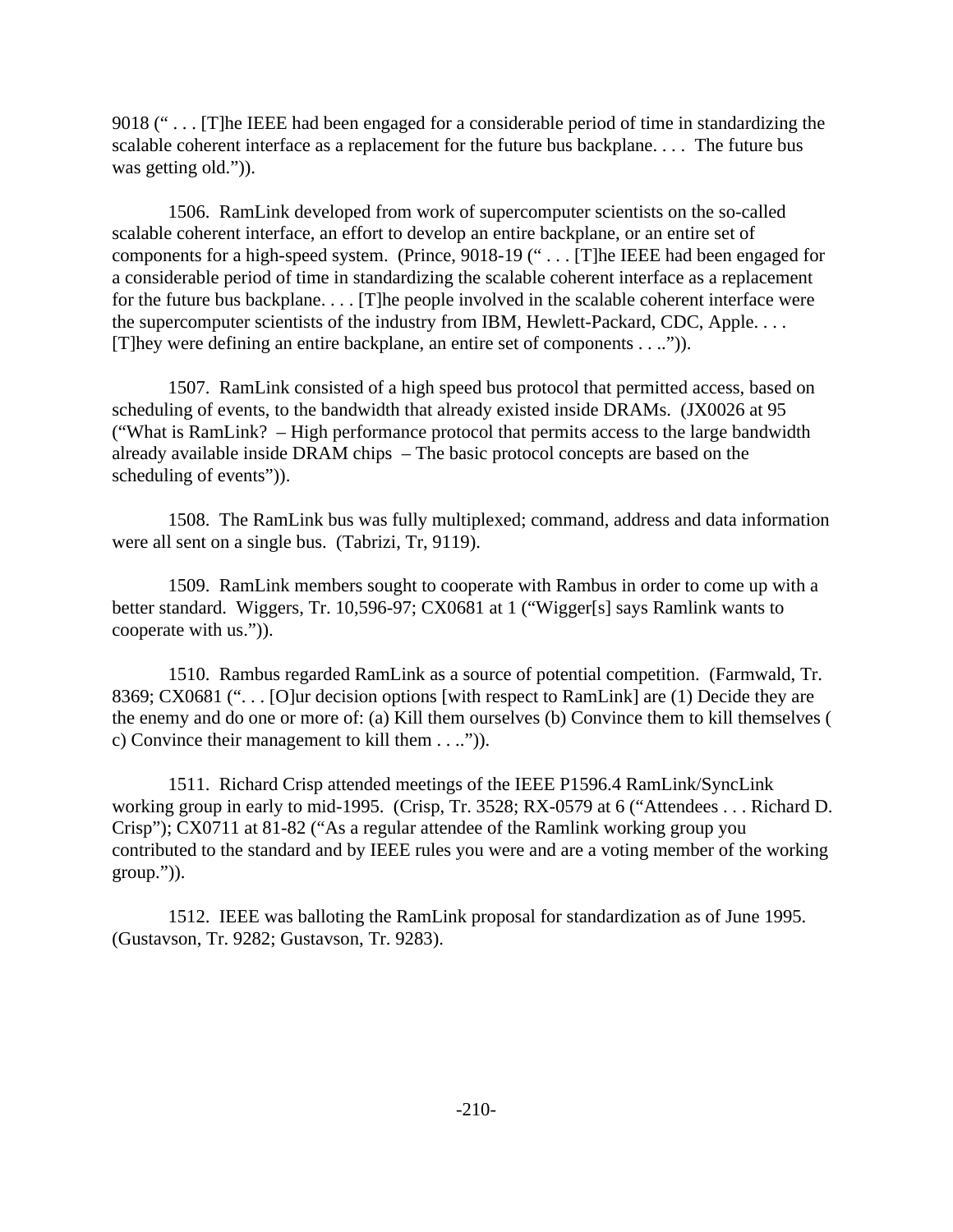9018 (" . . . [T]he IEEE had been engaged for a considerable period of time in standardizing the scalable coherent interface as a replacement for the future bus backplane. . . . The future bus was getting old.")).

1506. RamLink developed from work of supercomputer scientists on the so-called scalable coherent interface, an effort to develop an entire backplane, or an entire set of components for a high-speed system. (Prince, 9018-19 (" . . . [T]he IEEE had been engaged for a considerable period of time in standardizing the scalable coherent interface as a replacement for the future bus backplane. . . . [T]he people involved in the scalable coherent interface were the supercomputer scientists of the industry from IBM, Hewlett-Packard, CDC, Apple. . . . [T]hey were defining an entire backplane, an entire set of components . . ..")).

1507. RamLink consisted of a high speed bus protocol that permitted access, based on scheduling of events, to the bandwidth that already existed inside DRAMs. (JX0026 at 95 ("What is RamLink? – High performance protocol that permits access to the large bandwidth already available inside DRAM chips – The basic protocol concepts are based on the scheduling of events")).

1508. The RamLink bus was fully multiplexed; command, address and data information were all sent on a single bus. (Tabrizi, Tr, 9119).

1509. RamLink members sought to cooperate with Rambus in order to come up with a better standard. Wiggers, Tr. 10,596-97; CX0681 at 1 ("Wigger[s] says Ramlink wants to cooperate with us.")).

1510. Rambus regarded RamLink as a source of potential competition. (Farmwald, Tr. 8369; CX0681 (". . . [O]ur decision options [with respect to RamLink] are (1) Decide they are the enemy and do one or more of: (a) Kill them ourselves (b) Convince them to kill themselves ( c) Convince their management to kill them . . ..")).

1511. Richard Crisp attended meetings of the IEEE P1596.4 RamLink/SyncLink working group in early to mid-1995. (Crisp, Tr. 3528; RX-0579 at 6 ("Attendees . . . Richard D. Crisp"); CX0711 at 81-82 ("As a regular attendee of the Ramlink working group you contributed to the standard and by IEEE rules you were and are a voting member of the working group.")).

1512. IEEE was balloting the RamLink proposal for standardization as of June 1995. (Gustavson, Tr. 9282; Gustavson, Tr. 9283).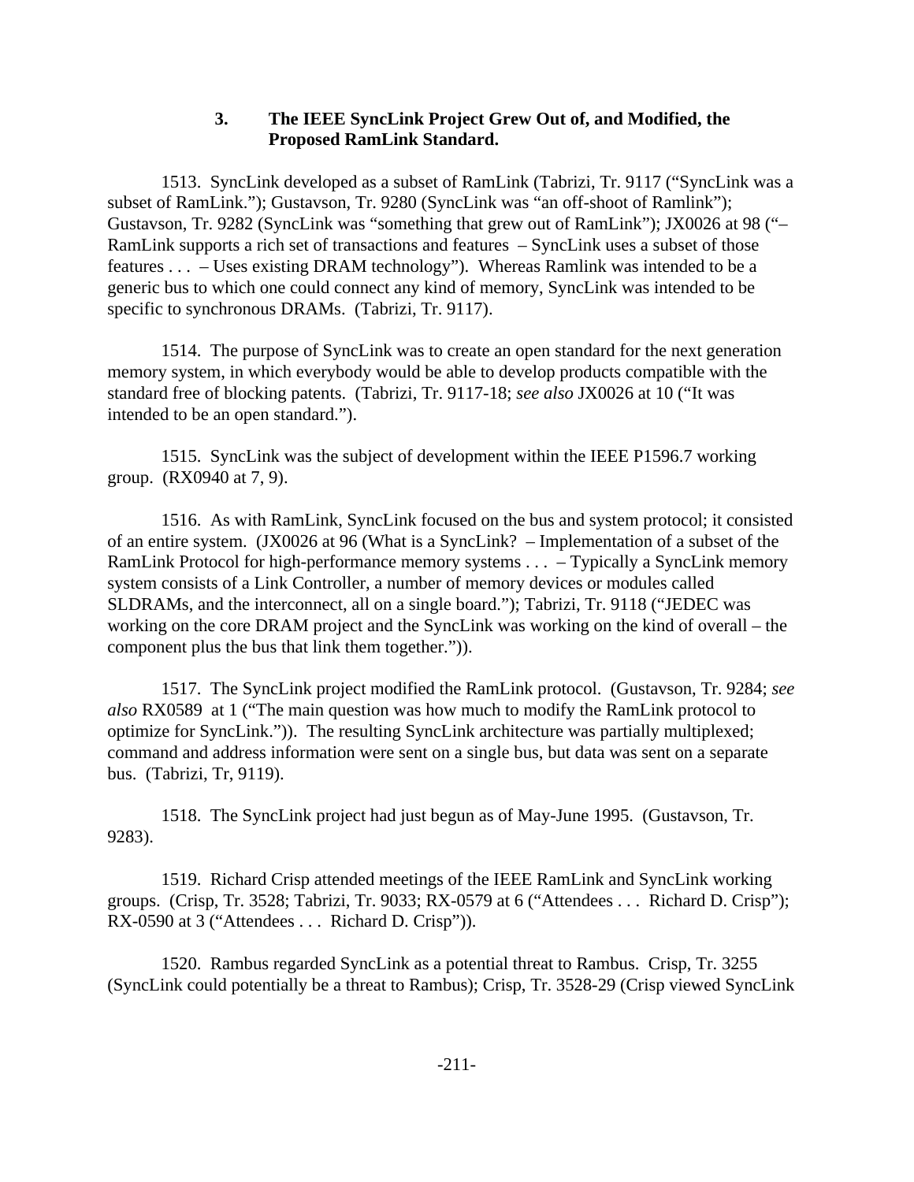### 3. The IEEE SyncLink Project Grew Out of, and Modified, the Proposed RamLink Standard.

1513. SyncLink developed as a subset of RamLink (Tabrizi, Tr. 9117 ("SyncLink was a subset of RamLink."); Gustavson, Tr. 9280 (SyncLink was "an off-shoot of Ramlink"); Gustavson, Tr. 9282 (SyncLink was "something that grew out of RamLink"); JX0026 at 98 ("– RamLink supports a rich set of transactions and features – SyncLink uses a subset of those features . . . – Uses existing DRAM technology"). Whereas Ramlink was intended to be a generic bus to which one could connect any kind of memory, SyncLink was intended to be specific to synchronous DRAMs. (Tabrizi, Tr. 9117).

1514. The purpose of SyncLink was to create an open standard for the next generation memory system, in which everybody would be able to develop products compatible with the standard free of blocking patents. (Tabrizi, Tr. 9117-18; *see also* JX0026 at 10 ("It was intended to be an open standard.").

1515. SyncLink was the subject of development within the IEEE P1596.7 working group. (RX0940 at 7, 9).

1516. As with RamLink, SyncLink focused on the bus and system protocol; it consisted of an entire system. (JX0026 at 96 (What is a SyncLink? – Implementation of a subset of the RamLink Protocol for high-performance memory systems . . . – Typically a SyncLink memory system consists of a Link Controller, a number of memory devices or modules called SLDRAMs, and the interconnect, all on a single board."); Tabrizi, Tr. 9118 ("JEDEC was working on the core DRAM project and the SyncLink was working on the kind of overall – the component plus the bus that link them together.")).

1517. The SyncLink project modified the RamLink protocol. (Gustavson, Tr. 9284; *see also* RX0589 at 1 ("The main question was how much to modify the RamLink protocol to optimize for SyncLink.")). The resulting SyncLink architecture was partially multiplexed; command and address information were sent on a single bus, but data was sent on a separate bus. (Tabrizi, Tr, 9119).

1518. The SyncLink project had just begun as of May-June 1995. (Gustavson, Tr. 9283).

1519. Richard Crisp attended meetings of the IEEE RamLink and SyncLink working groups. (Crisp, Tr. 3528; Tabrizi, Tr. 9033; RX-0579 at 6 ("Attendees . . . Richard D. Crisp"); RX-0590 at 3 ("Attendees . . . Richard D. Crisp")).

1520. Rambus regarded SyncLink as a potential threat to Rambus. Crisp, Tr. 3255 (SyncLink could potentially be a threat to Rambus); Crisp, Tr. 3528-29 (Crisp viewed SyncLink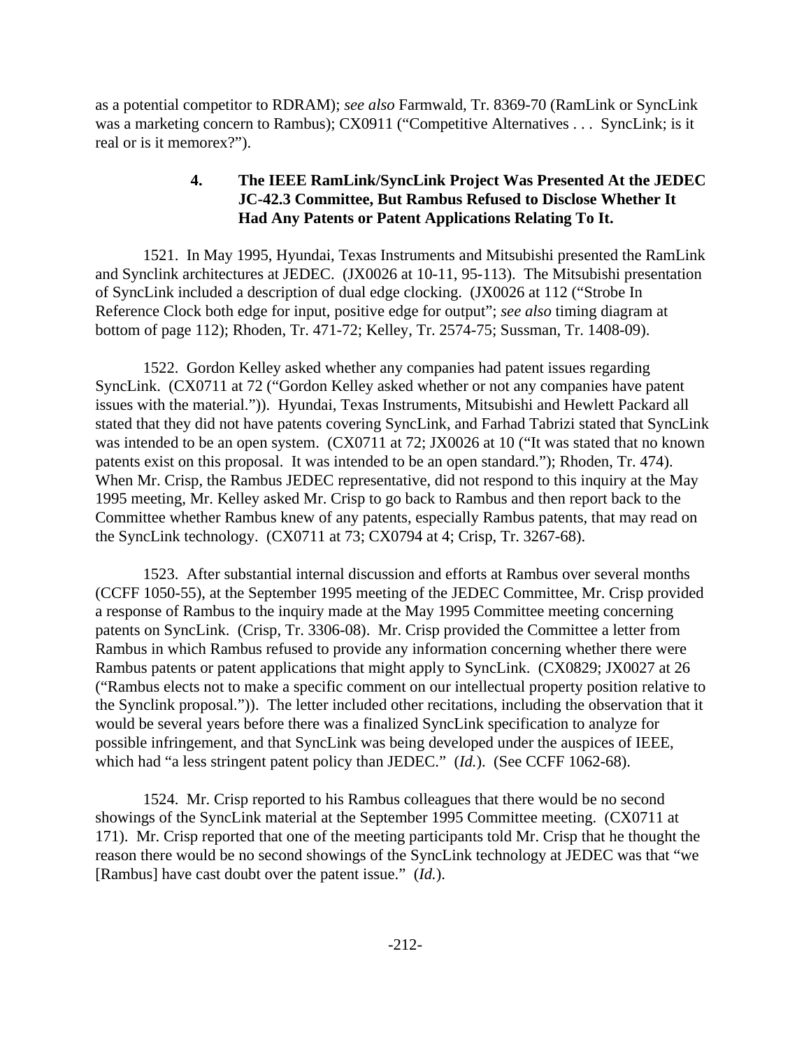as a potential competitor to RDRAM); *see also* Farmwald, Tr. 8369-70 (RamLink or SyncLink was a marketing concern to Rambus); CX0911 ("Competitive Alternatives . . . SyncLink; is it real or is it memorex?").

### 4. The IEEE RamLink/SyncLink Project Was Presented At the JEDEC JC-42.3 Committee, But Rambus Refused to Disclose Whether It Had Any Patents or Patent Applications Relating To It.

1521. In May 1995, Hyundai, Texas Instruments and Mitsubishi presented the RamLink and Synclink architectures at JEDEC. (JX0026 at 10-11, 95-113). The Mitsubishi presentation of SyncLink included a description of dual edge clocking. (JX0026 at 112 ("Strobe In Reference Clock both edge for input, positive edge for output"; *see also* timing diagram at bottom of page 112); Rhoden, Tr. 471-72; Kelley, Tr. 2574-75; Sussman, Tr. 1408-09).

1522. Gordon Kelley asked whether any companies had patent issues regarding SyncLink. (CX0711 at 72 ("Gordon Kelley asked whether or not any companies have patent issues with the material.")). Hyundai, Texas Instruments, Mitsubishi and Hewlett Packard all stated that they did not have patents covering SyncLink, and Farhad Tabrizi stated that SyncLink was intended to be an open system. (CX0711 at 72; JX0026 at 10 ("It was stated that no known patents exist on this proposal. It was intended to be an open standard."); Rhoden, Tr. 474). When Mr. Crisp, the Rambus JEDEC representative, did not respond to this inquiry at the May 1995 meeting, Mr. Kelley asked Mr. Crisp to go back to Rambus and then report back to the Committee whether Rambus knew of any patents, especially Rambus patents, that may read on the SyncLink technology. (CX0711 at 73; CX0794 at 4; Crisp, Tr. 3267-68).

1523. After substantial internal discussion and efforts at Rambus over several months (CCFF 1050-55), at the September 1995 meeting of the JEDEC Committee, Mr. Crisp provided a response of Rambus to the inquiry made at the May 1995 Committee meeting concerning patents on SyncLink. (Crisp, Tr. 3306-08). Mr. Crisp provided the Committee a letter from Rambus in which Rambus refused to provide any information concerning whether there were Rambus patents or patent applications that might apply to SyncLink. (CX0829; JX0027 at 26 ("Rambus elects not to make a specific comment on our intellectual property position relative to the Synclink proposal.")). The letter included other recitations, including the observation that it would be several years before there was a finalized SyncLink specification to analyze for possible infringement, and that SyncLink was being developed under the auspices of IEEE, which had "a less stringent patent policy than JEDEC." (*Id.*). (See CCFF 1062-68).

1524. Mr. Crisp reported to his Rambus colleagues that there would be no second showings of the SyncLink material at the September 1995 Committee meeting. (CX0711 at 171). Mr. Crisp reported that one of the meeting participants told Mr. Crisp that he thought the reason there would be no second showings of the SyncLink technology at JEDEC was that "we [Rambus] have cast doubt over the patent issue." (*Id.*).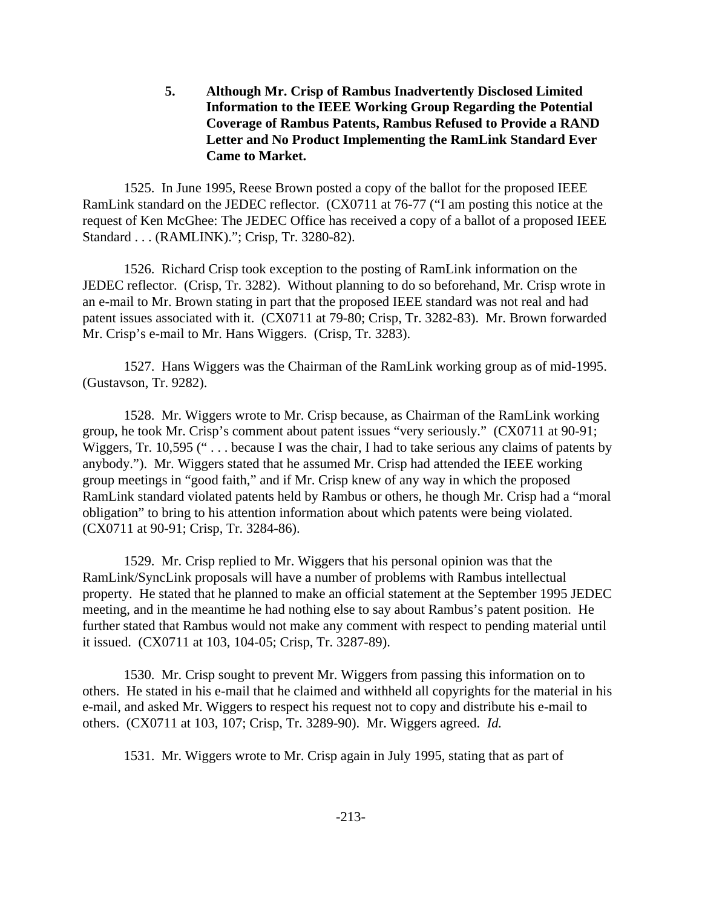### 5. Although Mr. Crisp of Rambus Inadvertently Disclosed Limited Information to the IEEE Working Group Regarding the Potential Coverage of Rambus Patents, Rambus Refused to Provide a RAND Letter and No Product Implementing the RamLink Standard Ever Came to Market.

1525. In June 1995, Reese Brown posted a copy of the ballot for the proposed IEEE RamLink standard on the JEDEC reflector. (CX0711 at 76-77 ("I am posting this notice at the request of Ken McGhee: The JEDEC Office has received a copy of a ballot of a proposed IEEE Standard . . . (RAMLINK)."; Crisp, Tr. 3280-82).

1526. Richard Crisp took exception to the posting of RamLink information on the JEDEC reflector. (Crisp, Tr. 3282). Without planning to do so beforehand, Mr. Crisp wrote in an e-mail to Mr. Brown stating in part that the proposed IEEE standard was not real and had patent issues associated with it. (CX0711 at 79-80; Crisp, Tr. 3282-83). Mr. Brown forwarded Mr. Crisp's e-mail to Mr. Hans Wiggers. (Crisp, Tr. 3283).

1527. Hans Wiggers was the Chairman of the RamLink working group as of mid-1995. (Gustavson, Tr. 9282).

1528. Mr. Wiggers wrote to Mr. Crisp because, as Chairman of the RamLink working group, he took Mr. Crisp's comment about patent issues "very seriously." (CX0711 at 90-91; Wiggers, Tr. 10,595 (" . . . because I was the chair, I had to take serious any claims of patents by anybody."). Mr. Wiggers stated that he assumed Mr. Crisp had attended the IEEE working group meetings in "good faith," and if Mr. Crisp knew of any way in which the proposed RamLink standard violated patents held by Rambus or others, he though Mr. Crisp had a "moral obligation" to bring to his attention information about which patents were being violated. (CX0711 at 90-91; Crisp, Tr. 3284-86).

1529. Mr. Crisp replied to Mr. Wiggers that his personal opinion was that the RamLink/SyncLink proposals will have a number of problems with Rambus intellectual property. He stated that he planned to make an official statement at the September 1995 JEDEC meeting, and in the meantime he had nothing else to say about Rambus's patent position. He further stated that Rambus would not make any comment with respect to pending material until it issued. (CX0711 at 103, 104-05; Crisp, Tr. 3287-89).

1530. Mr. Crisp sought to prevent Mr. Wiggers from passing this information on to others. He stated in his e-mail that he claimed and withheld all copyrights for the material in his e-mail, and asked Mr. Wiggers to respect his request not to copy and distribute his e-mail to others. (CX0711 at 103, 107; Crisp, Tr. 3289-90). Mr. Wiggers agreed. *Id.*

1531. Mr. Wiggers wrote to Mr. Crisp again in July 1995, stating that as part of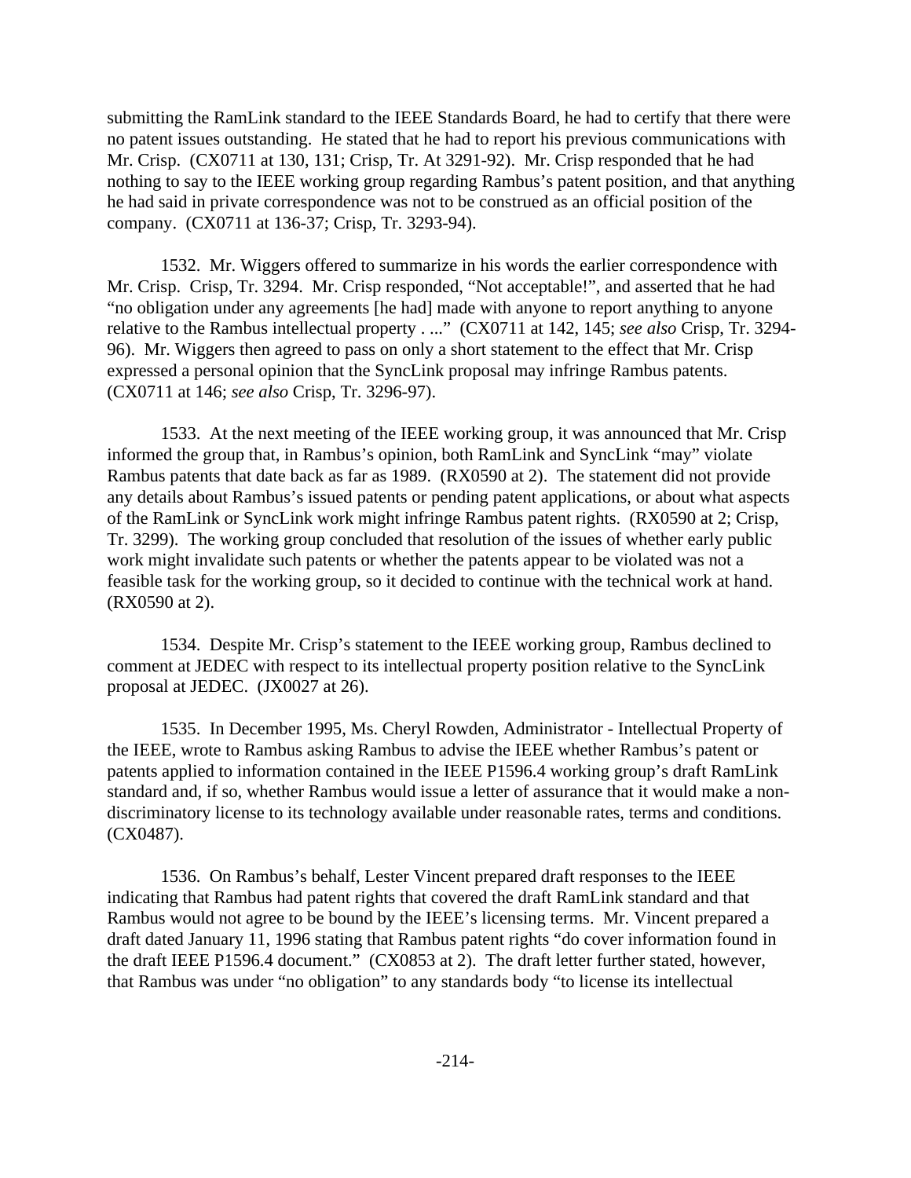submitting the RamLink standard to the IEEE Standards Board, he had to certify that there were no patent issues outstanding. He stated that he had to report his previous communications with Mr. Crisp. (CX0711 at 130, 131; Crisp, Tr. At 3291-92). Mr. Crisp responded that he had nothing to say to the IEEE working group regarding Rambus's patent position, and that anything he had said in private correspondence was not to be construed as an official position of the company. (CX0711 at 136-37; Crisp, Tr. 3293-94).

1532. Mr. Wiggers offered to summarize in his words the earlier correspondence with Mr. Crisp. Crisp, Tr. 3294. Mr. Crisp responded, "Not acceptable!", and asserted that he had "no obligation under any agreements [he had] made with anyone to report anything to anyone relative to the Rambus intellectual property . ..." (CX0711 at 142, 145; *see also* Crisp, Tr. 3294-96). Mr. Wiggers then agreed to pass on only a short statement to the effect that Mr. Crisp expressed a personal opinion that the SyncLink proposal may infringe Rambus patents. (CX0711 at 146; *see also* Crisp, Tr. 3296-97).

1533. At the next meeting of the IEEE working group, it was announced that Mr. Crisp informed the group that, in Rambus's opinion, both RamLink and SyncLink "may" violate Rambus patents that date back as far as 1989. (RX0590 at 2). The statement did not provide any details about Rambus's issued patents or pending patent applications, or about what aspects of the RamLink or SyncLink work might infringe Rambus patent rights. (RX0590 at 2; Crisp, Tr. 3299). The working group concluded that resolution of the issues of whether early public work might invalidate such patents or whether the patents appear to be violated was not a feasible task for the working group, so it decided to continue with the technical work at hand. (RX0590 at 2).

1534. Despite Mr. Crisp's statement to the IEEE working group, Rambus declined to comment at JEDEC with respect to its intellectual property position relative to the SyncLink proposal at JEDEC. (JX0027 at 26).

1535. In December 1995, Ms. Cheryl Rowden, Administrator - Intellectual Property of the IEEE, wrote to Rambus asking Rambus to advise the IEEE whether Rambus's patent or patents applied to information contained in the IEEE P1596.4 working group's draft RamLink standard and, if so, whether Rambus would issue a letter of assurance that it would make a non-discriminatory license to its technology available under reasonable rates, terms and conditions. (CX0487).

1536. On Rambus's behalf, Lester Vincent prepared draft responses to the IEEE indicating that Rambus had patent rights that covered the draft RamLink standard and that Rambus would not agree to be bound by the IEEE's licensing terms. Mr. Vincent prepared a draft dated January 11, 1996 stating that Rambus patent rights "do cover information found in the draft IEEE P1596.4 document." (CX0853 at 2). The draft letter further stated, however, that Rambus was under "no obligation" to any standards body "to license its intellectual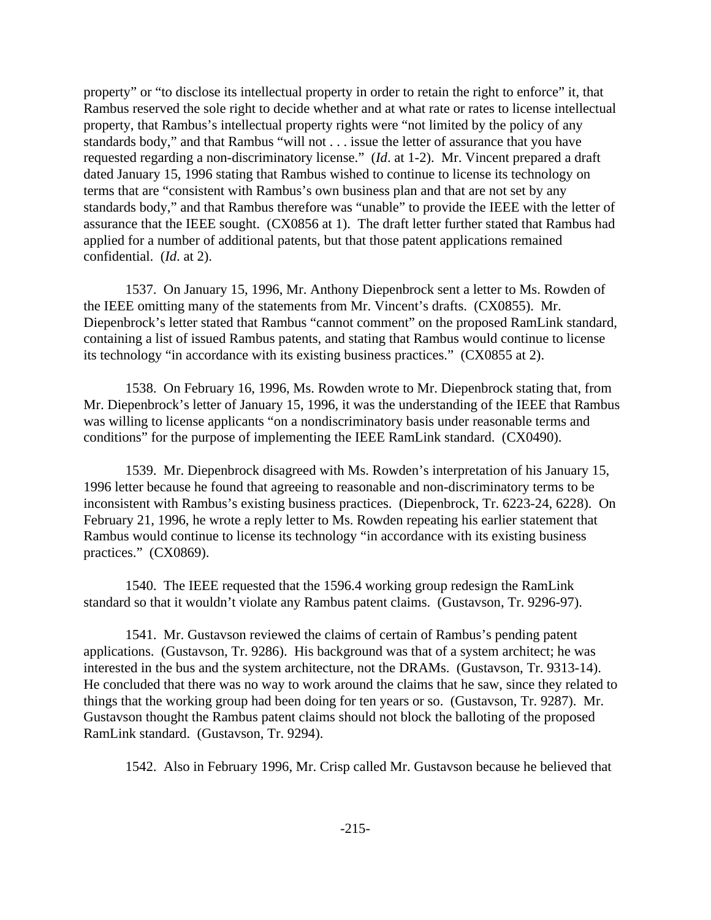property" or "to disclose its intellectual property in order to retain the right to enforce" it, that Rambus reserved the sole right to decide whether and at what rate or rates to license intellectual property, that Rambus's intellectual property rights were "not limited by the policy of any standards body," and that Rambus "will not . . . issue the letter of assurance that you have requested regarding a non-discriminatory license." (*Id*. at 1-2). Mr. Vincent prepared a draft dated January 15, 1996 stating that Rambus wished to continue to license its technology on terms that are "consistent with Rambus's own business plan and that are not set by any standards body," and that Rambus therefore was "unable" to provide the IEEE with the letter of assurance that the IEEE sought. (CX0856 at 1). The draft letter further stated that Rambus had applied for a number of additional patents, but that those patent applications remained confidential. (*Id*. at 2).

1537. On January 15, 1996, Mr. Anthony Diepenbrock sent a letter to Ms. Rowden of the IEEE omitting many of the statements from Mr. Vincent's drafts. (CX0855). Mr. Diepenbrock's letter stated that Rambus "cannot comment" on the proposed RamLink standard, containing a list of issued Rambus patents, and stating that Rambus would continue to license its technology "in accordance with its existing business practices." (CX0855 at 2).

1538. On February 16, 1996, Ms. Rowden wrote to Mr. Diepenbrock stating that, from Mr. Diepenbrock's letter of January 15, 1996, it was the understanding of the IEEE that Rambus was willing to license applicants "on a nondiscriminatory basis under reasonable terms and conditions" for the purpose of implementing the IEEE RamLink standard. (CX0490).

1539. Mr. Diepenbrock disagreed with Ms. Rowden's interpretation of his January 15, 1996 letter because he found that agreeing to reasonable and non-discriminatory terms to be inconsistent with Rambus's existing business practices. (Diepenbrock, Tr. 6223-24, 6228). On February 21, 1996, he wrote a reply letter to Ms. Rowden repeating his earlier statement that Rambus would continue to license its technology "in accordance with its existing business practices." (CX0869).

1540. The IEEE requested that the 1596.4 working group redesign the RamLink standard so that it wouldn't violate any Rambus patent claims. (Gustavson, Tr. 9296-97).

1541. Mr. Gustavson reviewed the claims of certain of Rambus's pending patent applications. (Gustavson, Tr. 9286). His background was that of a system architect; he was interested in the bus and the system architecture, not the DRAMs. (Gustavson, Tr. 9313-14). He concluded that there was no way to work around the claims that he saw, since they related to things that the working group had been doing for ten years or so. (Gustavson, Tr. 9287). Mr. Gustavson thought the Rambus patent claims should not block the balloting of the proposed RamLink standard. (Gustavson, Tr. 9294).

1542. Also in February 1996, Mr. Crisp called Mr. Gustavson because he believed that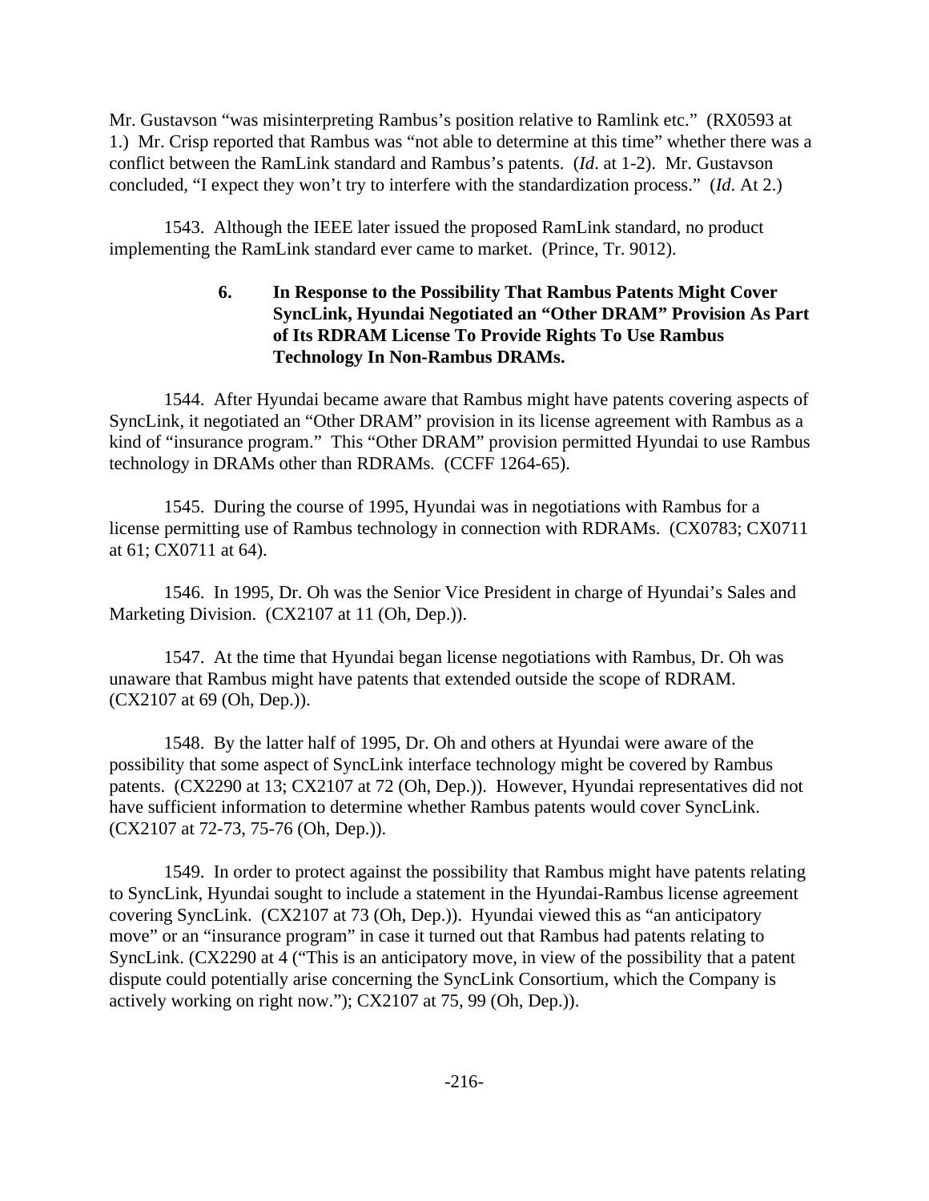Mr. Gustavson "was misinterpreting Rambus's position relative to Ramlink etc." (RX0593 at 1.) Mr. Crisp reported that Rambus was "not able to determine at this time" whether there was a conflict between the RamLink standard and Rambus's patents. (*Id*. at 1-2). Mr. Gustavson concluded, "I expect they won't try to interfere with the standardization process." (*Id*. At 2.)

1543. Although the IEEE later issued the proposed RamLink standard, no product implementing the RamLink standard ever came to market. (Prince, Tr. 9012).

### 6. In Response to the Possibility That Rambus Patents Might Cover SyncLink, Hyundai Negotiated an "Other DRAM" Provision As Part of Its RDRAM License To Provide Rights To Use Rambus Technology In Non-Rambus DRAMs.

1544. After Hyundai became aware that Rambus might have patents covering aspects of SyncLink, it negotiated an "Other DRAM" provision in its license agreement with Rambus as a kind of "insurance program." This "Other DRAM" provision permitted Hyundai to use Rambus technology in DRAMs other than RDRAMs. (CCFF 1264-65).

1545. During the course of 1995, Hyundai was in negotiations with Rambus for a license permitting use of Rambus technology in connection with RDRAMs. (CX0783; CX0711 at 61; CX0711 at 64).

1546. In 1995, Dr. Oh was the Senior Vice President in charge of Hyundai's Sales and Marketing Division. (CX2107 at 11 (Oh, Dep.)).

1547. At the time that Hyundai began license negotiations with Rambus, Dr. Oh was unaware that Rambus might have patents that extended outside the scope of RDRAM. (CX2107 at 69 (Oh, Dep.)).

1548. By the latter half of 1995, Dr. Oh and others at Hyundai were aware of the possibility that some aspect of SyncLink interface technology might be covered by Rambus patents. (CX2290 at 13; CX2107 at 72 (Oh, Dep.)). However, Hyundai representatives did not have sufficient information to determine whether Rambus patents would cover SyncLink. (CX2107 at 72-73, 75-76 (Oh, Dep.)).

1549. In order to protect against the possibility that Rambus might have patents relating to SyncLink, Hyundai sought to include a statement in the Hyundai-Rambus license agreement covering SyncLink. (CX2107 at 73 (Oh, Dep.)). Hyundai viewed this as "an anticipatory move" or an "insurance program" in case it turned out that Rambus had patents relating to SyncLink. (CX2290 at 4 ("This is an anticipatory move, in view of the possibility that a patent dispute could potentially arise concerning the SyncLink Consortium, which the Company is actively working on right now."); CX2107 at 75, 99 (Oh, Dep.)).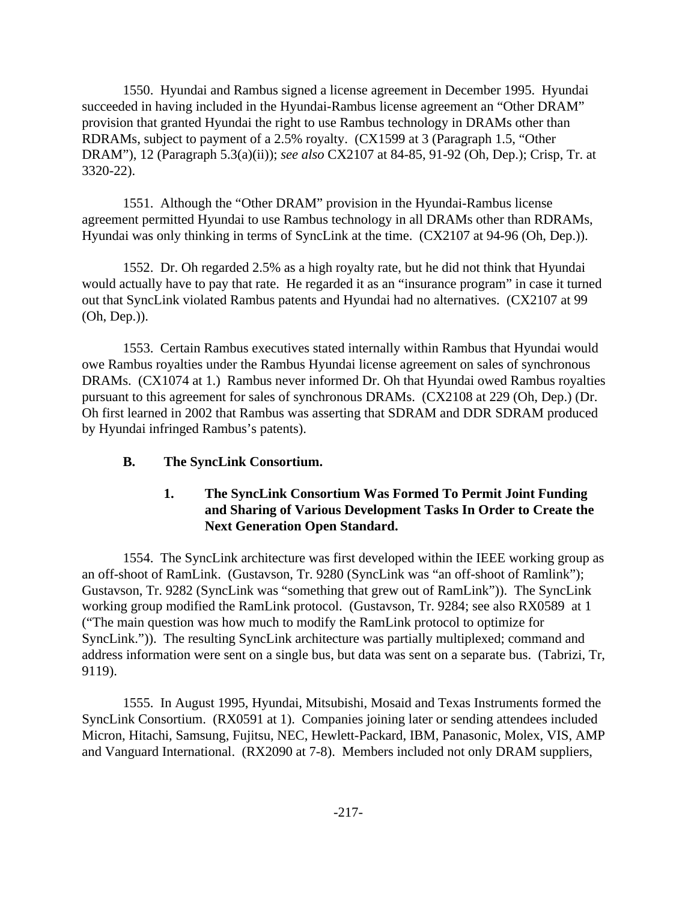1550. Hyundai and Rambus signed a license agreement in December 1995. Hyundai succeeded in having included in the Hyundai-Rambus license agreement an "Other DRAM" provision that granted Hyundai the right to use Rambus technology in DRAMs other than RDRAMs, subject to payment of a 2.5% royalty. (CX1599 at 3 (Paragraph 1.5, "Other DRAM"), 12 (Paragraph 5.3(a)(ii)); *see also* CX2107 at 84-85, 91-92 (Oh, Dep.); Crisp, Tr. at 3320-22).

1551. Although the "Other DRAM" provision in the Hyundai-Rambus license agreement permitted Hyundai to use Rambus technology in all DRAMs other than RDRAMs, Hyundai was only thinking in terms of SyncLink at the time. (CX2107 at 94-96 (Oh, Dep.)).

1552. Dr. Oh regarded 2.5% as a high royalty rate, but he did not think that Hyundai would actually have to pay that rate. He regarded it as an "insurance program" in case it turned out that SyncLink violated Rambus patents and Hyundai had no alternatives. (CX2107 at 99 (Oh, Dep.)).

1553. Certain Rambus executives stated internally within Rambus that Hyundai would owe Rambus royalties under the Rambus Hyundai license agreement on sales of synchronous DRAMs. (CX1074 at 1.) Rambus never informed Dr. Oh that Hyundai owed Rambus royalties pursuant to this agreement for sales of synchronous DRAMs. (CX2108 at 229 (Oh, Dep.) (Dr. Oh first learned in 2002 that Rambus was asserting that SDRAM and DDR SDRAM produced by Hyundai infringed Rambus's patents).

### B. The SyncLink Consortium.

#### 1. The SyncLink Consortium Was Formed To Permit Joint Funding and Sharing of Various Development Tasks In Order to Create the Next Generation Open Standard.

1554. The SyncLink architecture was first developed within the IEEE working group as an off-shoot of RamLink. (Gustavson, Tr. 9280 (SyncLink was "an off-shoot of Ramlink"); Gustavson, Tr. 9282 (SyncLink was "something that grew out of RamLink")). The SyncLink working group modified the RamLink protocol. (Gustavson, Tr. 9284; see also RX0589 at 1 ("The main question was how much to modify the RamLink protocol to optimize for SyncLink.")). The resulting SyncLink architecture was partially multiplexed; command and address information were sent on a single bus, but data was sent on a separate bus. (Tabrizi, Tr, 9119).

1555. In August 1995, Hyundai, Mitsubishi, Mosaid and Texas Instruments formed the SyncLink Consortium. (RX0591 at 1). Companies joining later or sending attendees included Micron, Hitachi, Samsung, Fujitsu, NEC, Hewlett-Packard, IBM, Panasonic, Molex, VIS, AMP and Vanguard International. (RX2090 at 7-8). Members included not only DRAM suppliers,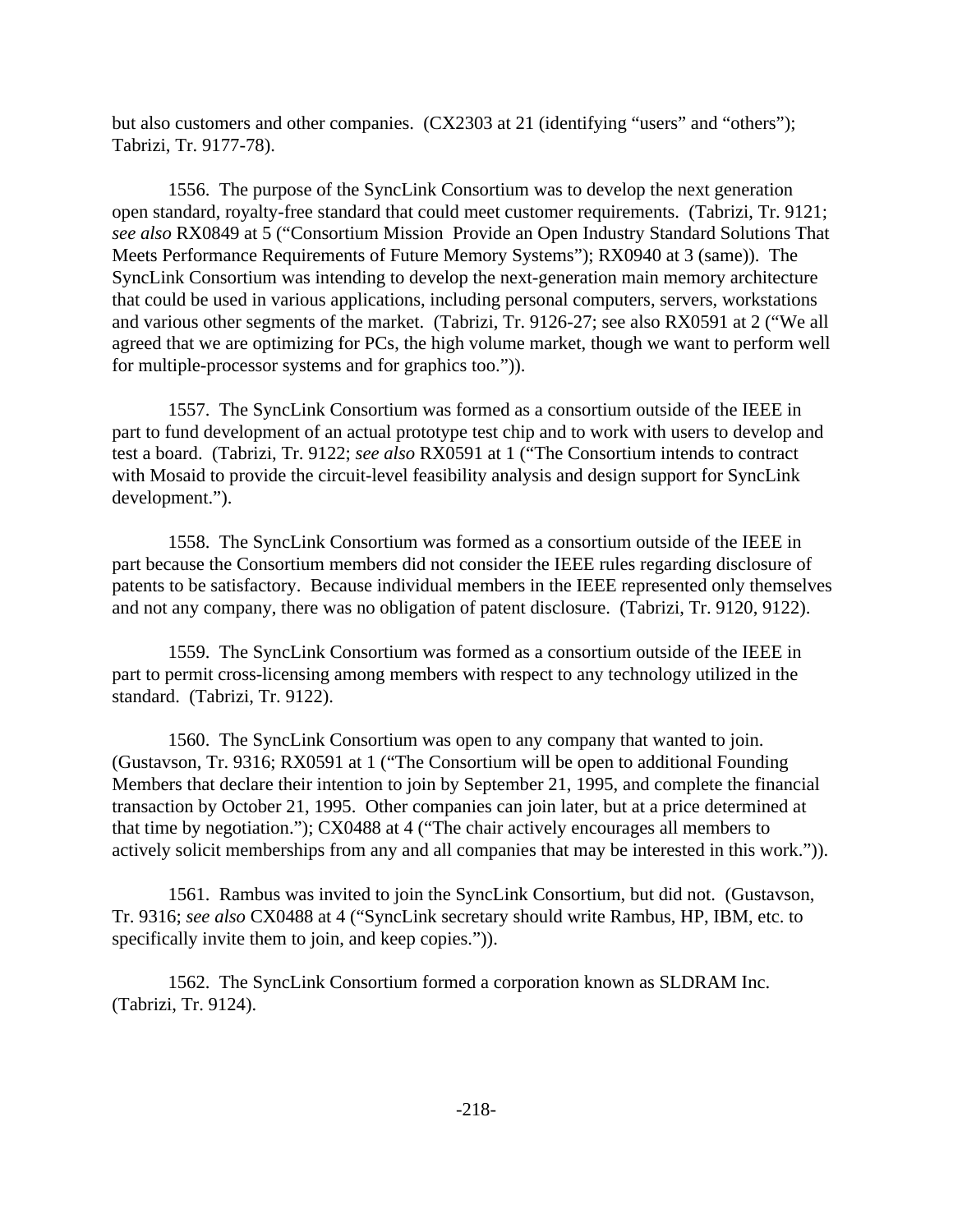but also customers and other companies. (CX2303 at 21 (identifying "users" and "others"); Tabrizi, Tr. 9177-78).

1556. The purpose of the SyncLink Consortium was to develop the next generation open standard, royalty-free standard that could meet customer requirements. (Tabrizi, Tr. 9121; *see also* RX0849 at 5 ("Consortium Mission Provide an Open Industry Standard Solutions That Meets Performance Requirements of Future Memory Systems"); RX0940 at 3 (same)). The SyncLink Consortium was intending to develop the next-generation main memory architecture that could be used in various applications, including personal computers, servers, workstations and various other segments of the market. (Tabrizi, Tr. 9126-27; see also RX0591 at 2 ("We all agreed that we are optimizing for PCs, the high volume market, though we want to perform well for multiple-processor systems and for graphics too.")).

1557. The SyncLink Consortium was formed as a consortium outside of the IEEE in part to fund development of an actual prototype test chip and to work with users to develop and test a board. (Tabrizi, Tr. 9122; *see also* RX0591 at 1 ("The Consortium intends to contract with Mosaid to provide the circuit-level feasibility analysis and design support for SyncLink development.").

1558. The SyncLink Consortium was formed as a consortium outside of the IEEE in part because the Consortium members did not consider the IEEE rules regarding disclosure of patents to be satisfactory. Because individual members in the IEEE represented only themselves and not any company, there was no obligation of patent disclosure. (Tabrizi, Tr. 9120, 9122).

1559. The SyncLink Consortium was formed as a consortium outside of the IEEE in part to permit cross-licensing among members with respect to any technology utilized in the standard. (Tabrizi, Tr. 9122).

1560. The SyncLink Consortium was open to any company that wanted to join. (Gustavson, Tr. 9316; RX0591 at 1 ("The Consortium will be open to additional Founding Members that declare their intention to join by September 21, 1995, and complete the financial transaction by October 21, 1995. Other companies can join later, but at a price determined at that time by negotiation."); CX0488 at 4 ("The chair actively encourages all members to actively solicit memberships from any and all companies that may be interested in this work.")).

1561. Rambus was invited to join the SyncLink Consortium, but did not. (Gustavson, Tr. 9316; *see also* CX0488 at 4 ("SyncLink secretary should write Rambus, HP, IBM, etc. to specifically invite them to join, and keep copies.")).

1562. The SyncLink Consortium formed a corporation known as SLDRAM Inc. (Tabrizi, Tr. 9124).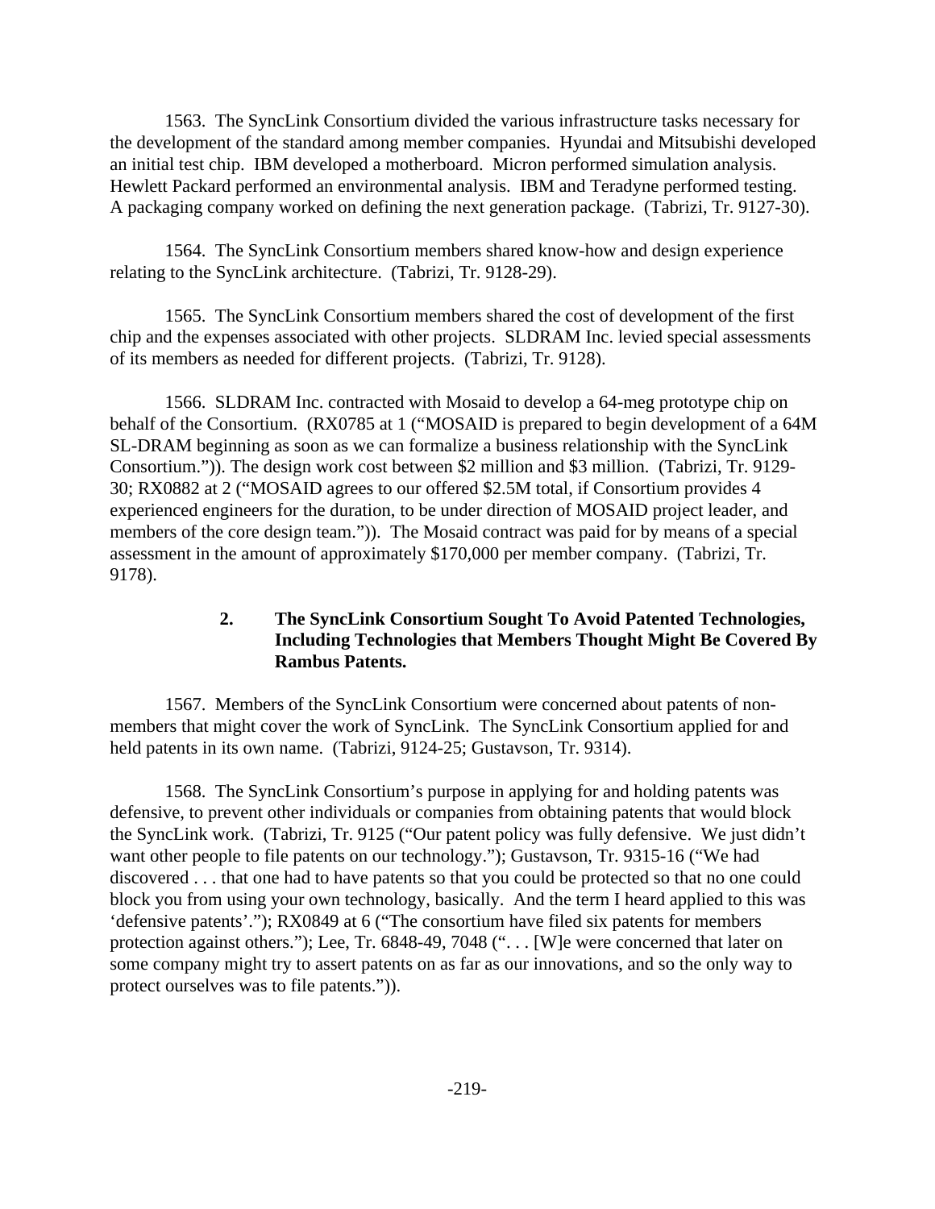1563. The SyncLink Consortium divided the various infrastructure tasks necessary for the development of the standard among member companies. Hyundai and Mitsubishi developed an initial test chip. IBM developed a motherboard. Micron performed simulation analysis. Hewlett Packard performed an environmental analysis. IBM and Teradyne performed testing. A packaging company worked on defining the next generation package. (Tabrizi, Tr. 9127-30).

1564. The SyncLink Consortium members shared know-how and design experience relating to the SyncLink architecture. (Tabrizi, Tr. 9128-29).

1565. The SyncLink Consortium members shared the cost of development of the first chip and the expenses associated with other projects. SLDRAM Inc. levied special assessments of its members as needed for different projects. (Tabrizi, Tr. 9128).

1566. SLDRAM Inc. contracted with Mosaid to develop a 64-meg prototype chip on behalf of the Consortium. (RX0785 at 1 ("MOSAID is prepared to begin development of a 64M SL-DRAM beginning as soon as we can formalize a business relationship with the SyncLink Consortium.")). The design work cost between $2 million and $3 million. (Tabrizi, Tr. 9129-30; RX0882 at 2 ("MOSAID agrees to our offered $2.5M total, if Consortium provides 4 experienced engineers for the duration, to be under direction of MOSAID project leader, and members of the core design team.")). The Mosaid contract was paid for by means of a special assessment in the amount of approximately $170,000 per member company. (Tabrizi, Tr. 9178).

### 2. The SyncLink Consortium Sought To Avoid Patented Technologies, Including Technologies that Members Thought Might Be Covered By Rambus Patents.

1567. Members of the SyncLink Consortium were concerned about patents of non-members that might cover the work of SyncLink. The SyncLink Consortium applied for and held patents in its own name. (Tabrizi, 9124-25; Gustavson, Tr. 9314).

1568. The SyncLink Consortium's purpose in applying for and holding patents was defensive, to prevent other individuals or companies from obtaining patents that would block the SyncLink work. (Tabrizi, Tr. 9125 ("Our patent policy was fully defensive. We just didn't want other people to file patents on our technology."); Gustavson, Tr. 9315-16 ("We had discovered . . . that one had to have patents so that you could be protected so that no one could block you from using your own technology, basically. And the term I heard applied to this was 'defensive patents'."); RX0849 at 6 ("The consortium have filed six patents for members protection against others."); Lee, Tr. 6848-49, 7048 (". . . [W]e were concerned that later on some company might try to assert patents on as far as our innovations, and so the only way to protect ourselves was to file patents.")).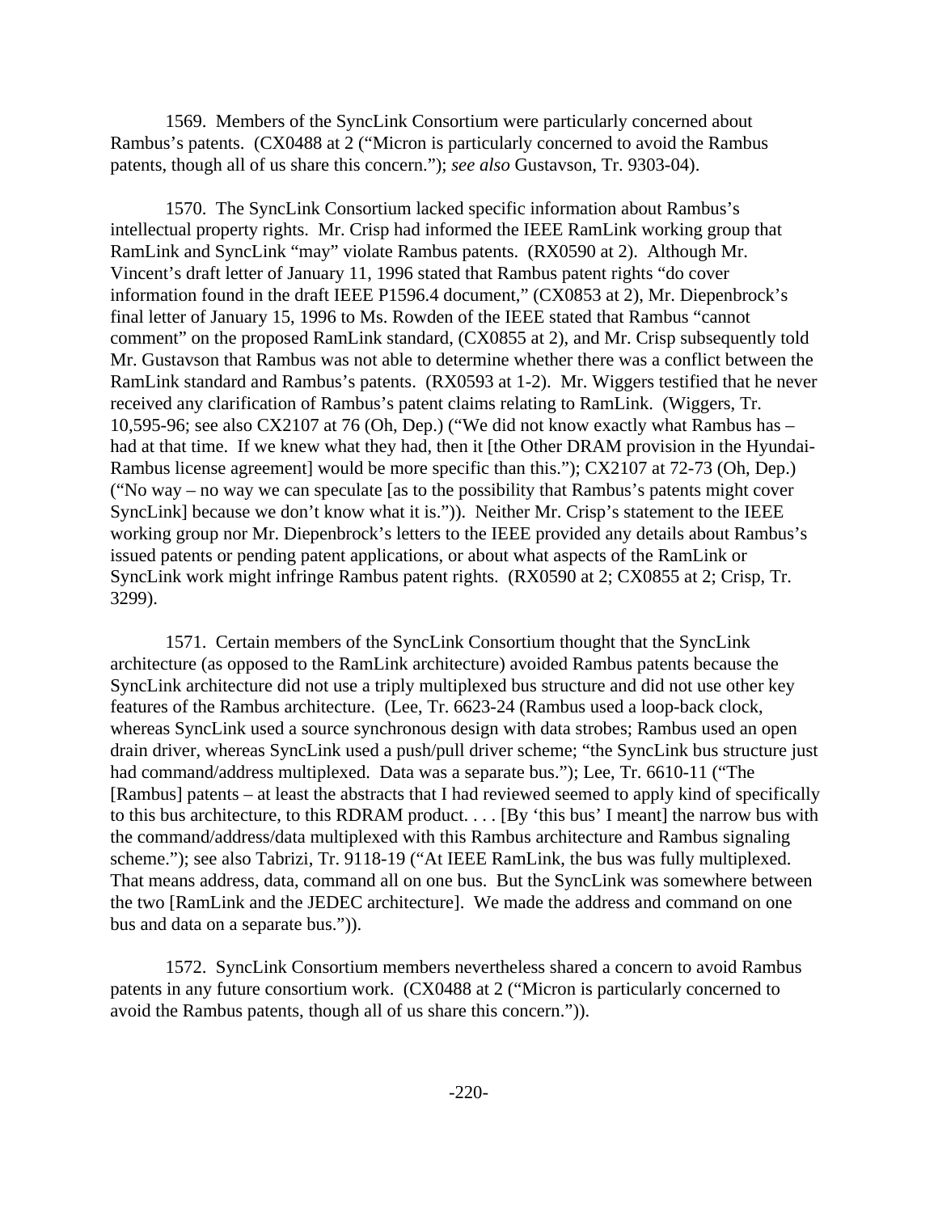1569. Members of the SyncLink Consortium were particularly concerned about Rambus's patents. (CX0488 at 2 ("Micron is particularly concerned to avoid the Rambus patents, though all of us share this concern."); *see also* Gustavson, Tr. 9303-04).

1570. The SyncLink Consortium lacked specific information about Rambus's intellectual property rights. Mr. Crisp had informed the IEEE RamLink working group that RamLink and SyncLink "may" violate Rambus patents. (RX0590 at 2). Although Mr. Vincent's draft letter of January 11, 1996 stated that Rambus patent rights "do cover information found in the draft IEEE P1596.4 document," (CX0853 at 2), Mr. Diepenbrock's final letter of January 15, 1996 to Ms. Rowden of the IEEE stated that Rambus "cannot comment" on the proposed RamLink standard, (CX0855 at 2), and Mr. Crisp subsequently told Mr. Gustavson that Rambus was not able to determine whether there was a conflict between the RamLink standard and Rambus's patents. (RX0593 at 1-2). Mr. Wiggers testified that he never received any clarification of Rambus's patent claims relating to RamLink. (Wiggers, Tr. 10,595-96; see also CX2107 at 76 (Oh, Dep.) ("We did not know exactly what Rambus has – had at that time. If we knew what they had, then it [the Other DRAM provision in the Hyundai-Rambus license agreement] would be more specific than this."); CX2107 at 72-73 (Oh, Dep.) ("No way – no way we can speculate [as to the possibility that Rambus's patents might cover SyncLink] because we don't know what it is.")). Neither Mr. Crisp's statement to the IEEE working group nor Mr. Diepenbrock's letters to the IEEE provided any details about Rambus's issued patents or pending patent applications, or about what aspects of the RamLink or SyncLink work might infringe Rambus patent rights. (RX0590 at 2; CX0855 at 2; Crisp, Tr. 3299).

1571. Certain members of the SyncLink Consortium thought that the SyncLink architecture (as opposed to the RamLink architecture) avoided Rambus patents because the SyncLink architecture did not use a triply multiplexed bus structure and did not use other key features of the Rambus architecture. (Lee, Tr. 6623-24 (Rambus used a loop-back clock, whereas SyncLink used a source synchronous design with data strobes; Rambus used an open drain driver, whereas SyncLink used a push/pull driver scheme; "the SyncLink bus structure just had command/address multiplexed. Data was a separate bus."); Lee, Tr. 6610-11 ("The [Rambus] patents – at least the abstracts that I had reviewed seemed to apply kind of specifically to this bus architecture, to this RDRAM product. . . . [By 'this bus' I meant] the narrow bus with the command/address/data multiplexed with this Rambus architecture and Rambus signaling scheme."); see also Tabrizi, Tr. 9118-19 ("At IEEE RamLink, the bus was fully multiplexed. That means address, data, command all on one bus. But the SyncLink was somewhere between the two [RamLink and the JEDEC architecture]. We made the address and command on one bus and data on a separate bus.")).

1572. SyncLink Consortium members nevertheless shared a concern to avoid Rambus patents in any future consortium work. (CX0488 at 2 ("Micron is particularly concerned to avoid the Rambus patents, though all of us share this concern.")).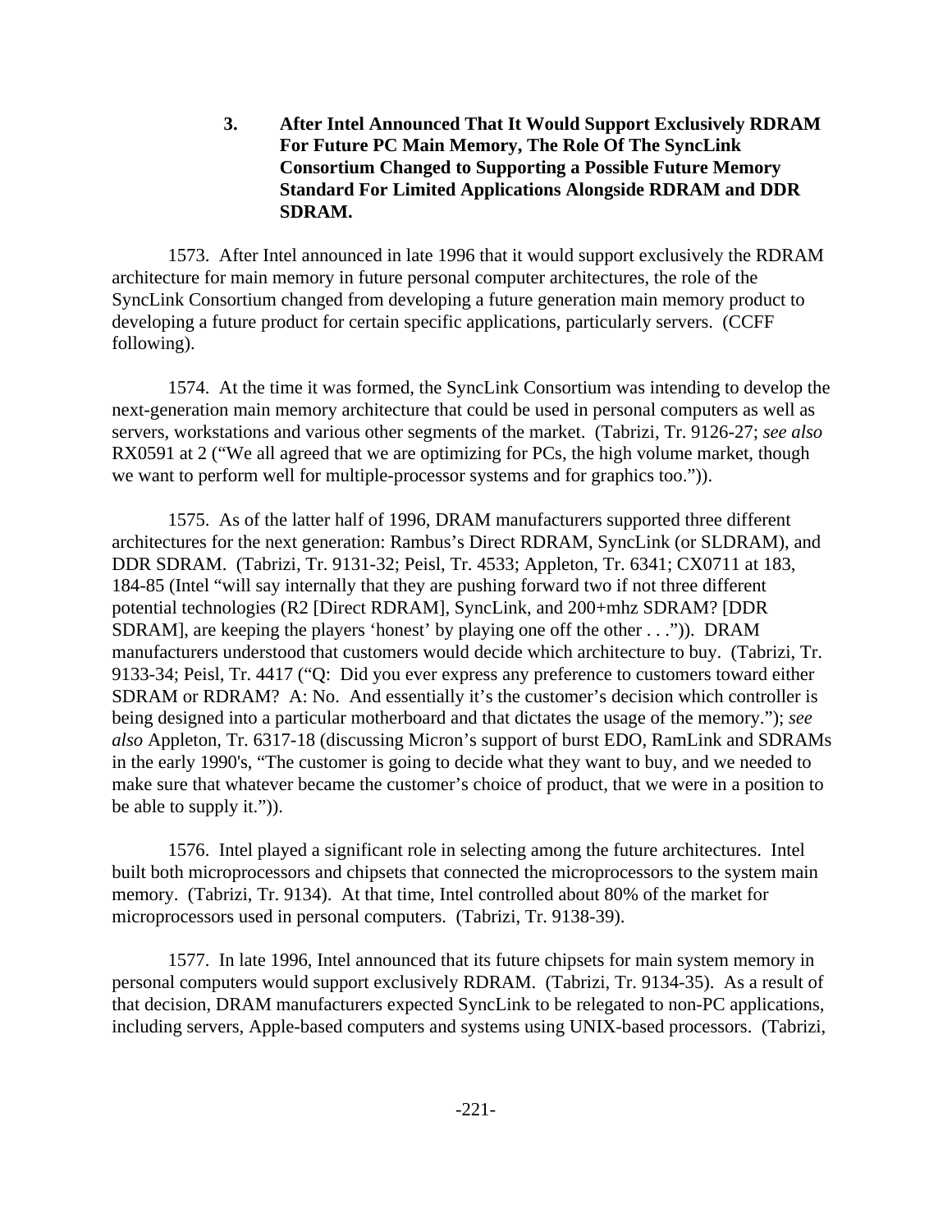### 3. After Intel Announced That It Would Support Exclusively RDRAM For Future PC Main Memory, The Role Of The SyncLink Consortium Changed to Supporting a Possible Future Memory Standard For Limited Applications Alongside RDRAM and DDR SDRAM.

1573. After Intel announced in late 1996 that it would support exclusively the RDRAM architecture for main memory in future personal computer architectures, the role of the SyncLink Consortium changed from developing a future generation main memory product to developing a future product for certain specific applications, particularly servers. (CCFF following).

1574. At the time it was formed, the SyncLink Consortium was intending to develop the next-generation main memory architecture that could be used in personal computers as well as servers, workstations and various other segments of the market. (Tabrizi, Tr. 9126-27; *see also* RX0591 at 2 ("We all agreed that we are optimizing for PCs, the high volume market, though we want to perform well for multiple-processor systems and for graphics too.")).

1575. As of the latter half of 1996, DRAM manufacturers supported three different architectures for the next generation: Rambus's Direct RDRAM, SyncLink (or SLDRAM), and DDR SDRAM. (Tabrizi, Tr. 9131-32; Peisl, Tr. 4533; Appleton, Tr. 6341; CX0711 at 183, 184-85 (Intel "will say internally that they are pushing forward two if not three different potential technologies (R2 [Direct RDRAM], SyncLink, and 200+mhz SDRAM? [DDR SDRAM], are keeping the players 'honest' by playing one off the other . . .")). DRAM manufacturers understood that customers would decide which architecture to buy. (Tabrizi, Tr. 9133-34; Peisl, Tr. 4417 ("Q: Did you ever express any preference to customers toward either SDRAM or RDRAM? A: No. And essentially it's the customer's decision which controller is being designed into a particular motherboard and that dictates the usage of the memory."); *see also* Appleton, Tr. 6317-18 (discussing Micron's support of burst EDO, RamLink and SDRAMs in the early 1990's, "The customer is going to decide what they want to buy, and we needed to make sure that whatever became the customer's choice of product, that we were in a position to be able to supply it.")).

1576. Intel played a significant role in selecting among the future architectures. Intel built both microprocessors and chipsets that connected the microprocessors to the system main memory. (Tabrizi, Tr. 9134). At that time, Intel controlled about 80% of the market for microprocessors used in personal computers. (Tabrizi, Tr. 9138-39).

1577. In late 1996, Intel announced that its future chipsets for main system memory in personal computers would support exclusively RDRAM. (Tabrizi, Tr. 9134-35). As a result of that decision, DRAM manufacturers expected SyncLink to be relegated to non-PC applications, including servers, Apple-based computers and systems using UNIX-based processors. (Tabrizi,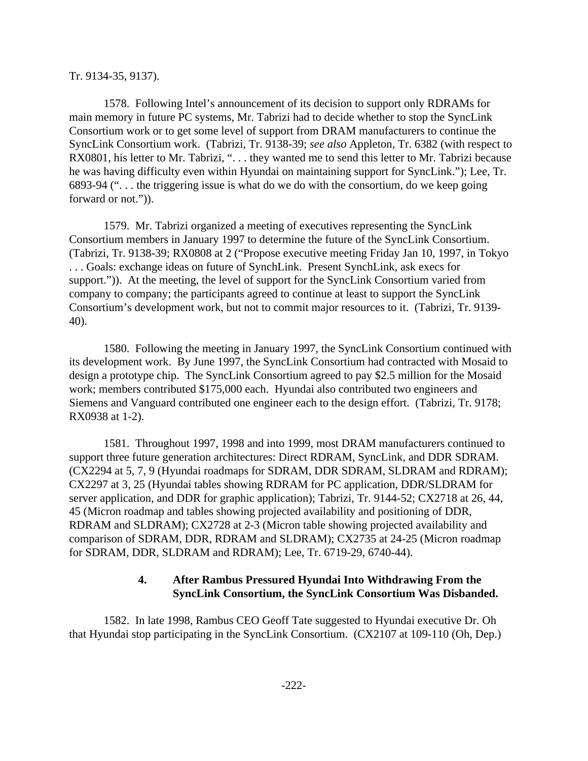Tr. 9134-35, 9137).

1578. Following Intel's announcement of its decision to support only RDRAMs for main memory in future PC systems, Mr. Tabrizi had to decide whether to stop the SyncLink Consortium work or to get some level of support from DRAM manufacturers to continue the SyncLink Consortium work. (Tabrizi, Tr. 9138-39; *see also* Appleton, Tr. 6382 (with respect to RX0801, his letter to Mr. Tabrizi, ". . . they wanted me to send this letter to Mr. Tabrizi because he was having difficulty even within Hyundai on maintaining support for SyncLink."); Lee, Tr. 6893-94 (". . . the triggering issue is what do we do with the consortium, do we keep going forward or not.")).

1579. Mr. Tabrizi organized a meeting of executives representing the SyncLink Consortium members in January 1997 to determine the future of the SyncLink Consortium. (Tabrizi, Tr. 9138-39; RX0808 at 2 ("Propose executive meeting Friday Jan 10, 1997, in Tokyo . . . Goals: exchange ideas on future of SynchLink. Present SynchLink, ask execs for support.")). At the meeting, the level of support for the SyncLink Consortium varied from company to company; the participants agreed to continue at least to support the SyncLink Consortium's development work, but not to commit major resources to it. (Tabrizi, Tr. 9139-40).

1580. Following the meeting in January 1997, the SyncLink Consortium continued with its development work. By June 1997, the SyncLink Consortium had contracted with Mosaid to design a prototype chip. The SyncLink Consortium agreed to pay $2.5 million for the Mosaid work; members contributed $175,000 each. Hyundai also contributed two engineers and Siemens and Vanguard contributed one engineer each to the design effort. (Tabrizi, Tr. 9178; RX0938 at 1-2).

1581. Throughout 1997, 1998 and into 1999, most DRAM manufacturers continued to support three future generation architectures: Direct RDRAM, SyncLink, and DDR SDRAM. (CX2294 at 5, 7, 9 (Hyundai roadmaps for SDRAM, DDR SDRAM, SLDRAM and RDRAM); CX2297 at 3, 25 (Hyundai tables showing RDRAM for PC application, DDR/SLDRAM for server application, and DDR for graphic application); Tabrizi, Tr. 9144-52; CX2718 at 26, 44, 45 (Micron roadmap and tables showing projected availability and positioning of DDR, RDRAM and SLDRAM); CX2728 at 2-3 (Micron table showing projected availability and comparison of SDRAM, DDR, RDRAM and SLDRAM); CX2735 at 24-25 (Micron roadmap for SDRAM, DDR, SLDRAM and RDRAM); Lee, Tr. 6719-29, 6740-44).

#### 4. After Rambus Pressured Hyundai Into Withdrawing From the SyncLink Consortium, the SyncLink Consortium Was Disbanded.

1582. In late 1998, Rambus CEO Geoff Tate suggested to Hyundai executive Dr. Oh that Hyundai stop participating in the SyncLink Consortium. (CX2107 at 109-110 (Oh, Dep.)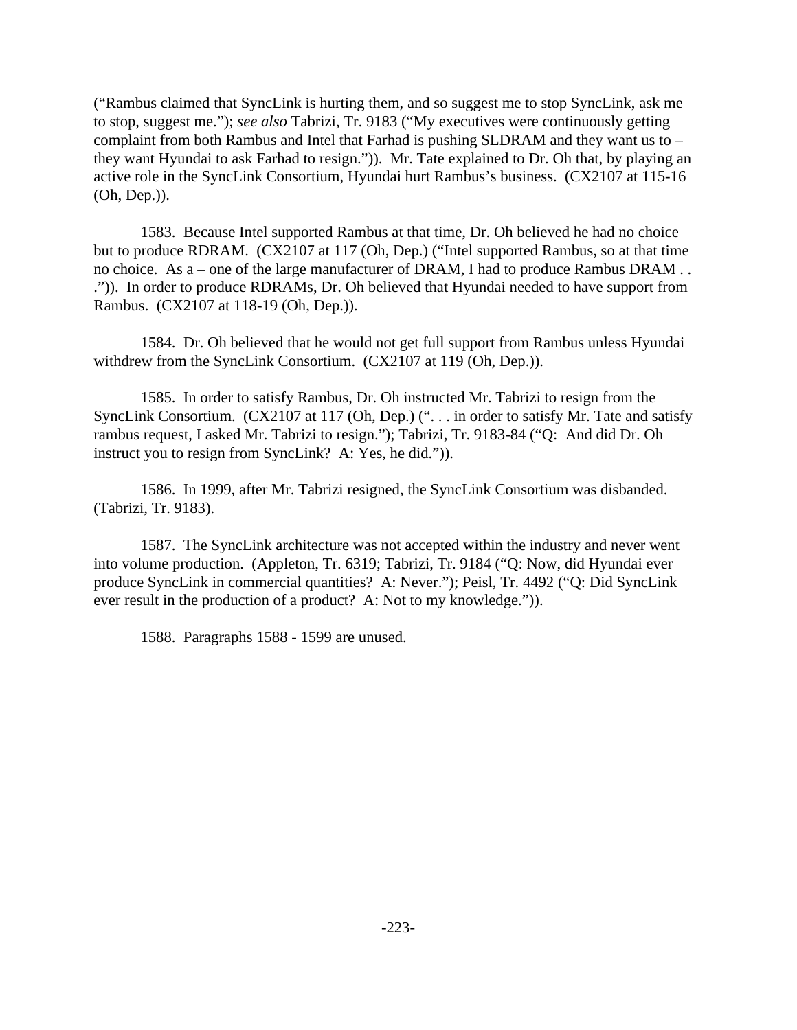("Rambus claimed that SyncLink is hurting them, and so suggest me to stop SyncLink, ask me to stop, suggest me."); *see also* Tabrizi, Tr. 9183 ("My executives were continuously getting complaint from both Rambus and Intel that Farhad is pushing SLDRAM and they want us to – they want Hyundai to ask Farhad to resign.")). Mr. Tate explained to Dr. Oh that, by playing an active role in the SyncLink Consortium, Hyundai hurt Rambus's business. (CX2107 at 115-16 (Oh, Dep.)).

1583. Because Intel supported Rambus at that time, Dr. Oh believed he had no choice but to produce RDRAM. (CX2107 at 117 (Oh, Dep.) ("Intel supported Rambus, so at that time no choice. As a – one of the large manufacturer of DRAM, I had to produce Rambus DRAM . . .")). In order to produce RDRAMs, Dr. Oh believed that Hyundai needed to have support from Rambus. (CX2107 at 118-19 (Oh, Dep.)).

1584. Dr. Oh believed that he would not get full support from Rambus unless Hyundai withdrew from the SyncLink Consortium. (CX2107 at 119 (Oh, Dep.)).

1585. In order to satisfy Rambus, Dr. Oh instructed Mr. Tabrizi to resign from the SyncLink Consortium. (CX2107 at 117 (Oh, Dep.) (". . . in order to satisfy Mr. Tate and satisfy rambus request, I asked Mr. Tabrizi to resign."); Tabrizi, Tr. 9183-84 ("Q: And did Dr. Oh instruct you to resign from SyncLink? A: Yes, he did.")).

1586. In 1999, after Mr. Tabrizi resigned, the SyncLink Consortium was disbanded. (Tabrizi, Tr. 9183).

1587. The SyncLink architecture was not accepted within the industry and never went into volume production. (Appleton, Tr. 6319; Tabrizi, Tr. 9184 ("Q: Now, did Hyundai ever produce SyncLink in commercial quantities? A: Never."); Peisl, Tr. 4492 ("Q: Did SyncLink ever result in the production of a product? A: Not to my knowledge.")).

1588. Paragraphs 1588 - 1599 are unused.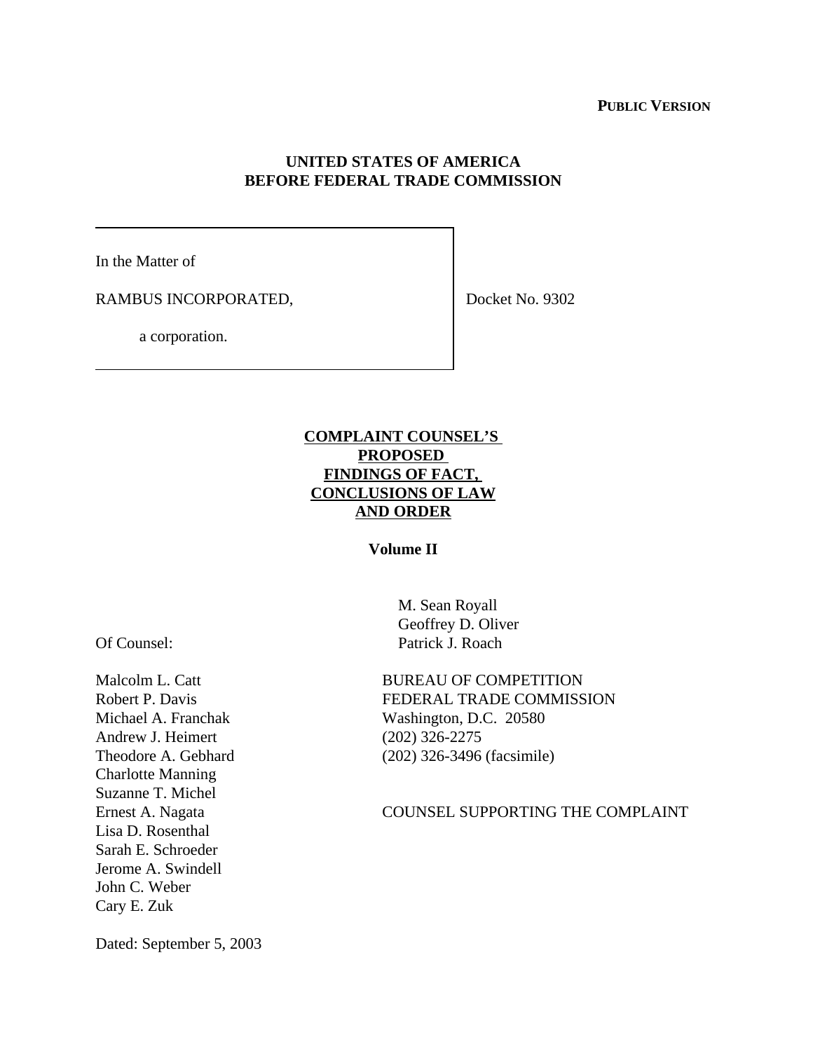**PUBLIC VERSION**

**UNITED STATES OF AMERICA**
**BEFORE FEDERAL TRADE COMMISSION**

In the Matter of

RAMBUS INCORPORATED,

a corporation.

Docket No. 9302

**COMPLAINT COUNSEL'S PROPOSED FINDINGS OF FACT, CONCLUSIONS OF LAW AND ORDER**

**Volume II**

M. Sean Royall
Geoffrey D. Oliver
Patrick J. Roach

BUREAU OF COMPETITION
FEDERAL TRADE COMMISSION
Washington, D.C. 20580
(202) 326-2275
(202) 326-3496 (facsimile)

COUNSEL SUPPORTING THE COMPLAINT

Of Counsel:

Malcolm L. Catt
Robert P. Davis
Michael A. Franchak
Andrew J. Heimert
Theodore A. Gebhard
Charlotte Manning
Suzanne T. Michel
Ernest A. Nagata
Lisa D. Rosenthal
Sarah E. Schroeder
Jerome A. Swindell
John C. Weber
Cary E. Zuk

Dated: September 5, 2003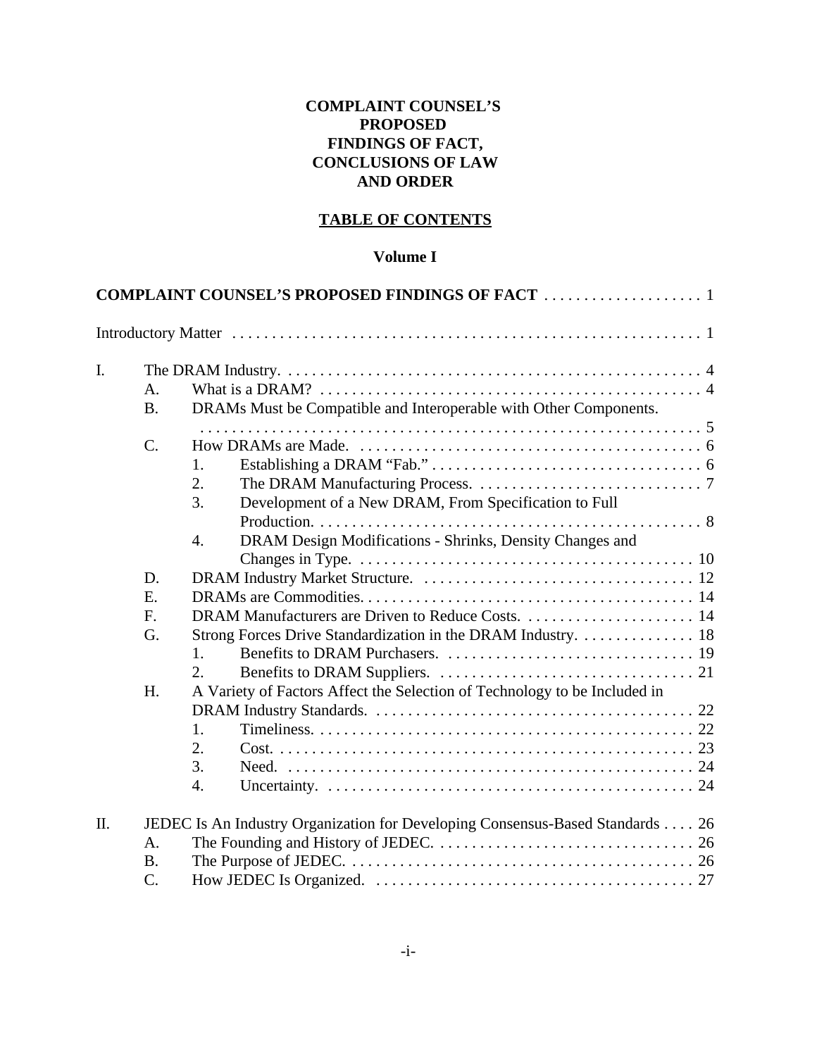**COMPLAINT COUNSEL'S PROPOSED FINDINGS OF FACT, CONCLUSIONS OF LAW AND ORDER**

**TABLE OF CONTENTS**

**Volume I**

**COMPLAINT COUNSEL'S PROPOSED FINDINGS OF FACT** . . . . . . . . . . . . . . . . . . . 1

Introductory Matter . . . . . . . . . . . . . . . . . . . . . . . . . . . . . . . . . . . . . . . . . . . . . . . . . . . . . . . . . . . 1

I. The DRAM Industry. . . . . . . . . . . . . . . . . . . . . . . . . . . . . . . . . . . . . . . . . . . . . . . . . . . . . 4
- A. What is a DRAM? . . . . . . . . . . . . . . . . . . . . . . . . . . . . . . . . . . . . . . . . . . . . . . . . 4
- B. DRAMs Must be Compatible and Interoperable with Other Components. . . . . . . . . . . . . . . . . . . . . . . . . . . . . . . . . . . . . . . . . . . . . . . . . . . . . . . . . . . . . . . . . 5
- C. How DRAMs are Made. . . . . . . . . . . . . . . . . . . . . . . . . . . . . . . . . . . . . . . . . . . 6
  1. Establishing a DRAM "Fab." . . . . . . . . . . . . . . . . . . . . . . . . . . . . . . . . . . 6
  2. The DRAM Manufacturing Process. . . . . . . . . . . . . . . . . . . . . . . . . . . . . 7
  3. Development of a New DRAM, From Specification to Full Production. . . . . . . . . . . . . . . . . . . . . . . . . . . . . . . . . . . . . . . . . . . . . . . . . 8
  4. DRAM Design Modifications - Shrinks, Density Changes and Changes in Type. . . . . . . . . . . . . . . . . . . . . . . . . . . . . . . . . . . . . . . . . . 10
- D. DRAM Industry Market Structure. . . . . . . . . . . . . . . . . . . . . . . . . . . . . . . . . . . 12
- E. DRAMs are Commodities. . . . . . . . . . . . . . . . . . . . . . . . . . . . . . . . . . . . . . . . . . 14
- F. DRAM Manufacturers are Driven to Reduce Costs. . . . . . . . . . . . . . . . . . . . . . 14
- G. Strong Forces Drive Standardization in the DRAM Industry. . . . . . . . . . . . . . . 18
  1. Benefits to DRAM Purchasers. . . . . . . . . . . . . . . . . . . . . . . . . . . . . . . . 19
  2. Benefits to DRAM Suppliers. . . . . . . . . . . . . . . . . . . . . . . . . . . . . . . . . 21
- H. A Variety of Factors Affect the Selection of Technology to be Included in DRAM Industry Standards. . . . . . . . . . . . . . . . . . . . . . . . . . . . . . . . . . . . . . . . . . 22
  1. Timeliness. . . . . . . . . . . . . . . . . . . . . . . . . . . . . . . . . . . . . . . . . . . . . . . . 22
  2. Cost. . . . . . . . . . . . . . . . . . . . . . . . . . . . . . . . . . . . . . . . . . . . . . . . . . . . . 23
  3. Need. . . . . . . . . . . . . . . . . . . . . . . . . . . . . . . . . . . . . . . . . . . . . . . . . . . . 24
  4. Uncertainty. . . . . . . . . . . . . . . . . . . . . . . . . . . . . . . . . . . . . . . . . . . . . . . 24

II. JEDEC Is An Industry Organization for Developing Consensus-Based Standards . . . . 26
- A. The Founding and History of JEDEC. . . . . . . . . . . . . . . . . . . . . . . . . . . . . . . . . 26
- B. The Purpose of JEDEC. . . . . . . . . . . . . . . . . . . . . . . . . . . . . . . . . . . . . . . . . . . . 26
- C. How JEDEC Is Organized. . . . . . . . . . . . . . . . . . . . . . . . . . . . . . . . . . . . . . . . . 27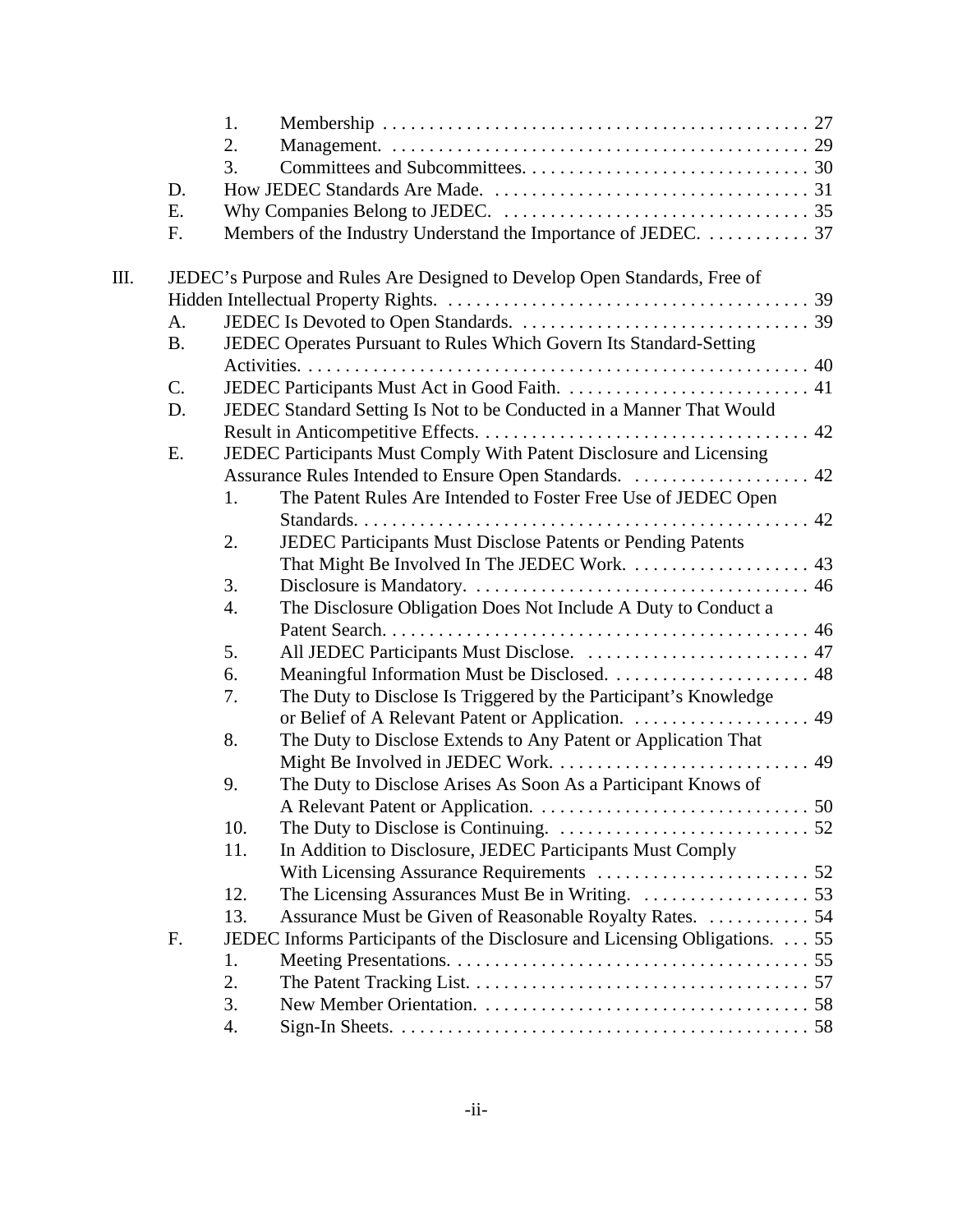1. Membership . . . . . . . . . . . . . . . . . . . . . . . . . . . . . . . . . . . . . . . . . . . . . 27
2. Management. . . . . . . . . . . . . . . . . . . . . . . . . . . . . . . . . . . . . . . . . . . . . 29
3. Committees and Subcommittees. . . . . . . . . . . . . . . . . . . . . . . . . . . . . . . 30

D. How JEDEC Standards Are Made. . . . . . . . . . . . . . . . . . . . . . . . . . . . . . . . . . 31
E. Why Companies Belong to JEDEC. . . . . . . . . . . . . . . . . . . . . . . . . . . . . . . . . 35
F. Members of the Industry Understand the Importance of JEDEC. . . . . . . . . . . . 37

III. JEDEC's Purpose and Rules Are Designed to Develop Open Standards, Free of Hidden Intellectual Property Rights. . . . . . . . . . . . . . . . . . . . . . . . . . . . . . . . . . . . . . . 39

A. JEDEC Is Devoted to Open Standards. . . . . . . . . . . . . . . . . . . . . . . . . . . . . . . 39
B. JEDEC Operates Pursuant to Rules Which Govern Its Standard-Setting Activities. . . . . . . . . . . . . . . . . . . . . . . . . . . . . . . . . . . . . . . . . . . . . . . . . . . . . . 40
C. JEDEC Participants Must Act in Good Faith. . . . . . . . . . . . . . . . . . . . . . . . . . 41
D. JEDEC Standard Setting Is Not to be Conducted in a Manner That Would Result in Anticompetitive Effects. . . . . . . . . . . . . . . . . . . . . . . . . . . . . . . . . . . . 42
E. JEDEC Participants Must Comply With Patent Disclosure and Licensing Assurance Rules Intended to Ensure Open Standards. . . . . . . . . . . . . . . . . . . 42

1. The Patent Rules Are Intended to Foster Free Use of JEDEC Open Standards. . . . . . . . . . . . . . . . . . . . . . . . . . . . . . . . . . . . . . . . . . . . . . . . . 42
2. JEDEC Participants Must Disclose Patents or Pending Patents That Might Be Involved In The JEDEC Work. . . . . . . . . . . . . . . . . . . 43
3. Disclosure is Mandatory. . . . . . . . . . . . . . . . . . . . . . . . . . . . . . . . . . . . 46
4. The Disclosure Obligation Does Not Include A Duty to Conduct a Patent Search. . . . . . . . . . . . . . . . . . . . . . . . . . . . . . . . . . . . . . . . . . . . . 46
5. All JEDEC Participants Must Disclose. . . . . . . . . . . . . . . . . . . . . . . . . 47
6. Meaningful Information Must be Disclosed. . . . . . . . . . . . . . . . . . . . . . 48
7. The Duty to Disclose Is Triggered by the Participant's Knowledge or Belief of A Relevant Patent or Application. . . . . . . . . . . . . . . . . . . . 49
8. The Duty to Disclose Extends to Any Patent or Application That Might Be Involved in JEDEC Work. . . . . . . . . . . . . . . . . . . . . . . . . . . . 49
9. The Duty to Disclose Arises As Soon As a Participant Knows of A Relevant Patent or Application. . . . . . . . . . . . . . . . . . . . . . . . . . . . . 50
10. The Duty to Disclose is Continuing. . . . . . . . . . . . . . . . . . . . . . . . . . . 52
11. In Addition to Disclosure, JEDEC Participants Must Comply With Licensing Assurance Requirements . . . . . . . . . . . . . . . . . . . . . . . 52
12. The Licensing Assurances Must Be in Writing. . . . . . . . . . . . . . . . . . . 53
13. Assurance Must be Given of Reasonable Royalty Rates. . . . . . . . . . . . 54

F. JEDEC Informs Participants of the Disclosure and Licensing Obligations. . . . 55

1. Meeting Presentations. . . . . . . . . . . . . . . . . . . . . . . . . . . . . . . . . . . . . . 55
2. The Patent Tracking List. . . . . . . . . . . . . . . . . . . . . . . . . . . . . . . . . . . . 57
3. New Member Orientation. . . . . . . . . . . . . . . . . . . . . . . . . . . . . . . . . . . 58
4. Sign-In Sheets. . . . . . . . . . . . . . . . . . . . . . . . . . . . . . . . . . . . . . . . . . . . 58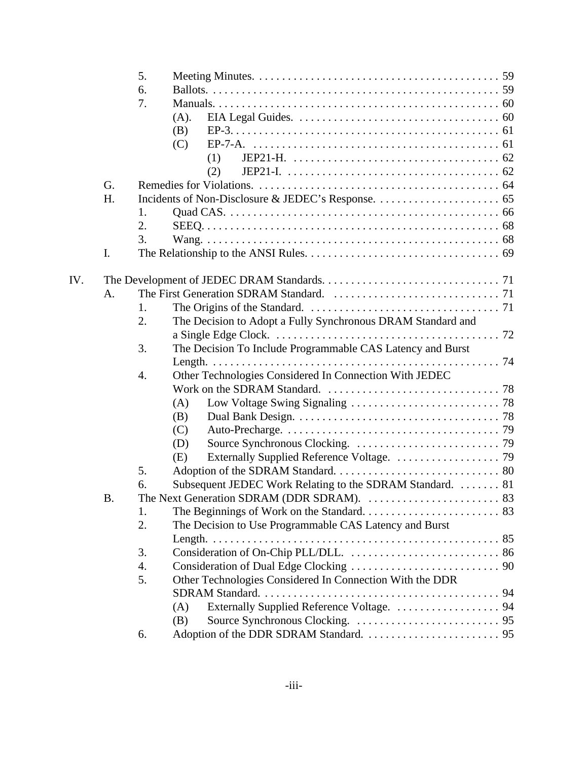5. Meeting Minutes. . . . . . . . . . . . . . . . . . . . . . . . . . . . . . . . . . . . . . . . . . 59
6. Ballots. . . . . . . . . . . . . . . . . . . . . . . . . . . . . . . . . . . . . . . . . . . . . . . . . . . 59
7. Manuals. . . . . . . . . . . . . . . . . . . . . . . . . . . . . . . . . . . . . . . . . . . . . . . . . . 60
   (A). EIA Legal Guides. . . . . . . . . . . . . . . . . . . . . . . . . . . . . . . . . . . . 60
   (B) EP-3. . . . . . . . . . . . . . . . . . . . . . . . . . . . . . . . . . . . . . . . . . . . . . . . 61
   (C) EP-7-A. . . . . . . . . . . . . . . . . . . . . . . . . . . . . . . . . . . . . . . . . . . . 61
      (1) JEP21-H. . . . . . . . . . . . . . . . . . . . . . . . . . . . . . . . . . . . 62
      (2) JEP21-I. . . . . . . . . . . . . . . . . . . . . . . . . . . . . . . . . . . . . 62

G. Remedies for Violations. . . . . . . . . . . . . . . . . . . . . . . . . . . . . . . . . . . . . . . . . . . 64

H. Incidents of Non-Disclosure & JEDEC's Response. . . . . . . . . . . . . . . . . . . . . . 65
1. Quad CAS. . . . . . . . . . . . . . . . . . . . . . . . . . . . . . . . . . . . . . . . . . . . . . . . 66
2. SEEQ. . . . . . . . . . . . . . . . . . . . . . . . . . . . . . . . . . . . . . . . . . . . . . . . . . . . 68
3. Wang. . . . . . . . . . . . . . . . . . . . . . . . . . . . . . . . . . . . . . . . . . . . . . . . . . . . 68

I. The Relationship to the ANSI Rules. . . . . . . . . . . . . . . . . . . . . . . . . . . . . . . . . . 69

IV. The Development of JEDEC DRAM Standards. . . . . . . . . . . . . . . . . . . . . . . . . . . . . . . 71

A. The First Generation SDRAM Standard. . . . . . . . . . . . . . . . . . . . . . . . . . . . . . 71
1. The Origins of the Standard. . . . . . . . . . . . . . . . . . . . . . . . . . . . . . . . . . 71
2. The Decision to Adopt a Fully Synchronous DRAM Standard and a Single Edge Clock. . . . . . . . . . . . . . . . . . . . . . . . . . . . . . . . . . . . . . . . 72
3. The Decision To Include Programmable CAS Latency and Burst Length. . . . . . . . . . . . . . . . . . . . . . . . . . . . . . . . . . . . . . . . . . . . . . . . . . . 74
4. Other Technologies Considered In Connection With JEDEC Work on the SDRAM Standard. . . . . . . . . . . . . . . . . . . . . . . . . . . . . . . 78
   (A) Low Voltage Swing Signaling . . . . . . . . . . . . . . . . . . . . . . . . . . 78
   (B) Dual Bank Design. . . . . . . . . . . . . . . . . . . . . . . . . . . . . . . . . . . . 78
   (C) Auto-Precharge. . . . . . . . . . . . . . . . . . . . . . . . . . . . . . . . . . . . . 79
   (D) Source Synchronous Clocking. . . . . . . . . . . . . . . . . . . . . . . . . 79
   (E) Externally Supplied Reference Voltage. . . . . . . . . . . . . . . . . . 79
5. Adoption of the SDRAM Standard. . . . . . . . . . . . . . . . . . . . . . . . . . . . . 80
6. Subsequent JEDEC Work Relating to the SDRAM Standard. . . . . . . . 81

B. The Next Generation SDRAM (DDR SDRAM). . . . . . . . . . . . . . . . . . . . . . . . 83
1. The Beginnings of Work on the Standard. . . . . . . . . . . . . . . . . . . . . . . . 83
2. The Decision to Use Programmable CAS Latency and Burst Length. . . . . . . . . . . . . . . . . . . . . . . . . . . . . . . . . . . . . . . . . . . . . . . . . . . 85
3. Consideration of On-Chip PLL/DLL. . . . . . . . . . . . . . . . . . . . . . . . . . . 86
4. Consideration of Dual Edge Clocking . . . . . . . . . . . . . . . . . . . . . . . . . . 90
5. Other Technologies Considered In Connection With the DDR SDRAM Standard. . . . . . . . . . . . . . . . . . . . . . . . . . . . . . . . . . . . . . . . . 94
   (A) Externally Supplied Reference Voltage. . . . . . . . . . . . . . . . . . 94
   (B) Source Synchronous Clocking. . . . . . . . . . . . . . . . . . . . . . . . . 95
6. Adoption of the DDR SDRAM Standard. . . . . . . . . . . . . . . . . . . . . . . . 95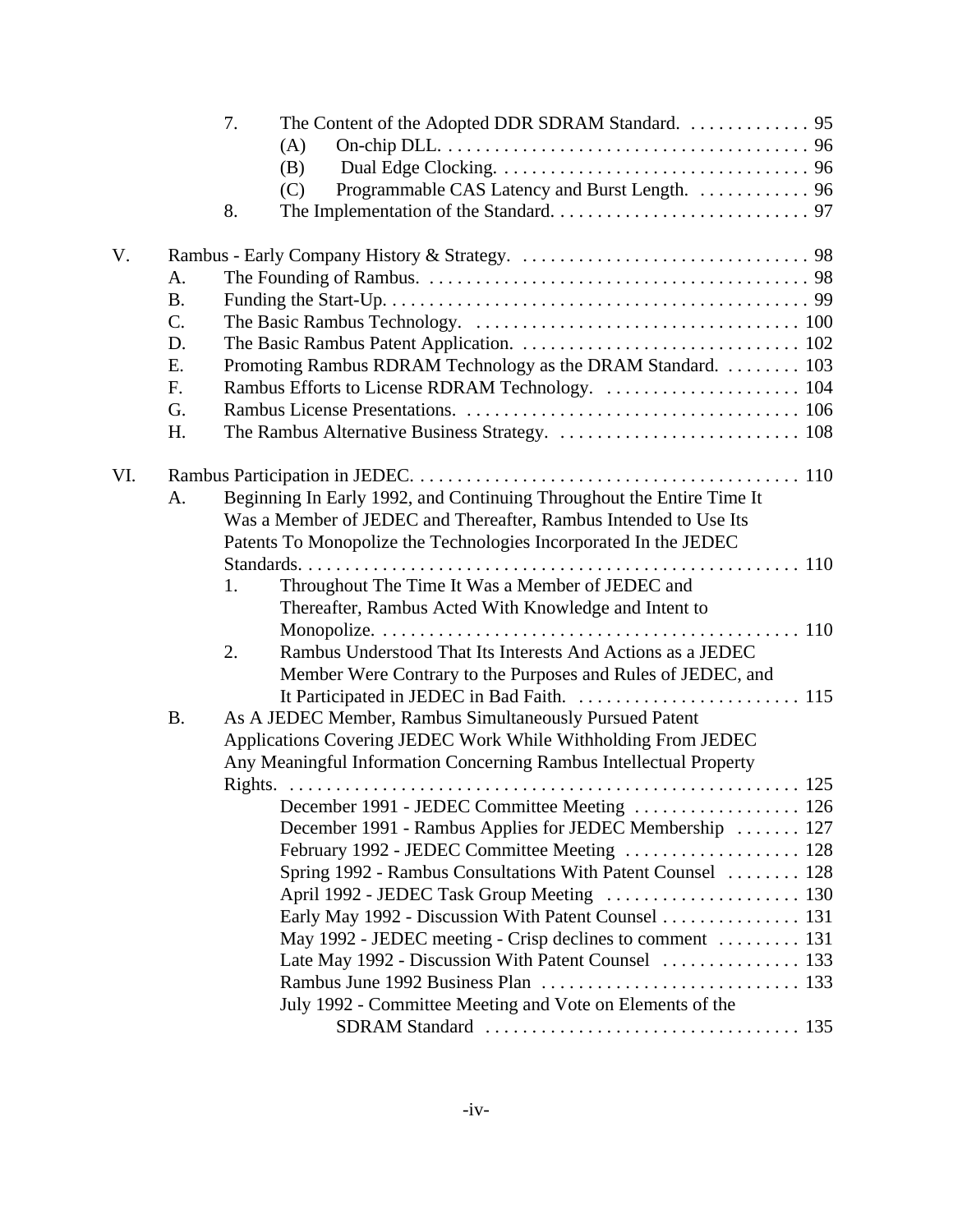- 7. The Content of the Adopted DDR SDRAM Standard. . . . . . . . . . . . . 95
  - (A) On-chip DLL. . . . . . . . . . . . . . . . . . . . . . . . . . . . . . . . . . . . . . . 96
  - (B) Dual Edge Clocking. . . . . . . . . . . . . . . . . . . . . . . . . . . . . . . . . 96
  - (C) Programmable CAS Latency and Burst Length. . . . . . . . . . . . . 96
- 8. The Implementation of the Standard. . . . . . . . . . . . . . . . . . . . . . . . . . . 97

V. Rambus - Early Company History & Strategy. . . . . . . . . . . . . . . . . . . . . . . . . . . . . . . 98

- A. The Founding of Rambus. . . . . . . . . . . . . . . . . . . . . . . . . . . . . . . . . . . . . . . . . 98
- B. Funding the Start-Up. . . . . . . . . . . . . . . . . . . . . . . . . . . . . . . . . . . . . . . . . . . . . 99
- C. The Basic Rambus Technology. . . . . . . . . . . . . . . . . . . . . . . . . . . . . . . . . . . . 100
- D. The Basic Rambus Patent Application. . . . . . . . . . . . . . . . . . . . . . . . . . . . . . . 102
- E. Promoting Rambus RDRAM Technology as the DRAM Standard. . . . . . . . . 103
- F. Rambus Efforts to License RDRAM Technology. . . . . . . . . . . . . . . . . . . . . . 104
- G. Rambus License Presentations. . . . . . . . . . . . . . . . . . . . . . . . . . . . . . . . . . . . . 106
- H. The Rambus Alternative Business Strategy. . . . . . . . . . . . . . . . . . . . . . . . . . . 108

VI. Rambus Participation in JEDEC. . . . . . . . . . . . . . . . . . . . . . . . . . . . . . . . . . . . . . . . . 110

- A. Beginning In Early 1992, and Continuing Throughout the Entire Time It Was a Member of JEDEC and Thereafter, Rambus Intended to Use Its Patents To Monopolize the Technologies Incorporated In the JEDEC Standards. . . . . . . . . . . . . . . . . . . . . . . . . . . . . . . . . . . . . . . . . . . . . . . . . . . . . . 110
  - 1. Throughout The Time It Was a Member of JEDEC and Thereafter, Rambus Acted With Knowledge and Intent to Monopolize. . . . . . . . . . . . . . . . . . . . . . . . . . . . . . . . . . . . . . . . . . . . . 110
  - 2. Rambus Understood That Its Interests And Actions as a JEDEC Member Were Contrary to the Purposes and Rules of JEDEC, and It Participated in JEDEC in Bad Faith. . . . . . . . . . . . . . . . . . . . . . . . . 115
- B. As A JEDEC Member, Rambus Simultaneously Pursued Patent Applications Covering JEDEC Work While Withholding From JEDEC Any Meaningful Information Concerning Rambus Intellectual Property Rights. . . . . . . . . . . . . . . . . . . . . . . . . . . . . . . . . . . . . . . . . . . . . . . . . . . . . . . . 125
  - December 1991 - JEDEC Committee Meeting . . . . . . . . . . . . . . . . . . 126
  - December 1991 - Rambus Applies for JEDEC Membership . . . . . . . 127
  - February 1992 - JEDEC Committee Meeting . . . . . . . . . . . . . . . . . . . 128
  - Spring 1992 - Rambus Consultations With Patent Counsel . . . . . . . . 128
  - April 1992 - JEDEC Task Group Meeting . . . . . . . . . . . . . . . . . . . . . 130
  - Early May 1992 - Discussion With Patent Counsel . . . . . . . . . . . . . . . 131
  - May 1992 - JEDEC meeting - Crisp declines to comment . . . . . . . . . 131
  - Late May 1992 - Discussion With Patent Counsel . . . . . . . . . . . . . . . 133
  - Rambus June 1992 Business Plan . . . . . . . . . . . . . . . . . . . . . . . . . . . . 133
  - July 1992 - Committee Meeting and Vote on Elements of the SDRAM Standard . . . . . . . . . . . . . . . . . . . . . . . . . . . . . . . . . . 135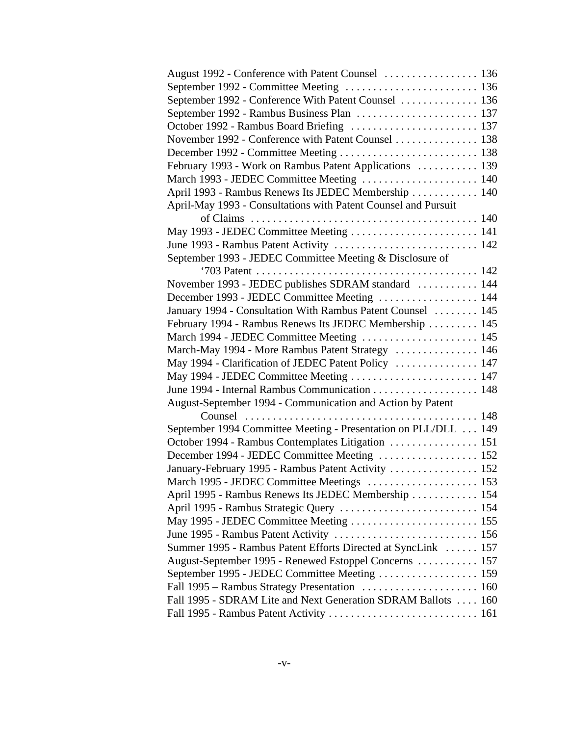August 1992 - Conference with Patent Counsel . . . . . . . . . . . . . . . . . 136
September 1992 - Committee Meeting . . . . . . . . . . . . . . . . . . . . . . . . 136
September 1992 - Conference With Patent Counsel . . . . . . . . . . . . . . 136
September 1992 - Rambus Business Plan . . . . . . . . . . . . . . . . . . . . . . 137
October 1992 - Rambus Board Briefing . . . . . . . . . . . . . . . . . . . . . . . 137
November 1992 - Conference with Patent Counsel . . . . . . . . . . . . . . . 138
December 1992 - Committee Meeting . . . . . . . . . . . . . . . . . . . . . . . . . 138
February 1993 - Work on Rambus Patent Applications . . . . . . . . . . . 139
March 1993 - JEDEC Committee Meeting . . . . . . . . . . . . . . . . . . . . . 140
April 1993 - Rambus Renews Its JEDEC Membership . . . . . . . . . . . . 140
April-May 1993 - Consultations with Patent Counsel and Pursuit of Claims . . . . . . . . . . . . . . . . . . . . . . . . . . . . . . . . . . . . . . . . . 140
May 1993 - JEDEC Committee Meeting . . . . . . . . . . . . . . . . . . . . . . . 141
June 1993 - Rambus Patent Activity . . . . . . . . . . . . . . . . . . . . . . . . . . 142
September 1993 - JEDEC Committee Meeting & Disclosure of '703 Patent . . . . . . . . . . . . . . . . . . . . . . . . . . . . . . . . . . . . . . . 142
November 1993 - JEDEC publishes SDRAM standard . . . . . . . . . . . 144
December 1993 - JEDEC Committee Meeting . . . . . . . . . . . . . . . . . . 144
January 1994 - Consultation With Rambus Patent Counsel . . . . . . . . 145
February 1994 - Rambus Renews Its JEDEC Membership . . . . . . . . . 145
March 1994 - JEDEC Committee Meeting . . . . . . . . . . . . . . . . . . . . . 145
March-May 1994 - More Rambus Patent Strategy . . . . . . . . . . . . . . . 146
May 1994 - Clarification of JEDEC Patent Policy . . . . . . . . . . . . . . . 147
May 1994 - JEDEC Committee Meeting . . . . . . . . . . . . . . . . . . . . . . . 147
June 1994 - Internal Rambus Communication . . . . . . . . . . . . . . . . . . . 148
August-September 1994 - Communication and Action by Patent Counsel . . . . . . . . . . . . . . . . . . . . . . . . . . . . . . . . . . . . . . . . . . 148
September 1994 Committee Meeting - Presentation on PLL/DLL . . . 149
October 1994 - Rambus Contemplates Litigation . . . . . . . . . . . . . . . . 151
December 1994 - JEDEC Committee Meeting . . . . . . . . . . . . . . . . . . 152
January-February 1995 - Rambus Patent Activity . . . . . . . . . . . . . . . . 152
March 1995 - JEDEC Committee Meetings . . . . . . . . . . . . . . . . . . . . 153
April 1995 - Rambus Renews Its JEDEC Membership . . . . . . . . . . . . 154
April 1995 - Rambus Strategic Query . . . . . . . . . . . . . . . . . . . . . . . . . 154
May 1995 - JEDEC Committee Meeting . . . . . . . . . . . . . . . . . . . . . . . 155
June 1995 - Rambus Patent Activity . . . . . . . . . . . . . . . . . . . . . . . . . . 156
Summer 1995 - Rambus Patent Efforts Directed at SyncLink . . . . . . 157
August-September 1995 - Renewed Estoppel Concerns . . . . . . . . . . . 157
September 1995 - JEDEC Committee Meeting . . . . . . . . . . . . . . . . . . 159
Fall 1995 – Rambus Strategy Presentation . . . . . . . . . . . . . . . . . . . . . 160
Fall 1995 - SDRAM Lite and Next Generation SDRAM Ballots . . . . 160
Fall 1995 - Rambus Patent Activity . . . . . . . . . . . . . . . . . . . . . . . . . . . 161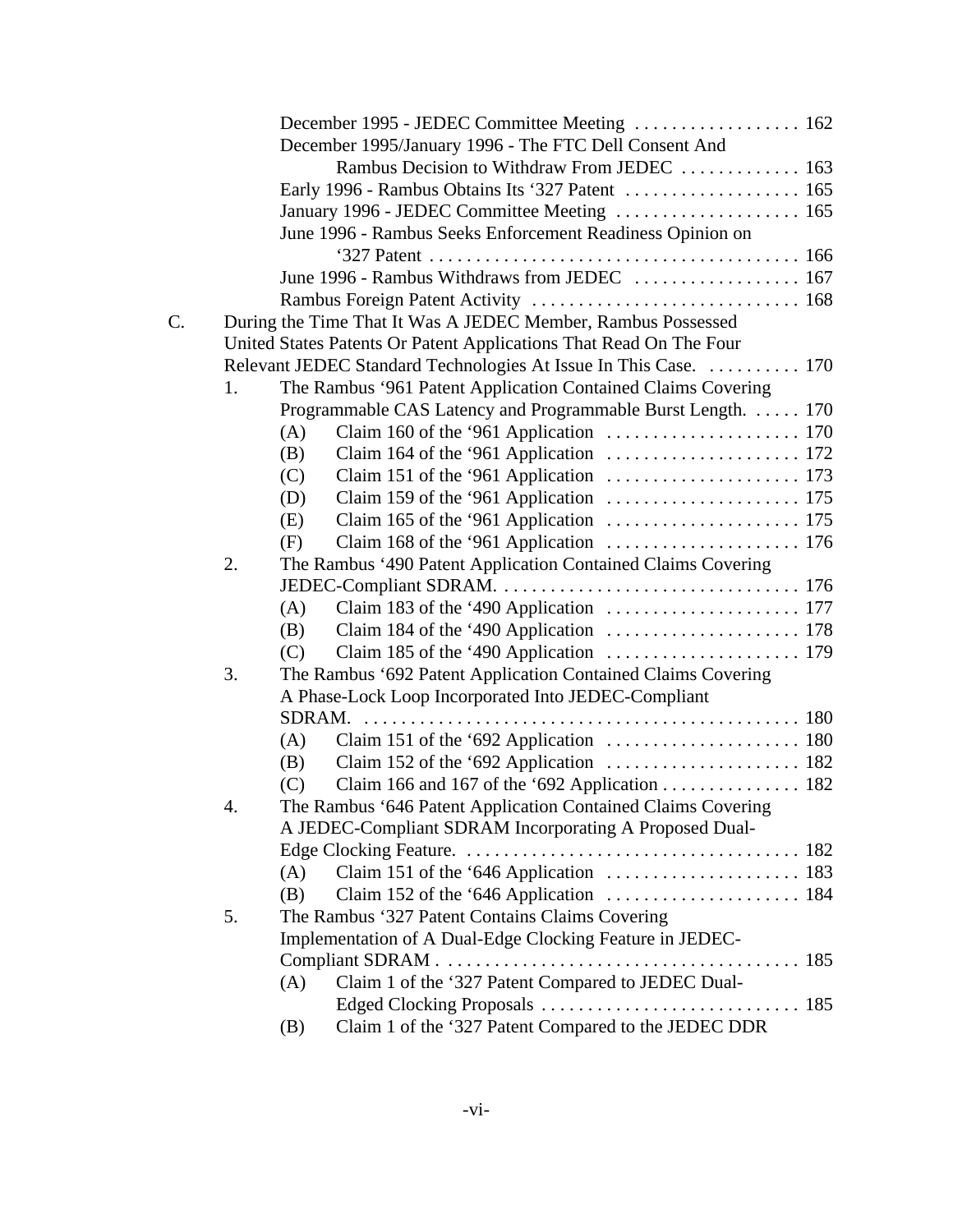December 1995 - JEDEC Committee Meeting . . . . . . . . . . . . . . . . . . 162
December 1995/January 1996 - The FTC Dell Consent And Rambus Decision to Withdraw From JEDEC . . . . . . . . . . . . . 163
Early 1996 - Rambus Obtains Its ‘327 Patent . . . . . . . . . . . . . . . . . . . 165
January 1996 - JEDEC Committee Meeting . . . . . . . . . . . . . . . . . . . . 165
June 1996 - Rambus Seeks Enforcement Readiness Opinion on ‘327 Patent . . . . . . . . . . . . . . . . . . . . . . . . . . . . . . . . . . . . . . . 166
June 1996 - Rambus Withdraws from JEDEC . . . . . . . . . . . . . . . . . . 167
Rambus Foreign Patent Activity . . . . . . . . . . . . . . . . . . . . . . . . . . . . 168

C. During the Time That It Was A JEDEC Member, Rambus Possessed United States Patents Or Patent Applications That Read On The Four Relevant JEDEC Standard Technologies At Issue In This Case. . . . . . . . . . . 170

1. The Rambus ‘961 Patent Application Contained Claims Covering Programmable CAS Latency and Programmable Burst Length. . . . . . 170
   - (A) Claim 160 of the ‘961 Application . . . . . . . . . . . . . . . . . . . . . 170
   - (B) Claim 164 of the ‘961 Application . . . . . . . . . . . . . . . . . . . . . 172
   - (C) Claim 151 of the ‘961 Application . . . . . . . . . . . . . . . . . . . . . 173
   - (D) Claim 159 of the ‘961 Application . . . . . . . . . . . . . . . . . . . . . 175
   - (E) Claim 165 of the ‘961 Application . . . . . . . . . . . . . . . . . . . . . 175
   - (F) Claim 168 of the ‘961 Application . . . . . . . . . . . . . . . . . . . . . 176
2. The Rambus ‘490 Patent Application Contained Claims Covering JEDEC-Compliant SDRAM. . . . . . . . . . . . . . . . . . . . . . . . . . . . . . . . 176
   - (A) Claim 183 of the ‘490 Application . . . . . . . . . . . . . . . . . . . . . 177
   - (B) Claim 184 of the ‘490 Application . . . . . . . . . . . . . . . . . . . . . 178
   - (C) Claim 185 of the ‘490 Application . . . . . . . . . . . . . . . . . . . . . 179
3. The Rambus ‘692 Patent Application Contained Claims Covering A Phase-Lock Loop Incorporated Into JEDEC-Compliant SDRAM. . . . . . . . . . . . . . . . . . . . . . . . . . . . . . . . . . . . . . . . . . . . . . . 180
   - (A) Claim 151 of the ‘692 Application . . . . . . . . . . . . . . . . . . . . . 180
   - (B) Claim 152 of the ‘692 Application . . . . . . . . . . . . . . . . . . . . . 182
   - (C) Claim 166 and 167 of the ‘692 Application . . . . . . . . . . . . . . . 182
4. The Rambus ‘646 Patent Application Contained Claims Covering A JEDEC-Compliant SDRAM Incorporating A Proposed Dual-Edge Clocking Feature. . . . . . . . . . . . . . . . . . . . . . . . . . . . . . . . . . . . 182
   - (A) Claim 151 of the ‘646 Application . . . . . . . . . . . . . . . . . . . . . 183
   - (B) Claim 152 of the ‘646 Application . . . . . . . . . . . . . . . . . . . . . 184
5. The Rambus ‘327 Patent Contains Claims Covering Implementation of A Dual-Edge Clocking Feature in JEDEC-Compliant SDRAM . . . . . . . . . . . . . . . . . . . . . . . . . . . . . . . . . . . . . . 185
   - (A) Claim 1 of the ‘327 Patent Compared to JEDEC Dual-Edged Clocking Proposals . . . . . . . . . . . . . . . . . . . . . . . . . . . . 185
   - (B) Claim 1 of the ‘327 Patent Compared to the JEDEC DDR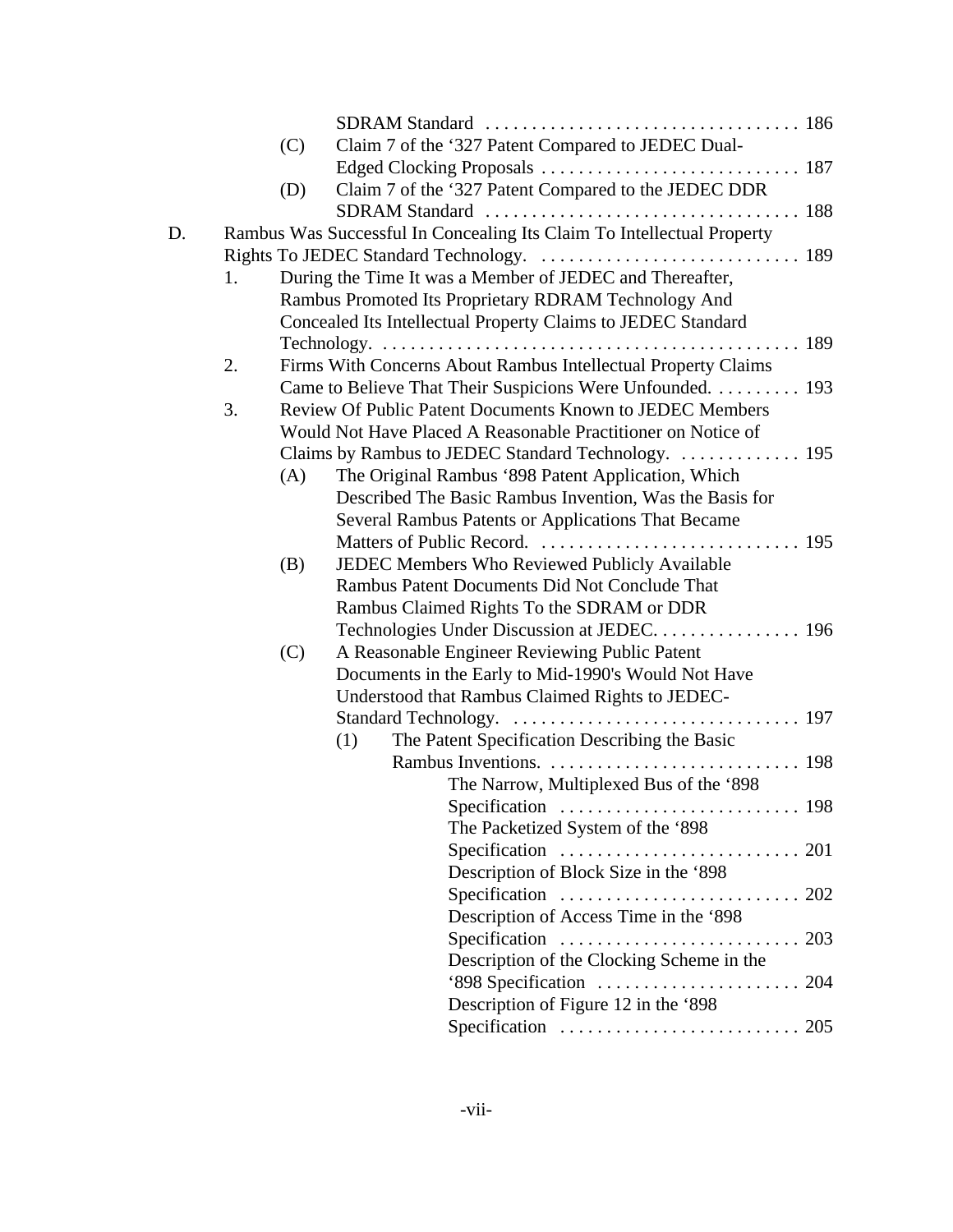SDRAM Standard . . . . . . . . . . . . . . . . . . . . . . . . . . . . . . . . . . 186

(C) Claim 7 of the '327 Patent Compared to JEDEC Dual-Edged Clocking Proposals . . . . . . . . . . . . . . . . . . . . . . . . . . . . 187

(D) Claim 7 of the '327 Patent Compared to the JEDEC DDR SDRAM Standard . . . . . . . . . . . . . . . . . . . . . . . . . . . . . . . . . . 188

D. Rambus Was Successful In Concealing Its Claim To Intellectual Property Rights To JEDEC Standard Technology. . . . . . . . . . . . . . . . . . . . . . . . . . . . . 189

1. During the Time It was a Member of JEDEC and Thereafter, Rambus Promoted Its Proprietary RDRAM Technology And Concealed Its Intellectual Property Claims to JEDEC Standard Technology. . . . . . . . . . . . . . . . . . . . . . . . . . . . . . . . . . . . . . . . . . . . . 189

2. Firms With Concerns About Rambus Intellectual Property Claims Came to Believe That Their Suspicions Were Unfounded. . . . . . . . . . 193

3. Review Of Public Patent Documents Known to JEDEC Members Would Not Have Placed A Reasonable Practitioner on Notice of Claims by Rambus to JEDEC Standard Technology. . . . . . . . . . . . . 195

(A) The Original Rambus '898 Patent Application, Which Described The Basic Rambus Invention, Was the Basis for Several Rambus Patents or Applications That Became Matters of Public Record. . . . . . . . . . . . . . . . . . . . . . . . . . . . 195

(B) JEDEC Members Who Reviewed Publicly Available Rambus Patent Documents Did Not Conclude That Rambus Claimed Rights To the SDRAM or DDR Technologies Under Discussion at JEDEC. . . . . . . . . . . . . . . . 196

(C) A Reasonable Engineer Reviewing Public Patent Documents in the Early to Mid-1990's Would Not Have Understood that Rambus Claimed Rights to JEDEC-Standard Technology. . . . . . . . . . . . . . . . . . . . . . . . . . . . . . . 197

(1) The Patent Specification Describing the Basic Rambus Inventions. . . . . . . . . . . . . . . . . . . . . . . . . . . 198

The Narrow, Multiplexed Bus of the '898 Specification . . . . . . . . . . . . . . . . . . . . . . . . . . 198

The Packetized System of the '898 Specification . . . . . . . . . . . . . . . . . . . . . . . . . . 201

Description of Block Size in the '898 Specification . . . . . . . . . . . . . . . . . . . . . . . . . . 202

Description of Access Time in the '898 Specification . . . . . . . . . . . . . . . . . . . . . . . . . . 203

Description of the Clocking Scheme in the '898 Specification . . . . . . . . . . . . . . . . . . . . . . 204

Description of Figure 12 in the '898 Specification . . . . . . . . . . . . . . . . . . . . . . . . . . 205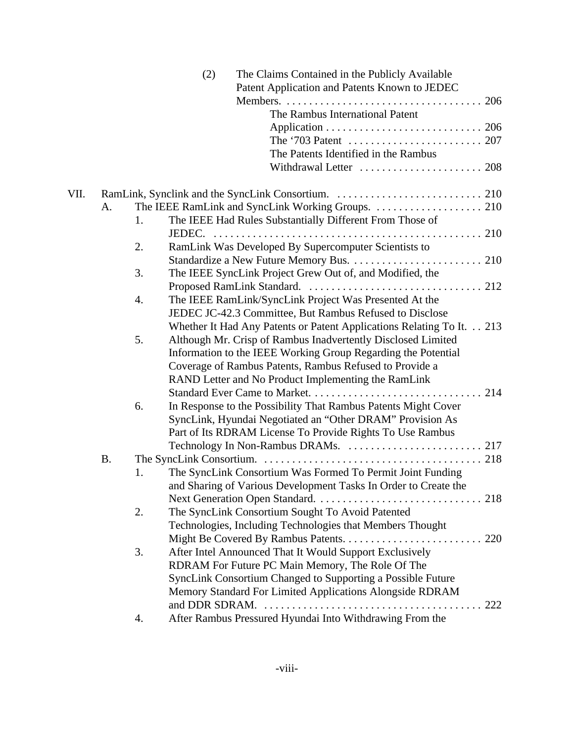(2) The Claims Contained in the Publicly Available Patent Application and Patents Known to JEDEC Members. . . . . . . . . . . . . . . . . . . . . . . . . . . . . . . . . . . . 206

The Rambus International Patent Application . . . . . . . . . . . . . . . . . . . . . . . . . . . . 206

The ‘703 Patent . . . . . . . . . . . . . . . . . . . . . . . . 207

The Patents Identified in the Rambus Withdrawal Letter . . . . . . . . . . . . . . . . . . . . . . 208

VII. RamLink, Synclink and the SyncLink Consortium. . . . . . . . . . . . . . . . . . . . . . . . . . . 210

A. The IEEE RamLink and SyncLink Working Groups. . . . . . . . . . . . . . . . . . . . 210

1. The IEEE Had Rules Substantially Different From Those of JEDEC. . . . . . . . . . . . . . . . . . . . . . . . . . . . . . . . . . . . . . . . . . . . . . . . . 210

2. RamLink Was Developed By Supercomputer Scientists to Standardize a New Future Memory Bus. . . . . . . . . . . . . . . . . . . . . . . . . 210

3. The IEEE SyncLink Project Grew Out of, and Modified, the Proposed RamLink Standard. . . . . . . . . . . . . . . . . . . . . . . . . . . . . . . 212

4. The IEEE RamLink/SyncLink Project Was Presented At the JEDEC JC-42.3 Committee, But Rambus Refused to Disclose Whether It Had Any Patents or Patent Applications Relating To It. . . 213

5. Although Mr. Crisp of Rambus Inadvertently Disclosed Limited Information to the IEEE Working Group Regarding the Potential Coverage of Rambus Patents, Rambus Refused to Provide a RAND Letter and No Product Implementing the RamLink Standard Ever Came to Market. . . . . . . . . . . . . . . . . . . . . . . . . . . . . . . 214

6. In Response to the Possibility That Rambus Patents Might Cover SyncLink, Hyundai Negotiated an “Other DRAM” Provision As Part of Its RDRAM License To Provide Rights To Use Rambus Technology In Non-Rambus DRAMs. . . . . . . . . . . . . . . . . . . . . . . . 217

B. The SyncLink Consortium. . . . . . . . . . . . . . . . . . . . . . . . . . . . . . . . . . . . . . . 218

1. The SyncLink Consortium Was Formed To Permit Joint Funding and Sharing of Various Development Tasks In Order to Create the Next Generation Open Standard. . . . . . . . . . . . . . . . . . . . . . . . . . . . . . 218

2. The SyncLink Consortium Sought To Avoid Patented Technologies, Including Technologies that Members Thought Might Be Covered By Rambus Patents. . . . . . . . . . . . . . . . . . . . . . . . . 220

3. After Intel Announced That It Would Support Exclusively RDRAM For Future PC Main Memory, The Role Of The SyncLink Consortium Changed to Supporting a Possible Future Memory Standard For Limited Applications Alongside RDRAM and DDR SDRAM. . . . . . . . . . . . . . . . . . . . . . . . . . . . . . . . . . . . . . . 222

4. After Rambus Pressured Hyundai Into Withdrawing From the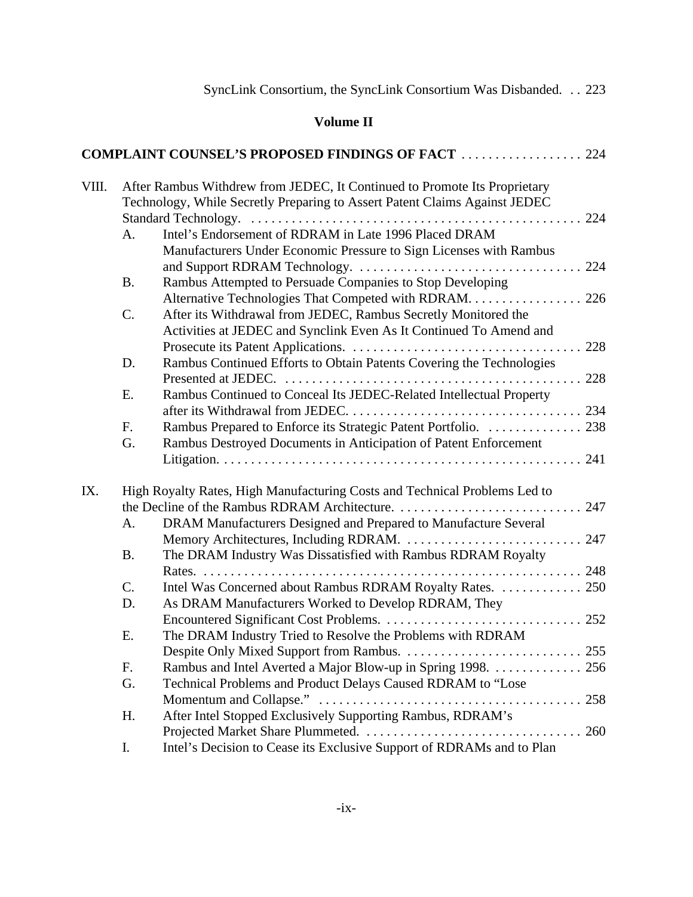SyncLink Consortium, the SyncLink Consortium Was Disbanded. . . 223

**Volume II**

**COMPLAINT COUNSEL'S PROPOSED FINDINGS OF FACT** . . . . . . . . . . . . . . . . . . 224

VIII. After Rambus Withdrew from JEDEC, It Continued to Promote Its Proprietary Technology, While Secretly Preparing to Assert Patent Claims Against JEDEC Standard Technology. . . . . . . . . . . . . . . . . . . . . . . . . . . . . . . . . . . . . . . . . . . . . . . . . 224

- A. Intel's Endorsement of RDRAM in Late 1996 Placed DRAM Manufacturers Under Economic Pressure to Sign Licenses with Rambus and Support RDRAM Technology. . . . . . . . . . . . . . . . . . . . . . . . . . . . . . . . . 224
- B. Rambus Attempted to Persuade Companies to Stop Developing Alternative Technologies That Competed with RDRAM. . . . . . . . . . . . . . . . . 226
- C. After its Withdrawal from JEDEC, Rambus Secretly Monitored the Activities at JEDEC and Synclink Even As It Continued To Amend and Prosecute its Patent Applications. . . . . . . . . . . . . . . . . . . . . . . . . . . . . . . . . . . 228
- D. Rambus Continued Efforts to Obtain Patents Covering the Technologies Presented at JEDEC. . . . . . . . . . . . . . . . . . . . . . . . . . . . . . . . . . . . . . . . . . . . 228
- E. Rambus Continued to Conceal Its JEDEC-Related Intellectual Property after its Withdrawal from JEDEC. . . . . . . . . . . . . . . . . . . . . . . . . . . . . . . . . . 234
- F. Rambus Prepared to Enforce its Strategic Patent Portfolio. . . . . . . . . . . . . . 238
- G. Rambus Destroyed Documents in Anticipation of Patent Enforcement Litigation. . . . . . . . . . . . . . . . . . . . . . . . . . . . . . . . . . . . . . . . . . . . . . . . . . . . . 241

IX. High Royalty Rates, High Manufacturing Costs and Technical Problems Led to the Decline of the Rambus RDRAM Architecture. . . . . . . . . . . . . . . . . . . . . . . . . . . . 247

- A. DRAM Manufacturers Designed and Prepared to Manufacture Several Memory Architectures, Including RDRAM. . . . . . . . . . . . . . . . . . . . . . . . . . . 247
- B. The DRAM Industry Was Dissatisfied with Rambus RDRAM Royalty Rates. . . . . . . . . . . . . . . . . . . . . . . . . . . . . . . . . . . . . . . . . . . . . . . . . . . . . . . . . 248
- C. Intel Was Concerned about Rambus RDRAM Royalty Rates. . . . . . . . . . . . 250
- D. As DRAM Manufacturers Worked to Develop RDRAM, They Encountered Significant Cost Problems. . . . . . . . . . . . . . . . . . . . . . . . . . . . . . 252
- E. The DRAM Industry Tried to Resolve the Problems with RDRAM Despite Only Mixed Support from Rambus. . . . . . . . . . . . . . . . . . . . . . . . . . 255
- F. Rambus and Intel Averted a Major Blow-up in Spring 1998. . . . . . . . . . . . . 256
- G. Technical Problems and Product Delays Caused RDRAM to "Lose Momentum and Collapse." . . . . . . . . . . . . . . . . . . . . . . . . . . . . . . . . . . . . . . . 258
- H. After Intel Stopped Exclusively Supporting Rambus, RDRAM's Projected Market Share Plummeted. . . . . . . . . . . . . . . . . . . . . . . . . . . . . . . . . 260
- I. Intel's Decision to Cease its Exclusive Support of RDRAMs and to Plan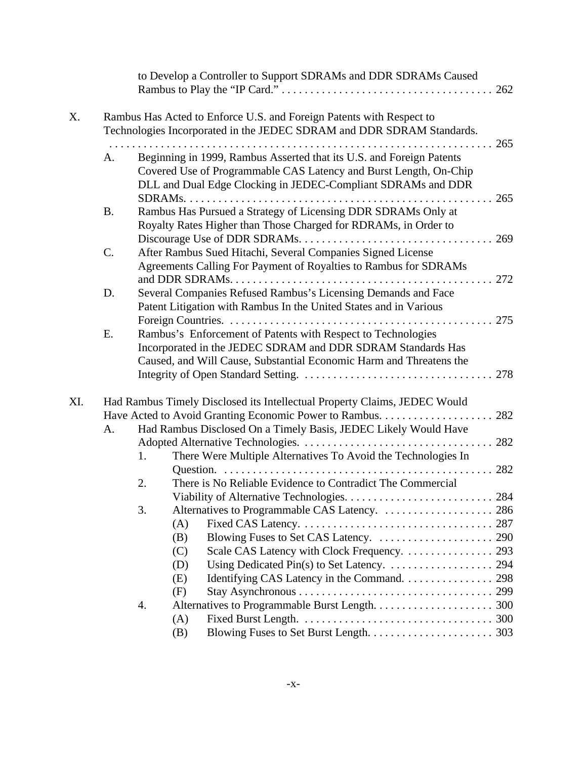to Develop a Controller to Support SDRAMs and DDR SDRAMs Caused Rambus to Play the "IP Card." . . . . . . . . . . . . . . . . . . . . . . . . . . . . . . . . . . . . . 262

X. Rambus Has Acted to Enforce U.S. and Foreign Patents with Respect to Technologies Incorporated in the JEDEC SDRAM and DDR SDRAM Standards. . . . . . . . . . . . . . . . . . . . . . . . . . . . . . . . . . . . . . . . . . . . . . . . . . . . . . . . . . . . . . . 265

- A. Beginning in 1999, Rambus Asserted that its U.S. and Foreign Patents Covered Use of Programmable CAS Latency and Burst Length, On-Chip DLL and Dual Edge Clocking in JEDEC-Compliant SDRAMs and DDR SDRAMs. . . . . . . . . . . . . . . . . . . . . . . . . . . . . . . . . . . . . . . . . . . . . . . . . . . . . 265
- B. Rambus Has Pursued a Strategy of Licensing DDR SDRAMs Only at Royalty Rates Higher than Those Charged for RDRAMs, in Order to Discourage Use of DDR SDRAMs. . . . . . . . . . . . . . . . . . . . . . . . . . . . . . . . . 269
- C. After Rambus Sued Hitachi, Several Companies Signed License Agreements Calling For Payment of Royalties to Rambus for SDRAMs and DDR SDRAMs. . . . . . . . . . . . . . . . . . . . . . . . . . . . . . . . . . . . . . . . . . . . 272
- D. Several Companies Refused Rambus's Licensing Demands and Face Patent Litigation with Rambus In the United States and in Various Foreign Countries. . . . . . . . . . . . . . . . . . . . . . . . . . . . . . . . . . . . . . . . . . . . . . 275
- E. Rambus's Enforcement of Patents with Respect to Technologies Incorporated in the JEDEC SDRAM and DDR SDRAM Standards Has Caused, and Will Cause, Substantial Economic Harm and Threatens the Integrity of Open Standard Setting. . . . . . . . . . . . . . . . . . . . . . . . . . . . . . . . . 278

XI. Had Rambus Timely Disclosed its Intellectual Property Claims, JEDEC Would Have Acted to Avoid Granting Economic Power to Rambus. . . . . . . . . . . . . . . . . . . . 282

- A. Had Rambus Disclosed On a Timely Basis, JEDEC Likely Would Have Adopted Alternative Technologies. . . . . . . . . . . . . . . . . . . . . . . . . . . . . . . . . 282
  - 1. There Were Multiple Alternatives To Avoid the Technologies In Question. . . . . . . . . . . . . . . . . . . . . . . . . . . . . . . . . . . . . . . . . . . . . . . . 282
  - 2. There is No Reliable Evidence to Contradict The Commercial Viability of Alternative Technologies. . . . . . . . . . . . . . . . . . . . . . . . . . 284
  - 3. Alternatives to Programmable CAS Latency. . . . . . . . . . . . . . . . . . . . 286
    - (A) Fixed CAS Latency. . . . . . . . . . . . . . . . . . . . . . . . . . . . . . . . . . 287
    - (B) Blowing Fuses to Set CAS Latency. . . . . . . . . . . . . . . . . . . . . 290
    - (C) Scale CAS Latency with Clock Frequency. . . . . . . . . . . . . . . . 293
    - (D) Using Dedicated Pin(s) to Set Latency. . . . . . . . . . . . . . . . . . . 294
    - (E) Identifying CAS Latency in the Command. . . . . . . . . . . . . . . . 298
    - (F) Stay Asynchronous . . . . . . . . . . . . . . . . . . . . . . . . . . . . . . . . . . 299
  - 4. Alternatives to Programmable Burst Length. . . . . . . . . . . . . . . . . . . . . 300
    - (A) Fixed Burst Length. . . . . . . . . . . . . . . . . . . . . . . . . . . . . . . . . . 300
    - (B) Blowing Fuses to Set Burst Length. . . . . . . . . . . . . . . . . . . . . . 303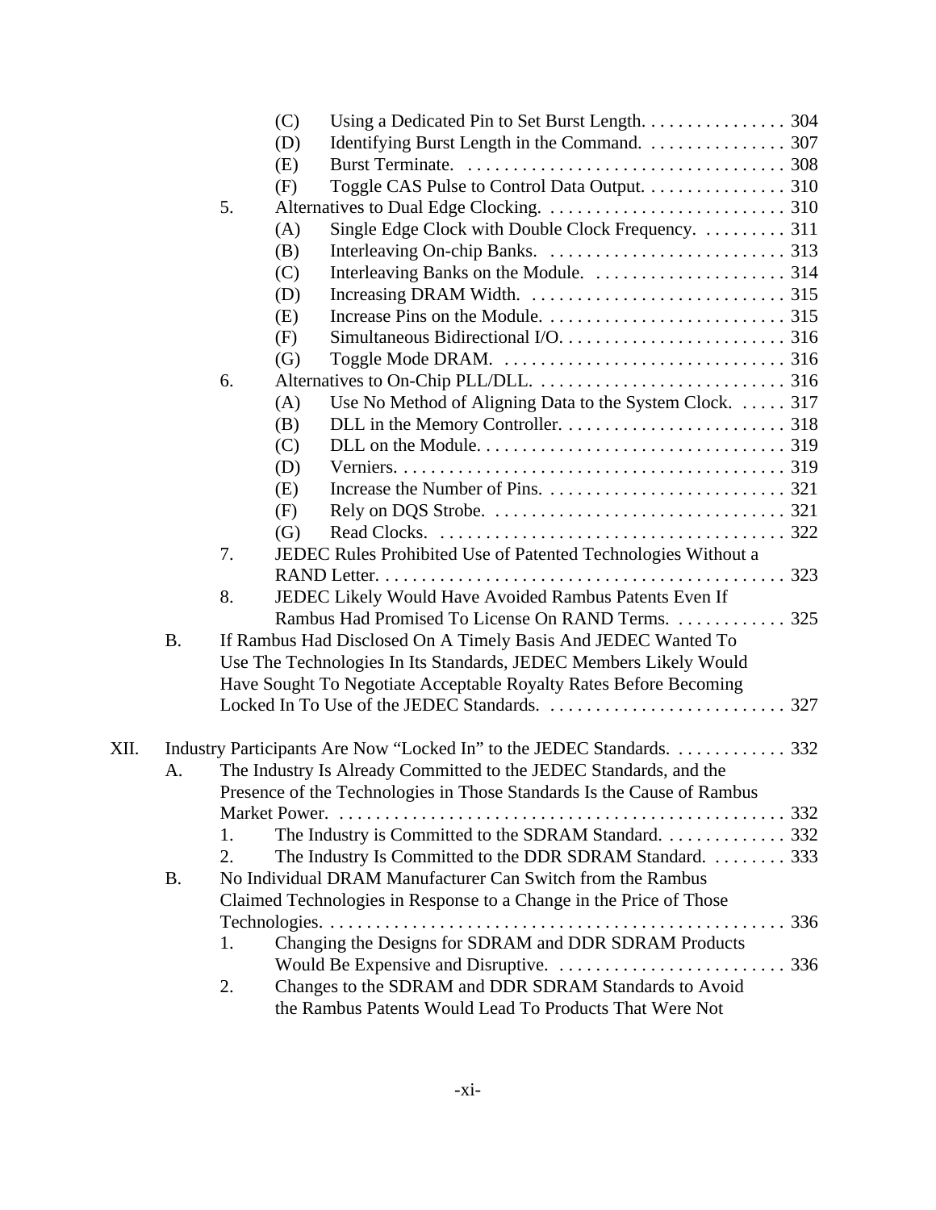(C) Using a Dedicated Pin to Set Burst Length. . . . . . . . . . . . . . . . 304
(D) Identifying Burst Length in the Command. . . . . . . . . . . . . . . . 307
(E) Burst Terminate. . . . . . . . . . . . . . . . . . . . . . . . . . . . . . . . . . . . 308
(F) Toggle CAS Pulse to Control Data Output. . . . . . . . . . . . . . . . 310

5. Alternatives to Dual Edge Clocking. . . . . . . . . . . . . . . . . . . . . . . . . . 310
(A) Single Edge Clock with Double Clock Frequency. . . . . . . . . . 311
(B) Interleaving On-chip Banks. . . . . . . . . . . . . . . . . . . . . . . . . . . 313
(C) Interleaving Banks on the Module. . . . . . . . . . . . . . . . . . . . . . 314
(D) Increasing DRAM Width. . . . . . . . . . . . . . . . . . . . . . . . . . . . . 315
(E) Increase Pins on the Module. . . . . . . . . . . . . . . . . . . . . . . . . . . 315
(F) Simultaneous Bidirectional I/O. . . . . . . . . . . . . . . . . . . . . . . . . 316
(G) Toggle Mode DRAM. . . . . . . . . . . . . . . . . . . . . . . . . . . . . . . . 316

6. Alternatives to On-Chip PLL/DLL. . . . . . . . . . . . . . . . . . . . . . . . . . . . 316
(A) Use No Method of Aligning Data to the System Clock. . . . . . 317
(B) DLL in the Memory Controller. . . . . . . . . . . . . . . . . . . . . . . . . 318
(C) DLL on the Module. . . . . . . . . . . . . . . . . . . . . . . . . . . . . . . . . . 319
(D) Verniers. . . . . . . . . . . . . . . . . . . . . . . . . . . . . . . . . . . . . . . . . . . 319
(E) Increase the Number of Pins. . . . . . . . . . . . . . . . . . . . . . . . . . . 321
(F) Rely on DQS Strobe. . . . . . . . . . . . . . . . . . . . . . . . . . . . . . . . . 321
(G) Read Clocks. . . . . . . . . . . . . . . . . . . . . . . . . . . . . . . . . . . . . . . 322

7. JEDEC Rules Prohibited Use of Patented Technologies Without a RAND Letter. . . . . . . . . . . . . . . . . . . . . . . . . . . . . . . . . . . . . . . . . . . . . 323

8. JEDEC Likely Would Have Avoided Rambus Patents Even If Rambus Had Promised To License On RAND Terms. . . . . . . . . . . . . 325

B. If Rambus Had Disclosed On A Timely Basis And JEDEC Wanted To Use The Technologies In Its Standards, JEDEC Members Likely Would Have Sought To Negotiate Acceptable Royalty Rates Before Becoming Locked In To Use of the JEDEC Standards. . . . . . . . . . . . . . . . . . . . . . . . . . . 327

XII. Industry Participants Are Now "Locked In" to the JEDEC Standards. . . . . . . . . . . . . 332

A. The Industry Is Already Committed to the JEDEC Standards, and the Presence of the Technologies in Those Standards Is the Cause of Rambus Market Power. . . . . . . . . . . . . . . . . . . . . . . . . . . . . . . . . . . . . . . . . . . . . . . . . . 332

1. The Industry is Committed to the SDRAM Standard. . . . . . . . . . . . . 332
2. The Industry Is Committed to the DDR SDRAM Standard. . . . . . . . . 333

B. No Individual DRAM Manufacturer Can Switch from the Rambus Claimed Technologies in Response to a Change in the Price of Those Technologies. . . . . . . . . . . . . . . . . . . . . . . . . . . . . . . . . . . . . . . . . . . . . . . . . . . 336

1. Changing the Designs for SDRAM and DDR SDRAM Products Would Be Expensive and Disruptive. . . . . . . . . . . . . . . . . . . . . . . . . 336
2. Changes to the SDRAM and DDR SDRAM Standards to Avoid the Rambus Patents Would Lead To Products That Were Not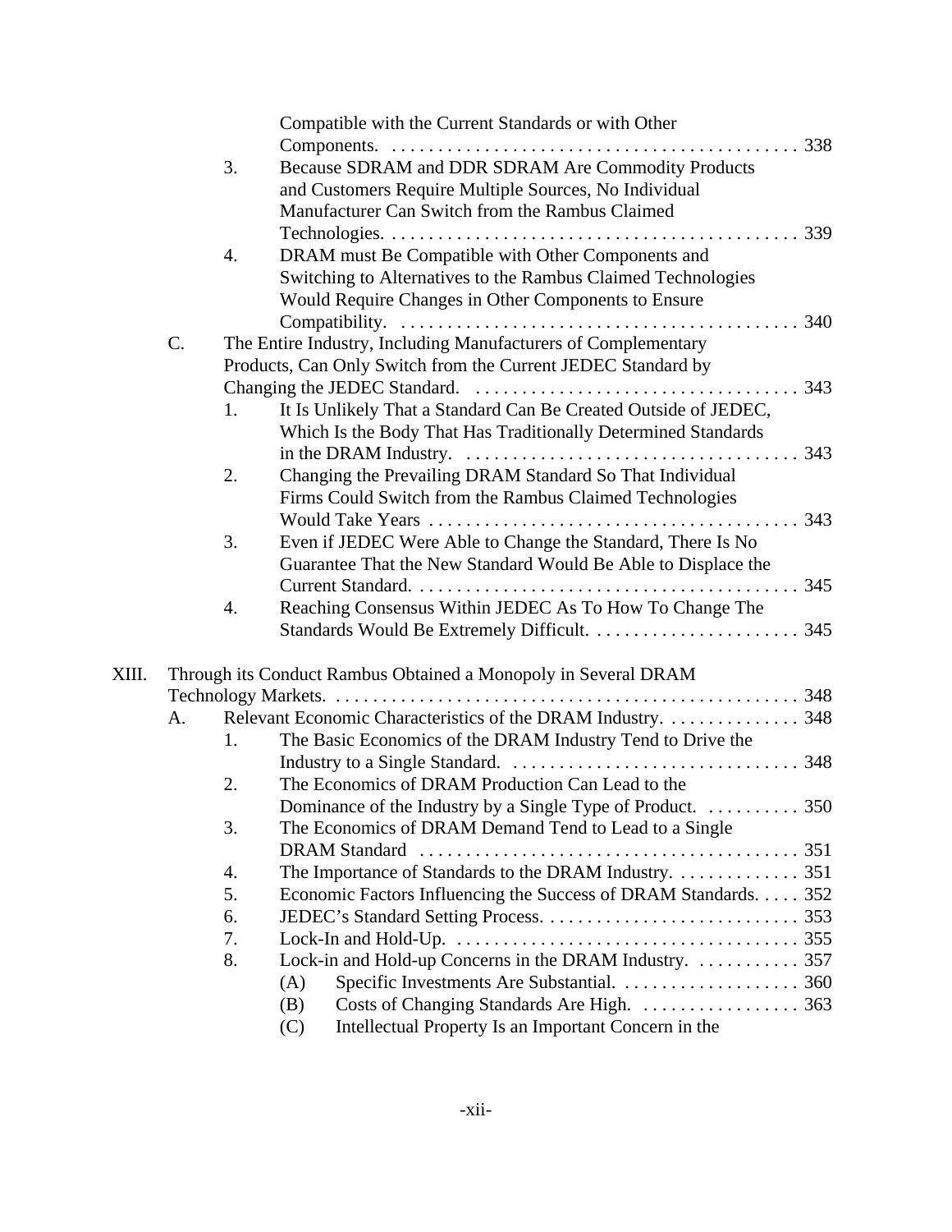Compatible with the Current Standards or with Other Components. . . . 338

3. Because SDRAM and DDR SDRAM Are Commodity Products and Customers Require Multiple Sources, No Individual Manufacturer Can Switch from the Rambus Claimed Technologies. . . . 339

4. DRAM must Be Compatible with Other Components and Switching to Alternatives to the Rambus Claimed Technologies Would Require Changes in Other Components to Ensure Compatibility. . . . 340

C. The Entire Industry, Including Manufacturers of Complementary Products, Can Only Switch from the Current JEDEC Standard by Changing the JEDEC Standard. . . . 343

1. It Is Unlikely That a Standard Can Be Created Outside of JEDEC, Which Is the Body That Has Traditionally Determined Standards in the DRAM Industry. . . . 343

2. Changing the Prevailing DRAM Standard So That Individual Firms Could Switch from the Rambus Claimed Technologies Would Take Years . . . . 343

3. Even if JEDEC Were Able to Change the Standard, There Is No Guarantee That the New Standard Would Be Able to Displace the Current Standard. . . . . 345

4. Reaching Consensus Within JEDEC As To How To Change The Standards Would Be Extremely Difficult. . . . . 345

XIII. Through its Conduct Rambus Obtained a Monopoly in Several DRAM Technology Markets. . . . . 348

A. Relevant Economic Characteristics of the DRAM Industry. . . . . 348

1. The Basic Economics of the DRAM Industry Tend to Drive the Industry to a Single Standard. . . . . 348

2. The Economics of DRAM Production Can Lead to the Dominance of the Industry by a Single Type of Product. . . . . 350

3. The Economics of DRAM Demand Tend to Lead to a Single DRAM Standard . . . . 351

4. The Importance of Standards to the DRAM Industry. . . . . 351

5. Economic Factors Influencing the Success of DRAM Standards. . . . . 352

6. JEDEC's Standard Setting Process. . . . . 353

7. Lock-In and Hold-Up. . . . . 355

8. Lock-in and Hold-up Concerns in the DRAM Industry. . . . . 357

(A) Specific Investments Are Substantial. . . . . 360

(B) Costs of Changing Standards Are High. . . . . 363

(C) Intellectual Property Is an Important Concern in the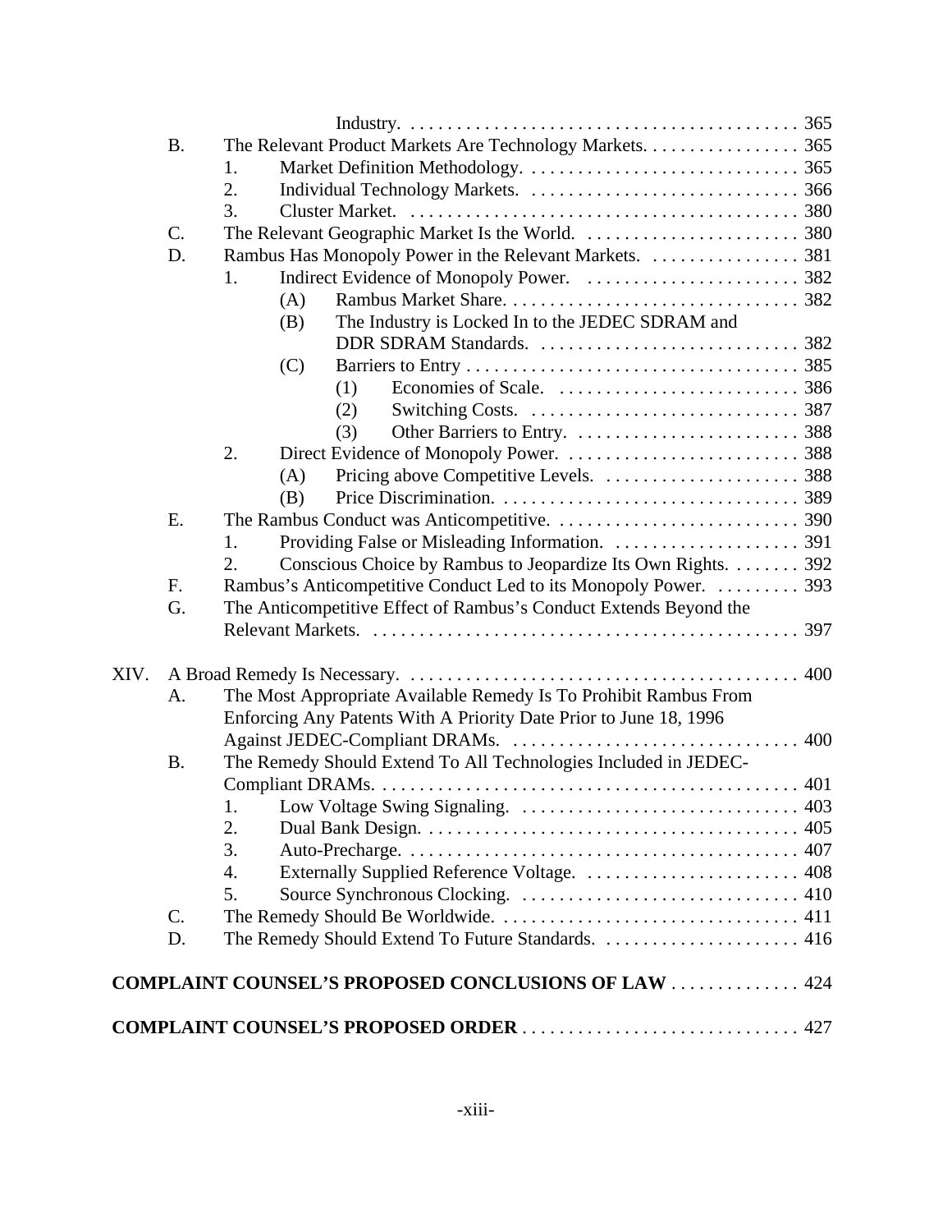Industry. . . . . . . . . . . . . . . . . . . . . . . . . . . . . . . . . . . . . . . . . . 365

B. The Relevant Product Markets Are Technology Markets. . . . . . . . . . . . . . . . . 365
  1. Market Definition Methodology. . . . . . . . . . . . . . . . . . . . . . . . . . . . . 365
  2. Individual Technology Markets. . . . . . . . . . . . . . . . . . . . . . . . . . . . . 366
  3. Cluster Market. . . . . . . . . . . . . . . . . . . . . . . . . . . . . . . . . . . . . . . . . 380

C. The Relevant Geographic Market Is the World. . . . . . . . . . . . . . . . . . . . . . . 380

D. Rambus Has Monopoly Power in the Relevant Markets. . . . . . . . . . . . . . . . 381
  1. Indirect Evidence of Monopoly Power. . . . . . . . . . . . . . . . . . . . . . . 382
    (A) Rambus Market Share. . . . . . . . . . . . . . . . . . . . . . . . . . . . . . . 382
    (B) The Industry is Locked In to the JEDEC SDRAM and DDR SDRAM Standards. . . . . . . . . . . . . . . . . . . . . . . . . . . . 382
    (C) Barriers to Entry . . . . . . . . . . . . . . . . . . . . . . . . . . . . . . . . . . . 385
      (1) Economies of Scale. . . . . . . . . . . . . . . . . . . . . . . . . . 386
      (2) Switching Costs. . . . . . . . . . . . . . . . . . . . . . . . . . . . . 387
      (3) Other Barriers to Entry. . . . . . . . . . . . . . . . . . . . . . . . 388
  2. Direct Evidence of Monopoly Power. . . . . . . . . . . . . . . . . . . . . . . . . 388
    (A) Pricing above Competitive Levels. . . . . . . . . . . . . . . . . . . . . 388
    (B) Price Discrimination. . . . . . . . . . . . . . . . . . . . . . . . . . . . . . . 389

E. The Rambus Conduct was Anticompetitive. . . . . . . . . . . . . . . . . . . . . . . . . . 390
  1. Providing False or Misleading Information. . . . . . . . . . . . . . . . . . . . 391
  2. Conscious Choice by Rambus to Jeopardize Its Own Rights. . . . . . . . 392

F. Rambus's Anticompetitive Conduct Led to its Monopoly Power. . . . . . . . . 393

G. The Anticompetitive Effect of Rambus's Conduct Extends Beyond the Relevant Markets. . . . . . . . . . . . . . . . . . . . . . . . . . . . . . . . . . . . . . . . . . . . . 397

XIV. A Broad Remedy Is Necessary. . . . . . . . . . . . . . . . . . . . . . . . . . . . . . . . . . . . . . . . . . 400

A. The Most Appropriate Available Remedy Is To Prohibit Rambus From Enforcing Any Patents With A Priority Date Prior to June 18, 1996 Against JEDEC-Compliant DRAMs. . . . . . . . . . . . . . . . . . . . . . . . . . . . . . . 400

B. The Remedy Should Extend To All Technologies Included in JEDEC-Compliant DRAMs. . . . . . . . . . . . . . . . . . . . . . . . . . . . . . . . . . . . . . . . . . . . . 401
  1. Low Voltage Swing Signaling. . . . . . . . . . . . . . . . . . . . . . . . . . . . . . 403
  2. Dual Bank Design. . . . . . . . . . . . . . . . . . . . . . . . . . . . . . . . . . . . . . . . 405
  3. Auto-Precharge. . . . . . . . . . . . . . . . . . . . . . . . . . . . . . . . . . . . . . . . . . 407
  4. Externally Supplied Reference Voltage. . . . . . . . . . . . . . . . . . . . . . . 408
  5. Source Synchronous Clocking. . . . . . . . . . . . . . . . . . . . . . . . . . . . . . 410

C. The Remedy Should Be Worldwide. . . . . . . . . . . . . . . . . . . . . . . . . . . . . . . . 411

D. The Remedy Should Extend To Future Standards. . . . . . . . . . . . . . . . . . . . . 416

**COMPLAINT COUNSEL'S PROPOSED CONCLUSIONS OF LAW** . . . . . . . . . . . . . 424

**COMPLAINT COUNSEL'S PROPOSED ORDER** . . . . . . . . . . . . . . . . . . . . . . . . . . . . . 427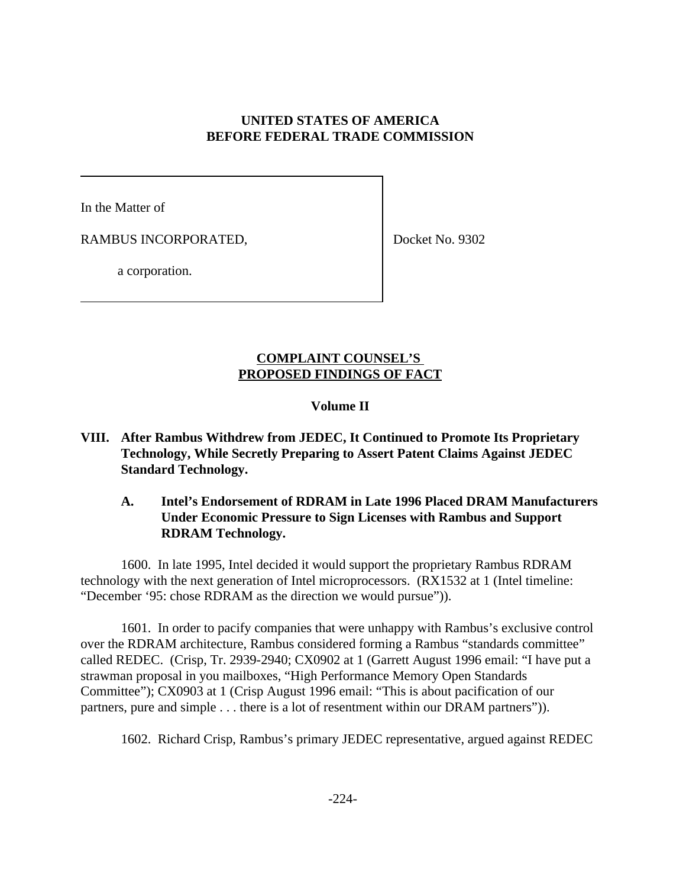**UNITED STATES OF AMERICA**
**BEFORE FEDERAL TRADE COMMISSION**

| In the Matter of RAMBUS INCORPORATED, a corporation. | Docket No. 9302 |
|---|---|

**COMPLAINT COUNSEL'S PROPOSED FINDINGS OF FACT**

**Volume II**

## VIII. After Rambus Withdrew from JEDEC, It Continued to Promote Its Proprietary Technology, While Secretly Preparing to Assert Patent Claims Against JEDEC Standard Technology.

### A. Intel's Endorsement of RDRAM in Late 1996 Placed DRAM Manufacturers Under Economic Pressure to Sign Licenses with Rambus and Support RDRAM Technology.

1600. In late 1995, Intel decided it would support the proprietary Rambus RDRAM technology with the next generation of Intel microprocessors. (RX1532 at 1 (Intel timeline: "December '95: chose RDRAM as the direction we would pursue")).

1601. In order to pacify companies that were unhappy with Rambus's exclusive control over the RDRAM architecture, Rambus considered forming a Rambus "standards committee" called REDEC. (Crisp, Tr. 2939-2940; CX0902 at 1 (Garrett August 1996 email: "I have put a strawman proposal in you mailboxes, "High Performance Memory Open Standards Committee"); CX0903 at 1 (Crisp August 1996 email: "This is about pacification of our partners, pure and simple . . . there is a lot of resentment within our DRAM partners")).

1602. Richard Crisp, Rambus's primary JEDEC representative, argued against REDEC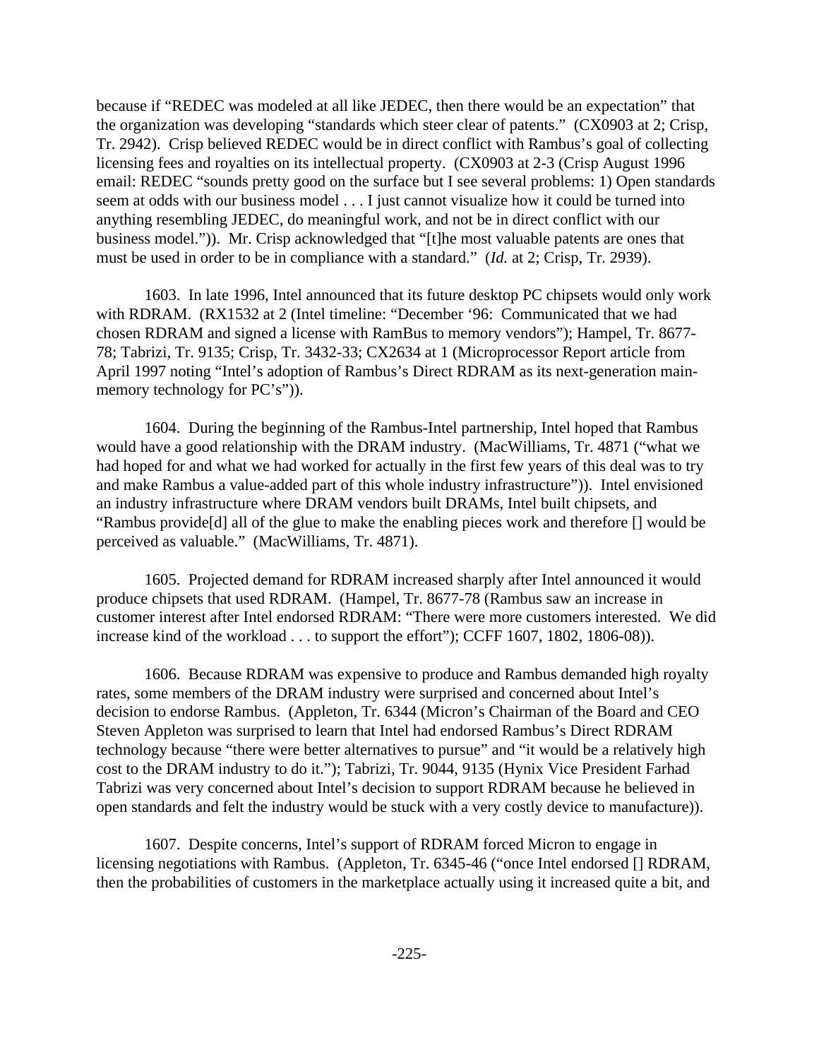because if "REDEC was modeled at all like JEDEC, then there would be an expectation" that the organization was developing "standards which steer clear of patents." (CX0903 at 2; Crisp, Tr. 2942). Crisp believed REDEC would be in direct conflict with Rambus's goal of collecting licensing fees and royalties on its intellectual property. (CX0903 at 2-3 (Crisp August 1996 email: REDEC "sounds pretty good on the surface but I see several problems: 1) Open standards seem at odds with our business model . . . I just cannot visualize how it could be turned into anything resembling JEDEC, do meaningful work, and not be in direct conflict with our business model.")). Mr. Crisp acknowledged that "[t]he most valuable patents are ones that must be used in order to be in compliance with a standard." (*Id.* at 2; Crisp, Tr. 2939).

1603. In late 1996, Intel announced that its future desktop PC chipsets would only work with RDRAM. (RX1532 at 2 (Intel timeline: "December '96: Communicated that we had chosen RDRAM and signed a license with RamBus to memory vendors"); Hampel, Tr. 8677-78; Tabrizi, Tr. 9135; Crisp, Tr. 3432-33; CX2634 at 1 (Microprocessor Report article from April 1997 noting "Intel's adoption of Rambus's Direct RDRAM as its next-generation main-memory technology for PC's")).

1604. During the beginning of the Rambus-Intel partnership, Intel hoped that Rambus would have a good relationship with the DRAM industry. (MacWilliams, Tr. 4871 ("what we had hoped for and what we had worked for actually in the first few years of this deal was to try and make Rambus a value-added part of this whole industry infrastructure")). Intel envisioned an industry infrastructure where DRAM vendors built DRAMs, Intel built chipsets, and "Rambus provide[d] all of the glue to make the enabling pieces work and therefore [] would be perceived as valuable." (MacWilliams, Tr. 4871).

1605. Projected demand for RDRAM increased sharply after Intel announced it would produce chipsets that used RDRAM. (Hampel, Tr. 8677-78 (Rambus saw an increase in customer interest after Intel endorsed RDRAM: "There were more customers interested. We did increase kind of the workload . . . to support the effort"); CCFF 1607, 1802, 1806-08)).

1606. Because RDRAM was expensive to produce and Rambus demanded high royalty rates, some members of the DRAM industry were surprised and concerned about Intel's decision to endorse Rambus. (Appleton, Tr. 6344 (Micron's Chairman of the Board and CEO Steven Appleton was surprised to learn that Intel had endorsed Rambus's Direct RDRAM technology because "there were better alternatives to pursue" and "it would be a relatively high cost to the DRAM industry to do it."); Tabrizi, Tr. 9044, 9135 (Hynix Vice President Farhad Tabrizi was very concerned about Intel's decision to support RDRAM because he believed in open standards and felt the industry would be stuck with a very costly device to manufacture)).

1607. Despite concerns, Intel's support of RDRAM forced Micron to engage in licensing negotiations with Rambus. (Appleton, Tr. 6345-46 ("once Intel endorsed [] RDRAM, then the probabilities of customers in the marketplace actually using it increased quite a bit, and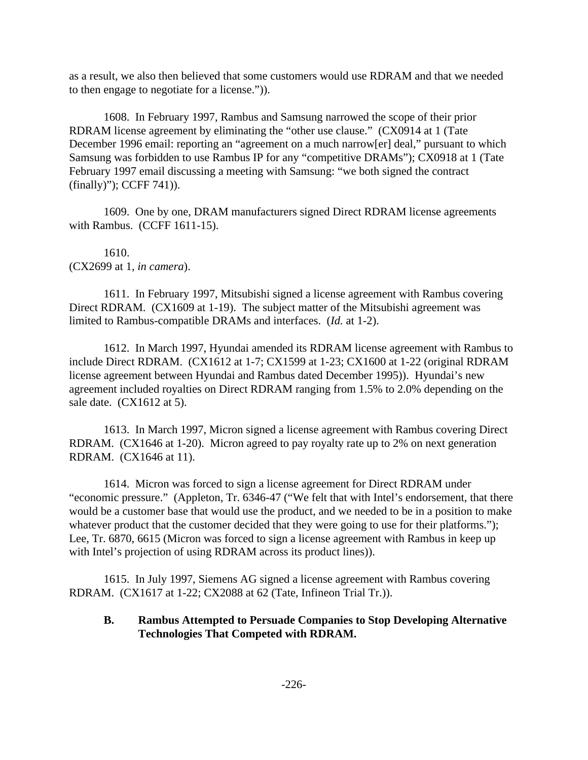as a result, we also then believed that some customers would use RDRAM and that we needed to then engage to negotiate for a license.")).

1608. In February 1997, Rambus and Samsung narrowed the scope of their prior RDRAM license agreement by eliminating the "other use clause." (CX0914 at 1 (Tate December 1996 email: reporting an "agreement on a much narrow[er] deal," pursuant to which Samsung was forbidden to use Rambus IP for any "competitive DRAMs"); CX0918 at 1 (Tate February 1997 email discussing a meeting with Samsung: "we both signed the contract (finally)"); CCFF 741)).

1609. One by one, DRAM manufacturers signed Direct RDRAM license agreements with Rambus. (CCFF 1611-15).

1610.
(CX2699 at 1, *in camera*).

1611. In February 1997, Mitsubishi signed a license agreement with Rambus covering Direct RDRAM. (CX1609 at 1-19). The subject matter of the Mitsubishi agreement was limited to Rambus-compatible DRAMs and interfaces. (*Id.* at 1-2).

1612. In March 1997, Hyundai amended its RDRAM license agreement with Rambus to include Direct RDRAM. (CX1612 at 1-7; CX1599 at 1-23; CX1600 at 1-22 (original RDRAM license agreement between Hyundai and Rambus dated December 1995)). Hyundai's new agreement included royalties on Direct RDRAM ranging from 1.5% to 2.0% depending on the sale date. (CX1612 at 5).

1613. In March 1997, Micron signed a license agreement with Rambus covering Direct RDRAM. (CX1646 at 1-20). Micron agreed to pay royalty rate up to 2% on next generation RDRAM. (CX1646 at 11).

1614. Micron was forced to sign a license agreement for Direct RDRAM under "economic pressure." (Appleton, Tr. 6346-47 ("We felt that with Intel's endorsement, that there would be a customer base that would use the product, and we needed to be in a position to make whatever product that the customer decided that they were going to use for their platforms."); Lee, Tr. 6870, 6615 (Micron was forced to sign a license agreement with Rambus in keep up with Intel's projection of using RDRAM across its product lines)).

1615. In July 1997, Siemens AG signed a license agreement with Rambus covering RDRAM. (CX1617 at 1-22; CX2088 at 62 (Tate, Infineon Trial Tr.)).

### B. Rambus Attempted to Persuade Companies to Stop Developing Alternative Technologies That Competed with RDRAM.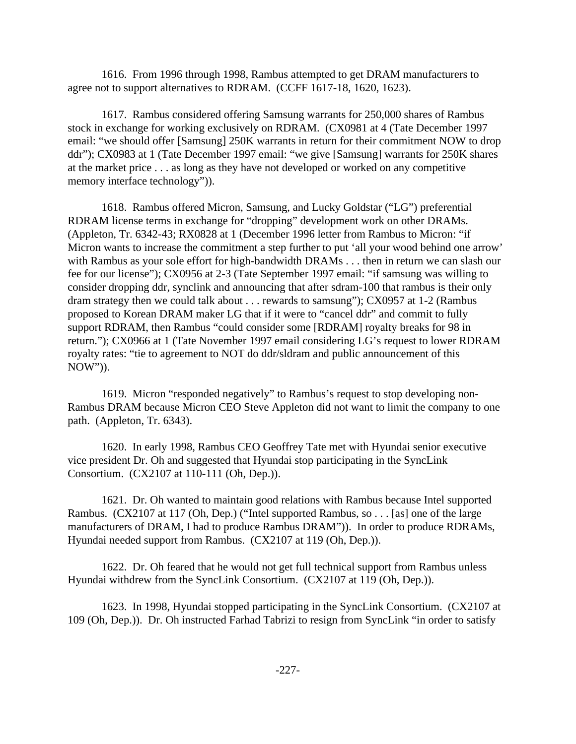1616. From 1996 through 1998, Rambus attempted to get DRAM manufacturers to agree not to support alternatives to RDRAM. (CCFF 1617-18, 1620, 1623).

1617. Rambus considered offering Samsung warrants for 250,000 shares of Rambus stock in exchange for working exclusively on RDRAM. (CX0981 at 4 (Tate December 1997 email: "we should offer [Samsung] 250K warrants in return for their commitment NOW to drop ddr"); CX0983 at 1 (Tate December 1997 email: "we give [Samsung] warrants for 250K shares at the market price . . . as long as they have not developed or worked on any competitive memory interface technology")).

1618. Rambus offered Micron, Samsung, and Lucky Goldstar ("LG") preferential RDRAM license terms in exchange for "dropping" development work on other DRAMs. (Appleton, Tr. 6342-43; RX0828 at 1 (December 1996 letter from Rambus to Micron: "if Micron wants to increase the commitment a step further to put 'all your wood behind one arrow' with Rambus as your sole effort for high-bandwidth DRAMs . . . then in return we can slash our fee for our license"); CX0956 at 2-3 (Tate September 1997 email: "if samsung was willing to consider dropping ddr, synclink and announcing that after sdram-100 that rambus is their only dram strategy then we could talk about . . . rewards to samsung"); CX0957 at 1-2 (Rambus proposed to Korean DRAM maker LG that if it were to "cancel ddr" and commit to fully support RDRAM, then Rambus "could consider some [RDRAM] royalty breaks for 98 in return."); CX0966 at 1 (Tate November 1997 email considering LG's request to lower RDRAM royalty rates: "tie to agreement to NOT do ddr/sldram and public announcement of this NOW")).

1619. Micron "responded negatively" to Rambus's request to stop developing non-Rambus DRAM because Micron CEO Steve Appleton did not want to limit the company to one path. (Appleton, Tr. 6343).

1620. In early 1998, Rambus CEO Geoffrey Tate met with Hyundai senior executive vice president Dr. Oh and suggested that Hyundai stop participating in the SyncLink Consortium. (CX2107 at 110-111 (Oh, Dep.)).

1621. Dr. Oh wanted to maintain good relations with Rambus because Intel supported Rambus. (CX2107 at 117 (Oh, Dep.) ("Intel supported Rambus, so . . . [as] one of the large manufacturers of DRAM, I had to produce Rambus DRAM")). In order to produce RDRAMs, Hyundai needed support from Rambus. (CX2107 at 119 (Oh, Dep.)).

1622. Dr. Oh feared that he would not get full technical support from Rambus unless Hyundai withdrew from the SyncLink Consortium. (CX2107 at 119 (Oh, Dep.)).

1623. In 1998, Hyundai stopped participating in the SyncLink Consortium. (CX2107 at 109 (Oh, Dep.)). Dr. Oh instructed Farhad Tabrizi to resign from SyncLink "in order to satisfy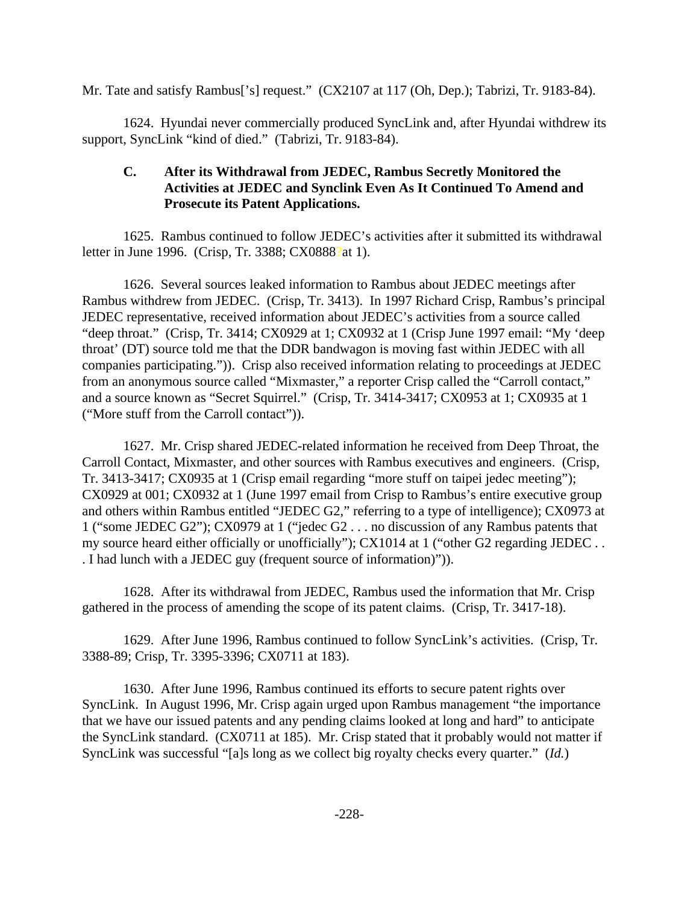Mr. Tate and satisfy Rambus['s] request." (CX2107 at 117 (Oh, Dep.); Tabrizi, Tr. 9183-84).

1624. Hyundai never commercially produced SyncLink and, after Hyundai withdrew its support, SyncLink "kind of died." (Tabrizi, Tr. 9183-84).

### C. After its Withdrawal from JEDEC, Rambus Secretly Monitored the Activities at JEDEC and Synclink Even As It Continued To Amend and Prosecute its Patent Applications.

1625. Rambus continued to follow JEDEC's activities after it submitted its withdrawal letter in June 1996. (Crisp, Tr. 3388; CX0888 at 1).

1626. Several sources leaked information to Rambus about JEDEC meetings after Rambus withdrew from JEDEC. (Crisp, Tr. 3413). In 1997 Richard Crisp, Rambus's principal JEDEC representative, received information about JEDEC's activities from a source called "deep throat." (Crisp, Tr. 3414; CX0929 at 1; CX0932 at 1 (Crisp June 1997 email: "My 'deep throat' (DT) source told me that the DDR bandwagon is moving fast within JEDEC with all companies participating.")). Crisp also received information relating to proceedings at JEDEC from an anonymous source called "Mixmaster," a reporter Crisp called the "Carroll contact," and a source known as "Secret Squirrel." (Crisp, Tr. 3414-3417; CX0953 at 1; CX0935 at 1 ("More stuff from the Carroll contact")).

1627. Mr. Crisp shared JEDEC-related information he received from Deep Throat, the Carroll Contact, Mixmaster, and other sources with Rambus executives and engineers. (Crisp, Tr. 3413-3417; CX0935 at 1 (Crisp email regarding "more stuff on taipei jedec meeting"); CX0929 at 001; CX0932 at 1 (June 1997 email from Crisp to Rambus's entire executive group and others within Rambus entitled "JEDEC G2," referring to a type of intelligence); CX0973 at 1 ("some JEDEC G2"); CX0979 at 1 ("jedec G2 . . . no discussion of any Rambus patents that my source heard either officially or unofficially"); CX1014 at 1 ("other G2 regarding JEDEC . . . I had lunch with a JEDEC guy (frequent source of information)")).

1628. After its withdrawal from JEDEC, Rambus used the information that Mr. Crisp gathered in the process of amending the scope of its patent claims. (Crisp, Tr. 3417-18).

1629. After June 1996, Rambus continued to follow SyncLink's activities. (Crisp, Tr. 3388-89; Crisp, Tr. 3395-3396; CX0711 at 183).

1630. After June 1996, Rambus continued its efforts to secure patent rights over SyncLink. In August 1996, Mr. Crisp again urged upon Rambus management "the importance that we have our issued patents and any pending claims looked at long and hard" to anticipate the SyncLink standard. (CX0711 at 185). Mr. Crisp stated that it probably would not matter if SyncLink was successful "[a]s long as we collect big royalty checks every quarter." (*Id.*)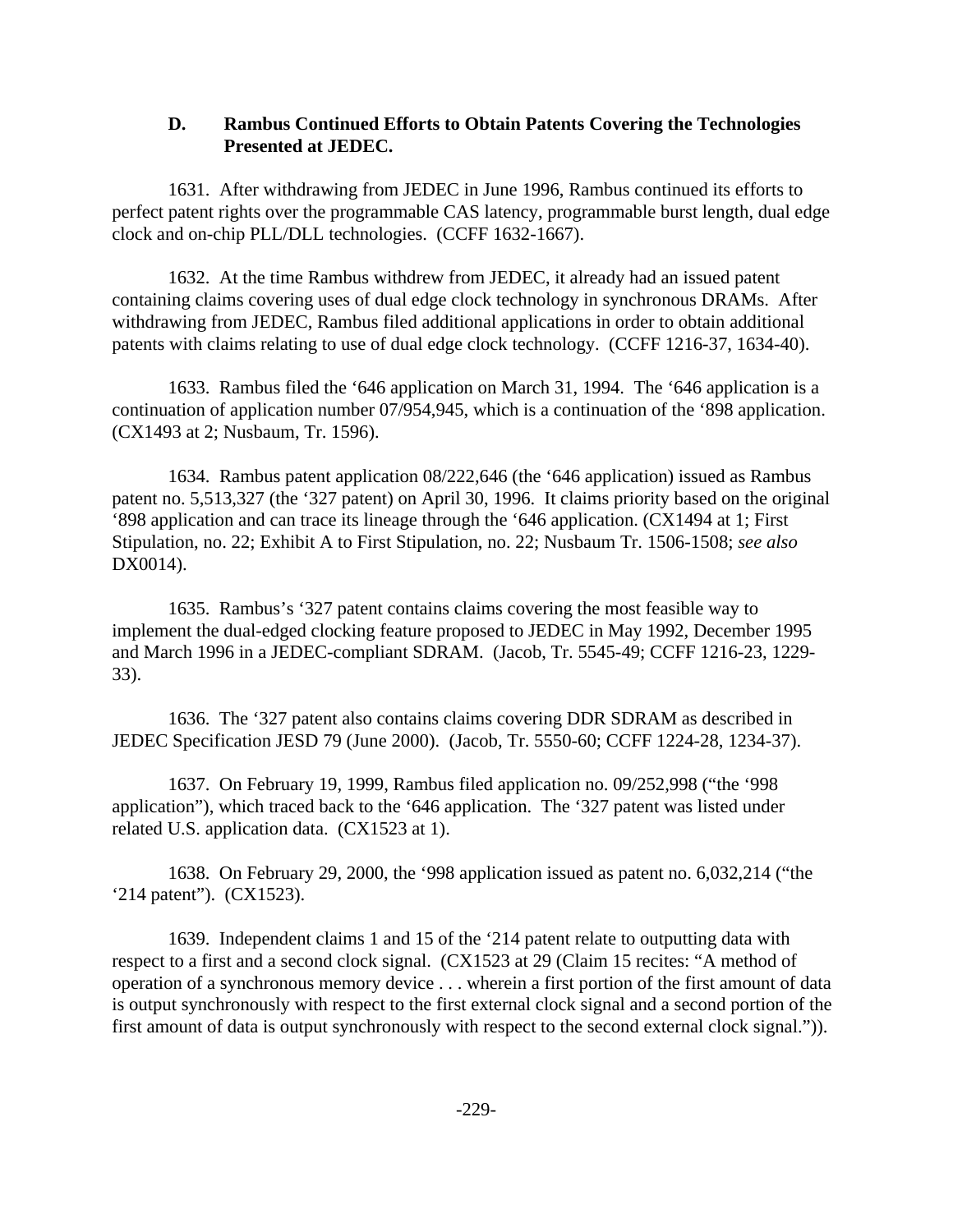### D. Rambus Continued Efforts to Obtain Patents Covering the Technologies Presented at JEDEC.

1631. After withdrawing from JEDEC in June 1996, Rambus continued its efforts to perfect patent rights over the programmable CAS latency, programmable burst length, dual edge clock and on-chip PLL/DLL technologies. (CCFF 1632-1667).

1632. At the time Rambus withdrew from JEDEC, it already had an issued patent containing claims covering uses of dual edge clock technology in synchronous DRAMs. After withdrawing from JEDEC, Rambus filed additional applications in order to obtain additional patents with claims relating to use of dual edge clock technology. (CCFF 1216-37, 1634-40).

1633. Rambus filed the '646 application on March 31, 1994. The '646 application is a continuation of application number 07/954,945, which is a continuation of the '898 application. (CX1493 at 2; Nusbaum, Tr. 1596).

1634. Rambus patent application 08/222,646 (the '646 application) issued as Rambus patent no. 5,513,327 (the '327 patent) on April 30, 1996. It claims priority based on the original '898 application and can trace its lineage through the '646 application. (CX1494 at 1; First Stipulation, no. 22; Exhibit A to First Stipulation, no. 22; Nusbaum Tr. 1506-1508; *see also* DX0014).

1635. Rambus's '327 patent contains claims covering the most feasible way to implement the dual-edged clocking feature proposed to JEDEC in May 1992, December 1995 and March 1996 in a JEDEC-compliant SDRAM. (Jacob, Tr. 5545-49; CCFF 1216-23, 1229-33).

1636. The '327 patent also contains claims covering DDR SDRAM as described in JEDEC Specification JESD 79 (June 2000). (Jacob, Tr. 5550-60; CCFF 1224-28, 1234-37).

1637. On February 19, 1999, Rambus filed application no. 09/252,998 ("the '998 application"), which traced back to the '646 application. The '327 patent was listed under related U.S. application data. (CX1523 at 1).

1638. On February 29, 2000, the '998 application issued as patent no. 6,032,214 ("the '214 patent"). (CX1523).

1639. Independent claims 1 and 15 of the '214 patent relate to outputting data with respect to a first and a second clock signal. (CX1523 at 29 (Claim 15 recites: "A method of operation of a synchronous memory device . . . wherein a first portion of the first amount of data is output synchronously with respect to the first external clock signal and a second portion of the first amount of data is output synchronously with respect to the second external clock signal.")).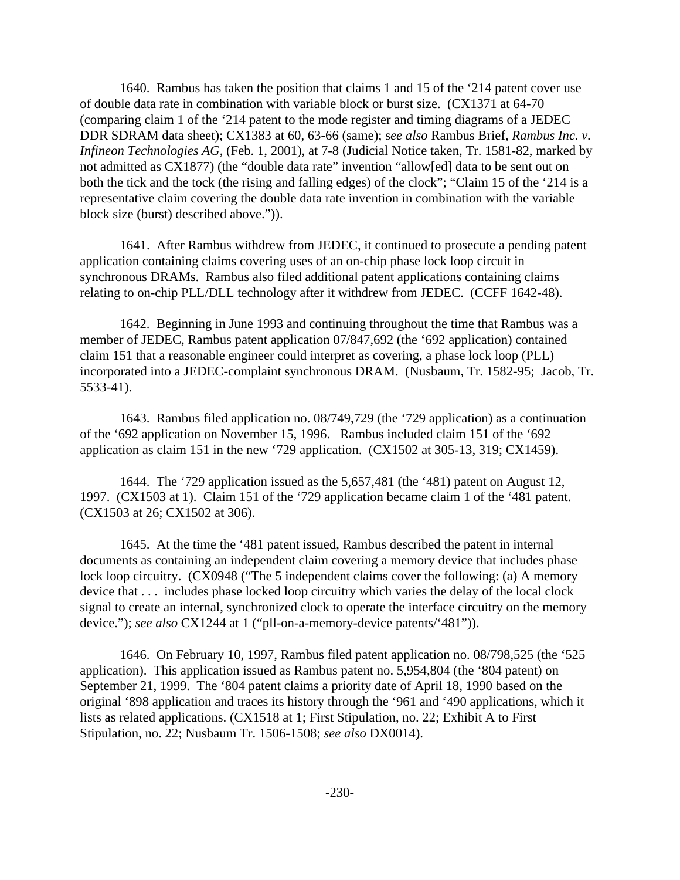1640. Rambus has taken the position that claims 1 and 15 of the '214 patent cover use of double data rate in combination with variable block or burst size. (CX1371 at 64-70 (comparing claim 1 of the '214 patent to the mode register and timing diagrams of a JEDEC DDR SDRAM data sheet); CX1383 at 60, 63-66 (same); s*ee also* Rambus Brief, *Rambus Inc. v. Infineon Technologies AG*, (Feb. 1, 2001), at 7-8 (Judicial Notice taken, Tr. 1581-82, marked by not admitted as CX1877) (the "double data rate" invention "allow[ed] data to be sent out on both the tick and the tock (the rising and falling edges) of the clock"; "Claim 15 of the '214 is a representative claim covering the double data rate invention in combination with the variable block size (burst) described above.")).

1641. After Rambus withdrew from JEDEC, it continued to prosecute a pending patent application containing claims covering uses of an on-chip phase lock loop circuit in synchronous DRAMs. Rambus also filed additional patent applications containing claims relating to on-chip PLL/DLL technology after it withdrew from JEDEC. (CCFF 1642-48).

1642. Beginning in June 1993 and continuing throughout the time that Rambus was a member of JEDEC, Rambus patent application 07/847,692 (the '692 application) contained claim 151 that a reasonable engineer could interpret as covering, a phase lock loop (PLL) incorporated into a JEDEC-complaint synchronous DRAM. (Nusbaum, Tr. 1582-95; Jacob, Tr. 5533-41).

1643. Rambus filed application no. 08/749,729 (the '729 application) as a continuation of the '692 application on November 15, 1996. Rambus included claim 151 of the '692 application as claim 151 in the new '729 application. (CX1502 at 305-13, 319; CX1459).

1644. The '729 application issued as the 5,657,481 (the '481) patent on August 12, 1997. (CX1503 at 1). Claim 151 of the '729 application became claim 1 of the '481 patent. (CX1503 at 26; CX1502 at 306).

1645. At the time the '481 patent issued, Rambus described the patent in internal documents as containing an independent claim covering a memory device that includes phase lock loop circuitry. (CX0948 ("The 5 independent claims cover the following: (a) A memory device that . . . includes phase locked loop circuitry which varies the delay of the local clock signal to create an internal, synchronized clock to operate the interface circuitry on the memory device."); *see also* CX1244 at 1 ("pll-on-a-memory-device patents/'481")).

1646. On February 10, 1997, Rambus filed patent application no. 08/798,525 (the '525 application). This application issued as Rambus patent no. 5,954,804 (the '804 patent) on September 21, 1999. The '804 patent claims a priority date of April 18, 1990 based on the original '898 application and traces its history through the '961 and '490 applications, which it lists as related applications. (CX1518 at 1; First Stipulation, no. 22; Exhibit A to First Stipulation, no. 22; Nusbaum Tr. 1506-1508; *see also* DX0014).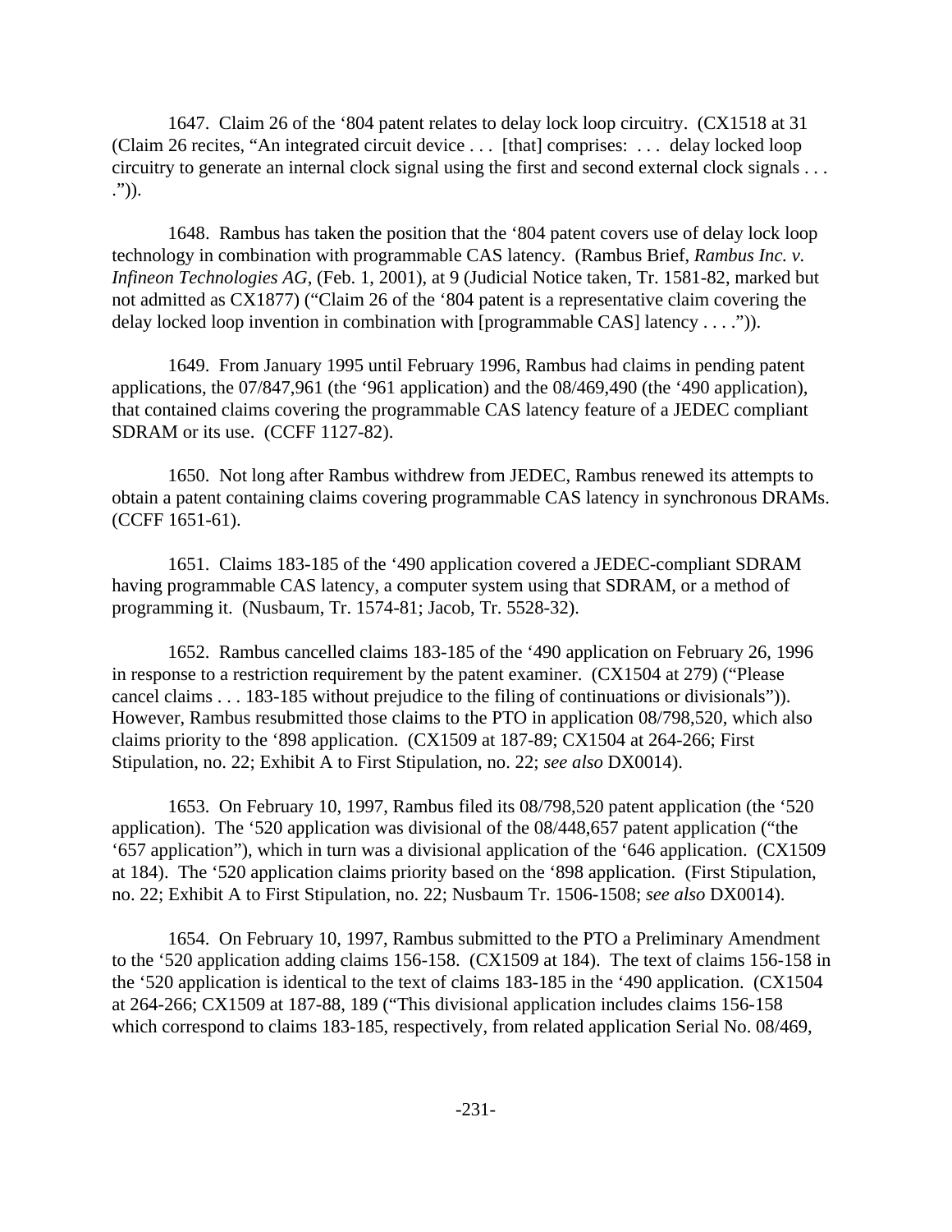1647. Claim 26 of the '804 patent relates to delay lock loop circuitry. (CX1518 at 31 (Claim 26 recites, "An integrated circuit device . . . [that] comprises: . . . delay locked loop circuitry to generate an internal clock signal using the first and second external clock signals . . . .")).

1648. Rambus has taken the position that the '804 patent covers use of delay lock loop technology in combination with programmable CAS latency. (Rambus Brief, *Rambus Inc. v. Infineon Technologies AG*, (Feb. 1, 2001), at 9 (Judicial Notice taken, Tr. 1581-82, marked but not admitted as CX1877) ("Claim 26 of the '804 patent is a representative claim covering the delay locked loop invention in combination with [programmable CAS] latency . . . .")).

1649. From January 1995 until February 1996, Rambus had claims in pending patent applications, the 07/847,961 (the '961 application) and the 08/469,490 (the '490 application), that contained claims covering the programmable CAS latency feature of a JEDEC compliant SDRAM or its use. (CCFF 1127-82).

1650. Not long after Rambus withdrew from JEDEC, Rambus renewed its attempts to obtain a patent containing claims covering programmable CAS latency in synchronous DRAMs. (CCFF 1651-61).

1651. Claims 183-185 of the '490 application covered a JEDEC-compliant SDRAM having programmable CAS latency, a computer system using that SDRAM, or a method of programming it. (Nusbaum, Tr. 1574-81; Jacob, Tr. 5528-32).

1652. Rambus cancelled claims 183-185 of the '490 application on February 26, 1996 in response to a restriction requirement by the patent examiner. (CX1504 at 279) ("Please cancel claims . . . 183-185 without prejudice to the filing of continuations or divisionals")). However, Rambus resubmitted those claims to the PTO in application 08/798,520, which also claims priority to the '898 application. (CX1509 at 187-89; CX1504 at 264-266; First Stipulation, no. 22; Exhibit A to First Stipulation, no. 22; *see also* DX0014).

1653. On February 10, 1997, Rambus filed its 08/798,520 patent application (the '520 application). The '520 application was divisional of the 08/448,657 patent application ("the '657 application"), which in turn was a divisional application of the '646 application. (CX1509 at 184). The '520 application claims priority based on the '898 application. (First Stipulation, no. 22; Exhibit A to First Stipulation, no. 22; Nusbaum Tr. 1506-1508; *see also* DX0014).

1654. On February 10, 1997, Rambus submitted to the PTO a Preliminary Amendment to the '520 application adding claims 156-158. (CX1509 at 184). The text of claims 156-158 in the '520 application is identical to the text of claims 183-185 in the '490 application. (CX1504 at 264-266; CX1509 at 187-88, 189 ("This divisional application includes claims 156-158 which correspond to claims 183-185, respectively, from related application Serial No. 08/469,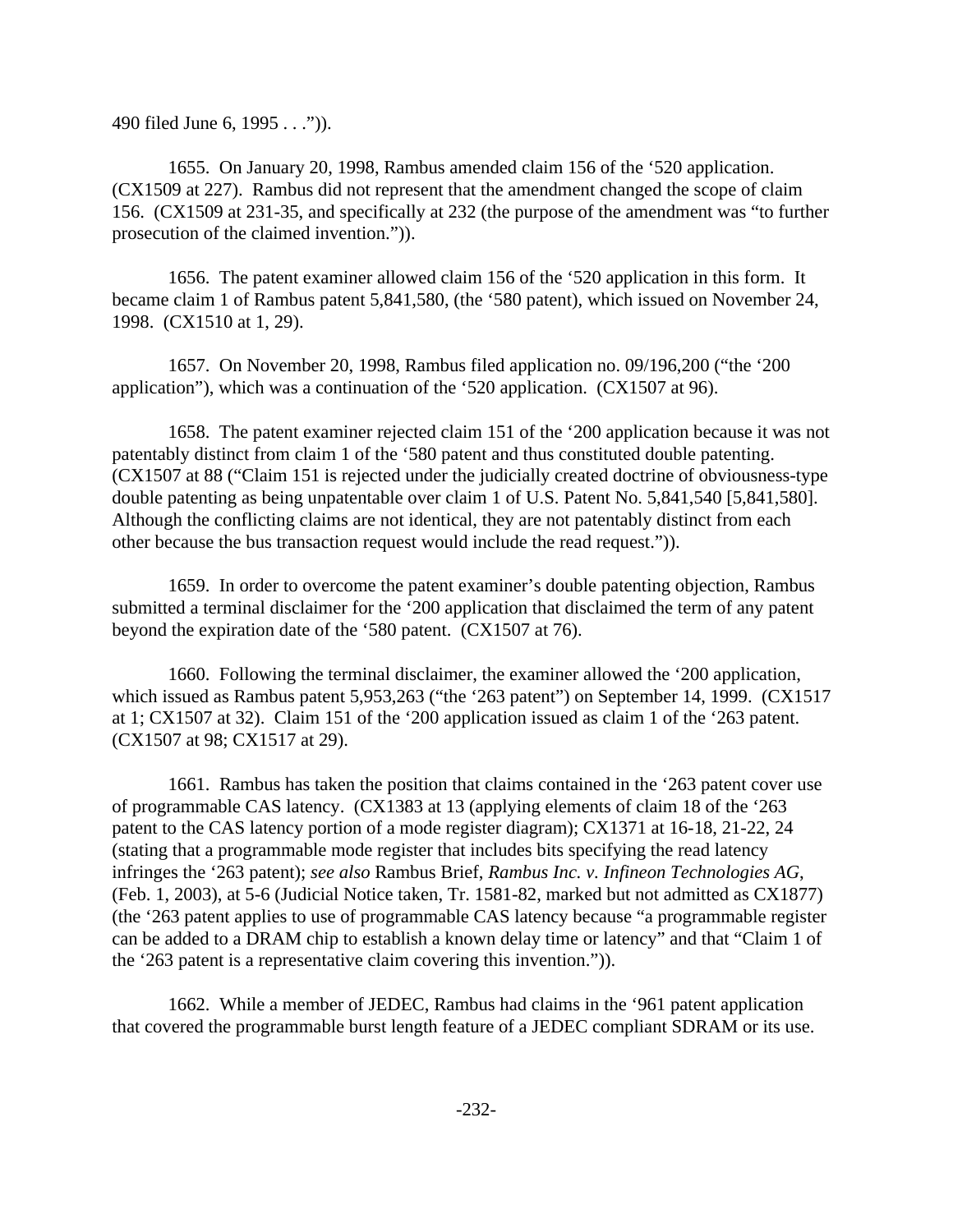490 filed June 6, 1995 . . .")).

1655. On January 20, 1998, Rambus amended claim 156 of the '520 application. (CX1509 at 227). Rambus did not represent that the amendment changed the scope of claim 156. (CX1509 at 231-35, and specifically at 232 (the purpose of the amendment was "to further prosecution of the claimed invention.")).

1656. The patent examiner allowed claim 156 of the '520 application in this form. It became claim 1 of Rambus patent 5,841,580, (the '580 patent), which issued on November 24, 1998. (CX1510 at 1, 29).

1657. On November 20, 1998, Rambus filed application no. 09/196,200 ("the '200 application"), which was a continuation of the '520 application. (CX1507 at 96).

1658. The patent examiner rejected claim 151 of the '200 application because it was not patentably distinct from claim 1 of the '580 patent and thus constituted double patenting. (CX1507 at 88 ("Claim 151 is rejected under the judicially created doctrine of obviousness-type double patenting as being unpatentable over claim 1 of U.S. Patent No. 5,841,540 [5,841,580]. Although the conflicting claims are not identical, they are not patentably distinct from each other because the bus transaction request would include the read request.")).

1659. In order to overcome the patent examiner's double patenting objection, Rambus submitted a terminal disclaimer for the '200 application that disclaimed the term of any patent beyond the expiration date of the '580 patent. (CX1507 at 76).

1660. Following the terminal disclaimer, the examiner allowed the '200 application, which issued as Rambus patent 5,953,263 ("the '263 patent") on September 14, 1999. (CX1517 at 1; CX1507 at 32). Claim 151 of the '200 application issued as claim 1 of the '263 patent. (CX1507 at 98; CX1517 at 29).

1661. Rambus has taken the position that claims contained in the '263 patent cover use of programmable CAS latency. (CX1383 at 13 (applying elements of claim 18 of the '263 patent to the CAS latency portion of a mode register diagram); CX1371 at 16-18, 21-22, 24 (stating that a programmable mode register that includes bits specifying the read latency infringes the '263 patent); *see also* Rambus Brief, *Rambus Inc. v. Infineon Technologies AG,* (Feb. 1, 2003), at 5-6 (Judicial Notice taken, Tr. 1581-82, marked but not admitted as CX1877) (the '263 patent applies to use of programmable CAS latency because "a programmable register can be added to a DRAM chip to establish a known delay time or latency" and that "Claim 1 of the '263 patent is a representative claim covering this invention.")).

1662. While a member of JEDEC, Rambus had claims in the '961 patent application that covered the programmable burst length feature of a JEDEC compliant SDRAM or its use.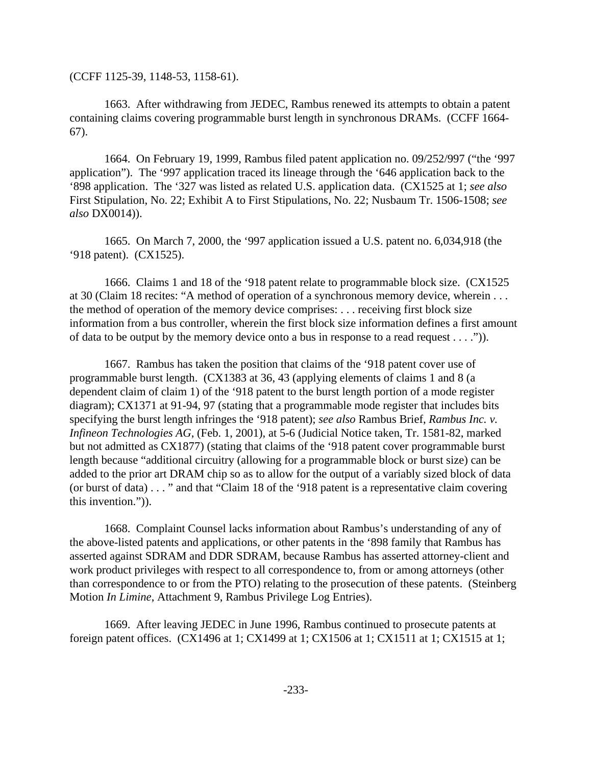(CCFF 1125-39, 1148-53, 1158-61).

1663. After withdrawing from JEDEC, Rambus renewed its attempts to obtain a patent containing claims covering programmable burst length in synchronous DRAMs. (CCFF 1664-67).

1664. On February 19, 1999, Rambus filed patent application no. 09/252/997 ("the '997 application"). The '997 application traced its lineage through the '646 application back to the '898 application. The '327 was listed as related U.S. application data. (CX1525 at 1; *see also* First Stipulation, No. 22; Exhibit A to First Stipulations, No. 22; Nusbaum Tr. 1506-1508; *see also* DX0014)).

1665. On March 7, 2000, the '997 application issued a U.S. patent no. 6,034,918 (the '918 patent). (CX1525).

1666. Claims 1 and 18 of the '918 patent relate to programmable block size. (CX1525 at 30 (Claim 18 recites: "A method of operation of a synchronous memory device, wherein . . . the method of operation of the memory device comprises: . . . receiving first block size information from a bus controller, wherein the first block size information defines a first amount of data to be output by the memory device onto a bus in response to a read request . . . .")).

1667. Rambus has taken the position that claims of the '918 patent cover use of programmable burst length. (CX1383 at 36, 43 (applying elements of claims 1 and 8 (a dependent claim of claim 1) of the '918 patent to the burst length portion of a mode register diagram); CX1371 at 91-94, 97 (stating that a programmable mode register that includes bits specifying the burst length infringes the '918 patent); *see also* Rambus Brief, *Rambus Inc. v. Infineon Technologies AG*, (Feb. 1, 2001), at 5-6 (Judicial Notice taken, Tr. 1581-82, marked but not admitted as CX1877) (stating that claims of the '918 patent cover programmable burst length because "additional circuitry (allowing for a programmable block or burst size) can be added to the prior art DRAM chip so as to allow for the output of a variably sized block of data (or burst of data) . . . " and that "Claim 18 of the '918 patent is a representative claim covering this invention.")).

1668. Complaint Counsel lacks information about Rambus's understanding of any of the above-listed patents and applications, or other patents in the '898 family that Rambus has asserted against SDRAM and DDR SDRAM, because Rambus has asserted attorney-client and work product privileges with respect to all correspondence to, from or among attorneys (other than correspondence to or from the PTO) relating to the prosecution of these patents. (Steinberg Motion *In Limine*, Attachment 9, Rambus Privilege Log Entries).

1669. After leaving JEDEC in June 1996, Rambus continued to prosecute patents at foreign patent offices. (CX1496 at 1; CX1499 at 1; CX1506 at 1; CX1511 at 1; CX1515 at 1;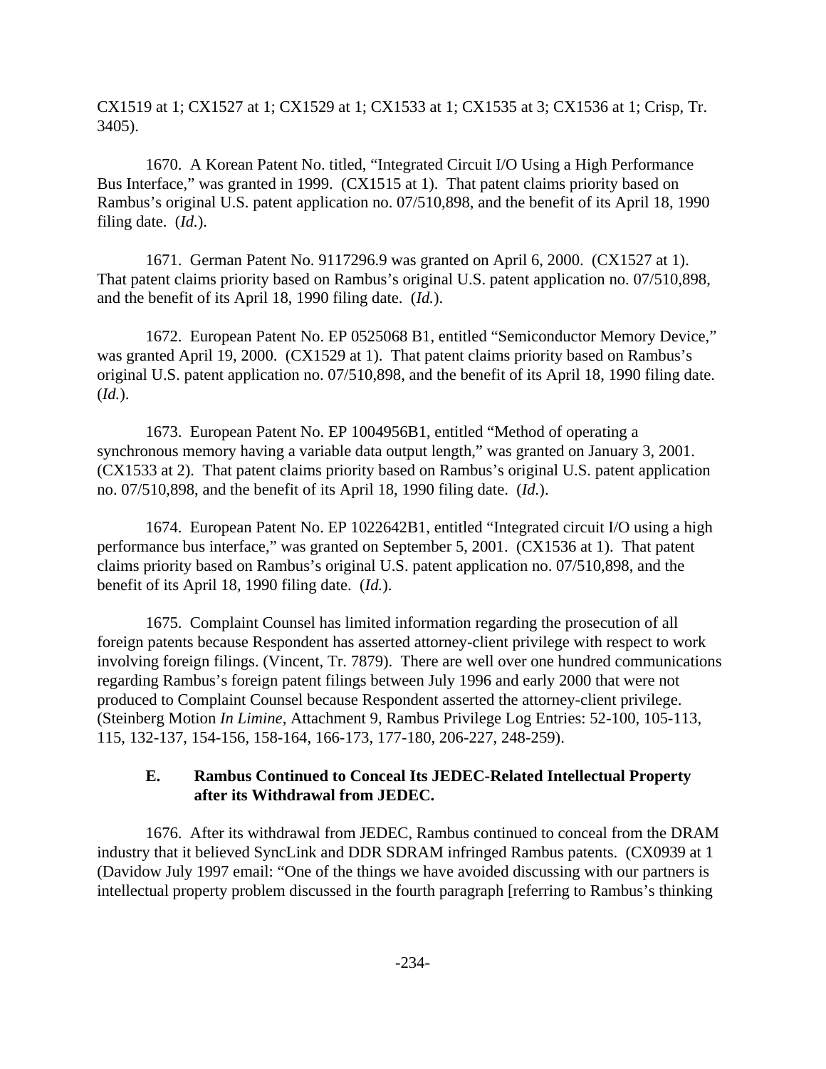CX1519 at 1; CX1527 at 1; CX1529 at 1; CX1533 at 1; CX1535 at 3; CX1536 at 1; Crisp, Tr. 3405).

1670. A Korean Patent No. titled, "Integrated Circuit I/O Using a High Performance Bus Interface," was granted in 1999. (CX1515 at 1). That patent claims priority based on Rambus's original U.S. patent application no. 07/510,898, and the benefit of its April 18, 1990 filing date. (*Id.*).

1671. German Patent No. 9117296.9 was granted on April 6, 2000. (CX1527 at 1). That patent claims priority based on Rambus's original U.S. patent application no. 07/510,898, and the benefit of its April 18, 1990 filing date. (*Id.*).

1672. European Patent No. EP 0525068 B1, entitled "Semiconductor Memory Device," was granted April 19, 2000. (CX1529 at 1). That patent claims priority based on Rambus's original U.S. patent application no. 07/510,898, and the benefit of its April 18, 1990 filing date. (*Id.*).

1673. European Patent No. EP 1004956B1, entitled "Method of operating a synchronous memory having a variable data output length," was granted on January 3, 2001. (CX1533 at 2). That patent claims priority based on Rambus's original U.S. patent application no. 07/510,898, and the benefit of its April 18, 1990 filing date. (*Id.*).

1674. European Patent No. EP 1022642B1, entitled "Integrated circuit I/O using a high performance bus interface," was granted on September 5, 2001. (CX1536 at 1). That patent claims priority based on Rambus's original U.S. patent application no. 07/510,898, and the benefit of its April 18, 1990 filing date. (*Id.*).

1675. Complaint Counsel has limited information regarding the prosecution of all foreign patents because Respondent has asserted attorney-client privilege with respect to work involving foreign filings. (Vincent, Tr. 7879). There are well over one hundred communications regarding Rambus's foreign patent filings between July 1996 and early 2000 that were not produced to Complaint Counsel because Respondent asserted the attorney-client privilege. (Steinberg Motion *In Limine*, Attachment 9, Rambus Privilege Log Entries: 52-100, 105-113, 115, 132-137, 154-156, 158-164, 166-173, 177-180, 206-227, 248-259).

### E. Rambus Continued to Conceal Its JEDEC-Related Intellectual Property after its Withdrawal from JEDEC.

1676. After its withdrawal from JEDEC, Rambus continued to conceal from the DRAM industry that it believed SyncLink and DDR SDRAM infringed Rambus patents. (CX0939 at 1 (Davidow July 1997 email: "One of the things we have avoided discussing with our partners is intellectual property problem discussed in the fourth paragraph [referring to Rambus's thinking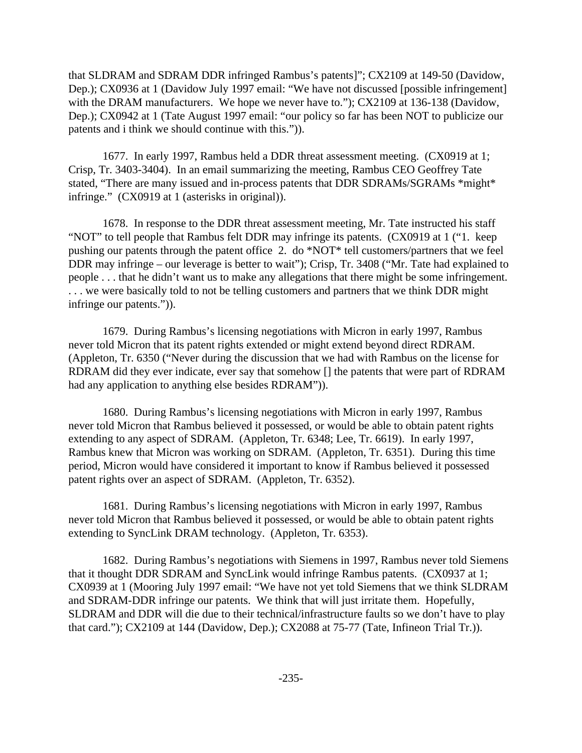that SLDRAM and SDRAM DDR infringed Rambus's patents]"; CX2109 at 149-50 (Davidow, Dep.); CX0936 at 1 (Davidow July 1997 email: "We have not discussed [possible infringement] with the DRAM manufacturers. We hope we never have to."); CX2109 at 136-138 (Davidow, Dep.); CX0942 at 1 (Tate August 1997 email: "our policy so far has been NOT to publicize our patents and i think we should continue with this.")).

1677. In early 1997, Rambus held a DDR threat assessment meeting. (CX0919 at 1; Crisp, Tr. 3403-3404). In an email summarizing the meeting, Rambus CEO Geoffrey Tate stated, "There are many issued and in-process patents that DDR SDRAMs/SGRAMs *might* infringe." (CX0919 at 1 (asterisks in original)).

1678. In response to the DDR threat assessment meeting, Mr. Tate instructed his staff "NOT" to tell people that Rambus felt DDR may infringe its patents. (CX0919 at 1 ("1. keep pushing our patents through the patent office 2. do *NOT* tell customers/partners that we feel DDR may infringe – our leverage is better to wait"); Crisp, Tr. 3408 ("Mr. Tate had explained to people . . . that he didn't want us to make any allegations that there might be some infringement. . . . we were basically told to not be telling customers and partners that we think DDR might infringe our patents.")).

1679. During Rambus's licensing negotiations with Micron in early 1997, Rambus never told Micron that its patent rights extended or might extend beyond direct RDRAM. (Appleton, Tr. 6350 ("Never during the discussion that we had with Rambus on the license for RDRAM did they ever indicate, ever say that somehow [] the patents that were part of RDRAM had any application to anything else besides RDRAM")).

1680. During Rambus's licensing negotiations with Micron in early 1997, Rambus never told Micron that Rambus believed it possessed, or would be able to obtain patent rights extending to any aspect of SDRAM. (Appleton, Tr. 6348; Lee, Tr. 6619). In early 1997, Rambus knew that Micron was working on SDRAM. (Appleton, Tr. 6351). During this time period, Micron would have considered it important to know if Rambus believed it possessed patent rights over an aspect of SDRAM. (Appleton, Tr. 6352).

1681. During Rambus's licensing negotiations with Micron in early 1997, Rambus never told Micron that Rambus believed it possessed, or would be able to obtain patent rights extending to SyncLink DRAM technology. (Appleton, Tr. 6353).

1682. During Rambus's negotiations with Siemens in 1997, Rambus never told Siemens that it thought DDR SDRAM and SyncLink would infringe Rambus patents. (CX0937 at 1; CX0939 at 1 (Mooring July 1997 email: "We have not yet told Siemens that we think SLDRAM and SDRAM-DDR infringe our patents. We think that will just irritate them. Hopefully, SLDRAM and DDR will die due to their technical/infrastructure faults so we don't have to play that card."); CX2109 at 144 (Davidow, Dep.); CX2088 at 75-77 (Tate, Infineon Trial Tr.)).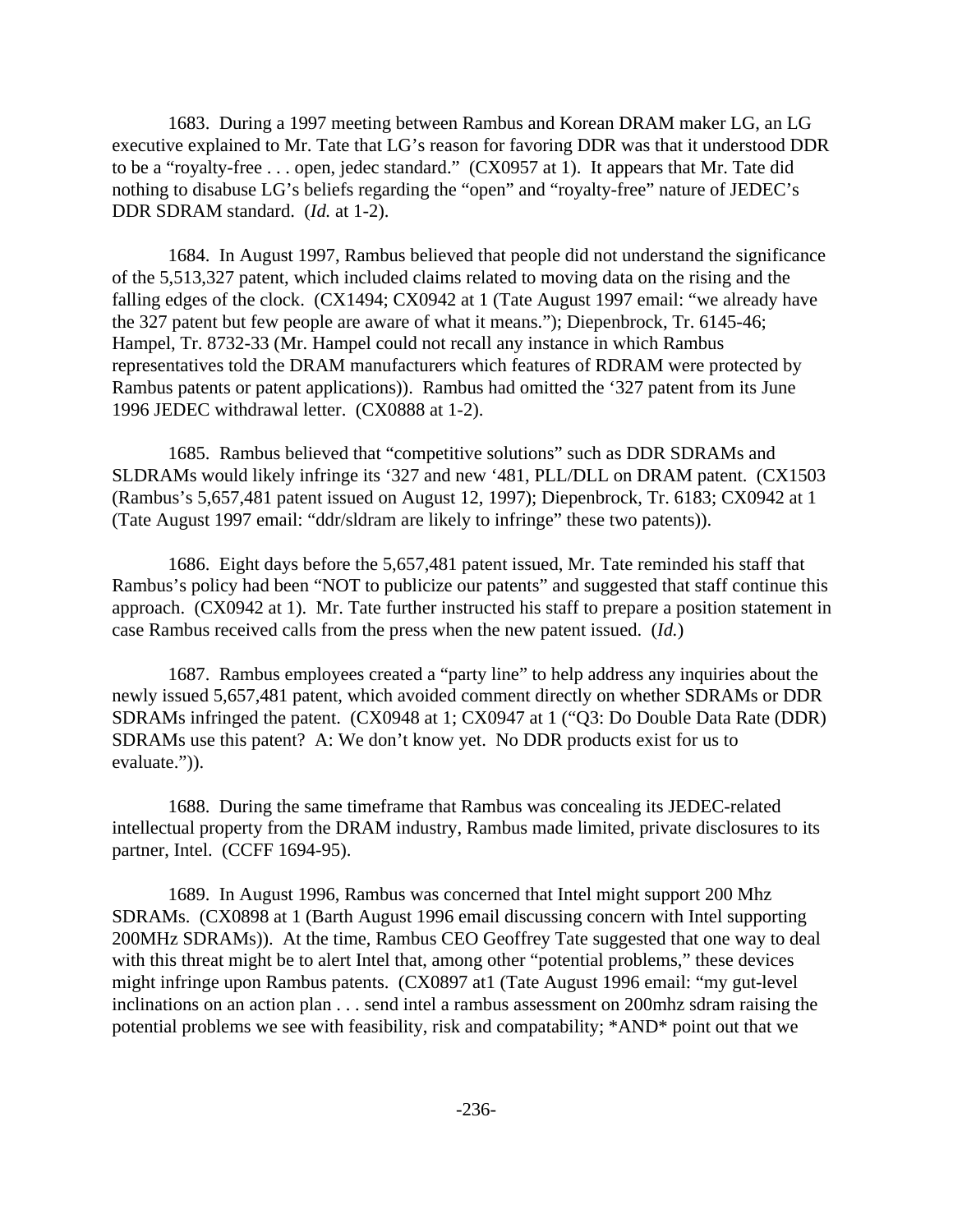1683. During a 1997 meeting between Rambus and Korean DRAM maker LG, an LG executive explained to Mr. Tate that LG's reason for favoring DDR was that it understood DDR to be a "royalty-free . . . open, jedec standard." (CX0957 at 1). It appears that Mr. Tate did nothing to disabuse LG's beliefs regarding the "open" and "royalty-free" nature of JEDEC's DDR SDRAM standard. (*Id.* at 1-2).

1684. In August 1997, Rambus believed that people did not understand the significance of the 5,513,327 patent, which included claims related to moving data on the rising and the falling edges of the clock. (CX1494; CX0942 at 1 (Tate August 1997 email: "we already have the 327 patent but few people are aware of what it means."); Diepenbrock, Tr. 6145-46; Hampel, Tr. 8732-33 (Mr. Hampel could not recall any instance in which Rambus representatives told the DRAM manufacturers which features of RDRAM were protected by Rambus patents or patent applications)). Rambus had omitted the '327 patent from its June 1996 JEDEC withdrawal letter. (CX0888 at 1-2).

1685. Rambus believed that "competitive solutions" such as DDR SDRAMs and SLDRAMs would likely infringe its '327 and new '481, PLL/DLL on DRAM patent. (CX1503 (Rambus's 5,657,481 patent issued on August 12, 1997); Diepenbrock, Tr. 6183; CX0942 at 1 (Tate August 1997 email: "ddr/sldram are likely to infringe" these two patents)).

1686. Eight days before the 5,657,481 patent issued, Mr. Tate reminded his staff that Rambus's policy had been "NOT to publicize our patents" and suggested that staff continue this approach. (CX0942 at 1). Mr. Tate further instructed his staff to prepare a position statement in case Rambus received calls from the press when the new patent issued. (*Id.*)

1687. Rambus employees created a "party line" to help address any inquiries about the newly issued 5,657,481 patent, which avoided comment directly on whether SDRAMs or DDR SDRAMs infringed the patent. (CX0948 at 1; CX0947 at 1 ("Q3: Do Double Data Rate (DDR) SDRAMs use this patent? A: We don't know yet. No DDR products exist for us to evaluate.")).

1688. During the same timeframe that Rambus was concealing its JEDEC-related intellectual property from the DRAM industry, Rambus made limited, private disclosures to its partner, Intel. (CCFF 1694-95).

1689. In August 1996, Rambus was concerned that Intel might support 200 Mhz SDRAMs. (CX0898 at 1 (Barth August 1996 email discussing concern with Intel supporting 200MHz SDRAMs)). At the time, Rambus CEO Geoffrey Tate suggested that one way to deal with this threat might be to alert Intel that, among other "potential problems," these devices might infringe upon Rambus patents. (CX0897 at1 (Tate August 1996 email: "my gut-level inclinations on an action plan . . . send intel a rambus assessment on 200mhz sdram raising the potential problems we see with feasibility, risk and compatability; *AND* point out that we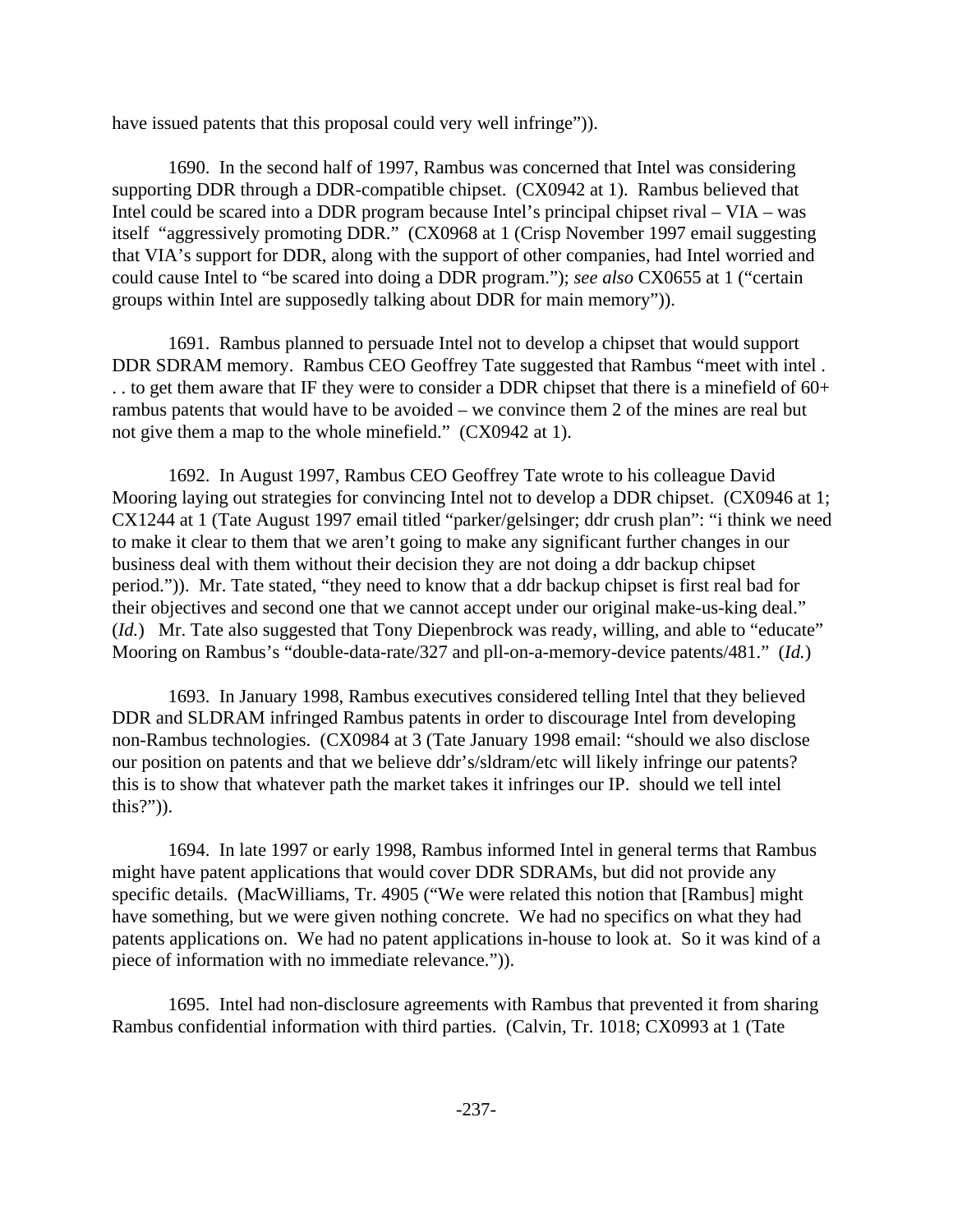have issued patents that this proposal could very well infringe")).

1690. In the second half of 1997, Rambus was concerned that Intel was considering supporting DDR through a DDR-compatible chipset. (CX0942 at 1). Rambus believed that Intel could be scared into a DDR program because Intel's principal chipset rival – VIA – was itself "aggressively promoting DDR." (CX0968 at 1 (Crisp November 1997 email suggesting that VIA's support for DDR, along with the support of other companies, had Intel worried and could cause Intel to "be scared into doing a DDR program."); *see also* CX0655 at 1 ("certain groups within Intel are supposedly talking about DDR for main memory")).

1691. Rambus planned to persuade Intel not to develop a chipset that would support DDR SDRAM memory. Rambus CEO Geoffrey Tate suggested that Rambus "meet with intel . . . to get them aware that IF they were to consider a DDR chipset that there is a minefield of 60+ rambus patents that would have to be avoided – we convince them 2 of the mines are real but not give them a map to the whole minefield." (CX0942 at 1).

1692. In August 1997, Rambus CEO Geoffrey Tate wrote to his colleague David Mooring laying out strategies for convincing Intel not to develop a DDR chipset. (CX0946 at 1; CX1244 at 1 (Tate August 1997 email titled "parker/gelsinger; ddr crush plan": "i think we need to make it clear to them that we aren't going to make any significant further changes in our business deal with them without their decision they are not doing a ddr backup chipset period.")). Mr. Tate stated, "they need to know that a ddr backup chipset is first real bad for their objectives and second one that we cannot accept under our original make-us-king deal." (*Id.*) Mr. Tate also suggested that Tony Diepenbrock was ready, willing, and able to "educate" Mooring on Rambus's "double-data-rate/327 and pll-on-a-memory-device patents/481." (*Id.*)

1693. In January 1998, Rambus executives considered telling Intel that they believed DDR and SLDRAM infringed Rambus patents in order to discourage Intel from developing non-Rambus technologies. (CX0984 at 3 (Tate January 1998 email: "should we also disclose our position on patents and that we believe ddr's/sldram/etc will likely infringe our patents? this is to show that whatever path the market takes it infringes our IP. should we tell intel this?")).

1694. In late 1997 or early 1998, Rambus informed Intel in general terms that Rambus might have patent applications that would cover DDR SDRAMs, but did not provide any specific details. (MacWilliams, Tr. 4905 ("We were related this notion that [Rambus] might have something, but we were given nothing concrete. We had no specifics on what they had patents applications on. We had no patent applications in-house to look at. So it was kind of a piece of information with no immediate relevance.")).

1695. Intel had non-disclosure agreements with Rambus that prevented it from sharing Rambus confidential information with third parties. (Calvin, Tr. 1018; CX0993 at 1 (Tate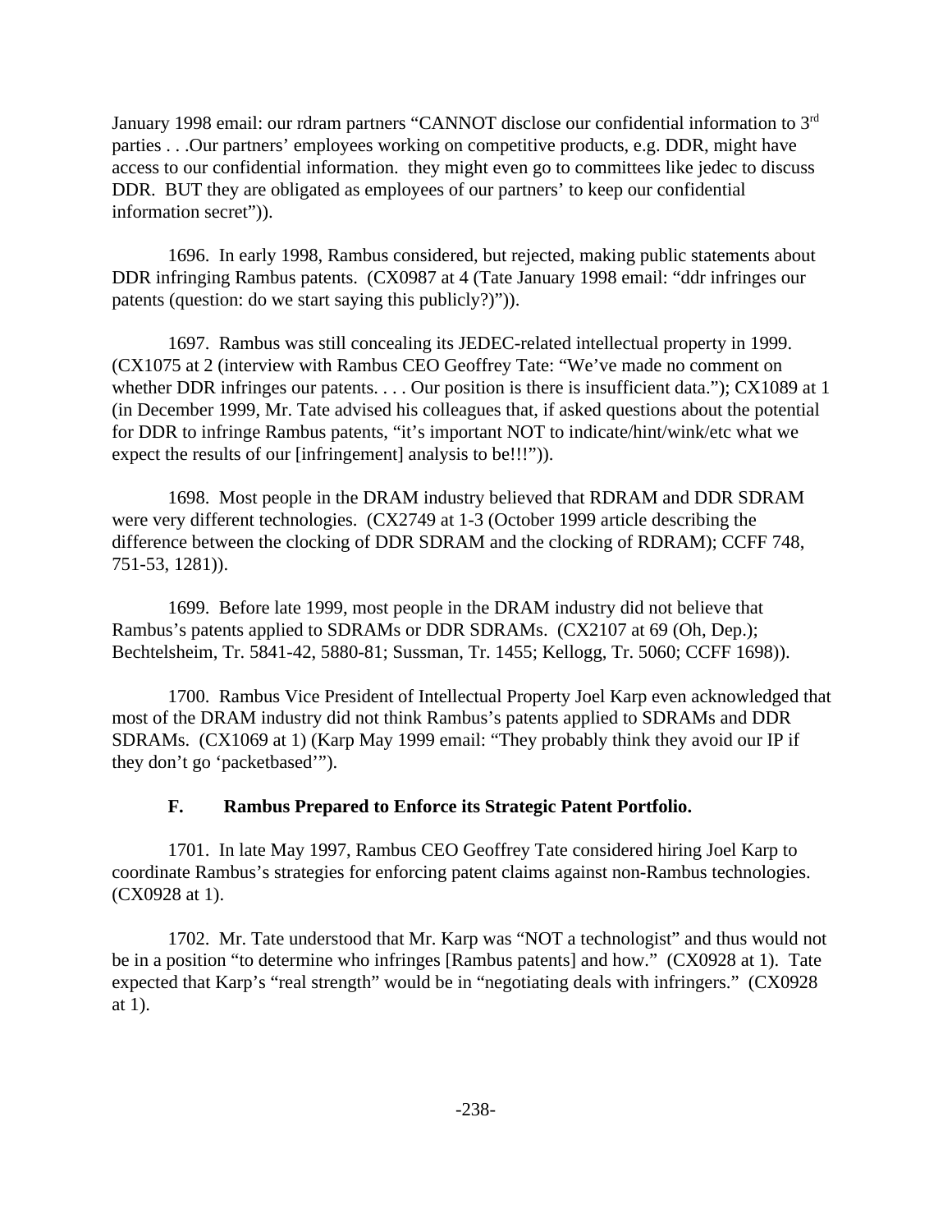January 1998 email: our rdram partners "CANNOT disclose our confidential information to 3rd parties . . .Our partners' employees working on competitive products, e.g. DDR, might have access to our confidential information. they might even go to committees like jedec to discuss DDR. BUT they are obligated as employees of our partners' to keep our confidential information secret")).

1696. In early 1998, Rambus considered, but rejected, making public statements about DDR infringing Rambus patents. (CX0987 at 4 (Tate January 1998 email: "ddr infringes our patents (question: do we start saying this publicly?)")).

1697. Rambus was still concealing its JEDEC-related intellectual property in 1999. (CX1075 at 2 (interview with Rambus CEO Geoffrey Tate: "We've made no comment on whether DDR infringes our patents. . . . Our position is there is insufficient data."); CX1089 at 1 (in December 1999, Mr. Tate advised his colleagues that, if asked questions about the potential for DDR to infringe Rambus patents, "it's important NOT to indicate/hint/wink/etc what we expect the results of our [infringement] analysis to be!!!")).

1698. Most people in the DRAM industry believed that RDRAM and DDR SDRAM were very different technologies. (CX2749 at 1-3 (October 1999 article describing the difference between the clocking of DDR SDRAM and the clocking of RDRAM); CCFF 748, 751-53, 1281)).

1699. Before late 1999, most people in the DRAM industry did not believe that Rambus's patents applied to SDRAMs or DDR SDRAMs. (CX2107 at 69 (Oh, Dep.); Bechtelsheim, Tr. 5841-42, 5880-81; Sussman, Tr. 1455; Kellogg, Tr. 5060; CCFF 1698)).

1700. Rambus Vice President of Intellectual Property Joel Karp even acknowledged that most of the DRAM industry did not think Rambus's patents applied to SDRAMs and DDR SDRAMs. (CX1069 at 1) (Karp May 1999 email: "They probably think they avoid our IP if they don't go 'packetbased'").

### F. Rambus Prepared to Enforce its Strategic Patent Portfolio.

1701. In late May 1997, Rambus CEO Geoffrey Tate considered hiring Joel Karp to coordinate Rambus's strategies for enforcing patent claims against non-Rambus technologies. (CX0928 at 1).

1702. Mr. Tate understood that Mr. Karp was "NOT a technologist" and thus would not be in a position "to determine who infringes [Rambus patents] and how." (CX0928 at 1). Tate expected that Karp's "real strength" would be in "negotiating deals with infringers." (CX0928 at 1).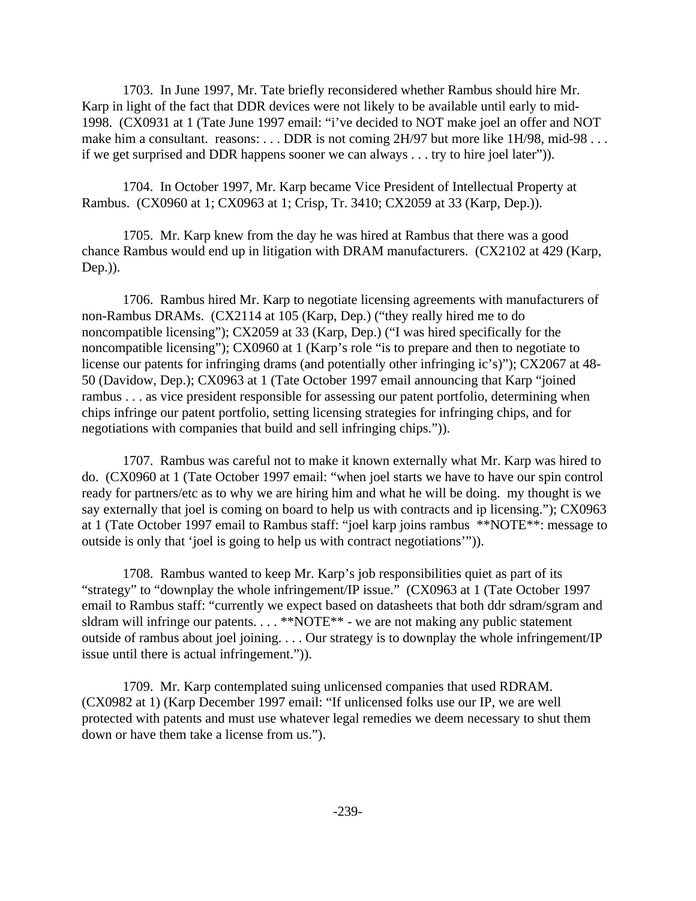1703. In June 1997, Mr. Tate briefly reconsidered whether Rambus should hire Mr. Karp in light of the fact that DDR devices were not likely to be available until early to mid-1998. (CX0931 at 1 (Tate June 1997 email: "i've decided to NOT make joel an offer and NOT make him a consultant. reasons: . . . DDR is not coming 2H/97 but more like 1H/98, mid-98 . . . if we get surprised and DDR happens sooner we can always . . . try to hire joel later")).

1704. In October 1997, Mr. Karp became Vice President of Intellectual Property at Rambus. (CX0960 at 1; CX0963 at 1; Crisp, Tr. 3410; CX2059 at 33 (Karp, Dep.)).

1705. Mr. Karp knew from the day he was hired at Rambus that there was a good chance Rambus would end up in litigation with DRAM manufacturers. (CX2102 at 429 (Karp, Dep.)).

1706. Rambus hired Mr. Karp to negotiate licensing agreements with manufacturers of non-Rambus DRAMs. (CX2114 at 105 (Karp, Dep.) ("they really hired me to do noncompatible licensing"); CX2059 at 33 (Karp, Dep.) ("I was hired specifically for the noncompatible licensing"); CX0960 at 1 (Karp's role "is to prepare and then to negotiate to license our patents for infringing drams (and potentially other infringing ic's)"); CX2067 at 48-50 (Davidow, Dep.); CX0963 at 1 (Tate October 1997 email announcing that Karp "joined rambus . . . as vice president responsible for assessing our patent portfolio, determining when chips infringe our patent portfolio, setting licensing strategies for infringing chips, and for negotiations with companies that build and sell infringing chips.")).

1707. Rambus was careful not to make it known externally what Mr. Karp was hired to do. (CX0960 at 1 (Tate October 1997 email: "when joel starts we have to have our spin control ready for partners/etc as to why we are hiring him and what he will be doing. my thought is we say externally that joel is coming on board to help us with contracts and ip licensing."); CX0963 at 1 (Tate October 1997 email to Rambus staff: "joel karp joins rambus **NOTE**: message to outside is only that 'joel is going to help us with contract negotiations'")).

1708. Rambus wanted to keep Mr. Karp's job responsibilities quiet as part of its "strategy" to "downplay the whole infringement/IP issue." (CX0963 at 1 (Tate October 1997 email to Rambus staff: "currently we expect based on datasheets that both ddr sdram/sgram and sldram will infringe our patents. . . . **NOTE** - we are not making any public statement outside of rambus about joel joining. . . . Our strategy is to downplay the whole infringement/IP issue until there is actual infringement.")).

1709. Mr. Karp contemplated suing unlicensed companies that used RDRAM. (CX0982 at 1) (Karp December 1997 email: "If unlicensed folks use our IP, we are well protected with patents and must use whatever legal remedies we deem necessary to shut them down or have them take a license from us.").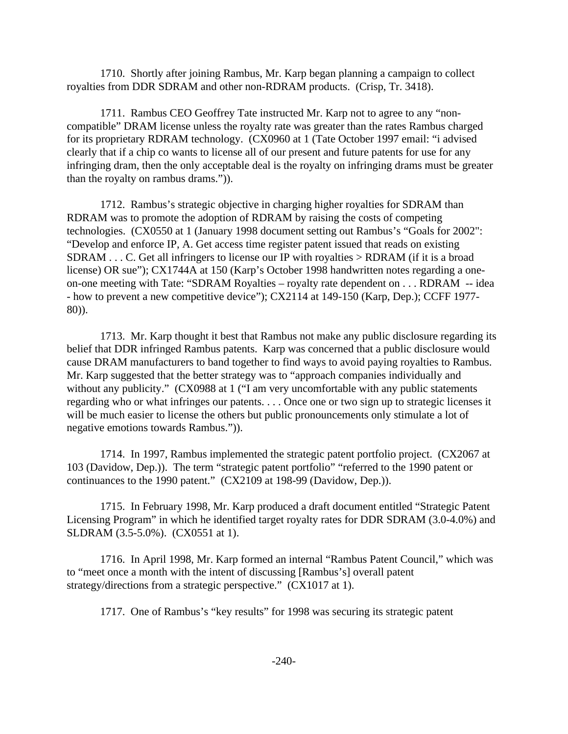1710. Shortly after joining Rambus, Mr. Karp began planning a campaign to collect royalties from DDR SDRAM and other non-RDRAM products. (Crisp, Tr. 3418).

1711. Rambus CEO Geoffrey Tate instructed Mr. Karp not to agree to any "non-compatible" DRAM license unless the royalty rate was greater than the rates Rambus charged for its proprietary RDRAM technology. (CX0960 at 1 (Tate October 1997 email: "i advised clearly that if a chip co wants to license all of our present and future patents for use for any infringing dram, then the only acceptable deal is the royalty on infringing drams must be greater than the royalty on rambus drams.")).

1712. Rambus's strategic objective in charging higher royalties for SDRAM than RDRAM was to promote the adoption of RDRAM by raising the costs of competing technologies. (CX0550 at 1 (January 1998 document setting out Rambus's "Goals for 2002": "Develop and enforce IP, A. Get access time register patent issued that reads on existing SDRAM . . . C. Get all infringers to license our IP with royalties > RDRAM (if it is a broad license) OR sue"); CX1744A at 150 (Karp's October 1998 handwritten notes regarding a one-on-one meeting with Tate: "SDRAM Royalties – royalty rate dependent on . . . RDRAM -- idea - how to prevent a new competitive device"); CX2114 at 149-150 (Karp, Dep.); CCFF 1977-80)).

1713. Mr. Karp thought it best that Rambus not make any public disclosure regarding its belief that DDR infringed Rambus patents. Karp was concerned that a public disclosure would cause DRAM manufacturers to band together to find ways to avoid paying royalties to Rambus. Mr. Karp suggested that the better strategy was to "approach companies individually and without any publicity." (CX0988 at 1 ("I am very uncomfortable with any public statements regarding who or what infringes our patents. . . . Once one or two sign up to strategic licenses it will be much easier to license the others but public pronouncements only stimulate a lot of negative emotions towards Rambus.")).

1714. In 1997, Rambus implemented the strategic patent portfolio project. (CX2067 at 103 (Davidow, Dep.)). The term "strategic patent portfolio" "referred to the 1990 patent or continuances to the 1990 patent." (CX2109 at 198-99 (Davidow, Dep.)).

1715. In February 1998, Mr. Karp produced a draft document entitled "Strategic Patent Licensing Program" in which he identified target royalty rates for DDR SDRAM (3.0-4.0%) and SLDRAM (3.5-5.0%). (CX0551 at 1).

1716. In April 1998, Mr. Karp formed an internal "Rambus Patent Council," which was to "meet once a month with the intent of discussing [Rambus's] overall patent strategy/directions from a strategic perspective." (CX1017 at 1).

1717. One of Rambus's "key results" for 1998 was securing its strategic patent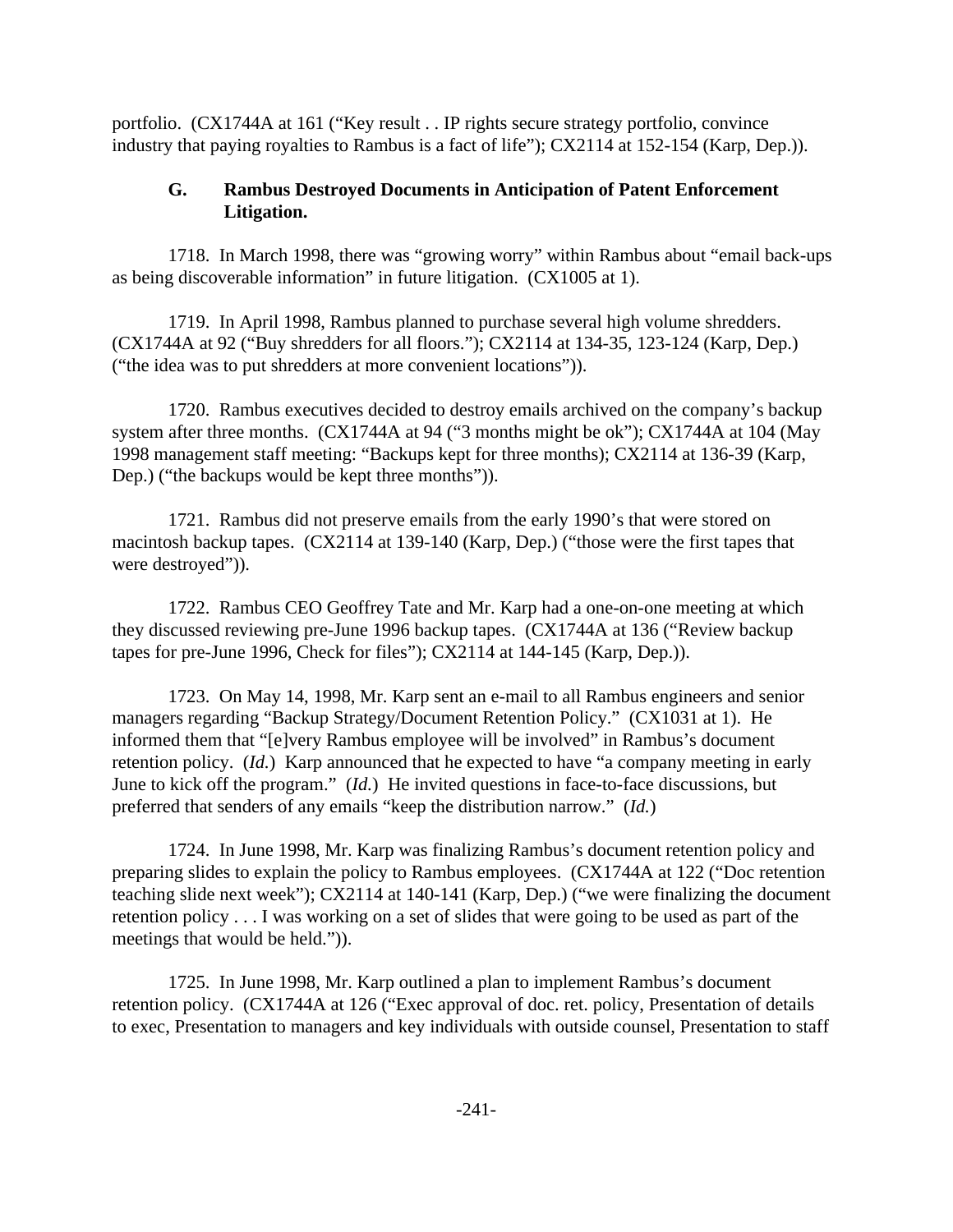portfolio. (CX1744A at 161 ("Key result . . IP rights secure strategy portfolio, convince industry that paying royalties to Rambus is a fact of life"); CX2114 at 152-154 (Karp, Dep.)).

### G. Rambus Destroyed Documents in Anticipation of Patent Enforcement Litigation.

1718. In March 1998, there was "growing worry" within Rambus about "email back-ups as being discoverable information" in future litigation. (CX1005 at 1).

1719. In April 1998, Rambus planned to purchase several high volume shredders. (CX1744A at 92 ("Buy shredders for all floors."); CX2114 at 134-35, 123-124 (Karp, Dep.) ("the idea was to put shredders at more convenient locations")).

1720. Rambus executives decided to destroy emails archived on the company's backup system after three months. (CX1744A at 94 ("3 months might be ok"); CX1744A at 104 (May 1998 management staff meeting: "Backups kept for three months); CX2114 at 136-39 (Karp, Dep.) ("the backups would be kept three months")).

1721. Rambus did not preserve emails from the early 1990's that were stored on macintosh backup tapes. (CX2114 at 139-140 (Karp, Dep.) ("those were the first tapes that were destroyed")).

1722. Rambus CEO Geoffrey Tate and Mr. Karp had a one-on-one meeting at which they discussed reviewing pre-June 1996 backup tapes. (CX1744A at 136 ("Review backup tapes for pre-June 1996, Check for files"); CX2114 at 144-145 (Karp, Dep.)).

1723. On May 14, 1998, Mr. Karp sent an e-mail to all Rambus engineers and senior managers regarding "Backup Strategy/Document Retention Policy." (CX1031 at 1). He informed them that "[e]very Rambus employee will be involved" in Rambus's document retention policy. (*Id.*) Karp announced that he expected to have "a company meeting in early June to kick off the program." (*Id.*) He invited questions in face-to-face discussions, but preferred that senders of any emails "keep the distribution narrow." (*Id.*)

1724. In June 1998, Mr. Karp was finalizing Rambus's document retention policy and preparing slides to explain the policy to Rambus employees. (CX1744A at 122 ("Doc retention teaching slide next week"); CX2114 at 140-141 (Karp, Dep.) ("we were finalizing the document retention policy . . . I was working on a set of slides that were going to be used as part of the meetings that would be held.")).

1725. In June 1998, Mr. Karp outlined a plan to implement Rambus's document retention policy. (CX1744A at 126 ("Exec approval of doc. ret. policy, Presentation of details to exec, Presentation to managers and key individuals with outside counsel, Presentation to staff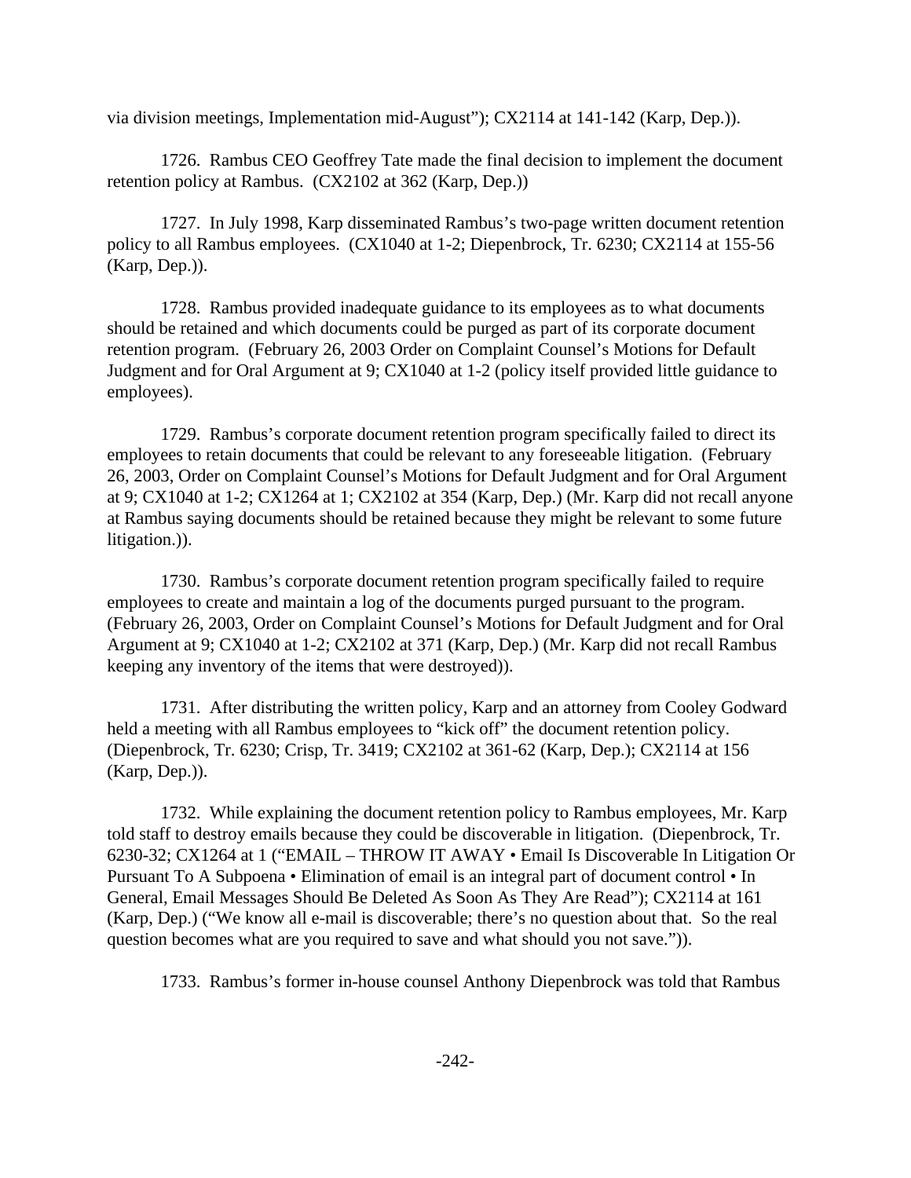via division meetings, Implementation mid-August"); CX2114 at 141-142 (Karp, Dep.)).

1726. Rambus CEO Geoffrey Tate made the final decision to implement the document retention policy at Rambus. (CX2102 at 362 (Karp, Dep.))

1727. In July 1998, Karp disseminated Rambus's two-page written document retention policy to all Rambus employees. (CX1040 at 1-2; Diepenbrock, Tr. 6230; CX2114 at 155-56 (Karp, Dep.)).

1728. Rambus provided inadequate guidance to its employees as to what documents should be retained and which documents could be purged as part of its corporate document retention program. (February 26, 2003 Order on Complaint Counsel's Motions for Default Judgment and for Oral Argument at 9; CX1040 at 1-2 (policy itself provided little guidance to employees).

1729. Rambus's corporate document retention program specifically failed to direct its employees to retain documents that could be relevant to any foreseeable litigation. (February 26, 2003, Order on Complaint Counsel's Motions for Default Judgment and for Oral Argument at 9; CX1040 at 1-2; CX1264 at 1; CX2102 at 354 (Karp, Dep.) (Mr. Karp did not recall anyone at Rambus saying documents should be retained because they might be relevant to some future litigation.)).

1730. Rambus's corporate document retention program specifically failed to require employees to create and maintain a log of the documents purged pursuant to the program. (February 26, 2003, Order on Complaint Counsel's Motions for Default Judgment and for Oral Argument at 9; CX1040 at 1-2; CX2102 at 371 (Karp, Dep.) (Mr. Karp did not recall Rambus keeping any inventory of the items that were destroyed)).

1731. After distributing the written policy, Karp and an attorney from Cooley Godward held a meeting with all Rambus employees to "kick off" the document retention policy. (Diepenbrock, Tr. 6230; Crisp, Tr. 3419; CX2102 at 361-62 (Karp, Dep.); CX2114 at 156 (Karp, Dep.)).

1732. While explaining the document retention policy to Rambus employees, Mr. Karp told staff to destroy emails because they could be discoverable in litigation. (Diepenbrock, Tr. 6230-32; CX1264 at 1 ("EMAIL – THROW IT AWAY • Email Is Discoverable In Litigation Or Pursuant To A Subpoena • Elimination of email is an integral part of document control • In General, Email Messages Should Be Deleted As Soon As They Are Read"); CX2114 at 161 (Karp, Dep.) ("We know all e-mail is discoverable; there's no question about that. So the real question becomes what are you required to save and what should you not save.")).

1733. Rambus's former in-house counsel Anthony Diepenbrock was told that Rambus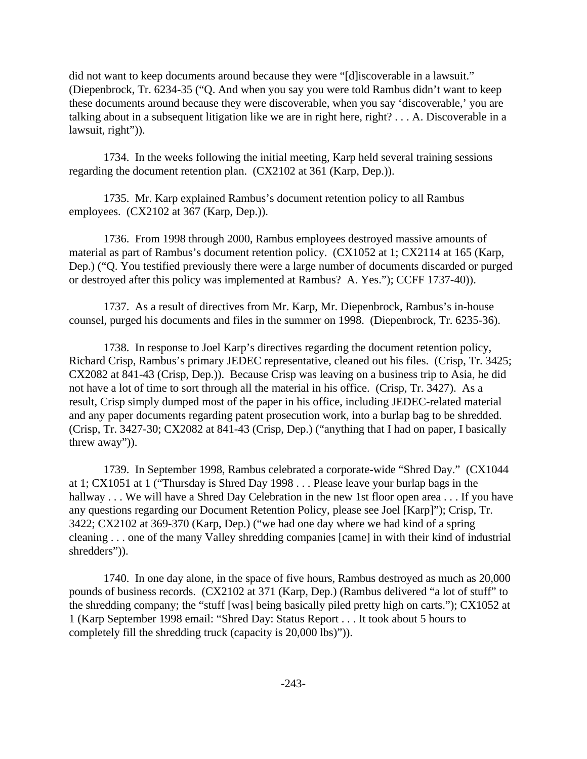did not want to keep documents around because they were "[d]iscoverable in a lawsuit." (Diepenbrock, Tr. 6234-35 ("Q. And when you say you were told Rambus didn't want to keep these documents around because they were discoverable, when you say 'discoverable,' you are talking about in a subsequent litigation like we are in right here, right? . . . A. Discoverable in a lawsuit, right")).

1734. In the weeks following the initial meeting, Karp held several training sessions regarding the document retention plan. (CX2102 at 361 (Karp, Dep.)).

1735. Mr. Karp explained Rambus's document retention policy to all Rambus employees. (CX2102 at 367 (Karp, Dep.)).

1736. From 1998 through 2000, Rambus employees destroyed massive amounts of material as part of Rambus's document retention policy. (CX1052 at 1; CX2114 at 165 (Karp, Dep.) ("Q. You testified previously there were a large number of documents discarded or purged or destroyed after this policy was implemented at Rambus? A. Yes."); CCFF 1737-40)).

1737. As a result of directives from Mr. Karp, Mr. Diepenbrock, Rambus's in-house counsel, purged his documents and files in the summer on 1998. (Diepenbrock, Tr. 6235-36).

1738. In response to Joel Karp's directives regarding the document retention policy, Richard Crisp, Rambus's primary JEDEC representative, cleaned out his files. (Crisp, Tr. 3425; CX2082 at 841-43 (Crisp, Dep.)). Because Crisp was leaving on a business trip to Asia, he did not have a lot of time to sort through all the material in his office. (Crisp, Tr. 3427). As a result, Crisp simply dumped most of the paper in his office, including JEDEC-related material and any paper documents regarding patent prosecution work, into a burlap bag to be shredded. (Crisp, Tr. 3427-30; CX2082 at 841-43 (Crisp, Dep.) ("anything that I had on paper, I basically threw away")).

1739. In September 1998, Rambus celebrated a corporate-wide "Shred Day." (CX1044 at 1; CX1051 at 1 ("Thursday is Shred Day 1998 . . . Please leave your burlap bags in the hallway . . . We will have a Shred Day Celebration in the new 1st floor open area . . . If you have any questions regarding our Document Retention Policy, please see Joel [Karp]"); Crisp, Tr. 3422; CX2102 at 369-370 (Karp, Dep.) ("we had one day where we had kind of a spring cleaning . . . one of the many Valley shredding companies [came] in with their kind of industrial shredders")).

1740. In one day alone, in the space of five hours, Rambus destroyed as much as 20,000 pounds of business records. (CX2102 at 371 (Karp, Dep.) (Rambus delivered "a lot of stuff" to the shredding company; the "stuff [was] being basically piled pretty high on carts."); CX1052 at 1 (Karp September 1998 email: "Shred Day: Status Report . . . It took about 5 hours to completely fill the shredding truck (capacity is 20,000 lbs)")).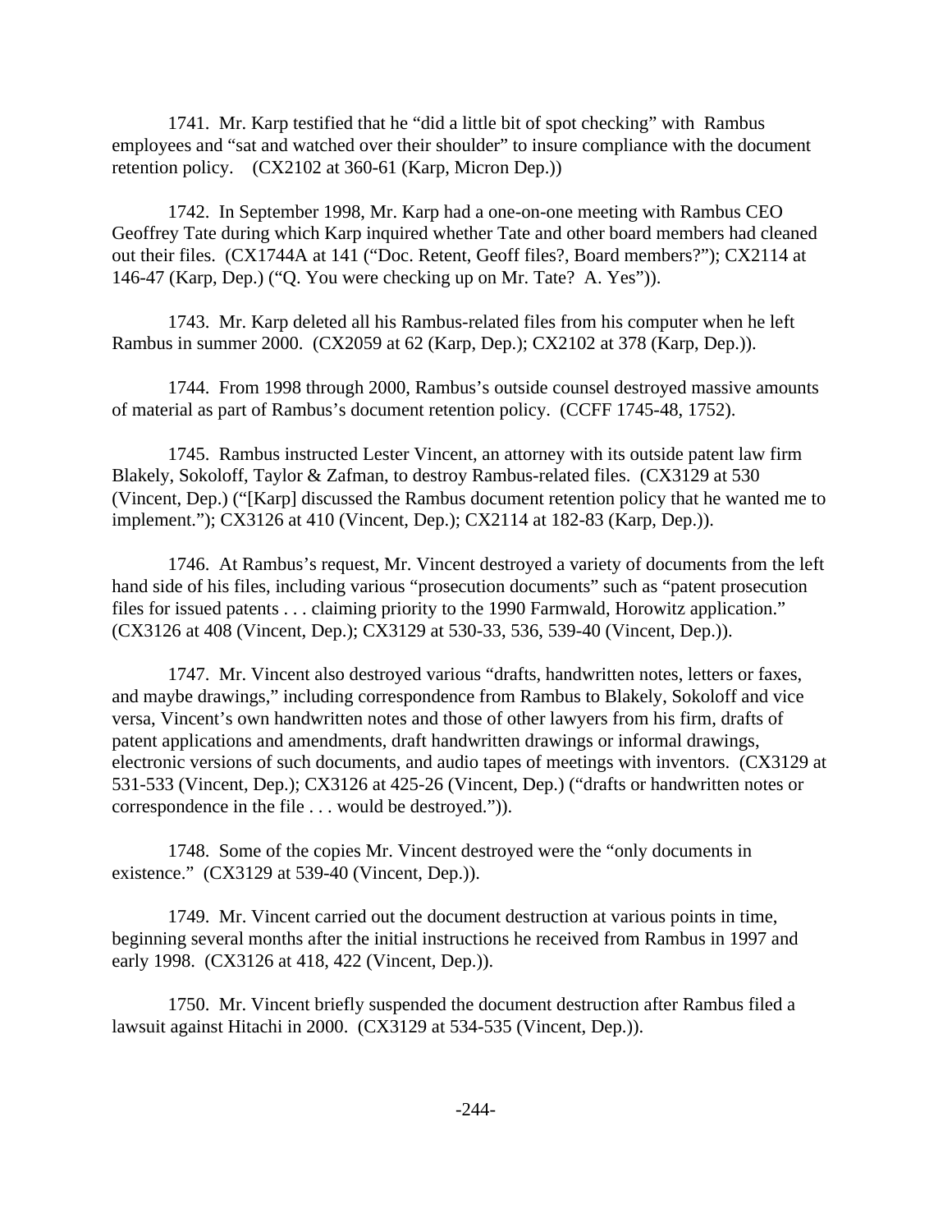1741. Mr. Karp testified that he "did a little bit of spot checking" with Rambus employees and "sat and watched over their shoulder" to insure compliance with the document retention policy. (CX2102 at 360-61 (Karp, Micron Dep.))

1742. In September 1998, Mr. Karp had a one-on-one meeting with Rambus CEO Geoffrey Tate during which Karp inquired whether Tate and other board members had cleaned out their files. (CX1744A at 141 ("Doc. Retent, Geoff files?, Board members?"); CX2114 at 146-47 (Karp, Dep.) ("Q. You were checking up on Mr. Tate? A. Yes")).

1743. Mr. Karp deleted all his Rambus-related files from his computer when he left Rambus in summer 2000. (CX2059 at 62 (Karp, Dep.); CX2102 at 378 (Karp, Dep.)).

1744. From 1998 through 2000, Rambus's outside counsel destroyed massive amounts of material as part of Rambus's document retention policy. (CCFF 1745-48, 1752).

1745. Rambus instructed Lester Vincent, an attorney with its outside patent law firm Blakely, Sokoloff, Taylor & Zafman, to destroy Rambus-related files. (CX3129 at 530 (Vincent, Dep.) ("[Karp] discussed the Rambus document retention policy that he wanted me to implement."); CX3126 at 410 (Vincent, Dep.); CX2114 at 182-83 (Karp, Dep.)).

1746. At Rambus's request, Mr. Vincent destroyed a variety of documents from the left hand side of his files, including various "prosecution documents" such as "patent prosecution files for issued patents . . . claiming priority to the 1990 Farmwald, Horowitz application." (CX3126 at 408 (Vincent, Dep.); CX3129 at 530-33, 536, 539-40 (Vincent, Dep.)).

1747. Mr. Vincent also destroyed various "drafts, handwritten notes, letters or faxes, and maybe drawings," including correspondence from Rambus to Blakely, Sokoloff and vice versa, Vincent's own handwritten notes and those of other lawyers from his firm, drafts of patent applications and amendments, draft handwritten drawings or informal drawings, electronic versions of such documents, and audio tapes of meetings with inventors. (CX3129 at 531-533 (Vincent, Dep.); CX3126 at 425-26 (Vincent, Dep.) ("drafts or handwritten notes or correspondence in the file . . . would be destroyed.")).

1748. Some of the copies Mr. Vincent destroyed were the "only documents in existence." (CX3129 at 539-40 (Vincent, Dep.)).

1749. Mr. Vincent carried out the document destruction at various points in time, beginning several months after the initial instructions he received from Rambus in 1997 and early 1998. (CX3126 at 418, 422 (Vincent, Dep.)).

1750. Mr. Vincent briefly suspended the document destruction after Rambus filed a lawsuit against Hitachi in 2000. (CX3129 at 534-535 (Vincent, Dep.)).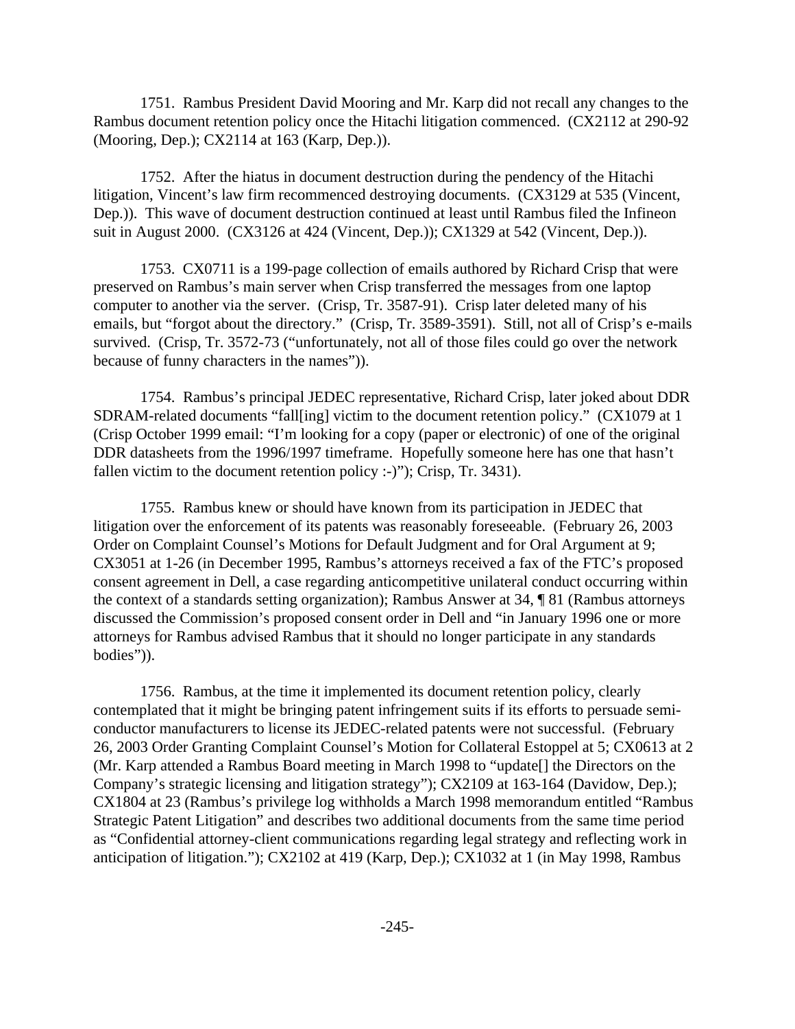1751. Rambus President David Mooring and Mr. Karp did not recall any changes to the Rambus document retention policy once the Hitachi litigation commenced. (CX2112 at 290-92 (Mooring, Dep.); CX2114 at 163 (Karp, Dep.)).

1752. After the hiatus in document destruction during the pendency of the Hitachi litigation, Vincent's law firm recommenced destroying documents. (CX3129 at 535 (Vincent, Dep.)). This wave of document destruction continued at least until Rambus filed the Infineon suit in August 2000. (CX3126 at 424 (Vincent, Dep.)); CX1329 at 542 (Vincent, Dep.)).

1753. CX0711 is a 199-page collection of emails authored by Richard Crisp that were preserved on Rambus's main server when Crisp transferred the messages from one laptop computer to another via the server. (Crisp, Tr. 3587-91). Crisp later deleted many of his emails, but "forgot about the directory." (Crisp, Tr. 3589-3591). Still, not all of Crisp's e-mails survived. (Crisp, Tr. 3572-73 ("unfortunately, not all of those files could go over the network because of funny characters in the names")).

1754. Rambus's principal JEDEC representative, Richard Crisp, later joked about DDR SDRAM-related documents "fall[ing] victim to the document retention policy." (CX1079 at 1 (Crisp October 1999 email: "I'm looking for a copy (paper or electronic) of one of the original DDR datasheets from the 1996/1997 timeframe. Hopefully someone here has one that hasn't fallen victim to the document retention policy :-)"); Crisp, Tr. 3431).

1755. Rambus knew or should have known from its participation in JEDEC that litigation over the enforcement of its patents was reasonably foreseeable. (February 26, 2003 Order on Complaint Counsel's Motions for Default Judgment and for Oral Argument at 9; CX3051 at 1-26 (in December 1995, Rambus's attorneys received a fax of the FTC's proposed consent agreement in Dell, a case regarding anticompetitive unilateral conduct occurring within the context of a standards setting organization); Rambus Answer at 34, ¶ 81 (Rambus attorneys discussed the Commission's proposed consent order in Dell and "in January 1996 one or more attorneys for Rambus advised Rambus that it should no longer participate in any standards bodies")).

1756. Rambus, at the time it implemented its document retention policy, clearly contemplated that it might be bringing patent infringement suits if its efforts to persuade semi-conductor manufacturers to license its JEDEC-related patents were not successful. (February 26, 2003 Order Granting Complaint Counsel's Motion for Collateral Estoppel at 5; CX0613 at 2 (Mr. Karp attended a Rambus Board meeting in March 1998 to "update[] the Directors on the Company's strategic licensing and litigation strategy"); CX2109 at 163-164 (Davidow, Dep.); CX1804 at 23 (Rambus's privilege log withholds a March 1998 memorandum entitled "Rambus Strategic Patent Litigation" and describes two additional documents from the same time period as "Confidential attorney-client communications regarding legal strategy and reflecting work in anticipation of litigation."); CX2102 at 419 (Karp, Dep.); CX1032 at 1 (in May 1998, Rambus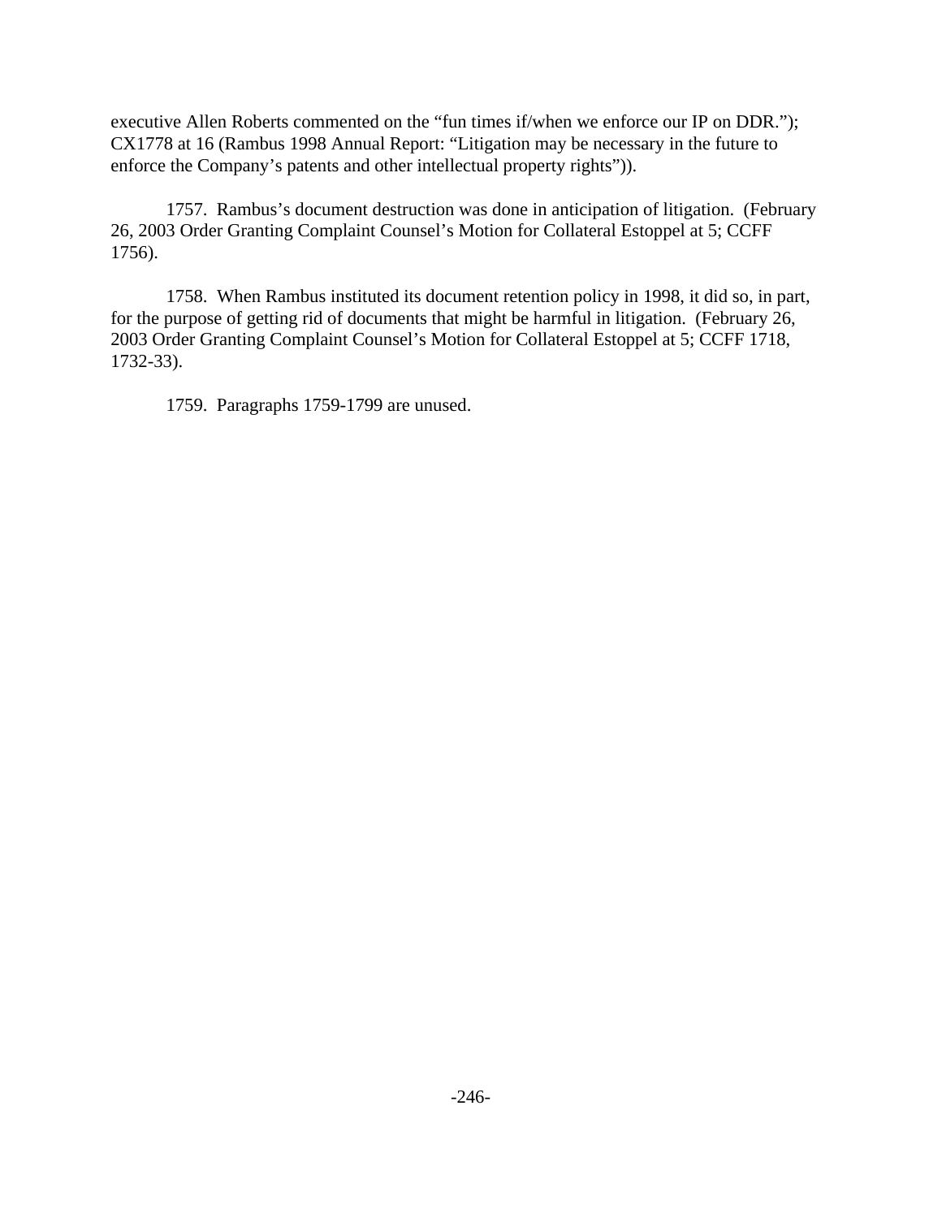executive Allen Roberts commented on the "fun times if/when we enforce our IP on DDR."); CX1778 at 16 (Rambus 1998 Annual Report: "Litigation may be necessary in the future to enforce the Company's patents and other intellectual property rights")).

1757. Rambus's document destruction was done in anticipation of litigation. (February 26, 2003 Order Granting Complaint Counsel's Motion for Collateral Estoppel at 5; CCFF 1756).

1758. When Rambus instituted its document retention policy in 1998, it did so, in part, for the purpose of getting rid of documents that might be harmful in litigation. (February 26, 2003 Order Granting Complaint Counsel's Motion for Collateral Estoppel at 5; CCFF 1718, 1732-33).

1759. Paragraphs 1759-1799 are unused.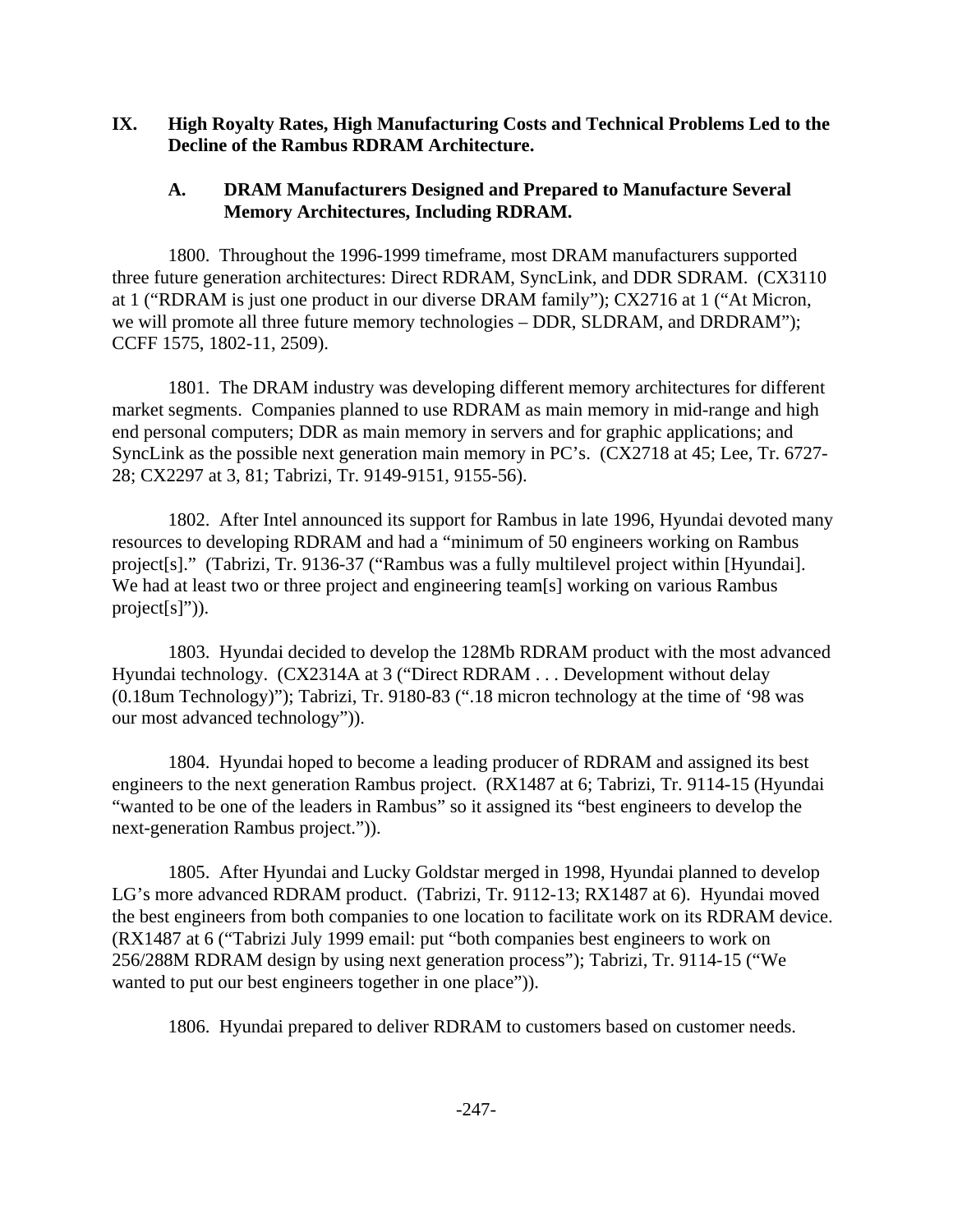## IX. High Royalty Rates, High Manufacturing Costs and Technical Problems Led to the Decline of the Rambus RDRAM Architecture.

### A. DRAM Manufacturers Designed and Prepared to Manufacture Several Memory Architectures, Including RDRAM.

1800. Throughout the 1996-1999 timeframe, most DRAM manufacturers supported three future generation architectures: Direct RDRAM, SyncLink, and DDR SDRAM. (CX3110 at 1 ("RDRAM is just one product in our diverse DRAM family"); CX2716 at 1 ("At Micron, we will promote all three future memory technologies – DDR, SLDRAM, and DRDRAM"); CCFF 1575, 1802-11, 2509).

1801. The DRAM industry was developing different memory architectures for different market segments. Companies planned to use RDRAM as main memory in mid-range and high end personal computers; DDR as main memory in servers and for graphic applications; and SyncLink as the possible next generation main memory in PC's. (CX2718 at 45; Lee, Tr. 6727-28; CX2297 at 3, 81; Tabrizi, Tr. 9149-9151, 9155-56).

1802. After Intel announced its support for Rambus in late 1996, Hyundai devoted many resources to developing RDRAM and had a "minimum of 50 engineers working on Rambus project[s]." (Tabrizi, Tr. 9136-37 ("Rambus was a fully multilevel project within [Hyundai]. We had at least two or three project and engineering team[s] working on various Rambus project[s]")).

1803. Hyundai decided to develop the 128Mb RDRAM product with the most advanced Hyundai technology. (CX2314A at 3 ("Direct RDRAM . . . Development without delay (0.18um Technology)"); Tabrizi, Tr. 9180-83 (".18 micron technology at the time of '98 was our most advanced technology")).

1804. Hyundai hoped to become a leading producer of RDRAM and assigned its best engineers to the next generation Rambus project. (RX1487 at 6; Tabrizi, Tr. 9114-15 (Hyundai "wanted to be one of the leaders in Rambus" so it assigned its "best engineers to develop the next-generation Rambus project.")).

1805. After Hyundai and Lucky Goldstar merged in 1998, Hyundai planned to develop LG's more advanced RDRAM product. (Tabrizi, Tr. 9112-13; RX1487 at 6). Hyundai moved the best engineers from both companies to one location to facilitate work on its RDRAM device. (RX1487 at 6 ("Tabrizi July 1999 email: put "both companies best engineers to work on 256/288M RDRAM design by using next generation process"); Tabrizi, Tr. 9114-15 ("We wanted to put our best engineers together in one place")).

1806. Hyundai prepared to deliver RDRAM to customers based on customer needs.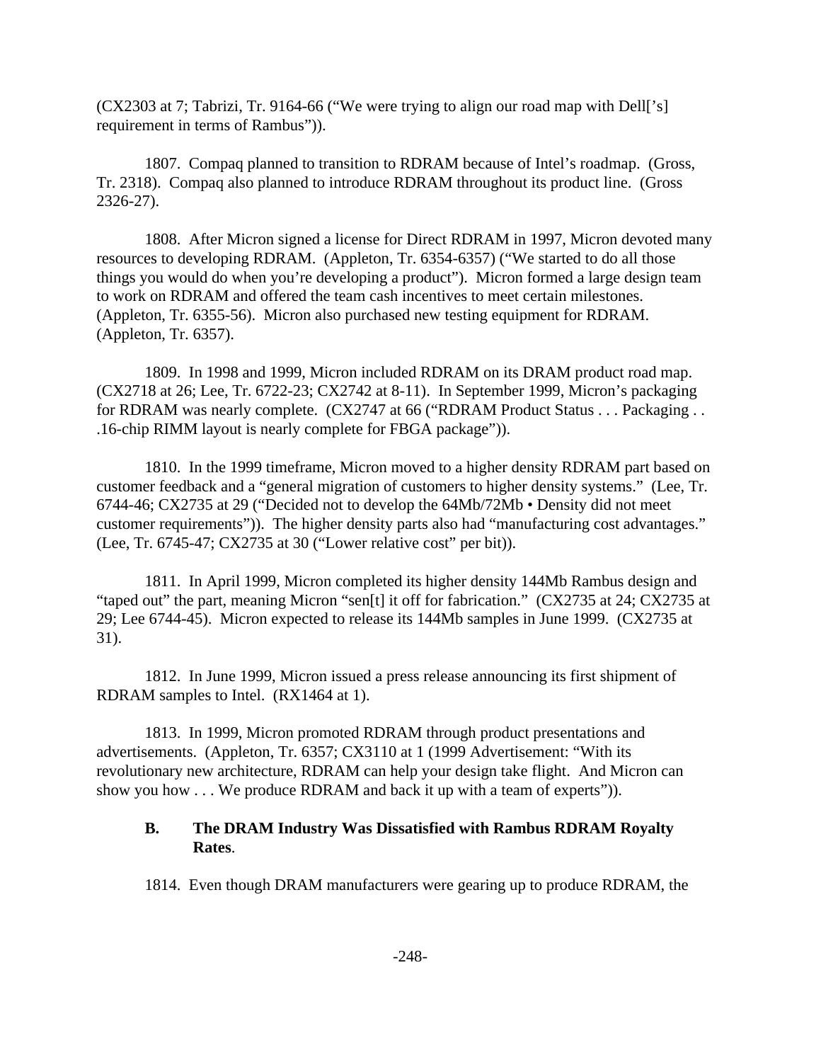(CX2303 at 7; Tabrizi, Tr. 9164-66 ("We were trying to align our road map with Dell['s] requirement in terms of Rambus")).

1807. Compaq planned to transition to RDRAM because of Intel's roadmap. (Gross, Tr. 2318). Compaq also planned to introduce RDRAM throughout its product line. (Gross 2326-27).

1808. After Micron signed a license for Direct RDRAM in 1997, Micron devoted many resources to developing RDRAM. (Appleton, Tr. 6354-6357) ("We started to do all those things you would do when you're developing a product"). Micron formed a large design team to work on RDRAM and offered the team cash incentives to meet certain milestones. (Appleton, Tr. 6355-56). Micron also purchased new testing equipment for RDRAM. (Appleton, Tr. 6357).

1809. In 1998 and 1999, Micron included RDRAM on its DRAM product road map. (CX2718 at 26; Lee, Tr. 6722-23; CX2742 at 8-11). In September 1999, Micron's packaging for RDRAM was nearly complete. (CX2747 at 66 ("RDRAM Product Status . . . Packaging . . .16-chip RIMM layout is nearly complete for FBGA package")).

1810. In the 1999 timeframe, Micron moved to a higher density RDRAM part based on customer feedback and a "general migration of customers to higher density systems." (Lee, Tr. 6744-46; CX2735 at 29 ("Decided not to develop the 64Mb/72Mb • Density did not meet customer requirements")). The higher density parts also had "manufacturing cost advantages." (Lee, Tr. 6745-47; CX2735 at 30 ("Lower relative cost" per bit)).

1811. In April 1999, Micron completed its higher density 144Mb Rambus design and "taped out" the part, meaning Micron "sen[t] it off for fabrication." (CX2735 at 24; CX2735 at 29; Lee 6744-45). Micron expected to release its 144Mb samples in June 1999. (CX2735 at 31).

1812. In June 1999, Micron issued a press release announcing its first shipment of RDRAM samples to Intel. (RX1464 at 1).

1813. In 1999, Micron promoted RDRAM through product presentations and advertisements. (Appleton, Tr. 6357; CX3110 at 1 (1999 Advertisement: "With its revolutionary new architecture, RDRAM can help your design take flight. And Micron can show you how . . . We produce RDRAM and back it up with a team of experts")).

### B. The DRAM Industry Was Dissatisfied with Rambus RDRAM Royalty Rates.

1814. Even though DRAM manufacturers were gearing up to produce RDRAM, the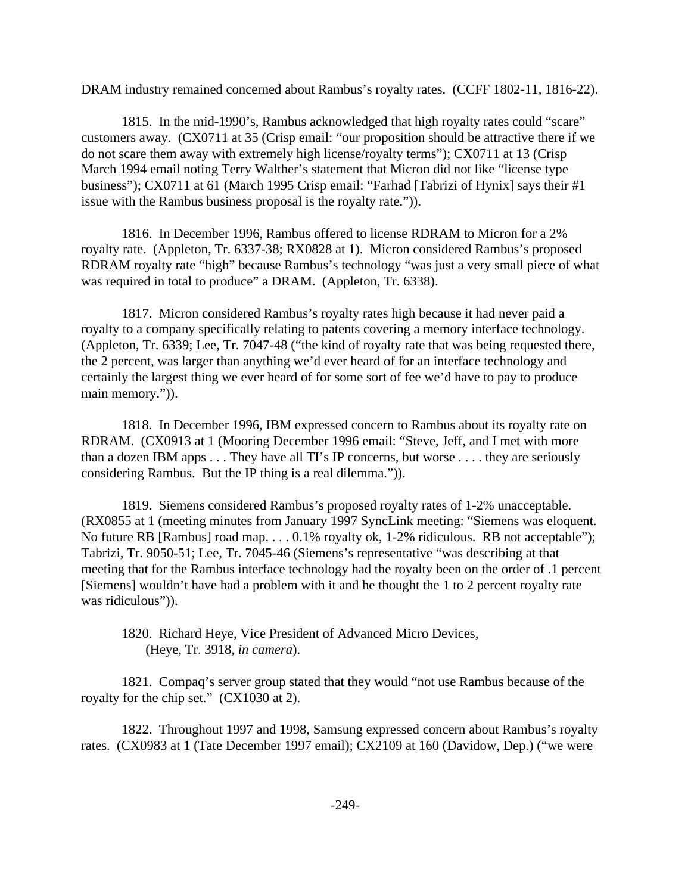DRAM industry remained concerned about Rambus's royalty rates. (CCFF 1802-11, 1816-22).

1815. In the mid-1990's, Rambus acknowledged that high royalty rates could "scare" customers away. (CX0711 at 35 (Crisp email: "our proposition should be attractive there if we do not scare them away with extremely high license/royalty terms"); CX0711 at 13 (Crisp March 1994 email noting Terry Walther's statement that Micron did not like "license type business"); CX0711 at 61 (March 1995 Crisp email: "Farhad [Tabrizi of Hynix] says their #1 issue with the Rambus business proposal is the royalty rate.")).

1816. In December 1996, Rambus offered to license RDRAM to Micron for a 2% royalty rate. (Appleton, Tr. 6337-38; RX0828 at 1). Micron considered Rambus's proposed RDRAM royalty rate "high" because Rambus's technology "was just a very small piece of what was required in total to produce" a DRAM. (Appleton, Tr. 6338).

1817. Micron considered Rambus's royalty rates high because it had never paid a royalty to a company specifically relating to patents covering a memory interface technology. (Appleton, Tr. 6339; Lee, Tr. 7047-48 ("the kind of royalty rate that was being requested there, the 2 percent, was larger than anything we'd ever heard of for an interface technology and certainly the largest thing we ever heard of for some sort of fee we'd have to pay to produce main memory.")).

1818. In December 1996, IBM expressed concern to Rambus about its royalty rate on RDRAM. (CX0913 at 1 (Mooring December 1996 email: "Steve, Jeff, and I met with more than a dozen IBM apps . . . They have all TI's IP concerns, but worse . . . . they are seriously considering Rambus. But the IP thing is a real dilemma.")).

1819. Siemens considered Rambus's proposed royalty rates of 1-2% unacceptable. (RX0855 at 1 (meeting minutes from January 1997 SyncLink meeting: "Siemens was eloquent. No future RB [Rambus] road map. . . . 0.1% royalty ok, 1-2% ridiculous. RB not acceptable"); Tabrizi, Tr. 9050-51; Lee, Tr. 7045-46 (Siemens's representative "was describing at that meeting that for the Rambus interface technology had the royalty been on the order of .1 percent [Siemens] wouldn't have had a problem with it and he thought the 1 to 2 percent royalty rate was ridiculous")).

1820. Richard Heye, Vice President of Advanced Micro Devices, (Heye, Tr. 3918, *in camera*).

1821. Compaq's server group stated that they would "not use Rambus because of the royalty for the chip set." (CX1030 at 2).

1822. Throughout 1997 and 1998, Samsung expressed concern about Rambus's royalty rates. (CX0983 at 1 (Tate December 1997 email); CX2109 at 160 (Davidow, Dep.) ("we were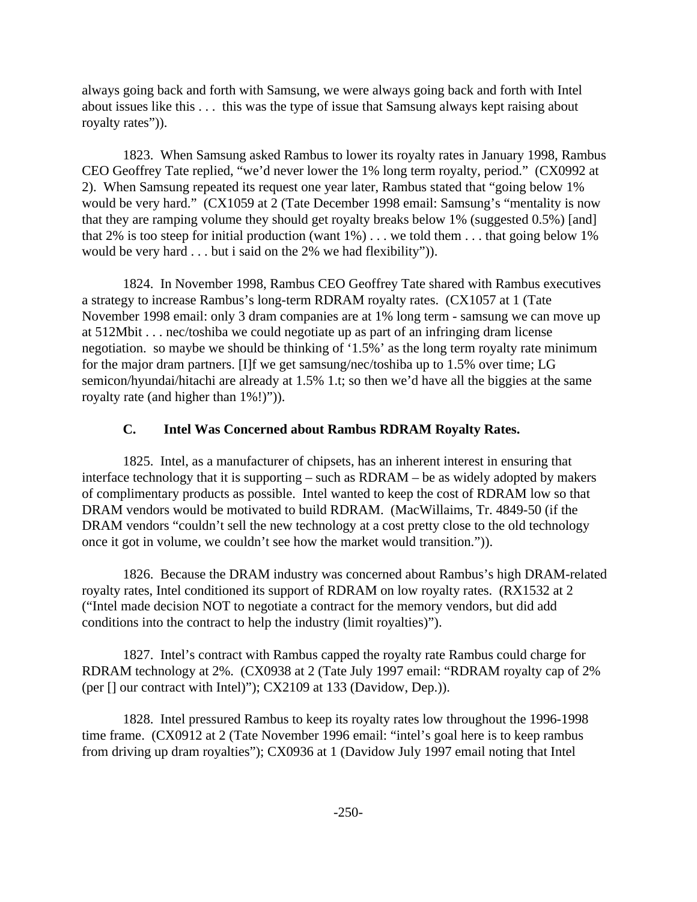always going back and forth with Samsung, we were always going back and forth with Intel about issues like this . . . this was the type of issue that Samsung always kept raising about royalty rates")).

1823. When Samsung asked Rambus to lower its royalty rates in January 1998, Rambus CEO Geoffrey Tate replied, "we'd never lower the 1% long term royalty, period." (CX0992 at 2). When Samsung repeated its request one year later, Rambus stated that "going below 1% would be very hard." (CX1059 at 2 (Tate December 1998 email: Samsung's "mentality is now that they are ramping volume they should get royalty breaks below 1% (suggested 0.5%) [and] that 2% is too steep for initial production (want 1%) . . . we told them . . . that going below 1% would be very hard . . . but i said on the 2% we had flexibility")).

1824. In November 1998, Rambus CEO Geoffrey Tate shared with Rambus executives a strategy to increase Rambus's long-term RDRAM royalty rates. (CX1057 at 1 (Tate November 1998 email: only 3 dram companies are at 1% long term - samsung we can move up at 512Mbit . . . nec/toshiba we could negotiate up as part of an infringing dram license negotiation. so maybe we should be thinking of '1.5%' as the long term royalty rate minimum for the major dram partners. [I]f we get samsung/nec/toshiba up to 1.5% over time; LG semicon/hyundai/hitachi are already at 1.5% 1.t; so then we'd have all the biggies at the same royalty rate (and higher than 1%!)")).

### C. Intel Was Concerned about Rambus RDRAM Royalty Rates.

1825. Intel, as a manufacturer of chipsets, has an inherent interest in ensuring that interface technology that it is supporting – such as RDRAM – be as widely adopted by makers of complimentary products as possible. Intel wanted to keep the cost of RDRAM low so that DRAM vendors would be motivated to build RDRAM. (MacWillaims, Tr. 4849-50 (if the DRAM vendors "couldn't sell the new technology at a cost pretty close to the old technology once it got in volume, we couldn't see how the market would transition.")).

1826. Because the DRAM industry was concerned about Rambus's high DRAM-related royalty rates, Intel conditioned its support of RDRAM on low royalty rates. (RX1532 at 2 ("Intel made decision NOT to negotiate a contract for the memory vendors, but did add conditions into the contract to help the industry (limit royalties)").

1827. Intel's contract with Rambus capped the royalty rate Rambus could charge for RDRAM technology at 2%. (CX0938 at 2 (Tate July 1997 email: "RDRAM royalty cap of 2% (per [] our contract with Intel)"); CX2109 at 133 (Davidow, Dep.)).

1828. Intel pressured Rambus to keep its royalty rates low throughout the 1996-1998 time frame. (CX0912 at 2 (Tate November 1996 email: "intel's goal here is to keep rambus from driving up dram royalties"); CX0936 at 1 (Davidow July 1997 email noting that Intel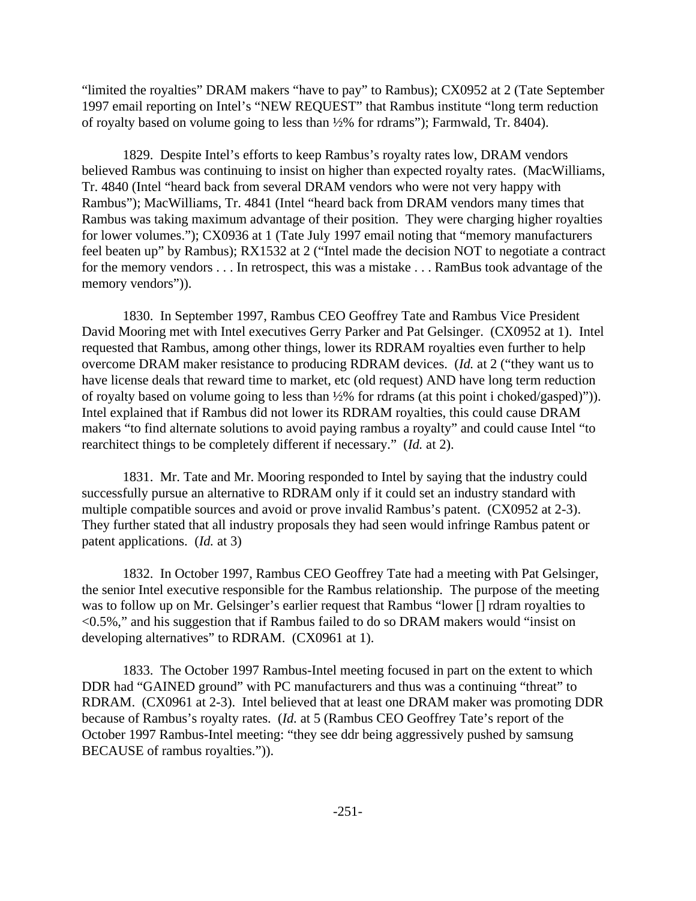"limited the royalties" DRAM makers "have to pay" to Rambus); CX0952 at 2 (Tate September 1997 email reporting on Intel's "NEW REQUEST" that Rambus institute "long term reduction of royalty based on volume going to less than ½% for rdrams"); Farmwald, Tr. 8404).

1829. Despite Intel's efforts to keep Rambus's royalty rates low, DRAM vendors believed Rambus was continuing to insist on higher than expected royalty rates. (MacWilliams, Tr. 4840 (Intel "heard back from several DRAM vendors who were not very happy with Rambus"); MacWilliams, Tr. 4841 (Intel "heard back from DRAM vendors many times that Rambus was taking maximum advantage of their position. They were charging higher royalties for lower volumes."); CX0936 at 1 (Tate July 1997 email noting that "memory manufacturers feel beaten up" by Rambus); RX1532 at 2 ("Intel made the decision NOT to negotiate a contract for the memory vendors . . . In retrospect, this was a mistake . . . RamBus took advantage of the memory vendors")).

1830. In September 1997, Rambus CEO Geoffrey Tate and Rambus Vice President David Mooring met with Intel executives Gerry Parker and Pat Gelsinger. (CX0952 at 1). Intel requested that Rambus, among other things, lower its RDRAM royalties even further to help overcome DRAM maker resistance to producing RDRAM devices. (*Id.* at 2 ("they want us to have license deals that reward time to market, etc (old request) AND have long term reduction of royalty based on volume going to less than ½% for rdrams (at this point i choked/gasped)")). Intel explained that if Rambus did not lower its RDRAM royalties, this could cause DRAM makers "to find alternate solutions to avoid paying rambus a royalty" and could cause Intel "to rearchitect things to be completely different if necessary." (*Id.* at 2).

1831. Mr. Tate and Mr. Mooring responded to Intel by saying that the industry could successfully pursue an alternative to RDRAM only if it could set an industry standard with multiple compatible sources and avoid or prove invalid Rambus's patent. (CX0952 at 2-3). They further stated that all industry proposals they had seen would infringe Rambus patent or patent applications. (*Id.* at 3)

1832. In October 1997, Rambus CEO Geoffrey Tate had a meeting with Pat Gelsinger, the senior Intel executive responsible for the Rambus relationship. The purpose of the meeting was to follow up on Mr. Gelsinger's earlier request that Rambus "lower [] rdram royalties to <0.5%," and his suggestion that if Rambus failed to do so DRAM makers would "insist on developing alternatives" to RDRAM. (CX0961 at 1).

1833. The October 1997 Rambus-Intel meeting focused in part on the extent to which DDR had "GAINED ground" with PC manufacturers and thus was a continuing "threat" to RDRAM. (CX0961 at 2-3). Intel believed that at least one DRAM maker was promoting DDR because of Rambus's royalty rates. (*Id.* at 5 (Rambus CEO Geoffrey Tate's report of the October 1997 Rambus-Intel meeting: "they see ddr being aggressively pushed by samsung BECAUSE of rambus royalties.")).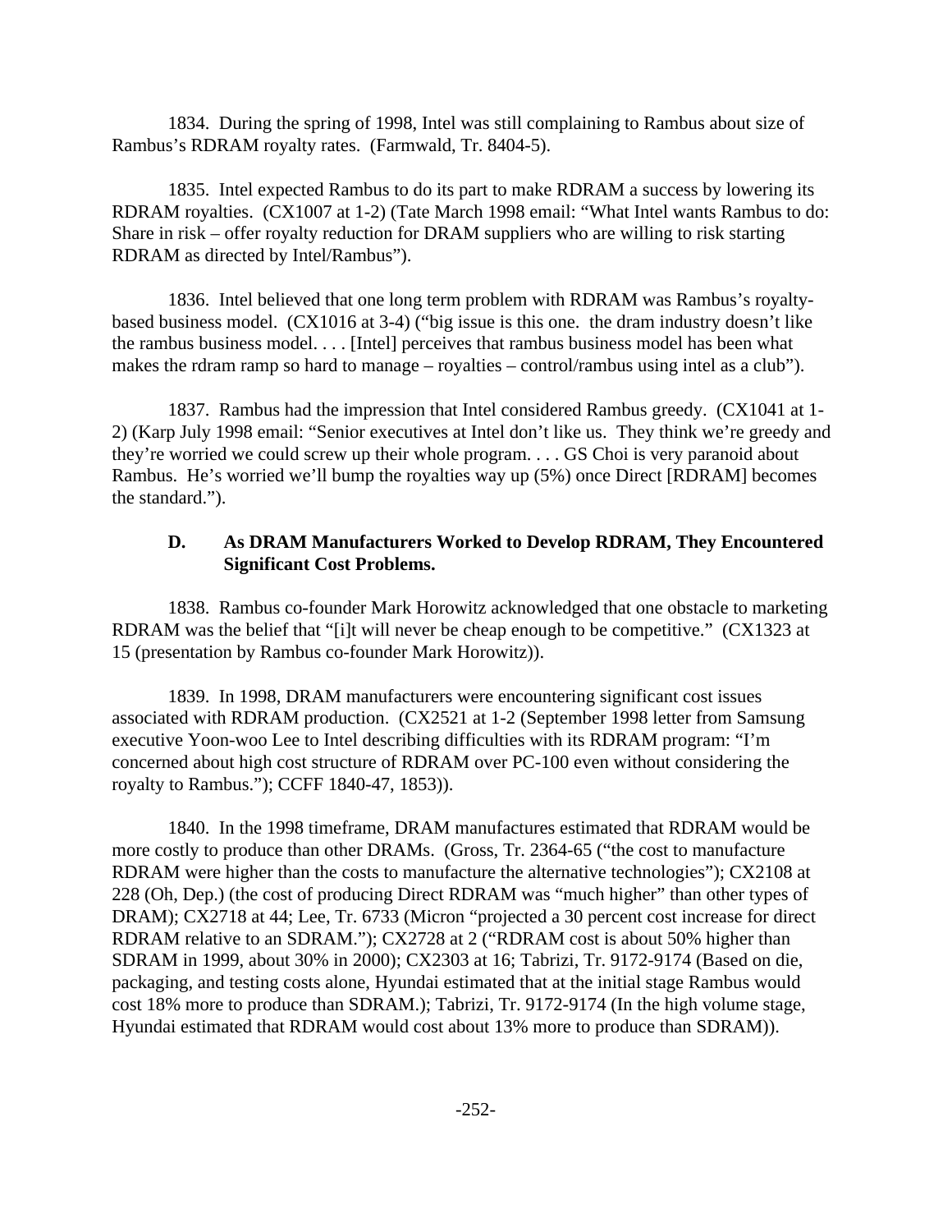1834. During the spring of 1998, Intel was still complaining to Rambus about size of Rambus's RDRAM royalty rates. (Farmwald, Tr. 8404-5).

1835. Intel expected Rambus to do its part to make RDRAM a success by lowering its RDRAM royalties. (CX1007 at 1-2) (Tate March 1998 email: "What Intel wants Rambus to do: Share in risk – offer royalty reduction for DRAM suppliers who are willing to risk starting RDRAM as directed by Intel/Rambus").

1836. Intel believed that one long term problem with RDRAM was Rambus's royalty-based business model. (CX1016 at 3-4) ("big issue is this one. the dram industry doesn't like the rambus business model. . . . [Intel] perceives that rambus business model has been what makes the rdram ramp so hard to manage – royalties – control/rambus using intel as a club").

1837. Rambus had the impression that Intel considered Rambus greedy. (CX1041 at 1-2) (Karp July 1998 email: "Senior executives at Intel don't like us. They think we're greedy and they're worried we could screw up their whole program. . . . GS Choi is very paranoid about Rambus. He's worried we'll bump the royalties way up (5%) once Direct [RDRAM] becomes the standard.").

### D. As DRAM Manufacturers Worked to Develop RDRAM, They Encountered Significant Cost Problems.

1838. Rambus co-founder Mark Horowitz acknowledged that one obstacle to marketing RDRAM was the belief that "[i]t will never be cheap enough to be competitive." (CX1323 at 15 (presentation by Rambus co-founder Mark Horowitz)).

1839. In 1998, DRAM manufacturers were encountering significant cost issues associated with RDRAM production. (CX2521 at 1-2 (September 1998 letter from Samsung executive Yoon-woo Lee to Intel describing difficulties with its RDRAM program: "I'm concerned about high cost structure of RDRAM over PC-100 even without considering the royalty to Rambus."); CCFF 1840-47, 1853)).

1840. In the 1998 timeframe, DRAM manufactures estimated that RDRAM would be more costly to produce than other DRAMs. (Gross, Tr. 2364-65 ("the cost to manufacture RDRAM were higher than the costs to manufacture the alternative technologies"); CX2108 at 228 (Oh, Dep.) (the cost of producing Direct RDRAM was "much higher" than other types of DRAM); CX2718 at 44; Lee, Tr. 6733 (Micron "projected a 30 percent cost increase for direct RDRAM relative to an SDRAM."); CX2728 at 2 ("RDRAM cost is about 50% higher than SDRAM in 1999, about 30% in 2000); CX2303 at 16; Tabrizi, Tr. 9172-9174 (Based on die, packaging, and testing costs alone, Hyundai estimated that at the initial stage Rambus would cost 18% more to produce than SDRAM.); Tabrizi, Tr. 9172-9174 (In the high volume stage, Hyundai estimated that RDRAM would cost about 13% more to produce than SDRAM)).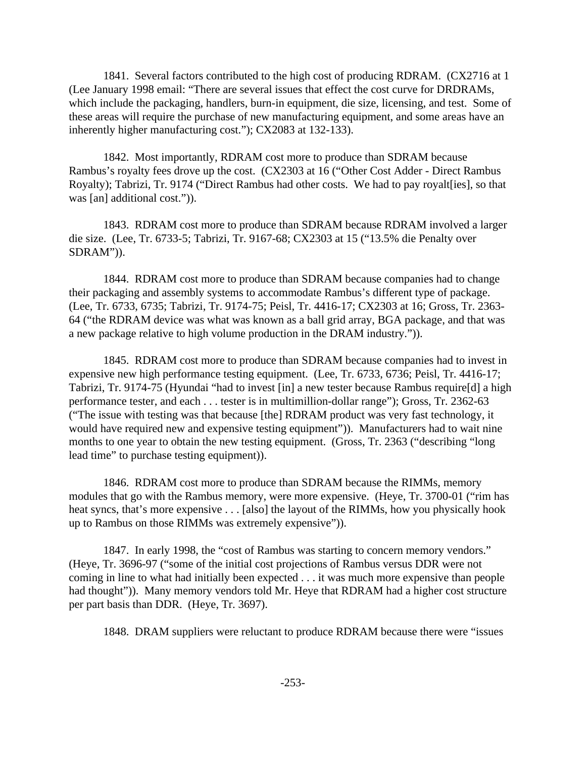1841. Several factors contributed to the high cost of producing RDRAM. (CX2716 at 1 (Lee January 1998 email: "There are several issues that effect the cost curve for DRDRAMs, which include the packaging, handlers, burn-in equipment, die size, licensing, and test. Some of these areas will require the purchase of new manufacturing equipment, and some areas have an inherently higher manufacturing cost."); CX2083 at 132-133).

1842. Most importantly, RDRAM cost more to produce than SDRAM because Rambus's royalty fees drove up the cost. (CX2303 at 16 ("Other Cost Adder - Direct Rambus Royalty); Tabrizi, Tr. 9174 ("Direct Rambus had other costs. We had to pay royalt[ies], so that was [an] additional cost.")).

1843. RDRAM cost more to produce than SDRAM because RDRAM involved a larger die size. (Lee, Tr. 6733-5; Tabrizi, Tr. 9167-68; CX2303 at 15 ("13.5% die Penalty over SDRAM")).

1844. RDRAM cost more to produce than SDRAM because companies had to change their packaging and assembly systems to accommodate Rambus's different type of package. (Lee, Tr. 6733, 6735; Tabrizi, Tr. 9174-75; Peisl, Tr. 4416-17; CX2303 at 16; Gross, Tr. 2363-64 ("the RDRAM device was what was known as a ball grid array, BGA package, and that was a new package relative to high volume production in the DRAM industry.")).

1845. RDRAM cost more to produce than SDRAM because companies had to invest in expensive new high performance testing equipment. (Lee, Tr. 6733, 6736; Peisl, Tr. 4416-17; Tabrizi, Tr. 9174-75 (Hyundai "had to invest [in] a new tester because Rambus require[d] a high performance tester, and each . . . tester is in multimillion-dollar range"); Gross, Tr. 2362-63 ("The issue with testing was that because [the] RDRAM product was very fast technology, it would have required new and expensive testing equipment")). Manufacturers had to wait nine months to one year to obtain the new testing equipment. (Gross, Tr. 2363 ("describing "long lead time" to purchase testing equipment)).

1846. RDRAM cost more to produce than SDRAM because the RIMMs, memory modules that go with the Rambus memory, were more expensive. (Heye, Tr. 3700-01 ("rim has heat syncs, that's more expensive . . . [also] the layout of the RIMMs, how you physically hook up to Rambus on those RIMMs was extremely expensive")).

1847. In early 1998, the "cost of Rambus was starting to concern memory vendors." (Heye, Tr. 3696-97 ("some of the initial cost projections of Rambus versus DDR were not coming in line to what had initially been expected . . . it was much more expensive than people had thought")). Many memory vendors told Mr. Heye that RDRAM had a higher cost structure per part basis than DDR. (Heye, Tr. 3697).

1848. DRAM suppliers were reluctant to produce RDRAM because there were "issues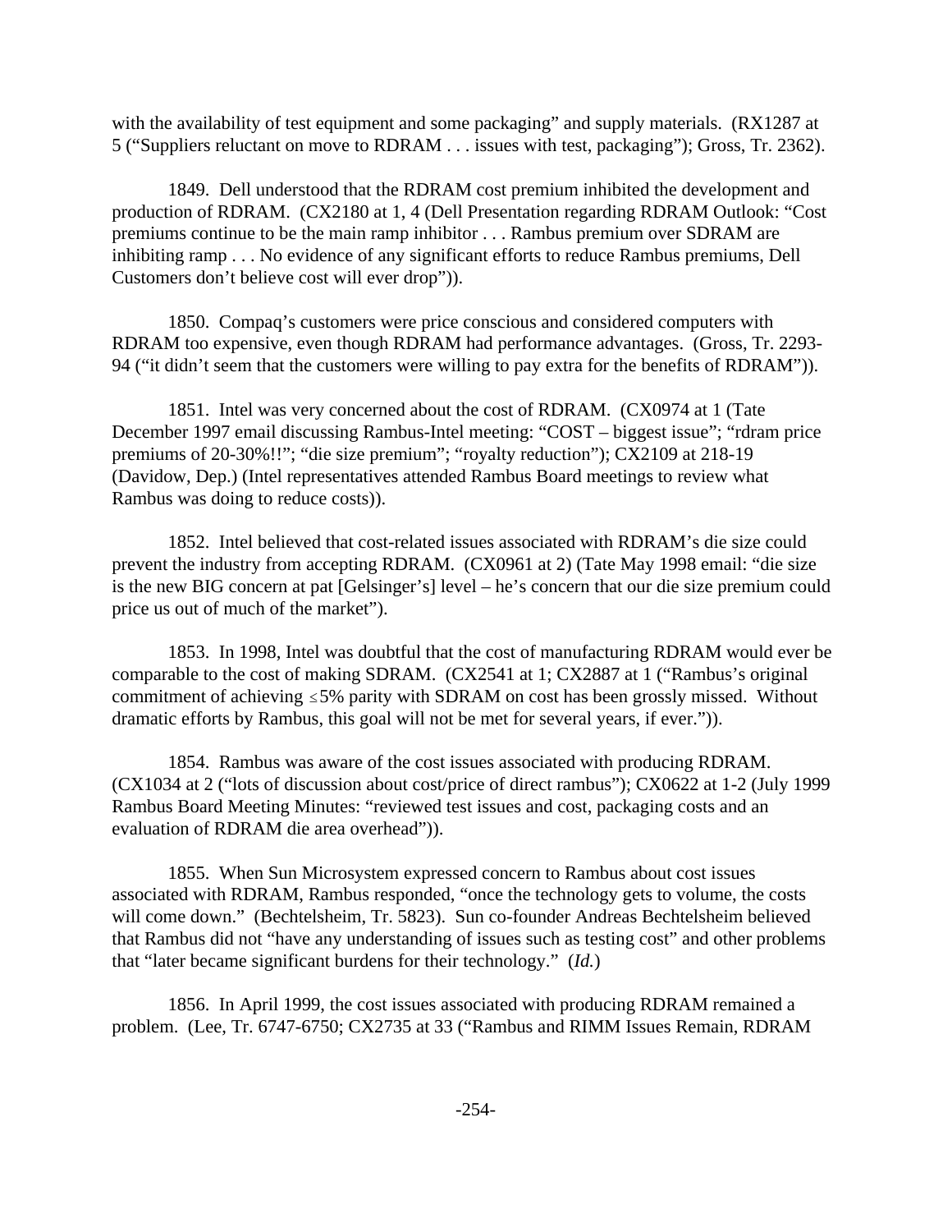with the availability of test equipment and some packaging" and supply materials. (RX1287 at 5 ("Suppliers reluctant on move to RDRAM . . . issues with test, packaging"); Gross, Tr. 2362).

1849. Dell understood that the RDRAM cost premium inhibited the development and production of RDRAM. (CX2180 at 1, 4 (Dell Presentation regarding RDRAM Outlook: "Cost premiums continue to be the main ramp inhibitor . . . Rambus premium over SDRAM are inhibiting ramp . . . No evidence of any significant efforts to reduce Rambus premiums, Dell Customers don't believe cost will ever drop")).

1850. Compaq's customers were price conscious and considered computers with RDRAM too expensive, even though RDRAM had performance advantages. (Gross, Tr. 2293-94 ("it didn't seem that the customers were willing to pay extra for the benefits of RDRAM")).

1851. Intel was very concerned about the cost of RDRAM. (CX0974 at 1 (Tate December 1997 email discussing Rambus-Intel meeting: "COST – biggest issue"; "rdram price premiums of 20-30%!!"; "die size premium"; "royalty reduction"); CX2109 at 218-19 (Davidow, Dep.) (Intel representatives attended Rambus Board meetings to review what Rambus was doing to reduce costs)).

1852. Intel believed that cost-related issues associated with RDRAM's die size could prevent the industry from accepting RDRAM. (CX0961 at 2) (Tate May 1998 email: "die size is the new BIG concern at pat [Gelsinger's] level – he's concern that our die size premium could price us out of much of the market").

1853. In 1998, Intel was doubtful that the cost of manufacturing RDRAM would ever be comparable to the cost of making SDRAM. (CX2541 at 1; CX2887 at 1 ("Rambus's original commitment of achieving ≤5% parity with SDRAM on cost has been grossly missed. Without dramatic efforts by Rambus, this goal will not be met for several years, if ever.")).

1854. Rambus was aware of the cost issues associated with producing RDRAM. (CX1034 at 2 ("lots of discussion about cost/price of direct rambus"); CX0622 at 1-2 (July 1999 Rambus Board Meeting Minutes: "reviewed test issues and cost, packaging costs and an evaluation of RDRAM die area overhead")).

1855. When Sun Microsystem expressed concern to Rambus about cost issues associated with RDRAM, Rambus responded, "once the technology gets to volume, the costs will come down." (Bechtelsheim, Tr. 5823). Sun co-founder Andreas Bechtelsheim believed that Rambus did not "have any understanding of issues such as testing cost" and other problems that "later became significant burdens for their technology." (*Id.*)

1856. In April 1999, the cost issues associated with producing RDRAM remained a problem. (Lee, Tr. 6747-6750; CX2735 at 33 ("Rambus and RIMM Issues Remain, RDRAM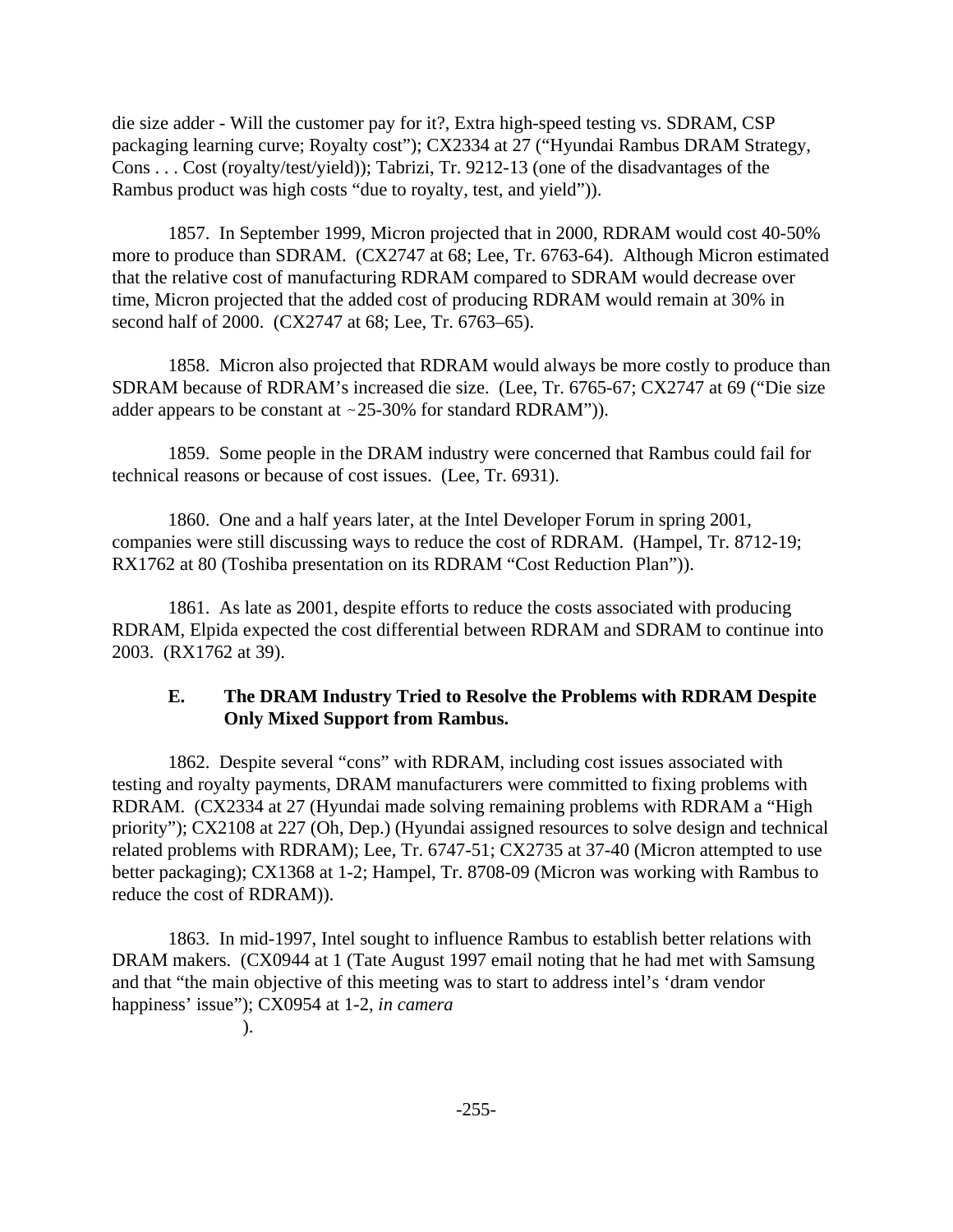die size adder - Will the customer pay for it?, Extra high-speed testing vs. SDRAM, CSP packaging learning curve; Royalty cost"); CX2334 at 27 ("Hyundai Rambus DRAM Strategy, Cons . . . Cost (royalty/test/yield)); Tabrizi, Tr. 9212-13 (one of the disadvantages of the Rambus product was high costs "due to royalty, test, and yield")).

1857. In September 1999, Micron projected that in 2000, RDRAM would cost 40-50% more to produce than SDRAM. (CX2747 at 68; Lee, Tr. 6763-64). Although Micron estimated that the relative cost of manufacturing RDRAM compared to SDRAM would decrease over time, Micron projected that the added cost of producing RDRAM would remain at 30% in second half of 2000. (CX2747 at 68; Lee, Tr. 6763–65).

1858. Micron also projected that RDRAM would always be more costly to produce than SDRAM because of RDRAM's increased die size. (Lee, Tr. 6765-67; CX2747 at 69 ("Die size adder appears to be constant at ~25-30% for standard RDRAM")).

1859. Some people in the DRAM industry were concerned that Rambus could fail for technical reasons or because of cost issues. (Lee, Tr. 6931).

1860. One and a half years later, at the Intel Developer Forum in spring 2001, companies were still discussing ways to reduce the cost of RDRAM. (Hampel, Tr. 8712-19; RX1762 at 80 (Toshiba presentation on its RDRAM "Cost Reduction Plan")).

1861. As late as 2001, despite efforts to reduce the costs associated with producing RDRAM, Elpida expected the cost differential between RDRAM and SDRAM to continue into 2003. (RX1762 at 39).

### E. The DRAM Industry Tried to Resolve the Problems with RDRAM Despite Only Mixed Support from Rambus.

1862. Despite several "cons" with RDRAM, including cost issues associated with testing and royalty payments, DRAM manufacturers were committed to fixing problems with RDRAM. (CX2334 at 27 (Hyundai made solving remaining problems with RDRAM a "High priority"); CX2108 at 227 (Oh, Dep.) (Hyundai assigned resources to solve design and technical related problems with RDRAM); Lee, Tr. 6747-51; CX2735 at 37-40 (Micron attempted to use better packaging); CX1368 at 1-2; Hampel, Tr. 8708-09 (Micron was working with Rambus to reduce the cost of RDRAM)).

1863. In mid-1997, Intel sought to influence Rambus to establish better relations with DRAM makers. (CX0944 at 1 (Tate August 1997 email noting that he had met with Samsung and that "the main objective of this meeting was to start to address intel's 'dram vendor happiness' issue"); CX0954 at 1-2, *in camera*

).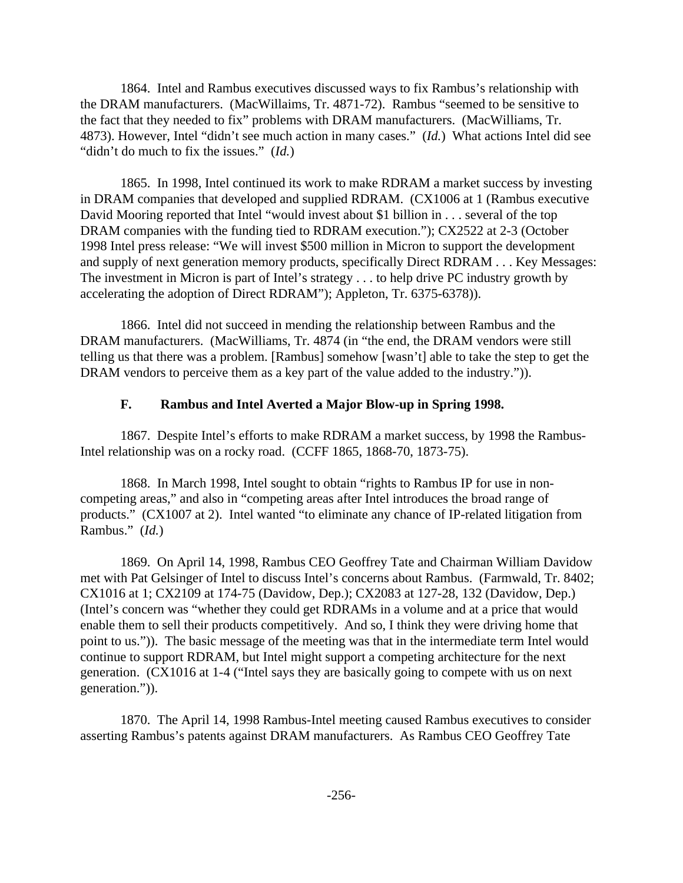1864. Intel and Rambus executives discussed ways to fix Rambus's relationship with the DRAM manufacturers. (MacWillaims, Tr. 4871-72). Rambus "seemed to be sensitive to the fact that they needed to fix" problems with DRAM manufacturers. (MacWilliams, Tr. 4873). However, Intel "didn't see much action in many cases." (*Id.*) What actions Intel did see "didn't do much to fix the issues." (*Id.*)

1865. In 1998, Intel continued its work to make RDRAM a market success by investing in DRAM companies that developed and supplied RDRAM. (CX1006 at 1 (Rambus executive David Mooring reported that Intel "would invest about $1 billion in . . . several of the top DRAM companies with the funding tied to RDRAM execution."); CX2522 at 2-3 (October 1998 Intel press release: "We will invest $500 million in Micron to support the development and supply of next generation memory products, specifically Direct RDRAM . . . Key Messages: The investment in Micron is part of Intel's strategy . . . to help drive PC industry growth by accelerating the adoption of Direct RDRAM"); Appleton, Tr. 6375-6378)).

1866. Intel did not succeed in mending the relationship between Rambus and the DRAM manufacturers. (MacWilliams, Tr. 4874 (in "the end, the DRAM vendors were still telling us that there was a problem. [Rambus] somehow [wasn't] able to take the step to get the DRAM vendors to perceive them as a key part of the value added to the industry.")).

### F. Rambus and Intel Averted a Major Blow-up in Spring 1998.

1867. Despite Intel's efforts to make RDRAM a market success, by 1998 the Rambus-Intel relationship was on a rocky road. (CCFF 1865, 1868-70, 1873-75).

1868. In March 1998, Intel sought to obtain "rights to Rambus IP for use in non-competing areas," and also in "competing areas after Intel introduces the broad range of products." (CX1007 at 2). Intel wanted "to eliminate any chance of IP-related litigation from Rambus." (*Id.*)

1869. On April 14, 1998, Rambus CEO Geoffrey Tate and Chairman William Davidow met with Pat Gelsinger of Intel to discuss Intel's concerns about Rambus. (Farmwald, Tr. 8402; CX1016 at 1; CX2109 at 174-75 (Davidow, Dep.); CX2083 at 127-28, 132 (Davidow, Dep.) (Intel's concern was "whether they could get RDRAMs in a volume and at a price that would enable them to sell their products competitively. And so, I think they were driving home that point to us.")). The basic message of the meeting was that in the intermediate term Intel would continue to support RDRAM, but Intel might support a competing architecture for the next generation. (CX1016 at 1-4 ("Intel says they are basically going to compete with us on next generation.")).

1870. The April 14, 1998 Rambus-Intel meeting caused Rambus executives to consider asserting Rambus's patents against DRAM manufacturers. As Rambus CEO Geoffrey Tate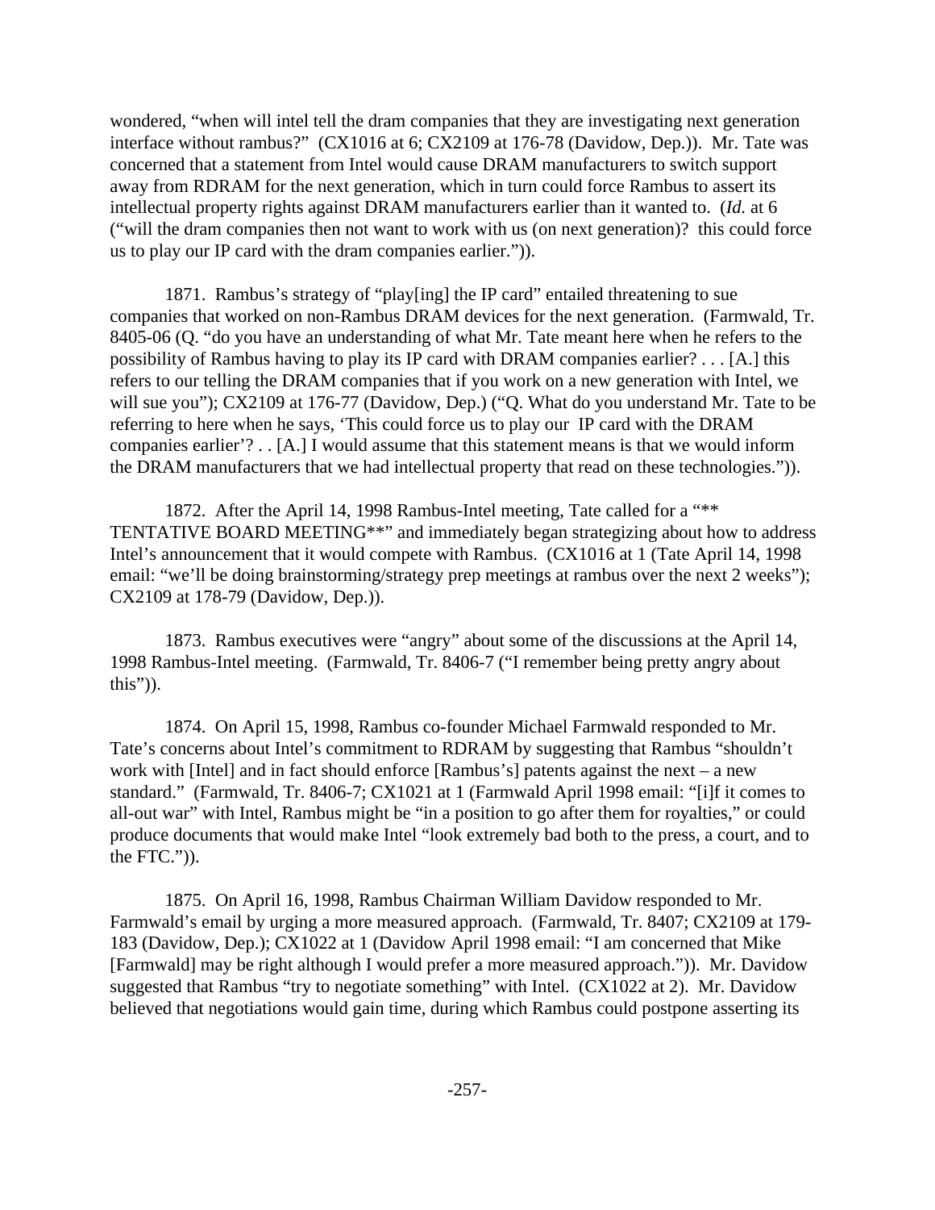wondered, "when will intel tell the dram companies that they are investigating next generation interface without rambus?" (CX1016 at 6; CX2109 at 176-78 (Davidow, Dep.)). Mr. Tate was concerned that a statement from Intel would cause DRAM manufacturers to switch support away from RDRAM for the next generation, which in turn could force Rambus to assert its intellectual property rights against DRAM manufacturers earlier than it wanted to. (*Id.* at 6 ("will the dram companies then not want to work with us (on next generation)? this could force us to play our IP card with the dram companies earlier.")).

1871. Rambus's strategy of "play[ing] the IP card" entailed threatening to sue companies that worked on non-Rambus DRAM devices for the next generation. (Farmwald, Tr. 8405-06 (Q. "do you have an understanding of what Mr. Tate meant here when he refers to the possibility of Rambus having to play its IP card with DRAM companies earlier? . . . [A.] this refers to our telling the DRAM companies that if you work on a new generation with Intel, we will sue you"); CX2109 at 176-77 (Davidow, Dep.) ("Q. What do you understand Mr. Tate to be referring to here when he says, 'This could force us to play our IP card with the DRAM companies earlier'? . . [A.] I would assume that this statement means is that we would inform the DRAM manufacturers that we had intellectual property that read on these technologies.")).

1872. After the April 14, 1998 Rambus-Intel meeting, Tate called for a "** TENTATIVE BOARD MEETING**" and immediately began strategizing about how to address Intel's announcement that it would compete with Rambus. (CX1016 at 1 (Tate April 14, 1998 email: "we'll be doing brainstorming/strategy prep meetings at rambus over the next 2 weeks"); CX2109 at 178-79 (Davidow, Dep.)).

1873. Rambus executives were "angry" about some of the discussions at the April 14, 1998 Rambus-Intel meeting. (Farmwald, Tr. 8406-7 ("I remember being pretty angry about this")).

1874. On April 15, 1998, Rambus co-founder Michael Farmwald responded to Mr. Tate's concerns about Intel's commitment to RDRAM by suggesting that Rambus "shouldn't work with [Intel] and in fact should enforce [Rambus's] patents against the next – a new standard." (Farmwald, Tr. 8406-7; CX1021 at 1 (Farmwald April 1998 email: "[i]f it comes to all-out war" with Intel, Rambus might be "in a position to go after them for royalties," or could produce documents that would make Intel "look extremely bad both to the press, a court, and to the FTC.")).

1875. On April 16, 1998, Rambus Chairman William Davidow responded to Mr. Farmwald's email by urging a more measured approach. (Farmwald, Tr. 8407; CX2109 at 179-183 (Davidow, Dep.); CX1022 at 1 (Davidow April 1998 email: "I am concerned that Mike [Farmwald] may be right although I would prefer a more measured approach.")). Mr. Davidow suggested that Rambus "try to negotiate something" with Intel. (CX1022 at 2). Mr. Davidow believed that negotiations would gain time, during which Rambus could postpone asserting its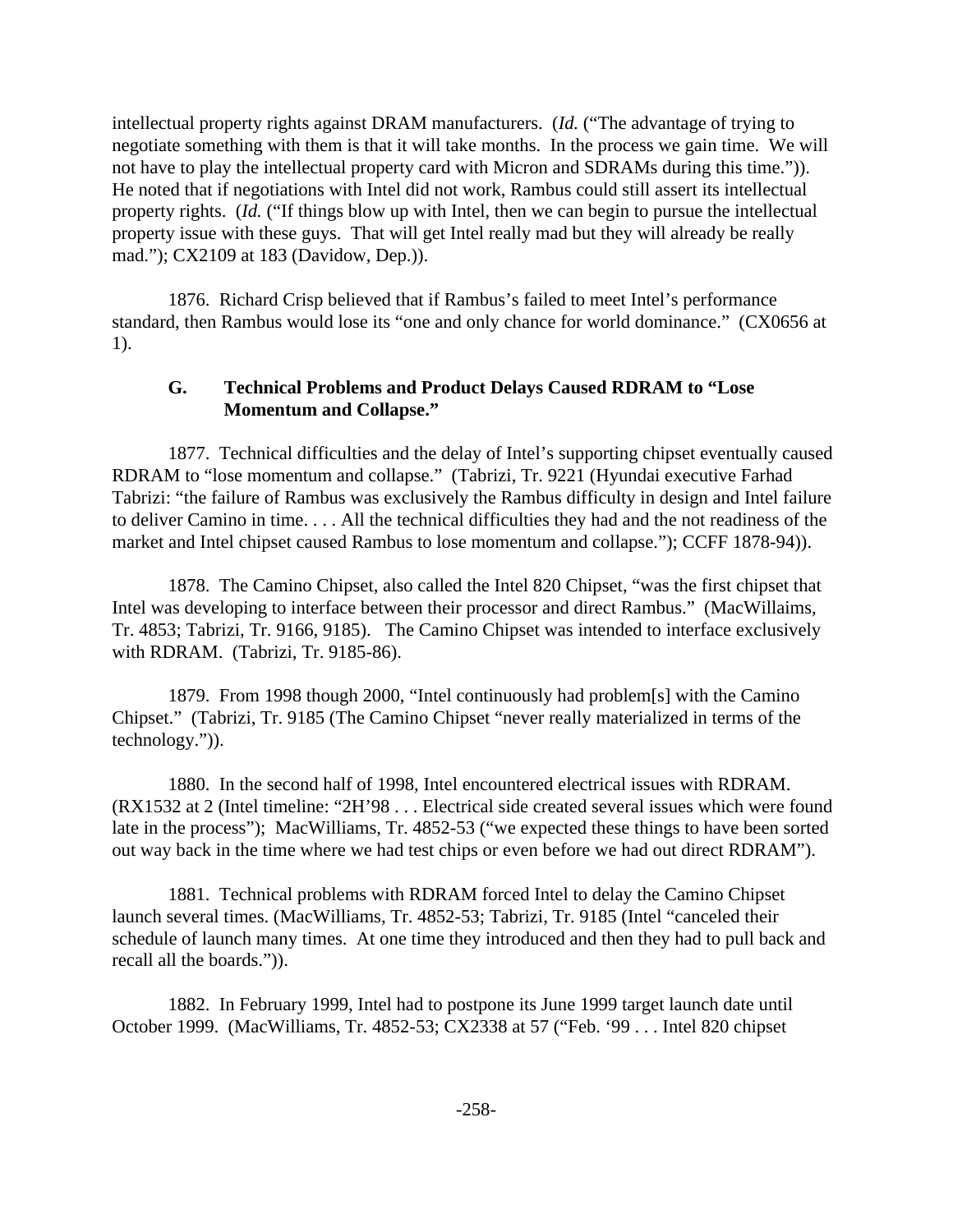intellectual property rights against DRAM manufacturers. (*Id.* ("The advantage of trying to negotiate something with them is that it will take months. In the process we gain time. We will not have to play the intellectual property card with Micron and SDRAMs during this time.")). He noted that if negotiations with Intel did not work, Rambus could still assert its intellectual property rights. (*Id.* ("If things blow up with Intel, then we can begin to pursue the intellectual property issue with these guys. That will get Intel really mad but they will already be really mad."); CX2109 at 183 (Davidow, Dep.)).

1876. Richard Crisp believed that if Rambus's failed to meet Intel's performance standard, then Rambus would lose its "one and only chance for world dominance." (CX0656 at 1).

### G. Technical Problems and Product Delays Caused RDRAM to "Lose Momentum and Collapse."

1877. Technical difficulties and the delay of Intel's supporting chipset eventually caused RDRAM to "lose momentum and collapse." (Tabrizi, Tr. 9221 (Hyundai executive Farhad Tabrizi: "the failure of Rambus was exclusively the Rambus difficulty in design and Intel failure to deliver Camino in time. . . . All the technical difficulties they had and the not readiness of the market and Intel chipset caused Rambus to lose momentum and collapse."); CCFF 1878-94)).

1878. The Camino Chipset, also called the Intel 820 Chipset, "was the first chipset that Intel was developing to interface between their processor and direct Rambus." (MacWillaims, Tr. 4853; Tabrizi, Tr. 9166, 9185). The Camino Chipset was intended to interface exclusively with RDRAM. (Tabrizi, Tr. 9185-86).

1879. From 1998 though 2000, "Intel continuously had problem[s] with the Camino Chipset." (Tabrizi, Tr. 9185 (The Camino Chipset "never really materialized in terms of the technology.")).

1880. In the second half of 1998, Intel encountered electrical issues with RDRAM. (RX1532 at 2 (Intel timeline: "2H'98 . . . Electrical side created several issues which were found late in the process"); MacWilliams, Tr. 4852-53 ("we expected these things to have been sorted out way back in the time where we had test chips or even before we had out direct RDRAM").

1881. Technical problems with RDRAM forced Intel to delay the Camino Chipset launch several times. (MacWilliams, Tr. 4852-53; Tabrizi, Tr. 9185 (Intel "canceled their schedule of launch many times. At one time they introduced and then they had to pull back and recall all the boards.")).

1882. In February 1999, Intel had to postpone its June 1999 target launch date until October 1999. (MacWilliams, Tr. 4852-53; CX2338 at 57 ("Feb. '99 . . . Intel 820 chipset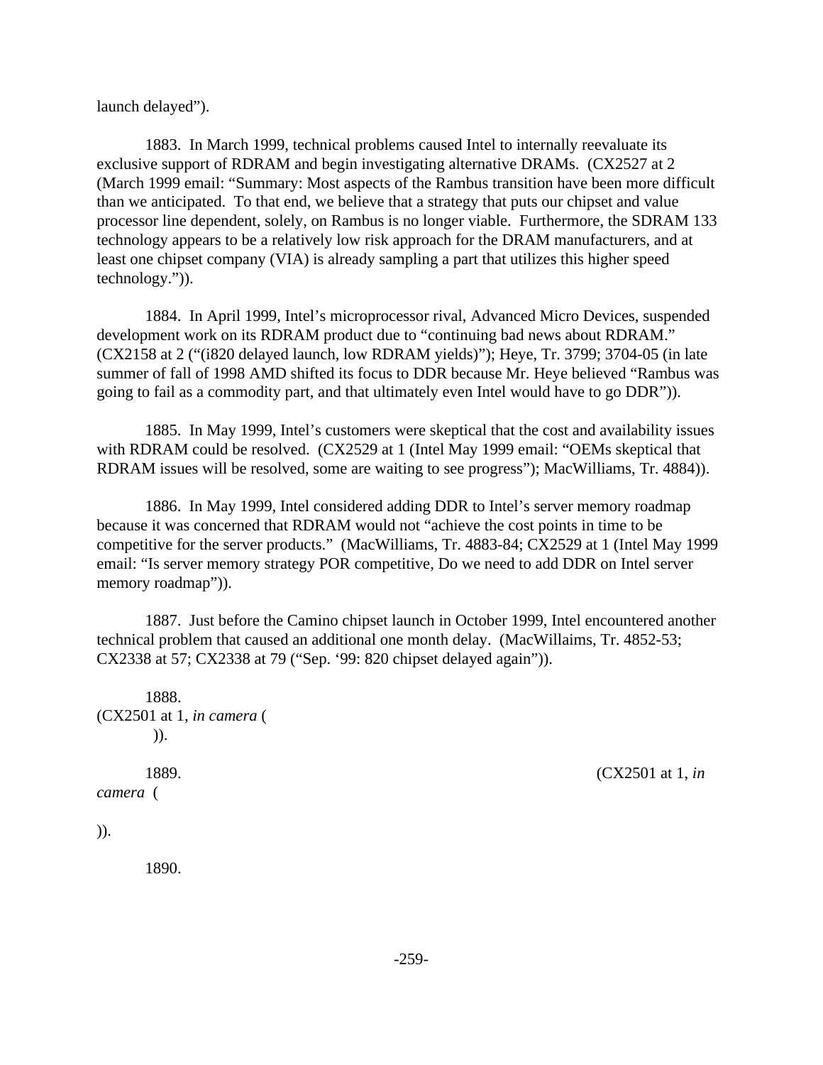launch delayed").

1883. In March 1999, technical problems caused Intel to internally reevaluate its exclusive support of RDRAM and begin investigating alternative DRAMs. (CX2527 at 2 (March 1999 email: "Summary: Most aspects of the Rambus transition have been more difficult than we anticipated. To that end, we believe that a strategy that puts our chipset and value processor line dependent, solely, on Rambus is no longer viable. Furthermore, the SDRAM 133 technology appears to be a relatively low risk approach for the DRAM manufacturers, and at least one chipset company (VIA) is already sampling a part that utilizes this higher speed technology.")).

1884. In April 1999, Intel's microprocessor rival, Advanced Micro Devices, suspended development work on its RDRAM product due to "continuing bad news about RDRAM." (CX2158 at 2 ("(i820 delayed launch, low RDRAM yields)"); Heye, Tr. 3799; 3704-05 (in late summer of fall of 1998 AMD shifted its focus to DDR because Mr. Heye believed "Rambus was going to fail as a commodity part, and that ultimately even Intel would have to go DDR")).

1885. In May 1999, Intel's customers were skeptical that the cost and availability issues with RDRAM could be resolved. (CX2529 at 1 (Intel May 1999 email: "OEMs skeptical that RDRAM issues will be resolved, some are waiting to see progress"); MacWilliams, Tr. 4884)).

1886. In May 1999, Intel considered adding DDR to Intel's server memory roadmap because it was concerned that RDRAM would not "achieve the cost points in time to be competitive for the server products." (MacWilliams, Tr. 4883-84; CX2529 at 1 (Intel May 1999 email: "Is server memory strategy POR competitive, Do we need to add DDR on Intel server memory roadmap")).

1887. Just before the Camino chipset launch in October 1999, Intel encountered another technical problem that caused an additional one month delay. (MacWillaims, Tr. 4852-53; CX2338 at 57; CX2338 at 79 ("Sep. '99: 820 chipset delayed again")).

1888. (CX2501 at 1, *in camera* ( )).

1889. (CX2501 at 1, *in camera* ( )).

1890.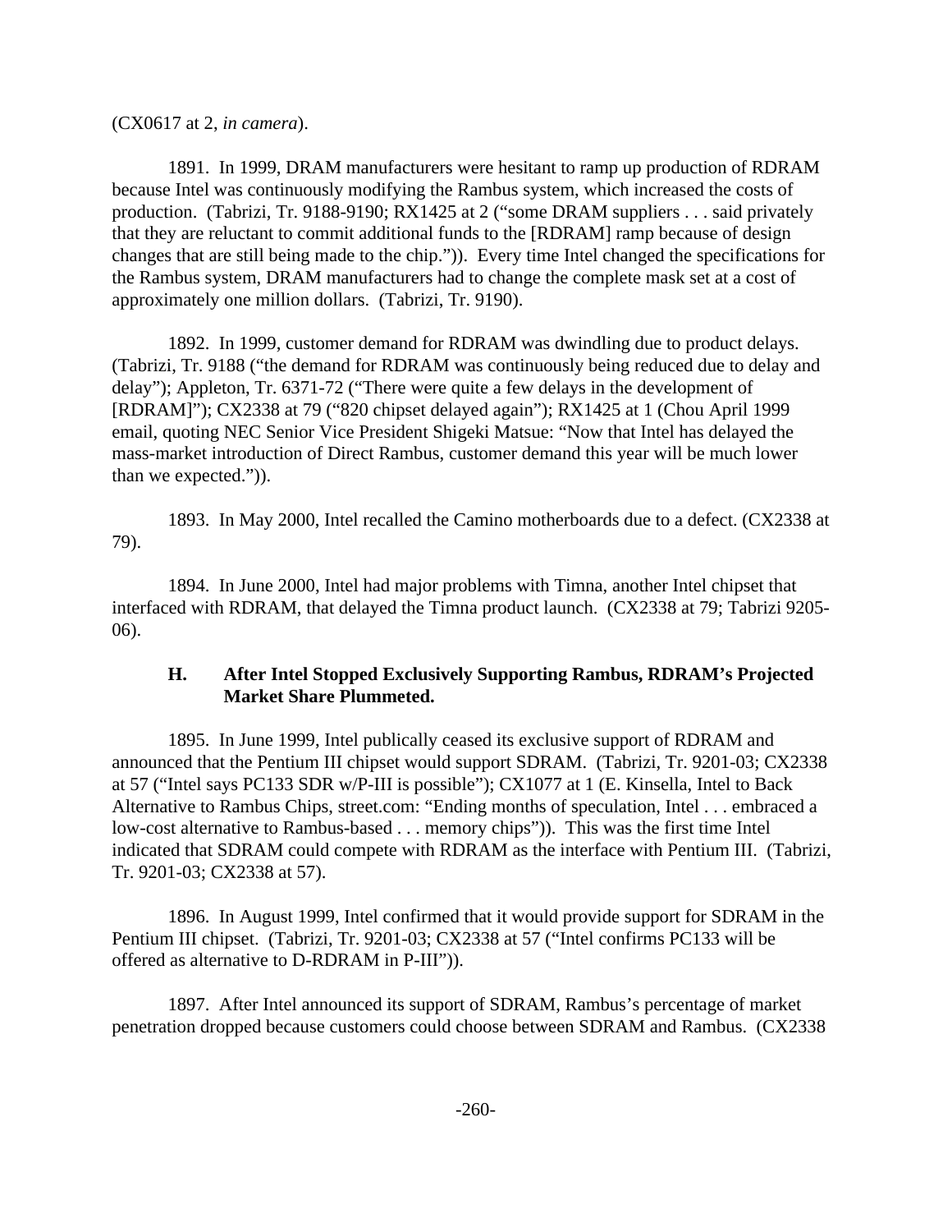(CX0617 at 2, *in camera*).

1891. In 1999, DRAM manufacturers were hesitant to ramp up production of RDRAM because Intel was continuously modifying the Rambus system, which increased the costs of production. (Tabrizi, Tr. 9188-9190; RX1425 at 2 ("some DRAM suppliers . . . said privately that they are reluctant to commit additional funds to the [RDRAM] ramp because of design changes that are still being made to the chip.")). Every time Intel changed the specifications for the Rambus system, DRAM manufacturers had to change the complete mask set at a cost of approximately one million dollars. (Tabrizi, Tr. 9190).

1892. In 1999, customer demand for RDRAM was dwindling due to product delays. (Tabrizi, Tr. 9188 ("the demand for RDRAM was continuously being reduced due to delay and delay"); Appleton, Tr. 6371-72 ("There were quite a few delays in the development of [RDRAM]"); CX2338 at 79 ("820 chipset delayed again"); RX1425 at 1 (Chou April 1999 email, quoting NEC Senior Vice President Shigeki Matsue: "Now that Intel has delayed the mass-market introduction of Direct Rambus, customer demand this year will be much lower than we expected.")).

1893. In May 2000, Intel recalled the Camino motherboards due to a defect. (CX2338 at 79).

1894. In June 2000, Intel had major problems with Timna, another Intel chipset that interfaced with RDRAM, that delayed the Timna product launch. (CX2338 at 79; Tabrizi 9205-06).

### H. After Intel Stopped Exclusively Supporting Rambus, RDRAM's Projected Market Share Plummeted.

1895. In June 1999, Intel publically ceased its exclusive support of RDRAM and announced that the Pentium III chipset would support SDRAM. (Tabrizi, Tr. 9201-03; CX2338 at 57 ("Intel says PC133 SDR w/P-III is possible"); CX1077 at 1 (E. Kinsella, Intel to Back Alternative to Rambus Chips, street.com: "Ending months of speculation, Intel . . . embraced a low-cost alternative to Rambus-based . . . memory chips")). This was the first time Intel indicated that SDRAM could compete with RDRAM as the interface with Pentium III. (Tabrizi, Tr. 9201-03; CX2338 at 57).

1896. In August 1999, Intel confirmed that it would provide support for SDRAM in the Pentium III chipset. (Tabrizi, Tr. 9201-03; CX2338 at 57 ("Intel confirms PC133 will be offered as alternative to D-RDRAM in P-III")).

1897. After Intel announced its support of SDRAM, Rambus's percentage of market penetration dropped because customers could choose between SDRAM and Rambus. (CX2338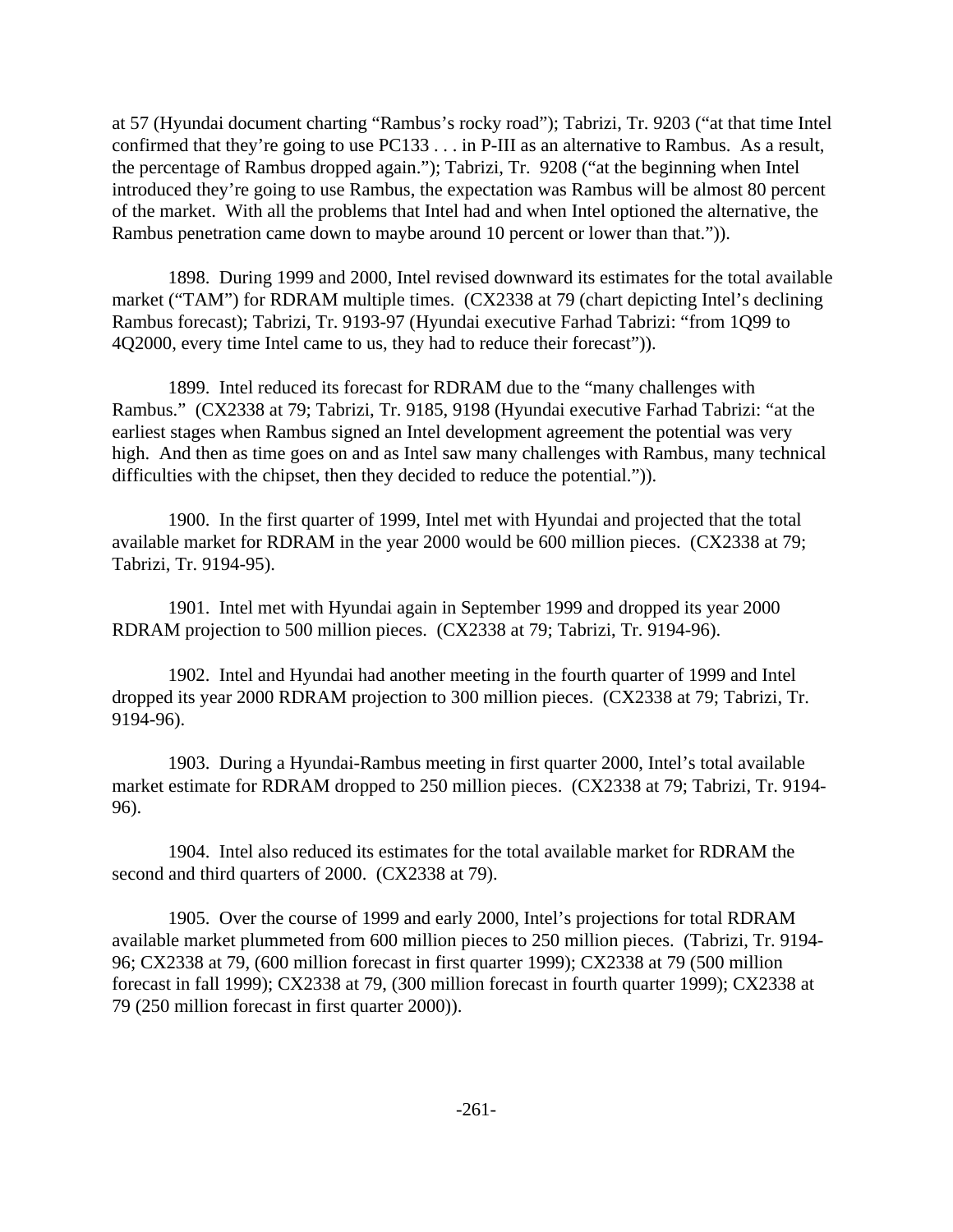at 57 (Hyundai document charting "Rambus's rocky road"); Tabrizi, Tr. 9203 ("at that time Intel confirmed that they're going to use PC133 . . . in P-III as an alternative to Rambus. As a result, the percentage of Rambus dropped again."); Tabrizi, Tr. 9208 ("at the beginning when Intel introduced they're going to use Rambus, the expectation was Rambus will be almost 80 percent of the market. With all the problems that Intel had and when Intel optioned the alternative, the Rambus penetration came down to maybe around 10 percent or lower than that.")).

1898. During 1999 and 2000, Intel revised downward its estimates for the total available market ("TAM") for RDRAM multiple times. (CX2338 at 79 (chart depicting Intel's declining Rambus forecast); Tabrizi, Tr. 9193-97 (Hyundai executive Farhad Tabrizi: "from 1Q99 to 4Q2000, every time Intel came to us, they had to reduce their forecast")).

1899. Intel reduced its forecast for RDRAM due to the "many challenges with Rambus." (CX2338 at 79; Tabrizi, Tr. 9185, 9198 (Hyundai executive Farhad Tabrizi: "at the earliest stages when Rambus signed an Intel development agreement the potential was very high. And then as time goes on and as Intel saw many challenges with Rambus, many technical difficulties with the chipset, then they decided to reduce the potential.")).

1900. In the first quarter of 1999, Intel met with Hyundai and projected that the total available market for RDRAM in the year 2000 would be 600 million pieces. (CX2338 at 79; Tabrizi, Tr. 9194-95).

1901. Intel met with Hyundai again in September 1999 and dropped its year 2000 RDRAM projection to 500 million pieces. (CX2338 at 79; Tabrizi, Tr. 9194-96).

1902. Intel and Hyundai had another meeting in the fourth quarter of 1999 and Intel dropped its year 2000 RDRAM projection to 300 million pieces. (CX2338 at 79; Tabrizi, Tr. 9194-96).

1903. During a Hyundai-Rambus meeting in first quarter 2000, Intel's total available market estimate for RDRAM dropped to 250 million pieces. (CX2338 at 79; Tabrizi, Tr. 9194-96).

1904. Intel also reduced its estimates for the total available market for RDRAM the second and third quarters of 2000. (CX2338 at 79).

1905. Over the course of 1999 and early 2000, Intel's projections for total RDRAM available market plummeted from 600 million pieces to 250 million pieces. (Tabrizi, Tr. 9194-96; CX2338 at 79, (600 million forecast in first quarter 1999); CX2338 at 79 (500 million forecast in fall 1999); CX2338 at 79, (300 million forecast in fourth quarter 1999); CX2338 at 79 (250 million forecast in first quarter 2000)).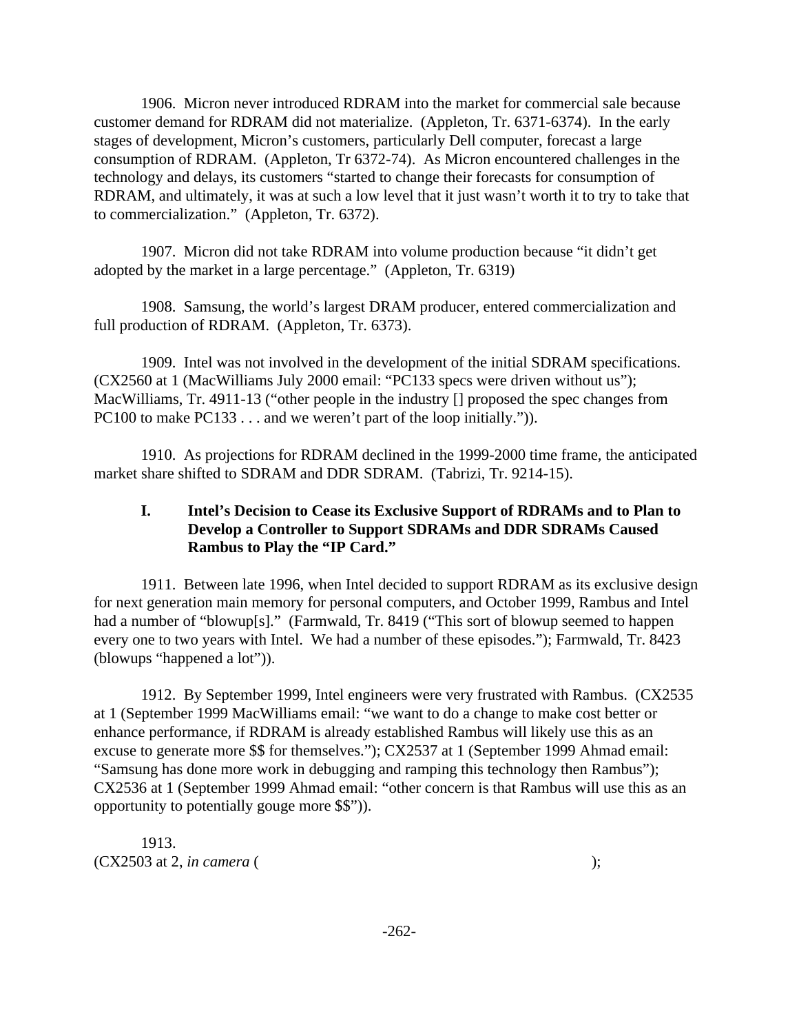1906. Micron never introduced RDRAM into the market for commercial sale because customer demand for RDRAM did not materialize. (Appleton, Tr. 6371-6374). In the early stages of development, Micron's customers, particularly Dell computer, forecast a large consumption of RDRAM. (Appleton, Tr 6372-74). As Micron encountered challenges in the technology and delays, its customers "started to change their forecasts for consumption of RDRAM, and ultimately, it was at such a low level that it just wasn't worth it to try to take that to commercialization." (Appleton, Tr. 6372).

1907. Micron did not take RDRAM into volume production because "it didn't get adopted by the market in a large percentage." (Appleton, Tr. 6319)

1908. Samsung, the world's largest DRAM producer, entered commercialization and full production of RDRAM. (Appleton, Tr. 6373).

1909. Intel was not involved in the development of the initial SDRAM specifications. (CX2560 at 1 (MacWilliams July 2000 email: "PC133 specs were driven without us"); MacWilliams, Tr. 4911-13 ("other people in the industry [] proposed the spec changes from PC100 to make PC133 . . . and we weren't part of the loop initially.")).

1910. As projections for RDRAM declined in the 1999-2000 time frame, the anticipated market share shifted to SDRAM and DDR SDRAM. (Tabrizi, Tr. 9214-15).

### I. Intel's Decision to Cease its Exclusive Support of RDRAMs and to Plan to Develop a Controller to Support SDRAMs and DDR SDRAMs Caused Rambus to Play the "IP Card."

1911. Between late 1996, when Intel decided to support RDRAM as its exclusive design for next generation main memory for personal computers, and October 1999, Rambus and Intel had a number of "blowup[s]." (Farmwald, Tr. 8419 ("This sort of blowup seemed to happen every one to two years with Intel. We had a number of these episodes."); Farmwald, Tr. 8423 (blowups "happened a lot")).

1912. By September 1999, Intel engineers were very frustrated with Rambus. (CX2535 at 1 (September 1999 MacWilliams email: "we want to do a change to make cost better or enhance performance, if RDRAM is already established Rambus will likely use this as an excuse to generate more $$ for themselves."); CX2537 at 1 (September 1999 Ahmad email: "Samsung has done more work in debugging and ramping this technology then Rambus"); CX2536 at 1 (September 1999 Ahmad email: "other concern is that Rambus will use this as an opportunity to potentially gouge more $$")).

1913.
(CX2503 at 2, *in camera* ( );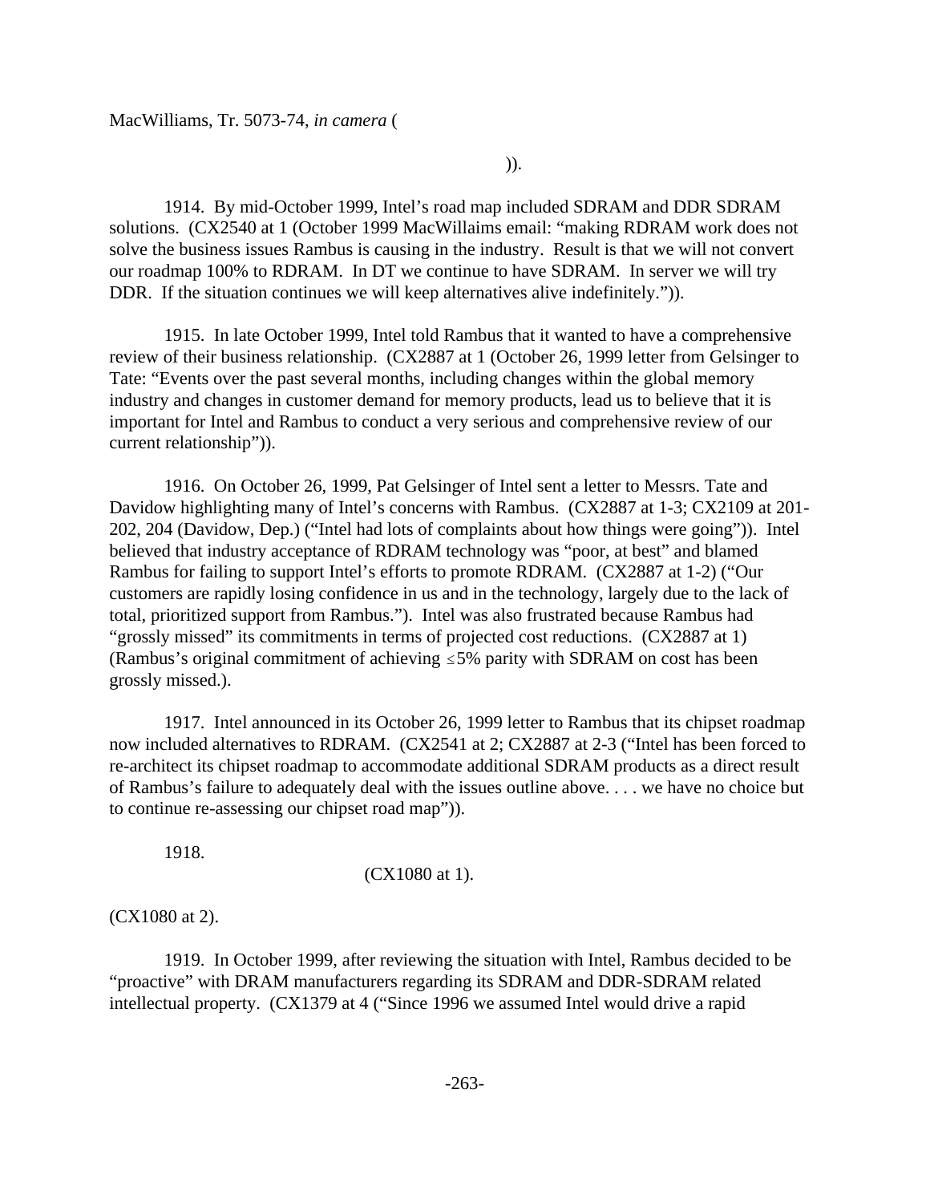MacWilliams, Tr. 5073-74, *in camera* (

)).

1914. By mid-October 1999, Intel's road map included SDRAM and DDR SDRAM solutions. (CX2540 at 1 (October 1999 MacWillaims email: "making RDRAM work does not solve the business issues Rambus is causing in the industry. Result is that we will not convert our roadmap 100% to RDRAM. In DT we continue to have SDRAM. In server we will try DDR. If the situation continues we will keep alternatives alive indefinitely.")).

1915. In late October 1999, Intel told Rambus that it wanted to have a comprehensive review of their business relationship. (CX2887 at 1 (October 26, 1999 letter from Gelsinger to Tate: "Events over the past several months, including changes within the global memory industry and changes in customer demand for memory products, lead us to believe that it is important for Intel and Rambus to conduct a very serious and comprehensive review of our current relationship")).

1916. On October 26, 1999, Pat Gelsinger of Intel sent a letter to Messrs. Tate and Davidow highlighting many of Intel's concerns with Rambus. (CX2887 at 1-3; CX2109 at 201-202, 204 (Davidow, Dep.) ("Intel had lots of complaints about how things were going")). Intel believed that industry acceptance of RDRAM technology was "poor, at best" and blamed Rambus for failing to support Intel's efforts to promote RDRAM. (CX2887 at 1-2) ("Our customers are rapidly losing confidence in us and in the technology, largely due to the lack of total, prioritized support from Rambus."). Intel was also frustrated because Rambus had "grossly missed" its commitments in terms of projected cost reductions. (CX2887 at 1) (Rambus's original commitment of achieving $\leq$5% parity with SDRAM on cost has been grossly missed.).

1917. Intel announced in its October 26, 1999 letter to Rambus that its chipset roadmap now included alternatives to RDRAM. (CX2541 at 2; CX2887 at 2-3 ("Intel has been forced to re-architect its chipset roadmap to accommodate additional SDRAM products as a direct result of Rambus's failure to adequately deal with the issues outline above. . . . we have no choice but to continue re-assessing our chipset road map")).

1918.

(CX1080 at 1).

(CX1080 at 2).

1919. In October 1999, after reviewing the situation with Intel, Rambus decided to be "proactive" with DRAM manufacturers regarding its SDRAM and DDR-SDRAM related intellectual property. (CX1379 at 4 ("Since 1996 we assumed Intel would drive a rapid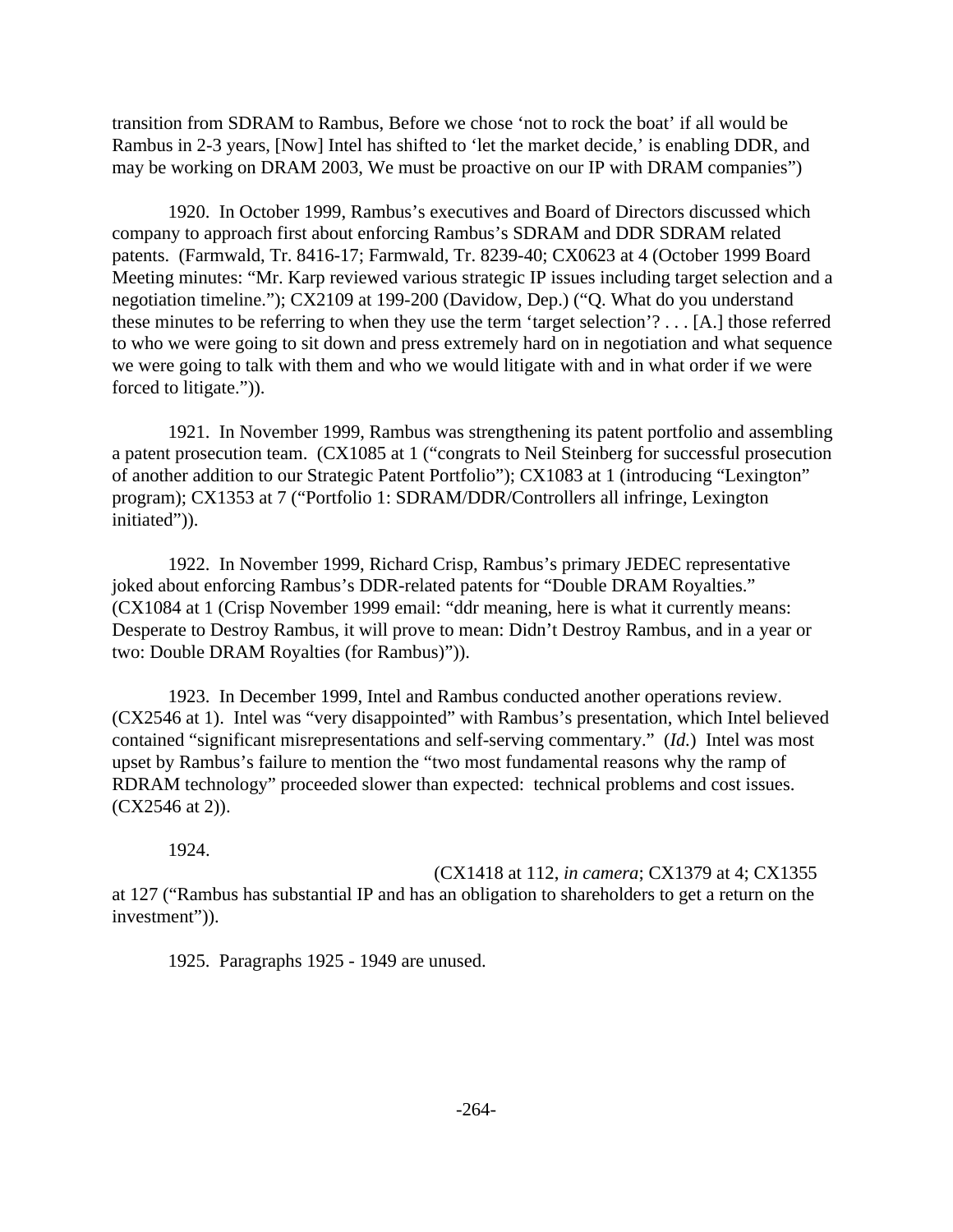transition from SDRAM to Rambus, Before we chose 'not to rock the boat' if all would be Rambus in 2-3 years, [Now] Intel has shifted to 'let the market decide,' is enabling DDR, and may be working on DRAM 2003, We must be proactive on our IP with DRAM companies")

1920. In October 1999, Rambus's executives and Board of Directors discussed which company to approach first about enforcing Rambus's SDRAM and DDR SDRAM related patents. (Farmwald, Tr. 8416-17; Farmwald, Tr. 8239-40; CX0623 at 4 (October 1999 Board Meeting minutes: "Mr. Karp reviewed various strategic IP issues including target selection and a negotiation timeline."); CX2109 at 199-200 (Davidow, Dep.) ("Q. What do you understand these minutes to be referring to when they use the term 'target selection'? . . . [A.] those referred to who we were going to sit down and press extremely hard on in negotiation and what sequence we were going to talk with them and who we would litigate with and in what order if we were forced to litigate.")).

1921. In November 1999, Rambus was strengthening its patent portfolio and assembling a patent prosecution team. (CX1085 at 1 ("congrats to Neil Steinberg for successful prosecution of another addition to our Strategic Patent Portfolio"); CX1083 at 1 (introducing "Lexington" program); CX1353 at 7 ("Portfolio 1: SDRAM/DDR/Controllers all infringe, Lexington initiated")).

1922. In November 1999, Richard Crisp, Rambus's primary JEDEC representative joked about enforcing Rambus's DDR-related patents for "Double DRAM Royalties." (CX1084 at 1 (Crisp November 1999 email: "ddr meaning, here is what it currently means: Desperate to Destroy Rambus, it will prove to mean: Didn't Destroy Rambus, and in a year or two: Double DRAM Royalties (for Rambus)")).

1923. In December 1999, Intel and Rambus conducted another operations review. (CX2546 at 1). Intel was "very disappointed" with Rambus's presentation, which Intel believed contained "significant misrepresentations and self-serving commentary." (*Id.*) Intel was most upset by Rambus's failure to mention the "two most fundamental reasons why the ramp of RDRAM technology" proceeded slower than expected: technical problems and cost issues. (CX2546 at 2)).

1924. (CX1418 at 112, *in camera*; CX1379 at 4; CX1355 at 127 ("Rambus has substantial IP and has an obligation to shareholders to get a return on the investment")).

1925. Paragraphs 1925 - 1949 are unused.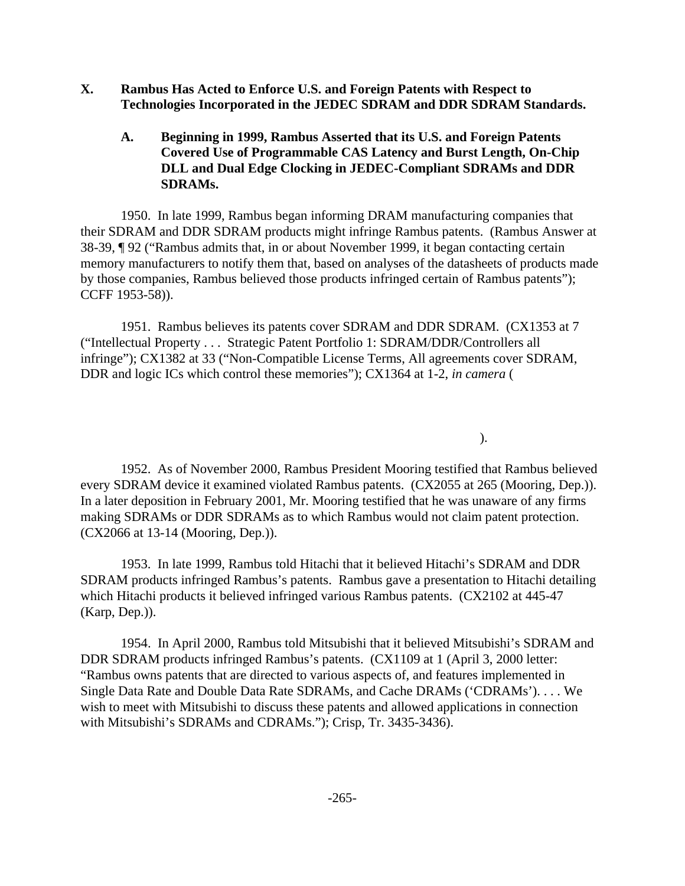# X. Rambus Has Acted to Enforce U.S. and Foreign Patents with Respect to Technologies Incorporated in the JEDEC SDRAM and DDR SDRAM Standards.

## A. Beginning in 1999, Rambus Asserted that its U.S. and Foreign Patents Covered Use of Programmable CAS Latency and Burst Length, On-Chip DLL and Dual Edge Clocking in JEDEC-Compliant SDRAMs and DDR SDRAMs.

1950. In late 1999, Rambus began informing DRAM manufacturing companies that their SDRAM and DDR SDRAM products might infringe Rambus patents. (Rambus Answer at 38-39, ¶ 92 ("Rambus admits that, in or about November 1999, it began contacting certain memory manufacturers to notify them that, based on analyses of the datasheets of products made by those companies, Rambus believed those products infringed certain of Rambus patents"); CCFF 1953-58)).

1951. Rambus believes its patents cover SDRAM and DDR SDRAM. (CX1353 at 7 ("Intellectual Property . . . Strategic Patent Portfolio 1: SDRAM/DDR/Controllers all infringe"); CX1382 at 33 ("Non-Compatible License Terms, All agreements cover SDRAM, DDR and logic ICs which control these memories"); CX1364 at 1-2, *in camera* (

).

1952. As of November 2000, Rambus President Mooring testified that Rambus believed every SDRAM device it examined violated Rambus patents. (CX2055 at 265 (Mooring, Dep.)). In a later deposition in February 2001, Mr. Mooring testified that he was unaware of any firms making SDRAMs or DDR SDRAMs as to which Rambus would not claim patent protection. (CX2066 at 13-14 (Mooring, Dep.)).

1953. In late 1999, Rambus told Hitachi that it believed Hitachi's SDRAM and DDR SDRAM products infringed Rambus's patents. Rambus gave a presentation to Hitachi detailing which Hitachi products it believed infringed various Rambus patents. (CX2102 at 445-47 (Karp, Dep.)).

1954. In April 2000, Rambus told Mitsubishi that it believed Mitsubishi's SDRAM and DDR SDRAM products infringed Rambus's patents. (CX1109 at 1 (April 3, 2000 letter: "Rambus owns patents that are directed to various aspects of, and features implemented in Single Data Rate and Double Data Rate SDRAMs, and Cache DRAMs ('CDRAMs'). . . . We wish to meet with Mitsubishi to discuss these patents and allowed applications in connection with Mitsubishi's SDRAMs and CDRAMs."); Crisp, Tr. 3435-3436).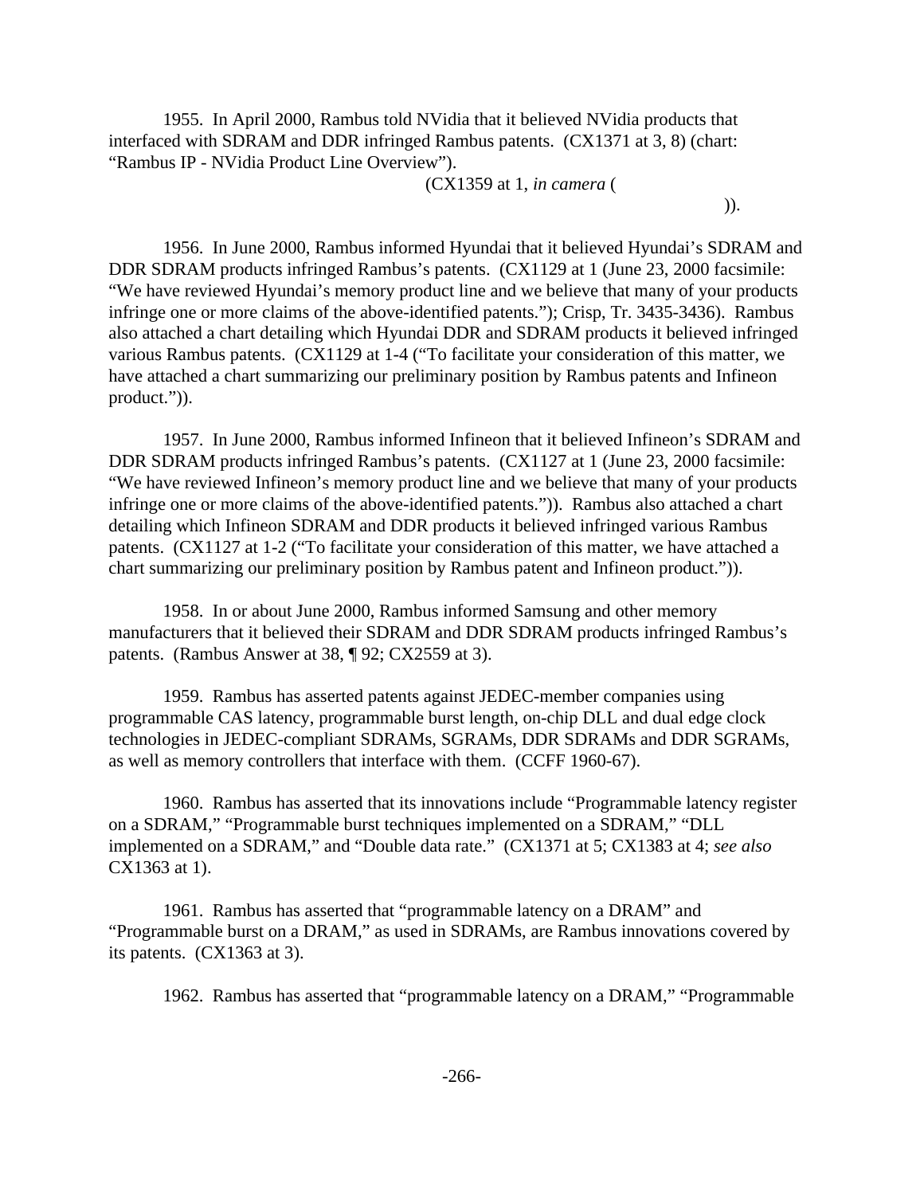1955. In April 2000, Rambus told NVidia that it believed NVidia products that interfaced with SDRAM and DDR infringed Rambus patents. (CX1371 at 3, 8) (chart: "Rambus IP - NVidia Product Line Overview"). (CX1359 at 1, *in camera* ( )).

1956. In June 2000, Rambus informed Hyundai that it believed Hyundai's SDRAM and DDR SDRAM products infringed Rambus's patents. (CX1129 at 1 (June 23, 2000 facsimile: "We have reviewed Hyundai's memory product line and we believe that many of your products infringe one or more claims of the above-identified patents."); Crisp, Tr. 3435-3436). Rambus also attached a chart detailing which Hyundai DDR and SDRAM products it believed infringed various Rambus patents. (CX1129 at 1-4 ("To facilitate your consideration of this matter, we have attached a chart summarizing our preliminary position by Rambus patents and Infineon product.")).

1957. In June 2000, Rambus informed Infineon that it believed Infineon's SDRAM and DDR SDRAM products infringed Rambus's patents. (CX1127 at 1 (June 23, 2000 facsimile: "We have reviewed Infineon's memory product line and we believe that many of your products infringe one or more claims of the above-identified patents.")). Rambus also attached a chart detailing which Infineon SDRAM and DDR products it believed infringed various Rambus patents. (CX1127 at 1-2 ("To facilitate your consideration of this matter, we have attached a chart summarizing our preliminary position by Rambus patent and Infineon product.")).

1958. In or about June 2000, Rambus informed Samsung and other memory manufacturers that it believed their SDRAM and DDR SDRAM products infringed Rambus's patents. (Rambus Answer at 38, ¶ 92; CX2559 at 3).

1959. Rambus has asserted patents against JEDEC-member companies using programmable CAS latency, programmable burst length, on-chip DLL and dual edge clock technologies in JEDEC-compliant SDRAMs, SGRAMs, DDR SDRAMs and DDR SGRAMs, as well as memory controllers that interface with them. (CCFF 1960-67).

1960. Rambus has asserted that its innovations include "Programmable latency register on a SDRAM," "Programmable burst techniques implemented on a SDRAM," "DLL implemented on a SDRAM," and "Double data rate." (CX1371 at 5; CX1383 at 4; *see also* CX1363 at 1).

1961. Rambus has asserted that "programmable latency on a DRAM" and "Programmable burst on a DRAM," as used in SDRAMs, are Rambus innovations covered by its patents. (CX1363 at 3).

1962. Rambus has asserted that "programmable latency on a DRAM," "Programmable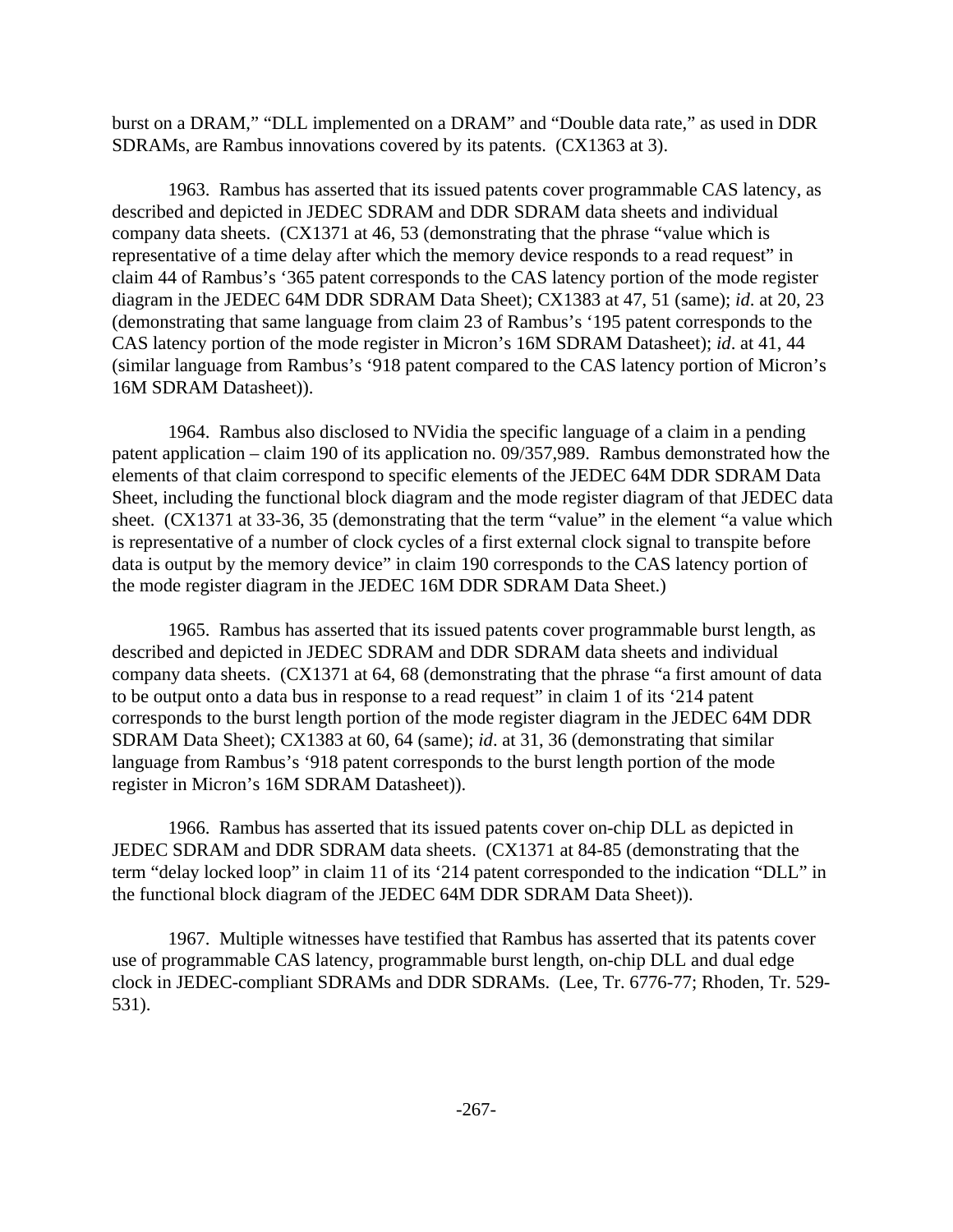burst on a DRAM," "DLL implemented on a DRAM" and "Double data rate," as used in DDR SDRAMs, are Rambus innovations covered by its patents. (CX1363 at 3).

1963. Rambus has asserted that its issued patents cover programmable CAS latency, as described and depicted in JEDEC SDRAM and DDR SDRAM data sheets and individual company data sheets. (CX1371 at 46, 53 (demonstrating that the phrase "value which is representative of a time delay after which the memory device responds to a read request" in claim 44 of Rambus's '365 patent corresponds to the CAS latency portion of the mode register diagram in the JEDEC 64M DDR SDRAM Data Sheet); CX1383 at 47, 51 (same); *id*. at 20, 23 (demonstrating that same language from claim 23 of Rambus's '195 patent corresponds to the CAS latency portion of the mode register in Micron's 16M SDRAM Datasheet); *id*. at 41, 44 (similar language from Rambus's '918 patent compared to the CAS latency portion of Micron's 16M SDRAM Datasheet)).

1964. Rambus also disclosed to NVidia the specific language of a claim in a pending patent application – claim 190 of its application no. 09/357,989. Rambus demonstrated how the elements of that claim correspond to specific elements of the JEDEC 64M DDR SDRAM Data Sheet, including the functional block diagram and the mode register diagram of that JEDEC data sheet. (CX1371 at 33-36, 35 (demonstrating that the term "value" in the element "a value which is representative of a number of clock cycles of a first external clock signal to transpite before data is output by the memory device" in claim 190 corresponds to the CAS latency portion of the mode register diagram in the JEDEC 16M DDR SDRAM Data Sheet.)

1965. Rambus has asserted that its issued patents cover programmable burst length, as described and depicted in JEDEC SDRAM and DDR SDRAM data sheets and individual company data sheets. (CX1371 at 64, 68 (demonstrating that the phrase "a first amount of data to be output onto a data bus in response to a read request" in claim 1 of its '214 patent corresponds to the burst length portion of the mode register diagram in the JEDEC 64M DDR SDRAM Data Sheet); CX1383 at 60, 64 (same); *id*. at 31, 36 (demonstrating that similar language from Rambus's '918 patent corresponds to the burst length portion of the mode register in Micron's 16M SDRAM Datasheet)).

1966. Rambus has asserted that its issued patents cover on-chip DLL as depicted in JEDEC SDRAM and DDR SDRAM data sheets. (CX1371 at 84-85 (demonstrating that the term "delay locked loop" in claim 11 of its '214 patent corresponded to the indication "DLL" in the functional block diagram of the JEDEC 64M DDR SDRAM Data Sheet)).

1967. Multiple witnesses have testified that Rambus has asserted that its patents cover use of programmable CAS latency, programmable burst length, on-chip DLL and dual edge clock in JEDEC-compliant SDRAMs and DDR SDRAMs. (Lee, Tr. 6776-77; Rhoden, Tr. 529-531).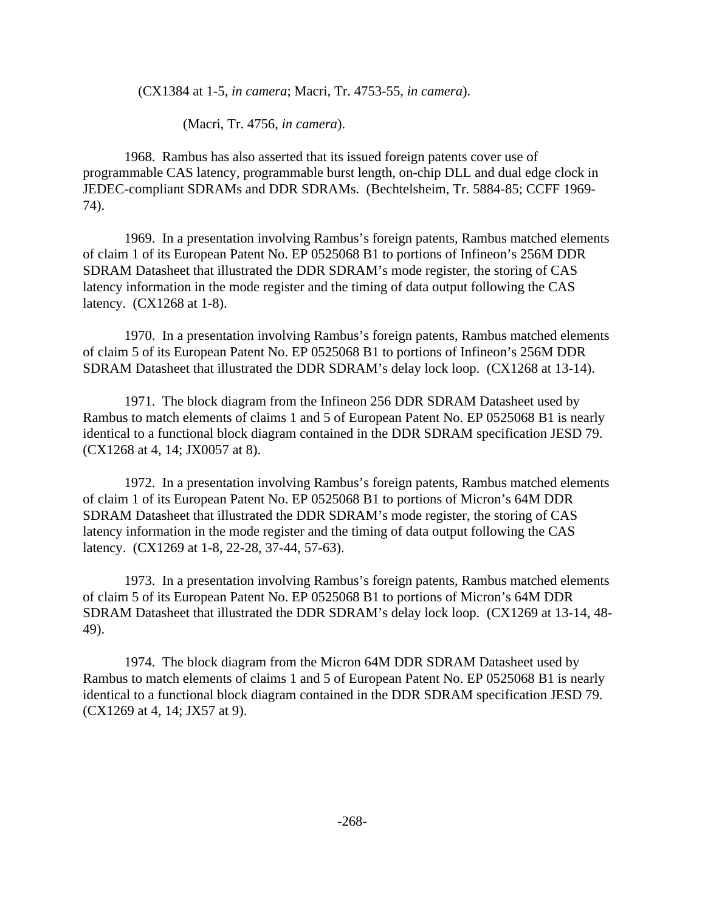(CX1384 at 1-5, *in camera*; Macri, Tr. 4753-55, *in camera*).

(Macri, Tr. 4756, *in camera*).

1968. Rambus has also asserted that its issued foreign patents cover use of programmable CAS latency, programmable burst length, on-chip DLL and dual edge clock in JEDEC-compliant SDRAMs and DDR SDRAMs. (Bechtelsheim, Tr. 5884-85; CCFF 1969-74).

1969. In a presentation involving Rambus's foreign patents, Rambus matched elements of claim 1 of its European Patent No. EP 0525068 B1 to portions of Infineon's 256M DDR SDRAM Datasheet that illustrated the DDR SDRAM's mode register, the storing of CAS latency information in the mode register and the timing of data output following the CAS latency. (CX1268 at 1-8).

1970. In a presentation involving Rambus's foreign patents, Rambus matched elements of claim 5 of its European Patent No. EP 0525068 B1 to portions of Infineon's 256M DDR SDRAM Datasheet that illustrated the DDR SDRAM's delay lock loop. (CX1268 at 13-14).

1971. The block diagram from the Infineon 256 DDR SDRAM Datasheet used by Rambus to match elements of claims 1 and 5 of European Patent No. EP 0525068 B1 is nearly identical to a functional block diagram contained in the DDR SDRAM specification JESD 79. (CX1268 at 4, 14; JX0057 at 8).

1972. In a presentation involving Rambus's foreign patents, Rambus matched elements of claim 1 of its European Patent No. EP 0525068 B1 to portions of Micron's 64M DDR SDRAM Datasheet that illustrated the DDR SDRAM's mode register, the storing of CAS latency information in the mode register and the timing of data output following the CAS latency. (CX1269 at 1-8, 22-28, 37-44, 57-63).

1973. In a presentation involving Rambus's foreign patents, Rambus matched elements of claim 5 of its European Patent No. EP 0525068 B1 to portions of Micron's 64M DDR SDRAM Datasheet that illustrated the DDR SDRAM's delay lock loop. (CX1269 at 13-14, 48-49).

1974. The block diagram from the Micron 64M DDR SDRAM Datasheet used by Rambus to match elements of claims 1 and 5 of European Patent No. EP 0525068 B1 is nearly identical to a functional block diagram contained in the DDR SDRAM specification JESD 79. (CX1269 at 4, 14; JX57 at 9).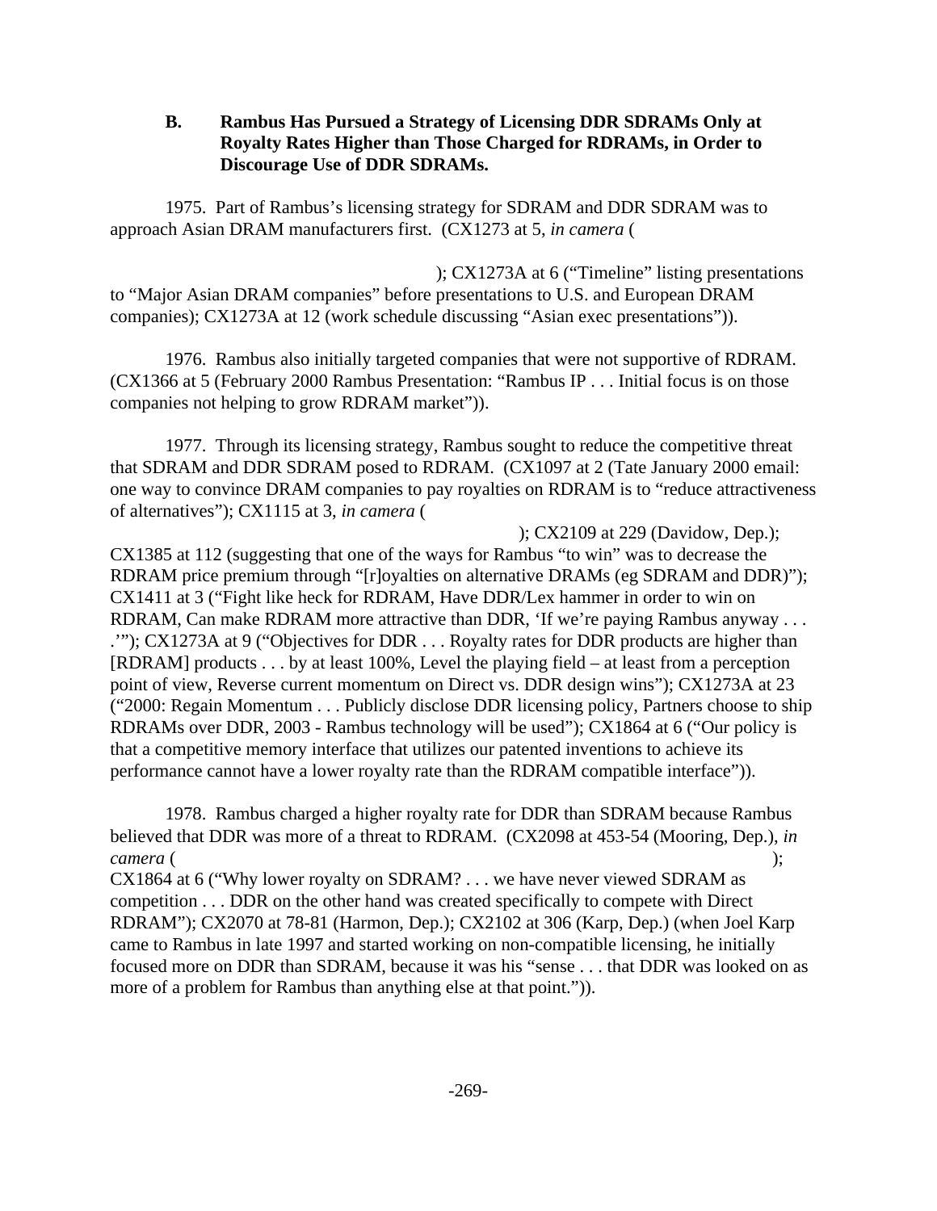### B. Rambus Has Pursued a Strategy of Licensing DDR SDRAMs Only at Royalty Rates Higher than Those Charged for RDRAMs, in Order to Discourage Use of DDR SDRAMs.

1975. Part of Rambus's licensing strategy for SDRAM and DDR SDRAM was to approach Asian DRAM manufacturers first. (CX1273 at 5, *in camera* ( ); CX1273A at 6 ("Timeline" listing presentations to "Major Asian DRAM companies" before presentations to U.S. and European DRAM companies); CX1273A at 12 (work schedule discussing "Asian exec presentations")).

1976. Rambus also initially targeted companies that were not supportive of RDRAM. (CX1366 at 5 (February 2000 Rambus Presentation: "Rambus IP . . . Initial focus is on those companies not helping to grow RDRAM market")).

1977. Through its licensing strategy, Rambus sought to reduce the competitive threat that SDRAM and DDR SDRAM posed to RDRAM. (CX1097 at 2 (Tate January 2000 email: one way to convince DRAM companies to pay royalties on RDRAM is to "reduce attractiveness of alternatives"); CX1115 at 3, *in camera* ( ); CX2109 at 229 (Davidow, Dep.); CX1385 at 112 (suggesting that one of the ways for Rambus "to win" was to decrease the RDRAM price premium through "[r]oyalties on alternative DRAMs (eg SDRAM and DDR)"); CX1411 at 3 ("Fight like heck for RDRAM, Have DDR/Lex hammer in order to win on RDRAM, Can make RDRAM more attractive than DDR, 'If we're paying Rambus anyway . . . .'"); CX1273A at 9 ("Objectives for DDR . . . Royalty rates for DDR products are higher than [RDRAM] products . . . by at least 100%, Level the playing field – at least from a perception point of view, Reverse current momentum on Direct vs. DDR design wins"); CX1273A at 23 ("2000: Regain Momentum . . . Publicly disclose DDR licensing policy, Partners choose to ship RDRAMs over DDR, 2003 - Rambus technology will be used"); CX1864 at 6 ("Our policy is that a competitive memory interface that utilizes our patented inventions to achieve its performance cannot have a lower royalty rate than the RDRAM compatible interface")).

1978. Rambus charged a higher royalty rate for DDR than SDRAM because Rambus believed that DDR was more of a threat to RDRAM. (CX2098 at 453-54 (Mooring, Dep.), *in camera* ( ); CX1864 at 6 ("Why lower royalty on SDRAM? . . . we have never viewed SDRAM as competition . . . DDR on the other hand was created specifically to compete with Direct RDRAM"); CX2070 at 78-81 (Harmon, Dep.); CX2102 at 306 (Karp, Dep.) (when Joel Karp came to Rambus in late 1997 and started working on non-compatible licensing, he initially focused more on DDR than SDRAM, because it was his "sense . . . that DDR was looked on as more of a problem for Rambus than anything else at that point.")).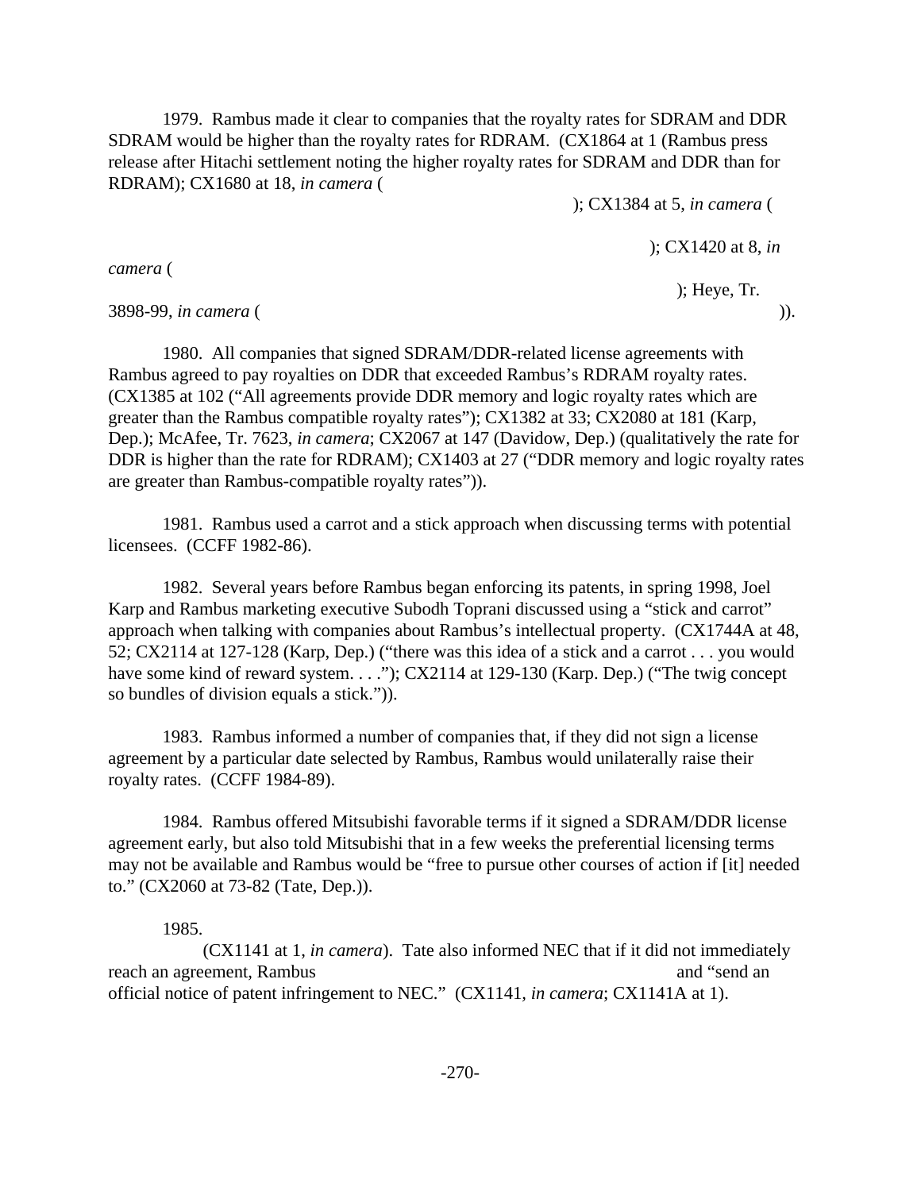1979. Rambus made it clear to companies that the royalty rates for SDRAM and DDR SDRAM would be higher than the royalty rates for RDRAM. (CX1864 at 1 (Rambus press release after Hitachi settlement noting the higher royalty rates for SDRAM and DDR than for RDRAM); CX1680 at 18, *in camera* ( ); CX1384 at 5, *in camera* ( ); CX1420 at 8, *in camera* ( ); Heye, Tr. 3898-99, *in camera* ( )).

1980. All companies that signed SDRAM/DDR-related license agreements with Rambus agreed to pay royalties on DDR that exceeded Rambus's RDRAM royalty rates. (CX1385 at 102 ("All agreements provide DDR memory and logic royalty rates which are greater than the Rambus compatible royalty rates"); CX1382 at 33; CX2080 at 181 (Karp, Dep.); McAfee, Tr. 7623, *in camera*; CX2067 at 147 (Davidow, Dep.) (qualitatively the rate for DDR is higher than the rate for RDRAM); CX1403 at 27 ("DDR memory and logic royalty rates are greater than Rambus-compatible royalty rates")).

1981. Rambus used a carrot and a stick approach when discussing terms with potential licensees. (CCFF 1982-86).

1982. Several years before Rambus began enforcing its patents, in spring 1998, Joel Karp and Rambus marketing executive Subodh Toprani discussed using a "stick and carrot" approach when talking with companies about Rambus's intellectual property. (CX1744A at 48, 52; CX2114 at 127-128 (Karp, Dep.) ("there was this idea of a stick and a carrot . . . you would have some kind of reward system. . . ."); CX2114 at 129-130 (Karp. Dep.) ("The twig concept so bundles of division equals a stick.")).

1983. Rambus informed a number of companies that, if they did not sign a license agreement by a particular date selected by Rambus, Rambus would unilaterally raise their royalty rates. (CCFF 1984-89).

1984. Rambus offered Mitsubishi favorable terms if it signed a SDRAM/DDR license agreement early, but also told Mitsubishi that in a few weeks the preferential licensing terms may not be available and Rambus would be "free to pursue other courses of action if [it] needed to." (CX2060 at 73-82 (Tate, Dep.)).

1985. (CX1141 at 1, *in camera*). Tate also informed NEC that if it did not immediately reach an agreement, Rambus and "send an official notice of patent infringement to NEC." (CX1141, *in camera*; CX1141A at 1).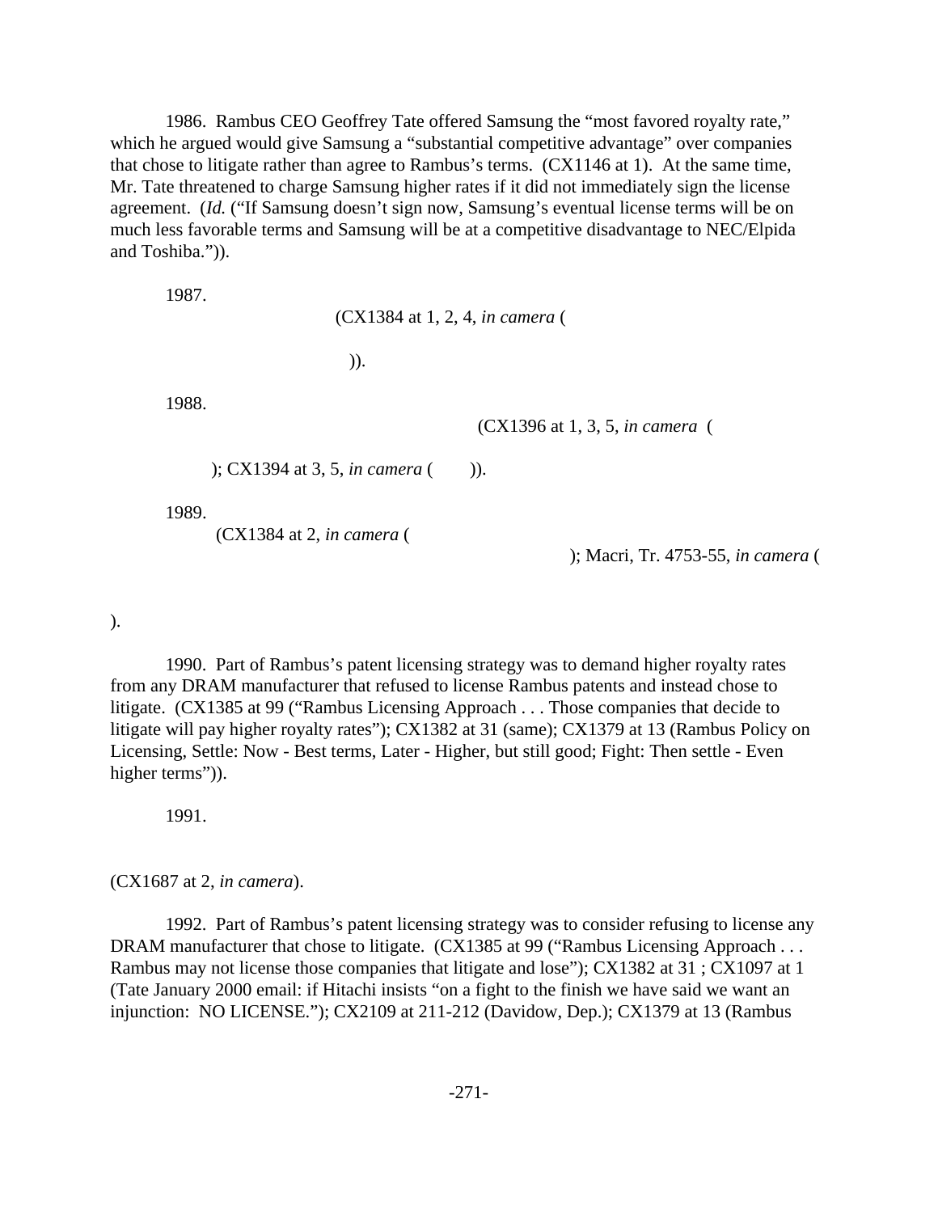1986. Rambus CEO Geoffrey Tate offered Samsung the "most favored royalty rate," which he argued would give Samsung a "substantial competitive advantage" over companies that chose to litigate rather than agree to Rambus's terms. (CX1146 at 1). At the same time, Mr. Tate threatened to charge Samsung higher rates if it did not immediately sign the license agreement. (*Id.* ("If Samsung doesn't sign now, Samsung's eventual license terms will be on much less favorable terms and Samsung will be at a competitive disadvantage to NEC/Elpida and Toshiba.")).

1987. (CX1384 at 1, 2, 4, *in camera* ( )).

1988. (CX1396 at 1, 3, 5, *in camera* ( ); CX1394 at 3, 5, *in camera* ( )).

1989. (CX1384 at 2, *in camera* ( ); Macri, Tr. 4753-55, *in camera* ( )).

1990. Part of Rambus's patent licensing strategy was to demand higher royalty rates from any DRAM manufacturer that refused to license Rambus patents and instead chose to litigate. (CX1385 at 99 ("Rambus Licensing Approach . . . Those companies that decide to litigate will pay higher royalty rates"); CX1382 at 31 (same); CX1379 at 13 (Rambus Policy on Licensing, Settle: Now - Best terms, Later - Higher, but still good; Fight: Then settle - Even higher terms")).

1991. (CX1687 at 2, *in camera*).

1992. Part of Rambus's patent licensing strategy was to consider refusing to license any DRAM manufacturer that chose to litigate. (CX1385 at 99 ("Rambus Licensing Approach . . . Rambus may not license those companies that litigate and lose"); CX1382 at 31 ; CX1097 at 1 (Tate January 2000 email: if Hitachi insists "on a fight to the finish we have said we want an injunction: NO LICENSE."); CX2109 at 211-212 (Davidow, Dep.); CX1379 at 13 (Rambus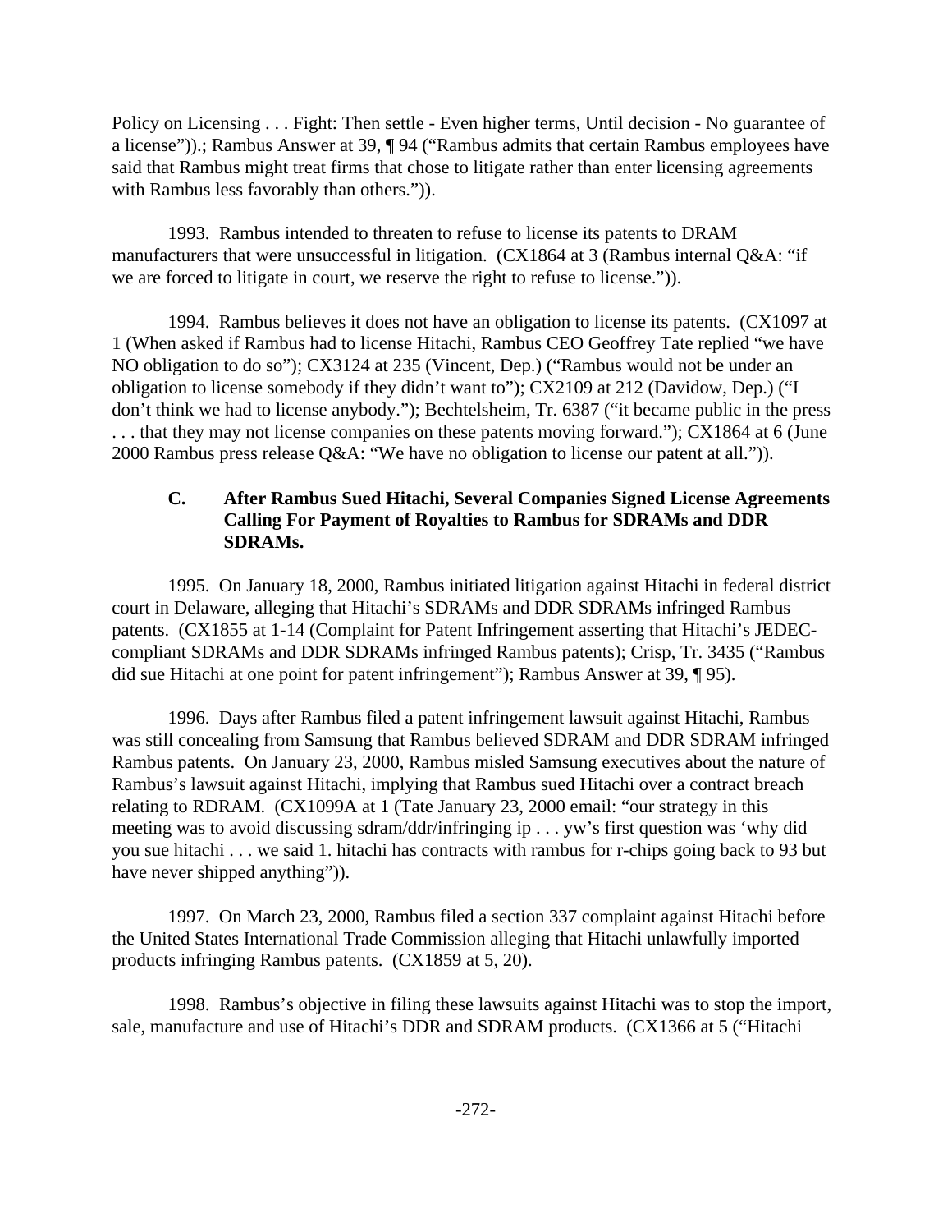Policy on Licensing . . . Fight: Then settle - Even higher terms, Until decision - No guarantee of a license")).; Rambus Answer at 39, ¶ 94 ("Rambus admits that certain Rambus employees have said that Rambus might treat firms that chose to litigate rather than enter licensing agreements with Rambus less favorably than others.")).

1993. Rambus intended to threaten to refuse to license its patents to DRAM manufacturers that were unsuccessful in litigation. (CX1864 at 3 (Rambus internal Q&A: "if we are forced to litigate in court, we reserve the right to refuse to license.")).

1994. Rambus believes it does not have an obligation to license its patents. (CX1097 at 1 (When asked if Rambus had to license Hitachi, Rambus CEO Geoffrey Tate replied "we have NO obligation to do so"); CX3124 at 235 (Vincent, Dep.) ("Rambus would not be under an obligation to license somebody if they didn't want to"); CX2109 at 212 (Davidow, Dep.) ("I don't think we had to license anybody."); Bechtelsheim, Tr. 6387 ("it became public in the press . . . that they may not license companies on these patents moving forward."); CX1864 at 6 (June 2000 Rambus press release Q&A: "We have no obligation to license our patent at all.")).

### C. After Rambus Sued Hitachi, Several Companies Signed License Agreements Calling For Payment of Royalties to Rambus for SDRAMs and DDR SDRAMs.

1995. On January 18, 2000, Rambus initiated litigation against Hitachi in federal district court in Delaware, alleging that Hitachi's SDRAMs and DDR SDRAMs infringed Rambus patents. (CX1855 at 1-14 (Complaint for Patent Infringement asserting that Hitachi's JEDEC-compliant SDRAMs and DDR SDRAMs infringed Rambus patents); Crisp, Tr. 3435 ("Rambus did sue Hitachi at one point for patent infringement"); Rambus Answer at 39, ¶ 95).

1996. Days after Rambus filed a patent infringement lawsuit against Hitachi, Rambus was still concealing from Samsung that Rambus believed SDRAM and DDR SDRAM infringed Rambus patents. On January 23, 2000, Rambus misled Samsung executives about the nature of Rambus's lawsuit against Hitachi, implying that Rambus sued Hitachi over a contract breach relating to RDRAM. (CX1099A at 1 (Tate January 23, 2000 email: "our strategy in this meeting was to avoid discussing sdram/ddr/infringing ip . . . yw's first question was 'why did you sue hitachi . . . we said 1. hitachi has contracts with rambus for r-chips going back to 93 but have never shipped anything")).

1997. On March 23, 2000, Rambus filed a section 337 complaint against Hitachi before the United States International Trade Commission alleging that Hitachi unlawfully imported products infringing Rambus patents. (CX1859 at 5, 20).

1998. Rambus's objective in filing these lawsuits against Hitachi was to stop the import, sale, manufacture and use of Hitachi's DDR and SDRAM products. (CX1366 at 5 ("Hitachi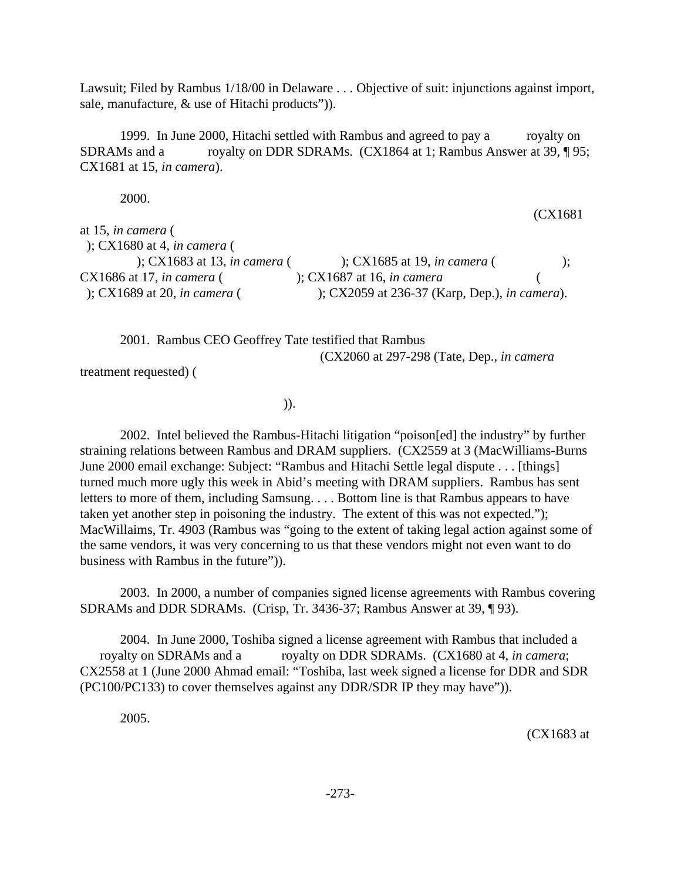Lawsuit; Filed by Rambus 1/18/00 in Delaware . . . Objective of suit: injunctions against import, sale, manufacture, & use of Hitachi products")).

1999. In June 2000, Hitachi settled with Rambus and agreed to pay a royalty on SDRAMs and a royalty on DDR SDRAMs. (CX1864 at 1; Rambus Answer at 39, ¶ 95; CX1681 at 15, *in camera*).

2000. (CX1681 at 15, *in camera* ( ); CX1680 at 4, *in camera* ( ); CX1683 at 13, *in camera* ( ); CX1685 at 19, *in camera* ( ); CX1686 at 17, *in camera* ( ); CX1687 at 16, *in camera* ( ); CX1689 at 20, *in camera* ( ); CX2059 at 236-37 (Karp, Dep.), *in camera*).

2001. Rambus CEO Geoffrey Tate testified that Rambus (CX2060 at 297-298 (Tate, Dep., *in camera* treatment requested) ( )).

2002. Intel believed the Rambus-Hitachi litigation "poison[ed] the industry" by further straining relations between Rambus and DRAM suppliers. (CX2559 at 3 (MacWilliams-Burns June 2000 email exchange: Subject: "Rambus and Hitachi Settle legal dispute . . . [things] turned much more ugly this week in Abid's meeting with DRAM suppliers. Rambus has sent letters to more of them, including Samsung. . . . Bottom line is that Rambus appears to have taken yet another step in poisoning the industry. The extent of this was not expected."); MacWillaims, Tr. 4903 (Rambus was "going to the extent of taking legal action against some of the same vendors, it was very concerning to us that these vendors might not even want to do business with Rambus in the future")).

2003. In 2000, a number of companies signed license agreements with Rambus covering SDRAMs and DDR SDRAMs. (Crisp, Tr. 3436-37; Rambus Answer at 39, ¶ 93).

2004. In June 2000, Toshiba signed a license agreement with Rambus that included a royalty on SDRAMs and a royalty on DDR SDRAMs. (CX1680 at 4, *in camera*; CX2558 at 1 (June 2000 Ahmad email: "Toshiba, last week signed a license for DDR and SDR (PC100/PC133) to cover themselves against any DDR/SDR IP they may have")).

2005. (CX1683 at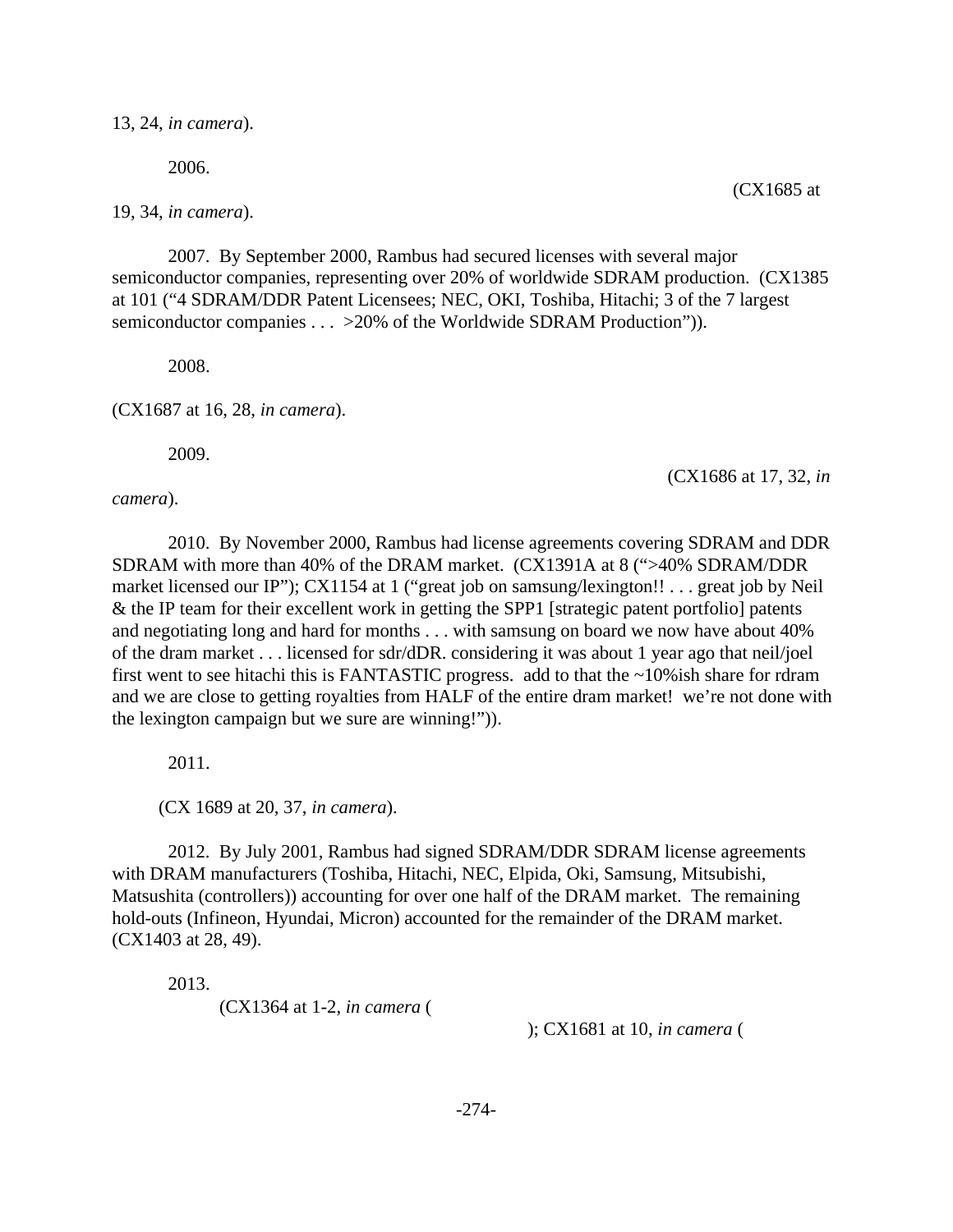13, 24, *in camera*).

2006. (CX1685 at 19, 34, *in camera*).

2007. By September 2000, Rambus had secured licenses with several major semiconductor companies, representing over 20% of worldwide SDRAM production. (CX1385 at 101 ("4 SDRAM/DDR Patent Licensees; NEC, OKI, Toshiba, Hitachi; 3 of the 7 largest semiconductor companies . . . >20% of the Worldwide SDRAM Production")).

2008.

(CX1687 at 16, 28, *in camera*).

2009. (CX1686 at 17, 32, *in camera*).

2010. By November 2000, Rambus had license agreements covering SDRAM and DDR SDRAM with more than 40% of the DRAM market. (CX1391A at 8 (">40% SDRAM/DDR market licensed our IP"); CX1154 at 1 ("great job on samsung/lexington!! . . . great job by Neil & the IP team for their excellent work in getting the SPP1 [strategic patent portfolio] patents and negotiating long and hard for months . . . with samsung on board we now have about 40% of the dram market . . . licensed for sdr/dDR. considering it was about 1 year ago that neil/joel first went to see hitachi this is FANTASTIC progress. add to that the ~10%ish share for rdram and we are close to getting royalties from HALF of the entire dram market! we're not done with the lexington campaign but we sure are winning!")).

2011.

(CX 1689 at 20, 37, *in camera*).

2012. By July 2001, Rambus had signed SDRAM/DDR SDRAM license agreements with DRAM manufacturers (Toshiba, Hitachi, NEC, Elpida, Oki, Samsung, Mitsubishi, Matsushita (controllers)) accounting for over one half of the DRAM market. The remaining hold-outs (Infineon, Hyundai, Micron) accounted for the remainder of the DRAM market. (CX1403 at 28, 49).

2013.

(CX1364 at 1-2, *in camera* ( ); CX1681 at 10, *in camera* (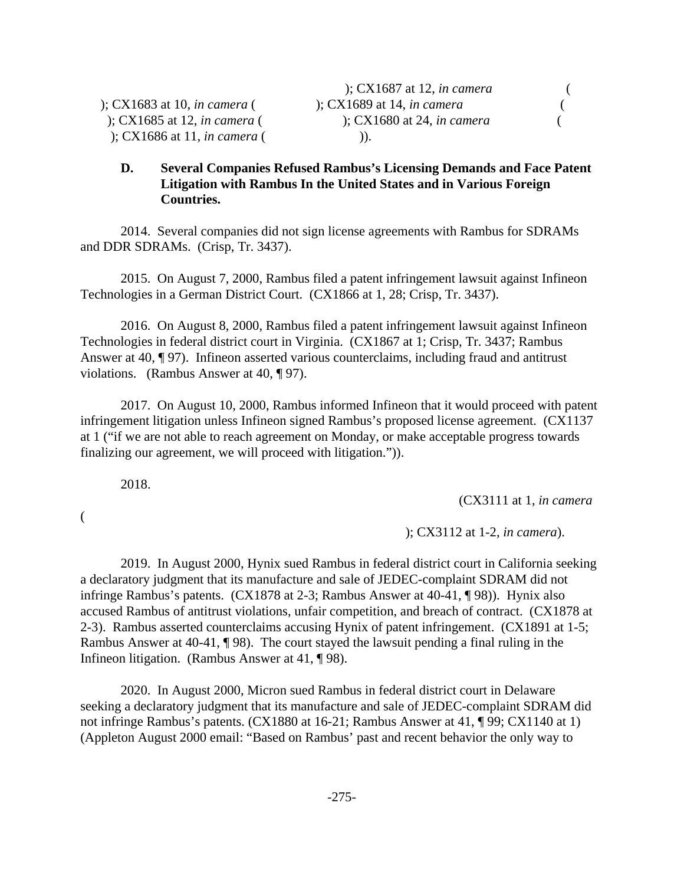); CX1687 at 12, *in camera* ( ); CX1683 at 10, *in camera* ( ); CX1689 at 14, *in camera* ( ); CX1685 at 12, *in camera* ( ); CX1680 at 24, *in camera* ( ); CX1686 at 11, *in camera* ( )).

### D. Several Companies Refused Rambus's Licensing Demands and Face Patent Litigation with Rambus In the United States and in Various Foreign Countries.

2014. Several companies did not sign license agreements with Rambus for SDRAMs and DDR SDRAMs. (Crisp, Tr. 3437).

2015. On August 7, 2000, Rambus filed a patent infringement lawsuit against Infineon Technologies in a German District Court. (CX1866 at 1, 28; Crisp, Tr. 3437).

2016. On August 8, 2000, Rambus filed a patent infringement lawsuit against Infineon Technologies in federal district court in Virginia. (CX1867 at 1; Crisp, Tr. 3437; Rambus Answer at 40, ¶ 97). Infineon asserted various counterclaims, including fraud and antitrust violations. (Rambus Answer at 40, ¶ 97).

2017. On August 10, 2000, Rambus informed Infineon that it would proceed with patent infringement litigation unless Infineon signed Rambus's proposed license agreement. (CX1137 at 1 ("if we are not able to reach agreement on Monday, or make acceptable progress towards finalizing our agreement, we will proceed with litigation.")).

2018. (CX3111 at 1, *in camera* ( ); CX3112 at 1-2, *in camera*).

2019. In August 2000, Hynix sued Rambus in federal district court in California seeking a declaratory judgment that its manufacture and sale of JEDEC-complaint SDRAM did not infringe Rambus's patents. (CX1878 at 2-3; Rambus Answer at 40-41, ¶ 98)). Hynix also accused Rambus of antitrust violations, unfair competition, and breach of contract. (CX1878 at 2-3). Rambus asserted counterclaims accusing Hynix of patent infringement. (CX1891 at 1-5; Rambus Answer at 40-41, ¶ 98). The court stayed the lawsuit pending a final ruling in the Infineon litigation. (Rambus Answer at 41, ¶ 98).

2020. In August 2000, Micron sued Rambus in federal district court in Delaware seeking a declaratory judgment that its manufacture and sale of JEDEC-complaint SDRAM did not infringe Rambus's patents. (CX1880 at 16-21; Rambus Answer at 41, ¶ 99; CX1140 at 1) (Appleton August 2000 email: "Based on Rambus' past and recent behavior the only way to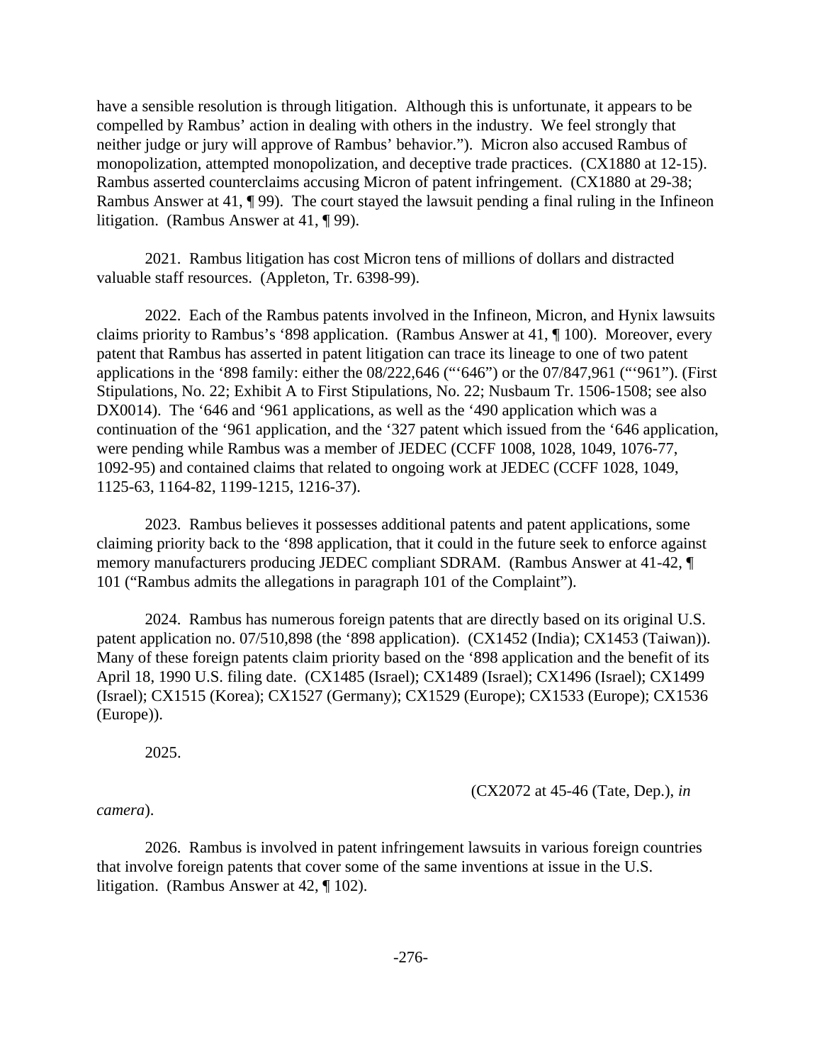have a sensible resolution is through litigation. Although this is unfortunate, it appears to be compelled by Rambus' action in dealing with others in the industry. We feel strongly that neither judge or jury will approve of Rambus' behavior."). Micron also accused Rambus of monopolization, attempted monopolization, and deceptive trade practices. (CX1880 at 12-15). Rambus asserted counterclaims accusing Micron of patent infringement. (CX1880 at 29-38; Rambus Answer at 41, ¶ 99). The court stayed the lawsuit pending a final ruling in the Infineon litigation. (Rambus Answer at 41, ¶ 99).

2021. Rambus litigation has cost Micron tens of millions of dollars and distracted valuable staff resources. (Appleton, Tr. 6398-99).

2022. Each of the Rambus patents involved in the Infineon, Micron, and Hynix lawsuits claims priority to Rambus's '898 application. (Rambus Answer at 41, ¶ 100). Moreover, every patent that Rambus has asserted in patent litigation can trace its lineage to one of two patent applications in the '898 family: either the 08/222,646 ("'646") or the 07/847,961 ("'961"). (First Stipulations, No. 22; Exhibit A to First Stipulations, No. 22; Nusbaum Tr. 1506-1508; see also DX0014). The '646 and '961 applications, as well as the '490 application which was a continuation of the '961 application, and the '327 patent which issued from the '646 application, were pending while Rambus was a member of JEDEC (CCFF 1008, 1028, 1049, 1076-77, 1092-95) and contained claims that related to ongoing work at JEDEC (CCFF 1028, 1049, 1125-63, 1164-82, 1199-1215, 1216-37).

2023. Rambus believes it possesses additional patents and patent applications, some claiming priority back to the '898 application, that it could in the future seek to enforce against memory manufacturers producing JEDEC compliant SDRAM. (Rambus Answer at 41-42, ¶ 101 ("Rambus admits the allegations in paragraph 101 of the Complaint").

2024. Rambus has numerous foreign patents that are directly based on its original U.S. patent application no. 07/510,898 (the '898 application). (CX1452 (India); CX1453 (Taiwan)). Many of these foreign patents claim priority based on the '898 application and the benefit of its April 18, 1990 U.S. filing date. (CX1485 (Israel); CX1489 (Israel); CX1496 (Israel); CX1499 (Israel); CX1515 (Korea); CX1527 (Germany); CX1529 (Europe); CX1533 (Europe); CX1536 (Europe)).

2025.

(CX2072 at 45-46 (Tate, Dep.), *in camera*).

2026. Rambus is involved in patent infringement lawsuits in various foreign countries that involve foreign patents that cover some of the same inventions at issue in the U.S. litigation. (Rambus Answer at 42, ¶ 102).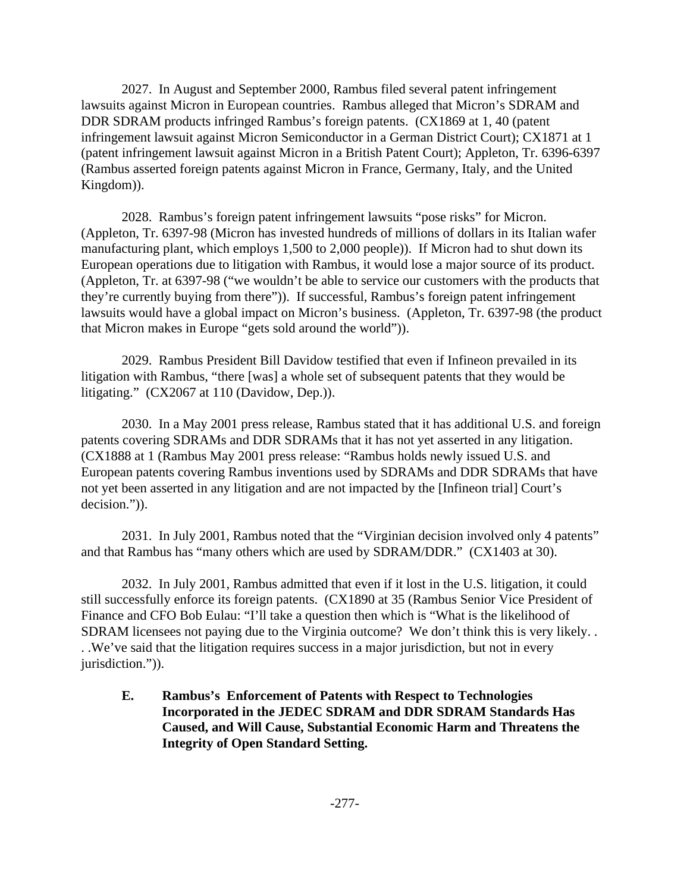2027. In August and September 2000, Rambus filed several patent infringement lawsuits against Micron in European countries. Rambus alleged that Micron's SDRAM and DDR SDRAM products infringed Rambus's foreign patents. (CX1869 at 1, 40 (patent infringement lawsuit against Micron Semiconductor in a German District Court); CX1871 at 1 (patent infringement lawsuit against Micron in a British Patent Court); Appleton, Tr. 6396-6397 (Rambus asserted foreign patents against Micron in France, Germany, Italy, and the United Kingdom)).

2028. Rambus's foreign patent infringement lawsuits "pose risks" for Micron. (Appleton, Tr. 6397-98 (Micron has invested hundreds of millions of dollars in its Italian wafer manufacturing plant, which employs 1,500 to 2,000 people)). If Micron had to shut down its European operations due to litigation with Rambus, it would lose a major source of its product. (Appleton, Tr. at 6397-98 ("we wouldn't be able to service our customers with the products that they're currently buying from there")). If successful, Rambus's foreign patent infringement lawsuits would have a global impact on Micron's business. (Appleton, Tr. 6397-98 (the product that Micron makes in Europe "gets sold around the world")).

2029. Rambus President Bill Davidow testified that even if Infineon prevailed in its litigation with Rambus, "there [was] a whole set of subsequent patents that they would be litigating." (CX2067 at 110 (Davidow, Dep.)).

2030. In a May 2001 press release, Rambus stated that it has additional U.S. and foreign patents covering SDRAMs and DDR SDRAMs that it has not yet asserted in any litigation. (CX1888 at 1 (Rambus May 2001 press release: "Rambus holds newly issued U.S. and European patents covering Rambus inventions used by SDRAMs and DDR SDRAMs that have not yet been asserted in any litigation and are not impacted by the [Infineon trial] Court's decision.")).

2031. In July 2001, Rambus noted that the "Virginian decision involved only 4 patents" and that Rambus has "many others which are used by SDRAM/DDR." (CX1403 at 30).

2032. In July 2001, Rambus admitted that even if it lost in the U.S. litigation, it could still successfully enforce its foreign patents. (CX1890 at 35 (Rambus Senior Vice President of Finance and CFO Bob Eulau: "I'll take a question then which is "What is the likelihood of SDRAM licensees not paying due to the Virginia outcome? We don't think this is very likely. . . .We've said that the litigation requires success in a major jurisdiction, but not in every jurisdiction.")).

### E. Rambus's Enforcement of Patents with Respect to Technologies Incorporated in the JEDEC SDRAM and DDR SDRAM Standards Has Caused, and Will Cause, Substantial Economic Harm and Threatens the Integrity of Open Standard Setting.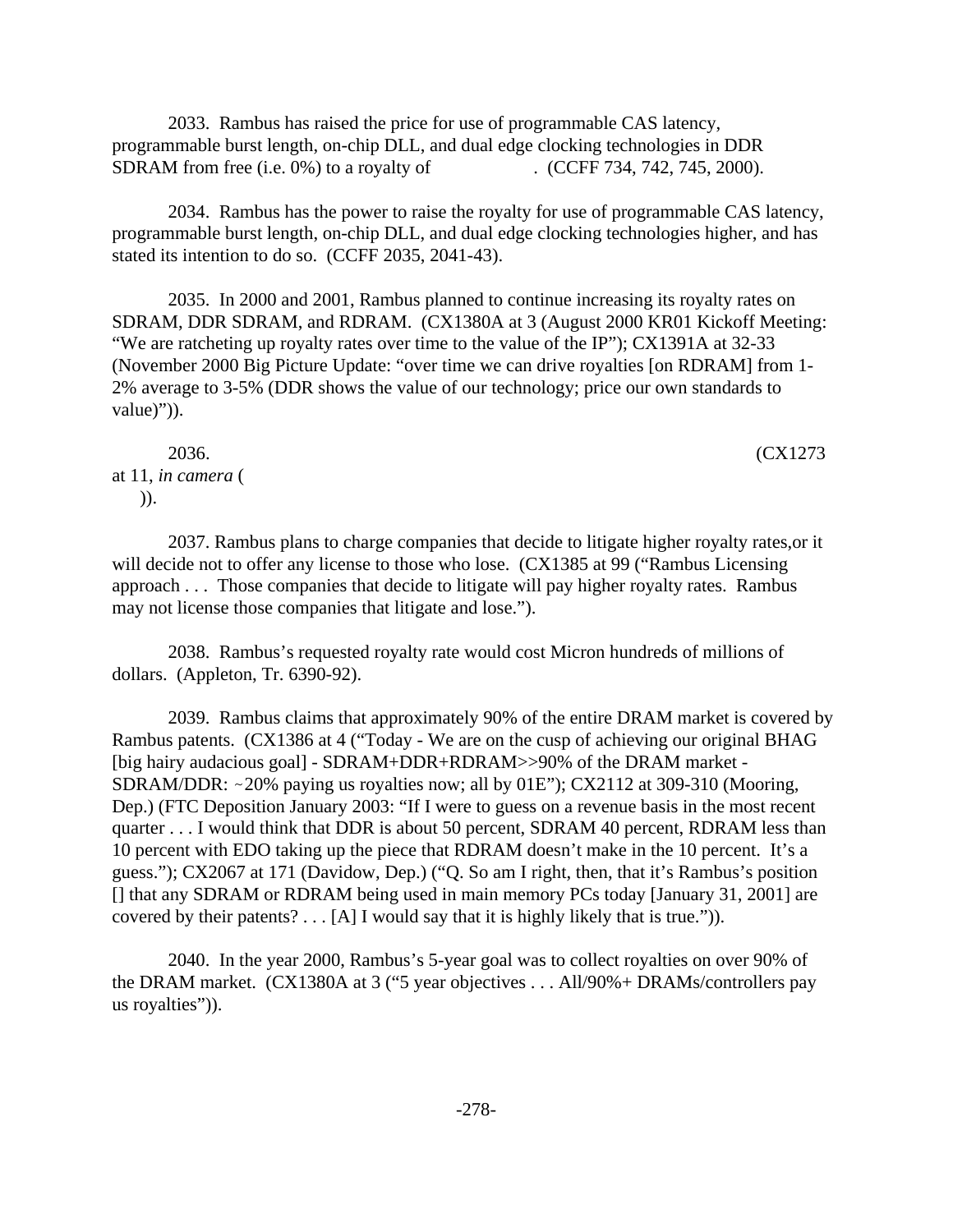2033. Rambus has raised the price for use of programmable CAS latency, programmable burst length, on-chip DLL, and dual edge clocking technologies in DDR SDRAM from free (i.e. 0%) to a royalty of . (CCFF 734, 742, 745, 2000).

2034. Rambus has the power to raise the royalty for use of programmable CAS latency, programmable burst length, on-chip DLL, and dual edge clocking technologies higher, and has stated its intention to do so. (CCFF 2035, 2041-43).

2035. In 2000 and 2001, Rambus planned to continue increasing its royalty rates on SDRAM, DDR SDRAM, and RDRAM. (CX1380A at 3 (August 2000 KR01 Kickoff Meeting: "We are ratcheting up royalty rates over time to the value of the IP"); CX1391A at 32-33 (November 2000 Big Picture Update: "over time we can drive royalties [on RDRAM] from 1-2% average to 3-5% (DDR shows the value of our technology; price our own standards to value)")).

2036. (CX1273 at 11, *in camera* ( )).

2037. Rambus plans to charge companies that decide to litigate higher royalty rates,or it will decide not to offer any license to those who lose. (CX1385 at 99 ("Rambus Licensing approach . . . Those companies that decide to litigate will pay higher royalty rates. Rambus may not license those companies that litigate and lose.").

2038. Rambus's requested royalty rate would cost Micron hundreds of millions of dollars. (Appleton, Tr. 6390-92).

2039. Rambus claims that approximately 90% of the entire DRAM market is covered by Rambus patents. (CX1386 at 4 ("Today - We are on the cusp of achieving our original BHAG [big hairy audacious goal] - SDRAM+DDR+RDRAM>>90% of the DRAM market - SDRAM/DDR: ~20% paying us royalties now; all by 01E"); CX2112 at 309-310 (Mooring, Dep.) (FTC Deposition January 2003: "If I were to guess on a revenue basis in the most recent quarter . . . I would think that DDR is about 50 percent, SDRAM 40 percent, RDRAM less than 10 percent with EDO taking up the piece that RDRAM doesn't make in the 10 percent. It's a guess."); CX2067 at 171 (Davidow, Dep.) ("Q. So am I right, then, that it's Rambus's position [] that any SDRAM or RDRAM being used in main memory PCs today [January 31, 2001] are covered by their patents? . . . [A] I would say that it is highly likely that is true.")).

2040. In the year 2000, Rambus's 5-year goal was to collect royalties on over 90% of the DRAM market. (CX1380A at 3 ("5 year objectives . . . All/90%+ DRAMs/controllers pay us royalties")).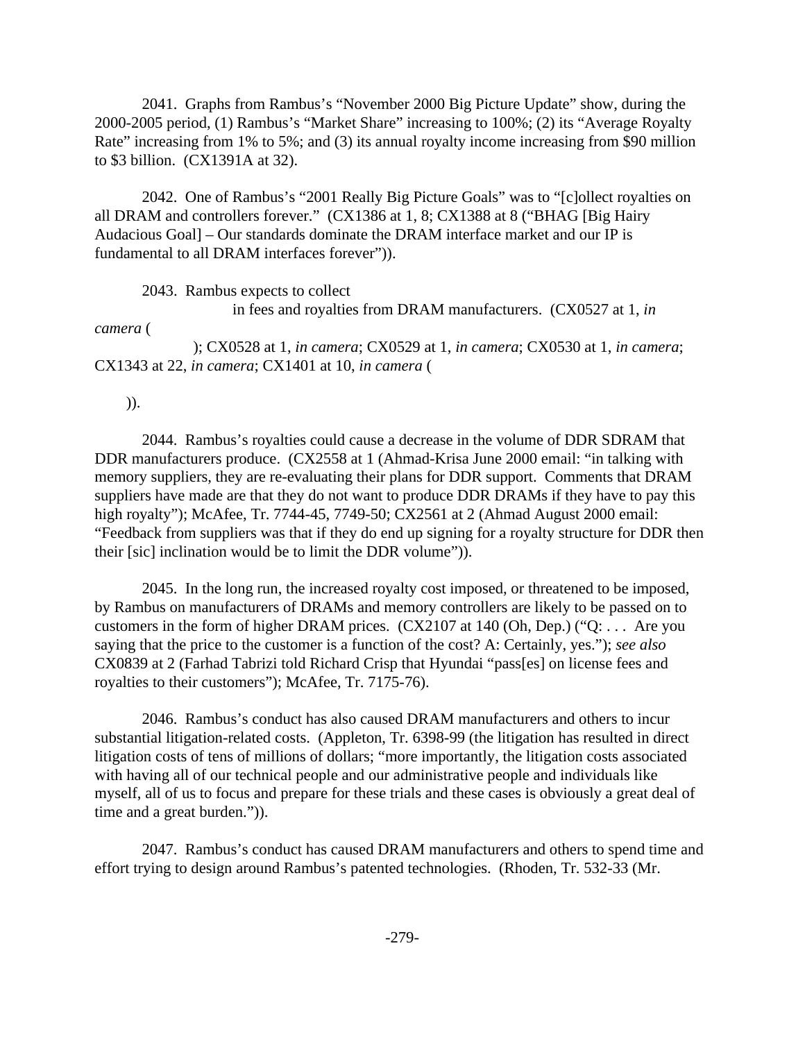2041. Graphs from Rambus's "November 2000 Big Picture Update" show, during the 2000-2005 period, (1) Rambus's "Market Share" increasing to 100%; (2) its "Average Royalty Rate" increasing from 1% to 5%; and (3) its annual royalty income increasing from $90 million to $3 billion. (CX1391A at 32).

2042. One of Rambus's "2001 Really Big Picture Goals" was to "[c]ollect royalties on all DRAM and controllers forever." (CX1386 at 1, 8; CX1388 at 8 ("BHAG [Big Hairy Audacious Goal] – Our standards dominate the DRAM interface market and our IP is fundamental to all DRAM interfaces forever")).

2043. Rambus expects to collect in fees and royalties from DRAM manufacturers. (CX0527 at 1, *in camera* ( ); CX0528 at 1, *in camera*; CX0529 at 1, *in camera*; CX0530 at 1, *in camera*; CX1343 at 22, *in camera*; CX1401 at 10, *in camera* ( )).

2044. Rambus's royalties could cause a decrease in the volume of DDR SDRAM that DDR manufacturers produce. (CX2558 at 1 (Ahmad-Krisa June 2000 email: "in talking with memory suppliers, they are re-evaluating their plans for DDR support. Comments that DRAM suppliers have made are that they do not want to produce DDR DRAMs if they have to pay this high royalty"); McAfee, Tr. 7744-45, 7749-50; CX2561 at 2 (Ahmad August 2000 email: "Feedback from suppliers was that if they do end up signing for a royalty structure for DDR then their [sic] inclination would be to limit the DDR volume")).

2045. In the long run, the increased royalty cost imposed, or threatened to be imposed, by Rambus on manufacturers of DRAMs and memory controllers are likely to be passed on to customers in the form of higher DRAM prices. (CX2107 at 140 (Oh, Dep.) ("Q: . . . Are you saying that the price to the customer is a function of the cost? A: Certainly, yes."); *see also* CX0839 at 2 (Farhad Tabrizi told Richard Crisp that Hyundai "pass[es] on license fees and royalties to their customers"); McAfee, Tr. 7175-76).

2046. Rambus's conduct has also caused DRAM manufacturers and others to incur substantial litigation-related costs. (Appleton, Tr. 6398-99 (the litigation has resulted in direct litigation costs of tens of millions of dollars; "more importantly, the litigation costs associated with having all of our technical people and our administrative people and individuals like myself, all of us to focus and prepare for these trials and these cases is obviously a great deal of time and a great burden.")).

2047. Rambus's conduct has caused DRAM manufacturers and others to spend time and effort trying to design around Rambus's patented technologies. (Rhoden, Tr. 532-33 (Mr.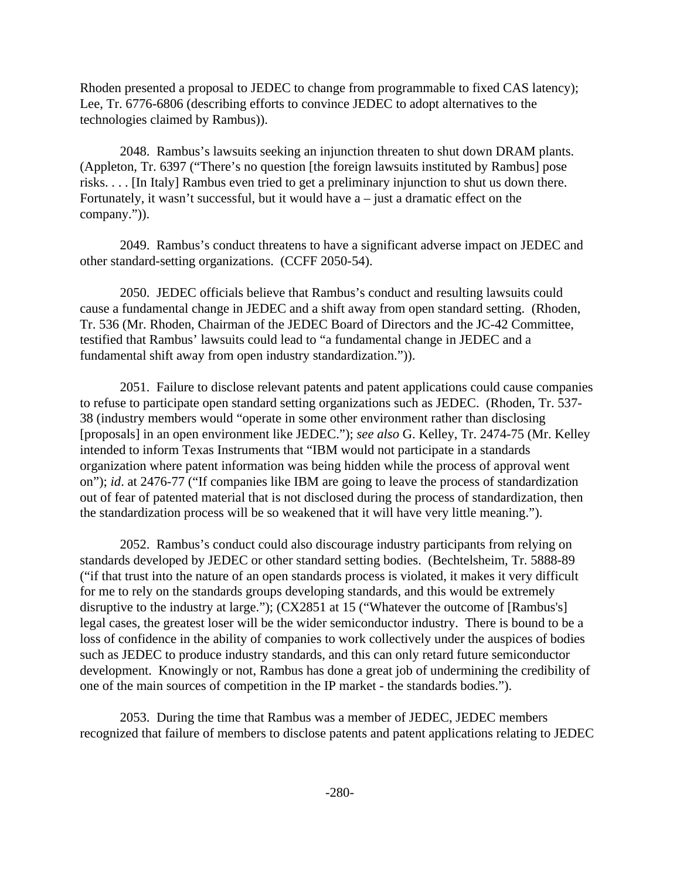Rhoden presented a proposal to JEDEC to change from programmable to fixed CAS latency); Lee, Tr. 6776-6806 (describing efforts to convince JEDEC to adopt alternatives to the technologies claimed by Rambus)).

2048. Rambus's lawsuits seeking an injunction threaten to shut down DRAM plants. (Appleton, Tr. 6397 ("There's no question [the foreign lawsuits instituted by Rambus] pose risks. . . . [In Italy] Rambus even tried to get a preliminary injunction to shut us down there. Fortunately, it wasn't successful, but it would have a – just a dramatic effect on the company.")).

2049. Rambus's conduct threatens to have a significant adverse impact on JEDEC and other standard-setting organizations. (CCFF 2050-54).

2050. JEDEC officials believe that Rambus's conduct and resulting lawsuits could cause a fundamental change in JEDEC and a shift away from open standard setting. (Rhoden, Tr. 536 (Mr. Rhoden, Chairman of the JEDEC Board of Directors and the JC-42 Committee, testified that Rambus' lawsuits could lead to "a fundamental change in JEDEC and a fundamental shift away from open industry standardization.")).

2051. Failure to disclose relevant patents and patent applications could cause companies to refuse to participate open standard setting organizations such as JEDEC. (Rhoden, Tr. 537-38 (industry members would "operate in some other environment rather than disclosing [proposals] in an open environment like JEDEC."); *see also* G. Kelley, Tr. 2474-75 (Mr. Kelley intended to inform Texas Instruments that "IBM would not participate in a standards organization where patent information was being hidden while the process of approval went on"); *id*. at 2476-77 ("If companies like IBM are going to leave the process of standardization out of fear of patented material that is not disclosed during the process of standardization, then the standardization process will be so weakened that it will have very little meaning.").

2052. Rambus's conduct could also discourage industry participants from relying on standards developed by JEDEC or other standard setting bodies. (Bechtelsheim, Tr. 5888-89 ("if that trust into the nature of an open standards process is violated, it makes it very difficult for me to rely on the standards groups developing standards, and this would be extremely disruptive to the industry at large."); (CX2851 at 15 ("Whatever the outcome of [Rambus's] legal cases, the greatest loser will be the wider semiconductor industry. There is bound to be a loss of confidence in the ability of companies to work collectively under the auspices of bodies such as JEDEC to produce industry standards, and this can only retard future semiconductor development. Knowingly or not, Rambus has done a great job of undermining the credibility of one of the main sources of competition in the IP market - the standards bodies.").

2053. During the time that Rambus was a member of JEDEC, JEDEC members recognized that failure of members to disclose patents and patent applications relating to JEDEC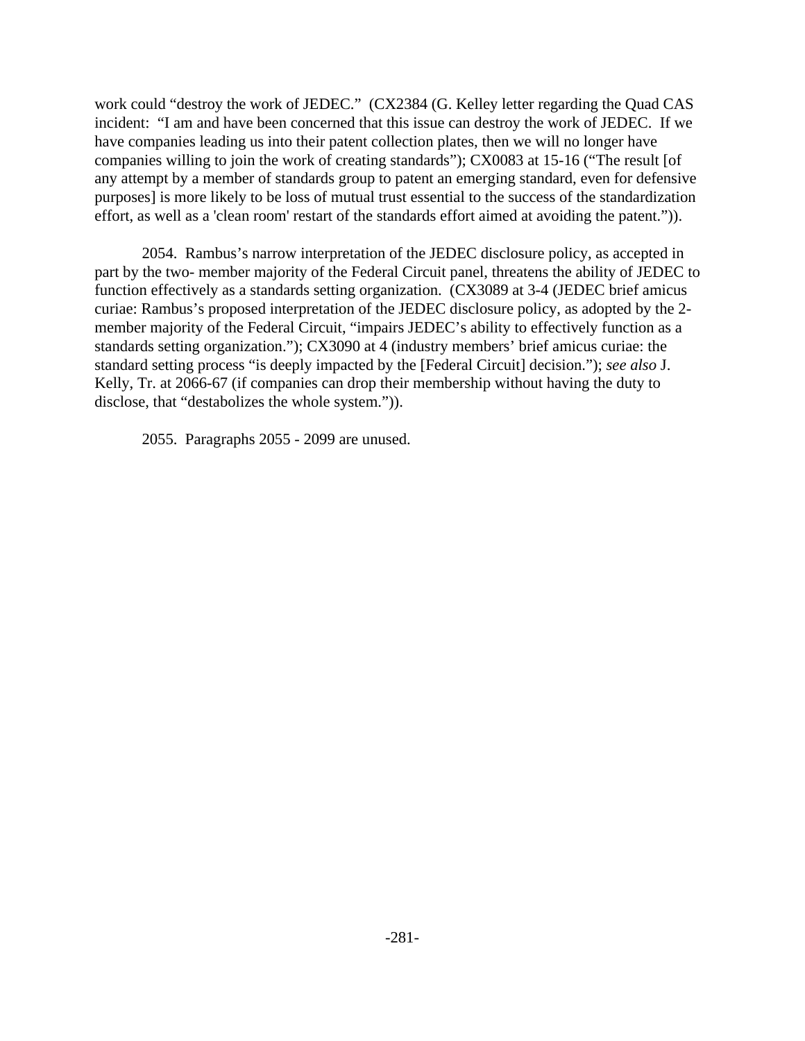work could "destroy the work of JEDEC." (CX2384 (G. Kelley letter regarding the Quad CAS incident: "I am and have been concerned that this issue can destroy the work of JEDEC. If we have companies leading us into their patent collection plates, then we will no longer have companies willing to join the work of creating standards"); CX0083 at 15-16 ("The result [of any attempt by a member of standards group to patent an emerging standard, even for defensive purposes] is more likely to be loss of mutual trust essential to the success of the standardization effort, as well as a 'clean room' restart of the standards effort aimed at avoiding the patent.")).

2054. Rambus's narrow interpretation of the JEDEC disclosure policy, as accepted in part by the two- member majority of the Federal Circuit panel, threatens the ability of JEDEC to function effectively as a standards setting organization. (CX3089 at 3-4 (JEDEC brief amicus curiae: Rambus's proposed interpretation of the JEDEC disclosure policy, as adopted by the 2-member majority of the Federal Circuit, "impairs JEDEC's ability to effectively function as a standards setting organization."); CX3090 at 4 (industry members' brief amicus curiae: the standard setting process "is deeply impacted by the [Federal Circuit] decision."); *see also* J. Kelly, Tr. at 2066-67 (if companies can drop their membership without having the duty to disclose, that "destabolizes the whole system.")).

2055. Paragraphs 2055 - 2099 are unused.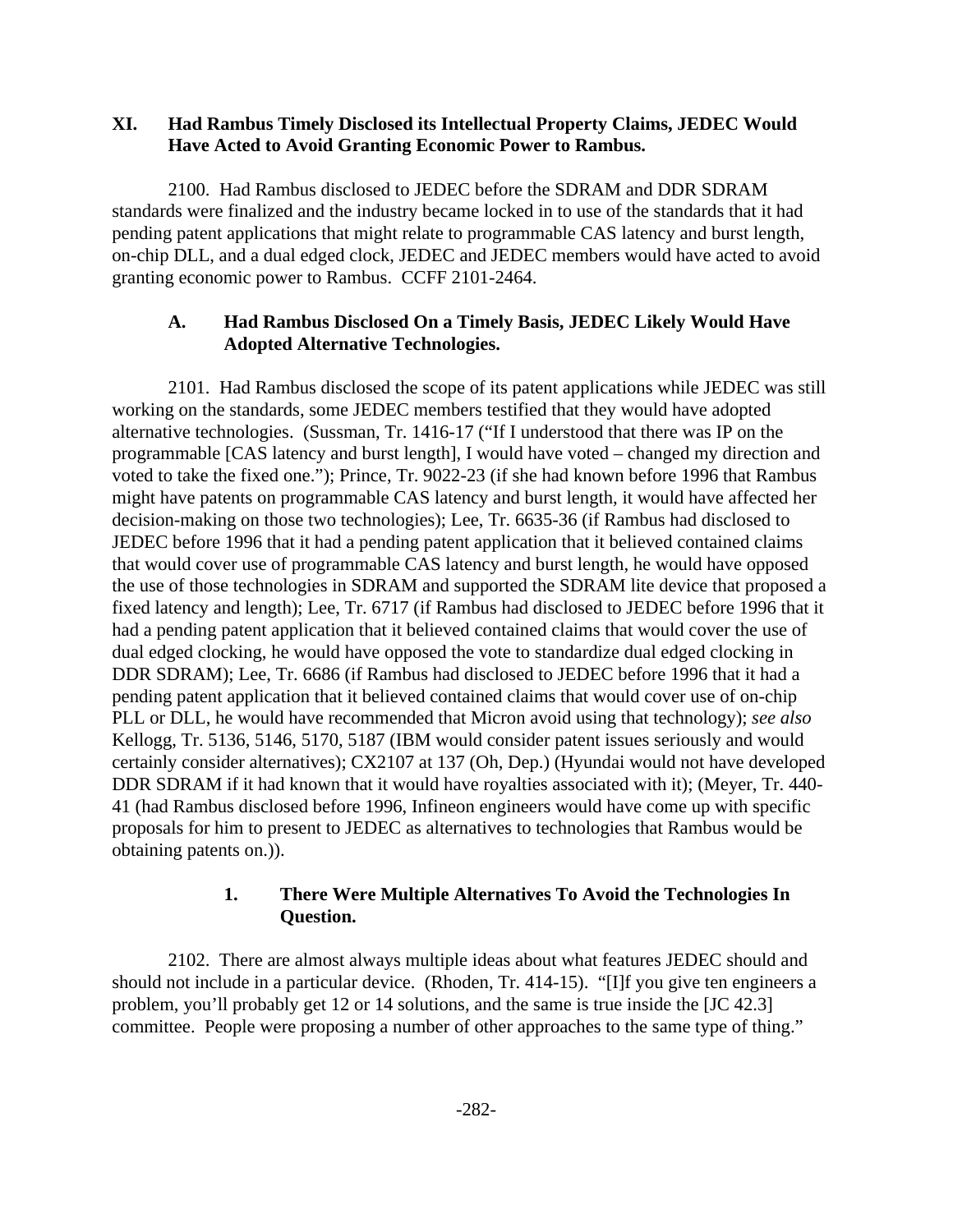## XI. Had Rambus Timely Disclosed its Intellectual Property Claims, JEDEC Would Have Acted to Avoid Granting Economic Power to Rambus.

2100. Had Rambus disclosed to JEDEC before the SDRAM and DDR SDRAM standards were finalized and the industry became locked in to use of the standards that it had pending patent applications that might relate to programmable CAS latency and burst length, on-chip DLL, and a dual edged clock, JEDEC and JEDEC members would have acted to avoid granting economic power to Rambus. CCFF 2101-2464.

### A. Had Rambus Disclosed On a Timely Basis, JEDEC Likely Would Have Adopted Alternative Technologies.

2101. Had Rambus disclosed the scope of its patent applications while JEDEC was still working on the standards, some JEDEC members testified that they would have adopted alternative technologies. (Sussman, Tr. 1416-17 ("If I understood that there was IP on the programmable [CAS latency and burst length], I would have voted – changed my direction and voted to take the fixed one."); Prince, Tr. 9022-23 (if she had known before 1996 that Rambus might have patents on programmable CAS latency and burst length, it would have affected her decision-making on those two technologies); Lee, Tr. 6635-36 (if Rambus had disclosed to JEDEC before 1996 that it had a pending patent application that it believed contained claims that would cover use of programmable CAS latency and burst length, he would have opposed the use of those technologies in SDRAM and supported the SDRAM lite device that proposed a fixed latency and length); Lee, Tr. 6717 (if Rambus had disclosed to JEDEC before 1996 that it had a pending patent application that it believed contained claims that would cover the use of dual edged clocking, he would have opposed the vote to standardize dual edged clocking in DDR SDRAM); Lee, Tr. 6686 (if Rambus had disclosed to JEDEC before 1996 that it had a pending patent application that it believed contained claims that would cover use of on-chip PLL or DLL, he would have recommended that Micron avoid using that technology); *see also* Kellogg, Tr. 5136, 5146, 5170, 5187 (IBM would consider patent issues seriously and would certainly consider alternatives); CX2107 at 137 (Oh, Dep.) (Hyundai would not have developed DDR SDRAM if it had known that it would have royalties associated with it); (Meyer, Tr. 440-41 (had Rambus disclosed before 1996, Infineon engineers would have come up with specific proposals for him to present to JEDEC as alternatives to technologies that Rambus would be obtaining patents on.)).

#### 1. There Were Multiple Alternatives To Avoid the Technologies In Question.

2102. There are almost always multiple ideas about what features JEDEC should and should not include in a particular device. (Rhoden, Tr. 414-15). "[I]f you give ten engineers a problem, you'll probably get 12 or 14 solutions, and the same is true inside the [JC 42.3] committee. People were proposing a number of other approaches to the same type of thing."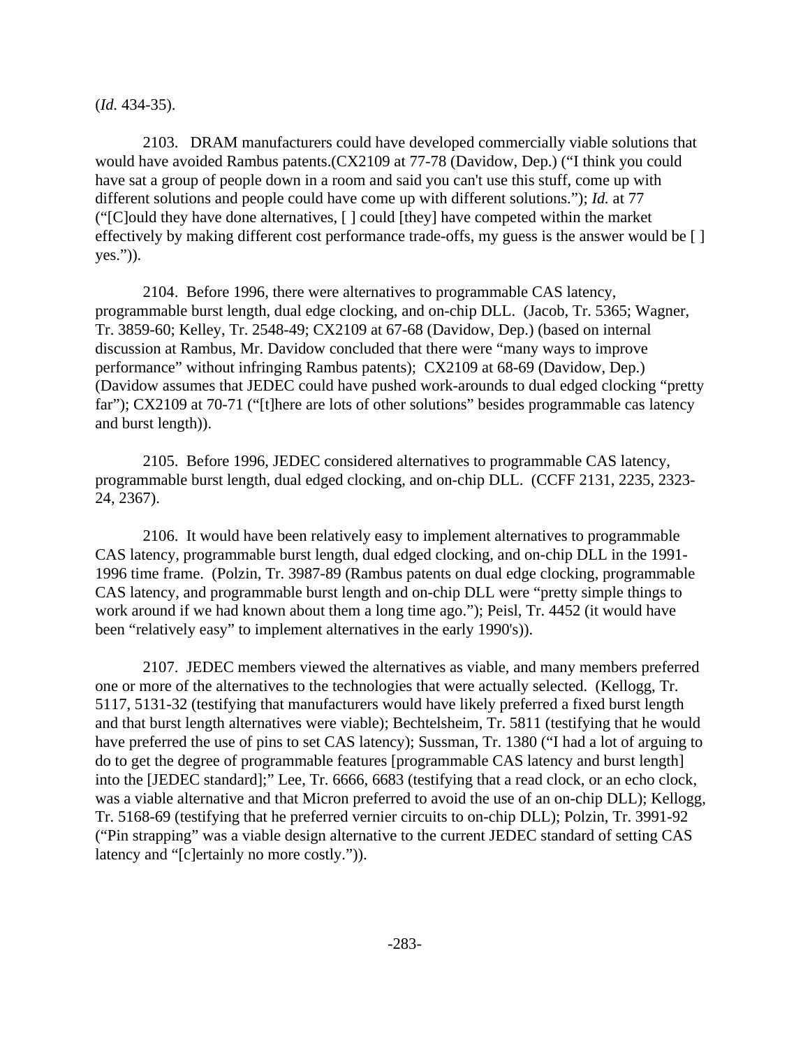(*Id.* 434-35).

2103. DRAM manufacturers could have developed commercially viable solutions that would have avoided Rambus patents.(CX2109 at 77-78 (Davidow, Dep.) ("I think you could have sat a group of people down in a room and said you can't use this stuff, come up with different solutions and people could have come up with different solutions."); *Id.* at 77 ("[C]ould they have done alternatives, [ ] could [they] have competed within the market effectively by making different cost performance trade-offs, my guess is the answer would be [ ] yes.")).

2104. Before 1996, there were alternatives to programmable CAS latency, programmable burst length, dual edge clocking, and on-chip DLL. (Jacob, Tr. 5365; Wagner, Tr. 3859-60; Kelley, Tr. 2548-49; CX2109 at 67-68 (Davidow, Dep.) (based on internal discussion at Rambus, Mr. Davidow concluded that there were "many ways to improve performance" without infringing Rambus patents); CX2109 at 68-69 (Davidow, Dep.) (Davidow assumes that JEDEC could have pushed work-arounds to dual edged clocking "pretty far"); CX2109 at 70-71 ("[t]here are lots of other solutions" besides programmable cas latency and burst length)).

2105. Before 1996, JEDEC considered alternatives to programmable CAS latency, programmable burst length, dual edged clocking, and on-chip DLL. (CCFF 2131, 2235, 2323-24, 2367).

2106. It would have been relatively easy to implement alternatives to programmable CAS latency, programmable burst length, dual edged clocking, and on-chip DLL in the 1991-1996 time frame. (Polzin, Tr. 3987-89 (Rambus patents on dual edge clocking, programmable CAS latency, and programmable burst length and on-chip DLL were "pretty simple things to work around if we had known about them a long time ago."); Peisl, Tr. 4452 (it would have been "relatively easy" to implement alternatives in the early 1990's)).

2107. JEDEC members viewed the alternatives as viable, and many members preferred one or more of the alternatives to the technologies that were actually selected. (Kellogg, Tr. 5117, 5131-32 (testifying that manufacturers would have likely preferred a fixed burst length and that burst length alternatives were viable); Bechtelsheim, Tr. 5811 (testifying that he would have preferred the use of pins to set CAS latency); Sussman, Tr. 1380 ("I had a lot of arguing to do to get the degree of programmable features [programmable CAS latency and burst length] into the [JEDEC standard];" Lee, Tr. 6666, 6683 (testifying that a read clock, or an echo clock, was a viable alternative and that Micron preferred to avoid the use of an on-chip DLL); Kellogg, Tr. 5168-69 (testifying that he preferred vernier circuits to on-chip DLL); Polzin, Tr. 3991-92 ("Pin strapping" was a viable design alternative to the current JEDEC standard of setting CAS latency and "[c]ertainly no more costly.")).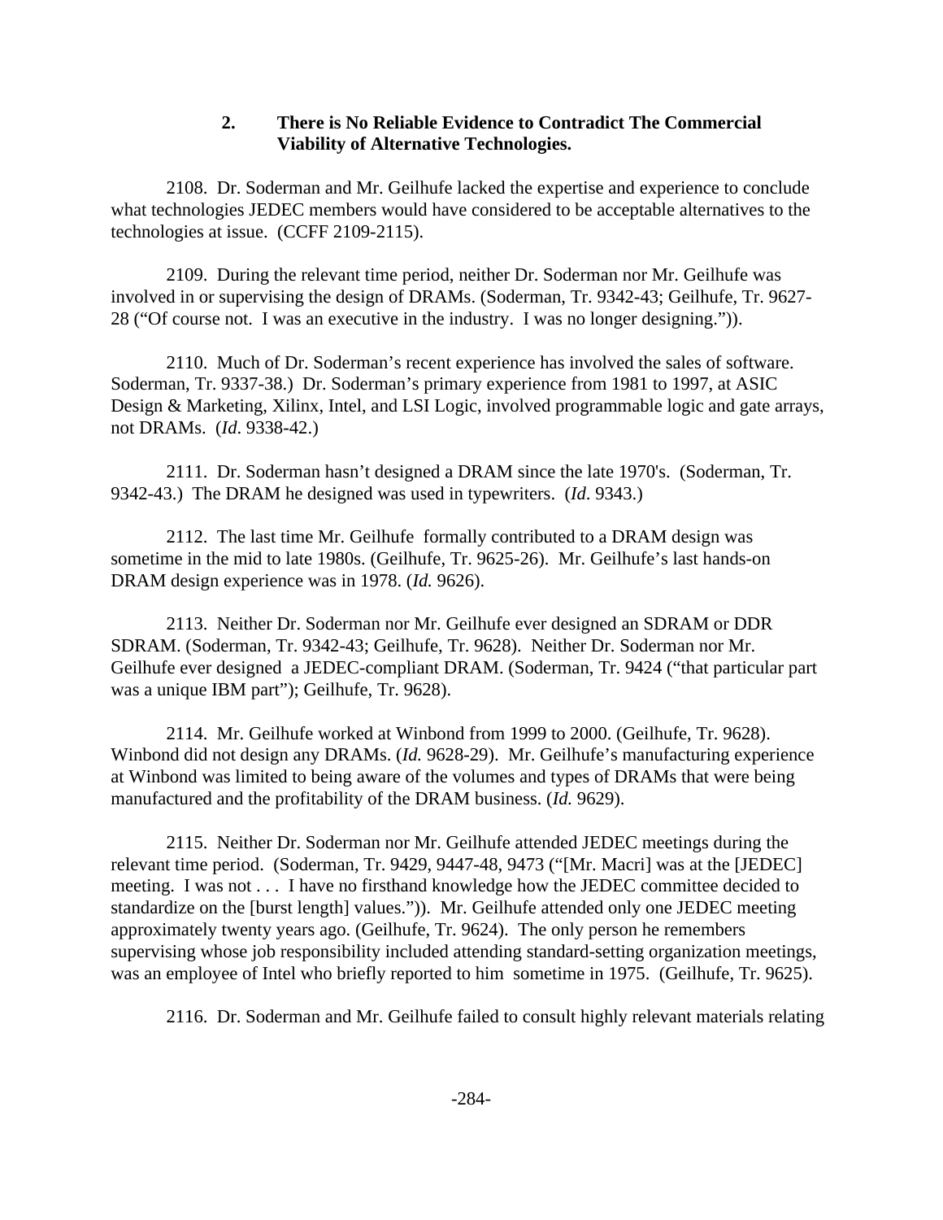### 2. There is No Reliable Evidence to Contradict The Commercial Viability of Alternative Technologies.

2108. Dr. Soderman and Mr. Geilhufe lacked the expertise and experience to conclude what technologies JEDEC members would have considered to be acceptable alternatives to the technologies at issue. (CCFF 2109-2115).

2109. During the relevant time period, neither Dr. Soderman nor Mr. Geilhufe was involved in or supervising the design of DRAMs. (Soderman, Tr. 9342-43; Geilhufe, Tr. 9627-28 ("Of course not. I was an executive in the industry. I was no longer designing.")).

2110. Much of Dr. Soderman's recent experience has involved the sales of software. Soderman, Tr. 9337-38.) Dr. Soderman's primary experience from 1981 to 1997, at ASIC Design & Marketing, Xilinx, Intel, and LSI Logic, involved programmable logic and gate arrays, not DRAMs. (*Id*. 9338-42.)

2111. Dr. Soderman hasn't designed a DRAM since the late 1970's. (Soderman, Tr. 9342-43.) The DRAM he designed was used in typewriters. (*Id*. 9343.)

2112. The last time Mr. Geilhufe formally contributed to a DRAM design was sometime in the mid to late 1980s. (Geilhufe, Tr. 9625-26). Mr. Geilhufe's last hands-on DRAM design experience was in 1978. (*Id.* 9626).

2113. Neither Dr. Soderman nor Mr. Geilhufe ever designed an SDRAM or DDR SDRAM. (Soderman, Tr. 9342-43; Geilhufe, Tr. 9628). Neither Dr. Soderman nor Mr. Geilhufe ever designed a JEDEC-compliant DRAM. (Soderman, Tr. 9424 ("that particular part was a unique IBM part"); Geilhufe, Tr. 9628).

2114. Mr. Geilhufe worked at Winbond from 1999 to 2000. (Geilhufe, Tr. 9628). Winbond did not design any DRAMs. (*Id.* 9628-29). Mr. Geilhufe's manufacturing experience at Winbond was limited to being aware of the volumes and types of DRAMs that were being manufactured and the profitability of the DRAM business. (*Id.* 9629).

2115. Neither Dr. Soderman nor Mr. Geilhufe attended JEDEC meetings during the relevant time period. (Soderman, Tr. 9429, 9447-48, 9473 ("[Mr. Macri] was at the [JEDEC] meeting. I was not . . . I have no firsthand knowledge how the JEDEC committee decided to standardize on the [burst length] values.")). Mr. Geilhufe attended only one JEDEC meeting approximately twenty years ago. (Geilhufe, Tr. 9624). The only person he remembers supervising whose job responsibility included attending standard-setting organization meetings, was an employee of Intel who briefly reported to him sometime in 1975. (Geilhufe, Tr. 9625).

2116. Dr. Soderman and Mr. Geilhufe failed to consult highly relevant materials relating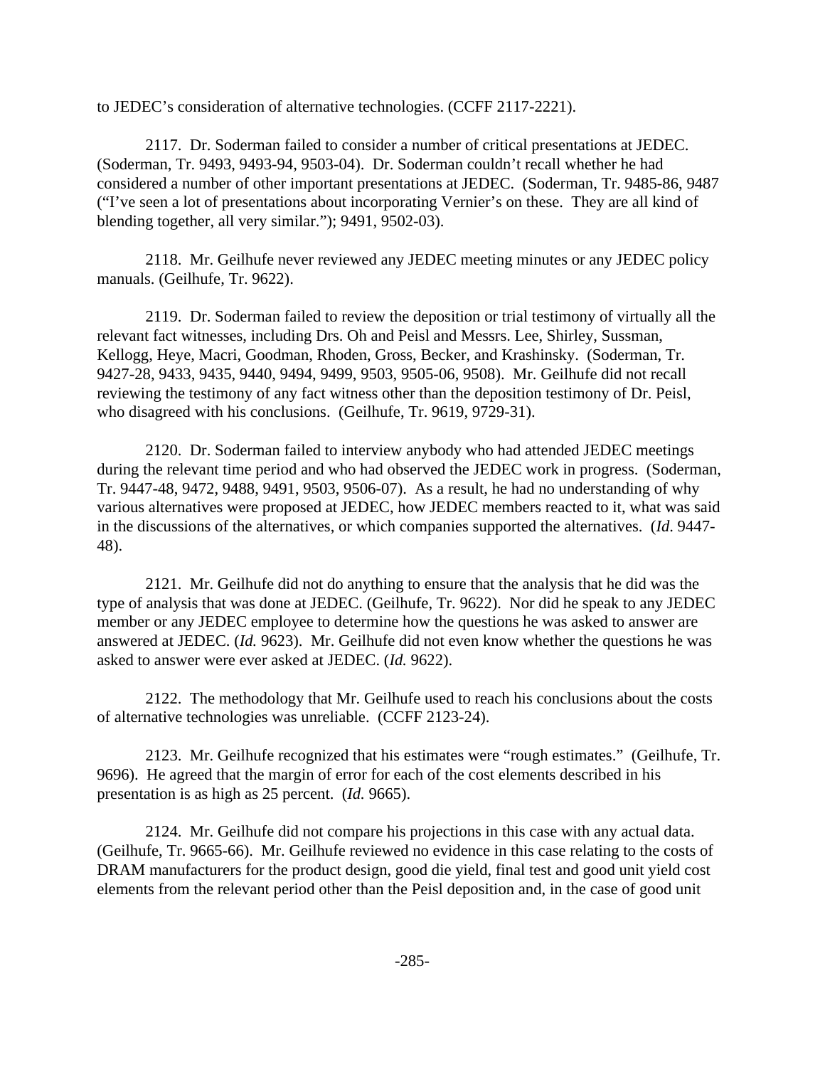to JEDEC's consideration of alternative technologies. (CCFF 2117-2221).

2117. Dr. Soderman failed to consider a number of critical presentations at JEDEC. (Soderman, Tr. 9493, 9493-94, 9503-04). Dr. Soderman couldn't recall whether he had considered a number of other important presentations at JEDEC. (Soderman, Tr. 9485-86, 9487 ("I've seen a lot of presentations about incorporating Vernier's on these. They are all kind of blending together, all very similar."); 9491, 9502-03).

2118. Mr. Geilhufe never reviewed any JEDEC meeting minutes or any JEDEC policy manuals. (Geilhufe, Tr. 9622).

2119. Dr. Soderman failed to review the deposition or trial testimony of virtually all the relevant fact witnesses, including Drs. Oh and Peisl and Messrs. Lee, Shirley, Sussman, Kellogg, Heye, Macri, Goodman, Rhoden, Gross, Becker, and Krashinsky. (Soderman, Tr. 9427-28, 9433, 9435, 9440, 9494, 9499, 9503, 9505-06, 9508). Mr. Geilhufe did not recall reviewing the testimony of any fact witness other than the deposition testimony of Dr. Peisl, who disagreed with his conclusions. (Geilhufe, Tr. 9619, 9729-31).

2120. Dr. Soderman failed to interview anybody who had attended JEDEC meetings during the relevant time period and who had observed the JEDEC work in progress. (Soderman, Tr. 9447-48, 9472, 9488, 9491, 9503, 9506-07). As a result, he had no understanding of why various alternatives were proposed at JEDEC, how JEDEC members reacted to it, what was said in the discussions of the alternatives, or which companies supported the alternatives. (*Id*. 9447-48).

2121. Mr. Geilhufe did not do anything to ensure that the analysis that he did was the type of analysis that was done at JEDEC. (Geilhufe, Tr. 9622). Nor did he speak to any JEDEC member or any JEDEC employee to determine how the questions he was asked to answer are answered at JEDEC. (*Id.* 9623). Mr. Geilhufe did not even know whether the questions he was asked to answer were ever asked at JEDEC. (*Id.* 9622).

2122. The methodology that Mr. Geilhufe used to reach his conclusions about the costs of alternative technologies was unreliable. (CCFF 2123-24).

2123. Mr. Geilhufe recognized that his estimates were "rough estimates." (Geilhufe, Tr. 9696). He agreed that the margin of error for each of the cost elements described in his presentation is as high as 25 percent. (*Id.* 9665).

2124. Mr. Geilhufe did not compare his projections in this case with any actual data. (Geilhufe, Tr. 9665-66). Mr. Geilhufe reviewed no evidence in this case relating to the costs of DRAM manufacturers for the product design, good die yield, final test and good unit yield cost elements from the relevant period other than the Peisl deposition and, in the case of good unit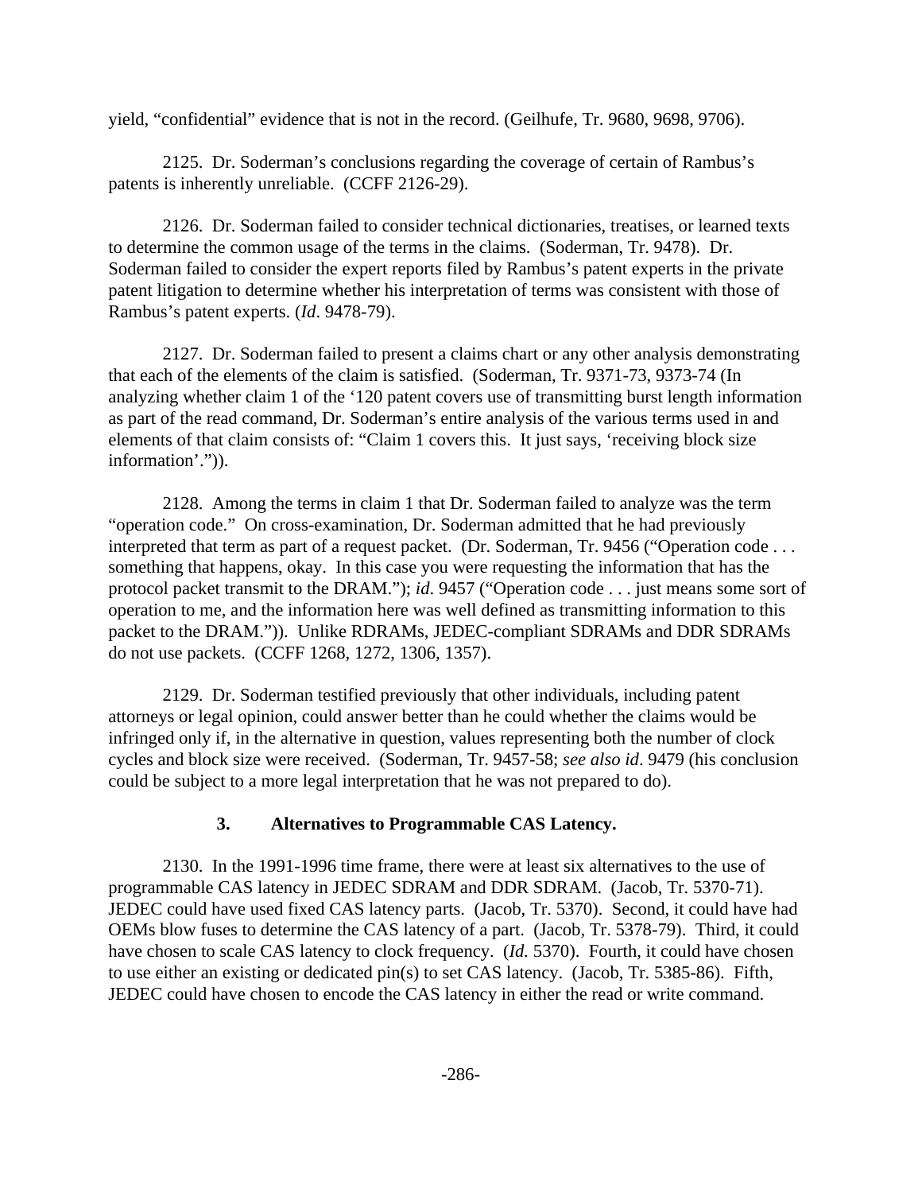yield, "confidential" evidence that is not in the record. (Geilhufe, Tr. 9680, 9698, 9706).

2125. Dr. Soderman's conclusions regarding the coverage of certain of Rambus's patents is inherently unreliable. (CCFF 2126-29).

2126. Dr. Soderman failed to consider technical dictionaries, treatises, or learned texts to determine the common usage of the terms in the claims. (Soderman, Tr. 9478). Dr. Soderman failed to consider the expert reports filed by Rambus's patent experts in the private patent litigation to determine whether his interpretation of terms was consistent with those of Rambus's patent experts. (*Id*. 9478-79).

2127. Dr. Soderman failed to present a claims chart or any other analysis demonstrating that each of the elements of the claim is satisfied. (Soderman, Tr. 9371-73, 9373-74 (In analyzing whether claim 1 of the '120 patent covers use of transmitting burst length information as part of the read command, Dr. Soderman's entire analysis of the various terms used in and elements of that claim consists of: "Claim 1 covers this. It just says, 'receiving block size information'.")).

2128. Among the terms in claim 1 that Dr. Soderman failed to analyze was the term "operation code." On cross-examination, Dr. Soderman admitted that he had previously interpreted that term as part of a request packet. (Dr. Soderman, Tr. 9456 ("Operation code . . . something that happens, okay. In this case you were requesting the information that has the protocol packet transmit to the DRAM."); *id*. 9457 ("Operation code . . . just means some sort of operation to me, and the information here was well defined as transmitting information to this packet to the DRAM.")). Unlike RDRAMs, JEDEC-compliant SDRAMs and DDR SDRAMs do not use packets. (CCFF 1268, 1272, 1306, 1357).

2129. Dr. Soderman testified previously that other individuals, including patent attorneys or legal opinion, could answer better than he could whether the claims would be infringed only if, in the alternative in question, values representing both the number of clock cycles and block size were received. (Soderman, Tr. 9457-58; *see also id*. 9479 (his conclusion could be subject to a more legal interpretation that he was not prepared to do).

### 3. Alternatives to Programmable CAS Latency.

2130. In the 1991-1996 time frame, there were at least six alternatives to the use of programmable CAS latency in JEDEC SDRAM and DDR SDRAM. (Jacob, Tr. 5370-71). JEDEC could have used fixed CAS latency parts. (Jacob, Tr. 5370). Second, it could have had OEMs blow fuses to determine the CAS latency of a part. (Jacob, Tr. 5378-79). Third, it could have chosen to scale CAS latency to clock frequency. (*Id.* 5370). Fourth, it could have chosen to use either an existing or dedicated pin(s) to set CAS latency. (Jacob, Tr. 5385-86). Fifth, JEDEC could have chosen to encode the CAS latency in either the read or write command.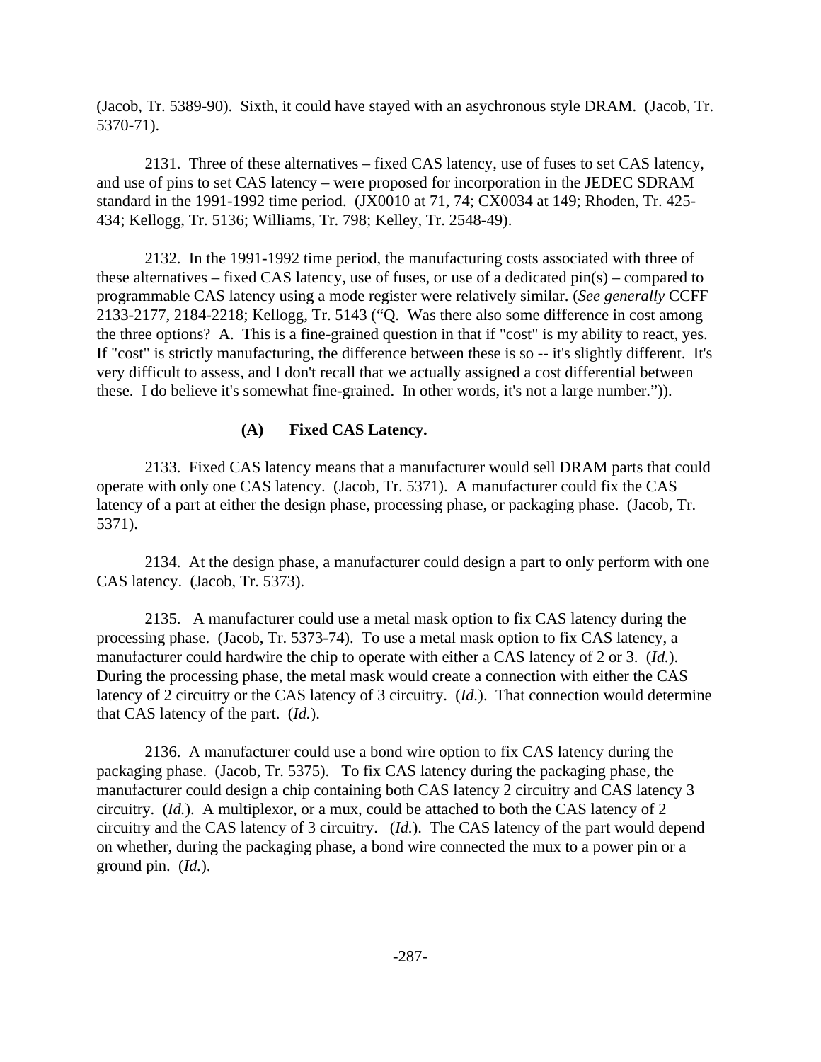(Jacob, Tr. 5389-90). Sixth, it could have stayed with an asychronous style DRAM. (Jacob, Tr. 5370-71).

2131. Three of these alternatives – fixed CAS latency, use of fuses to set CAS latency, and use of pins to set CAS latency – were proposed for incorporation in the JEDEC SDRAM standard in the 1991-1992 time period. (JX0010 at 71, 74; CX0034 at 149; Rhoden, Tr. 425-434; Kellogg, Tr. 5136; Williams, Tr. 798; Kelley, Tr. 2548-49).

2132. In the 1991-1992 time period, the manufacturing costs associated with three of these alternatives – fixed CAS latency, use of fuses, or use of a dedicated pin(s) – compared to programmable CAS latency using a mode register were relatively similar. (*See generally* CCFF 2133-2177, 2184-2218; Kellogg, Tr. 5143 ("Q. Was there also some difference in cost among the three options? A. This is a fine-grained question in that if "cost" is my ability to react, yes. If "cost" is strictly manufacturing, the difference between these is so -- it's slightly different. It's very difficult to assess, and I don't recall that we actually assigned a cost differential between these. I do believe it's somewhat fine-grained. In other words, it's not a large number.")).

### (A) Fixed CAS Latency.

2133. Fixed CAS latency means that a manufacturer would sell DRAM parts that could operate with only one CAS latency. (Jacob, Tr. 5371). A manufacturer could fix the CAS latency of a part at either the design phase, processing phase, or packaging phase. (Jacob, Tr. 5371).

2134. At the design phase, a manufacturer could design a part to only perform with one CAS latency. (Jacob, Tr. 5373).

2135. A manufacturer could use a metal mask option to fix CAS latency during the processing phase. (Jacob, Tr. 5373-74). To use a metal mask option to fix CAS latency, a manufacturer could hardwire the chip to operate with either a CAS latency of 2 or 3. (*Id.*). During the processing phase, the metal mask would create a connection with either the CAS latency of 2 circuitry or the CAS latency of 3 circuitry. (*Id.*). That connection would determine that CAS latency of the part. (*Id.*).

2136. A manufacturer could use a bond wire option to fix CAS latency during the packaging phase. (Jacob, Tr. 5375). To fix CAS latency during the packaging phase, the manufacturer could design a chip containing both CAS latency 2 circuitry and CAS latency 3 circuitry. (*Id.*). A multiplexor, or a mux, could be attached to both the CAS latency of 2 circuitry and the CAS latency of 3 circuitry. (*Id.*). The CAS latency of the part would depend on whether, during the packaging phase, a bond wire connected the mux to a power pin or a ground pin. (*Id.*).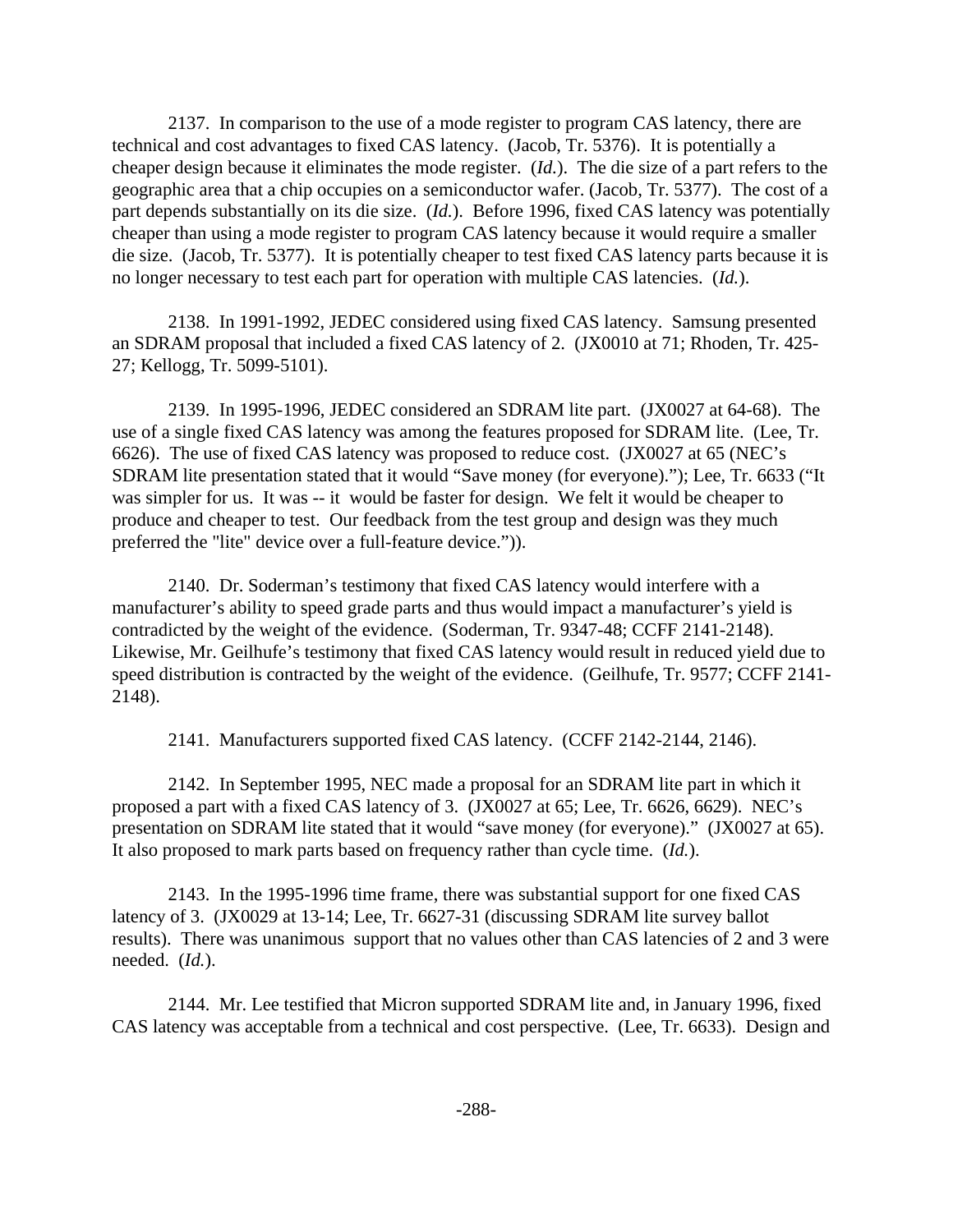2137. In comparison to the use of a mode register to program CAS latency, there are technical and cost advantages to fixed CAS latency. (Jacob, Tr. 5376). It is potentially a cheaper design because it eliminates the mode register. (*Id.*). The die size of a part refers to the geographic area that a chip occupies on a semiconductor wafer. (Jacob, Tr. 5377). The cost of a part depends substantially on its die size. (*Id.*). Before 1996, fixed CAS latency was potentially cheaper than using a mode register to program CAS latency because it would require a smaller die size. (Jacob, Tr. 5377). It is potentially cheaper to test fixed CAS latency parts because it is no longer necessary to test each part for operation with multiple CAS latencies. (*Id.*).

2138. In 1991-1992, JEDEC considered using fixed CAS latency. Samsung presented an SDRAM proposal that included a fixed CAS latency of 2. (JX0010 at 71; Rhoden, Tr. 425-27; Kellogg, Tr. 5099-5101).

2139. In 1995-1996, JEDEC considered an SDRAM lite part. (JX0027 at 64-68). The use of a single fixed CAS latency was among the features proposed for SDRAM lite. (Lee, Tr. 6626). The use of fixed CAS latency was proposed to reduce cost. (JX0027 at 65 (NEC's SDRAM lite presentation stated that it would "Save money (for everyone)."); Lee, Tr. 6633 ("It was simpler for us. It was -- it would be faster for design. We felt it would be cheaper to produce and cheaper to test. Our feedback from the test group and design was they much preferred the "lite" device over a full-feature device.")).

2140. Dr. Soderman's testimony that fixed CAS latency would interfere with a manufacturer's ability to speed grade parts and thus would impact a manufacturer's yield is contradicted by the weight of the evidence. (Soderman, Tr. 9347-48; CCFF 2141-2148). Likewise, Mr. Geilhufe's testimony that fixed CAS latency would result in reduced yield due to speed distribution is contracted by the weight of the evidence. (Geilhufe, Tr. 9577; CCFF 2141-2148).

2141. Manufacturers supported fixed CAS latency. (CCFF 2142-2144, 2146).

2142. In September 1995, NEC made a proposal for an SDRAM lite part in which it proposed a part with a fixed CAS latency of 3. (JX0027 at 65; Lee, Tr. 6626, 6629). NEC's presentation on SDRAM lite stated that it would "save money (for everyone)." (JX0027 at 65). It also proposed to mark parts based on frequency rather than cycle time. (*Id.*).

2143. In the 1995-1996 time frame, there was substantial support for one fixed CAS latency of 3. (JX0029 at 13-14; Lee, Tr. 6627-31 (discussing SDRAM lite survey ballot results). There was unanimous support that no values other than CAS latencies of 2 and 3 were needed. (*Id.*).

2144. Mr. Lee testified that Micron supported SDRAM lite and, in January 1996, fixed CAS latency was acceptable from a technical and cost perspective. (Lee, Tr. 6633). Design and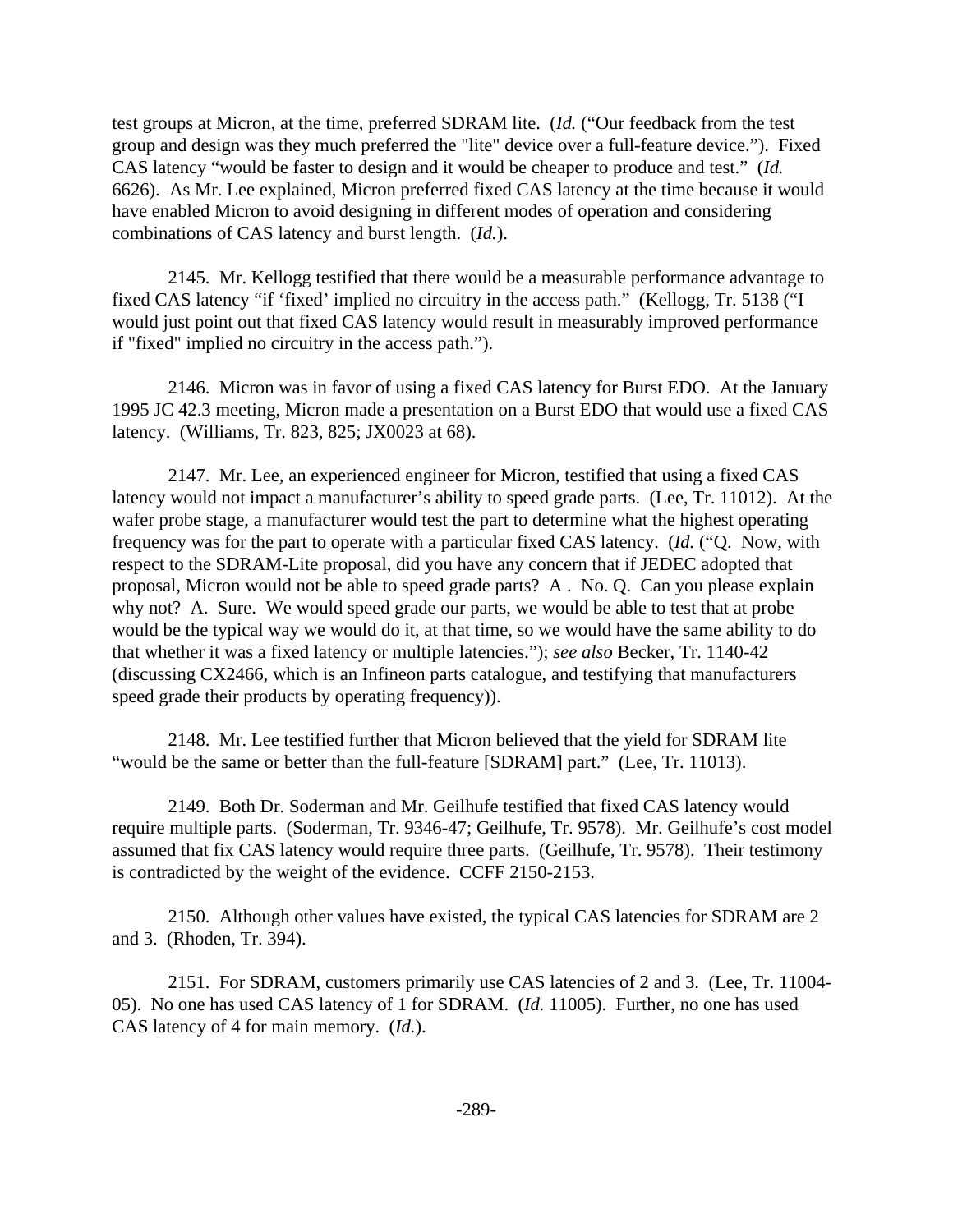test groups at Micron, at the time, preferred SDRAM lite. (*Id.* ("Our feedback from the test group and design was they much preferred the "lite" device over a full-feature device."). Fixed CAS latency "would be faster to design and it would be cheaper to produce and test." (*Id.* 6626). As Mr. Lee explained, Micron preferred fixed CAS latency at the time because it would have enabled Micron to avoid designing in different modes of operation and considering combinations of CAS latency and burst length. (*Id.*).

2145. Mr. Kellogg testified that there would be a measurable performance advantage to fixed CAS latency "if 'fixed' implied no circuitry in the access path." (Kellogg, Tr. 5138 ("I would just point out that fixed CAS latency would result in measurably improved performance if "fixed" implied no circuitry in the access path.").

2146. Micron was in favor of using a fixed CAS latency for Burst EDO. At the January 1995 JC 42.3 meeting, Micron made a presentation on a Burst EDO that would use a fixed CAS latency. (Williams, Tr. 823, 825; JX0023 at 68).

2147. Mr. Lee, an experienced engineer for Micron, testified that using a fixed CAS latency would not impact a manufacturer's ability to speed grade parts. (Lee, Tr. 11012). At the wafer probe stage, a manufacturer would test the part to determine what the highest operating frequency was for the part to operate with a particular fixed CAS latency. (*Id.* ("Q. Now, with respect to the SDRAM-Lite proposal, did you have any concern that if JEDEC adopted that proposal, Micron would not be able to speed grade parts? A . No. Q. Can you please explain why not? A. Sure. We would speed grade our parts, we would be able to test that at probe would be the typical way we would do it, at that time, so we would have the same ability to do that whether it was a fixed latency or multiple latencies."); *see also* Becker, Tr. 1140-42 (discussing CX2466, which is an Infineon parts catalogue, and testifying that manufacturers speed grade their products by operating frequency)).

2148. Mr. Lee testified further that Micron believed that the yield for SDRAM lite "would be the same or better than the full-feature [SDRAM] part." (Lee, Tr. 11013).

2149. Both Dr. Soderman and Mr. Geilhufe testified that fixed CAS latency would require multiple parts. (Soderman, Tr. 9346-47; Geilhufe, Tr. 9578). Mr. Geilhufe's cost model assumed that fix CAS latency would require three parts. (Geilhufe, Tr. 9578). Their testimony is contradicted by the weight of the evidence. CCFF 2150-2153.

2150. Although other values have existed, the typical CAS latencies for SDRAM are 2 and 3. (Rhoden, Tr. 394).

2151. For SDRAM, customers primarily use CAS latencies of 2 and 3. (Lee, Tr. 11004-05). No one has used CAS latency of 1 for SDRAM. (*Id.* 11005). Further, no one has used CAS latency of 4 for main memory. (*Id.*).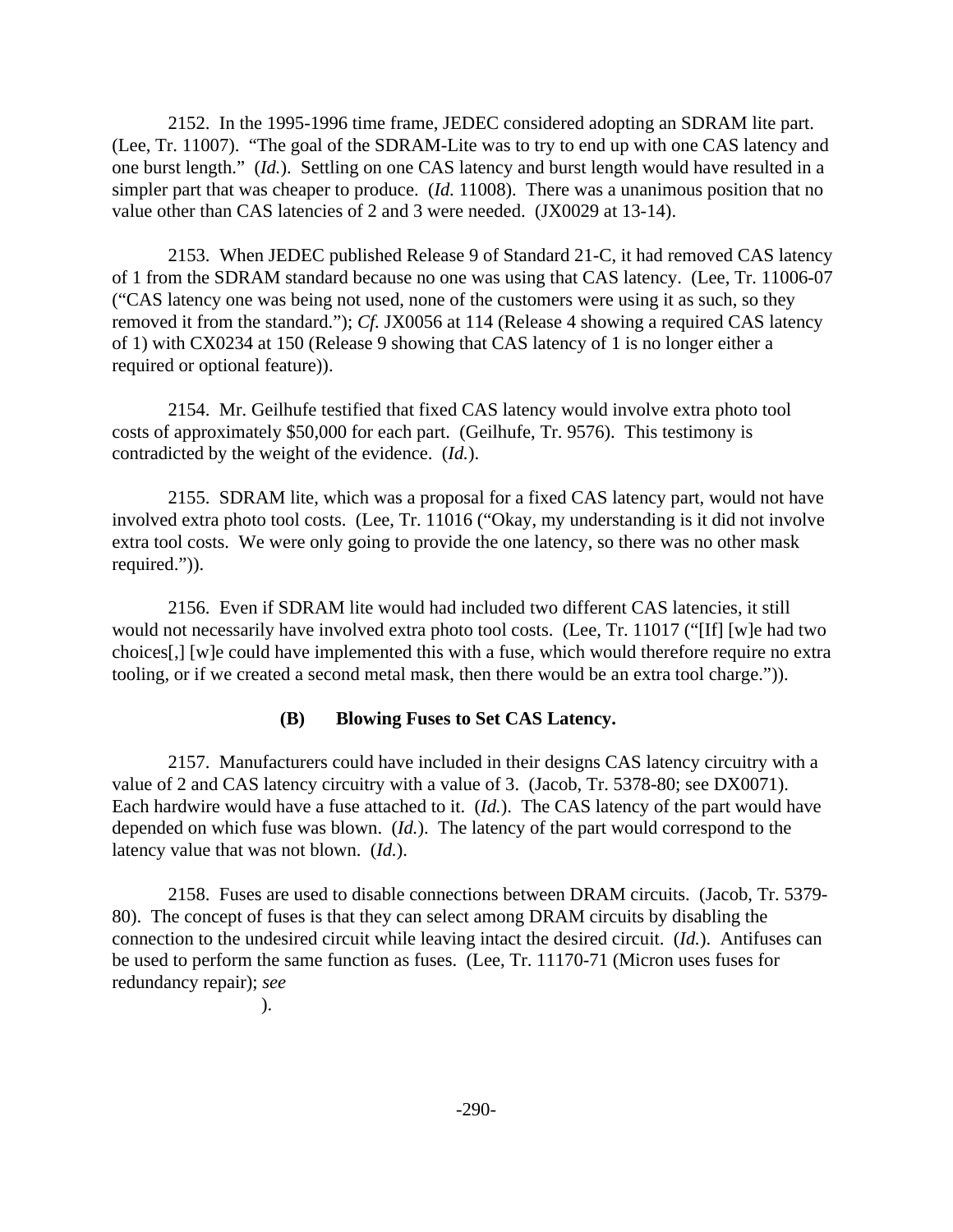2152. In the 1995-1996 time frame, JEDEC considered adopting an SDRAM lite part. (Lee, Tr. 11007). "The goal of the SDRAM-Lite was to try to end up with one CAS latency and one burst length." (*Id.*). Settling on one CAS latency and burst length would have resulted in a simpler part that was cheaper to produce. (*Id.* 11008). There was a unanimous position that no value other than CAS latencies of 2 and 3 were needed. (JX0029 at 13-14).

2153. When JEDEC published Release 9 of Standard 21-C, it had removed CAS latency of 1 from the SDRAM standard because no one was using that CAS latency. (Lee, Tr. 11006-07 ("CAS latency one was being not used, none of the customers were using it as such, so they removed it from the standard."); *Cf.* JX0056 at 114 (Release 4 showing a required CAS latency of 1) with CX0234 at 150 (Release 9 showing that CAS latency of 1 is no longer either a required or optional feature)).

2154. Mr. Geilhufe testified that fixed CAS latency would involve extra photo tool costs of approximately $50,000 for each part. (Geilhufe, Tr. 9576). This testimony is contradicted by the weight of the evidence. (*Id.*).

2155. SDRAM lite, which was a proposal for a fixed CAS latency part, would not have involved extra photo tool costs. (Lee, Tr. 11016 ("Okay, my understanding is it did not involve extra tool costs. We were only going to provide the one latency, so there was no other mask required.")).

2156. Even if SDRAM lite would had included two different CAS latencies, it still would not necessarily have involved extra photo tool costs. (Lee, Tr. 11017 ("[If] [w]e had two choices[,] [w]e could have implemented this with a fuse, which would therefore require no extra tooling, or if we created a second metal mask, then there would be an extra tool charge.")).

### (B) Blowing Fuses to Set CAS Latency.

2157. Manufacturers could have included in their designs CAS latency circuitry with a value of 2 and CAS latency circuitry with a value of 3. (Jacob, Tr. 5378-80; see DX0071). Each hardwire would have a fuse attached to it. (*Id.*). The CAS latency of the part would have depended on which fuse was blown. (*Id.*). The latency of the part would correspond to the latency value that was not blown. (*Id.*).

2158. Fuses are used to disable connections between DRAM circuits. (Jacob, Tr. 5379-80). The concept of fuses is that they can select among DRAM circuits by disabling the connection to the undesired circuit while leaving intact the desired circuit. (*Id.*). Antifuses can be used to perform the same function as fuses. (Lee, Tr. 11170-71 (Micron uses fuses for redundancy repair); *see*

).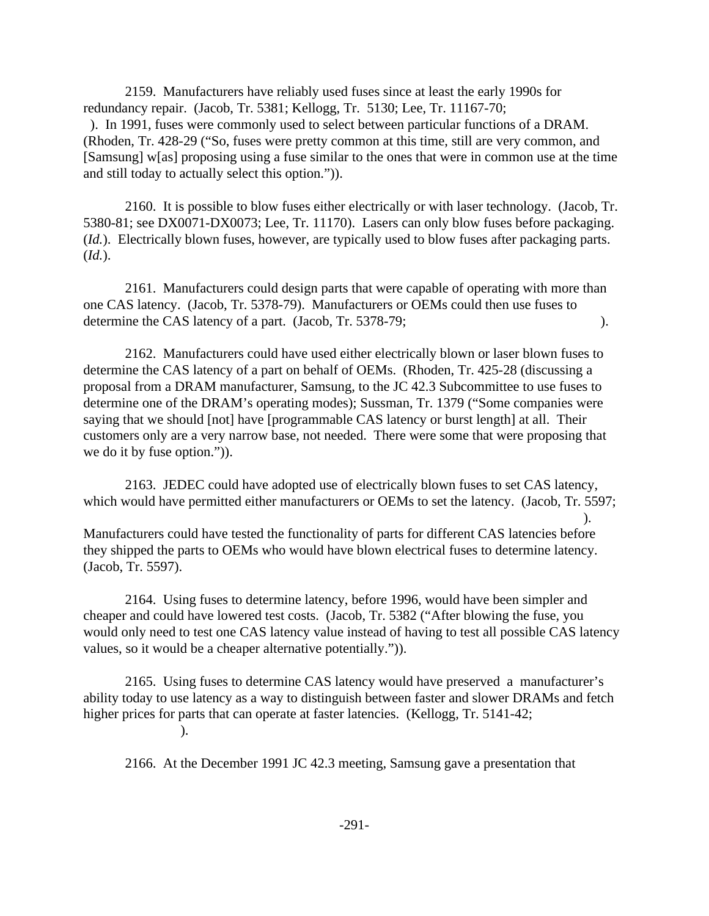2159. Manufacturers have reliably used fuses since at least the early 1990s for redundancy repair. (Jacob, Tr. 5381; Kellogg, Tr. 5130; Lee, Tr. 11167-70; ). In 1991, fuses were commonly used to select between particular functions of a DRAM. (Rhoden, Tr. 428-29 ("So, fuses were pretty common at this time, still are very common, and [Samsung] w[as] proposing using a fuse similar to the ones that were in common use at the time and still today to actually select this option.")).

2160. It is possible to blow fuses either electrically or with laser technology. (Jacob, Tr. 5380-81; see DX0071-DX0073; Lee, Tr. 11170). Lasers can only blow fuses before packaging. (*Id.*). Electrically blown fuses, however, are typically used to blow fuses after packaging parts. (*Id.*).

2161. Manufacturers could design parts that were capable of operating with more than one CAS latency. (Jacob, Tr. 5378-79). Manufacturers or OEMs could then use fuses to determine the CAS latency of a part. (Jacob, Tr. 5378-79; ).

2162. Manufacturers could have used either electrically blown or laser blown fuses to determine the CAS latency of a part on behalf of OEMs. (Rhoden, Tr. 425-28 (discussing a proposal from a DRAM manufacturer, Samsung, to the JC 42.3 Subcommittee to use fuses to determine one of the DRAM's operating modes); Sussman, Tr. 1379 ("Some companies were saying that we should [not] have [programmable CAS latency or burst length] at all. Their customers only are a very narrow base, not needed. There were some that were proposing that we do it by fuse option.")).

2163. JEDEC could have adopted use of electrically blown fuses to set CAS latency, which would have permitted either manufacturers or OEMs to set the latency. (Jacob, Tr. 5597; ). Manufacturers could have tested the functionality of parts for different CAS latencies before they shipped the parts to OEMs who would have blown electrical fuses to determine latency. (Jacob, Tr. 5597).

2164. Using fuses to determine latency, before 1996, would have been simpler and cheaper and could have lowered test costs. (Jacob, Tr. 5382 ("After blowing the fuse, you would only need to test one CAS latency value instead of having to test all possible CAS latency values, so it would be a cheaper alternative potentially.")).

2165. Using fuses to determine CAS latency would have preserved a manufacturer's ability today to use latency as a way to distinguish between faster and slower DRAMs and fetch higher prices for parts that can operate at faster latencies. (Kellogg, Tr. 5141-42; ).

2166. At the December 1991 JC 42.3 meeting, Samsung gave a presentation that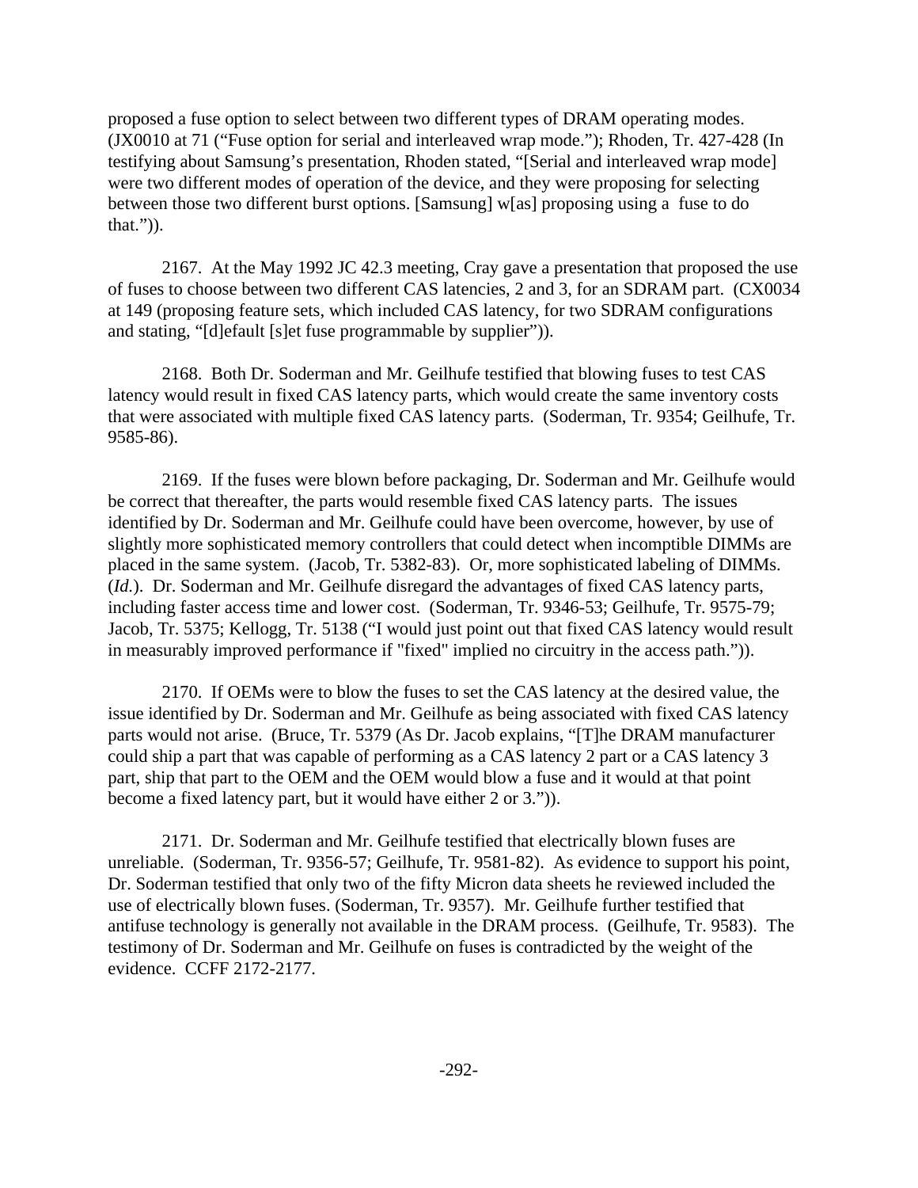proposed a fuse option to select between two different types of DRAM operating modes. (JX0010 at 71 ("Fuse option for serial and interleaved wrap mode."); Rhoden, Tr. 427-428 (In testifying about Samsung's presentation, Rhoden stated, "[Serial and interleaved wrap mode] were two different modes of operation of the device, and they were proposing for selecting between those two different burst options. [Samsung] w[as] proposing using a fuse to do that.")).

2167. At the May 1992 JC 42.3 meeting, Cray gave a presentation that proposed the use of fuses to choose between two different CAS latencies, 2 and 3, for an SDRAM part. (CX0034 at 149 (proposing feature sets, which included CAS latency, for two SDRAM configurations and stating, "[d]efault [s]et fuse programmable by supplier")).

2168. Both Dr. Soderman and Mr. Geilhufe testified that blowing fuses to test CAS latency would result in fixed CAS latency parts, which would create the same inventory costs that were associated with multiple fixed CAS latency parts. (Soderman, Tr. 9354; Geilhufe, Tr. 9585-86).

2169. If the fuses were blown before packaging, Dr. Soderman and Mr. Geilhufe would be correct that thereafter, the parts would resemble fixed CAS latency parts. The issues identified by Dr. Soderman and Mr. Geilhufe could have been overcome, however, by use of slightly more sophisticated memory controllers that could detect when incomptible DIMMs are placed in the same system. (Jacob, Tr. 5382-83). Or, more sophisticated labeling of DIMMs. (*Id.*). Dr. Soderman and Mr. Geilhufe disregard the advantages of fixed CAS latency parts, including faster access time and lower cost. (Soderman, Tr. 9346-53; Geilhufe, Tr. 9575-79; Jacob, Tr. 5375; Kellogg, Tr. 5138 ("I would just point out that fixed CAS latency would result in measurably improved performance if "fixed" implied no circuitry in the access path.")).

2170. If OEMs were to blow the fuses to set the CAS latency at the desired value, the issue identified by Dr. Soderman and Mr. Geilhufe as being associated with fixed CAS latency parts would not arise. (Bruce, Tr. 5379 (As Dr. Jacob explains, "[T]he DRAM manufacturer could ship a part that was capable of performing as a CAS latency 2 part or a CAS latency 3 part, ship that part to the OEM and the OEM would blow a fuse and it would at that point become a fixed latency part, but it would have either 2 or 3.")).

2171. Dr. Soderman and Mr. Geilhufe testified that electrically blown fuses are unreliable. (Soderman, Tr. 9356-57; Geilhufe, Tr. 9581-82). As evidence to support his point, Dr. Soderman testified that only two of the fifty Micron data sheets he reviewed included the use of electrically blown fuses. (Soderman, Tr. 9357). Mr. Geilhufe further testified that antifuse technology is generally not available in the DRAM process. (Geilhufe, Tr. 9583). The testimony of Dr. Soderman and Mr. Geilhufe on fuses is contradicted by the weight of the evidence. CCFF 2172-2177.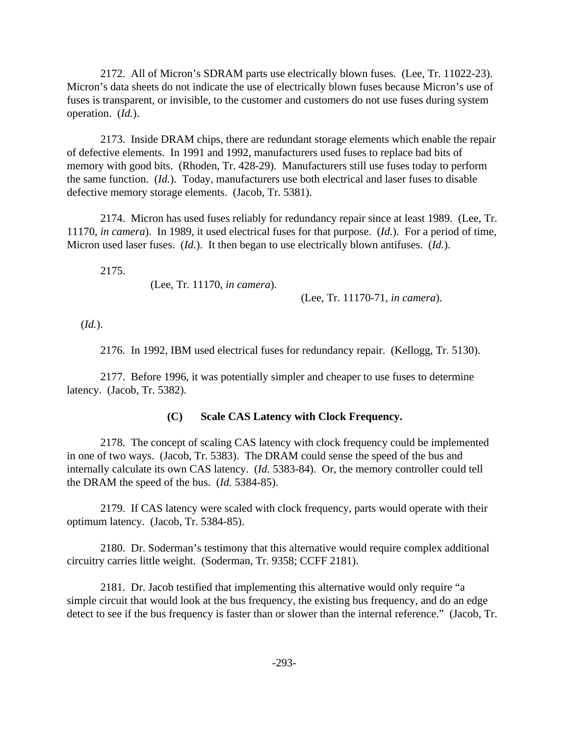2172. All of Micron's SDRAM parts use electrically blown fuses. (Lee, Tr. 11022-23). Micron's data sheets do not indicate the use of electrically blown fuses because Micron's use of fuses is transparent, or invisible, to the customer and customers do not use fuses during system operation. (*Id.*).

2173. Inside DRAM chips, there are redundant storage elements which enable the repair of defective elements. In 1991 and 1992, manufacturers used fuses to replace bad bits of memory with good bits. (Rhoden, Tr. 428-29). Manufacturers still use fuses today to perform the same function. (*Id.*). Today, manufacturers use both electrical and laser fuses to disable defective memory storage elements. (Jacob, Tr. 5381).

2174. Micron has used fuses reliably for redundancy repair since at least 1989. (Lee, Tr. 11170, *in camera*). In 1989, it used electrical fuses for that purpose. (*Id.*). For a period of time, Micron used laser fuses. (*Id.*). It then began to use electrically blown antifuses. (*Id.*).

2175. (Lee, Tr. 11170, *in camera*). (Lee, Tr. 11170-71, *in camera*). (*Id.*).

2176. In 1992, IBM used electrical fuses for redundancy repair. (Kellogg, Tr. 5130).

2177. Before 1996, it was potentially simpler and cheaper to use fuses to determine latency. (Jacob, Tr. 5382).

### (C) Scale CAS Latency with Clock Frequency.

2178. The concept of scaling CAS latency with clock frequency could be implemented in one of two ways. (Jacob, Tr. 5383). The DRAM could sense the speed of the bus and internally calculate its own CAS latency. (*Id.* 5383-84). Or, the memory controller could tell the DRAM the speed of the bus. (*Id.* 5384-85).

2179. If CAS latency were scaled with clock frequency, parts would operate with their optimum latency. (Jacob, Tr. 5384-85).

2180. Dr. Soderman's testimony that this alternative would require complex additional circuitry carries little weight. (Soderman, Tr. 9358; CCFF 2181).

2181. Dr. Jacob testified that implementing this alternative would only require "a simple circuit that would look at the bus frequency, the existing bus frequency, and do an edge detect to see if the bus frequency is faster than or slower than the internal reference." (Jacob, Tr.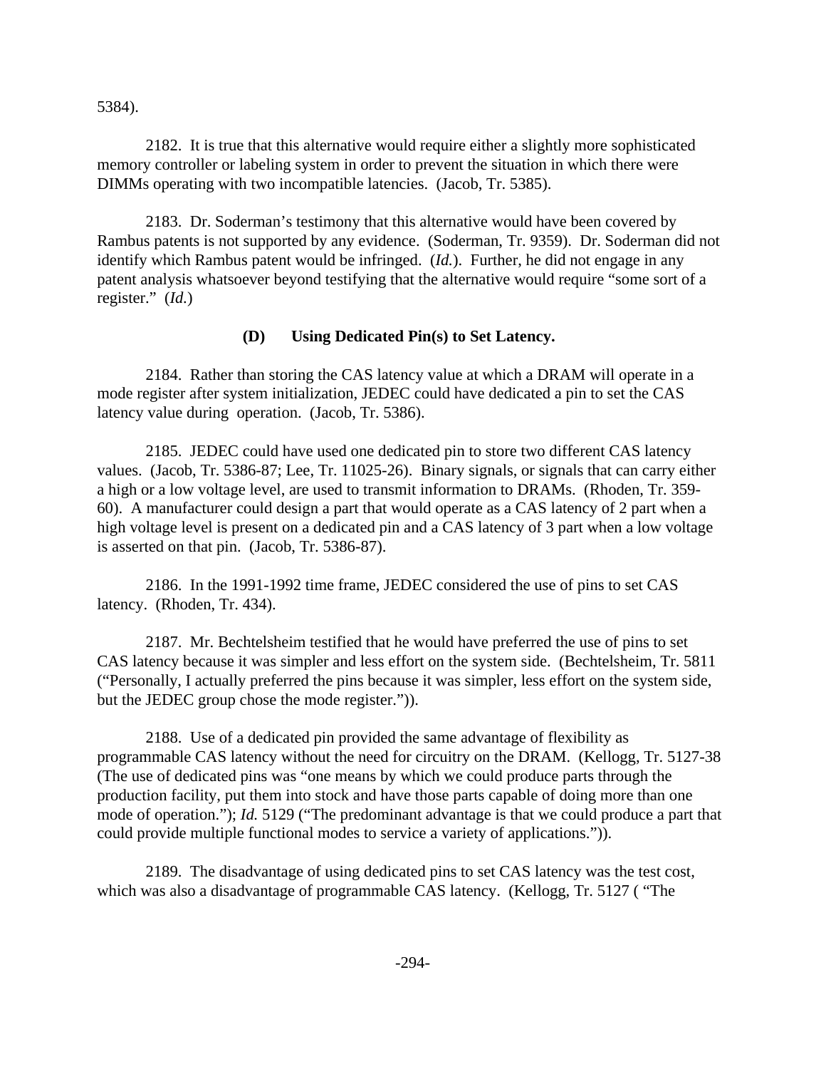5384).

2182. It is true that this alternative would require either a slightly more sophisticated memory controller or labeling system in order to prevent the situation in which there were DIMMs operating with two incompatible latencies. (Jacob, Tr. 5385).

2183. Dr. Soderman's testimony that this alternative would have been covered by Rambus patents is not supported by any evidence. (Soderman, Tr. 9359). Dr. Soderman did not identify which Rambus patent would be infringed. (*Id.*). Further, he did not engage in any patent analysis whatsoever beyond testifying that the alternative would require "some sort of a register." (*Id.*)

### (D) Using Dedicated Pin(s) to Set Latency.

2184. Rather than storing the CAS latency value at which a DRAM will operate in a mode register after system initialization, JEDEC could have dedicated a pin to set the CAS latency value during operation. (Jacob, Tr. 5386).

2185. JEDEC could have used one dedicated pin to store two different CAS latency values. (Jacob, Tr. 5386-87; Lee, Tr. 11025-26). Binary signals, or signals that can carry either a high or a low voltage level, are used to transmit information to DRAMs. (Rhoden, Tr. 359-60). A manufacturer could design a part that would operate as a CAS latency of 2 part when a high voltage level is present on a dedicated pin and a CAS latency of 3 part when a low voltage is asserted on that pin. (Jacob, Tr. 5386-87).

2186. In the 1991-1992 time frame, JEDEC considered the use of pins to set CAS latency. (Rhoden, Tr. 434).

2187. Mr. Bechtelsheim testified that he would have preferred the use of pins to set CAS latency because it was simpler and less effort on the system side. (Bechtelsheim, Tr. 5811 ("Personally, I actually preferred the pins because it was simpler, less effort on the system side, but the JEDEC group chose the mode register.")).

2188. Use of a dedicated pin provided the same advantage of flexibility as programmable CAS latency without the need for circuitry on the DRAM. (Kellogg, Tr. 5127-38 (The use of dedicated pins was "one means by which we could produce parts through the production facility, put them into stock and have those parts capable of doing more than one mode of operation."); *Id.* 5129 ("The predominant advantage is that we could produce a part that could provide multiple functional modes to service a variety of applications.")).

2189. The disadvantage of using dedicated pins to set CAS latency was the test cost, which was also a disadvantage of programmable CAS latency. (Kellogg, Tr. 5127 ( "The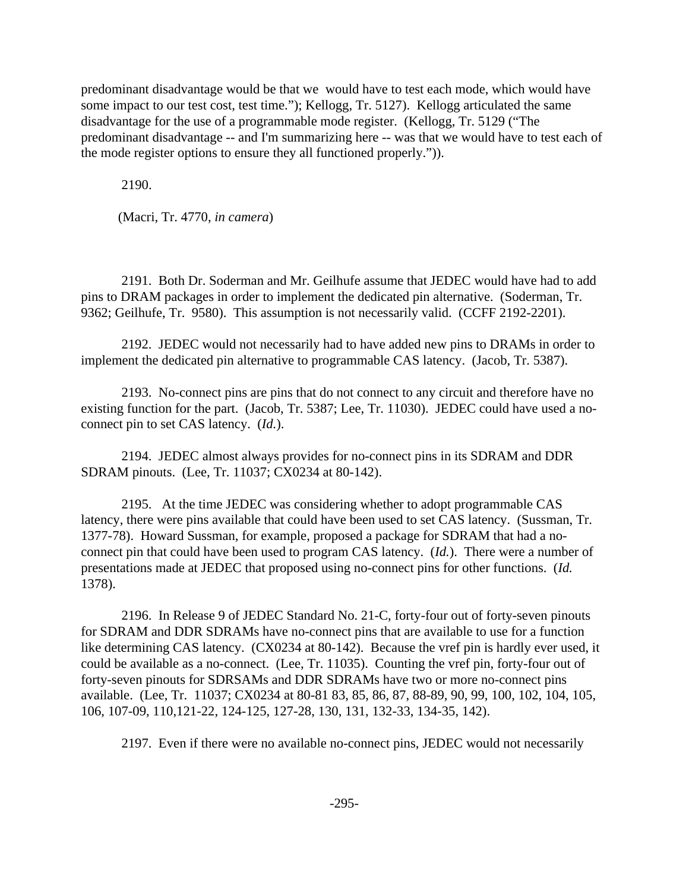predominant disadvantage would be that we would have to test each mode, which would have some impact to our test cost, test time."); Kellogg, Tr. 5127). Kellogg articulated the same disadvantage for the use of a programmable mode register. (Kellogg, Tr. 5129 ("The predominant disadvantage -- and I'm summarizing here -- was that we would have to test each of the mode register options to ensure they all functioned properly.")).

2190.

(Macri, Tr. 4770, *in camera*)

2191. Both Dr. Soderman and Mr. Geilhufe assume that JEDEC would have had to add pins to DRAM packages in order to implement the dedicated pin alternative. (Soderman, Tr. 9362; Geilhufe, Tr. 9580). This assumption is not necessarily valid. (CCFF 2192-2201).

2192. JEDEC would not necessarily had to have added new pins to DRAMs in order to implement the dedicated pin alternative to programmable CAS latency. (Jacob, Tr. 5387).

2193. No-connect pins are pins that do not connect to any circuit and therefore have no existing function for the part. (Jacob, Tr. 5387; Lee, Tr. 11030). JEDEC could have used a no-connect pin to set CAS latency. (*Id.*).

2194. JEDEC almost always provides for no-connect pins in its SDRAM and DDR SDRAM pinouts. (Lee, Tr. 11037; CX0234 at 80-142).

2195. At the time JEDEC was considering whether to adopt programmable CAS latency, there were pins available that could have been used to set CAS latency. (Sussman, Tr. 1377-78). Howard Sussman, for example, proposed a package for SDRAM that had a no-connect pin that could have been used to program CAS latency. (*Id.*). There were a number of presentations made at JEDEC that proposed using no-connect pins for other functions. (*Id.* 1378).

2196. In Release 9 of JEDEC Standard No. 21-C, forty-four out of forty-seven pinouts for SDRAM and DDR SDRAMs have no-connect pins that are available to use for a function like determining CAS latency. (CX0234 at 80-142). Because the vref pin is hardly ever used, it could be available as a no-connect. (Lee, Tr. 11035). Counting the vref pin, forty-four out of forty-seven pinouts for SDRSAMs and DDR SDRAMs have two or more no-connect pins available. (Lee, Tr. 11037; CX0234 at 80-81 83, 85, 86, 87, 88-89, 90, 99, 100, 102, 104, 105, 106, 107-09, 110,121-22, 124-125, 127-28, 130, 131, 132-33, 134-35, 142).

2197. Even if there were no available no-connect pins, JEDEC would not necessarily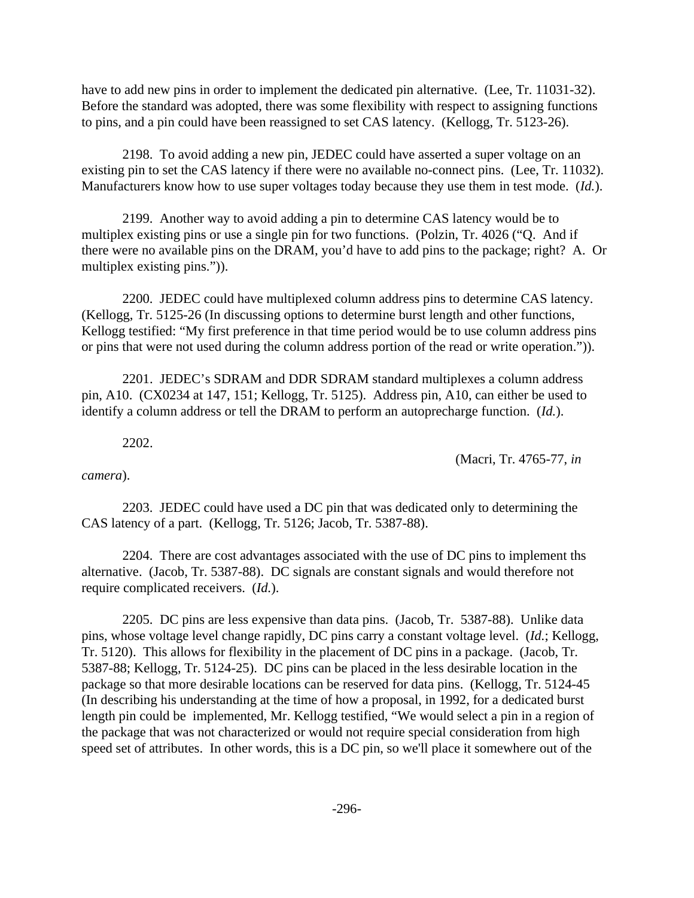have to add new pins in order to implement the dedicated pin alternative. (Lee, Tr. 11031-32). Before the standard was adopted, there was some flexibility with respect to assigning functions to pins, and a pin could have been reassigned to set CAS latency. (Kellogg, Tr. 5123-26).

2198. To avoid adding a new pin, JEDEC could have asserted a super voltage on an existing pin to set the CAS latency if there were no available no-connect pins. (Lee, Tr. 11032). Manufacturers know how to use super voltages today because they use them in test mode. (*Id.*).

2199. Another way to avoid adding a pin to determine CAS latency would be to multiplex existing pins or use a single pin for two functions. (Polzin, Tr. 4026 ("Q. And if there were no available pins on the DRAM, you'd have to add pins to the package; right? A. Or multiplex existing pins.")).

2200. JEDEC could have multiplexed column address pins to determine CAS latency. (Kellogg, Tr. 5125-26 (In discussing options to determine burst length and other functions, Kellogg testified: "My first preference in that time period would be to use column address pins or pins that were not used during the column address portion of the read or write operation.")).

2201. JEDEC's SDRAM and DDR SDRAM standard multiplexes a column address pin, A10. (CX0234 at 147, 151; Kellogg, Tr. 5125). Address pin, A10, can either be used to identify a column address or tell the DRAM to perform an autoprecharge function. (*Id.*).

2202. (Macri, Tr. 4765-77, *in camera*).

2203. JEDEC could have used a DC pin that was dedicated only to determining the CAS latency of a part. (Kellogg, Tr. 5126; Jacob, Tr. 5387-88).

2204. There are cost advantages associated with the use of DC pins to implement ths alternative. (Jacob, Tr. 5387-88). DC signals are constant signals and would therefore not require complicated receivers. (*Id.*).

2205. DC pins are less expensive than data pins. (Jacob, Tr. 5387-88). Unlike data pins, whose voltage level change rapidly, DC pins carry a constant voltage level. (*Id.*; Kellogg, Tr. 5120). This allows for flexibility in the placement of DC pins in a package. (Jacob, Tr. 5387-88; Kellogg, Tr. 5124-25). DC pins can be placed in the less desirable location in the package so that more desirable locations can be reserved for data pins. (Kellogg, Tr. 5124-45 (In describing his understanding at the time of how a proposal, in 1992, for a dedicated burst length pin could be implemented, Mr. Kellogg testified, "We would select a pin in a region of the package that was not characterized or would not require special consideration from high speed set of attributes. In other words, this is a DC pin, so we'll place it somewhere out of the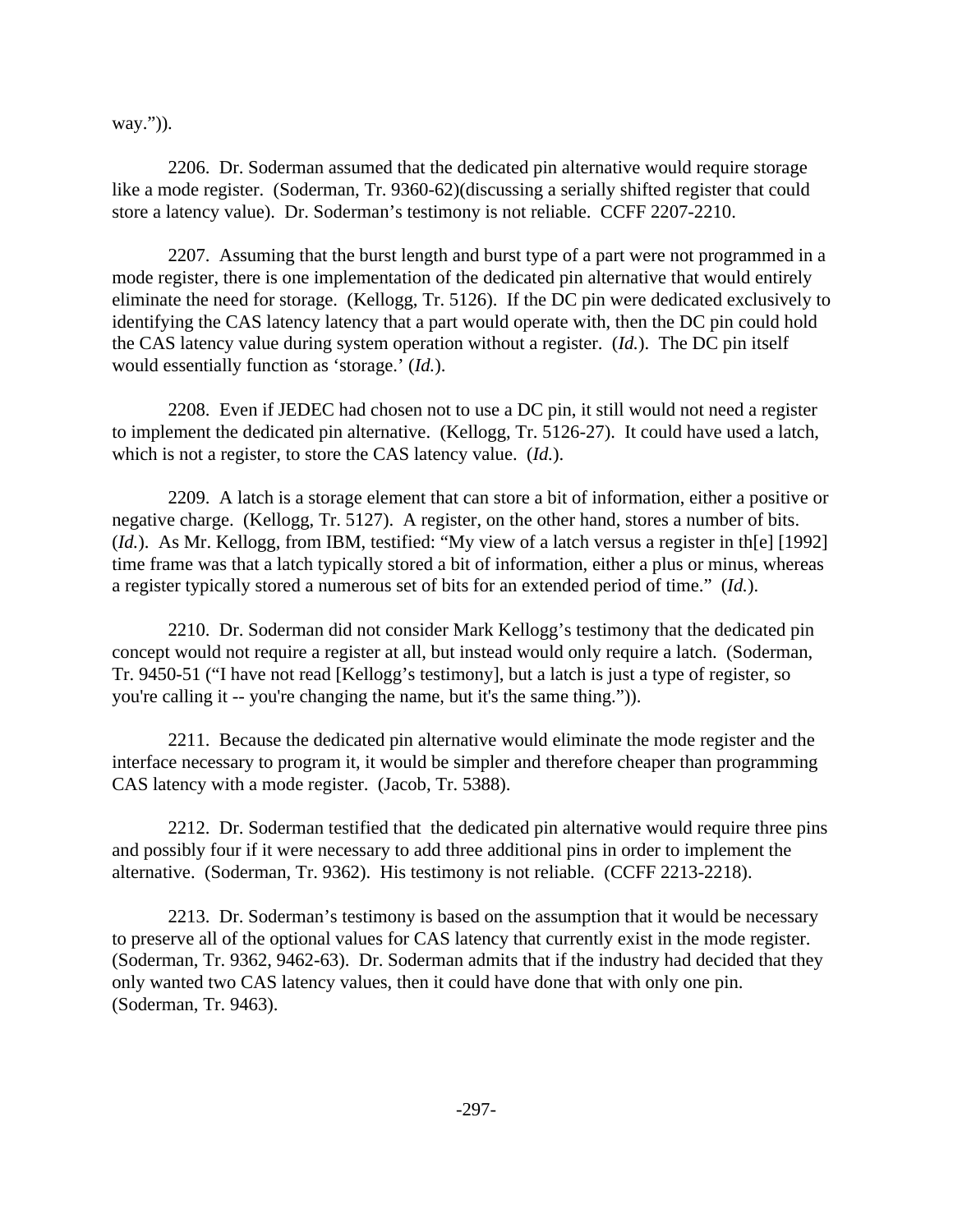way.")).

2206. Dr. Soderman assumed that the dedicated pin alternative would require storage like a mode register. (Soderman, Tr. 9360-62)(discussing a serially shifted register that could store a latency value). Dr. Soderman's testimony is not reliable. CCFF 2207-2210.

2207. Assuming that the burst length and burst type of a part were not programmed in a mode register, there is one implementation of the dedicated pin alternative that would entirely eliminate the need for storage. (Kellogg, Tr. 5126). If the DC pin were dedicated exclusively to identifying the CAS latency latency that a part would operate with, then the DC pin could hold the CAS latency value during system operation without a register. (*Id.*). The DC pin itself would essentially function as 'storage.' (*Id.*).

2208. Even if JEDEC had chosen not to use a DC pin, it still would not need a register to implement the dedicated pin alternative. (Kellogg, Tr. 5126-27). It could have used a latch, which is not a register, to store the CAS latency value. (*Id.*).

2209. A latch is a storage element that can store a bit of information, either a positive or negative charge. (Kellogg, Tr. 5127). A register, on the other hand, stores a number of bits. (*Id.*). As Mr. Kellogg, from IBM, testified: "My view of a latch versus a register in th[e] [1992] time frame was that a latch typically stored a bit of information, either a plus or minus, whereas a register typically stored a numerous set of bits for an extended period of time." (*Id.*).

2210. Dr. Soderman did not consider Mark Kellogg's testimony that the dedicated pin concept would not require a register at all, but instead would only require a latch. (Soderman, Tr. 9450-51 ("I have not read [Kellogg's testimony], but a latch is just a type of register, so you're calling it -- you're changing the name, but it's the same thing.")).

2211. Because the dedicated pin alternative would eliminate the mode register and the interface necessary to program it, it would be simpler and therefore cheaper than programming CAS latency with a mode register. (Jacob, Tr. 5388).

2212. Dr. Soderman testified that the dedicated pin alternative would require three pins and possibly four if it were necessary to add three additional pins in order to implement the alternative. (Soderman, Tr. 9362). His testimony is not reliable. (CCFF 2213-2218).

2213. Dr. Soderman's testimony is based on the assumption that it would be necessary to preserve all of the optional values for CAS latency that currently exist in the mode register. (Soderman, Tr. 9362, 9462-63). Dr. Soderman admits that if the industry had decided that they only wanted two CAS latency values, then it could have done that with only one pin. (Soderman, Tr. 9463).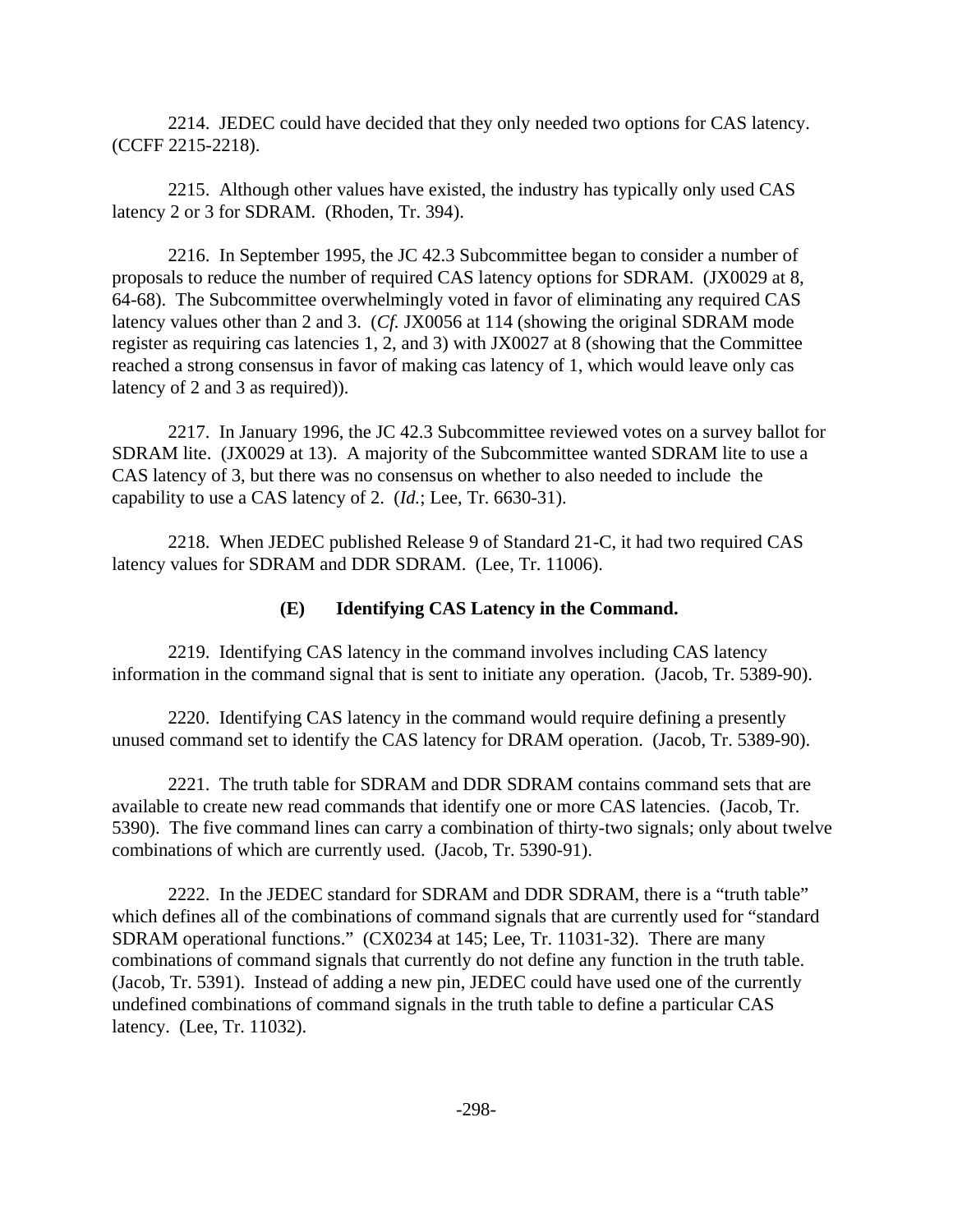2214. JEDEC could have decided that they only needed two options for CAS latency. (CCFF 2215-2218).

2215. Although other values have existed, the industry has typically only used CAS latency 2 or 3 for SDRAM. (Rhoden, Tr. 394).

2216. In September 1995, the JC 42.3 Subcommittee began to consider a number of proposals to reduce the number of required CAS latency options for SDRAM. (JX0029 at 8, 64-68). The Subcommittee overwhelmingly voted in favor of eliminating any required CAS latency values other than 2 and 3. (*Cf.* JX0056 at 114 (showing the original SDRAM mode register as requiring cas latencies 1, 2, and 3) with JX0027 at 8 (showing that the Committee reached a strong consensus in favor of making cas latency of 1, which would leave only cas latency of 2 and 3 as required)).

2217. In January 1996, the JC 42.3 Subcommittee reviewed votes on a survey ballot for SDRAM lite. (JX0029 at 13). A majority of the Subcommittee wanted SDRAM lite to use a CAS latency of 3, but there was no consensus on whether to also needed to include the capability to use a CAS latency of 2. (*Id.*; Lee, Tr. 6630-31).

2218. When JEDEC published Release 9 of Standard 21-C, it had two required CAS latency values for SDRAM and DDR SDRAM. (Lee, Tr. 11006).

### (E) Identifying CAS Latency in the Command.

2219. Identifying CAS latency in the command involves including CAS latency information in the command signal that is sent to initiate any operation. (Jacob, Tr. 5389-90).

2220. Identifying CAS latency in the command would require defining a presently unused command set to identify the CAS latency for DRAM operation. (Jacob, Tr. 5389-90).

2221. The truth table for SDRAM and DDR SDRAM contains command sets that are available to create new read commands that identify one or more CAS latencies. (Jacob, Tr. 5390). The five command lines can carry a combination of thirty-two signals; only about twelve combinations of which are currently used. (Jacob, Tr. 5390-91).

2222. In the JEDEC standard for SDRAM and DDR SDRAM, there is a "truth table" which defines all of the combinations of command signals that are currently used for "standard SDRAM operational functions." (CX0234 at 145; Lee, Tr. 11031-32). There are many combinations of command signals that currently do not define any function in the truth table. (Jacob, Tr. 5391). Instead of adding a new pin, JEDEC could have used one of the currently undefined combinations of command signals in the truth table to define a particular CAS latency. (Lee, Tr. 11032).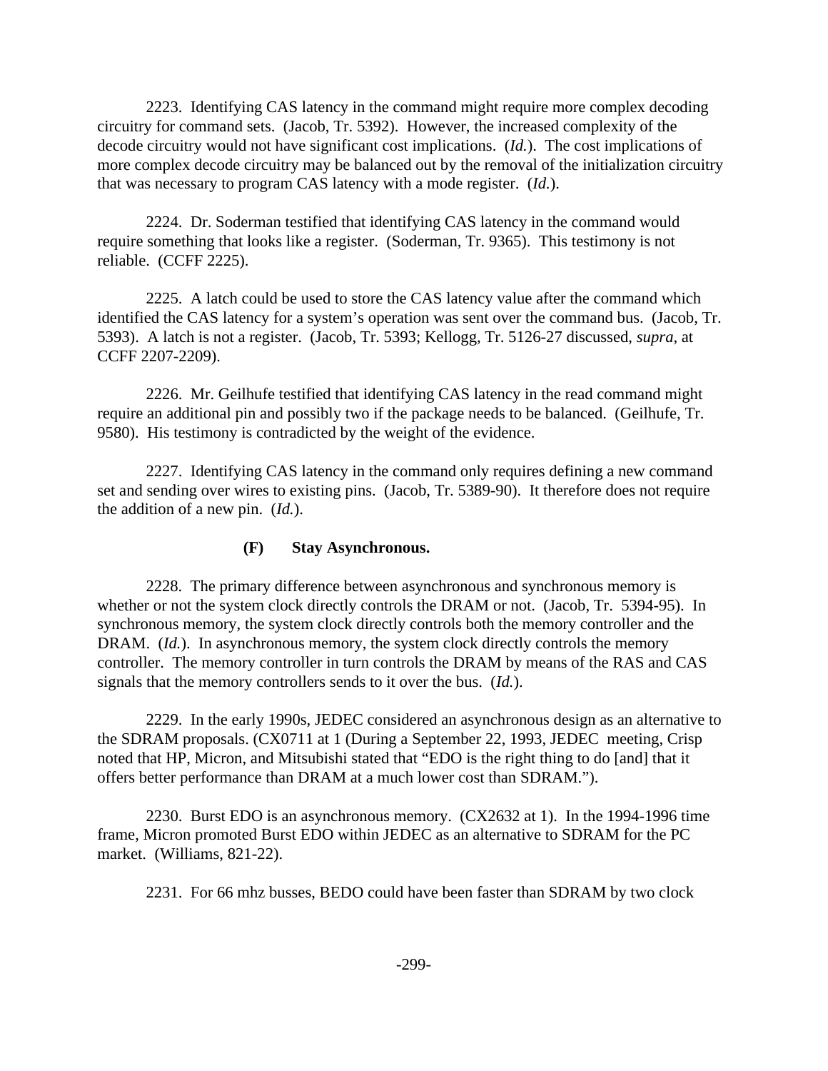2223. Identifying CAS latency in the command might require more complex decoding circuitry for command sets. (Jacob, Tr. 5392). However, the increased complexity of the decode circuitry would not have significant cost implications. (*Id.*). The cost implications of more complex decode circuitry may be balanced out by the removal of the initialization circuitry that was necessary to program CAS latency with a mode register. (*Id.*).

2224. Dr. Soderman testified that identifying CAS latency in the command would require something that looks like a register. (Soderman, Tr. 9365). This testimony is not reliable. (CCFF 2225).

2225. A latch could be used to store the CAS latency value after the command which identified the CAS latency for a system's operation was sent over the command bus. (Jacob, Tr. 5393). A latch is not a register. (Jacob, Tr. 5393; Kellogg, Tr. 5126-27 discussed, *supra*, at CCFF 2207-2209).

2226. Mr. Geilhufe testified that identifying CAS latency in the read command might require an additional pin and possibly two if the package needs to be balanced. (Geilhufe, Tr. 9580). His testimony is contradicted by the weight of the evidence.

2227. Identifying CAS latency in the command only requires defining a new command set and sending over wires to existing pins. (Jacob, Tr. 5389-90). It therefore does not require the addition of a new pin. (*Id.*).

**(F) Stay Asynchronous.**

2228. The primary difference between asynchronous and synchronous memory is whether or not the system clock directly controls the DRAM or not. (Jacob, Tr. 5394-95). In synchronous memory, the system clock directly controls both the memory controller and the DRAM. (*Id.*). In asynchronous memory, the system clock directly controls the memory controller. The memory controller in turn controls the DRAM by means of the RAS and CAS signals that the memory controllers sends to it over the bus. (*Id.*).

2229. In the early 1990s, JEDEC considered an asynchronous design as an alternative to the SDRAM proposals. (CX0711 at 1 (During a September 22, 1993, JEDEC meeting, Crisp noted that HP, Micron, and Mitsubishi stated that "EDO is the right thing to do [and] that it offers better performance than DRAM at a much lower cost than SDRAM.").

2230. Burst EDO is an asynchronous memory. (CX2632 at 1). In the 1994-1996 time frame, Micron promoted Burst EDO within JEDEC as an alternative to SDRAM for the PC market. (Williams, 821-22).

2231. For 66 mhz busses, BEDO could have been faster than SDRAM by two clock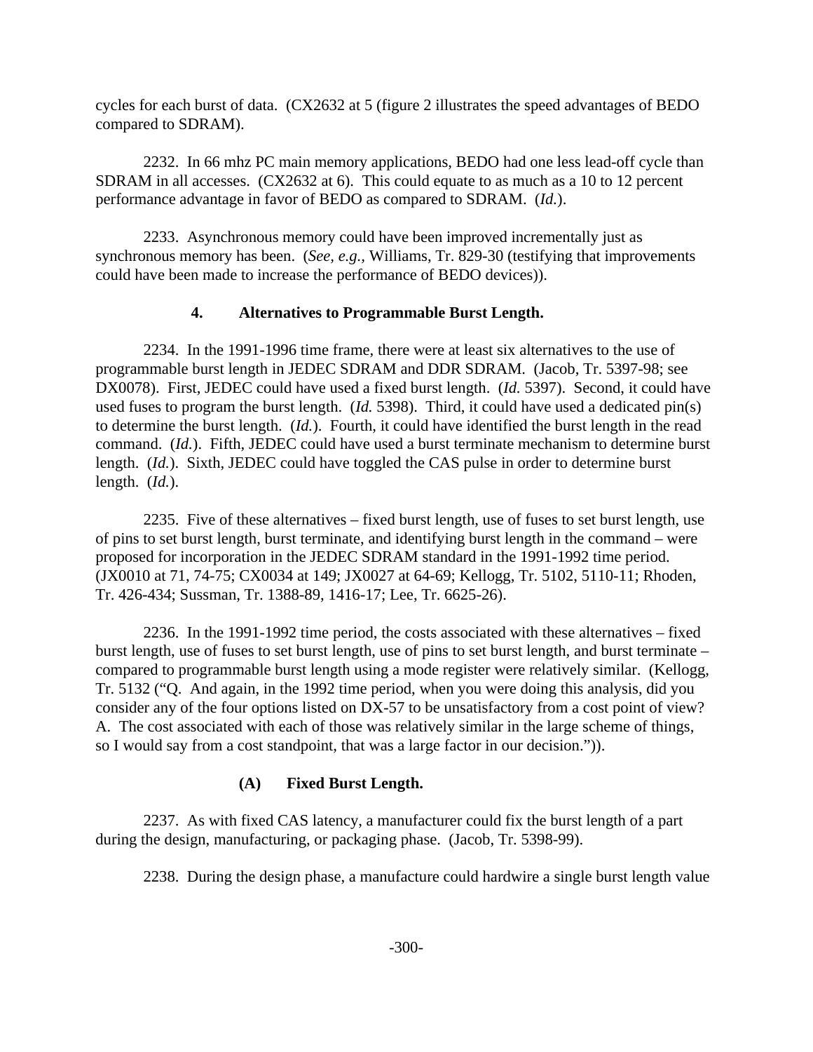cycles for each burst of data. (CX2632 at 5 (figure 2 illustrates the speed advantages of BEDO compared to SDRAM).

2232. In 66 mhz PC main memory applications, BEDO had one less lead-off cycle than SDRAM in all accesses. (CX2632 at 6). This could equate to as much as a 10 to 12 percent performance advantage in favor of BEDO as compared to SDRAM. (*Id.*).

2233. Asynchronous memory could have been improved incrementally just as synchronous memory has been. (*See, e.g.*, Williams, Tr. 829-30 (testifying that improvements could have been made to increase the performance of BEDO devices)).

#### 4. Alternatives to Programmable Burst Length.

2234. In the 1991-1996 time frame, there were at least six alternatives to the use of programmable burst length in JEDEC SDRAM and DDR SDRAM. (Jacob, Tr. 5397-98; see DX0078). First, JEDEC could have used a fixed burst length. (*Id.* 5397). Second, it could have used fuses to program the burst length. (*Id.* 5398). Third, it could have used a dedicated pin(s) to determine the burst length. (*Id.*). Fourth, it could have identified the burst length in the read command. (*Id.*). Fifth, JEDEC could have used a burst terminate mechanism to determine burst length. (*Id.*). Sixth, JEDEC could have toggled the CAS pulse in order to determine burst length. (*Id.*).

2235. Five of these alternatives – fixed burst length, use of fuses to set burst length, use of pins to set burst length, burst terminate, and identifying burst length in the command – were proposed for incorporation in the JEDEC SDRAM standard in the 1991-1992 time period. (JX0010 at 71, 74-75; CX0034 at 149; JX0027 at 64-69; Kellogg, Tr. 5102, 5110-11; Rhoden, Tr. 426-434; Sussman, Tr. 1388-89, 1416-17; Lee, Tr. 6625-26).

2236. In the 1991-1992 time period, the costs associated with these alternatives – fixed burst length, use of fuses to set burst length, use of pins to set burst length, and burst terminate – compared to programmable burst length using a mode register were relatively similar. (Kellogg, Tr. 5132 ("Q. And again, in the 1992 time period, when you were doing this analysis, did you consider any of the four options listed on DX-57 to be unsatisfactory from a cost point of view? A. The cost associated with each of those was relatively similar in the large scheme of things, so I would say from a cost standpoint, that was a large factor in our decision.")).

##### (A) Fixed Burst Length.

2237. As with fixed CAS latency, a manufacturer could fix the burst length of a part during the design, manufacturing, or packaging phase. (Jacob, Tr. 5398-99).

2238. During the design phase, a manufacture could hardwire a single burst length value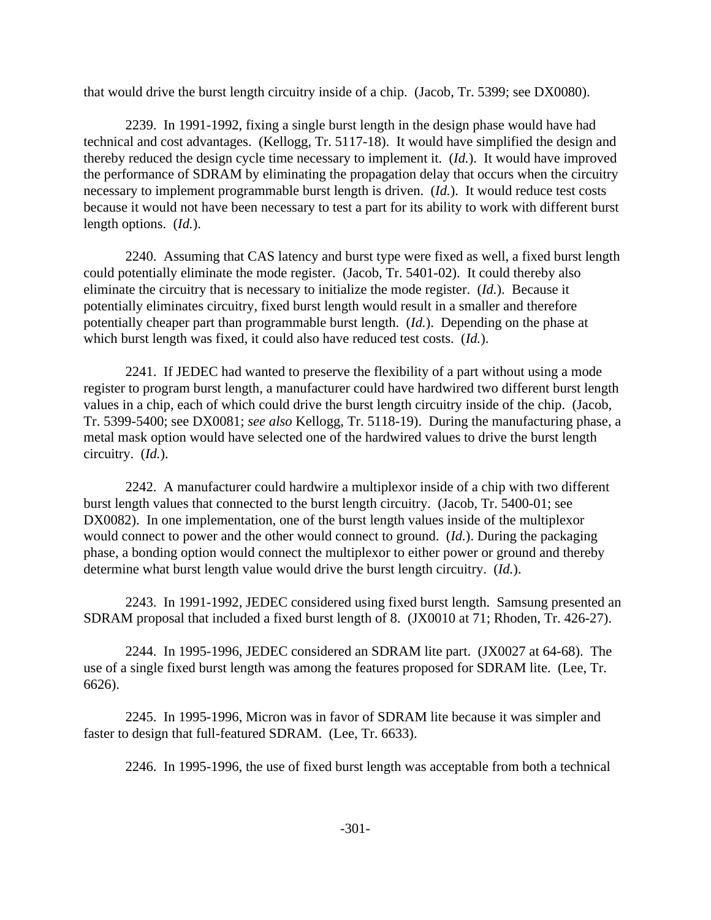that would drive the burst length circuitry inside of a chip. (Jacob, Tr. 5399; see DX0080).

2239. In 1991-1992, fixing a single burst length in the design phase would have had technical and cost advantages. (Kellogg, Tr. 5117-18). It would have simplified the design and thereby reduced the design cycle time necessary to implement it. (*Id.*). It would have improved the performance of SDRAM by eliminating the propagation delay that occurs when the circuitry necessary to implement programmable burst length is driven. (*Id.*). It would reduce test costs because it would not have been necessary to test a part for its ability to work with different burst length options. (*Id.*).

2240. Assuming that CAS latency and burst type were fixed as well, a fixed burst length could potentially eliminate the mode register. (Jacob, Tr. 5401-02). It could thereby also eliminate the circuitry that is necessary to initialize the mode register. (*Id.*). Because it potentially eliminates circuitry, fixed burst length would result in a smaller and therefore potentially cheaper part than programmable burst length. (*Id.*). Depending on the phase at which burst length was fixed, it could also have reduced test costs. (*Id.*).

2241. If JEDEC had wanted to preserve the flexibility of a part without using a mode register to program burst length, a manufacturer could have hardwired two different burst length values in a chip, each of which could drive the burst length circuitry inside of the chip. (Jacob, Tr. 5399-5400; see DX0081; *see also* Kellogg, Tr. 5118-19). During the manufacturing phase, a metal mask option would have selected one of the hardwired values to drive the burst length circuitry. (*Id.*).

2242. A manufacturer could hardwire a multiplexor inside of a chip with two different burst length values that connected to the burst length circuitry. (Jacob, Tr. 5400-01; see DX0082). In one implementation, one of the burst length values inside of the multiplexor would connect to power and the other would connect to ground. (*Id.*). During the packaging phase, a bonding option would connect the multiplexor to either power or ground and thereby determine what burst length value would drive the burst length circuitry. (*Id.*).

2243. In 1991-1992, JEDEC considered using fixed burst length. Samsung presented an SDRAM proposal that included a fixed burst length of 8. (JX0010 at 71; Rhoden, Tr. 426-27).

2244. In 1995-1996, JEDEC considered an SDRAM lite part. (JX0027 at 64-68). The use of a single fixed burst length was among the features proposed for SDRAM lite. (Lee, Tr. 6626).

2245. In 1995-1996, Micron was in favor of SDRAM lite because it was simpler and faster to design that full-featured SDRAM. (Lee, Tr. 6633).

2246. In 1995-1996, the use of fixed burst length was acceptable from both a technical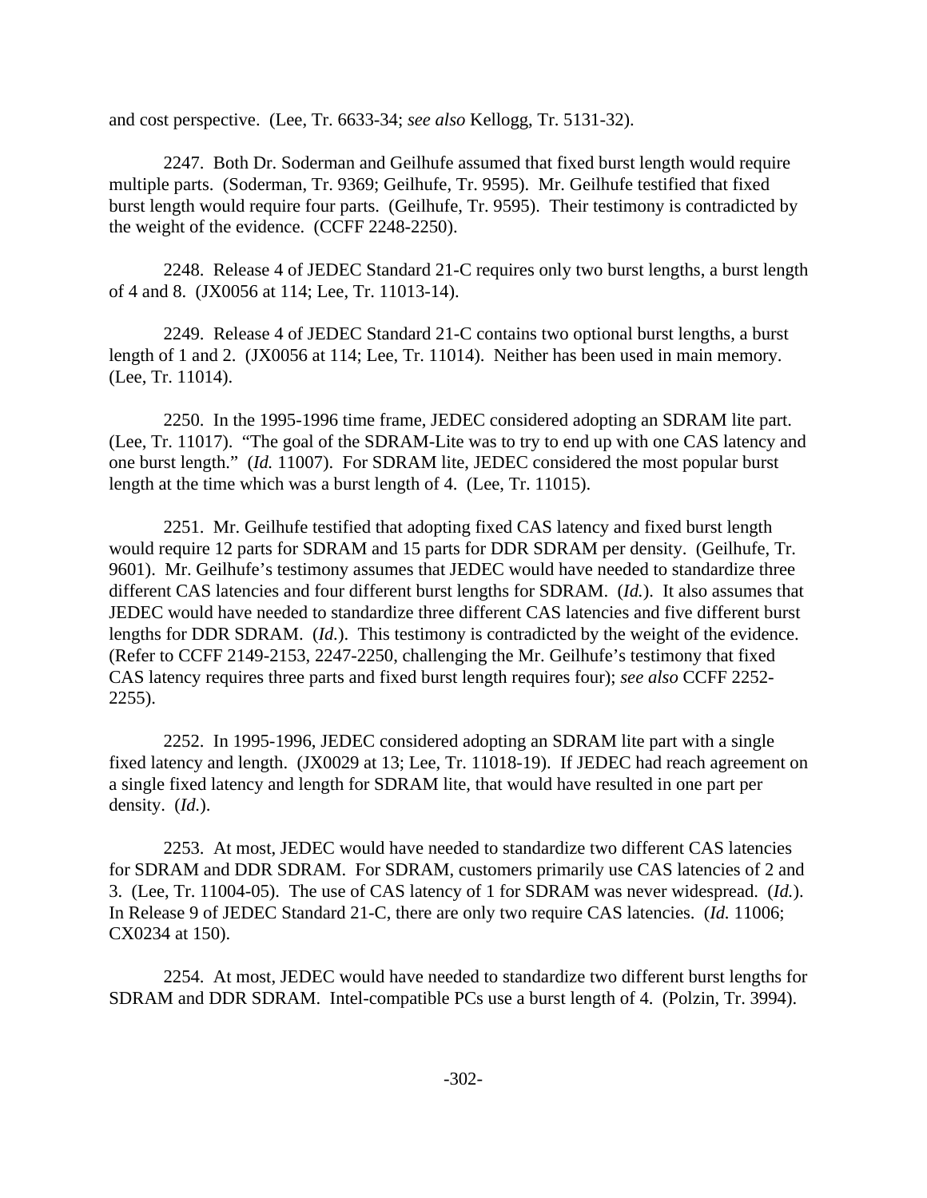and cost perspective. (Lee, Tr. 6633-34; *see also* Kellogg, Tr. 5131-32).

2247. Both Dr. Soderman and Geilhufe assumed that fixed burst length would require multiple parts. (Soderman, Tr. 9369; Geilhufe, Tr. 9595). Mr. Geilhufe testified that fixed burst length would require four parts. (Geilhufe, Tr. 9595). Their testimony is contradicted by the weight of the evidence. (CCFF 2248-2250).

2248. Release 4 of JEDEC Standard 21-C requires only two burst lengths, a burst length of 4 and 8. (JX0056 at 114; Lee, Tr. 11013-14).

2249. Release 4 of JEDEC Standard 21-C contains two optional burst lengths, a burst length of 1 and 2. (JX0056 at 114; Lee, Tr. 11014). Neither has been used in main memory. (Lee, Tr. 11014).

2250. In the 1995-1996 time frame, JEDEC considered adopting an SDRAM lite part. (Lee, Tr. 11017). "The goal of the SDRAM-Lite was to try to end up with one CAS latency and one burst length." (*Id.* 11007). For SDRAM lite, JEDEC considered the most popular burst length at the time which was a burst length of 4. (Lee, Tr. 11015).

2251. Mr. Geilhufe testified that adopting fixed CAS latency and fixed burst length would require 12 parts for SDRAM and 15 parts for DDR SDRAM per density. (Geilhufe, Tr. 9601). Mr. Geilhufe's testimony assumes that JEDEC would have needed to standardize three different CAS latencies and four different burst lengths for SDRAM. (*Id.*). It also assumes that JEDEC would have needed to standardize three different CAS latencies and five different burst lengths for DDR SDRAM. (*Id.*). This testimony is contradicted by the weight of the evidence. (Refer to CCFF 2149-2153, 2247-2250, challenging the Mr. Geilhufe's testimony that fixed CAS latency requires three parts and fixed burst length requires four); *see also* CCFF 2252-2255).

2252. In 1995-1996, JEDEC considered adopting an SDRAM lite part with a single fixed latency and length. (JX0029 at 13; Lee, Tr. 11018-19). If JEDEC had reach agreement on a single fixed latency and length for SDRAM lite, that would have resulted in one part per density. (*Id.*).

2253. At most, JEDEC would have needed to standardize two different CAS latencies for SDRAM and DDR SDRAM. For SDRAM, customers primarily use CAS latencies of 2 and 3. (Lee, Tr. 11004-05). The use of CAS latency of 1 for SDRAM was never widespread. (*Id.*). In Release 9 of JEDEC Standard 21-C, there are only two require CAS latencies. (*Id.* 11006; CX0234 at 150).

2254. At most, JEDEC would have needed to standardize two different burst lengths for SDRAM and DDR SDRAM. Intel-compatible PCs use a burst length of 4. (Polzin, Tr. 3994).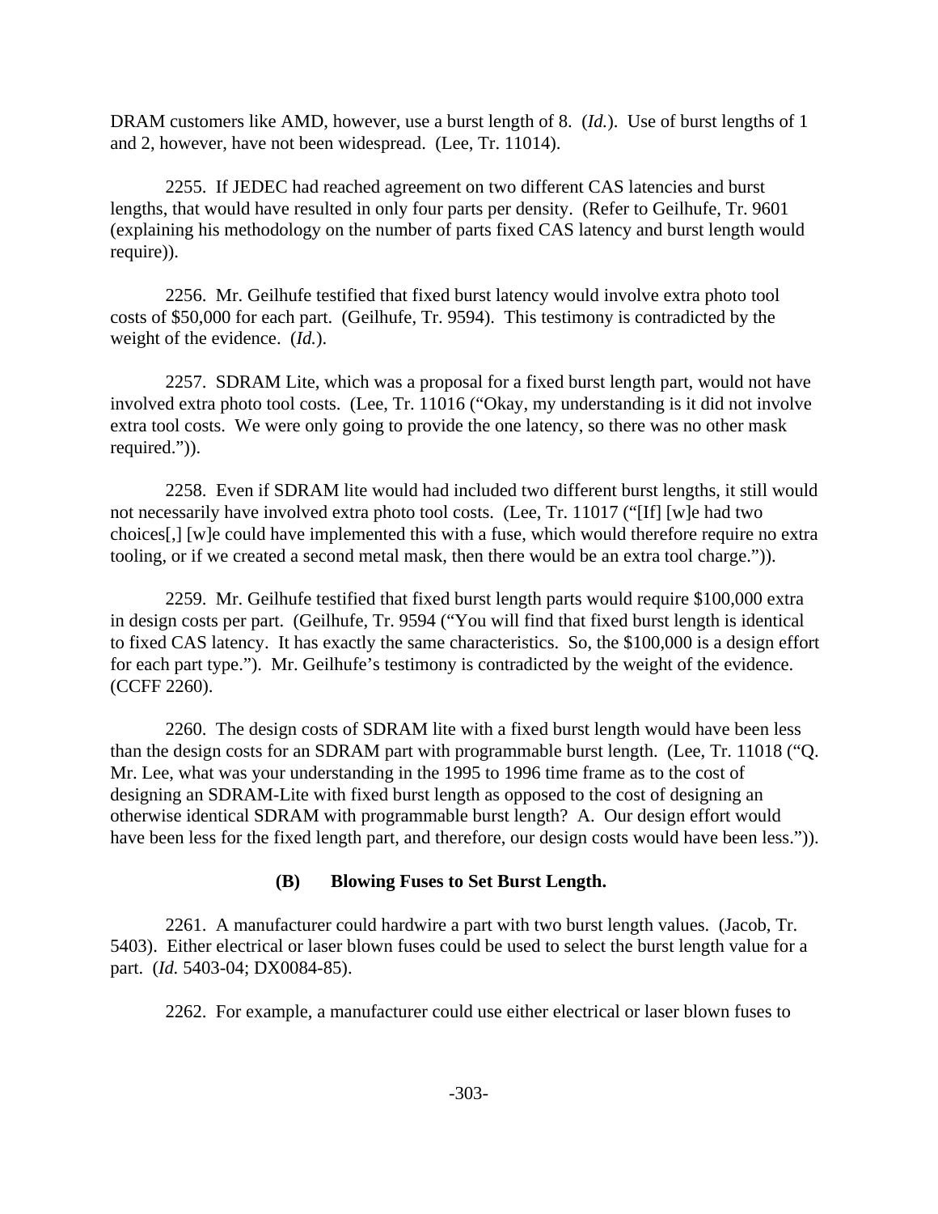DRAM customers like AMD, however, use a burst length of 8. (*Id.*). Use of burst lengths of 1 and 2, however, have not been widespread. (Lee, Tr. 11014).

2255. If JEDEC had reached agreement on two different CAS latencies and burst lengths, that would have resulted in only four parts per density. (Refer to Geilhufe, Tr. 9601 (explaining his methodology on the number of parts fixed CAS latency and burst length would require)).

2256. Mr. Geilhufe testified that fixed burst latency would involve extra photo tool costs of $50,000 for each part. (Geilhufe, Tr. 9594). This testimony is contradicted by the weight of the evidence. (*Id.*).

2257. SDRAM Lite, which was a proposal for a fixed burst length part, would not have involved extra photo tool costs. (Lee, Tr. 11016 ("Okay, my understanding is it did not involve extra tool costs. We were only going to provide the one latency, so there was no other mask required.")).

2258. Even if SDRAM lite would had included two different burst lengths, it still would not necessarily have involved extra photo tool costs. (Lee, Tr. 11017 ("[If] [w]e had two choices[,] [w]e could have implemented this with a fuse, which would therefore require no extra tooling, or if we created a second metal mask, then there would be an extra tool charge.")).

2259. Mr. Geilhufe testified that fixed burst length parts would require $100,000 extra in design costs per part. (Geilhufe, Tr. 9594 ("You will find that fixed burst length is identical to fixed CAS latency. It has exactly the same characteristics. So, the $100,000 is a design effort for each part type."). Mr. Geilhufe's testimony is contradicted by the weight of the evidence. (CCFF 2260).

2260. The design costs of SDRAM lite with a fixed burst length would have been less than the design costs for an SDRAM part with programmable burst length. (Lee, Tr. 11018 ("Q. Mr. Lee, what was your understanding in the 1995 to 1996 time frame as to the cost of designing an SDRAM-Lite with fixed burst length as opposed to the cost of designing an otherwise identical SDRAM with programmable burst length? A. Our design effort would have been less for the fixed length part, and therefore, our design costs would have been less.")).

**(B) Blowing Fuses to Set Burst Length.**

2261. A manufacturer could hardwire a part with two burst length values. (Jacob, Tr. 5403). Either electrical or laser blown fuses could be used to select the burst length value for a part. (*Id.* 5403-04; DX0084-85).

2262. For example, a manufacturer could use either electrical or laser blown fuses to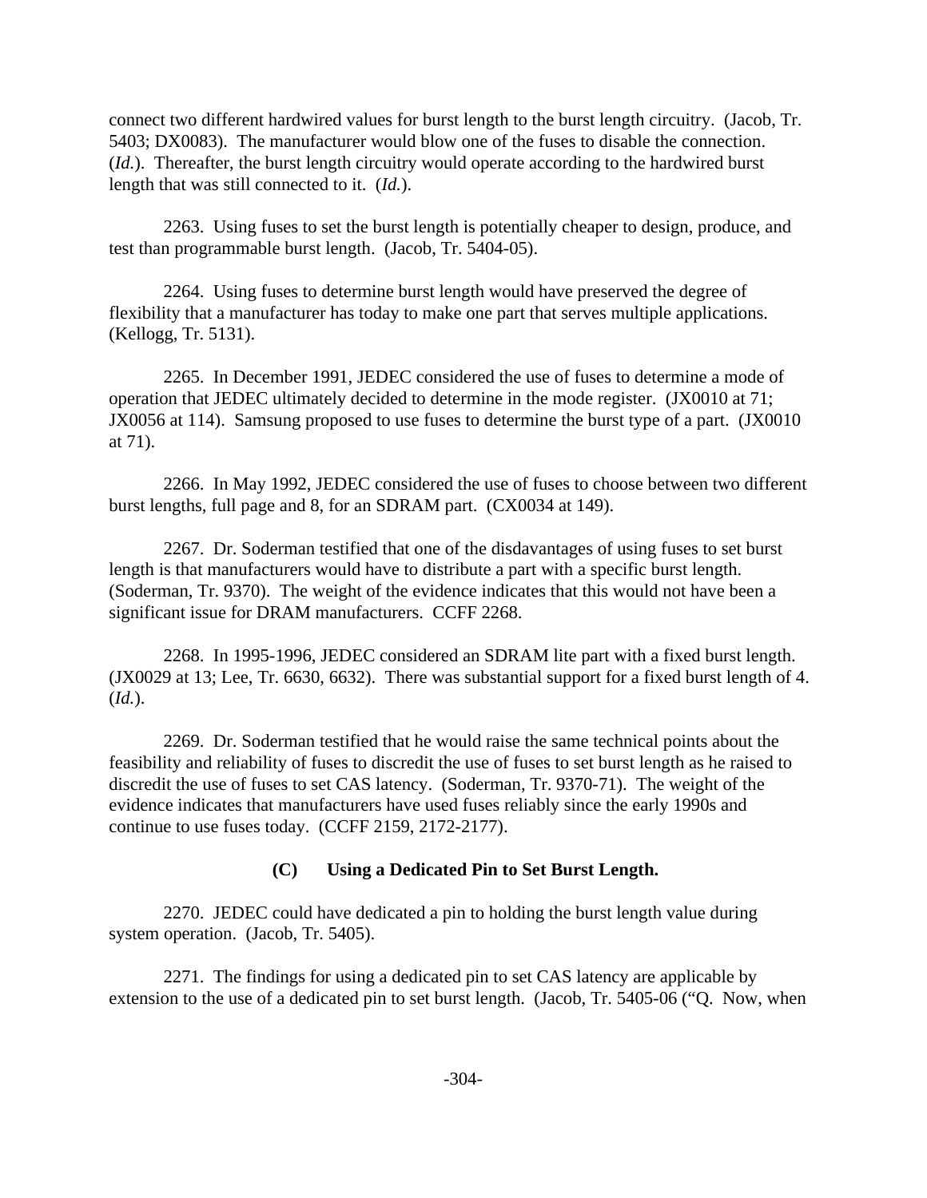connect two different hardwired values for burst length to the burst length circuitry. (Jacob, Tr. 5403; DX0083). The manufacturer would blow one of the fuses to disable the connection. (*Id.*). Thereafter, the burst length circuitry would operate according to the hardwired burst length that was still connected to it. (*Id.*).

2263. Using fuses to set the burst length is potentially cheaper to design, produce, and test than programmable burst length. (Jacob, Tr. 5404-05).

2264. Using fuses to determine burst length would have preserved the degree of flexibility that a manufacturer has today to make one part that serves multiple applications. (Kellogg, Tr. 5131).

2265. In December 1991, JEDEC considered the use of fuses to determine a mode of operation that JEDEC ultimately decided to determine in the mode register. (JX0010 at 71; JX0056 at 114). Samsung proposed to use fuses to determine the burst type of a part. (JX0010 at 71).

2266. In May 1992, JEDEC considered the use of fuses to choose between two different burst lengths, full page and 8, for an SDRAM part. (CX0034 at 149).

2267. Dr. Soderman testified that one of the disdavantages of using fuses to set burst length is that manufacturers would have to distribute a part with a specific burst length. (Soderman, Tr. 9370). The weight of the evidence indicates that this would not have been a significant issue for DRAM manufacturers. CCFF 2268.

2268. In 1995-1996, JEDEC considered an SDRAM lite part with a fixed burst length. (JX0029 at 13; Lee, Tr. 6630, 6632). There was substantial support for a fixed burst length of 4. (*Id.*).

2269. Dr. Soderman testified that he would raise the same technical points about the feasibility and reliability of fuses to discredit the use of fuses to set burst length as he raised to discredit the use of fuses to set CAS latency. (Soderman, Tr. 9370-71). The weight of the evidence indicates that manufacturers have used fuses reliably since the early 1990s and continue to use fuses today. (CCFF 2159, 2172-2177).

**(C) Using a Dedicated Pin to Set Burst Length.**

2270. JEDEC could have dedicated a pin to holding the burst length value during system operation. (Jacob, Tr. 5405).

2271. The findings for using a dedicated pin to set CAS latency are applicable by extension to the use of a dedicated pin to set burst length. (Jacob, Tr. 5405-06 ("Q. Now, when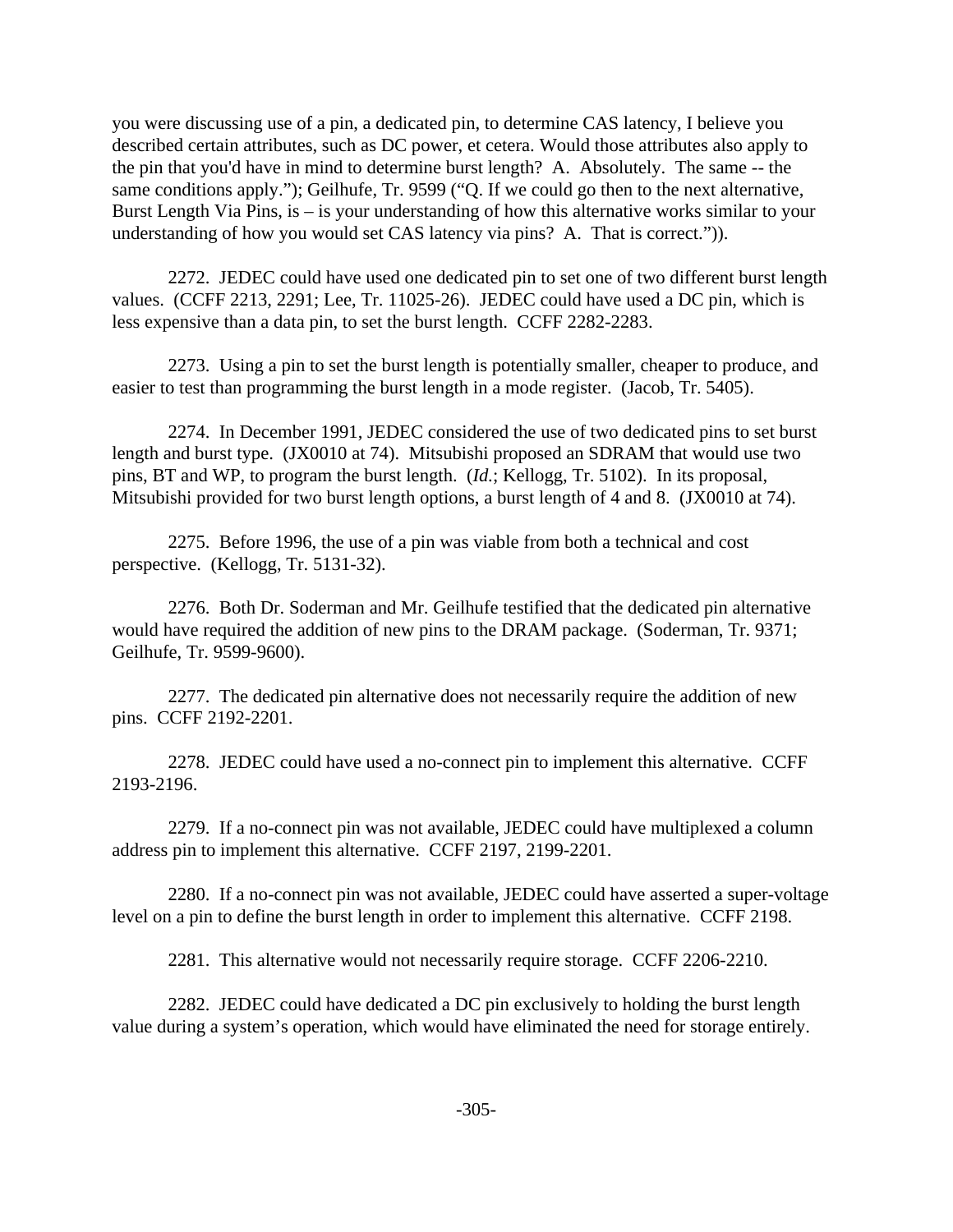you were discussing use of a pin, a dedicated pin, to determine CAS latency, I believe you described certain attributes, such as DC power, et cetera. Would those attributes also apply to the pin that you'd have in mind to determine burst length? A. Absolutely. The same -- the same conditions apply."); Geilhufe, Tr. 9599 ("Q. If we could go then to the next alternative, Burst Length Via Pins, is – is your understanding of how this alternative works similar to your understanding of how you would set CAS latency via pins? A. That is correct.")).

2272. JEDEC could have used one dedicated pin to set one of two different burst length values. (CCFF 2213, 2291; Lee, Tr. 11025-26). JEDEC could have used a DC pin, which is less expensive than a data pin, to set the burst length. CCFF 2282-2283.

2273. Using a pin to set the burst length is potentially smaller, cheaper to produce, and easier to test than programming the burst length in a mode register. (Jacob, Tr. 5405).

2274. In December 1991, JEDEC considered the use of two dedicated pins to set burst length and burst type. (JX0010 at 74). Mitsubishi proposed an SDRAM that would use two pins, BT and WP, to program the burst length. (*Id.*; Kellogg, Tr. 5102). In its proposal, Mitsubishi provided for two burst length options, a burst length of 4 and 8. (JX0010 at 74).

2275. Before 1996, the use of a pin was viable from both a technical and cost perspective. (Kellogg, Tr. 5131-32).

2276. Both Dr. Soderman and Mr. Geilhufe testified that the dedicated pin alternative would have required the addition of new pins to the DRAM package. (Soderman, Tr. 9371; Geilhufe, Tr. 9599-9600).

2277. The dedicated pin alternative does not necessarily require the addition of new pins. CCFF 2192-2201.

2278. JEDEC could have used a no-connect pin to implement this alternative. CCFF 2193-2196.

2279. If a no-connect pin was not available, JEDEC could have multiplexed a column address pin to implement this alternative. CCFF 2197, 2199-2201.

2280. If a no-connect pin was not available, JEDEC could have asserted a super-voltage level on a pin to define the burst length in order to implement this alternative. CCFF 2198.

2281. This alternative would not necessarily require storage. CCFF 2206-2210.

2282. JEDEC could have dedicated a DC pin exclusively to holding the burst length value during a system's operation, which would have eliminated the need for storage entirely.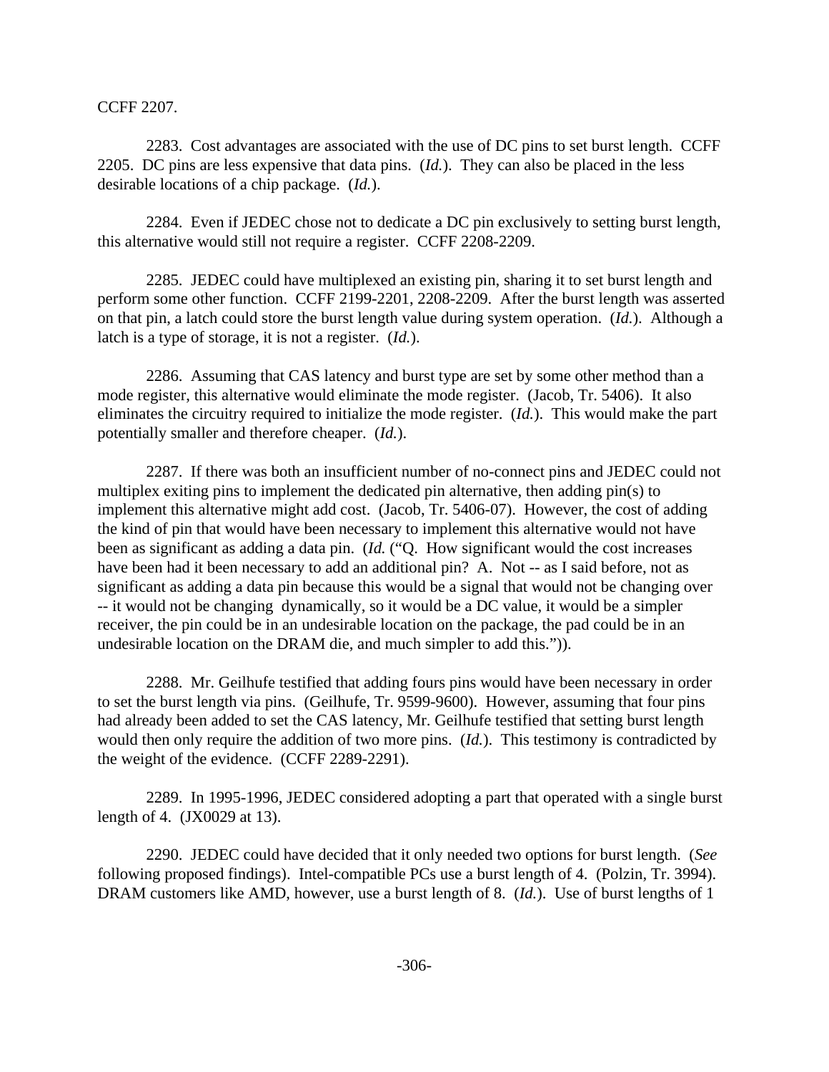CCFF 2207.

2283. Cost advantages are associated with the use of DC pins to set burst length. CCFF 2205. DC pins are less expensive that data pins. (*Id.*). They can also be placed in the less desirable locations of a chip package. (*Id.*).

2284. Even if JEDEC chose not to dedicate a DC pin exclusively to setting burst length, this alternative would still not require a register. CCFF 2208-2209.

2285. JEDEC could have multiplexed an existing pin, sharing it to set burst length and perform some other function. CCFF 2199-2201, 2208-2209. After the burst length was asserted on that pin, a latch could store the burst length value during system operation. (*Id.*). Although a latch is a type of storage, it is not a register. (*Id.*).

2286. Assuming that CAS latency and burst type are set by some other method than a mode register, this alternative would eliminate the mode register. (Jacob, Tr. 5406). It also eliminates the circuitry required to initialize the mode register. (*Id.*). This would make the part potentially smaller and therefore cheaper. (*Id.*).

2287. If there was both an insufficient number of no-connect pins and JEDEC could not multiplex exiting pins to implement the dedicated pin alternative, then adding pin(s) to implement this alternative might add cost. (Jacob, Tr. 5406-07). However, the cost of adding the kind of pin that would have been necessary to implement this alternative would not have been as significant as adding a data pin. (*Id.* ("Q. How significant would the cost increases have been had it been necessary to add an additional pin? A. Not -- as I said before, not as significant as adding a data pin because this would be a signal that would not be changing over -- it would not be changing dynamically, so it would be a DC value, it would be a simpler receiver, the pin could be in an undesirable location on the package, the pad could be in an undesirable location on the DRAM die, and much simpler to add this.")).

2288. Mr. Geilhufe testified that adding fours pins would have been necessary in order to set the burst length via pins. (Geilhufe, Tr. 9599-9600). However, assuming that four pins had already been added to set the CAS latency, Mr. Geilhufe testified that setting burst length would then only require the addition of two more pins. (*Id.*). This testimony is contradicted by the weight of the evidence. (CCFF 2289-2291).

2289. In 1995-1996, JEDEC considered adopting a part that operated with a single burst length of 4. (JX0029 at 13).

2290. JEDEC could have decided that it only needed two options for burst length. (*See* following proposed findings). Intel-compatible PCs use a burst length of 4. (Polzin, Tr. 3994). DRAM customers like AMD, however, use a burst length of 8. (*Id.*). Use of burst lengths of 1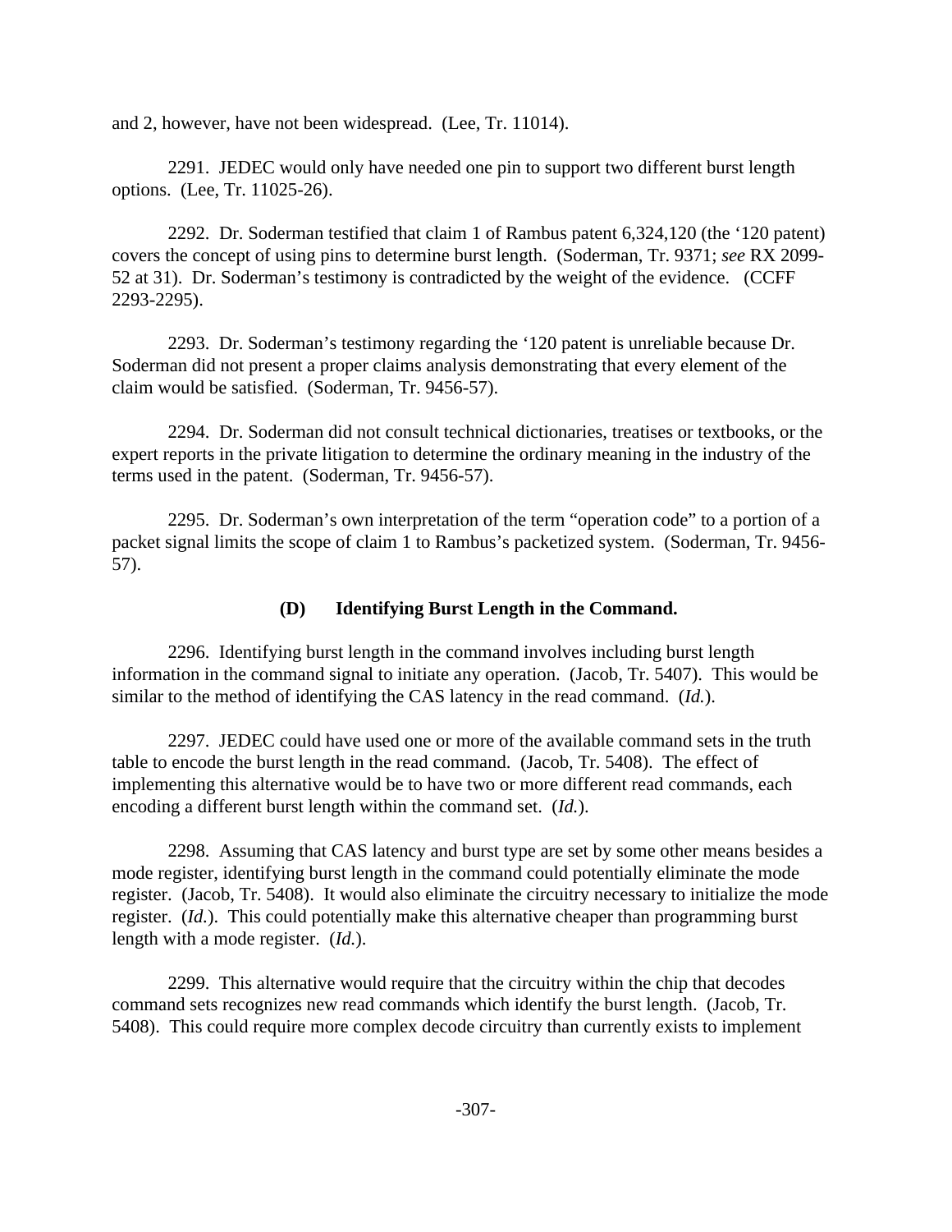and 2, however, have not been widespread. (Lee, Tr. 11014).

2291. JEDEC would only have needed one pin to support two different burst length options. (Lee, Tr. 11025-26).

2292. Dr. Soderman testified that claim 1 of Rambus patent 6,324,120 (the '120 patent) covers the concept of using pins to determine burst length. (Soderman, Tr. 9371; *see* RX 2099-52 at 31). Dr. Soderman's testimony is contradicted by the weight of the evidence. (CCFF 2293-2295).

2293. Dr. Soderman's testimony regarding the '120 patent is unreliable because Dr. Soderman did not present a proper claims analysis demonstrating that every element of the claim would be satisfied. (Soderman, Tr. 9456-57).

2294. Dr. Soderman did not consult technical dictionaries, treatises or textbooks, or the expert reports in the private litigation to determine the ordinary meaning in the industry of the terms used in the patent. (Soderman, Tr. 9456-57).

2295. Dr. Soderman's own interpretation of the term "operation code" to a portion of a packet signal limits the scope of claim 1 to Rambus's packetized system. (Soderman, Tr. 9456-57).

### (D) Identifying Burst Length in the Command.

2296. Identifying burst length in the command involves including burst length information in the command signal to initiate any operation. (Jacob, Tr. 5407). This would be similar to the method of identifying the CAS latency in the read command. (*Id.*).

2297. JEDEC could have used one or more of the available command sets in the truth table to encode the burst length in the read command. (Jacob, Tr. 5408). The effect of implementing this alternative would be to have two or more different read commands, each encoding a different burst length within the command set. (*Id.*).

2298. Assuming that CAS latency and burst type are set by some other means besides a mode register, identifying burst length in the command could potentially eliminate the mode register. (Jacob, Tr. 5408). It would also eliminate the circuitry necessary to initialize the mode register. (*Id.*). This could potentially make this alternative cheaper than programming burst length with a mode register. (*Id.*).

2299. This alternative would require that the circuitry within the chip that decodes command sets recognizes new read commands which identify the burst length. (Jacob, Tr. 5408). This could require more complex decode circuitry than currently exists to implement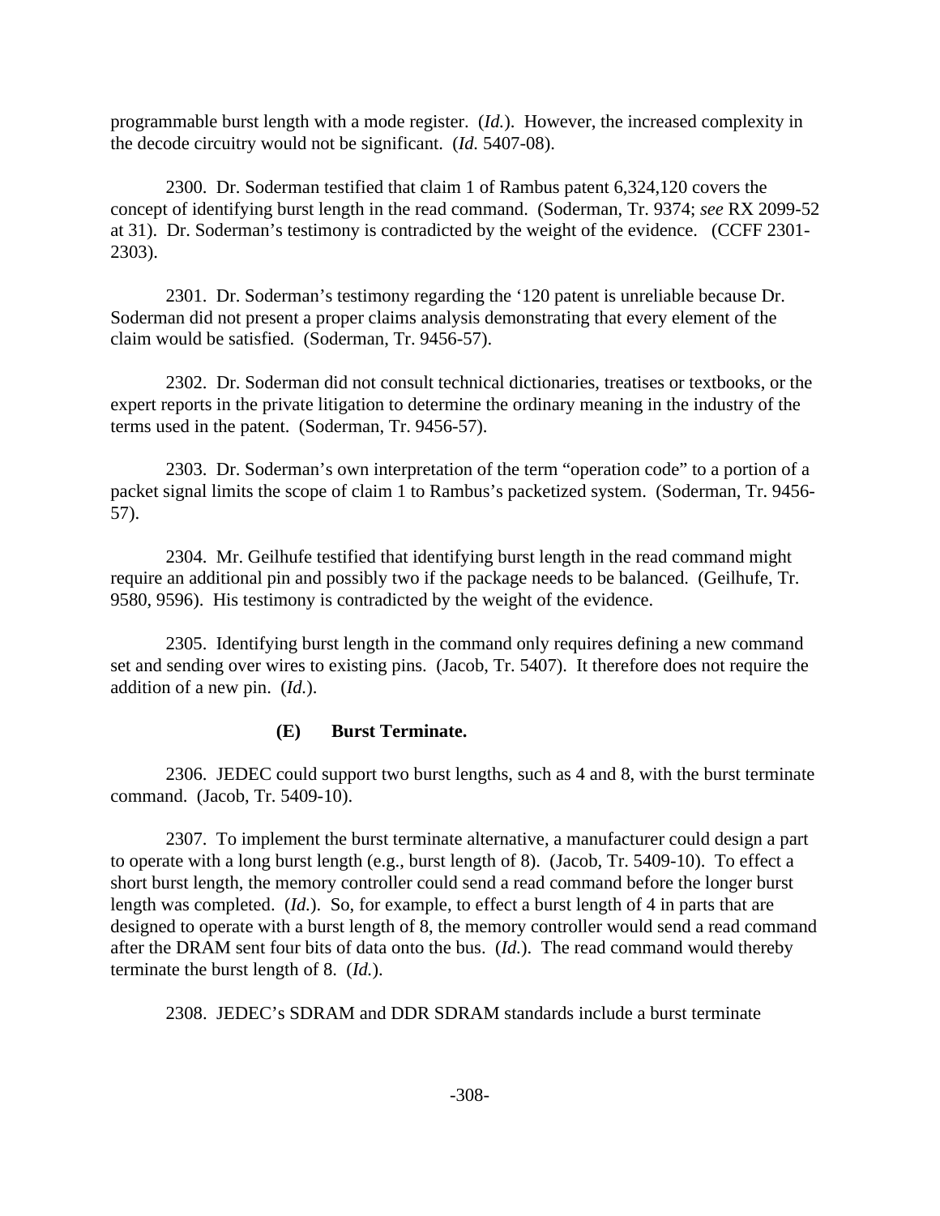programmable burst length with a mode register. (*Id.*). However, the increased complexity in the decode circuitry would not be significant. (*Id.* 5407-08).

2300. Dr. Soderman testified that claim 1 of Rambus patent 6,324,120 covers the concept of identifying burst length in the read command. (Soderman, Tr. 9374; *see* RX 2099-52 at 31). Dr. Soderman's testimony is contradicted by the weight of the evidence. (CCFF 2301-2303).

2301. Dr. Soderman's testimony regarding the '120 patent is unreliable because Dr. Soderman did not present a proper claims analysis demonstrating that every element of the claim would be satisfied. (Soderman, Tr. 9456-57).

2302. Dr. Soderman did not consult technical dictionaries, treatises or textbooks, or the expert reports in the private litigation to determine the ordinary meaning in the industry of the terms used in the patent. (Soderman, Tr. 9456-57).

2303. Dr. Soderman's own interpretation of the term "operation code" to a portion of a packet signal limits the scope of claim 1 to Rambus's packetized system. (Soderman, Tr. 9456-57).

2304. Mr. Geilhufe testified that identifying burst length in the read command might require an additional pin and possibly two if the package needs to be balanced. (Geilhufe, Tr. 9580, 9596). His testimony is contradicted by the weight of the evidence.

2305. Identifying burst length in the command only requires defining a new command set and sending over wires to existing pins. (Jacob, Tr. 5407). It therefore does not require the addition of a new pin. (*Id.*).

**(E) Burst Terminate.**

2306. JEDEC could support two burst lengths, such as 4 and 8, with the burst terminate command. (Jacob, Tr. 5409-10).

2307. To implement the burst terminate alternative, a manufacturer could design a part to operate with a long burst length (e.g., burst length of 8). (Jacob, Tr. 5409-10). To effect a short burst length, the memory controller could send a read command before the longer burst length was completed. (*Id.*). So, for example, to effect a burst length of 4 in parts that are designed to operate with a burst length of 8, the memory controller would send a read command after the DRAM sent four bits of data onto the bus. (*Id.*). The read command would thereby terminate the burst length of 8. (*Id.*).

2308. JEDEC's SDRAM and DDR SDRAM standards include a burst terminate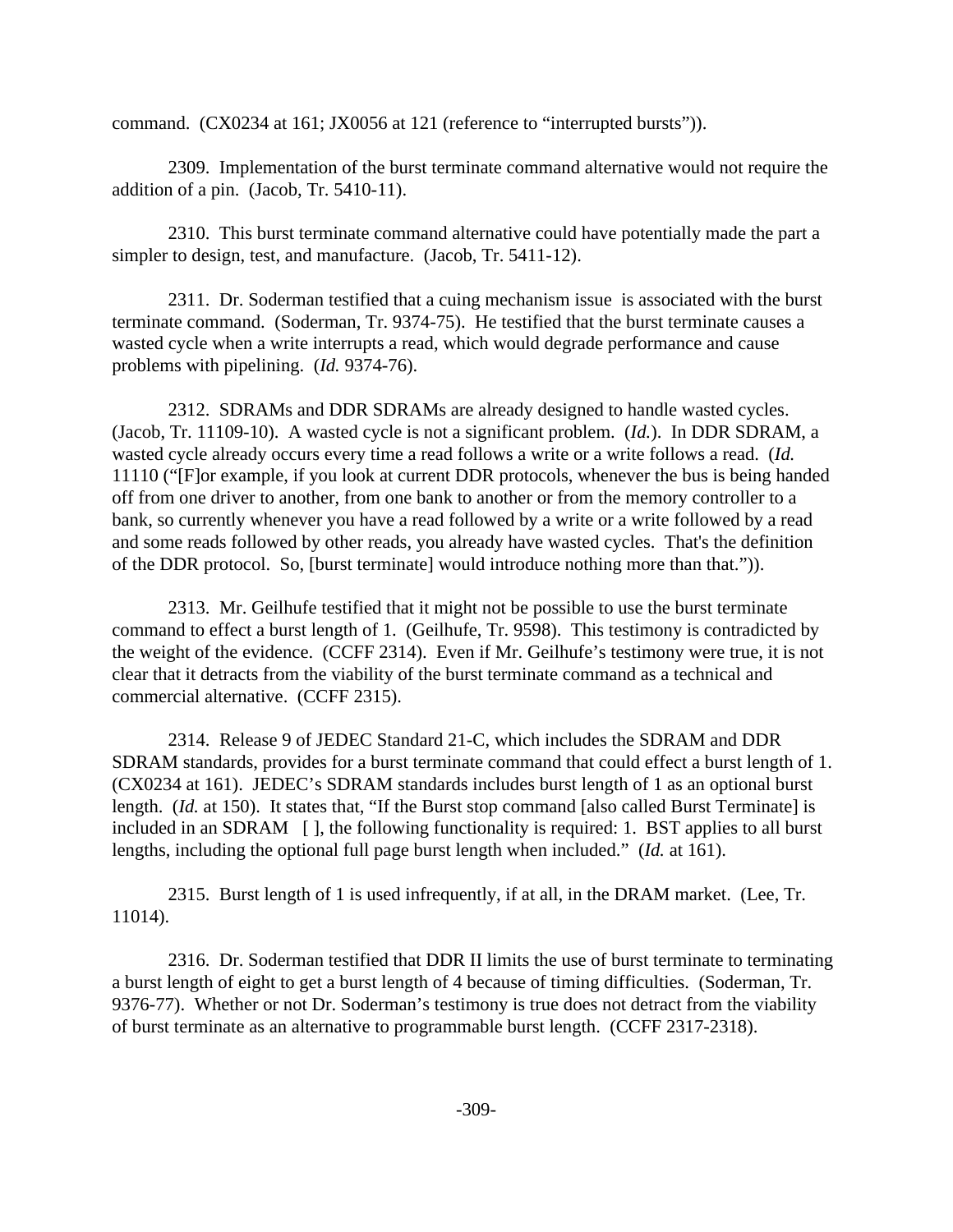command. (CX0234 at 161; JX0056 at 121 (reference to "interrupted bursts")).

2309. Implementation of the burst terminate command alternative would not require the addition of a pin. (Jacob, Tr. 5410-11).

2310. This burst terminate command alternative could have potentially made the part a simpler to design, test, and manufacture. (Jacob, Tr. 5411-12).

2311. Dr. Soderman testified that a cuing mechanism issue is associated with the burst terminate command. (Soderman, Tr. 9374-75). He testified that the burst terminate causes a wasted cycle when a write interrupts a read, which would degrade performance and cause problems with pipelining. (*Id.* 9374-76).

2312. SDRAMs and DDR SDRAMs are already designed to handle wasted cycles. (Jacob, Tr. 11109-10). A wasted cycle is not a significant problem. (*Id.*). In DDR SDRAM, a wasted cycle already occurs every time a read follows a write or a write follows a read. (*Id.* 11110 ("[F]or example, if you look at current DDR protocols, whenever the bus is being handed off from one driver to another, from one bank to another or from the memory controller to a bank, so currently whenever you have a read followed by a write or a write followed by a read and some reads followed by other reads, you already have wasted cycles. That's the definition of the DDR protocol. So, [burst terminate] would introduce nothing more than that.")).

2313. Mr. Geilhufe testified that it might not be possible to use the burst terminate command to effect a burst length of 1. (Geilhufe, Tr. 9598). This testimony is contradicted by the weight of the evidence. (CCFF 2314). Even if Mr. Geilhufe's testimony were true, it is not clear that it detracts from the viability of the burst terminate command as a technical and commercial alternative. (CCFF 2315).

2314. Release 9 of JEDEC Standard 21-C, which includes the SDRAM and DDR SDRAM standards, provides for a burst terminate command that could effect a burst length of 1. (CX0234 at 161). JEDEC's SDRAM standards includes burst length of 1 as an optional burst length. (*Id.* at 150). It states that, "If the Burst stop command [also called Burst Terminate] is included in an SDRAM [ ], the following functionality is required: 1. BST applies to all burst lengths, including the optional full page burst length when included." (*Id.* at 161).

2315. Burst length of 1 is used infrequently, if at all, in the DRAM market. (Lee, Tr. 11014).

2316. Dr. Soderman testified that DDR II limits the use of burst terminate to terminating a burst length of eight to get a burst length of 4 because of timing difficulties. (Soderman, Tr. 9376-77). Whether or not Dr. Soderman's testimony is true does not detract from the viability of burst terminate as an alternative to programmable burst length. (CCFF 2317-2318).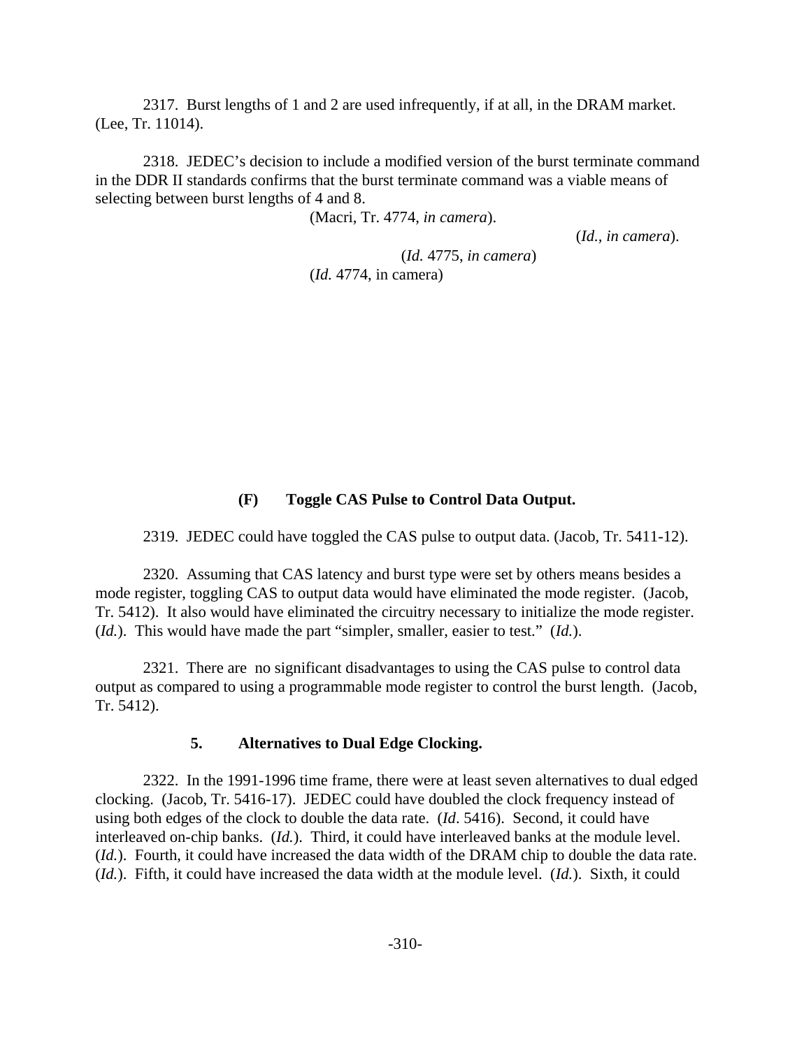2317. Burst lengths of 1 and 2 are used infrequently, if at all, in the DRAM market. (Lee, Tr. 11014).

2318. JEDEC's decision to include a modified version of the burst terminate command in the DDR II standards confirms that the burst terminate command was a viable means of selecting between burst lengths of 4 and 8.

(Macri, Tr. 4774, *in camera*).

(*Id.*, *in camera*).

(*Id.* 4775, *in camera*)

(*Id.* 4774, in camera)

#### (F) Toggle CAS Pulse to Control Data Output.

2319. JEDEC could have toggled the CAS pulse to output data. (Jacob, Tr. 5411-12).

2320. Assuming that CAS latency and burst type were set by others means besides a mode register, toggling CAS to output data would have eliminated the mode register. (Jacob, Tr. 5412). It also would have eliminated the circuitry necessary to initialize the mode register. (*Id.*). This would have made the part "simpler, smaller, easier to test." (*Id.*).

2321. There are no significant disadvantages to using the CAS pulse to control data output as compared to using a programmable mode register to control the burst length. (Jacob, Tr. 5412).

### 5. Alternatives to Dual Edge Clocking.

2322. In the 1991-1996 time frame, there were at least seven alternatives to dual edged clocking. (Jacob, Tr. 5416-17). JEDEC could have doubled the clock frequency instead of using both edges of the clock to double the data rate. (*Id*. 5416). Second, it could have interleaved on-chip banks. (*Id.*). Third, it could have interleaved banks at the module level. (*Id.*). Fourth, it could have increased the data width of the DRAM chip to double the data rate. (*Id.*). Fifth, it could have increased the data width at the module level. (*Id.*). Sixth, it could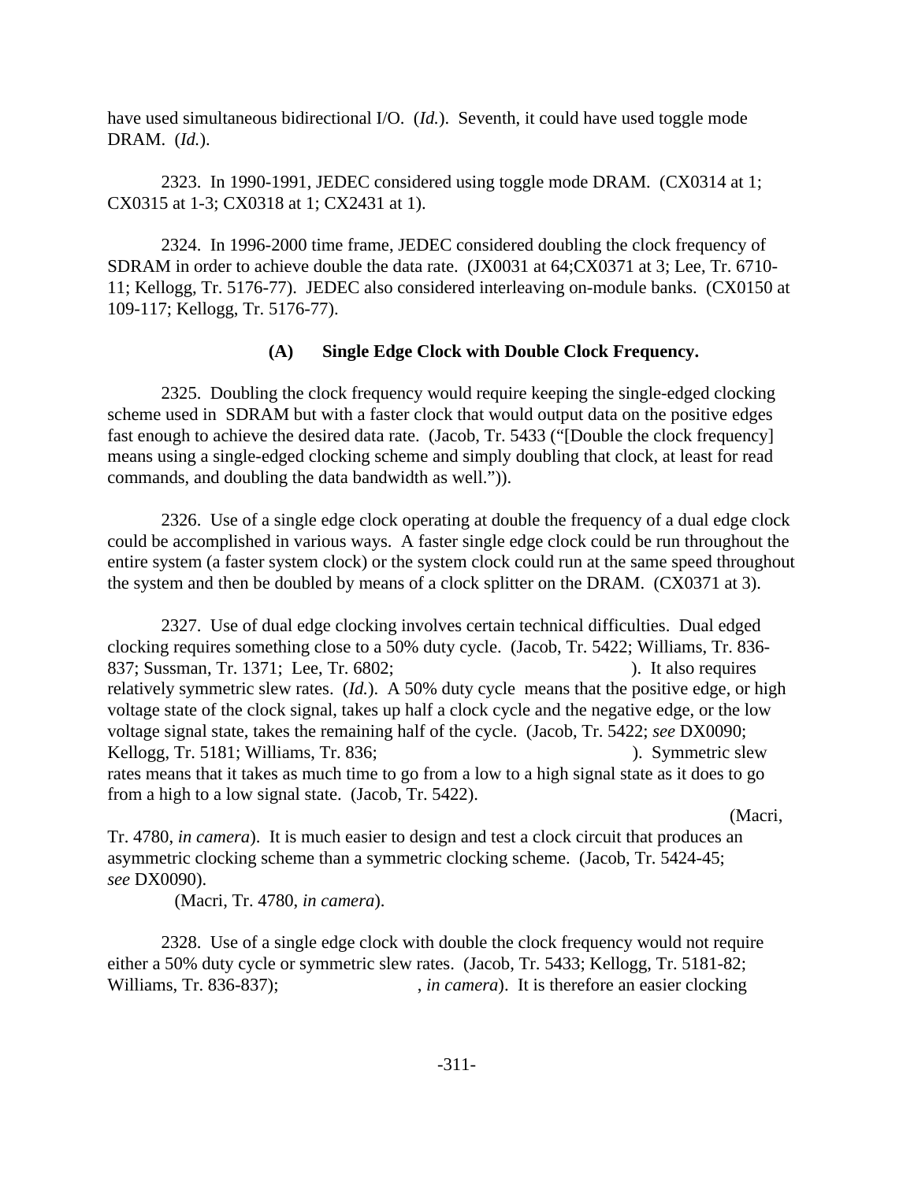have used simultaneous bidirectional I/O. (*Id.*). Seventh, it could have used toggle mode DRAM. (*Id.*).

2323. In 1990-1991, JEDEC considered using toggle mode DRAM. (CX0314 at 1; CX0315 at 1-3; CX0318 at 1; CX2431 at 1).

2324. In 1996-2000 time frame, JEDEC considered doubling the clock frequency of SDRAM in order to achieve double the data rate. (JX0031 at 64;CX0371 at 3; Lee, Tr. 6710-11; Kellogg, Tr. 5176-77). JEDEC also considered interleaving on-module banks. (CX0150 at 109-117; Kellogg, Tr. 5176-77).

**(A) Single Edge Clock with Double Clock Frequency.**

2325. Doubling the clock frequency would require keeping the single-edged clocking scheme used in SDRAM but with a faster clock that would output data on the positive edges fast enough to achieve the desired data rate. (Jacob, Tr. 5433 ("[Double the clock frequency] means using a single-edged clocking scheme and simply doubling that clock, at least for read commands, and doubling the data bandwidth as well.")).

2326. Use of a single edge clock operating at double the frequency of a dual edge clock could be accomplished in various ways. A faster single edge clock could be run throughout the entire system (a faster system clock) or the system clock could run at the same speed throughout the system and then be doubled by means of a clock splitter on the DRAM. (CX0371 at 3).

2327. Use of dual edge clocking involves certain technical difficulties. Dual edged clocking requires something close to a 50% duty cycle. (Jacob, Tr. 5422; Williams, Tr. 836-837; Sussman, Tr. 1371; Lee, Tr. 6802; ). It also requires relatively symmetric slew rates. (*Id.*). A 50% duty cycle means that the positive edge, or high voltage state of the clock signal, takes up half a clock cycle and the negative edge, or the low voltage signal state, takes the remaining half of the cycle. (Jacob, Tr. 5422; *see* DX0090; Kellogg, Tr. 5181; Williams, Tr. 836; ). Symmetric slew rates means that it takes as much time to go from a low to a high signal state as it does to go from a high to a low signal state. (Jacob, Tr. 5422). (Macri, Tr. 4780, *in camera*). It is much easier to design and test a clock circuit that produces an asymmetric clocking scheme than a symmetric clocking scheme. (Jacob, Tr. 5424-45; *see* DX0090). (Macri, Tr. 4780, *in camera*).

2328. Use of a single edge clock with double the clock frequency would not require either a 50% duty cycle or symmetric slew rates. (Jacob, Tr. 5433; Kellogg, Tr. 5181-82; Williams, Tr. 836-837); , *in camera*). It is therefore an easier clocking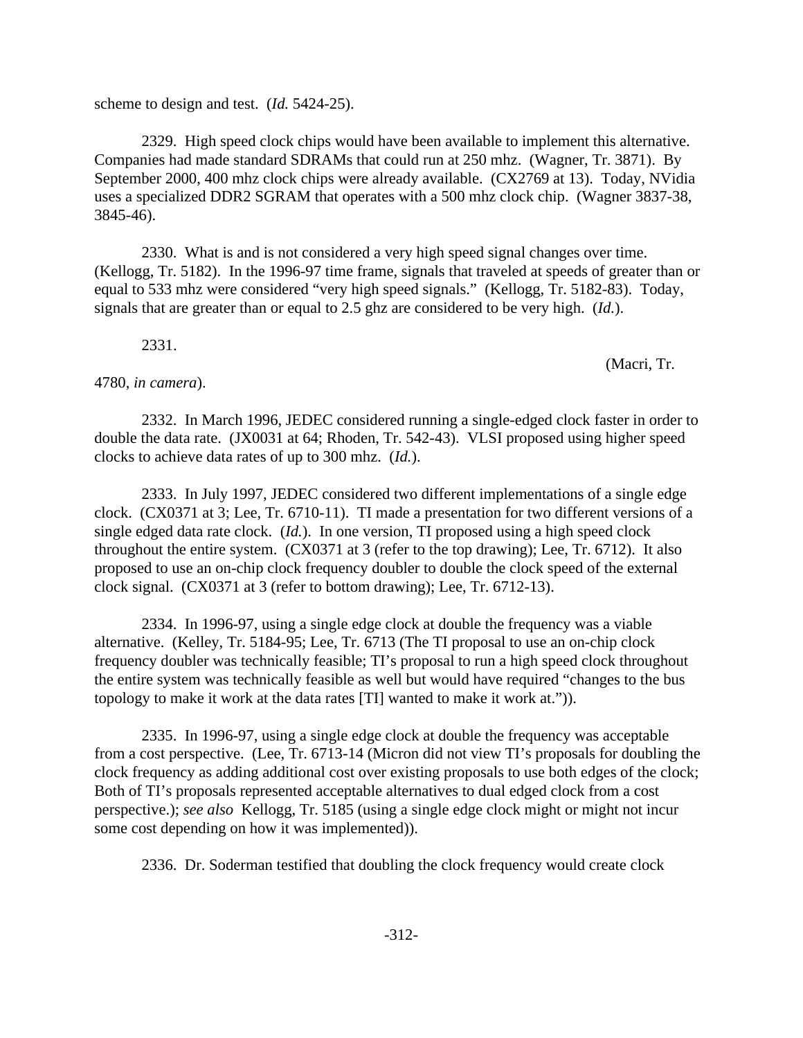scheme to design and test. (*Id.* 5424-25).

2329. High speed clock chips would have been available to implement this alternative. Companies had made standard SDRAMs that could run at 250 mhz. (Wagner, Tr. 3871). By September 2000, 400 mhz clock chips were already available. (CX2769 at 13). Today, NVidia uses a specialized DDR2 SGRAM that operates with a 500 mhz clock chip. (Wagner 3837-38, 3845-46).

2330. What is and is not considered a very high speed signal changes over time. (Kellogg, Tr. 5182). In the 1996-97 time frame, signals that traveled at speeds of greater than or equal to 533 mhz were considered "very high speed signals." (Kellogg, Tr. 5182-83). Today, signals that are greater than or equal to 2.5 ghz are considered to be very high. (*Id.*).

2331. (Macri, Tr. 4780, *in camera*).

2332. In March 1996, JEDEC considered running a single-edged clock faster in order to double the data rate. (JX0031 at 64; Rhoden, Tr. 542-43). VLSI proposed using higher speed clocks to achieve data rates of up to 300 mhz. (*Id.*).

2333. In July 1997, JEDEC considered two different implementations of a single edge clock. (CX0371 at 3; Lee, Tr. 6710-11). TI made a presentation for two different versions of a single edged data rate clock. (*Id.*). In one version, TI proposed using a high speed clock throughout the entire system. (CX0371 at 3 (refer to the top drawing); Lee, Tr. 6712). It also proposed to use an on-chip clock frequency doubler to double the clock speed of the external clock signal. (CX0371 at 3 (refer to bottom drawing); Lee, Tr. 6712-13).

2334. In 1996-97, using a single edge clock at double the frequency was a viable alternative. (Kelley, Tr. 5184-95; Lee, Tr. 6713 (The TI proposal to use an on-chip clock frequency doubler was technically feasible; TI's proposal to run a high speed clock throughout the entire system was technically feasible as well but would have required "changes to the bus topology to make it work at the data rates [TI] wanted to make it work at.")).

2335. In 1996-97, using a single edge clock at double the frequency was acceptable from a cost perspective. (Lee, Tr. 6713-14 (Micron did not view TI's proposals for doubling the clock frequency as adding additional cost over existing proposals to use both edges of the clock; Both of TI's proposals represented acceptable alternatives to dual edged clock from a cost perspective.); *see also* Kellogg, Tr. 5185 (using a single edge clock might or might not incur some cost depending on how it was implemented)).

2336. Dr. Soderman testified that doubling the clock frequency would create clock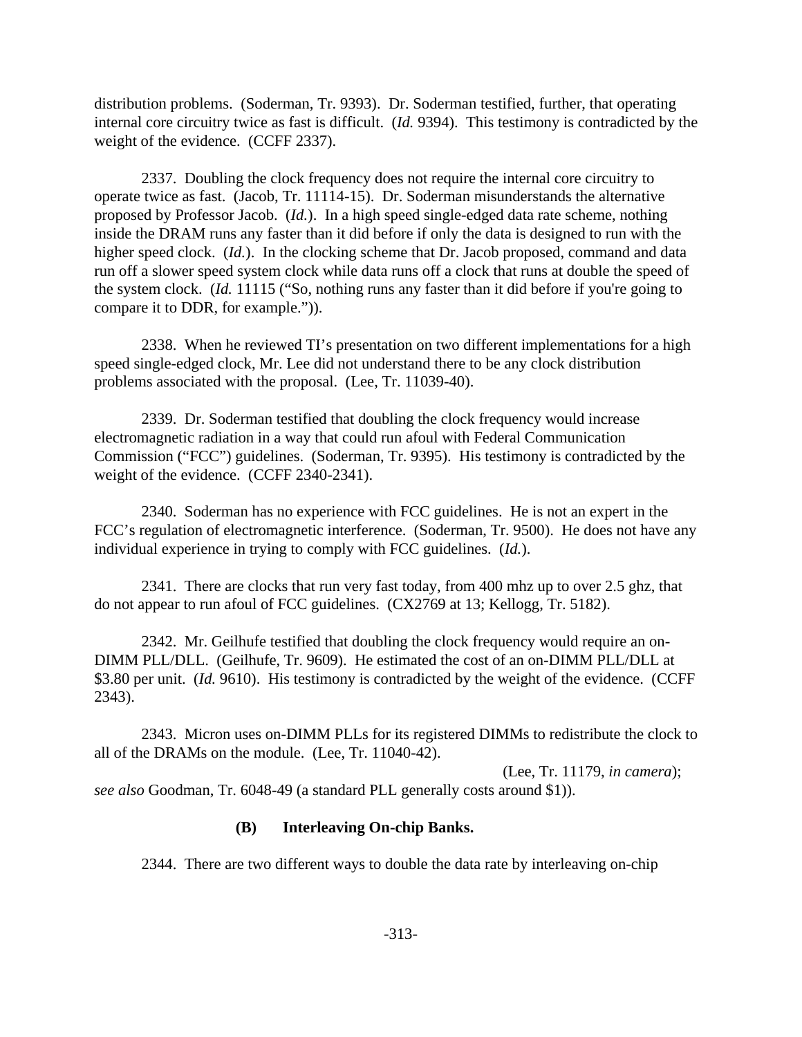distribution problems. (Soderman, Tr. 9393). Dr. Soderman testified, further, that operating internal core circuitry twice as fast is difficult. (*Id.* 9394). This testimony is contradicted by the weight of the evidence. (CCFF 2337).

2337. Doubling the clock frequency does not require the internal core circuitry to operate twice as fast. (Jacob, Tr. 11114-15). Dr. Soderman misunderstands the alternative proposed by Professor Jacob. (*Id.*). In a high speed single-edged data rate scheme, nothing inside the DRAM runs any faster than it did before if only the data is designed to run with the higher speed clock. (*Id.*). In the clocking scheme that Dr. Jacob proposed, command and data run off a slower speed system clock while data runs off a clock that runs at double the speed of the system clock. (*Id.* 11115 ("So, nothing runs any faster than it did before if you're going to compare it to DDR, for example.")).

2338. When he reviewed TI's presentation on two different implementations for a high speed single-edged clock, Mr. Lee did not understand there to be any clock distribution problems associated with the proposal. (Lee, Tr. 11039-40).

2339. Dr. Soderman testified that doubling the clock frequency would increase electromagnetic radiation in a way that could run afoul with Federal Communication Commission ("FCC") guidelines. (Soderman, Tr. 9395). His testimony is contradicted by the weight of the evidence. (CCFF 2340-2341).

2340. Soderman has no experience with FCC guidelines. He is not an expert in the FCC's regulation of electromagnetic interference. (Soderman, Tr. 9500). He does not have any individual experience in trying to comply with FCC guidelines. (*Id.*).

2341. There are clocks that run very fast today, from 400 mhz up to over 2.5 ghz, that do not appear to run afoul of FCC guidelines. (CX2769 at 13; Kellogg, Tr. 5182).

2342. Mr. Geilhufe testified that doubling the clock frequency would require an on-DIMM PLL/DLL. (Geilhufe, Tr. 9609). He estimated the cost of an on-DIMM PLL/DLL at \$3.80 per unit. (*Id.* 9610). His testimony is contradicted by the weight of the evidence. (CCFF 2343).

2343. Micron uses on-DIMM PLLs for its registered DIMMs to redistribute the clock to all of the DRAMs on the module. (Lee, Tr. 11040-42). (Lee, Tr. 11179, *in camera*); *see also* Goodman, Tr. 6048-49 (a standard PLL generally costs around \$1)).

**(B) Interleaving On-chip Banks.**

2344. There are two different ways to double the data rate by interleaving on-chip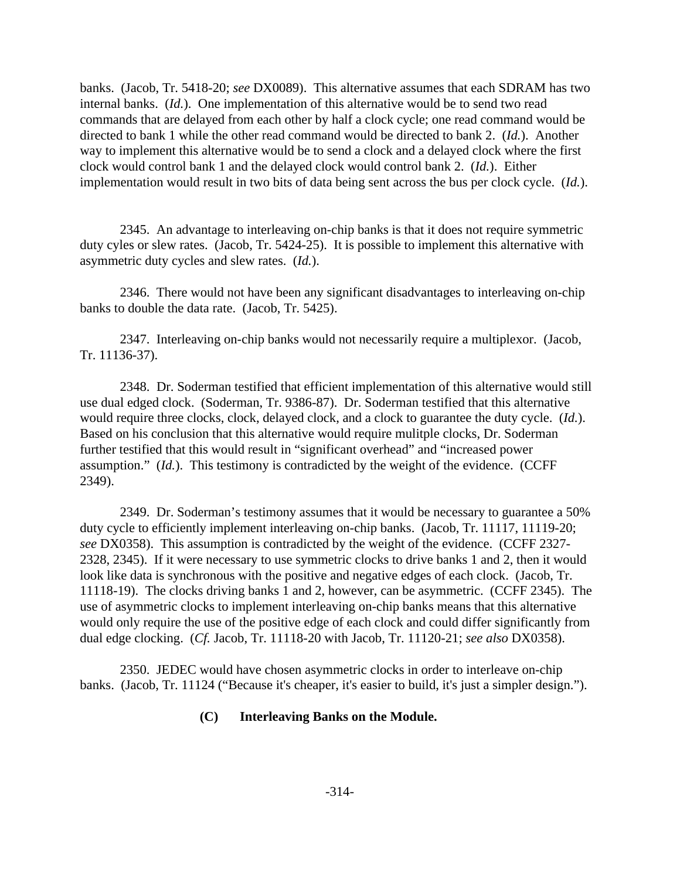banks. (Jacob, Tr. 5418-20; *see* DX0089). This alternative assumes that each SDRAM has two internal banks. (*Id.*). One implementation of this alternative would be to send two read commands that are delayed from each other by half a clock cycle; one read command would be directed to bank 1 while the other read command would be directed to bank 2. (*Id.*). Another way to implement this alternative would be to send a clock and a delayed clock where the first clock would control bank 1 and the delayed clock would control bank 2. (*Id.*). Either implementation would result in two bits of data being sent across the bus per clock cycle. (*Id.*).

2345. An advantage to interleaving on-chip banks is that it does not require symmetric duty cyles or slew rates. (Jacob, Tr. 5424-25). It is possible to implement this alternative with asymmetric duty cycles and slew rates. (*Id.*).

2346. There would not have been any significant disadvantages to interleaving on-chip banks to double the data rate. (Jacob, Tr. 5425).

2347. Interleaving on-chip banks would not necessarily require a multiplexor. (Jacob, Tr. 11136-37).

2348. Dr. Soderman testified that efficient implementation of this alternative would still use dual edged clock. (Soderman, Tr. 9386-87). Dr. Soderman testified that this alternative would require three clocks, clock, delayed clock, and a clock to guarantee the duty cycle. (*Id.*). Based on his conclusion that this alternative would require mulitple clocks, Dr. Soderman further testified that this would result in "significant overhead" and "increased power assumption." (*Id.*). This testimony is contradicted by the weight of the evidence. (CCFF 2349).

2349. Dr. Soderman's testimony assumes that it would be necessary to guarantee a 50% duty cycle to efficiently implement interleaving on-chip banks. (Jacob, Tr. 11117, 11119-20; *see* DX0358). This assumption is contradicted by the weight of the evidence. (CCFF 2327-2328, 2345). If it were necessary to use symmetric clocks to drive banks 1 and 2, then it would look like data is synchronous with the positive and negative edges of each clock. (Jacob, Tr. 11118-19). The clocks driving banks 1 and 2, however, can be asymmetric. (CCFF 2345). The use of asymmetric clocks to implement interleaving on-chip banks means that this alternative would only require the use of the positive edge of each clock and could differ significantly from dual edge clocking. (*Cf.* Jacob, Tr. 11118-20 with Jacob, Tr. 11120-21; *see also* DX0358).

2350. JEDEC would have chosen asymmetric clocks in order to interleave on-chip banks. (Jacob, Tr. 11124 ("Because it's cheaper, it's easier to build, it's just a simpler design.").

**(C) Interleaving Banks on the Module.**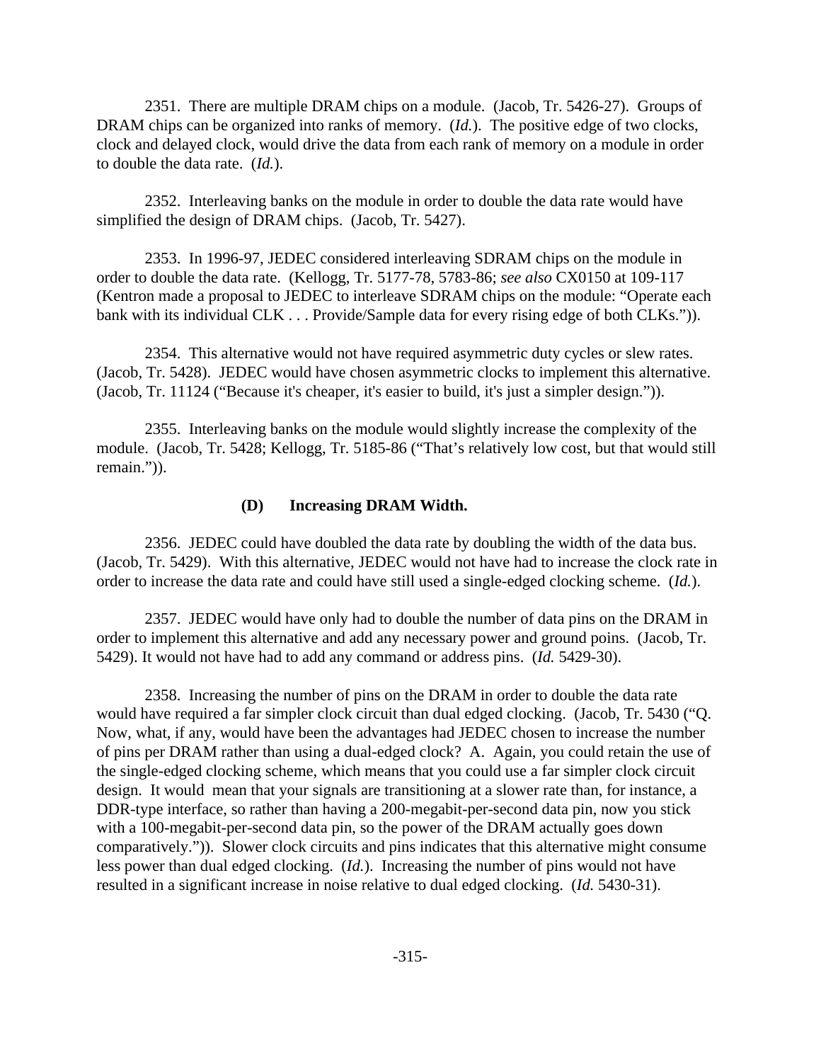2351. There are multiple DRAM chips on a module. (Jacob, Tr. 5426-27). Groups of DRAM chips can be organized into ranks of memory. (*Id.*). The positive edge of two clocks, clock and delayed clock, would drive the data from each rank of memory on a module in order to double the data rate. (*Id.*).

2352. Interleaving banks on the module in order to double the data rate would have simplified the design of DRAM chips. (Jacob, Tr. 5427).

2353. In 1996-97, JEDEC considered interleaving SDRAM chips on the module in order to double the data rate. (Kellogg, Tr. 5177-78, 5783-86; *see also* CX0150 at 109-117 (Kentron made a proposal to JEDEC to interleave SDRAM chips on the module: "Operate each bank with its individual CLK . . . Provide/Sample data for every rising edge of both CLKs.")).

2354. This alternative would not have required asymmetric duty cycles or slew rates. (Jacob, Tr. 5428). JEDEC would have chosen asymmetric clocks to implement this alternative. (Jacob, Tr. 11124 ("Because it's cheaper, it's easier to build, it's just a simpler design.")).

2355. Interleaving banks on the module would slightly increase the complexity of the module. (Jacob, Tr. 5428; Kellogg, Tr. 5185-86 ("That's relatively low cost, but that would still remain.")).

### (D) Increasing DRAM Width.

2356. JEDEC could have doubled the data rate by doubling the width of the data bus. (Jacob, Tr. 5429). With this alternative, JEDEC would not have had to increase the clock rate in order to increase the data rate and could have still used a single-edged clocking scheme. (*Id.*).

2357. JEDEC would have only had to double the number of data pins on the DRAM in order to implement this alternative and add any necessary power and ground poins. (Jacob, Tr. 5429). It would not have had to add any command or address pins. (*Id.* 5429-30).

2358. Increasing the number of pins on the DRAM in order to double the data rate would have required a far simpler clock circuit than dual edged clocking. (Jacob, Tr. 5430 ("Q. Now, what, if any, would have been the advantages had JEDEC chosen to increase the number of pins per DRAM rather than using a dual-edged clock? A. Again, you could retain the use of the single-edged clocking scheme, which means that you could use a far simpler clock circuit design. It would mean that your signals are transitioning at a slower rate than, for instance, a DDR-type interface, so rather than having a 200-megabit-per-second data pin, now you stick with a 100-megabit-per-second data pin, so the power of the DRAM actually goes down comparatively.")). Slower clock circuits and pins indicates that this alternative might consume less power than dual edged clocking. (*Id.*). Increasing the number of pins would not have resulted in a significant increase in noise relative to dual edged clocking. (*Id.* 5430-31).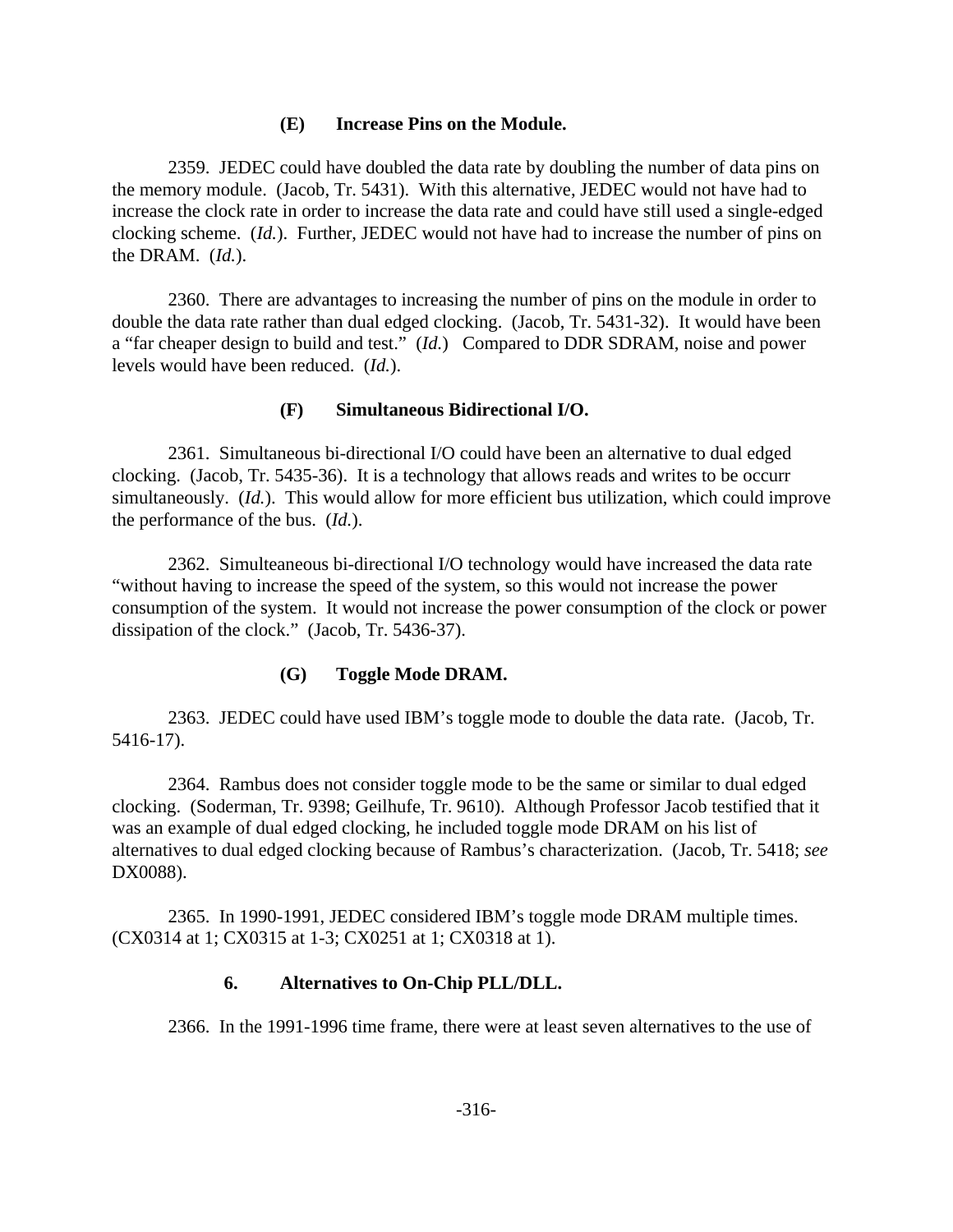#### (E) Increase Pins on the Module.

2359. JEDEC could have doubled the data rate by doubling the number of data pins on the memory module. (Jacob, Tr. 5431). With this alternative, JEDEC would not have had to increase the clock rate in order to increase the data rate and could have still used a single-edged clocking scheme. (*Id.*). Further, JEDEC would not have had to increase the number of pins on the DRAM. (*Id.*).

2360. There are advantages to increasing the number of pins on the module in order to double the data rate rather than dual edged clocking. (Jacob, Tr. 5431-32). It would have been a "far cheaper design to build and test." (*Id.*) Compared to DDR SDRAM, noise and power levels would have been reduced. (*Id.*).

#### (F) Simultaneous Bidirectional I/O.

2361. Simultaneous bi-directional I/O could have been an alternative to dual edged clocking. (Jacob, Tr. 5435-36). It is a technology that allows reads and writes to be occurr simultaneously. (*Id.*). This would allow for more efficient bus utilization, which could improve the performance of the bus. (*Id.*).

2362. Simulteaneous bi-directional I/O technology would have increased the data rate "without having to increase the speed of the system, so this would not increase the power consumption of the system. It would not increase the power consumption of the clock or power dissipation of the clock." (Jacob, Tr. 5436-37).

#### (G) Toggle Mode DRAM.

2363. JEDEC could have used IBM's toggle mode to double the data rate. (Jacob, Tr. 5416-17).

2364. Rambus does not consider toggle mode to be the same or similar to dual edged clocking. (Soderman, Tr. 9398; Geilhufe, Tr. 9610). Although Professor Jacob testified that it was an example of dual edged clocking, he included toggle mode DRAM on his list of alternatives to dual edged clocking because of Rambus's characterization. (Jacob, Tr. 5418; *see* DX0088).

2365. In 1990-1991, JEDEC considered IBM's toggle mode DRAM multiple times. (CX0314 at 1; CX0315 at 1-3; CX0251 at 1; CX0318 at 1).

### 6. Alternatives to On-Chip PLL/DLL.

2366. In the 1991-1996 time frame, there were at least seven alternatives to the use of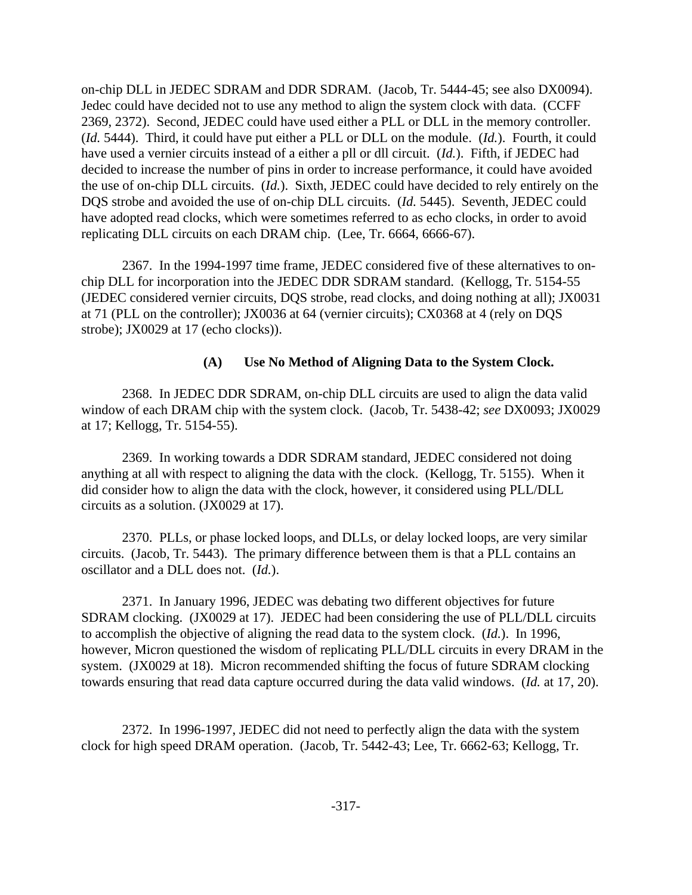on-chip DLL in JEDEC SDRAM and DDR SDRAM. (Jacob, Tr. 5444-45; see also DX0094). Jedec could have decided not to use any method to align the system clock with data. (CCFF 2369, 2372). Second, JEDEC could have used either a PLL or DLL in the memory controller. (*Id.* 5444). Third, it could have put either a PLL or DLL on the module. (*Id.*). Fourth, it could have used a vernier circuits instead of a either a pll or dll circuit. (*Id.*). Fifth, if JEDEC had decided to increase the number of pins in order to increase performance, it could have avoided the use of on-chip DLL circuits. (*Id.*). Sixth, JEDEC could have decided to rely entirely on the DQS strobe and avoided the use of on-chip DLL circuits. (*Id.* 5445). Seventh, JEDEC could have adopted read clocks, which were sometimes referred to as echo clocks, in order to avoid replicating DLL circuits on each DRAM chip. (Lee, Tr. 6664, 6666-67).

2367. In the 1994-1997 time frame, JEDEC considered five of these alternatives to on-chip DLL for incorporation into the JEDEC DDR SDRAM standard. (Kellogg, Tr. 5154-55 (JEDEC considered vernier circuits, DQS strobe, read clocks, and doing nothing at all); JX0031 at 71 (PLL on the controller); JX0036 at 64 (vernier circuits); CX0368 at 4 (rely on DQS strobe); JX0029 at 17 (echo clocks)).

**(A) Use No Method of Aligning Data to the System Clock.**

2368. In JEDEC DDR SDRAM, on-chip DLL circuits are used to align the data valid window of each DRAM chip with the system clock. (Jacob, Tr. 5438-42; *see* DX0093; JX0029 at 17; Kellogg, Tr. 5154-55).

2369. In working towards a DDR SDRAM standard, JEDEC considered not doing anything at all with respect to aligning the data with the clock. (Kellogg, Tr. 5155). When it did consider how to align the data with the clock, however, it considered using PLL/DLL circuits as a solution. (JX0029 at 17).

2370. PLLs, or phase locked loops, and DLLs, or delay locked loops, are very similar circuits. (Jacob, Tr. 5443). The primary difference between them is that a PLL contains an oscillator and a DLL does not. (*Id.*).

2371. In January 1996, JEDEC was debating two different objectives for future SDRAM clocking. (JX0029 at 17). JEDEC had been considering the use of PLL/DLL circuits to accomplish the objective of aligning the read data to the system clock. (*Id.*). In 1996, however, Micron questioned the wisdom of replicating PLL/DLL circuits in every DRAM in the system. (JX0029 at 18). Micron recommended shifting the focus of future SDRAM clocking towards ensuring that read data capture occurred during the data valid windows. (*Id.* at 17, 20).

2372. In 1996-1997, JEDEC did not need to perfectly align the data with the system clock for high speed DRAM operation. (Jacob, Tr. 5442-43; Lee, Tr. 6662-63; Kellogg, Tr.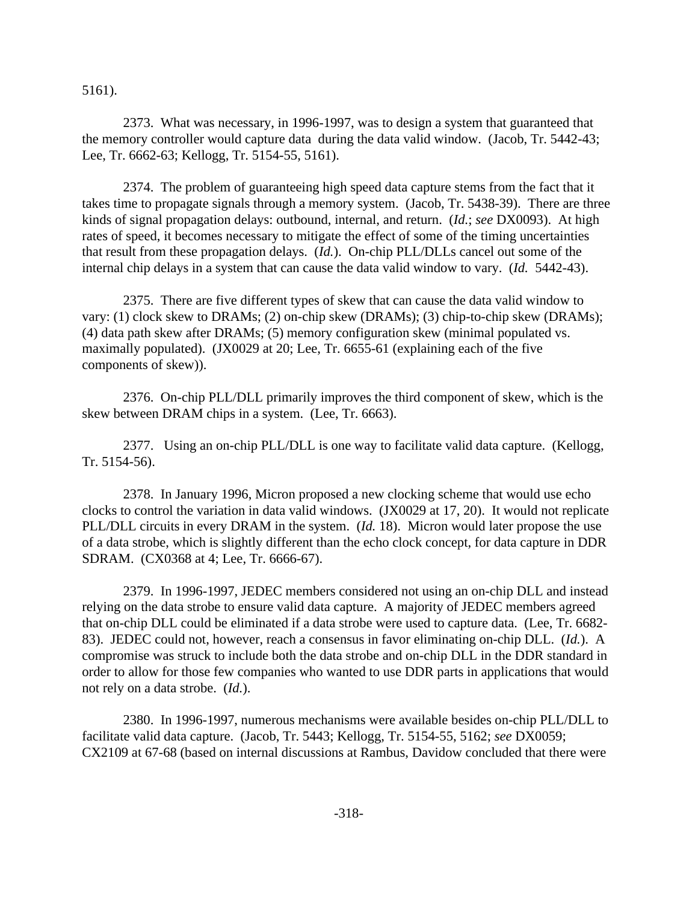5161).

2373. What was necessary, in 1996-1997, was to design a system that guaranteed that the memory controller would capture data during the data valid window. (Jacob, Tr. 5442-43; Lee, Tr. 6662-63; Kellogg, Tr. 5154-55, 5161).

2374. The problem of guaranteeing high speed data capture stems from the fact that it takes time to propagate signals through a memory system. (Jacob, Tr. 5438-39). There are three kinds of signal propagation delays: outbound, internal, and return. (*Id.*; *see* DX0093). At high rates of speed, it becomes necessary to mitigate the effect of some of the timing uncertainties that result from these propagation delays. (*Id.*). On-chip PLL/DLLs cancel out some of the internal chip delays in a system that can cause the data valid window to vary. (*Id.* 5442-43).

2375. There are five different types of skew that can cause the data valid window to vary: (1) clock skew to DRAMs; (2) on-chip skew (DRAMs); (3) chip-to-chip skew (DRAMs); (4) data path skew after DRAMs; (5) memory configuration skew (minimal populated vs. maximally populated). (JX0029 at 20; Lee, Tr. 6655-61 (explaining each of the five components of skew)).

2376. On-chip PLL/DLL primarily improves the third component of skew, which is the skew between DRAM chips in a system. (Lee, Tr. 6663).

2377. Using an on-chip PLL/DLL is one way to facilitate valid data capture. (Kellogg, Tr. 5154-56).

2378. In January 1996, Micron proposed a new clocking scheme that would use echo clocks to control the variation in data valid windows. (JX0029 at 17, 20). It would not replicate PLL/DLL circuits in every DRAM in the system. (*Id.* 18). Micron would later propose the use of a data strobe, which is slightly different than the echo clock concept, for data capture in DDR SDRAM. (CX0368 at 4; Lee, Tr. 6666-67).

2379. In 1996-1997, JEDEC members considered not using an on-chip DLL and instead relying on the data strobe to ensure valid data capture. A majority of JEDEC members agreed that on-chip DLL could be eliminated if a data strobe were used to capture data. (Lee, Tr. 6682-83). JEDEC could not, however, reach a consensus in favor eliminating on-chip DLL. (*Id.*). A compromise was struck to include both the data strobe and on-chip DLL in the DDR standard in order to allow for those few companies who wanted to use DDR parts in applications that would not rely on a data strobe. (*Id.*).

2380. In 1996-1997, numerous mechanisms were available besides on-chip PLL/DLL to facilitate valid data capture. (Jacob, Tr. 5443; Kellogg, Tr. 5154-55, 5162; *see* DX0059; CX2109 at 67-68 (based on internal discussions at Rambus, Davidow concluded that there were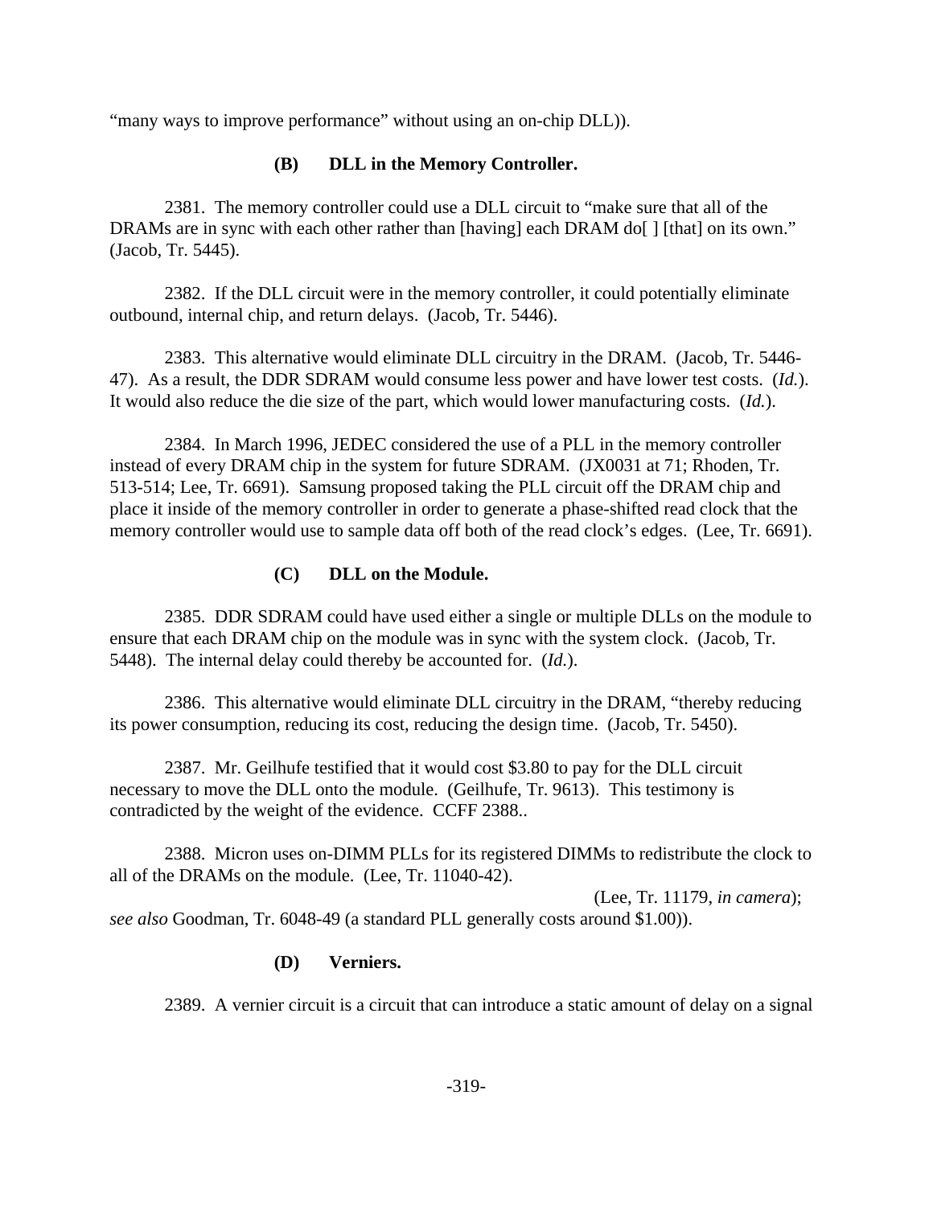"many ways to improve performance" without using an on-chip DLL)).

**(B) DLL in the Memory Controller.**

2381. The memory controller could use a DLL circuit to "make sure that all of the DRAMs are in sync with each other rather than [having] each DRAM do[ ] [that] on its own." (Jacob, Tr. 5445).

2382. If the DLL circuit were in the memory controller, it could potentially eliminate outbound, internal chip, and return delays. (Jacob, Tr. 5446).

2383. This alternative would eliminate DLL circuitry in the DRAM. (Jacob, Tr. 5446-47). As a result, the DDR SDRAM would consume less power and have lower test costs. (*Id.*). It would also reduce the die size of the part, which would lower manufacturing costs. (*Id.*).

2384. In March 1996, JEDEC considered the use of a PLL in the memory controller instead of every DRAM chip in the system for future SDRAM. (JX0031 at 71; Rhoden, Tr. 513-514; Lee, Tr. 6691). Samsung proposed taking the PLL circuit off the DRAM chip and place it inside of the memory controller in order to generate a phase-shifted read clock that the memory controller would use to sample data off both of the read clock's edges. (Lee, Tr. 6691).

**(C) DLL on the Module.**

2385. DDR SDRAM could have used either a single or multiple DLLs on the module to ensure that each DRAM chip on the module was in sync with the system clock. (Jacob, Tr. 5448). The internal delay could thereby be accounted for. (*Id.*).

2386. This alternative would eliminate DLL circuitry in the DRAM, "thereby reducing its power consumption, reducing its cost, reducing the design time. (Jacob, Tr. 5450).

2387. Mr. Geilhufe testified that it would cost $3.80 to pay for the DLL circuit necessary to move the DLL onto the module. (Geilhufe, Tr. 9613). This testimony is contradicted by the weight of the evidence. CCFF 2388..

2388. Micron uses on-DIMM PLLs for its registered DIMMs to redistribute the clock to all of the DRAMs on the module. (Lee, Tr. 11040-42).

(Lee, Tr. 11179, *in camera*); *see also* Goodman, Tr. 6048-49 (a standard PLL generally costs around $1.00)).

**(D) Verniers.**

2389. A vernier circuit is a circuit that can introduce a static amount of delay on a signal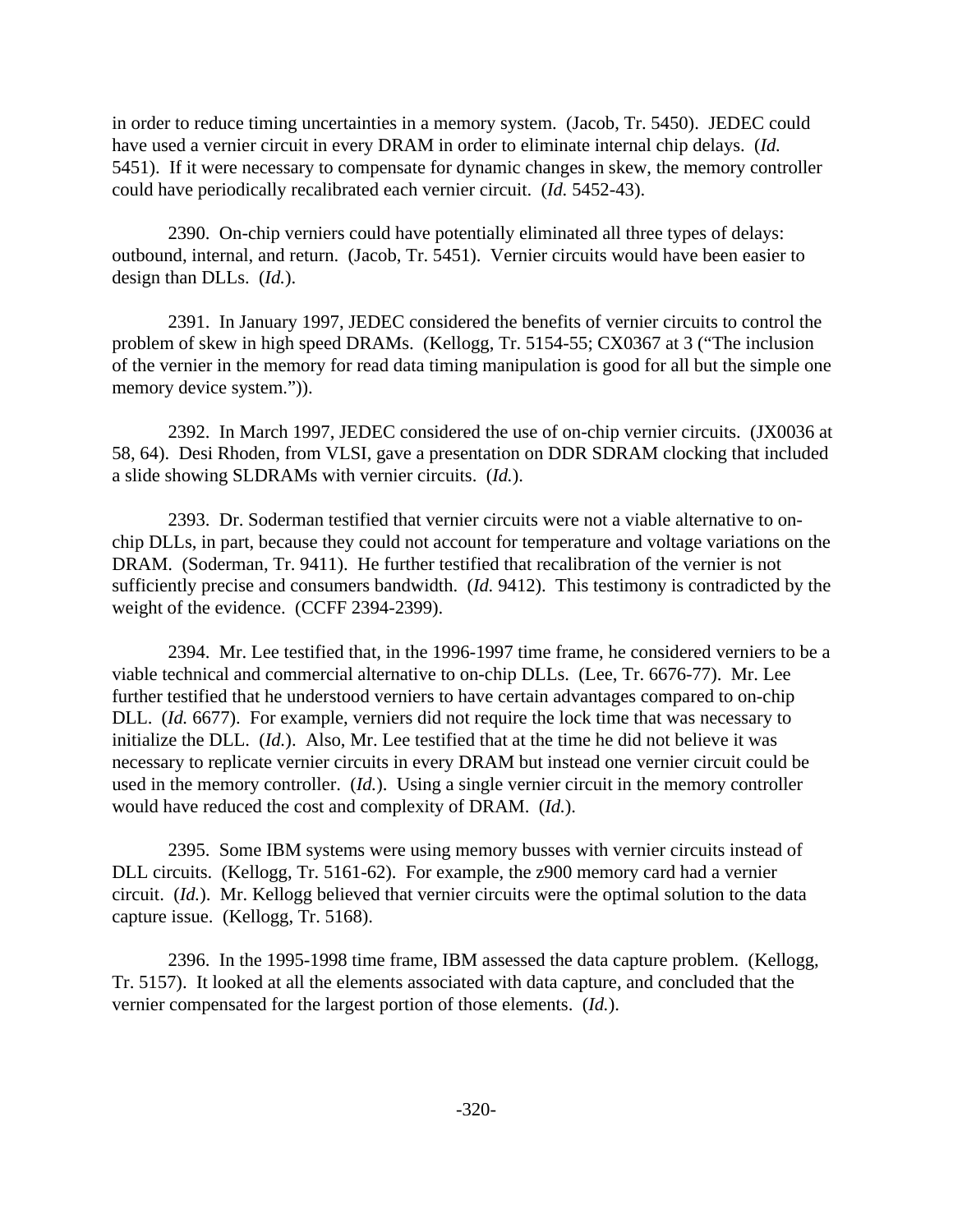in order to reduce timing uncertainties in a memory system. (Jacob, Tr. 5450). JEDEC could have used a vernier circuit in every DRAM in order to eliminate internal chip delays. (*Id.* 5451). If it were necessary to compensate for dynamic changes in skew, the memory controller could have periodically recalibrated each vernier circuit. (*Id.* 5452-43).

2390. On-chip verniers could have potentially eliminated all three types of delays: outbound, internal, and return. (Jacob, Tr. 5451). Vernier circuits would have been easier to design than DLLs. (*Id.*).

2391. In January 1997, JEDEC considered the benefits of vernier circuits to control the problem of skew in high speed DRAMs. (Kellogg, Tr. 5154-55; CX0367 at 3 ("The inclusion of the vernier in the memory for read data timing manipulation is good for all but the simple one memory device system.")).

2392. In March 1997, JEDEC considered the use of on-chip vernier circuits. (JX0036 at 58, 64). Desi Rhoden, from VLSI, gave a presentation on DDR SDRAM clocking that included a slide showing SLDRAMs with vernier circuits. (*Id.*).

2393. Dr. Soderman testified that vernier circuits were not a viable alternative to on-chip DLLs, in part, because they could not account for temperature and voltage variations on the DRAM. (Soderman, Tr. 9411). He further testified that recalibration of the vernier is not sufficiently precise and consumers bandwidth. (*Id.* 9412). This testimony is contradicted by the weight of the evidence. (CCFF 2394-2399).

2394. Mr. Lee testified that, in the 1996-1997 time frame, he considered verniers to be a viable technical and commercial alternative to on-chip DLLs. (Lee, Tr. 6676-77). Mr. Lee further testified that he understood verniers to have certain advantages compared to on-chip DLL. (*Id.* 6677). For example, verniers did not require the lock time that was necessary to initialize the DLL. (*Id.*). Also, Mr. Lee testified that at the time he did not believe it was necessary to replicate vernier circuits in every DRAM but instead one vernier circuit could be used in the memory controller. (*Id.*). Using a single vernier circuit in the memory controller would have reduced the cost and complexity of DRAM. (*Id.*).

2395. Some IBM systems were using memory busses with vernier circuits instead of DLL circuits. (Kellogg, Tr. 5161-62). For example, the z900 memory card had a vernier circuit. (*Id.*). Mr. Kellogg believed that vernier circuits were the optimal solution to the data capture issue. (Kellogg, Tr. 5168).

2396. In the 1995-1998 time frame, IBM assessed the data capture problem. (Kellogg, Tr. 5157). It looked at all the elements associated with data capture, and concluded that the vernier compensated for the largest portion of those elements. (*Id.*).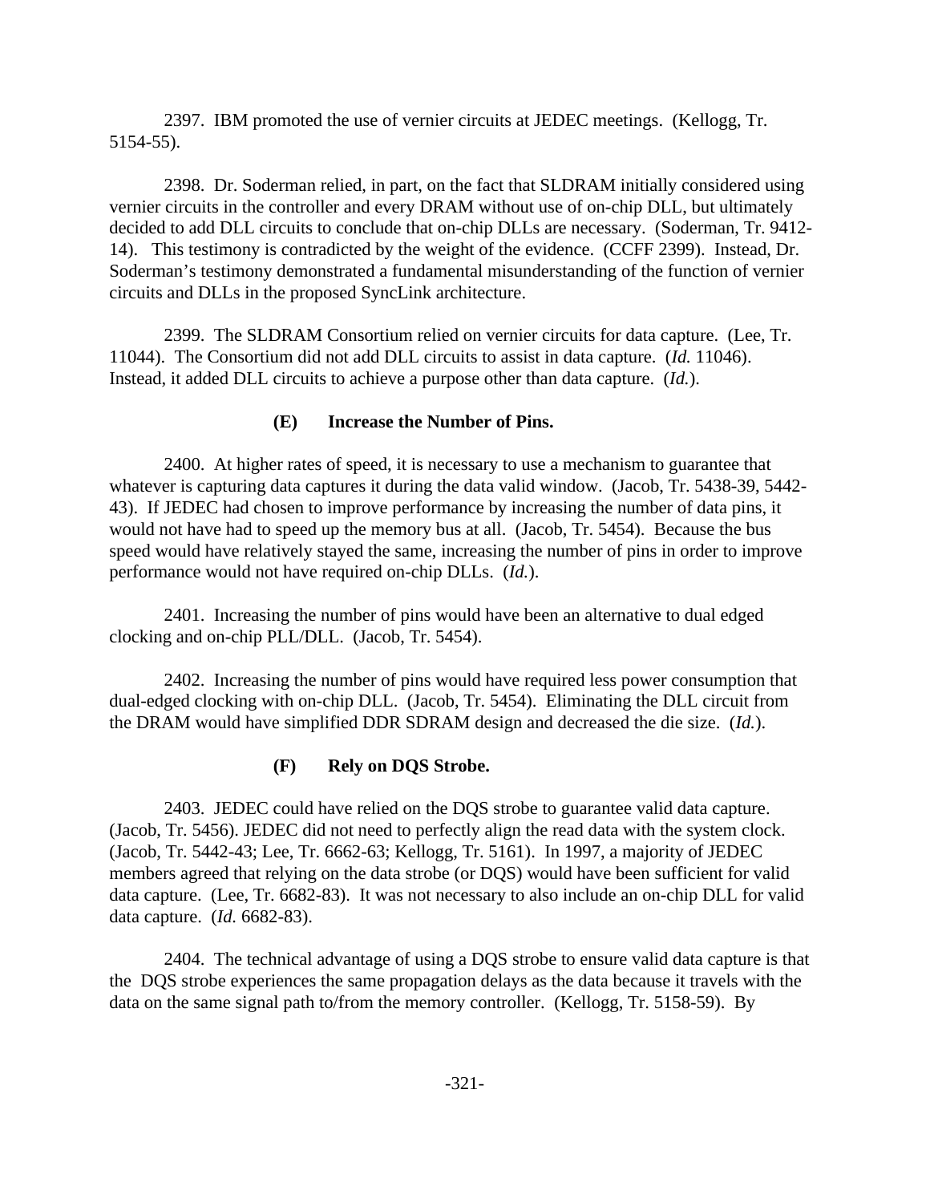2397. IBM promoted the use of vernier circuits at JEDEC meetings. (Kellogg, Tr. 5154-55).

2398. Dr. Soderman relied, in part, on the fact that SLDRAM initially considered using vernier circuits in the controller and every DRAM without use of on-chip DLL, but ultimately decided to add DLL circuits to conclude that on-chip DLLs are necessary. (Soderman, Tr. 9412-14). This testimony is contradicted by the weight of the evidence. (CCFF 2399). Instead, Dr. Soderman's testimony demonstrated a fundamental misunderstanding of the function of vernier circuits and DLLs in the proposed SyncLink architecture.

2399. The SLDRAM Consortium relied on vernier circuits for data capture. (Lee, Tr. 11044). The Consortium did not add DLL circuits to assist in data capture. (*Id.* 11046). Instead, it added DLL circuits to achieve a purpose other than data capture. (*Id.*).

**(E) Increase the Number of Pins.**

2400. At higher rates of speed, it is necessary to use a mechanism to guarantee that whatever is capturing data captures it during the data valid window. (Jacob, Tr. 5438-39, 5442-43). If JEDEC had chosen to improve performance by increasing the number of data pins, it would not have had to speed up the memory bus at all. (Jacob, Tr. 5454). Because the bus speed would have relatively stayed the same, increasing the number of pins in order to improve performance would not have required on-chip DLLs. (*Id.*).

2401. Increasing the number of pins would have been an alternative to dual edged clocking and on-chip PLL/DLL. (Jacob, Tr. 5454).

2402. Increasing the number of pins would have required less power consumption that dual-edged clocking with on-chip DLL. (Jacob, Tr. 5454). Eliminating the DLL circuit from the DRAM would have simplified DDR SDRAM design and decreased the die size. (*Id.*).

**(F) Rely on DQS Strobe.**

2403. JEDEC could have relied on the DQS strobe to guarantee valid data capture. (Jacob, Tr. 5456). JEDEC did not need to perfectly align the read data with the system clock. (Jacob, Tr. 5442-43; Lee, Tr. 6662-63; Kellogg, Tr. 5161). In 1997, a majority of JEDEC members agreed that relying on the data strobe (or DQS) would have been sufficient for valid data capture. (Lee, Tr. 6682-83). It was not necessary to also include an on-chip DLL for valid data capture. (*Id.* 6682-83).

2404. The technical advantage of using a DQS strobe to ensure valid data capture is that the DQS strobe experiences the same propagation delays as the data because it travels with the data on the same signal path to/from the memory controller. (Kellogg, Tr. 5158-59). By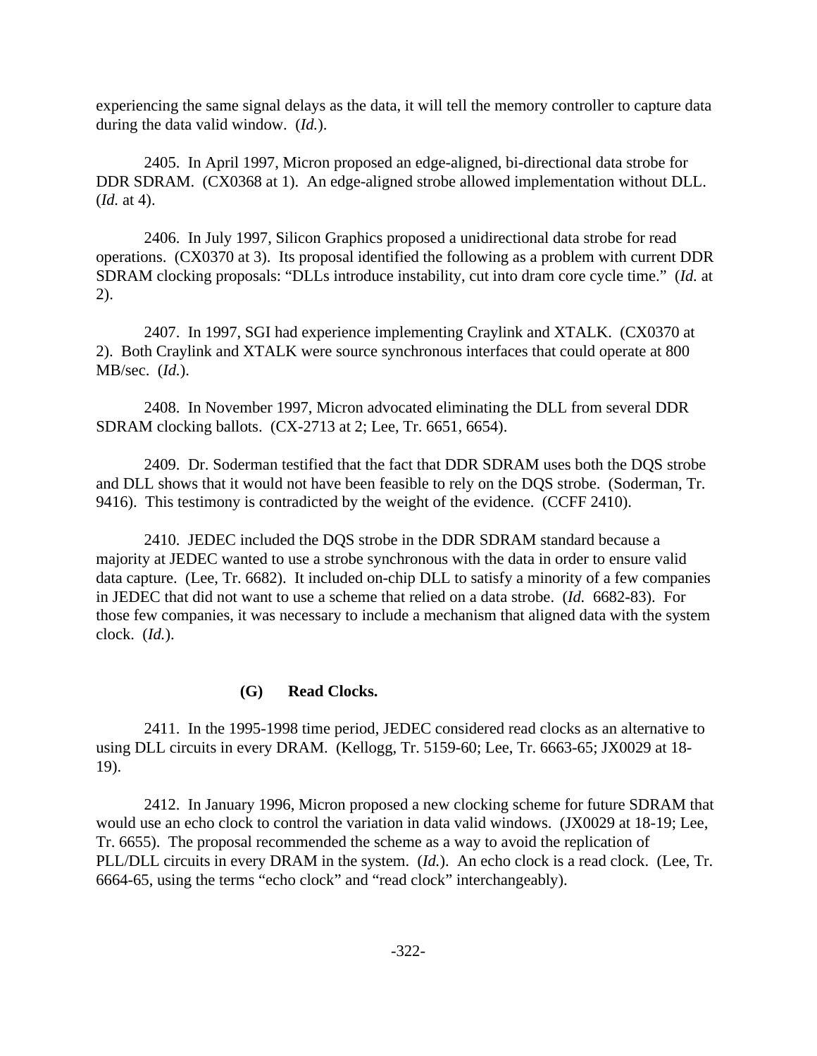experiencing the same signal delays as the data, it will tell the memory controller to capture data during the data valid window. (*Id.*).

2405. In April 1997, Micron proposed an edge-aligned, bi-directional data strobe for DDR SDRAM. (CX0368 at 1). An edge-aligned strobe allowed implementation without DLL. (*Id.* at 4).

2406. In July 1997, Silicon Graphics proposed a unidirectional data strobe for read operations. (CX0370 at 3). Its proposal identified the following as a problem with current DDR SDRAM clocking proposals: "DLLs introduce instability, cut into dram core cycle time." (*Id.* at 2).

2407. In 1997, SGI had experience implementing Craylink and XTALK. (CX0370 at 2). Both Craylink and XTALK were source synchronous interfaces that could operate at 800 MB/sec. (*Id.*).

2408. In November 1997, Micron advocated eliminating the DLL from several DDR SDRAM clocking ballots. (CX-2713 at 2; Lee, Tr. 6651, 6654).

2409. Dr. Soderman testified that the fact that DDR SDRAM uses both the DQS strobe and DLL shows that it would not have been feasible to rely on the DQS strobe. (Soderman, Tr. 9416). This testimony is contradicted by the weight of the evidence. (CCFF 2410).

2410. JEDEC included the DQS strobe in the DDR SDRAM standard because a majority at JEDEC wanted to use a strobe synchronous with the data in order to ensure valid data capture. (Lee, Tr. 6682). It included on-chip DLL to satisfy a minority of a few companies in JEDEC that did not want to use a scheme that relied on a data strobe. (*Id.* 6682-83). For those few companies, it was necessary to include a mechanism that aligned data with the system clock. (*Id.*).

### (G) Read Clocks.

2411. In the 1995-1998 time period, JEDEC considered read clocks as an alternative to using DLL circuits in every DRAM. (Kellogg, Tr. 5159-60; Lee, Tr. 6663-65; JX0029 at 18-19).

2412. In January 1996, Micron proposed a new clocking scheme for future SDRAM that would use an echo clock to control the variation in data valid windows. (JX0029 at 18-19; Lee, Tr. 6655). The proposal recommended the scheme as a way to avoid the replication of PLL/DLL circuits in every DRAM in the system. (*Id.*). An echo clock is a read clock. (Lee, Tr. 6664-65, using the terms "echo clock" and "read clock" interchangeably).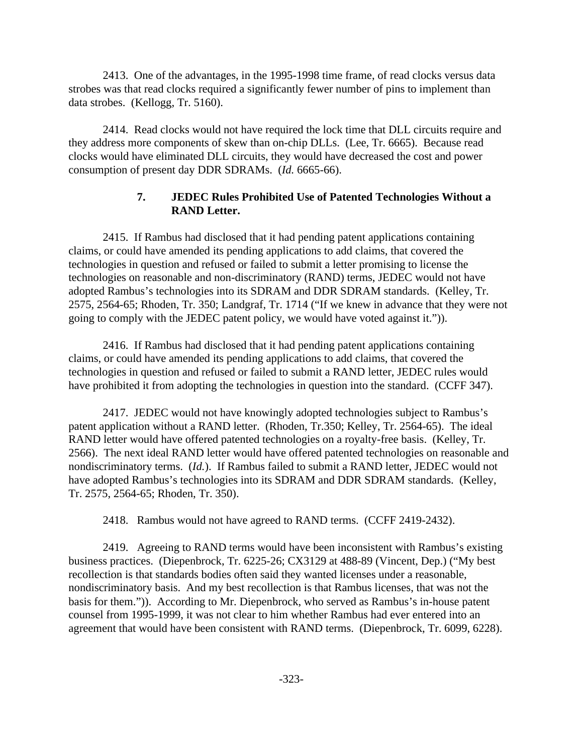2413. One of the advantages, in the 1995-1998 time frame, of read clocks versus data strobes was that read clocks required a significantly fewer number of pins to implement than data strobes. (Kellogg, Tr. 5160).

2414. Read clocks would not have required the lock time that DLL circuits require and they address more components of skew than on-chip DLLs. (Lee, Tr. 6665). Because read clocks would have eliminated DLL circuits, they would have decreased the cost and power consumption of present day DDR SDRAMs. (*Id.* 6665-66).

### 7. JEDEC Rules Prohibited Use of Patented Technologies Without a RAND Letter.

2415. If Rambus had disclosed that it had pending patent applications containing claims, or could have amended its pending applications to add claims, that covered the technologies in question and refused or failed to submit a letter promising to license the technologies on reasonable and non-discriminatory (RAND) terms, JEDEC would not have adopted Rambus's technologies into its SDRAM and DDR SDRAM standards. (Kelley, Tr. 2575, 2564-65; Rhoden, Tr. 350; Landgraf, Tr. 1714 ("If we knew in advance that they were not going to comply with the JEDEC patent policy, we would have voted against it.")).

2416. If Rambus had disclosed that it had pending patent applications containing claims, or could have amended its pending applications to add claims, that covered the technologies in question and refused or failed to submit a RAND letter, JEDEC rules would have prohibited it from adopting the technologies in question into the standard. (CCFF 347).

2417. JEDEC would not have knowingly adopted technologies subject to Rambus's patent application without a RAND letter. (Rhoden, Tr.350; Kelley, Tr. 2564-65). The ideal RAND letter would have offered patented technologies on a royalty-free basis. (Kelley, Tr. 2566). The next ideal RAND letter would have offered patented technologies on reasonable and nondiscriminatory terms. (*Id.*). If Rambus failed to submit a RAND letter, JEDEC would not have adopted Rambus's technologies into its SDRAM and DDR SDRAM standards. (Kelley, Tr. 2575, 2564-65; Rhoden, Tr. 350).

2418. Rambus would not have agreed to RAND terms. (CCFF 2419-2432).

2419. Agreeing to RAND terms would have been inconsistent with Rambus's existing business practices. (Diepenbrock, Tr. 6225-26; CX3129 at 488-89 (Vincent, Dep.) ("My best recollection is that standards bodies often said they wanted licenses under a reasonable, nondiscriminatory basis. And my best recollection is that Rambus licenses, that was not the basis for them.")). According to Mr. Diepenbrock, who served as Rambus's in-house patent counsel from 1995-1999, it was not clear to him whether Rambus had ever entered into an agreement that would have been consistent with RAND terms. (Diepenbrock, Tr. 6099, 6228).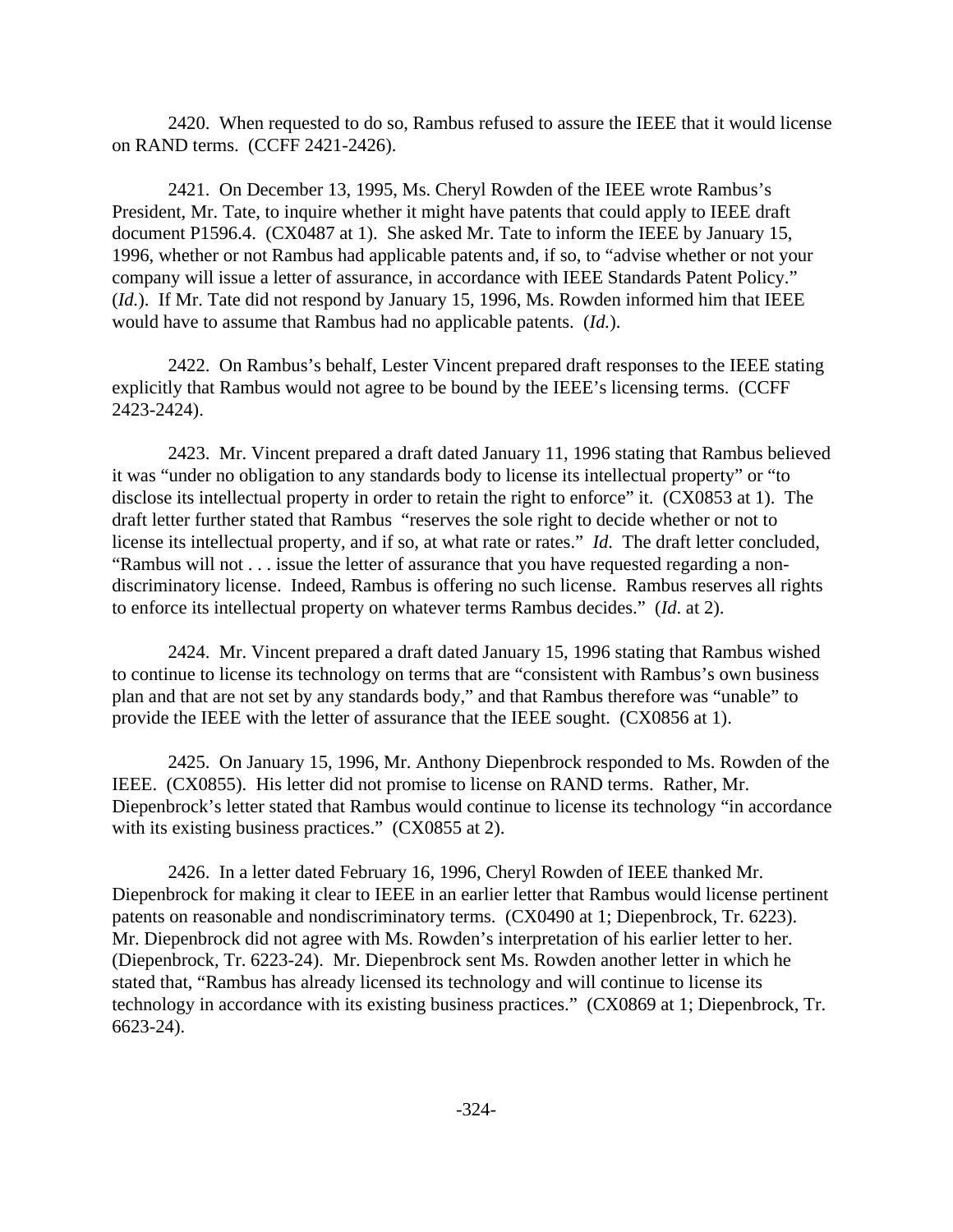2420. When requested to do so, Rambus refused to assure the IEEE that it would license on RAND terms. (CCFF 2421-2426).

2421. On December 13, 1995, Ms. Cheryl Rowden of the IEEE wrote Rambus's President, Mr. Tate, to inquire whether it might have patents that could apply to IEEE draft document P1596.4. (CX0487 at 1). She asked Mr. Tate to inform the IEEE by January 15, 1996, whether or not Rambus had applicable patents and, if so, to "advise whether or not your company will issue a letter of assurance, in accordance with IEEE Standards Patent Policy." (*Id.*). If Mr. Tate did not respond by January 15, 1996, Ms. Rowden informed him that IEEE would have to assume that Rambus had no applicable patents. (*Id.*).

2422. On Rambus's behalf, Lester Vincent prepared draft responses to the IEEE stating explicitly that Rambus would not agree to be bound by the IEEE's licensing terms. (CCFF 2423-2424).

2423. Mr. Vincent prepared a draft dated January 11, 1996 stating that Rambus believed it was "under no obligation to any standards body to license its intellectual property" or "to disclose its intellectual property in order to retain the right to enforce" it. (CX0853 at 1). The draft letter further stated that Rambus "reserves the sole right to decide whether or not to license its intellectual property, and if so, at what rate or rates." *Id*. The draft letter concluded, "Rambus will not . . . issue the letter of assurance that you have requested regarding a non-discriminatory license. Indeed, Rambus is offering no such license. Rambus reserves all rights to enforce its intellectual property on whatever terms Rambus decides." (*Id*. at 2).

2424. Mr. Vincent prepared a draft dated January 15, 1996 stating that Rambus wished to continue to license its technology on terms that are "consistent with Rambus's own business plan and that are not set by any standards body," and that Rambus therefore was "unable" to provide the IEEE with the letter of assurance that the IEEE sought. (CX0856 at 1).

2425. On January 15, 1996, Mr. Anthony Diepenbrock responded to Ms. Rowden of the IEEE. (CX0855). His letter did not promise to license on RAND terms. Rather, Mr. Diepenbrock's letter stated that Rambus would continue to license its technology "in accordance with its existing business practices." (CX0855 at 2).

2426. In a letter dated February 16, 1996, Cheryl Rowden of IEEE thanked Mr. Diepenbrock for making it clear to IEEE in an earlier letter that Rambus would license pertinent patents on reasonable and nondiscriminatory terms. (CX0490 at 1; Diepenbrock, Tr. 6223). Mr. Diepenbrock did not agree with Ms. Rowden's interpretation of his earlier letter to her. (Diepenbrock, Tr. 6223-24). Mr. Diepenbrock sent Ms. Rowden another letter in which he stated that, "Rambus has already licensed its technology and will continue to license its technology in accordance with its existing business practices." (CX0869 at 1; Diepenbrock, Tr. 6623-24).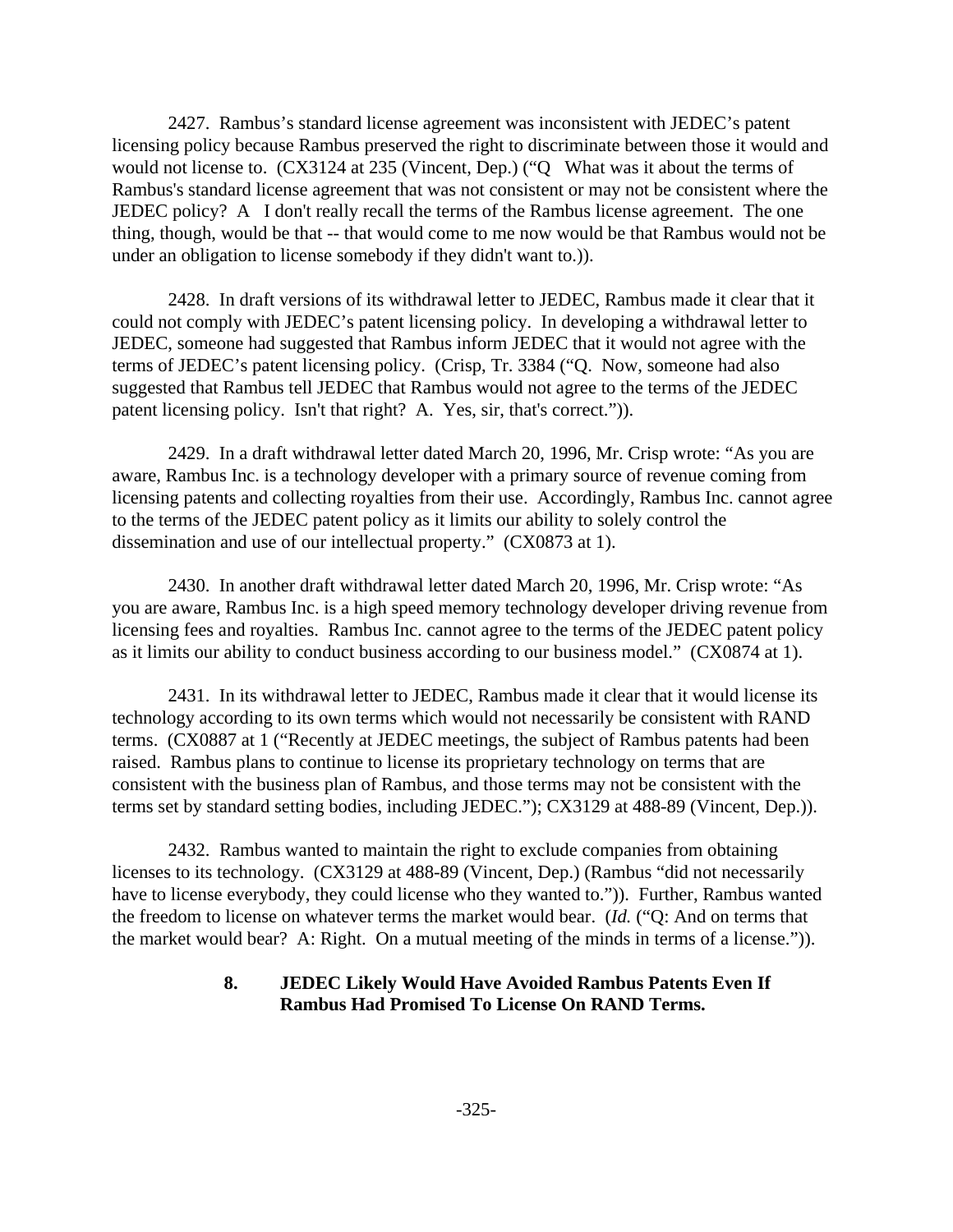2427. Rambus's standard license agreement was inconsistent with JEDEC's patent licensing policy because Rambus preserved the right to discriminate between those it would and would not license to. (CX3124 at 235 (Vincent, Dep.) ("Q What was it about the terms of Rambus's standard license agreement that was not consistent or may not be consistent where the JEDEC policy? A I don't really recall the terms of the Rambus license agreement. The one thing, though, would be that -- that would come to me now would be that Rambus would not be under an obligation to license somebody if they didn't want to.)).

2428. In draft versions of its withdrawal letter to JEDEC, Rambus made it clear that it could not comply with JEDEC's patent licensing policy. In developing a withdrawal letter to JEDEC, someone had suggested that Rambus inform JEDEC that it would not agree with the terms of JEDEC's patent licensing policy. (Crisp, Tr. 3384 ("Q. Now, someone had also suggested that Rambus tell JEDEC that Rambus would not agree to the terms of the JEDEC patent licensing policy. Isn't that right? A. Yes, sir, that's correct.")).

2429. In a draft withdrawal letter dated March 20, 1996, Mr. Crisp wrote: "As you are aware, Rambus Inc. is a technology developer with a primary source of revenue coming from licensing patents and collecting royalties from their use. Accordingly, Rambus Inc. cannot agree to the terms of the JEDEC patent policy as it limits our ability to solely control the dissemination and use of our intellectual property." (CX0873 at 1).

2430. In another draft withdrawal letter dated March 20, 1996, Mr. Crisp wrote: "As you are aware, Rambus Inc. is a high speed memory technology developer driving revenue from licensing fees and royalties. Rambus Inc. cannot agree to the terms of the JEDEC patent policy as it limits our ability to conduct business according to our business model." (CX0874 at 1).

2431. In its withdrawal letter to JEDEC, Rambus made it clear that it would license its technology according to its own terms which would not necessarily be consistent with RAND terms. (CX0887 at 1 ("Recently at JEDEC meetings, the subject of Rambus patents had been raised. Rambus plans to continue to license its proprietary technology on terms that are consistent with the business plan of Rambus, and those terms may not be consistent with the terms set by standard setting bodies, including JEDEC."); CX3129 at 488-89 (Vincent, Dep.)).

2432. Rambus wanted to maintain the right to exclude companies from obtaining licenses to its technology. (CX3129 at 488-89 (Vincent, Dep.) (Rambus "did not necessarily have to license everybody, they could license who they wanted to.")). Further, Rambus wanted the freedom to license on whatever terms the market would bear. (*Id.* ("Q: And on terms that the market would bear? A: Right. On a mutual meeting of the minds in terms of a license.")).

### 8. JEDEC Likely Would Have Avoided Rambus Patents Even If Rambus Had Promised To License On RAND Terms.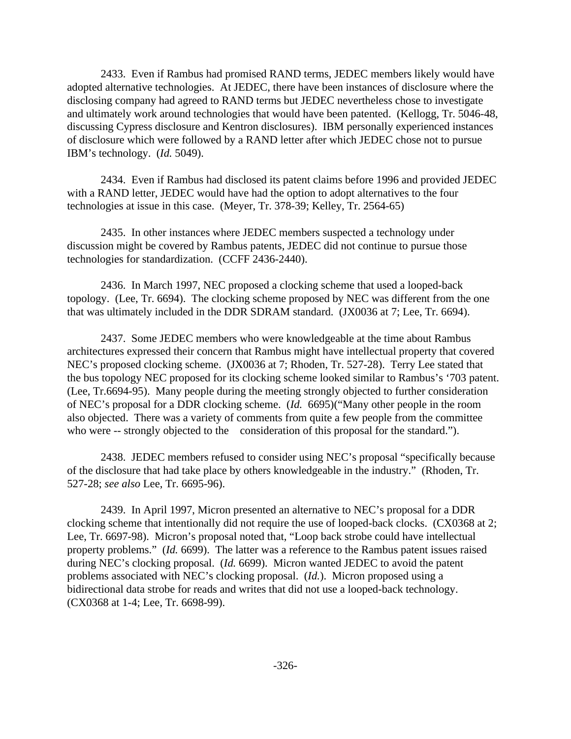2433. Even if Rambus had promised RAND terms, JEDEC members likely would have adopted alternative technologies. At JEDEC, there have been instances of disclosure where the disclosing company had agreed to RAND terms but JEDEC nevertheless chose to investigate and ultimately work around technologies that would have been patented. (Kellogg, Tr. 5046-48, discussing Cypress disclosure and Kentron disclosures). IBM personally experienced instances of disclosure which were followed by a RAND letter after which JEDEC chose not to pursue IBM's technology. (*Id.* 5049).

2434. Even if Rambus had disclosed its patent claims before 1996 and provided JEDEC with a RAND letter, JEDEC would have had the option to adopt alternatives to the four technologies at issue in this case. (Meyer, Tr. 378-39; Kelley, Tr. 2564-65)

2435. In other instances where JEDEC members suspected a technology under discussion might be covered by Rambus patents, JEDEC did not continue to pursue those technologies for standardization. (CCFF 2436-2440).

2436. In March 1997, NEC proposed a clocking scheme that used a looped-back topology. (Lee, Tr. 6694). The clocking scheme proposed by NEC was different from the one that was ultimately included in the DDR SDRAM standard. (JX0036 at 7; Lee, Tr. 6694).

2437. Some JEDEC members who were knowledgeable at the time about Rambus architectures expressed their concern that Rambus might have intellectual property that covered NEC's proposed clocking scheme. (JX0036 at 7; Rhoden, Tr. 527-28). Terry Lee stated that the bus topology NEC proposed for its clocking scheme looked similar to Rambus's '703 patent. (Lee, Tr.6694-95). Many people during the meeting strongly objected to further consideration of NEC's proposal for a DDR clocking scheme. (*Id.* 6695)("Many other people in the room also objected. There was a variety of comments from quite a few people from the committee who were -- strongly objected to the consideration of this proposal for the standard.").

2438. JEDEC members refused to consider using NEC's proposal "specifically because of the disclosure that had take place by others knowledgeable in the industry." (Rhoden, Tr. 527-28; *see also* Lee, Tr. 6695-96).

2439. In April 1997, Micron presented an alternative to NEC's proposal for a DDR clocking scheme that intentionally did not require the use of looped-back clocks. (CX0368 at 2; Lee, Tr. 6697-98). Micron's proposal noted that, "Loop back strobe could have intellectual property problems." (*Id.* 6699). The latter was a reference to the Rambus patent issues raised during NEC's clocking proposal. (*Id.* 6699). Micron wanted JEDEC to avoid the patent problems associated with NEC's clocking proposal. (*Id.*). Micron proposed using a bidirectional data strobe for reads and writes that did not use a looped-back technology. (CX0368 at 1-4; Lee, Tr. 6698-99).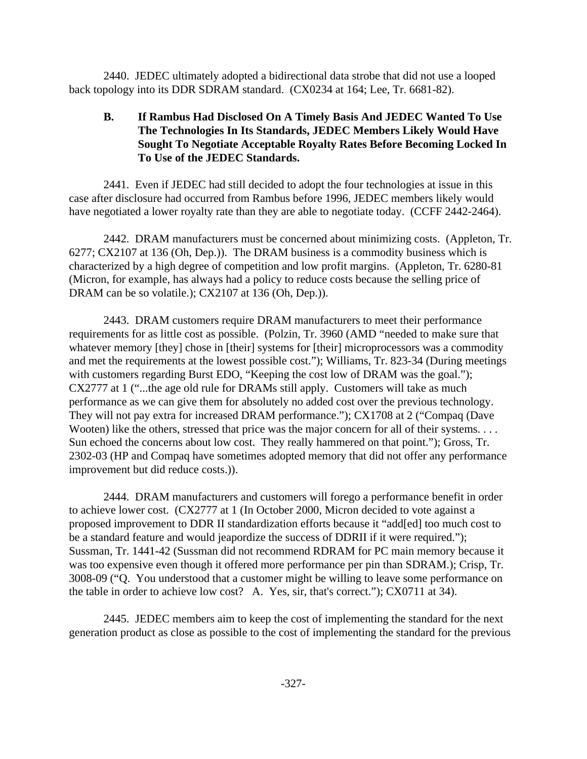2440. JEDEC ultimately adopted a bidirectional data strobe that did not use a looped back topology into its DDR SDRAM standard. (CX0234 at 164; Lee, Tr. 6681-82).

### B. If Rambus Had Disclosed On A Timely Basis And JEDEC Wanted To Use The Technologies In Its Standards, JEDEC Members Likely Would Have Sought To Negotiate Acceptable Royalty Rates Before Becoming Locked In To Use of the JEDEC Standards.

2441. Even if JEDEC had still decided to adopt the four technologies at issue in this case after disclosure had occurred from Rambus before 1996, JEDEC members likely would have negotiated a lower royalty rate than they are able to negotiate today. (CCFF 2442-2464).

2442. DRAM manufacturers must be concerned about minimizing costs. (Appleton, Tr. 6277; CX2107 at 136 (Oh, Dep.)). The DRAM business is a commodity business which is characterized by a high degree of competition and low profit margins. (Appleton, Tr. 6280-81 (Micron, for example, has always had a policy to reduce costs because the selling price of DRAM can be so volatile.); CX2107 at 136 (Oh, Dep.)).

2443. DRAM customers require DRAM manufacturers to meet their performance requirements for as little cost as possible. (Polzin, Tr. 3960 (AMD "needed to make sure that whatever memory [they] chose in [their] systems for [their] microprocessors was a commodity and met the requirements at the lowest possible cost."); Williams, Tr. 823-34 (During meetings with customers regarding Burst EDO, "Keeping the cost low of DRAM was the goal."); CX2777 at 1 ("...the age old rule for DRAMs still apply. Customers will take as much performance as we can give them for absolutely no added cost over the previous technology. They will not pay extra for increased DRAM performance."); CX1708 at 2 ("Compaq (Dave Wooten) like the others, stressed that price was the major concern for all of their systems. . . . Sun echoed the concerns about low cost. They really hammered on that point."); Gross, Tr. 2302-03 (HP and Compaq have sometimes adopted memory that did not offer any performance improvement but did reduce costs.)).

2444. DRAM manufacturers and customers will forego a performance benefit in order to achieve lower cost. (CX2777 at 1 (In October 2000, Micron decided to vote against a proposed improvement to DDR II standardization efforts because it "add[ed] too much cost to be a standard feature and would jeapordize the success of DDRII if it were required."); Sussman, Tr. 1441-42 (Sussman did not recommend RDRAM for PC main memory because it was too expensive even though it offered more performance per pin than SDRAM.); Crisp, Tr. 3008-09 ("Q. You understood that a customer might be willing to leave some performance on the table in order to achieve low cost? A. Yes, sir, that's correct."); CX0711 at 34).

2445. JEDEC members aim to keep the cost of implementing the standard for the next generation product as close as possible to the cost of implementing the standard for the previous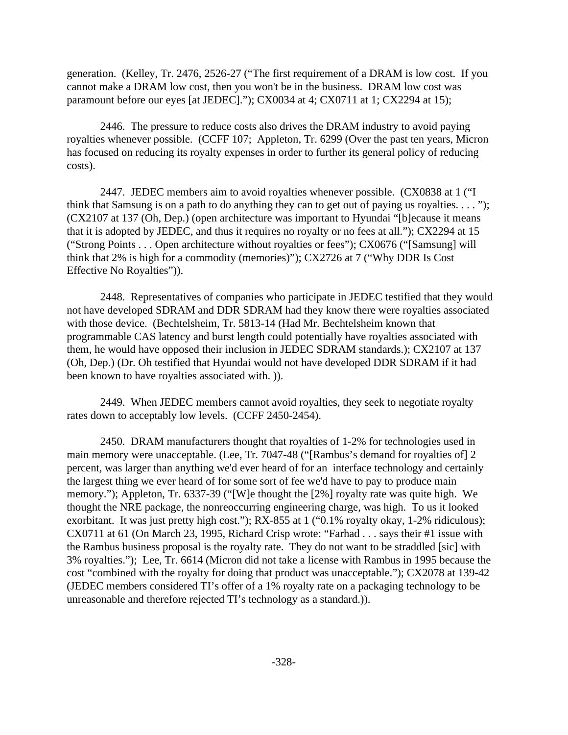generation. (Kelley, Tr. 2476, 2526-27 ("The first requirement of a DRAM is low cost. If you cannot make a DRAM low cost, then you won't be in the business. DRAM low cost was paramount before our eyes [at JEDEC]."); CX0034 at 4; CX0711 at 1; CX2294 at 15);

2446. The pressure to reduce costs also drives the DRAM industry to avoid paying royalties whenever possible. (CCFF 107; Appleton, Tr. 6299 (Over the past ten years, Micron has focused on reducing its royalty expenses in order to further its general policy of reducing costs).

2447. JEDEC members aim to avoid royalties whenever possible. (CX0838 at 1 ("I think that Samsung is on a path to do anything they can to get out of paying us royalties. . . . "); (CX2107 at 137 (Oh, Dep.) (open architecture was important to Hyundai "[b]ecause it means that it is adopted by JEDEC, and thus it requires no royalty or no fees at all."); CX2294 at 15 ("Strong Points . . . Open architecture without royalties or fees"); CX0676 ("[Samsung] will think that 2% is high for a commodity (memories)"); CX2726 at 7 ("Why DDR Is Cost Effective No Royalties")).

2448. Representatives of companies who participate in JEDEC testified that they would not have developed SDRAM and DDR SDRAM had they know there were royalties associated with those device. (Bechtelsheim, Tr. 5813-14 (Had Mr. Bechtelsheim known that programmable CAS latency and burst length could potentially have royalties associated with them, he would have opposed their inclusion in JEDEC SDRAM standards.); CX2107 at 137 (Oh, Dep.) (Dr. Oh testified that Hyundai would not have developed DDR SDRAM if it had been known to have royalties associated with. )).

2449. When JEDEC members cannot avoid royalties, they seek to negotiate royalty rates down to acceptably low levels. (CCFF 2450-2454).

2450. DRAM manufacturers thought that royalties of 1-2% for technologies used in main memory were unacceptable. (Lee, Tr. 7047-48 ("[Rambus's demand for royalties of] 2 percent, was larger than anything we'd ever heard of for an interface technology and certainly the largest thing we ever heard of for some sort of fee we'd have to pay to produce main memory."); Appleton, Tr. 6337-39 ("[W]e thought the [2%] royalty rate was quite high. We thought the NRE package, the nonreoccurring engineering charge, was high. To us it looked exorbitant. It was just pretty high cost."); RX-855 at 1 ("0.1% royalty okay, 1-2% ridiculous); CX0711 at 61 (On March 23, 1995, Richard Crisp wrote: "Farhad . . . says their #1 issue with the Rambus business proposal is the royalty rate. They do not want to be straddled [sic] with 3% royalties."); Lee, Tr. 6614 (Micron did not take a license with Rambus in 1995 because the cost "combined with the royalty for doing that product was unacceptable."); CX2078 at 139-42 (JEDEC members considered TI's offer of a 1% royalty rate on a packaging technology to be unreasonable and therefore rejected TI's technology as a standard.)).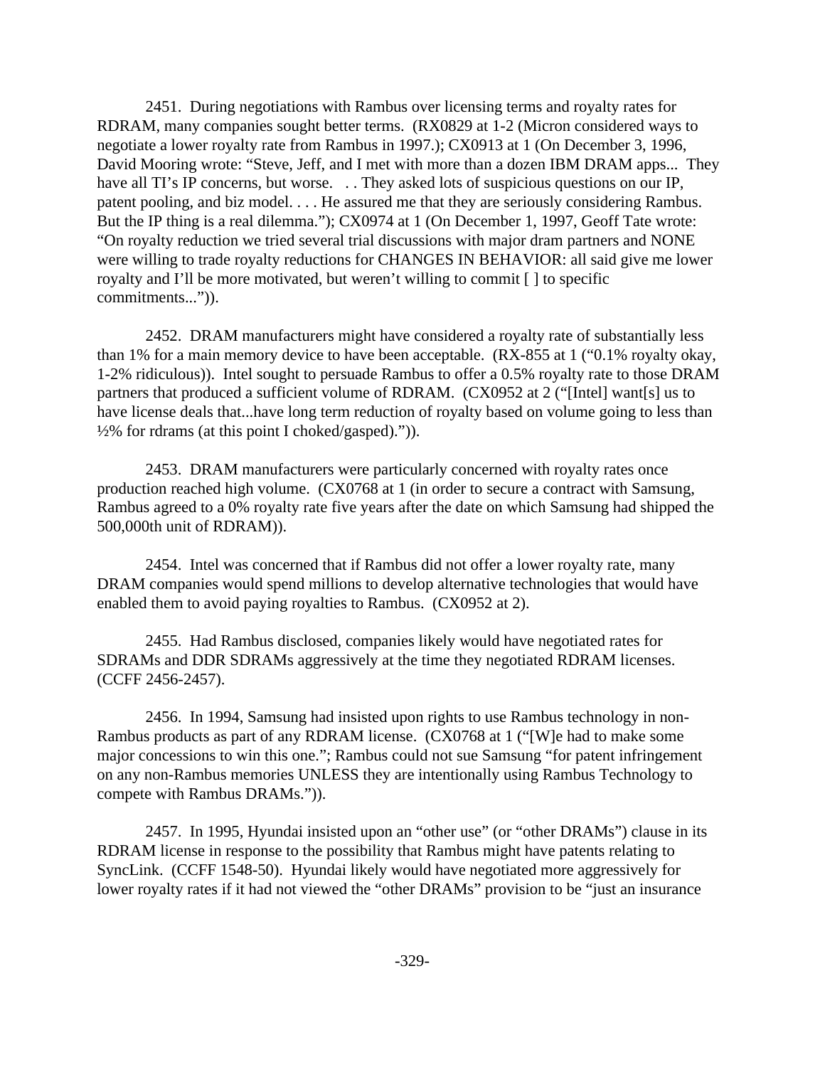2451. During negotiations with Rambus over licensing terms and royalty rates for RDRAM, many companies sought better terms. (RX0829 at 1-2 (Micron considered ways to negotiate a lower royalty rate from Rambus in 1997.); CX0913 at 1 (On December 3, 1996, David Mooring wrote: "Steve, Jeff, and I met with more than a dozen IBM DRAM apps... They have all TI's IP concerns, but worse. . . They asked lots of suspicious questions on our IP, patent pooling, and biz model. . . . He assured me that they are seriously considering Rambus. But the IP thing is a real dilemma."); CX0974 at 1 (On December 1, 1997, Geoff Tate wrote: "On royalty reduction we tried several trial discussions with major dram partners and NONE were willing to trade royalty reductions for CHANGES IN BEHAVIOR: all said give me lower royalty and I'll be more motivated, but weren't willing to commit [ ] to specific commitments...")).

2452. DRAM manufacturers might have considered a royalty rate of substantially less than 1% for a main memory device to have been acceptable. (RX-855 at 1 ("0.1% royalty okay, 1-2% ridiculous)). Intel sought to persuade Rambus to offer a 0.5% royalty rate to those DRAM partners that produced a sufficient volume of RDRAM. (CX0952 at 2 ("[Intel] want[s] us to have license deals that...have long term reduction of royalty based on volume going to less than ½% for rdrams (at this point I choked/gasped).")).

2453. DRAM manufacturers were particularly concerned with royalty rates once production reached high volume. (CX0768 at 1 (in order to secure a contract with Samsung, Rambus agreed to a 0% royalty rate five years after the date on which Samsung had shipped the 500,000th unit of RDRAM)).

2454. Intel was concerned that if Rambus did not offer a lower royalty rate, many DRAM companies would spend millions to develop alternative technologies that would have enabled them to avoid paying royalties to Rambus. (CX0952 at 2).

2455. Had Rambus disclosed, companies likely would have negotiated rates for SDRAMs and DDR SDRAMs aggressively at the time they negotiated RDRAM licenses. (CCFF 2456-2457).

2456. In 1994, Samsung had insisted upon rights to use Rambus technology in non-Rambus products as part of any RDRAM license. (CX0768 at 1 ("[W]e had to make some major concessions to win this one."; Rambus could not sue Samsung "for patent infringement on any non-Rambus memories UNLESS they are intentionally using Rambus Technology to compete with Rambus DRAMs.")).

2457. In 1995, Hyundai insisted upon an "other use" (or "other DRAMs") clause in its RDRAM license in response to the possibility that Rambus might have patents relating to SyncLink. (CCFF 1548-50). Hyundai likely would have negotiated more aggressively for lower royalty rates if it had not viewed the "other DRAMs" provision to be "just an insurance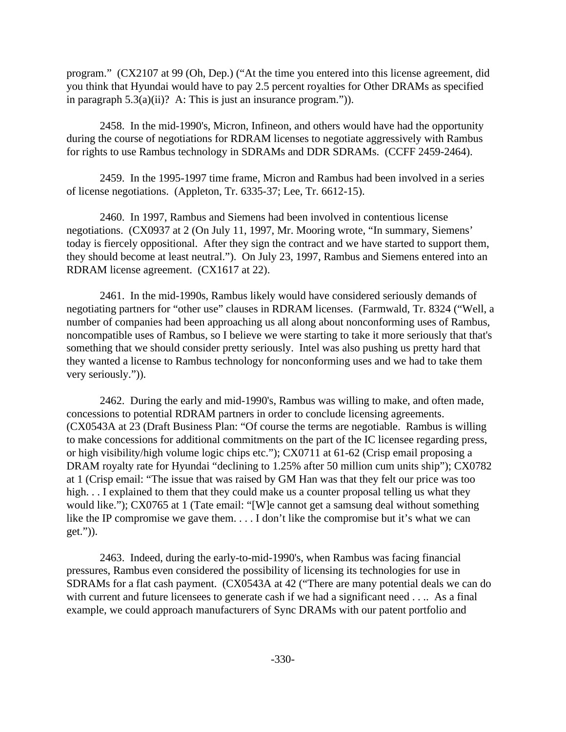program." (CX2107 at 99 (Oh, Dep.) ("At the time you entered into this license agreement, did you think that Hyundai would have to pay 2.5 percent royalties for Other DRAMs as specified in paragraph 5.3(a)(ii)? A: This is just an insurance program.")).

2458. In the mid-1990's, Micron, Infineon, and others would have had the opportunity during the course of negotiations for RDRAM licenses to negotiate aggressively with Rambus for rights to use Rambus technology in SDRAMs and DDR SDRAMs. (CCFF 2459-2464).

2459. In the 1995-1997 time frame, Micron and Rambus had been involved in a series of license negotiations. (Appleton, Tr. 6335-37; Lee, Tr. 6612-15).

2460. In 1997, Rambus and Siemens had been involved in contentious license negotiations. (CX0937 at 2 (On July 11, 1997, Mr. Mooring wrote, "In summary, Siemens' today is fiercely oppositional. After they sign the contract and we have started to support them, they should become at least neutral."). On July 23, 1997, Rambus and Siemens entered into an RDRAM license agreement. (CX1617 at 22).

2461. In the mid-1990s, Rambus likely would have considered seriously demands of negotiating partners for "other use" clauses in RDRAM licenses. (Farmwald, Tr. 8324 ("Well, a number of companies had been approaching us all along about nonconforming uses of Rambus, noncompatible uses of Rambus, so I believe we were starting to take it more seriously that that's something that we should consider pretty seriously. Intel was also pushing us pretty hard that they wanted a license to Rambus technology for nonconforming uses and we had to take them very seriously.")).

2462. During the early and mid-1990's, Rambus was willing to make, and often made, concessions to potential RDRAM partners in order to conclude licensing agreements. (CX0543A at 23 (Draft Business Plan: "Of course the terms are negotiable. Rambus is willing to make concessions for additional commitments on the part of the IC licensee regarding press, or high visibility/high volume logic chips etc."); CX0711 at 61-62 (Crisp email proposing a DRAM royalty rate for Hyundai "declining to 1.25% after 50 million cum units ship"); CX0782 at 1 (Crisp email: "The issue that was raised by GM Han was that they felt our price was too high. . . I explained to them that they could make us a counter proposal telling us what they would like."); CX0765 at 1 (Tate email: "[W]e cannot get a samsung deal without something like the IP compromise we gave them. . . . I don't like the compromise but it's what we can get.")).

2463. Indeed, during the early-to-mid-1990's, when Rambus was facing financial pressures, Rambus even considered the possibility of licensing its technologies for use in SDRAMs for a flat cash payment. (CX0543A at 42 ("There are many potential deals we can do with current and future licensees to generate cash if we had a significant need . . .. As a final example, we could approach manufacturers of Sync DRAMs with our patent portfolio and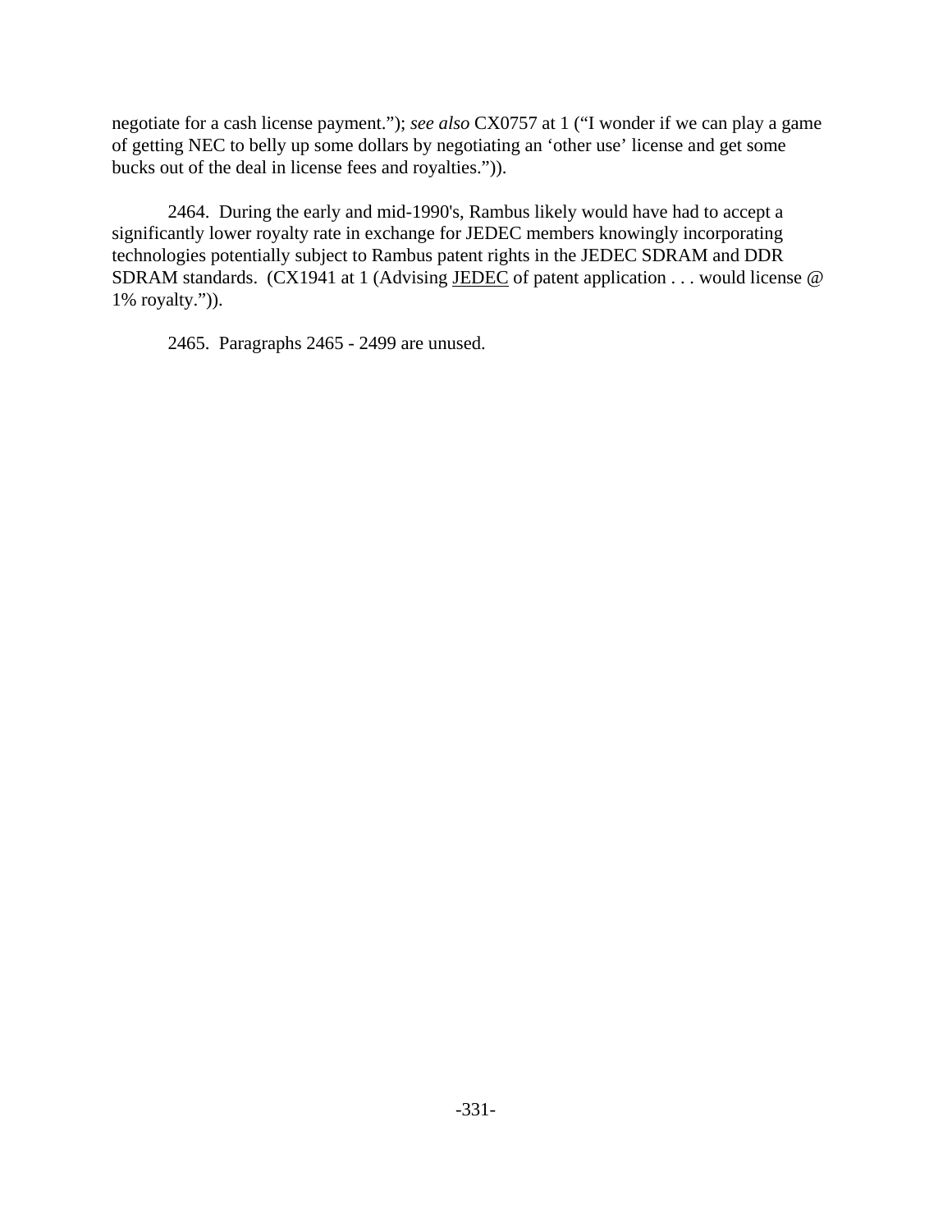negotiate for a cash license payment."); *see also* CX0757 at 1 ("I wonder if we can play a game of getting NEC to belly up some dollars by negotiating an 'other use' license and get some bucks out of the deal in license fees and royalties.")).

2464. During the early and mid-1990's, Rambus likely would have had to accept a significantly lower royalty rate in exchange for JEDEC members knowingly incorporating technologies potentially subject to Rambus patent rights in the JEDEC SDRAM and DDR SDRAM standards. (CX1941 at 1 (Advising <u>JEDEC</u> of patent application . . . would license @ 1% royalty.")).

2465. Paragraphs 2465 - 2499 are unused.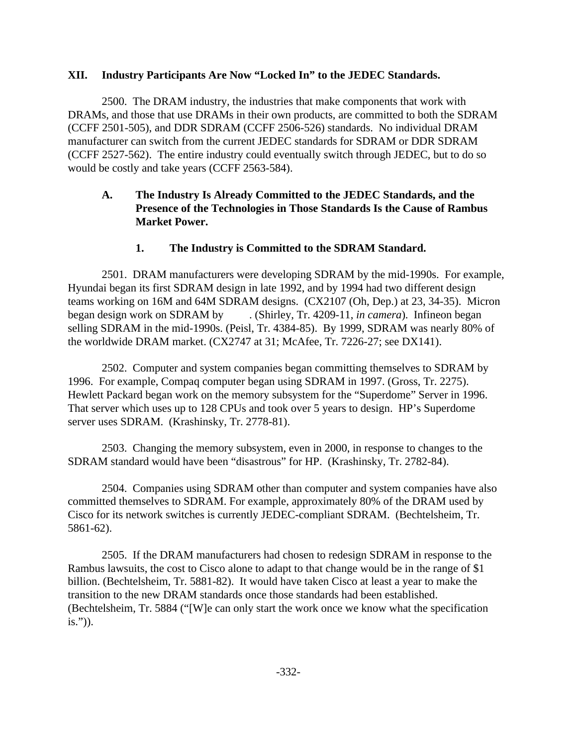## XII. Industry Participants Are Now "Locked In" to the JEDEC Standards.

2500. The DRAM industry, the industries that make components that work with DRAMs, and those that use DRAMs in their own products, are committed to both the SDRAM (CCFF 2501-505), and DDR SDRAM (CCFF 2506-526) standards. No individual DRAM manufacturer can switch from the current JEDEC standards for SDRAM or DDR SDRAM (CCFF 2527-562). The entire industry could eventually switch through JEDEC, but to do so would be costly and take years (CCFF 2563-584).

### A. The Industry Is Already Committed to the JEDEC Standards, and the Presence of the Technologies in Those Standards Is the Cause of Rambus Market Power.

#### 1. The Industry is Committed to the SDRAM Standard.

2501. DRAM manufacturers were developing SDRAM by the mid-1990s. For example, Hyundai began its first SDRAM design in late 1992, and by 1994 had two different design teams working on 16M and 64M SDRAM designs. (CX2107 (Oh, Dep.) at 23, 34-35). Micron began design work on SDRAM by . (Shirley, Tr. 4209-11, *in camera*). Infineon began selling SDRAM in the mid-1990s. (Peisl, Tr. 4384-85). By 1999, SDRAM was nearly 80% of the worldwide DRAM market. (CX2747 at 31; McAfee, Tr. 7226-27; see DX141).

2502. Computer and system companies began committing themselves to SDRAM by 1996. For example, Compaq computer began using SDRAM in 1997. (Gross, Tr. 2275). Hewlett Packard began work on the memory subsystem for the "Superdome" Server in 1996. That server which uses up to 128 CPUs and took over 5 years to design. HP's Superdome server uses SDRAM. (Krashinsky, Tr. 2778-81).

2503. Changing the memory subsystem, even in 2000, in response to changes to the SDRAM standard would have been "disastrous" for HP. (Krashinsky, Tr. 2782-84).

2504. Companies using SDRAM other than computer and system companies have also committed themselves to SDRAM. For example, approximately 80% of the DRAM used by Cisco for its network switches is currently JEDEC-compliant SDRAM. (Bechtelsheim, Tr. 5861-62).

2505. If the DRAM manufacturers had chosen to redesign SDRAM in response to the Rambus lawsuits, the cost to Cisco alone to adapt to that change would be in the range of $1 billion. (Bechtelsheim, Tr. 5881-82). It would have taken Cisco at least a year to make the transition to the new DRAM standards once those standards had been established. (Bechtelsheim, Tr. 5884 ("[W]e can only start the work once we know what the specification is.")).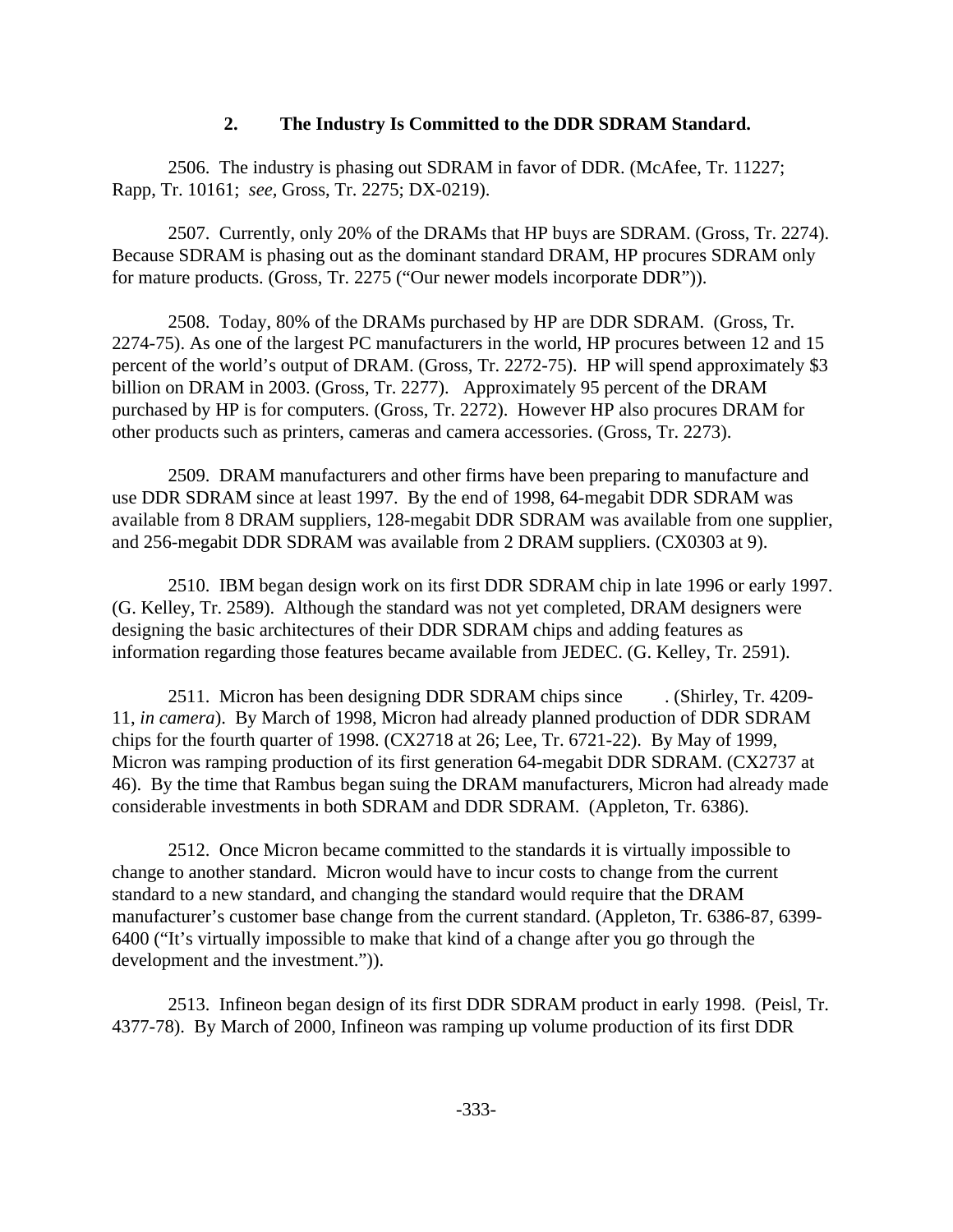### 2. The Industry Is Committed to the DDR SDRAM Standard.

2506. The industry is phasing out SDRAM in favor of DDR. (McAfee, Tr. 11227; Rapp, Tr. 10161; *see*, Gross, Tr. 2275; DX-0219).

2507. Currently, only 20% of the DRAMs that HP buys are SDRAM. (Gross, Tr. 2274). Because SDRAM is phasing out as the dominant standard DRAM, HP procures SDRAM only for mature products. (Gross, Tr. 2275 ("Our newer models incorporate DDR")).

2508. Today, 80% of the DRAMs purchased by HP are DDR SDRAM. (Gross, Tr. 2274-75). As one of the largest PC manufacturers in the world, HP procures between 12 and 15 percent of the world's output of DRAM. (Gross, Tr. 2272-75). HP will spend approximately $3 billion on DRAM in 2003. (Gross, Tr. 2277). Approximately 95 percent of the DRAM purchased by HP is for computers. (Gross, Tr. 2272). However HP also procures DRAM for other products such as printers, cameras and camera accessories. (Gross, Tr. 2273).

2509. DRAM manufacturers and other firms have been preparing to manufacture and use DDR SDRAM since at least 1997. By the end of 1998, 64-megabit DDR SDRAM was available from 8 DRAM suppliers, 128-megabit DDR SDRAM was available from one supplier, and 256-megabit DDR SDRAM was available from 2 DRAM suppliers. (CX0303 at 9).

2510. IBM began design work on its first DDR SDRAM chip in late 1996 or early 1997. (G. Kelley, Tr. 2589). Although the standard was not yet completed, DRAM designers were designing the basic architectures of their DDR SDRAM chips and adding features as information regarding those features became available from JEDEC. (G. Kelley, Tr. 2591).

2511. Micron has been designing DDR SDRAM chips since . (Shirley, Tr. 4209-11, *in camera*). By March of 1998, Micron had already planned production of DDR SDRAM chips for the fourth quarter of 1998. (CX2718 at 26; Lee, Tr. 6721-22). By May of 1999, Micron was ramping production of its first generation 64-megabit DDR SDRAM. (CX2737 at 46). By the time that Rambus began suing the DRAM manufacturers, Micron had already made considerable investments in both SDRAM and DDR SDRAM. (Appleton, Tr. 6386).

2512. Once Micron became committed to the standards it is virtually impossible to change to another standard. Micron would have to incur costs to change from the current standard to a new standard, and changing the standard would require that the DRAM manufacturer's customer base change from the current standard. (Appleton, Tr. 6386-87, 6399-6400 ("It's virtually impossible to make that kind of a change after you go through the development and the investment.")).

2513. Infineon began design of its first DDR SDRAM product in early 1998. (Peisl, Tr. 4377-78). By March of 2000, Infineon was ramping up volume production of its first DDR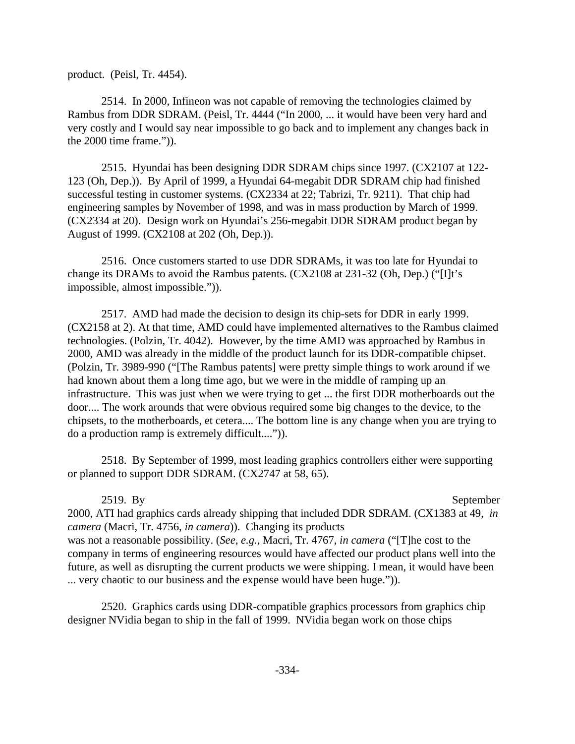product. (Peisl, Tr. 4454).

2514. In 2000, Infineon was not capable of removing the technologies claimed by Rambus from DDR SDRAM. (Peisl, Tr. 4444 ("In 2000, ... it would have been very hard and very costly and I would say near impossible to go back and to implement any changes back in the 2000 time frame.")).

2515. Hyundai has been designing DDR SDRAM chips since 1997. (CX2107 at 122-123 (Oh, Dep.)). By April of 1999, a Hyundai 64-megabit DDR SDRAM chip had finished successful testing in customer systems. (CX2334 at 22; Tabrizi, Tr. 9211). That chip had engineering samples by November of 1998, and was in mass production by March of 1999. (CX2334 at 20). Design work on Hyundai's 256-megabit DDR SDRAM product began by August of 1999. (CX2108 at 202 (Oh, Dep.)).

2516. Once customers started to use DDR SDRAMs, it was too late for Hyundai to change its DRAMs to avoid the Rambus patents. (CX2108 at 231-32 (Oh, Dep.) ("[I]t's impossible, almost impossible.")).

2517. AMD had made the decision to design its chip-sets for DDR in early 1999. (CX2158 at 2). At that time, AMD could have implemented alternatives to the Rambus claimed technologies. (Polzin, Tr. 4042). However, by the time AMD was approached by Rambus in 2000, AMD was already in the middle of the product launch for its DDR-compatible chipset. (Polzin, Tr. 3989-990 ("[The Rambus patents] were pretty simple things to work around if we had known about them a long time ago, but we were in the middle of ramping up an infrastructure. This was just when we were trying to get ... the first DDR motherboards out the door.... The work arounds that were obvious required some big changes to the device, to the chipsets, to the motherboards, et cetera.... The bottom line is any change when you are trying to do a production ramp is extremely difficult....")).

2518. By September of 1999, most leading graphics controllers either were supporting or planned to support DDR SDRAM. (CX2747 at 58, 65).

2519. By September 2000, ATI had graphics cards already shipping that included DDR SDRAM. (CX1383 at 49, *in camera* (Macri, Tr. 4756, *in camera*)). Changing its products was not a reasonable possibility. (*See, e.g.*, Macri, Tr. 4767, *in camera* ("[T]he cost to the company in terms of engineering resources would have affected our product plans well into the future, as well as disrupting the current products we were shipping. I mean, it would have been ... very chaotic to our business and the expense would have been huge.")).

2520. Graphics cards using DDR-compatible graphics processors from graphics chip designer NVidia began to ship in the fall of 1999. NVidia began work on those chips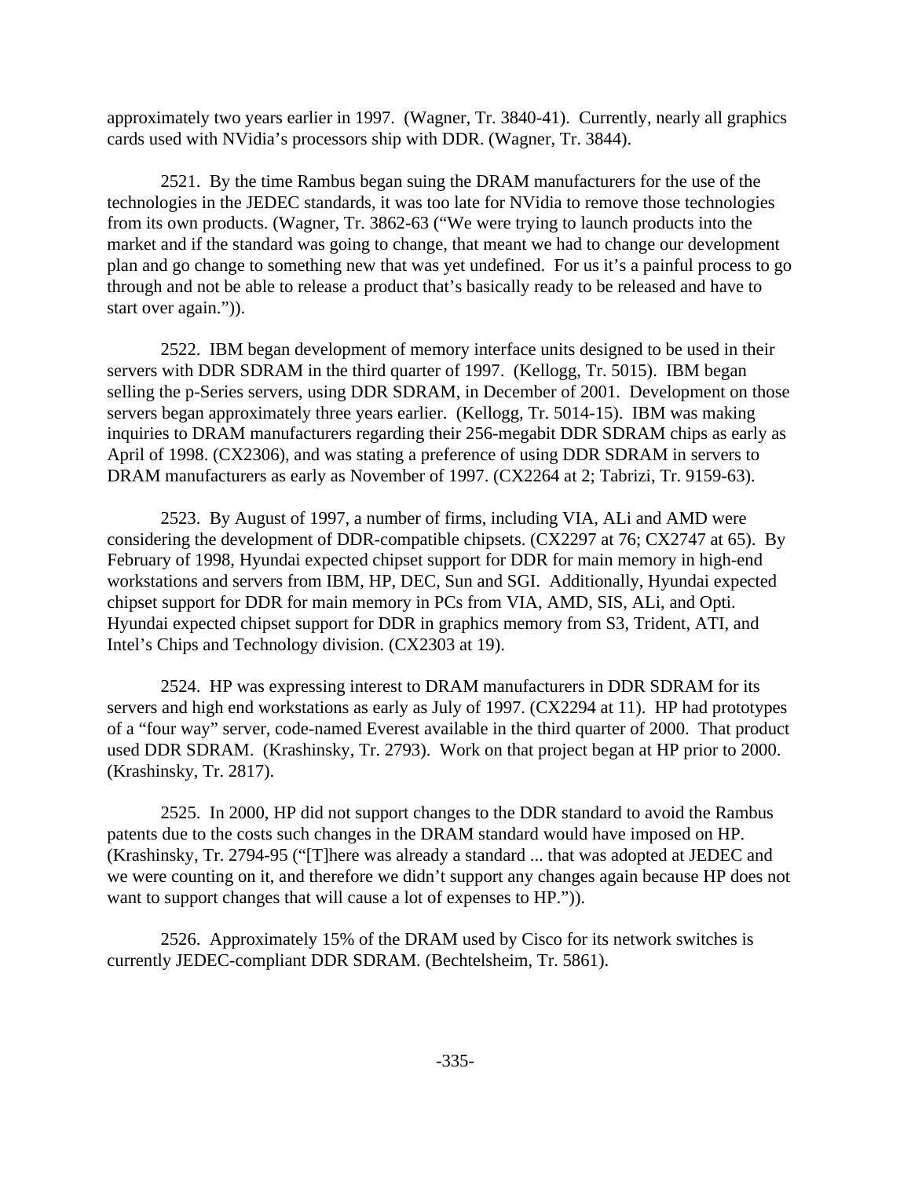approximately two years earlier in 1997. (Wagner, Tr. 3840-41). Currently, nearly all graphics cards used with NVidia's processors ship with DDR. (Wagner, Tr. 3844).

2521. By the time Rambus began suing the DRAM manufacturers for the use of the technologies in the JEDEC standards, it was too late for NVidia to remove those technologies from its own products. (Wagner, Tr. 3862-63 ("We were trying to launch products into the market and if the standard was going to change, that meant we had to change our development plan and go change to something new that was yet undefined. For us it's a painful process to go through and not be able to release a product that's basically ready to be released and have to start over again.")).

2522. IBM began development of memory interface units designed to be used in their servers with DDR SDRAM in the third quarter of 1997. (Kellogg, Tr. 5015). IBM began selling the p-Series servers, using DDR SDRAM, in December of 2001. Development on those servers began approximately three years earlier. (Kellogg, Tr. 5014-15). IBM was making inquiries to DRAM manufacturers regarding their 256-megabit DDR SDRAM chips as early as April of 1998. (CX2306), and was stating a preference of using DDR SDRAM in servers to DRAM manufacturers as early as November of 1997. (CX2264 at 2; Tabrizi, Tr. 9159-63).

2523. By August of 1997, a number of firms, including VIA, ALi and AMD were considering the development of DDR-compatible chipsets. (CX2297 at 76; CX2747 at 65). By February of 1998, Hyundai expected chipset support for DDR for main memory in high-end workstations and servers from IBM, HP, DEC, Sun and SGI. Additionally, Hyundai expected chipset support for DDR for main memory in PCs from VIA, AMD, SIS, ALi, and Opti. Hyundai expected chipset support for DDR in graphics memory from S3, Trident, ATI, and Intel's Chips and Technology division. (CX2303 at 19).

2524. HP was expressing interest to DRAM manufacturers in DDR SDRAM for its servers and high end workstations as early as July of 1997. (CX2294 at 11). HP had prototypes of a "four way" server, code-named Everest available in the third quarter of 2000. That product used DDR SDRAM. (Krashinsky, Tr. 2793). Work on that project began at HP prior to 2000. (Krashinsky, Tr. 2817).

2525. In 2000, HP did not support changes to the DDR standard to avoid the Rambus patents due to the costs such changes in the DRAM standard would have imposed on HP. (Krashinsky, Tr. 2794-95 ("[T]here was already a standard ... that was adopted at JEDEC and we were counting on it, and therefore we didn't support any changes again because HP does not want to support changes that will cause a lot of expenses to HP.")).

2526. Approximately 15% of the DRAM used by Cisco for its network switches is currently JEDEC-compliant DDR SDRAM. (Bechtelsheim, Tr. 5861).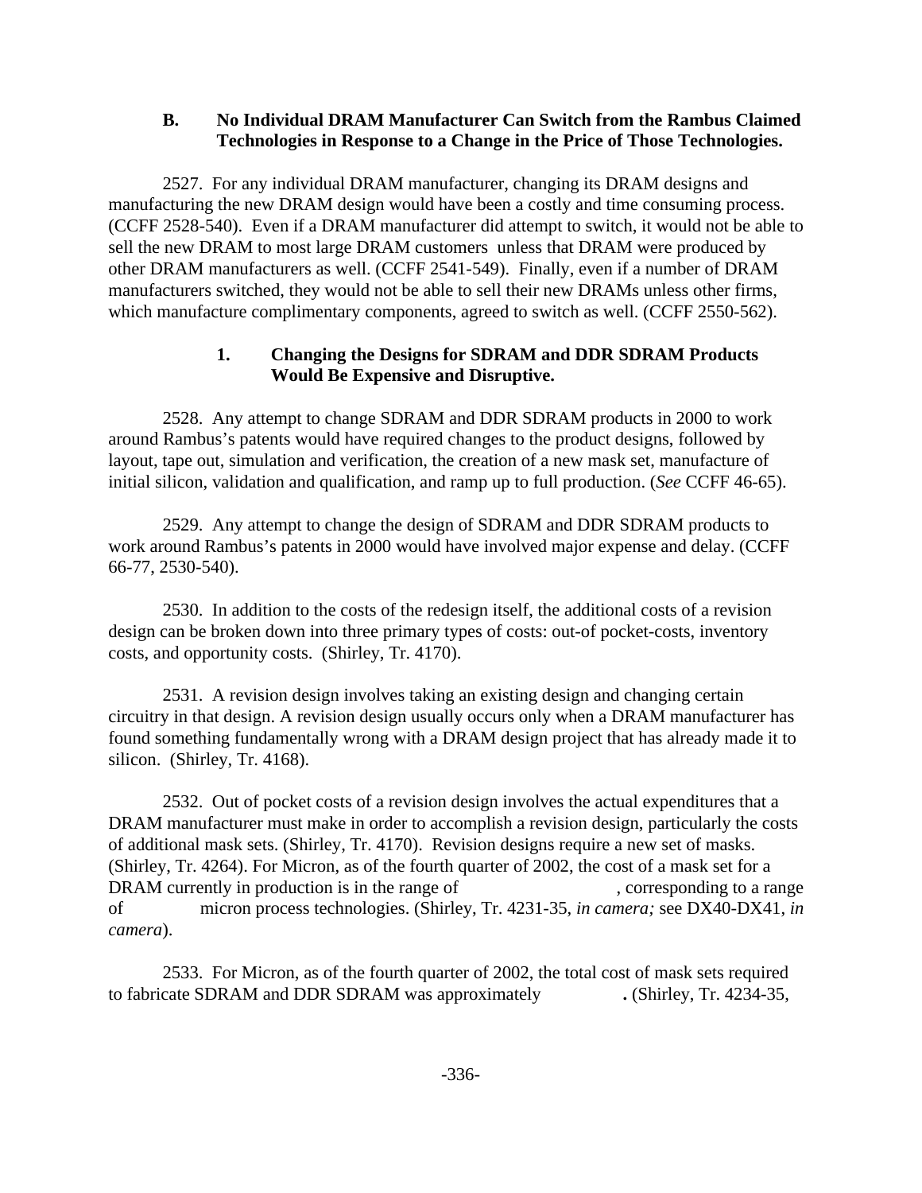### B. No Individual DRAM Manufacturer Can Switch from the Rambus Claimed Technologies in Response to a Change in the Price of Those Technologies.

2527. For any individual DRAM manufacturer, changing its DRAM designs and manufacturing the new DRAM design would have been a costly and time consuming process. (CCFF 2528-540). Even if a DRAM manufacturer did attempt to switch, it would not be able to sell the new DRAM to most large DRAM customers unless that DRAM were produced by other DRAM manufacturers as well. (CCFF 2541-549). Finally, even if a number of DRAM manufacturers switched, they would not be able to sell their new DRAMs unless other firms, which manufacture complimentary components, agreed to switch as well. (CCFF 2550-562).

#### 1. Changing the Designs for SDRAM and DDR SDRAM Products Would Be Expensive and Disruptive.

2528. Any attempt to change SDRAM and DDR SDRAM products in 2000 to work around Rambus's patents would have required changes to the product designs, followed by layout, tape out, simulation and verification, the creation of a new mask set, manufacture of initial silicon, validation and qualification, and ramp up to full production. (*See* CCFF 46-65).

2529. Any attempt to change the design of SDRAM and DDR SDRAM products to work around Rambus's patents in 2000 would have involved major expense and delay. (CCFF 66-77, 2530-540).

2530. In addition to the costs of the redesign itself, the additional costs of a revision design can be broken down into three primary types of costs: out-of pocket-costs, inventory costs, and opportunity costs. (Shirley, Tr. 4170).

2531. A revision design involves taking an existing design and changing certain circuitry in that design. A revision design usually occurs only when a DRAM manufacturer has found something fundamentally wrong with a DRAM design project that has already made it to silicon. (Shirley, Tr. 4168).

2532. Out of pocket costs of a revision design involves the actual expenditures that a DRAM manufacturer must make in order to accomplish a revision design, particularly the costs of additional mask sets. (Shirley, Tr. 4170). Revision designs require a new set of masks. (Shirley, Tr. 4264). For Micron, as of the fourth quarter of 2002, the cost of a mask set for a DRAM currently in production is in the range of , corresponding to a range of micron process technologies. (Shirley, Tr. 4231-35, *in camera;* see DX40-DX41, *in camera*).

2533. For Micron, as of the fourth quarter of 2002, the total cost of mask sets required to fabricate SDRAM and DDR SDRAM was approximately **.** (Shirley, Tr. 4234-35,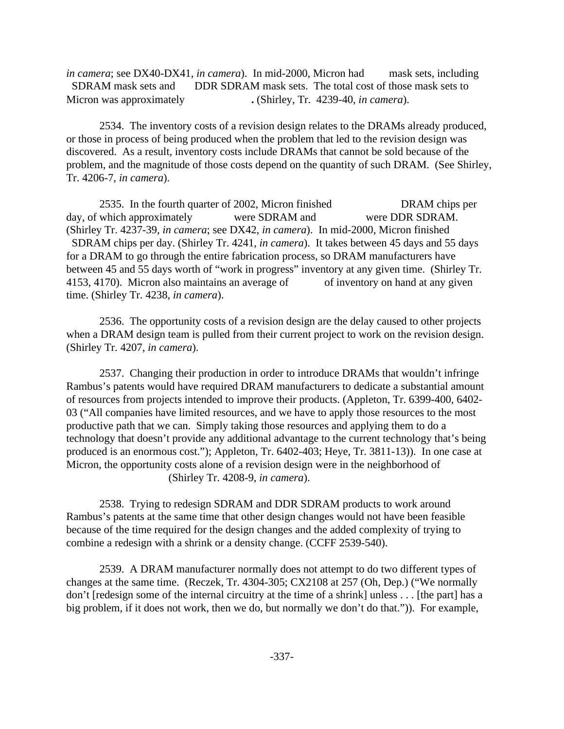*in camera*; see DX40-DX41, *in camera*). In mid-2000, Micron had mask sets, including SDRAM mask sets and DDR SDRAM mask sets. The total cost of those mask sets to Micron was approximately **.** (Shirley, Tr. 4239-40, *in camera*).

2534. The inventory costs of a revision design relates to the DRAMs already produced, or those in process of being produced when the problem that led to the revision design was discovered. As a result, inventory costs include DRAMs that cannot be sold because of the problem, and the magnitude of those costs depend on the quantity of such DRAM. (See Shirley, Tr. 4206-7, *in camera*).

2535. In the fourth quarter of 2002, Micron finished DRAM chips per day, of which approximately were SDRAM and were DDR SDRAM. (Shirley Tr. 4237-39, *in camera*; see DX42, *in camera*). In mid-2000, Micron finished SDRAM chips per day. (Shirley Tr. 4241, *in camera*). It takes between 45 days and 55 days for a DRAM to go through the entire fabrication process, so DRAM manufacturers have between 45 and 55 days worth of "work in progress" inventory at any given time. (Shirley Tr. 4153, 4170). Micron also maintains an average of of inventory on hand at any given time. (Shirley Tr. 4238, *in camera*).

2536. The opportunity costs of a revision design are the delay caused to other projects when a DRAM design team is pulled from their current project to work on the revision design. (Shirley Tr. 4207, *in camera*).

2537. Changing their production in order to introduce DRAMs that wouldn't infringe Rambus's patents would have required DRAM manufacturers to dedicate a substantial amount of resources from projects intended to improve their products. (Appleton, Tr. 6399-400, 6402-03 ("All companies have limited resources, and we have to apply those resources to the most productive path that we can. Simply taking those resources and applying them to do a technology that doesn't provide any additional advantage to the current technology that's being produced is an enormous cost."); Appleton, Tr. 6402-403; Heye, Tr. 3811-13)). In one case at Micron, the opportunity costs alone of a revision design were in the neighborhood of (Shirley Tr. 4208-9, *in camera*).

2538. Trying to redesign SDRAM and DDR SDRAM products to work around Rambus's patents at the same time that other design changes would not have been feasible because of the time required for the design changes and the added complexity of trying to combine a redesign with a shrink or a density change. (CCFF 2539-540).

2539. A DRAM manufacturer normally does not attempt to do two different types of changes at the same time. (Reczek, Tr. 4304-305; CX2108 at 257 (Oh, Dep.) ("We normally don't [redesign some of the internal circuitry at the time of a shrink] unless . . . [the part] has a big problem, if it does not work, then we do, but normally we don't do that.")). For example,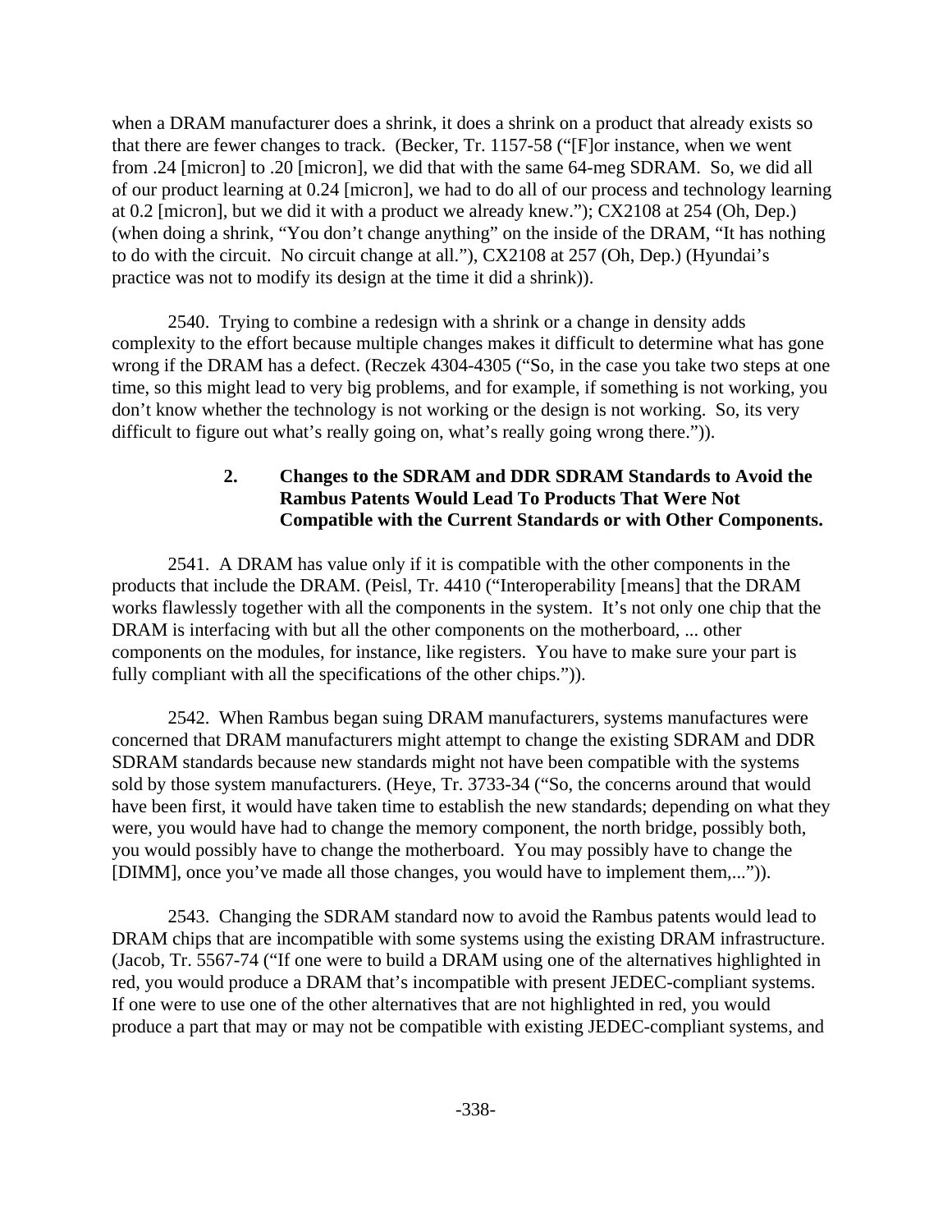when a DRAM manufacturer does a shrink, it does a shrink on a product that already exists so that there are fewer changes to track. (Becker, Tr. 1157-58 ("[F]or instance, when we went from .24 [micron] to .20 [micron], we did that with the same 64-meg SDRAM. So, we did all of our product learning at 0.24 [micron], we had to do all of our process and technology learning at 0.2 [micron], but we did it with a product we already knew."); CX2108 at 254 (Oh, Dep.) (when doing a shrink, "You don't change anything" on the inside of the DRAM, "It has nothing to do with the circuit. No circuit change at all."), CX2108 at 257 (Oh, Dep.) (Hyundai's practice was not to modify its design at the time it did a shrink)).

2540. Trying to combine a redesign with a shrink or a change in density adds complexity to the effort because multiple changes makes it difficult to determine what has gone wrong if the DRAM has a defect. (Reczek 4304-4305 ("So, in the case you take two steps at one time, so this might lead to very big problems, and for example, if something is not working, you don't know whether the technology is not working or the design is not working. So, its very difficult to figure out what's really going on, what's really going wrong there.")).

### 2. Changes to the SDRAM and DDR SDRAM Standards to Avoid the Rambus Patents Would Lead To Products That Were Not Compatible with the Current Standards or with Other Components.

2541. A DRAM has value only if it is compatible with the other components in the products that include the DRAM. (Peisl, Tr. 4410 ("Interoperability [means] that the DRAM works flawlessly together with all the components in the system. It's not only one chip that the DRAM is interfacing with but all the other components on the motherboard, ... other components on the modules, for instance, like registers. You have to make sure your part is fully compliant with all the specifications of the other chips.")).

2542. When Rambus began suing DRAM manufacturers, systems manufactures were concerned that DRAM manufacturers might attempt to change the existing SDRAM and DDR SDRAM standards because new standards might not have been compatible with the systems sold by those system manufacturers. (Heye, Tr. 3733-34 ("So, the concerns around that would have been first, it would have taken time to establish the new standards; depending on what they were, you would have had to change the memory component, the north bridge, possibly both, you would possibly have to change the motherboard. You may possibly have to change the [DIMM], once you've made all those changes, you would have to implement them,...")).

2543. Changing the SDRAM standard now to avoid the Rambus patents would lead to DRAM chips that are incompatible with some systems using the existing DRAM infrastructure. (Jacob, Tr. 5567-74 ("If one were to build a DRAM using one of the alternatives highlighted in red, you would produce a DRAM that's incompatible with present JEDEC-compliant systems. If one were to use one of the other alternatives that are not highlighted in red, you would produce a part that may or may not be compatible with existing JEDEC-compliant systems, and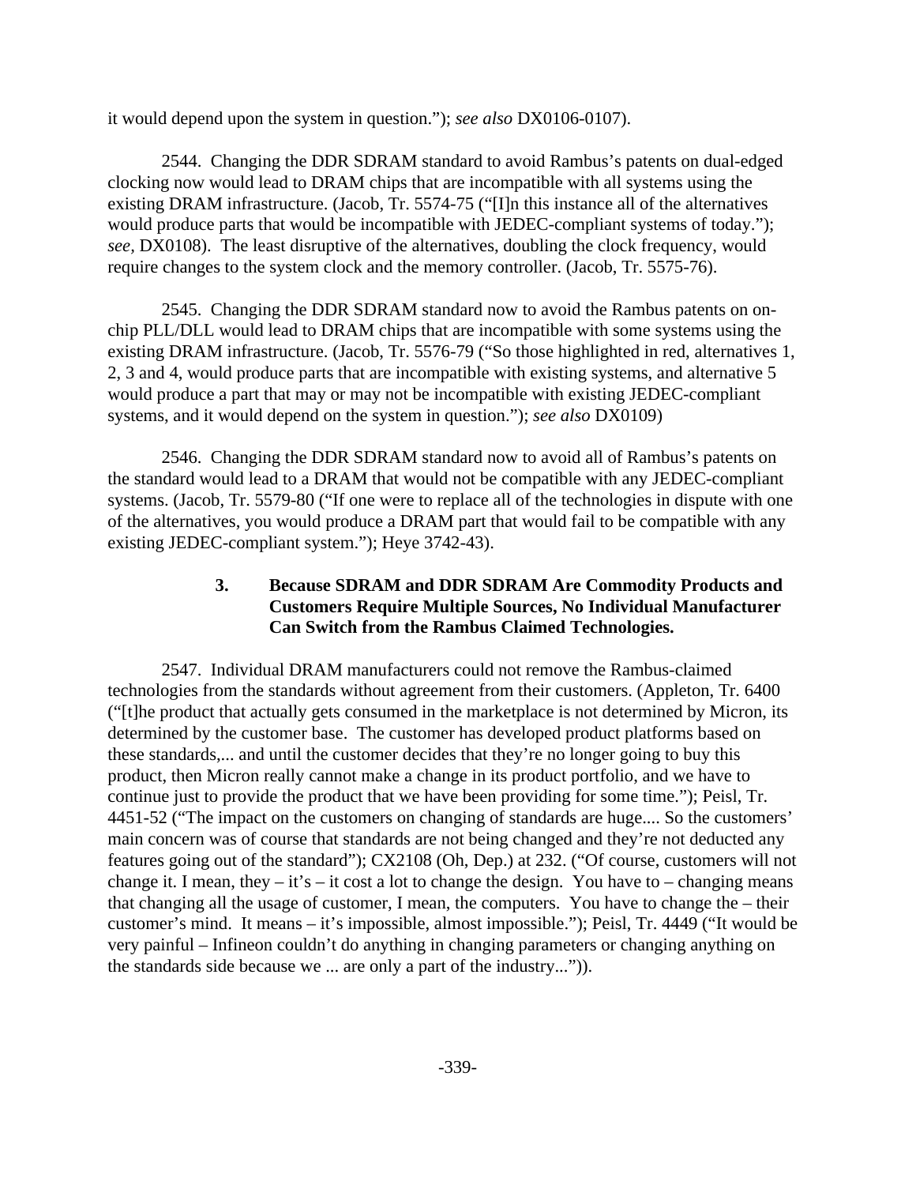it would depend upon the system in question."); *see also* DX0106-0107).

2544. Changing the DDR SDRAM standard to avoid Rambus's patents on dual-edged clocking now would lead to DRAM chips that are incompatible with all systems using the existing DRAM infrastructure. (Jacob, Tr. 5574-75 ("[I]n this instance all of the alternatives would produce parts that would be incompatible with JEDEC-compliant systems of today."); *see*, DX0108). The least disruptive of the alternatives, doubling the clock frequency, would require changes to the system clock and the memory controller. (Jacob, Tr. 5575-76).

2545. Changing the DDR SDRAM standard now to avoid the Rambus patents on on-chip PLL/DLL would lead to DRAM chips that are incompatible with some systems using the existing DRAM infrastructure. (Jacob, Tr. 5576-79 ("So those highlighted in red, alternatives 1, 2, 3 and 4, would produce parts that are incompatible with existing systems, and alternative 5 would produce a part that may or may not be incompatible with existing JEDEC-compliant systems, and it would depend on the system in question."); *see also* DX0109)

2546. Changing the DDR SDRAM standard now to avoid all of Rambus's patents on the standard would lead to a DRAM that would not be compatible with any JEDEC-compliant systems. (Jacob, Tr. 5579-80 ("If one were to replace all of the technologies in dispute with one of the alternatives, you would produce a DRAM part that would fail to be compatible with any existing JEDEC-compliant system."); Heye 3742-43).

### 3. Because SDRAM and DDR SDRAM Are Commodity Products and Customers Require Multiple Sources, No Individual Manufacturer Can Switch from the Rambus Claimed Technologies.

2547. Individual DRAM manufacturers could not remove the Rambus-claimed technologies from the standards without agreement from their customers. (Appleton, Tr. 6400 ("[t]he product that actually gets consumed in the marketplace is not determined by Micron, its determined by the customer base. The customer has developed product platforms based on these standards,... and until the customer decides that they're no longer going to buy this product, then Micron really cannot make a change in its product portfolio, and we have to continue just to provide the product that we have been providing for some time."); Peisl, Tr. 4451-52 ("The impact on the customers on changing of standards are huge.... So the customers' main concern was of course that standards are not being changed and they're not deducted any features going out of the standard"); CX2108 (Oh, Dep.) at 232. ("Of course, customers will not change it. I mean, they – it's – it cost a lot to change the design. You have to – changing means that changing all the usage of customer, I mean, the computers. You have to change the – their customer's mind. It means – it's impossible, almost impossible."); Peisl, Tr. 4449 ("It would be very painful – Infineon couldn't do anything in changing parameters or changing anything on the standards side because we ... are only a part of the industry...")).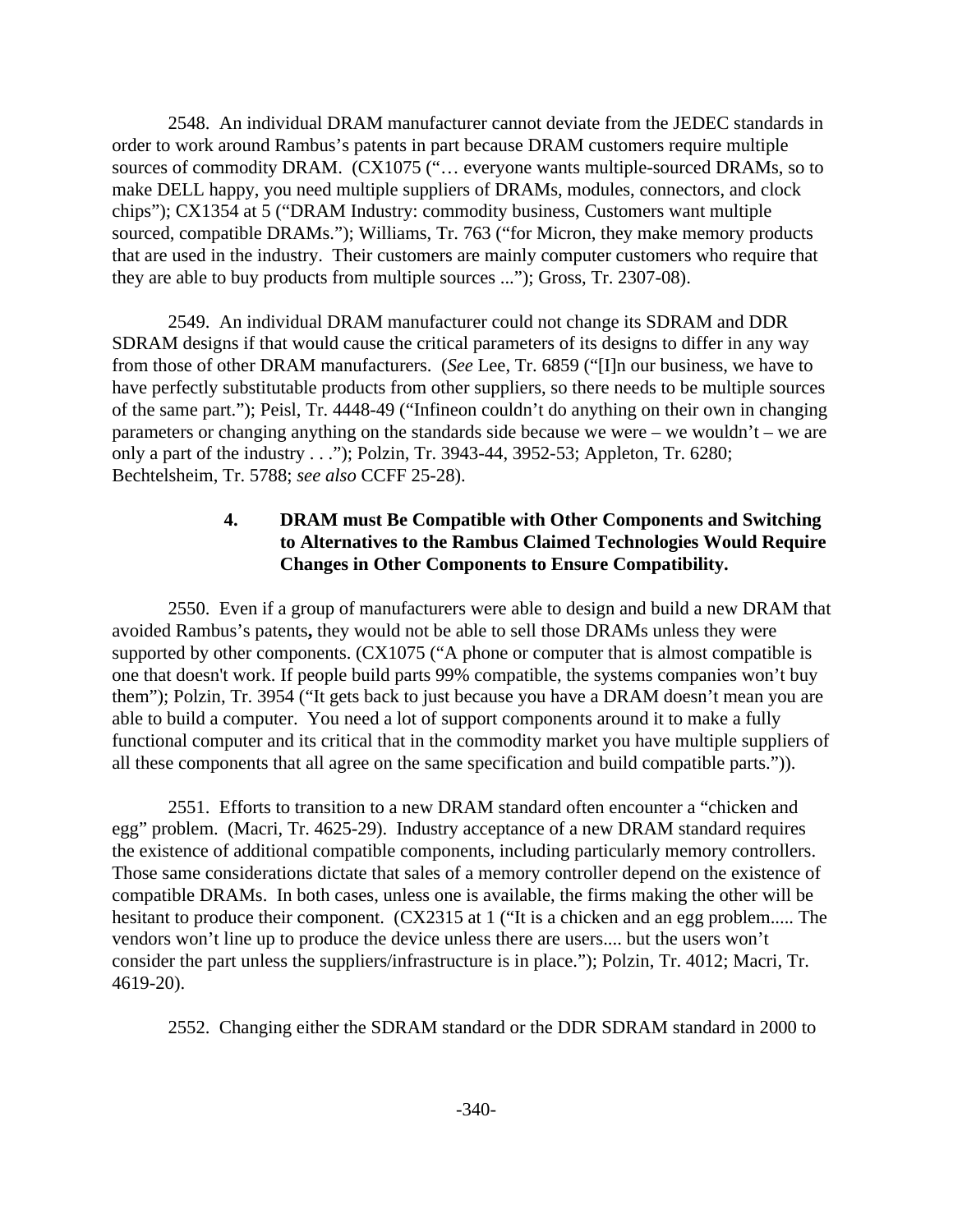2548. An individual DRAM manufacturer cannot deviate from the JEDEC standards in order to work around Rambus's patents in part because DRAM customers require multiple sources of commodity DRAM. (CX1075 ("… everyone wants multiple-sourced DRAMs, so to make DELL happy, you need multiple suppliers of DRAMs, modules, connectors, and clock chips"); CX1354 at 5 ("DRAM Industry: commodity business, Customers want multiple sourced, compatible DRAMs."); Williams, Tr. 763 ("for Micron, they make memory products that are used in the industry. Their customers are mainly computer customers who require that they are able to buy products from multiple sources ..."); Gross, Tr. 2307-08).

2549. An individual DRAM manufacturer could not change its SDRAM and DDR SDRAM designs if that would cause the critical parameters of its designs to differ in any way from those of other DRAM manufacturers. (*See* Lee, Tr. 6859 ("[I]n our business, we have to have perfectly substitutable products from other suppliers, so there needs to be multiple sources of the same part."); Peisl, Tr. 4448-49 ("Infineon couldn't do anything on their own in changing parameters or changing anything on the standards side because we were – we wouldn't – we are only a part of the industry . . ."); Polzin, Tr. 3943-44, 3952-53; Appleton, Tr. 6280; Bechtelsheim, Tr. 5788; *see also* CCFF 25-28).

#### 4. DRAM must Be Compatible with Other Components and Switching to Alternatives to the Rambus Claimed Technologies Would Require Changes in Other Components to Ensure Compatibility.

2550. Even if a group of manufacturers were able to design and build a new DRAM that avoided Rambus's patents**,** they would not be able to sell those DRAMs unless they were supported by other components. (CX1075 ("A phone or computer that is almost compatible is one that doesn't work. If people build parts 99% compatible, the systems companies won't buy them"); Polzin, Tr. 3954 ("It gets back to just because you have a DRAM doesn't mean you are able to build a computer. You need a lot of support components around it to make a fully functional computer and its critical that in the commodity market you have multiple suppliers of all these components that all agree on the same specification and build compatible parts.")).

2551. Efforts to transition to a new DRAM standard often encounter a "chicken and egg" problem. (Macri, Tr. 4625-29). Industry acceptance of a new DRAM standard requires the existence of additional compatible components, including particularly memory controllers. Those same considerations dictate that sales of a memory controller depend on the existence of compatible DRAMs. In both cases, unless one is available, the firms making the other will be hesitant to produce their component. (CX2315 at 1 ("It is a chicken and an egg problem..... The vendors won't line up to produce the device unless there are users.... but the users won't consider the part unless the suppliers/infrastructure is in place."); Polzin, Tr. 4012; Macri, Tr. 4619-20).

2552. Changing either the SDRAM standard or the DDR SDRAM standard in 2000 to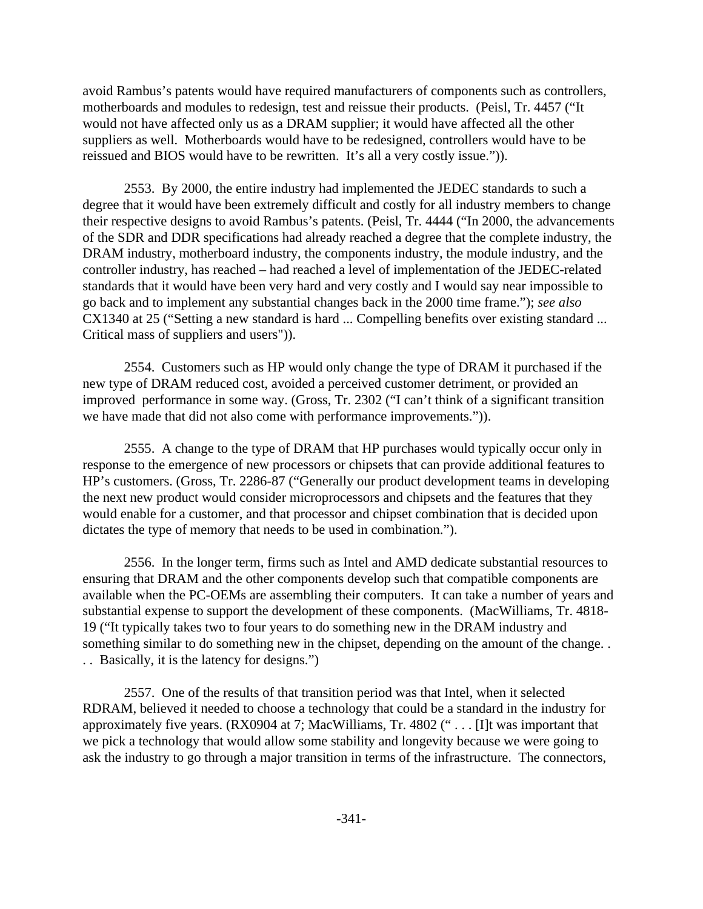avoid Rambus's patents would have required manufacturers of components such as controllers, motherboards and modules to redesign, test and reissue their products. (Peisl, Tr. 4457 ("It would not have affected only us as a DRAM supplier; it would have affected all the other suppliers as well. Motherboards would have to be redesigned, controllers would have to be reissued and BIOS would have to be rewritten. It's all a very costly issue.")).

2553. By 2000, the entire industry had implemented the JEDEC standards to such a degree that it would have been extremely difficult and costly for all industry members to change their respective designs to avoid Rambus's patents. (Peisl, Tr. 4444 ("In 2000, the advancements of the SDR and DDR specifications had already reached a degree that the complete industry, the DRAM industry, motherboard industry, the components industry, the module industry, and the controller industry, has reached – had reached a level of implementation of the JEDEC-related standards that it would have been very hard and very costly and I would say near impossible to go back and to implement any substantial changes back in the 2000 time frame."); *see also* CX1340 at 25 ("Setting a new standard is hard ... Compelling benefits over existing standard ... Critical mass of suppliers and users")).

2554. Customers such as HP would only change the type of DRAM it purchased if the new type of DRAM reduced cost, avoided a perceived customer detriment, or provided an improved performance in some way. (Gross, Tr. 2302 ("I can't think of a significant transition we have made that did not also come with performance improvements.")).

2555. A change to the type of DRAM that HP purchases would typically occur only in response to the emergence of new processors or chipsets that can provide additional features to HP's customers. (Gross, Tr. 2286-87 ("Generally our product development teams in developing the next new product would consider microprocessors and chipsets and the features that they would enable for a customer, and that processor and chipset combination that is decided upon dictates the type of memory that needs to be used in combination.").

2556. In the longer term, firms such as Intel and AMD dedicate substantial resources to ensuring that DRAM and the other components develop such that compatible components are available when the PC-OEMs are assembling their computers. It can take a number of years and substantial expense to support the development of these components. (MacWilliams, Tr. 4818-19 ("It typically takes two to four years to do something new in the DRAM industry and something similar to do something new in the chipset, depending on the amount of the change. . . . Basically, it is the latency for designs.")

2557. One of the results of that transition period was that Intel, when it selected RDRAM, believed it needed to choose a technology that could be a standard in the industry for approximately five years. (RX0904 at 7; MacWilliams, Tr. 4802 (" . . . [I]t was important that we pick a technology that would allow some stability and longevity because we were going to ask the industry to go through a major transition in terms of the infrastructure. The connectors,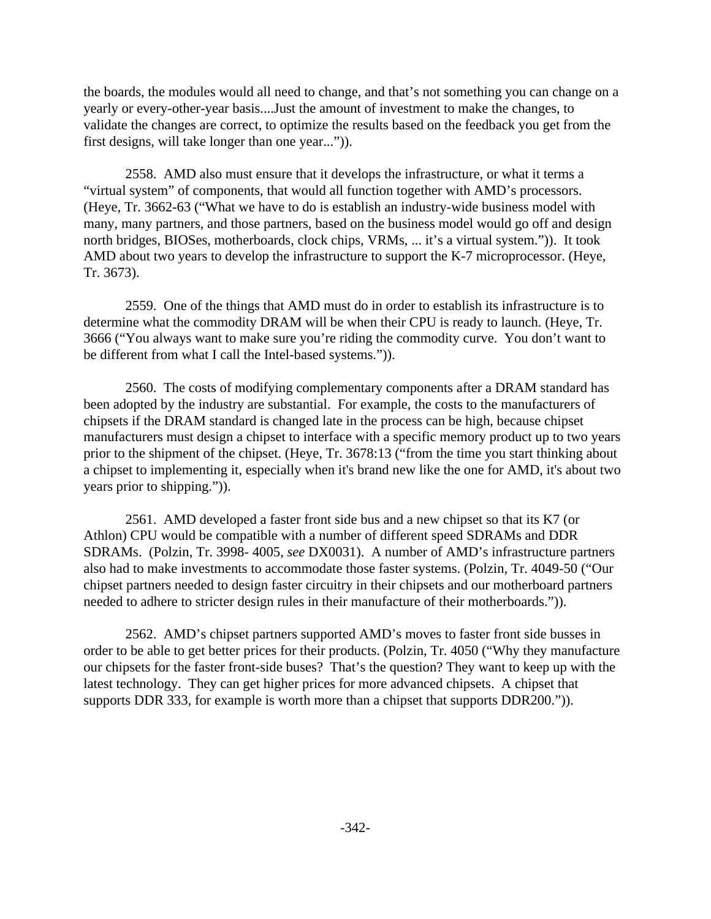the boards, the modules would all need to change, and that's not something you can change on a yearly or every-other-year basis....Just the amount of investment to make the changes, to validate the changes are correct, to optimize the results based on the feedback you get from the first designs, will take longer than one year...")).

2558. AMD also must ensure that it develops the infrastructure, or what it terms a "virtual system" of components, that would all function together with AMD's processors. (Heye, Tr. 3662-63 ("What we have to do is establish an industry-wide business model with many, many partners, and those partners, based on the business model would go off and design north bridges, BIOSes, motherboards, clock chips, VRMs, ... it's a virtual system.")). It took AMD about two years to develop the infrastructure to support the K-7 microprocessor. (Heye, Tr. 3673).

2559. One of the things that AMD must do in order to establish its infrastructure is to determine what the commodity DRAM will be when their CPU is ready to launch. (Heye, Tr. 3666 ("You always want to make sure you're riding the commodity curve. You don't want to be different from what I call the Intel-based systems.")).

2560. The costs of modifying complementary components after a DRAM standard has been adopted by the industry are substantial. For example, the costs to the manufacturers of chipsets if the DRAM standard is changed late in the process can be high, because chipset manufacturers must design a chipset to interface with a specific memory product up to two years prior to the shipment of the chipset. (Heye, Tr. 3678:13 ("from the time you start thinking about a chipset to implementing it, especially when it's brand new like the one for AMD, it's about two years prior to shipping.")).

2561. AMD developed a faster front side bus and a new chipset so that its K7 (or Athlon) CPU would be compatible with a number of different speed SDRAMs and DDR SDRAMs. (Polzin, Tr. 3998- 4005, *see* DX0031). A number of AMD's infrastructure partners also had to make investments to accommodate those faster systems. (Polzin, Tr. 4049-50 ("Our chipset partners needed to design faster circuitry in their chipsets and our motherboard partners needed to adhere to stricter design rules in their manufacture of their motherboards.")).

2562. AMD's chipset partners supported AMD's moves to faster front side busses in order to be able to get better prices for their products. (Polzin, Tr. 4050 ("Why they manufacture our chipsets for the faster front-side buses? That's the question? They want to keep up with the latest technology. They can get higher prices for more advanced chipsets. A chipset that supports DDR 333, for example is worth more than a chipset that supports DDR200.")).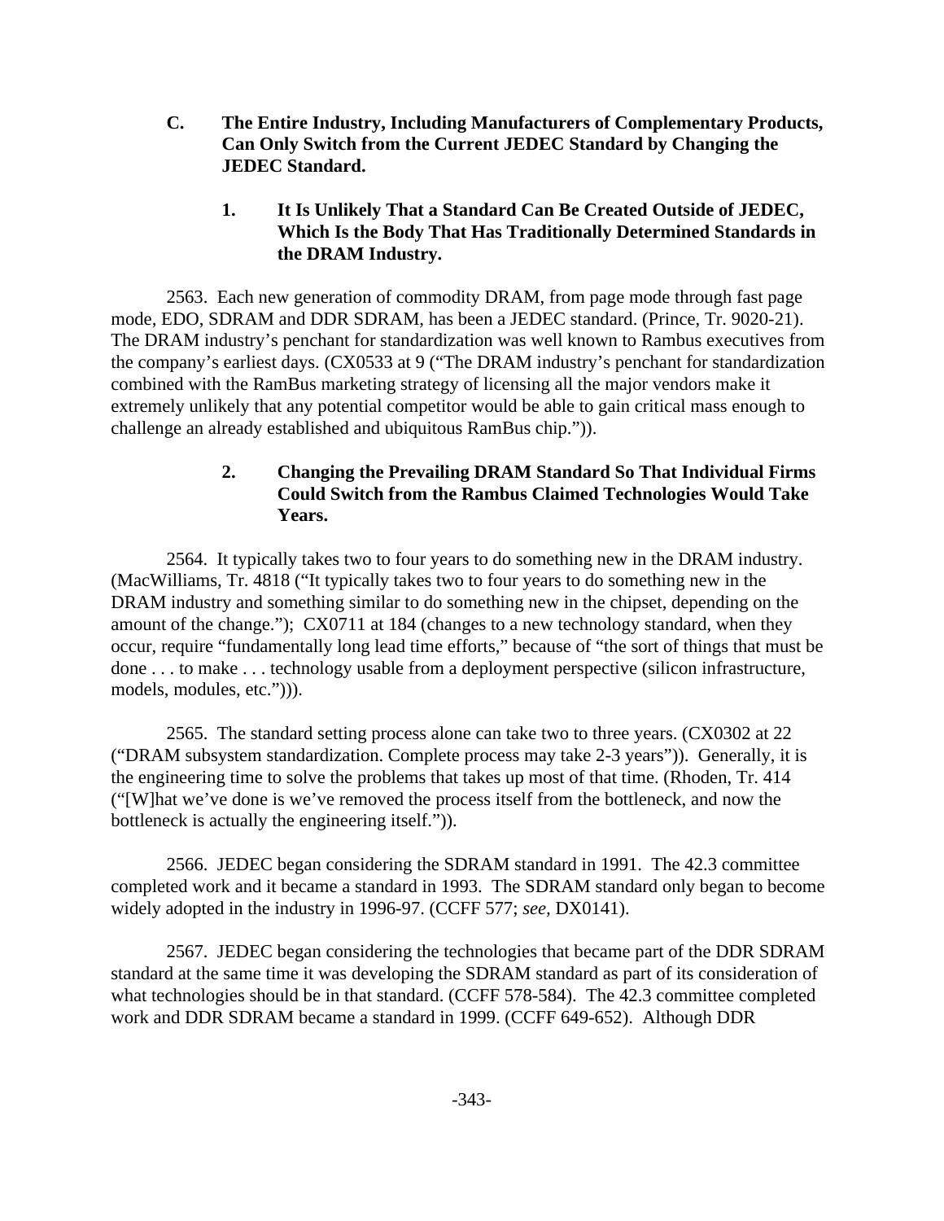### C. The Entire Industry, Including Manufacturers of Complementary Products, Can Only Switch from the Current JEDEC Standard by Changing the JEDEC Standard.

#### 1. It Is Unlikely That a Standard Can Be Created Outside of JEDEC, Which Is the Body That Has Traditionally Determined Standards in the DRAM Industry.

2563. Each new generation of commodity DRAM, from page mode through fast page mode, EDO, SDRAM and DDR SDRAM, has been a JEDEC standard. (Prince, Tr. 9020-21). The DRAM industry's penchant for standardization was well known to Rambus executives from the company's earliest days. (CX0533 at 9 ("The DRAM industry's penchant for standardization combined with the RamBus marketing strategy of licensing all the major vendors make it extremely unlikely that any potential competitor would be able to gain critical mass enough to challenge an already established and ubiquitous RamBus chip.")).

#### 2. Changing the Prevailing DRAM Standard So That Individual Firms Could Switch from the Rambus Claimed Technologies Would Take Years.

2564. It typically takes two to four years to do something new in the DRAM industry. (MacWilliams, Tr. 4818 ("It typically takes two to four years to do something new in the DRAM industry and something similar to do something new in the chipset, depending on the amount of the change."); CX0711 at 184 (changes to a new technology standard, when they occur, require "fundamentally long lead time efforts," because of "the sort of things that must be done . . . to make . . . technology usable from a deployment perspective (silicon infrastructure, models, modules, etc.")).

2565. The standard setting process alone can take two to three years. (CX0302 at 22 ("DRAM subsystem standardization. Complete process may take 2-3 years")). Generally, it is the engineering time to solve the problems that takes up most of that time. (Rhoden, Tr. 414 ("[W]hat we've done is we've removed the process itself from the bottleneck, and now the bottleneck is actually the engineering itself.")).

2566. JEDEC began considering the SDRAM standard in 1991. The 42.3 committee completed work and it became a standard in 1993. The SDRAM standard only began to become widely adopted in the industry in 1996-97. (CCFF 577; *see*, DX0141).

2567. JEDEC began considering the technologies that became part of the DDR SDRAM standard at the same time it was developing the SDRAM standard as part of its consideration of what technologies should be in that standard. (CCFF 578-584). The 42.3 committee completed work and DDR SDRAM became a standard in 1999. (CCFF 649-652). Although DDR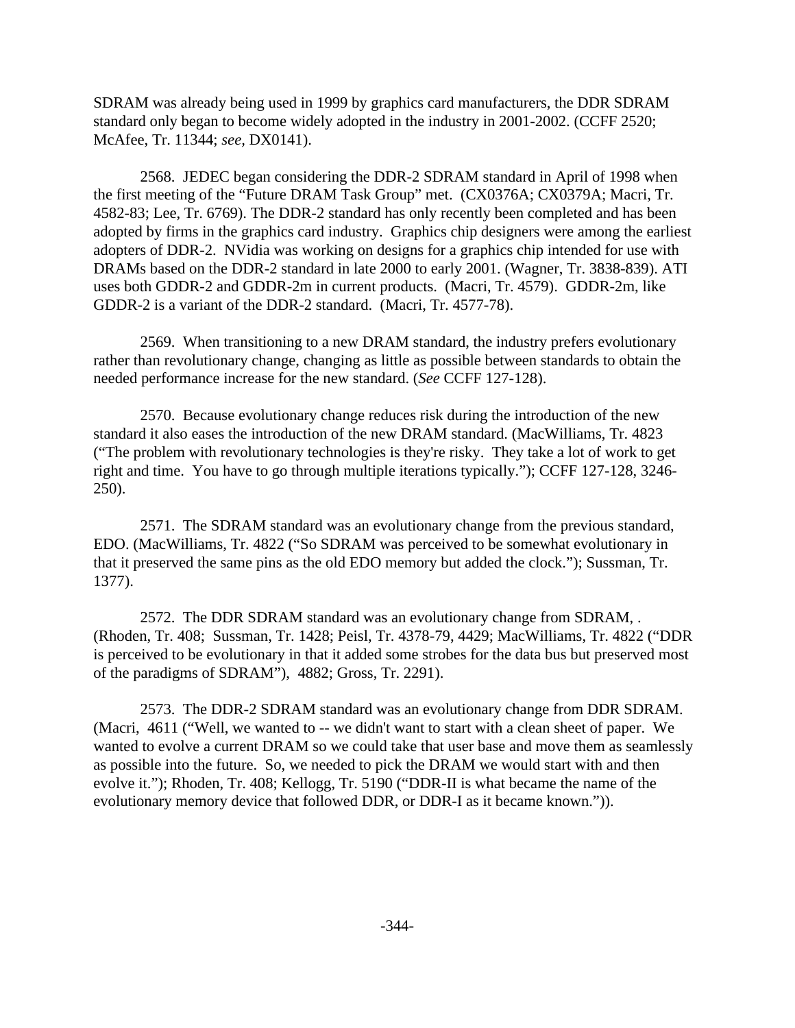SDRAM was already being used in 1999 by graphics card manufacturers, the DDR SDRAM standard only began to become widely adopted in the industry in 2001-2002. (CCFF 2520; McAfee, Tr. 11344; *see*, DX0141).

2568. JEDEC began considering the DDR-2 SDRAM standard in April of 1998 when the first meeting of the "Future DRAM Task Group" met. (CX0376A; CX0379A; Macri, Tr. 4582-83; Lee, Tr. 6769). The DDR-2 standard has only recently been completed and has been adopted by firms in the graphics card industry. Graphics chip designers were among the earliest adopters of DDR-2. NVidia was working on designs for a graphics chip intended for use with DRAMs based on the DDR-2 standard in late 2000 to early 2001. (Wagner, Tr. 3838-839). ATI uses both GDDR-2 and GDDR-2m in current products. (Macri, Tr. 4579). GDDR-2m, like GDDR-2 is a variant of the DDR-2 standard. (Macri, Tr. 4577-78).

2569. When transitioning to a new DRAM standard, the industry prefers evolutionary rather than revolutionary change, changing as little as possible between standards to obtain the needed performance increase for the new standard. (*See* CCFF 127-128).

2570. Because evolutionary change reduces risk during the introduction of the new standard it also eases the introduction of the new DRAM standard. (MacWilliams, Tr. 4823 ("The problem with revolutionary technologies is they're risky. They take a lot of work to get right and time. You have to go through multiple iterations typically."); CCFF 127-128, 3246-250).

2571. The SDRAM standard was an evolutionary change from the previous standard, EDO. (MacWilliams, Tr. 4822 ("So SDRAM was perceived to be somewhat evolutionary in that it preserved the same pins as the old EDO memory but added the clock."); Sussman, Tr. 1377).

2572. The DDR SDRAM standard was an evolutionary change from SDRAM, . (Rhoden, Tr. 408; Sussman, Tr. 1428; Peisl, Tr. 4378-79, 4429; MacWilliams, Tr. 4822 ("DDR is perceived to be evolutionary in that it added some strobes for the data bus but preserved most of the paradigms of SDRAM"), 4882; Gross, Tr. 2291).

2573. The DDR-2 SDRAM standard was an evolutionary change from DDR SDRAM. (Macri, 4611 ("Well, we wanted to -- we didn't want to start with a clean sheet of paper. We wanted to evolve a current DRAM so we could take that user base and move them as seamlessly as possible into the future. So, we needed to pick the DRAM we would start with and then evolve it."); Rhoden, Tr. 408; Kellogg, Tr. 5190 ("DDR-II is what became the name of the evolutionary memory device that followed DDR, or DDR-I as it became known.")).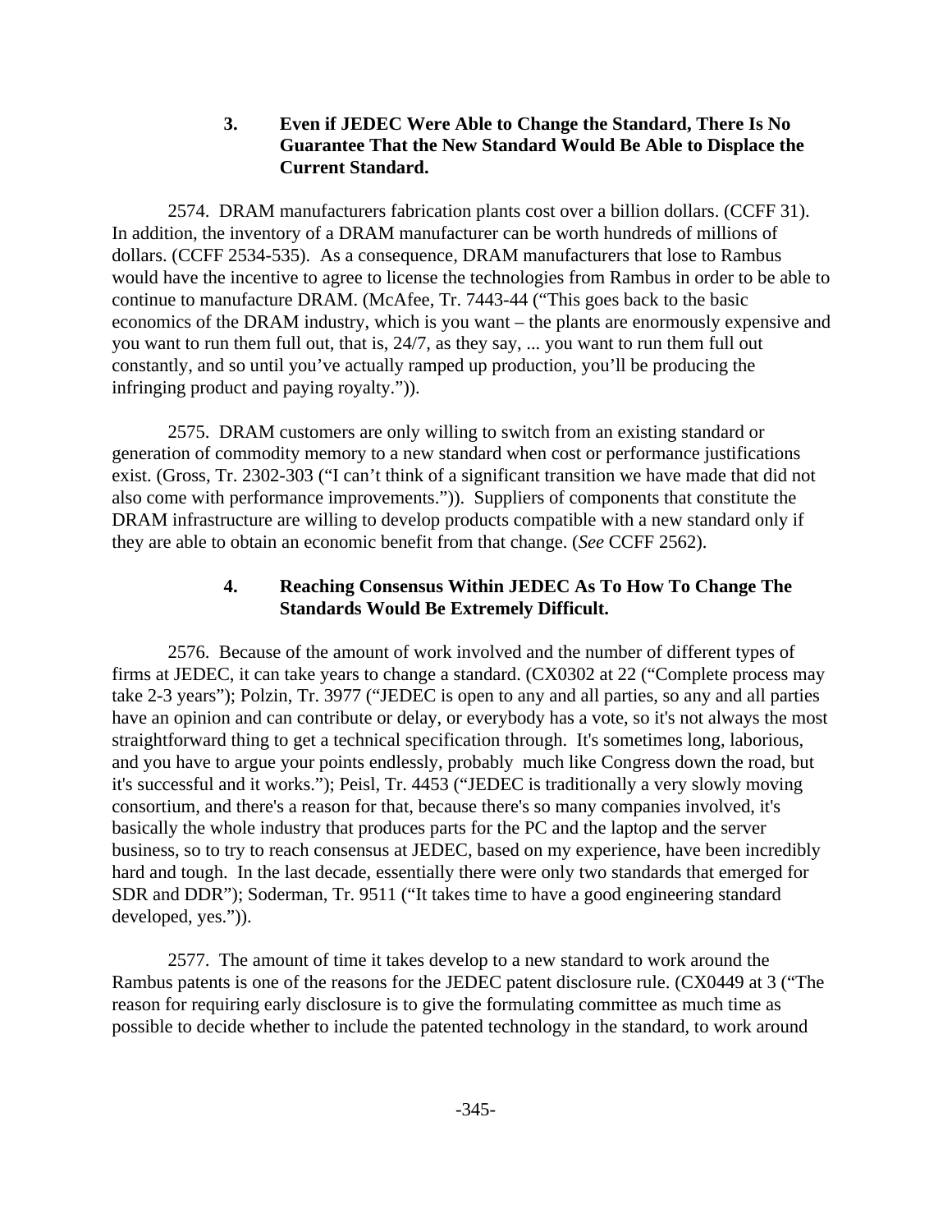### 3. Even if JEDEC Were Able to Change the Standard, There Is No Guarantee That the New Standard Would Be Able to Displace the Current Standard.

2574. DRAM manufacturers fabrication plants cost over a billion dollars. (CCFF 31). In addition, the inventory of a DRAM manufacturer can be worth hundreds of millions of dollars. (CCFF 2534-535). As a consequence, DRAM manufacturers that lose to Rambus would have the incentive to agree to license the technologies from Rambus in order to be able to continue to manufacture DRAM. (McAfee, Tr. 7443-44 ("This goes back to the basic economics of the DRAM industry, which is you want – the plants are enormously expensive and you want to run them full out, that is, 24/7, as they say, ... you want to run them full out constantly, and so until you've actually ramped up production, you'll be producing the infringing product and paying royalty.")).

2575. DRAM customers are only willing to switch from an existing standard or generation of commodity memory to a new standard when cost or performance justifications exist. (Gross, Tr. 2302-303 ("I can't think of a significant transition we have made that did not also come with performance improvements.")). Suppliers of components that constitute the DRAM infrastructure are willing to develop products compatible with a new standard only if they are able to obtain an economic benefit from that change. (*See* CCFF 2562).

### 4. Reaching Consensus Within JEDEC As To How To Change The Standards Would Be Extremely Difficult.

2576. Because of the amount of work involved and the number of different types of firms at JEDEC, it can take years to change a standard. (CX0302 at 22 ("Complete process may take 2-3 years"); Polzin, Tr. 3977 ("JEDEC is open to any and all parties, so any and all parties have an opinion and can contribute or delay, or everybody has a vote, so it's not always the most straightforward thing to get a technical specification through. It's sometimes long, laborious, and you have to argue your points endlessly, probably much like Congress down the road, but it's successful and it works."); Peisl, Tr. 4453 ("JEDEC is traditionally a very slowly moving consortium, and there's a reason for that, because there's so many companies involved, it's basically the whole industry that produces parts for the PC and the laptop and the server business, so to try to reach consensus at JEDEC, based on my experience, have been incredibly hard and tough. In the last decade, essentially there were only two standards that emerged for SDR and DDR"); Soderman, Tr. 9511 ("It takes time to have a good engineering standard developed, yes.")).

2577. The amount of time it takes develop to a new standard to work around the Rambus patents is one of the reasons for the JEDEC patent disclosure rule. (CX0449 at 3 ("The reason for requiring early disclosure is to give the formulating committee as much time as possible to decide whether to include the patented technology in the standard, to work around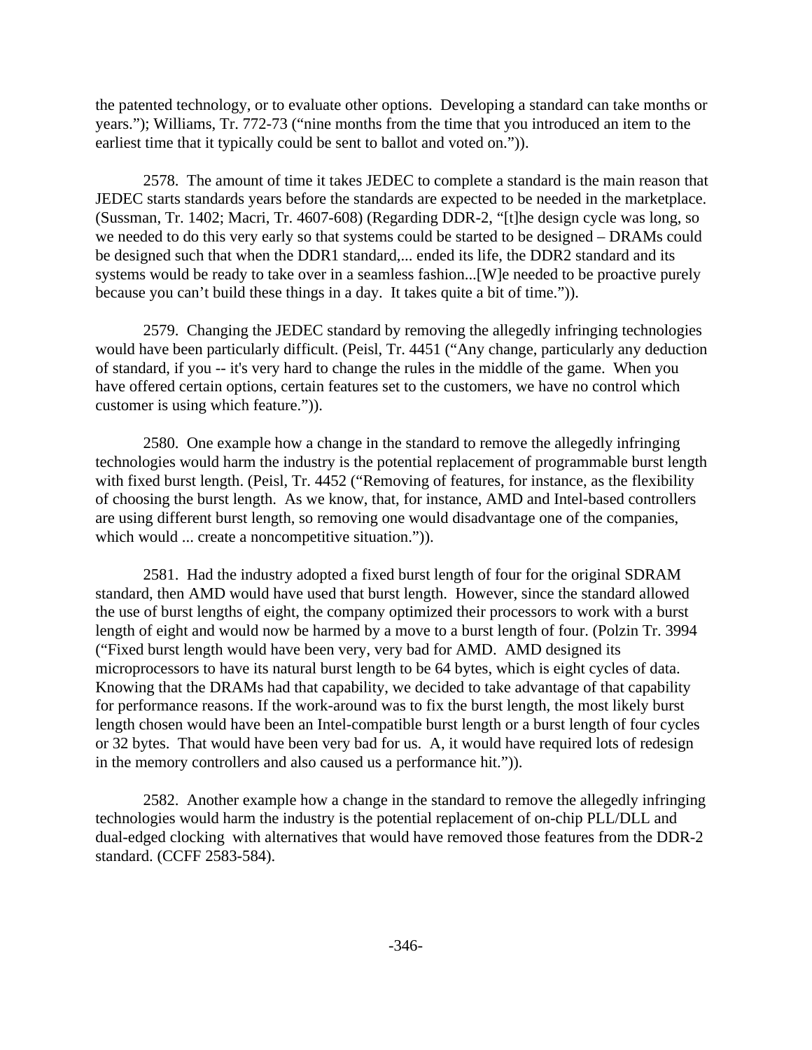the patented technology, or to evaluate other options. Developing a standard can take months or years."); Williams, Tr. 772-73 ("nine months from the time that you introduced an item to the earliest time that it typically could be sent to ballot and voted on.")).

2578. The amount of time it takes JEDEC to complete a standard is the main reason that JEDEC starts standards years before the standards are expected to be needed in the marketplace. (Sussman, Tr. 1402; Macri, Tr. 4607-608) (Regarding DDR-2, "[t]he design cycle was long, so we needed to do this very early so that systems could be started to be designed – DRAMs could be designed such that when the DDR1 standard,... ended its life, the DDR2 standard and its systems would be ready to take over in a seamless fashion...[W]e needed to be proactive purely because you can't build these things in a day. It takes quite a bit of time.")).

2579. Changing the JEDEC standard by removing the allegedly infringing technologies would have been particularly difficult. (Peisl, Tr. 4451 ("Any change, particularly any deduction of standard, if you -- it's very hard to change the rules in the middle of the game. When you have offered certain options, certain features set to the customers, we have no control which customer is using which feature.")).

2580. One example how a change in the standard to remove the allegedly infringing technologies would harm the industry is the potential replacement of programmable burst length with fixed burst length. (Peisl, Tr. 4452 ("Removing of features, for instance, as the flexibility of choosing the burst length. As we know, that, for instance, AMD and Intel-based controllers are using different burst length, so removing one would disadvantage one of the companies, which would ... create a noncompetitive situation.")).

2581. Had the industry adopted a fixed burst length of four for the original SDRAM standard, then AMD would have used that burst length. However, since the standard allowed the use of burst lengths of eight, the company optimized their processors to work with a burst length of eight and would now be harmed by a move to a burst length of four. (Polzin Tr. 3994 ("Fixed burst length would have been very, very bad for AMD. AMD designed its microprocessors to have its natural burst length to be 64 bytes, which is eight cycles of data. Knowing that the DRAMs had that capability, we decided to take advantage of that capability for performance reasons. If the work-around was to fix the burst length, the most likely burst length chosen would have been an Intel-compatible burst length or a burst length of four cycles or 32 bytes. That would have been very bad for us. A, it would have required lots of redesign in the memory controllers and also caused us a performance hit.")).

2582. Another example how a change in the standard to remove the allegedly infringing technologies would harm the industry is the potential replacement of on-chip PLL/DLL and dual-edged clocking with alternatives that would have removed those features from the DDR-2 standard. (CCFF 2583-584).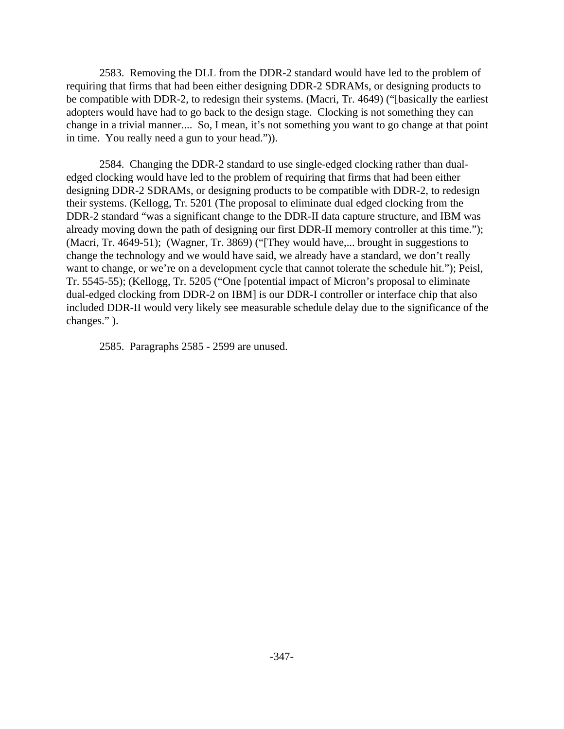2583. Removing the DLL from the DDR-2 standard would have led to the problem of requiring that firms that had been either designing DDR-2 SDRAMs, or designing products to be compatible with DDR-2, to redesign their systems. (Macri, Tr. 4649) ("[basically the earliest adopters would have had to go back to the design stage. Clocking is not something they can change in a trivial manner.... So, I mean, it's not something you want to go change at that point in time. You really need a gun to your head.")).

2584. Changing the DDR-2 standard to use single-edged clocking rather than dual-edged clocking would have led to the problem of requiring that firms that had been either designing DDR-2 SDRAMs, or designing products to be compatible with DDR-2, to redesign their systems. (Kellogg, Tr. 5201 (The proposal to eliminate dual edged clocking from the DDR-2 standard "was a significant change to the DDR-II data capture structure, and IBM was already moving down the path of designing our first DDR-II memory controller at this time."); (Macri, Tr. 4649-51); (Wagner, Tr. 3869) ("[They would have,... brought in suggestions to change the technology and we would have said, we already have a standard, we don't really want to change, or we're on a development cycle that cannot tolerate the schedule hit."); Peisl, Tr. 5545-55); (Kellogg, Tr. 5205 ("One [potential impact of Micron's proposal to eliminate dual-edged clocking from DDR-2 on IBM] is our DDR-I controller or interface chip that also included DDR-II would very likely see measurable schedule delay due to the significance of the changes." ).

2585. Paragraphs 2585 - 2599 are unused.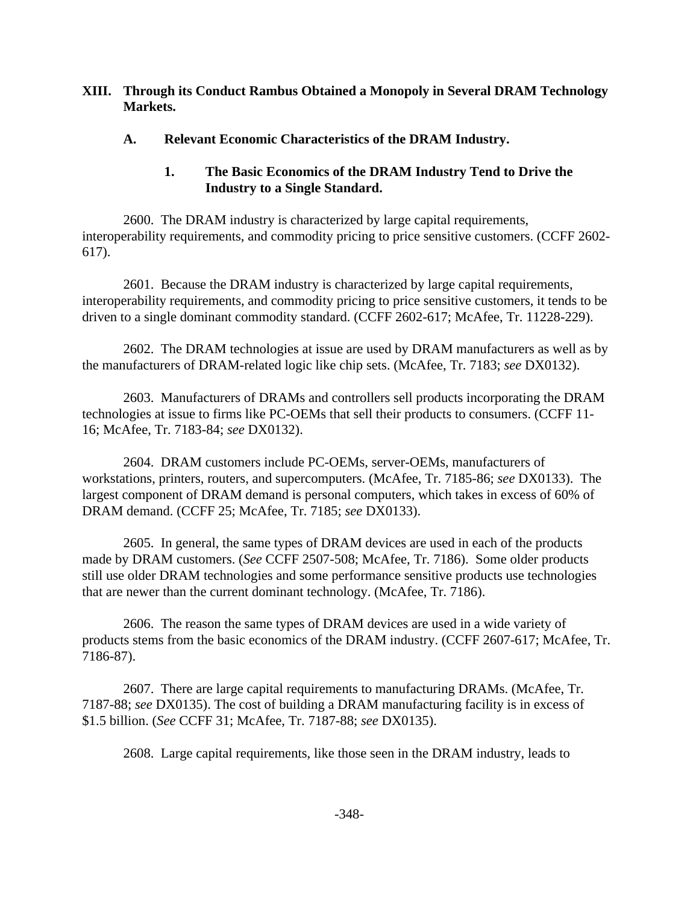## XIII. Through its Conduct Rambus Obtained a Monopoly in Several DRAM Technology Markets.

### A. Relevant Economic Characteristics of the DRAM Industry.

#### 1. The Basic Economics of the DRAM Industry Tend to Drive the Industry to a Single Standard.

2600. The DRAM industry is characterized by large capital requirements, interoperability requirements, and commodity pricing to price sensitive customers. (CCFF 2602-617).

2601. Because the DRAM industry is characterized by large capital requirements, interoperability requirements, and commodity pricing to price sensitive customers, it tends to be driven to a single dominant commodity standard. (CCFF 2602-617; McAfee, Tr. 11228-229).

2602. The DRAM technologies at issue are used by DRAM manufacturers as well as by the manufacturers of DRAM-related logic like chip sets. (McAfee, Tr. 7183; *see* DX0132).

2603. Manufacturers of DRAMs and controllers sell products incorporating the DRAM technologies at issue to firms like PC-OEMs that sell their products to consumers. (CCFF 11-16; McAfee, Tr. 7183-84; *see* DX0132).

2604. DRAM customers include PC-OEMs, server-OEMs, manufacturers of workstations, printers, routers, and supercomputers. (McAfee, Tr. 7185-86; *see* DX0133). The largest component of DRAM demand is personal computers, which takes in excess of 60% of DRAM demand. (CCFF 25; McAfee, Tr. 7185; *see* DX0133).

2605. In general, the same types of DRAM devices are used in each of the products made by DRAM customers. (*See* CCFF 2507-508; McAfee, Tr. 7186). Some older products still use older DRAM technologies and some performance sensitive products use technologies that are newer than the current dominant technology. (McAfee, Tr. 7186).

2606. The reason the same types of DRAM devices are used in a wide variety of products stems from the basic economics of the DRAM industry. (CCFF 2607-617; McAfee, Tr. 7186-87).

2607. There are large capital requirements to manufacturing DRAMs. (McAfee, Tr. 7187-88; *see* DX0135). The cost of building a DRAM manufacturing facility is in excess of $1.5 billion. (*See* CCFF 31; McAfee, Tr. 7187-88; *see* DX0135).

2608. Large capital requirements, like those seen in the DRAM industry, leads to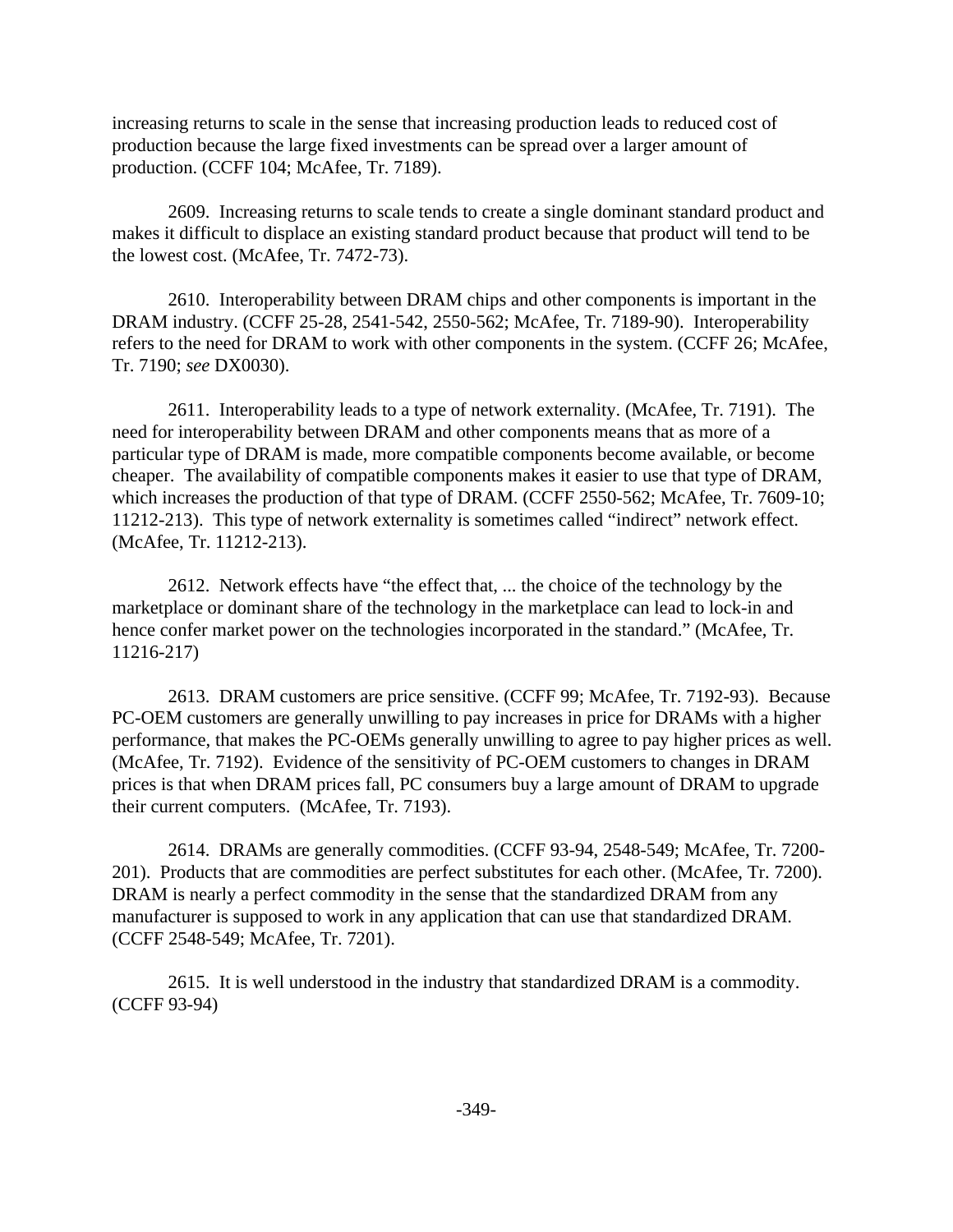increasing returns to scale in the sense that increasing production leads to reduced cost of production because the large fixed investments can be spread over a larger amount of production. (CCFF 104; McAfee, Tr. 7189).

2609. Increasing returns to scale tends to create a single dominant standard product and makes it difficult to displace an existing standard product because that product will tend to be the lowest cost. (McAfee, Tr. 7472-73).

2610. Interoperability between DRAM chips and other components is important in the DRAM industry. (CCFF 25-28, 2541-542, 2550-562; McAfee, Tr. 7189-90). Interoperability refers to the need for DRAM to work with other components in the system. (CCFF 26; McAfee, Tr. 7190; *see* DX0030).

2611. Interoperability leads to a type of network externality. (McAfee, Tr. 7191). The need for interoperability between DRAM and other components means that as more of a particular type of DRAM is made, more compatible components become available, or become cheaper. The availability of compatible components makes it easier to use that type of DRAM, which increases the production of that type of DRAM. (CCFF 2550-562; McAfee, Tr. 7609-10; 11212-213). This type of network externality is sometimes called "indirect" network effect. (McAfee, Tr. 11212-213).

2612. Network effects have "the effect that, ... the choice of the technology by the marketplace or dominant share of the technology in the marketplace can lead to lock-in and hence confer market power on the technologies incorporated in the standard." (McAfee, Tr. 11216-217)

2613. DRAM customers are price sensitive. (CCFF 99; McAfee, Tr. 7192-93). Because PC-OEM customers are generally unwilling to pay increases in price for DRAMs with a higher performance, that makes the PC-OEMs generally unwilling to agree to pay higher prices as well. (McAfee, Tr. 7192). Evidence of the sensitivity of PC-OEM customers to changes in DRAM prices is that when DRAM prices fall, PC consumers buy a large amount of DRAM to upgrade their current computers. (McAfee, Tr. 7193).

2614. DRAMs are generally commodities. (CCFF 93-94, 2548-549; McAfee, Tr. 7200-201). Products that are commodities are perfect substitutes for each other. (McAfee, Tr. 7200). DRAM is nearly a perfect commodity in the sense that the standardized DRAM from any manufacturer is supposed to work in any application that can use that standardized DRAM. (CCFF 2548-549; McAfee, Tr. 7201).

2615. It is well understood in the industry that standardized DRAM is a commodity. (CCFF 93-94)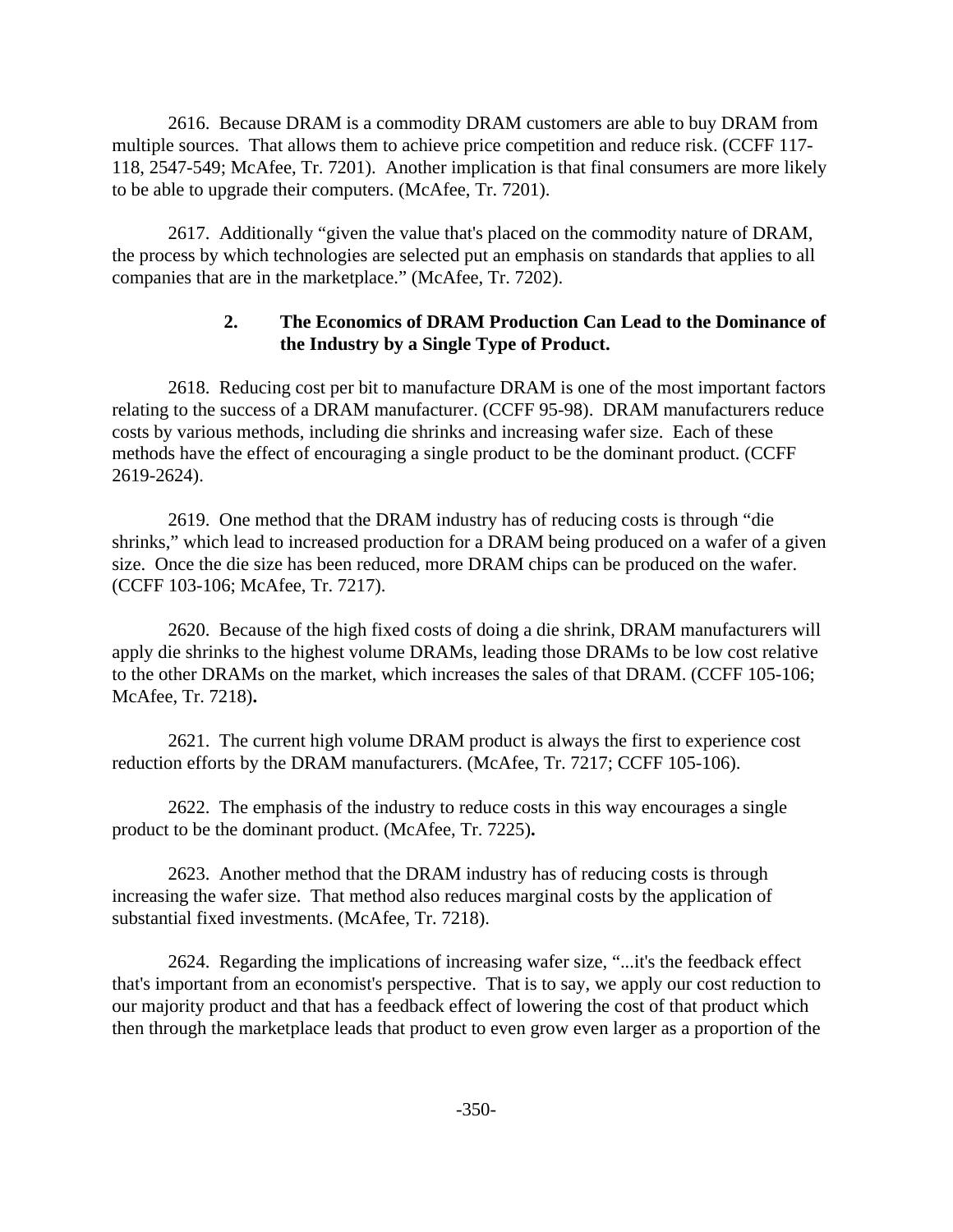2616. Because DRAM is a commodity DRAM customers are able to buy DRAM from multiple sources. That allows them to achieve price competition and reduce risk. (CCFF 117-118, 2547-549; McAfee, Tr. 7201). Another implication is that final consumers are more likely to be able to upgrade their computers. (McAfee, Tr. 7201).

2617. Additionally "given the value that's placed on the commodity nature of DRAM, the process by which technologies are selected put an emphasis on standards that applies to all companies that are in the marketplace." (McAfee, Tr. 7202).

### 2. The Economics of DRAM Production Can Lead to the Dominance of the Industry by a Single Type of Product.

2618. Reducing cost per bit to manufacture DRAM is one of the most important factors relating to the success of a DRAM manufacturer. (CCFF 95-98). DRAM manufacturers reduce costs by various methods, including die shrinks and increasing wafer size. Each of these methods have the effect of encouraging a single product to be the dominant product. (CCFF 2619-2624).

2619. One method that the DRAM industry has of reducing costs is through "die shrinks," which lead to increased production for a DRAM being produced on a wafer of a given size. Once the die size has been reduced, more DRAM chips can be produced on the wafer. (CCFF 103-106; McAfee, Tr. 7217).

2620. Because of the high fixed costs of doing a die shrink, DRAM manufacturers will apply die shrinks to the highest volume DRAMs, leading those DRAMs to be low cost relative to the other DRAMs on the market, which increases the sales of that DRAM. (CCFF 105-106; McAfee, Tr. 7218).

2621. The current high volume DRAM product is always the first to experience cost reduction efforts by the DRAM manufacturers. (McAfee, Tr. 7217; CCFF 105-106).

2622. The emphasis of the industry to reduce costs in this way encourages a single product to be the dominant product. (McAfee, Tr. 7225).

2623. Another method that the DRAM industry has of reducing costs is through increasing the wafer size. That method also reduces marginal costs by the application of substantial fixed investments. (McAfee, Tr. 7218).

2624. Regarding the implications of increasing wafer size, "...it's the feedback effect that's important from an economist's perspective. That is to say, we apply our cost reduction to our majority product and that has a feedback effect of lowering the cost of that product which then through the marketplace leads that product to even grow even larger as a proportion of the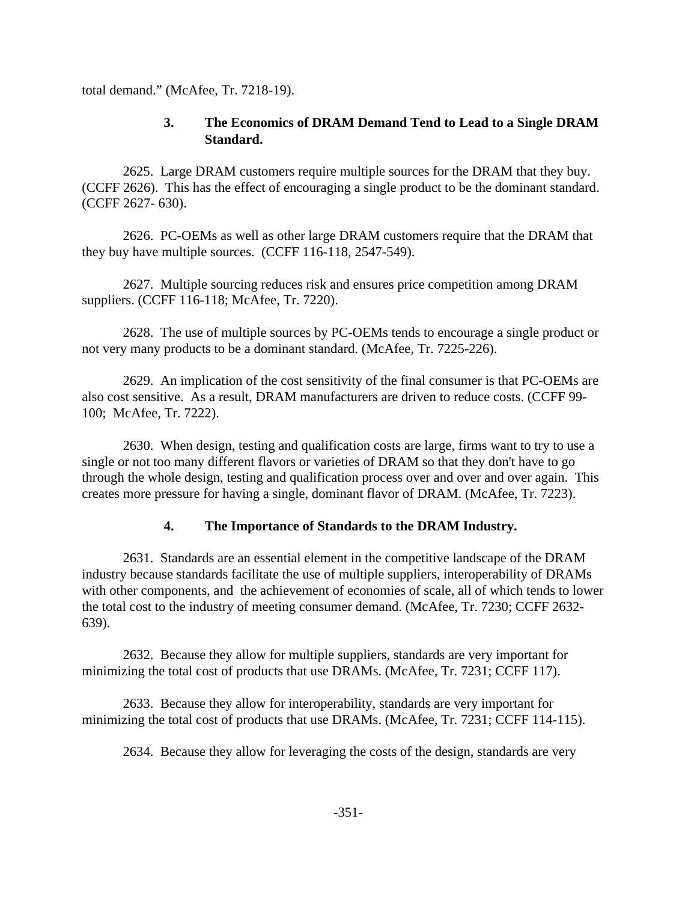total demand." (McAfee, Tr. 7218-19).

### 3. The Economics of DRAM Demand Tend to Lead to a Single DRAM Standard.

2625. Large DRAM customers require multiple sources for the DRAM that they buy. (CCFF 2626). This has the effect of encouraging a single product to be the dominant standard. (CCFF 2627- 630).

2626. PC-OEMs as well as other large DRAM customers require that the DRAM that they buy have multiple sources. (CCFF 116-118, 2547-549).

2627. Multiple sourcing reduces risk and ensures price competition among DRAM suppliers. (CCFF 116-118; McAfee, Tr. 7220).

2628. The use of multiple sources by PC-OEMs tends to encourage a single product or not very many products to be a dominant standard. (McAfee, Tr. 7225-226).

2629. An implication of the cost sensitivity of the final consumer is that PC-OEMs are also cost sensitive. As a result, DRAM manufacturers are driven to reduce costs. (CCFF 99-100; McAfee, Tr. 7222).

2630. When design, testing and qualification costs are large, firms want to try to use a single or not too many different flavors or varieties of DRAM so that they don't have to go through the whole design, testing and qualification process over and over and over again. This creates more pressure for having a single, dominant flavor of DRAM. (McAfee, Tr. 7223).

### 4. The Importance of Standards to the DRAM Industry.

2631. Standards are an essential element in the competitive landscape of the DRAM industry because standards facilitate the use of multiple suppliers, interoperability of DRAMs with other components, and the achievement of economies of scale, all of which tends to lower the total cost to the industry of meeting consumer demand. (McAfee, Tr. 7230; CCFF 2632-639).

2632. Because they allow for multiple suppliers, standards are very important for minimizing the total cost of products that use DRAMs. (McAfee, Tr. 7231; CCFF 117).

2633. Because they allow for interoperability, standards are very important for minimizing the total cost of products that use DRAMs. (McAfee, Tr. 7231; CCFF 114-115).

2634. Because they allow for leveraging the costs of the design, standards are very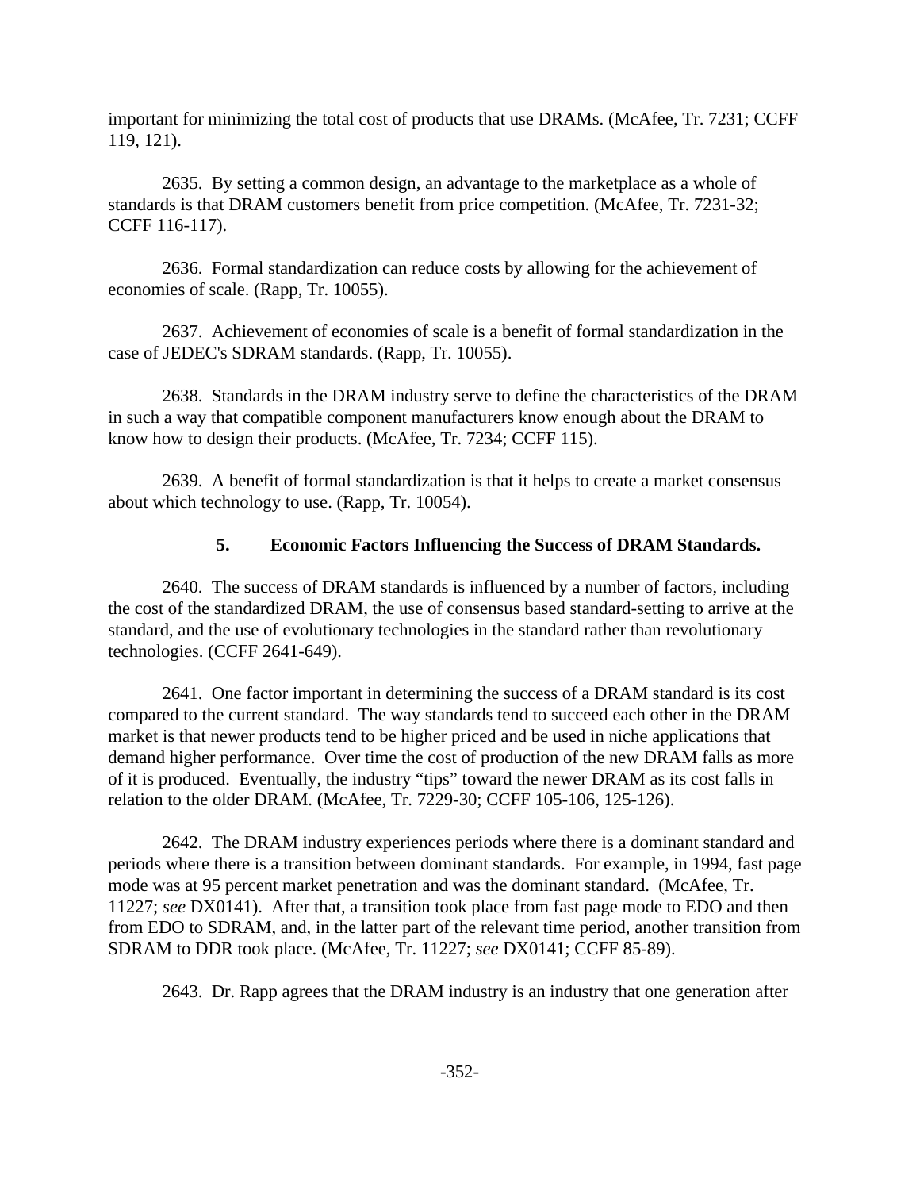important for minimizing the total cost of products that use DRAMs. (McAfee, Tr. 7231; CCFF 119, 121).

2635. By setting a common design, an advantage to the marketplace as a whole of standards is that DRAM customers benefit from price competition. (McAfee, Tr. 7231-32; CCFF 116-117).

2636. Formal standardization can reduce costs by allowing for the achievement of economies of scale. (Rapp, Tr. 10055).

2637. Achievement of economies of scale is a benefit of formal standardization in the case of JEDEC's SDRAM standards. (Rapp, Tr. 10055).

2638. Standards in the DRAM industry serve to define the characteristics of the DRAM in such a way that compatible component manufacturers know enough about the DRAM to know how to design their products. (McAfee, Tr. 7234; CCFF 115).

2639. A benefit of formal standardization is that it helps to create a market consensus about which technology to use. (Rapp, Tr. 10054).

### 5. Economic Factors Influencing the Success of DRAM Standards.

2640. The success of DRAM standards is influenced by a number of factors, including the cost of the standardized DRAM, the use of consensus based standard-setting to arrive at the standard, and the use of evolutionary technologies in the standard rather than revolutionary technologies. (CCFF 2641-649).

2641. One factor important in determining the success of a DRAM standard is its cost compared to the current standard. The way standards tend to succeed each other in the DRAM market is that newer products tend to be higher priced and be used in niche applications that demand higher performance. Over time the cost of production of the new DRAM falls as more of it is produced. Eventually, the industry "tips" toward the newer DRAM as its cost falls in relation to the older DRAM. (McAfee, Tr. 7229-30; CCFF 105-106, 125-126).

2642. The DRAM industry experiences periods where there is a dominant standard and periods where there is a transition between dominant standards. For example, in 1994, fast page mode was at 95 percent market penetration and was the dominant standard. (McAfee, Tr. 11227; *see* DX0141). After that, a transition took place from fast page mode to EDO and then from EDO to SDRAM, and, in the latter part of the relevant time period, another transition from SDRAM to DDR took place. (McAfee, Tr. 11227; *see* DX0141; CCFF 85-89).

2643. Dr. Rapp agrees that the DRAM industry is an industry that one generation after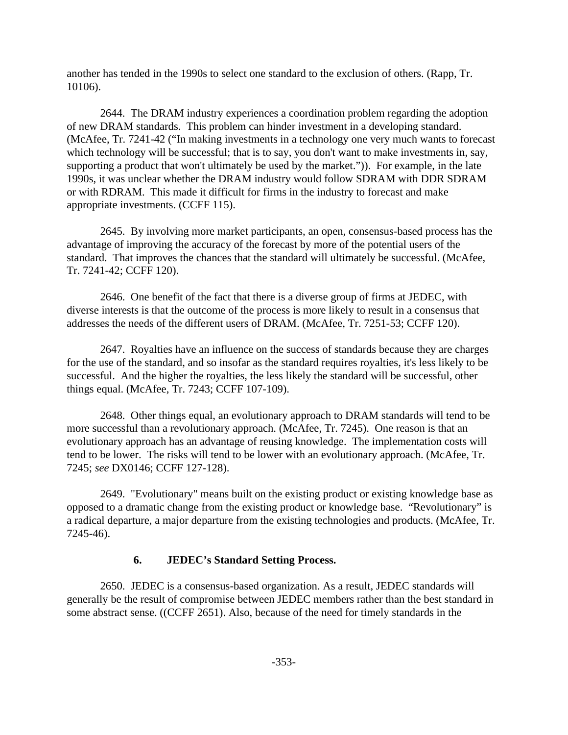another has tended in the 1990s to select one standard to the exclusion of others. (Rapp, Tr. 10106).

2644. The DRAM industry experiences a coordination problem regarding the adoption of new DRAM standards. This problem can hinder investment in a developing standard. (McAfee, Tr. 7241-42 ("In making investments in a technology one very much wants to forecast which technology will be successful; that is to say, you don't want to make investments in, say, supporting a product that won't ultimately be used by the market.")). For example, in the late 1990s, it was unclear whether the DRAM industry would follow SDRAM with DDR SDRAM or with RDRAM. This made it difficult for firms in the industry to forecast and make appropriate investments. (CCFF 115).

2645. By involving more market participants, an open, consensus-based process has the advantage of improving the accuracy of the forecast by more of the potential users of the standard. That improves the chances that the standard will ultimately be successful. (McAfee, Tr. 7241-42; CCFF 120).

2646. One benefit of the fact that there is a diverse group of firms at JEDEC, with diverse interests is that the outcome of the process is more likely to result in a consensus that addresses the needs of the different users of DRAM. (McAfee, Tr. 7251-53; CCFF 120).

2647. Royalties have an influence on the success of standards because they are charges for the use of the standard, and so insofar as the standard requires royalties, it's less likely to be successful. And the higher the royalties, the less likely the standard will be successful, other things equal. (McAfee, Tr. 7243; CCFF 107-109).

2648. Other things equal, an evolutionary approach to DRAM standards will tend to be more successful than a revolutionary approach. (McAfee, Tr. 7245). One reason is that an evolutionary approach has an advantage of reusing knowledge. The implementation costs will tend to be lower. The risks will tend to be lower with an evolutionary approach. (McAfee, Tr. 7245; *see* DX0146; CCFF 127-128).

2649. "Evolutionary" means built on the existing product or existing knowledge base as opposed to a dramatic change from the existing product or knowledge base. "Revolutionary" is a radical departure, a major departure from the existing technologies and products. (McAfee, Tr. 7245-46).

### 6. JEDEC's Standard Setting Process.

2650. JEDEC is a consensus-based organization. As a result, JEDEC standards will generally be the result of compromise between JEDEC members rather than the best standard in some abstract sense. ((CCFF 2651). Also, because of the need for timely standards in the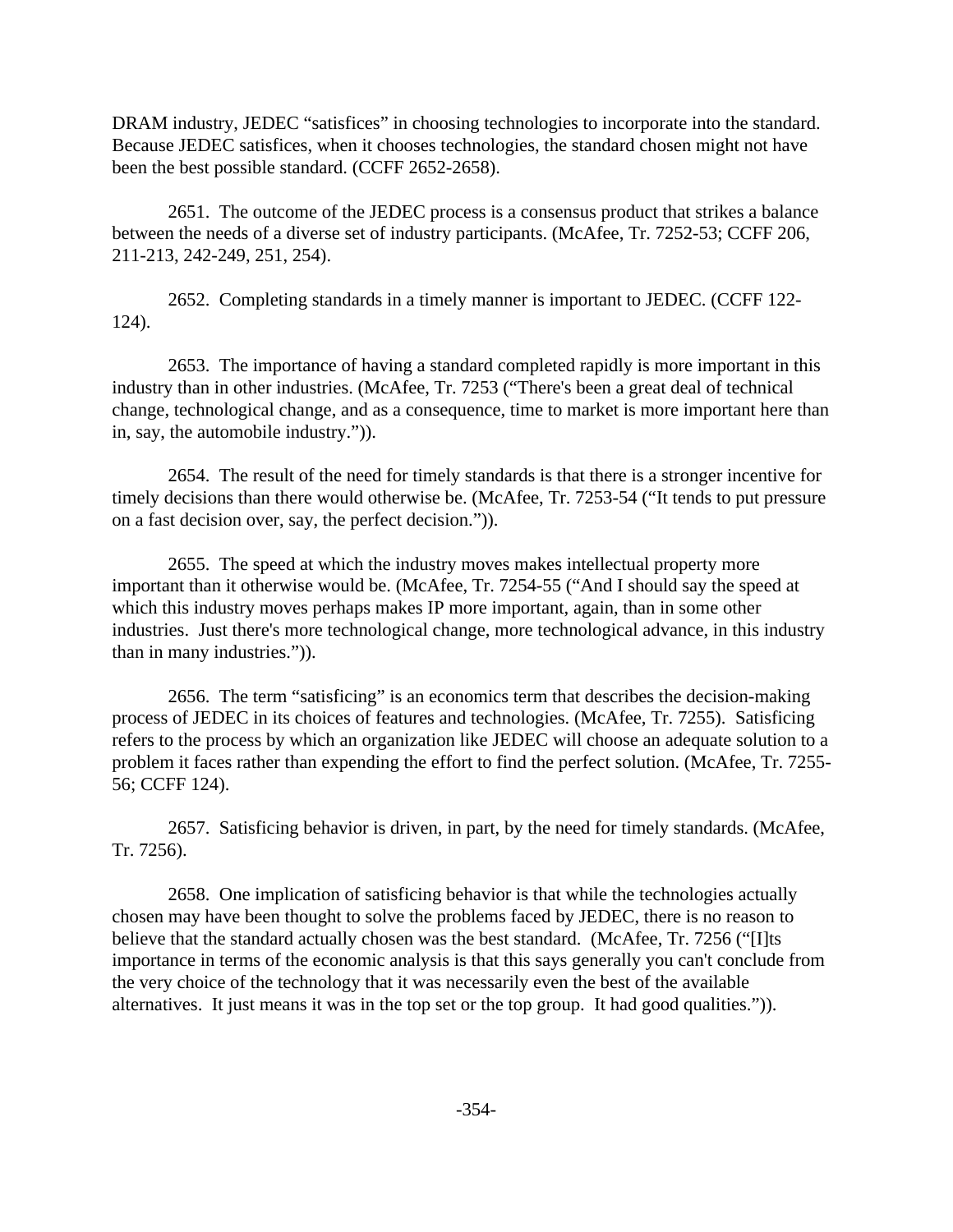DRAM industry, JEDEC "satisfices" in choosing technologies to incorporate into the standard. Because JEDEC satisfices, when it chooses technologies, the standard chosen might not have been the best possible standard. (CCFF 2652-2658).

2651. The outcome of the JEDEC process is a consensus product that strikes a balance between the needs of a diverse set of industry participants. (McAfee, Tr. 7252-53; CCFF 206, 211-213, 242-249, 251, 254).

2652. Completing standards in a timely manner is important to JEDEC. (CCFF 122-124).

2653. The importance of having a standard completed rapidly is more important in this industry than in other industries. (McAfee, Tr. 7253 ("There's been a great deal of technical change, technological change, and as a consequence, time to market is more important here than in, say, the automobile industry.")).

2654. The result of the need for timely standards is that there is a stronger incentive for timely decisions than there would otherwise be. (McAfee, Tr. 7253-54 ("It tends to put pressure on a fast decision over, say, the perfect decision.")).

2655. The speed at which the industry moves makes intellectual property more important than it otherwise would be. (McAfee, Tr. 7254-55 ("And I should say the speed at which this industry moves perhaps makes IP more important, again, than in some other industries. Just there's more technological change, more technological advance, in this industry than in many industries.")).

2656. The term "satisficing" is an economics term that describes the decision-making process of JEDEC in its choices of features and technologies. (McAfee, Tr. 7255). Satisficing refers to the process by which an organization like JEDEC will choose an adequate solution to a problem it faces rather than expending the effort to find the perfect solution. (McAfee, Tr. 7255-56; CCFF 124).

2657. Satisficing behavior is driven, in part, by the need for timely standards. (McAfee, Tr. 7256).

2658. One implication of satisficing behavior is that while the technologies actually chosen may have been thought to solve the problems faced by JEDEC, there is no reason to believe that the standard actually chosen was the best standard. (McAfee, Tr. 7256 ("[I]ts importance in terms of the economic analysis is that this says generally you can't conclude from the very choice of the technology that it was necessarily even the best of the available alternatives. It just means it was in the top set or the top group. It had good qualities.")).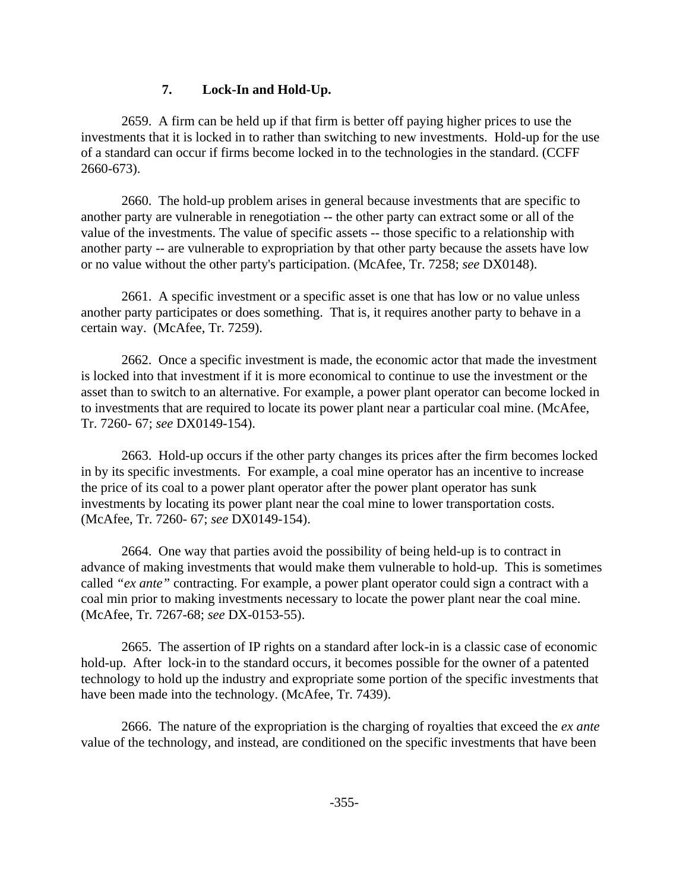### 7. Lock-In and Hold-Up.

2659. A firm can be held up if that firm is better off paying higher prices to use the investments that it is locked in to rather than switching to new investments. Hold-up for the use of a standard can occur if firms become locked in to the technologies in the standard. (CCFF 2660-673).

2660. The hold-up problem arises in general because investments that are specific to another party are vulnerable in renegotiation -- the other party can extract some or all of the value of the investments. The value of specific assets -- those specific to a relationship with another party -- are vulnerable to expropriation by that other party because the assets have low or no value without the other party's participation. (McAfee, Tr. 7258; *see* DX0148).

2661. A specific investment or a specific asset is one that has low or no value unless another party participates or does something. That is, it requires another party to behave in a certain way. (McAfee, Tr. 7259).

2662. Once a specific investment is made, the economic actor that made the investment is locked into that investment if it is more economical to continue to use the investment or the asset than to switch to an alternative. For example, a power plant operator can become locked in to investments that are required to locate its power plant near a particular coal mine. (McAfee, Tr. 7260- 67; *see* DX0149-154).

2663. Hold-up occurs if the other party changes its prices after the firm becomes locked in by its specific investments. For example, a coal mine operator has an incentive to increase the price of its coal to a power plant operator after the power plant operator has sunk investments by locating its power plant near the coal mine to lower transportation costs. (McAfee, Tr. 7260- 67; *see* DX0149-154).

2664. One way that parties avoid the possibility of being held-up is to contract in advance of making investments that would make them vulnerable to hold-up. This is sometimes called *"ex ante"* contracting. For example, a power plant operator could sign a contract with a coal min prior to making investments necessary to locate the power plant near the coal mine. (McAfee, Tr. 7267-68; *see* DX-0153-55).

2665. The assertion of IP rights on a standard after lock-in is a classic case of economic hold-up. After lock-in to the standard occurs, it becomes possible for the owner of a patented technology to hold up the industry and expropriate some portion of the specific investments that have been made into the technology. (McAfee, Tr. 7439).

2666. The nature of the expropriation is the charging of royalties that exceed the *ex ante* value of the technology, and instead, are conditioned on the specific investments that have been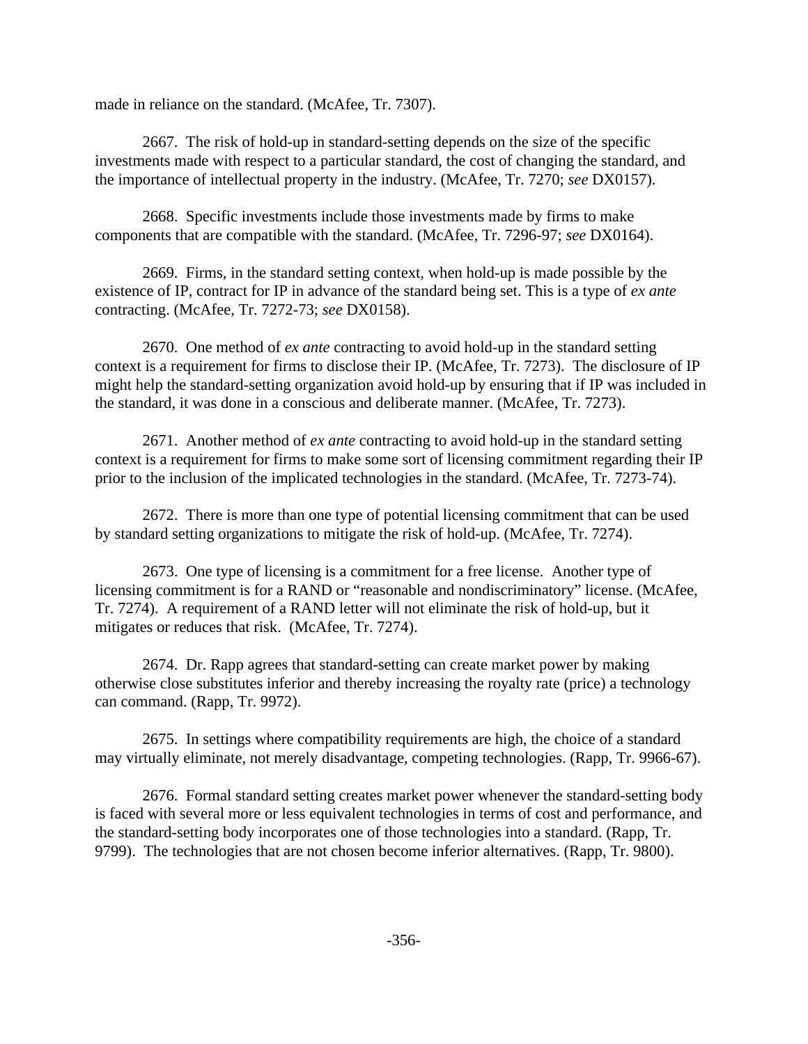made in reliance on the standard. (McAfee, Tr. 7307).

2667. The risk of hold-up in standard-setting depends on the size of the specific investments made with respect to a particular standard, the cost of changing the standard, and the importance of intellectual property in the industry. (McAfee, Tr. 7270; *see* DX0157).

2668. Specific investments include those investments made by firms to make components that are compatible with the standard. (McAfee, Tr. 7296-97; *see* DX0164).

2669. Firms, in the standard setting context, when hold-up is made possible by the existence of IP, contract for IP in advance of the standard being set. This is a type of *ex ante* contracting. (McAfee, Tr. 7272-73; *see* DX0158).

2670. One method of *ex ante* contracting to avoid hold-up in the standard setting context is a requirement for firms to disclose their IP. (McAfee, Tr. 7273). The disclosure of IP might help the standard-setting organization avoid hold-up by ensuring that if IP was included in the standard, it was done in a conscious and deliberate manner. (McAfee, Tr. 7273).

2671. Another method of *ex ante* contracting to avoid hold-up in the standard setting context is a requirement for firms to make some sort of licensing commitment regarding their IP prior to the inclusion of the implicated technologies in the standard. (McAfee, Tr. 7273-74).

2672. There is more than one type of potential licensing commitment that can be used by standard setting organizations to mitigate the risk of hold-up. (McAfee, Tr. 7274).

2673. One type of licensing is a commitment for a free license. Another type of licensing commitment is for a RAND or "reasonable and nondiscriminatory" license. (McAfee, Tr. 7274). A requirement of a RAND letter will not eliminate the risk of hold-up, but it mitigates or reduces that risk. (McAfee, Tr. 7274).

2674. Dr. Rapp agrees that standard-setting can create market power by making otherwise close substitutes inferior and thereby increasing the royalty rate (price) a technology can command. (Rapp, Tr. 9972).

2675. In settings where compatibility requirements are high, the choice of a standard may virtually eliminate, not merely disadvantage, competing technologies. (Rapp, Tr. 9966-67).

2676. Formal standard setting creates market power whenever the standard-setting body is faced with several more or less equivalent technologies in terms of cost and performance, and the standard-setting body incorporates one of those technologies into a standard. (Rapp, Tr. 9799). The technologies that are not chosen become inferior alternatives. (Rapp, Tr. 9800).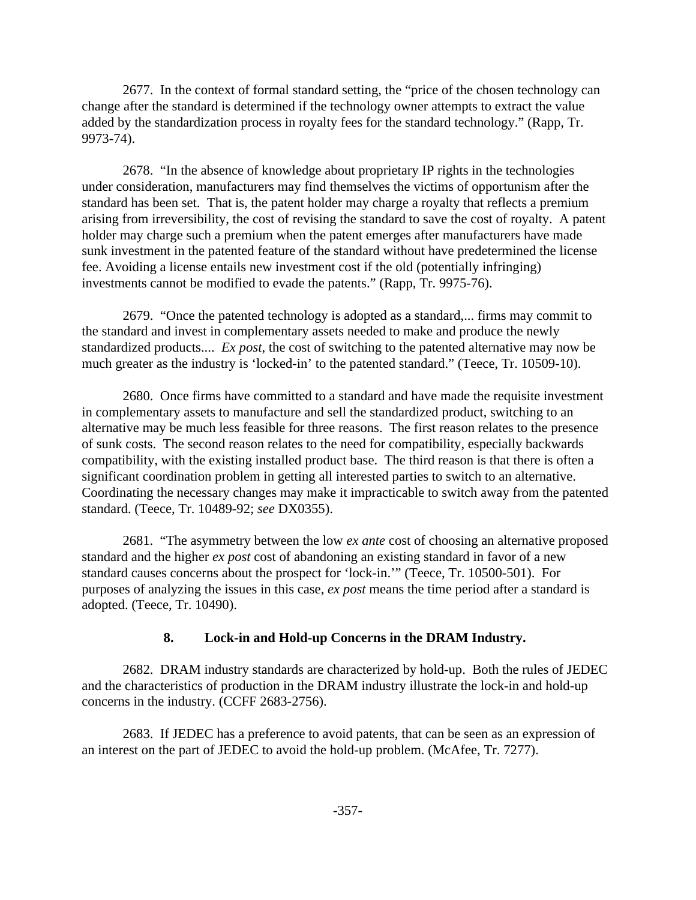2677. In the context of formal standard setting, the "price of the chosen technology can change after the standard is determined if the technology owner attempts to extract the value added by the standardization process in royalty fees for the standard technology." (Rapp, Tr. 9973-74).

2678. "In the absence of knowledge about proprietary IP rights in the technologies under consideration, manufacturers may find themselves the victims of opportunism after the standard has been set. That is, the patent holder may charge a royalty that reflects a premium arising from irreversibility, the cost of revising the standard to save the cost of royalty. A patent holder may charge such a premium when the patent emerges after manufacturers have made sunk investment in the patented feature of the standard without have predetermined the license fee. Avoiding a license entails new investment cost if the old (potentially infringing) investments cannot be modified to evade the patents." (Rapp, Tr. 9975-76).

2679. "Once the patented technology is adopted as a standard,... firms may commit to the standard and invest in complementary assets needed to make and produce the newly standardized products.... *Ex post*, the cost of switching to the patented alternative may now be much greater as the industry is 'locked-in' to the patented standard." (Teece, Tr. 10509-10).

2680. Once firms have committed to a standard and have made the requisite investment in complementary assets to manufacture and sell the standardized product, switching to an alternative may be much less feasible for three reasons. The first reason relates to the presence of sunk costs. The second reason relates to the need for compatibility, especially backwards compatibility, with the existing installed product base. The third reason is that there is often a significant coordination problem in getting all interested parties to switch to an alternative. Coordinating the necessary changes may make it impracticable to switch away from the patented standard. (Teece, Tr. 10489-92; *see* DX0355).

2681. "The asymmetry between the low *ex ante* cost of choosing an alternative proposed standard and the higher *ex post* cost of abandoning an existing standard in favor of a new standard causes concerns about the prospect for 'lock-in.'" (Teece, Tr. 10500-501). For purposes of analyzing the issues in this case, *ex post* means the time period after a standard is adopted. (Teece, Tr. 10490).

### 8. Lock-in and Hold-up Concerns in the DRAM Industry.

2682. DRAM industry standards are characterized by hold-up. Both the rules of JEDEC and the characteristics of production in the DRAM industry illustrate the lock-in and hold-up concerns in the industry. (CCFF 2683-2756).

2683. If JEDEC has a preference to avoid patents, that can be seen as an expression of an interest on the part of JEDEC to avoid the hold-up problem. (McAfee, Tr. 7277).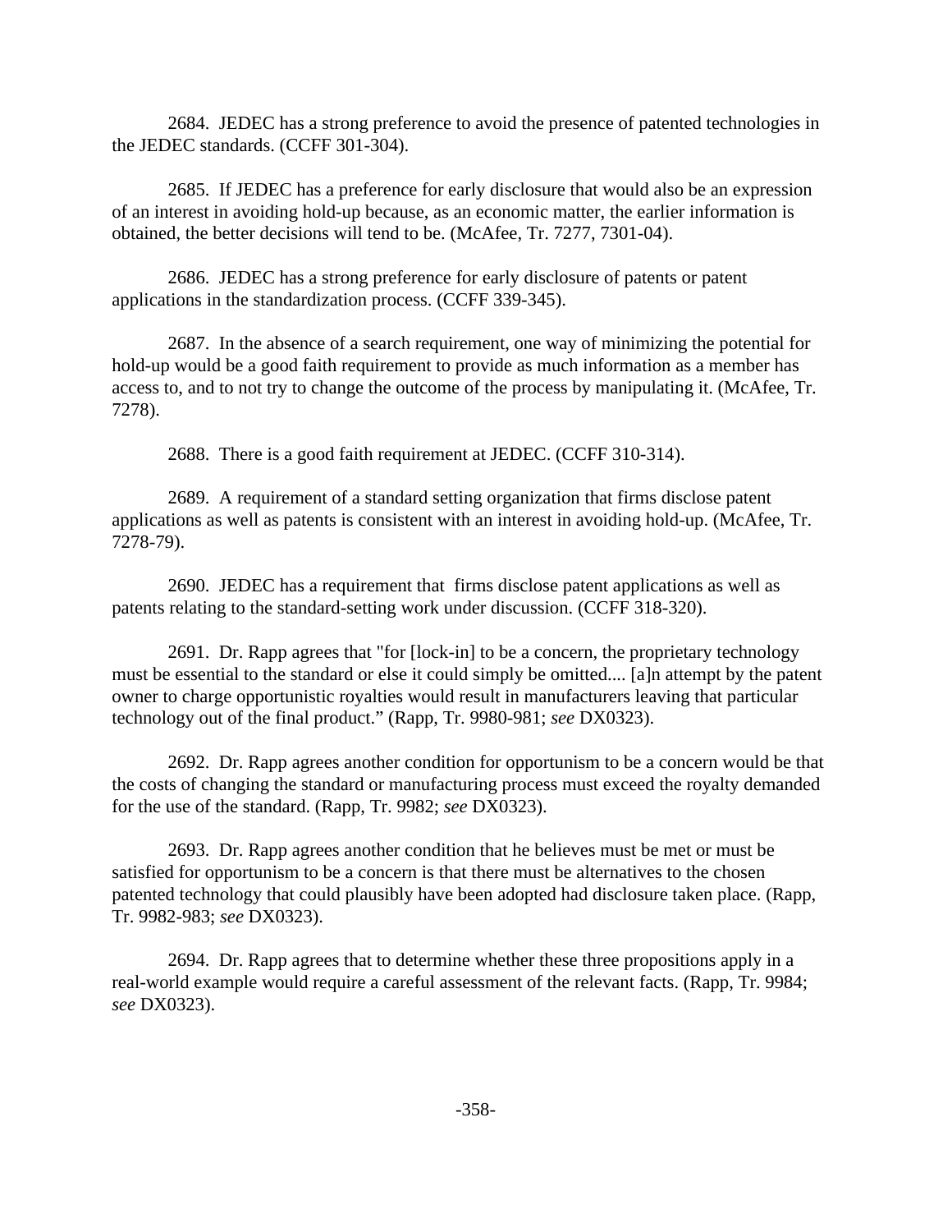2684. JEDEC has a strong preference to avoid the presence of patented technologies in the JEDEC standards. (CCFF 301-304).

2685. If JEDEC has a preference for early disclosure that would also be an expression of an interest in avoiding hold-up because, as an economic matter, the earlier information is obtained, the better decisions will tend to be. (McAfee, Tr. 7277, 7301-04).

2686. JEDEC has a strong preference for early disclosure of patents or patent applications in the standardization process. (CCFF 339-345).

2687. In the absence of a search requirement, one way of minimizing the potential for hold-up would be a good faith requirement to provide as much information as a member has access to, and to not try to change the outcome of the process by manipulating it. (McAfee, Tr. 7278).

2688. There is a good faith requirement at JEDEC. (CCFF 310-314).

2689. A requirement of a standard setting organization that firms disclose patent applications as well as patents is consistent with an interest in avoiding hold-up. (McAfee, Tr. 7278-79).

2690. JEDEC has a requirement that firms disclose patent applications as well as patents relating to the standard-setting work under discussion. (CCFF 318-320).

2691. Dr. Rapp agrees that "for [lock-in] to be a concern, the proprietary technology must be essential to the standard or else it could simply be omitted.... [a]n attempt by the patent owner to charge opportunistic royalties would result in manufacturers leaving that particular technology out of the final product." (Rapp, Tr. 9980-981; *see* DX0323).

2692. Dr. Rapp agrees another condition for opportunism to be a concern would be that the costs of changing the standard or manufacturing process must exceed the royalty demanded for the use of the standard. (Rapp, Tr. 9982; *see* DX0323).

2693. Dr. Rapp agrees another condition that he believes must be met or must be satisfied for opportunism to be a concern is that there must be alternatives to the chosen patented technology that could plausibly have been adopted had disclosure taken place. (Rapp, Tr. 9982-983; *see* DX0323).

2694. Dr. Rapp agrees that to determine whether these three propositions apply in a real-world example would require a careful assessment of the relevant facts. (Rapp, Tr. 9984; *see* DX0323).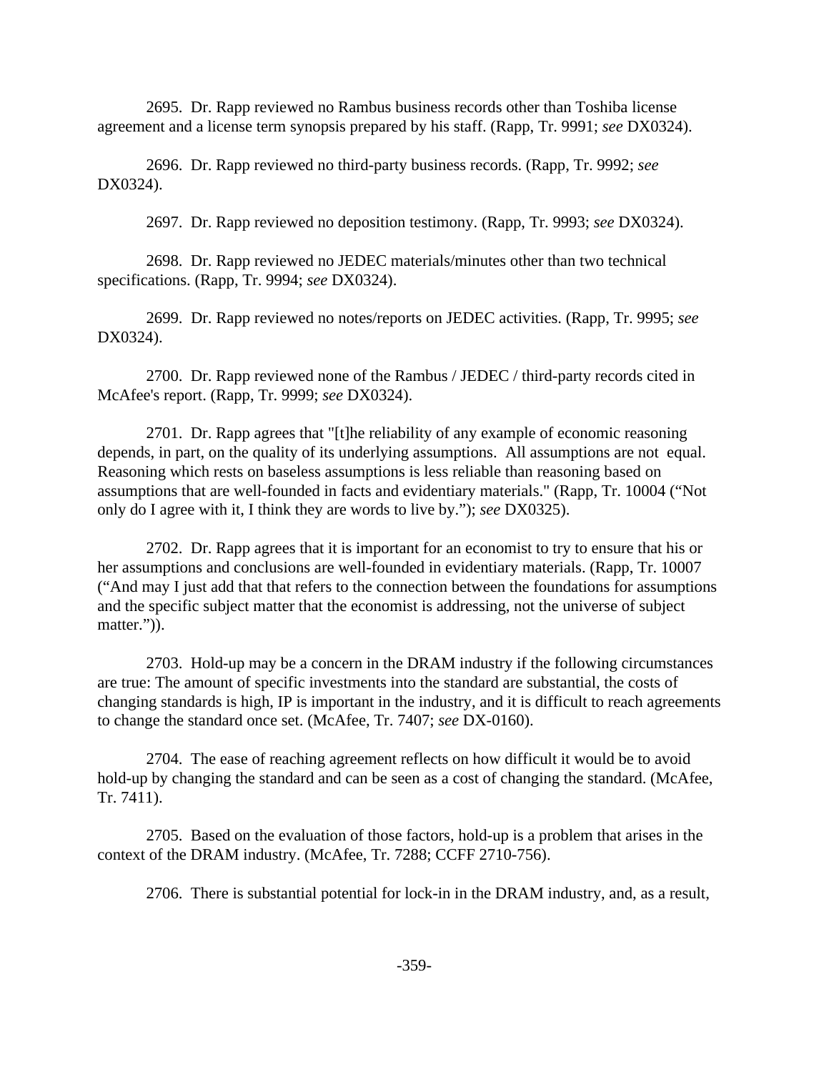2695. Dr. Rapp reviewed no Rambus business records other than Toshiba license agreement and a license term synopsis prepared by his staff. (Rapp, Tr. 9991; *see* DX0324).

2696. Dr. Rapp reviewed no third-party business records. (Rapp, Tr. 9992; *see* DX0324).

2697. Dr. Rapp reviewed no deposition testimony. (Rapp, Tr. 9993; *see* DX0324).

2698. Dr. Rapp reviewed no JEDEC materials/minutes other than two technical specifications. (Rapp, Tr. 9994; *see* DX0324).

2699. Dr. Rapp reviewed no notes/reports on JEDEC activities. (Rapp, Tr. 9995; *see* DX0324).

2700. Dr. Rapp reviewed none of the Rambus / JEDEC / third-party records cited in McAfee's report. (Rapp, Tr. 9999; *see* DX0324).

2701. Dr. Rapp agrees that "[t]he reliability of any example of economic reasoning depends, in part, on the quality of its underlying assumptions. All assumptions are not equal. Reasoning which rests on baseless assumptions is less reliable than reasoning based on assumptions that are well-founded in facts and evidentiary materials." (Rapp, Tr. 10004 ("Not only do I agree with it, I think they are words to live by."); *see* DX0325).

2702. Dr. Rapp agrees that it is important for an economist to try to ensure that his or her assumptions and conclusions are well-founded in evidentiary materials. (Rapp, Tr. 10007 ("And may I just add that that refers to the connection between the foundations for assumptions and the specific subject matter that the economist is addressing, not the universe of subject matter.")).

2703. Hold-up may be a concern in the DRAM industry if the following circumstances are true: The amount of specific investments into the standard are substantial, the costs of changing standards is high, IP is important in the industry, and it is difficult to reach agreements to change the standard once set. (McAfee, Tr. 7407; *see* DX-0160).

2704. The ease of reaching agreement reflects on how difficult it would be to avoid hold-up by changing the standard and can be seen as a cost of changing the standard. (McAfee, Tr. 7411).

2705. Based on the evaluation of those factors, hold-up is a problem that arises in the context of the DRAM industry. (McAfee, Tr. 7288; CCFF 2710-756).

2706. There is substantial potential for lock-in in the DRAM industry, and, as a result,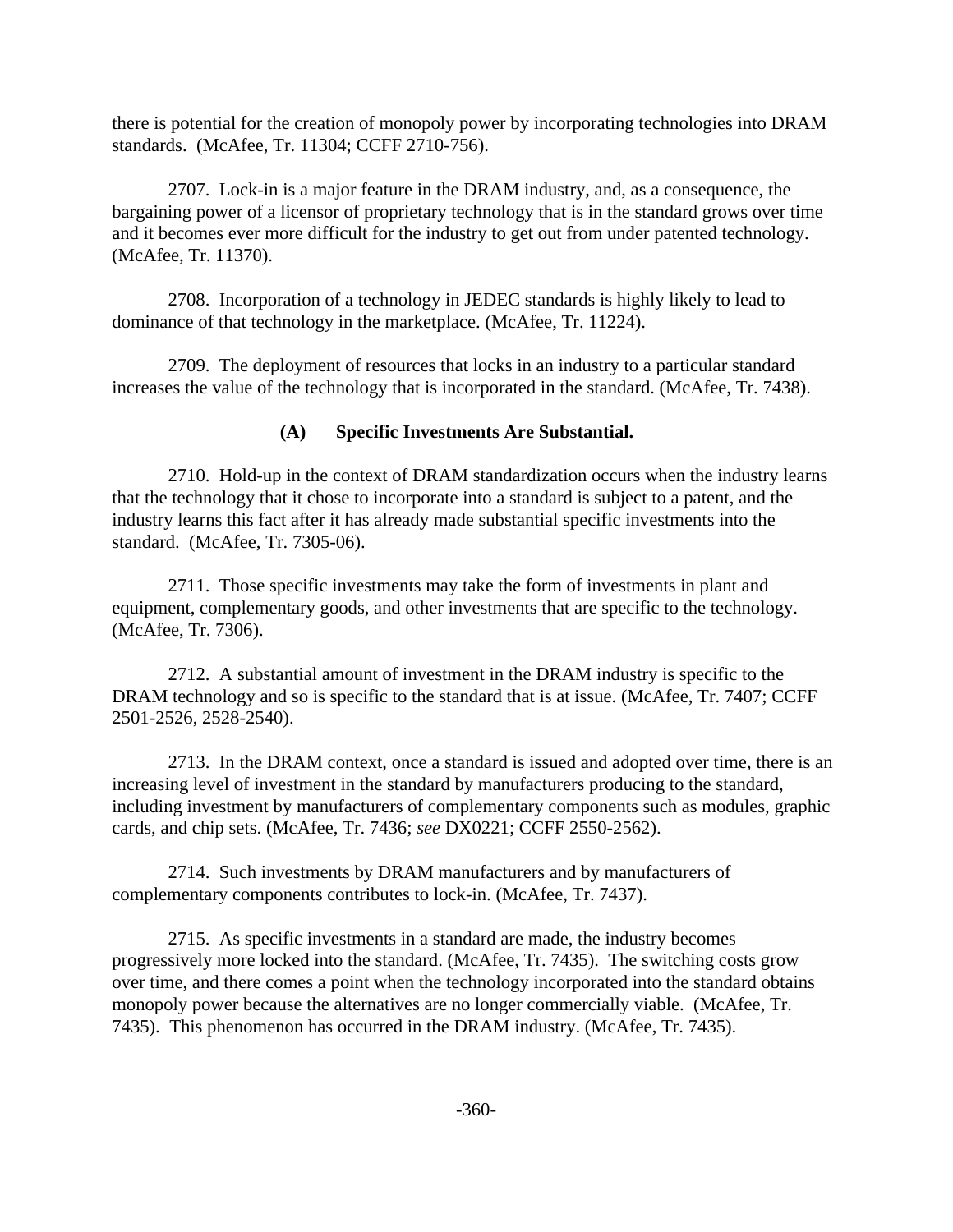there is potential for the creation of monopoly power by incorporating technologies into DRAM standards. (McAfee, Tr. 11304; CCFF 2710-756).

2707. Lock-in is a major feature in the DRAM industry, and, as a consequence, the bargaining power of a licensor of proprietary technology that is in the standard grows over time and it becomes ever more difficult for the industry to get out from under patented technology. (McAfee, Tr. 11370).

2708. Incorporation of a technology in JEDEC standards is highly likely to lead to dominance of that technology in the marketplace. (McAfee, Tr. 11224).

2709. The deployment of resources that locks in an industry to a particular standard increases the value of the technology that is incorporated in the standard. (McAfee, Tr. 7438).

### (A) Specific Investments Are Substantial.

2710. Hold-up in the context of DRAM standardization occurs when the industry learns that the technology that it chose to incorporate into a standard is subject to a patent, and the industry learns this fact after it has already made substantial specific investments into the standard. (McAfee, Tr. 7305-06).

2711. Those specific investments may take the form of investments in plant and equipment, complementary goods, and other investments that are specific to the technology. (McAfee, Tr. 7306).

2712. A substantial amount of investment in the DRAM industry is specific to the DRAM technology and so is specific to the standard that is at issue. (McAfee, Tr. 7407; CCFF 2501-2526, 2528-2540).

2713. In the DRAM context, once a standard is issued and adopted over time, there is an increasing level of investment in the standard by manufacturers producing to the standard, including investment by manufacturers of complementary components such as modules, graphic cards, and chip sets. (McAfee, Tr. 7436; *see* DX0221; CCFF 2550-2562).

2714. Such investments by DRAM manufacturers and by manufacturers of complementary components contributes to lock-in. (McAfee, Tr. 7437).

2715. As specific investments in a standard are made, the industry becomes progressively more locked into the standard. (McAfee, Tr. 7435). The switching costs grow over time, and there comes a point when the technology incorporated into the standard obtains monopoly power because the alternatives are no longer commercially viable. (McAfee, Tr. 7435). This phenomenon has occurred in the DRAM industry. (McAfee, Tr. 7435).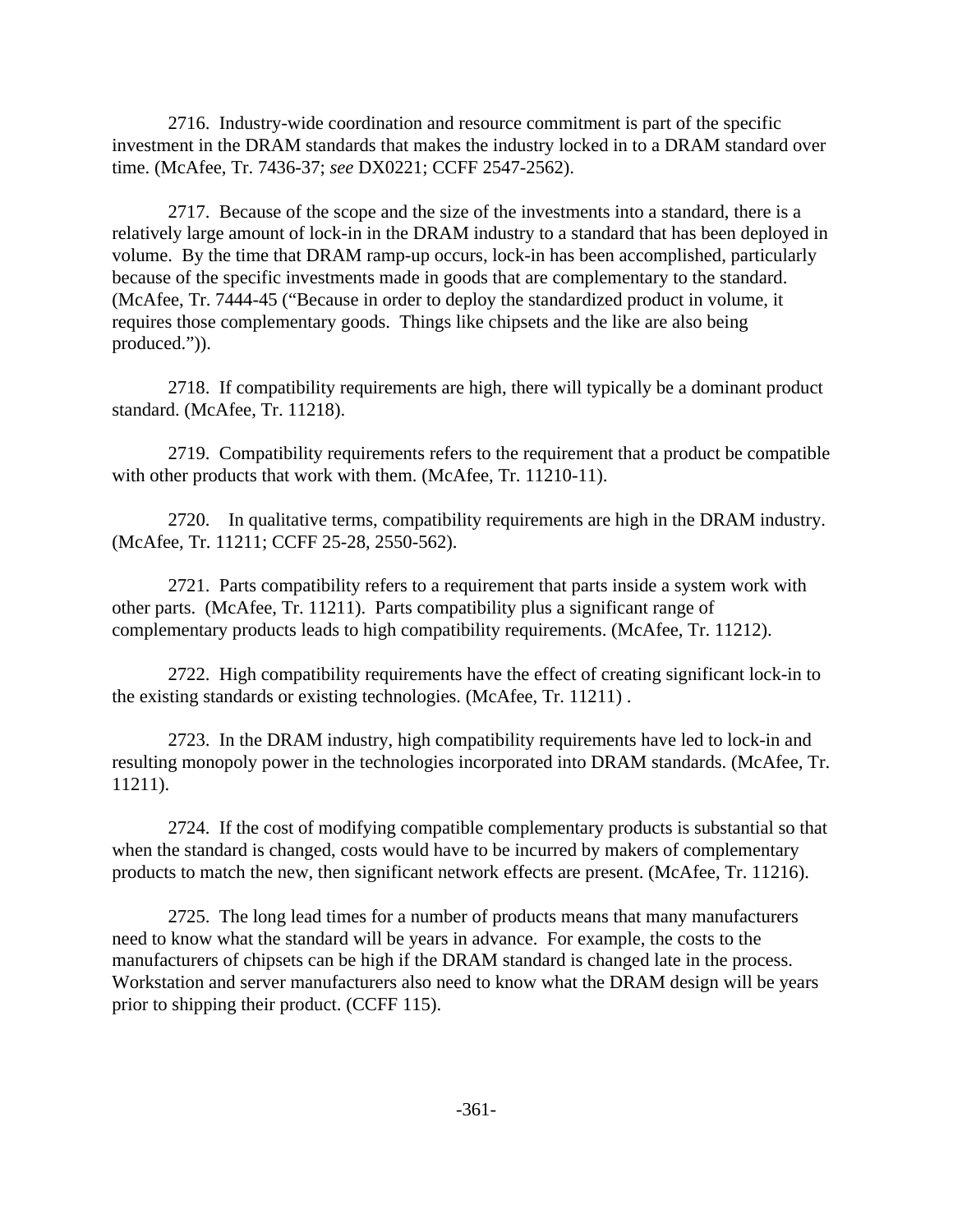2716. Industry-wide coordination and resource commitment is part of the specific investment in the DRAM standards that makes the industry locked in to a DRAM standard over time. (McAfee, Tr. 7436-37; *see* DX0221; CCFF 2547-2562).

2717. Because of the scope and the size of the investments into a standard, there is a relatively large amount of lock-in in the DRAM industry to a standard that has been deployed in volume. By the time that DRAM ramp-up occurs, lock-in has been accomplished, particularly because of the specific investments made in goods that are complementary to the standard. (McAfee, Tr. 7444-45 ("Because in order to deploy the standardized product in volume, it requires those complementary goods. Things like chipsets and the like are also being produced.")).

2718. If compatibility requirements are high, there will typically be a dominant product standard. (McAfee, Tr. 11218).

2719. Compatibility requirements refers to the requirement that a product be compatible with other products that work with them. (McAfee, Tr. 11210-11).

2720. In qualitative terms, compatibility requirements are high in the DRAM industry. (McAfee, Tr. 11211; CCFF 25-28, 2550-562).

2721. Parts compatibility refers to a requirement that parts inside a system work with other parts. (McAfee, Tr. 11211). Parts compatibility plus a significant range of complementary products leads to high compatibility requirements. (McAfee, Tr. 11212).

2722. High compatibility requirements have the effect of creating significant lock-in to the existing standards or existing technologies. (McAfee, Tr. 11211) .

2723. In the DRAM industry, high compatibility requirements have led to lock-in and resulting monopoly power in the technologies incorporated into DRAM standards. (McAfee, Tr. 11211).

2724. If the cost of modifying compatible complementary products is substantial so that when the standard is changed, costs would have to be incurred by makers of complementary products to match the new, then significant network effects are present. (McAfee, Tr. 11216).

2725. The long lead times for a number of products means that many manufacturers need to know what the standard will be years in advance. For example, the costs to the manufacturers of chipsets can be high if the DRAM standard is changed late in the process. Workstation and server manufacturers also need to know what the DRAM design will be years prior to shipping their product. (CCFF 115).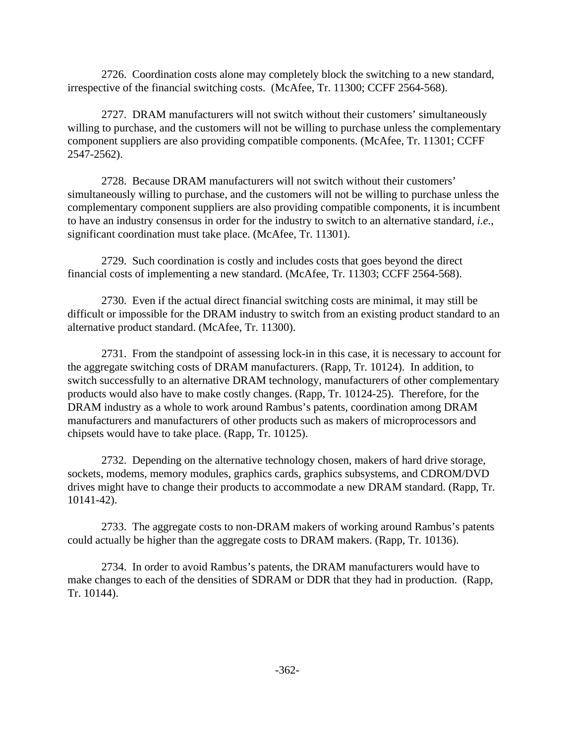2726. Coordination costs alone may completely block the switching to a new standard, irrespective of the financial switching costs. (McAfee, Tr. 11300; CCFF 2564-568).

2727. DRAM manufacturers will not switch without their customers' simultaneously willing to purchase, and the customers will not be willing to purchase unless the complementary component suppliers are also providing compatible components. (McAfee, Tr. 11301; CCFF 2547-2562).

2728. Because DRAM manufacturers will not switch without their customers' simultaneously willing to purchase, and the customers will not be willing to purchase unless the complementary component suppliers are also providing compatible components, it is incumbent to have an industry consensus in order for the industry to switch to an alternative standard, *i.e.*, significant coordination must take place. (McAfee, Tr. 11301).

2729. Such coordination is costly and includes costs that goes beyond the direct financial costs of implementing a new standard. (McAfee, Tr. 11303; CCFF 2564-568).

2730. Even if the actual direct financial switching costs are minimal, it may still be difficult or impossible for the DRAM industry to switch from an existing product standard to an alternative product standard. (McAfee, Tr. 11300).

2731. From the standpoint of assessing lock-in in this case, it is necessary to account for the aggregate switching costs of DRAM manufacturers. (Rapp, Tr. 10124). In addition, to switch successfully to an alternative DRAM technology, manufacturers of other complementary products would also have to make costly changes. (Rapp, Tr. 10124-25). Therefore, for the DRAM industry as a whole to work around Rambus's patents, coordination among DRAM manufacturers and manufacturers of other products such as makers of microprocessors and chipsets would have to take place. (Rapp, Tr. 10125).

2732. Depending on the alternative technology chosen, makers of hard drive storage, sockets, modems, memory modules, graphics cards, graphics subsystems, and CDROM/DVD drives might have to change their products to accommodate a new DRAM standard. (Rapp, Tr. 10141-42).

2733. The aggregate costs to non-DRAM makers of working around Rambus's patents could actually be higher than the aggregate costs to DRAM makers. (Rapp, Tr. 10136).

2734. In order to avoid Rambus's patents, the DRAM manufacturers would have to make changes to each of the densities of SDRAM or DDR that they had in production. (Rapp, Tr. 10144).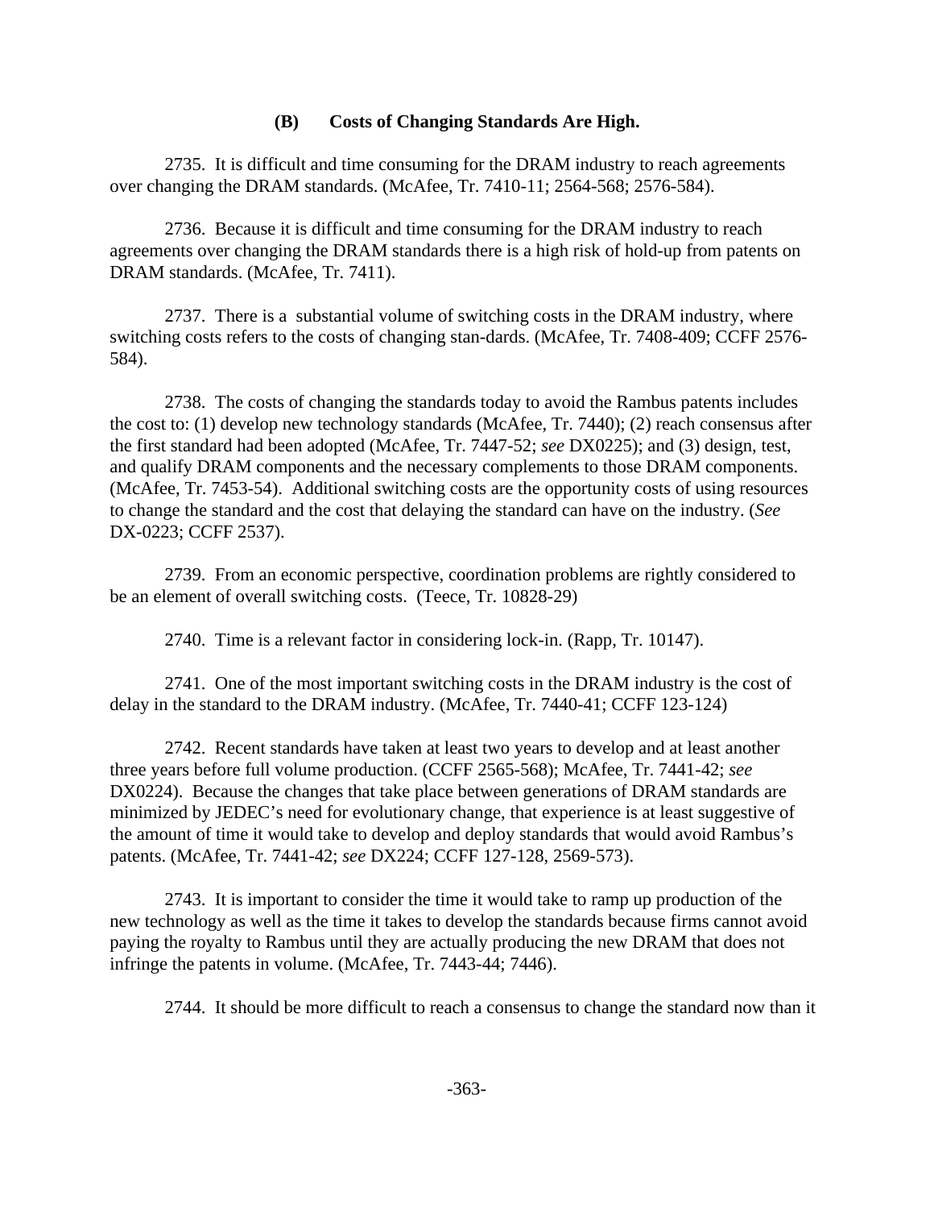### (B) Costs of Changing Standards Are High.

2735. It is difficult and time consuming for the DRAM industry to reach agreements over changing the DRAM standards. (McAfee, Tr. 7410-11; 2564-568; 2576-584).

2736. Because it is difficult and time consuming for the DRAM industry to reach agreements over changing the DRAM standards there is a high risk of hold-up from patents on DRAM standards. (McAfee, Tr. 7411).

2737. There is a substantial volume of switching costs in the DRAM industry, where switching costs refers to the costs of changing stan-dards. (McAfee, Tr. 7408-409; CCFF 2576-584).

2738. The costs of changing the standards today to avoid the Rambus patents includes the cost to: (1) develop new technology standards (McAfee, Tr. 7440); (2) reach consensus after the first standard had been adopted (McAfee, Tr. 7447-52; *see* DX0225); and (3) design, test, and qualify DRAM components and the necessary complements to those DRAM components. (McAfee, Tr. 7453-54). Additional switching costs are the opportunity costs of using resources to change the standard and the cost that delaying the standard can have on the industry. (*See* DX-0223; CCFF 2537).

2739. From an economic perspective, coordination problems are rightly considered to be an element of overall switching costs. (Teece, Tr. 10828-29)

2740. Time is a relevant factor in considering lock-in. (Rapp, Tr. 10147).

2741. One of the most important switching costs in the DRAM industry is the cost of delay in the standard to the DRAM industry. (McAfee, Tr. 7440-41; CCFF 123-124)

2742. Recent standards have taken at least two years to develop and at least another three years before full volume production. (CCFF 2565-568); McAfee, Tr. 7441-42; *see* DX0224). Because the changes that take place between generations of DRAM standards are minimized by JEDEC's need for evolutionary change, that experience is at least suggestive of the amount of time it would take to develop and deploy standards that would avoid Rambus's patents. (McAfee, Tr. 7441-42; *see* DX224; CCFF 127-128, 2569-573).

2743. It is important to consider the time it would take to ramp up production of the new technology as well as the time it takes to develop the standards because firms cannot avoid paying the royalty to Rambus until they are actually producing the new DRAM that does not infringe the patents in volume. (McAfee, Tr. 7443-44; 7446).

2744. It should be more difficult to reach a consensus to change the standard now than it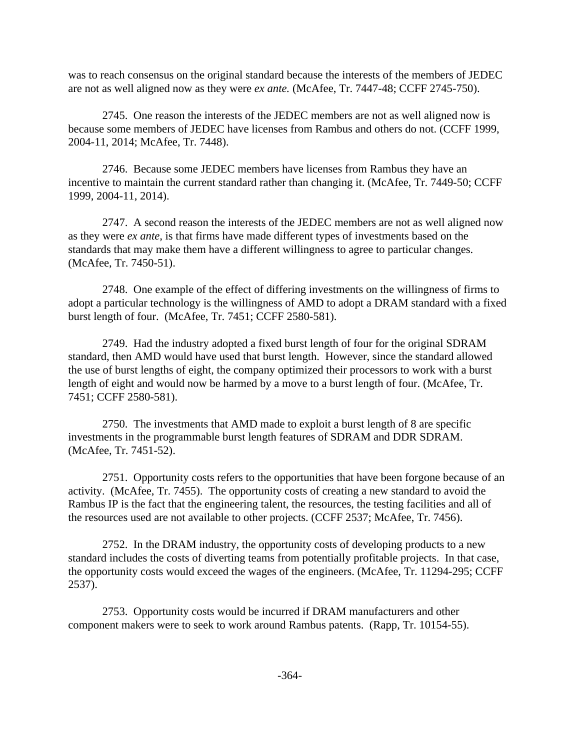was to reach consensus on the original standard because the interests of the members of JEDEC are not as well aligned now as they were *ex ante.* (McAfee, Tr. 7447-48; CCFF 2745-750).

2745. One reason the interests of the JEDEC members are not as well aligned now is because some members of JEDEC have licenses from Rambus and others do not. (CCFF 1999, 2004-11, 2014; McAfee, Tr. 7448).

2746. Because some JEDEC members have licenses from Rambus they have an incentive to maintain the current standard rather than changing it. (McAfee, Tr. 7449-50; CCFF 1999, 2004-11, 2014).

2747. A second reason the interests of the JEDEC members are not as well aligned now as they were *ex ante,* is that firms have made different types of investments based on the standards that may make them have a different willingness to agree to particular changes. (McAfee, Tr. 7450-51).

2748. One example of the effect of differing investments on the willingness of firms to adopt a particular technology is the willingness of AMD to adopt a DRAM standard with a fixed burst length of four. (McAfee, Tr. 7451; CCFF 2580-581).

2749. Had the industry adopted a fixed burst length of four for the original SDRAM standard, then AMD would have used that burst length. However, since the standard allowed the use of burst lengths of eight, the company optimized their processors to work with a burst length of eight and would now be harmed by a move to a burst length of four. (McAfee, Tr. 7451; CCFF 2580-581).

2750. The investments that AMD made to exploit a burst length of 8 are specific investments in the programmable burst length features of SDRAM and DDR SDRAM. (McAfee, Tr. 7451-52).

2751. Opportunity costs refers to the opportunities that have been forgone because of an activity. (McAfee, Tr. 7455). The opportunity costs of creating a new standard to avoid the Rambus IP is the fact that the engineering talent, the resources, the testing facilities and all of the resources used are not available to other projects. (CCFF 2537; McAfee, Tr. 7456).

2752. In the DRAM industry, the opportunity costs of developing products to a new standard includes the costs of diverting teams from potentially profitable projects. In that case, the opportunity costs would exceed the wages of the engineers. (McAfee, Tr. 11294-295; CCFF 2537).

2753. Opportunity costs would be incurred if DRAM manufacturers and other component makers were to seek to work around Rambus patents. (Rapp, Tr. 10154-55).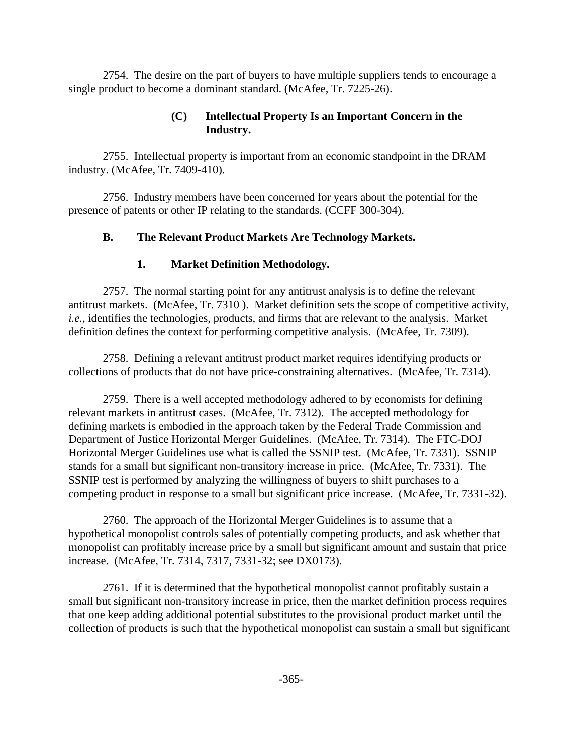2754. The desire on the part of buyers to have multiple suppliers tends to encourage a single product to become a dominant standard. (McAfee, Tr. 7225-26).

#### (C) Intellectual Property Is an Important Concern in the Industry.

2755. Intellectual property is important from an economic standpoint in the DRAM industry. (McAfee, Tr. 7409-410).

2756. Industry members have been concerned for years about the potential for the presence of patents or other IP relating to the standards. (CCFF 300-304).

## B. The Relevant Product Markets Are Technology Markets.

### 1. Market Definition Methodology.

2757. The normal starting point for any antitrust analysis is to define the relevant antitrust markets. (McAfee, Tr. 7310 ). Market definition sets the scope of competitive activity, *i.e.,* identifies the technologies, products, and firms that are relevant to the analysis. Market definition defines the context for performing competitive analysis. (McAfee, Tr. 7309).

2758. Defining a relevant antitrust product market requires identifying products or collections of products that do not have price-constraining alternatives. (McAfee, Tr. 7314).

2759. There is a well accepted methodology adhered to by economists for defining relevant markets in antitrust cases. (McAfee, Tr. 7312). The accepted methodology for defining markets is embodied in the approach taken by the Federal Trade Commission and Department of Justice Horizontal Merger Guidelines. (McAfee, Tr. 7314). The FTC-DOJ Horizontal Merger Guidelines use what is called the SSNIP test. (McAfee, Tr. 7331). SSNIP stands for a small but significant non-transitory increase in price. (McAfee, Tr. 7331). The SSNIP test is performed by analyzing the willingness of buyers to shift purchases to a competing product in response to a small but significant price increase. (McAfee, Tr. 7331-32).

2760. The approach of the Horizontal Merger Guidelines is to assume that a hypothetical monopolist controls sales of potentially competing products, and ask whether that monopolist can profitably increase price by a small but significant amount and sustain that price increase. (McAfee, Tr. 7314, 7317, 7331-32; see DX0173).

2761. If it is determined that the hypothetical monopolist cannot profitably sustain a small but significant non-transitory increase in price, then the market definition process requires that one keep adding additional potential substitutes to the provisional product market until the collection of products is such that the hypothetical monopolist can sustain a small but significant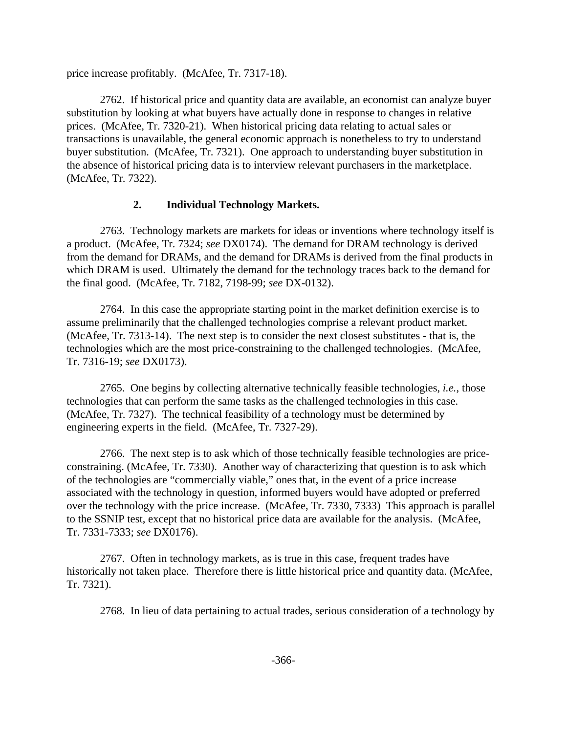price increase profitably. (McAfee, Tr. 7317-18).

2762. If historical price and quantity data are available, an economist can analyze buyer substitution by looking at what buyers have actually done in response to changes in relative prices. (McAfee, Tr. 7320-21). When historical pricing data relating to actual sales or transactions is unavailable, the general economic approach is nonetheless to try to understand buyer substitution. (McAfee, Tr. 7321). One approach to understanding buyer substitution in the absence of historical pricing data is to interview relevant purchasers in the marketplace. (McAfee, Tr. 7322).

### 2. Individual Technology Markets.

2763. Technology markets are markets for ideas or inventions where technology itself is a product. (McAfee, Tr. 7324; *see* DX0174). The demand for DRAM technology is derived from the demand for DRAMs, and the demand for DRAMs is derived from the final products in which DRAM is used. Ultimately the demand for the technology traces back to the demand for the final good. (McAfee, Tr. 7182, 7198-99; *see* DX-0132).

2764. In this case the appropriate starting point in the market definition exercise is to assume preliminarily that the challenged technologies comprise a relevant product market. (McAfee, Tr. 7313-14). The next step is to consider the next closest substitutes - that is, the technologies which are the most price-constraining to the challenged technologies. (McAfee, Tr. 7316-19; *see* DX0173).

2765. One begins by collecting alternative technically feasible technologies, *i.e.*, those technologies that can perform the same tasks as the challenged technologies in this case. (McAfee, Tr. 7327). The technical feasibility of a technology must be determined by engineering experts in the field. (McAfee, Tr. 7327-29).

2766. The next step is to ask which of those technically feasible technologies are price-constraining. (McAfee, Tr. 7330). Another way of characterizing that question is to ask which of the technologies are "commercially viable," ones that, in the event of a price increase associated with the technology in question, informed buyers would have adopted or preferred over the technology with the price increase. (McAfee, Tr. 7330, 7333) This approach is parallel to the SSNIP test, except that no historical price data are available for the analysis. (McAfee, Tr. 7331-7333; *see* DX0176).

2767. Often in technology markets, as is true in this case, frequent trades have historically not taken place. Therefore there is little historical price and quantity data. (McAfee, Tr. 7321).

2768. In lieu of data pertaining to actual trades, serious consideration of a technology by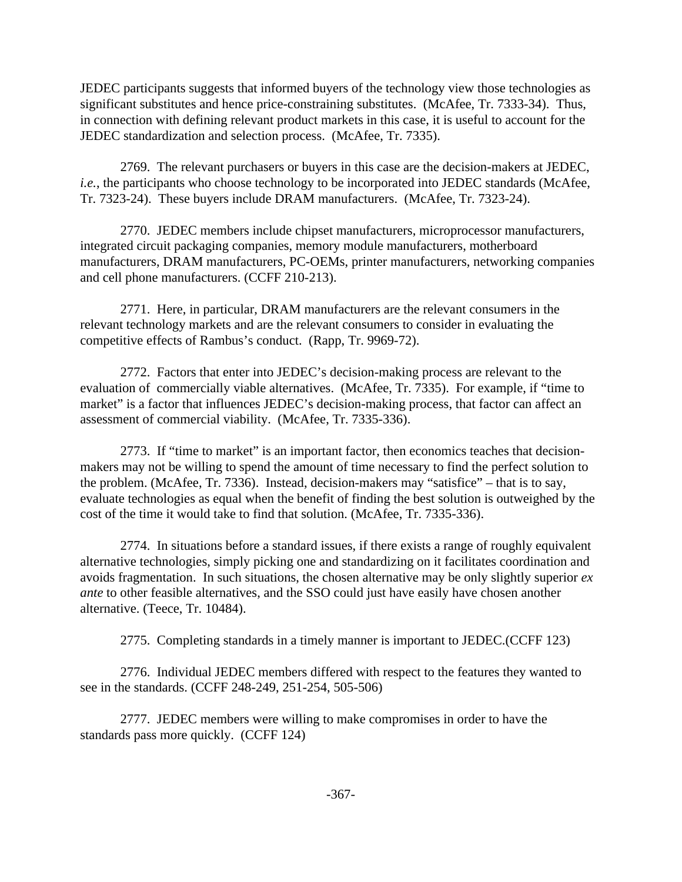JEDEC participants suggests that informed buyers of the technology view those technologies as significant substitutes and hence price-constraining substitutes. (McAfee, Tr. 7333-34). Thus, in connection with defining relevant product markets in this case, it is useful to account for the JEDEC standardization and selection process. (McAfee, Tr. 7335).

2769. The relevant purchasers or buyers in this case are the decision-makers at JEDEC, *i.e.*, the participants who choose technology to be incorporated into JEDEC standards (McAfee, Tr. 7323-24). These buyers include DRAM manufacturers. (McAfee, Tr. 7323-24).

2770. JEDEC members include chipset manufacturers, microprocessor manufacturers, integrated circuit packaging companies, memory module manufacturers, motherboard manufacturers, DRAM manufacturers, PC-OEMs, printer manufacturers, networking companies and cell phone manufacturers. (CCFF 210-213).

2771. Here, in particular, DRAM manufacturers are the relevant consumers in the relevant technology markets and are the relevant consumers to consider in evaluating the competitive effects of Rambus's conduct. (Rapp, Tr. 9969-72).

2772. Factors that enter into JEDEC's decision-making process are relevant to the evaluation of commercially viable alternatives. (McAfee, Tr. 7335). For example, if "time to market" is a factor that influences JEDEC's decision-making process, that factor can affect an assessment of commercial viability. (McAfee, Tr. 7335-336).

2773. If "time to market" is an important factor, then economics teaches that decision-makers may not be willing to spend the amount of time necessary to find the perfect solution to the problem. (McAfee, Tr. 7336). Instead, decision-makers may "satisfice" – that is to say, evaluate technologies as equal when the benefit of finding the best solution is outweighed by the cost of the time it would take to find that solution. (McAfee, Tr. 7335-336).

2774. In situations before a standard issues, if there exists a range of roughly equivalent alternative technologies, simply picking one and standardizing on it facilitates coordination and avoids fragmentation. In such situations, the chosen alternative may be only slightly superior *ex ante* to other feasible alternatives, and the SSO could just have easily have chosen another alternative. (Teece, Tr. 10484).

2775. Completing standards in a timely manner is important to JEDEC.(CCFF 123)

2776. Individual JEDEC members differed with respect to the features they wanted to see in the standards. (CCFF 248-249, 251-254, 505-506)

2777. JEDEC members were willing to make compromises in order to have the standards pass more quickly. (CCFF 124)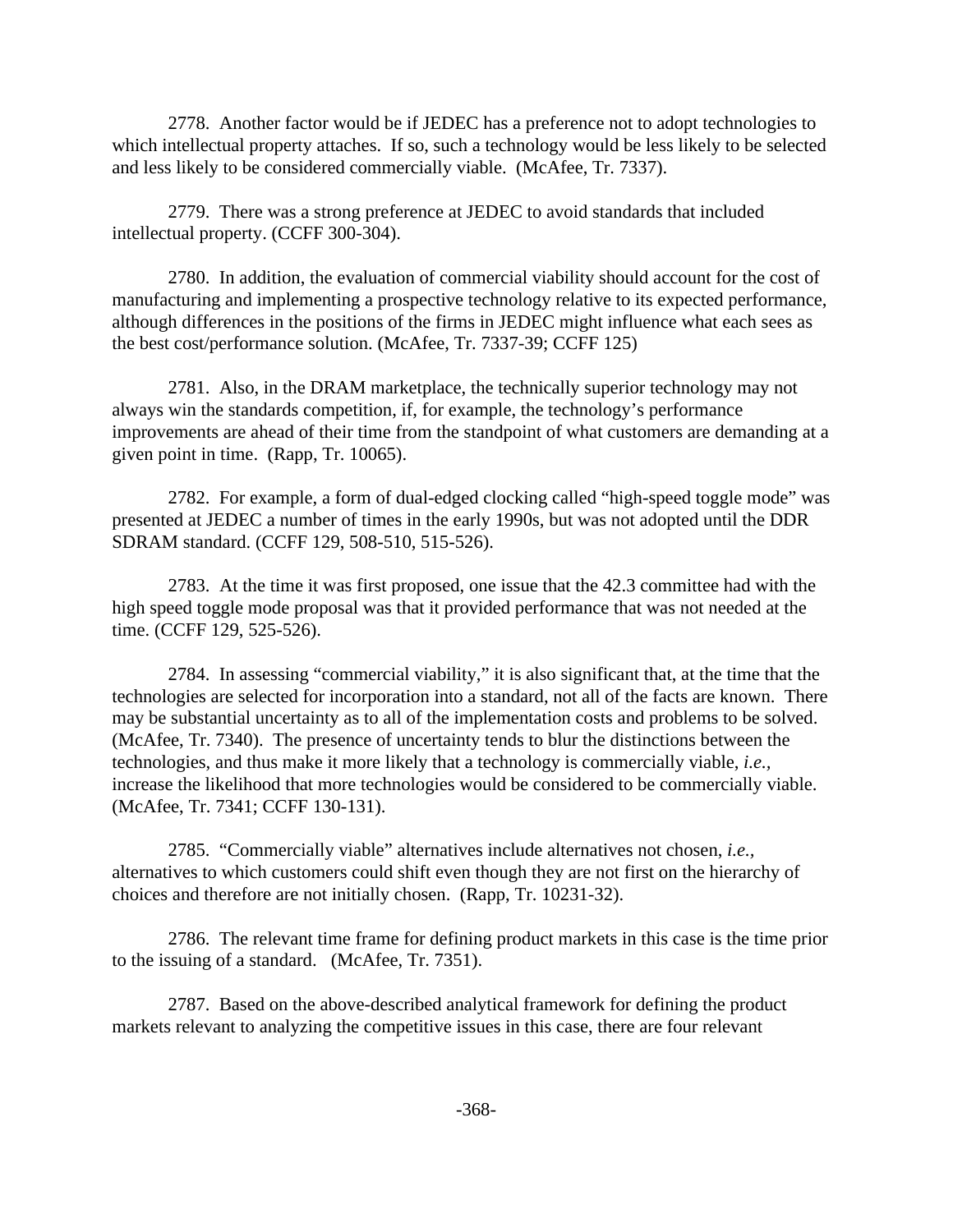2778. Another factor would be if JEDEC has a preference not to adopt technologies to which intellectual property attaches. If so, such a technology would be less likely to be selected and less likely to be considered commercially viable. (McAfee, Tr. 7337).

2779. There was a strong preference at JEDEC to avoid standards that included intellectual property. (CCFF 300-304).

2780. In addition, the evaluation of commercial viability should account for the cost of manufacturing and implementing a prospective technology relative to its expected performance, although differences in the positions of the firms in JEDEC might influence what each sees as the best cost/performance solution. (McAfee, Tr. 7337-39; CCFF 125)

2781. Also, in the DRAM marketplace, the technically superior technology may not always win the standards competition, if, for example, the technology's performance improvements are ahead of their time from the standpoint of what customers are demanding at a given point in time. (Rapp, Tr. 10065).

2782. For example, a form of dual-edged clocking called "high-speed toggle mode" was presented at JEDEC a number of times in the early 1990s, but was not adopted until the DDR SDRAM standard. (CCFF 129, 508-510, 515-526).

2783. At the time it was first proposed, one issue that the 42.3 committee had with the high speed toggle mode proposal was that it provided performance that was not needed at the time. (CCFF 129, 525-526).

2784. In assessing "commercial viability," it is also significant that, at the time that the technologies are selected for incorporation into a standard, not all of the facts are known. There may be substantial uncertainty as to all of the implementation costs and problems to be solved. (McAfee, Tr. 7340). The presence of uncertainty tends to blur the distinctions between the technologies, and thus make it more likely that a technology is commercially viable, *i.e.*, increase the likelihood that more technologies would be considered to be commercially viable. (McAfee, Tr. 7341; CCFF 130-131).

2785. "Commercially viable" alternatives include alternatives not chosen, *i.e.*, alternatives to which customers could shift even though they are not first on the hierarchy of choices and therefore are not initially chosen. (Rapp, Tr. 10231-32).

2786. The relevant time frame for defining product markets in this case is the time prior to the issuing of a standard. (McAfee, Tr. 7351).

2787. Based on the above-described analytical framework for defining the product markets relevant to analyzing the competitive issues in this case, there are four relevant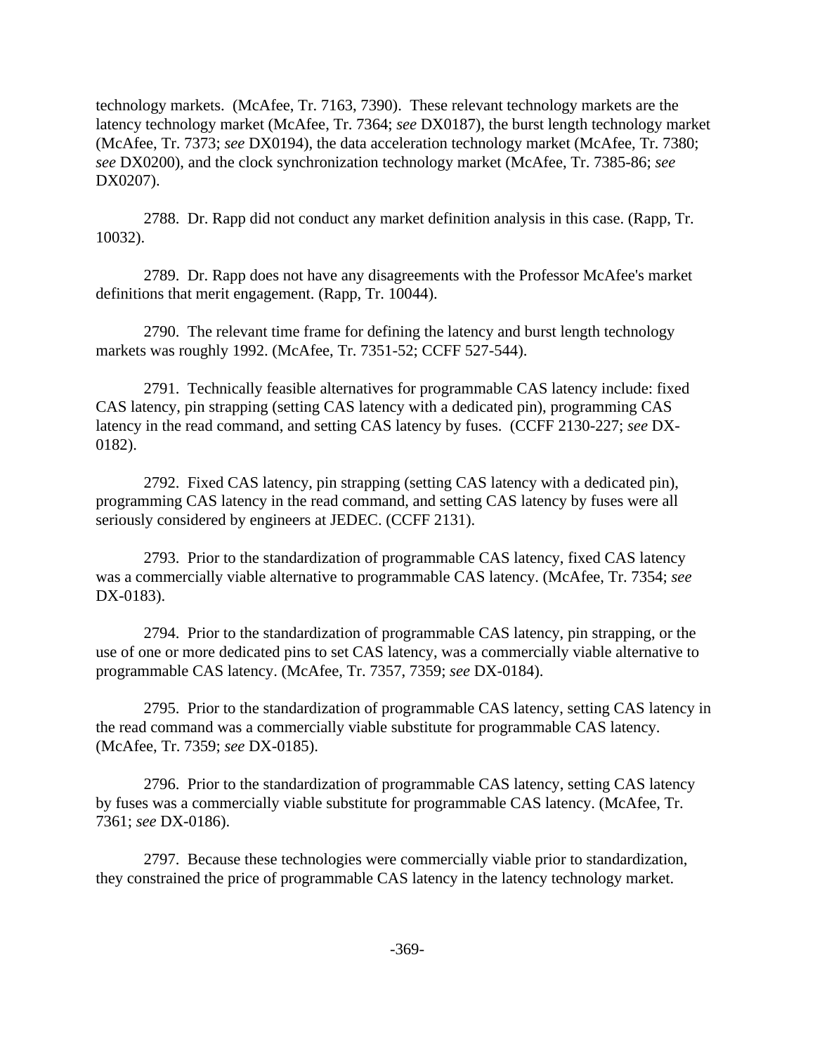technology markets. (McAfee, Tr. 7163, 7390). These relevant technology markets are the latency technology market (McAfee, Tr. 7364; *see* DX0187), the burst length technology market (McAfee, Tr. 7373; *see* DX0194), the data acceleration technology market (McAfee, Tr. 7380; *see* DX0200), and the clock synchronization technology market (McAfee, Tr. 7385-86; *see* DX0207).

2788. Dr. Rapp did not conduct any market definition analysis in this case. (Rapp, Tr. 10032).

2789. Dr. Rapp does not have any disagreements with the Professor McAfee's market definitions that merit engagement. (Rapp, Tr. 10044).

2790. The relevant time frame for defining the latency and burst length technology markets was roughly 1992. (McAfee, Tr. 7351-52; CCFF 527-544).

2791. Technically feasible alternatives for programmable CAS latency include: fixed CAS latency, pin strapping (setting CAS latency with a dedicated pin), programming CAS latency in the read command, and setting CAS latency by fuses. (CCFF 2130-227; *see* DX-0182).

2792. Fixed CAS latency, pin strapping (setting CAS latency with a dedicated pin), programming CAS latency in the read command, and setting CAS latency by fuses were all seriously considered by engineers at JEDEC. (CCFF 2131).

2793. Prior to the standardization of programmable CAS latency, fixed CAS latency was a commercially viable alternative to programmable CAS latency. (McAfee, Tr. 7354; *see* DX-0183).

2794. Prior to the standardization of programmable CAS latency, pin strapping, or the use of one or more dedicated pins to set CAS latency, was a commercially viable alternative to programmable CAS latency. (McAfee, Tr. 7357, 7359; *see* DX-0184).

2795. Prior to the standardization of programmable CAS latency, setting CAS latency in the read command was a commercially viable substitute for programmable CAS latency. (McAfee, Tr. 7359; *see* DX-0185).

2796. Prior to the standardization of programmable CAS latency, setting CAS latency by fuses was a commercially viable substitute for programmable CAS latency. (McAfee, Tr. 7361; *see* DX-0186).

2797. Because these technologies were commercially viable prior to standardization, they constrained the price of programmable CAS latency in the latency technology market.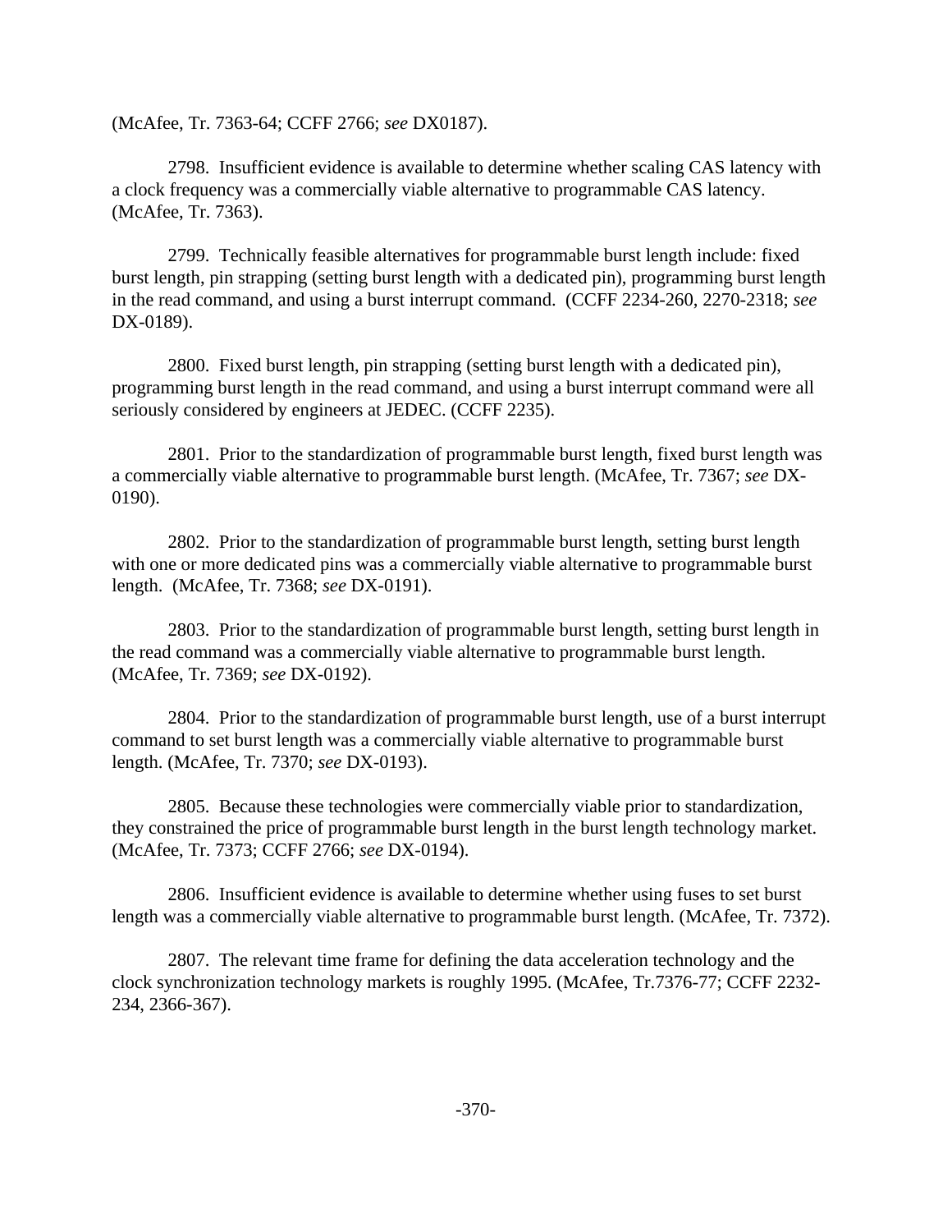(McAfee, Tr. 7363-64; CCFF 2766; *see* DX0187).

2798. Insufficient evidence is available to determine whether scaling CAS latency with a clock frequency was a commercially viable alternative to programmable CAS latency. (McAfee, Tr. 7363).

2799. Technically feasible alternatives for programmable burst length include: fixed burst length, pin strapping (setting burst length with a dedicated pin), programming burst length in the read command, and using a burst interrupt command. (CCFF 2234-260, 2270-2318; *see* DX-0189).

2800. Fixed burst length, pin strapping (setting burst length with a dedicated pin), programming burst length in the read command, and using a burst interrupt command were all seriously considered by engineers at JEDEC. (CCFF 2235).

2801. Prior to the standardization of programmable burst length, fixed burst length was a commercially viable alternative to programmable burst length. (McAfee, Tr. 7367; *see* DX-0190).

2802. Prior to the standardization of programmable burst length, setting burst length with one or more dedicated pins was a commercially viable alternative to programmable burst length. (McAfee, Tr. 7368; *see* DX-0191).

2803. Prior to the standardization of programmable burst length, setting burst length in the read command was a commercially viable alternative to programmable burst length. (McAfee, Tr. 7369; *see* DX-0192).

2804. Prior to the standardization of programmable burst length, use of a burst interrupt command to set burst length was a commercially viable alternative to programmable burst length. (McAfee, Tr. 7370; *see* DX-0193).

2805. Because these technologies were commercially viable prior to standardization, they constrained the price of programmable burst length in the burst length technology market. (McAfee, Tr. 7373; CCFF 2766; *see* DX-0194).

2806. Insufficient evidence is available to determine whether using fuses to set burst length was a commercially viable alternative to programmable burst length. (McAfee, Tr. 7372).

2807. The relevant time frame for defining the data acceleration technology and the clock synchronization technology markets is roughly 1995. (McAfee, Tr.7376-77; CCFF 2232-234, 2366-367).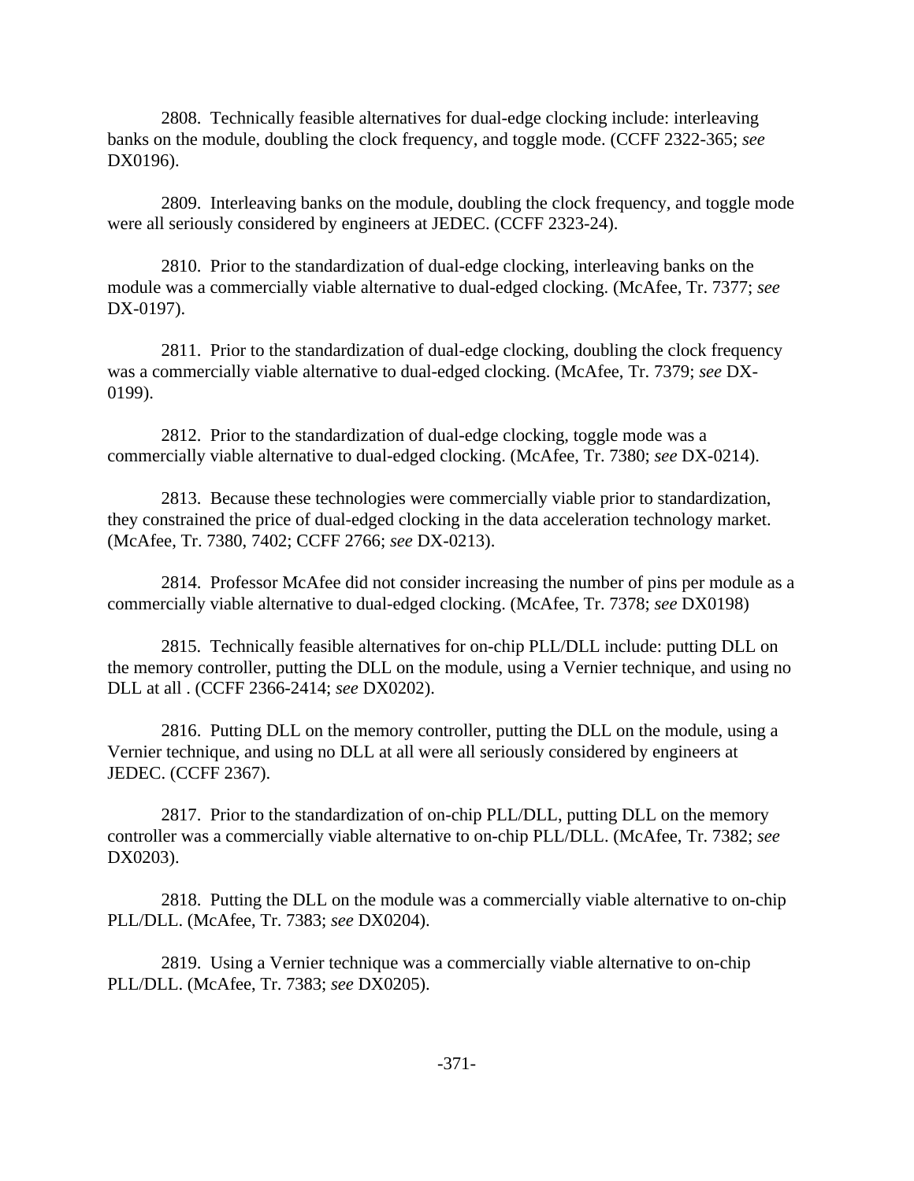2808. Technically feasible alternatives for dual-edge clocking include: interleaving banks on the module, doubling the clock frequency, and toggle mode. (CCFF 2322-365; *see* DX0196).

2809. Interleaving banks on the module, doubling the clock frequency, and toggle mode were all seriously considered by engineers at JEDEC. (CCFF 2323-24).

2810. Prior to the standardization of dual-edge clocking, interleaving banks on the module was a commercially viable alternative to dual-edged clocking. (McAfee, Tr. 7377; *see* DX-0197).

2811. Prior to the standardization of dual-edge clocking, doubling the clock frequency was a commercially viable alternative to dual-edged clocking. (McAfee, Tr. 7379; *see* DX-0199).

2812. Prior to the standardization of dual-edge clocking, toggle mode was a commercially viable alternative to dual-edged clocking. (McAfee, Tr. 7380; *see* DX-0214).

2813. Because these technologies were commercially viable prior to standardization, they constrained the price of dual-edged clocking in the data acceleration technology market. (McAfee, Tr. 7380, 7402; CCFF 2766; *see* DX-0213).

2814. Professor McAfee did not consider increasing the number of pins per module as a commercially viable alternative to dual-edged clocking. (McAfee, Tr. 7378; *see* DX0198)

2815. Technically feasible alternatives for on-chip PLL/DLL include: putting DLL on the memory controller, putting the DLL on the module, using a Vernier technique, and using no DLL at all . (CCFF 2366-2414; *see* DX0202).

2816. Putting DLL on the memory controller, putting the DLL on the module, using a Vernier technique, and using no DLL at all were all seriously considered by engineers at JEDEC. (CCFF 2367).

2817. Prior to the standardization of on-chip PLL/DLL, putting DLL on the memory controller was a commercially viable alternative to on-chip PLL/DLL. (McAfee, Tr. 7382; *see* DX0203).

2818. Putting the DLL on the module was a commercially viable alternative to on-chip PLL/DLL. (McAfee, Tr. 7383; *see* DX0204).

2819. Using a Vernier technique was a commercially viable alternative to on-chip PLL/DLL. (McAfee, Tr. 7383; *see* DX0205).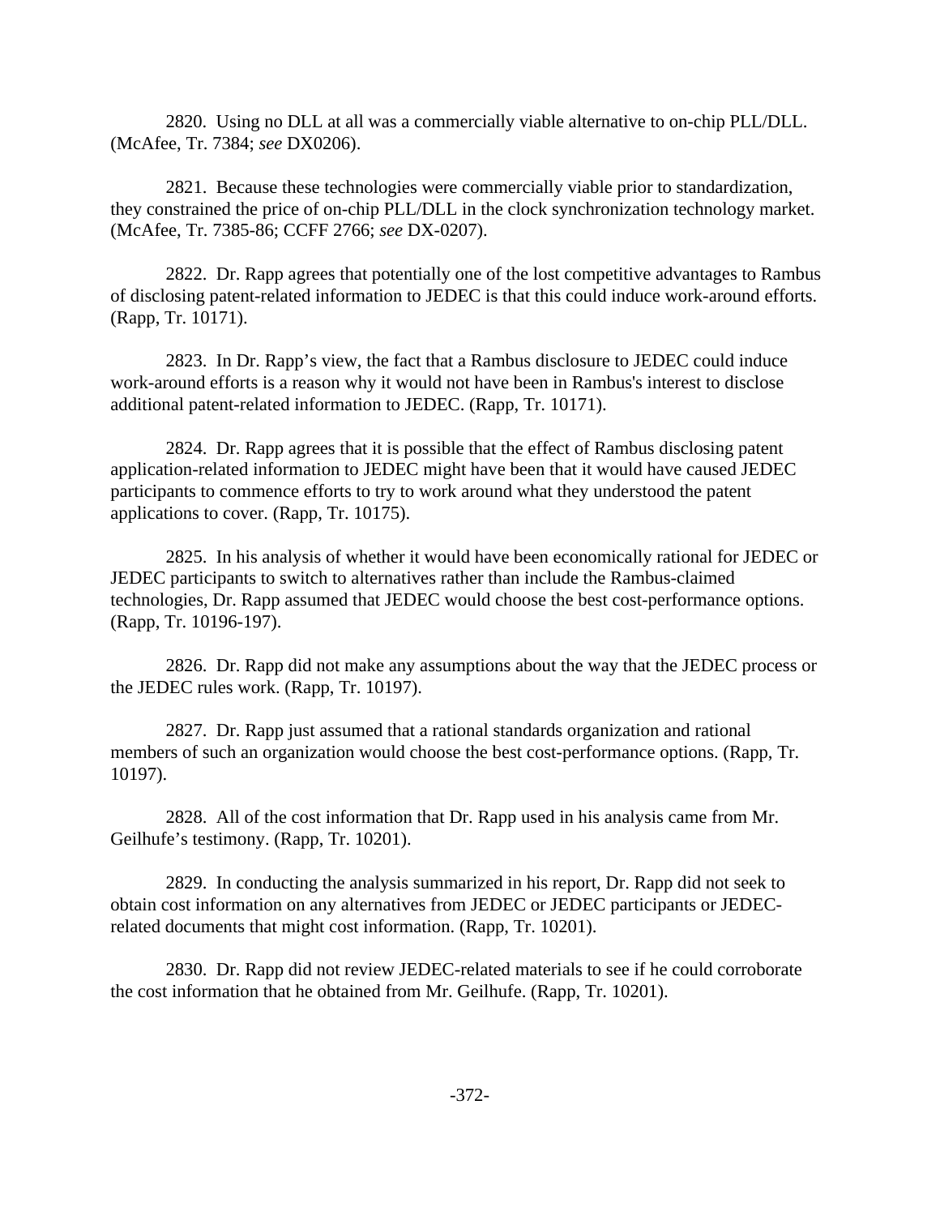2820. Using no DLL at all was a commercially viable alternative to on-chip PLL/DLL. (McAfee, Tr. 7384; *see* DX0206).

2821. Because these technologies were commercially viable prior to standardization, they constrained the price of on-chip PLL/DLL in the clock synchronization technology market. (McAfee, Tr. 7385-86; CCFF 2766; *see* DX-0207).

2822. Dr. Rapp agrees that potentially one of the lost competitive advantages to Rambus of disclosing patent-related information to JEDEC is that this could induce work-around efforts. (Rapp, Tr. 10171).

2823. In Dr. Rapp's view, the fact that a Rambus disclosure to JEDEC could induce work-around efforts is a reason why it would not have been in Rambus's interest to disclose additional patent-related information to JEDEC. (Rapp, Tr. 10171).

2824. Dr. Rapp agrees that it is possible that the effect of Rambus disclosing patent application-related information to JEDEC might have been that it would have caused JEDEC participants to commence efforts to try to work around what they understood the patent applications to cover. (Rapp, Tr. 10175).

2825. In his analysis of whether it would have been economically rational for JEDEC or JEDEC participants to switch to alternatives rather than include the Rambus-claimed technologies, Dr. Rapp assumed that JEDEC would choose the best cost-performance options. (Rapp, Tr. 10196-197).

2826. Dr. Rapp did not make any assumptions about the way that the JEDEC process or the JEDEC rules work. (Rapp, Tr. 10197).

2827. Dr. Rapp just assumed that a rational standards organization and rational members of such an organization would choose the best cost-performance options. (Rapp, Tr. 10197).

2828. All of the cost information that Dr. Rapp used in his analysis came from Mr. Geilhufe's testimony. (Rapp, Tr. 10201).

2829. In conducting the analysis summarized in his report, Dr. Rapp did not seek to obtain cost information on any alternatives from JEDEC or JEDEC participants or JEDEC-related documents that might cost information. (Rapp, Tr. 10201).

2830. Dr. Rapp did not review JEDEC-related materials to see if he could corroborate the cost information that he obtained from Mr. Geilhufe. (Rapp, Tr. 10201).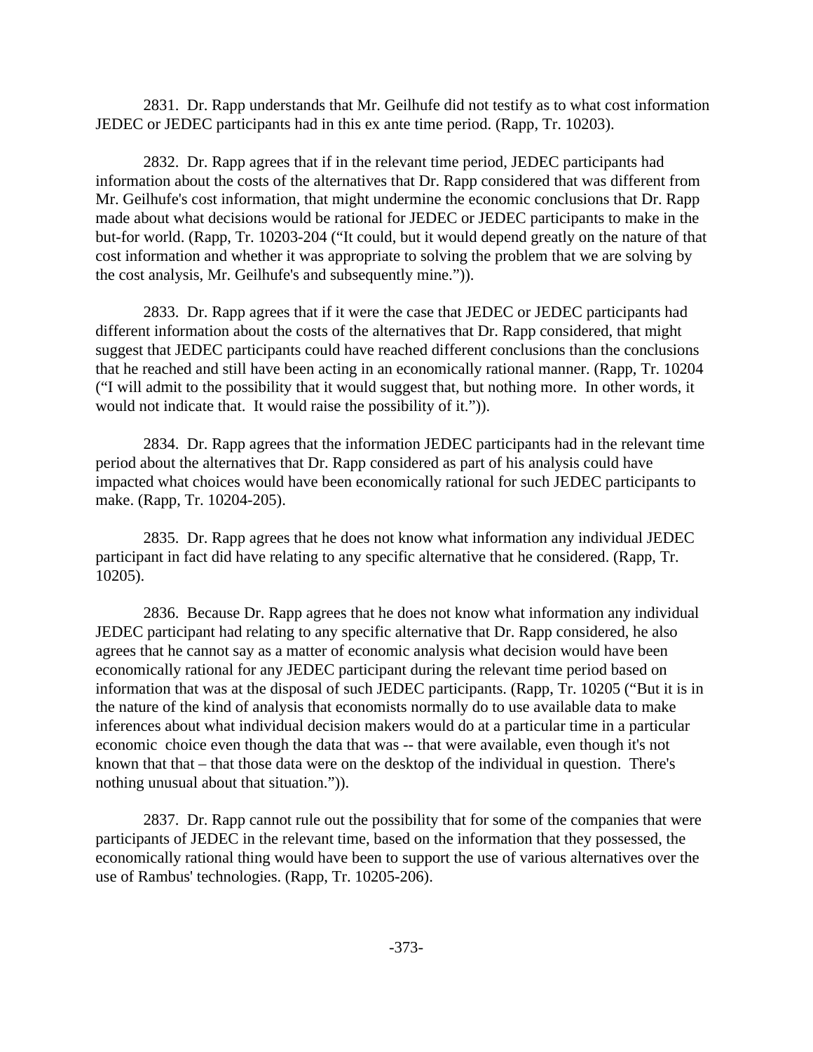2831. Dr. Rapp understands that Mr. Geilhufe did not testify as to what cost information JEDEC or JEDEC participants had in this ex ante time period. (Rapp, Tr. 10203).

2832. Dr. Rapp agrees that if in the relevant time period, JEDEC participants had information about the costs of the alternatives that Dr. Rapp considered that was different from Mr. Geilhufe's cost information, that might undermine the economic conclusions that Dr. Rapp made about what decisions would be rational for JEDEC or JEDEC participants to make in the but-for world. (Rapp, Tr. 10203-204 ("It could, but it would depend greatly on the nature of that cost information and whether it was appropriate to solving the problem that we are solving by the cost analysis, Mr. Geilhufe's and subsequently mine.")).

2833. Dr. Rapp agrees that if it were the case that JEDEC or JEDEC participants had different information about the costs of the alternatives that Dr. Rapp considered, that might suggest that JEDEC participants could have reached different conclusions than the conclusions that he reached and still have been acting in an economically rational manner. (Rapp, Tr. 10204 ("I will admit to the possibility that it would suggest that, but nothing more. In other words, it would not indicate that. It would raise the possibility of it.")).

2834. Dr. Rapp agrees that the information JEDEC participants had in the relevant time period about the alternatives that Dr. Rapp considered as part of his analysis could have impacted what choices would have been economically rational for such JEDEC participants to make. (Rapp, Tr. 10204-205).

2835. Dr. Rapp agrees that he does not know what information any individual JEDEC participant in fact did have relating to any specific alternative that he considered. (Rapp, Tr. 10205).

2836. Because Dr. Rapp agrees that he does not know what information any individual JEDEC participant had relating to any specific alternative that Dr. Rapp considered, he also agrees that he cannot say as a matter of economic analysis what decision would have been economically rational for any JEDEC participant during the relevant time period based on information that was at the disposal of such JEDEC participants. (Rapp, Tr. 10205 ("But it is in the nature of the kind of analysis that economists normally do to use available data to make inferences about what individual decision makers would do at a particular time in a particular economic choice even though the data that was -- that were available, even though it's not known that that – that those data were on the desktop of the individual in question. There's nothing unusual about that situation.")).

2837. Dr. Rapp cannot rule out the possibility that for some of the companies that were participants of JEDEC in the relevant time, based on the information that they possessed, the economically rational thing would have been to support the use of various alternatives over the use of Rambus' technologies. (Rapp, Tr. 10205-206).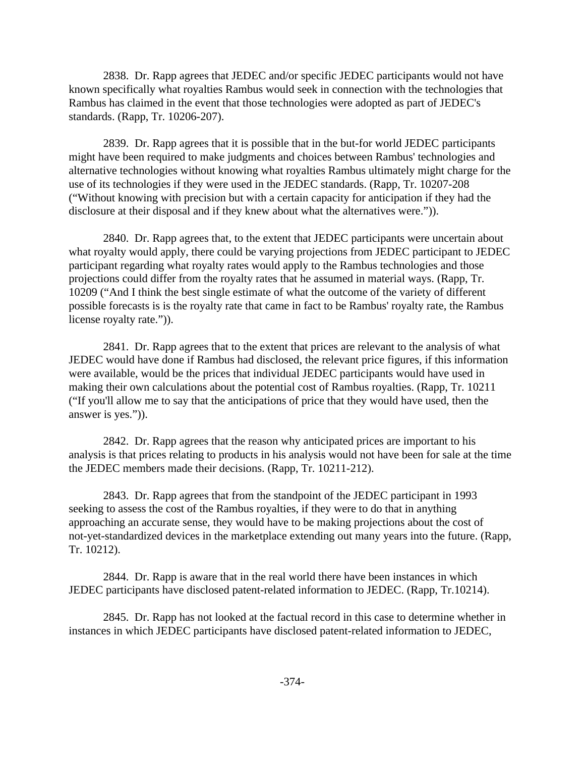2838. Dr. Rapp agrees that JEDEC and/or specific JEDEC participants would not have known specifically what royalties Rambus would seek in connection with the technologies that Rambus has claimed in the event that those technologies were adopted as part of JEDEC's standards. (Rapp, Tr. 10206-207).

2839. Dr. Rapp agrees that it is possible that in the but-for world JEDEC participants might have been required to make judgments and choices between Rambus' technologies and alternative technologies without knowing what royalties Rambus ultimately might charge for the use of its technologies if they were used in the JEDEC standards. (Rapp, Tr. 10207-208 ("Without knowing with precision but with a certain capacity for anticipation if they had the disclosure at their disposal and if they knew about what the alternatives were.")).

2840. Dr. Rapp agrees that, to the extent that JEDEC participants were uncertain about what royalty would apply, there could be varying projections from JEDEC participant to JEDEC participant regarding what royalty rates would apply to the Rambus technologies and those projections could differ from the royalty rates that he assumed in material ways. (Rapp, Tr. 10209 ("And I think the best single estimate of what the outcome of the variety of different possible forecasts is is the royalty rate that came in fact to be Rambus' royalty rate, the Rambus license royalty rate.")).

2841. Dr. Rapp agrees that to the extent that prices are relevant to the analysis of what JEDEC would have done if Rambus had disclosed, the relevant price figures, if this information were available, would be the prices that individual JEDEC participants would have used in making their own calculations about the potential cost of Rambus royalties. (Rapp, Tr. 10211 ("If you'll allow me to say that the anticipations of price that they would have used, then the answer is yes.")).

2842. Dr. Rapp agrees that the reason why anticipated prices are important to his analysis is that prices relating to products in his analysis would not have been for sale at the time the JEDEC members made their decisions. (Rapp, Tr. 10211-212).

2843. Dr. Rapp agrees that from the standpoint of the JEDEC participant in 1993 seeking to assess the cost of the Rambus royalties, if they were to do that in anything approaching an accurate sense, they would have to be making projections about the cost of not-yet-standardized devices in the marketplace extending out many years into the future. (Rapp, Tr. 10212).

2844. Dr. Rapp is aware that in the real world there have been instances in which JEDEC participants have disclosed patent-related information to JEDEC. (Rapp, Tr.10214).

2845. Dr. Rapp has not looked at the factual record in this case to determine whether in instances in which JEDEC participants have disclosed patent-related information to JEDEC,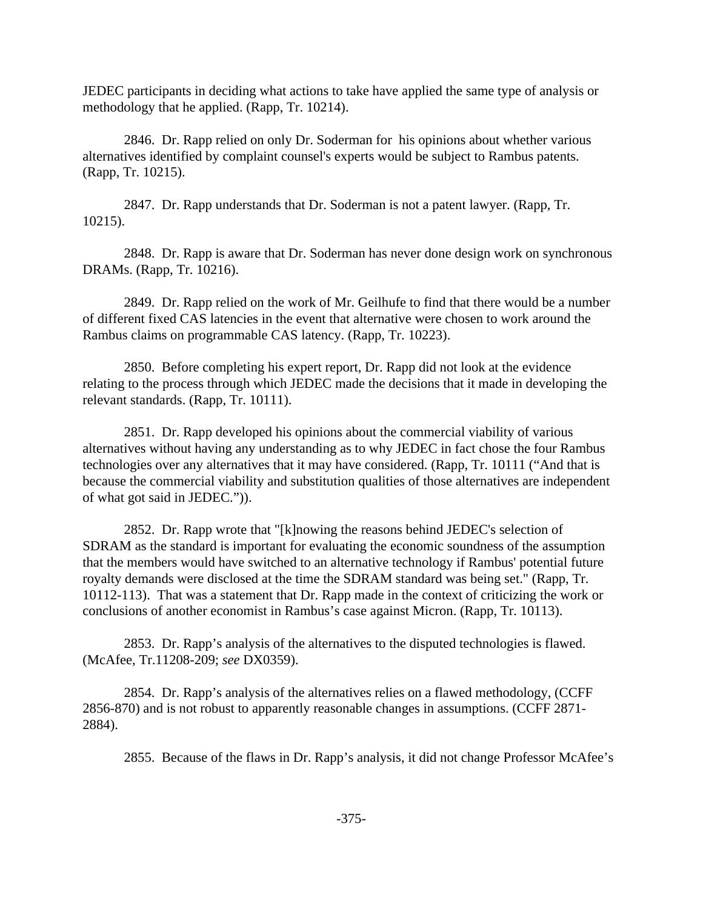JEDEC participants in deciding what actions to take have applied the same type of analysis or methodology that he applied. (Rapp, Tr. 10214).

2846. Dr. Rapp relied on only Dr. Soderman for his opinions about whether various alternatives identified by complaint counsel's experts would be subject to Rambus patents. (Rapp, Tr. 10215).

2847. Dr. Rapp understands that Dr. Soderman is not a patent lawyer. (Rapp, Tr. 10215).

2848. Dr. Rapp is aware that Dr. Soderman has never done design work on synchronous DRAMs. (Rapp, Tr. 10216).

2849. Dr. Rapp relied on the work of Mr. Geilhufe to find that there would be a number of different fixed CAS latencies in the event that alternative were chosen to work around the Rambus claims on programmable CAS latency. (Rapp, Tr. 10223).

2850. Before completing his expert report, Dr. Rapp did not look at the evidence relating to the process through which JEDEC made the decisions that it made in developing the relevant standards. (Rapp, Tr. 10111).

2851. Dr. Rapp developed his opinions about the commercial viability of various alternatives without having any understanding as to why JEDEC in fact chose the four Rambus technologies over any alternatives that it may have considered. (Rapp, Tr. 10111 ("And that is because the commercial viability and substitution qualities of those alternatives are independent of what got said in JEDEC.")).

2852. Dr. Rapp wrote that "[k]nowing the reasons behind JEDEC's selection of SDRAM as the standard is important for evaluating the economic soundness of the assumption that the members would have switched to an alternative technology if Rambus' potential future royalty demands were disclosed at the time the SDRAM standard was being set." (Rapp, Tr. 10112-113). That was a statement that Dr. Rapp made in the context of criticizing the work or conclusions of another economist in Rambus's case against Micron. (Rapp, Tr. 10113).

2853. Dr. Rapp's analysis of the alternatives to the disputed technologies is flawed. (McAfee, Tr.11208-209; *see* DX0359).

2854. Dr. Rapp's analysis of the alternatives relies on a flawed methodology, (CCFF 2856-870) and is not robust to apparently reasonable changes in assumptions. (CCFF 2871-2884).

2855. Because of the flaws in Dr. Rapp's analysis, it did not change Professor McAfee's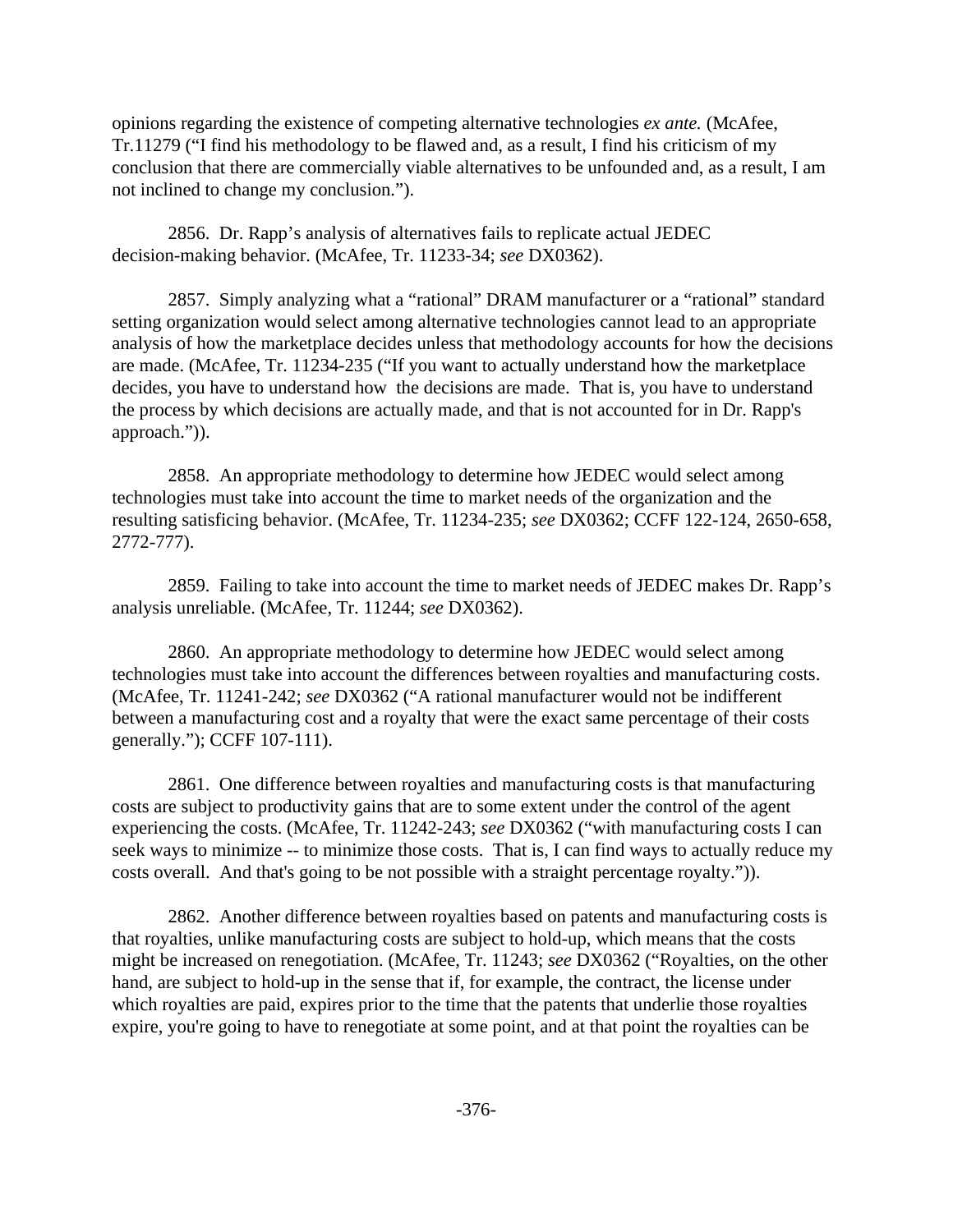opinions regarding the existence of competing alternative technologies *ex ante.* (McAfee, Tr.11279 ("I find his methodology to be flawed and, as a result, I find his criticism of my conclusion that there are commercially viable alternatives to be unfounded and, as a result, I am not inclined to change my conclusion.").

2856. Dr. Rapp's analysis of alternatives fails to replicate actual JEDEC decision-making behavior. (McAfee, Tr. 11233-34; *see* DX0362).

2857. Simply analyzing what a "rational" DRAM manufacturer or a "rational" standard setting organization would select among alternative technologies cannot lead to an appropriate analysis of how the marketplace decides unless that methodology accounts for how the decisions are made. (McAfee, Tr. 11234-235 ("If you want to actually understand how the marketplace decides, you have to understand how the decisions are made. That is, you have to understand the process by which decisions are actually made, and that is not accounted for in Dr. Rapp's approach.")).

2858. An appropriate methodology to determine how JEDEC would select among technologies must take into account the time to market needs of the organization and the resulting satisficing behavior. (McAfee, Tr. 11234-235; *see* DX0362; CCFF 122-124, 2650-658, 2772-777).

2859. Failing to take into account the time to market needs of JEDEC makes Dr. Rapp's analysis unreliable. (McAfee, Tr. 11244; *see* DX0362).

2860. An appropriate methodology to determine how JEDEC would select among technologies must take into account the differences between royalties and manufacturing costs. (McAfee, Tr. 11241-242; *see* DX0362 ("A rational manufacturer would not be indifferent between a manufacturing cost and a royalty that were the exact same percentage of their costs generally."); CCFF 107-111).

2861. One difference between royalties and manufacturing costs is that manufacturing costs are subject to productivity gains that are to some extent under the control of the agent experiencing the costs. (McAfee, Tr. 11242-243; *see* DX0362 ("with manufacturing costs I can seek ways to minimize -- to minimize those costs. That is, I can find ways to actually reduce my costs overall. And that's going to be not possible with a straight percentage royalty.")).

2862. Another difference between royalties based on patents and manufacturing costs is that royalties, unlike manufacturing costs are subject to hold-up, which means that the costs might be increased on renegotiation. (McAfee, Tr. 11243; *see* DX0362 ("Royalties, on the other hand, are subject to hold-up in the sense that if, for example, the contract, the license under which royalties are paid, expires prior to the time that the patents that underlie those royalties expire, you're going to have to renegotiate at some point, and at that point the royalties can be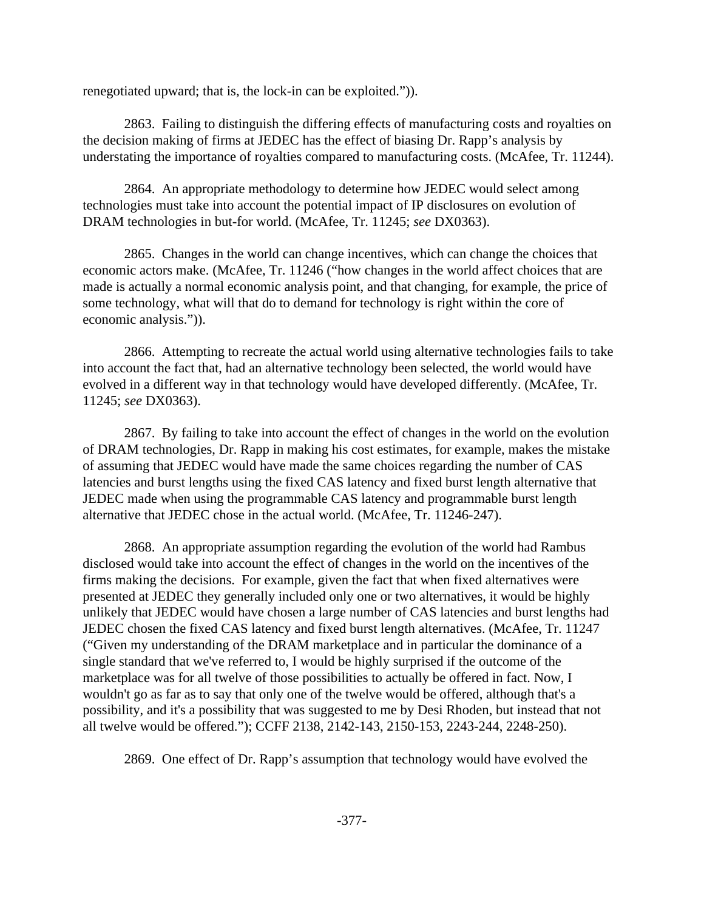renegotiated upward; that is, the lock-in can be exploited.")).

2863. Failing to distinguish the differing effects of manufacturing costs and royalties on the decision making of firms at JEDEC has the effect of biasing Dr. Rapp's analysis by understating the importance of royalties compared to manufacturing costs. (McAfee, Tr. 11244).

2864. An appropriate methodology to determine how JEDEC would select among technologies must take into account the potential impact of IP disclosures on evolution of DRAM technologies in but-for world. (McAfee, Tr. 11245; *see* DX0363).

2865. Changes in the world can change incentives, which can change the choices that economic actors make. (McAfee, Tr. 11246 ("how changes in the world affect choices that are made is actually a normal economic analysis point, and that changing, for example, the price of some technology, what will that do to demand for technology is right within the core of economic analysis.")).

2866. Attempting to recreate the actual world using alternative technologies fails to take into account the fact that, had an alternative technology been selected, the world would have evolved in a different way in that technology would have developed differently. (McAfee, Tr. 11245; *see* DX0363).

2867. By failing to take into account the effect of changes in the world on the evolution of DRAM technologies, Dr. Rapp in making his cost estimates, for example, makes the mistake of assuming that JEDEC would have made the same choices regarding the number of CAS latencies and burst lengths using the fixed CAS latency and fixed burst length alternative that JEDEC made when using the programmable CAS latency and programmable burst length alternative that JEDEC chose in the actual world. (McAfee, Tr. 11246-247).

2868. An appropriate assumption regarding the evolution of the world had Rambus disclosed would take into account the effect of changes in the world on the incentives of the firms making the decisions. For example, given the fact that when fixed alternatives were presented at JEDEC they generally included only one or two alternatives, it would be highly unlikely that JEDEC would have chosen a large number of CAS latencies and burst lengths had JEDEC chosen the fixed CAS latency and fixed burst length alternatives. (McAfee, Tr. 11247 ("Given my understanding of the DRAM marketplace and in particular the dominance of a single standard that we've referred to, I would be highly surprised if the outcome of the marketplace was for all twelve of those possibilities to actually be offered in fact. Now, I wouldn't go as far as to say that only one of the twelve would be offered, although that's a possibility, and it's a possibility that was suggested to me by Desi Rhoden, but instead that not all twelve would be offered."); CCFF 2138, 2142-143, 2150-153, 2243-244, 2248-250).

2869. One effect of Dr. Rapp's assumption that technology would have evolved the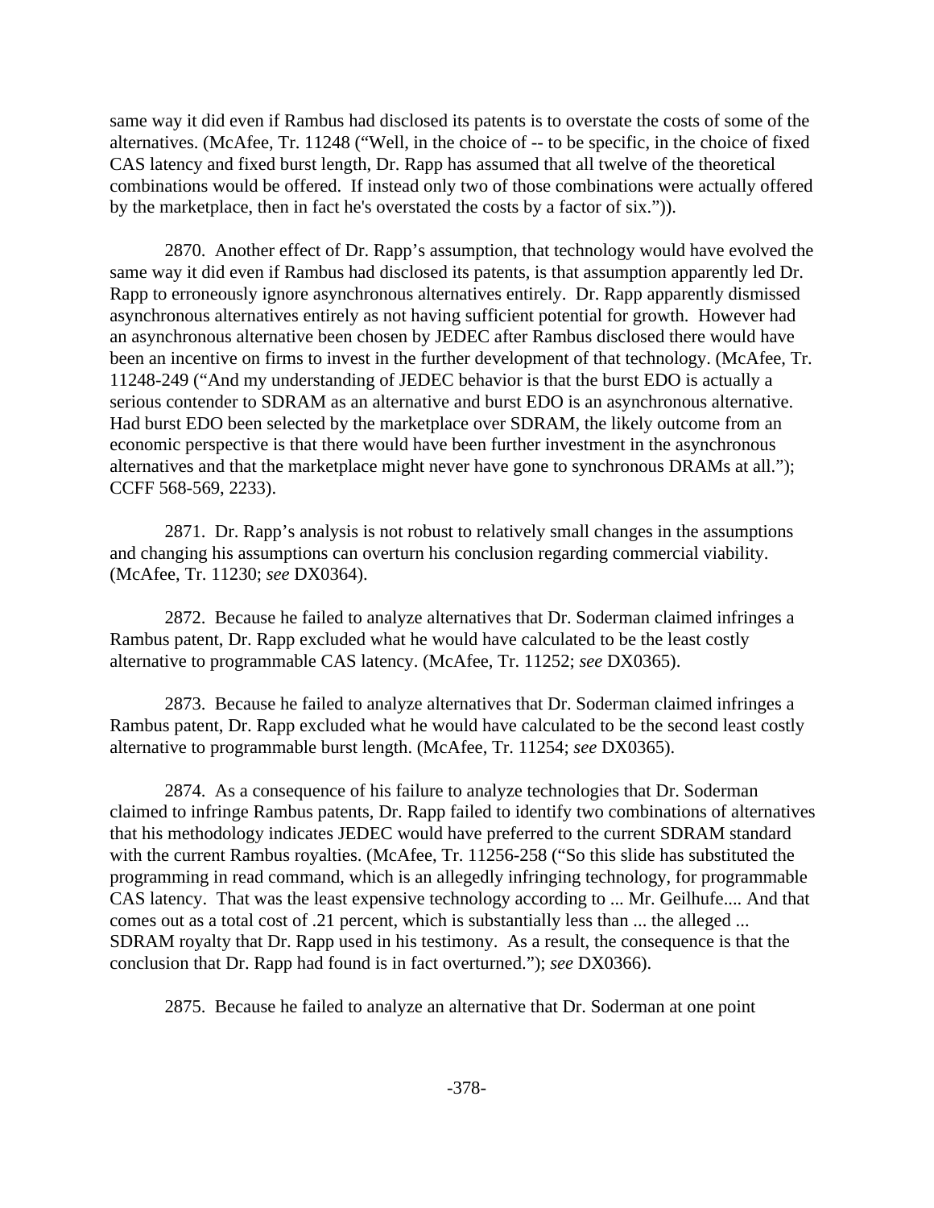same way it did even if Rambus had disclosed its patents is to overstate the costs of some of the alternatives. (McAfee, Tr. 11248 ("Well, in the choice of -- to be specific, in the choice of fixed CAS latency and fixed burst length, Dr. Rapp has assumed that all twelve of the theoretical combinations would be offered. If instead only two of those combinations were actually offered by the marketplace, then in fact he's overstated the costs by a factor of six.")).

2870. Another effect of Dr. Rapp's assumption, that technology would have evolved the same way it did even if Rambus had disclosed its patents, is that assumption apparently led Dr. Rapp to erroneously ignore asynchronous alternatives entirely. Dr. Rapp apparently dismissed asynchronous alternatives entirely as not having sufficient potential for growth. However had an asynchronous alternative been chosen by JEDEC after Rambus disclosed there would have been an incentive on firms to invest in the further development of that technology. (McAfee, Tr. 11248-249 ("And my understanding of JEDEC behavior is that the burst EDO is actually a serious contender to SDRAM as an alternative and burst EDO is an asynchronous alternative. Had burst EDO been selected by the marketplace over SDRAM, the likely outcome from an economic perspective is that there would have been further investment in the asynchronous alternatives and that the marketplace might never have gone to synchronous DRAMs at all."); CCFF 568-569, 2233).

2871. Dr. Rapp's analysis is not robust to relatively small changes in the assumptions and changing his assumptions can overturn his conclusion regarding commercial viability. (McAfee, Tr. 11230; *see* DX0364).

2872. Because he failed to analyze alternatives that Dr. Soderman claimed infringes a Rambus patent, Dr. Rapp excluded what he would have calculated to be the least costly alternative to programmable CAS latency. (McAfee, Tr. 11252; *see* DX0365).

2873. Because he failed to analyze alternatives that Dr. Soderman claimed infringes a Rambus patent, Dr. Rapp excluded what he would have calculated to be the second least costly alternative to programmable burst length. (McAfee, Tr. 11254; *see* DX0365).

2874. As a consequence of his failure to analyze technologies that Dr. Soderman claimed to infringe Rambus patents, Dr. Rapp failed to identify two combinations of alternatives that his methodology indicates JEDEC would have preferred to the current SDRAM standard with the current Rambus royalties. (McAfee, Tr. 11256-258 ("So this slide has substituted the programming in read command, which is an allegedly infringing technology, for programmable CAS latency. That was the least expensive technology according to ... Mr. Geilhufe.... And that comes out as a total cost of .21 percent, which is substantially less than ... the alleged ... SDRAM royalty that Dr. Rapp used in his testimony. As a result, the consequence is that the conclusion that Dr. Rapp had found is in fact overturned."); *see* DX0366).

2875. Because he failed to analyze an alternative that Dr. Soderman at one point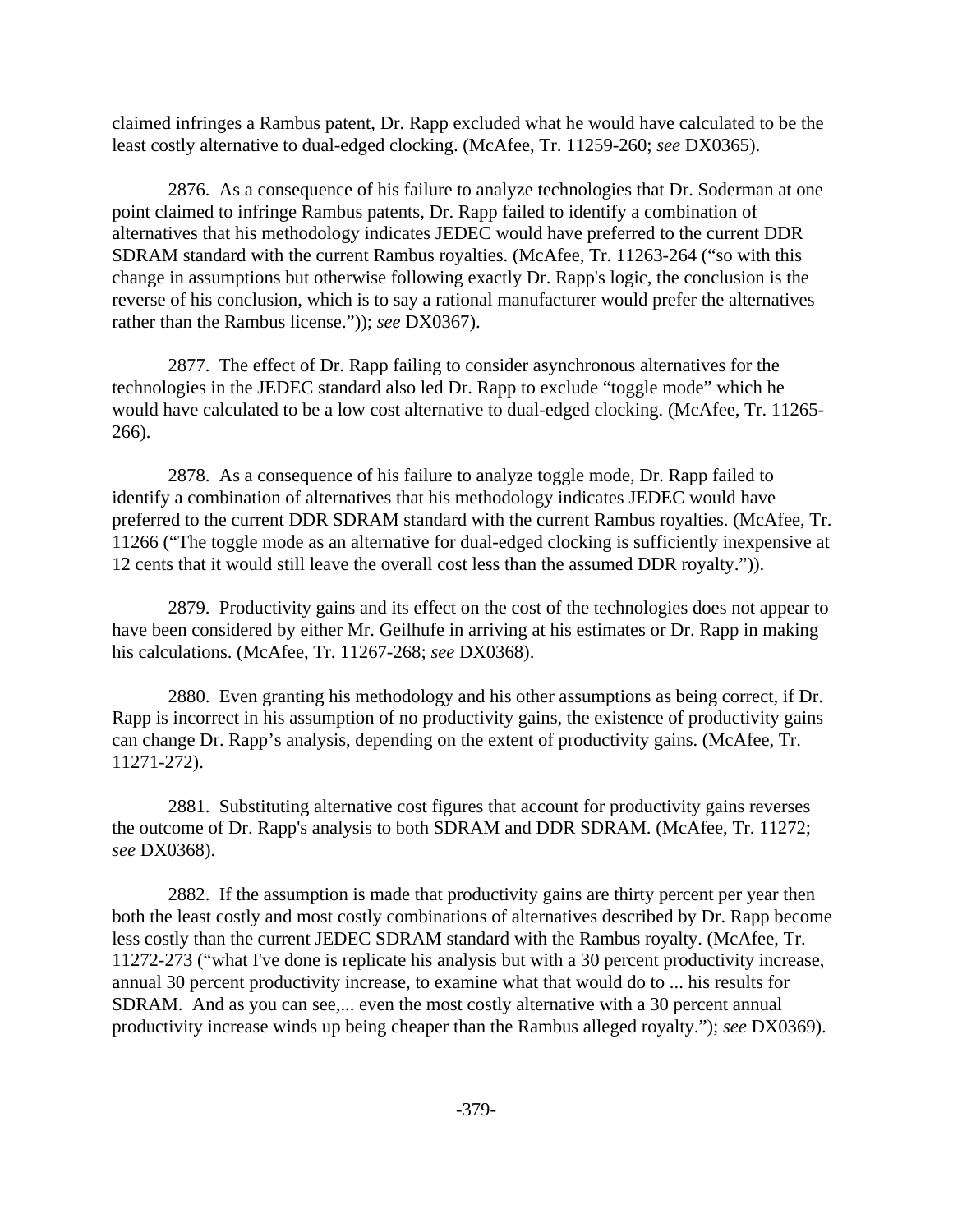claimed infringes a Rambus patent, Dr. Rapp excluded what he would have calculated to be the least costly alternative to dual-edged clocking. (McAfee, Tr. 11259-260; *see* DX0365).

2876. As a consequence of his failure to analyze technologies that Dr. Soderman at one point claimed to infringe Rambus patents, Dr. Rapp failed to identify a combination of alternatives that his methodology indicates JEDEC would have preferred to the current DDR SDRAM standard with the current Rambus royalties. (McAfee, Tr. 11263-264 ("so with this change in assumptions but otherwise following exactly Dr. Rapp's logic, the conclusion is the reverse of his conclusion, which is to say a rational manufacturer would prefer the alternatives rather than the Rambus license.")); *see* DX0367).

2877. The effect of Dr. Rapp failing to consider asynchronous alternatives for the technologies in the JEDEC standard also led Dr. Rapp to exclude "toggle mode" which he would have calculated to be a low cost alternative to dual-edged clocking. (McAfee, Tr. 11265-266).

2878. As a consequence of his failure to analyze toggle mode, Dr. Rapp failed to identify a combination of alternatives that his methodology indicates JEDEC would have preferred to the current DDR SDRAM standard with the current Rambus royalties. (McAfee, Tr. 11266 ("The toggle mode as an alternative for dual-edged clocking is sufficiently inexpensive at 12 cents that it would still leave the overall cost less than the assumed DDR royalty.")).

2879. Productivity gains and its effect on the cost of the technologies does not appear to have been considered by either Mr. Geilhufe in arriving at his estimates or Dr. Rapp in making his calculations. (McAfee, Tr. 11267-268; *see* DX0368).

2880. Even granting his methodology and his other assumptions as being correct, if Dr. Rapp is incorrect in his assumption of no productivity gains, the existence of productivity gains can change Dr. Rapp's analysis, depending on the extent of productivity gains. (McAfee, Tr. 11271-272).

2881. Substituting alternative cost figures that account for productivity gains reverses the outcome of Dr. Rapp's analysis to both SDRAM and DDR SDRAM. (McAfee, Tr. 11272; *see* DX0368).

2882. If the assumption is made that productivity gains are thirty percent per year then both the least costly and most costly combinations of alternatives described by Dr. Rapp become less costly than the current JEDEC SDRAM standard with the Rambus royalty. (McAfee, Tr. 11272-273 ("what I've done is replicate his analysis but with a 30 percent productivity increase, annual 30 percent productivity increase, to examine what that would do to ... his results for SDRAM. And as you can see,... even the most costly alternative with a 30 percent annual productivity increase winds up being cheaper than the Rambus alleged royalty."); *see* DX0369).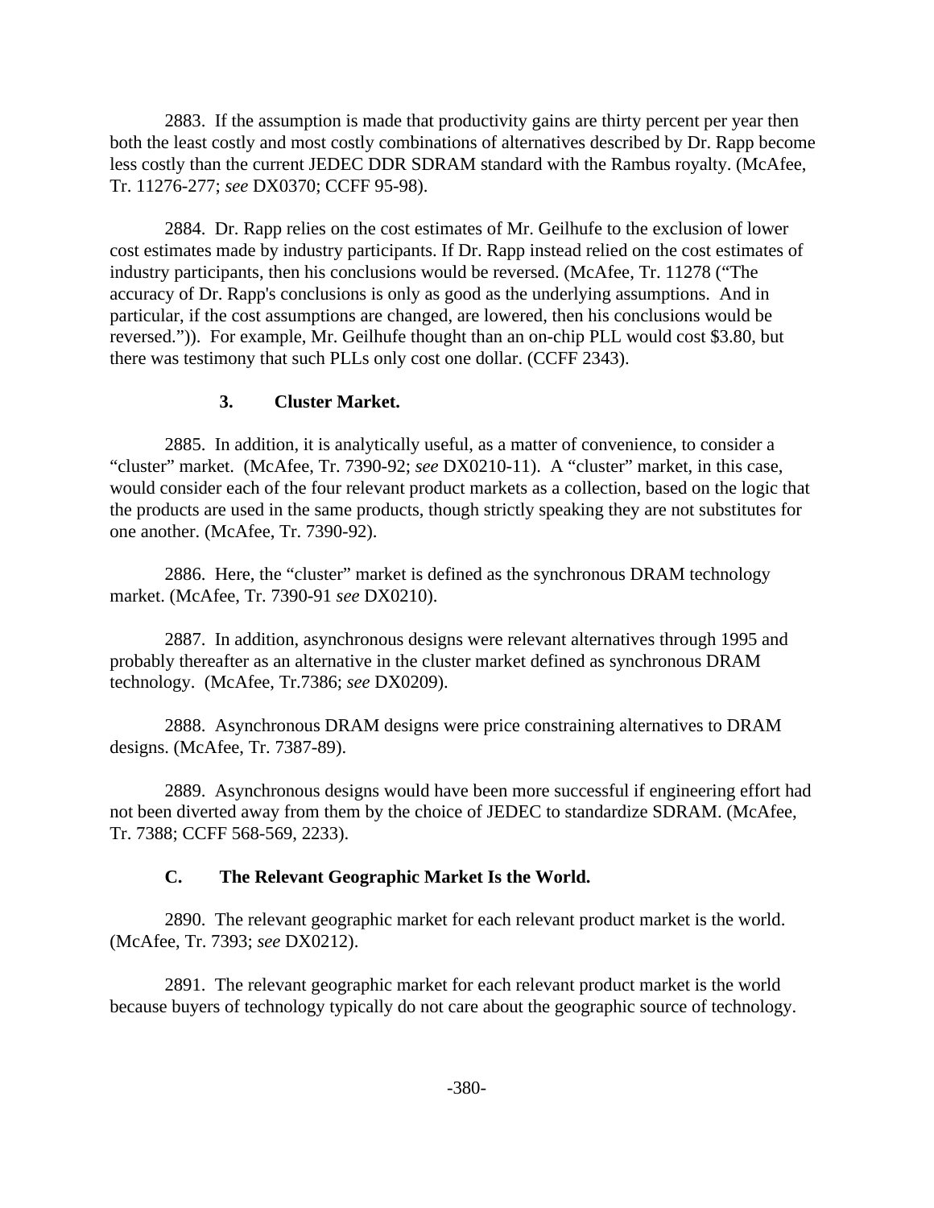2883. If the assumption is made that productivity gains are thirty percent per year then both the least costly and most costly combinations of alternatives described by Dr. Rapp become less costly than the current JEDEC DDR SDRAM standard with the Rambus royalty. (McAfee, Tr. 11276-277; *see* DX0370; CCFF 95-98).

2884. Dr. Rapp relies on the cost estimates of Mr. Geilhufe to the exclusion of lower cost estimates made by industry participants. If Dr. Rapp instead relied on the cost estimates of industry participants, then his conclusions would be reversed. (McAfee, Tr. 11278 ("The accuracy of Dr. Rapp's conclusions is only as good as the underlying assumptions. And in particular, if the cost assumptions are changed, are lowered, then his conclusions would be reversed.")). For example, Mr. Geilhufe thought than an on-chip PLL would cost $3.80, but there was testimony that such PLLs only cost one dollar. (CCFF 2343).

### 3. Cluster Market.

2885. In addition, it is analytically useful, as a matter of convenience, to consider a "cluster" market. (McAfee, Tr. 7390-92; *see* DX0210-11). A "cluster" market, in this case, would consider each of the four relevant product markets as a collection, based on the logic that the products are used in the same products, though strictly speaking they are not substitutes for one another. (McAfee, Tr. 7390-92).

2886. Here, the "cluster" market is defined as the synchronous DRAM technology market. (McAfee, Tr. 7390-91 *see* DX0210).

2887. In addition, asynchronous designs were relevant alternatives through 1995 and probably thereafter as an alternative in the cluster market defined as synchronous DRAM technology. (McAfee, Tr.7386; *see* DX0209).

2888. Asynchronous DRAM designs were price constraining alternatives to DRAM designs. (McAfee, Tr. 7387-89).

2889. Asynchronous designs would have been more successful if engineering effort had not been diverted away from them by the choice of JEDEC to standardize SDRAM. (McAfee, Tr. 7388; CCFF 568-569, 2233).

## C. The Relevant Geographic Market Is the World.

2890. The relevant geographic market for each relevant product market is the world. (McAfee, Tr. 7393; *see* DX0212).

2891. The relevant geographic market for each relevant product market is the world because buyers of technology typically do not care about the geographic source of technology.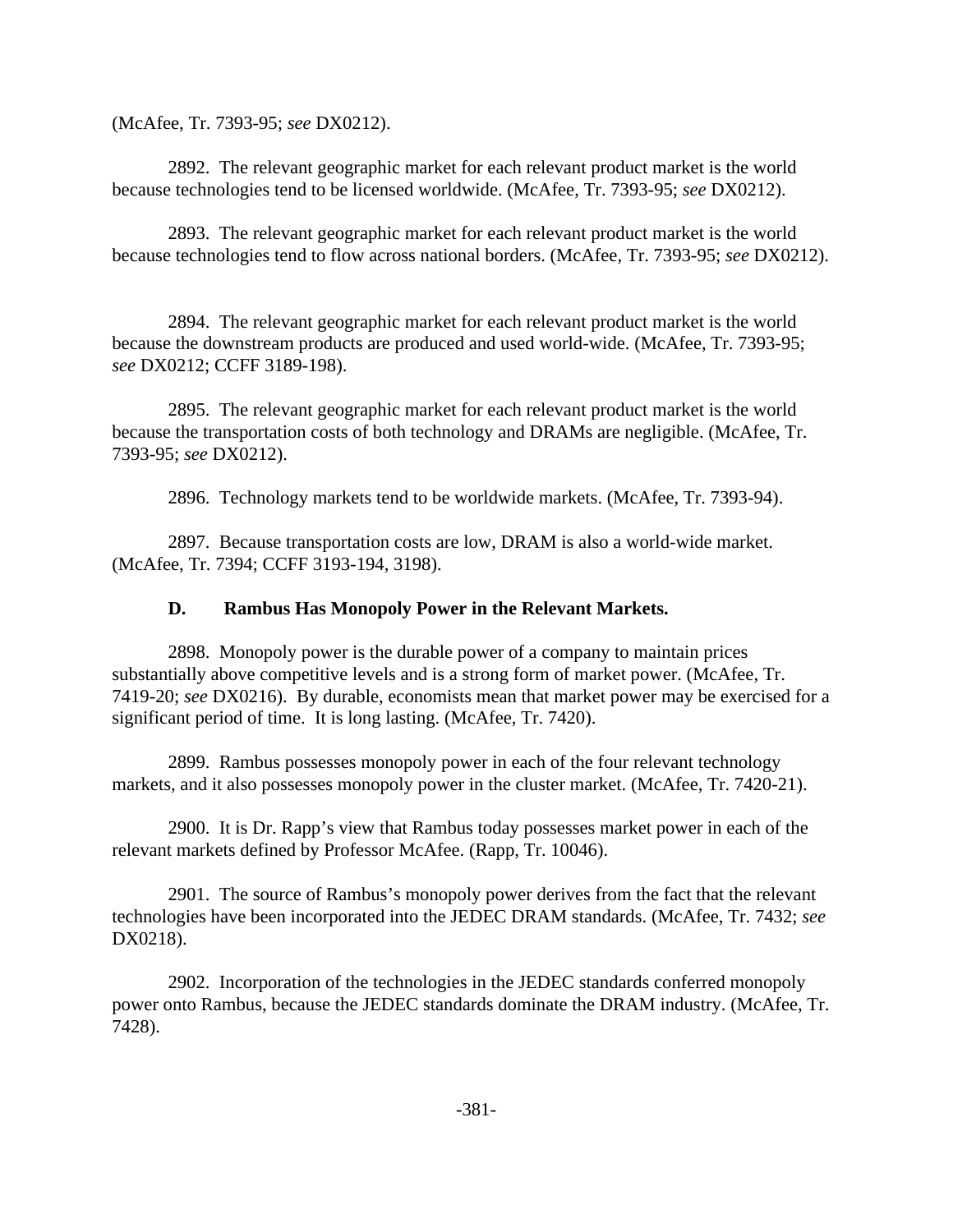(McAfee, Tr. 7393-95; *see* DX0212).

2892. The relevant geographic market for each relevant product market is the world because technologies tend to be licensed worldwide. (McAfee, Tr. 7393-95; *see* DX0212).

2893. The relevant geographic market for each relevant product market is the world because technologies tend to flow across national borders. (McAfee, Tr. 7393-95; *see* DX0212).

2894. The relevant geographic market for each relevant product market is the world because the downstream products are produced and used world-wide. (McAfee, Tr. 7393-95; *see* DX0212; CCFF 3189-198).

2895. The relevant geographic market for each relevant product market is the world because the transportation costs of both technology and DRAMs are negligible. (McAfee, Tr. 7393-95; *see* DX0212).

2896. Technology markets tend to be worldwide markets. (McAfee, Tr. 7393-94).

2897. Because transportation costs are low, DRAM is also a world-wide market. (McAfee, Tr. 7394; CCFF 3193-194, 3198).

### D. Rambus Has Monopoly Power in the Relevant Markets.

2898. Monopoly power is the durable power of a company to maintain prices substantially above competitive levels and is a strong form of market power. (McAfee, Tr. 7419-20; *see* DX0216). By durable, economists mean that market power may be exercised for a significant period of time. It is long lasting. (McAfee, Tr. 7420).

2899. Rambus possesses monopoly power in each of the four relevant technology markets, and it also possesses monopoly power in the cluster market. (McAfee, Tr. 7420-21).

2900. It is Dr. Rapp's view that Rambus today possesses market power in each of the relevant markets defined by Professor McAfee. (Rapp, Tr. 10046).

2901. The source of Rambus's monopoly power derives from the fact that the relevant technologies have been incorporated into the JEDEC DRAM standards. (McAfee, Tr. 7432; *see* DX0218).

2902. Incorporation of the technologies in the JEDEC standards conferred monopoly power onto Rambus, because the JEDEC standards dominate the DRAM industry. (McAfee, Tr. 7428).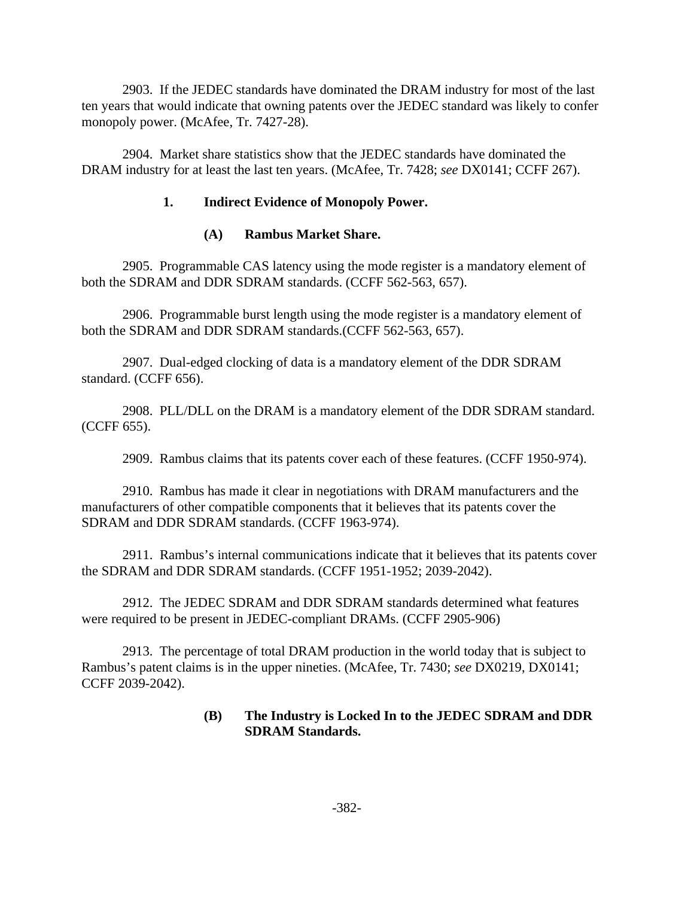2903. If the JEDEC standards have dominated the DRAM industry for most of the last ten years that would indicate that owning patents over the JEDEC standard was likely to confer monopoly power. (McAfee, Tr. 7427-28).

2904. Market share statistics show that the JEDEC standards have dominated the DRAM industry for at least the last ten years. (McAfee, Tr. 7428; *see* DX0141; CCFF 267).

### 1. Indirect Evidence of Monopoly Power.

#### (A) Rambus Market Share.

2905. Programmable CAS latency using the mode register is a mandatory element of both the SDRAM and DDR SDRAM standards. (CCFF 562-563, 657).

2906. Programmable burst length using the mode register is a mandatory element of both the SDRAM and DDR SDRAM standards.(CCFF 562-563, 657).

2907. Dual-edged clocking of data is a mandatory element of the DDR SDRAM standard. (CCFF 656).

2908. PLL/DLL on the DRAM is a mandatory element of the DDR SDRAM standard. (CCFF 655).

2909. Rambus claims that its patents cover each of these features. (CCFF 1950-974).

2910. Rambus has made it clear in negotiations with DRAM manufacturers and the manufacturers of other compatible components that it believes that its patents cover the SDRAM and DDR SDRAM standards. (CCFF 1963-974).

2911. Rambus's internal communications indicate that it believes that its patents cover the SDRAM and DDR SDRAM standards. (CCFF 1951-1952; 2039-2042).

2912. The JEDEC SDRAM and DDR SDRAM standards determined what features were required to be present in JEDEC-compliant DRAMs. (CCFF 2905-906)

2913. The percentage of total DRAM production in the world today that is subject to Rambus's patent claims is in the upper nineties. (McAfee, Tr. 7430; *see* DX0219, DX0141; CCFF 2039-2042).

#### (B) The Industry is Locked In to the JEDEC SDRAM and DDR SDRAM Standards.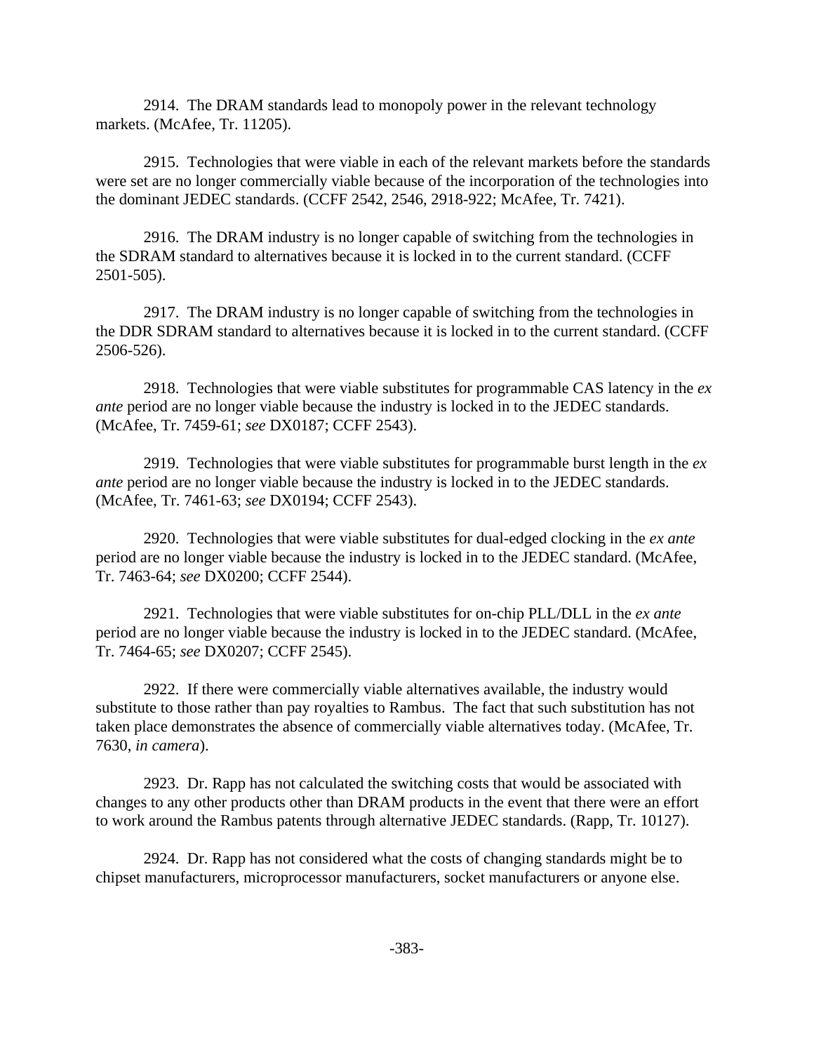2914. The DRAM standards lead to monopoly power in the relevant technology markets. (McAfee, Tr. 11205).

2915. Technologies that were viable in each of the relevant markets before the standards were set are no longer commercially viable because of the incorporation of the technologies into the dominant JEDEC standards. (CCFF 2542, 2546, 2918-922; McAfee, Tr. 7421).

2916. The DRAM industry is no longer capable of switching from the technologies in the SDRAM standard to alternatives because it is locked in to the current standard. (CCFF 2501-505).

2917. The DRAM industry is no longer capable of switching from the technologies in the DDR SDRAM standard to alternatives because it is locked in to the current standard. (CCFF 2506-526).

2918. Technologies that were viable substitutes for programmable CAS latency in the *ex ante* period are no longer viable because the industry is locked in to the JEDEC standards. (McAfee, Tr. 7459-61; *see* DX0187; CCFF 2543).

2919. Technologies that were viable substitutes for programmable burst length in the *ex ante* period are no longer viable because the industry is locked in to the JEDEC standards. (McAfee, Tr. 7461-63; *see* DX0194; CCFF 2543).

2920. Technologies that were viable substitutes for dual-edged clocking in the *ex ante* period are no longer viable because the industry is locked in to the JEDEC standard. (McAfee, Tr. 7463-64; *see* DX0200; CCFF 2544).

2921. Technologies that were viable substitutes for on-chip PLL/DLL in the *ex ante* period are no longer viable because the industry is locked in to the JEDEC standard. (McAfee, Tr. 7464-65; *see* DX0207; CCFF 2545).

2922. If there were commercially viable alternatives available, the industry would substitute to those rather than pay royalties to Rambus. The fact that such substitution has not taken place demonstrates the absence of commercially viable alternatives today. (McAfee, Tr. 7630, *in camera*).

2923. Dr. Rapp has not calculated the switching costs that would be associated with changes to any other products other than DRAM products in the event that there were an effort to work around the Rambus patents through alternative JEDEC standards. (Rapp, Tr. 10127).

2924. Dr. Rapp has not considered what the costs of changing standards might be to chipset manufacturers, microprocessor manufacturers, socket manufacturers or anyone else.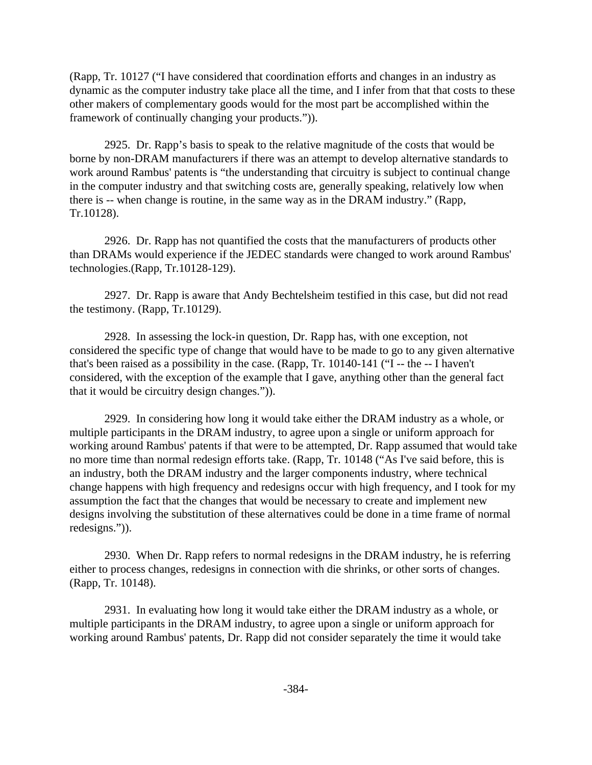(Rapp, Tr. 10127 ("I have considered that coordination efforts and changes in an industry as dynamic as the computer industry take place all the time, and I infer from that that costs to these other makers of complementary goods would for the most part be accomplished within the framework of continually changing your products.")).

2925. Dr. Rapp's basis to speak to the relative magnitude of the costs that would be borne by non-DRAM manufacturers if there was an attempt to develop alternative standards to work around Rambus' patents is "the understanding that circuitry is subject to continual change in the computer industry and that switching costs are, generally speaking, relatively low when there is -- when change is routine, in the same way as in the DRAM industry." (Rapp, Tr.10128).

2926. Dr. Rapp has not quantified the costs that the manufacturers of products other than DRAMs would experience if the JEDEC standards were changed to work around Rambus' technologies.(Rapp, Tr.10128-129).

2927. Dr. Rapp is aware that Andy Bechtelsheim testified in this case, but did not read the testimony. (Rapp, Tr.10129).

2928. In assessing the lock-in question, Dr. Rapp has, with one exception, not considered the specific type of change that would have to be made to go to any given alternative that's been raised as a possibility in the case. (Rapp, Tr. 10140-141 ("I -- the -- I haven't considered, with the exception of the example that I gave, anything other than the general fact that it would be circuitry design changes.")).

2929. In considering how long it would take either the DRAM industry as a whole, or multiple participants in the DRAM industry, to agree upon a single or uniform approach for working around Rambus' patents if that were to be attempted, Dr. Rapp assumed that would take no more time than normal redesign efforts take. (Rapp, Tr. 10148 ("As I've said before, this is an industry, both the DRAM industry and the larger components industry, where technical change happens with high frequency and redesigns occur with high frequency, and I took for my assumption the fact that the changes that would be necessary to create and implement new designs involving the substitution of these alternatives could be done in a time frame of normal redesigns.")).

2930. When Dr. Rapp refers to normal redesigns in the DRAM industry, he is referring either to process changes, redesigns in connection with die shrinks, or other sorts of changes. (Rapp, Tr. 10148).

2931. In evaluating how long it would take either the DRAM industry as a whole, or multiple participants in the DRAM industry, to agree upon a single or uniform approach for working around Rambus' patents, Dr. Rapp did not consider separately the time it would take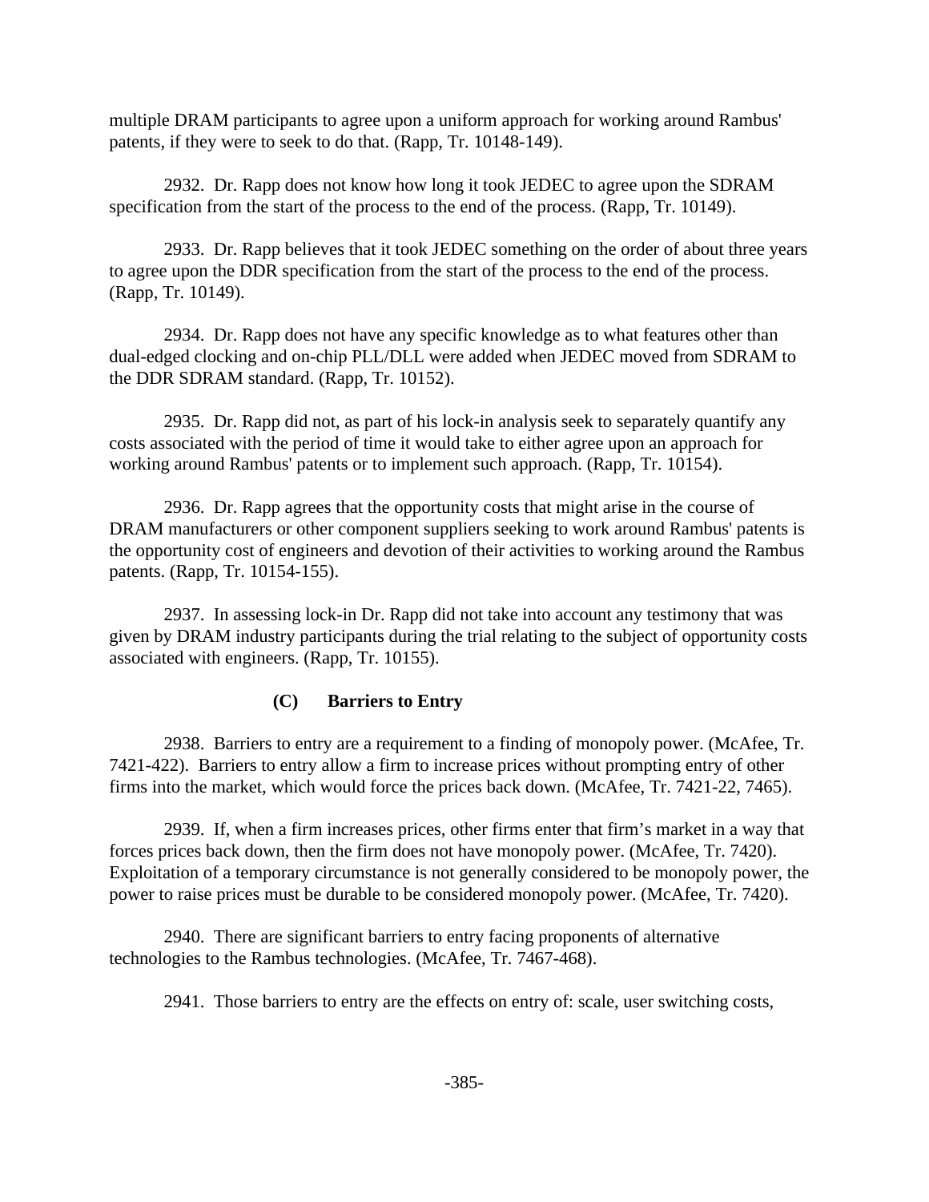multiple DRAM participants to agree upon a uniform approach for working around Rambus' patents, if they were to seek to do that. (Rapp, Tr. 10148-149).

2932. Dr. Rapp does not know how long it took JEDEC to agree upon the SDRAM specification from the start of the process to the end of the process. (Rapp, Tr. 10149).

2933. Dr. Rapp believes that it took JEDEC something on the order of about three years to agree upon the DDR specification from the start of the process to the end of the process. (Rapp, Tr. 10149).

2934. Dr. Rapp does not have any specific knowledge as to what features other than dual-edged clocking and on-chip PLL/DLL were added when JEDEC moved from SDRAM to the DDR SDRAM standard. (Rapp, Tr. 10152).

2935. Dr. Rapp did not, as part of his lock-in analysis seek to separately quantify any costs associated with the period of time it would take to either agree upon an approach for working around Rambus' patents or to implement such approach. (Rapp, Tr. 10154).

2936. Dr. Rapp agrees that the opportunity costs that might arise in the course of DRAM manufacturers or other component suppliers seeking to work around Rambus' patents is the opportunity cost of engineers and devotion of their activities to working around the Rambus patents. (Rapp, Tr. 10154-155).

2937. In assessing lock-in Dr. Rapp did not take into account any testimony that was given by DRAM industry participants during the trial relating to the subject of opportunity costs associated with engineers. (Rapp, Tr. 10155).

### (C) Barriers to Entry

2938. Barriers to entry are a requirement to a finding of monopoly power. (McAfee, Tr. 7421-422). Barriers to entry allow a firm to increase prices without prompting entry of other firms into the market, which would force the prices back down. (McAfee, Tr. 7421-22, 7465).

2939. If, when a firm increases prices, other firms enter that firm's market in a way that forces prices back down, then the firm does not have monopoly power. (McAfee, Tr. 7420). Exploitation of a temporary circumstance is not generally considered to be monopoly power, the power to raise prices must be durable to be considered monopoly power. (McAfee, Tr. 7420).

2940. There are significant barriers to entry facing proponents of alternative technologies to the Rambus technologies. (McAfee, Tr. 7467-468).

2941. Those barriers to entry are the effects on entry of: scale, user switching costs,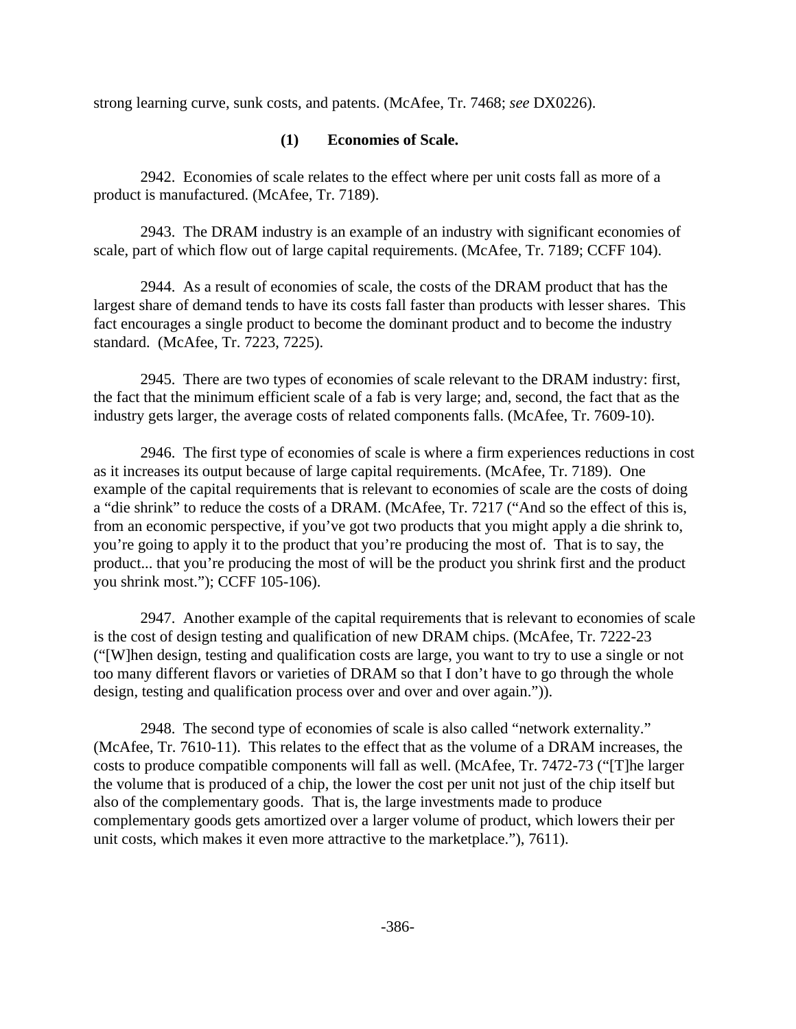strong learning curve, sunk costs, and patents. (McAfee, Tr. 7468; *see* DX0226).

### (1) Economies of Scale.

2942. Economies of scale relates to the effect where per unit costs fall as more of a product is manufactured. (McAfee, Tr. 7189).

2943. The DRAM industry is an example of an industry with significant economies of scale, part of which flow out of large capital requirements. (McAfee, Tr. 7189; CCFF 104).

2944. As a result of economies of scale, the costs of the DRAM product that has the largest share of demand tends to have its costs fall faster than products with lesser shares. This fact encourages a single product to become the dominant product and to become the industry standard. (McAfee, Tr. 7223, 7225).

2945. There are two types of economies of scale relevant to the DRAM industry: first, the fact that the minimum efficient scale of a fab is very large; and, second, the fact that as the industry gets larger, the average costs of related components falls. (McAfee, Tr. 7609-10).

2946. The first type of economies of scale is where a firm experiences reductions in cost as it increases its output because of large capital requirements. (McAfee, Tr. 7189). One example of the capital requirements that is relevant to economies of scale are the costs of doing a "die shrink" to reduce the costs of a DRAM. (McAfee, Tr. 7217 ("And so the effect of this is, from an economic perspective, if you've got two products that you might apply a die shrink to, you're going to apply it to the product that you're producing the most of. That is to say, the product... that you're producing the most of will be the product you shrink first and the product you shrink most."); CCFF 105-106).

2947. Another example of the capital requirements that is relevant to economies of scale is the cost of design testing and qualification of new DRAM chips. (McAfee, Tr. 7222-23 ("[W]hen design, testing and qualification costs are large, you want to try to use a single or not too many different flavors or varieties of DRAM so that I don't have to go through the whole design, testing and qualification process over and over and over again.")).

2948. The second type of economies of scale is also called "network externality." (McAfee, Tr. 7610-11). This relates to the effect that as the volume of a DRAM increases, the costs to produce compatible components will fall as well. (McAfee, Tr. 7472-73 ("[T]he larger the volume that is produced of a chip, the lower the cost per unit not just of the chip itself but also of the complementary goods. That is, the large investments made to produce complementary goods gets amortized over a larger volume of product, which lowers their per unit costs, which makes it even more attractive to the marketplace."), 7611).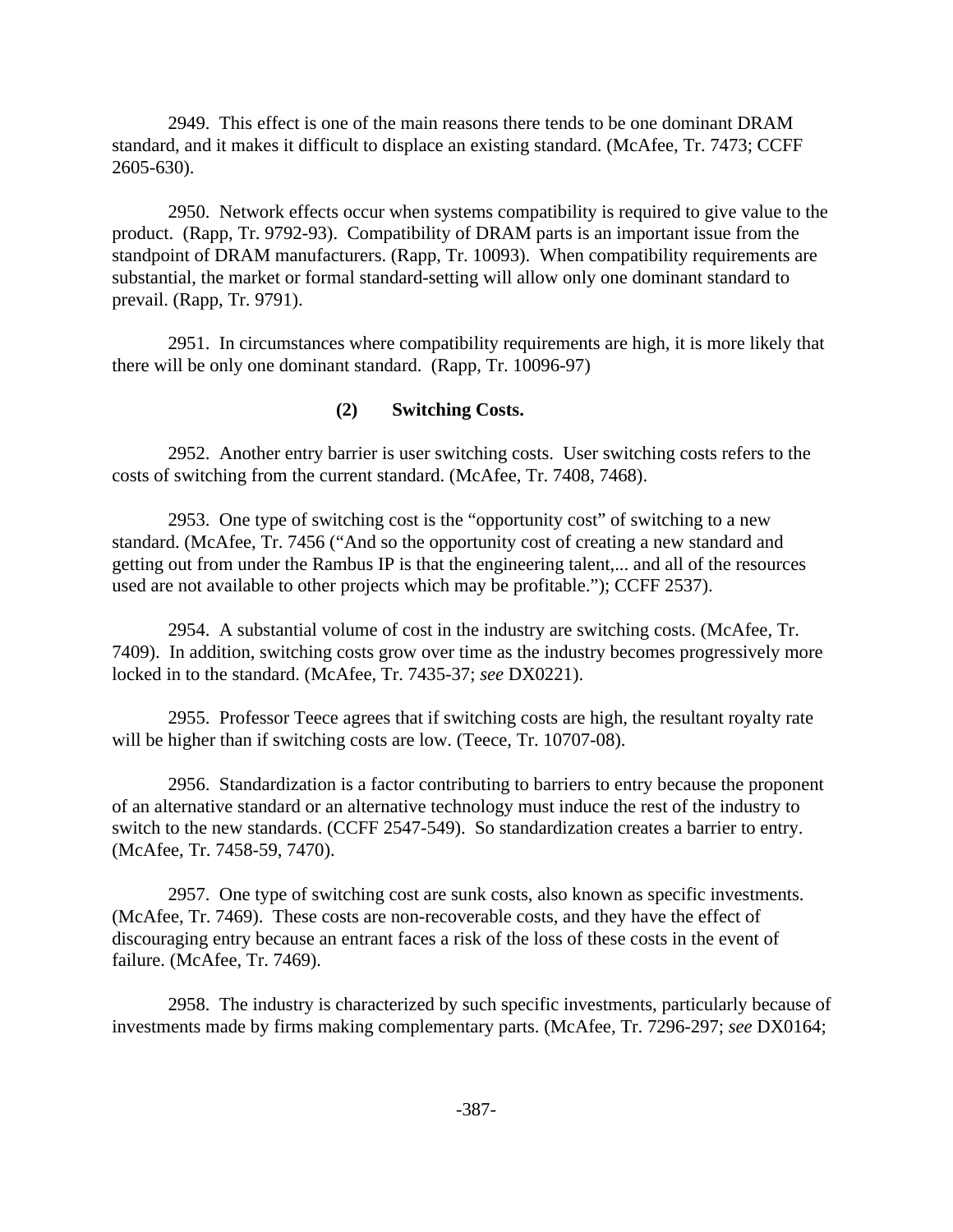2949. This effect is one of the main reasons there tends to be one dominant DRAM standard, and it makes it difficult to displace an existing standard. (McAfee, Tr. 7473; CCFF 2605-630).

2950. Network effects occur when systems compatibility is required to give value to the product. (Rapp, Tr. 9792-93). Compatibility of DRAM parts is an important issue from the standpoint of DRAM manufacturers. (Rapp, Tr. 10093). When compatibility requirements are substantial, the market or formal standard-setting will allow only one dominant standard to prevail. (Rapp, Tr. 9791).

2951. In circumstances where compatibility requirements are high, it is more likely that there will be only one dominant standard. (Rapp, Tr. 10096-97)

**(2) Switching Costs.**

2952. Another entry barrier is user switching costs. User switching costs refers to the costs of switching from the current standard. (McAfee, Tr. 7408, 7468).

2953. One type of switching cost is the "opportunity cost" of switching to a new standard. (McAfee, Tr. 7456 ("And so the opportunity cost of creating a new standard and getting out from under the Rambus IP is that the engineering talent,... and all of the resources used are not available to other projects which may be profitable."); CCFF 2537).

2954. A substantial volume of cost in the industry are switching costs. (McAfee, Tr. 7409). In addition, switching costs grow over time as the industry becomes progressively more locked in to the standard. (McAfee, Tr. 7435-37; *see* DX0221).

2955. Professor Teece agrees that if switching costs are high, the resultant royalty rate will be higher than if switching costs are low. (Teece, Tr. 10707-08).

2956. Standardization is a factor contributing to barriers to entry because the proponent of an alternative standard or an alternative technology must induce the rest of the industry to switch to the new standards. (CCFF 2547-549). So standardization creates a barrier to entry. (McAfee, Tr. 7458-59, 7470).

2957. One type of switching cost are sunk costs, also known as specific investments. (McAfee, Tr. 7469). These costs are non-recoverable costs, and they have the effect of discouraging entry because an entrant faces a risk of the loss of these costs in the event of failure. (McAfee, Tr. 7469).

2958. The industry is characterized by such specific investments, particularly because of investments made by firms making complementary parts. (McAfee, Tr. 7296-297; *see* DX0164;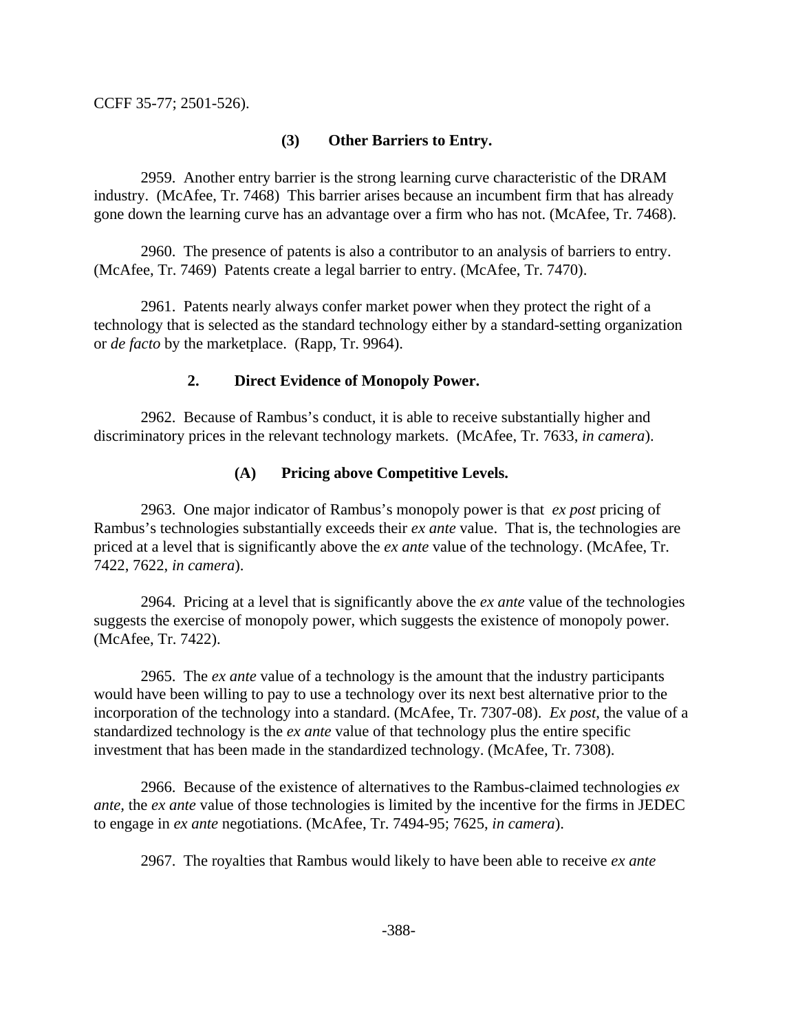CCFF 35-77; 2501-526).

#### (3) Other Barriers to Entry.

2959. Another entry barrier is the strong learning curve characteristic of the DRAM industry. (McAfee, Tr. 7468) This barrier arises because an incumbent firm that has already gone down the learning curve has an advantage over a firm who has not. (McAfee, Tr. 7468).

2960. The presence of patents is also a contributor to an analysis of barriers to entry. (McAfee, Tr. 7469) Patents create a legal barrier to entry. (McAfee, Tr. 7470).

2961. Patents nearly always confer market power when they protect the right of a technology that is selected as the standard technology either by a standard-setting organization or *de facto* by the marketplace. (Rapp, Tr. 9964).

### 2. Direct Evidence of Monopoly Power.

2962. Because of Rambus's conduct, it is able to receive substantially higher and discriminatory prices in the relevant technology markets. (McAfee, Tr. 7633, *in camera*).

#### (A) Pricing above Competitive Levels.

2963. One major indicator of Rambus's monopoly power is that *ex post* pricing of Rambus's technologies substantially exceeds their *ex ante* value. That is, the technologies are priced at a level that is significantly above the *ex ante* value of the technology. (McAfee, Tr. 7422, 7622, *in camera*).

2964. Pricing at a level that is significantly above the *ex ante* value of the technologies suggests the exercise of monopoly power, which suggests the existence of monopoly power. (McAfee, Tr. 7422).

2965. The *ex ante* value of a technology is the amount that the industry participants would have been willing to pay to use a technology over its next best alternative prior to the incorporation of the technology into a standard. (McAfee, Tr. 7307-08). *Ex post*, the value of a standardized technology is the *ex ante* value of that technology plus the entire specific investment that has been made in the standardized technology. (McAfee, Tr. 7308).

2966. Because of the existence of alternatives to the Rambus-claimed technologies *ex ante*, the *ex ante* value of those technologies is limited by the incentive for the firms in JEDEC to engage in *ex ante* negotiations. (McAfee, Tr. 7494-95; 7625, *in camera*).

2967. The royalties that Rambus would likely to have been able to receive *ex ante*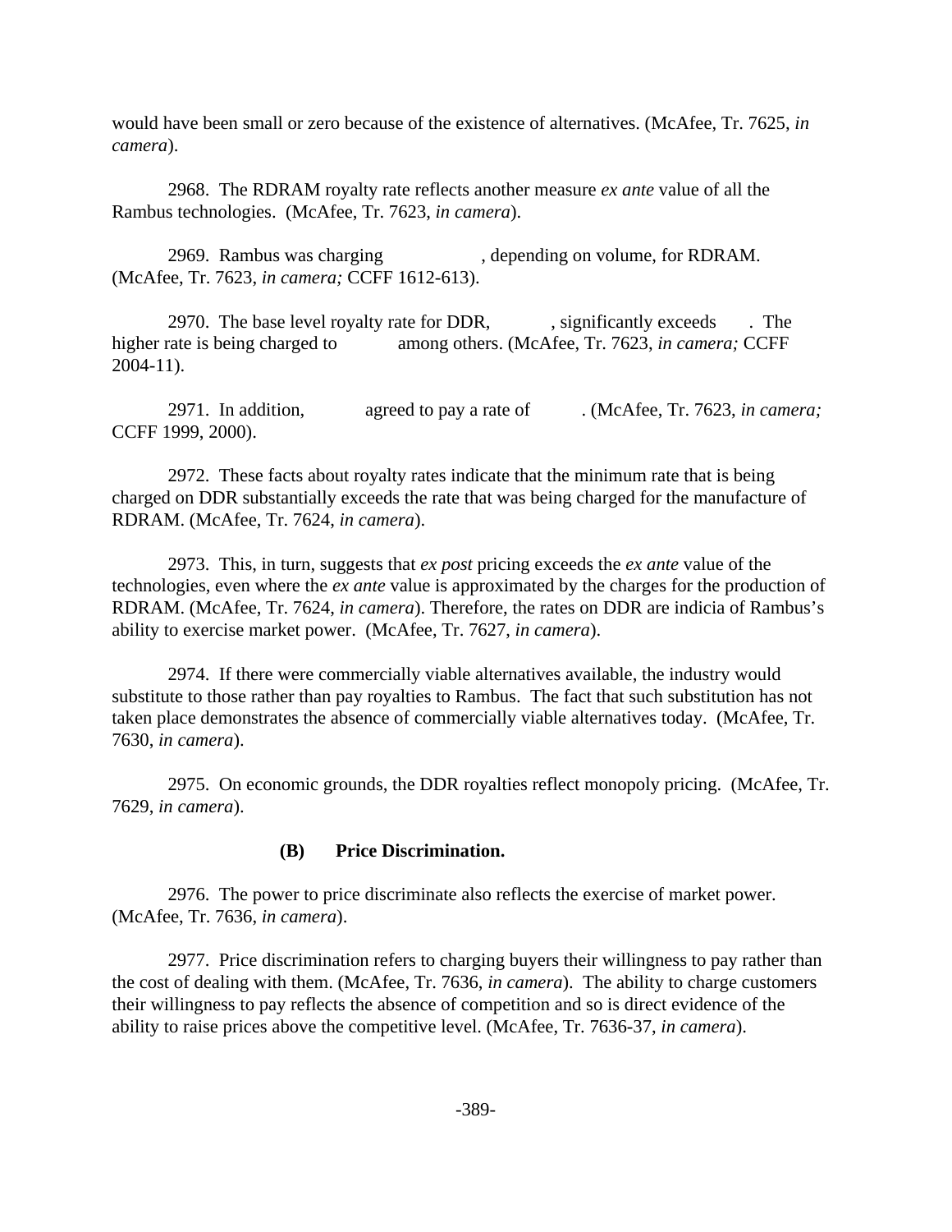would have been small or zero because of the existence of alternatives. (McAfee, Tr. 7625, *in camera*).

2968. The RDRAM royalty rate reflects another measure *ex ante* value of all the Rambus technologies. (McAfee, Tr. 7623, *in camera*).

2969. Rambus was charging , depending on volume, for RDRAM. (McAfee, Tr. 7623, *in camera;* CCFF 1612-613).

2970. The base level royalty rate for DDR, , significantly exceeds . The higher rate is being charged to among others. (McAfee, Tr. 7623, *in camera;* CCFF 2004-11).

2971. In addition, agreed to pay a rate of . (McAfee, Tr. 7623, *in camera;* CCFF 1999, 2000).

2972. These facts about royalty rates indicate that the minimum rate that is being charged on DDR substantially exceeds the rate that was being charged for the manufacture of RDRAM. (McAfee, Tr. 7624, *in camera*).

2973. This, in turn, suggests that *ex post* pricing exceeds the *ex ante* value of the technologies, even where the *ex ante* value is approximated by the charges for the production of RDRAM. (McAfee, Tr. 7624, *in camera*). Therefore, the rates on DDR are indicia of Rambus's ability to exercise market power. (McAfee, Tr. 7627, *in camera*).

2974. If there were commercially viable alternatives available, the industry would substitute to those rather than pay royalties to Rambus. The fact that such substitution has not taken place demonstrates the absence of commercially viable alternatives today. (McAfee, Tr. 7630, *in camera*).

2975. On economic grounds, the DDR royalties reflect monopoly pricing. (McAfee, Tr. 7629, *in camera*).

**(B) Price Discrimination.**

2976. The power to price discriminate also reflects the exercise of market power. (McAfee, Tr. 7636, *in camera*).

2977. Price discrimination refers to charging buyers their willingness to pay rather than the cost of dealing with them. (McAfee, Tr. 7636, *in camera*). The ability to charge customers their willingness to pay reflects the absence of competition and so is direct evidence of the ability to raise prices above the competitive level. (McAfee, Tr. 7636-37, *in camera*).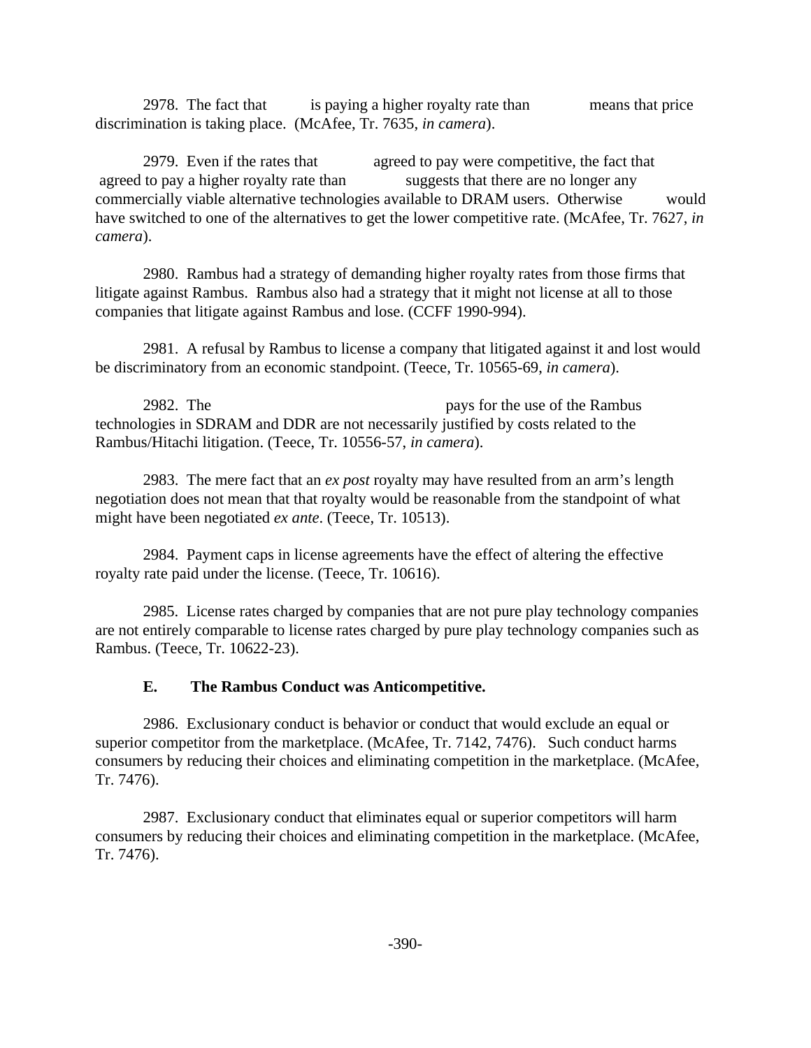2978. The fact that is paying a higher royalty rate than means that price discrimination is taking place. (McAfee, Tr. 7635, *in camera*).

2979. Even if the rates that agreed to pay were competitive, the fact that agreed to pay a higher royalty rate than suggests that there are no longer any commercially viable alternative technologies available to DRAM users. Otherwise would have switched to one of the alternatives to get the lower competitive rate. (McAfee, Tr. 7627, *in camera*).

2980. Rambus had a strategy of demanding higher royalty rates from those firms that litigate against Rambus. Rambus also had a strategy that it might not license at all to those companies that litigate against Rambus and lose. (CCFF 1990-994).

2981. A refusal by Rambus to license a company that litigated against it and lost would be discriminatory from an economic standpoint. (Teece, Tr. 10565-69, *in camera*).

2982. The pays for the use of the Rambus technologies in SDRAM and DDR are not necessarily justified by costs related to the Rambus/Hitachi litigation. (Teece, Tr. 10556-57, *in camera*).

2983. The mere fact that an *ex post* royalty may have resulted from an arm's length negotiation does not mean that that royalty would be reasonable from the standpoint of what might have been negotiated *ex ante*. (Teece, Tr. 10513).

2984. Payment caps in license agreements have the effect of altering the effective royalty rate paid under the license. (Teece, Tr. 10616).

2985. License rates charged by companies that are not pure play technology companies are not entirely comparable to license rates charged by pure play technology companies such as Rambus. (Teece, Tr. 10622-23).

### E. The Rambus Conduct was Anticompetitive.

2986. Exclusionary conduct is behavior or conduct that would exclude an equal or superior competitor from the marketplace. (McAfee, Tr. 7142, 7476). Such conduct harms consumers by reducing their choices and eliminating competition in the marketplace. (McAfee, Tr. 7476).

2987. Exclusionary conduct that eliminates equal or superior competitors will harm consumers by reducing their choices and eliminating competition in the marketplace. (McAfee, Tr. 7476).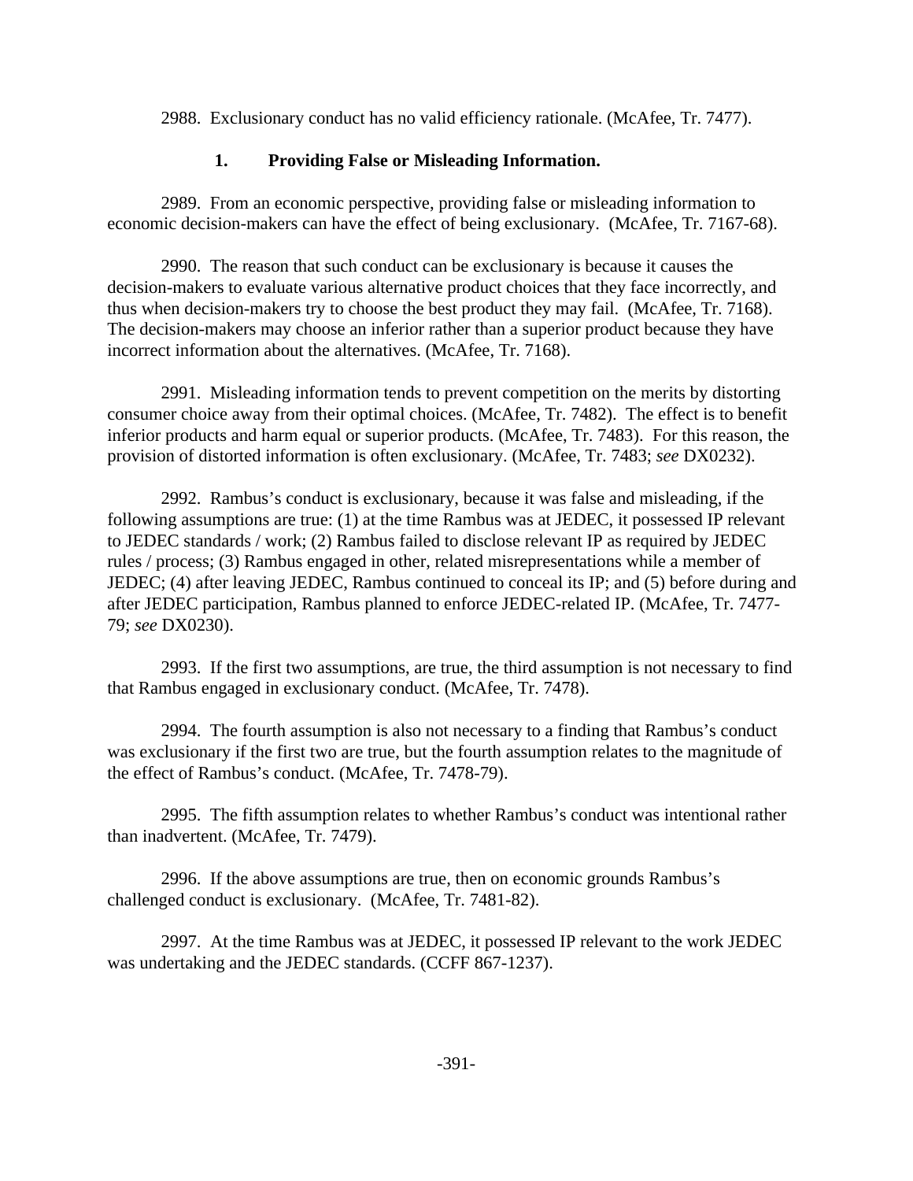2988. Exclusionary conduct has no valid efficiency rationale. (McAfee, Tr. 7477).

### 1. Providing False or Misleading Information.

2989. From an economic perspective, providing false or misleading information to economic decision-makers can have the effect of being exclusionary. (McAfee, Tr. 7167-68).

2990. The reason that such conduct can be exclusionary is because it causes the decision-makers to evaluate various alternative product choices that they face incorrectly, and thus when decision-makers try to choose the best product they may fail. (McAfee, Tr. 7168). The decision-makers may choose an inferior rather than a superior product because they have incorrect information about the alternatives. (McAfee, Tr. 7168).

2991. Misleading information tends to prevent competition on the merits by distorting consumer choice away from their optimal choices. (McAfee, Tr. 7482). The effect is to benefit inferior products and harm equal or superior products. (McAfee, Tr. 7483). For this reason, the provision of distorted information is often exclusionary. (McAfee, Tr. 7483; *see* DX0232).

2992. Rambus's conduct is exclusionary, because it was false and misleading, if the following assumptions are true: (1) at the time Rambus was at JEDEC, it possessed IP relevant to JEDEC standards / work; (2) Rambus failed to disclose relevant IP as required by JEDEC rules / process; (3) Rambus engaged in other, related misrepresentations while a member of JEDEC; (4) after leaving JEDEC, Rambus continued to conceal its IP; and (5) before during and after JEDEC participation, Rambus planned to enforce JEDEC-related IP. (McAfee, Tr. 7477-79; *see* DX0230).

2993. If the first two assumptions, are true, the third assumption is not necessary to find that Rambus engaged in exclusionary conduct. (McAfee, Tr. 7478).

2994. The fourth assumption is also not necessary to a finding that Rambus's conduct was exclusionary if the first two are true, but the fourth assumption relates to the magnitude of the effect of Rambus's conduct. (McAfee, Tr. 7478-79).

2995. The fifth assumption relates to whether Rambus's conduct was intentional rather than inadvertent. (McAfee, Tr. 7479).

2996. If the above assumptions are true, then on economic grounds Rambus's challenged conduct is exclusionary. (McAfee, Tr. 7481-82).

2997. At the time Rambus was at JEDEC, it possessed IP relevant to the work JEDEC was undertaking and the JEDEC standards. (CCFF 867-1237).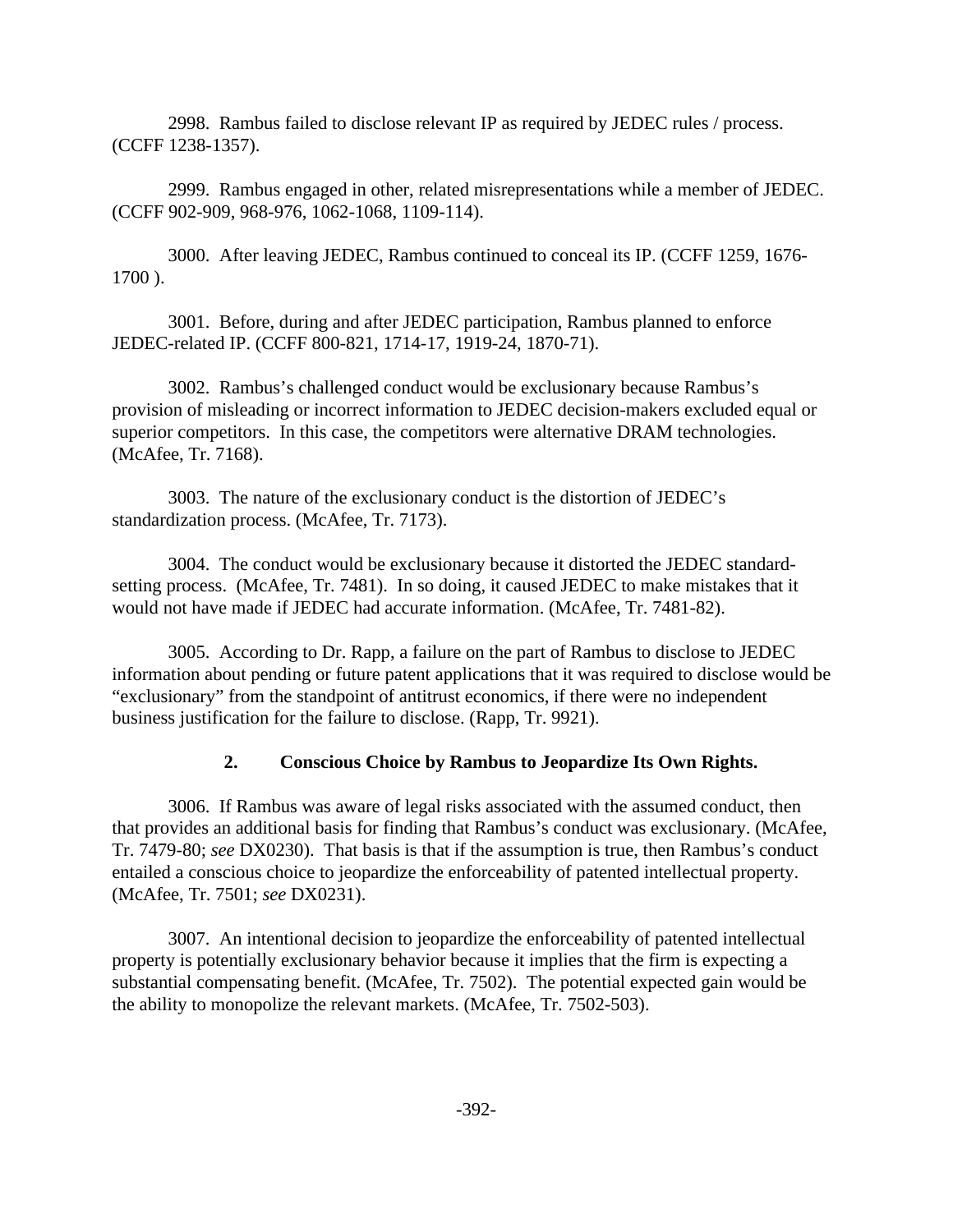2998. Rambus failed to disclose relevant IP as required by JEDEC rules / process. (CCFF 1238-1357).

2999. Rambus engaged in other, related misrepresentations while a member of JEDEC. (CCFF 902-909, 968-976, 1062-1068, 1109-114).

3000. After leaving JEDEC, Rambus continued to conceal its IP. (CCFF 1259, 1676-1700 ).

3001. Before, during and after JEDEC participation, Rambus planned to enforce JEDEC-related IP. (CCFF 800-821, 1714-17, 1919-24, 1870-71).

3002. Rambus's challenged conduct would be exclusionary because Rambus's provision of misleading or incorrect information to JEDEC decision-makers excluded equal or superior competitors. In this case, the competitors were alternative DRAM technologies. (McAfee, Tr. 7168).

3003. The nature of the exclusionary conduct is the distortion of JEDEC's standardization process. (McAfee, Tr. 7173).

3004. The conduct would be exclusionary because it distorted the JEDEC standard-setting process. (McAfee, Tr. 7481). In so doing, it caused JEDEC to make mistakes that it would not have made if JEDEC had accurate information. (McAfee, Tr. 7481-82).

3005. According to Dr. Rapp, a failure on the part of Rambus to disclose to JEDEC information about pending or future patent applications that it was required to disclose would be "exclusionary" from the standpoint of antitrust economics, if there were no independent business justification for the failure to disclose. (Rapp, Tr. 9921).

### 2. Conscious Choice by Rambus to Jeopardize Its Own Rights.

3006. If Rambus was aware of legal risks associated with the assumed conduct, then that provides an additional basis for finding that Rambus's conduct was exclusionary. (McAfee, Tr. 7479-80; *see* DX0230). That basis is that if the assumption is true, then Rambus's conduct entailed a conscious choice to jeopardize the enforceability of patented intellectual property. (McAfee, Tr. 7501; *see* DX0231).

3007. An intentional decision to jeopardize the enforceability of patented intellectual property is potentially exclusionary behavior because it implies that the firm is expecting a substantial compensating benefit. (McAfee, Tr. 7502). The potential expected gain would be the ability to monopolize the relevant markets. (McAfee, Tr. 7502-503).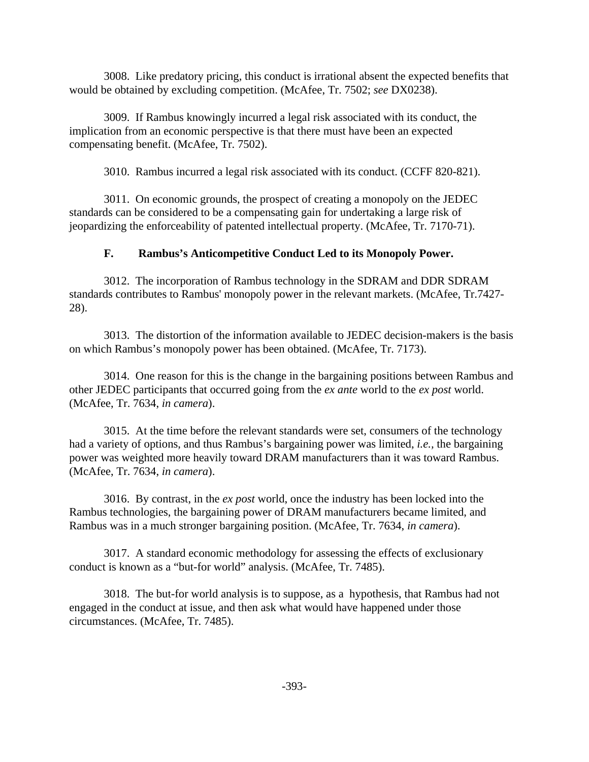3008. Like predatory pricing, this conduct is irrational absent the expected benefits that would be obtained by excluding competition. (McAfee, Tr. 7502; *see* DX0238).

3009. If Rambus knowingly incurred a legal risk associated with its conduct, the implication from an economic perspective is that there must have been an expected compensating benefit. (McAfee, Tr. 7502).

3010. Rambus incurred a legal risk associated with its conduct. (CCFF 820-821).

3011. On economic grounds, the prospect of creating a monopoly on the JEDEC standards can be considered to be a compensating gain for undertaking a large risk of jeopardizing the enforceability of patented intellectual property. (McAfee, Tr. 7170-71).

### F. Rambus's Anticompetitive Conduct Led to its Monopoly Power.

3012. The incorporation of Rambus technology in the SDRAM and DDR SDRAM standards contributes to Rambus' monopoly power in the relevant markets. (McAfee, Tr.7427-28).

3013. The distortion of the information available to JEDEC decision-makers is the basis on which Rambus's monopoly power has been obtained. (McAfee, Tr. 7173).

3014. One reason for this is the change in the bargaining positions between Rambus and other JEDEC participants that occurred going from the *ex ante* world to the *ex post* world. (McAfee, Tr. 7634, *in camera*).

3015. At the time before the relevant standards were set, consumers of the technology had a variety of options, and thus Rambus's bargaining power was limited, *i.e.*, the bargaining power was weighted more heavily toward DRAM manufacturers than it was toward Rambus. (McAfee, Tr. 7634, *in camera*).

3016. By contrast, in the *ex post* world, once the industry has been locked into the Rambus technologies, the bargaining power of DRAM manufacturers became limited, and Rambus was in a much stronger bargaining position. (McAfee, Tr. 7634, *in camera*).

3017. A standard economic methodology for assessing the effects of exclusionary conduct is known as a "but-for world" analysis. (McAfee, Tr. 7485).

3018. The but-for world analysis is to suppose, as a hypothesis, that Rambus had not engaged in the conduct at issue, and then ask what would have happened under those circumstances. (McAfee, Tr. 7485).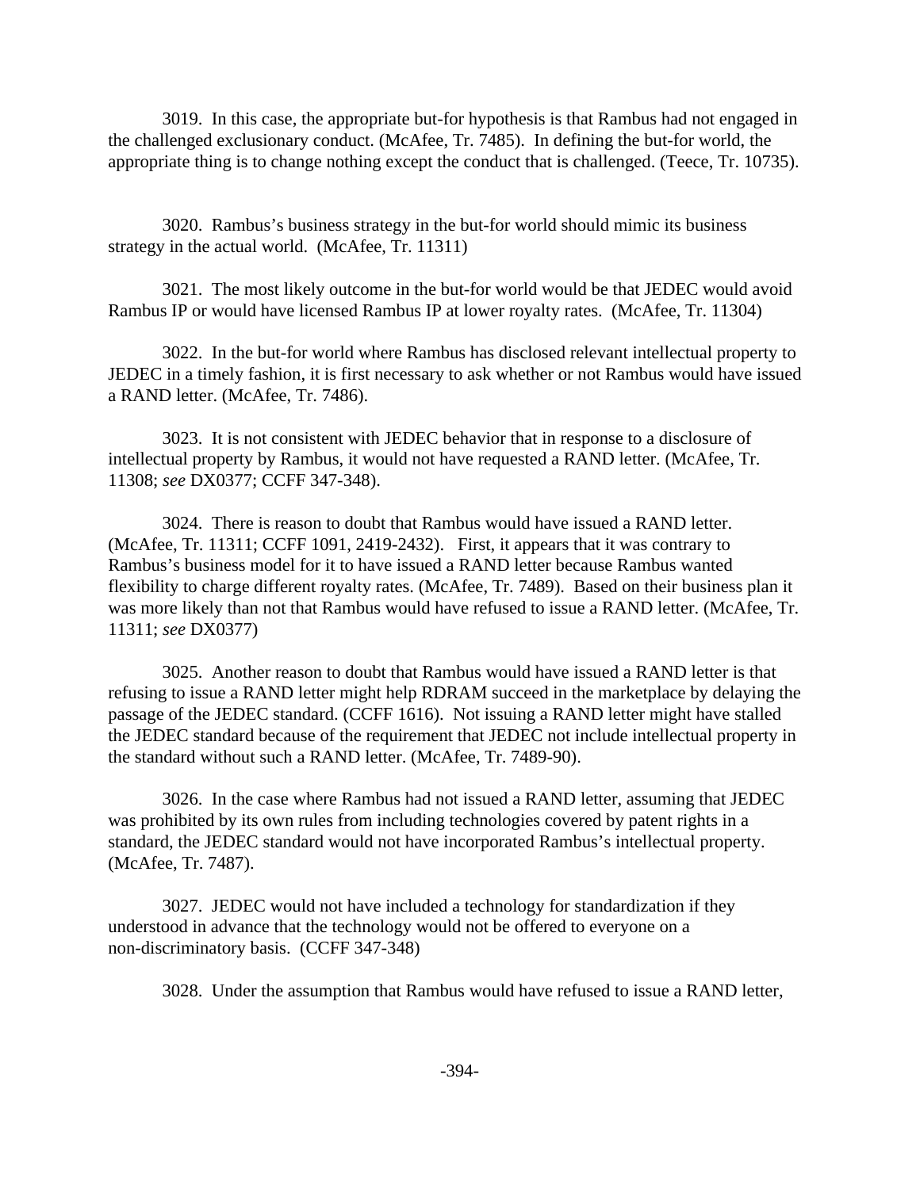3019. In this case, the appropriate but-for hypothesis is that Rambus had not engaged in the challenged exclusionary conduct. (McAfee, Tr. 7485). In defining the but-for world, the appropriate thing is to change nothing except the conduct that is challenged. (Teece, Tr. 10735).

3020. Rambus's business strategy in the but-for world should mimic its business strategy in the actual world. (McAfee, Tr. 11311)

3021. The most likely outcome in the but-for world would be that JEDEC would avoid Rambus IP or would have licensed Rambus IP at lower royalty rates. (McAfee, Tr. 11304)

3022. In the but-for world where Rambus has disclosed relevant intellectual property to JEDEC in a timely fashion, it is first necessary to ask whether or not Rambus would have issued a RAND letter. (McAfee, Tr. 7486).

3023. It is not consistent with JEDEC behavior that in response to a disclosure of intellectual property by Rambus, it would not have requested a RAND letter. (McAfee, Tr. 11308; *see* DX0377; CCFF 347-348).

3024. There is reason to doubt that Rambus would have issued a RAND letter. (McAfee, Tr. 11311; CCFF 1091, 2419-2432). First, it appears that it was contrary to Rambus's business model for it to have issued a RAND letter because Rambus wanted flexibility to charge different royalty rates. (McAfee, Tr. 7489). Based on their business plan it was more likely than not that Rambus would have refused to issue a RAND letter. (McAfee, Tr. 11311; *see* DX0377)

3025. Another reason to doubt that Rambus would have issued a RAND letter is that refusing to issue a RAND letter might help RDRAM succeed in the marketplace by delaying the passage of the JEDEC standard. (CCFF 1616). Not issuing a RAND letter might have stalled the JEDEC standard because of the requirement that JEDEC not include intellectual property in the standard without such a RAND letter. (McAfee, Tr. 7489-90).

3026. In the case where Rambus had not issued a RAND letter, assuming that JEDEC was prohibited by its own rules from including technologies covered by patent rights in a standard, the JEDEC standard would not have incorporated Rambus's intellectual property. (McAfee, Tr. 7487).

3027. JEDEC would not have included a technology for standardization if they understood in advance that the technology would not be offered to everyone on a non-discriminatory basis. (CCFF 347-348)

3028. Under the assumption that Rambus would have refused to issue a RAND letter,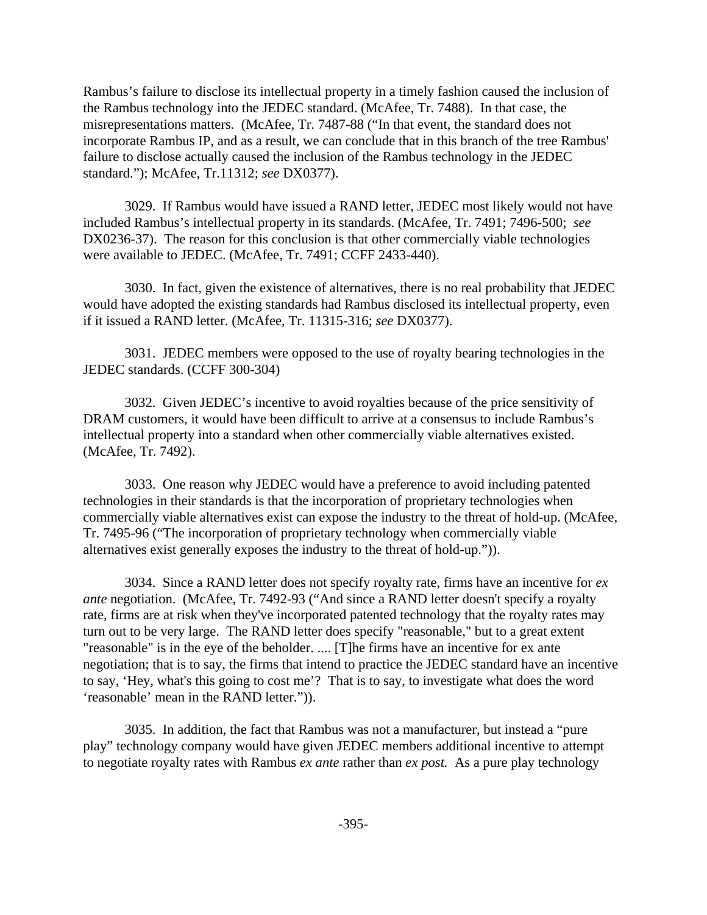Rambus's failure to disclose its intellectual property in a timely fashion caused the inclusion of the Rambus technology into the JEDEC standard. (McAfee, Tr. 7488). In that case, the misrepresentations matters. (McAfee, Tr. 7487-88 ("In that event, the standard does not incorporate Rambus IP, and as a result, we can conclude that in this branch of the tree Rambus' failure to disclose actually caused the inclusion of the Rambus technology in the JEDEC standard."); McAfee, Tr.11312; *see* DX0377).

3029. If Rambus would have issued a RAND letter, JEDEC most likely would not have included Rambus's intellectual property in its standards. (McAfee, Tr. 7491; 7496-500; *see* DX0236-37). The reason for this conclusion is that other commercially viable technologies were available to JEDEC. (McAfee, Tr. 7491; CCFF 2433-440).

3030. In fact, given the existence of alternatives, there is no real probability that JEDEC would have adopted the existing standards had Rambus disclosed its intellectual property, even if it issued a RAND letter. (McAfee, Tr. 11315-316; *see* DX0377).

3031. JEDEC members were opposed to the use of royalty bearing technologies in the JEDEC standards. (CCFF 300-304)

3032. Given JEDEC's incentive to avoid royalties because of the price sensitivity of DRAM customers, it would have been difficult to arrive at a consensus to include Rambus's intellectual property into a standard when other commercially viable alternatives existed. (McAfee, Tr. 7492).

3033. One reason why JEDEC would have a preference to avoid including patented technologies in their standards is that the incorporation of proprietary technologies when commercially viable alternatives exist can expose the industry to the threat of hold-up. (McAfee, Tr. 7495-96 ("The incorporation of proprietary technology when commercially viable alternatives exist generally exposes the industry to the threat of hold-up.")).

3034. Since a RAND letter does not specify royalty rate, firms have an incentive for *ex ante* negotiation. (McAfee, Tr. 7492-93 ("And since a RAND letter doesn't specify a royalty rate, firms are at risk when they've incorporated patented technology that the royalty rates may turn out to be very large. The RAND letter does specify "reasonable," but to a great extent "reasonable" is in the eye of the beholder. .... [T]he firms have an incentive for ex ante negotiation; that is to say, the firms that intend to practice the JEDEC standard have an incentive to say, 'Hey, what's this going to cost me'? That is to say, to investigate what does the word 'reasonable' mean in the RAND letter.")).

3035. In addition, the fact that Rambus was not a manufacturer, but instead a "pure play" technology company would have given JEDEC members additional incentive to attempt to negotiate royalty rates with Rambus *ex ante* rather than *ex post.* As a pure play technology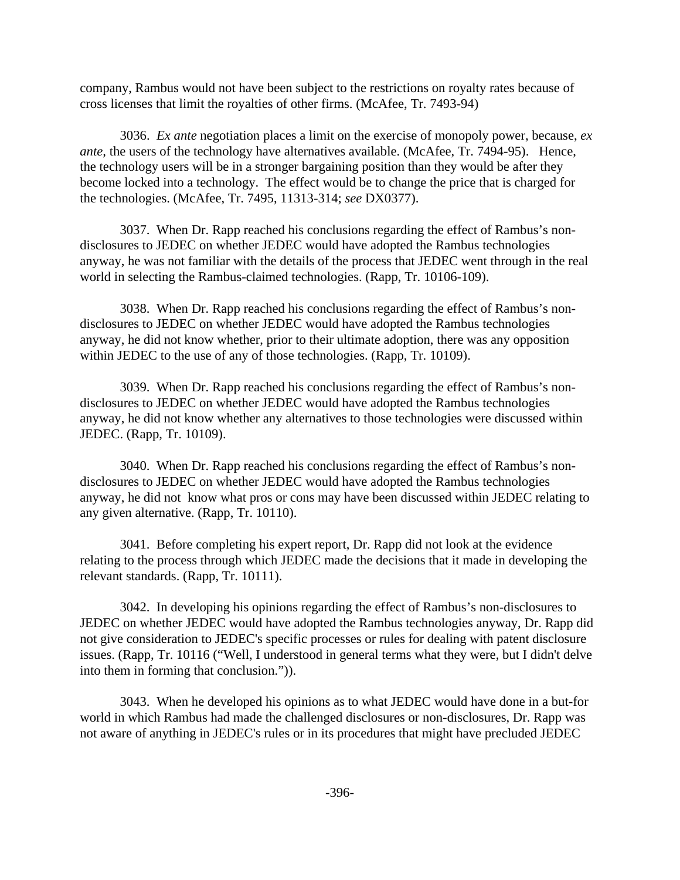company, Rambus would not have been subject to the restrictions on royalty rates because of cross licenses that limit the royalties of other firms. (McAfee, Tr. 7493-94)

3036. *Ex ante* negotiation places a limit on the exercise of monopoly power, because, *ex ante*, the users of the technology have alternatives available. (McAfee, Tr. 7494-95). Hence, the technology users will be in a stronger bargaining position than they would be after they become locked into a technology. The effect would be to change the price that is charged for the technologies. (McAfee, Tr. 7495, 11313-314; *see* DX0377).

3037. When Dr. Rapp reached his conclusions regarding the effect of Rambus's non-disclosures to JEDEC on whether JEDEC would have adopted the Rambus technologies anyway, he was not familiar with the details of the process that JEDEC went through in the real world in selecting the Rambus-claimed technologies. (Rapp, Tr. 10106-109).

3038. When Dr. Rapp reached his conclusions regarding the effect of Rambus's non-disclosures to JEDEC on whether JEDEC would have adopted the Rambus technologies anyway, he did not know whether, prior to their ultimate adoption, there was any opposition within JEDEC to the use of any of those technologies. (Rapp, Tr. 10109).

3039. When Dr. Rapp reached his conclusions regarding the effect of Rambus's non-disclosures to JEDEC on whether JEDEC would have adopted the Rambus technologies anyway, he did not know whether any alternatives to those technologies were discussed within JEDEC. (Rapp, Tr. 10109).

3040. When Dr. Rapp reached his conclusions regarding the effect of Rambus's non-disclosures to JEDEC on whether JEDEC would have adopted the Rambus technologies anyway, he did not know what pros or cons may have been discussed within JEDEC relating to any given alternative. (Rapp, Tr. 10110).

3041. Before completing his expert report, Dr. Rapp did not look at the evidence relating to the process through which JEDEC made the decisions that it made in developing the relevant standards. (Rapp, Tr. 10111).

3042. In developing his opinions regarding the effect of Rambus's non-disclosures to JEDEC on whether JEDEC would have adopted the Rambus technologies anyway, Dr. Rapp did not give consideration to JEDEC's specific processes or rules for dealing with patent disclosure issues. (Rapp, Tr. 10116 ("Well, I understood in general terms what they were, but I didn't delve into them in forming that conclusion.")).

3043. When he developed his opinions as to what JEDEC would have done in a but-for world in which Rambus had made the challenged disclosures or non-disclosures, Dr. Rapp was not aware of anything in JEDEC's rules or in its procedures that might have precluded JEDEC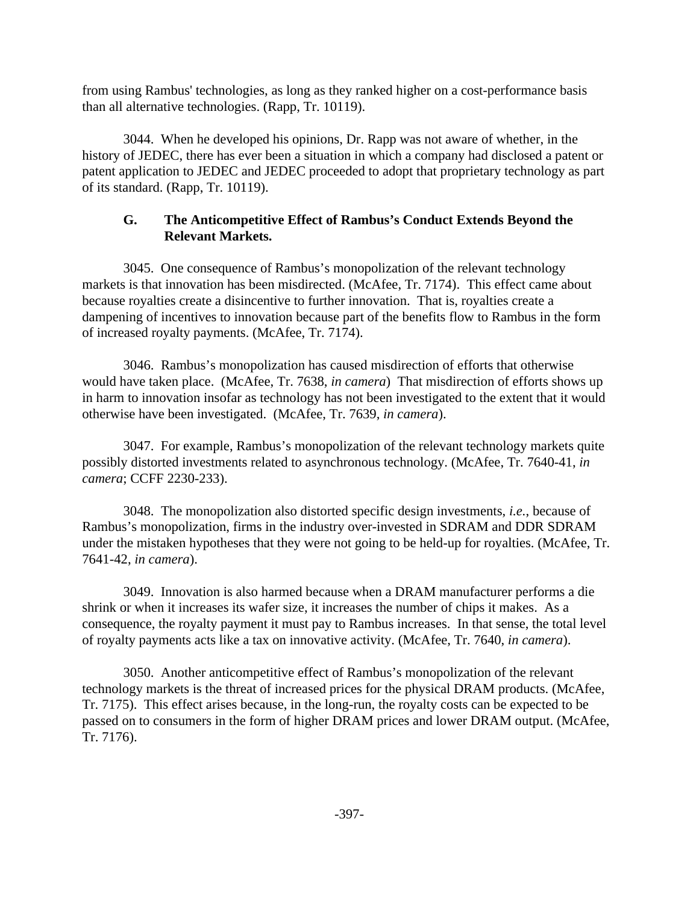from using Rambus' technologies, as long as they ranked higher on a cost-performance basis than all alternative technologies. (Rapp, Tr. 10119).

3044. When he developed his opinions, Dr. Rapp was not aware of whether, in the history of JEDEC, there has ever been a situation in which a company had disclosed a patent or patent application to JEDEC and JEDEC proceeded to adopt that proprietary technology as part of its standard. (Rapp, Tr. 10119).

### G. The Anticompetitive Effect of Rambus's Conduct Extends Beyond the Relevant Markets.

3045. One consequence of Rambus's monopolization of the relevant technology markets is that innovation has been misdirected. (McAfee, Tr. 7174). This effect came about because royalties create a disincentive to further innovation. That is, royalties create a dampening of incentives to innovation because part of the benefits flow to Rambus in the form of increased royalty payments. (McAfee, Tr. 7174).

3046. Rambus's monopolization has caused misdirection of efforts that otherwise would have taken place. (McAfee, Tr. 7638, *in camera*) That misdirection of efforts shows up in harm to innovation insofar as technology has not been investigated to the extent that it would otherwise have been investigated. (McAfee, Tr. 7639, *in camera*).

3047. For example, Rambus's monopolization of the relevant technology markets quite possibly distorted investments related to asynchronous technology. (McAfee, Tr. 7640-41, *in camera*; CCFF 2230-233).

3048. The monopolization also distorted specific design investments, *i.e.*, because of Rambus's monopolization, firms in the industry over-invested in SDRAM and DDR SDRAM under the mistaken hypotheses that they were not going to be held-up for royalties. (McAfee, Tr. 7641-42, *in camera*).

3049. Innovation is also harmed because when a DRAM manufacturer performs a die shrink or when it increases its wafer size, it increases the number of chips it makes. As a consequence, the royalty payment it must pay to Rambus increases. In that sense, the total level of royalty payments acts like a tax on innovative activity. (McAfee, Tr. 7640, *in camera*).

3050. Another anticompetitive effect of Rambus's monopolization of the relevant technology markets is the threat of increased prices for the physical DRAM products. (McAfee, Tr. 7175). This effect arises because, in the long-run, the royalty costs can be expected to be passed on to consumers in the form of higher DRAM prices and lower DRAM output. (McAfee, Tr. 7176).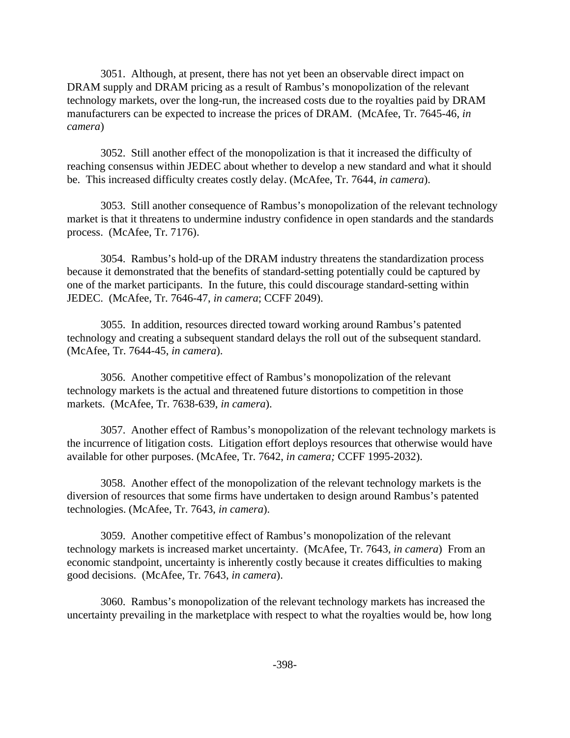3051. Although, at present, there has not yet been an observable direct impact on DRAM supply and DRAM pricing as a result of Rambus's monopolization of the relevant technology markets, over the long-run, the increased costs due to the royalties paid by DRAM manufacturers can be expected to increase the prices of DRAM. (McAfee, Tr. 7645-46, *in camera*)

3052. Still another effect of the monopolization is that it increased the difficulty of reaching consensus within JEDEC about whether to develop a new standard and what it should be. This increased difficulty creates costly delay. (McAfee, Tr. 7644, *in camera*).

3053. Still another consequence of Rambus's monopolization of the relevant technology market is that it threatens to undermine industry confidence in open standards and the standards process. (McAfee, Tr. 7176).

3054. Rambus's hold-up of the DRAM industry threatens the standardization process because it demonstrated that the benefits of standard-setting potentially could be captured by one of the market participants. In the future, this could discourage standard-setting within JEDEC. (McAfee, Tr. 7646-47, *in camera*; CCFF 2049).

3055. In addition, resources directed toward working around Rambus's patented technology and creating a subsequent standard delays the roll out of the subsequent standard. (McAfee, Tr. 7644-45, *in camera*).

3056. Another competitive effect of Rambus's monopolization of the relevant technology markets is the actual and threatened future distortions to competition in those markets. (McAfee, Tr. 7638-639, *in camera*).

3057. Another effect of Rambus's monopolization of the relevant technology markets is the incurrence of litigation costs. Litigation effort deploys resources that otherwise would have available for other purposes. (McAfee, Tr. 7642, *in camera;* CCFF 1995-2032).

3058. Another effect of the monopolization of the relevant technology markets is the diversion of resources that some firms have undertaken to design around Rambus's patented technologies. (McAfee, Tr. 7643, *in camera*).

3059. Another competitive effect of Rambus's monopolization of the relevant technology markets is increased market uncertainty. (McAfee, Tr. 7643, *in camera*) From an economic standpoint, uncertainty is inherently costly because it creates difficulties to making good decisions. (McAfee, Tr. 7643, *in camera*).

3060. Rambus's monopolization of the relevant technology markets has increased the uncertainty prevailing in the marketplace with respect to what the royalties would be, how long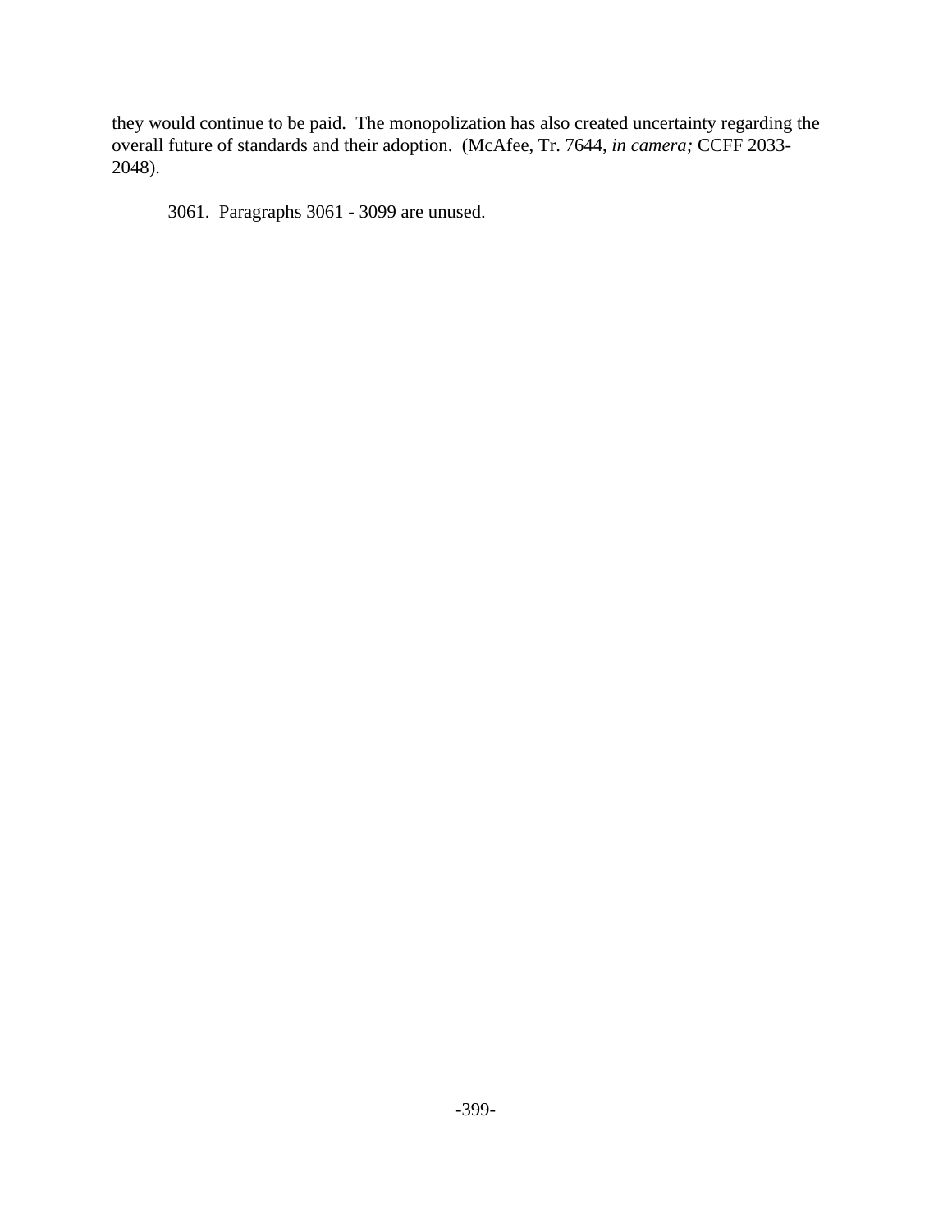they would continue to be paid. The monopolization has also created uncertainty regarding the overall future of standards and their adoption. (McAfee, Tr. 7644, *in camera;* CCFF 2033-2048).

3061. Paragraphs 3061 - 3099 are unused.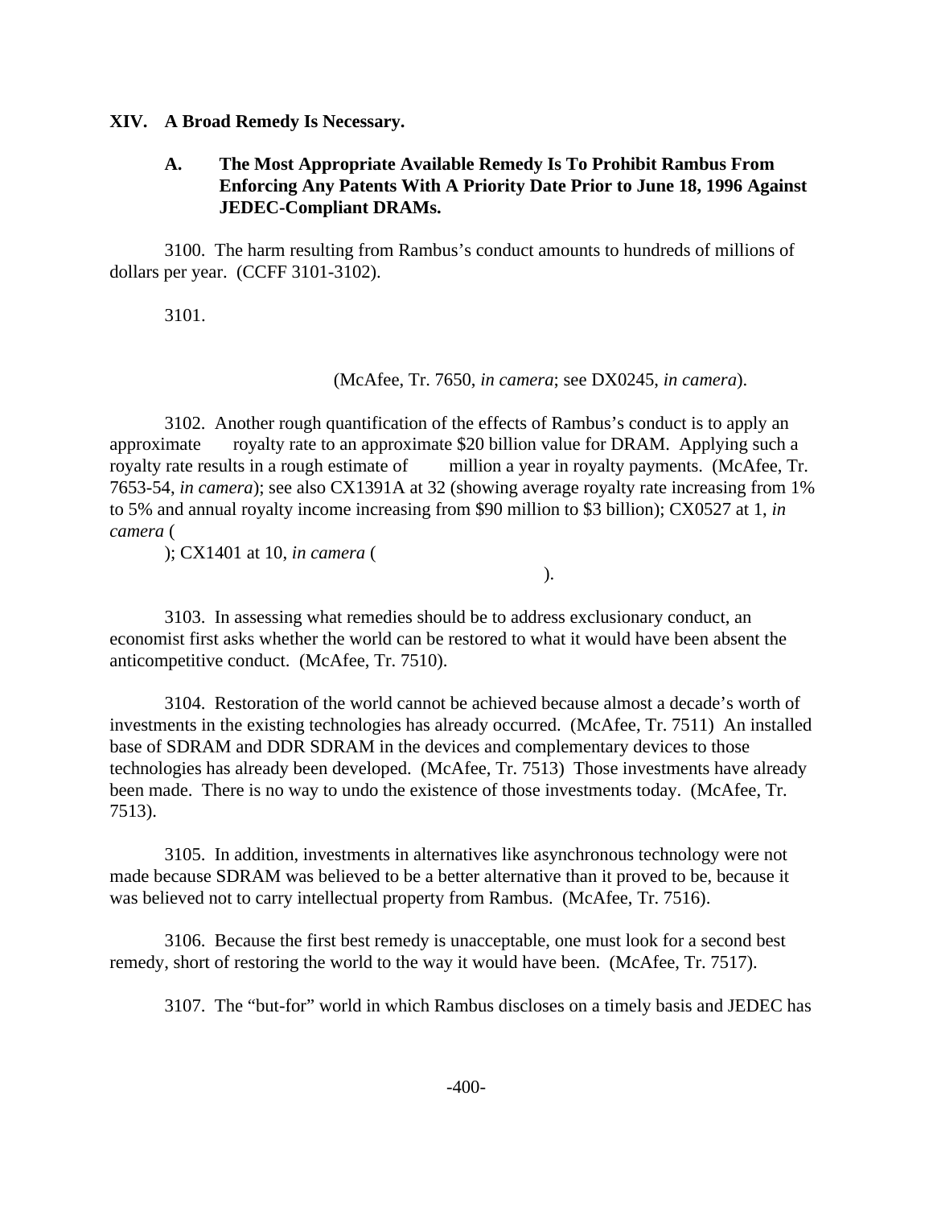# XIV. A Broad Remedy Is Necessary.

## A. The Most Appropriate Available Remedy Is To Prohibit Rambus From Enforcing Any Patents With A Priority Date Prior to June 18, 1996 Against JEDEC-Compliant DRAMs.

3100. The harm resulting from Rambus's conduct amounts to hundreds of millions of dollars per year. (CCFF 3101-3102).

3101.

(McAfee, Tr. 7650, *in camera*; see DX0245, *in camera*).

3102. Another rough quantification of the effects of Rambus's conduct is to apply an approximate royalty rate to an approximate $20 billion value for DRAM. Applying such a royalty rate results in a rough estimate of million a year in royalty payments. (McAfee, Tr. 7653-54, *in camera*); see also CX1391A at 32 (showing average royalty rate increasing from 1% to 5% and annual royalty income increasing from $90 million to $3 billion); CX0527 at 1, *in camera* ( ); CX1401 at 10, *in camera* ( ).

3103. In assessing what remedies should be to address exclusionary conduct, an economist first asks whether the world can be restored to what it would have been absent the anticompetitive conduct. (McAfee, Tr. 7510).

3104. Restoration of the world cannot be achieved because almost a decade's worth of investments in the existing technologies has already occurred. (McAfee, Tr. 7511) An installed base of SDRAM and DDR SDRAM in the devices and complementary devices to those technologies has already been developed. (McAfee, Tr. 7513) Those investments have already been made. There is no way to undo the existence of those investments today. (McAfee, Tr. 7513).

3105. In addition, investments in alternatives like asynchronous technology were not made because SDRAM was believed to be a better alternative than it proved to be, because it was believed not to carry intellectual property from Rambus. (McAfee, Tr. 7516).

3106. Because the first best remedy is unacceptable, one must look for a second best remedy, short of restoring the world to the way it would have been. (McAfee, Tr. 7517).

3107. The "but-for" world in which Rambus discloses on a timely basis and JEDEC has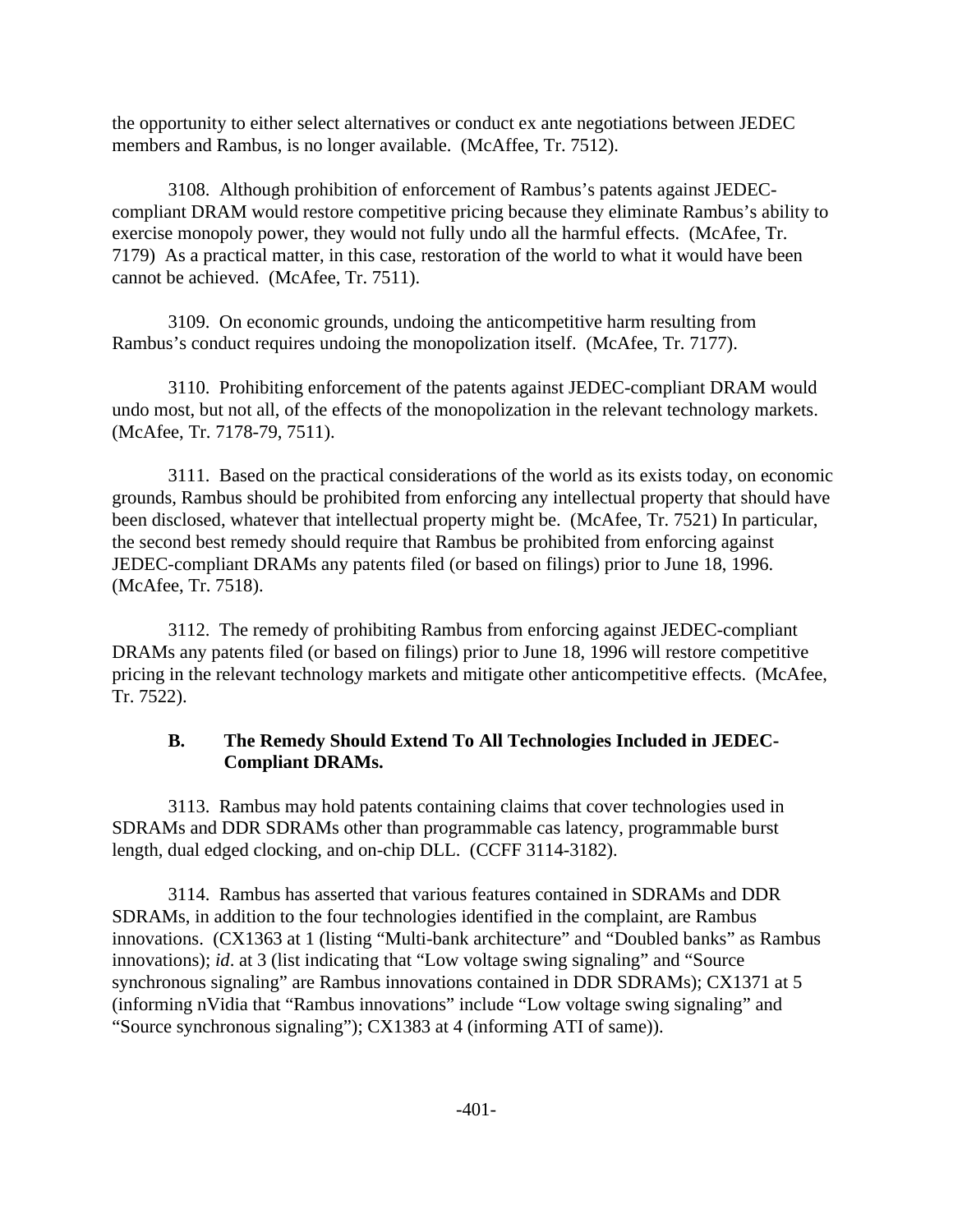the opportunity to either select alternatives or conduct ex ante negotiations between JEDEC members and Rambus, is no longer available. (McAffee, Tr. 7512).

3108. Although prohibition of enforcement of Rambus's patents against JEDEC-compliant DRAM would restore competitive pricing because they eliminate Rambus's ability to exercise monopoly power, they would not fully undo all the harmful effects. (McAfee, Tr. 7179) As a practical matter, in this case, restoration of the world to what it would have been cannot be achieved. (McAfee, Tr. 7511).

3109. On economic grounds, undoing the anticompetitive harm resulting from Rambus's conduct requires undoing the monopolization itself. (McAfee, Tr. 7177).

3110. Prohibiting enforcement of the patents against JEDEC-compliant DRAM would undo most, but not all, of the effects of the monopolization in the relevant technology markets. (McAfee, Tr. 7178-79, 7511).

3111. Based on the practical considerations of the world as its exists today, on economic grounds, Rambus should be prohibited from enforcing any intellectual property that should have been disclosed, whatever that intellectual property might be. (McAfee, Tr. 7521) In particular, the second best remedy should require that Rambus be prohibited from enforcing against JEDEC-compliant DRAMs any patents filed (or based on filings) prior to June 18, 1996. (McAfee, Tr. 7518).

3112. The remedy of prohibiting Rambus from enforcing against JEDEC-compliant DRAMs any patents filed (or based on filings) prior to June 18, 1996 will restore competitive pricing in the relevant technology markets and mitigate other anticompetitive effects. (McAfee, Tr. 7522).

### B. The Remedy Should Extend To All Technologies Included in JEDEC-Compliant DRAMs.

3113. Rambus may hold patents containing claims that cover technologies used in SDRAMs and DDR SDRAMs other than programmable cas latency, programmable burst length, dual edged clocking, and on-chip DLL. (CCFF 3114-3182).

3114. Rambus has asserted that various features contained in SDRAMs and DDR SDRAMs, in addition to the four technologies identified in the complaint, are Rambus innovations. (CX1363 at 1 (listing "Multi-bank architecture" and "Doubled banks" as Rambus innovations); *id*. at 3 (list indicating that "Low voltage swing signaling" and "Source synchronous signaling" are Rambus innovations contained in DDR SDRAMs); CX1371 at 5 (informing nVidia that "Rambus innovations" include "Low voltage swing signaling" and "Source synchronous signaling"); CX1383 at 4 (informing ATI of same)).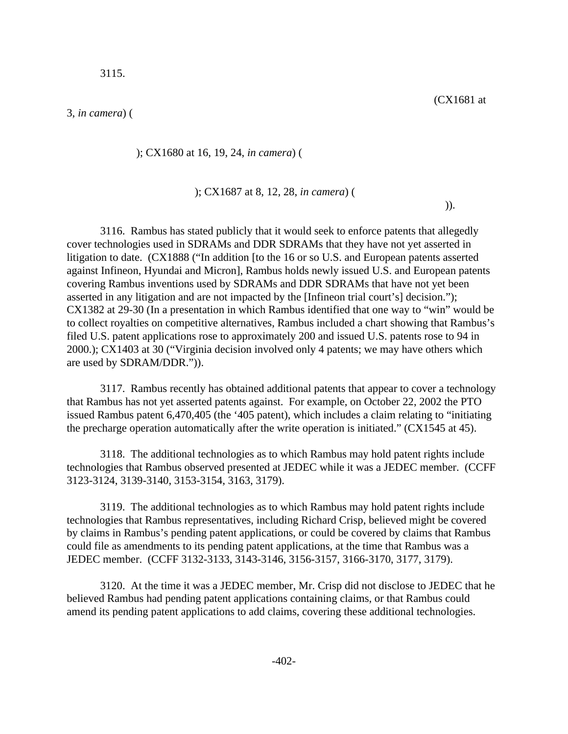3115. (CX1681 at 3, *in camera*) ( ); CX1680 at 16, 19, 24, *in camera*) ( ); CX1687 at 8, 12, 28, *in camera*) ( )).

3116. Rambus has stated publicly that it would seek to enforce patents that allegedly cover technologies used in SDRAMs and DDR SDRAMs that they have not yet asserted in litigation to date. (CX1888 ("In addition [to the 16 or so U.S. and European patents asserted against Infineon, Hyundai and Micron], Rambus holds newly issued U.S. and European patents covering Rambus inventions used by SDRAMs and DDR SDRAMs that have not yet been asserted in any litigation and are not impacted by the [Infineon trial court's] decision."); CX1382 at 29-30 (In a presentation in which Rambus identified that one way to "win" would be to collect royalties on competitive alternatives, Rambus included a chart showing that Rambus's filed U.S. patent applications rose to approximately 200 and issued U.S. patents rose to 94 in 2000.); CX1403 at 30 ("Virginia decision involved only 4 patents; we may have others which are used by SDRAM/DDR.")).

3117. Rambus recently has obtained additional patents that appear to cover a technology that Rambus has not yet asserted patents against. For example, on October 22, 2002 the PTO issued Rambus patent 6,470,405 (the '405 patent), which includes a claim relating to "initiating the precharge operation automatically after the write operation is initiated." (CX1545 at 45).

3118. The additional technologies as to which Rambus may hold patent rights include technologies that Rambus observed presented at JEDEC while it was a JEDEC member. (CCFF 3123-3124, 3139-3140, 3153-3154, 3163, 3179).

3119. The additional technologies as to which Rambus may hold patent rights include technologies that Rambus representatives, including Richard Crisp, believed might be covered by claims in Rambus's pending patent applications, or could be covered by claims that Rambus could file as amendments to its pending patent applications, at the time that Rambus was a JEDEC member. (CCFF 3132-3133, 3143-3146, 3156-3157, 3166-3170, 3177, 3179).

3120. At the time it was a JEDEC member, Mr. Crisp did not disclose to JEDEC that he believed Rambus had pending patent applications containing claims, or that Rambus could amend its pending patent applications to add claims, covering these additional technologies.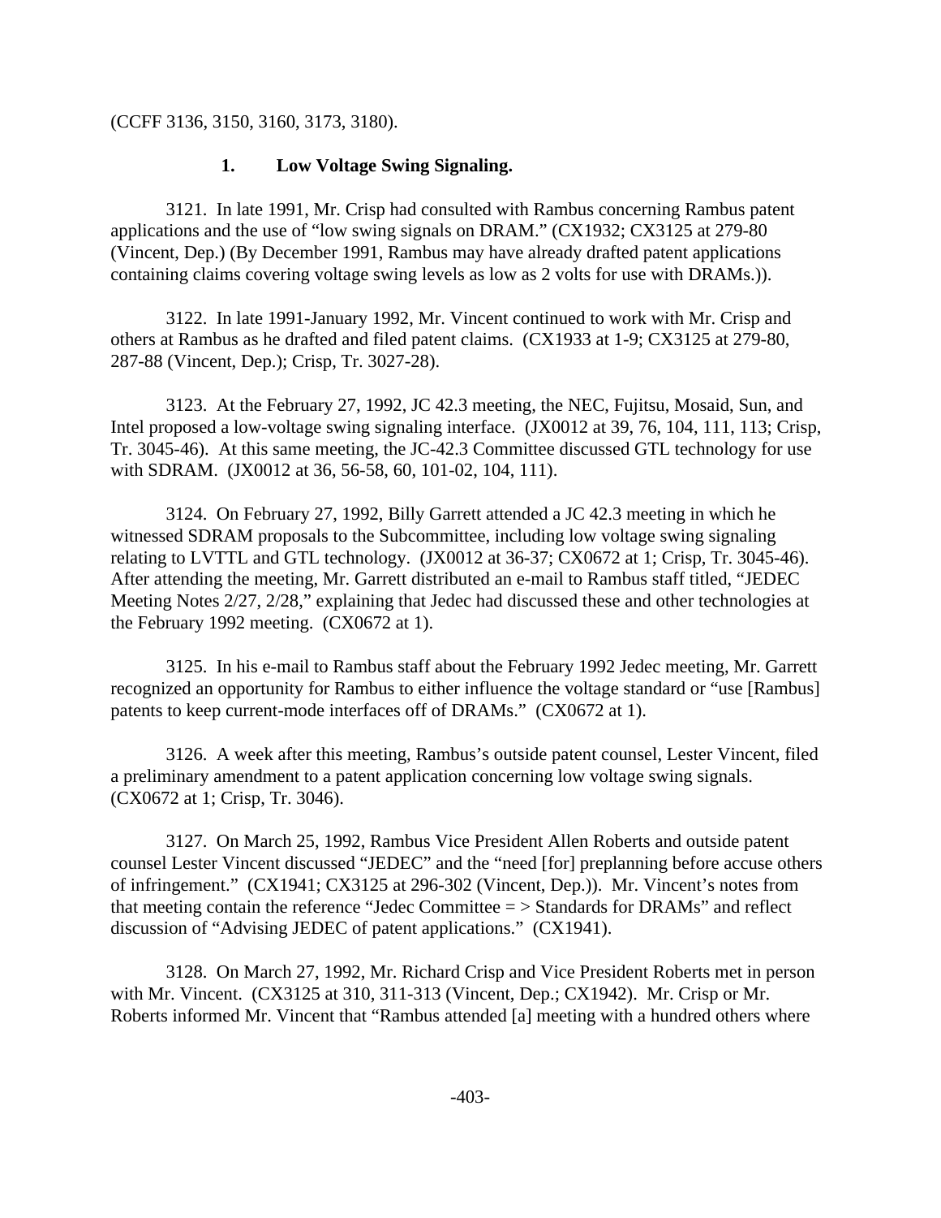(CCFF 3136, 3150, 3160, 3173, 3180).

### 1. Low Voltage Swing Signaling.

3121. In late 1991, Mr. Crisp had consulted with Rambus concerning Rambus patent applications and the use of "low swing signals on DRAM." (CX1932; CX3125 at 279-80 (Vincent, Dep.) (By December 1991, Rambus may have already drafted patent applications containing claims covering voltage swing levels as low as 2 volts for use with DRAMs.)).

3122. In late 1991-January 1992, Mr. Vincent continued to work with Mr. Crisp and others at Rambus as he drafted and filed patent claims. (CX1933 at 1-9; CX3125 at 279-80, 287-88 (Vincent, Dep.); Crisp, Tr. 3027-28).

3123. At the February 27, 1992, JC 42.3 meeting, the NEC, Fujitsu, Mosaid, Sun, and Intel proposed a low-voltage swing signaling interface. (JX0012 at 39, 76, 104, 111, 113; Crisp, Tr. 3045-46). At this same meeting, the JC-42.3 Committee discussed GTL technology for use with SDRAM. (JX0012 at 36, 56-58, 60, 101-02, 104, 111).

3124. On February 27, 1992, Billy Garrett attended a JC 42.3 meeting in which he witnessed SDRAM proposals to the Subcommittee, including low voltage swing signaling relating to LVTTL and GTL technology. (JX0012 at 36-37; CX0672 at 1; Crisp, Tr. 3045-46). After attending the meeting, Mr. Garrett distributed an e-mail to Rambus staff titled, "JEDEC Meeting Notes 2/27, 2/28," explaining that Jedec had discussed these and other technologies at the February 1992 meeting. (CX0672 at 1).

3125. In his e-mail to Rambus staff about the February 1992 Jedec meeting, Mr. Garrett recognized an opportunity for Rambus to either influence the voltage standard or "use [Rambus] patents to keep current-mode interfaces off of DRAMs." (CX0672 at 1).

3126. A week after this meeting, Rambus's outside patent counsel, Lester Vincent, filed a preliminary amendment to a patent application concerning low voltage swing signals. (CX0672 at 1; Crisp, Tr. 3046).

3127. On March 25, 1992, Rambus Vice President Allen Roberts and outside patent counsel Lester Vincent discussed "JEDEC" and the "need [for] preplanning before accuse others of infringement." (CX1941; CX3125 at 296-302 (Vincent, Dep.)). Mr. Vincent's notes from that meeting contain the reference "Jedec Committee = > Standards for DRAMs" and reflect discussion of "Advising JEDEC of patent applications." (CX1941).

3128. On March 27, 1992, Mr. Richard Crisp and Vice President Roberts met in person with Mr. Vincent. (CX3125 at 310, 311-313 (Vincent, Dep.; CX1942). Mr. Crisp or Mr. Roberts informed Mr. Vincent that "Rambus attended [a] meeting with a hundred others where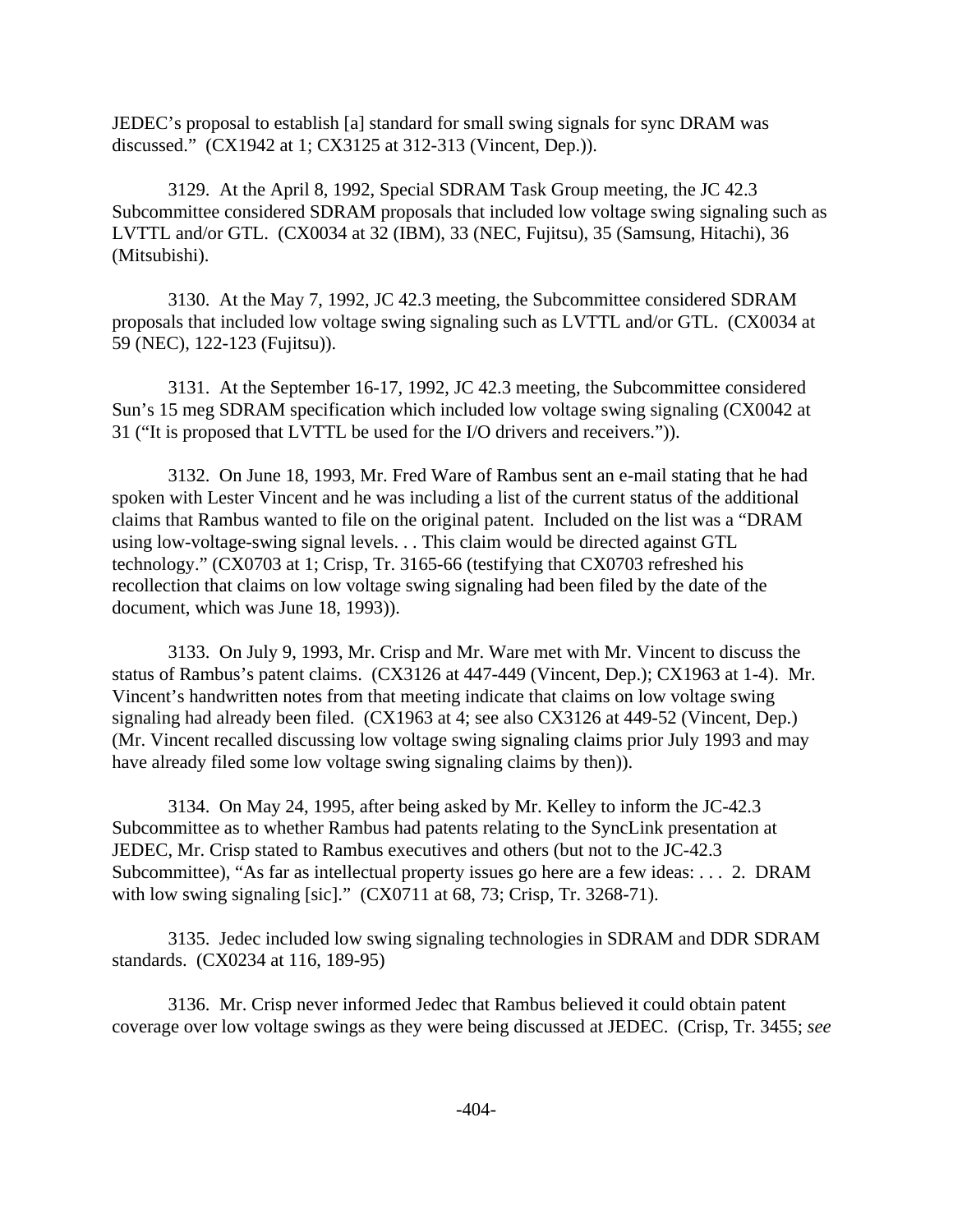JEDEC's proposal to establish [a] standard for small swing signals for sync DRAM was discussed." (CX1942 at 1; CX3125 at 312-313 (Vincent, Dep.)).

3129. At the April 8, 1992, Special SDRAM Task Group meeting, the JC 42.3 Subcommittee considered SDRAM proposals that included low voltage swing signaling such as LVTTL and/or GTL. (CX0034 at 32 (IBM), 33 (NEC, Fujitsu), 35 (Samsung, Hitachi), 36 (Mitsubishi).

3130. At the May 7, 1992, JC 42.3 meeting, the Subcommittee considered SDRAM proposals that included low voltage swing signaling such as LVTTL and/or GTL. (CX0034 at 59 (NEC), 122-123 (Fujitsu)).

3131. At the September 16-17, 1992, JC 42.3 meeting, the Subcommittee considered Sun's 15 meg SDRAM specification which included low voltage swing signaling (CX0042 at 31 ("It is proposed that LVTTL be used for the I/O drivers and receivers.")).

3132. On June 18, 1993, Mr. Fred Ware of Rambus sent an e-mail stating that he had spoken with Lester Vincent and he was including a list of the current status of the additional claims that Rambus wanted to file on the original patent. Included on the list was a "DRAM using low-voltage-swing signal levels. . . This claim would be directed against GTL technology." (CX0703 at 1; Crisp, Tr. 3165-66 (testifying that CX0703 refreshed his recollection that claims on low voltage swing signaling had been filed by the date of the document, which was June 18, 1993)).

3133. On July 9, 1993, Mr. Crisp and Mr. Ware met with Mr. Vincent to discuss the status of Rambus's patent claims. (CX3126 at 447-449 (Vincent, Dep.); CX1963 at 1-4). Mr. Vincent's handwritten notes from that meeting indicate that claims on low voltage swing signaling had already been filed. (CX1963 at 4; see also CX3126 at 449-52 (Vincent, Dep.) (Mr. Vincent recalled discussing low voltage swing signaling claims prior July 1993 and may have already filed some low voltage swing signaling claims by then)).

3134. On May 24, 1995, after being asked by Mr. Kelley to inform the JC-42.3 Subcommittee as to whether Rambus had patents relating to the SyncLink presentation at JEDEC, Mr. Crisp stated to Rambus executives and others (but not to the JC-42.3 Subcommittee), "As far as intellectual property issues go here are a few ideas: . . . 2. DRAM with low swing signaling [sic]." (CX0711 at 68, 73; Crisp, Tr. 3268-71).

3135. Jedec included low swing signaling technologies in SDRAM and DDR SDRAM standards. (CX0234 at 116, 189-95)

3136. Mr. Crisp never informed Jedec that Rambus believed it could obtain patent coverage over low voltage swings as they were being discussed at JEDEC. (Crisp, Tr. 3455; *see*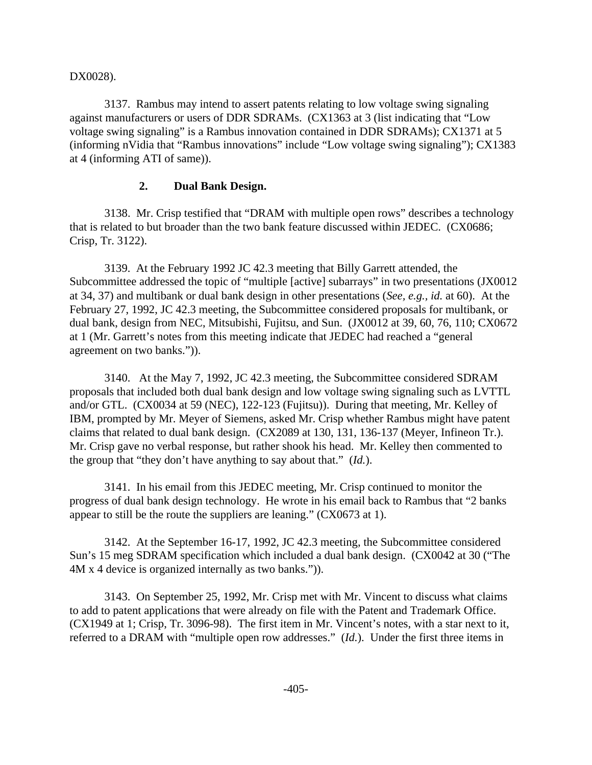DX0028).

3137. Rambus may intend to assert patents relating to low voltage swing signaling against manufacturers or users of DDR SDRAMs. (CX1363 at 3 (list indicating that "Low voltage swing signaling" is a Rambus innovation contained in DDR SDRAMs); CX1371 at 5 (informing nVidia that "Rambus innovations" include "Low voltage swing signaling"); CX1383 at 4 (informing ATI of same)).

### 2. Dual Bank Design.

3138. Mr. Crisp testified that "DRAM with multiple open rows" describes a technology that is related to but broader than the two bank feature discussed within JEDEC. (CX0686; Crisp, Tr. 3122).

3139. At the February 1992 JC 42.3 meeting that Billy Garrett attended, the Subcommittee addressed the topic of "multiple [active] subarrays" in two presentations (JX0012 at 34, 37) and multibank or dual bank design in other presentations (*See, e.g., id.* at 60). At the February 27, 1992, JC 42.3 meeting, the Subcommittee considered proposals for multibank, or dual bank, design from NEC, Mitsubishi, Fujitsu, and Sun. (JX0012 at 39, 60, 76, 110; CX0672 at 1 (Mr. Garrett's notes from this meeting indicate that JEDEC had reached a "general agreement on two banks.")).

3140. At the May 7, 1992, JC 42.3 meeting, the Subcommittee considered SDRAM proposals that included both dual bank design and low voltage swing signaling such as LVTTL and/or GTL. (CX0034 at 59 (NEC), 122-123 (Fujitsu)). During that meeting, Mr. Kelley of IBM, prompted by Mr. Meyer of Siemens, asked Mr. Crisp whether Rambus might have patent claims that related to dual bank design. (CX2089 at 130, 131, 136-137 (Meyer, Infineon Tr.). Mr. Crisp gave no verbal response, but rather shook his head. Mr. Kelley then commented to the group that "they don't have anything to say about that." (*Id.*).

3141. In his email from this JEDEC meeting, Mr. Crisp continued to monitor the progress of dual bank design technology. He wrote in his email back to Rambus that "2 banks appear to still be the route the suppliers are leaning." (CX0673 at 1).

3142. At the September 16-17, 1992, JC 42.3 meeting, the Subcommittee considered Sun's 15 meg SDRAM specification which included a dual bank design. (CX0042 at 30 ("The 4M x 4 device is organized internally as two banks.")).

3143. On September 25, 1992, Mr. Crisp met with Mr. Vincent to discuss what claims to add to patent applications that were already on file with the Patent and Trademark Office. (CX1949 at 1; Crisp, Tr. 3096-98). The first item in Mr. Vincent's notes, with a star next to it, referred to a DRAM with "multiple open row addresses." (*Id.*). Under the first three items in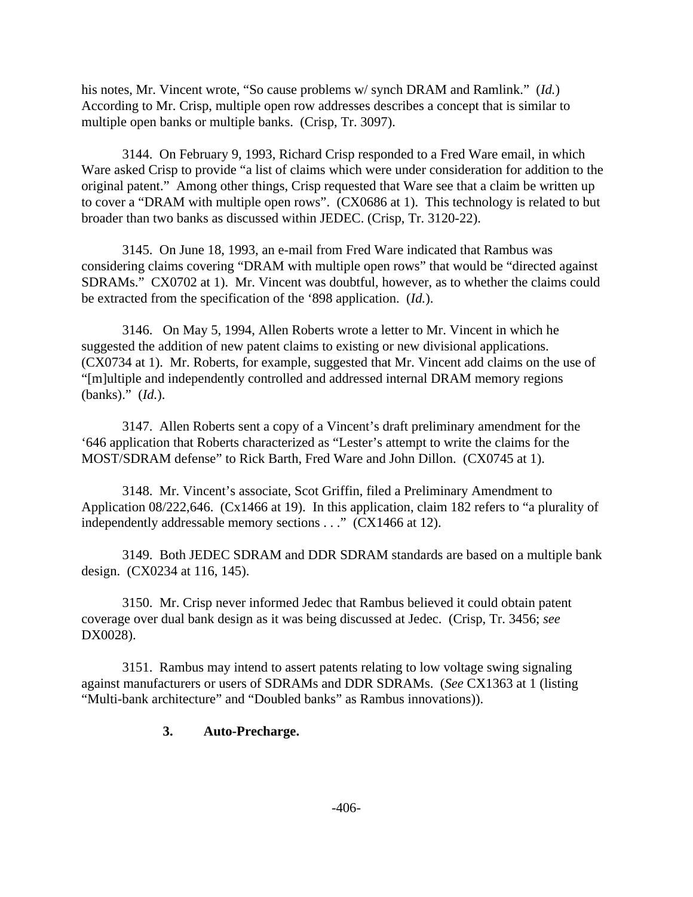his notes, Mr. Vincent wrote, "So cause problems w/ synch DRAM and Ramlink." (*Id.*) According to Mr. Crisp, multiple open row addresses describes a concept that is similar to multiple open banks or multiple banks. (Crisp, Tr. 3097).

3144. On February 9, 1993, Richard Crisp responded to a Fred Ware email, in which Ware asked Crisp to provide "a list of claims which were under consideration for addition to the original patent." Among other things, Crisp requested that Ware see that a claim be written up to cover a "DRAM with multiple open rows". (CX0686 at 1). This technology is related to but broader than two banks as discussed within JEDEC. (Crisp, Tr. 3120-22).

3145. On June 18, 1993, an e-mail from Fred Ware indicated that Rambus was considering claims covering "DRAM with multiple open rows" that would be "directed against SDRAMs." CX0702 at 1). Mr. Vincent was doubtful, however, as to whether the claims could be extracted from the specification of the '898 application. (*Id.*).

3146. On May 5, 1994, Allen Roberts wrote a letter to Mr. Vincent in which he suggested the addition of new patent claims to existing or new divisional applications. (CX0734 at 1). Mr. Roberts, for example, suggested that Mr. Vincent add claims on the use of "[m]ultiple and independently controlled and addressed internal DRAM memory regions (banks)." (*Id.*).

3147. Allen Roberts sent a copy of a Vincent's draft preliminary amendment for the '646 application that Roberts characterized as "Lester's attempt to write the claims for the MOST/SDRAM defense" to Rick Barth, Fred Ware and John Dillon. (CX0745 at 1).

3148. Mr. Vincent's associate, Scot Griffin, filed a Preliminary Amendment to Application 08/222,646. (Cx1466 at 19). In this application, claim 182 refers to "a plurality of independently addressable memory sections . . ." (CX1466 at 12).

3149. Both JEDEC SDRAM and DDR SDRAM standards are based on a multiple bank design. (CX0234 at 116, 145).

3150. Mr. Crisp never informed Jedec that Rambus believed it could obtain patent coverage over dual bank design as it was being discussed at Jedec. (Crisp, Tr. 3456; *see* DX0028).

3151. Rambus may intend to assert patents relating to low voltage swing signaling against manufacturers or users of SDRAMs and DDR SDRAMs. (*See* CX1363 at 1 (listing "Multi-bank architecture" and "Doubled banks" as Rambus innovations)).

### 3. Auto-Precharge.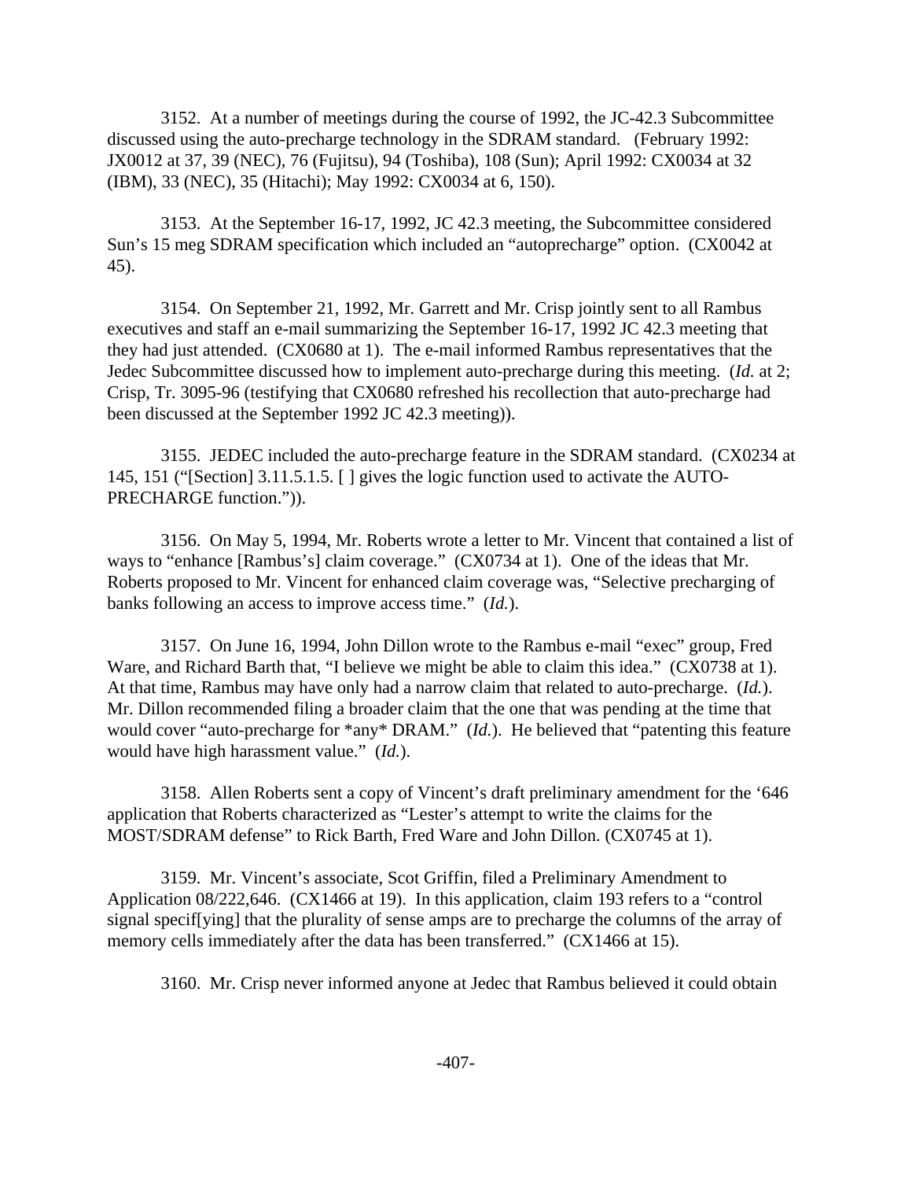3152. At a number of meetings during the course of 1992, the JC-42.3 Subcommittee discussed using the auto-precharge technology in the SDRAM standard. (February 1992: JX0012 at 37, 39 (NEC), 76 (Fujitsu), 94 (Toshiba), 108 (Sun); April 1992: CX0034 at 32 (IBM), 33 (NEC), 35 (Hitachi); May 1992: CX0034 at 6, 150).

3153. At the September 16-17, 1992, JC 42.3 meeting, the Subcommittee considered Sun's 15 meg SDRAM specification which included an "autoprecharge" option. (CX0042 at 45).

3154. On September 21, 1992, Mr. Garrett and Mr. Crisp jointly sent to all Rambus executives and staff an e-mail summarizing the September 16-17, 1992 JC 42.3 meeting that they had just attended. (CX0680 at 1). The e-mail informed Rambus representatives that the Jedec Subcommittee discussed how to implement auto-precharge during this meeting. (*Id.* at 2; Crisp, Tr. 3095-96 (testifying that CX0680 refreshed his recollection that auto-precharge had been discussed at the September 1992 JC 42.3 meeting)).

3155. JEDEC included the auto-precharge feature in the SDRAM standard. (CX0234 at 145, 151 ("[Section] 3.11.5.1.5. [ ] gives the logic function used to activate the AUTO-PRECHARGE function.")).

3156. On May 5, 1994, Mr. Roberts wrote a letter to Mr. Vincent that contained a list of ways to "enhance [Rambus's] claim coverage." (CX0734 at 1). One of the ideas that Mr. Roberts proposed to Mr. Vincent for enhanced claim coverage was, "Selective precharging of banks following an access to improve access time." (*Id.*).

3157. On June 16, 1994, John Dillon wrote to the Rambus e-mail "exec" group, Fred Ware, and Richard Barth that, "I believe we might be able to claim this idea." (CX0738 at 1). At that time, Rambus may have only had a narrow claim that related to auto-precharge. (*Id.*). Mr. Dillon recommended filing a broader claim that the one that was pending at the time that would cover "auto-precharge for *any* DRAM." (*Id.*). He believed that "patenting this feature would have high harassment value." (*Id.*).

3158. Allen Roberts sent a copy of Vincent's draft preliminary amendment for the '646 application that Roberts characterized as "Lester's attempt to write the claims for the MOST/SDRAM defense" to Rick Barth, Fred Ware and John Dillon. (CX0745 at 1).

3159. Mr. Vincent's associate, Scot Griffin, filed a Preliminary Amendment to Application 08/222,646. (CX1466 at 19). In this application, claim 193 refers to a "control signal specif[ying] that the plurality of sense amps are to precharge the columns of the array of memory cells immediately after the data has been transferred." (CX1466 at 15).

3160. Mr. Crisp never informed anyone at Jedec that Rambus believed it could obtain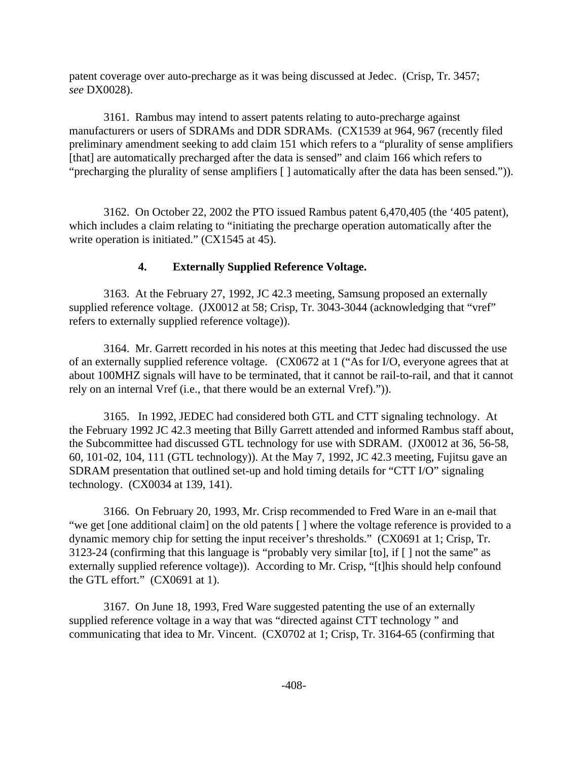patent coverage over auto-precharge as it was being discussed at Jedec. (Crisp, Tr. 3457; *see* DX0028).

3161. Rambus may intend to assert patents relating to auto-precharge against manufacturers or users of SDRAMs and DDR SDRAMs. (CX1539 at 964, 967 (recently filed preliminary amendment seeking to add claim 151 which refers to a "plurality of sense amplifiers [that] are automatically precharged after the data is sensed" and claim 166 which refers to "precharging the plurality of sense amplifiers [ ] automatically after the data has been sensed.")).

3162. On October 22, 2002 the PTO issued Rambus patent 6,470,405 (the '405 patent), which includes a claim relating to "initiating the precharge operation automatically after the write operation is initiated." (CX1545 at 45).

### 4. Externally Supplied Reference Voltage.

3163. At the February 27, 1992, JC 42.3 meeting, Samsung proposed an externally supplied reference voltage. (JX0012 at 58; Crisp, Tr. 3043-3044 (acknowledging that "vref" refers to externally supplied reference voltage)).

3164. Mr. Garrett recorded in his notes at this meeting that Jedec had discussed the use of an externally supplied reference voltage. (CX0672 at 1 ("As for I/O, everyone agrees that at about 100MHZ signals will have to be terminated, that it cannot be rail-to-rail, and that it cannot rely on an internal Vref (i.e., that there would be an external Vref).")).

3165. In 1992, JEDEC had considered both GTL and CTT signaling technology. At the February 1992 JC 42.3 meeting that Billy Garrett attended and informed Rambus staff about, the Subcommittee had discussed GTL technology for use with SDRAM. (JX0012 at 36, 56-58, 60, 101-02, 104, 111 (GTL technology)). At the May 7, 1992, JC 42.3 meeting, Fujitsu gave an SDRAM presentation that outlined set-up and hold timing details for "CTT I/O" signaling technology. (CX0034 at 139, 141).

3166. On February 20, 1993, Mr. Crisp recommended to Fred Ware in an e-mail that "we get [one additional claim] on the old patents [ ] where the voltage reference is provided to a dynamic memory chip for setting the input receiver's thresholds." (CX0691 at 1; Crisp, Tr. 3123-24 (confirming that this language is "probably very similar [to], if [ ] not the same" as externally supplied reference voltage)). According to Mr. Crisp, "[t]his should help confound the GTL effort." (CX0691 at 1).

3167. On June 18, 1993, Fred Ware suggested patenting the use of an externally supplied reference voltage in a way that was "directed against CTT technology " and communicating that idea to Mr. Vincent. (CX0702 at 1; Crisp, Tr. 3164-65 (confirming that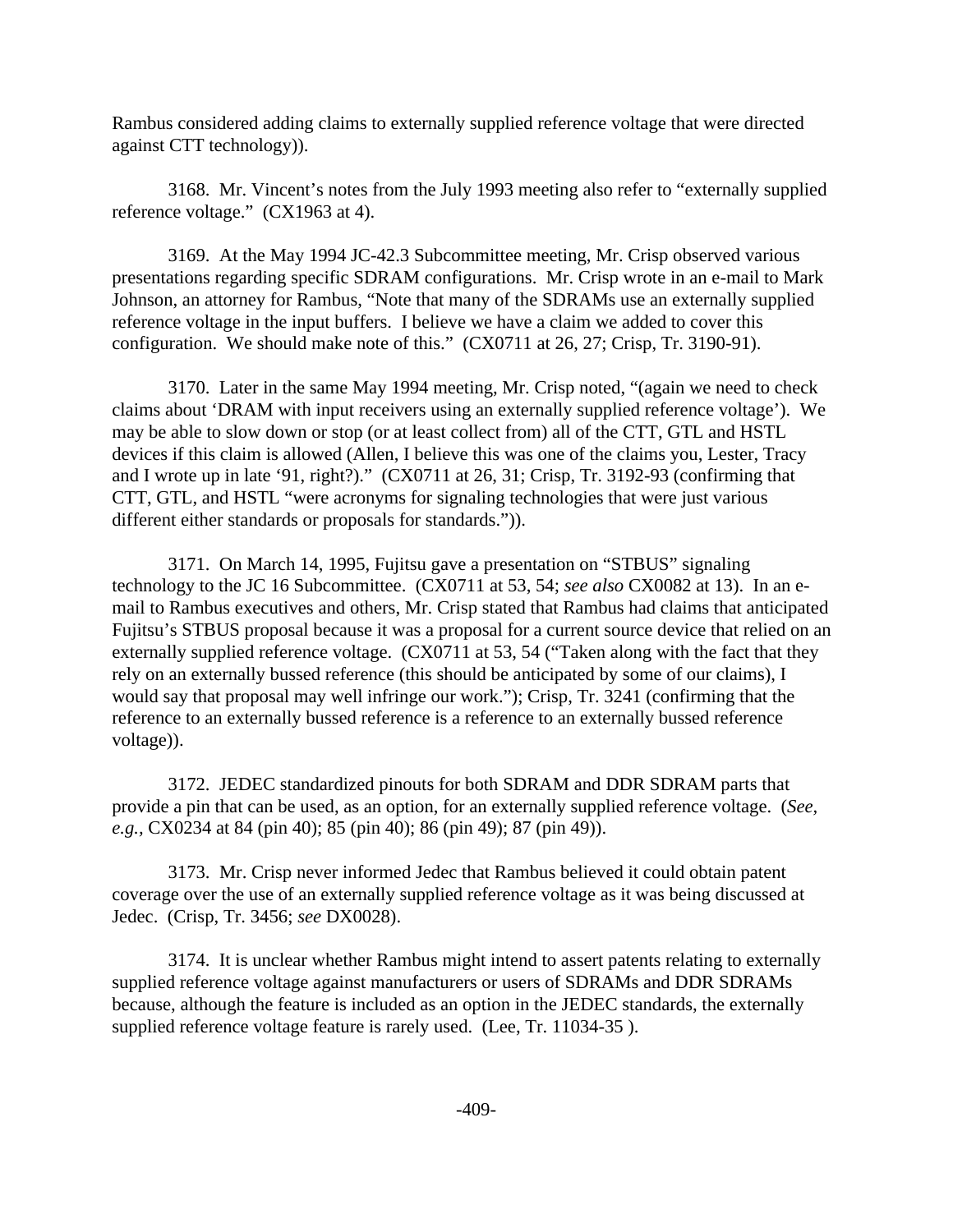Rambus considered adding claims to externally supplied reference voltage that were directed against CTT technology)).

3168. Mr. Vincent's notes from the July 1993 meeting also refer to "externally supplied reference voltage." (CX1963 at 4).

3169. At the May 1994 JC-42.3 Subcommittee meeting, Mr. Crisp observed various presentations regarding specific SDRAM configurations. Mr. Crisp wrote in an e-mail to Mark Johnson, an attorney for Rambus, "Note that many of the SDRAMs use an externally supplied reference voltage in the input buffers. I believe we have a claim we added to cover this configuration. We should make note of this." (CX0711 at 26, 27; Crisp, Tr. 3190-91).

3170. Later in the same May 1994 meeting, Mr. Crisp noted, "(again we need to check claims about 'DRAM with input receivers using an externally supplied reference voltage'). We may be able to slow down or stop (or at least collect from) all of the CTT, GTL and HSTL devices if this claim is allowed (Allen, I believe this was one of the claims you, Lester, Tracy and I wrote up in late '91, right?)." (CX0711 at 26, 31; Crisp, Tr. 3192-93 (confirming that CTT, GTL, and HSTL "were acronyms for signaling technologies that were just various different either standards or proposals for standards.")).

3171. On March 14, 1995, Fujitsu gave a presentation on "STBUS" signaling technology to the JC 16 Subcommittee. (CX0711 at 53, 54; *see also* CX0082 at 13). In an e-mail to Rambus executives and others, Mr. Crisp stated that Rambus had claims that anticipated Fujitsu's STBUS proposal because it was a proposal for a current source device that relied on an externally supplied reference voltage. (CX0711 at 53, 54 ("Taken along with the fact that they rely on an externally bussed reference (this should be anticipated by some of our claims), I would say that proposal may well infringe our work."); Crisp, Tr. 3241 (confirming that the reference to an externally bussed reference is a reference to an externally bussed reference voltage)).

3172. JEDEC standardized pinouts for both SDRAM and DDR SDRAM parts that provide a pin that can be used, as an option, for an externally supplied reference voltage. (*See, e.g.,* CX0234 at 84 (pin 40); 85 (pin 40); 86 (pin 49); 87 (pin 49)).

3173. Mr. Crisp never informed Jedec that Rambus believed it could obtain patent coverage over the use of an externally supplied reference voltage as it was being discussed at Jedec. (Crisp, Tr. 3456; *see* DX0028).

3174. It is unclear whether Rambus might intend to assert patents relating to externally supplied reference voltage against manufacturers or users of SDRAMs and DDR SDRAMs because, although the feature is included as an option in the JEDEC standards, the externally supplied reference voltage feature is rarely used. (Lee, Tr. 11034-35 ).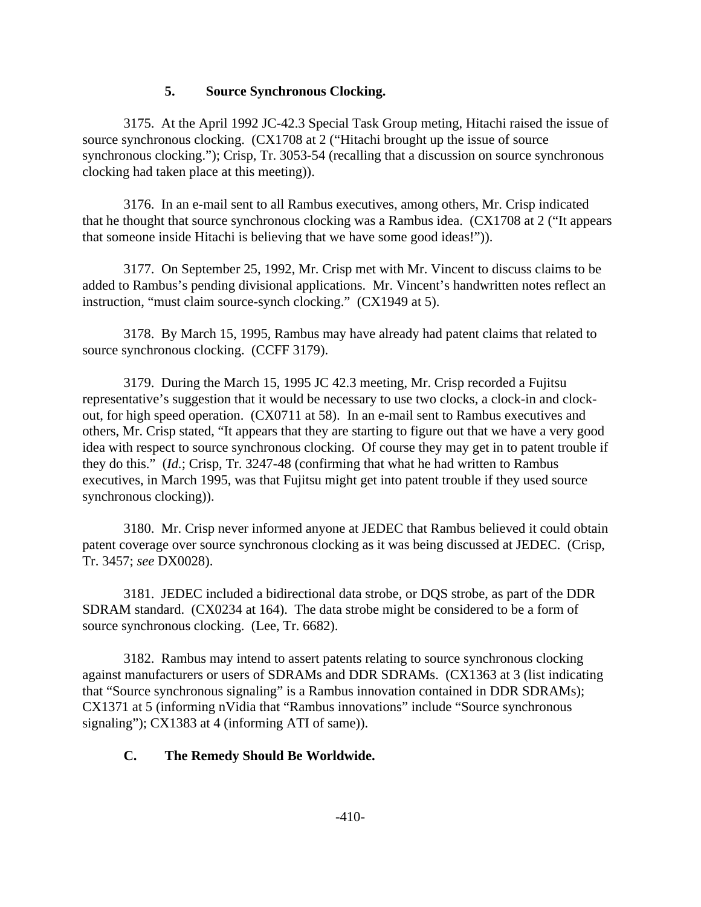### 5. Source Synchronous Clocking.

3175. At the April 1992 JC-42.3 Special Task Group meting, Hitachi raised the issue of source synchronous clocking. (CX1708 at 2 ("Hitachi brought up the issue of source synchronous clocking."); Crisp, Tr. 3053-54 (recalling that a discussion on source synchronous clocking had taken place at this meeting)).

3176. In an e-mail sent to all Rambus executives, among others, Mr. Crisp indicated that he thought that source synchronous clocking was a Rambus idea. (CX1708 at 2 ("It appears that someone inside Hitachi is believing that we have some good ideas!")).

3177. On September 25, 1992, Mr. Crisp met with Mr. Vincent to discuss claims to be added to Rambus's pending divisional applications. Mr. Vincent's handwritten notes reflect an instruction, "must claim source-synch clocking." (CX1949 at 5).

3178. By March 15, 1995, Rambus may have already had patent claims that related to source synchronous clocking. (CCFF 3179).

3179. During the March 15, 1995 JC 42.3 meeting, Mr. Crisp recorded a Fujitsu representative's suggestion that it would be necessary to use two clocks, a clock-in and clock-out, for high speed operation. (CX0711 at 58). In an e-mail sent to Rambus executives and others, Mr. Crisp stated, "It appears that they are starting to figure out that we have a very good idea with respect to source synchronous clocking. Of course they may get in to patent trouble if they do this." (*Id.*; Crisp, Tr. 3247-48 (confirming that what he had written to Rambus executives, in March 1995, was that Fujitsu might get into patent trouble if they used source synchronous clocking)).

3180. Mr. Crisp never informed anyone at JEDEC that Rambus believed it could obtain patent coverage over source synchronous clocking as it was being discussed at JEDEC. (Crisp, Tr. 3457; *see* DX0028).

3181. JEDEC included a bidirectional data strobe, or DQS strobe, as part of the DDR SDRAM standard. (CX0234 at 164). The data strobe might be considered to be a form of source synchronous clocking. (Lee, Tr. 6682).

3182. Rambus may intend to assert patents relating to source synchronous clocking against manufacturers or users of SDRAMs and DDR SDRAMs. (CX1363 at 3 (list indicating that "Source synchronous signaling" is a Rambus innovation contained in DDR SDRAMs); CX1371 at 5 (informing nVidia that "Rambus innovations" include "Source synchronous signaling"); CX1383 at 4 (informing ATI of same)).

## C. The Remedy Should Be Worldwide.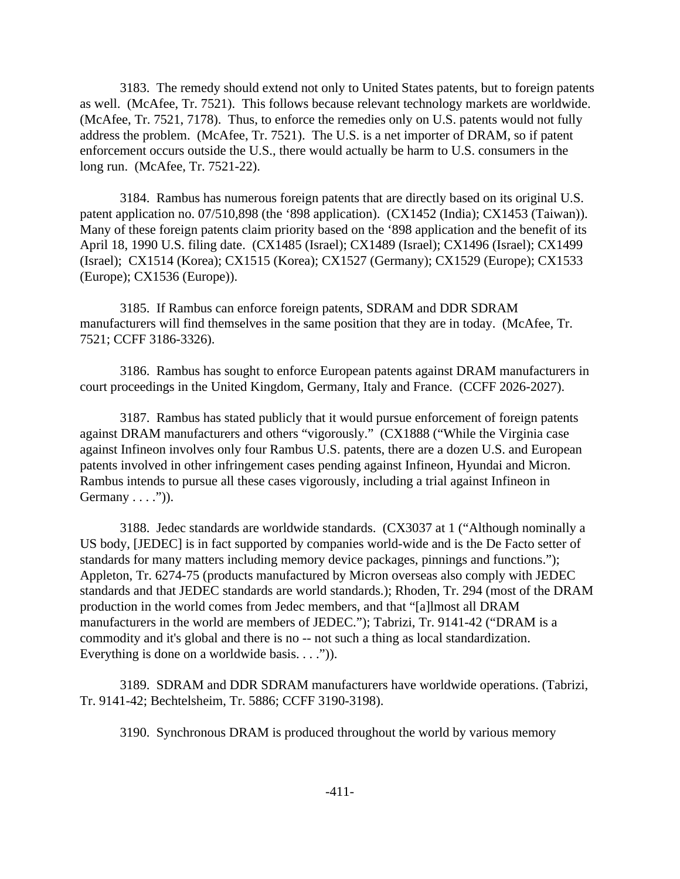3183. The remedy should extend not only to United States patents, but to foreign patents as well. (McAfee, Tr. 7521). This follows because relevant technology markets are worldwide. (McAfee, Tr. 7521, 7178). Thus, to enforce the remedies only on U.S. patents would not fully address the problem. (McAfee, Tr. 7521). The U.S. is a net importer of DRAM, so if patent enforcement occurs outside the U.S., there would actually be harm to U.S. consumers in the long run. (McAfee, Tr. 7521-22).

3184. Rambus has numerous foreign patents that are directly based on its original U.S. patent application no. 07/510,898 (the '898 application). (CX1452 (India); CX1453 (Taiwan)). Many of these foreign patents claim priority based on the '898 application and the benefit of its April 18, 1990 U.S. filing date. (CX1485 (Israel); CX1489 (Israel); CX1496 (Israel); CX1499 (Israel); CX1514 (Korea); CX1515 (Korea); CX1527 (Germany); CX1529 (Europe); CX1533 (Europe); CX1536 (Europe)).

3185. If Rambus can enforce foreign patents, SDRAM and DDR SDRAM manufacturers will find themselves in the same position that they are in today. (McAfee, Tr. 7521; CCFF 3186-3326).

3186. Rambus has sought to enforce European patents against DRAM manufacturers in court proceedings in the United Kingdom, Germany, Italy and France. (CCFF 2026-2027).

3187. Rambus has stated publicly that it would pursue enforcement of foreign patents against DRAM manufacturers and others "vigorously." (CX1888 ("While the Virginia case against Infineon involves only four Rambus U.S. patents, there are a dozen U.S. and European patents involved in other infringement cases pending against Infineon, Hyundai and Micron. Rambus intends to pursue all these cases vigorously, including a trial against Infineon in Germany . . . .")).

3188. Jedec standards are worldwide standards. (CX3037 at 1 ("Although nominally a US body, [JEDEC] is in fact supported by companies world-wide and is the De Facto setter of standards for many matters including memory device packages, pinnings and functions."); Appleton, Tr. 6274-75 (products manufactured by Micron overseas also comply with JEDEC standards and that JEDEC standards are world standards.); Rhoden, Tr. 294 (most of the DRAM production in the world comes from Jedec members, and that "[a]lmost all DRAM manufacturers in the world are members of JEDEC."); Tabrizi, Tr. 9141-42 ("DRAM is a commodity and it's global and there is no -- not such a thing as local standardization. Everything is done on a worldwide basis. . . .")).

3189. SDRAM and DDR SDRAM manufacturers have worldwide operations. (Tabrizi, Tr. 9141-42; Bechtelsheim, Tr. 5886; CCFF 3190-3198).

3190. Synchronous DRAM is produced throughout the world by various memory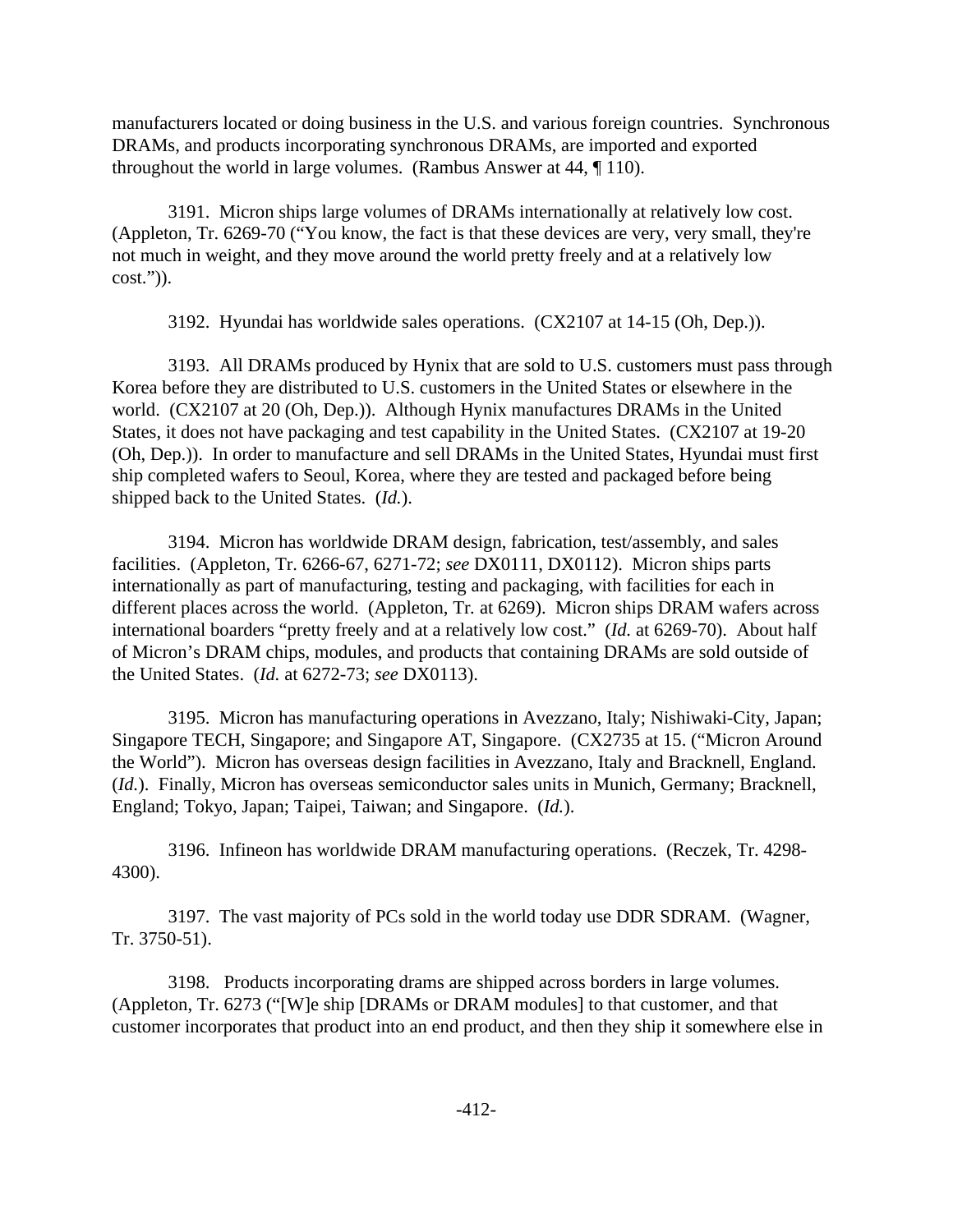manufacturers located or doing business in the U.S. and various foreign countries. Synchronous DRAMs, and products incorporating synchronous DRAMs, are imported and exported throughout the world in large volumes. (Rambus Answer at 44, ¶ 110).

3191. Micron ships large volumes of DRAMs internationally at relatively low cost. (Appleton, Tr. 6269-70 ("You know, the fact is that these devices are very, very small, they're not much in weight, and they move around the world pretty freely and at a relatively low cost.")).

3192. Hyundai has worldwide sales operations. (CX2107 at 14-15 (Oh, Dep.)).

3193. All DRAMs produced by Hynix that are sold to U.S. customers must pass through Korea before they are distributed to U.S. customers in the United States or elsewhere in the world. (CX2107 at 20 (Oh, Dep.)). Although Hynix manufactures DRAMs in the United States, it does not have packaging and test capability in the United States. (CX2107 at 19-20 (Oh, Dep.)). In order to manufacture and sell DRAMs in the United States, Hyundai must first ship completed wafers to Seoul, Korea, where they are tested and packaged before being shipped back to the United States. (*Id.*).

3194. Micron has worldwide DRAM design, fabrication, test/assembly, and sales facilities. (Appleton, Tr. 6266-67, 6271-72; *see* DX0111, DX0112). Micron ships parts internationally as part of manufacturing, testing and packaging, with facilities for each in different places across the world. (Appleton, Tr. at 6269). Micron ships DRAM wafers across international boarders "pretty freely and at a relatively low cost." (*Id.* at 6269-70). About half of Micron's DRAM chips, modules, and products that containing DRAMs are sold outside of the United States. (*Id.* at 6272-73; *see* DX0113).

3195. Micron has manufacturing operations in Avezzano, Italy; Nishiwaki-City, Japan; Singapore TECH, Singapore; and Singapore AT, Singapore. (CX2735 at 15. ("Micron Around the World"). Micron has overseas design facilities in Avezzano, Italy and Bracknell, England. (*Id.*). Finally, Micron has overseas semiconductor sales units in Munich, Germany; Bracknell, England; Tokyo, Japan; Taipei, Taiwan; and Singapore. (*Id.*).

3196. Infineon has worldwide DRAM manufacturing operations. (Reczek, Tr. 4298-4300).

3197. The vast majority of PCs sold in the world today use DDR SDRAM. (Wagner, Tr. 3750-51).

3198. Products incorporating drams are shipped across borders in large volumes. (Appleton, Tr. 6273 ("[W]e ship [DRAMs or DRAM modules] to that customer, and that customer incorporates that product into an end product, and then they ship it somewhere else in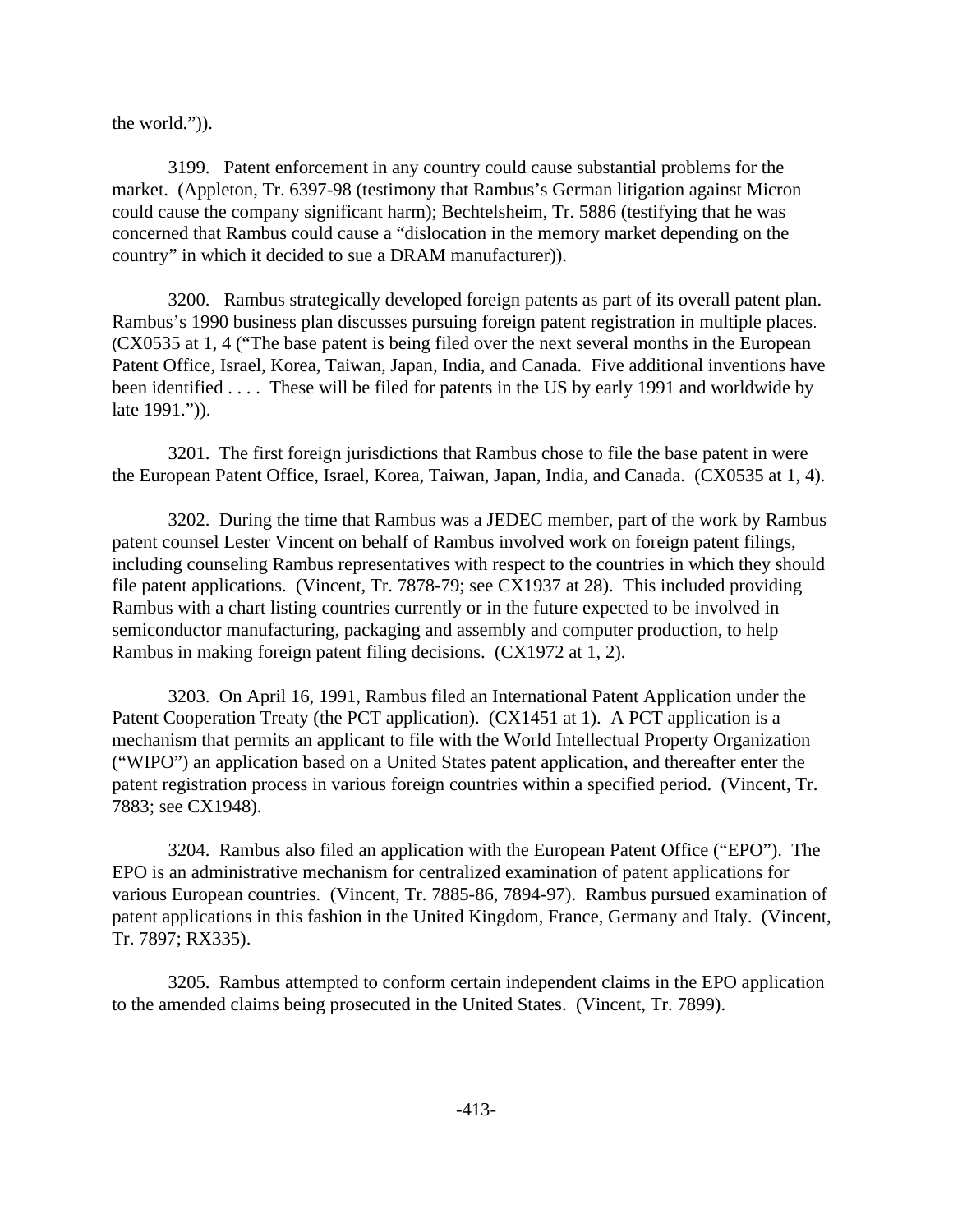the world.")).

3199. Patent enforcement in any country could cause substantial problems for the market. (Appleton, Tr. 6397-98 (testimony that Rambus's German litigation against Micron could cause the company significant harm); Bechtelsheim, Tr. 5886 (testifying that he was concerned that Rambus could cause a "dislocation in the memory market depending on the country" in which it decided to sue a DRAM manufacturer)).

3200. Rambus strategically developed foreign patents as part of its overall patent plan. Rambus's 1990 business plan discusses pursuing foreign patent registration in multiple places. (CX0535 at 1, 4 ("The base patent is being filed over the next several months in the European Patent Office, Israel, Korea, Taiwan, Japan, India, and Canada. Five additional inventions have been identified . . . . These will be filed for patents in the US by early 1991 and worldwide by late 1991.")).

3201. The first foreign jurisdictions that Rambus chose to file the base patent in were the European Patent Office, Israel, Korea, Taiwan, Japan, India, and Canada. (CX0535 at 1, 4).

3202. During the time that Rambus was a JEDEC member, part of the work by Rambus patent counsel Lester Vincent on behalf of Rambus involved work on foreign patent filings, including counseling Rambus representatives with respect to the countries in which they should file patent applications. (Vincent, Tr. 7878-79; see CX1937 at 28). This included providing Rambus with a chart listing countries currently or in the future expected to be involved in semiconductor manufacturing, packaging and assembly and computer production, to help Rambus in making foreign patent filing decisions. (CX1972 at 1, 2).

3203. On April 16, 1991, Rambus filed an International Patent Application under the Patent Cooperation Treaty (the PCT application). (CX1451 at 1). A PCT application is a mechanism that permits an applicant to file with the World Intellectual Property Organization ("WIPO") an application based on a United States patent application, and thereafter enter the patent registration process in various foreign countries within a specified period. (Vincent, Tr. 7883; see CX1948).

3204. Rambus also filed an application with the European Patent Office ("EPO"). The EPO is an administrative mechanism for centralized examination of patent applications for various European countries. (Vincent, Tr. 7885-86, 7894-97). Rambus pursued examination of patent applications in this fashion in the United Kingdom, France, Germany and Italy. (Vincent, Tr. 7897; RX335).

3205. Rambus attempted to conform certain independent claims in the EPO application to the amended claims being prosecuted in the United States. (Vincent, Tr. 7899).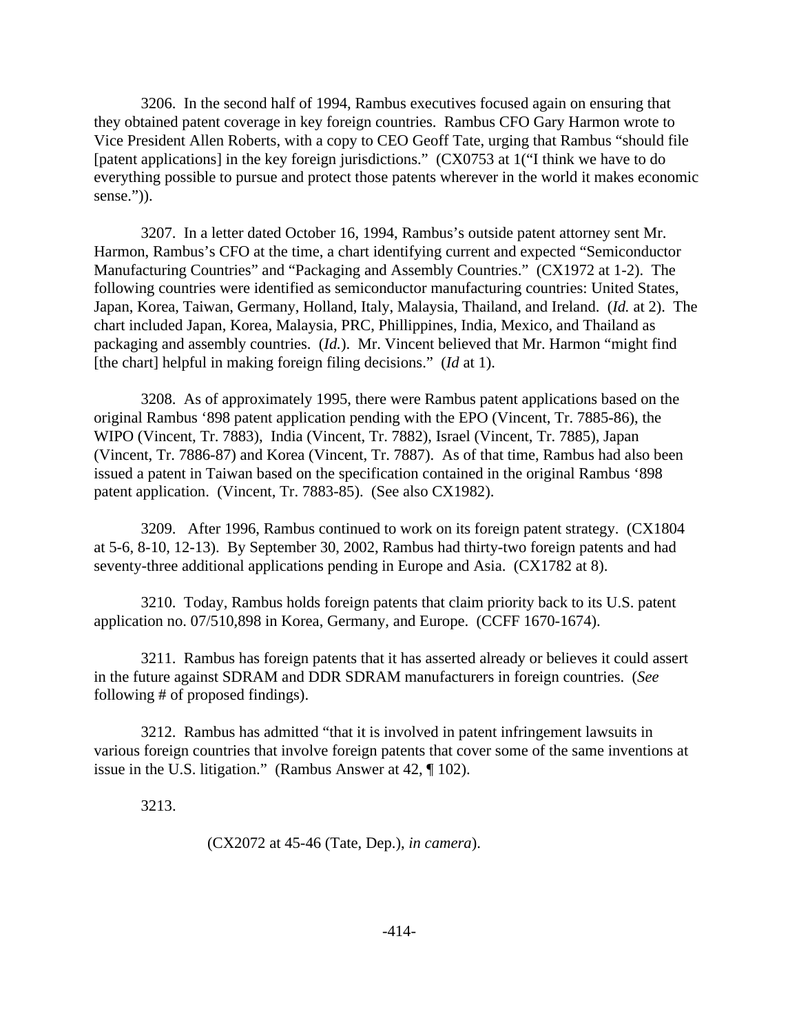3206. In the second half of 1994, Rambus executives focused again on ensuring that they obtained patent coverage in key foreign countries. Rambus CFO Gary Harmon wrote to Vice President Allen Roberts, with a copy to CEO Geoff Tate, urging that Rambus "should file [patent applications] in the key foreign jurisdictions." (CX0753 at 1("I think we have to do everything possible to pursue and protect those patents wherever in the world it makes economic sense.")).

3207. In a letter dated October 16, 1994, Rambus's outside patent attorney sent Mr. Harmon, Rambus's CFO at the time, a chart identifying current and expected "Semiconductor Manufacturing Countries" and "Packaging and Assembly Countries." (CX1972 at 1-2). The following countries were identified as semiconductor manufacturing countries: United States, Japan, Korea, Taiwan, Germany, Holland, Italy, Malaysia, Thailand, and Ireland. (*Id.* at 2). The chart included Japan, Korea, Malaysia, PRC, Phillippines, India, Mexico, and Thailand as packaging and assembly countries. (*Id.*). Mr. Vincent believed that Mr. Harmon "might find [the chart] helpful in making foreign filing decisions." (*Id* at 1).

3208. As of approximately 1995, there were Rambus patent applications based on the original Rambus '898 patent application pending with the EPO (Vincent, Tr. 7885-86), the WIPO (Vincent, Tr. 7883), India (Vincent, Tr. 7882), Israel (Vincent, Tr. 7885), Japan (Vincent, Tr. 7886-87) and Korea (Vincent, Tr. 7887). As of that time, Rambus had also been issued a patent in Taiwan based on the specification contained in the original Rambus '898 patent application. (Vincent, Tr. 7883-85). (See also CX1982).

3209. After 1996, Rambus continued to work on its foreign patent strategy. (CX1804 at 5-6, 8-10, 12-13). By September 30, 2002, Rambus had thirty-two foreign patents and had seventy-three additional applications pending in Europe and Asia. (CX1782 at 8).

3210. Today, Rambus holds foreign patents that claim priority back to its U.S. patent application no. 07/510,898 in Korea, Germany, and Europe. (CCFF 1670-1674).

3211. Rambus has foreign patents that it has asserted already or believes it could assert in the future against SDRAM and DDR SDRAM manufacturers in foreign countries. (*See* following # of proposed findings).

3212. Rambus has admitted "that it is involved in patent infringement lawsuits in various foreign countries that involve foreign patents that cover some of the same inventions at issue in the U.S. litigation." (Rambus Answer at 42, ¶ 102).

3213.

(CX2072 at 45-46 (Tate, Dep.), *in camera*).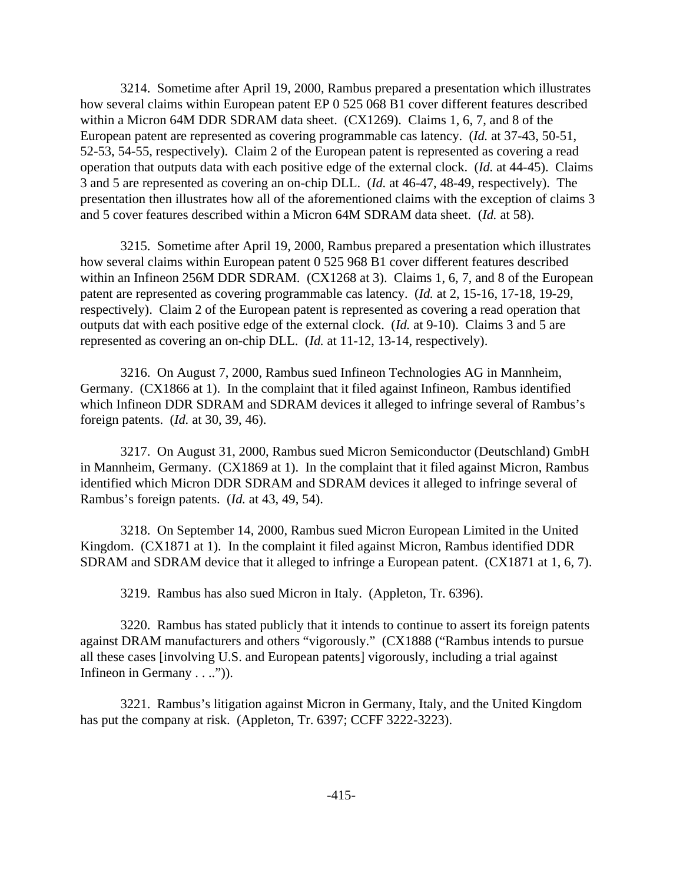3214. Sometime after April 19, 2000, Rambus prepared a presentation which illustrates how several claims within European patent EP 0 525 068 B1 cover different features described within a Micron 64M DDR SDRAM data sheet. (CX1269). Claims 1, 6, 7, and 8 of the European patent are represented as covering programmable cas latency. (*Id.* at 37-43, 50-51, 52-53, 54-55, respectively). Claim 2 of the European patent is represented as covering a read operation that outputs data with each positive edge of the external clock. (*Id.* at 44-45). Claims 3 and 5 are represented as covering an on-chip DLL. (*Id.* at 46-47, 48-49, respectively). The presentation then illustrates how all of the aforementioned claims with the exception of claims 3 and 5 cover features described within a Micron 64M SDRAM data sheet. (*Id.* at 58).

3215. Sometime after April 19, 2000, Rambus prepared a presentation which illustrates how several claims within European patent 0 525 968 B1 cover different features described within an Infineon 256M DDR SDRAM. (CX1268 at 3). Claims 1, 6, 7, and 8 of the European patent are represented as covering programmable cas latency. (*Id.* at 2, 15-16, 17-18, 19-29, respectively). Claim 2 of the European patent is represented as covering a read operation that outputs dat with each positive edge of the external clock. (*Id.* at 9-10). Claims 3 and 5 are represented as covering an on-chip DLL. (*Id.* at 11-12, 13-14, respectively).

3216. On August 7, 2000, Rambus sued Infineon Technologies AG in Mannheim, Germany. (CX1866 at 1). In the complaint that it filed against Infineon, Rambus identified which Infineon DDR SDRAM and SDRAM devices it alleged to infringe several of Rambus's foreign patents. (*Id.* at 30, 39, 46).

3217. On August 31, 2000, Rambus sued Micron Semiconductor (Deutschland) GmbH in Mannheim, Germany. (CX1869 at 1). In the complaint that it filed against Micron, Rambus identified which Micron DDR SDRAM and SDRAM devices it alleged to infringe several of Rambus's foreign patents. (*Id.* at 43, 49, 54).

3218. On September 14, 2000, Rambus sued Micron European Limited in the United Kingdom. (CX1871 at 1). In the complaint it filed against Micron, Rambus identified DDR SDRAM and SDRAM device that it alleged to infringe a European patent. (CX1871 at 1, 6, 7).

3219. Rambus has also sued Micron in Italy. (Appleton, Tr. 6396).

3220. Rambus has stated publicly that it intends to continue to assert its foreign patents against DRAM manufacturers and others "vigorously." (CX1888 ("Rambus intends to pursue all these cases [involving U.S. and European patents] vigorously, including a trial against Infineon in Germany . . ..")).

3221. Rambus's litigation against Micron in Germany, Italy, and the United Kingdom has put the company at risk. (Appleton, Tr. 6397; CCFF 3222-3223).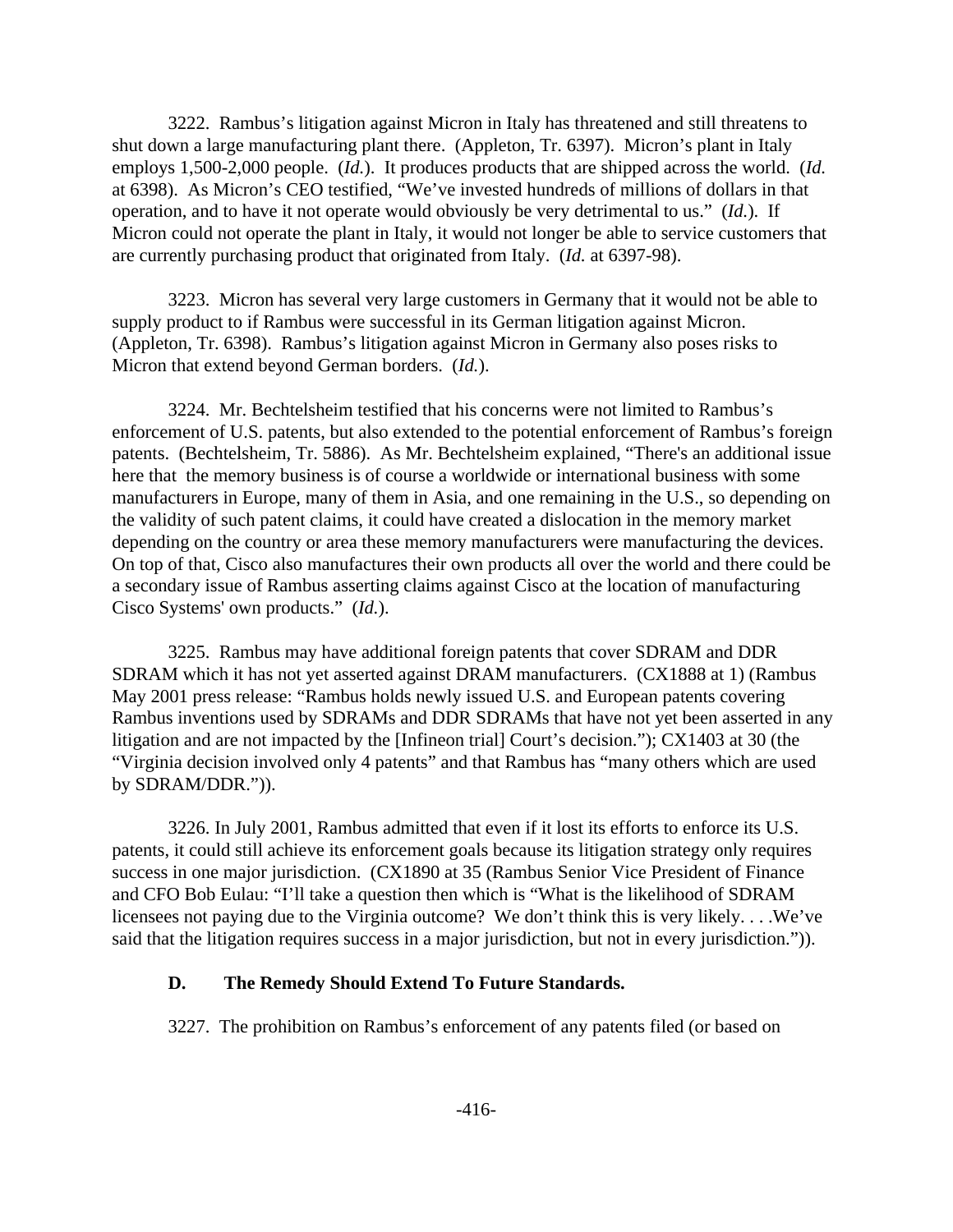3222. Rambus's litigation against Micron in Italy has threatened and still threatens to shut down a large manufacturing plant there. (Appleton, Tr. 6397). Micron's plant in Italy employs 1,500-2,000 people. (*Id.*). It produces products that are shipped across the world. (*Id.* at 6398). As Micron's CEO testified, "We've invested hundreds of millions of dollars in that operation, and to have it not operate would obviously be very detrimental to us." (*Id.*). If Micron could not operate the plant in Italy, it would not longer be able to service customers that are currently purchasing product that originated from Italy. (*Id.* at 6397-98).

3223. Micron has several very large customers in Germany that it would not be able to supply product to if Rambus were successful in its German litigation against Micron. (Appleton, Tr. 6398). Rambus's litigation against Micron in Germany also poses risks to Micron that extend beyond German borders. (*Id.*).

3224. Mr. Bechtelsheim testified that his concerns were not limited to Rambus's enforcement of U.S. patents, but also extended to the potential enforcement of Rambus's foreign patents. (Bechtelsheim, Tr. 5886). As Mr. Bechtelsheim explained, "There's an additional issue here that the memory business is of course a worldwide or international business with some manufacturers in Europe, many of them in Asia, and one remaining in the U.S., so depending on the validity of such patent claims, it could have created a dislocation in the memory market depending on the country or area these memory manufacturers were manufacturing the devices. On top of that, Cisco also manufactures their own products all over the world and there could be a secondary issue of Rambus asserting claims against Cisco at the location of manufacturing Cisco Systems' own products." (*Id.*).

3225. Rambus may have additional foreign patents that cover SDRAM and DDR SDRAM which it has not yet asserted against DRAM manufacturers. (CX1888 at 1) (Rambus May 2001 press release: "Rambus holds newly issued U.S. and European patents covering Rambus inventions used by SDRAMs and DDR SDRAMs that have not yet been asserted in any litigation and are not impacted by the [Infineon trial] Court's decision."); CX1403 at 30 (the "Virginia decision involved only 4 patents" and that Rambus has "many others which are used by SDRAM/DDR.")).

3226. In July 2001, Rambus admitted that even if it lost its efforts to enforce its U.S. patents, it could still achieve its enforcement goals because its litigation strategy only requires success in one major jurisdiction. (CX1890 at 35 (Rambus Senior Vice President of Finance and CFO Bob Eulau: "I'll take a question then which is "What is the likelihood of SDRAM licensees not paying due to the Virginia outcome? We don't think this is very likely. . . .We've said that the litigation requires success in a major jurisdiction, but not in every jurisdiction.")).

### D. The Remedy Should Extend To Future Standards.

3227. The prohibition on Rambus's enforcement of any patents filed (or based on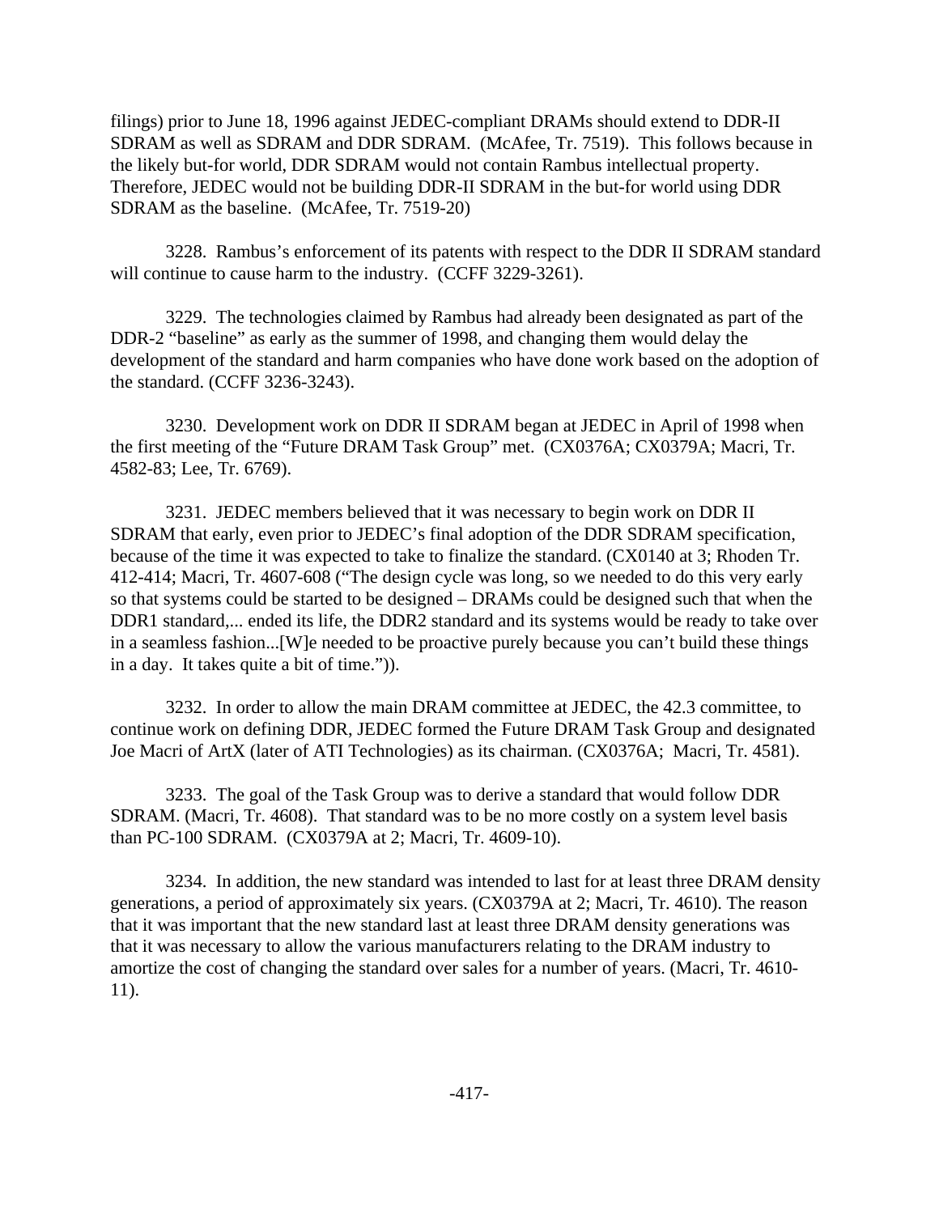filings) prior to June 18, 1996 against JEDEC-compliant DRAMs should extend to DDR-II SDRAM as well as SDRAM and DDR SDRAM. (McAfee, Tr. 7519). This follows because in the likely but-for world, DDR SDRAM would not contain Rambus intellectual property. Therefore, JEDEC would not be building DDR-II SDRAM in the but-for world using DDR SDRAM as the baseline. (McAfee, Tr. 7519-20)

3228. Rambus's enforcement of its patents with respect to the DDR II SDRAM standard will continue to cause harm to the industry. (CCFF 3229-3261).

3229. The technologies claimed by Rambus had already been designated as part of the DDR-2 "baseline" as early as the summer of 1998, and changing them would delay the development of the standard and harm companies who have done work based on the adoption of the standard. (CCFF 3236-3243).

3230. Development work on DDR II SDRAM began at JEDEC in April of 1998 when the first meeting of the "Future DRAM Task Group" met. (CX0376A; CX0379A; Macri, Tr. 4582-83; Lee, Tr. 6769).

3231. JEDEC members believed that it was necessary to begin work on DDR II SDRAM that early, even prior to JEDEC's final adoption of the DDR SDRAM specification, because of the time it was expected to take to finalize the standard. (CX0140 at 3; Rhoden Tr. 412-414; Macri, Tr. 4607-608 ("The design cycle was long, so we needed to do this very early so that systems could be started to be designed – DRAMs could be designed such that when the DDR1 standard,... ended its life, the DDR2 standard and its systems would be ready to take over in a seamless fashion...[W]e needed to be proactive purely because you can't build these things in a day. It takes quite a bit of time.")).

3232. In order to allow the main DRAM committee at JEDEC, the 42.3 committee, to continue work on defining DDR, JEDEC formed the Future DRAM Task Group and designated Joe Macri of ArtX (later of ATI Technologies) as its chairman. (CX0376A; Macri, Tr. 4581).

3233. The goal of the Task Group was to derive a standard that would follow DDR SDRAM. (Macri, Tr. 4608). That standard was to be no more costly on a system level basis than PC-100 SDRAM. (CX0379A at 2; Macri, Tr. 4609-10).

3234. In addition, the new standard was intended to last for at least three DRAM density generations, a period of approximately six years. (CX0379A at 2; Macri, Tr. 4610). The reason that it was important that the new standard last at least three DRAM density generations was that it was necessary to allow the various manufacturers relating to the DRAM industry to amortize the cost of changing the standard over sales for a number of years. (Macri, Tr. 4610-11).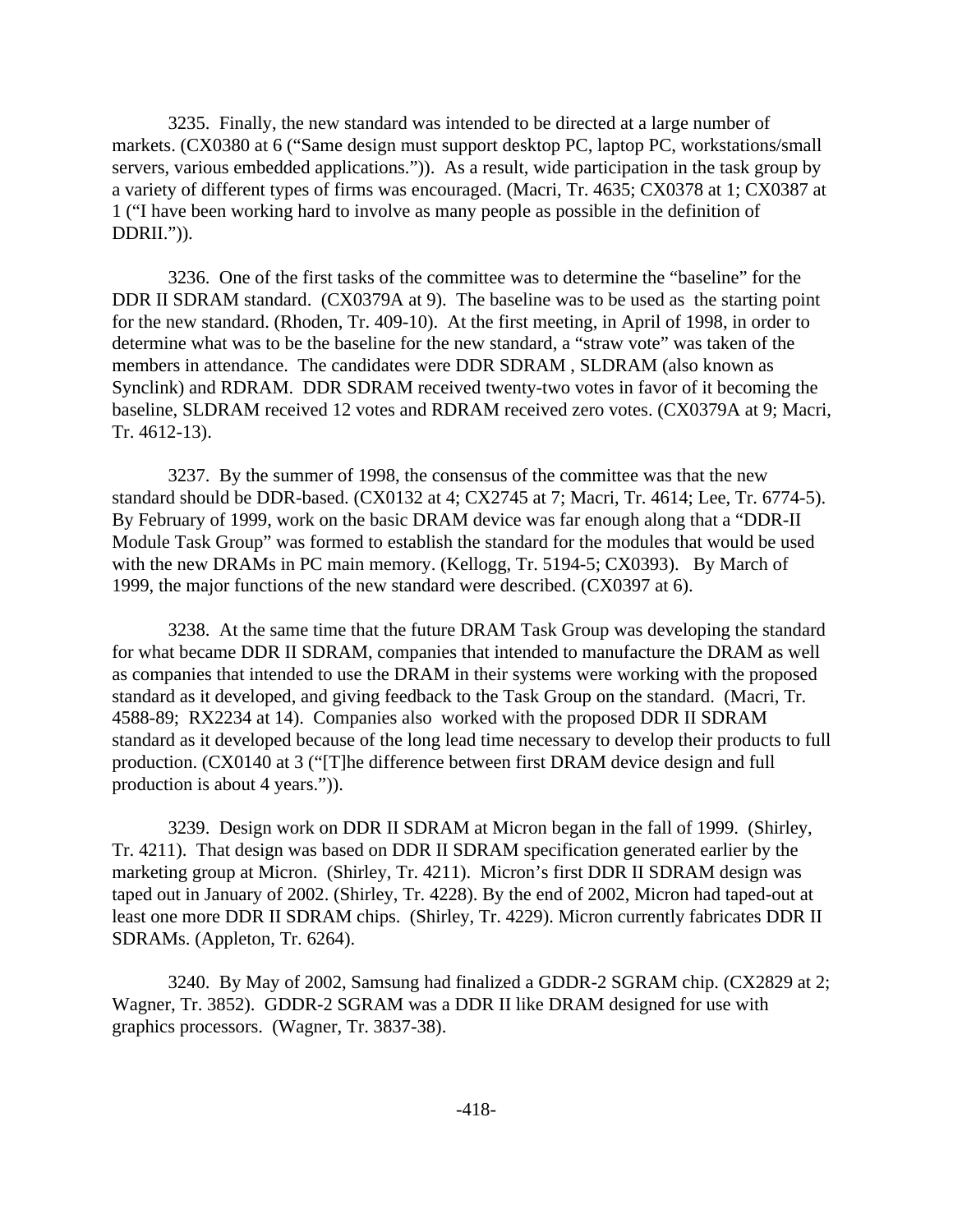3235. Finally, the new standard was intended to be directed at a large number of markets. (CX0380 at 6 ("Same design must support desktop PC, laptop PC, workstations/small servers, various embedded applications.")). As a result, wide participation in the task group by a variety of different types of firms was encouraged. (Macri, Tr. 4635; CX0378 at 1; CX0387 at 1 ("I have been working hard to involve as many people as possible in the definition of DDRII.")).

3236. One of the first tasks of the committee was to determine the "baseline" for the DDR II SDRAM standard. (CX0379A at 9). The baseline was to be used as the starting point for the new standard. (Rhoden, Tr. 409-10). At the first meeting, in April of 1998, in order to determine what was to be the baseline for the new standard, a "straw vote" was taken of the members in attendance. The candidates were DDR SDRAM , SLDRAM (also known as Synclink) and RDRAM. DDR SDRAM received twenty-two votes in favor of it becoming the baseline, SLDRAM received 12 votes and RDRAM received zero votes. (CX0379A at 9; Macri, Tr. 4612-13).

3237. By the summer of 1998, the consensus of the committee was that the new standard should be DDR-based. (CX0132 at 4; CX2745 at 7; Macri, Tr. 4614; Lee, Tr. 6774-5). By February of 1999, work on the basic DRAM device was far enough along that a "DDR-II Module Task Group" was formed to establish the standard for the modules that would be used with the new DRAMs in PC main memory. (Kellogg, Tr. 5194-5; CX0393). By March of 1999, the major functions of the new standard were described. (CX0397 at 6).

3238. At the same time that the future DRAM Task Group was developing the standard for what became DDR II SDRAM, companies that intended to manufacture the DRAM as well as companies that intended to use the DRAM in their systems were working with the proposed standard as it developed, and giving feedback to the Task Group on the standard. (Macri, Tr. 4588-89; RX2234 at 14). Companies also worked with the proposed DDR II SDRAM standard as it developed because of the long lead time necessary to develop their products to full production. (CX0140 at 3 ("[T]he difference between first DRAM device design and full production is about 4 years.")).

3239. Design work on DDR II SDRAM at Micron began in the fall of 1999. (Shirley, Tr. 4211). That design was based on DDR II SDRAM specification generated earlier by the marketing group at Micron. (Shirley, Tr. 4211). Micron's first DDR II SDRAM design was taped out in January of 2002. (Shirley, Tr. 4228). By the end of 2002, Micron had taped-out at least one more DDR II SDRAM chips. (Shirley, Tr. 4229). Micron currently fabricates DDR II SDRAMs. (Appleton, Tr. 6264).

3240. By May of 2002, Samsung had finalized a GDDR-2 SGRAM chip. (CX2829 at 2; Wagner, Tr. 3852). GDDR-2 SGRAM was a DDR II like DRAM designed for use with graphics processors. (Wagner, Tr. 3837-38).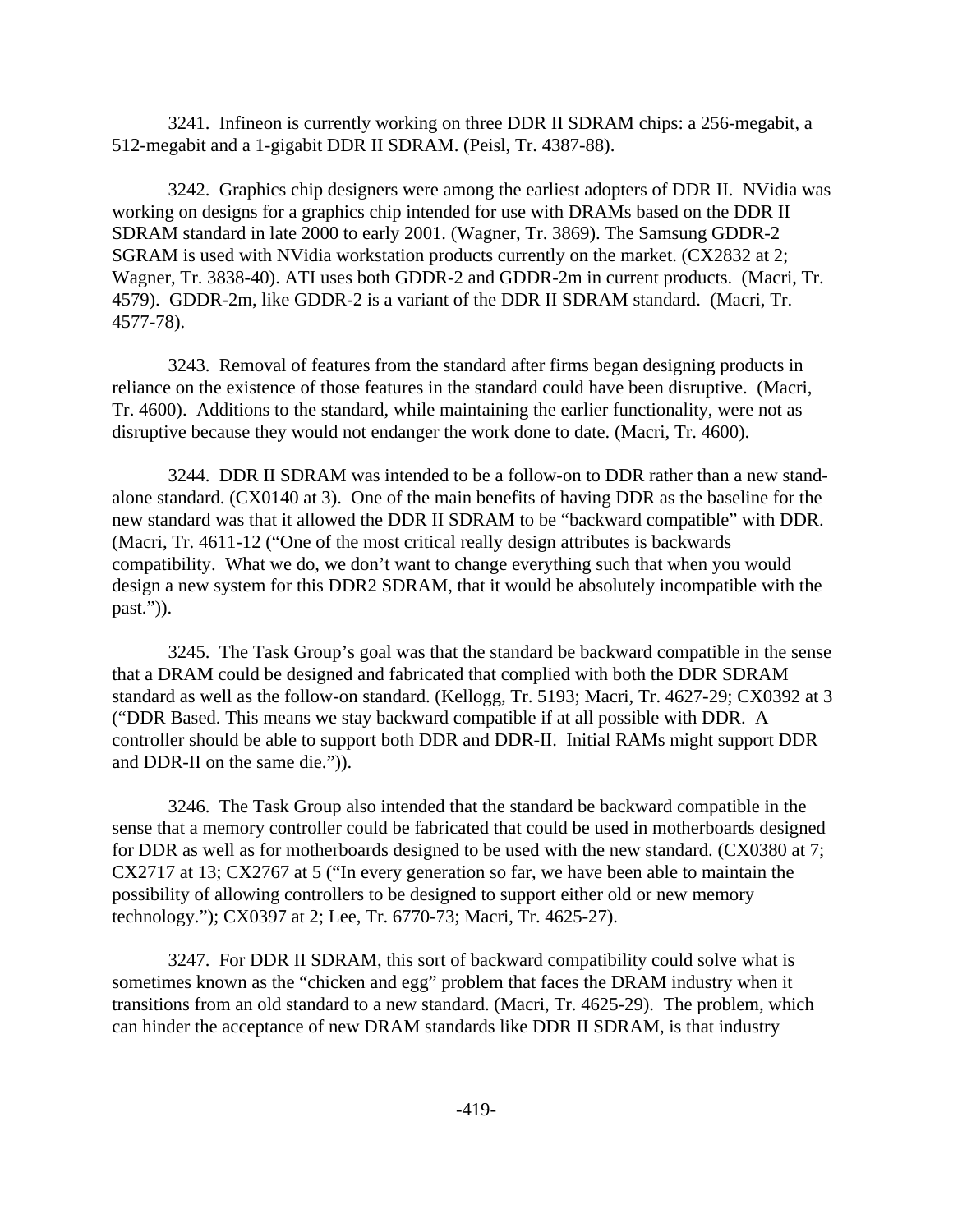3241. Infineon is currently working on three DDR II SDRAM chips: a 256-megabit, a 512-megabit and a 1-gigabit DDR II SDRAM. (Peisl, Tr. 4387-88).

3242. Graphics chip designers were among the earliest adopters of DDR II. NVidia was working on designs for a graphics chip intended for use with DRAMs based on the DDR II SDRAM standard in late 2000 to early 2001. (Wagner, Tr. 3869). The Samsung GDDR-2 SGRAM is used with NVidia workstation products currently on the market. (CX2832 at 2; Wagner, Tr. 3838-40). ATI uses both GDDR-2 and GDDR-2m in current products. (Macri, Tr. 4579). GDDR-2m, like GDDR-2 is a variant of the DDR II SDRAM standard. (Macri, Tr. 4577-78).

3243. Removal of features from the standard after firms began designing products in reliance on the existence of those features in the standard could have been disruptive. (Macri, Tr. 4600). Additions to the standard, while maintaining the earlier functionality, were not as disruptive because they would not endanger the work done to date. (Macri, Tr. 4600).

3244. DDR II SDRAM was intended to be a follow-on to DDR rather than a new stand-alone standard. (CX0140 at 3). One of the main benefits of having DDR as the baseline for the new standard was that it allowed the DDR II SDRAM to be "backward compatible" with DDR. (Macri, Tr. 4611-12 ("One of the most critical really design attributes is backwards compatibility. What we do, we don't want to change everything such that when you would design a new system for this DDR2 SDRAM, that it would be absolutely incompatible with the past.")).

3245. The Task Group's goal was that the standard be backward compatible in the sense that a DRAM could be designed and fabricated that complied with both the DDR SDRAM standard as well as the follow-on standard. (Kellogg, Tr. 5193; Macri, Tr. 4627-29; CX0392 at 3 ("DDR Based. This means we stay backward compatible if at all possible with DDR. A controller should be able to support both DDR and DDR-II. Initial RAMs might support DDR and DDR-II on the same die.")).

3246. The Task Group also intended that the standard be backward compatible in the sense that a memory controller could be fabricated that could be used in motherboards designed for DDR as well as for motherboards designed to be used with the new standard. (CX0380 at 7; CX2717 at 13; CX2767 at 5 ("In every generation so far, we have been able to maintain the possibility of allowing controllers to be designed to support either old or new memory technology."); CX0397 at 2; Lee, Tr. 6770-73; Macri, Tr. 4625-27).

3247. For DDR II SDRAM, this sort of backward compatibility could solve what is sometimes known as the "chicken and egg" problem that faces the DRAM industry when it transitions from an old standard to a new standard. (Macri, Tr. 4625-29). The problem, which can hinder the acceptance of new DRAM standards like DDR II SDRAM, is that industry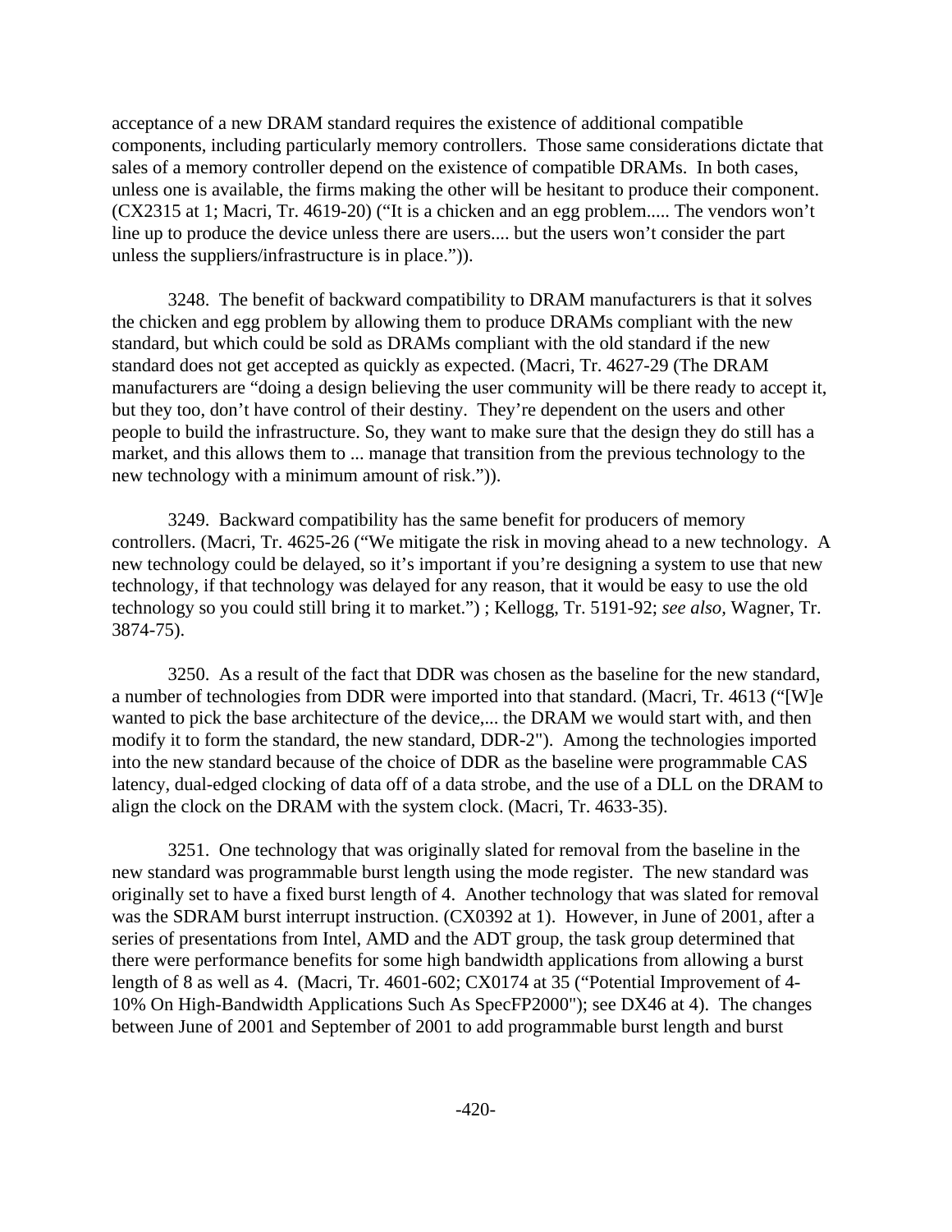acceptance of a new DRAM standard requires the existence of additional compatible components, including particularly memory controllers. Those same considerations dictate that sales of a memory controller depend on the existence of compatible DRAMs. In both cases, unless one is available, the firms making the other will be hesitant to produce their component. (CX2315 at 1; Macri, Tr. 4619-20) ("It is a chicken and an egg problem..... The vendors won't line up to produce the device unless there are users.... but the users won't consider the part unless the suppliers/infrastructure is in place.")).

3248. The benefit of backward compatibility to DRAM manufacturers is that it solves the chicken and egg problem by allowing them to produce DRAMs compliant with the new standard, but which could be sold as DRAMs compliant with the old standard if the new standard does not get accepted as quickly as expected. (Macri, Tr. 4627-29 (The DRAM manufacturers are "doing a design believing the user community will be there ready to accept it, but they too, don't have control of their destiny. They're dependent on the users and other people to build the infrastructure. So, they want to make sure that the design they do still has a market, and this allows them to ... manage that transition from the previous technology to the new technology with a minimum amount of risk.")).

3249. Backward compatibility has the same benefit for producers of memory controllers. (Macri, Tr. 4625-26 ("We mitigate the risk in moving ahead to a new technology. A new technology could be delayed, so it's important if you're designing a system to use that new technology, if that technology was delayed for any reason, that it would be easy to use the old technology so you could still bring it to market.") ; Kellogg, Tr. 5191-92; *see also,* Wagner, Tr. 3874-75).

3250. As a result of the fact that DDR was chosen as the baseline for the new standard, a number of technologies from DDR were imported into that standard. (Macri, Tr. 4613 ("[W]e wanted to pick the base architecture of the device,... the DRAM we would start with, and then modify it to form the standard, the new standard, DDR-2"). Among the technologies imported into the new standard because of the choice of DDR as the baseline were programmable CAS latency, dual-edged clocking of data off of a data strobe, and the use of a DLL on the DRAM to align the clock on the DRAM with the system clock. (Macri, Tr. 4633-35).

3251. One technology that was originally slated for removal from the baseline in the new standard was programmable burst length using the mode register. The new standard was originally set to have a fixed burst length of 4. Another technology that was slated for removal was the SDRAM burst interrupt instruction. (CX0392 at 1). However, in June of 2001, after a series of presentations from Intel, AMD and the ADT group, the task group determined that there were performance benefits for some high bandwidth applications from allowing a burst length of 8 as well as 4. (Macri, Tr. 4601-602; CX0174 at 35 ("Potential Improvement of 4-10% On High-Bandwidth Applications Such As SpecFP2000"); see DX46 at 4). The changes between June of 2001 and September of 2001 to add programmable burst length and burst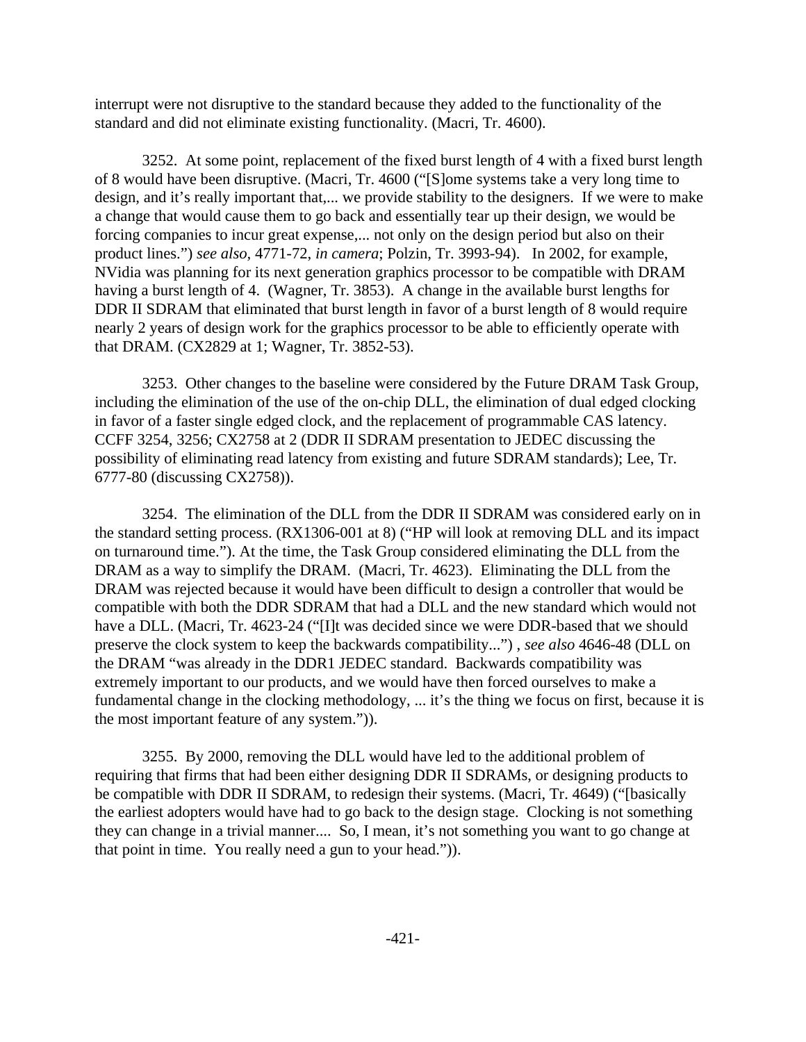interrupt were not disruptive to the standard because they added to the functionality of the standard and did not eliminate existing functionality. (Macri, Tr. 4600).

3252. At some point, replacement of the fixed burst length of 4 with a fixed burst length of 8 would have been disruptive. (Macri, Tr. 4600 ("[S]ome systems take a very long time to design, and it's really important that,... we provide stability to the designers. If we were to make a change that would cause them to go back and essentially tear up their design, we would be forcing companies to incur great expense,... not only on the design period but also on their product lines.") *see also*, 4771-72, *in camera*; Polzin, Tr. 3993-94). In 2002, for example, NVidia was planning for its next generation graphics processor to be compatible with DRAM having a burst length of 4. (Wagner, Tr. 3853). A change in the available burst lengths for DDR II SDRAM that eliminated that burst length in favor of a burst length of 8 would require nearly 2 years of design work for the graphics processor to be able to efficiently operate with that DRAM. (CX2829 at 1; Wagner, Tr. 3852-53).

3253. Other changes to the baseline were considered by the Future DRAM Task Group, including the elimination of the use of the on-chip DLL, the elimination of dual edged clocking in favor of a faster single edged clock, and the replacement of programmable CAS latency. CCFF 3254, 3256; CX2758 at 2 (DDR II SDRAM presentation to JEDEC discussing the possibility of eliminating read latency from existing and future SDRAM standards); Lee, Tr. 6777-80 (discussing CX2758)).

3254. The elimination of the DLL from the DDR II SDRAM was considered early on in the standard setting process. (RX1306-001 at 8) ("HP will look at removing DLL and its impact on turnaround time."). At the time, the Task Group considered eliminating the DLL from the DRAM as a way to simplify the DRAM. (Macri, Tr. 4623). Eliminating the DLL from the DRAM was rejected because it would have been difficult to design a controller that would be compatible with both the DDR SDRAM that had a DLL and the new standard which would not have a DLL. (Macri, Tr. 4623-24 ("[I]t was decided since we were DDR-based that we should preserve the clock system to keep the backwards compatibility...") , *see also* 4646-48 (DLL on the DRAM "was already in the DDR1 JEDEC standard. Backwards compatibility was extremely important to our products, and we would have then forced ourselves to make a fundamental change in the clocking methodology, ... it's the thing we focus on first, because it is the most important feature of any system.")).

3255. By 2000, removing the DLL would have led to the additional problem of requiring that firms that had been either designing DDR II SDRAMs, or designing products to be compatible with DDR II SDRAM, to redesign their systems. (Macri, Tr. 4649) ("[basically the earliest adopters would have had to go back to the design stage. Clocking is not something they can change in a trivial manner.... So, I mean, it's not something you want to go change at that point in time. You really need a gun to your head.")).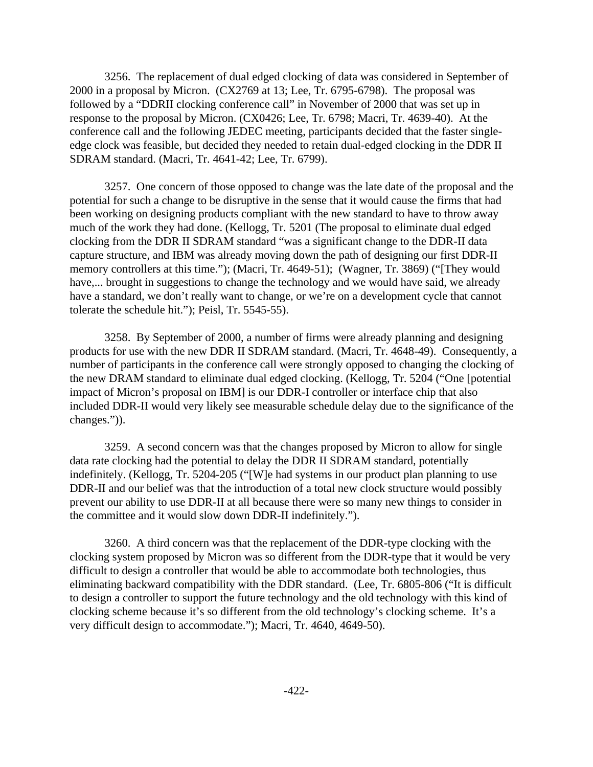3256. The replacement of dual edged clocking of data was considered in September of 2000 in a proposal by Micron. (CX2769 at 13; Lee, Tr. 6795-6798). The proposal was followed by a "DDRII clocking conference call" in November of 2000 that was set up in response to the proposal by Micron. (CX0426; Lee, Tr. 6798; Macri, Tr. 4639-40). At the conference call and the following JEDEC meeting, participants decided that the faster single-edge clock was feasible, but decided they needed to retain dual-edged clocking in the DDR II SDRAM standard. (Macri, Tr. 4641-42; Lee, Tr. 6799).

3257. One concern of those opposed to change was the late date of the proposal and the potential for such a change to be disruptive in the sense that it would cause the firms that had been working on designing products compliant with the new standard to have to throw away much of the work they had done. (Kellogg, Tr. 5201 (The proposal to eliminate dual edged clocking from the DDR II SDRAM standard "was a significant change to the DDR-II data capture structure, and IBM was already moving down the path of designing our first DDR-II memory controllers at this time."); (Macri, Tr. 4649-51); (Wagner, Tr. 3869) ("[They would have,... brought in suggestions to change the technology and we would have said, we already have a standard, we don't really want to change, or we're on a development cycle that cannot tolerate the schedule hit."); Peisl, Tr. 5545-55).

3258. By September of 2000, a number of firms were already planning and designing products for use with the new DDR II SDRAM standard. (Macri, Tr. 4648-49). Consequently, a number of participants in the conference call were strongly opposed to changing the clocking of the new DRAM standard to eliminate dual edged clocking. (Kellogg, Tr. 5204 ("One [potential impact of Micron's proposal on IBM] is our DDR-I controller or interface chip that also included DDR-II would very likely see measurable schedule delay due to the significance of the changes.")).

3259. A second concern was that the changes proposed by Micron to allow for single data rate clocking had the potential to delay the DDR II SDRAM standard, potentially indefinitely. (Kellogg, Tr. 5204-205 ("[W]e had systems in our product plan planning to use DDR-II and our belief was that the introduction of a total new clock structure would possibly prevent our ability to use DDR-II at all because there were so many new things to consider in the committee and it would slow down DDR-II indefinitely.").

3260. A third concern was that the replacement of the DDR-type clocking with the clocking system proposed by Micron was so different from the DDR-type that it would be very difficult to design a controller that would be able to accommodate both technologies, thus eliminating backward compatibility with the DDR standard. (Lee, Tr. 6805-806 ("It is difficult to design a controller to support the future technology and the old technology with this kind of clocking scheme because it's so different from the old technology's clocking scheme. It's a very difficult design to accommodate."); Macri, Tr. 4640, 4649-50).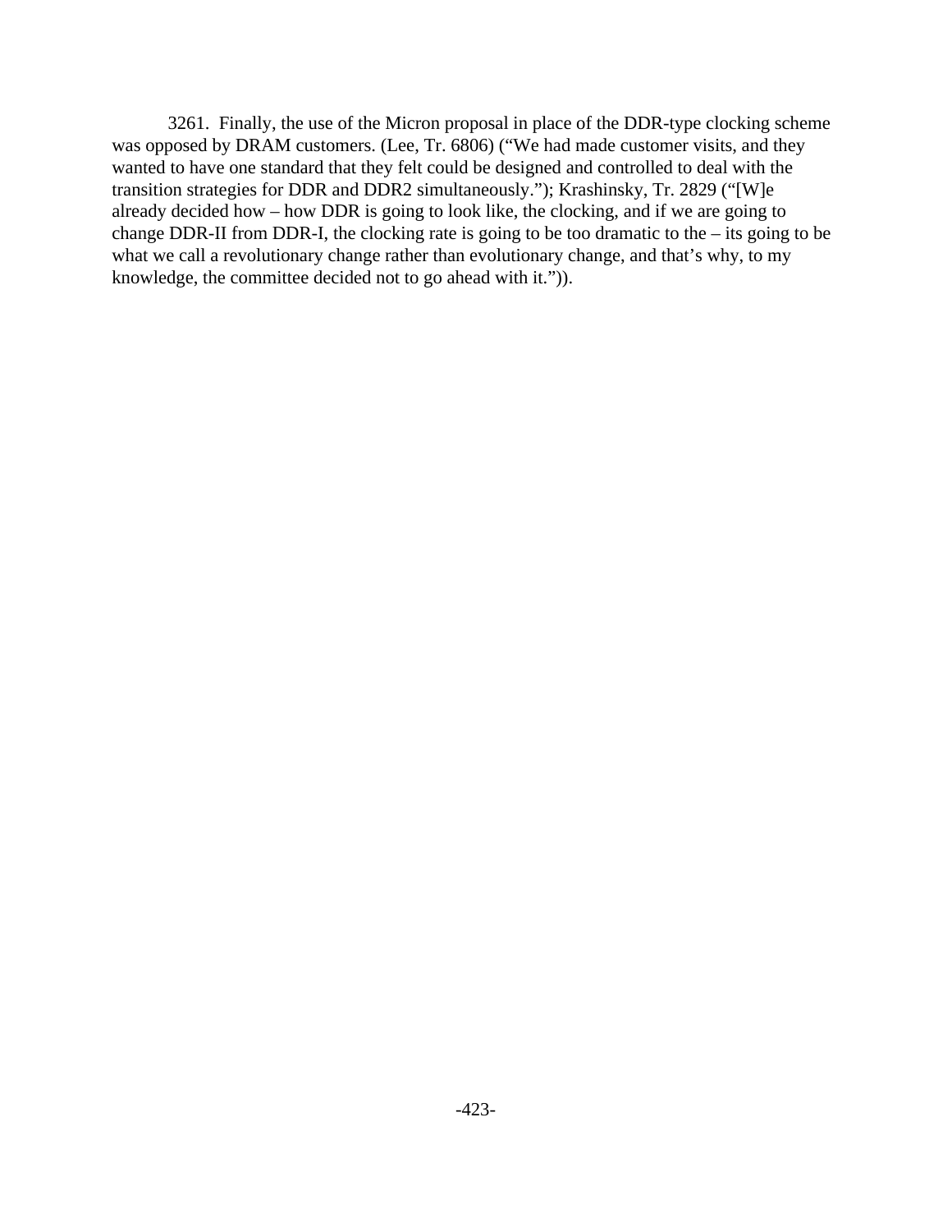3261. Finally, the use of the Micron proposal in place of the DDR-type clocking scheme was opposed by DRAM customers. (Lee, Tr. 6806) ("We had made customer visits, and they wanted to have one standard that they felt could be designed and controlled to deal with the transition strategies for DDR and DDR2 simultaneously."); Krashinsky, Tr. 2829 ("[W]e already decided how – how DDR is going to look like, the clocking, and if we are going to change DDR-II from DDR-I, the clocking rate is going to be too dramatic to the – its going to be what we call a revolutionary change rather than evolutionary change, and that's why, to my knowledge, the committee decided not to go ahead with it.")).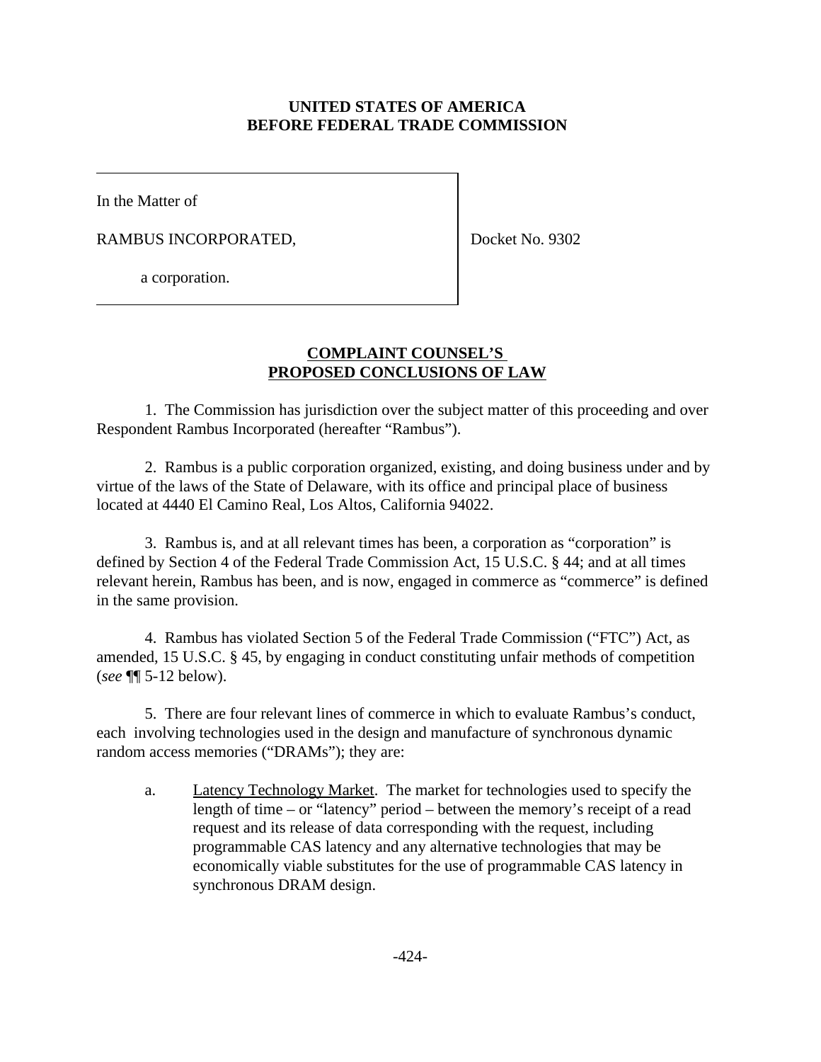**UNITED STATES OF AMERICA**
**BEFORE FEDERAL TRADE COMMISSION**

In the Matter of

RAMBUS INCORPORATED,

a corporation.

Docket No. 9302

**COMPLAINT COUNSEL'S PROPOSED CONCLUSIONS OF LAW**

1. The Commission has jurisdiction over the subject matter of this proceeding and over Respondent Rambus Incorporated (hereafter "Rambus").

2. Rambus is a public corporation organized, existing, and doing business under and by virtue of the laws of the State of Delaware, with its office and principal place of business located at 4440 El Camino Real, Los Altos, California 94022.

3. Rambus is, and at all relevant times has been, a corporation as "corporation" is defined by Section 4 of the Federal Trade Commission Act, 15 U.S.C. § 44; and at all times relevant herein, Rambus has been, and is now, engaged in commerce as "commerce" is defined in the same provision.

4. Rambus has violated Section 5 of the Federal Trade Commission ("FTC") Act, as amended, 15 U.S.C. § 45, by engaging in conduct constituting unfair methods of competition (*see* ¶¶ 5-12 below).

5. There are four relevant lines of commerce in which to evaluate Rambus's conduct, each involving technologies used in the design and manufacture of synchronous dynamic random access memories ("DRAMs"); they are:

a. Latency Technology Market. The market for technologies used to specify the length of time – or "latency" period – between the memory's receipt of a read request and its release of data corresponding with the request, including programmable CAS latency and any alternative technologies that may be economically viable substitutes for the use of programmable CAS latency in synchronous DRAM design.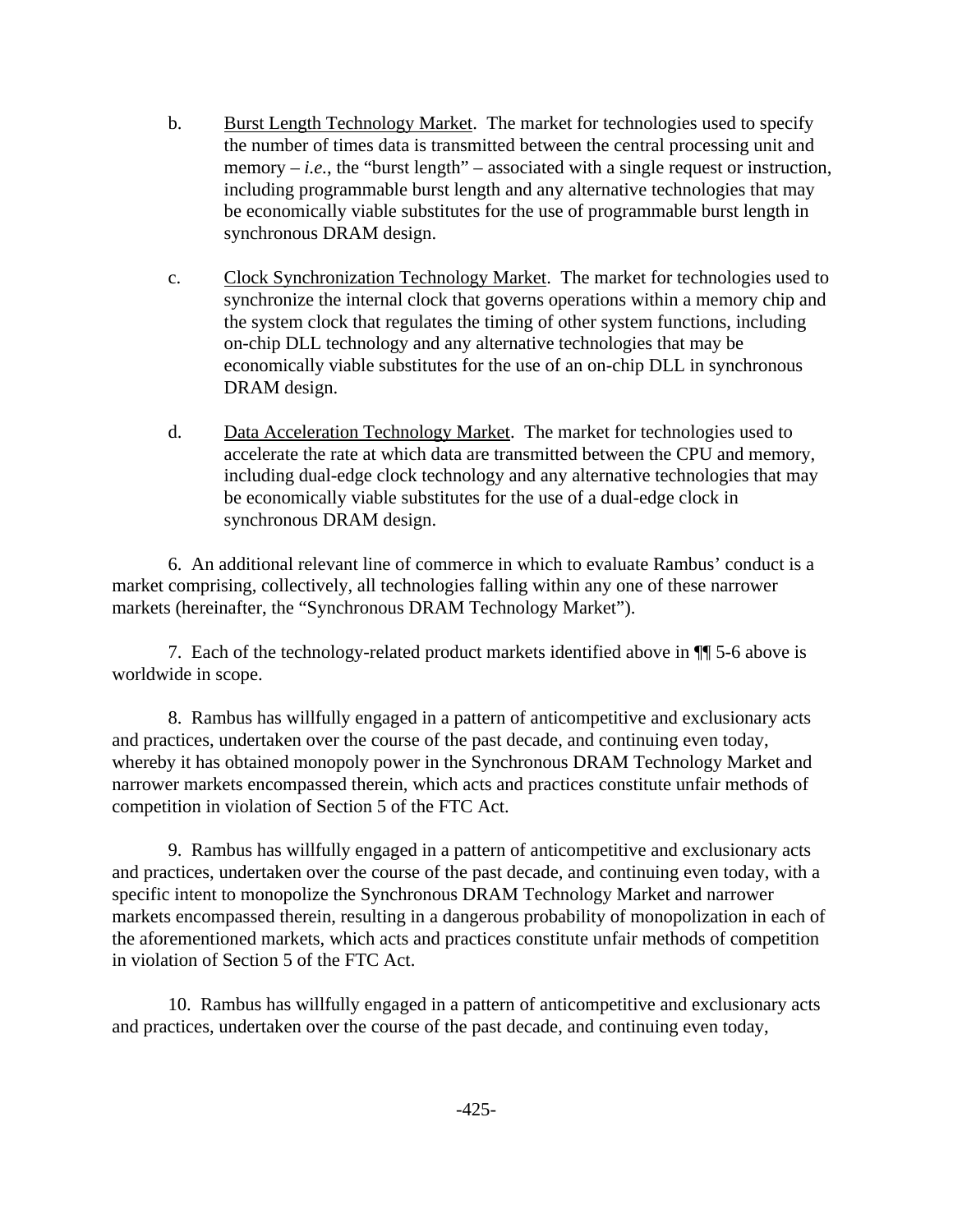b. Burst Length Technology Market. The market for technologies used to specify the number of times data is transmitted between the central processing unit and memory – *i.e.*, the "burst length" – associated with a single request or instruction, including programmable burst length and any alternative technologies that may be economically viable substitutes for the use of programmable burst length in synchronous DRAM design.

c. Clock Synchronization Technology Market. The market for technologies used to synchronize the internal clock that governs operations within a memory chip and the system clock that regulates the timing of other system functions, including on-chip DLL technology and any alternative technologies that may be economically viable substitutes for the use of an on-chip DLL in synchronous DRAM design.

d. Data Acceleration Technology Market. The market for technologies used to accelerate the rate at which data are transmitted between the CPU and memory, including dual-edge clock technology and any alternative technologies that may be economically viable substitutes for the use of a dual-edge clock in synchronous DRAM design.

6. An additional relevant line of commerce in which to evaluate Rambus' conduct is a market comprising, collectively, all technologies falling within any one of these narrower markets (hereinafter, the "Synchronous DRAM Technology Market").

7. Each of the technology-related product markets identified above in ¶¶ 5-6 above is worldwide in scope.

8. Rambus has willfully engaged in a pattern of anticompetitive and exclusionary acts and practices, undertaken over the course of the past decade, and continuing even today, whereby it has obtained monopoly power in the Synchronous DRAM Technology Market and narrower markets encompassed therein, which acts and practices constitute unfair methods of competition in violation of Section 5 of the FTC Act.

9. Rambus has willfully engaged in a pattern of anticompetitive and exclusionary acts and practices, undertaken over the course of the past decade, and continuing even today, with a specific intent to monopolize the Synchronous DRAM Technology Market and narrower markets encompassed therein, resulting in a dangerous probability of monopolization in each of the aforementioned markets, which acts and practices constitute unfair methods of competition in violation of Section 5 of the FTC Act.

10. Rambus has willfully engaged in a pattern of anticompetitive and exclusionary acts and practices, undertaken over the course of the past decade, and continuing even today,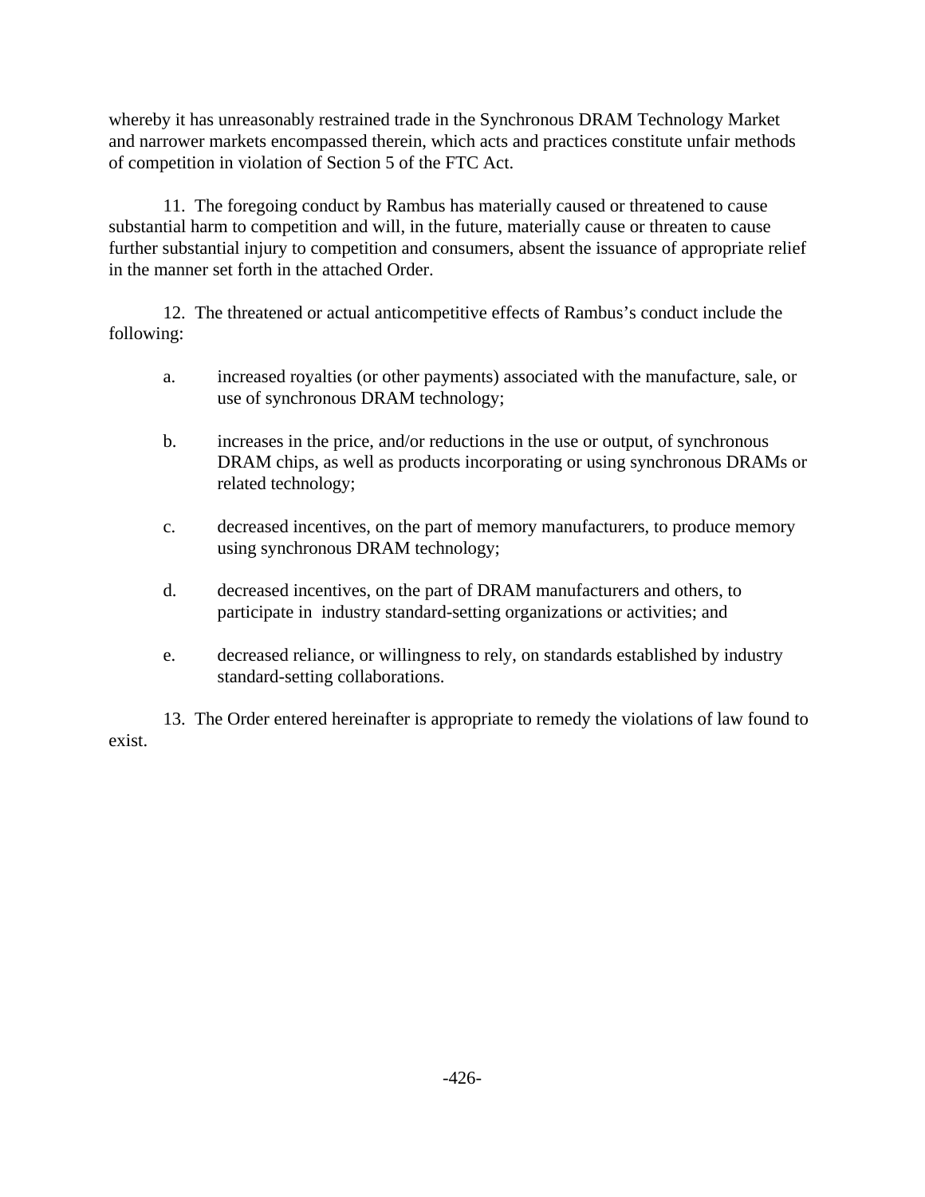whereby it has unreasonably restrained trade in the Synchronous DRAM Technology Market and narrower markets encompassed therein, which acts and practices constitute unfair methods of competition in violation of Section 5 of the FTC Act.

11. The foregoing conduct by Rambus has materially caused or threatened to cause substantial harm to competition and will, in the future, materially cause or threaten to cause further substantial injury to competition and consumers, absent the issuance of appropriate relief in the manner set forth in the attached Order.

12. The threatened or actual anticompetitive effects of Rambus's conduct include the following:

a. increased royalties (or other payments) associated with the manufacture, sale, or use of synchronous DRAM technology;

b. increases in the price, and/or reductions in the use or output, of synchronous DRAM chips, as well as products incorporating or using synchronous DRAMs or related technology;

c. decreased incentives, on the part of memory manufacturers, to produce memory using synchronous DRAM technology;

d. decreased incentives, on the part of DRAM manufacturers and others, to participate in industry standard-setting organizations or activities; and

e. decreased reliance, or willingness to rely, on standards established by industry standard-setting collaborations.

13. The Order entered hereinafter is appropriate to remedy the violations of law found to exist.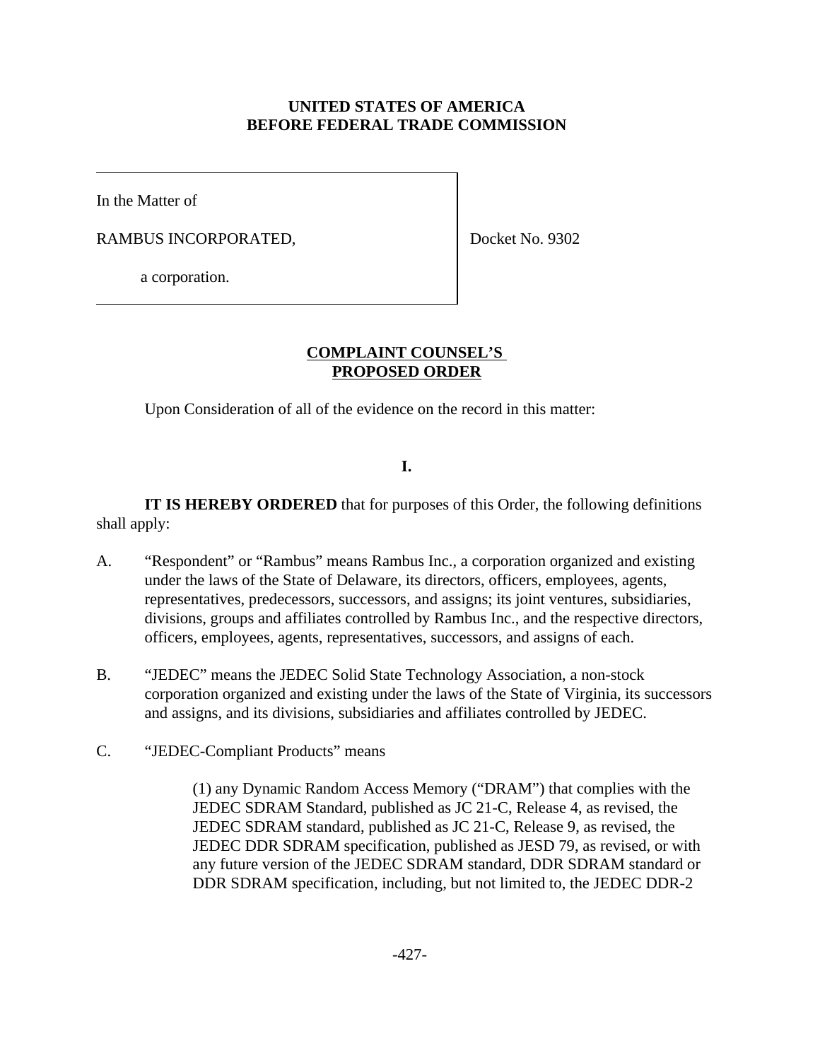**UNITED STATES OF AMERICA**
**BEFORE FEDERAL TRADE COMMISSION**

| | |
|---|---|
| In the Matter of<br><br>RAMBUS INCORPORATED,<br><br>a corporation. | Docket No. 9302 |

## COMPLAINT COUNSEL'S PROPOSED ORDER

Upon Consideration of all of the evidence on the record in this matter:

**I.**

**IT IS HEREBY ORDERED** that for purposes of this Order, the following definitions shall apply:

A. "Respondent" or "Rambus" means Rambus Inc., a corporation organized and existing under the laws of the State of Delaware, its directors, officers, employees, agents, representatives, predecessors, successors, and assigns; its joint ventures, subsidiaries, divisions, groups and affiliates controlled by Rambus Inc., and the respective directors, officers, employees, agents, representatives, successors, and assigns of each.

B. "JEDEC" means the JEDEC Solid State Technology Association, a non-stock corporation organized and existing under the laws of the State of Virginia, its successors and assigns, and its divisions, subsidiaries and affiliates controlled by JEDEC.

C. "JEDEC-Compliant Products" means

> (1) any Dynamic Random Access Memory ("DRAM") that complies with the JEDEC SDRAM Standard, published as JC 21-C, Release 4, as revised, the JEDEC SDRAM standard, published as JC 21-C, Release 9, as revised, the JEDEC DDR SDRAM specification, published as JESD 79, as revised, or with any future version of the JEDEC SDRAM standard, DDR SDRAM standard or DDR SDRAM specification, including, but not limited to, the JEDEC DDR-2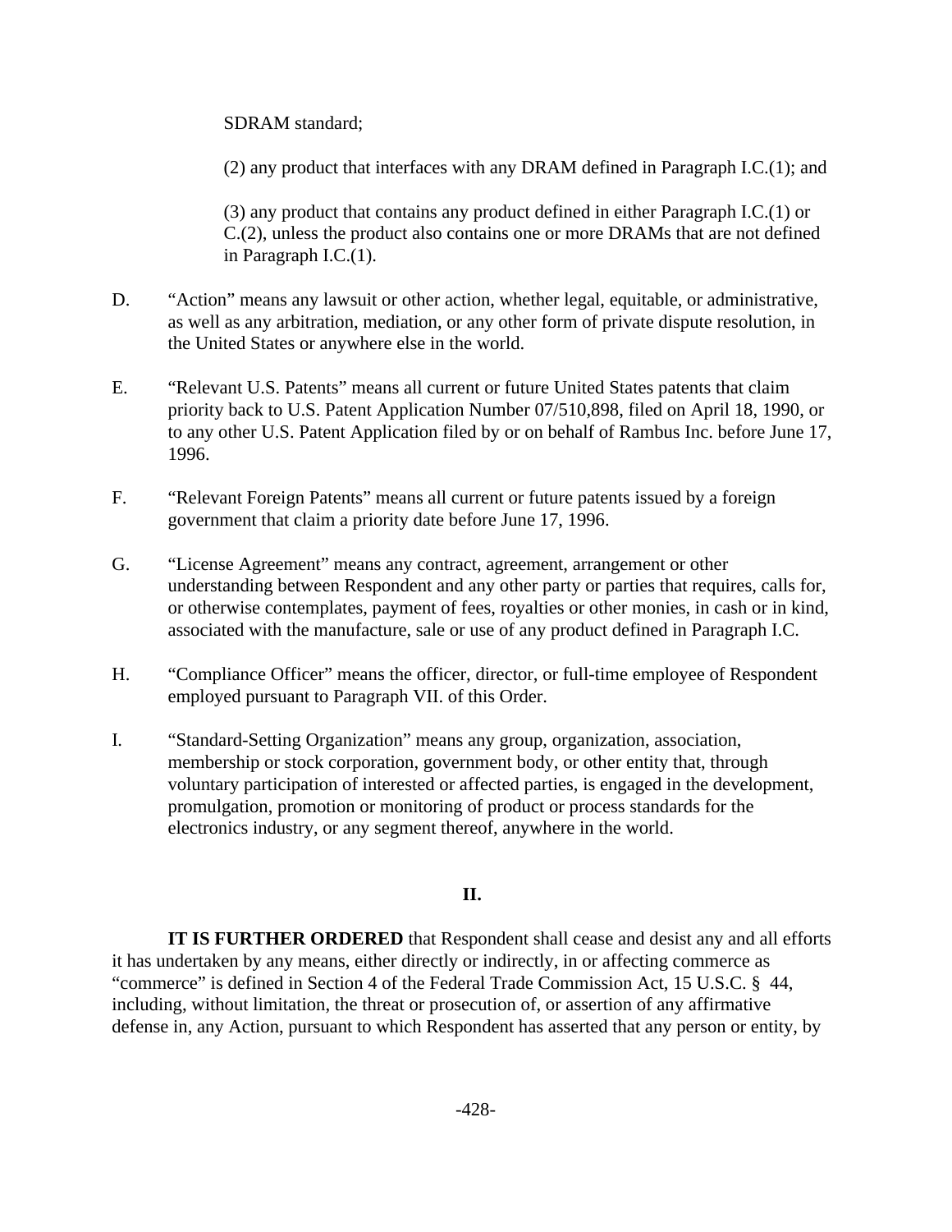SDRAM standard;

(2) any product that interfaces with any DRAM defined in Paragraph I.C.(1); and

(3) any product that contains any product defined in either Paragraph I.C.(1) or C.(2), unless the product also contains one or more DRAMs that are not defined in Paragraph I.C.(1).

D. "Action" means any lawsuit or other action, whether legal, equitable, or administrative, as well as any arbitration, mediation, or any other form of private dispute resolution, in the United States or anywhere else in the world.

E. "Relevant U.S. Patents" means all current or future United States patents that claim priority back to U.S. Patent Application Number 07/510,898, filed on April 18, 1990, or to any other U.S. Patent Application filed by or on behalf of Rambus Inc. before June 17, 1996.

F. "Relevant Foreign Patents" means all current or future patents issued by a foreign government that claim a priority date before June 17, 1996.

G. "License Agreement" means any contract, agreement, arrangement or other understanding between Respondent and any other party or parties that requires, calls for, or otherwise contemplates, payment of fees, royalties or other monies, in cash or in kind, associated with the manufacture, sale or use of any product defined in Paragraph I.C.

H. "Compliance Officer" means the officer, director, or full-time employee of Respondent employed pursuant to Paragraph VII. of this Order.

I. "Standard-Setting Organization" means any group, organization, association, membership or stock corporation, government body, or other entity that, through voluntary participation of interested or affected parties, is engaged in the development, promulgation, promotion or monitoring of product or process standards for the electronics industry, or any segment thereof, anywhere in the world.

## II.

**IT IS FURTHER ORDERED** that Respondent shall cease and desist any and all efforts it has undertaken by any means, either directly or indirectly, in or affecting commerce as "commerce" is defined in Section 4 of the Federal Trade Commission Act, 15 U.S.C. § 44, including, without limitation, the threat or prosecution of, or assertion of any affirmative defense in, any Action, pursuant to which Respondent has asserted that any person or entity, by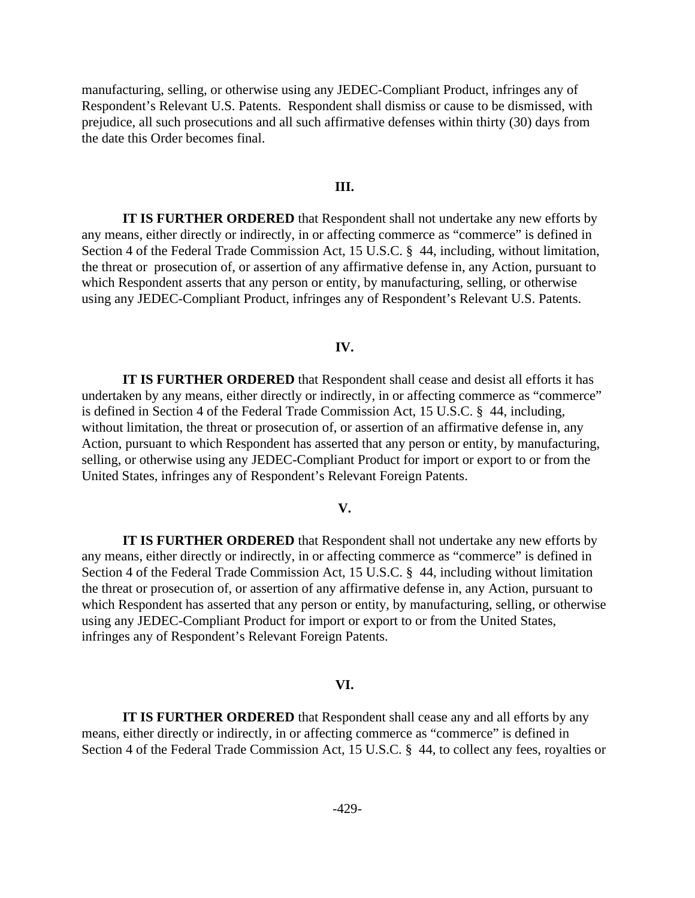manufacturing, selling, or otherwise using any JEDEC-Compliant Product, infringes any of Respondent's Relevant U.S. Patents. Respondent shall dismiss or cause to be dismissed, with prejudice, all such prosecutions and all such affirmative defenses within thirty (30) days from the date this Order becomes final.

## III.

**IT IS FURTHER ORDERED** that Respondent shall not undertake any new efforts by any means, either directly or indirectly, in or affecting commerce as "commerce" is defined in Section 4 of the Federal Trade Commission Act, 15 U.S.C. § 44, including, without limitation, the threat or prosecution of, or assertion of any affirmative defense in, any Action, pursuant to which Respondent asserts that any person or entity, by manufacturing, selling, or otherwise using any JEDEC-Compliant Product, infringes any of Respondent's Relevant U.S. Patents.

## IV.

**IT IS FURTHER ORDERED** that Respondent shall cease and desist all efforts it has undertaken by any means, either directly or indirectly, in or affecting commerce as "commerce" is defined in Section 4 of the Federal Trade Commission Act, 15 U.S.C. § 44, including, without limitation, the threat or prosecution of, or assertion of an affirmative defense in, any Action, pursuant to which Respondent has asserted that any person or entity, by manufacturing, selling, or otherwise using any JEDEC-Compliant Product for import or export to or from the United States, infringes any of Respondent's Relevant Foreign Patents.

## V.

**IT IS FURTHER ORDERED** that Respondent shall not undertake any new efforts by any means, either directly or indirectly, in or affecting commerce as "commerce" is defined in Section 4 of the Federal Trade Commission Act, 15 U.S.C. § 44, including without limitation the threat or prosecution of, or assertion of any affirmative defense in, any Action, pursuant to which Respondent has asserted that any person or entity, by manufacturing, selling, or otherwise using any JEDEC-Compliant Product for import or export to or from the United States, infringes any of Respondent's Relevant Foreign Patents.

## VI.

**IT IS FURTHER ORDERED** that Respondent shall cease any and all efforts by any means, either directly or indirectly, in or affecting commerce as "commerce" is defined in Section 4 of the Federal Trade Commission Act, 15 U.S.C. § 44, to collect any fees, royalties or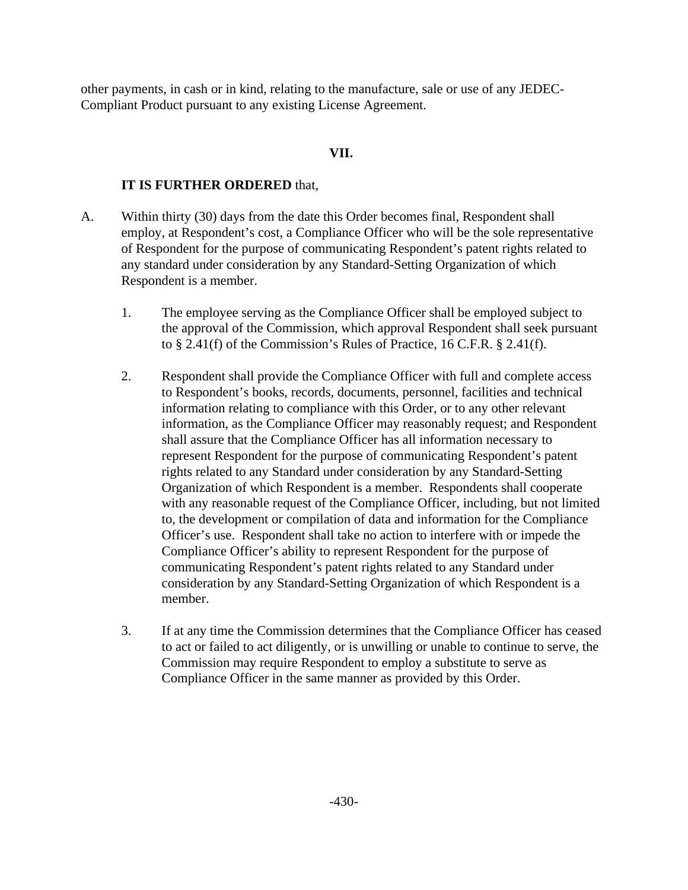other payments, in cash or in kind, relating to the manufacture, sale or use of any JEDEC-Compliant Product pursuant to any existing License Agreement.

**VII.**

**IT IS FURTHER ORDERED** that,

A. Within thirty (30) days from the date this Order becomes final, Respondent shall employ, at Respondent's cost, a Compliance Officer who will be the sole representative of Respondent for the purpose of communicating Respondent's patent rights related to any standard under consideration by any Standard-Setting Organization of which Respondent is a member.

   1. The employee serving as the Compliance Officer shall be employed subject to the approval of the Commission, which approval Respondent shall seek pursuant to § 2.41(f) of the Commission's Rules of Practice, 16 C.F.R. § 2.41(f).

   2. Respondent shall provide the Compliance Officer with full and complete access to Respondent's books, records, documents, personnel, facilities and technical information relating to compliance with this Order, or to any other relevant information, as the Compliance Officer may reasonably request; and Respondent shall assure that the Compliance Officer has all information necessary to represent Respondent for the purpose of communicating Respondent's patent rights related to any Standard under consideration by any Standard-Setting Organization of which Respondent is a member. Respondents shall cooperate with any reasonable request of the Compliance Officer, including, but not limited to, the development or compilation of data and information for the Compliance Officer's use. Respondent shall take no action to interfere with or impede the Compliance Officer's ability to represent Respondent for the purpose of communicating Respondent's patent rights related to any Standard under consideration by any Standard-Setting Organization of which Respondent is a member.

   3. If at any time the Commission determines that the Compliance Officer has ceased to act or failed to act diligently, or is unwilling or unable to continue to serve, the Commission may require Respondent to employ a substitute to serve as Compliance Officer in the same manner as provided by this Order.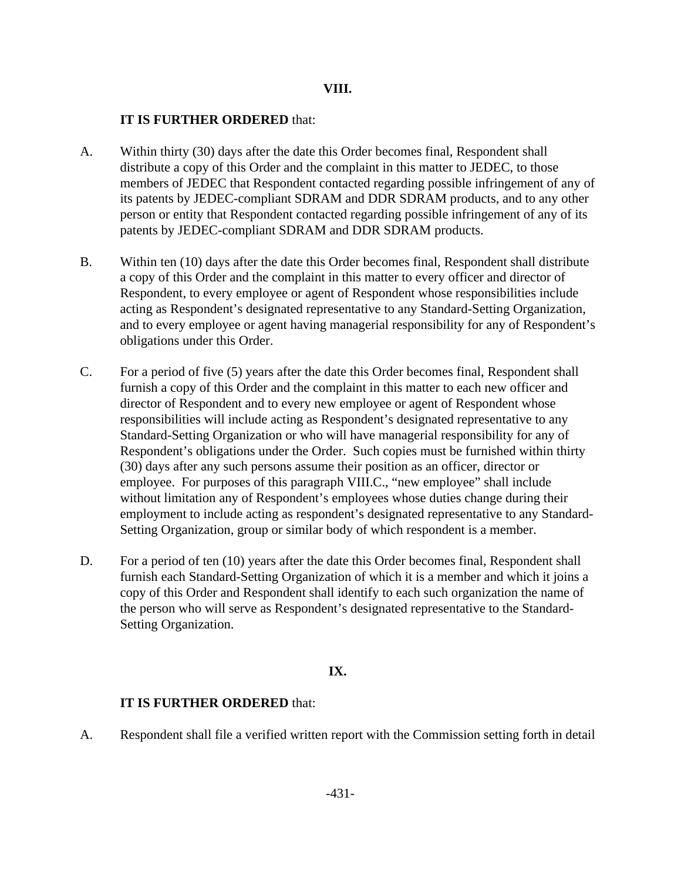## VIII.

**IT IS FURTHER ORDERED** that:

A. Within thirty (30) days after the date this Order becomes final, Respondent shall distribute a copy of this Order and the complaint in this matter to JEDEC, to those members of JEDEC that Respondent contacted regarding possible infringement of any of its patents by JEDEC-compliant SDRAM and DDR SDRAM products, and to any other person or entity that Respondent contacted regarding possible infringement of any of its patents by JEDEC-compliant SDRAM and DDR SDRAM products.

B. Within ten (10) days after the date this Order becomes final, Respondent shall distribute a copy of this Order and the complaint in this matter to every officer and director of Respondent, to every employee or agent of Respondent whose responsibilities include acting as Respondent's designated representative to any Standard-Setting Organization, and to every employee or agent having managerial responsibility for any of Respondent's obligations under this Order.

C. For a period of five (5) years after the date this Order becomes final, Respondent shall furnish a copy of this Order and the complaint in this matter to each new officer and director of Respondent and to every new employee or agent of Respondent whose responsibilities will include acting as Respondent's designated representative to any Standard-Setting Organization or who will have managerial responsibility for any of Respondent's obligations under the Order. Such copies must be furnished within thirty (30) days after any such persons assume their position as an officer, director or employee. For purposes of this paragraph VIII.C., "new employee" shall include without limitation any of Respondent's employees whose duties change during their employment to include acting as respondent's designated representative to any Standard-Setting Organization, group or similar body of which respondent is a member.

D. For a period of ten (10) years after the date this Order becomes final, Respondent shall furnish each Standard-Setting Organization of which it is a member and which it joins a copy of this Order and Respondent shall identify to each such organization the name of the person who will serve as Respondent's designated representative to the Standard-Setting Organization.

## IX.

**IT IS FURTHER ORDERED** that:

A. Respondent shall file a verified written report with the Commission setting forth in detail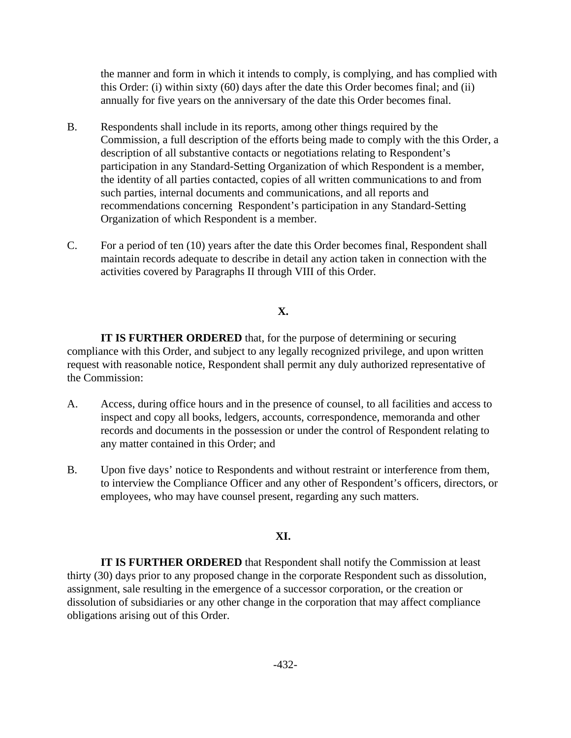the manner and form in which it intends to comply, is complying, and has complied with this Order: (i) within sixty (60) days after the date this Order becomes final; and (ii) annually for five years on the anniversary of the date this Order becomes final.

B. Respondents shall include in its reports, among other things required by the Commission, a full description of the efforts being made to comply with the this Order, a description of all substantive contacts or negotiations relating to Respondent's participation in any Standard-Setting Organization of which Respondent is a member, the identity of all parties contacted, copies of all written communications to and from such parties, internal documents and communications, and all reports and recommendations concerning Respondent's participation in any Standard-Setting Organization of which Respondent is a member.

C. For a period of ten (10) years after the date this Order becomes final, Respondent shall maintain records adequate to describe in detail any action taken in connection with the activities covered by Paragraphs II through VIII of this Order.

## X.

**IT IS FURTHER ORDERED** that, for the purpose of determining or securing compliance with this Order, and subject to any legally recognized privilege, and upon written request with reasonable notice, Respondent shall permit any duly authorized representative of the Commission:

A. Access, during office hours and in the presence of counsel, to all facilities and access to inspect and copy all books, ledgers, accounts, correspondence, memoranda and other records and documents in the possession or under the control of Respondent relating to any matter contained in this Order; and

B. Upon five days' notice to Respondents and without restraint or interference from them, to interview the Compliance Officer and any other of Respondent's officers, directors, or employees, who may have counsel present, regarding any such matters.

## XI.

**IT IS FURTHER ORDERED** that Respondent shall notify the Commission at least thirty (30) days prior to any proposed change in the corporate Respondent such as dissolution, assignment, sale resulting in the emergence of a successor corporation, or the creation or dissolution of subsidiaries or any other change in the corporation that may affect compliance obligations arising out of this Order.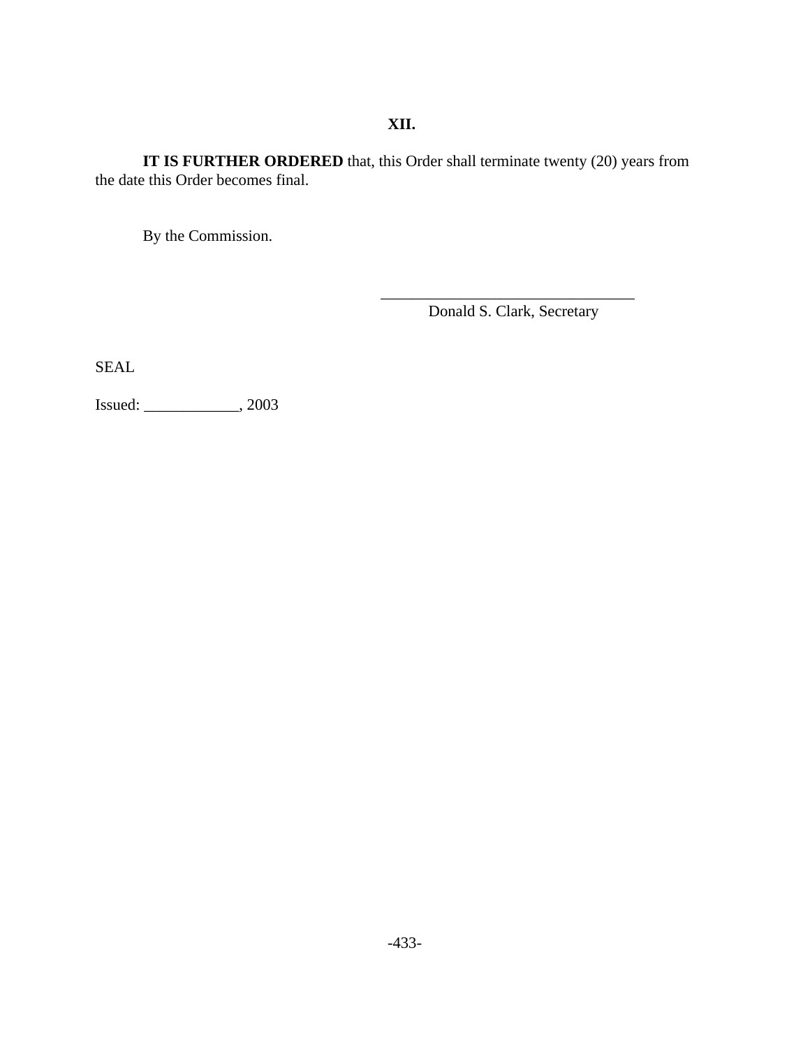## XII.

**IT IS FURTHER ORDERED** that, this Order shall terminate twenty (20) years from the date this Order becomes final.

By the Commission.

\_\_\_\_\_\_\_\_\_\_\_\_\_\_\_\_\_\_\_\_\_\_\_\_\_\_\_\_\_\_\_\_\_\_\_

Donald S. Clark, Secretary

SEAL

Issued: \_\_\_\_\_\_\_\_\_\_\_\_, 2003